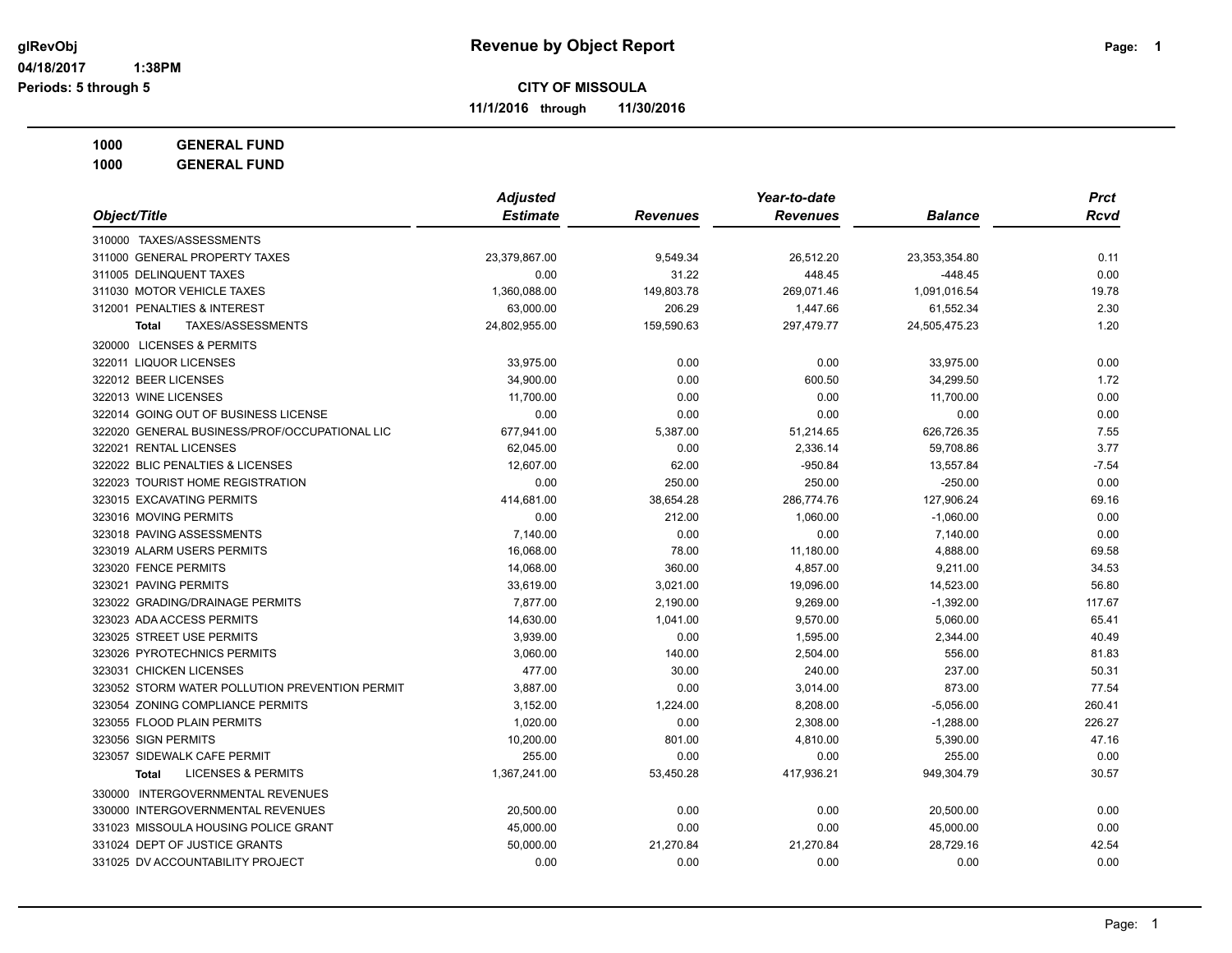**glRevObj**
**04/18/2017 1:38PM**
**Periods: 5 through 5**

# Revenue by Object Report

## CITY OF MISSOULA

**11/1/2016 through 11/30/2016**

**1000 GENERAL FUND**
**1000 GENERAL FUND**

| Object/Title | Adjusted Estimate | Revenues | Year-to-date Revenues | Balance | Prct Rcvd |
|---|---|---|---|---|---|
| 310000 TAXES/ASSESSMENTS | | | | | |
| 311000 GENERAL PROPERTY TAXES | 23,379,867.00 | 9,549.34 | 26,512.20 | 23,353,354.80 | 0.11 |
| 311005 DELINQUENT TAXES | 0.00 | 31.22 | 448.45 | -448.45 | 0.00 |
| 311030 MOTOR VEHICLE TAXES | 1,360,088.00 | 149,803.78 | 269,071.46 | 1,091,016.54 | 19.78 |
| 312001 PENALTIES & INTEREST | 63,000.00 | 206.29 | 1,447.66 | 61,552.34 | 2.30 |
| **Total** TAXES/ASSESSMENTS | 24,802,955.00 | 159,590.63 | 297,479.77 | 24,505,475.23 | 1.20 |
| 320000 LICENSES & PERMITS | | | | | |
| 322011 LIQUOR LICENSES | 33,975.00 | 0.00 | 0.00 | 33,975.00 | 0.00 |
| 322012 BEER LICENSES | 34,900.00 | 0.00 | 600.50 | 34,299.50 | 1.72 |
| 322013 WINE LICENSES | 11,700.00 | 0.00 | 0.00 | 11,700.00 | 0.00 |
| 322014 GOING OUT OF BUSINESS LICENSE | 0.00 | 0.00 | 0.00 | 0.00 | 0.00 |
| 322020 GENERAL BUSINESS/PROF/OCCUPATIONAL LIC | 677,941.00 | 5,387.00 | 51,214.65 | 626,726.35 | 7.55 |
| 322021 RENTAL LICENSES | 62,045.00 | 0.00 | 2,336.14 | 59,708.86 | 3.77 |
| 322022 BLIC PENALTIES & LICENSES | 12,607.00 | 62.00 | -950.84 | 13,557.84 | -7.54 |
| 322023 TOURIST HOME REGISTRATION | 0.00 | 250.00 | 250.00 | -250.00 | 0.00 |
| 323015 EXCAVATING PERMITS | 414,681.00 | 38,654.28 | 286,774.76 | 127,906.24 | 69.16 |
| 323016 MOVING PERMITS | 0.00 | 212.00 | 1,060.00 | -1,060.00 | 0.00 |
| 323018 PAVING ASSESSMENTS | 7,140.00 | 0.00 | 0.00 | 7,140.00 | 0.00 |
| 323019 ALARM USERS PERMITS | 16,068.00 | 78.00 | 11,180.00 | 4,888.00 | 69.58 |
| 323020 FENCE PERMITS | 14,068.00 | 360.00 | 4,857.00 | 9,211.00 | 34.53 |
| 323021 PAVING PERMITS | 33,619.00 | 3,021.00 | 19,096.00 | 14,523.00 | 56.80 |
| 323022 GRADING/DRAINAGE PERMITS | 7,877.00 | 2,190.00 | 9,269.00 | -1,392.00 | 117.67 |
| 323023 ADA ACCESS PERMITS | 14,630.00 | 1,041.00 | 9,570.00 | 5,060.00 | 65.41 |
| 323025 STREET USE PERMITS | 3,939.00 | 0.00 | 1,595.00 | 2,344.00 | 40.49 |
| 323026 PYROTECHNICS PERMITS | 3,060.00 | 140.00 | 2,504.00 | 556.00 | 81.83 |
| 323031 CHICKEN LICENSES | 477.00 | 30.00 | 240.00 | 237.00 | 50.31 |
| 323052 STORM WATER POLLUTION PREVENTION PERMIT | 3,887.00 | 0.00 | 3,014.00 | 873.00 | 77.54 |
| 323054 ZONING COMPLIANCE PERMITS | 3,152.00 | 1,224.00 | 8,208.00 | -5,056.00 | 260.41 |
| 323055 FLOOD PLAIN PERMITS | 1,020.00 | 0.00 | 2,308.00 | -1,288.00 | 226.27 |
| 323056 SIGN PERMITS | 10,200.00 | 801.00 | 4,810.00 | 5,390.00 | 47.16 |
| 323057 SIDEWALK CAFE PERMIT | 255.00 | 0.00 | 0.00 | 255.00 | 0.00 |
| **Total** LICENSES & PERMITS | 1,367,241.00 | 53,450.28 | 417,936.21 | 949,304.79 | 30.57 |
| 330000 INTERGOVERNMENTAL REVENUES | | | | | |
| 330000 INTERGOVERNMENTAL REVENUES | 20,500.00 | 0.00 | 0.00 | 20,500.00 | 0.00 |
| 331023 MISSOULA HOUSING POLICE GRANT | 45,000.00 | 0.00 | 0.00 | 45,000.00 | 0.00 |
| 331024 DEPT OF JUSTICE GRANTS | 50,000.00 | 21,270.84 | 21,270.84 | 28,729.16 | 42.54 |
| 331025 DV ACCOUNTABILITY PROJECT | 0.00 | 0.00 | 0.00 | 0.00 | 0.00 |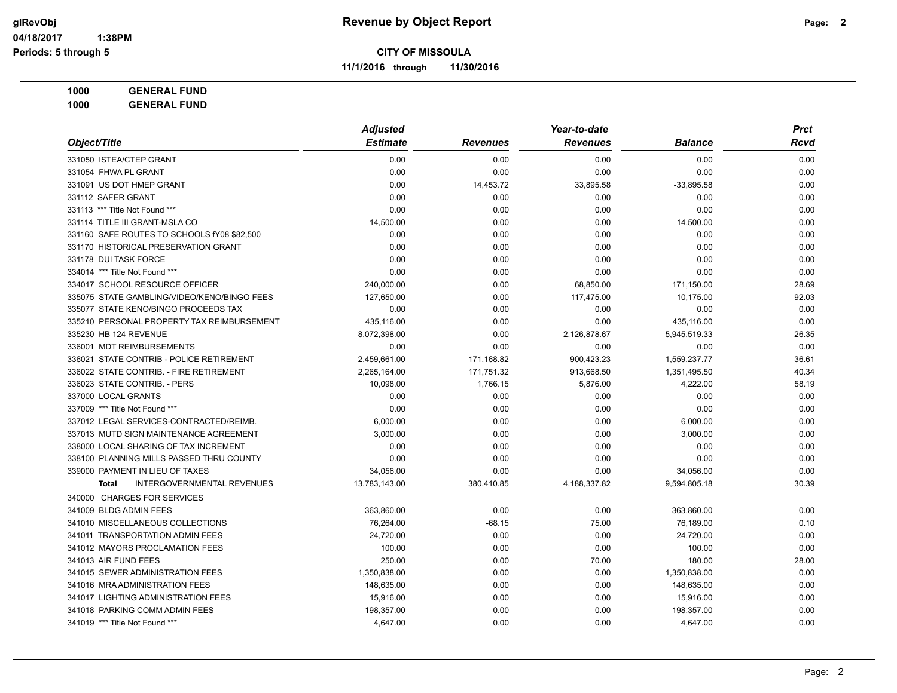# Revenue by Object Report

**CITY OF MISSOULA**

**11/1/2016 through 11/30/2016**

glRevObj
04/18/2017 1:38PM
Periods: 5 through 5

**1000 GENERAL FUND**
**1000 GENERAL FUND**

| Object/Title | Adjusted Estimate | Revenues | Year-to-date Revenues | Balance | Prct Rcvd |
|---|---|---|---|---|---|
| 331050 ISTEA/CTEP GRANT | 0.00 | 0.00 | 0.00 | 0.00 | 0.00 |
| 331054 FHWA PL GRANT | 0.00 | 0.00 | 0.00 | 0.00 | 0.00 |
| 331091 US DOT HMEP GRANT | 0.00 | 14,453.72 | 33,895.58 | -33,895.58 | 0.00 |
| 331112 SAFER GRANT | 0.00 | 0.00 | 0.00 | 0.00 | 0.00 |
| 331113 *** Title Not Found *** | 0.00 | 0.00 | 0.00 | 0.00 | 0.00 |
| 331114 TITLE III GRANT-MSLA CO | 14,500.00 | 0.00 | 0.00 | 14,500.00 | 0.00 |
| 331160 SAFE ROUTES TO SCHOOLS fY08 $82,500 | 0.00 | 0.00 | 0.00 | 0.00 | 0.00 |
| 331170 HISTORICAL PRESERVATION GRANT | 0.00 | 0.00 | 0.00 | 0.00 | 0.00 |
| 331178 DUI TASK FORCE | 0.00 | 0.00 | 0.00 | 0.00 | 0.00 |
| 334014 *** Title Not Found *** | 0.00 | 0.00 | 0.00 | 0.00 | 0.00 |
| 334017 SCHOOL RESOURCE OFFICER | 240,000.00 | 0.00 | 68,850.00 | 171,150.00 | 28.69 |
| 335075 STATE GAMBLING/VIDEO/KENO/BINGO FEES | 127,650.00 | 0.00 | 117,475.00 | 10,175.00 | 92.03 |
| 335077 STATE KENO/BINGO PROCEEDS TAX | 0.00 | 0.00 | 0.00 | 0.00 | 0.00 |
| 335210 PERSONAL PROPERTY TAX REIMBURSEMENT | 435,116.00 | 0.00 | 0.00 | 435,116.00 | 0.00 |
| 335230 HB 124 REVENUE | 8,072,398.00 | 0.00 | 2,126,878.67 | 5,945,519.33 | 26.35 |
| 336001 MDT REIMBURSEMENTS | 0.00 | 0.00 | 0.00 | 0.00 | 0.00 |
| 336021 STATE CONTRIB - POLICE RETIREMENT | 2,459,661.00 | 171,168.82 | 900,423.23 | 1,559,237.77 | 36.61 |
| 336022 STATE CONTRIB. - FIRE RETIREMENT | 2,265,164.00 | 171,751.32 | 913,668.50 | 1,351,495.50 | 40.34 |
| 336023 STATE CONTRIB. - PERS | 10,098.00 | 1,766.15 | 5,876.00 | 4,222.00 | 58.19 |
| 337000 LOCAL GRANTS | 0.00 | 0.00 | 0.00 | 0.00 | 0.00 |
| 337009 *** Title Not Found *** | 0.00 | 0.00 | 0.00 | 0.00 | 0.00 |
| 337012 LEGAL SERVICES-CONTRACTED/REIMB. | 6,000.00 | 0.00 | 0.00 | 6,000.00 | 0.00 |
| 337013 MUTD SIGN MAINTENANCE AGREEMENT | 3,000.00 | 0.00 | 0.00 | 3,000.00 | 0.00 |
| 338000 LOCAL SHARING OF TAX INCREMENT | 0.00 | 0.00 | 0.00 | 0.00 | 0.00 |
| 338100 PLANNING MILLS PASSED THRU COUNTY | 0.00 | 0.00 | 0.00 | 0.00 | 0.00 |
| 339000 PAYMENT IN LIEU OF TAXES | 34,056.00 | 0.00 | 0.00 | 34,056.00 | 0.00 |
| **Total** INTERGOVERNMENTAL REVENUES | 13,783,143.00 | 380,410.85 | 4,188,337.82 | 9,594,805.18 | 30.39 |
| 340000 CHARGES FOR SERVICES | | | | | |
| 341009 BLDG ADMIN FEES | 363,860.00 | 0.00 | 0.00 | 363,860.00 | 0.00 |
| 341010 MISCELLANEOUS COLLECTIONS | 76,264.00 | -68.15 | 75.00 | 76,189.00 | 0.10 |
| 341011 TRANSPORTATION ADMIN FEES | 24,720.00 | 0.00 | 0.00 | 24,720.00 | 0.00 |
| 341012 MAYORS PROCLAMATION FEES | 100.00 | 0.00 | 0.00 | 100.00 | 0.00 |
| 341013 AIR FUND FEES | 250.00 | 0.00 | 70.00 | 180.00 | 28.00 |
| 341015 SEWER ADMINISTRATION FEES | 1,350,838.00 | 0.00 | 0.00 | 1,350,838.00 | 0.00 |
| 341016 MRA ADMINISTRATION FEES | 148,635.00 | 0.00 | 0.00 | 148,635.00 | 0.00 |
| 341017 LIGHTING ADMINISTRATION FEES | 15,916.00 | 0.00 | 0.00 | 15,916.00 | 0.00 |
| 341018 PARKING COMM ADMIN FEES | 198,357.00 | 0.00 | 0.00 | 198,357.00 | 0.00 |
| 341019 *** Title Not Found *** | 4,647.00 | 0.00 | 0.00 | 4,647.00 | 0.00 |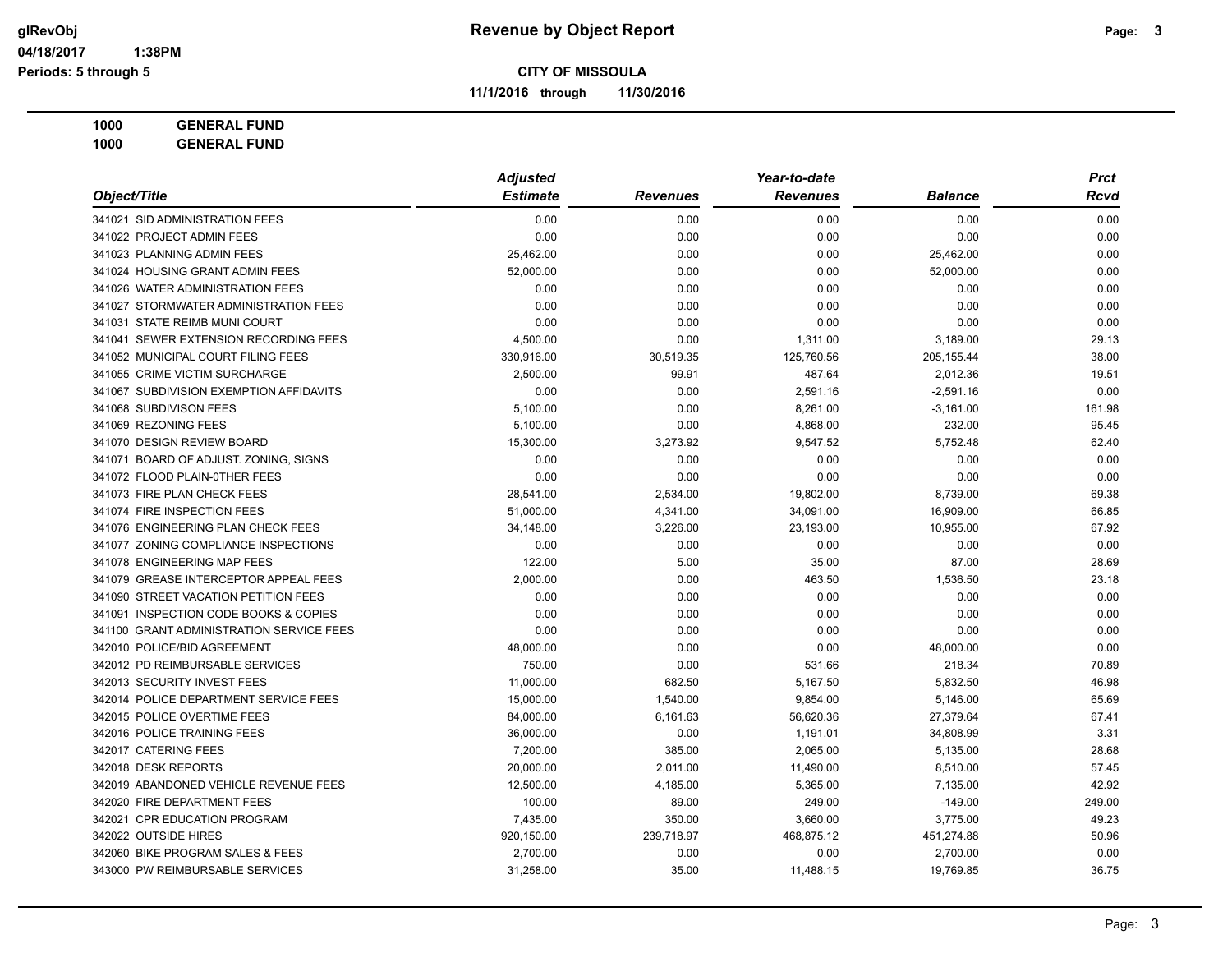**glRevObj** — **Revenue by Object Report**

04/18/2017 1:38PM

Periods: 5 through 5

**CITY OF MISSOULA**

**11/1/2016 through 11/30/2016**

**1000 GENERAL FUND**

**1000 GENERAL FUND**

| Object/Title | Adjusted Estimate | Revenues | Year-to-date Revenues | Balance | Prct Rcvd |
|---|---|---|---|---|---|
| 341021 SID ADMINISTRATION FEES | 0.00 | 0.00 | 0.00 | 0.00 | 0.00 |
| 341022 PROJECT ADMIN FEES | 0.00 | 0.00 | 0.00 | 0.00 | 0.00 |
| 341023 PLANNING ADMIN FEES | 25,462.00 | 0.00 | 0.00 | 25,462.00 | 0.00 |
| 341024 HOUSING GRANT ADMIN FEES | 52,000.00 | 0.00 | 0.00 | 52,000.00 | 0.00 |
| 341026 WATER ADMINISTRATION FEES | 0.00 | 0.00 | 0.00 | 0.00 | 0.00 |
| 341027 STORMWATER ADMINISTRATION FEES | 0.00 | 0.00 | 0.00 | 0.00 | 0.00 |
| 341031 STATE REIMB MUNI COURT | 0.00 | 0.00 | 0.00 | 0.00 | 0.00 |
| 341041 SEWER EXTENSION RECORDING FEES | 4,500.00 | 0.00 | 1,311.00 | 3,189.00 | 29.13 |
| 341052 MUNICIPAL COURT FILING FEES | 330,916.00 | 30,519.35 | 125,760.56 | 205,155.44 | 38.00 |
| 341055 CRIME VICTIM SURCHARGE | 2,500.00 | 99.91 | 487.64 | 2,012.36 | 19.51 |
| 341067 SUBDIVISION EXEMPTION AFFIDAVITS | 0.00 | 0.00 | 2,591.16 | -2,591.16 | 0.00 |
| 341068 SUBDIVISON FEES | 5,100.00 | 0.00 | 8,261.00 | -3,161.00 | 161.98 |
| 341069 REZONING FEES | 5,100.00 | 0.00 | 4,868.00 | 232.00 | 95.45 |
| 341070 DESIGN REVIEW BOARD | 15,300.00 | 3,273.92 | 9,547.52 | 5,752.48 | 62.40 |
| 341071 BOARD OF ADJUST. ZONING, SIGNS | 0.00 | 0.00 | 0.00 | 0.00 | 0.00 |
| 341072 FLOOD PLAIN-0THER FEES | 0.00 | 0.00 | 0.00 | 0.00 | 0.00 |
| 341073 FIRE PLAN CHECK FEES | 28,541.00 | 2,534.00 | 19,802.00 | 8,739.00 | 69.38 |
| 341074 FIRE INSPECTION FEES | 51,000.00 | 4,341.00 | 34,091.00 | 16,909.00 | 66.85 |
| 341076 ENGINEERING PLAN CHECK FEES | 34,148.00 | 3,226.00 | 23,193.00 | 10,955.00 | 67.92 |
| 341077 ZONING COMPLIANCE INSPECTIONS | 0.00 | 0.00 | 0.00 | 0.00 | 0.00 |
| 341078 ENGINEERING MAP FEES | 122.00 | 5.00 | 35.00 | 87.00 | 28.69 |
| 341079 GREASE INTERCEPTOR APPEAL FEES | 2,000.00 | 0.00 | 463.50 | 1,536.50 | 23.18 |
| 341090 STREET VACATION PETITION FEES | 0.00 | 0.00 | 0.00 | 0.00 | 0.00 |
| 341091 INSPECTION CODE BOOKS & COPIES | 0.00 | 0.00 | 0.00 | 0.00 | 0.00 |
| 341100 GRANT ADMINISTRATION SERVICE FEES | 0.00 | 0.00 | 0.00 | 0.00 | 0.00 |
| 342010 POLICE/BID AGREEMENT | 48,000.00 | 0.00 | 0.00 | 48,000.00 | 0.00 |
| 342012 PD REIMBURSABLE SERVICES | 750.00 | 0.00 | 531.66 | 218.34 | 70.89 |
| 342013 SECURITY INVEST FEES | 11,000.00 | 682.50 | 5,167.50 | 5,832.50 | 46.98 |
| 342014 POLICE DEPARTMENT SERVICE FEES | 15,000.00 | 1,540.00 | 9,854.00 | 5,146.00 | 65.69 |
| 342015 POLICE OVERTIME FEES | 84,000.00 | 6,161.63 | 56,620.36 | 27,379.64 | 67.41 |
| 342016 POLICE TRAINING FEES | 36,000.00 | 0.00 | 1,191.01 | 34,808.99 | 3.31 |
| 342017 CATERING FEES | 7,200.00 | 385.00 | 2,065.00 | 5,135.00 | 28.68 |
| 342018 DESK REPORTS | 20,000.00 | 2,011.00 | 11,490.00 | 8,510.00 | 57.45 |
| 342019 ABANDONED VEHICLE REVENUE FEES | 12,500.00 | 4,185.00 | 5,365.00 | 7,135.00 | 42.92 |
| 342020 FIRE DEPARTMENT FEES | 100.00 | 89.00 | 249.00 | -149.00 | 249.00 |
| 342021 CPR EDUCATION PROGRAM | 7,435.00 | 350.00 | 3,660.00 | 3,775.00 | 49.23 |
| 342022 OUTSIDE HIRES | 920,150.00 | 239,718.97 | 468,875.12 | 451,274.88 | 50.96 |
| 342060 BIKE PROGRAM SALES & FEES | 2,700.00 | 0.00 | 0.00 | 2,700.00 | 0.00 |
| 343000 PW REIMBURSABLE SERVICES | 31,258.00 | 35.00 | 11,488.15 | 19,769.85 | 36.75 |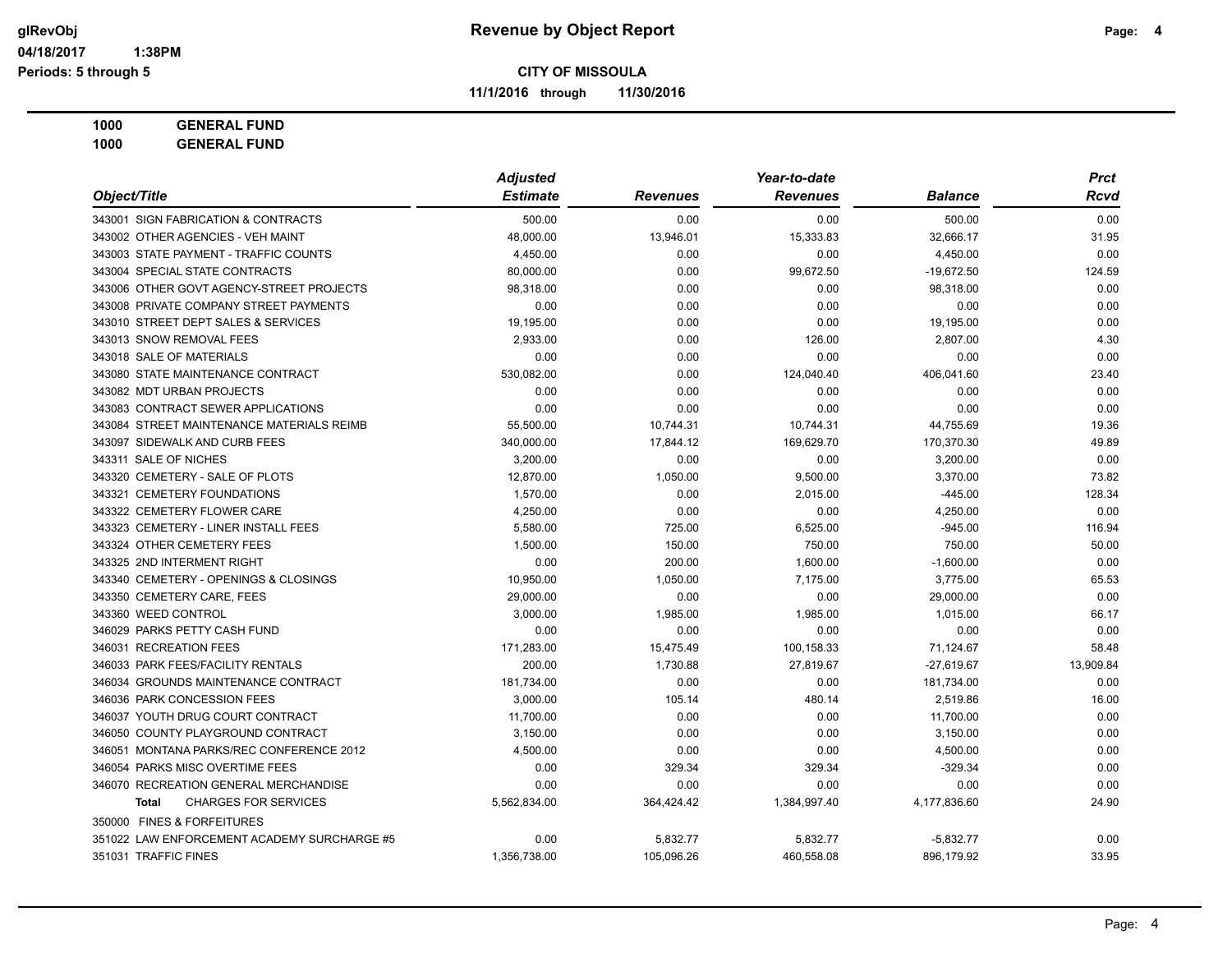**CITY OF MISSOULA**

**11/1/2016 through 11/30/2016**

**1000 GENERAL FUND**
**1000 GENERAL FUND**

| Object/Title | Adjusted Estimate | Revenues | Year-to-date Revenues | Balance | Prct Rcvd |
|---|---|---|---|---|---|
| 343001 SIGN FABRICATION & CONTRACTS | 500.00 | 0.00 | 0.00 | 500.00 | 0.00 |
| 343002 OTHER AGENCIES - VEH MAINT | 48,000.00 | 13,946.01 | 15,333.83 | 32,666.17 | 31.95 |
| 343003 STATE PAYMENT - TRAFFIC COUNTS | 4,450.00 | 0.00 | 0.00 | 4,450.00 | 0.00 |
| 343004 SPECIAL STATE CONTRACTS | 80,000.00 | 0.00 | 99,672.50 | -19,672.50 | 124.59 |
| 343006 OTHER GOVT AGENCY-STREET PROJECTS | 98,318.00 | 0.00 | 0.00 | 98,318.00 | 0.00 |
| 343008 PRIVATE COMPANY STREET PAYMENTS | 0.00 | 0.00 | 0.00 | 0.00 | 0.00 |
| 343010 STREET DEPT SALES & SERVICES | 19,195.00 | 0.00 | 0.00 | 19,195.00 | 0.00 |
| 343013 SNOW REMOVAL FEES | 2,933.00 | 0.00 | 126.00 | 2,807.00 | 4.30 |
| 343018 SALE OF MATERIALS | 0.00 | 0.00 | 0.00 | 0.00 | 0.00 |
| 343080 STATE MAINTENANCE CONTRACT | 530,082.00 | 0.00 | 124,040.40 | 406,041.60 | 23.40 |
| 343082 MDT URBAN PROJECTS | 0.00 | 0.00 | 0.00 | 0.00 | 0.00 |
| 343083 CONTRACT SEWER APPLICATIONS | 0.00 | 0.00 | 0.00 | 0.00 | 0.00 |
| 343084 STREET MAINTENANCE MATERIALS REIMB | 55,500.00 | 10,744.31 | 10,744.31 | 44,755.69 | 19.36 |
| 343097 SIDEWALK AND CURB FEES | 340,000.00 | 17,844.12 | 169,629.70 | 170,370.30 | 49.89 |
| 343311 SALE OF NICHES | 3,200.00 | 0.00 | 0.00 | 3,200.00 | 0.00 |
| 343320 CEMETERY - SALE OF PLOTS | 12,870.00 | 1,050.00 | 9,500.00 | 3,370.00 | 73.82 |
| 343321 CEMETERY FOUNDATIONS | 1,570.00 | 0.00 | 2,015.00 | -445.00 | 128.34 |
| 343322 CEMETERY FLOWER CARE | 4,250.00 | 0.00 | 0.00 | 4,250.00 | 0.00 |
| 343323 CEMETERY - LINER INSTALL FEES | 5,580.00 | 725.00 | 6,525.00 | -945.00 | 116.94 |
| 343324 OTHER CEMETERY FEES | 1,500.00 | 150.00 | 750.00 | 750.00 | 50.00 |
| 343325 2ND INTERMENT RIGHT | 0.00 | 200.00 | 1,600.00 | -1,600.00 | 0.00 |
| 343340 CEMETERY - OPENINGS & CLOSINGS | 10,950.00 | 1,050.00 | 7,175.00 | 3,775.00 | 65.53 |
| 343350 CEMETERY CARE, FEES | 29,000.00 | 0.00 | 0.00 | 29,000.00 | 0.00 |
| 343360 WEED CONTROL | 3,000.00 | 1,985.00 | 1,985.00 | 1,015.00 | 66.17 |
| 346029 PARKS PETTY CASH FUND | 0.00 | 0.00 | 0.00 | 0.00 | 0.00 |
| 346031 RECREATION FEES | 171,283.00 | 15,475.49 | 100,158.33 | 71,124.67 | 58.48 |
| 346033 PARK FEES/FACILITY RENTALS | 200.00 | 1,730.88 | 27,819.67 | -27,619.67 | 13,909.84 |
| 346034 GROUNDS MAINTENANCE CONTRACT | 181,734.00 | 0.00 | 0.00 | 181,734.00 | 0.00 |
| 346036 PARK CONCESSION FEES | 3,000.00 | 105.14 | 480.14 | 2,519.86 | 16.00 |
| 346037 YOUTH DRUG COURT CONTRACT | 11,700.00 | 0.00 | 0.00 | 11,700.00 | 0.00 |
| 346050 COUNTY PLAYGROUND CONTRACT | 3,150.00 | 0.00 | 0.00 | 3,150.00 | 0.00 |
| 346051 MONTANA PARKS/REC CONFERENCE 2012 | 4,500.00 | 0.00 | 0.00 | 4,500.00 | 0.00 |
| 346054 PARKS MISC OVERTIME FEES | 0.00 | 329.34 | 329.34 | -329.34 | 0.00 |
| 346070 RECREATION GENERAL MERCHANDISE | 0.00 | 0.00 | 0.00 | 0.00 | 0.00 |
| **Total** CHARGES FOR SERVICES | 5,562,834.00 | 364,424.42 | 1,384,997.40 | 4,177,836.60 | 24.90 |
| 350000 FINES & FORFEITURES | | | | | |
| 351022 LAW ENFORCEMENT ACADEMY SURCHARGE #5 | 0.00 | 5,832.77 | 5,832.77 | -5,832.77 | 0.00 |
| 351031 TRAFFIC FINES | 1,356,738.00 | 105,096.26 | 460,558.08 | 896,179.92 | 33.95 |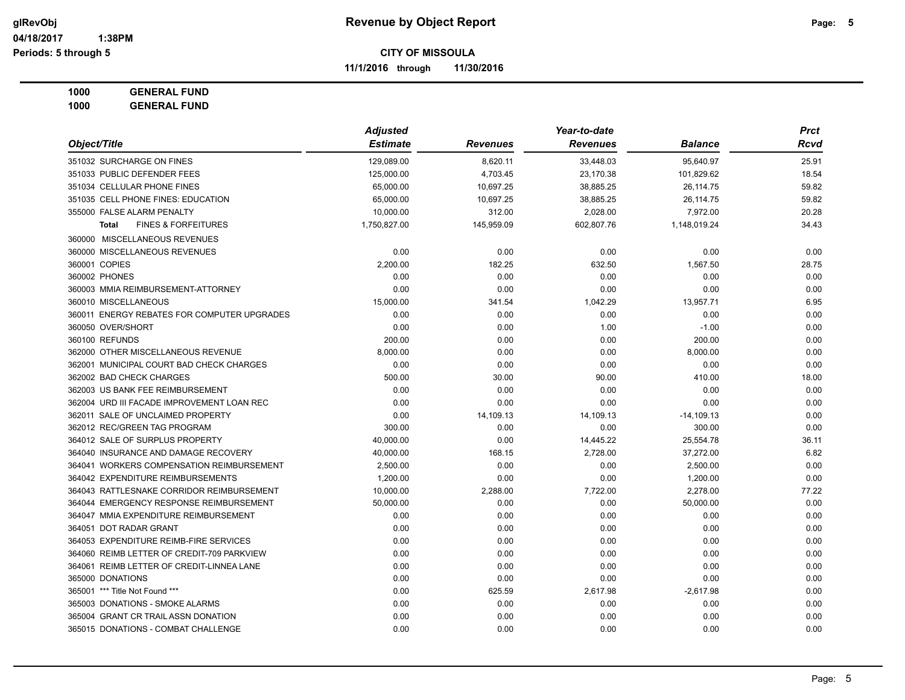# Revenue by Object Report

glRevObj
04/18/2017 1:38PM
Periods: 5 through 5

**CITY OF MISSOULA**

**11/1/2016 through 11/30/2016**

**1000 GENERAL FUND**
**1000 GENERAL FUND**

| Object/Title | Adjusted Estimate | Revenues | Year-to-date Revenues | Balance | Prct Rcvd |
|---|---|---|---|---|---|
| 351032 SURCHARGE ON FINES | 129,089.00 | 8,620.11 | 33,448.03 | 95,640.97 | 25.91 |
| 351033 PUBLIC DEFENDER FEES | 125,000.00 | 4,703.45 | 23,170.38 | 101,829.62 | 18.54 |
| 351034 CELLULAR PHONE FINES | 65,000.00 | 10,697.25 | 38,885.25 | 26,114.75 | 59.82 |
| 351035 CELL PHONE FINES: EDUCATION | 65,000.00 | 10,697.25 | 38,885.25 | 26,114.75 | 59.82 |
| 355000 FALSE ALARM PENALTY | 10,000.00 | 312.00 | 2,028.00 | 7,972.00 | 20.28 |
| **Total** FINES & FORFEITURES | 1,750,827.00 | 145,959.09 | 602,807.76 | 1,148,019.24 | 34.43 |
| 360000 MISCELLANEOUS REVENUES | | | | | |
| 360000 MISCELLANEOUS REVENUES | 0.00 | 0.00 | 0.00 | 0.00 | 0.00 |
| 360001 COPIES | 2,200.00 | 182.25 | 632.50 | 1,567.50 | 28.75 |
| 360002 PHONES | 0.00 | 0.00 | 0.00 | 0.00 | 0.00 |
| 360003 MMIA REIMBURSEMENT-ATTORNEY | 0.00 | 0.00 | 0.00 | 0.00 | 0.00 |
| 360010 MISCELLANEOUS | 15,000.00 | 341.54 | 1,042.29 | 13,957.71 | 6.95 |
| 360011 ENERGY REBATES FOR COMPUTER UPGRADES | 0.00 | 0.00 | 0.00 | 0.00 | 0.00 |
| 360050 OVER/SHORT | 0.00 | 0.00 | 1.00 | -1.00 | 0.00 |
| 360100 REFUNDS | 200.00 | 0.00 | 0.00 | 200.00 | 0.00 |
| 362000 OTHER MISCELLANEOUS REVENUE | 8,000.00 | 0.00 | 0.00 | 8,000.00 | 0.00 |
| 362001 MUNICIPAL COURT BAD CHECK CHARGES | 0.00 | 0.00 | 0.00 | 0.00 | 0.00 |
| 362002 BAD CHECK CHARGES | 500.00 | 30.00 | 90.00 | 410.00 | 18.00 |
| 362003 US BANK FEE REIMBURSEMENT | 0.00 | 0.00 | 0.00 | 0.00 | 0.00 |
| 362004 URD III FACADE IMPROVEMENT LOAN REC | 0.00 | 0.00 | 0.00 | 0.00 | 0.00 |
| 362011 SALE OF UNCLAIMED PROPERTY | 0.00 | 14,109.13 | 14,109.13 | -14,109.13 | 0.00 |
| 362012 REC/GREEN TAG PROGRAM | 300.00 | 0.00 | 0.00 | 300.00 | 0.00 |
| 364012 SALE OF SURPLUS PROPERTY | 40,000.00 | 0.00 | 14,445.22 | 25,554.78 | 36.11 |
| 364040 INSURANCE AND DAMAGE RECOVERY | 40,000.00 | 168.15 | 2,728.00 | 37,272.00 | 6.82 |
| 364041 WORKERS COMPENSATION REIMBURSEMENT | 2,500.00 | 0.00 | 0.00 | 2,500.00 | 0.00 |
| 364042 EXPENDITURE REIMBURSEMENTS | 1,200.00 | 0.00 | 0.00 | 1,200.00 | 0.00 |
| 364043 RATTLESNAKE CORRIDOR REIMBURSEMENT | 10,000.00 | 2,288.00 | 7,722.00 | 2,278.00 | 77.22 |
| 364044 EMERGENCY RESPONSE REIMBURSEMENT | 50,000.00 | 0.00 | 0.00 | 50,000.00 | 0.00 |
| 364047 MMIA EXPENDITURE REIMBURSEMENT | 0.00 | 0.00 | 0.00 | 0.00 | 0.00 |
| 364051 DOT RADAR GRANT | 0.00 | 0.00 | 0.00 | 0.00 | 0.00 |
| 364053 EXPENDITURE REIMB-FIRE SERVICES | 0.00 | 0.00 | 0.00 | 0.00 | 0.00 |
| 364060 REIMB LETTER OF CREDIT-709 PARKVIEW | 0.00 | 0.00 | 0.00 | 0.00 | 0.00 |
| 364061 REIMB LETTER OF CREDIT-LINNEA LANE | 0.00 | 0.00 | 0.00 | 0.00 | 0.00 |
| 365000 DONATIONS | 0.00 | 0.00 | 0.00 | 0.00 | 0.00 |
| 365001 *** Title Not Found *** | 0.00 | 625.59 | 2,617.98 | -2,617.98 | 0.00 |
| 365003 DONATIONS - SMOKE ALARMS | 0.00 | 0.00 | 0.00 | 0.00 | 0.00 |
| 365004 GRANT CR TRAIL ASSN DONATION | 0.00 | 0.00 | 0.00 | 0.00 | 0.00 |
| 365015 DONATIONS - COMBAT CHALLENGE | 0.00 | 0.00 | 0.00 | 0.00 | 0.00 |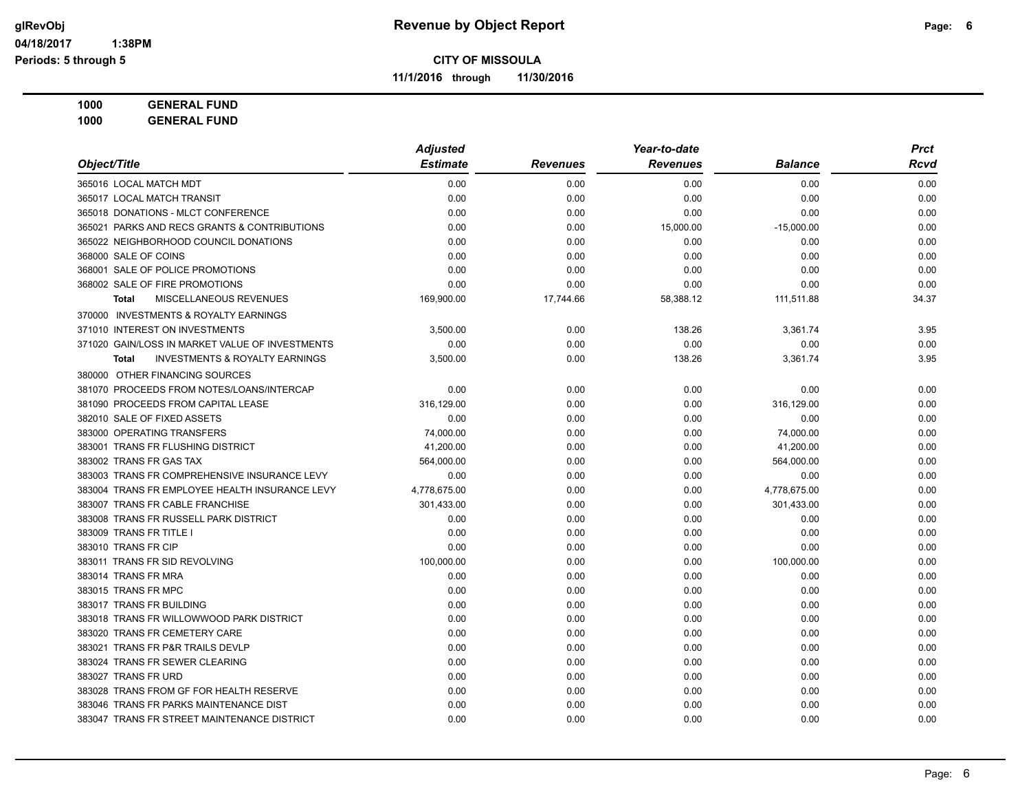# Revenue by Object Report

**CITY OF MISSOULA**

**11/1/2016 through 11/30/2016**

glRevObj
04/18/2017 1:38PM
Periods: 5 through 5

**1000 GENERAL FUND**
**1000 GENERAL FUND**

| Object/Title | Adjusted Estimate | Revenues | Year-to-date Revenues | Balance | Prct Rcvd |
|---|---|---|---|---|---|
| 365016 LOCAL MATCH MDT | 0.00 | 0.00 | 0.00 | 0.00 | 0.00 |
| 365017 LOCAL MATCH TRANSIT | 0.00 | 0.00 | 0.00 | 0.00 | 0.00 |
| 365018 DONATIONS - MLCT CONFERENCE | 0.00 | 0.00 | 0.00 | 0.00 | 0.00 |
| 365021 PARKS AND RECS GRANTS & CONTRIBUTIONS | 0.00 | 0.00 | 15,000.00 | -15,000.00 | 0.00 |
| 365022 NEIGHBORHOOD COUNCIL DONATIONS | 0.00 | 0.00 | 0.00 | 0.00 | 0.00 |
| 368000 SALE OF COINS | 0.00 | 0.00 | 0.00 | 0.00 | 0.00 |
| 368001 SALE OF POLICE PROMOTIONS | 0.00 | 0.00 | 0.00 | 0.00 | 0.00 |
| 368002 SALE OF FIRE PROMOTIONS | 0.00 | 0.00 | 0.00 | 0.00 | 0.00 |
| **Total** MISCELLANEOUS REVENUES | 169,900.00 | 17,744.66 | 58,388.12 | 111,511.88 | 34.37 |
| 370000 INVESTMENTS & ROYALTY EARNINGS | | | | | |
| 371010 INTEREST ON INVESTMENTS | 3,500.00 | 0.00 | 138.26 | 3,361.74 | 3.95 |
| 371020 GAIN/LOSS IN MARKET VALUE OF INVESTMENTS | 0.00 | 0.00 | 0.00 | 0.00 | 0.00 |
| **Total** INVESTMENTS & ROYALTY EARNINGS | 3,500.00 | 0.00 | 138.26 | 3,361.74 | 3.95 |
| 380000 OTHER FINANCING SOURCES | | | | | |
| 381070 PROCEEDS FROM NOTES/LOANS/INTERCAP | 0.00 | 0.00 | 0.00 | 0.00 | 0.00 |
| 381090 PROCEEDS FROM CAPITAL LEASE | 316,129.00 | 0.00 | 0.00 | 316,129.00 | 0.00 |
| 382010 SALE OF FIXED ASSETS | 0.00 | 0.00 | 0.00 | 0.00 | 0.00 |
| 383000 OPERATING TRANSFERS | 74,000.00 | 0.00 | 0.00 | 74,000.00 | 0.00 |
| 383001 TRANS FR FLUSHING DISTRICT | 41,200.00 | 0.00 | 0.00 | 41,200.00 | 0.00 |
| 383002 TRANS FR GAS TAX | 564,000.00 | 0.00 | 0.00 | 564,000.00 | 0.00 |
| 383003 TRANS FR COMPREHENSIVE INSURANCE LEVY | 0.00 | 0.00 | 0.00 | 0.00 | 0.00 |
| 383004 TRANS FR EMPLOYEE HEALTH INSURANCE LEVY | 4,778,675.00 | 0.00 | 0.00 | 4,778,675.00 | 0.00 |
| 383007 TRANS FR CABLE FRANCHISE | 301,433.00 | 0.00 | 0.00 | 301,433.00 | 0.00 |
| 383008 TRANS FR RUSSELL PARK DISTRICT | 0.00 | 0.00 | 0.00 | 0.00 | 0.00 |
| 383009 TRANS FR TITLE I | 0.00 | 0.00 | 0.00 | 0.00 | 0.00 |
| 383010 TRANS FR CIP | 0.00 | 0.00 | 0.00 | 0.00 | 0.00 |
| 383011 TRANS FR SID REVOLVING | 100,000.00 | 0.00 | 0.00 | 100,000.00 | 0.00 |
| 383014 TRANS FR MRA | 0.00 | 0.00 | 0.00 | 0.00 | 0.00 |
| 383015 TRANS FR MPC | 0.00 | 0.00 | 0.00 | 0.00 | 0.00 |
| 383017 TRANS FR BUILDING | 0.00 | 0.00 | 0.00 | 0.00 | 0.00 |
| 383018 TRANS FR WILLOWWOOD PARK DISTRICT | 0.00 | 0.00 | 0.00 | 0.00 | 0.00 |
| 383020 TRANS FR CEMETERY CARE | 0.00 | 0.00 | 0.00 | 0.00 | 0.00 |
| 383021 TRANS FR P&R TRAILS DEVLP | 0.00 | 0.00 | 0.00 | 0.00 | 0.00 |
| 383024 TRANS FR SEWER CLEARING | 0.00 | 0.00 | 0.00 | 0.00 | 0.00 |
| 383027 TRANS FR URD | 0.00 | 0.00 | 0.00 | 0.00 | 0.00 |
| 383028 TRANS FROM GF FOR HEALTH RESERVE | 0.00 | 0.00 | 0.00 | 0.00 | 0.00 |
| 383046 TRANS FR PARKS MAINTENANCE DIST | 0.00 | 0.00 | 0.00 | 0.00 | 0.00 |
| 383047 TRANS FR STREET MAINTENANCE DISTRICT | 0.00 | 0.00 | 0.00 | 0.00 | 0.00 |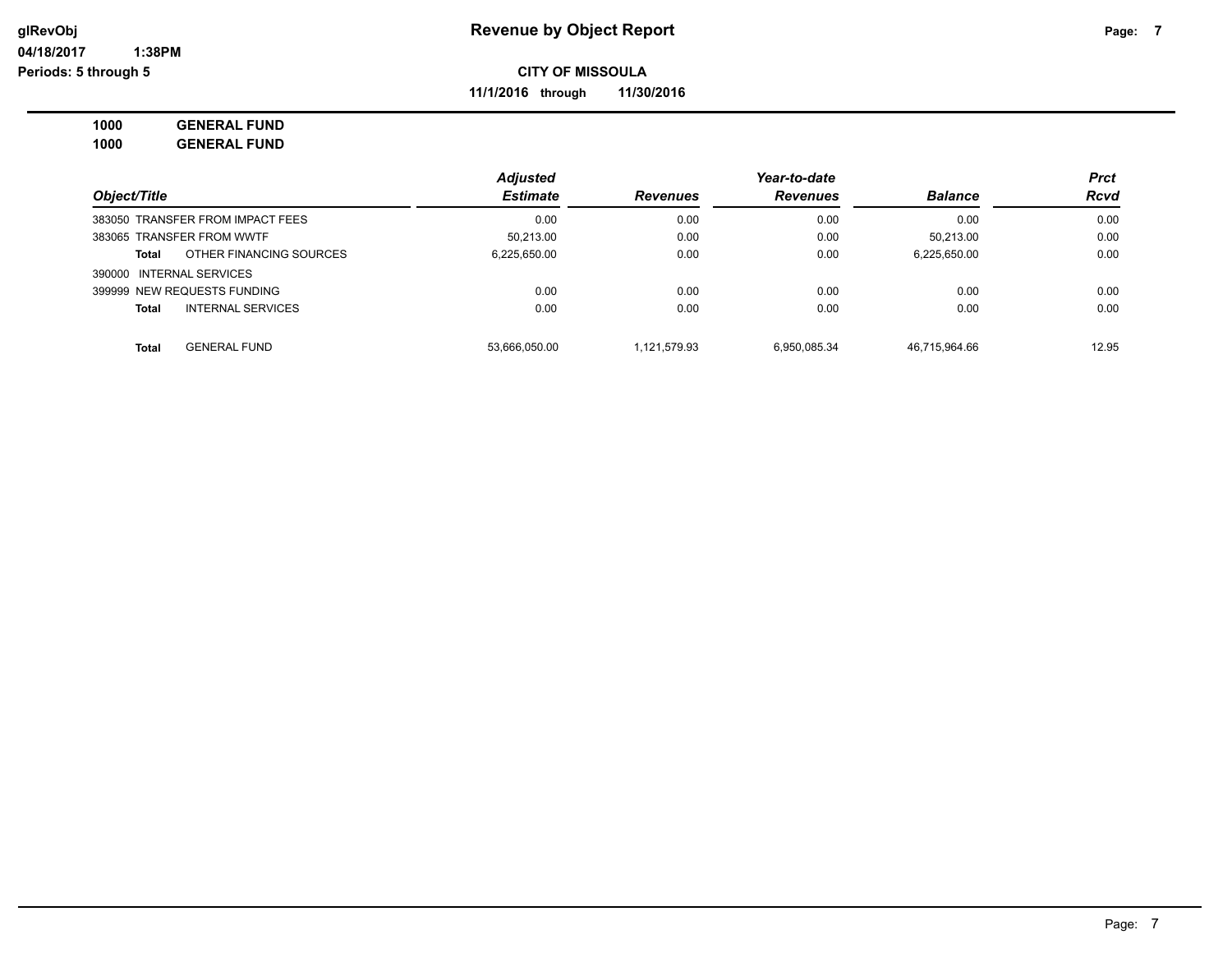**Revenue by Object Report**

**CITY OF MISSOULA**

**11/1/2016 through 11/30/2016**

glRevObj
04/18/2017 1:38PM
Periods: 5 through 5

**1000 GENERAL FUND**
**1000 GENERAL FUND**

| Object/Title | Adjusted Estimate | Revenues | Year-to-date Revenues | Balance | Prct Rcvd |
|---|---|---|---|---|---|
| 383050 TRANSFER FROM IMPACT FEES | 0.00 | 0.00 | 0.00 | 0.00 | 0.00 |
| 383065 TRANSFER FROM WWTF | 50,213.00 | 0.00 | 0.00 | 50,213.00 | 0.00 |
| **Total** OTHER FINANCING SOURCES | 6,225,650.00 | 0.00 | 0.00 | 6,225,650.00 | 0.00 |
| 390000 INTERNAL SERVICES | | | | | |
| 399999 NEW REQUESTS FUNDING | 0.00 | 0.00 | 0.00 | 0.00 | 0.00 |
| **Total** INTERNAL SERVICES | 0.00 | 0.00 | 0.00 | 0.00 | 0.00 |
| **Total** GENERAL FUND | 53,666,050.00 | 1,121,579.93 | 6,950,085.34 | 46,715,964.66 | 12.95 |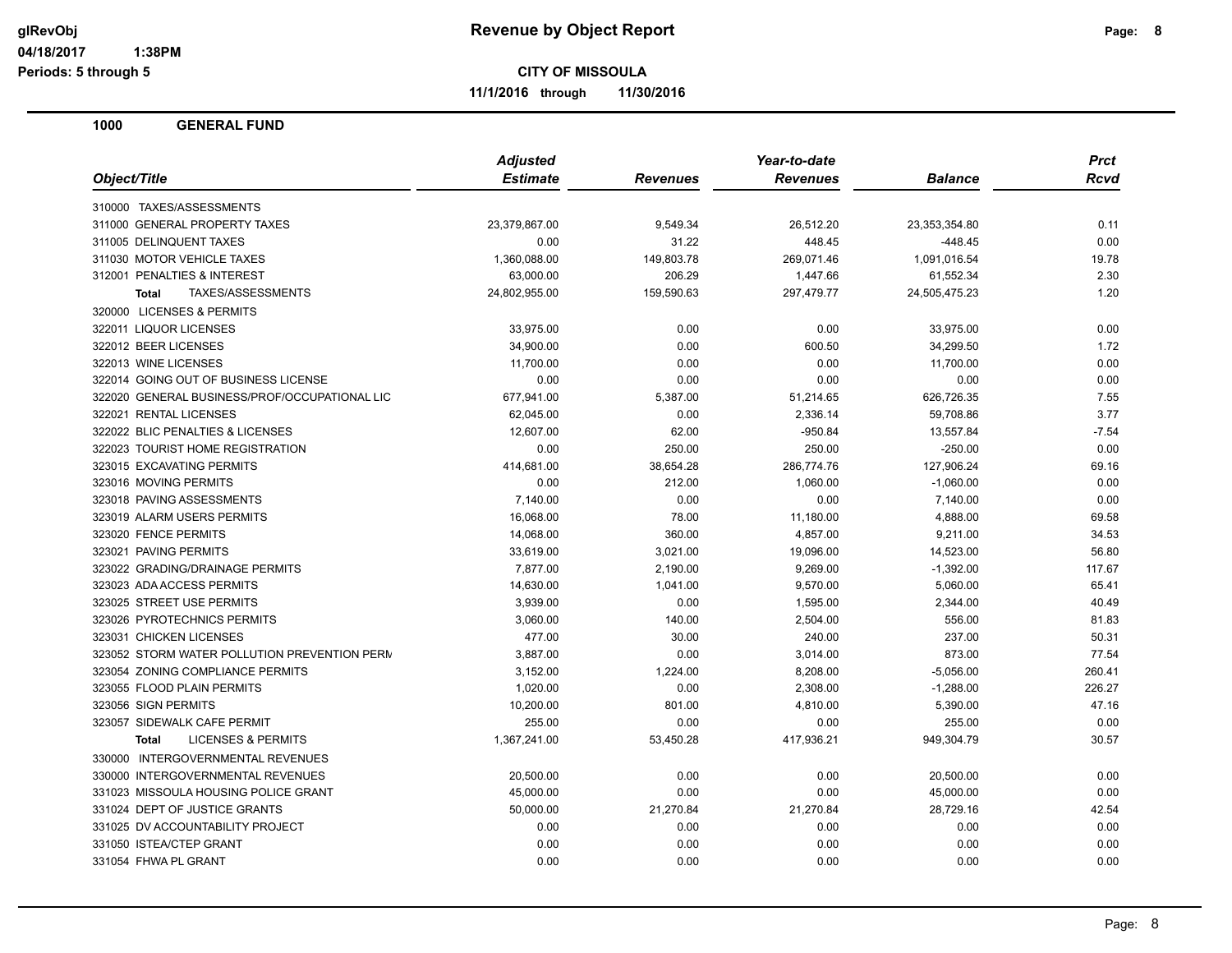# Revenue by Object Report

glRevObj
04/18/2017 1:38PM
Periods: 5 through 5

**CITY OF MISSOULA**

**11/1/2016 through 11/30/2016**

## 1000 GENERAL FUND

| Object/Title | Adjusted Estimate | Revenues | Year-to-date Revenues | Balance | Prct Rcvd |
|---|---|---|---|---|---|
| 310000 TAXES/ASSESSMENTS | | | | | |
| 311000 GENERAL PROPERTY TAXES | 23,379,867.00 | 9,549.34 | 26,512.20 | 23,353,354.80 | 0.11 |
| 311005 DELINQUENT TAXES | 0.00 | 31.22 | 448.45 | -448.45 | 0.00 |
| 311030 MOTOR VEHICLE TAXES | 1,360,088.00 | 149,803.78 | 269,071.46 | 1,091,016.54 | 19.78 |
| 312001 PENALTIES & INTEREST | 63,000.00 | 206.29 | 1,447.66 | 61,552.34 | 2.30 |
| **Total** TAXES/ASSESSMENTS | 24,802,955.00 | 159,590.63 | 297,479.77 | 24,505,475.23 | 1.20 |
| 320000 LICENSES & PERMITS | | | | | |
| 322011 LIQUOR LICENSES | 33,975.00 | 0.00 | 0.00 | 33,975.00 | 0.00 |
| 322012 BEER LICENSES | 34,900.00 | 0.00 | 600.50 | 34,299.50 | 1.72 |
| 322013 WINE LICENSES | 11,700.00 | 0.00 | 0.00 | 11,700.00 | 0.00 |
| 322014 GOING OUT OF BUSINESS LICENSE | 0.00 | 0.00 | 0.00 | 0.00 | 0.00 |
| 322020 GENERAL BUSINESS/PROF/OCCUPATIONAL LIC | 677,941.00 | 5,387.00 | 51,214.65 | 626,726.35 | 7.55 |
| 322021 RENTAL LICENSES | 62,045.00 | 0.00 | 2,336.14 | 59,708.86 | 3.77 |
| 322022 BLIC PENALTIES & LICENSES | 12,607.00 | 62.00 | -950.84 | 13,557.84 | -7.54 |
| 322023 TOURIST HOME REGISTRATION | 0.00 | 250.00 | 250.00 | -250.00 | 0.00 |
| 323015 EXCAVATING PERMITS | 414,681.00 | 38,654.28 | 286,774.76 | 127,906.24 | 69.16 |
| 323016 MOVING PERMITS | 0.00 | 212.00 | 1,060.00 | -1,060.00 | 0.00 |
| 323018 PAVING ASSESSMENTS | 7,140.00 | 0.00 | 0.00 | 7,140.00 | 0.00 |
| 323019 ALARM USERS PERMITS | 16,068.00 | 78.00 | 11,180.00 | 4,888.00 | 69.58 |
| 323020 FENCE PERMITS | 14,068.00 | 360.00 | 4,857.00 | 9,211.00 | 34.53 |
| 323021 PAVING PERMITS | 33,619.00 | 3,021.00 | 19,096.00 | 14,523.00 | 56.80 |
| 323022 GRADING/DRAINAGE PERMITS | 7,877.00 | 2,190.00 | 9,269.00 | -1,392.00 | 117.67 |
| 323023 ADA ACCESS PERMITS | 14,630.00 | 1,041.00 | 9,570.00 | 5,060.00 | 65.41 |
| 323025 STREET USE PERMITS | 3,939.00 | 0.00 | 1,595.00 | 2,344.00 | 40.49 |
| 323026 PYROTECHNICS PERMITS | 3,060.00 | 140.00 | 2,504.00 | 556.00 | 81.83 |
| 323031 CHICKEN LICENSES | 477.00 | 30.00 | 240.00 | 237.00 | 50.31 |
| 323052 STORM WATER POLLUTION PREVENTION PERM | 3,887.00 | 0.00 | 3,014.00 | 873.00 | 77.54 |
| 323054 ZONING COMPLIANCE PERMITS | 3,152.00 | 1,224.00 | 8,208.00 | -5,056.00 | 260.41 |
| 323055 FLOOD PLAIN PERMITS | 1,020.00 | 0.00 | 2,308.00 | -1,288.00 | 226.27 |
| 323056 SIGN PERMITS | 10,200.00 | 801.00 | 4,810.00 | 5,390.00 | 47.16 |
| 323057 SIDEWALK CAFE PERMIT | 255.00 | 0.00 | 0.00 | 255.00 | 0.00 |
| **Total** LICENSES & PERMITS | 1,367,241.00 | 53,450.28 | 417,936.21 | 949,304.79 | 30.57 |
| 330000 INTERGOVERNMENTAL REVENUES | | | | | |
| 330000 INTERGOVERNMENTAL REVENUES | 20,500.00 | 0.00 | 0.00 | 20,500.00 | 0.00 |
| 331023 MISSOULA HOUSING POLICE GRANT | 45,000.00 | 0.00 | 0.00 | 45,000.00 | 0.00 |
| 331024 DEPT OF JUSTICE GRANTS | 50,000.00 | 21,270.84 | 21,270.84 | 28,729.16 | 42.54 |
| 331025 DV ACCOUNTABILITY PROJECT | 0.00 | 0.00 | 0.00 | 0.00 | 0.00 |
| 331050 ISTEA/CTEP GRANT | 0.00 | 0.00 | 0.00 | 0.00 | 0.00 |
| 331054 FHWA PL GRANT | 0.00 | 0.00 | 0.00 | 0.00 | 0.00 |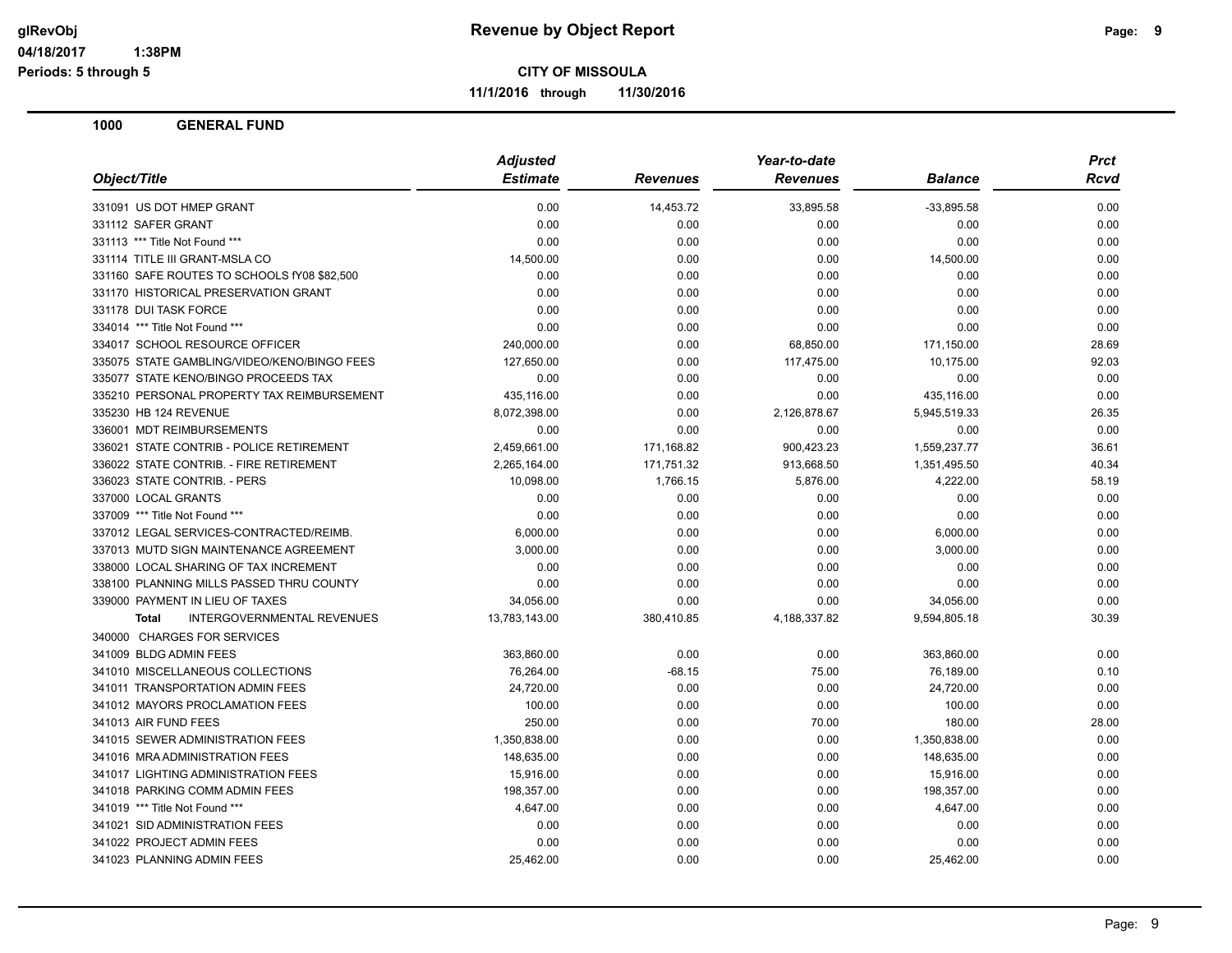# Revenue by Object Report

glRevObj
04/18/2017 1:38PM
Periods: 5 through 5

**CITY OF MISSOULA**

**11/1/2016 through 11/30/2016**

## 1000 GENERAL FUND

| Object/Title | Adjusted Estimate | Revenues | Year-to-date Revenues | Balance | Prct Rcvd |
|---|---|---|---|---|---|
| 331091 US DOT HMEP GRANT | 0.00 | 14,453.72 | 33,895.58 | -33,895.58 | 0.00 |
| 331112 SAFER GRANT | 0.00 | 0.00 | 0.00 | 0.00 | 0.00 |
| 331113 *** Title Not Found *** | 0.00 | 0.00 | 0.00 | 0.00 | 0.00 |
| 331114 TITLE III GRANT-MSLA CO | 14,500.00 | 0.00 | 0.00 | 14,500.00 | 0.00 |
| 331160 SAFE ROUTES TO SCHOOLS fY08 $82,500 | 0.00 | 0.00 | 0.00 | 0.00 | 0.00 |
| 331170 HISTORICAL PRESERVATION GRANT | 0.00 | 0.00 | 0.00 | 0.00 | 0.00 |
| 331178 DUI TASK FORCE | 0.00 | 0.00 | 0.00 | 0.00 | 0.00 |
| 334014 *** Title Not Found *** | 0.00 | 0.00 | 0.00 | 0.00 | 0.00 |
| 334017 SCHOOL RESOURCE OFFICER | 240,000.00 | 0.00 | 68,850.00 | 171,150.00 | 28.69 |
| 335075 STATE GAMBLING/VIDEO/KENO/BINGO FEES | 127,650.00 | 0.00 | 117,475.00 | 10,175.00 | 92.03 |
| 335077 STATE KENO/BINGO PROCEEDS TAX | 0.00 | 0.00 | 0.00 | 0.00 | 0.00 |
| 335210 PERSONAL PROPERTY TAX REIMBURSEMENT | 435,116.00 | 0.00 | 0.00 | 435,116.00 | 0.00 |
| 335230 HB 124 REVENUE | 8,072,398.00 | 0.00 | 2,126,878.67 | 5,945,519.33 | 26.35 |
| 336001 MDT REIMBURSEMENTS | 0.00 | 0.00 | 0.00 | 0.00 | 0.00 |
| 336021 STATE CONTRIB - POLICE RETIREMENT | 2,459,661.00 | 171,168.82 | 900,423.23 | 1,559,237.77 | 36.61 |
| 336022 STATE CONTRIB. - FIRE RETIREMENT | 2,265,164.00 | 171,751.32 | 913,668.50 | 1,351,495.50 | 40.34 |
| 336023 STATE CONTRIB. - PERS | 10,098.00 | 1,766.15 | 5,876.00 | 4,222.00 | 58.19 |
| 337000 LOCAL GRANTS | 0.00 | 0.00 | 0.00 | 0.00 | 0.00 |
| 337009 *** Title Not Found *** | 0.00 | 0.00 | 0.00 | 0.00 | 0.00 |
| 337012 LEGAL SERVICES-CONTRACTED/REIMB. | 6,000.00 | 0.00 | 0.00 | 6,000.00 | 0.00 |
| 337013 MUTD SIGN MAINTENANCE AGREEMENT | 3,000.00 | 0.00 | 0.00 | 3,000.00 | 0.00 |
| 338000 LOCAL SHARING OF TAX INCREMENT | 0.00 | 0.00 | 0.00 | 0.00 | 0.00 |
| 338100 PLANNING MILLS PASSED THRU COUNTY | 0.00 | 0.00 | 0.00 | 0.00 | 0.00 |
| 339000 PAYMENT IN LIEU OF TAXES | 34,056.00 | 0.00 | 0.00 | 34,056.00 | 0.00 |
| **Total** INTERGOVERNMENTAL REVENUES | 13,783,143.00 | 380,410.85 | 4,188,337.82 | 9,594,805.18 | 30.39 |
| 340000 CHARGES FOR SERVICES | | | | | |
| 341009 BLDG ADMIN FEES | 363,860.00 | 0.00 | 0.00 | 363,860.00 | 0.00 |
| 341010 MISCELLANEOUS COLLECTIONS | 76,264.00 | -68.15 | 75.00 | 76,189.00 | 0.10 |
| 341011 TRANSPORTATION ADMIN FEES | 24,720.00 | 0.00 | 0.00 | 24,720.00 | 0.00 |
| 341012 MAYORS PROCLAMATION FEES | 100.00 | 0.00 | 0.00 | 100.00 | 0.00 |
| 341013 AIR FUND FEES | 250.00 | 0.00 | 70.00 | 180.00 | 28.00 |
| 341015 SEWER ADMINISTRATION FEES | 1,350,838.00 | 0.00 | 0.00 | 1,350,838.00 | 0.00 |
| 341016 MRA ADMINISTRATION FEES | 148,635.00 | 0.00 | 0.00 | 148,635.00 | 0.00 |
| 341017 LIGHTING ADMINISTRATION FEES | 15,916.00 | 0.00 | 0.00 | 15,916.00 | 0.00 |
| 341018 PARKING COMM ADMIN FEES | 198,357.00 | 0.00 | 0.00 | 198,357.00 | 0.00 |
| 341019 *** Title Not Found *** | 4,647.00 | 0.00 | 0.00 | 4,647.00 | 0.00 |
| 341021 SID ADMINISTRATION FEES | 0.00 | 0.00 | 0.00 | 0.00 | 0.00 |
| 341022 PROJECT ADMIN FEES | 0.00 | 0.00 | 0.00 | 0.00 | 0.00 |
| 341023 PLANNING ADMIN FEES | 25,462.00 | 0.00 | 0.00 | 25,462.00 | 0.00 |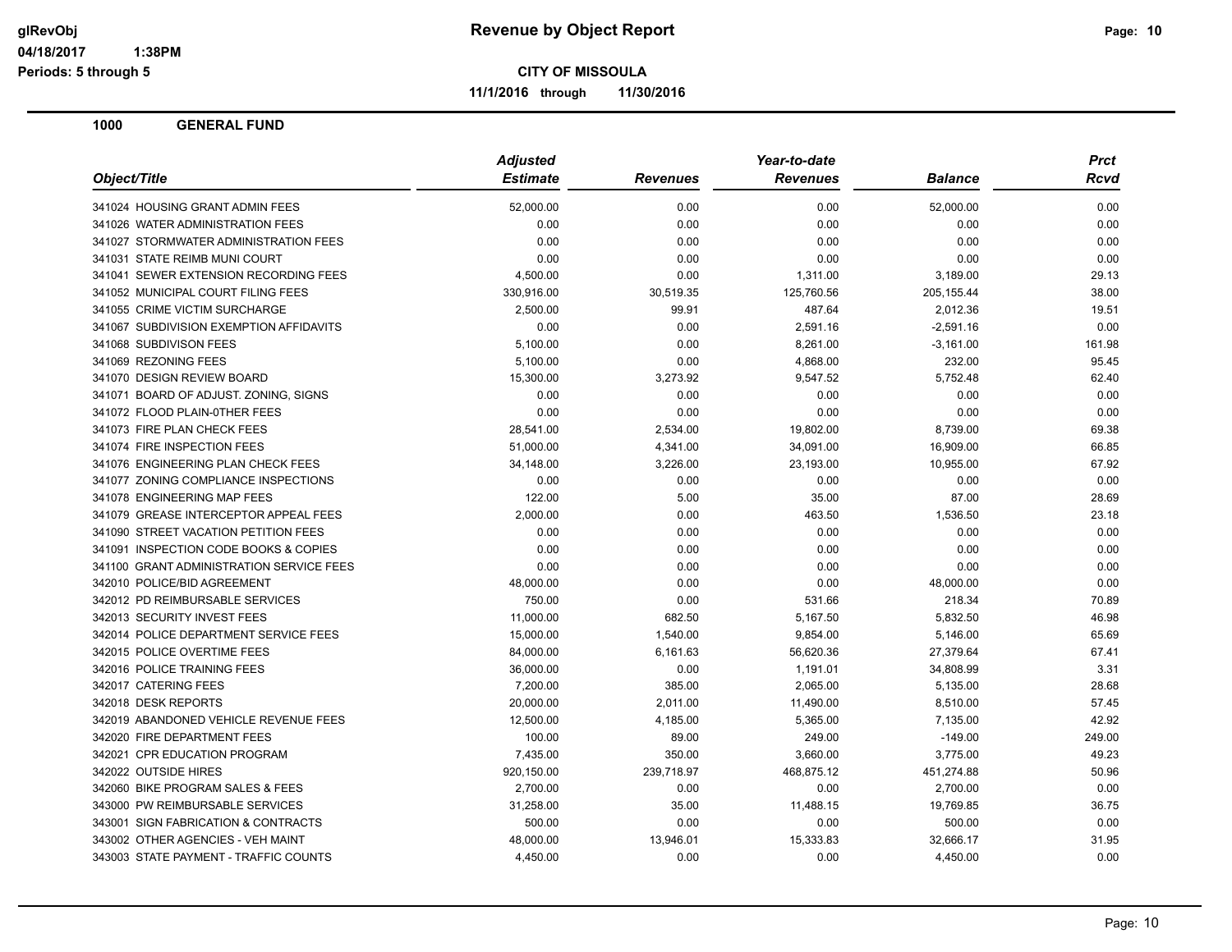**Revenue by Object Report**

**CITY OF MISSOULA**

**11/1/2016 through 11/30/2016**

glRevObj
04/18/2017 1:38PM
Periods: 5 through 5

## 1000 GENERAL FUND

| Object/Title | Adjusted Estimate | Revenues | Year-to-date Revenues | Balance | Prct Rcvd |
|---|---|---|---|---|---|
| 341024 HOUSING GRANT ADMIN FEES | 52,000.00 | 0.00 | 0.00 | 52,000.00 | 0.00 |
| 341026 WATER ADMINISTRATION FEES | 0.00 | 0.00 | 0.00 | 0.00 | 0.00 |
| 341027 STORMWATER ADMINISTRATION FEES | 0.00 | 0.00 | 0.00 | 0.00 | 0.00 |
| 341031 STATE REIMB MUNI COURT | 0.00 | 0.00 | 0.00 | 0.00 | 0.00 |
| 341041 SEWER EXTENSION RECORDING FEES | 4,500.00 | 0.00 | 1,311.00 | 3,189.00 | 29.13 |
| 341052 MUNICIPAL COURT FILING FEES | 330,916.00 | 30,519.35 | 125,760.56 | 205,155.44 | 38.00 |
| 341055 CRIME VICTIM SURCHARGE | 2,500.00 | 99.91 | 487.64 | 2,012.36 | 19.51 |
| 341067 SUBDIVISION EXEMPTION AFFIDAVITS | 0.00 | 0.00 | 2,591.16 | -2,591.16 | 0.00 |
| 341068 SUBDIVISON FEES | 5,100.00 | 0.00 | 8,261.00 | -3,161.00 | 161.98 |
| 341069 REZONING FEES | 5,100.00 | 0.00 | 4,868.00 | 232.00 | 95.45 |
| 341070 DESIGN REVIEW BOARD | 15,300.00 | 3,273.92 | 9,547.52 | 5,752.48 | 62.40 |
| 341071 BOARD OF ADJUST. ZONING, SIGNS | 0.00 | 0.00 | 0.00 | 0.00 | 0.00 |
| 341072 FLOOD PLAIN-0THER FEES | 0.00 | 0.00 | 0.00 | 0.00 | 0.00 |
| 341073 FIRE PLAN CHECK FEES | 28,541.00 | 2,534.00 | 19,802.00 | 8,739.00 | 69.38 |
| 341074 FIRE INSPECTION FEES | 51,000.00 | 4,341.00 | 34,091.00 | 16,909.00 | 66.85 |
| 341076 ENGINEERING PLAN CHECK FEES | 34,148.00 | 3,226.00 | 23,193.00 | 10,955.00 | 67.92 |
| 341077 ZONING COMPLIANCE INSPECTIONS | 0.00 | 0.00 | 0.00 | 0.00 | 0.00 |
| 341078 ENGINEERING MAP FEES | 122.00 | 5.00 | 35.00 | 87.00 | 28.69 |
| 341079 GREASE INTERCEPTOR APPEAL FEES | 2,000.00 | 0.00 | 463.50 | 1,536.50 | 23.18 |
| 341090 STREET VACATION PETITION FEES | 0.00 | 0.00 | 0.00 | 0.00 | 0.00 |
| 341091 INSPECTION CODE BOOKS & COPIES | 0.00 | 0.00 | 0.00 | 0.00 | 0.00 |
| 341100 GRANT ADMINISTRATION SERVICE FEES | 0.00 | 0.00 | 0.00 | 0.00 | 0.00 |
| 342010 POLICE/BID AGREEMENT | 48,000.00 | 0.00 | 0.00 | 48,000.00 | 0.00 |
| 342012 PD REIMBURSABLE SERVICES | 750.00 | 0.00 | 531.66 | 218.34 | 70.89 |
| 342013 SECURITY INVEST FEES | 11,000.00 | 682.50 | 5,167.50 | 5,832.50 | 46.98 |
| 342014 POLICE DEPARTMENT SERVICE FEES | 15,000.00 | 1,540.00 | 9,854.00 | 5,146.00 | 65.69 |
| 342015 POLICE OVERTIME FEES | 84,000.00 | 6,161.63 | 56,620.36 | 27,379.64 | 67.41 |
| 342016 POLICE TRAINING FEES | 36,000.00 | 0.00 | 1,191.01 | 34,808.99 | 3.31 |
| 342017 CATERING FEES | 7,200.00 | 385.00 | 2,065.00 | 5,135.00 | 28.68 |
| 342018 DESK REPORTS | 20,000.00 | 2,011.00 | 11,490.00 | 8,510.00 | 57.45 |
| 342019 ABANDONED VEHICLE REVENUE FEES | 12,500.00 | 4,185.00 | 5,365.00 | 7,135.00 | 42.92 |
| 342020 FIRE DEPARTMENT FEES | 100.00 | 89.00 | 249.00 | -149.00 | 249.00 |
| 342021 CPR EDUCATION PROGRAM | 7,435.00 | 350.00 | 3,660.00 | 3,775.00 | 49.23 |
| 342022 OUTSIDE HIRES | 920,150.00 | 239,718.97 | 468,875.12 | 451,274.88 | 50.96 |
| 342060 BIKE PROGRAM SALES & FEES | 2,700.00 | 0.00 | 0.00 | 2,700.00 | 0.00 |
| 343000 PW REIMBURSABLE SERVICES | 31,258.00 | 35.00 | 11,488.15 | 19,769.85 | 36.75 |
| 343001 SIGN FABRICATION & CONTRACTS | 500.00 | 0.00 | 0.00 | 500.00 | 0.00 |
| 343002 OTHER AGENCIES - VEH MAINT | 48,000.00 | 13,946.01 | 15,333.83 | 32,666.17 | 31.95 |
| 343003 STATE PAYMENT - TRAFFIC COUNTS | 4,450.00 | 0.00 | 0.00 | 4,450.00 | 0.00 |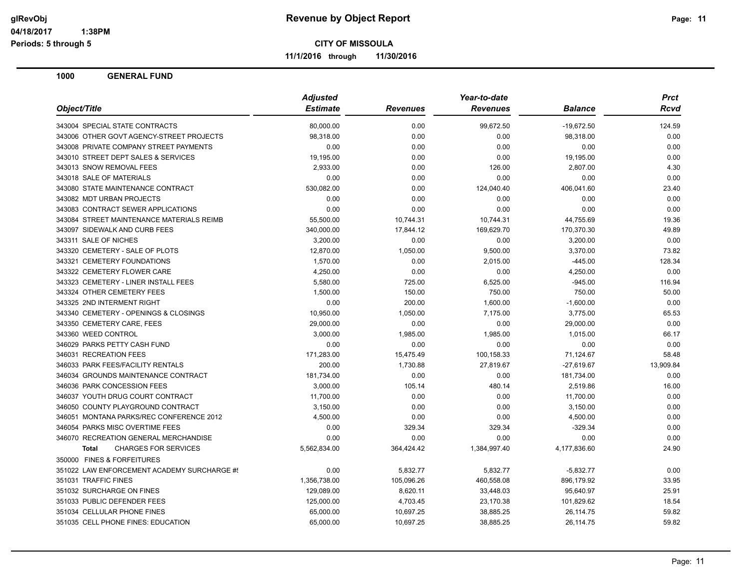# Revenue by Object Report

glRevObj
04/18/2017 1:38PM
Periods: 5 through 5

**CITY OF MISSOULA**

**11/1/2016 through 11/30/2016**

## 1000 GENERAL FUND

| Object/Title | Adjusted Estimate | Revenues | Year-to-date Revenues | Balance | Prct Rcvd |
|---|---|---|---|---|---|
| 343004 SPECIAL STATE CONTRACTS | 80,000.00 | 0.00 | 99,672.50 | -19,672.50 | 124.59 |
| 343006 OTHER GOVT AGENCY-STREET PROJECTS | 98,318.00 | 0.00 | 0.00 | 98,318.00 | 0.00 |
| 343008 PRIVATE COMPANY STREET PAYMENTS | 0.00 | 0.00 | 0.00 | 0.00 | 0.00 |
| 343010 STREET DEPT SALES & SERVICES | 19,195.00 | 0.00 | 0.00 | 19,195.00 | 0.00 |
| 343013 SNOW REMOVAL FEES | 2,933.00 | 0.00 | 126.00 | 2,807.00 | 4.30 |
| 343018 SALE OF MATERIALS | 0.00 | 0.00 | 0.00 | 0.00 | 0.00 |
| 343080 STATE MAINTENANCE CONTRACT | 530,082.00 | 0.00 | 124,040.40 | 406,041.60 | 23.40 |
| 343082 MDT URBAN PROJECTS | 0.00 | 0.00 | 0.00 | 0.00 | 0.00 |
| 343083 CONTRACT SEWER APPLICATIONS | 0.00 | 0.00 | 0.00 | 0.00 | 0.00 |
| 343084 STREET MAINTENANCE MATERIALS REIMB | 55,500.00 | 10,744.31 | 10,744.31 | 44,755.69 | 19.36 |
| 343097 SIDEWALK AND CURB FEES | 340,000.00 | 17,844.12 | 169,629.70 | 170,370.30 | 49.89 |
| 343311 SALE OF NICHES | 3,200.00 | 0.00 | 0.00 | 3,200.00 | 0.00 |
| 343320 CEMETERY - SALE OF PLOTS | 12,870.00 | 1,050.00 | 9,500.00 | 3,370.00 | 73.82 |
| 343321 CEMETERY FOUNDATIONS | 1,570.00 | 0.00 | 2,015.00 | -445.00 | 128.34 |
| 343322 CEMETERY FLOWER CARE | 4,250.00 | 0.00 | 0.00 | 4,250.00 | 0.00 |
| 343323 CEMETERY - LINER INSTALL FEES | 5,580.00 | 725.00 | 6,525.00 | -945.00 | 116.94 |
| 343324 OTHER CEMETERY FEES | 1,500.00 | 150.00 | 750.00 | 750.00 | 50.00 |
| 343325 2ND INTERMENT RIGHT | 0.00 | 200.00 | 1,600.00 | -1,600.00 | 0.00 |
| 343340 CEMETERY - OPENINGS & CLOSINGS | 10,950.00 | 1,050.00 | 7,175.00 | 3,775.00 | 65.53 |
| 343350 CEMETERY CARE, FEES | 29,000.00 | 0.00 | 0.00 | 29,000.00 | 0.00 |
| 343360 WEED CONTROL | 3,000.00 | 1,985.00 | 1,985.00 | 1,015.00 | 66.17 |
| 346029 PARKS PETTY CASH FUND | 0.00 | 0.00 | 0.00 | 0.00 | 0.00 |
| 346031 RECREATION FEES | 171,283.00 | 15,475.49 | 100,158.33 | 71,124.67 | 58.48 |
| 346033 PARK FEES/FACILITY RENTALS | 200.00 | 1,730.88 | 27,819.67 | -27,619.67 | 13,909.84 |
| 346034 GROUNDS MAINTENANCE CONTRACT | 181,734.00 | 0.00 | 0.00 | 181,734.00 | 0.00 |
| 346036 PARK CONCESSION FEES | 3,000.00 | 105.14 | 480.14 | 2,519.86 | 16.00 |
| 346037 YOUTH DRUG COURT CONTRACT | 11,700.00 | 0.00 | 0.00 | 11,700.00 | 0.00 |
| 346050 COUNTY PLAYGROUND CONTRACT | 3,150.00 | 0.00 | 0.00 | 3,150.00 | 0.00 |
| 346051 MONTANA PARKS/REC CONFERENCE 2012 | 4,500.00 | 0.00 | 0.00 | 4,500.00 | 0.00 |
| 346054 PARKS MISC OVERTIME FEES | 0.00 | 329.34 | 329.34 | -329.34 | 0.00 |
| 346070 RECREATION GENERAL MERCHANDISE | 0.00 | 0.00 | 0.00 | 0.00 | 0.00 |
| **Total** CHARGES FOR SERVICES | 5,562,834.00 | 364,424.42 | 1,384,997.40 | 4,177,836.60 | 24.90 |
| 350000 FINES & FORFEITURES | | | | | |
| 351022 LAW ENFORCEMENT ACADEMY SURCHARGE #! | 0.00 | 5,832.77 | 5,832.77 | -5,832.77 | 0.00 |
| 351031 TRAFFIC FINES | 1,356,738.00 | 105,096.26 | 460,558.08 | 896,179.92 | 33.95 |
| 351032 SURCHARGE ON FINES | 129,089.00 | 8,620.11 | 33,448.03 | 95,640.97 | 25.91 |
| 351033 PUBLIC DEFENDER FEES | 125,000.00 | 4,703.45 | 23,170.38 | 101,829.62 | 18.54 |
| 351034 CELLULAR PHONE FINES | 65,000.00 | 10,697.25 | 38,885.25 | 26,114.75 | 59.82 |
| 351035 CELL PHONE FINES: EDUCATION | 65,000.00 | 10,697.25 | 38,885.25 | 26,114.75 | 59.82 |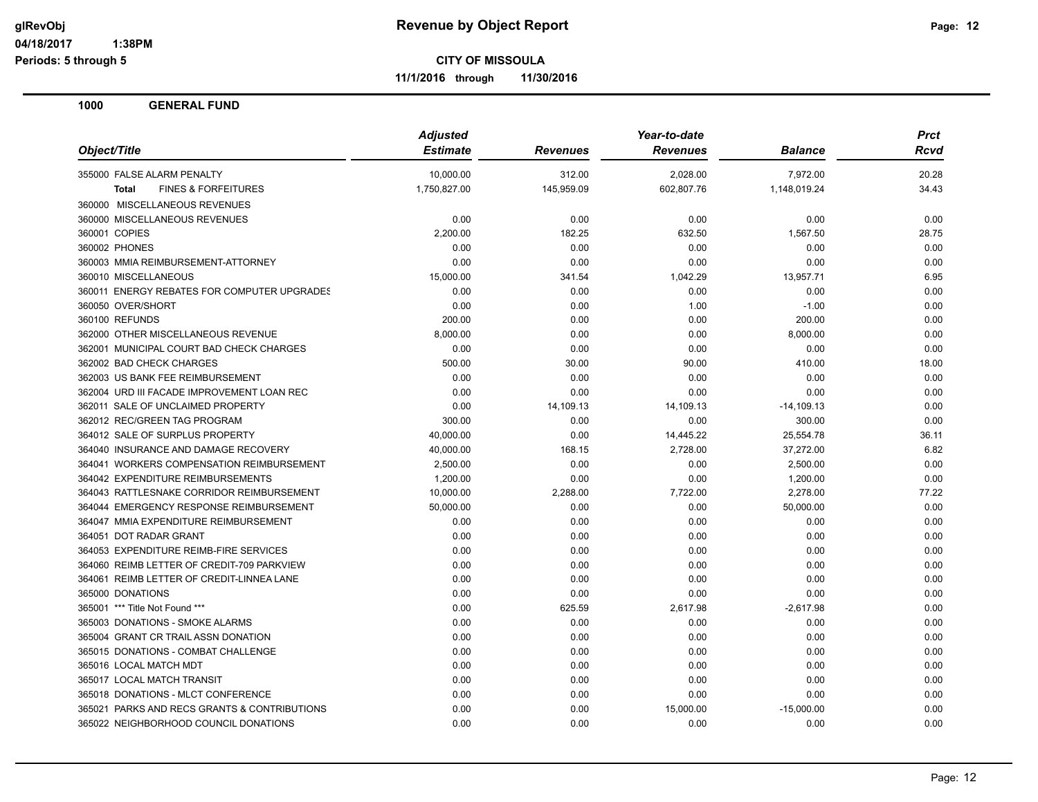**CITY OF MISSOULA**

**11/1/2016 through 11/30/2016**

## 1000 GENERAL FUND

| Object/Title | Adjusted Estimate | Revenues | Year-to-date Revenues | Balance | Prct Rcvd |
|---|---|---|---|---|---|
| 355000 FALSE ALARM PENALTY | 10,000.00 | 312.00 | 2,028.00 | 7,972.00 | 20.28 |
| **Total** FINES & FORFEITURES | 1,750,827.00 | 145,959.09 | 602,807.76 | 1,148,019.24 | 34.43 |
| 360000 MISCELLANEOUS REVENUES | | | | | |
| 360000 MISCELLANEOUS REVENUES | 0.00 | 0.00 | 0.00 | 0.00 | 0.00 |
| 360001 COPIES | 2,200.00 | 182.25 | 632.50 | 1,567.50 | 28.75 |
| 360002 PHONES | 0.00 | 0.00 | 0.00 | 0.00 | 0.00 |
| 360003 MMIA REIMBURSEMENT-ATTORNEY | 0.00 | 0.00 | 0.00 | 0.00 | 0.00 |
| 360010 MISCELLANEOUS | 15,000.00 | 341.54 | 1,042.29 | 13,957.71 | 6.95 |
| 360011 ENERGY REBATES FOR COMPUTER UPGRADES | 0.00 | 0.00 | 0.00 | 0.00 | 0.00 |
| 360050 OVER/SHORT | 0.00 | 0.00 | 1.00 | -1.00 | 0.00 |
| 360100 REFUNDS | 200.00 | 0.00 | 0.00 | 200.00 | 0.00 |
| 362000 OTHER MISCELLANEOUS REVENUE | 8,000.00 | 0.00 | 0.00 | 8,000.00 | 0.00 |
| 362001 MUNICIPAL COURT BAD CHECK CHARGES | 0.00 | 0.00 | 0.00 | 0.00 | 0.00 |
| 362002 BAD CHECK CHARGES | 500.00 | 30.00 | 90.00 | 410.00 | 18.00 |
| 362003 US BANK FEE REIMBURSEMENT | 0.00 | 0.00 | 0.00 | 0.00 | 0.00 |
| 362004 URD III FACADE IMPROVEMENT LOAN REC | 0.00 | 0.00 | 0.00 | 0.00 | 0.00 |
| 362011 SALE OF UNCLAIMED PROPERTY | 0.00 | 14,109.13 | 14,109.13 | -14,109.13 | 0.00 |
| 362012 REC/GREEN TAG PROGRAM | 300.00 | 0.00 | 0.00 | 300.00 | 0.00 |
| 364012 SALE OF SURPLUS PROPERTY | 40,000.00 | 0.00 | 14,445.22 | 25,554.78 | 36.11 |
| 364040 INSURANCE AND DAMAGE RECOVERY | 40,000.00 | 168.15 | 2,728.00 | 37,272.00 | 6.82 |
| 364041 WORKERS COMPENSATION REIMBURSEMENT | 2,500.00 | 0.00 | 0.00 | 2,500.00 | 0.00 |
| 364042 EXPENDITURE REIMBURSEMENTS | 1,200.00 | 0.00 | 0.00 | 1,200.00 | 0.00 |
| 364043 RATTLESNAKE CORRIDOR REIMBURSEMENT | 10,000.00 | 2,288.00 | 7,722.00 | 2,278.00 | 77.22 |
| 364044 EMERGENCY RESPONSE REIMBURSEMENT | 50,000.00 | 0.00 | 0.00 | 50,000.00 | 0.00 |
| 364047 MMIA EXPENDITURE REIMBURSEMENT | 0.00 | 0.00 | 0.00 | 0.00 | 0.00 |
| 364051 DOT RADAR GRANT | 0.00 | 0.00 | 0.00 | 0.00 | 0.00 |
| 364053 EXPENDITURE REIMB-FIRE SERVICES | 0.00 | 0.00 | 0.00 | 0.00 | 0.00 |
| 364060 REIMB LETTER OF CREDIT-709 PARKVIEW | 0.00 | 0.00 | 0.00 | 0.00 | 0.00 |
| 364061 REIMB LETTER OF CREDIT-LINNEA LANE | 0.00 | 0.00 | 0.00 | 0.00 | 0.00 |
| 365000 DONATIONS | 0.00 | 0.00 | 0.00 | 0.00 | 0.00 |
| 365001 *** Title Not Found *** | 0.00 | 625.59 | 2,617.98 | -2,617.98 | 0.00 |
| 365003 DONATIONS - SMOKE ALARMS | 0.00 | 0.00 | 0.00 | 0.00 | 0.00 |
| 365004 GRANT CR TRAIL ASSN DONATION | 0.00 | 0.00 | 0.00 | 0.00 | 0.00 |
| 365015 DONATIONS - COMBAT CHALLENGE | 0.00 | 0.00 | 0.00 | 0.00 | 0.00 |
| 365016 LOCAL MATCH MDT | 0.00 | 0.00 | 0.00 | 0.00 | 0.00 |
| 365017 LOCAL MATCH TRANSIT | 0.00 | 0.00 | 0.00 | 0.00 | 0.00 |
| 365018 DONATIONS - MLCT CONFERENCE | 0.00 | 0.00 | 0.00 | 0.00 | 0.00 |
| 365021 PARKS AND RECS GRANTS & CONTRIBUTIONS | 0.00 | 0.00 | 15,000.00 | -15,000.00 | 0.00 |
| 365022 NEIGHBORHOOD COUNCIL DONATIONS | 0.00 | 0.00 | 0.00 | 0.00 | 0.00 |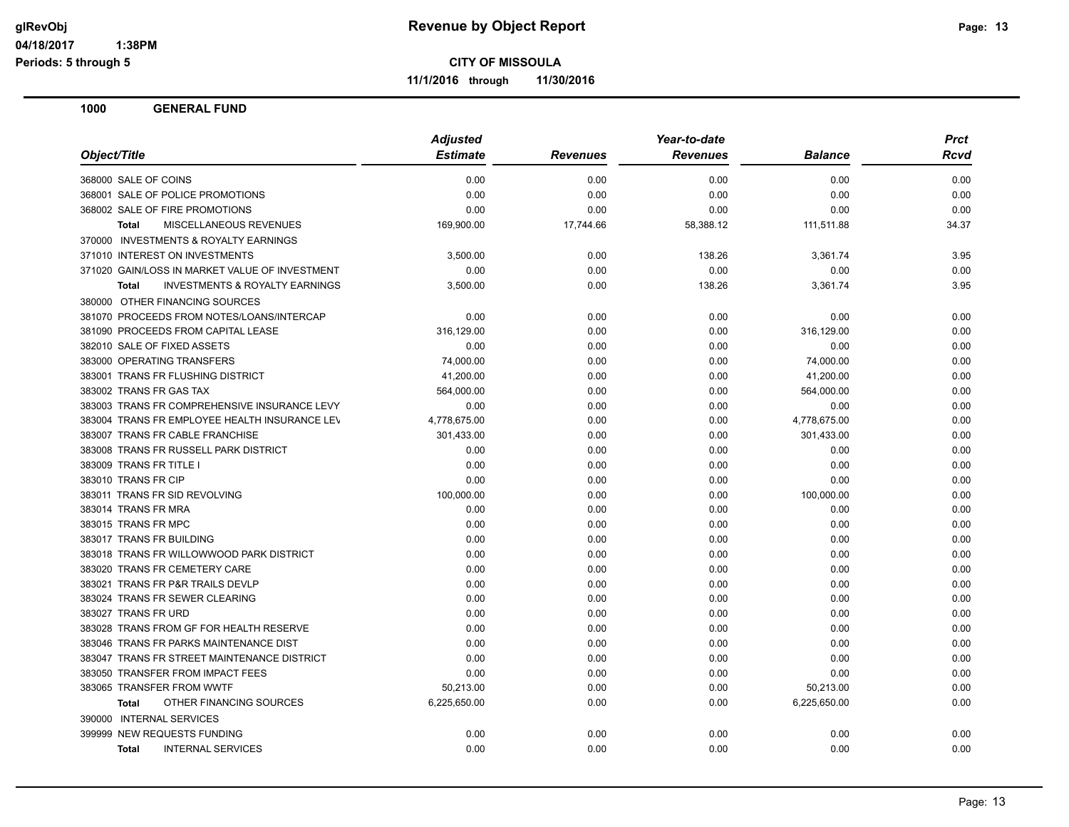**CITY OF MISSOULA**

**11/1/2016 through 11/30/2016**

## 1000 GENERAL FUND

| Object/Title | Adjusted Estimate | Revenues | Year-to-date Revenues | Balance | Prct Rcvd |
|---|---|---|---|---|---|
| 368000 SALE OF COINS | 0.00 | 0.00 | 0.00 | 0.00 | 0.00 |
| 368001 SALE OF POLICE PROMOTIONS | 0.00 | 0.00 | 0.00 | 0.00 | 0.00 |
| 368002 SALE OF FIRE PROMOTIONS | 0.00 | 0.00 | 0.00 | 0.00 | 0.00 |
| **Total** MISCELLANEOUS REVENUES | 169,900.00 | 17,744.66 | 58,388.12 | 111,511.88 | 34.37 |
| 370000 INVESTMENTS & ROYALTY EARNINGS | | | | | |
| 371010 INTEREST ON INVESTMENTS | 3,500.00 | 0.00 | 138.26 | 3,361.74 | 3.95 |
| 371020 GAIN/LOSS IN MARKET VALUE OF INVESTMENT | 0.00 | 0.00 | 0.00 | 0.00 | 0.00 |
| **Total** INVESTMENTS & ROYALTY EARNINGS | 3,500.00 | 0.00 | 138.26 | 3,361.74 | 3.95 |
| 380000 OTHER FINANCING SOURCES | | | | | |
| 381070 PROCEEDS FROM NOTES/LOANS/INTERCAP | 0.00 | 0.00 | 0.00 | 0.00 | 0.00 |
| 381090 PROCEEDS FROM CAPITAL LEASE | 316,129.00 | 0.00 | 0.00 | 316,129.00 | 0.00 |
| 382010 SALE OF FIXED ASSETS | 0.00 | 0.00 | 0.00 | 0.00 | 0.00 |
| 383000 OPERATING TRANSFERS | 74,000.00 | 0.00 | 0.00 | 74,000.00 | 0.00 |
| 383001 TRANS FR FLUSHING DISTRICT | 41,200.00 | 0.00 | 0.00 | 41,200.00 | 0.00 |
| 383002 TRANS FR GAS TAX | 564,000.00 | 0.00 | 0.00 | 564,000.00 | 0.00 |
| 383003 TRANS FR COMPREHENSIVE INSURANCE LEVY | 0.00 | 0.00 | 0.00 | 0.00 | 0.00 |
| 383004 TRANS FR EMPLOYEE HEALTH INSURANCE LEV | 4,778,675.00 | 0.00 | 0.00 | 4,778,675.00 | 0.00 |
| 383007 TRANS FR CABLE FRANCHISE | 301,433.00 | 0.00 | 0.00 | 301,433.00 | 0.00 |
| 383008 TRANS FR RUSSELL PARK DISTRICT | 0.00 | 0.00 | 0.00 | 0.00 | 0.00 |
| 383009 TRANS FR TITLE I | 0.00 | 0.00 | 0.00 | 0.00 | 0.00 |
| 383010 TRANS FR CIP | 0.00 | 0.00 | 0.00 | 0.00 | 0.00 |
| 383011 TRANS FR SID REVOLVING | 100,000.00 | 0.00 | 0.00 | 100,000.00 | 0.00 |
| 383014 TRANS FR MRA | 0.00 | 0.00 | 0.00 | 0.00 | 0.00 |
| 383015 TRANS FR MPC | 0.00 | 0.00 | 0.00 | 0.00 | 0.00 |
| 383017 TRANS FR BUILDING | 0.00 | 0.00 | 0.00 | 0.00 | 0.00 |
| 383018 TRANS FR WILLOWWOOD PARK DISTRICT | 0.00 | 0.00 | 0.00 | 0.00 | 0.00 |
| 383020 TRANS FR CEMETERY CARE | 0.00 | 0.00 | 0.00 | 0.00 | 0.00 |
| 383021 TRANS FR P&R TRAILS DEVLP | 0.00 | 0.00 | 0.00 | 0.00 | 0.00 |
| 383024 TRANS FR SEWER CLEARING | 0.00 | 0.00 | 0.00 | 0.00 | 0.00 |
| 383027 TRANS FR URD | 0.00 | 0.00 | 0.00 | 0.00 | 0.00 |
| 383028 TRANS FROM GF FOR HEALTH RESERVE | 0.00 | 0.00 | 0.00 | 0.00 | 0.00 |
| 383046 TRANS FR PARKS MAINTENANCE DIST | 0.00 | 0.00 | 0.00 | 0.00 | 0.00 |
| 383047 TRANS FR STREET MAINTENANCE DISTRICT | 0.00 | 0.00 | 0.00 | 0.00 | 0.00 |
| 383050 TRANSFER FROM IMPACT FEES | 0.00 | 0.00 | 0.00 | 0.00 | 0.00 |
| 383065 TRANSFER FROM WWTF | 50,213.00 | 0.00 | 0.00 | 50,213.00 | 0.00 |
| **Total** OTHER FINANCING SOURCES | 6,225,650.00 | 0.00 | 0.00 | 6,225,650.00 | 0.00 |
| 390000 INTERNAL SERVICES | | | | | |
| 399999 NEW REQUESTS FUNDING | 0.00 | 0.00 | 0.00 | 0.00 | 0.00 |
| **Total** INTERNAL SERVICES | 0.00 | 0.00 | 0.00 | 0.00 | 0.00 |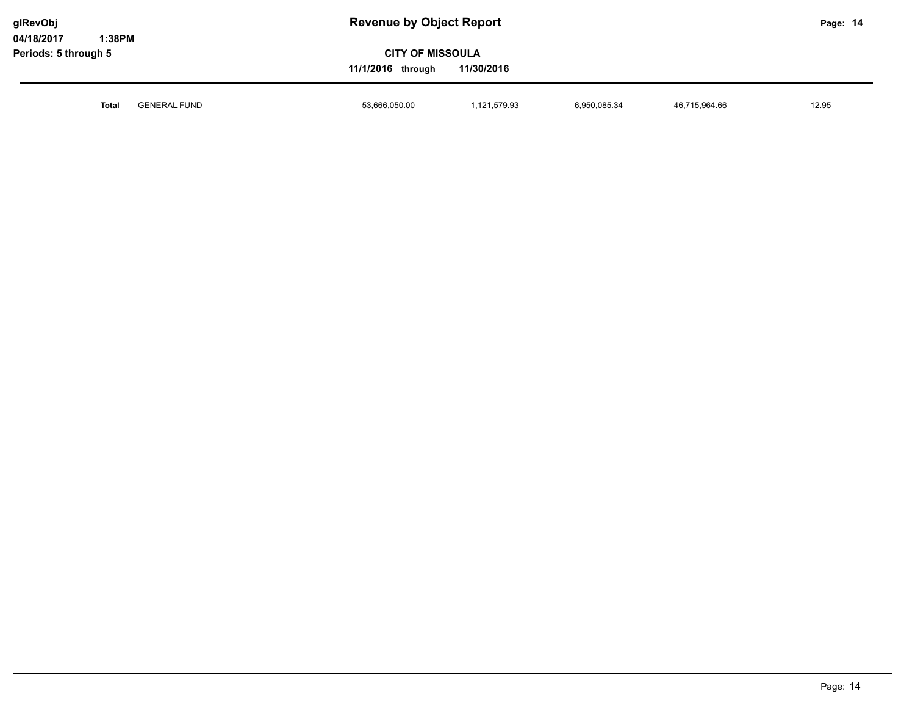| Total | GENERAL FUND | 53,666,050.00 | 1,121,579.93 | 6,950,085.34 | 46,715,964.66 | 12.95 |
|---|---|---|---|---|---|---|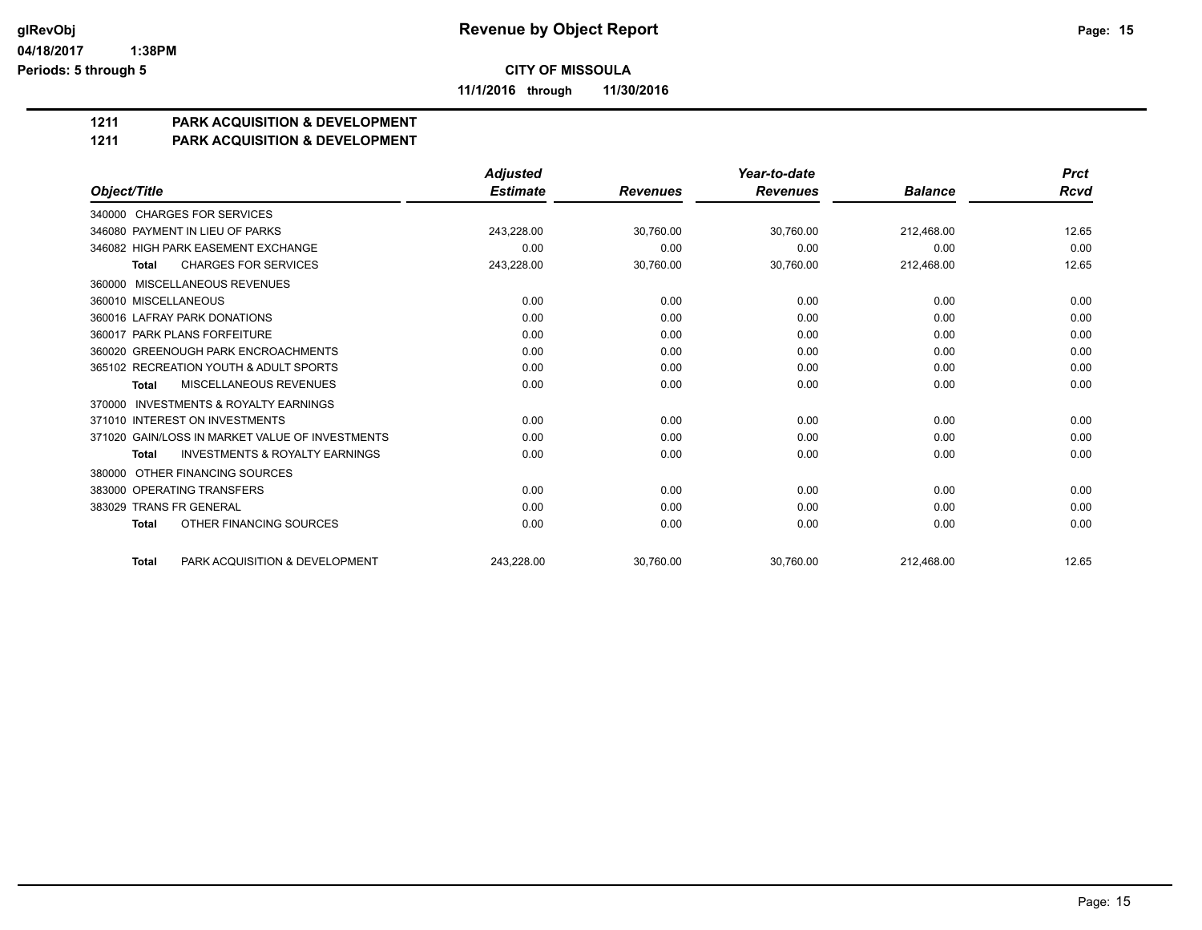**CITY OF MISSOULA**

**11/1/2016 through 11/30/2016**

## 1211 PARK ACQUISITION & DEVELOPMENT
## 1211 PARK ACQUISITION & DEVELOPMENT

| Object/Title | Adjusted Estimate | Revenues | Year-to-date Revenues | Balance | Prct Rcvd |
|---|---|---|---|---|---|
| 340000 CHARGES FOR SERVICES | | | | | |
| 346080 PAYMENT IN LIEU OF PARKS | 243,228.00 | 30,760.00 | 30,760.00 | 212,468.00 | 12.65 |
| 346082 HIGH PARK EASEMENT EXCHANGE | 0.00 | 0.00 | 0.00 | 0.00 | 0.00 |
| **Total** CHARGES FOR SERVICES | 243,228.00 | 30,760.00 | 30,760.00 | 212,468.00 | 12.65 |
| 360000 MISCELLANEOUS REVENUES | | | | | |
| 360010 MISCELLANEOUS | 0.00 | 0.00 | 0.00 | 0.00 | 0.00 |
| 360016 LAFRAY PARK DONATIONS | 0.00 | 0.00 | 0.00 | 0.00 | 0.00 |
| 360017 PARK PLANS FORFEITURE | 0.00 | 0.00 | 0.00 | 0.00 | 0.00 |
| 360020 GREENOUGH PARK ENCROACHMENTS | 0.00 | 0.00 | 0.00 | 0.00 | 0.00 |
| 365102 RECREATION YOUTH & ADULT SPORTS | 0.00 | 0.00 | 0.00 | 0.00 | 0.00 |
| **Total** MISCELLANEOUS REVENUES | 0.00 | 0.00 | 0.00 | 0.00 | 0.00 |
| 370000 INVESTMENTS & ROYALTY EARNINGS | | | | | |
| 371010 INTEREST ON INVESTMENTS | 0.00 | 0.00 | 0.00 | 0.00 | 0.00 |
| 371020 GAIN/LOSS IN MARKET VALUE OF INVESTMENTS | 0.00 | 0.00 | 0.00 | 0.00 | 0.00 |
| **Total** INVESTMENTS & ROYALTY EARNINGS | 0.00 | 0.00 | 0.00 | 0.00 | 0.00 |
| 380000 OTHER FINANCING SOURCES | | | | | |
| 383000 OPERATING TRANSFERS | 0.00 | 0.00 | 0.00 | 0.00 | 0.00 |
| 383029 TRANS FR GENERAL | 0.00 | 0.00 | 0.00 | 0.00 | 0.00 |
| **Total** OTHER FINANCING SOURCES | 0.00 | 0.00 | 0.00 | 0.00 | 0.00 |
| **Total** PARK ACQUISITION & DEVELOPMENT | 243,228.00 | 30,760.00 | 30,760.00 | 212,468.00 | 12.65 |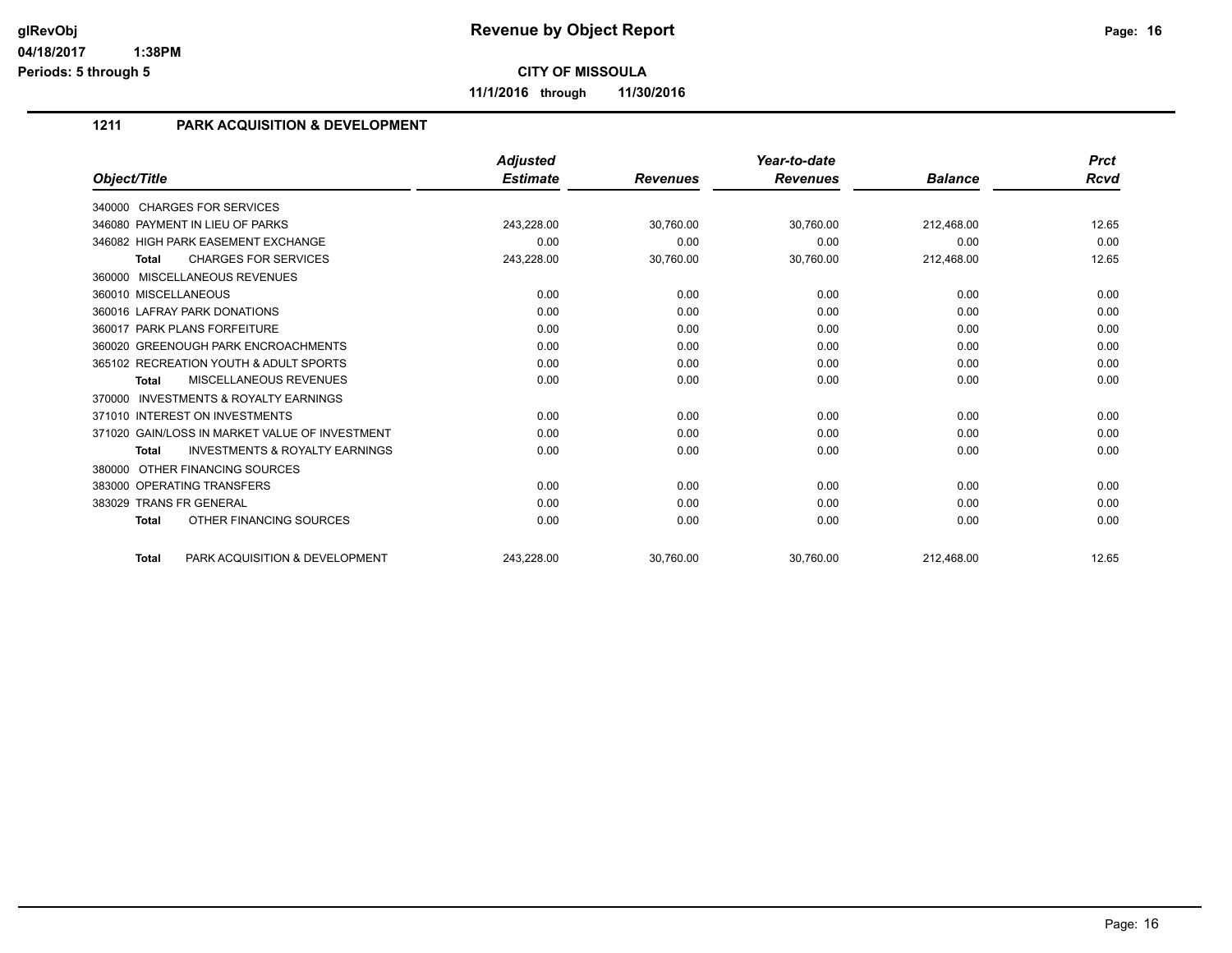# Revenue by Object Report

**CITY OF MISSOULA**

**11/1/2016 through 11/30/2016**

glRevObj
04/18/2017 1:38PM
Periods: 5 through 5

## 1211 PARK ACQUISITION & DEVELOPMENT

| Object/Title | Adjusted Estimate | Revenues | Year-to-date Revenues | Balance | Prct Rcvd |
|---|---|---|---|---|---|
| 340000 CHARGES FOR SERVICES | | | | | |
| 346080 PAYMENT IN LIEU OF PARKS | 243,228.00 | 30,760.00 | 30,760.00 | 212,468.00 | 12.65 |
| 346082 HIGH PARK EASEMENT EXCHANGE | 0.00 | 0.00 | 0.00 | 0.00 | 0.00 |
| **Total** CHARGES FOR SERVICES | 243,228.00 | 30,760.00 | 30,760.00 | 212,468.00 | 12.65 |
| 360000 MISCELLANEOUS REVENUES | | | | | |
| 360010 MISCELLANEOUS | 0.00 | 0.00 | 0.00 | 0.00 | 0.00 |
| 360016 LAFRAY PARK DONATIONS | 0.00 | 0.00 | 0.00 | 0.00 | 0.00 |
| 360017 PARK PLANS FORFEITURE | 0.00 | 0.00 | 0.00 | 0.00 | 0.00 |
| 360020 GREENOUGH PARK ENCROACHMENTS | 0.00 | 0.00 | 0.00 | 0.00 | 0.00 |
| 365102 RECREATION YOUTH & ADULT SPORTS | 0.00 | 0.00 | 0.00 | 0.00 | 0.00 |
| **Total** MISCELLANEOUS REVENUES | 0.00 | 0.00 | 0.00 | 0.00 | 0.00 |
| 370000 INVESTMENTS & ROYALTY EARNINGS | | | | | |
| 371010 INTEREST ON INVESTMENTS | 0.00 | 0.00 | 0.00 | 0.00 | 0.00 |
| 371020 GAIN/LOSS IN MARKET VALUE OF INVESTMENT | 0.00 | 0.00 | 0.00 | 0.00 | 0.00 |
| **Total** INVESTMENTS & ROYALTY EARNINGS | 0.00 | 0.00 | 0.00 | 0.00 | 0.00 |
| 380000 OTHER FINANCING SOURCES | | | | | |
| 383000 OPERATING TRANSFERS | 0.00 | 0.00 | 0.00 | 0.00 | 0.00 |
| 383029 TRANS FR GENERAL | 0.00 | 0.00 | 0.00 | 0.00 | 0.00 |
| **Total** OTHER FINANCING SOURCES | 0.00 | 0.00 | 0.00 | 0.00 | 0.00 |
| **Total** PARK ACQUISITION & DEVELOPMENT | 243,228.00 | 30,760.00 | 30,760.00 | 212,468.00 | 12.65 |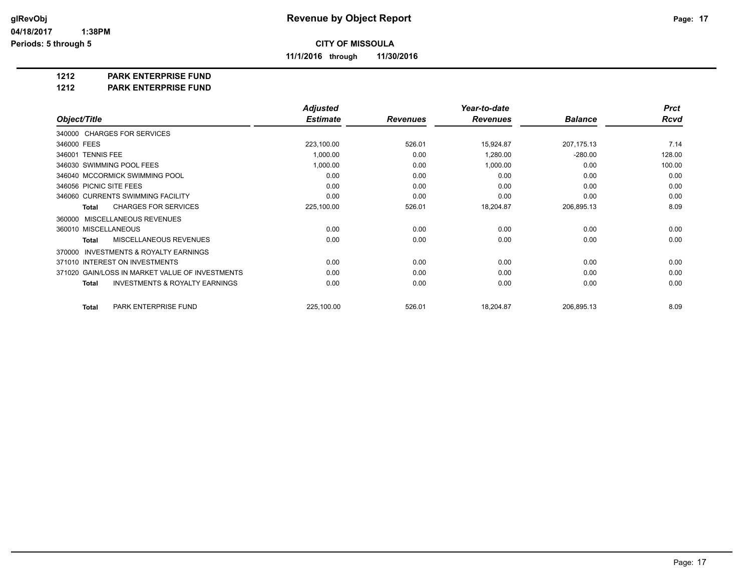# Revenue by Object Report

glRevObj
04/18/2017 1:38PM
Periods: 5 through 5

**CITY OF MISSOULA**

**11/1/2016 through 11/30/2016**

**1212 PARK ENTERPRISE FUND**
**1212 PARK ENTERPRISE FUND**

| Object/Title | Adjusted Estimate | Revenues | Year-to-date Revenues | Balance | Prct Rcvd |
|---|---|---|---|---|---|
| 340000 CHARGES FOR SERVICES | | | | | |
| 346000 FEES | 223,100.00 | 526.01 | 15,924.87 | 207,175.13 | 7.14 |
| 346001 TENNIS FEE | 1,000.00 | 0.00 | 1,280.00 | -280.00 | 128.00 |
| 346030 SWIMMING POOL FEES | 1,000.00 | 0.00 | 1,000.00 | 0.00 | 100.00 |
| 346040 MCCORMICK SWIMMING POOL | 0.00 | 0.00 | 0.00 | 0.00 | 0.00 |
| 346056 PICNIC SITE FEES | 0.00 | 0.00 | 0.00 | 0.00 | 0.00 |
| 346060 CURRENTS SWIMMING FACILITY | 0.00 | 0.00 | 0.00 | 0.00 | 0.00 |
| **Total** CHARGES FOR SERVICES | 225,100.00 | 526.01 | 18,204.87 | 206,895.13 | 8.09 |
| 360000 MISCELLANEOUS REVENUES | | | | | |
| 360010 MISCELLANEOUS | 0.00 | 0.00 | 0.00 | 0.00 | 0.00 |
| **Total** MISCELLANEOUS REVENUES | 0.00 | 0.00 | 0.00 | 0.00 | 0.00 |
| 370000 INVESTMENTS & ROYALTY EARNINGS | | | | | |
| 371010 INTEREST ON INVESTMENTS | 0.00 | 0.00 | 0.00 | 0.00 | 0.00 |
| 371020 GAIN/LOSS IN MARKET VALUE OF INVESTMENTS | 0.00 | 0.00 | 0.00 | 0.00 | 0.00 |
| **Total** INVESTMENTS & ROYALTY EARNINGS | 0.00 | 0.00 | 0.00 | 0.00 | 0.00 |
| **Total** PARK ENTERPRISE FUND | 225,100.00 | 526.01 | 18,204.87 | 206,895.13 | 8.09 |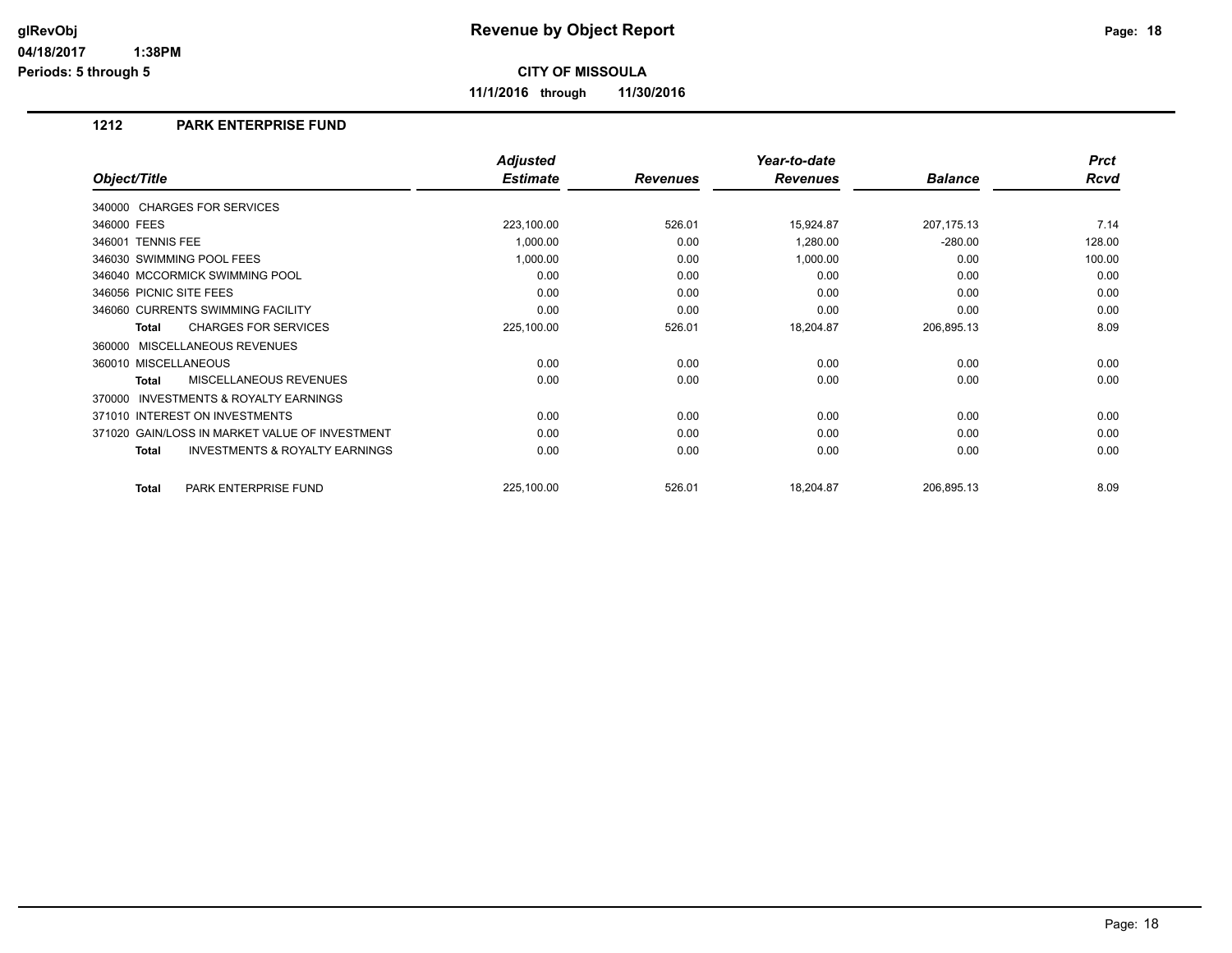# Revenue by Object Report

**CITY OF MISSOULA**

**11/1/2016 through 11/30/2016**

glRevObj
04/18/2017 1:38PM
Periods: 5 through 5

## 1212 PARK ENTERPRISE FUND

| Object/Title | Adjusted Estimate | Revenues | Year-to-date Revenues | Balance | Prct Rcvd |
|---|---|---|---|---|---|
| 340000 CHARGES FOR SERVICES | | | | | |
| 346000 FEES | 223,100.00 | 526.01 | 15,924.87 | 207,175.13 | 7.14 |
| 346001 TENNIS FEE | 1,000.00 | 0.00 | 1,280.00 | -280.00 | 128.00 |
| 346030 SWIMMING POOL FEES | 1,000.00 | 0.00 | 1,000.00 | 0.00 | 100.00 |
| 346040 MCCORMICK SWIMMING POOL | 0.00 | 0.00 | 0.00 | 0.00 | 0.00 |
| 346056 PICNIC SITE FEES | 0.00 | 0.00 | 0.00 | 0.00 | 0.00 |
| 346060 CURRENTS SWIMMING FACILITY | 0.00 | 0.00 | 0.00 | 0.00 | 0.00 |
| **Total** CHARGES FOR SERVICES | 225,100.00 | 526.01 | 18,204.87 | 206,895.13 | 8.09 |
| 360000 MISCELLANEOUS REVENUES | | | | | |
| 360010 MISCELLANEOUS | 0.00 | 0.00 | 0.00 | 0.00 | 0.00 |
| **Total** MISCELLANEOUS REVENUES | 0.00 | 0.00 | 0.00 | 0.00 | 0.00 |
| 370000 INVESTMENTS & ROYALTY EARNINGS | | | | | |
| 371010 INTEREST ON INVESTMENTS | 0.00 | 0.00 | 0.00 | 0.00 | 0.00 |
| 371020 GAIN/LOSS IN MARKET VALUE OF INVESTMENT | 0.00 | 0.00 | 0.00 | 0.00 | 0.00 |
| **Total** INVESTMENTS & ROYALTY EARNINGS | 0.00 | 0.00 | 0.00 | 0.00 | 0.00 |
| **Total** PARK ENTERPRISE FUND | 225,100.00 | 526.01 | 18,204.87 | 206,895.13 | 8.09 |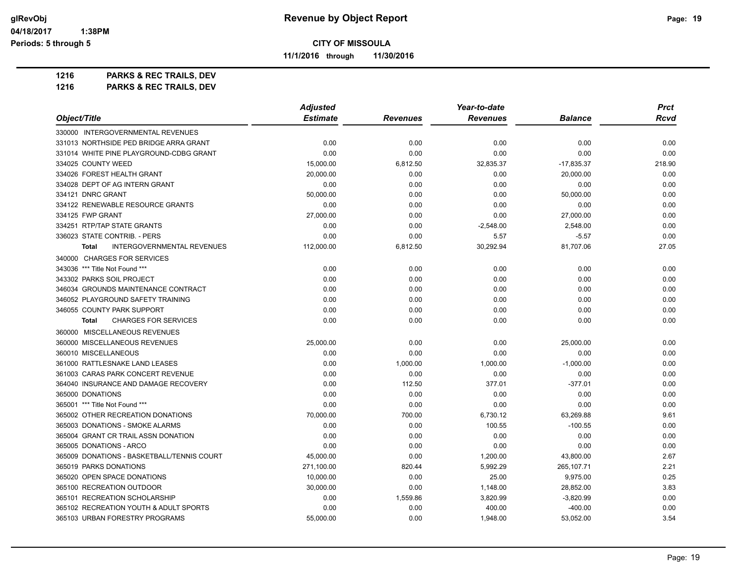**glRevObj** 04/18/2017 1:38PM
**Periods: 5 through 5**

# Revenue by Object Report

**CITY OF MISSOULA**

**11/1/2016 through 11/30/2016**

**1216 PARKS & REC TRAILS, DEV**
**1216 PARKS & REC TRAILS, DEV**

| Object/Title | Adjusted Estimate | Revenues | Year-to-date Revenues | Balance | Prct Rcvd |
|---|---|---|---|---|---|
| 330000 INTERGOVERNMENTAL REVENUES | | | | | |
| 331013 NORTHSIDE PED BRIDGE ARRA GRANT | 0.00 | 0.00 | 0.00 | 0.00 | 0.00 |
| 331014 WHITE PINE PLAYGROUND-CDBG GRANT | 0.00 | 0.00 | 0.00 | 0.00 | 0.00 |
| 334025 COUNTY WEED | 15,000.00 | 6,812.50 | 32,835.37 | -17,835.37 | 218.90 |
| 334026 FOREST HEALTH GRANT | 20,000.00 | 0.00 | 0.00 | 20,000.00 | 0.00 |
| 334028 DEPT OF AG INTERN GRANT | 0.00 | 0.00 | 0.00 | 0.00 | 0.00 |
| 334121 DNRC GRANT | 50,000.00 | 0.00 | 0.00 | 50,000.00 | 0.00 |
| 334122 RENEWABLE RESOURCE GRANTS | 0.00 | 0.00 | 0.00 | 0.00 | 0.00 |
| 334125 FWP GRANT | 27,000.00 | 0.00 | 0.00 | 27,000.00 | 0.00 |
| 334251 RTP/TAP STATE GRANTS | 0.00 | 0.00 | -2,548.00 | 2,548.00 | 0.00 |
| 336023 STATE CONTRIB. - PERS | 0.00 | 0.00 | 5.57 | -5.57 | 0.00 |
| **Total** INTERGOVERNMENTAL REVENUES | 112,000.00 | 6,812.50 | 30,292.94 | 81,707.06 | 27.05 |
| 340000 CHARGES FOR SERVICES | | | | | |
| 343036 *** Title Not Found *** | 0.00 | 0.00 | 0.00 | 0.00 | 0.00 |
| 343302 PARKS SOIL PROJECT | 0.00 | 0.00 | 0.00 | 0.00 | 0.00 |
| 346034 GROUNDS MAINTENANCE CONTRACT | 0.00 | 0.00 | 0.00 | 0.00 | 0.00 |
| 346052 PLAYGROUND SAFETY TRAINING | 0.00 | 0.00 | 0.00 | 0.00 | 0.00 |
| 346055 COUNTY PARK SUPPORT | 0.00 | 0.00 | 0.00 | 0.00 | 0.00 |
| **Total** CHARGES FOR SERVICES | 0.00 | 0.00 | 0.00 | 0.00 | 0.00 |
| 360000 MISCELLANEOUS REVENUES | | | | | |
| 360000 MISCELLANEOUS REVENUES | 25,000.00 | 0.00 | 0.00 | 25,000.00 | 0.00 |
| 360010 MISCELLANEOUS | 0.00 | 0.00 | 0.00 | 0.00 | 0.00 |
| 361000 RATTLESNAKE LAND LEASES | 0.00 | 1,000.00 | 1,000.00 | -1,000.00 | 0.00 |
| 361003 CARAS PARK CONCERT REVENUE | 0.00 | 0.00 | 0.00 | 0.00 | 0.00 |
| 364040 INSURANCE AND DAMAGE RECOVERY | 0.00 | 112.50 | 377.01 | -377.01 | 0.00 |
| 365000 DONATIONS | 0.00 | 0.00 | 0.00 | 0.00 | 0.00 |
| 365001 *** Title Not Found *** | 0.00 | 0.00 | 0.00 | 0.00 | 0.00 |
| 365002 OTHER RECREATION DONATIONS | 70,000.00 | 700.00 | 6,730.12 | 63,269.88 | 9.61 |
| 365003 DONATIONS - SMOKE ALARMS | 0.00 | 0.00 | 100.55 | -100.55 | 0.00 |
| 365004 GRANT CR TRAIL ASSN DONATION | 0.00 | 0.00 | 0.00 | 0.00 | 0.00 |
| 365005 DONATIONS - ARCO | 0.00 | 0.00 | 0.00 | 0.00 | 0.00 |
| 365009 DONATIONS - BASKETBALL/TENNIS COURT | 45,000.00 | 0.00 | 1,200.00 | 43,800.00 | 2.67 |
| 365019 PARKS DONATIONS | 271,100.00 | 820.44 | 5,992.29 | 265,107.71 | 2.21 |
| 365020 OPEN SPACE DONATIONS | 10,000.00 | 0.00 | 25.00 | 9,975.00 | 0.25 |
| 365100 RECREATION OUTDOOR | 30,000.00 | 0.00 | 1,148.00 | 28,852.00 | 3.83 |
| 365101 RECREATION SCHOLARSHIP | 0.00 | 1,559.86 | 3,820.99 | -3,820.99 | 0.00 |
| 365102 RECREATION YOUTH & ADULT SPORTS | 0.00 | 0.00 | 400.00 | -400.00 | 0.00 |
| 365103 URBAN FORESTRY PROGRAMS | 55,000.00 | 0.00 | 1,948.00 | 53,052.00 | 3.54 |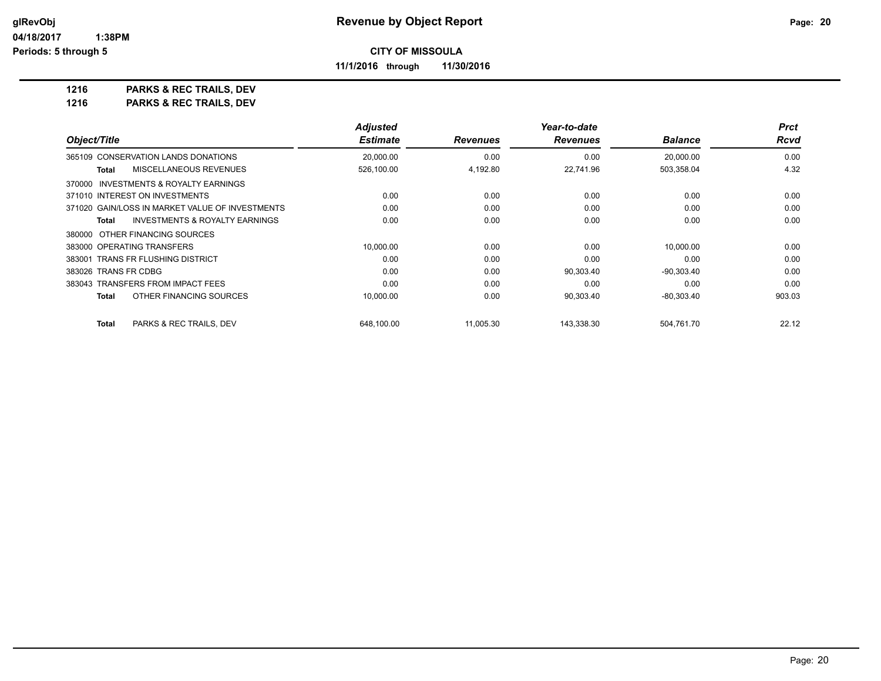**glRevObj**
**04/18/2017 1:38PM**
**Periods: 5 through 5**

# Revenue by Object Report

**CITY OF MISSOULA**

**11/1/2016 through 11/30/2016**

**1216 PARKS & REC TRAILS, DEV**
**1216 PARKS & REC TRAILS, DEV**

| Object/Title | Adjusted Estimate | Revenues | Year-to-date Revenues | Balance | Prct Rcvd |
|---|---|---|---|---|---|
| 365109 CONSERVATION LANDS DONATIONS | 20,000.00 | 0.00 | 0.00 | 20,000.00 | 0.00 |
| **Total** MISCELLANEOUS REVENUES | 526,100.00 | 4,192.80 | 22,741.96 | 503,358.04 | 4.32 |
| 370000 INVESTMENTS & ROYALTY EARNINGS | | | | | |
| 371010 INTEREST ON INVESTMENTS | 0.00 | 0.00 | 0.00 | 0.00 | 0.00 |
| 371020 GAIN/LOSS IN MARKET VALUE OF INVESTMENTS | 0.00 | 0.00 | 0.00 | 0.00 | 0.00 |
| **Total** INVESTMENTS & ROYALTY EARNINGS | 0.00 | 0.00 | 0.00 | 0.00 | 0.00 |
| 380000 OTHER FINANCING SOURCES | | | | | |
| 383000 OPERATING TRANSFERS | 10,000.00 | 0.00 | 0.00 | 10,000.00 | 0.00 |
| 383001 TRANS FR FLUSHING DISTRICT | 0.00 | 0.00 | 0.00 | 0.00 | 0.00 |
| 383026 TRANS FR CDBG | 0.00 | 0.00 | 90,303.40 | -90,303.40 | 0.00 |
| 383043 TRANSFERS FROM IMPACT FEES | 0.00 | 0.00 | 0.00 | 0.00 | 0.00 |
| **Total** OTHER FINANCING SOURCES | 10,000.00 | 0.00 | 90,303.40 | -80,303.40 | 903.03 |
| **Total** PARKS & REC TRAILS, DEV | 648,100.00 | 11,005.30 | 143,338.30 | 504,761.70 | 22.12 |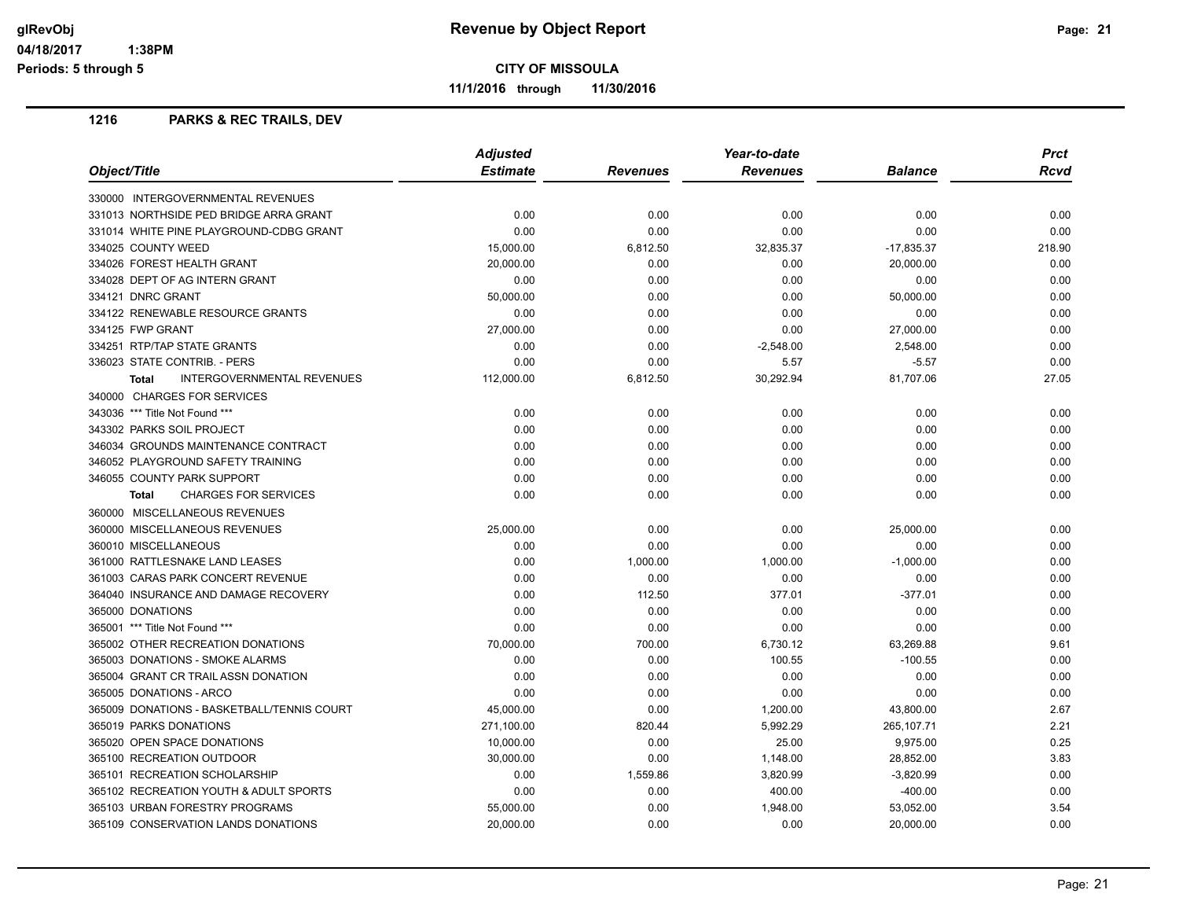**glRevObj** 04/18/2017 1:38PM Periods: 5 through 5

# Revenue by Object Report

**CITY OF MISSOULA**

**11/1/2016 through 11/30/2016**

## 1216 PARKS & REC TRAILS, DEV

| Object/Title | Adjusted Estimate | Revenues | Year-to-date Revenues | Balance | Prct Rcvd |
|---|---|---|---|---|---|
| 330000 INTERGOVERNMENTAL REVENUES | | | | | |
| 331013 NORTHSIDE PED BRIDGE ARRA GRANT | 0.00 | 0.00 | 0.00 | 0.00 | 0.00 |
| 331014 WHITE PINE PLAYGROUND-CDBG GRANT | 0.00 | 0.00 | 0.00 | 0.00 | 0.00 |
| 334025 COUNTY WEED | 15,000.00 | 6,812.50 | 32,835.37 | -17,835.37 | 218.90 |
| 334026 FOREST HEALTH GRANT | 20,000.00 | 0.00 | 0.00 | 20,000.00 | 0.00 |
| 334028 DEPT OF AG INTERN GRANT | 0.00 | 0.00 | 0.00 | 0.00 | 0.00 |
| 334121 DNRC GRANT | 50,000.00 | 0.00 | 0.00 | 50,000.00 | 0.00 |
| 334122 RENEWABLE RESOURCE GRANTS | 0.00 | 0.00 | 0.00 | 0.00 | 0.00 |
| 334125 FWP GRANT | 27,000.00 | 0.00 | 0.00 | 27,000.00 | 0.00 |
| 334251 RTP/TAP STATE GRANTS | 0.00 | 0.00 | -2,548.00 | 2,548.00 | 0.00 |
| 336023 STATE CONTRIB. - PERS | 0.00 | 0.00 | 5.57 | -5.57 | 0.00 |
| **Total** INTERGOVERNMENTAL REVENUES | 112,000.00 | 6,812.50 | 30,292.94 | 81,707.06 | 27.05 |
| 340000 CHARGES FOR SERVICES | | | | | |
| 343036 *** Title Not Found *** | 0.00 | 0.00 | 0.00 | 0.00 | 0.00 |
| 343302 PARKS SOIL PROJECT | 0.00 | 0.00 | 0.00 | 0.00 | 0.00 |
| 346034 GROUNDS MAINTENANCE CONTRACT | 0.00 | 0.00 | 0.00 | 0.00 | 0.00 |
| 346052 PLAYGROUND SAFETY TRAINING | 0.00 | 0.00 | 0.00 | 0.00 | 0.00 |
| 346055 COUNTY PARK SUPPORT | 0.00 | 0.00 | 0.00 | 0.00 | 0.00 |
| **Total** CHARGES FOR SERVICES | 0.00 | 0.00 | 0.00 | 0.00 | 0.00 |
| 360000 MISCELLANEOUS REVENUES | | | | | |
| 360000 MISCELLANEOUS REVENUES | 25,000.00 | 0.00 | 0.00 | 25,000.00 | 0.00 |
| 360010 MISCELLANEOUS | 0.00 | 0.00 | 0.00 | 0.00 | 0.00 |
| 361000 RATTLESNAKE LAND LEASES | 0.00 | 1,000.00 | 1,000.00 | -1,000.00 | 0.00 |
| 361003 CARAS PARK CONCERT REVENUE | 0.00 | 0.00 | 0.00 | 0.00 | 0.00 |
| 364040 INSURANCE AND DAMAGE RECOVERY | 0.00 | 112.50 | 377.01 | -377.01 | 0.00 |
| 365000 DONATIONS | 0.00 | 0.00 | 0.00 | 0.00 | 0.00 |
| 365001 *** Title Not Found *** | 0.00 | 0.00 | 0.00 | 0.00 | 0.00 |
| 365002 OTHER RECREATION DONATIONS | 70,000.00 | 700.00 | 6,730.12 | 63,269.88 | 9.61 |
| 365003 DONATIONS - SMOKE ALARMS | 0.00 | 0.00 | 100.55 | -100.55 | 0.00 |
| 365004 GRANT CR TRAIL ASSN DONATION | 0.00 | 0.00 | 0.00 | 0.00 | 0.00 |
| 365005 DONATIONS - ARCO | 0.00 | 0.00 | 0.00 | 0.00 | 0.00 |
| 365009 DONATIONS - BASKETBALL/TENNIS COURT | 45,000.00 | 0.00 | 1,200.00 | 43,800.00 | 2.67 |
| 365019 PARKS DONATIONS | 271,100.00 | 820.44 | 5,992.29 | 265,107.71 | 2.21 |
| 365020 OPEN SPACE DONATIONS | 10,000.00 | 0.00 | 25.00 | 9,975.00 | 0.25 |
| 365100 RECREATION OUTDOOR | 30,000.00 | 0.00 | 1,148.00 | 28,852.00 | 3.83 |
| 365101 RECREATION SCHOLARSHIP | 0.00 | 1,559.86 | 3,820.99 | -3,820.99 | 0.00 |
| 365102 RECREATION YOUTH & ADULT SPORTS | 0.00 | 0.00 | 400.00 | -400.00 | 0.00 |
| 365103 URBAN FORESTRY PROGRAMS | 55,000.00 | 0.00 | 1,948.00 | 53,052.00 | 3.54 |
| 365109 CONSERVATION LANDS DONATIONS | 20,000.00 | 0.00 | 0.00 | 20,000.00 | 0.00 |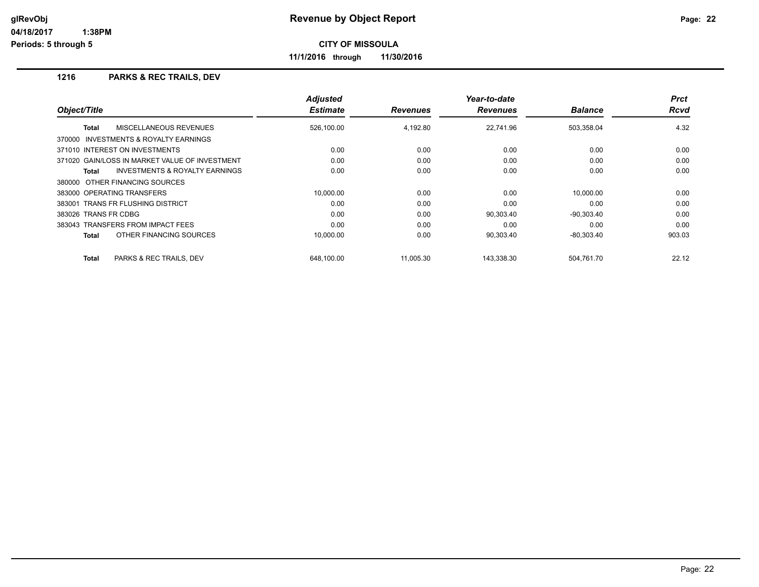**Revenue by Object Report**

**CITY OF MISSOULA**

**11/1/2016 through 11/30/2016**

glRevObj
04/18/2017 1:38PM
Periods: 5 through 5

## 1216 PARKS & REC TRAILS, DEV

| Object/Title | Adjusted Estimate | Revenues | Year-to-date Revenues | Balance | Prct Rcvd |
|---|---|---|---|---|---|
| **Total** MISCELLANEOUS REVENUES | 526,100.00 | 4,192.80 | 22,741.96 | 503,358.04 | 4.32 |
| 370000 INVESTMENTS & ROYALTY EARNINGS | | | | | |
| 371010 INTEREST ON INVESTMENTS | 0.00 | 0.00 | 0.00 | 0.00 | 0.00 |
| 371020 GAIN/LOSS IN MARKET VALUE OF INVESTMENT | 0.00 | 0.00 | 0.00 | 0.00 | 0.00 |
| **Total** INVESTMENTS & ROYALTY EARNINGS | 0.00 | 0.00 | 0.00 | 0.00 | 0.00 |
| 380000 OTHER FINANCING SOURCES | | | | | |
| 383000 OPERATING TRANSFERS | 10,000.00 | 0.00 | 0.00 | 10,000.00 | 0.00 |
| 383001 TRANS FR FLUSHING DISTRICT | 0.00 | 0.00 | 0.00 | 0.00 | 0.00 |
| 383026 TRANS FR CDBG | 0.00 | 0.00 | 90,303.40 | -90,303.40 | 0.00 |
| 383043 TRANSFERS FROM IMPACT FEES | 0.00 | 0.00 | 0.00 | 0.00 | 0.00 |
| **Total** OTHER FINANCING SOURCES | 10,000.00 | 0.00 | 90,303.40 | -80,303.40 | 903.03 |
| **Total** PARKS & REC TRAILS, DEV | 648,100.00 | 11,005.30 | 143,338.30 | 504,761.70 | 22.12 |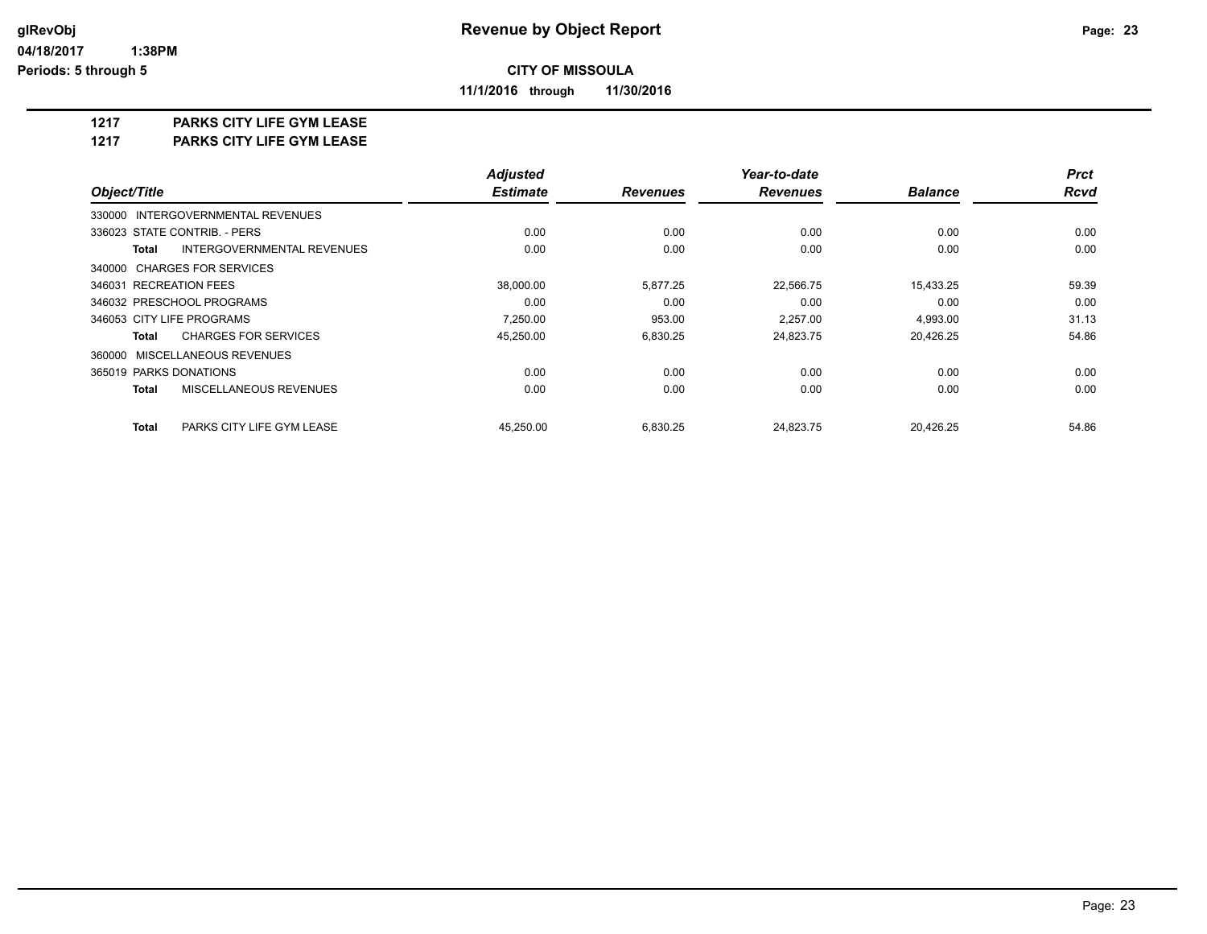**CITY OF MISSOULA**

**11/1/2016 through 11/30/2016**

**1217 PARKS CITY LIFE GYM LEASE**

**1217 PARKS CITY LIFE GYM LEASE**

| Object/Title | Adjusted Estimate | Revenues | Year-to-date Revenues | Balance | Prct Rcvd |
|---|---|---|---|---|---|
| 330000 INTERGOVERNMENTAL REVENUES | | | | | |
| 336023 STATE CONTRIB. - PERS | 0.00 | 0.00 | 0.00 | 0.00 | 0.00 |
| **Total** INTERGOVERNMENTAL REVENUES | 0.00 | 0.00 | 0.00 | 0.00 | 0.00 |
| 340000 CHARGES FOR SERVICES | | | | | |
| 346031 RECREATION FEES | 38,000.00 | 5,877.25 | 22,566.75 | 15,433.25 | 59.39 |
| 346032 PRESCHOOL PROGRAMS | 0.00 | 0.00 | 0.00 | 0.00 | 0.00 |
| 346053 CITY LIFE PROGRAMS | 7,250.00 | 953.00 | 2,257.00 | 4,993.00 | 31.13 |
| **Total** CHARGES FOR SERVICES | 45,250.00 | 6,830.25 | 24,823.75 | 20,426.25 | 54.86 |
| 360000 MISCELLANEOUS REVENUES | | | | | |
| 365019 PARKS DONATIONS | 0.00 | 0.00 | 0.00 | 0.00 | 0.00 |
| **Total** MISCELLANEOUS REVENUES | 0.00 | 0.00 | 0.00 | 0.00 | 0.00 |
| **Total** PARKS CITY LIFE GYM LEASE | 45,250.00 | 6,830.25 | 24,823.75 | 20,426.25 | 54.86 |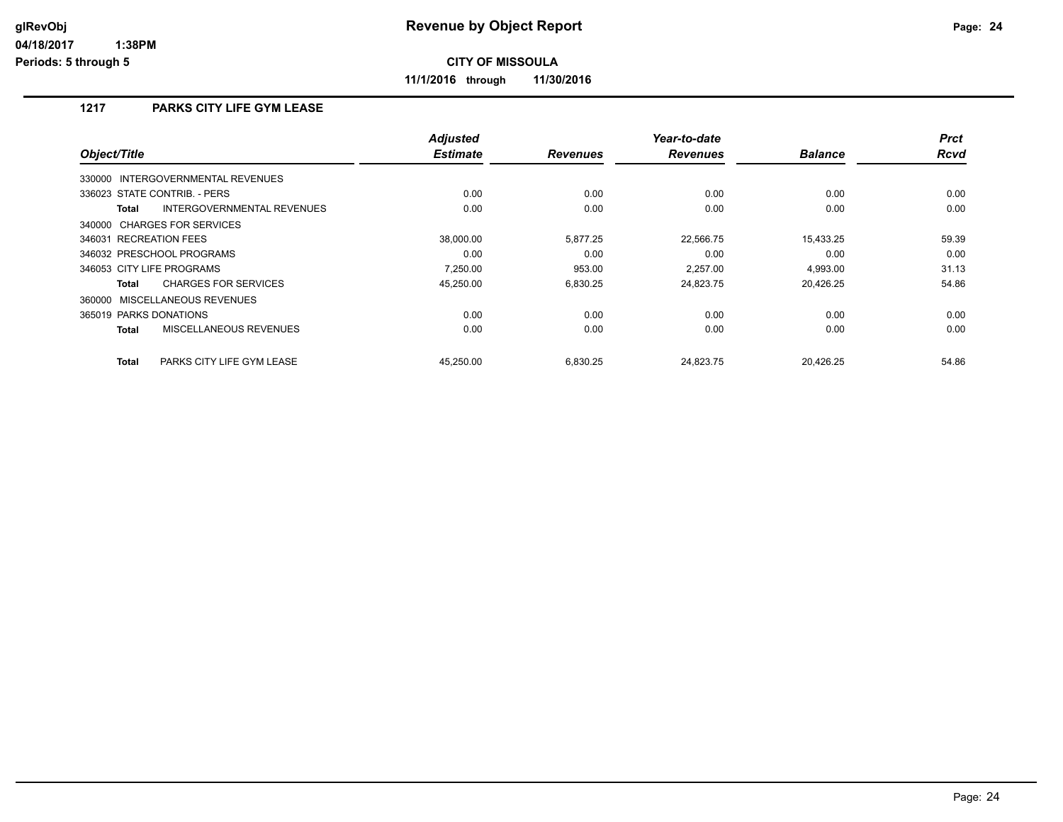# Revenue by Object Report

**CITY OF MISSOULA**

**11/1/2016 through 11/30/2016**

## 1217 PARKS CITY LIFE GYM LEASE

| Object/Title | Adjusted Estimate | Revenues | Year-to-date Revenues | Balance | Prct Rcvd |
|---|---|---|---|---|---|
| 330000 INTERGOVERNMENTAL REVENUES | | | | | |
| 336023 STATE CONTRIB. - PERS | 0.00 | 0.00 | 0.00 | 0.00 | 0.00 |
| **Total** INTERGOVERNMENTAL REVENUES | 0.00 | 0.00 | 0.00 | 0.00 | 0.00 |
| 340000 CHARGES FOR SERVICES | | | | | |
| 346031 RECREATION FEES | 38,000.00 | 5,877.25 | 22,566.75 | 15,433.25 | 59.39 |
| 346032 PRESCHOOL PROGRAMS | 0.00 | 0.00 | 0.00 | 0.00 | 0.00 |
| 346053 CITY LIFE PROGRAMS | 7,250.00 | 953.00 | 2,257.00 | 4,993.00 | 31.13 |
| **Total** CHARGES FOR SERVICES | 45,250.00 | 6,830.25 | 24,823.75 | 20,426.25 | 54.86 |
| 360000 MISCELLANEOUS REVENUES | | | | | |
| 365019 PARKS DONATIONS | 0.00 | 0.00 | 0.00 | 0.00 | 0.00 |
| **Total** MISCELLANEOUS REVENUES | 0.00 | 0.00 | 0.00 | 0.00 | 0.00 |
| **Total** PARKS CITY LIFE GYM LEASE | 45,250.00 | 6,830.25 | 24,823.75 | 20,426.25 | 54.86 |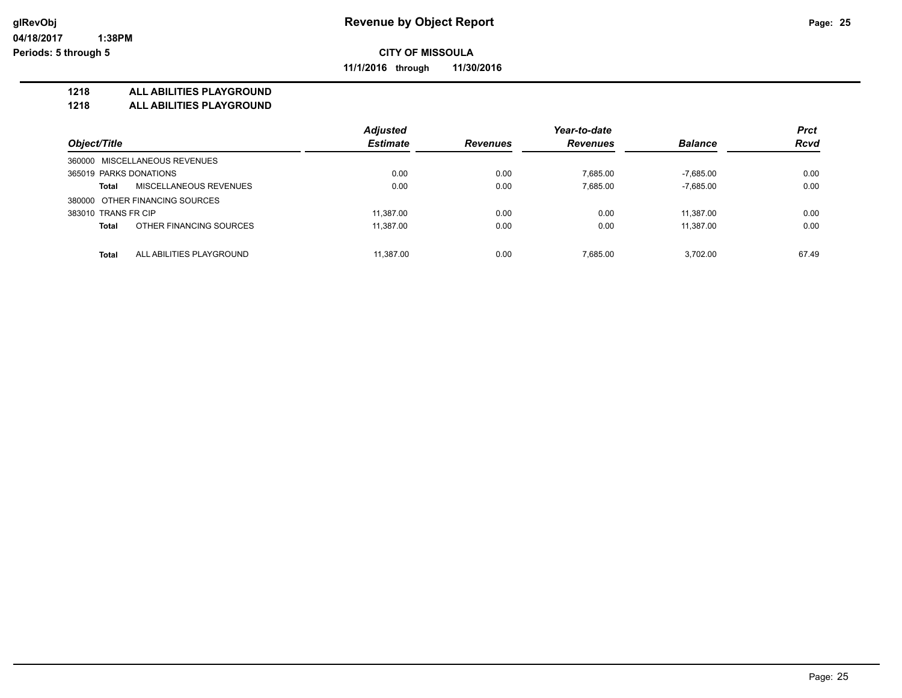# Revenue by Object Report

**CITY OF MISSOULA**

**11/1/2016 through 11/30/2016**

glRevObj
04/18/2017 1:38PM
Periods: 5 through 5

**1218 ALL ABILITIES PLAYGROUND**
**1218 ALL ABILITIES PLAYGROUND**

| Object/Title | | Adjusted Estimate | Revenues | Year-to-date Revenues | Balance | Prct Rcvd |
|---|---|---|---|---|---|---|
| 360000 MISCELLANEOUS REVENUES | | | | | | |
| 365019 PARKS DONATIONS | | 0.00 | 0.00 | 7,685.00 | -7,685.00 | 0.00 |
| **Total** | MISCELLANEOUS REVENUES | 0.00 | 0.00 | 7,685.00 | -7,685.00 | 0.00 |
| 380000 OTHER FINANCING SOURCES | | | | | | |
| 383010 TRANS FR CIP | | 11,387.00 | 0.00 | 0.00 | 11,387.00 | 0.00 |
| **Total** | OTHER FINANCING SOURCES | 11,387.00 | 0.00 | 0.00 | 11,387.00 | 0.00 |
| **Total** | ALL ABILITIES PLAYGROUND | 11,387.00 | 0.00 | 7,685.00 | 3,702.00 | 67.49 |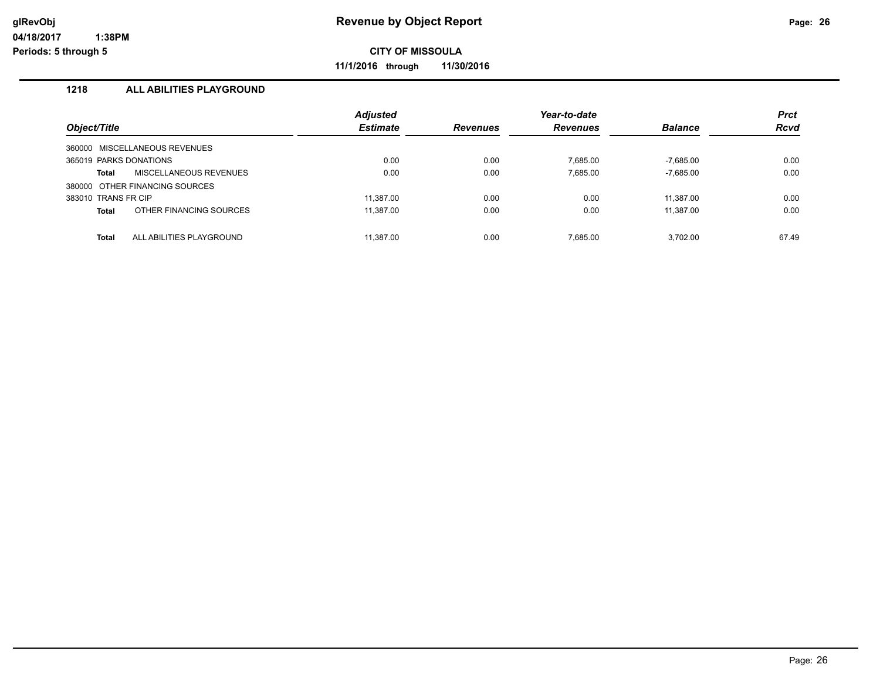# Revenue by Object Report

glRevObj
04/18/2017 1:38PM
Periods: 5 through 5

**CITY OF MISSOULA**

**11/1/2016 through 11/30/2016**

## 1218 ALL ABILITIES PLAYGROUND

| Object/Title | Adjusted Estimate | Revenues | Year-to-date Revenues | Balance | Prct Rcvd |
|---|---|---|---|---|---|
| 360000 MISCELLANEOUS REVENUES | | | | | |
| 365019 PARKS DONATIONS | 0.00 | 0.00 | 7,685.00 | -7,685.00 | 0.00 |
| **Total** MISCELLANEOUS REVENUES | 0.00 | 0.00 | 7,685.00 | -7,685.00 | 0.00 |
| 380000 OTHER FINANCING SOURCES | | | | | |
| 383010 TRANS FR CIP | 11,387.00 | 0.00 | 0.00 | 11,387.00 | 0.00 |
| **Total** OTHER FINANCING SOURCES | 11,387.00 | 0.00 | 0.00 | 11,387.00 | 0.00 |
| **Total** ALL ABILITIES PLAYGROUND | 11,387.00 | 0.00 | 7,685.00 | 3,702.00 | 67.49 |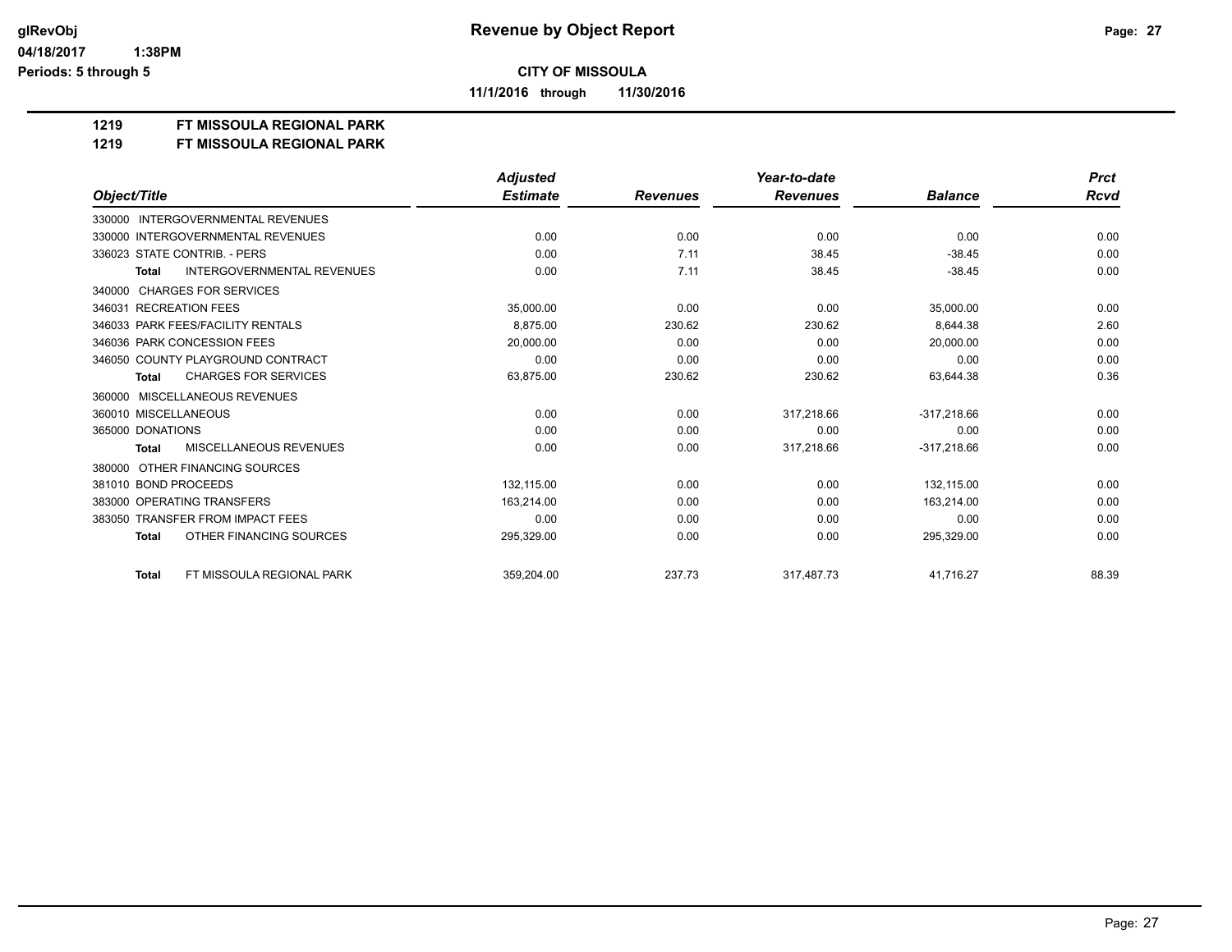# Revenue by Object Report

glRevObj
04/18/2017 1:38PM
Periods: 5 through 5

**CITY OF MISSOULA**

**11/1/2016 through 11/30/2016**

**1219 FT MISSOULA REGIONAL PARK**
**1219 FT MISSOULA REGIONAL PARK**

| Object/Title | Adjusted Estimate | Revenues | Year-to-date Revenues | Balance | Prct Rcvd |
|---|---|---|---|---|---|
| 330000 INTERGOVERNMENTAL REVENUES | | | | | |
| 330000 INTERGOVERNMENTAL REVENUES | 0.00 | 0.00 | 0.00 | 0.00 | 0.00 |
| 336023 STATE CONTRIB. - PERS | 0.00 | 7.11 | 38.45 | -38.45 | 0.00 |
| **Total** INTERGOVERNMENTAL REVENUES | 0.00 | 7.11 | 38.45 | -38.45 | 0.00 |
| 340000 CHARGES FOR SERVICES | | | | | |
| 346031 RECREATION FEES | 35,000.00 | 0.00 | 0.00 | 35,000.00 | 0.00 |
| 346033 PARK FEES/FACILITY RENTALS | 8,875.00 | 230.62 | 230.62 | 8,644.38 | 2.60 |
| 346036 PARK CONCESSION FEES | 20,000.00 | 0.00 | 0.00 | 20,000.00 | 0.00 |
| 346050 COUNTY PLAYGROUND CONTRACT | 0.00 | 0.00 | 0.00 | 0.00 | 0.00 |
| **Total** CHARGES FOR SERVICES | 63,875.00 | 230.62 | 230.62 | 63,644.38 | 0.36 |
| 360000 MISCELLANEOUS REVENUES | | | | | |
| 360010 MISCELLANEOUS | 0.00 | 0.00 | 317,218.66 | -317,218.66 | 0.00 |
| 365000 DONATIONS | 0.00 | 0.00 | 0.00 | 0.00 | 0.00 |
| **Total** MISCELLANEOUS REVENUES | 0.00 | 0.00 | 317,218.66 | -317,218.66 | 0.00 |
| 380000 OTHER FINANCING SOURCES | | | | | |
| 381010 BOND PROCEEDS | 132,115.00 | 0.00 | 0.00 | 132,115.00 | 0.00 |
| 383000 OPERATING TRANSFERS | 163,214.00 | 0.00 | 0.00 | 163,214.00 | 0.00 |
| 383050 TRANSFER FROM IMPACT FEES | 0.00 | 0.00 | 0.00 | 0.00 | 0.00 |
| **Total** OTHER FINANCING SOURCES | 295,329.00 | 0.00 | 0.00 | 295,329.00 | 0.00 |
| **Total** FT MISSOULA REGIONAL PARK | 359,204.00 | 237.73 | 317,487.73 | 41,716.27 | 88.39 |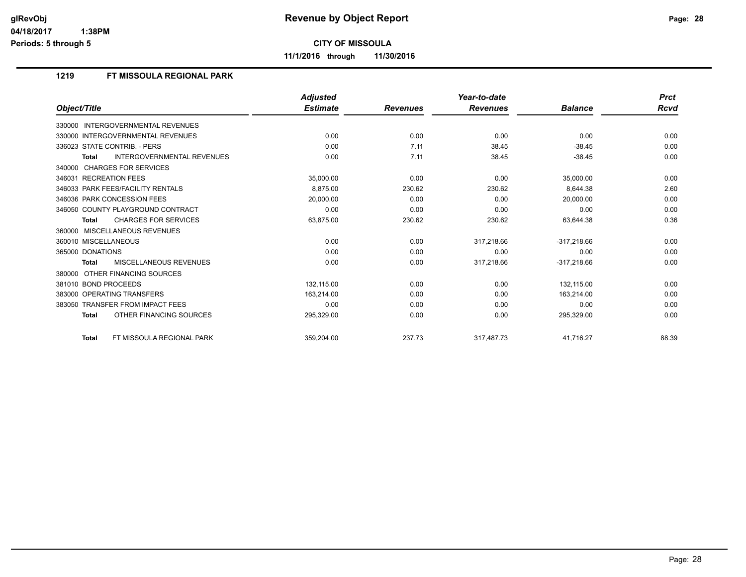# Revenue by Object Report

**CITY OF MISSOULA**

**11/1/2016 through 11/30/2016**

glRevObj
04/18/2017 1:38PM
Periods: 5 through 5

## 1219 FT MISSOULA REGIONAL PARK

| Object/Title | Adjusted Estimate | Revenues | Year-to-date Revenues | Balance | Prct Rcvd |
|---|---|---|---|---|---|
| 330000 INTERGOVERNMENTAL REVENUES | | | | | |
| 330000 INTERGOVERNMENTAL REVENUES | 0.00 | 0.00 | 0.00 | 0.00 | 0.00 |
| 336023 STATE CONTRIB. - PERS | 0.00 | 7.11 | 38.45 | -38.45 | 0.00 |
| **Total** INTERGOVERNMENTAL REVENUES | 0.00 | 7.11 | 38.45 | -38.45 | 0.00 |
| 340000 CHARGES FOR SERVICES | | | | | |
| 346031 RECREATION FEES | 35,000.00 | 0.00 | 0.00 | 35,000.00 | 0.00 |
| 346033 PARK FEES/FACILITY RENTALS | 8,875.00 | 230.62 | 230.62 | 8,644.38 | 2.60 |
| 346036 PARK CONCESSION FEES | 20,000.00 | 0.00 | 0.00 | 20,000.00 | 0.00 |
| 346050 COUNTY PLAYGROUND CONTRACT | 0.00 | 0.00 | 0.00 | 0.00 | 0.00 |
| **Total** CHARGES FOR SERVICES | 63,875.00 | 230.62 | 230.62 | 63,644.38 | 0.36 |
| 360000 MISCELLANEOUS REVENUES | | | | | |
| 360010 MISCELLANEOUS | 0.00 | 0.00 | 317,218.66 | -317,218.66 | 0.00 |
| 365000 DONATIONS | 0.00 | 0.00 | 0.00 | 0.00 | 0.00 |
| **Total** MISCELLANEOUS REVENUES | 0.00 | 0.00 | 317,218.66 | -317,218.66 | 0.00 |
| 380000 OTHER FINANCING SOURCES | | | | | |
| 381010 BOND PROCEEDS | 132,115.00 | 0.00 | 0.00 | 132,115.00 | 0.00 |
| 383000 OPERATING TRANSFERS | 163,214.00 | 0.00 | 0.00 | 163,214.00 | 0.00 |
| 383050 TRANSFER FROM IMPACT FEES | 0.00 | 0.00 | 0.00 | 0.00 | 0.00 |
| **Total** OTHER FINANCING SOURCES | 295,329.00 | 0.00 | 0.00 | 295,329.00 | 0.00 |
| **Total** FT MISSOULA REGIONAL PARK | 359,204.00 | 237.73 | 317,487.73 | 41,716.27 | 88.39 |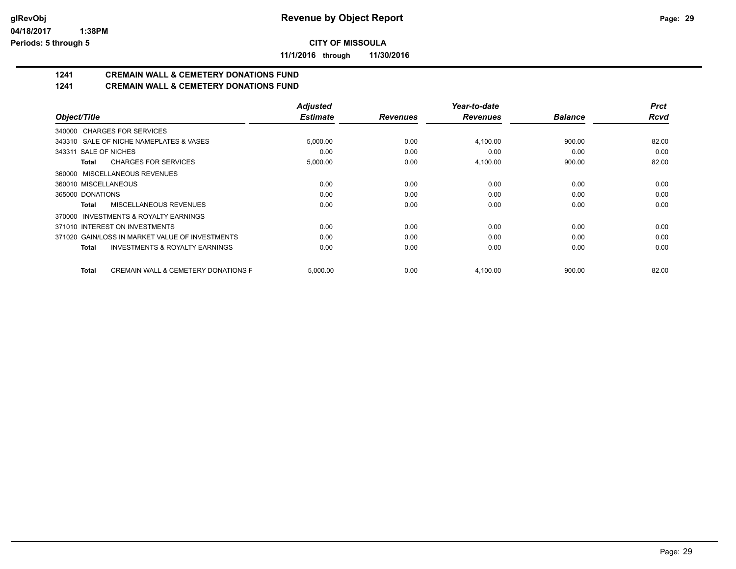# Revenue by Object Report

glRevObj
04/18/2017 1:38PM
Periods: 5 through 5

**CITY OF MISSOULA**

**11/1/2016 through 11/30/2016**

## 1241 CREMAIN WALL & CEMETERY DONATIONS FUND
## 1241 CREMAIN WALL & CEMETERY DONATIONS FUND

| Object/Title | Adjusted Estimate | Revenues | Year-to-date Revenues | Balance | Prct Rcvd |
|---|---|---|---|---|---|
| 340000 CHARGES FOR SERVICES | | | | | |
| 343310 SALE OF NICHE NAMEPLATES & VASES | 5,000.00 | 0.00 | 4,100.00 | 900.00 | 82.00 |
| 343311 SALE OF NICHES | 0.00 | 0.00 | 0.00 | 0.00 | 0.00 |
| **Total** CHARGES FOR SERVICES | 5,000.00 | 0.00 | 4,100.00 | 900.00 | 82.00 |
| 360000 MISCELLANEOUS REVENUES | | | | | |
| 360010 MISCELLANEOUS | 0.00 | 0.00 | 0.00 | 0.00 | 0.00 |
| 365000 DONATIONS | 0.00 | 0.00 | 0.00 | 0.00 | 0.00 |
| **Total** MISCELLANEOUS REVENUES | 0.00 | 0.00 | 0.00 | 0.00 | 0.00 |
| 370000 INVESTMENTS & ROYALTY EARNINGS | | | | | |
| 371010 INTEREST ON INVESTMENTS | 0.00 | 0.00 | 0.00 | 0.00 | 0.00 |
| 371020 GAIN/LOSS IN MARKET VALUE OF INVESTMENTS | 0.00 | 0.00 | 0.00 | 0.00 | 0.00 |
| **Total** INVESTMENTS & ROYALTY EARNINGS | 0.00 | 0.00 | 0.00 | 0.00 | 0.00 |
| **Total** CREMAIN WALL & CEMETERY DONATIONS F | 5,000.00 | 0.00 | 4,100.00 | 900.00 | 82.00 |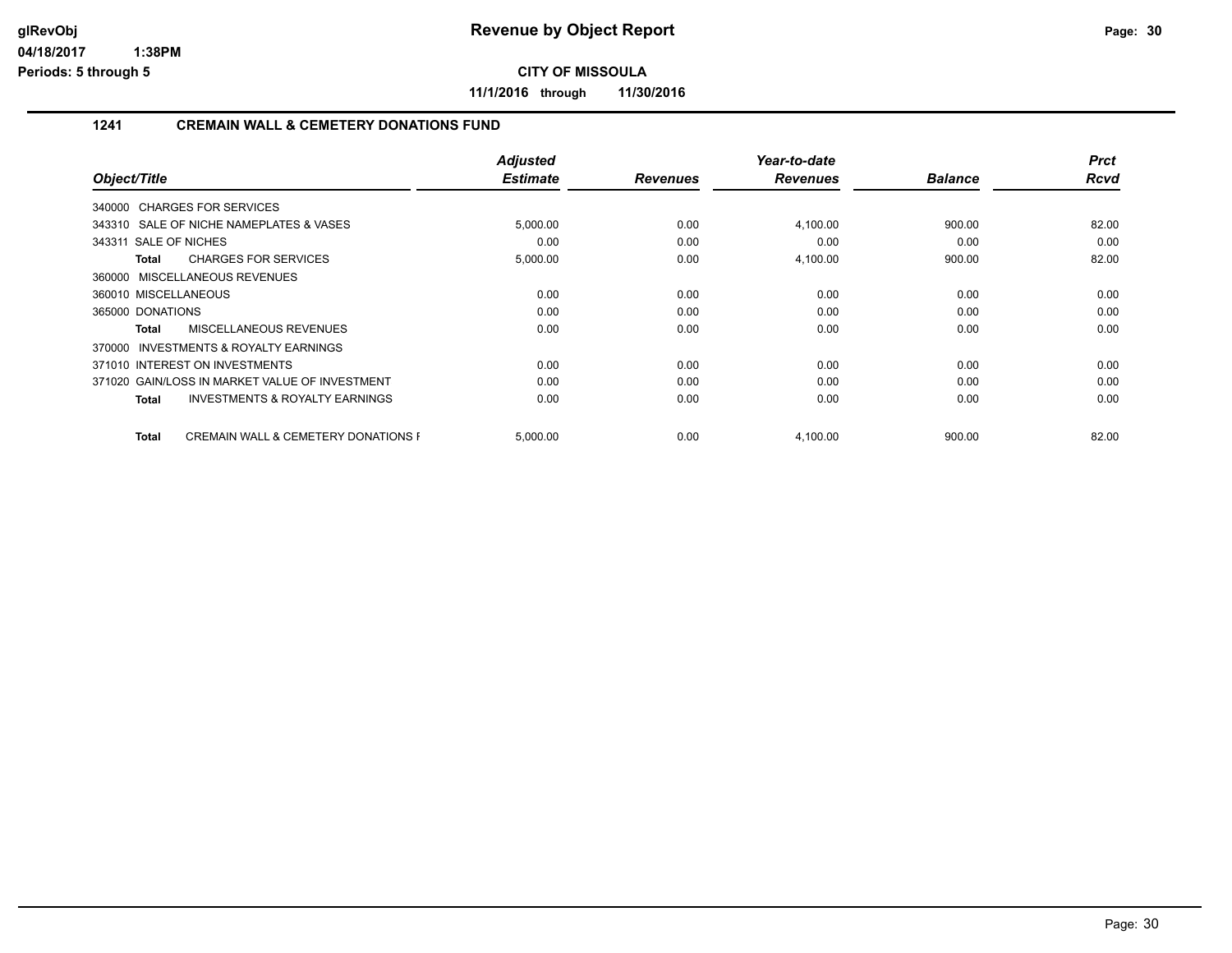**Revenue by Object Report**

**CITY OF MISSOULA**

**11/1/2016 through 11/30/2016**

glRevObj
04/18/2017 1:38PM
Periods: 5 through 5

## 1241 CREMAIN WALL & CEMETERY DONATIONS FUND

| Object/Title | Adjusted Estimate | Revenues | Year-to-date Revenues | Balance | Prct Rcvd |
|---|---|---|---|---|---|
| 340000 CHARGES FOR SERVICES | | | | | |
| 343310 SALE OF NICHE NAMEPLATES & VASES | 5,000.00 | 0.00 | 4,100.00 | 900.00 | 82.00 |
| 343311 SALE OF NICHES | 0.00 | 0.00 | 0.00 | 0.00 | 0.00 |
| **Total** CHARGES FOR SERVICES | 5,000.00 | 0.00 | 4,100.00 | 900.00 | 82.00 |
| 360000 MISCELLANEOUS REVENUES | | | | | |
| 360010 MISCELLANEOUS | 0.00 | 0.00 | 0.00 | 0.00 | 0.00 |
| 365000 DONATIONS | 0.00 | 0.00 | 0.00 | 0.00 | 0.00 |
| **Total** MISCELLANEOUS REVENUES | 0.00 | 0.00 | 0.00 | 0.00 | 0.00 |
| 370000 INVESTMENTS & ROYALTY EARNINGS | | | | | |
| 371010 INTEREST ON INVESTMENTS | 0.00 | 0.00 | 0.00 | 0.00 | 0.00 |
| 371020 GAIN/LOSS IN MARKET VALUE OF INVESTMENT | 0.00 | 0.00 | 0.00 | 0.00 | 0.00 |
| **Total** INVESTMENTS & ROYALTY EARNINGS | 0.00 | 0.00 | 0.00 | 0.00 | 0.00 |
| **Total** CREMAIN WALL & CEMETERY DONATIONS F | 5,000.00 | 0.00 | 4,100.00 | 900.00 | 82.00 |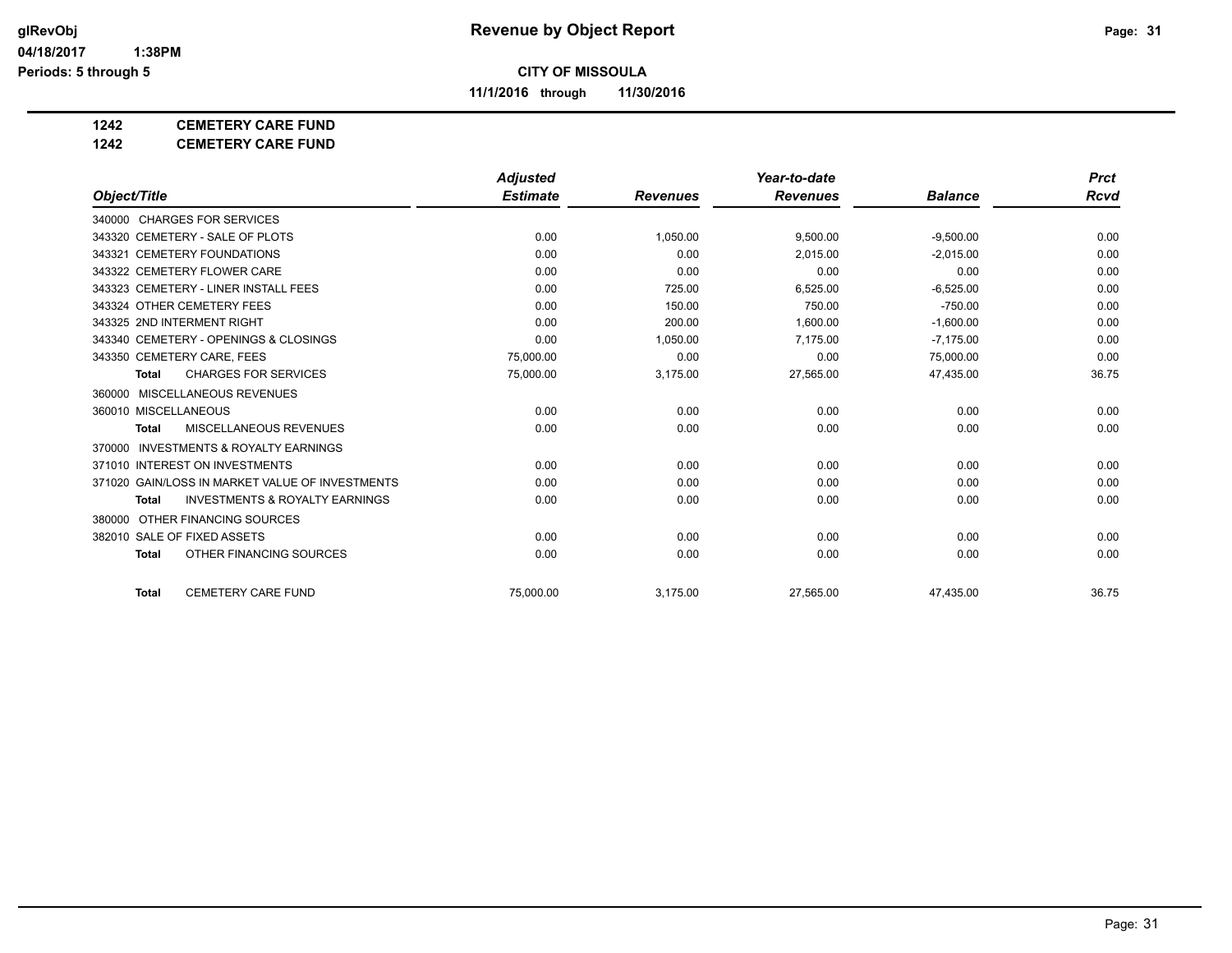# Revenue by Object Report

**CITY OF MISSOULA**

**11/1/2016 through 11/30/2016**

glRevObj
04/18/2017 1:38PM
Periods: 5 through 5

**1242 CEMETERY CARE FUND**
**1242 CEMETERY CARE FUND**

| Object/Title | Adjusted Estimate | Revenues | Year-to-date Revenues | Balance | Prct Rcvd |
|---|---|---|---|---|---|
| 340000 CHARGES FOR SERVICES | | | | | |
| 343320 CEMETERY - SALE OF PLOTS | 0.00 | 1,050.00 | 9,500.00 | -9,500.00 | 0.00 |
| 343321 CEMETERY FOUNDATIONS | 0.00 | 0.00 | 2,015.00 | -2,015.00 | 0.00 |
| 343322 CEMETERY FLOWER CARE | 0.00 | 0.00 | 0.00 | 0.00 | 0.00 |
| 343323 CEMETERY - LINER INSTALL FEES | 0.00 | 725.00 | 6,525.00 | -6,525.00 | 0.00 |
| 343324 OTHER CEMETERY FEES | 0.00 | 150.00 | 750.00 | -750.00 | 0.00 |
| 343325 2ND INTERMENT RIGHT | 0.00 | 200.00 | 1,600.00 | -1,600.00 | 0.00 |
| 343340 CEMETERY - OPENINGS & CLOSINGS | 0.00 | 1,050.00 | 7,175.00 | -7,175.00 | 0.00 |
| 343350 CEMETERY CARE, FEES | 75,000.00 | 0.00 | 0.00 | 75,000.00 | 0.00 |
| **Total** CHARGES FOR SERVICES | 75,000.00 | 3,175.00 | 27,565.00 | 47,435.00 | 36.75 |
| 360000 MISCELLANEOUS REVENUES | | | | | |
| 360010 MISCELLANEOUS | 0.00 | 0.00 | 0.00 | 0.00 | 0.00 |
| **Total** MISCELLANEOUS REVENUES | 0.00 | 0.00 | 0.00 | 0.00 | 0.00 |
| 370000 INVESTMENTS & ROYALTY EARNINGS | | | | | |
| 371010 INTEREST ON INVESTMENTS | 0.00 | 0.00 | 0.00 | 0.00 | 0.00 |
| 371020 GAIN/LOSS IN MARKET VALUE OF INVESTMENTS | 0.00 | 0.00 | 0.00 | 0.00 | 0.00 |
| **Total** INVESTMENTS & ROYALTY EARNINGS | 0.00 | 0.00 | 0.00 | 0.00 | 0.00 |
| 380000 OTHER FINANCING SOURCES | | | | | |
| 382010 SALE OF FIXED ASSETS | 0.00 | 0.00 | 0.00 | 0.00 | 0.00 |
| **Total** OTHER FINANCING SOURCES | 0.00 | 0.00 | 0.00 | 0.00 | 0.00 |
| **Total** CEMETERY CARE FUND | 75,000.00 | 3,175.00 | 27,565.00 | 47,435.00 | 36.75 |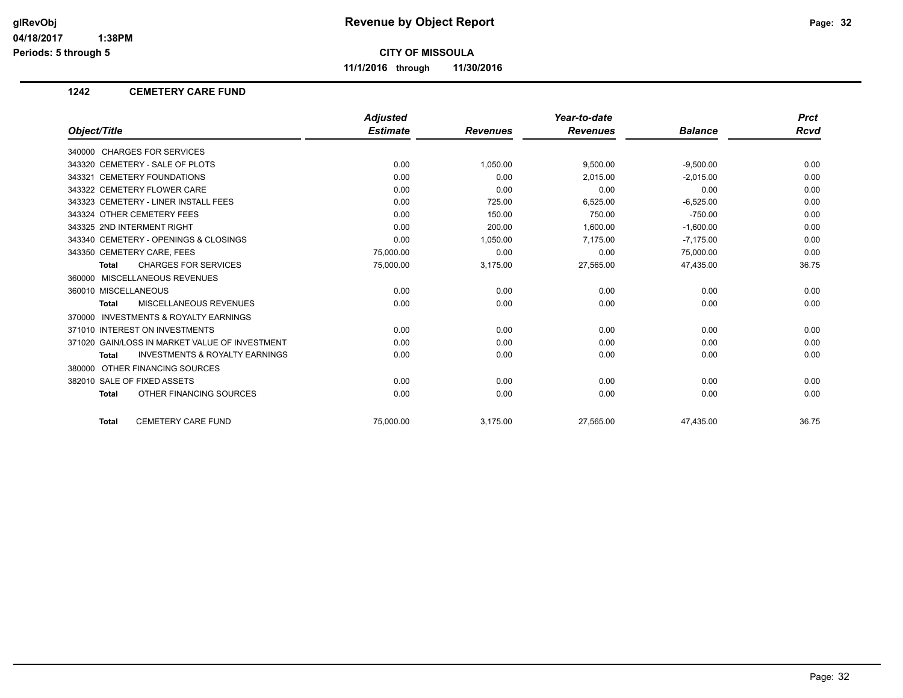**Revenue by Object Report**

glRevObj
04/18/2017 1:38PM
Periods: 5 through 5

**CITY OF MISSOULA**

**11/1/2016 through 11/30/2016**

## 1242 CEMETERY CARE FUND

| Object/Title | Adjusted Estimate | Revenues | Year-to-date Revenues | Balance | Prct Rcvd |
|---|---|---|---|---|---|
| 340000 CHARGES FOR SERVICES | | | | | |
| 343320 CEMETERY - SALE OF PLOTS | 0.00 | 1,050.00 | 9,500.00 | -9,500.00 | 0.00 |
| 343321 CEMETERY FOUNDATIONS | 0.00 | 0.00 | 2,015.00 | -2,015.00 | 0.00 |
| 343322 CEMETERY FLOWER CARE | 0.00 | 0.00 | 0.00 | 0.00 | 0.00 |
| 343323 CEMETERY - LINER INSTALL FEES | 0.00 | 725.00 | 6,525.00 | -6,525.00 | 0.00 |
| 343324 OTHER CEMETERY FEES | 0.00 | 150.00 | 750.00 | -750.00 | 0.00 |
| 343325 2ND INTERMENT RIGHT | 0.00 | 200.00 | 1,600.00 | -1,600.00 | 0.00 |
| 343340 CEMETERY - OPENINGS & CLOSINGS | 0.00 | 1,050.00 | 7,175.00 | -7,175.00 | 0.00 |
| 343350 CEMETERY CARE, FEES | 75,000.00 | 0.00 | 0.00 | 75,000.00 | 0.00 |
| **Total** CHARGES FOR SERVICES | 75,000.00 | 3,175.00 | 27,565.00 | 47,435.00 | 36.75 |
| 360000 MISCELLANEOUS REVENUES | | | | | |
| 360010 MISCELLANEOUS | 0.00 | 0.00 | 0.00 | 0.00 | 0.00 |
| **Total** MISCELLANEOUS REVENUES | 0.00 | 0.00 | 0.00 | 0.00 | 0.00 |
| 370000 INVESTMENTS & ROYALTY EARNINGS | | | | | |
| 371010 INTEREST ON INVESTMENTS | 0.00 | 0.00 | 0.00 | 0.00 | 0.00 |
| 371020 GAIN/LOSS IN MARKET VALUE OF INVESTMENT | 0.00 | 0.00 | 0.00 | 0.00 | 0.00 |
| **Total** INVESTMENTS & ROYALTY EARNINGS | 0.00 | 0.00 | 0.00 | 0.00 | 0.00 |
| 380000 OTHER FINANCING SOURCES | | | | | |
| 382010 SALE OF FIXED ASSETS | 0.00 | 0.00 | 0.00 | 0.00 | 0.00 |
| **Total** OTHER FINANCING SOURCES | 0.00 | 0.00 | 0.00 | 0.00 | 0.00 |
| **Total** CEMETERY CARE FUND | 75,000.00 | 3,175.00 | 27,565.00 | 47,435.00 | 36.75 |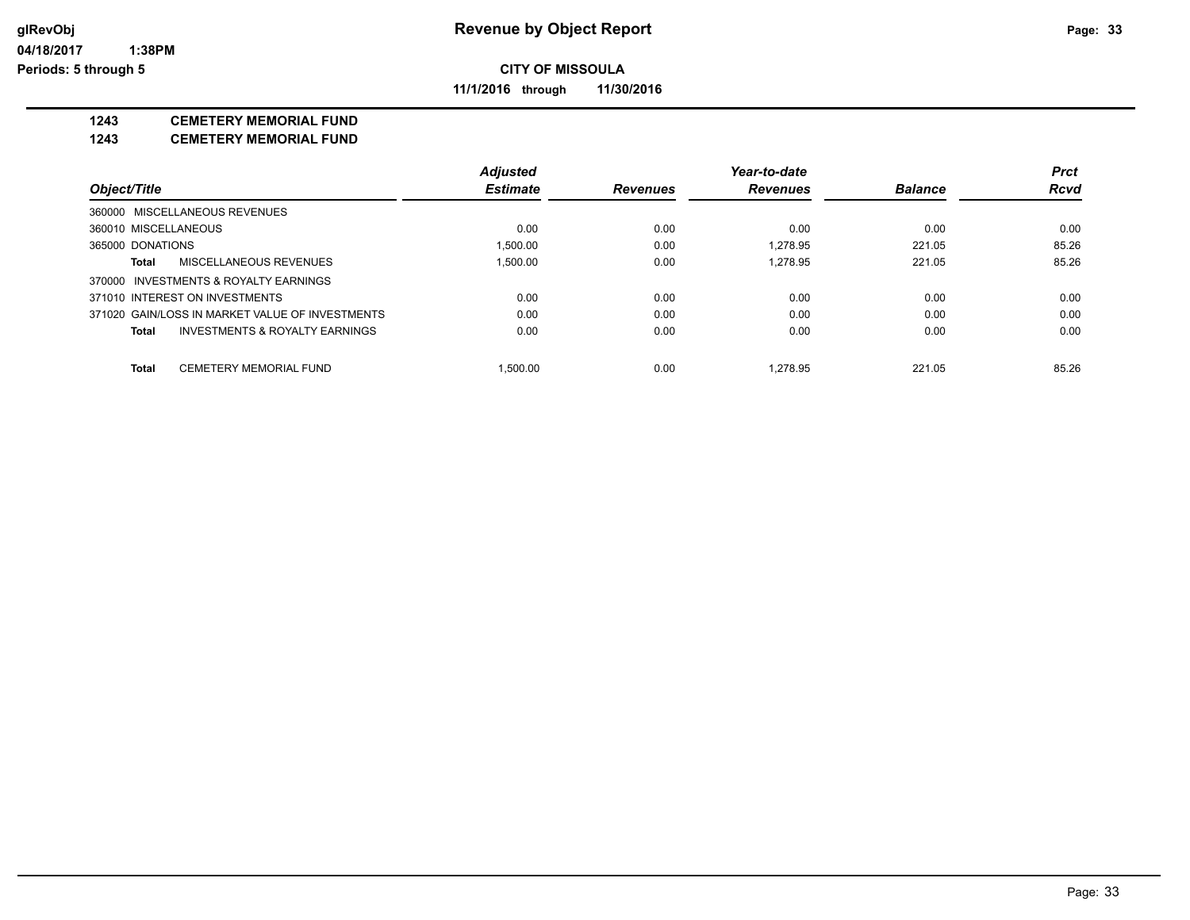**glRevObj**
**04/18/2017 1:38PM**
**Periods: 5 through 5**

# Revenue by Object Report

**CITY OF MISSOULA**

**11/1/2016 through 11/30/2016**

**1243 CEMETERY MEMORIAL FUND**
**1243 CEMETERY MEMORIAL FUND**

| Object/Title | Adjusted Estimate | Revenues | Year-to-date Revenues | Balance | Prct Rcvd |
|---|---|---|---|---|---|
| 360000 MISCELLANEOUS REVENUES | | | | | |
| 360010 MISCELLANEOUS | 0.00 | 0.00 | 0.00 | 0.00 | 0.00 |
| 365000 DONATIONS | 1,500.00 | 0.00 | 1,278.95 | 221.05 | 85.26 |
| **Total** MISCELLANEOUS REVENUES | 1,500.00 | 0.00 | 1,278.95 | 221.05 | 85.26 |
| 370000 INVESTMENTS & ROYALTY EARNINGS | | | | | |
| 371010 INTEREST ON INVESTMENTS | 0.00 | 0.00 | 0.00 | 0.00 | 0.00 |
| 371020 GAIN/LOSS IN MARKET VALUE OF INVESTMENTS | 0.00 | 0.00 | 0.00 | 0.00 | 0.00 |
| **Total** INVESTMENTS & ROYALTY EARNINGS | 0.00 | 0.00 | 0.00 | 0.00 | 0.00 |
| **Total** CEMETERY MEMORIAL FUND | 1,500.00 | 0.00 | 1,278.95 | 221.05 | 85.26 |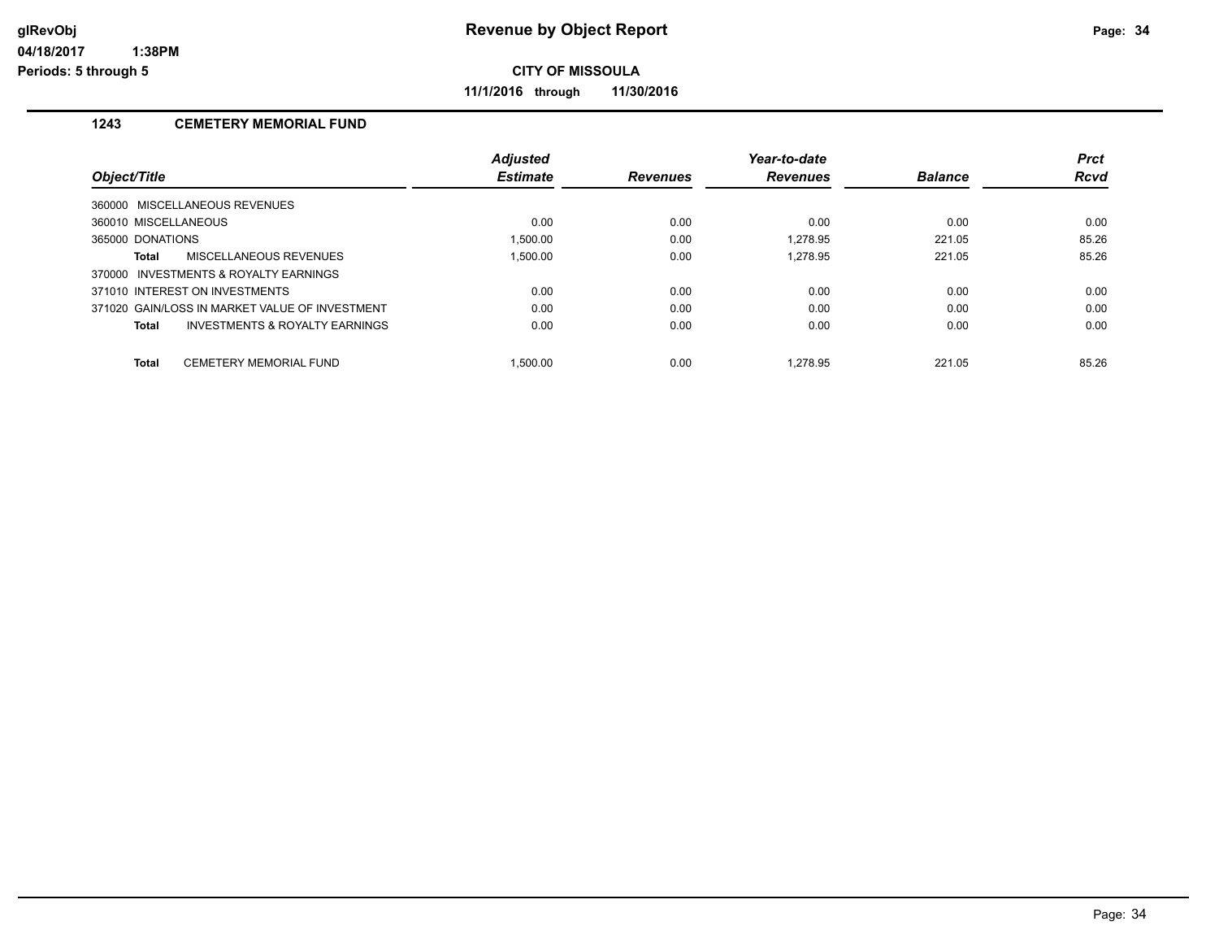# Revenue by Object Report

**CITY OF MISSOULA**

**11/1/2016 through 11/30/2016**

glRevObj
04/18/2017 1:38PM
Periods: 5 through 5

## 1243 CEMETERY MEMORIAL FUND

| Object/Title | Adjusted Estimate | Revenues | Year-to-date Revenues | Balance | Prct Rcvd |
|---|---|---|---|---|---|
| 360000 MISCELLANEOUS REVENUES | | | | | |
| 360010 MISCELLANEOUS | 0.00 | 0.00 | 0.00 | 0.00 | 0.00 |
| 365000 DONATIONS | 1,500.00 | 0.00 | 1,278.95 | 221.05 | 85.26 |
| **Total** MISCELLANEOUS REVENUES | 1,500.00 | 0.00 | 1,278.95 | 221.05 | 85.26 |
| 370000 INVESTMENTS & ROYALTY EARNINGS | | | | | |
| 371010 INTEREST ON INVESTMENTS | 0.00 | 0.00 | 0.00 | 0.00 | 0.00 |
| 371020 GAIN/LOSS IN MARKET VALUE OF INVESTMENT | 0.00 | 0.00 | 0.00 | 0.00 | 0.00 |
| **Total** INVESTMENTS & ROYALTY EARNINGS | 0.00 | 0.00 | 0.00 | 0.00 | 0.00 |
| **Total** CEMETERY MEMORIAL FUND | 1,500.00 | 0.00 | 1,278.95 | 221.05 | 85.26 |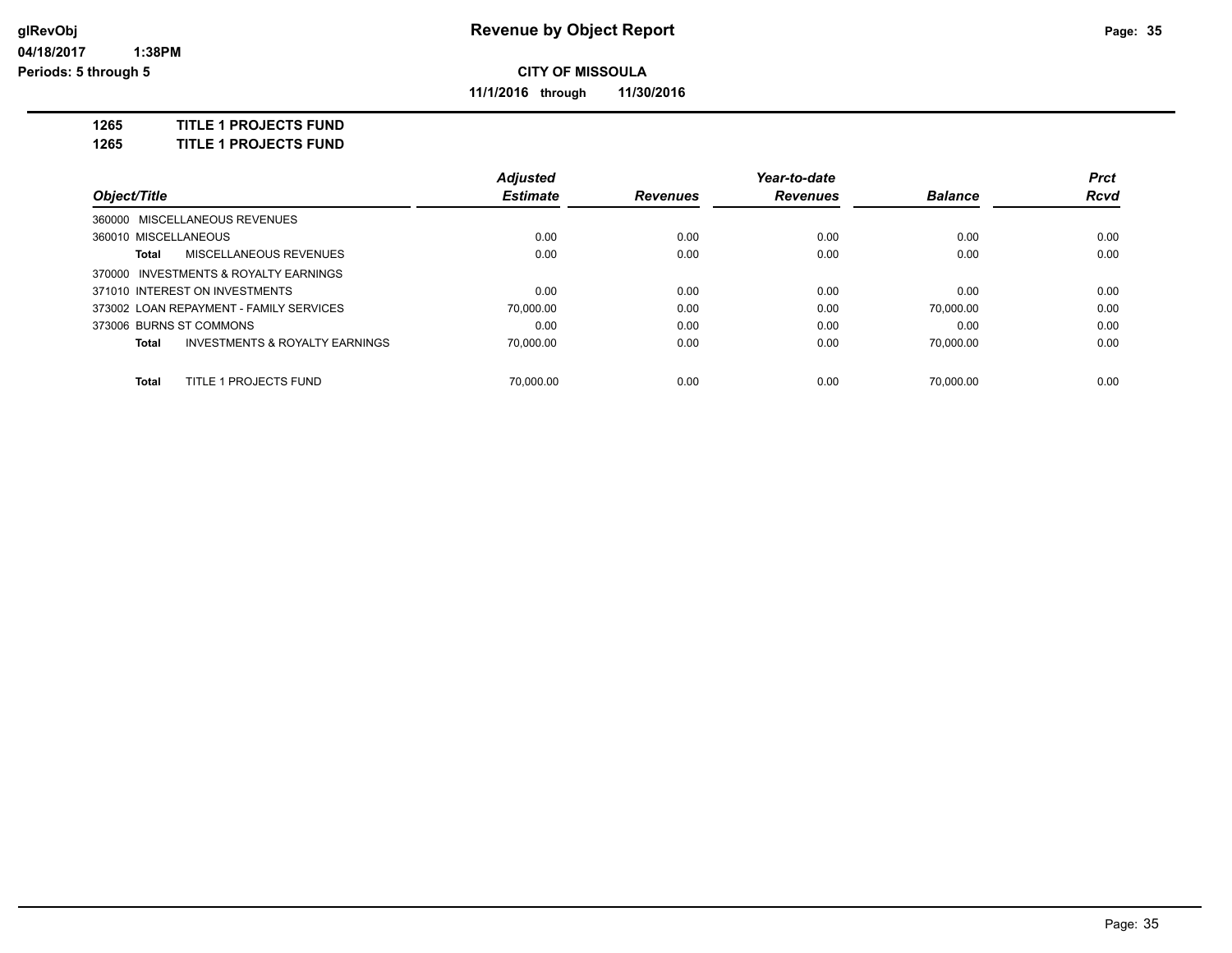# Revenue by Object Report

glRevObj
04/18/2017 1:38PM
Periods: 5 through 5

**CITY OF MISSOULA**

**11/1/2016 through 11/30/2016**

**1265 TITLE 1 PROJECTS FUND**
**1265 TITLE 1 PROJECTS FUND**

| Object/Title | Adjusted Estimate | Revenues | Year-to-date Revenues | Balance | Prct Rcvd |
|---|---|---|---|---|---|
| 360000 MISCELLANEOUS REVENUES | | | | | |
| 360010 MISCELLANEOUS | 0.00 | 0.00 | 0.00 | 0.00 | 0.00 |
| **Total** MISCELLANEOUS REVENUES | 0.00 | 0.00 | 0.00 | 0.00 | 0.00 |
| 370000 INVESTMENTS & ROYALTY EARNINGS | | | | | |
| 371010 INTEREST ON INVESTMENTS | 0.00 | 0.00 | 0.00 | 0.00 | 0.00 |
| 373002 LOAN REPAYMENT - FAMILY SERVICES | 70,000.00 | 0.00 | 0.00 | 70,000.00 | 0.00 |
| 373006 BURNS ST COMMONS | 0.00 | 0.00 | 0.00 | 0.00 | 0.00 |
| **Total** INVESTMENTS & ROYALTY EARNINGS | 70,000.00 | 0.00 | 0.00 | 70,000.00 | 0.00 |
| **Total** TITLE 1 PROJECTS FUND | 70,000.00 | 0.00 | 0.00 | 70,000.00 | 0.00 |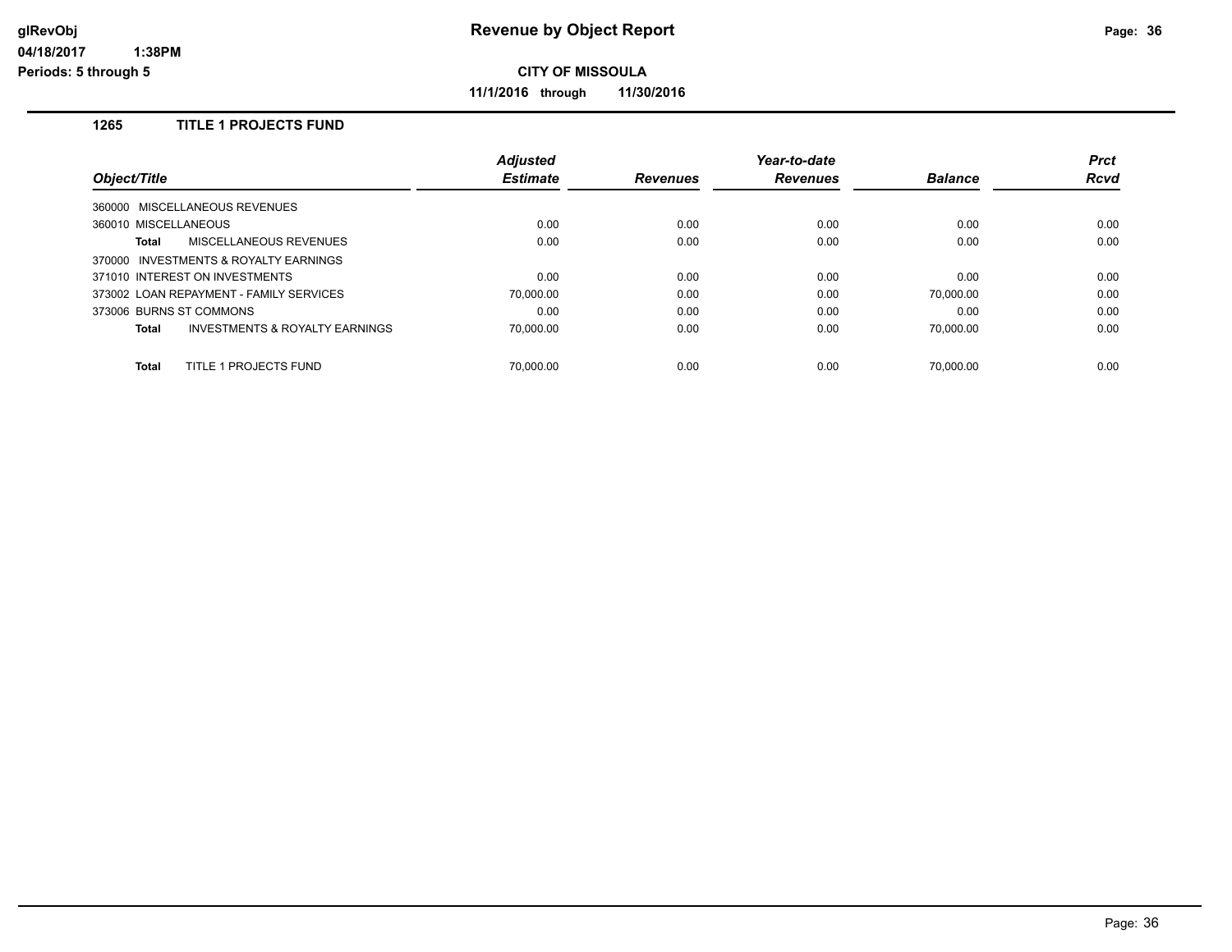# Revenue by Object Report

**CITY OF MISSOULA**

**11/1/2016 through 11/30/2016**

glRevObj
04/18/2017 1:38PM
Periods: 5 through 5

### 1265 TITLE 1 PROJECTS FUND

| Object/Title | Adjusted Estimate | Revenues | Year-to-date Revenues | Balance | Prct Rcvd |
|---|---|---|---|---|---|
| 360000 MISCELLANEOUS REVENUES | | | | | |
| 360010 MISCELLANEOUS | 0.00 | 0.00 | 0.00 | 0.00 | 0.00 |
| **Total** MISCELLANEOUS REVENUES | 0.00 | 0.00 | 0.00 | 0.00 | 0.00 |
| 370000 INVESTMENTS & ROYALTY EARNINGS | | | | | |
| 371010 INTEREST ON INVESTMENTS | 0.00 | 0.00 | 0.00 | 0.00 | 0.00 |
| 373002 LOAN REPAYMENT - FAMILY SERVICES | 70,000.00 | 0.00 | 0.00 | 70,000.00 | 0.00 |
| 373006 BURNS ST COMMONS | 0.00 | 0.00 | 0.00 | 0.00 | 0.00 |
| **Total** INVESTMENTS & ROYALTY EARNINGS | 70,000.00 | 0.00 | 0.00 | 70,000.00 | 0.00 |
| **Total** TITLE 1 PROJECTS FUND | 70,000.00 | 0.00 | 0.00 | 70,000.00 | 0.00 |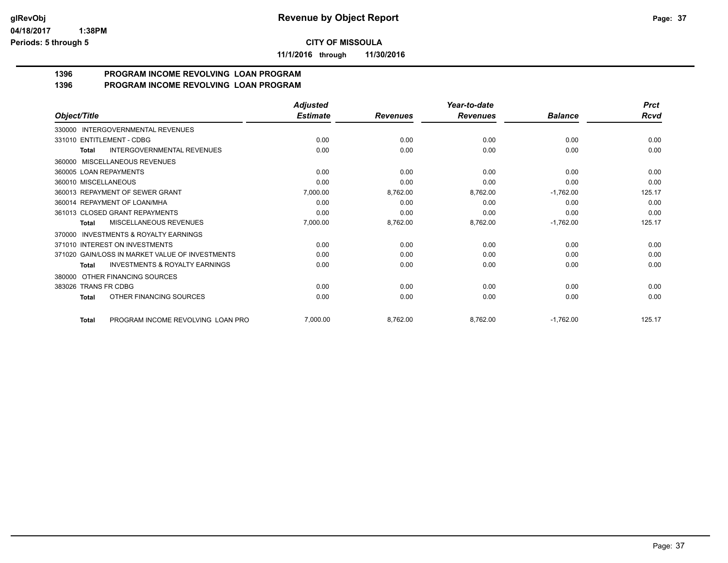**Revenue by Object Report**

**CITY OF MISSOULA**

**11/1/2016 through 11/30/2016**

glRevObj
04/18/2017 1:38PM
Periods: 5 through 5

## 1396 PROGRAM INCOME REVOLVING LOAN PROGRAM
## 1396 PROGRAM INCOME REVOLVING LOAN PROGRAM

| Object/Title | Adjusted Estimate | Revenues | Year-to-date Revenues | Balance | Prct Rcvd |
|---|---|---|---|---|---|
| 330000 INTERGOVERNMENTAL REVENUES | | | | | |
| 331010 ENTITLEMENT - CDBG | 0.00 | 0.00 | 0.00 | 0.00 | 0.00 |
| **Total** INTERGOVERNMENTAL REVENUES | 0.00 | 0.00 | 0.00 | 0.00 | 0.00 |
| 360000 MISCELLANEOUS REVENUES | | | | | |
| 360005 LOAN REPAYMENTS | 0.00 | 0.00 | 0.00 | 0.00 | 0.00 |
| 360010 MISCELLANEOUS | 0.00 | 0.00 | 0.00 | 0.00 | 0.00 |
| 360013 REPAYMENT OF SEWER GRANT | 7,000.00 | 8,762.00 | 8,762.00 | -1,762.00 | 125.17 |
| 360014 REPAYMENT OF LOAN/MHA | 0.00 | 0.00 | 0.00 | 0.00 | 0.00 |
| 361013 CLOSED GRANT REPAYMENTS | 0.00 | 0.00 | 0.00 | 0.00 | 0.00 |
| **Total** MISCELLANEOUS REVENUES | 7,000.00 | 8,762.00 | 8,762.00 | -1,762.00 | 125.17 |
| 370000 INVESTMENTS & ROYALTY EARNINGS | | | | | |
| 371010 INTEREST ON INVESTMENTS | 0.00 | 0.00 | 0.00 | 0.00 | 0.00 |
| 371020 GAIN/LOSS IN MARKET VALUE OF INVESTMENTS | 0.00 | 0.00 | 0.00 | 0.00 | 0.00 |
| **Total** INVESTMENTS & ROYALTY EARNINGS | 0.00 | 0.00 | 0.00 | 0.00 | 0.00 |
| 380000 OTHER FINANCING SOURCES | | | | | |
| 383026 TRANS FR CDBG | 0.00 | 0.00 | 0.00 | 0.00 | 0.00 |
| **Total** OTHER FINANCING SOURCES | 0.00 | 0.00 | 0.00 | 0.00 | 0.00 |
| **Total** PROGRAM INCOME REVOLVING LOAN PRO | 7,000.00 | 8,762.00 | 8,762.00 | -1,762.00 | 125.17 |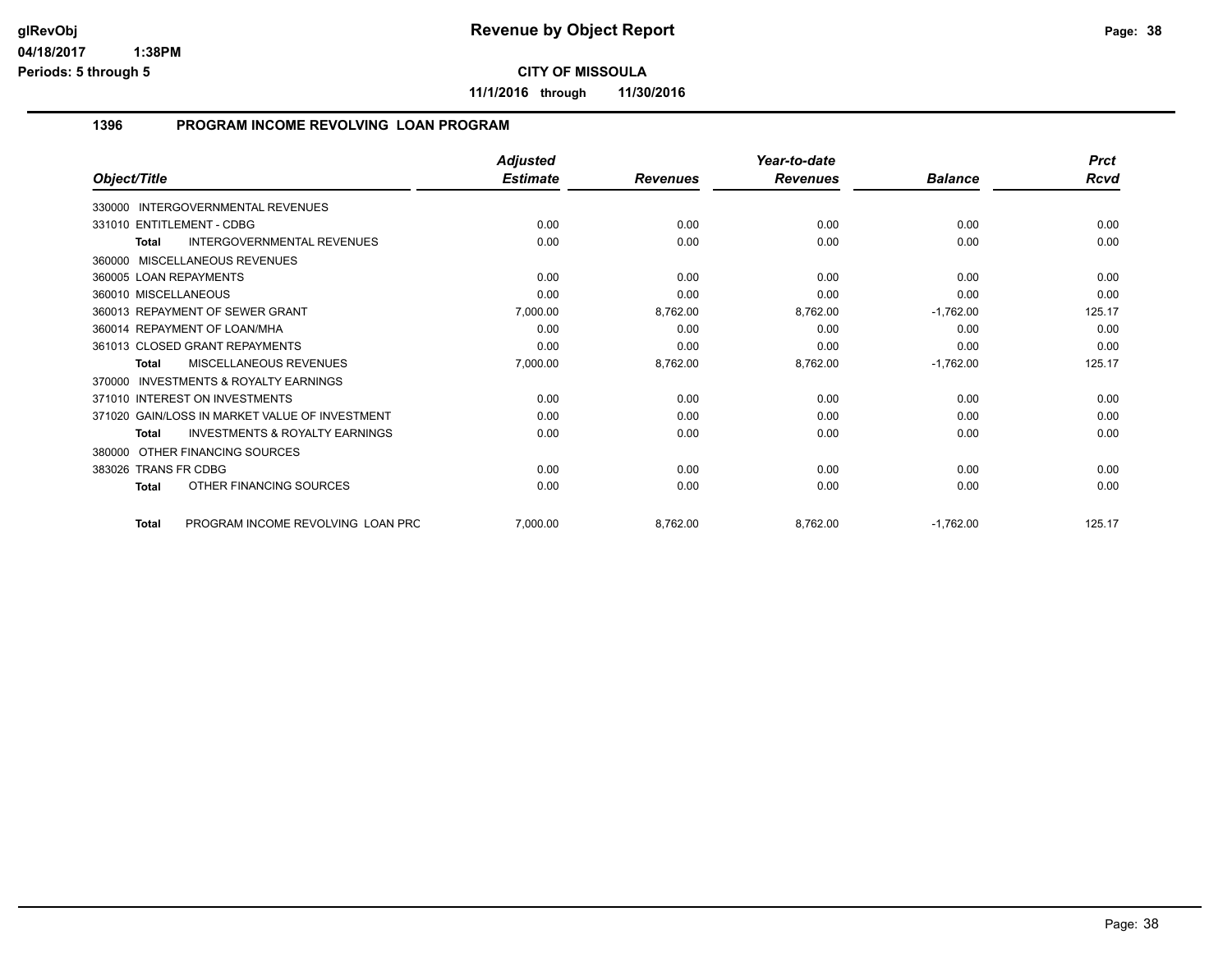# Revenue by Object Report

**CITY OF MISSOULA**

**11/1/2016 through 11/30/2016**

glRevObj
04/18/2017 1:38PM
Periods: 5 through 5

## 1396 PROGRAM INCOME REVOLVING LOAN PROGRAM

| Object/Title | Adjusted Estimate | Revenues | Year-to-date Revenues | Balance | Prct Rcvd |
|---|---|---|---|---|---|
| 330000 INTERGOVERNMENTAL REVENUES | | | | | |
| 331010 ENTITLEMENT - CDBG | 0.00 | 0.00 | 0.00 | 0.00 | 0.00 |
| **Total** INTERGOVERNMENTAL REVENUES | 0.00 | 0.00 | 0.00 | 0.00 | 0.00 |
| 360000 MISCELLANEOUS REVENUES | | | | | |
| 360005 LOAN REPAYMENTS | 0.00 | 0.00 | 0.00 | 0.00 | 0.00 |
| 360010 MISCELLANEOUS | 0.00 | 0.00 | 0.00 | 0.00 | 0.00 |
| 360013 REPAYMENT OF SEWER GRANT | 7,000.00 | 8,762.00 | 8,762.00 | -1,762.00 | 125.17 |
| 360014 REPAYMENT OF LOAN/MHA | 0.00 | 0.00 | 0.00 | 0.00 | 0.00 |
| 361013 CLOSED GRANT REPAYMENTS | 0.00 | 0.00 | 0.00 | 0.00 | 0.00 |
| **Total** MISCELLANEOUS REVENUES | 7,000.00 | 8,762.00 | 8,762.00 | -1,762.00 | 125.17 |
| 370000 INVESTMENTS & ROYALTY EARNINGS | | | | | |
| 371010 INTEREST ON INVESTMENTS | 0.00 | 0.00 | 0.00 | 0.00 | 0.00 |
| 371020 GAIN/LOSS IN MARKET VALUE OF INVESTMENT | 0.00 | 0.00 | 0.00 | 0.00 | 0.00 |
| **Total** INVESTMENTS & ROYALTY EARNINGS | 0.00 | 0.00 | 0.00 | 0.00 | 0.00 |
| 380000 OTHER FINANCING SOURCES | | | | | |
| 383026 TRANS FR CDBG | 0.00 | 0.00 | 0.00 | 0.00 | 0.00 |
| **Total** OTHER FINANCING SOURCES | 0.00 | 0.00 | 0.00 | 0.00 | 0.00 |
| **Total** PROGRAM INCOME REVOLVING LOAN PRC | 7,000.00 | 8,762.00 | 8,762.00 | -1,762.00 | 125.17 |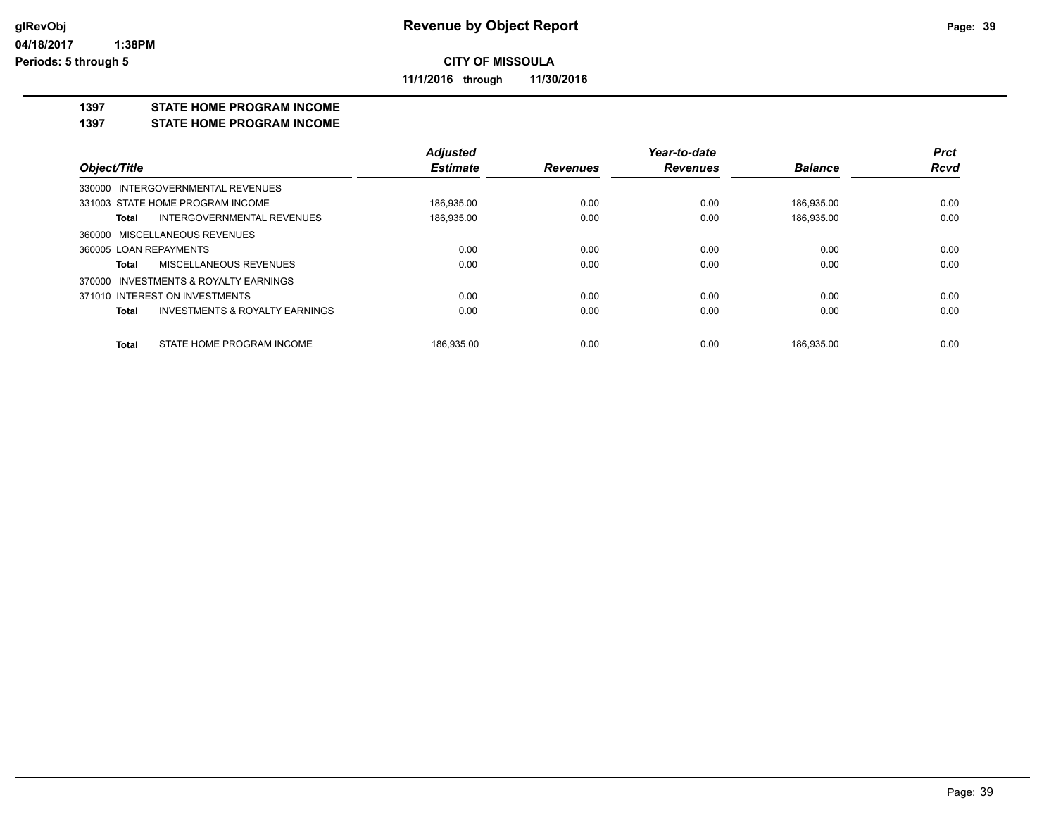**Revenue by Object Report**

**CITY OF MISSOULA**

**11/1/2016 through 11/30/2016**

glRevObj
04/18/2017 1:38PM
Periods: 5 through 5

## 1397 STATE HOME PROGRAM INCOME
## 1397 STATE HOME PROGRAM INCOME

| Object/Title | Adjusted Estimate | Revenues | Year-to-date Revenues | Balance | Prct Rcvd |
|---|---|---|---|---|---|
| 330000 INTERGOVERNMENTAL REVENUES | | | | | |
| 331003 STATE HOME PROGRAM INCOME | 186,935.00 | 0.00 | 0.00 | 186,935.00 | 0.00 |
| **Total** INTERGOVERNMENTAL REVENUES | 186,935.00 | 0.00 | 0.00 | 186,935.00 | 0.00 |
| 360000 MISCELLANEOUS REVENUES | | | | | |
| 360005 LOAN REPAYMENTS | 0.00 | 0.00 | 0.00 | 0.00 | 0.00 |
| **Total** MISCELLANEOUS REVENUES | 0.00 | 0.00 | 0.00 | 0.00 | 0.00 |
| 370000 INVESTMENTS & ROYALTY EARNINGS | | | | | |
| 371010 INTEREST ON INVESTMENTS | 0.00 | 0.00 | 0.00 | 0.00 | 0.00 |
| **Total** INVESTMENTS & ROYALTY EARNINGS | 0.00 | 0.00 | 0.00 | 0.00 | 0.00 |
| **Total** STATE HOME PROGRAM INCOME | 186,935.00 | 0.00 | 0.00 | 186,935.00 | 0.00 |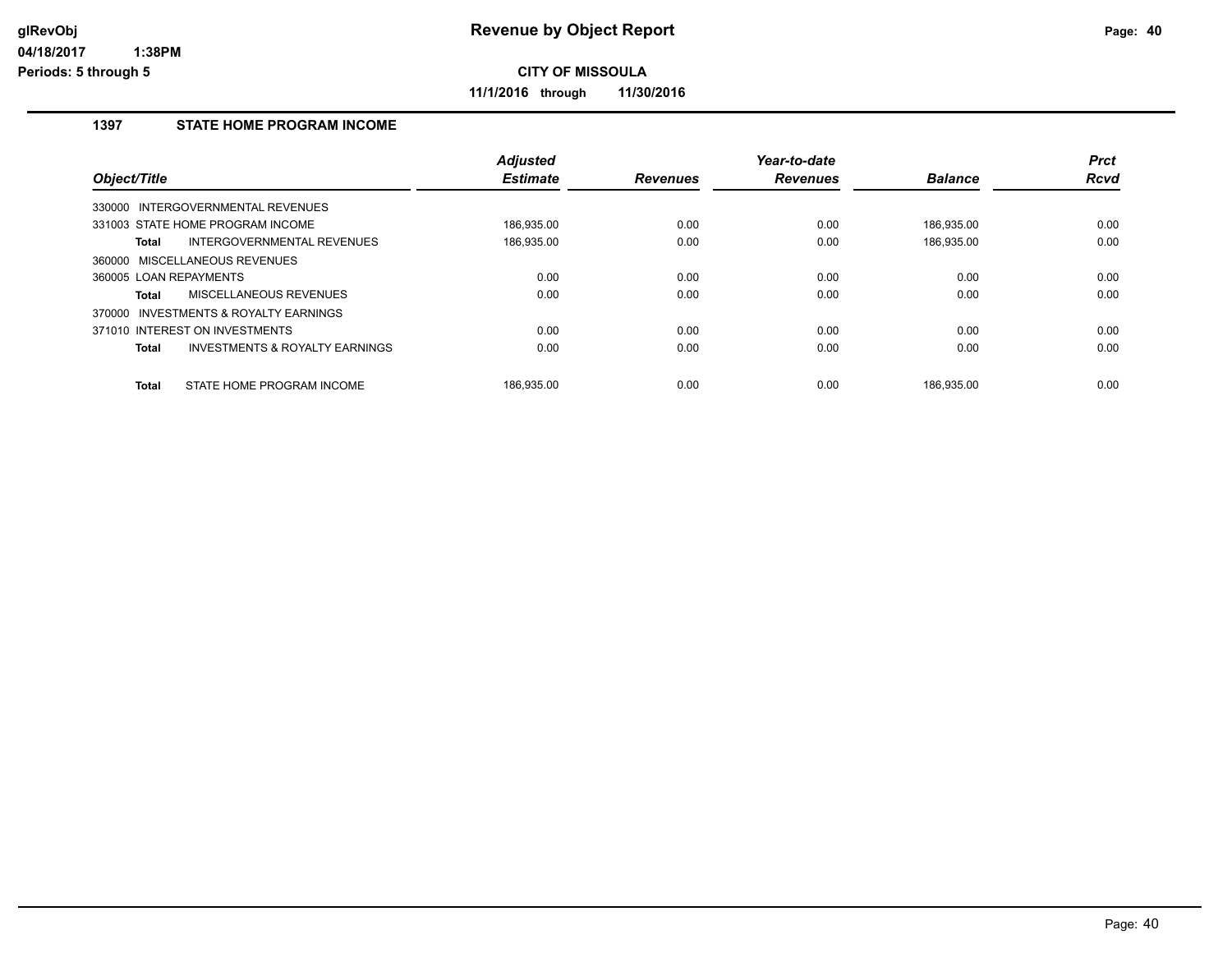# Revenue by Object Report

**CITY OF MISSOULA**

**11/1/2016 through 11/30/2016**

glRevObj
04/18/2017 1:38PM
Periods: 5 through 5

## 1397 STATE HOME PROGRAM INCOME

| Object/Title | Adjusted Estimate | Revenues | Year-to-date Revenues | Balance | Prct Rcvd |
|---|---|---|---|---|---|
| 330000 INTERGOVERNMENTAL REVENUES | | | | | |
| 331003 STATE HOME PROGRAM INCOME | 186,935.00 | 0.00 | 0.00 | 186,935.00 | 0.00 |
| **Total** INTERGOVERNMENTAL REVENUES | 186,935.00 | 0.00 | 0.00 | 186,935.00 | 0.00 |
| 360000 MISCELLANEOUS REVENUES | | | | | |
| 360005 LOAN REPAYMENTS | 0.00 | 0.00 | 0.00 | 0.00 | 0.00 |
| **Total** MISCELLANEOUS REVENUES | 0.00 | 0.00 | 0.00 | 0.00 | 0.00 |
| 370000 INVESTMENTS & ROYALTY EARNINGS | | | | | |
| 371010 INTEREST ON INVESTMENTS | 0.00 | 0.00 | 0.00 | 0.00 | 0.00 |
| **Total** INVESTMENTS & ROYALTY EARNINGS | 0.00 | 0.00 | 0.00 | 0.00 | 0.00 |
| **Total** STATE HOME PROGRAM INCOME | 186,935.00 | 0.00 | 0.00 | 186,935.00 | 0.00 |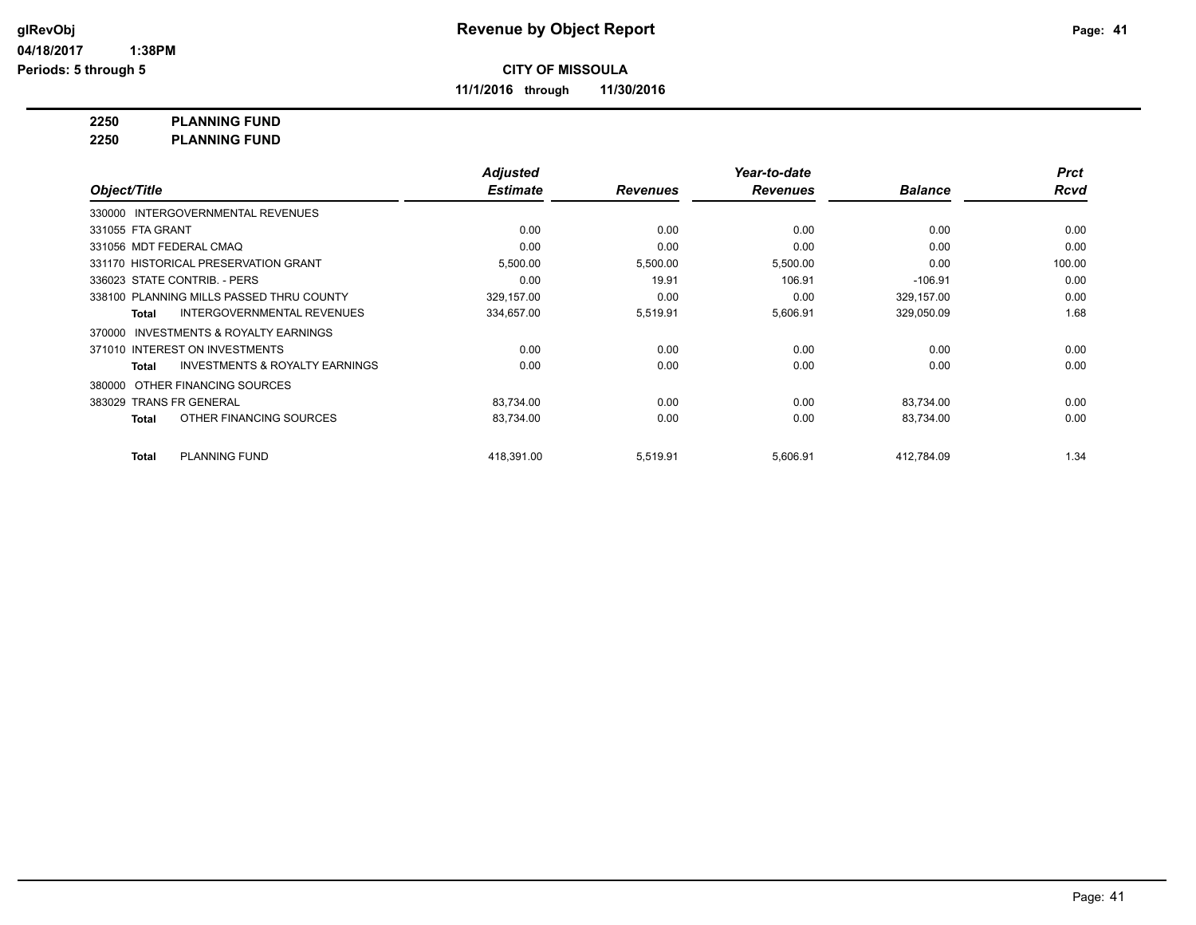# Revenue by Object Report

glRevObj
04/18/2017 1:38PM
Periods: 5 through 5

**CITY OF MISSOULA**

**11/1/2016 through 11/30/2016**

**2250 PLANNING FUND**
**2250 PLANNING FUND**

| Object/Title | Adjusted Estimate | Revenues | Year-to-date Revenues | Balance | Prct Rcvd |
|---|---|---|---|---|---|
| 330000 INTERGOVERNMENTAL REVENUES | | | | | |
| 331055 FTA GRANT | 0.00 | 0.00 | 0.00 | 0.00 | 0.00 |
| 331056 MDT FEDERAL CMAQ | 0.00 | 0.00 | 0.00 | 0.00 | 0.00 |
| 331170 HISTORICAL PRESERVATION GRANT | 5,500.00 | 5,500.00 | 5,500.00 | 0.00 | 100.00 |
| 336023 STATE CONTRIB. - PERS | 0.00 | 19.91 | 106.91 | -106.91 | 0.00 |
| 338100 PLANNING MILLS PASSED THRU COUNTY | 329,157.00 | 0.00 | 0.00 | 329,157.00 | 0.00 |
| **Total** INTERGOVERNMENTAL REVENUES | 334,657.00 | 5,519.91 | 5,606.91 | 329,050.09 | 1.68 |
| 370000 INVESTMENTS & ROYALTY EARNINGS | | | | | |
| 371010 INTEREST ON INVESTMENTS | 0.00 | 0.00 | 0.00 | 0.00 | 0.00 |
| **Total** INVESTMENTS & ROYALTY EARNINGS | 0.00 | 0.00 | 0.00 | 0.00 | 0.00 |
| 380000 OTHER FINANCING SOURCES | | | | | |
| 383029 TRANS FR GENERAL | 83,734.00 | 0.00 | 0.00 | 83,734.00 | 0.00 |
| **Total** OTHER FINANCING SOURCES | 83,734.00 | 0.00 | 0.00 | 83,734.00 | 0.00 |
| **Total** PLANNING FUND | 418,391.00 | 5,519.91 | 5,606.91 | 412,784.09 | 1.34 |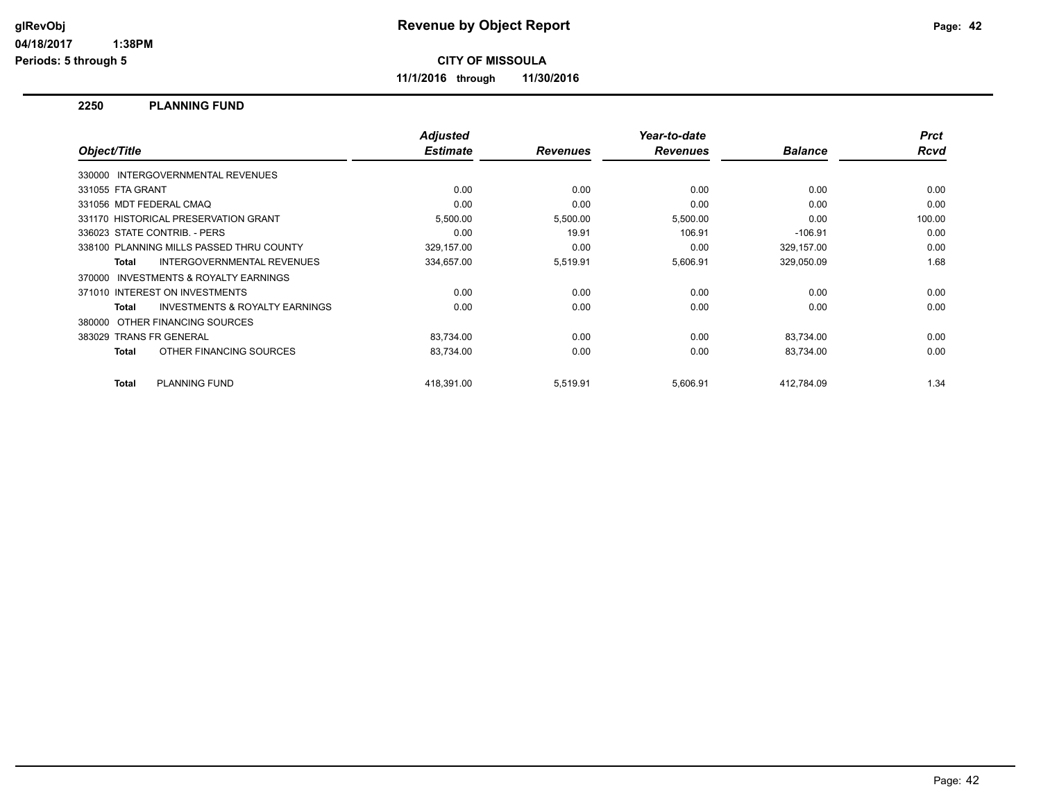# Revenue by Object Report

**CITY OF MISSOULA**

**11/1/2016 through 11/30/2016**

glRevObj
04/18/2017 1:38PM
Periods: 5 through 5

## 2250 PLANNING FUND

| Object/Title | Adjusted Estimate | Revenues | Year-to-date Revenues | Balance | Prct Rcvd |
|---|---|---|---|---|---|
| 330000 INTERGOVERNMENTAL REVENUES | | | | | |
| 331055 FTA GRANT | 0.00 | 0.00 | 0.00 | 0.00 | 0.00 |
| 331056 MDT FEDERAL CMAQ | 0.00 | 0.00 | 0.00 | 0.00 | 0.00 |
| 331170 HISTORICAL PRESERVATION GRANT | 5,500.00 | 5,500.00 | 5,500.00 | 0.00 | 100.00 |
| 336023 STATE CONTRIB. - PERS | 0.00 | 19.91 | 106.91 | -106.91 | 0.00 |
| 338100 PLANNING MILLS PASSED THRU COUNTY | 329,157.00 | 0.00 | 0.00 | 329,157.00 | 0.00 |
| **Total** INTERGOVERNMENTAL REVENUES | 334,657.00 | 5,519.91 | 5,606.91 | 329,050.09 | 1.68 |
| 370000 INVESTMENTS & ROYALTY EARNINGS | | | | | |
| 371010 INTEREST ON INVESTMENTS | 0.00 | 0.00 | 0.00 | 0.00 | 0.00 |
| **Total** INVESTMENTS & ROYALTY EARNINGS | 0.00 | 0.00 | 0.00 | 0.00 | 0.00 |
| 380000 OTHER FINANCING SOURCES | | | | | |
| 383029 TRANS FR GENERAL | 83,734.00 | 0.00 | 0.00 | 83,734.00 | 0.00 |
| **Total** OTHER FINANCING SOURCES | 83,734.00 | 0.00 | 0.00 | 83,734.00 | 0.00 |
| **Total** PLANNING FUND | 418,391.00 | 5,519.91 | 5,606.91 | 412,784.09 | 1.34 |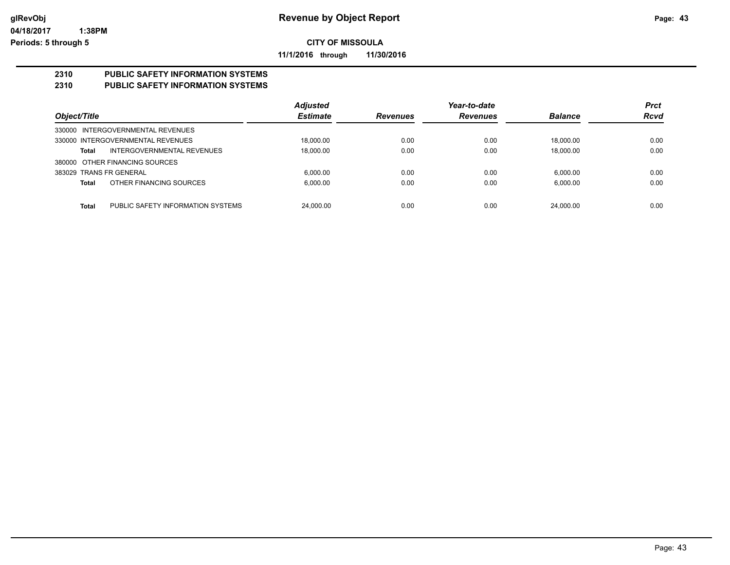# Revenue by Object Report

**CITY OF MISSOULA**

**11/1/2016 through 11/30/2016**

glRevObj
04/18/2017 1:38PM
Periods: 5 through 5

## 2310 PUBLIC SAFETY INFORMATION SYSTEMS
## 2310 PUBLIC SAFETY INFORMATION SYSTEMS

| Object/Title | | Adjusted Estimate | Revenues | Year-to-date Revenues | Balance | Prct Rcvd |
|---|---|---|---|---|---|---|
| 330000 INTERGOVERNMENTAL REVENUES | | | | | | |
| 330000 INTERGOVERNMENTAL REVENUES | | 18,000.00 | 0.00 | 0.00 | 18,000.00 | 0.00 |
| **Total** | INTERGOVERNMENTAL REVENUES | 18,000.00 | 0.00 | 0.00 | 18,000.00 | 0.00 |
| 380000 OTHER FINANCING SOURCES | | | | | | |
| 383029 TRANS FR GENERAL | | 6,000.00 | 0.00 | 0.00 | 6,000.00 | 0.00 |
| **Total** | OTHER FINANCING SOURCES | 6,000.00 | 0.00 | 0.00 | 6,000.00 | 0.00 |
| **Total** | PUBLIC SAFETY INFORMATION SYSTEMS | 24,000.00 | 0.00 | 0.00 | 24,000.00 | 0.00 |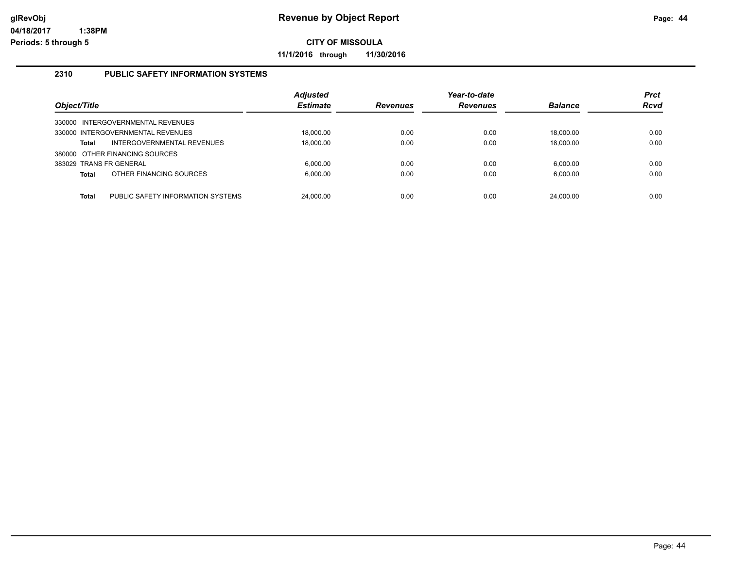# Revenue by Object Report

glRevObj
04/18/2017 1:38PM
Periods: 5 through 5

**CITY OF MISSOULA**

**11/1/2016 through 11/30/2016**

## 2310 PUBLIC SAFETY INFORMATION SYSTEMS

| Object/Title | Adjusted Estimate | Revenues | Year-to-date Revenues | Balance | Prct Rcvd |
|---|---|---|---|---|---|
| 330000 INTERGOVERNMENTAL REVENUES | | | | | |
| 330000 INTERGOVERNMENTAL REVENUES | 18,000.00 | 0.00 | 0.00 | 18,000.00 | 0.00 |
| **Total** INTERGOVERNMENTAL REVENUES | 18,000.00 | 0.00 | 0.00 | 18,000.00 | 0.00 |
| 380000 OTHER FINANCING SOURCES | | | | | |
| 383029 TRANS FR GENERAL | 6,000.00 | 0.00 | 0.00 | 6,000.00 | 0.00 |
| **Total** OTHER FINANCING SOURCES | 6,000.00 | 0.00 | 0.00 | 6,000.00 | 0.00 |
| **Total** PUBLIC SAFETY INFORMATION SYSTEMS | 24,000.00 | 0.00 | 0.00 | 24,000.00 | 0.00 |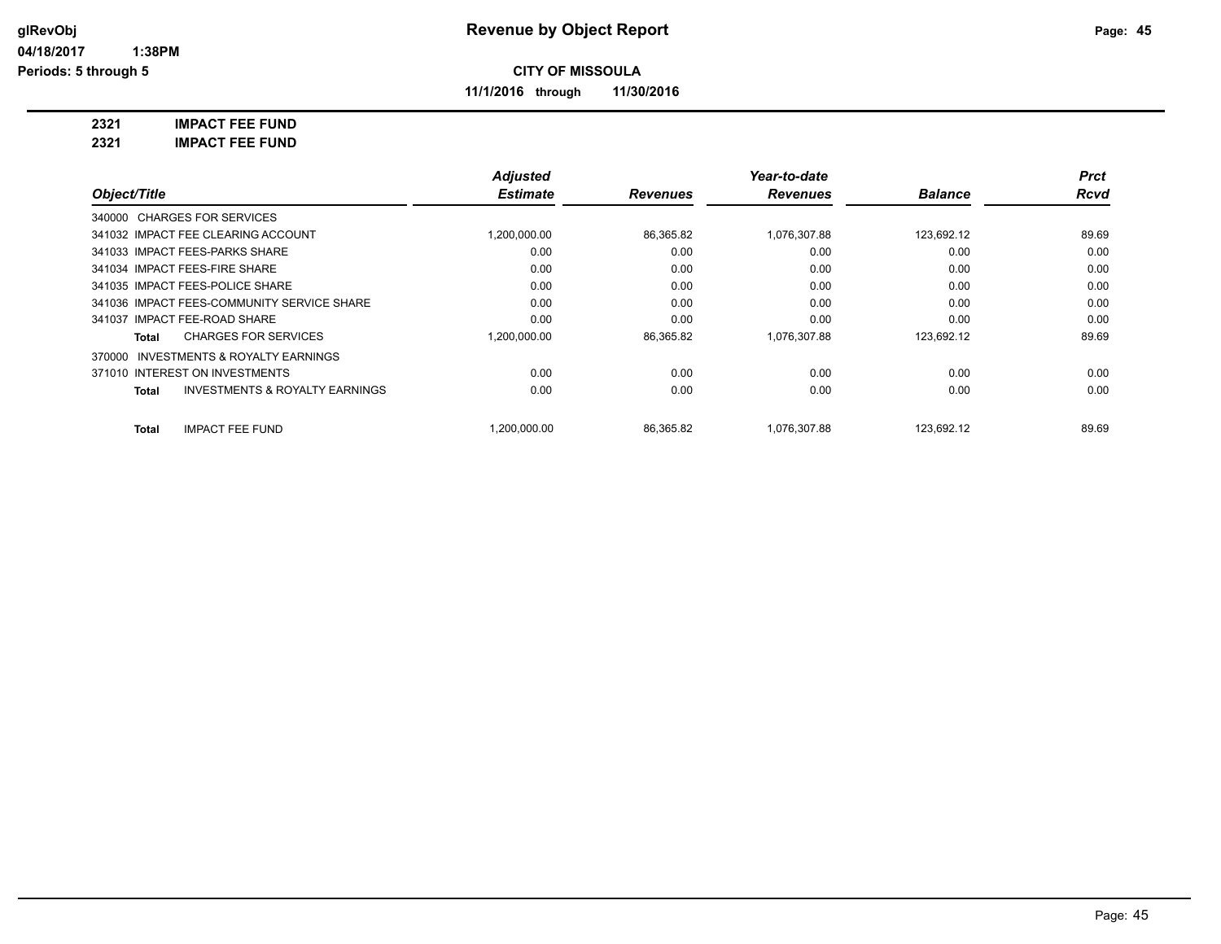**glRevObj**
**04/18/2017 1:38PM**
**Periods: 5 through 5**

# Revenue by Object Report

**CITY OF MISSOULA**

**11/1/2016 through 11/30/2016**

**2321 IMPACT FEE FUND**
**2321 IMPACT FEE FUND**

| Object/Title | Adjusted Estimate | Revenues | Year-to-date Revenues | Balance | Prct Rcvd |
|---|---|---|---|---|---|
| 340000 CHARGES FOR SERVICES | | | | | |
| 341032 IMPACT FEE CLEARING ACCOUNT | 1,200,000.00 | 86,365.82 | 1,076,307.88 | 123,692.12 | 89.69 |
| 341033 IMPACT FEES-PARKS SHARE | 0.00 | 0.00 | 0.00 | 0.00 | 0.00 |
| 341034 IMPACT FEES-FIRE SHARE | 0.00 | 0.00 | 0.00 | 0.00 | 0.00 |
| 341035 IMPACT FEES-POLICE SHARE | 0.00 | 0.00 | 0.00 | 0.00 | 0.00 |
| 341036 IMPACT FEES-COMMUNITY SERVICE SHARE | 0.00 | 0.00 | 0.00 | 0.00 | 0.00 |
| 341037 IMPACT FEE-ROAD SHARE | 0.00 | 0.00 | 0.00 | 0.00 | 0.00 |
| **Total** CHARGES FOR SERVICES | 1,200,000.00 | 86,365.82 | 1,076,307.88 | 123,692.12 | 89.69 |
| 370000 INVESTMENTS & ROYALTY EARNINGS | | | | | |
| 371010 INTEREST ON INVESTMENTS | 0.00 | 0.00 | 0.00 | 0.00 | 0.00 |
| **Total** INVESTMENTS & ROYALTY EARNINGS | 0.00 | 0.00 | 0.00 | 0.00 | 0.00 |
| **Total** IMPACT FEE FUND | 1,200,000.00 | 86,365.82 | 1,076,307.88 | 123,692.12 | 89.69 |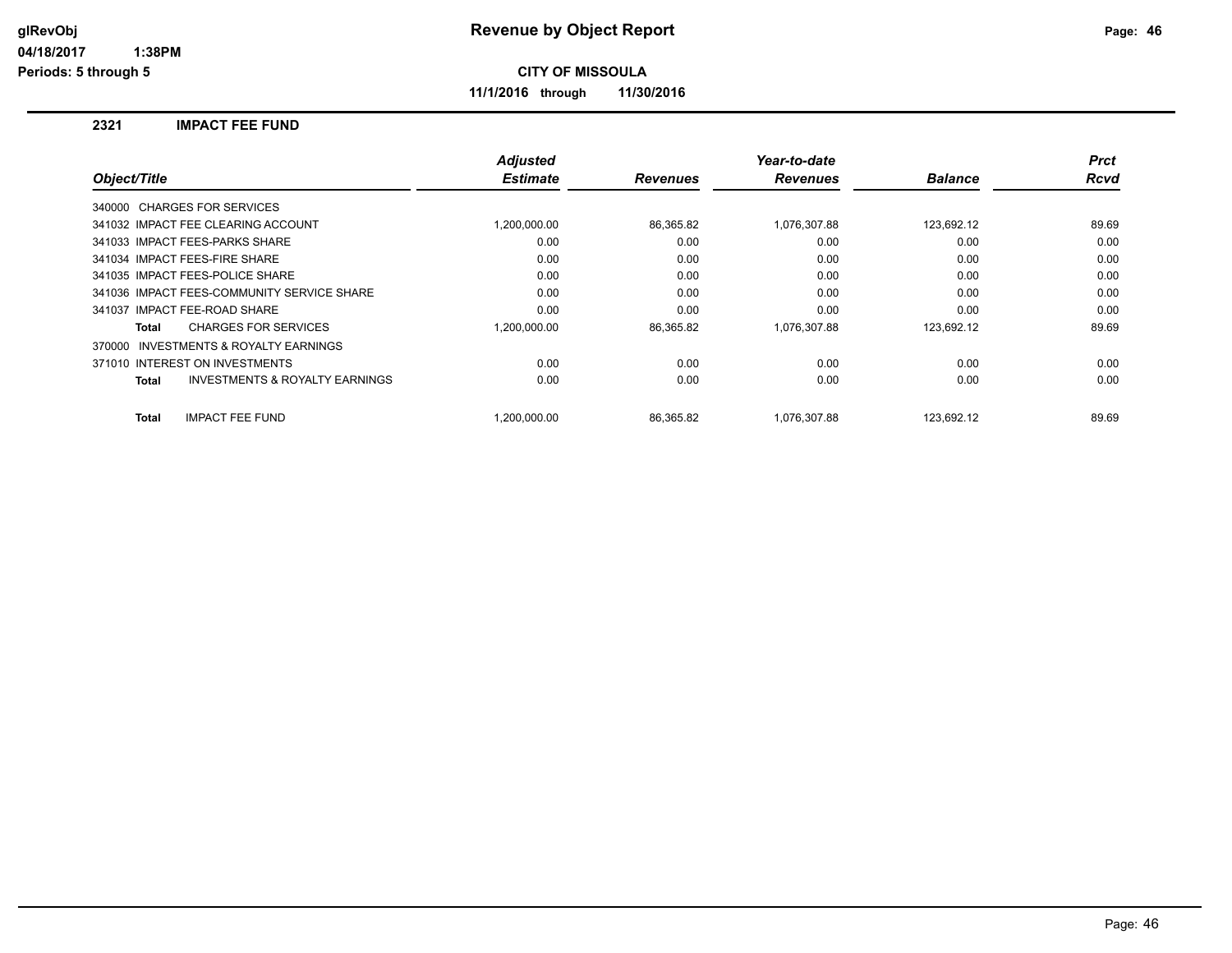# Revenue by Object Report

**CITY OF MISSOULA**

**11/1/2016 through 11/30/2016**

glRevObj
04/18/2017 1:38PM
Periods: 5 through 5

## 2321 IMPACT FEE FUND

| Object/Title | Adjusted Estimate | Revenues | Year-to-date Revenues | Balance | Prct Rcvd |
|---|---|---|---|---|---|
| 340000 CHARGES FOR SERVICES | | | | | |
| 341032 IMPACT FEE CLEARING ACCOUNT | 1,200,000.00 | 86,365.82 | 1,076,307.88 | 123,692.12 | 89.69 |
| 341033 IMPACT FEES-PARKS SHARE | 0.00 | 0.00 | 0.00 | 0.00 | 0.00 |
| 341034 IMPACT FEES-FIRE SHARE | 0.00 | 0.00 | 0.00 | 0.00 | 0.00 |
| 341035 IMPACT FEES-POLICE SHARE | 0.00 | 0.00 | 0.00 | 0.00 | 0.00 |
| 341036 IMPACT FEES-COMMUNITY SERVICE SHARE | 0.00 | 0.00 | 0.00 | 0.00 | 0.00 |
| 341037 IMPACT FEE-ROAD SHARE | 0.00 | 0.00 | 0.00 | 0.00 | 0.00 |
| **Total** CHARGES FOR SERVICES | 1,200,000.00 | 86,365.82 | 1,076,307.88 | 123,692.12 | 89.69 |
| 370000 INVESTMENTS & ROYALTY EARNINGS | | | | | |
| 371010 INTEREST ON INVESTMENTS | 0.00 | 0.00 | 0.00 | 0.00 | 0.00 |
| **Total** INVESTMENTS & ROYALTY EARNINGS | 0.00 | 0.00 | 0.00 | 0.00 | 0.00 |
| **Total** IMPACT FEE FUND | 1,200,000.00 | 86,365.82 | 1,076,307.88 | 123,692.12 | 89.69 |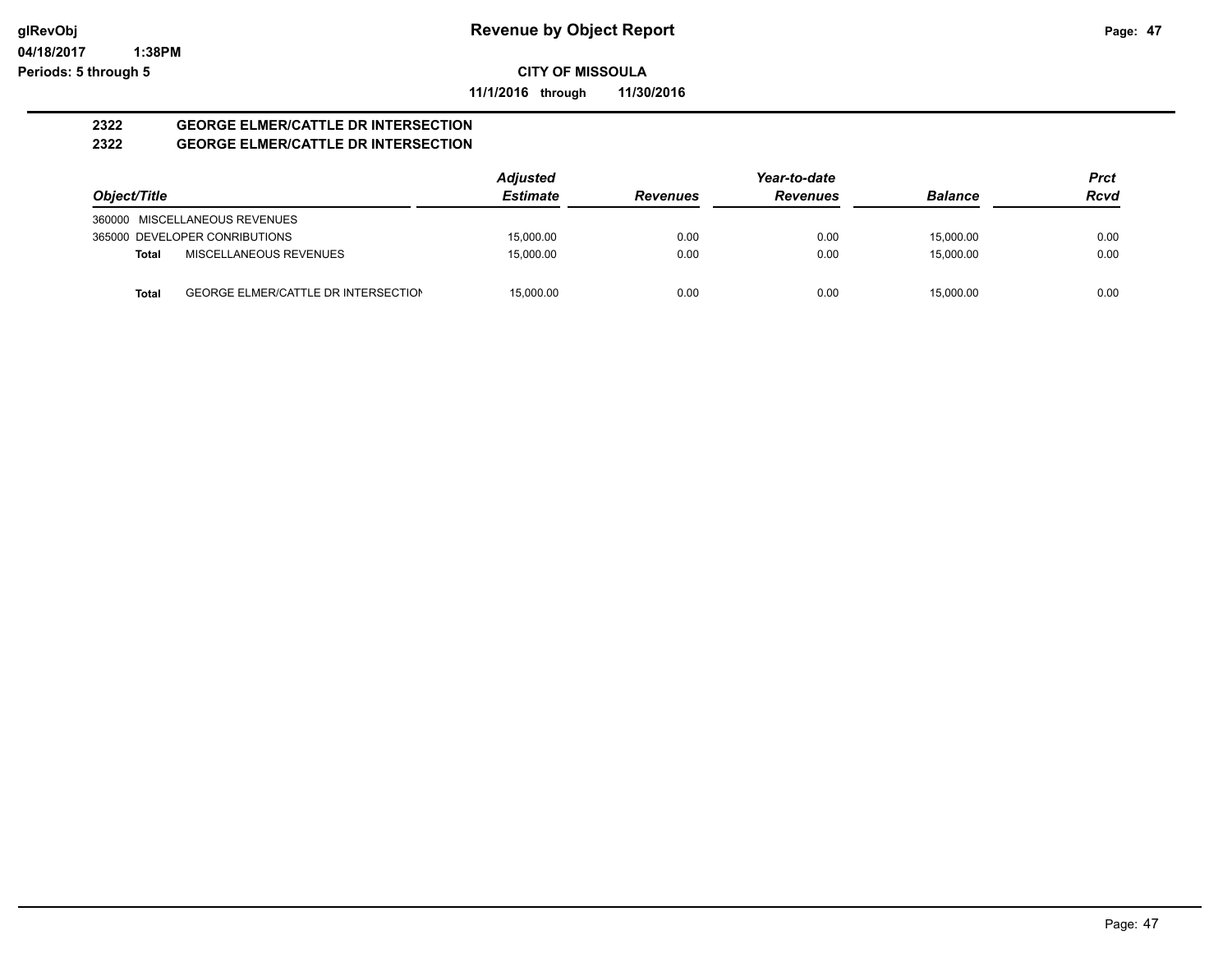**glRevObj**
**04/18/2017 1:38PM**
**Periods: 5 through 5**

# Revenue by Object Report

**CITY OF MISSOULA**

**11/1/2016 through 11/30/2016**

## 2322 GEORGE ELMER/CATTLE DR INTERSECTION
## 2322 GEORGE ELMER/CATTLE DR INTERSECTION

| Object/Title | | Adjusted Estimate | Revenues | Year-to-date Revenues | Balance | Prct Rcvd |
|---|---|---|---|---|---|---|
| 360000 MISCELLANEOUS REVENUES | | | | | | |
| 365000 DEVELOPER CONRIBUTIONS | | 15,000.00 | 0.00 | 0.00 | 15,000.00 | 0.00 |
| **Total** | MISCELLANEOUS REVENUES | 15,000.00 | 0.00 | 0.00 | 15,000.00 | 0.00 |
| **Total** | GEORGE ELMER/CATTLE DR INTERSECTION | 15,000.00 | 0.00 | 0.00 | 15,000.00 | 0.00 |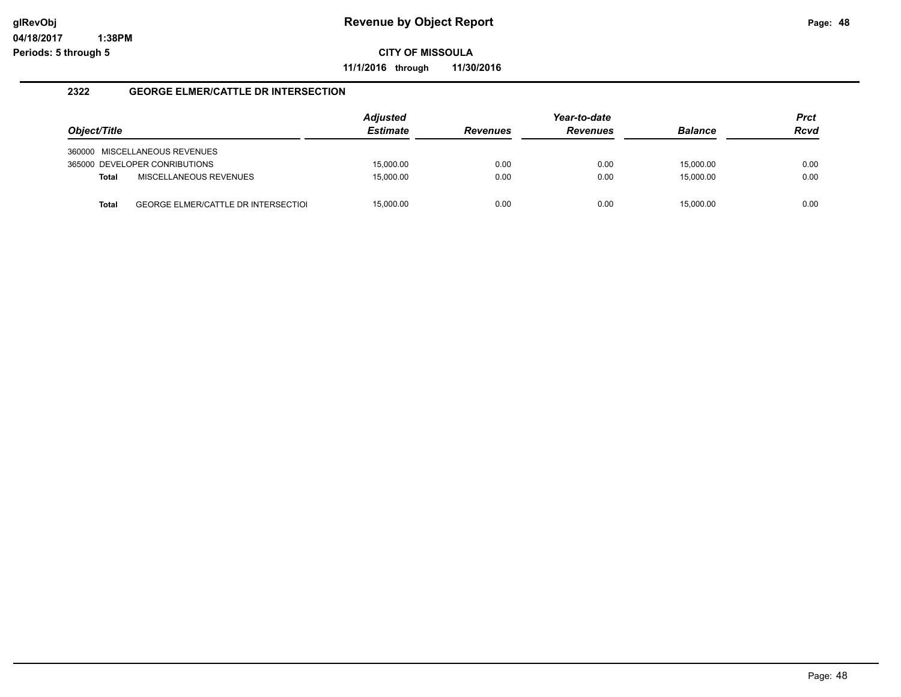# Revenue by Object Report

glRevObj
04/18/2017 1:38PM
Periods: 5 through 5

**CITY OF MISSOULA**

**11/1/2016 through 11/30/2016**

## 2322 GEORGE ELMER/CATTLE DR INTERSECTION

| Object/Title | | Adjusted Estimate | Revenues | Year-to-date Revenues | Balance | Prct Rcvd |
|---|---|---|---|---|---|---|
| 360000 | MISCELLANEOUS REVENUES | | | | | |
| 365000 | DEVELOPER CONRIBUTIONS | 15,000.00 | 0.00 | 0.00 | 15,000.00 | 0.00 |
| **Total** | MISCELLANEOUS REVENUES | 15,000.00 | 0.00 | 0.00 | 15,000.00 | 0.00 |
| **Total** | GEORGE ELMER/CATTLE DR INTERSECTIOI | 15,000.00 | 0.00 | 0.00 | 15,000.00 | 0.00 |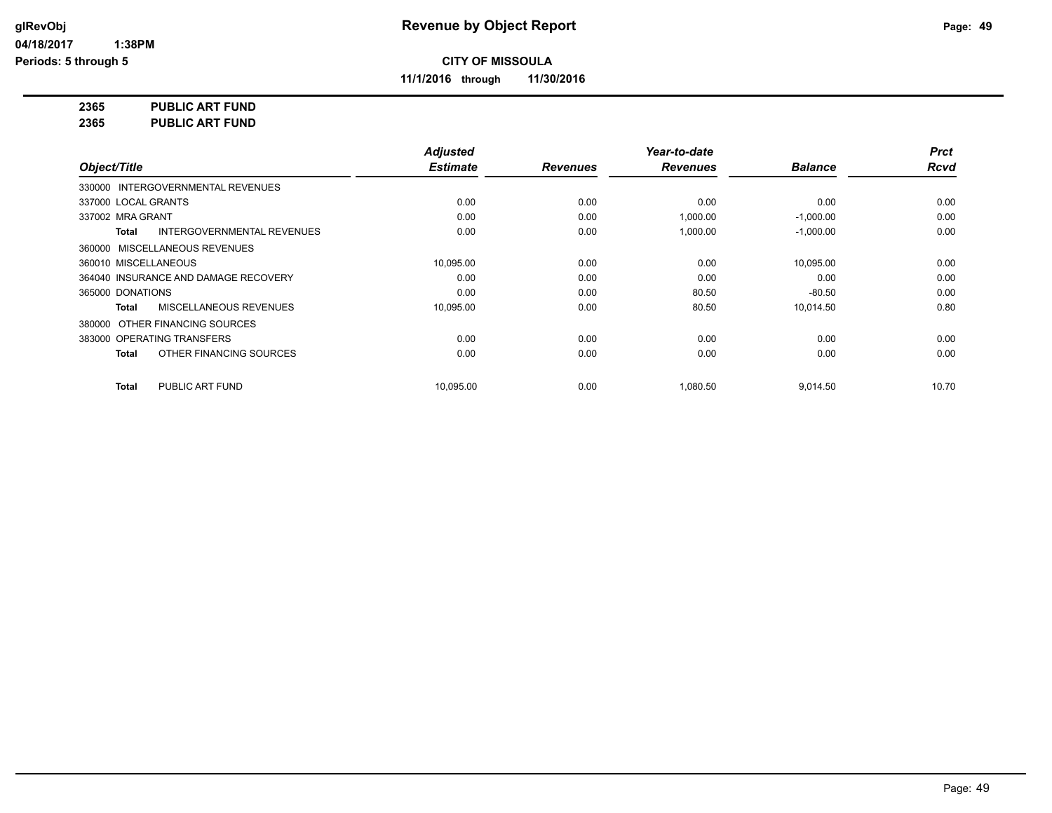# Revenue by Object Report

glRevObj
04/18/2017 1:38PM
Periods: 5 through 5

**CITY OF MISSOULA**

**11/1/2016 through 11/30/2016**

**2365 PUBLIC ART FUND**
**2365 PUBLIC ART FUND**

| Object/Title | Adjusted Estimate | Revenues | Year-to-date Revenues | Balance | Prct Rcvd |
|---|---|---|---|---|---|
| 330000 INTERGOVERNMENTAL REVENUES | | | | | |
| 337000 LOCAL GRANTS | 0.00 | 0.00 | 0.00 | 0.00 | 0.00 |
| 337002 MRA GRANT | 0.00 | 0.00 | 1,000.00 | -1,000.00 | 0.00 |
| **Total** INTERGOVERNMENTAL REVENUES | 0.00 | 0.00 | 1,000.00 | -1,000.00 | 0.00 |
| 360000 MISCELLANEOUS REVENUES | | | | | |
| 360010 MISCELLANEOUS | 10,095.00 | 0.00 | 0.00 | 10,095.00 | 0.00 |
| 364040 INSURANCE AND DAMAGE RECOVERY | 0.00 | 0.00 | 0.00 | 0.00 | 0.00 |
| 365000 DONATIONS | 0.00 | 0.00 | 80.50 | -80.50 | 0.00 |
| **Total** MISCELLANEOUS REVENUES | 10,095.00 | 0.00 | 80.50 | 10,014.50 | 0.80 |
| 380000 OTHER FINANCING SOURCES | | | | | |
| 383000 OPERATING TRANSFERS | 0.00 | 0.00 | 0.00 | 0.00 | 0.00 |
| **Total** OTHER FINANCING SOURCES | 0.00 | 0.00 | 0.00 | 0.00 | 0.00 |
| **Total** PUBLIC ART FUND | 10,095.00 | 0.00 | 1,080.50 | 9,014.50 | 10.70 |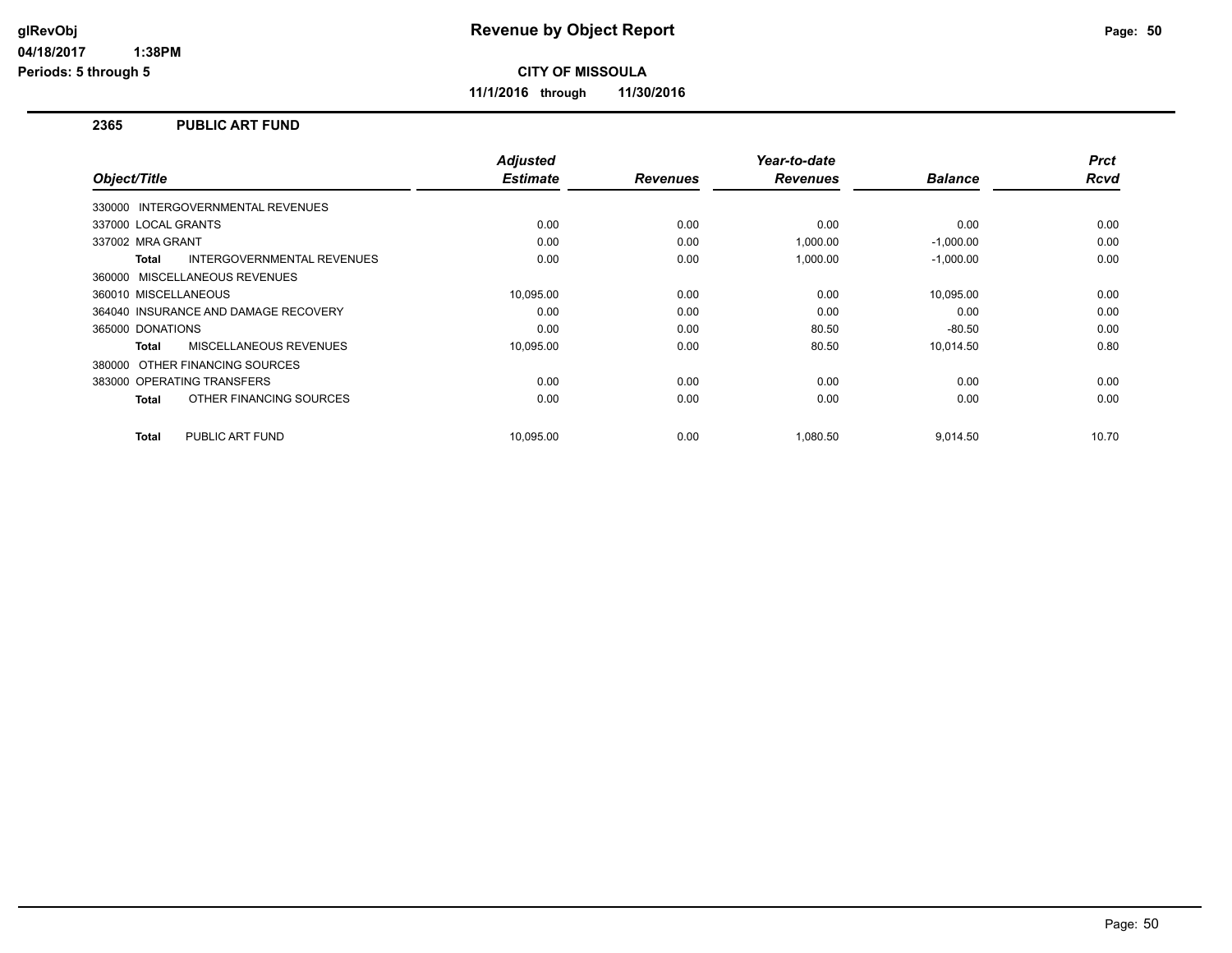# Revenue by Object Report

**CITY OF MISSOULA**

**11/1/2016 through 11/30/2016**

glRevObj
04/18/2017 1:38PM
Periods: 5 through 5

## 2365 PUBLIC ART FUND

| Object/Title | Adjusted Estimate | Revenues | Year-to-date Revenues | Balance | Prct Rcvd |
|---|---|---|---|---|---|
| 330000 INTERGOVERNMENTAL REVENUES | | | | | |
| 337000 LOCAL GRANTS | 0.00 | 0.00 | 0.00 | 0.00 | 0.00 |
| 337002 MRA GRANT | 0.00 | 0.00 | 1,000.00 | -1,000.00 | 0.00 |
| **Total** INTERGOVERNMENTAL REVENUES | 0.00 | 0.00 | 1,000.00 | -1,000.00 | 0.00 |
| 360000 MISCELLANEOUS REVENUES | | | | | |
| 360010 MISCELLANEOUS | 10,095.00 | 0.00 | 0.00 | 10,095.00 | 0.00 |
| 364040 INSURANCE AND DAMAGE RECOVERY | 0.00 | 0.00 | 0.00 | 0.00 | 0.00 |
| 365000 DONATIONS | 0.00 | 0.00 | 80.50 | -80.50 | 0.00 |
| **Total** MISCELLANEOUS REVENUES | 10,095.00 | 0.00 | 80.50 | 10,014.50 | 0.80 |
| 380000 OTHER FINANCING SOURCES | | | | | |
| 383000 OPERATING TRANSFERS | 0.00 | 0.00 | 0.00 | 0.00 | 0.00 |
| **Total** OTHER FINANCING SOURCES | 0.00 | 0.00 | 0.00 | 0.00 | 0.00 |
| **Total** PUBLIC ART FUND | 10,095.00 | 0.00 | 1,080.50 | 9,014.50 | 10.70 |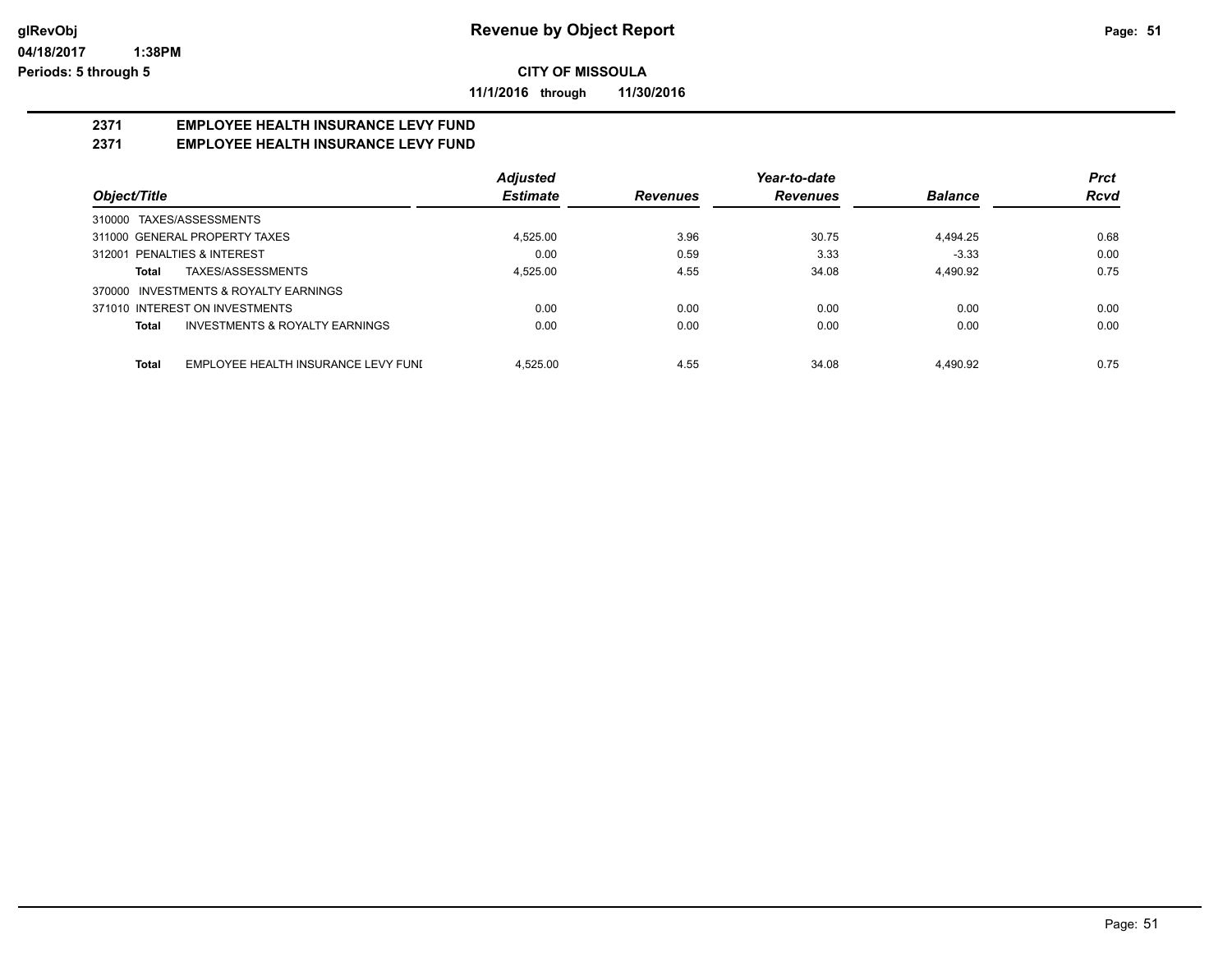**Revenue by Object Report**

**CITY OF MISSOULA**

**11/1/2016 through 11/30/2016**

glRevObj
04/18/2017 1:38PM
Periods: 5 through 5

## 2371 EMPLOYEE HEALTH INSURANCE LEVY FUND
## 2371 EMPLOYEE HEALTH INSURANCE LEVY FUND

| Object/Title | Adjusted Estimate | Revenues | Year-to-date Revenues | Balance | Prct Rcvd |
|---|---|---|---|---|---|
| 310000 TAXES/ASSESSMENTS | | | | | |
| 311000 GENERAL PROPERTY TAXES | 4,525.00 | 3.96 | 30.75 | 4,494.25 | 0.68 |
| 312001 PENALTIES & INTEREST | 0.00 | 0.59 | 3.33 | -3.33 | 0.00 |
| **Total** TAXES/ASSESSMENTS | 4,525.00 | 4.55 | 34.08 | 4,490.92 | 0.75 |
| 370000 INVESTMENTS & ROYALTY EARNINGS | | | | | |
| 371010 INTEREST ON INVESTMENTS | 0.00 | 0.00 | 0.00 | 0.00 | 0.00 |
| **Total** INVESTMENTS & ROYALTY EARNINGS | 0.00 | 0.00 | 0.00 | 0.00 | 0.00 |
| **Total** EMPLOYEE HEALTH INSURANCE LEVY FUNI | 4,525.00 | 4.55 | 34.08 | 4,490.92 | 0.75 |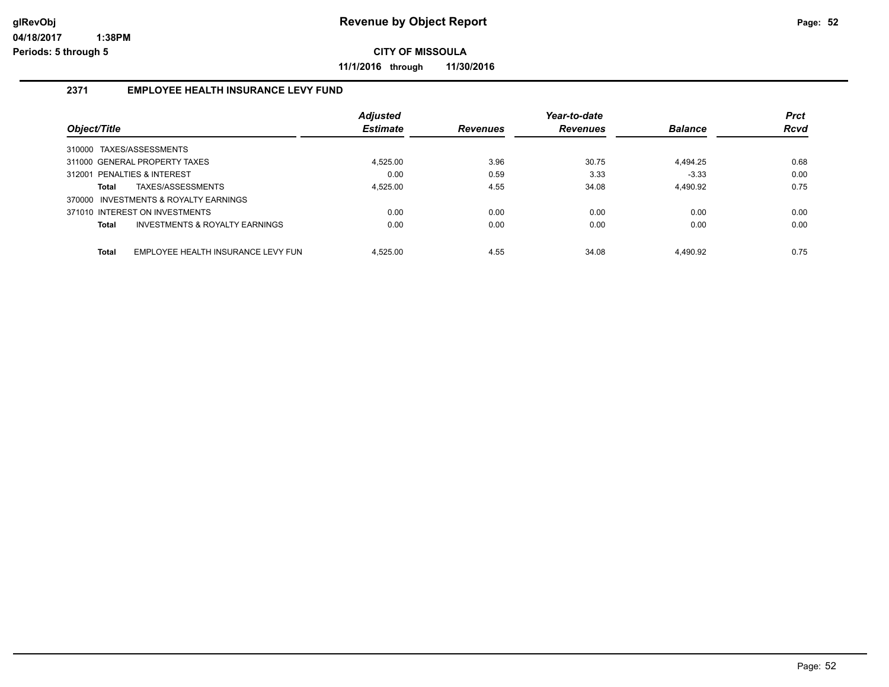# Revenue by Object Report

**CITY OF MISSOULA**

**11/1/2016 through 11/30/2016**

glRevObj
04/18/2017 1:38PM
Periods: 5 through 5

## 2371 EMPLOYEE HEALTH INSURANCE LEVY FUND

| Object/Title | Adjusted Estimate | Revenues | Year-to-date Revenues | Balance | Prct Rcvd |
|---|---|---|---|---|---|
| 310000 TAXES/ASSESSMENTS | | | | | |
| 311000 GENERAL PROPERTY TAXES | 4,525.00 | 3.96 | 30.75 | 4,494.25 | 0.68 |
| 312001 PENALTIES & INTEREST | 0.00 | 0.59 | 3.33 | -3.33 | 0.00 |
| **Total** TAXES/ASSESSMENTS | 4,525.00 | 4.55 | 34.08 | 4,490.92 | 0.75 |
| 370000 INVESTMENTS & ROYALTY EARNINGS | | | | | |
| 371010 INTEREST ON INVESTMENTS | 0.00 | 0.00 | 0.00 | 0.00 | 0.00 |
| **Total** INVESTMENTS & ROYALTY EARNINGS | 0.00 | 0.00 | 0.00 | 0.00 | 0.00 |
| **Total** EMPLOYEE HEALTH INSURANCE LEVY FUN | 4,525.00 | 4.55 | 34.08 | 4,490.92 | 0.75 |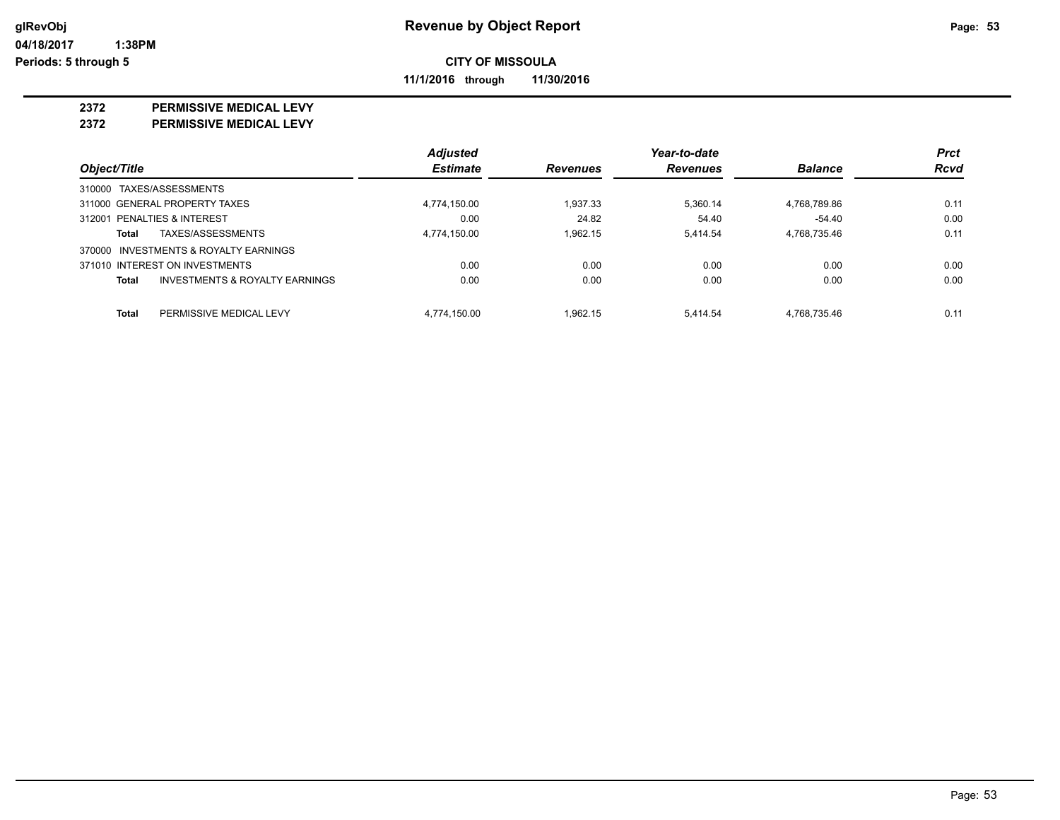# Revenue by Object Report

glRevObj
04/18/2017 1:38PM
Periods: 5 through 5

**CITY OF MISSOULA**

**11/1/2016 through 11/30/2016**

## 2372 PERMISSIVE MEDICAL LEVY
## 2372 PERMISSIVE MEDICAL LEVY

| Object/Title | | Adjusted Estimate | Revenues | Year-to-date Revenues | Balance | Prct Rcvd |
|---|---|---|---|---|---|---|
| 310000 TAXES/ASSESSMENTS | | | | | | |
| 311000 GENERAL PROPERTY TAXES | | 4,774,150.00 | 1,937.33 | 5,360.14 | 4,768,789.86 | 0.11 |
| 312001 PENALTIES & INTEREST | | 0.00 | 24.82 | 54.40 | -54.40 | 0.00 |
| **Total** | TAXES/ASSESSMENTS | 4,774,150.00 | 1,962.15 | 5,414.54 | 4,768,735.46 | 0.11 |
| 370000 INVESTMENTS & ROYALTY EARNINGS | | | | | | |
| 371010 INTEREST ON INVESTMENTS | | 0.00 | 0.00 | 0.00 | 0.00 | 0.00 |
| **Total** | INVESTMENTS & ROYALTY EARNINGS | 0.00 | 0.00 | 0.00 | 0.00 | 0.00 |
| **Total** | PERMISSIVE MEDICAL LEVY | 4,774,150.00 | 1,962.15 | 5,414.54 | 4,768,735.46 | 0.11 |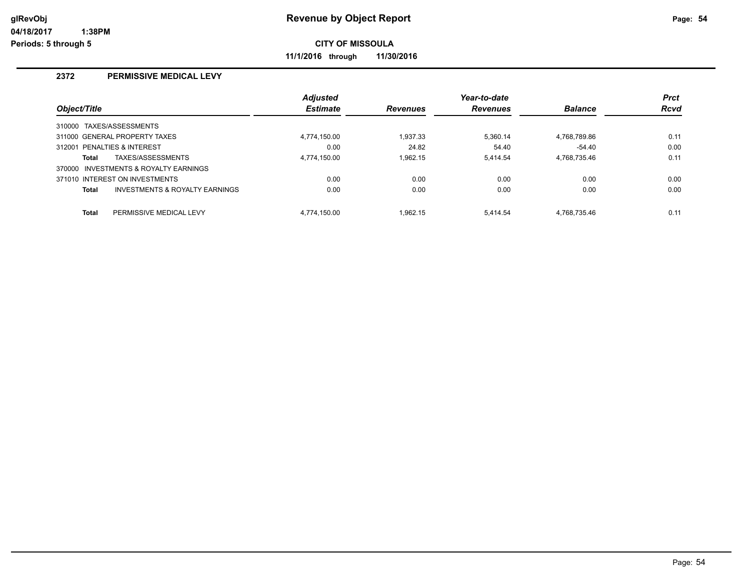# Revenue by Object Report

**CITY OF MISSOULA**

**11/1/2016 through 11/30/2016**

## 2372 PERMISSIVE MEDICAL LEVY

| Object/Title | Adjusted Estimate | Revenues | Year-to-date Revenues | Balance | Prct Rcvd |
|---|---|---|---|---|---|
| 310000 TAXES/ASSESSMENTS | | | | | |
| 311000 GENERAL PROPERTY TAXES | 4,774,150.00 | 1,937.33 | 5,360.14 | 4,768,789.86 | 0.11 |
| 312001 PENALTIES & INTEREST | 0.00 | 24.82 | 54.40 | -54.40 | 0.00 |
| **Total** TAXES/ASSESSMENTS | 4,774,150.00 | 1,962.15 | 5,414.54 | 4,768,735.46 | 0.11 |
| 370000 INVESTMENTS & ROYALTY EARNINGS | | | | | |
| 371010 INTEREST ON INVESTMENTS | 0.00 | 0.00 | 0.00 | 0.00 | 0.00 |
| **Total** INVESTMENTS & ROYALTY EARNINGS | 0.00 | 0.00 | 0.00 | 0.00 | 0.00 |
| **Total** PERMISSIVE MEDICAL LEVY | 4,774,150.00 | 1,962.15 | 5,414.54 | 4,768,735.46 | 0.11 |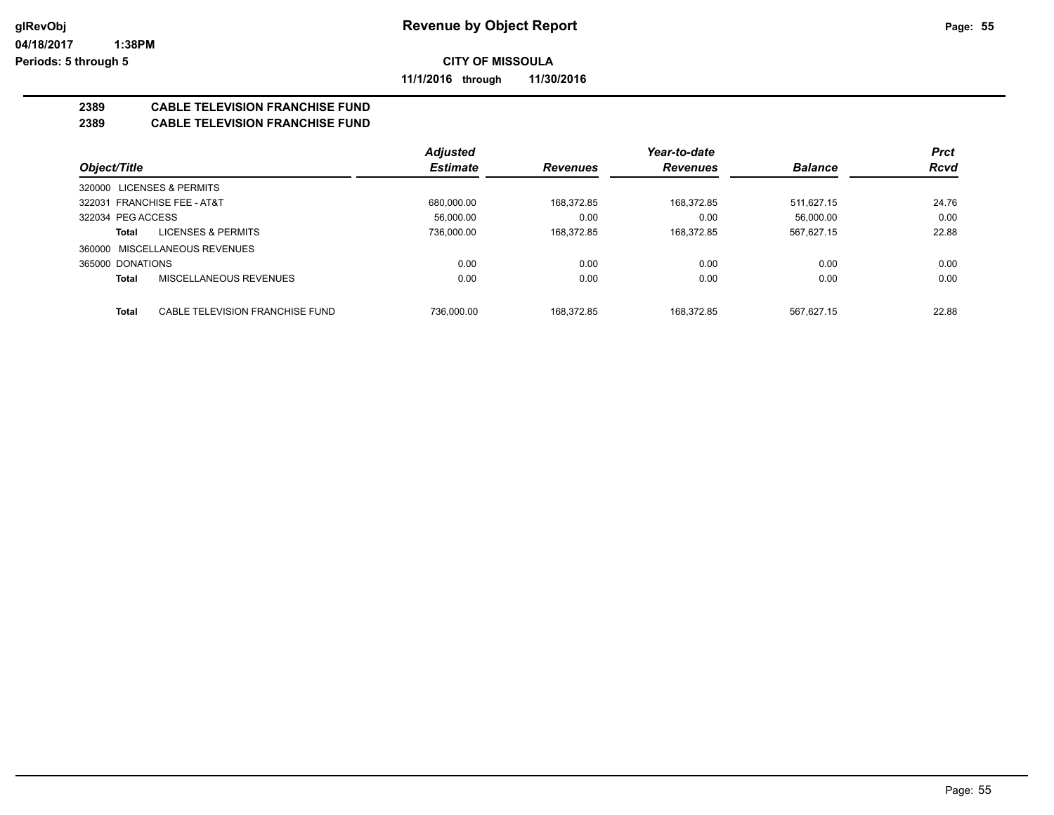# Revenue by Object Report

**CITY OF MISSOULA**

**11/1/2016 through 11/30/2016**

glRevObj
04/18/2017 1:38PM
Periods: 5 through 5

## 2389 CABLE TELEVISION FRANCHISE FUND
## 2389 CABLE TELEVISION FRANCHISE FUND

| Object/Title | Adjusted Estimate | Revenues | Year-to-date Revenues | Balance | Prct Rcvd |
|---|---|---|---|---|---|
| 320000 LICENSES & PERMITS | | | | | |
| 322031 FRANCHISE FEE - AT&T | 680,000.00 | 168,372.85 | 168,372.85 | 511,627.15 | 24.76 |
| 322034 PEG ACCESS | 56,000.00 | 0.00 | 0.00 | 56,000.00 | 0.00 |
| **Total** LICENSES & PERMITS | 736,000.00 | 168,372.85 | 168,372.85 | 567,627.15 | 22.88 |
| 360000 MISCELLANEOUS REVENUES | | | | | |
| 365000 DONATIONS | 0.00 | 0.00 | 0.00 | 0.00 | 0.00 |
| **Total** MISCELLANEOUS REVENUES | 0.00 | 0.00 | 0.00 | 0.00 | 0.00 |
| **Total** CABLE TELEVISION FRANCHISE FUND | 736,000.00 | 168,372.85 | 168,372.85 | 567,627.15 | 22.88 |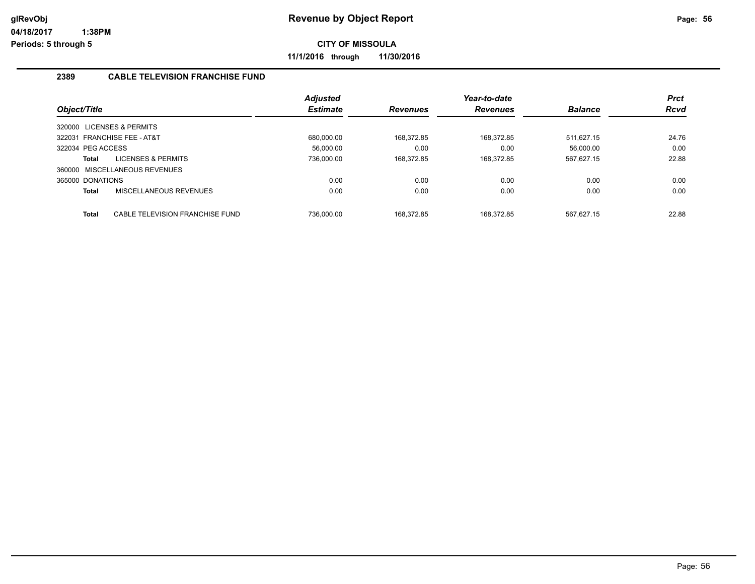# Revenue by Object Report

**CITY OF MISSOULA**

**11/1/2016 through 11/30/2016**

glRevObj
04/18/2017 1:38PM
Periods: 5 through 5

## 2389 CABLE TELEVISION FRANCHISE FUND

| Object/Title | Adjusted Estimate | Revenues | Year-to-date Revenues | Balance | Prct Rcvd |
|---|---|---|---|---|---|
| 320000 LICENSES & PERMITS | | | | | |
| 322031 FRANCHISE FEE - AT&T | 680,000.00 | 168,372.85 | 168,372.85 | 511,627.15 | 24.76 |
| 322034 PEG ACCESS | 56,000.00 | 0.00 | 0.00 | 56,000.00 | 0.00 |
| **Total** LICENSES & PERMITS | 736,000.00 | 168,372.85 | 168,372.85 | 567,627.15 | 22.88 |
| 360000 MISCELLANEOUS REVENUES | | | | | |
| 365000 DONATIONS | 0.00 | 0.00 | 0.00 | 0.00 | 0.00 |
| **Total** MISCELLANEOUS REVENUES | 0.00 | 0.00 | 0.00 | 0.00 | 0.00 |
| **Total** CABLE TELEVISION FRANCHISE FUND | 736,000.00 | 168,372.85 | 168,372.85 | 567,627.15 | 22.88 |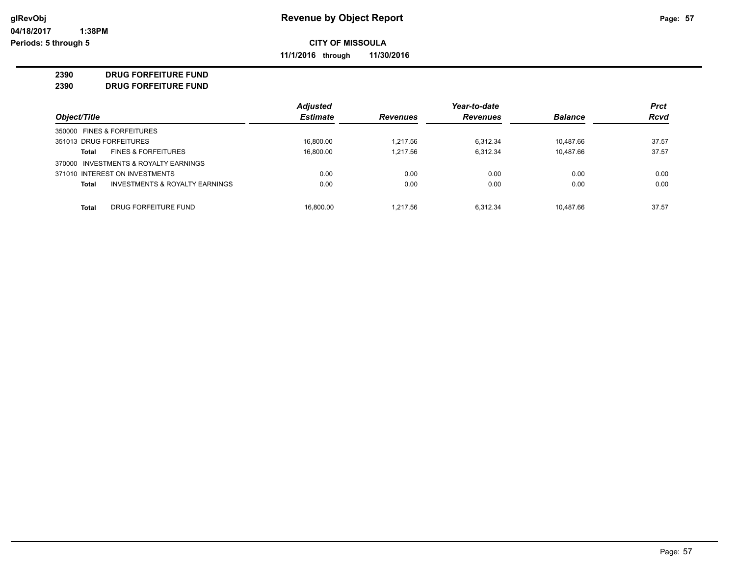# Revenue by Object Report

**CITY OF MISSOULA**

**11/1/2016 through 11/30/2016**

glRevObj
04/18/2017 1:38PM
Periods: 5 through 5

**2390 DRUG FORFEITURE FUND**
**2390 DRUG FORFEITURE FUND**

| Object/Title | | Adjusted Estimate | Revenues | Year-to-date Revenues | Balance | Prct Rcvd |
|---|---|---|---|---|---|---|
| 350000 FINES & FORFEITURES | | | | | | |
| 351013 DRUG FORFEITURES | | 16,800.00 | 1,217.56 | 6,312.34 | 10,487.66 | 37.57 |
| **Total** | FINES & FORFEITURES | 16,800.00 | 1,217.56 | 6,312.34 | 10,487.66 | 37.57 |
| 370000 INVESTMENTS & ROYALTY EARNINGS | | | | | | |
| 371010 INTEREST ON INVESTMENTS | | 0.00 | 0.00 | 0.00 | 0.00 | 0.00 |
| **Total** | INVESTMENTS & ROYALTY EARNINGS | 0.00 | 0.00 | 0.00 | 0.00 | 0.00 |
| **Total** | DRUG FORFEITURE FUND | 16,800.00 | 1,217.56 | 6,312.34 | 10,487.66 | 37.57 |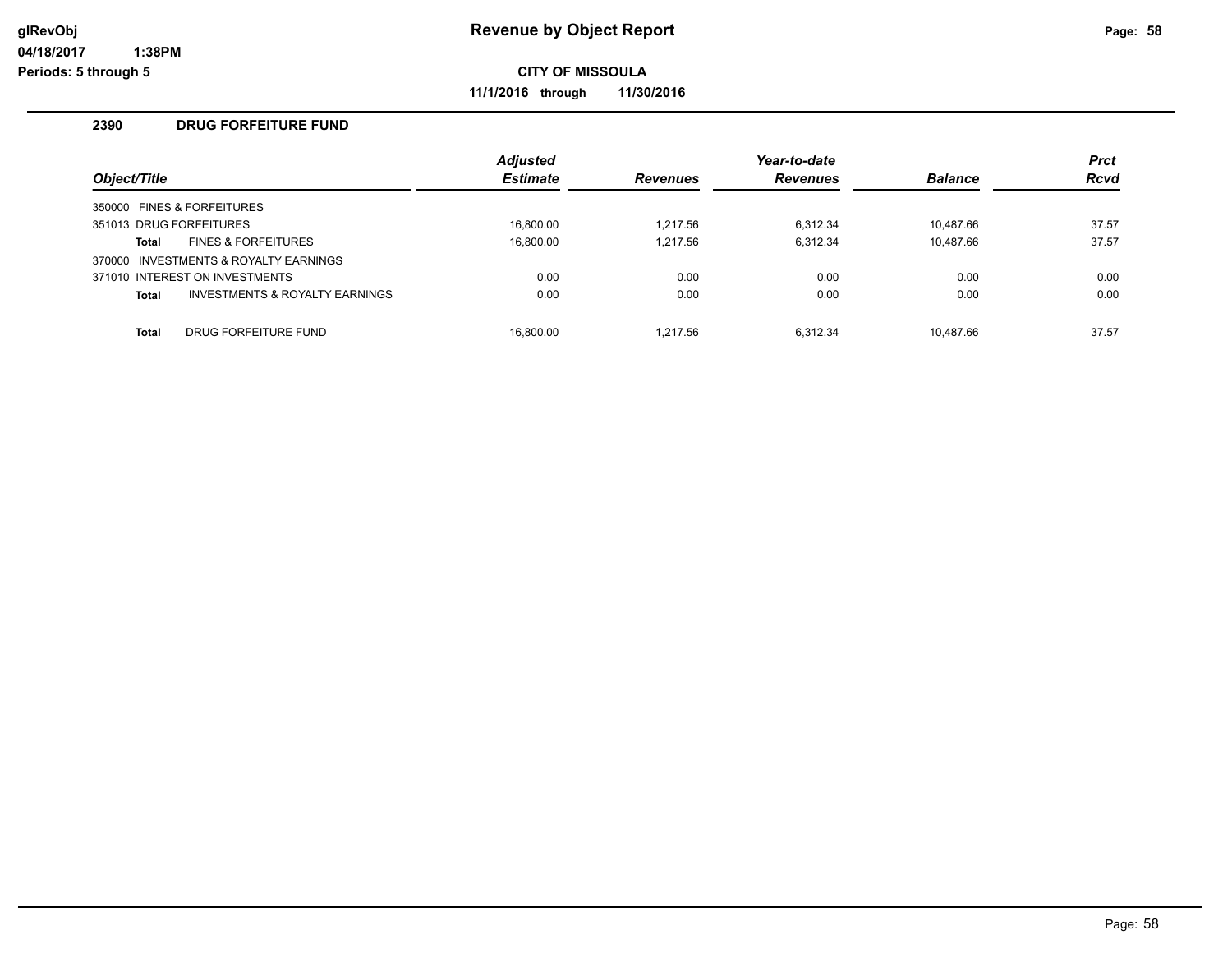# Revenue by Object Report

**CITY OF MISSOULA**

**11/1/2016 through 11/30/2016**

glRevObj
04/18/2017 1:38PM
Periods: 5 through 5

## 2390 DRUG FORFEITURE FUND

| Object/Title | | Adjusted Estimate | Revenues | Year-to-date Revenues | Balance | Prct Rcvd |
|---|---|---|---|---|---|---|
| 350000 FINES & FORFEITURES | | | | | | |
| 351013 DRUG FORFEITURES | | 16,800.00 | 1,217.56 | 6,312.34 | 10,487.66 | 37.57 |
| **Total** | FINES & FORFEITURES | 16,800.00 | 1,217.56 | 6,312.34 | 10,487.66 | 37.57 |
| 370000 INVESTMENTS & ROYALTY EARNINGS | | | | | | |
| 371010 INTEREST ON INVESTMENTS | | 0.00 | 0.00 | 0.00 | 0.00 | 0.00 |
| **Total** | INVESTMENTS & ROYALTY EARNINGS | 0.00 | 0.00 | 0.00 | 0.00 | 0.00 |
| **Total** | DRUG FORFEITURE FUND | 16,800.00 | 1,217.56 | 6,312.34 | 10,487.66 | 37.57 |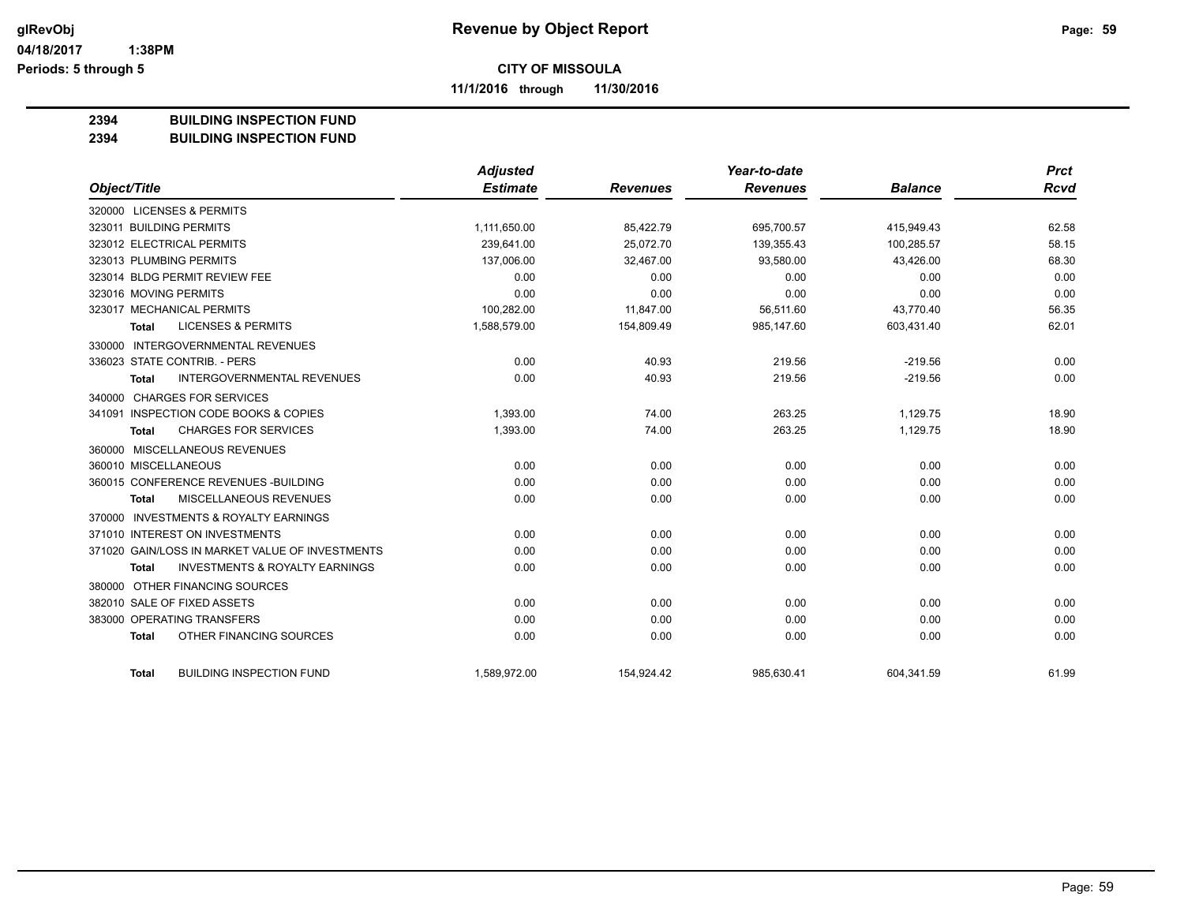# Revenue by Object Report

**CITY OF MISSOULA**

**11/1/2016 through 11/30/2016**

glRevObj
04/18/2017 1:38PM
Periods: 5 through 5

## 2394 BUILDING INSPECTION FUND
## 2394 BUILDING INSPECTION FUND

| Object/Title | Adjusted Estimate | Revenues | Year-to-date Revenues | Balance | Prct Rcvd |
|---|---|---|---|---|---|
| 320000 LICENSES & PERMITS | | | | | |
| 323011 BUILDING PERMITS | 1,111,650.00 | 85,422.79 | 695,700.57 | 415,949.43 | 62.58 |
| 323012 ELECTRICAL PERMITS | 239,641.00 | 25,072.70 | 139,355.43 | 100,285.57 | 58.15 |
| 323013 PLUMBING PERMITS | 137,006.00 | 32,467.00 | 93,580.00 | 43,426.00 | 68.30 |
| 323014 BLDG PERMIT REVIEW FEE | 0.00 | 0.00 | 0.00 | 0.00 | 0.00 |
| 323016 MOVING PERMITS | 0.00 | 0.00 | 0.00 | 0.00 | 0.00 |
| 323017 MECHANICAL PERMITS | 100,282.00 | 11,847.00 | 56,511.60 | 43,770.40 | 56.35 |
| **Total** LICENSES & PERMITS | 1,588,579.00 | 154,809.49 | 985,147.60 | 603,431.40 | 62.01 |
| 330000 INTERGOVERNMENTAL REVENUES | | | | | |
| 336023 STATE CONTRIB. - PERS | 0.00 | 40.93 | 219.56 | -219.56 | 0.00 |
| **Total** INTERGOVERNMENTAL REVENUES | 0.00 | 40.93 | 219.56 | -219.56 | 0.00 |
| 340000 CHARGES FOR SERVICES | | | | | |
| 341091 INSPECTION CODE BOOKS & COPIES | 1,393.00 | 74.00 | 263.25 | 1,129.75 | 18.90 |
| **Total** CHARGES FOR SERVICES | 1,393.00 | 74.00 | 263.25 | 1,129.75 | 18.90 |
| 360000 MISCELLANEOUS REVENUES | | | | | |
| 360010 MISCELLANEOUS | 0.00 | 0.00 | 0.00 | 0.00 | 0.00 |
| 360015 CONFERENCE REVENUES -BUILDING | 0.00 | 0.00 | 0.00 | 0.00 | 0.00 |
| **Total** MISCELLANEOUS REVENUES | 0.00 | 0.00 | 0.00 | 0.00 | 0.00 |
| 370000 INVESTMENTS & ROYALTY EARNINGS | | | | | |
| 371010 INTEREST ON INVESTMENTS | 0.00 | 0.00 | 0.00 | 0.00 | 0.00 |
| 371020 GAIN/LOSS IN MARKET VALUE OF INVESTMENTS | 0.00 | 0.00 | 0.00 | 0.00 | 0.00 |
| **Total** INVESTMENTS & ROYALTY EARNINGS | 0.00 | 0.00 | 0.00 | 0.00 | 0.00 |
| 380000 OTHER FINANCING SOURCES | | | | | |
| 382010 SALE OF FIXED ASSETS | 0.00 | 0.00 | 0.00 | 0.00 | 0.00 |
| 383000 OPERATING TRANSFERS | 0.00 | 0.00 | 0.00 | 0.00 | 0.00 |
| **Total** OTHER FINANCING SOURCES | 0.00 | 0.00 | 0.00 | 0.00 | 0.00 |
| **Total** BUILDING INSPECTION FUND | 1,589,972.00 | 154,924.42 | 985,630.41 | 604,341.59 | 61.99 |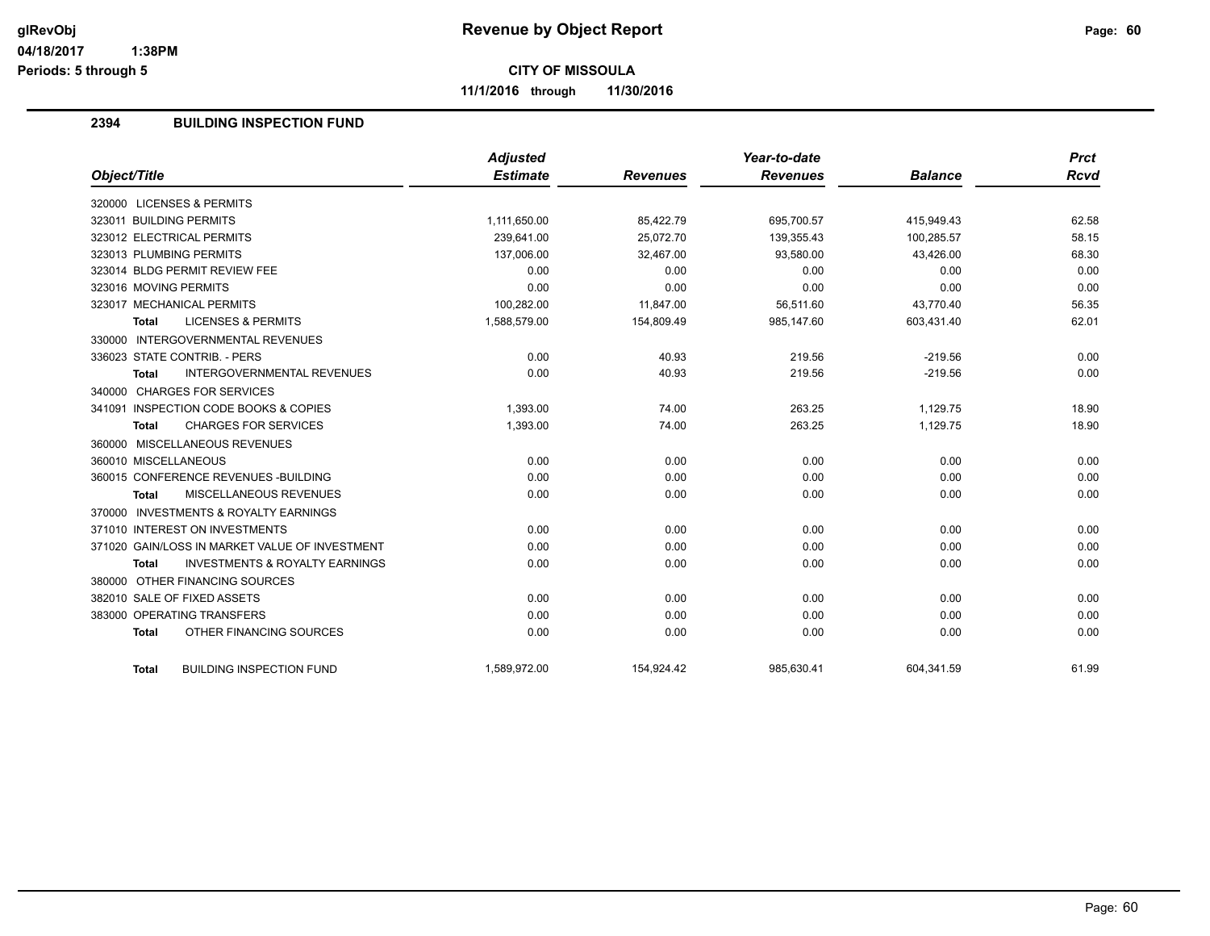# Revenue by Object Report

**CITY OF MISSOULA**

**11/1/2016 through 11/30/2016**

glRevObj
04/18/2017 1:38PM
Periods: 5 through 5

## 2394 BUILDING INSPECTION FUND

| Object/Title | Adjusted Estimate | Revenues | Year-to-date Revenues | Balance | Prct Rcvd |
|---|---|---|---|---|---|
| 320000 LICENSES & PERMITS | | | | | |
| 323011 BUILDING PERMITS | 1,111,650.00 | 85,422.79 | 695,700.57 | 415,949.43 | 62.58 |
| 323012 ELECTRICAL PERMITS | 239,641.00 | 25,072.70 | 139,355.43 | 100,285.57 | 58.15 |
| 323013 PLUMBING PERMITS | 137,006.00 | 32,467.00 | 93,580.00 | 43,426.00 | 68.30 |
| 323014 BLDG PERMIT REVIEW FEE | 0.00 | 0.00 | 0.00 | 0.00 | 0.00 |
| 323016 MOVING PERMITS | 0.00 | 0.00 | 0.00 | 0.00 | 0.00 |
| 323017 MECHANICAL PERMITS | 100,282.00 | 11,847.00 | 56,511.60 | 43,770.40 | 56.35 |
| **Total** LICENSES & PERMITS | 1,588,579.00 | 154,809.49 | 985,147.60 | 603,431.40 | 62.01 |
| 330000 INTERGOVERNMENTAL REVENUES | | | | | |
| 336023 STATE CONTRIB. - PERS | 0.00 | 40.93 | 219.56 | -219.56 | 0.00 |
| **Total** INTERGOVERNMENTAL REVENUES | 0.00 | 40.93 | 219.56 | -219.56 | 0.00 |
| 340000 CHARGES FOR SERVICES | | | | | |
| 341091 INSPECTION CODE BOOKS & COPIES | 1,393.00 | 74.00 | 263.25 | 1,129.75 | 18.90 |
| **Total** CHARGES FOR SERVICES | 1,393.00 | 74.00 | 263.25 | 1,129.75 | 18.90 |
| 360000 MISCELLANEOUS REVENUES | | | | | |
| 360010 MISCELLANEOUS | 0.00 | 0.00 | 0.00 | 0.00 | 0.00 |
| 360015 CONFERENCE REVENUES -BUILDING | 0.00 | 0.00 | 0.00 | 0.00 | 0.00 |
| **Total** MISCELLANEOUS REVENUES | 0.00 | 0.00 | 0.00 | 0.00 | 0.00 |
| 370000 INVESTMENTS & ROYALTY EARNINGS | | | | | |
| 371010 INTEREST ON INVESTMENTS | 0.00 | 0.00 | 0.00 | 0.00 | 0.00 |
| 371020 GAIN/LOSS IN MARKET VALUE OF INVESTMENT | 0.00 | 0.00 | 0.00 | 0.00 | 0.00 |
| **Total** INVESTMENTS & ROYALTY EARNINGS | 0.00 | 0.00 | 0.00 | 0.00 | 0.00 |
| 380000 OTHER FINANCING SOURCES | | | | | |
| 382010 SALE OF FIXED ASSETS | 0.00 | 0.00 | 0.00 | 0.00 | 0.00 |
| 383000 OPERATING TRANSFERS | 0.00 | 0.00 | 0.00 | 0.00 | 0.00 |
| **Total** OTHER FINANCING SOURCES | 0.00 | 0.00 | 0.00 | 0.00 | 0.00 |
| **Total** BUILDING INSPECTION FUND | 1,589,972.00 | 154,924.42 | 985,630.41 | 604,341.59 | 61.99 |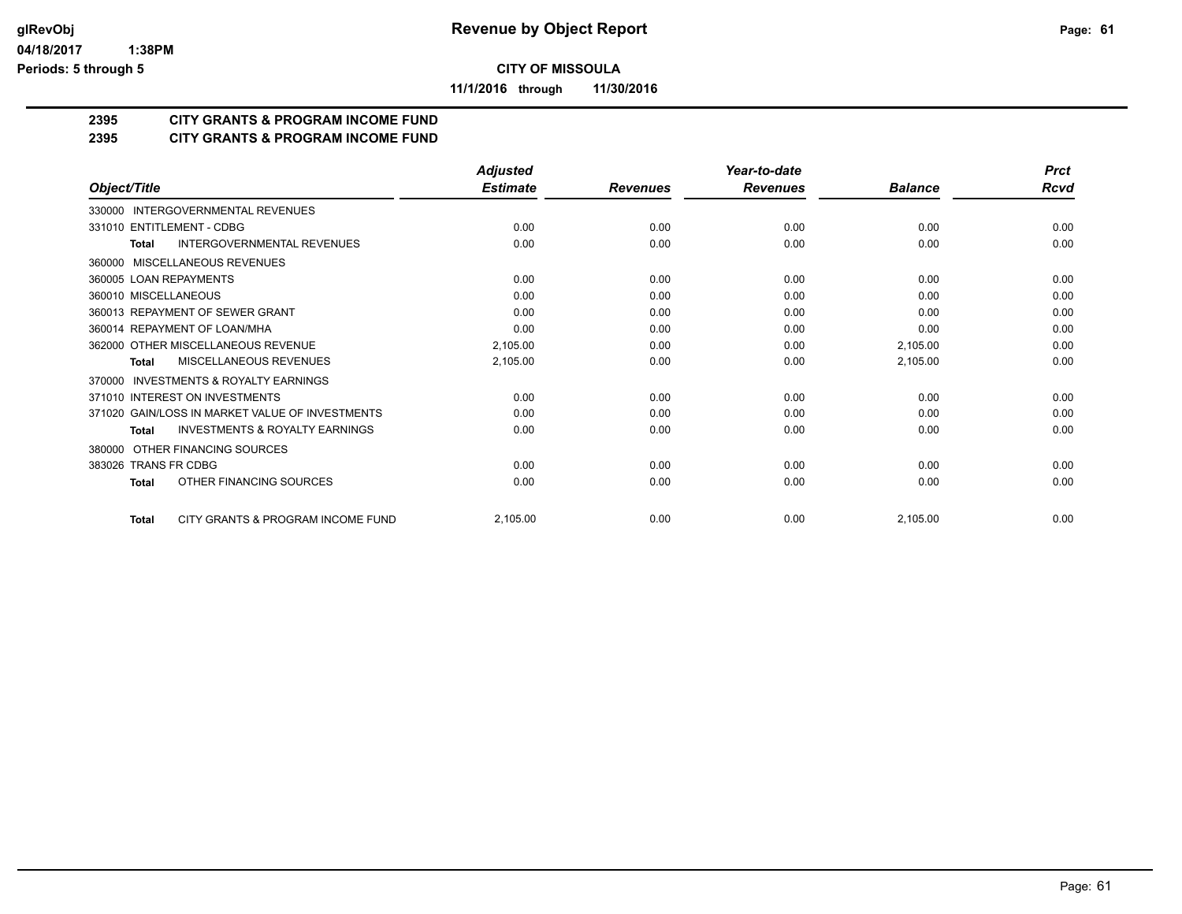# Revenue by Object Report

glRevObj
04/18/2017 1:38PM
Periods: 5 through 5

**CITY OF MISSOULA**

**11/1/2016 through 11/30/2016**

## 2395 CITY GRANTS & PROGRAM INCOME FUND
## 2395 CITY GRANTS & PROGRAM INCOME FUND

| Object/Title | Adjusted Estimate | Revenues | Year-to-date Revenues | Balance | Prct Rcvd |
|---|---|---|---|---|---|
| 330000 INTERGOVERNMENTAL REVENUES | | | | | |
| 331010 ENTITLEMENT - CDBG | 0.00 | 0.00 | 0.00 | 0.00 | 0.00 |
| **Total** INTERGOVERNMENTAL REVENUES | 0.00 | 0.00 | 0.00 | 0.00 | 0.00 |
| 360000 MISCELLANEOUS REVENUES | | | | | |
| 360005 LOAN REPAYMENTS | 0.00 | 0.00 | 0.00 | 0.00 | 0.00 |
| 360010 MISCELLANEOUS | 0.00 | 0.00 | 0.00 | 0.00 | 0.00 |
| 360013 REPAYMENT OF SEWER GRANT | 0.00 | 0.00 | 0.00 | 0.00 | 0.00 |
| 360014 REPAYMENT OF LOAN/MHA | 0.00 | 0.00 | 0.00 | 0.00 | 0.00 |
| 362000 OTHER MISCELLANEOUS REVENUE | 2,105.00 | 0.00 | 0.00 | 2,105.00 | 0.00 |
| **Total** MISCELLANEOUS REVENUES | 2,105.00 | 0.00 | 0.00 | 2,105.00 | 0.00 |
| 370000 INVESTMENTS & ROYALTY EARNINGS | | | | | |
| 371010 INTEREST ON INVESTMENTS | 0.00 | 0.00 | 0.00 | 0.00 | 0.00 |
| 371020 GAIN/LOSS IN MARKET VALUE OF INVESTMENTS | 0.00 | 0.00 | 0.00 | 0.00 | 0.00 |
| **Total** INVESTMENTS & ROYALTY EARNINGS | 0.00 | 0.00 | 0.00 | 0.00 | 0.00 |
| 380000 OTHER FINANCING SOURCES | | | | | |
| 383026 TRANS FR CDBG | 0.00 | 0.00 | 0.00 | 0.00 | 0.00 |
| **Total** OTHER FINANCING SOURCES | 0.00 | 0.00 | 0.00 | 0.00 | 0.00 |
| **Total** CITY GRANTS & PROGRAM INCOME FUND | 2,105.00 | 0.00 | 0.00 | 2,105.00 | 0.00 |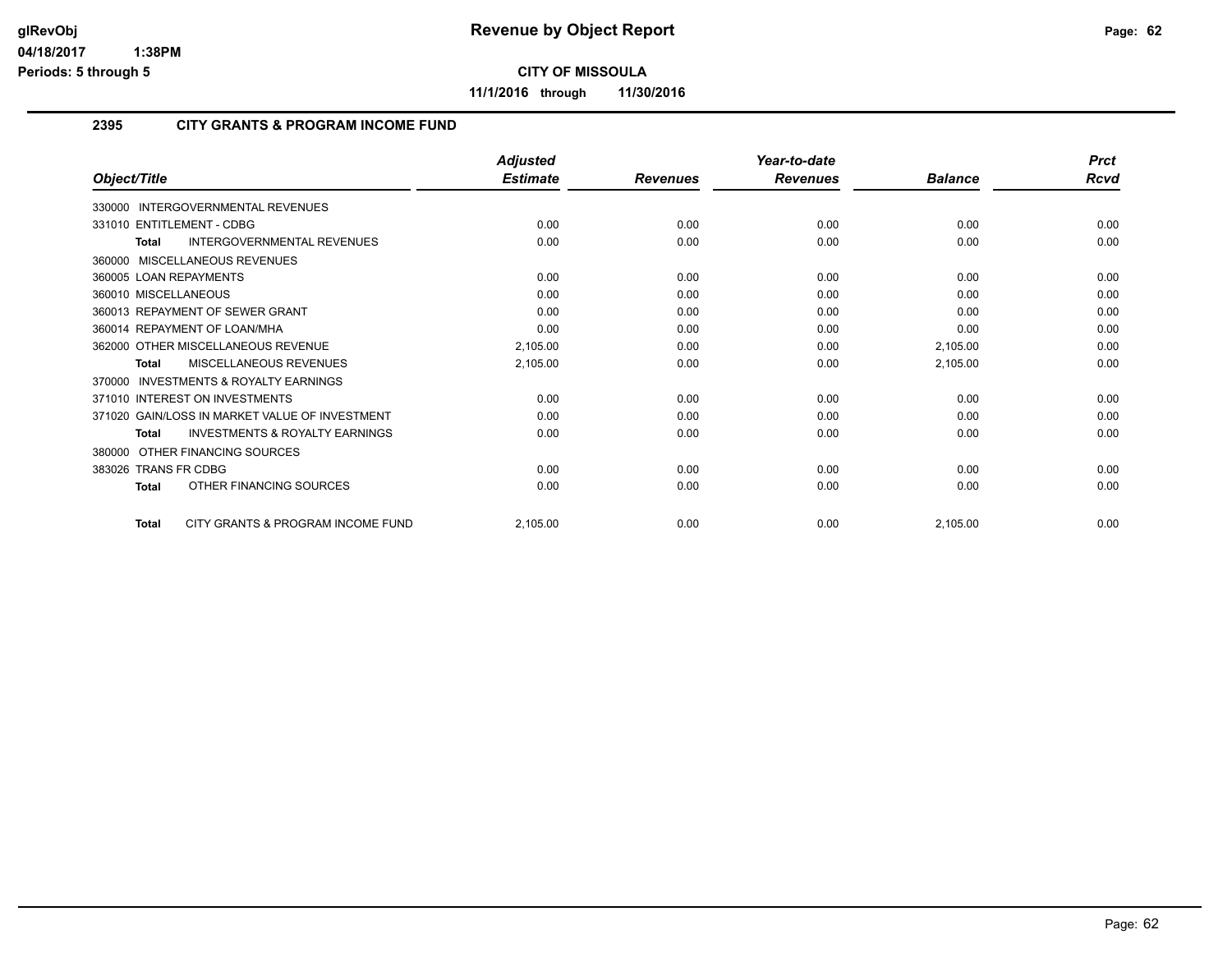# Revenue by Object Report

**CITY OF MISSOULA**

**11/1/2016 through 11/30/2016**

glRevObj
04/18/2017 1:38PM
Periods: 5 through 5

## 2395 CITY GRANTS & PROGRAM INCOME FUND

| Object/Title | Adjusted Estimate | Revenues | Year-to-date Revenues | Balance | Prct Rcvd |
|---|---|---|---|---|---|
| 330000 INTERGOVERNMENTAL REVENUES | | | | | |
| 331010 ENTITLEMENT - CDBG | 0.00 | 0.00 | 0.00 | 0.00 | 0.00 |
| **Total** INTERGOVERNMENTAL REVENUES | 0.00 | 0.00 | 0.00 | 0.00 | 0.00 |
| 360000 MISCELLANEOUS REVENUES | | | | | |
| 360005 LOAN REPAYMENTS | 0.00 | 0.00 | 0.00 | 0.00 | 0.00 |
| 360010 MISCELLANEOUS | 0.00 | 0.00 | 0.00 | 0.00 | 0.00 |
| 360013 REPAYMENT OF SEWER GRANT | 0.00 | 0.00 | 0.00 | 0.00 | 0.00 |
| 360014 REPAYMENT OF LOAN/MHA | 0.00 | 0.00 | 0.00 | 0.00 | 0.00 |
| 362000 OTHER MISCELLANEOUS REVENUE | 2,105.00 | 0.00 | 0.00 | 2,105.00 | 0.00 |
| **Total** MISCELLANEOUS REVENUES | 2,105.00 | 0.00 | 0.00 | 2,105.00 | 0.00 |
| 370000 INVESTMENTS & ROYALTY EARNINGS | | | | | |
| 371010 INTEREST ON INVESTMENTS | 0.00 | 0.00 | 0.00 | 0.00 | 0.00 |
| 371020 GAIN/LOSS IN MARKET VALUE OF INVESTMENT | 0.00 | 0.00 | 0.00 | 0.00 | 0.00 |
| **Total** INVESTMENTS & ROYALTY EARNINGS | 0.00 | 0.00 | 0.00 | 0.00 | 0.00 |
| 380000 OTHER FINANCING SOURCES | | | | | |
| 383026 TRANS FR CDBG | 0.00 | 0.00 | 0.00 | 0.00 | 0.00 |
| **Total** OTHER FINANCING SOURCES | 0.00 | 0.00 | 0.00 | 0.00 | 0.00 |
| **Total** CITY GRANTS & PROGRAM INCOME FUND | 2,105.00 | 0.00 | 0.00 | 2,105.00 | 0.00 |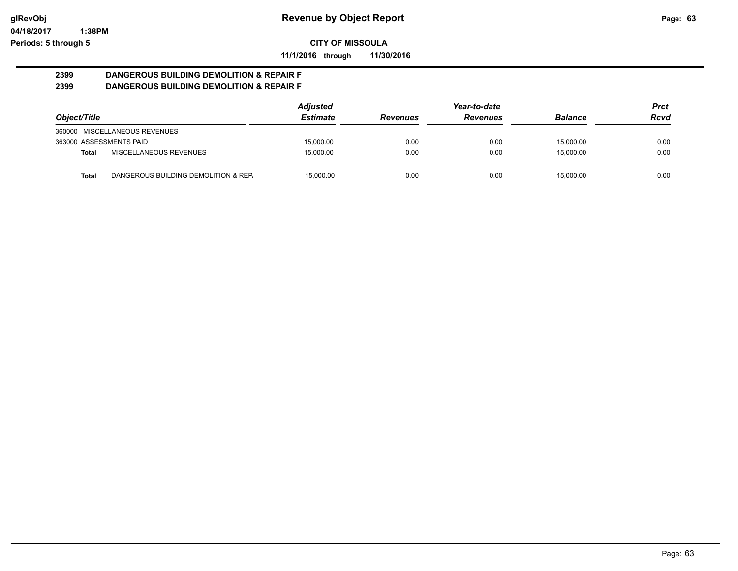**Revenue by Object Report**

**CITY OF MISSOULA**

**11/1/2016 through 11/30/2016**

glRevObj
04/18/2017 1:38PM
Periods: 5 through 5

## 2399 DANGEROUS BUILDING DEMOLITION & REPAIR F
## 2399 DANGEROUS BUILDING DEMOLITION & REPAIR F

| Object/Title | | Adjusted Estimate | Revenues | Year-to-date Revenues | Balance | Prct Rcvd |
|---|---|---|---|---|---|---|
| 360000 MISCELLANEOUS REVENUES | | | | | | |
| 363000 ASSESSMENTS PAID | | 15,000.00 | 0.00 | 0.00 | 15,000.00 | 0.00 |
| **Total** | MISCELLANEOUS REVENUES | 15,000.00 | 0.00 | 0.00 | 15,000.00 | 0.00 |
| **Total** | DANGEROUS BUILDING DEMOLITION & REP. | 15,000.00 | 0.00 | 0.00 | 15,000.00 | 0.00 |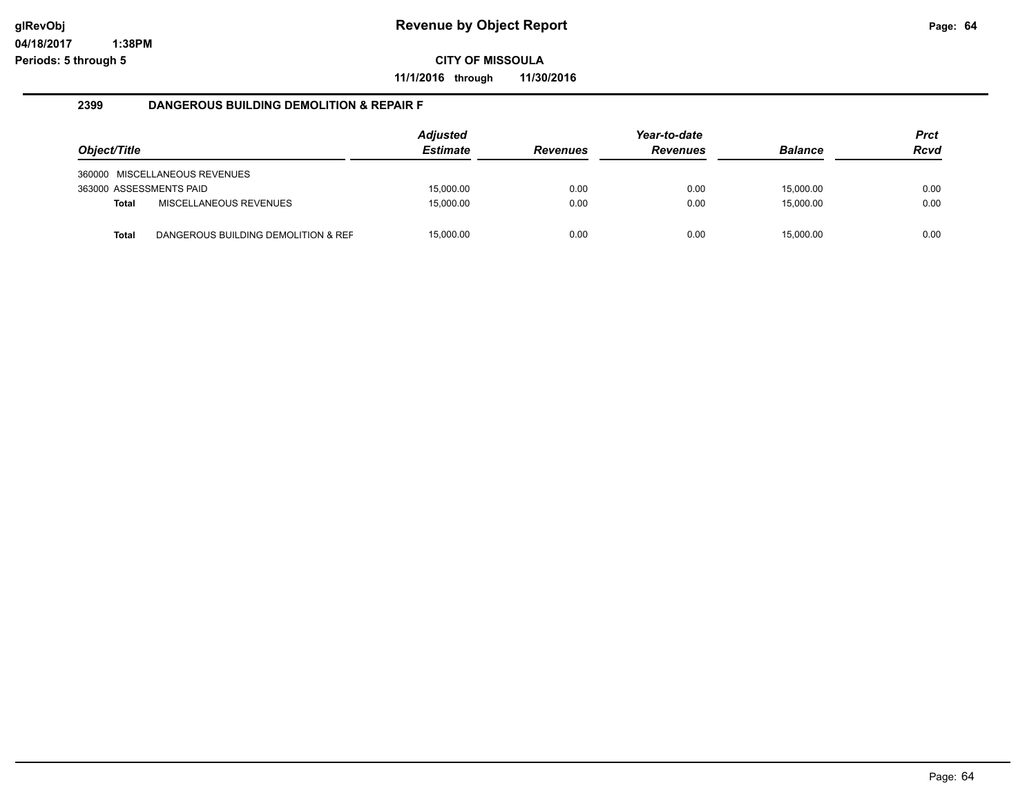# Revenue by Object Report

**CITY OF MISSOULA**

**11/1/2016 through 11/30/2016**

## 2399 DANGEROUS BUILDING DEMOLITION & REPAIR F

| Object/Title | | Adjusted Estimate | Revenues | Year-to-date Revenues | Balance | Prct Rcvd |
|---|---|---|---|---|---|---|
| 360000 | MISCELLANEOUS REVENUES | | | | | |
| 363000 ASSESSMENTS PAID | | 15,000.00 | 0.00 | 0.00 | 15,000.00 | 0.00 |
| **Total** | MISCELLANEOUS REVENUES | 15,000.00 | 0.00 | 0.00 | 15,000.00 | 0.00 |
| **Total** | DANGEROUS BUILDING DEMOLITION & REF | 15,000.00 | 0.00 | 0.00 | 15,000.00 | 0.00 |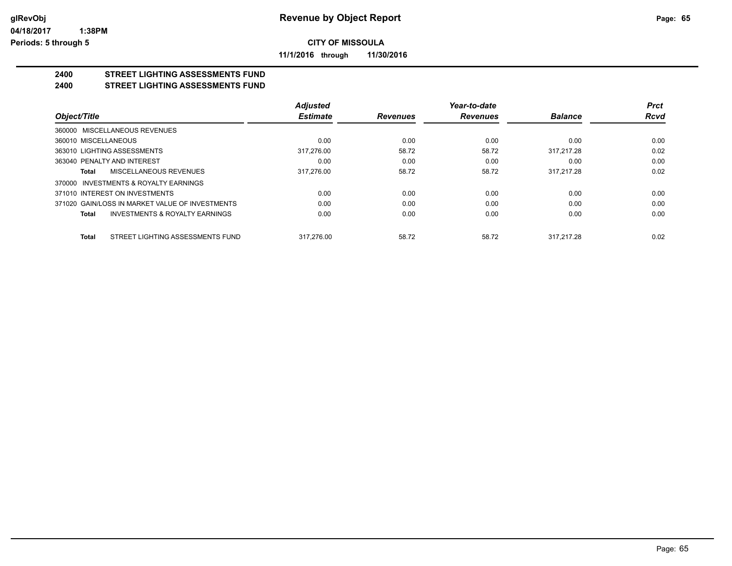**CITY OF MISSOULA**

**11/1/2016 through 11/30/2016**

## 2400 STREET LIGHTING ASSESSMENTS FUND
## 2400 STREET LIGHTING ASSESSMENTS FUND

| Object/Title | Adjusted Estimate | Revenues | Year-to-date Revenues | Balance | Prct Rcvd |
|---|---|---|---|---|---|
| 360000 MISCELLANEOUS REVENUES | | | | | |
| 360010 MISCELLANEOUS | 0.00 | 0.00 | 0.00 | 0.00 | 0.00 |
| 363010 LIGHTING ASSESSMENTS | 317,276.00 | 58.72 | 58.72 | 317,217.28 | 0.02 |
| 363040 PENALTY AND INTEREST | 0.00 | 0.00 | 0.00 | 0.00 | 0.00 |
| **Total** MISCELLANEOUS REVENUES | 317,276.00 | 58.72 | 58.72 | 317,217.28 | 0.02 |
| 370000 INVESTMENTS & ROYALTY EARNINGS | | | | | |
| 371010 INTEREST ON INVESTMENTS | 0.00 | 0.00 | 0.00 | 0.00 | 0.00 |
| 371020 GAIN/LOSS IN MARKET VALUE OF INVESTMENTS | 0.00 | 0.00 | 0.00 | 0.00 | 0.00 |
| **Total** INVESTMENTS & ROYALTY EARNINGS | 0.00 | 0.00 | 0.00 | 0.00 | 0.00 |
| **Total** STREET LIGHTING ASSESSMENTS FUND | 317,276.00 | 58.72 | 58.72 | 317,217.28 | 0.02 |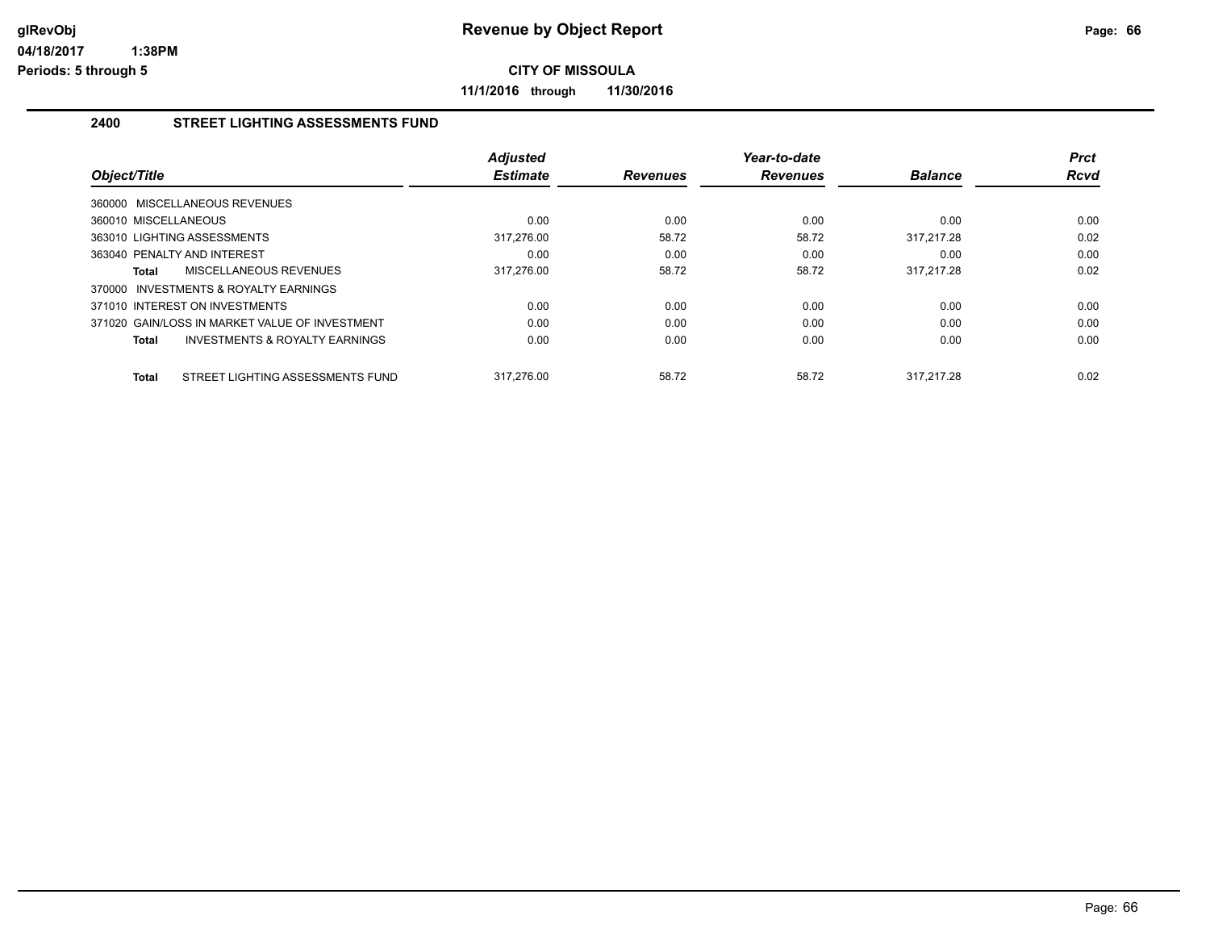**glRevObj**
**04/18/2017 1:38PM**
**Periods: 5 through 5**

# Revenue by Object Report

**CITY OF MISSOULA**

**11/1/2016 through 11/30/2016**

## 2400 STREET LIGHTING ASSESSMENTS FUND

| Object/Title | Adjusted Estimate | Revenues | Year-to-date Revenues | Balance | Prct Rcvd |
|---|---|---|---|---|---|
| 360000 MISCELLANEOUS REVENUES | | | | | |
| 360010 MISCELLANEOUS | 0.00 | 0.00 | 0.00 | 0.00 | 0.00 |
| 363010 LIGHTING ASSESSMENTS | 317,276.00 | 58.72 | 58.72 | 317,217.28 | 0.02 |
| 363040 PENALTY AND INTEREST | 0.00 | 0.00 | 0.00 | 0.00 | 0.00 |
| **Total** MISCELLANEOUS REVENUES | 317,276.00 | 58.72 | 58.72 | 317,217.28 | 0.02 |
| 370000 INVESTMENTS & ROYALTY EARNINGS | | | | | |
| 371010 INTEREST ON INVESTMENTS | 0.00 | 0.00 | 0.00 | 0.00 | 0.00 |
| 371020 GAIN/LOSS IN MARKET VALUE OF INVESTMENT | 0.00 | 0.00 | 0.00 | 0.00 | 0.00 |
| **Total** INVESTMENTS & ROYALTY EARNINGS | 0.00 | 0.00 | 0.00 | 0.00 | 0.00 |
| **Total** STREET LIGHTING ASSESSMENTS FUND | 317,276.00 | 58.72 | 58.72 | 317,217.28 | 0.02 |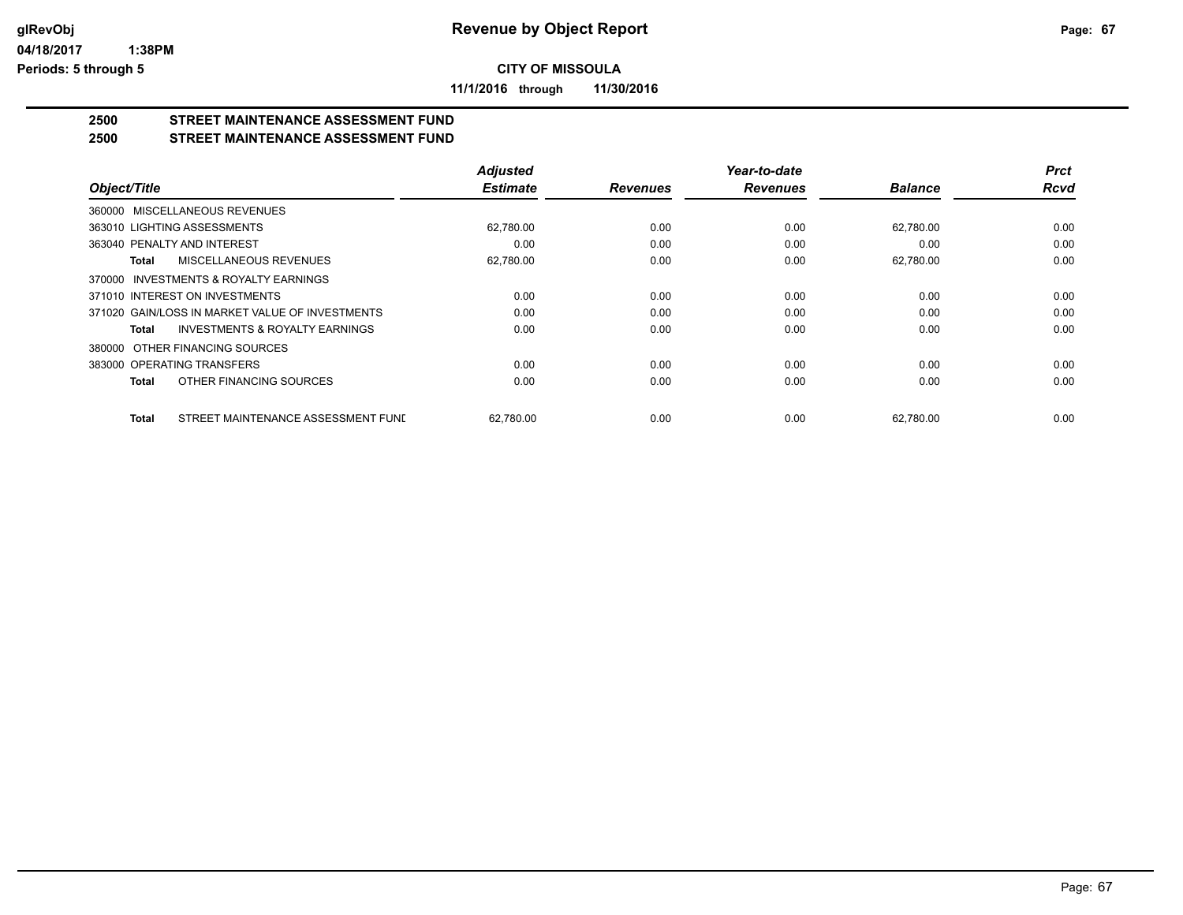**glRevObj** **Revenue by Object Report**

04/18/2017 1:38PM

Periods: 5 through 5

**CITY OF MISSOULA**

**11/1/2016 through 11/30/2016**

## 2500 STREET MAINTENANCE ASSESSMENT FUND
## 2500 STREET MAINTENANCE ASSESSMENT FUND

| Object/Title | Adjusted Estimate | Revenues | Year-to-date Revenues | Balance | Prct Rcvd |
|---|---|---|---|---|---|
| 360000 MISCELLANEOUS REVENUES | | | | | |
| 363010 LIGHTING ASSESSMENTS | 62,780.00 | 0.00 | 0.00 | 62,780.00 | 0.00 |
| 363040 PENALTY AND INTEREST | 0.00 | 0.00 | 0.00 | 0.00 | 0.00 |
| **Total** MISCELLANEOUS REVENUES | 62,780.00 | 0.00 | 0.00 | 62,780.00 | 0.00 |
| 370000 INVESTMENTS & ROYALTY EARNINGS | | | | | |
| 371010 INTEREST ON INVESTMENTS | 0.00 | 0.00 | 0.00 | 0.00 | 0.00 |
| 371020 GAIN/LOSS IN MARKET VALUE OF INVESTMENTS | 0.00 | 0.00 | 0.00 | 0.00 | 0.00 |
| **Total** INVESTMENTS & ROYALTY EARNINGS | 0.00 | 0.00 | 0.00 | 0.00 | 0.00 |
| 380000 OTHER FINANCING SOURCES | | | | | |
| 383000 OPERATING TRANSFERS | 0.00 | 0.00 | 0.00 | 0.00 | 0.00 |
| **Total** OTHER FINANCING SOURCES | 0.00 | 0.00 | 0.00 | 0.00 | 0.00 |
| **Total** STREET MAINTENANCE ASSESSMENT FUND | 62,780.00 | 0.00 | 0.00 | 62,780.00 | 0.00 |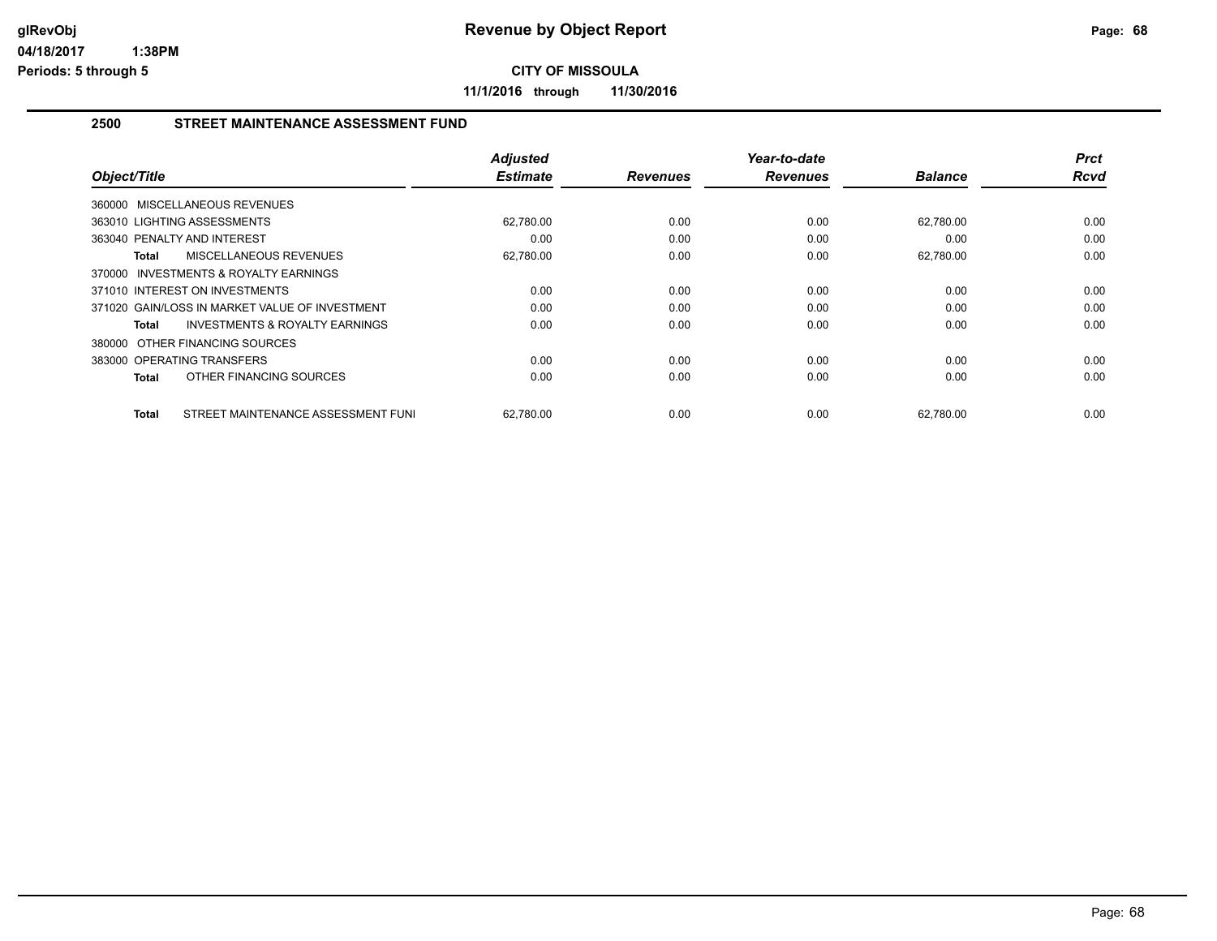# Revenue by Object Report

**CITY OF MISSOULA**

**11/1/2016 through 11/30/2016**

glRevObj
04/18/2017 1:38PM
Periods: 5 through 5

## 2500 STREET MAINTENANCE ASSESSMENT FUND

| Object/Title | Adjusted Estimate | Revenues | Year-to-date Revenues | Balance | Prct Rcvd |
|---|---|---|---|---|---|
| 360000 MISCELLANEOUS REVENUES | | | | | |
| 363010 LIGHTING ASSESSMENTS | 62,780.00 | 0.00 | 0.00 | 62,780.00 | 0.00 |
| 363040 PENALTY AND INTEREST | 0.00 | 0.00 | 0.00 | 0.00 | 0.00 |
| **Total** MISCELLANEOUS REVENUES | 62,780.00 | 0.00 | 0.00 | 62,780.00 | 0.00 |
| 370000 INVESTMENTS & ROYALTY EARNINGS | | | | | |
| 371010 INTEREST ON INVESTMENTS | 0.00 | 0.00 | 0.00 | 0.00 | 0.00 |
| 371020 GAIN/LOSS IN MARKET VALUE OF INVESTMENT | 0.00 | 0.00 | 0.00 | 0.00 | 0.00 |
| **Total** INVESTMENTS & ROYALTY EARNINGS | 0.00 | 0.00 | 0.00 | 0.00 | 0.00 |
| 380000 OTHER FINANCING SOURCES | | | | | |
| 383000 OPERATING TRANSFERS | 0.00 | 0.00 | 0.00 | 0.00 | 0.00 |
| **Total** OTHER FINANCING SOURCES | 0.00 | 0.00 | 0.00 | 0.00 | 0.00 |
| **Total** STREET MAINTENANCE ASSESSMENT FUNI | 62,780.00 | 0.00 | 0.00 | 62,780.00 | 0.00 |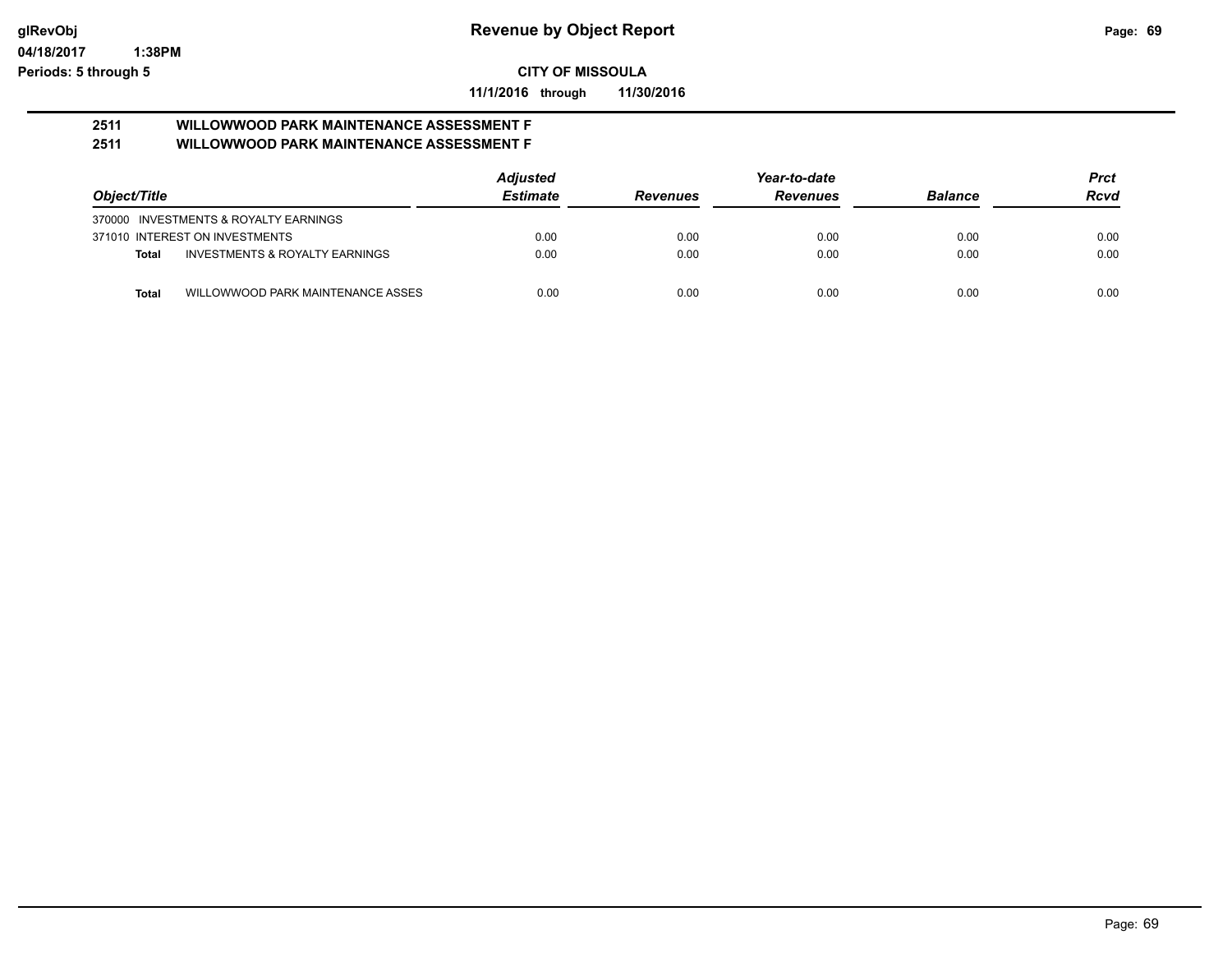**CITY OF MISSOULA**

**11/1/2016 through 11/30/2016**

**Revenue by Object Report**

glRevObj
04/18/2017 1:38PM
Periods: 5 through 5

## 2511 WILLOWWOOD PARK MAINTENANCE ASSESSMENT F
## 2511 WILLOWWOOD PARK MAINTENANCE ASSESSMENT F

| Object/Title | | Adjusted Estimate | Revenues | Year-to-date Revenues | Balance | Prct Rcvd |
|---|---|---|---|---|---|---|
| 370000 INVESTMENTS & ROYALTY EARNINGS | | | | | | |
| 371010 INTEREST ON INVESTMENTS | | 0.00 | 0.00 | 0.00 | 0.00 | 0.00 |
| **Total** | INVESTMENTS & ROYALTY EARNINGS | 0.00 | 0.00 | 0.00 | 0.00 | 0.00 |
| **Total** | WILLOWWOOD PARK MAINTENANCE ASSES | 0.00 | 0.00 | 0.00 | 0.00 | 0.00 |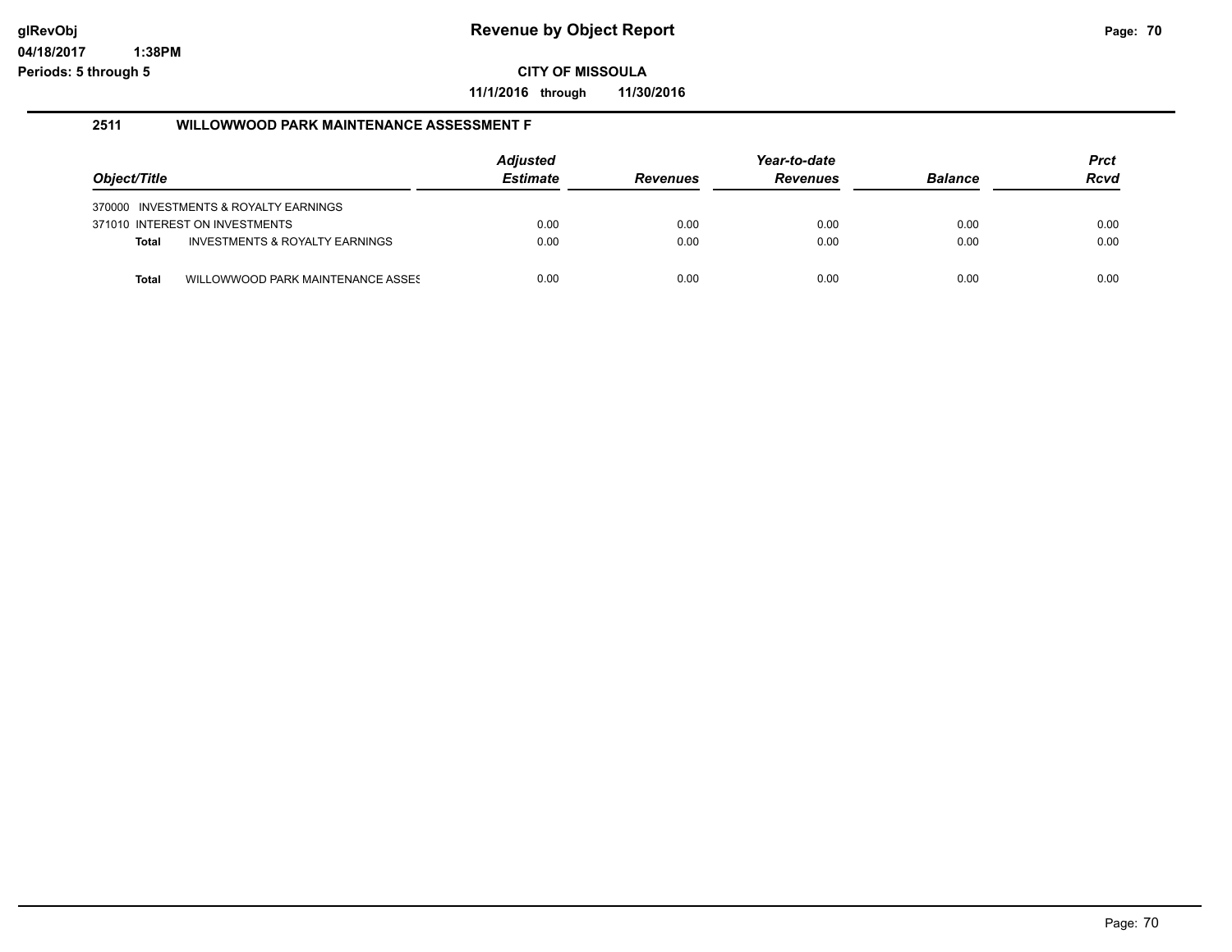## 2511 WILLOWWOOD PARK MAINTENANCE ASSESSMENT F

| Object/Title | Adjusted Estimate | Revenues | Year-to-date Revenues | Balance | Prct Rcvd |
|---|---|---|---|---|---|
| 370000 INVESTMENTS & ROYALTY EARNINGS | | | | | |
| 371010 INTEREST ON INVESTMENTS | 0.00 | 0.00 | 0.00 | 0.00 | 0.00 |
| **Total** INVESTMENTS & ROYALTY EARNINGS | 0.00 | 0.00 | 0.00 | 0.00 | 0.00 |
| **Total** WILLOWWOOD PARK MAINTENANCE ASSES | 0.00 | 0.00 | 0.00 | 0.00 | 0.00 |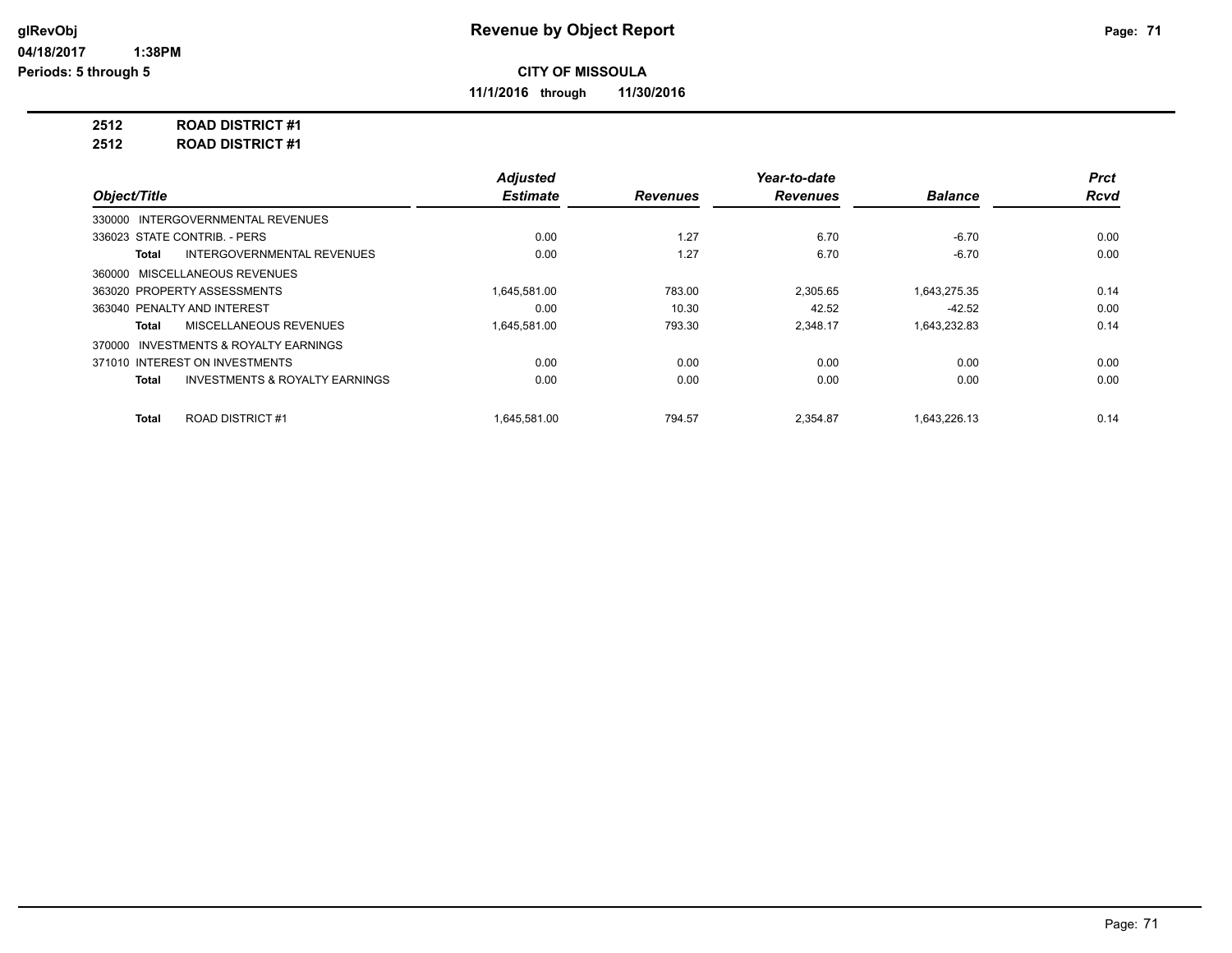**Revenue by Object Report**

**CITY OF MISSOULA**

**11/1/2016 through 11/30/2016**

**2512 ROAD DISTRICT #1**

**2512 ROAD DISTRICT #1**

| Object/Title | | Adjusted Estimate | Revenues | Year-to-date Revenues | Balance | Prct Rcvd |
|---|---|---|---|---|---|---|
| 330000 INTERGOVERNMENTAL REVENUES | | | | | | |
| 336023 STATE CONTRIB. - PERS | | 0.00 | 1.27 | 6.70 | -6.70 | 0.00 |
| **Total** | INTERGOVERNMENTAL REVENUES | 0.00 | 1.27 | 6.70 | -6.70 | 0.00 |
| 360000 MISCELLANEOUS REVENUES | | | | | | |
| 363020 PROPERTY ASSESSMENTS | | 1,645,581.00 | 783.00 | 2,305.65 | 1,643,275.35 | 0.14 |
| 363040 PENALTY AND INTEREST | | 0.00 | 10.30 | 42.52 | -42.52 | 0.00 |
| **Total** | MISCELLANEOUS REVENUES | 1,645,581.00 | 793.30 | 2,348.17 | 1,643,232.83 | 0.14 |
| 370000 INVESTMENTS & ROYALTY EARNINGS | | | | | | |
| 371010 INTEREST ON INVESTMENTS | | 0.00 | 0.00 | 0.00 | 0.00 | 0.00 |
| **Total** | INVESTMENTS & ROYALTY EARNINGS | 0.00 | 0.00 | 0.00 | 0.00 | 0.00 |
| **Total** | ROAD DISTRICT #1 | 1,645,581.00 | 794.57 | 2,354.87 | 1,643,226.13 | 0.14 |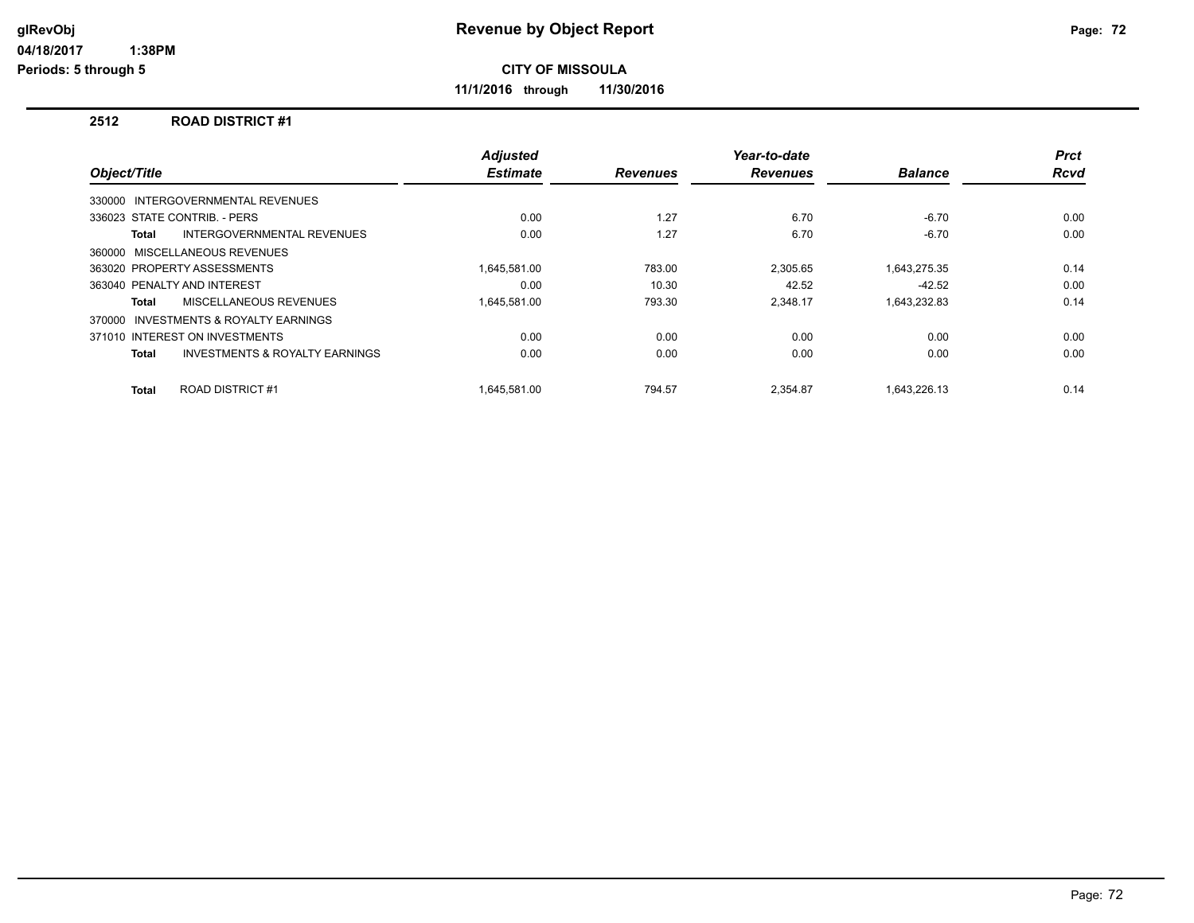# Revenue by Object Report

glRevObj
04/18/2017 1:38PM
Periods: 5 through 5

**CITY OF MISSOULA**

**11/1/2016 through 11/30/2016**

## 2512 ROAD DISTRICT #1

| Object/Title | Adjusted Estimate | Revenues | Year-to-date Revenues | Balance | Prct Rcvd |
|---|---|---|---|---|---|
| 330000 INTERGOVERNMENTAL REVENUES | | | | | |
| 336023 STATE CONTRIB. - PERS | 0.00 | 1.27 | 6.70 | -6.70 | 0.00 |
| **Total** INTERGOVERNMENTAL REVENUES | 0.00 | 1.27 | 6.70 | -6.70 | 0.00 |
| 360000 MISCELLANEOUS REVENUES | | | | | |
| 363020 PROPERTY ASSESSMENTS | 1,645,581.00 | 783.00 | 2,305.65 | 1,643,275.35 | 0.14 |
| 363040 PENALTY AND INTEREST | 0.00 | 10.30 | 42.52 | -42.52 | 0.00 |
| **Total** MISCELLANEOUS REVENUES | 1,645,581.00 | 793.30 | 2,348.17 | 1,643,232.83 | 0.14 |
| 370000 INVESTMENTS & ROYALTY EARNINGS | | | | | |
| 371010 INTEREST ON INVESTMENTS | 0.00 | 0.00 | 0.00 | 0.00 | 0.00 |
| **Total** INVESTMENTS & ROYALTY EARNINGS | 0.00 | 0.00 | 0.00 | 0.00 | 0.00 |
| **Total** ROAD DISTRICT #1 | 1,645,581.00 | 794.57 | 2,354.87 | 1,643,226.13 | 0.14 |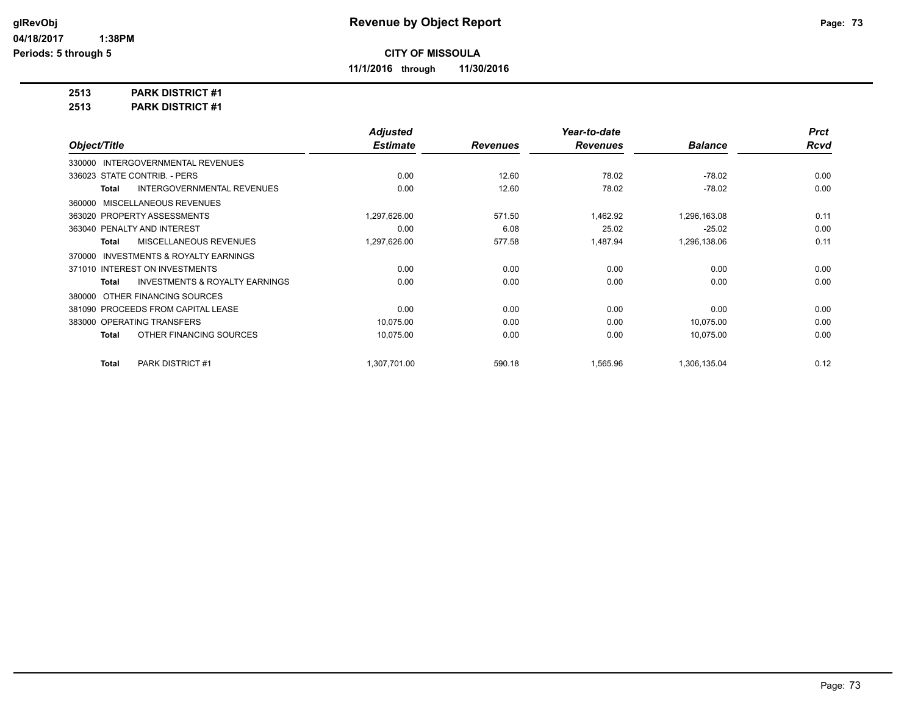# Revenue by Object Report

glRevObj
04/18/2017 1:38PM
Periods: 5 through 5

**CITY OF MISSOULA**

**11/1/2016 through 11/30/2016**

**2513 PARK DISTRICT #1**
**2513 PARK DISTRICT #1**

| Object/Title | Adjusted Estimate | Revenues | Year-to-date Revenues | Balance | Prct Rcvd |
|---|---|---|---|---|---|
| 330000 INTERGOVERNMENTAL REVENUES | | | | | |
| 336023 STATE CONTRIB. - PERS | 0.00 | 12.60 | 78.02 | -78.02 | 0.00 |
| **Total** INTERGOVERNMENTAL REVENUES | 0.00 | 12.60 | 78.02 | -78.02 | 0.00 |
| 360000 MISCELLANEOUS REVENUES | | | | | |
| 363020 PROPERTY ASSESSMENTS | 1,297,626.00 | 571.50 | 1,462.92 | 1,296,163.08 | 0.11 |
| 363040 PENALTY AND INTEREST | 0.00 | 6.08 | 25.02 | -25.02 | 0.00 |
| **Total** MISCELLANEOUS REVENUES | 1,297,626.00 | 577.58 | 1,487.94 | 1,296,138.06 | 0.11 |
| 370000 INVESTMENTS & ROYALTY EARNINGS | | | | | |
| 371010 INTEREST ON INVESTMENTS | 0.00 | 0.00 | 0.00 | 0.00 | 0.00 |
| **Total** INVESTMENTS & ROYALTY EARNINGS | 0.00 | 0.00 | 0.00 | 0.00 | 0.00 |
| 380000 OTHER FINANCING SOURCES | | | | | |
| 381090 PROCEEDS FROM CAPITAL LEASE | 0.00 | 0.00 | 0.00 | 0.00 | 0.00 |
| 383000 OPERATING TRANSFERS | 10,075.00 | 0.00 | 0.00 | 10,075.00 | 0.00 |
| **Total** OTHER FINANCING SOURCES | 10,075.00 | 0.00 | 0.00 | 10,075.00 | 0.00 |
| **Total** PARK DISTRICT #1 | 1,307,701.00 | 590.18 | 1,565.96 | 1,306,135.04 | 0.12 |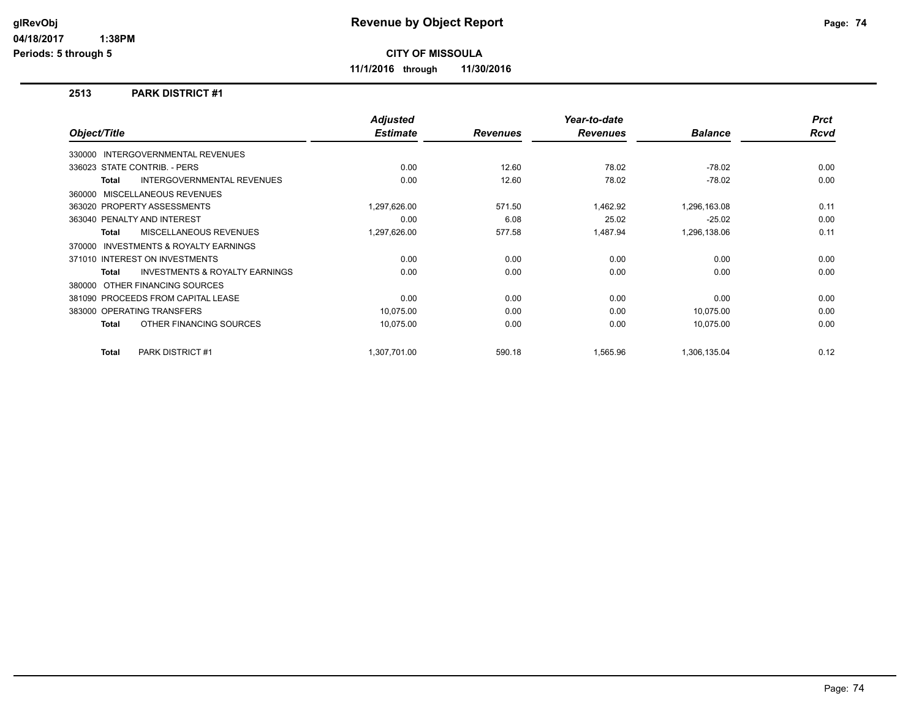# Revenue by Object Report

**CITY OF MISSOULA**

**11/1/2016 through 11/30/2016**

glRevObj
04/18/2017 1:38PM
Periods: 5 through 5

## 2513 PARK DISTRICT #1

| Object/Title | Adjusted Estimate | Revenues | Year-to-date Revenues | Balance | Prct Rcvd |
|---|---|---|---|---|---|
| 330000 INTERGOVERNMENTAL REVENUES | | | | | |
| 336023 STATE CONTRIB. - PERS | 0.00 | 12.60 | 78.02 | -78.02 | 0.00 |
| **Total** INTERGOVERNMENTAL REVENUES | 0.00 | 12.60 | 78.02 | -78.02 | 0.00 |
| 360000 MISCELLANEOUS REVENUES | | | | | |
| 363020 PROPERTY ASSESSMENTS | 1,297,626.00 | 571.50 | 1,462.92 | 1,296,163.08 | 0.11 |
| 363040 PENALTY AND INTEREST | 0.00 | 6.08 | 25.02 | -25.02 | 0.00 |
| **Total** MISCELLANEOUS REVENUES | 1,297,626.00 | 577.58 | 1,487.94 | 1,296,138.06 | 0.11 |
| 370000 INVESTMENTS & ROYALTY EARNINGS | | | | | |
| 371010 INTEREST ON INVESTMENTS | 0.00 | 0.00 | 0.00 | 0.00 | 0.00 |
| **Total** INVESTMENTS & ROYALTY EARNINGS | 0.00 | 0.00 | 0.00 | 0.00 | 0.00 |
| 380000 OTHER FINANCING SOURCES | | | | | |
| 381090 PROCEEDS FROM CAPITAL LEASE | 0.00 | 0.00 | 0.00 | 0.00 | 0.00 |
| 383000 OPERATING TRANSFERS | 10,075.00 | 0.00 | 0.00 | 10,075.00 | 0.00 |
| **Total** OTHER FINANCING SOURCES | 10,075.00 | 0.00 | 0.00 | 10,075.00 | 0.00 |
| **Total** PARK DISTRICT #1 | 1,307,701.00 | 590.18 | 1,565.96 | 1,306,135.04 | 0.12 |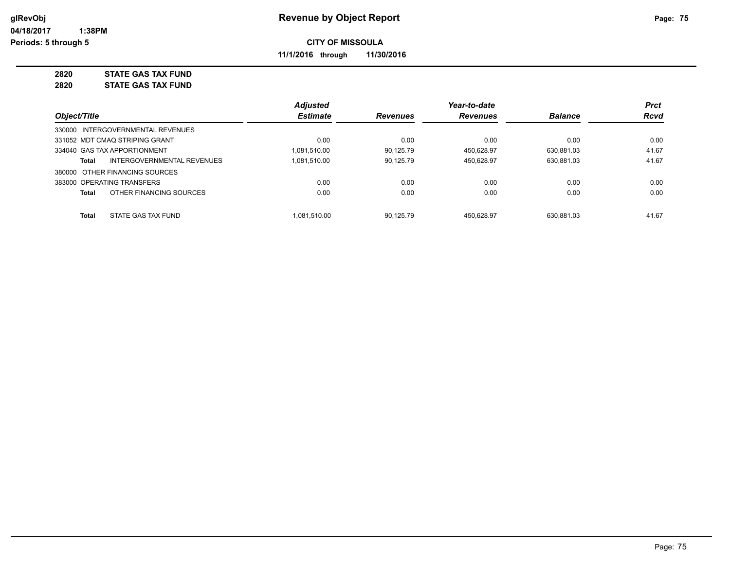# Revenue by Object Report

glRevObj
04/18/2017 1:38PM
Periods: 5 through 5

**CITY OF MISSOULA**

**11/1/2016 through 11/30/2016**

**2820 STATE GAS TAX FUND**
**2820 STATE GAS TAX FUND**

| Object/Title | Adjusted Estimate | Revenues | Year-to-date Revenues | Balance | Prct Rcvd |
|---|---|---|---|---|---|
| 330000 INTERGOVERNMENTAL REVENUES | | | | | |
| 331052 MDT CMAQ STRIPING GRANT | 0.00 | 0.00 | 0.00 | 0.00 | 0.00 |
| 334040 GAS TAX APPORTIONMENT | 1,081,510.00 | 90,125.79 | 450,628.97 | 630,881.03 | 41.67 |
| **Total** INTERGOVERNMENTAL REVENUES | 1,081,510.00 | 90,125.79 | 450,628.97 | 630,881.03 | 41.67 |
| 380000 OTHER FINANCING SOURCES | | | | | |
| 383000 OPERATING TRANSFERS | 0.00 | 0.00 | 0.00 | 0.00 | 0.00 |
| **Total** OTHER FINANCING SOURCES | 0.00 | 0.00 | 0.00 | 0.00 | 0.00 |
| **Total** STATE GAS TAX FUND | 1,081,510.00 | 90,125.79 | 450,628.97 | 630,881.03 | 41.67 |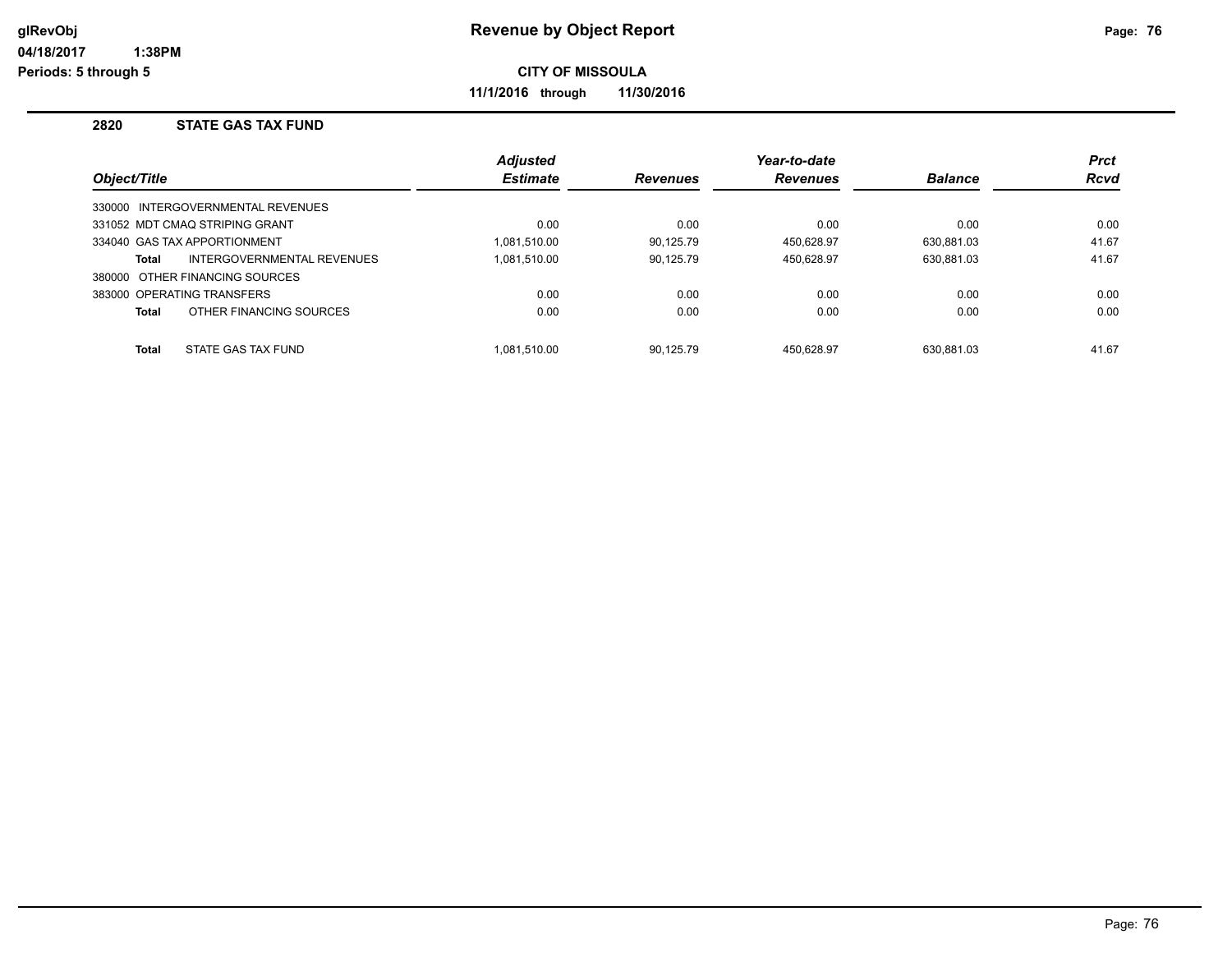# Revenue by Object Report

glRevObj
04/18/2017 1:38PM
Periods: 5 through 5

**CITY OF MISSOULA**

**11/1/2016 through 11/30/2016**

## 2820 STATE GAS TAX FUND

| Object/Title | Adjusted Estimate | Revenues | Year-to-date Revenues | Balance | Prct Rcvd |
|---|---|---|---|---|---|
| 330000 INTERGOVERNMENTAL REVENUES | | | | | |
| 331052 MDT CMAQ STRIPING GRANT | 0.00 | 0.00 | 0.00 | 0.00 | 0.00 |
| 334040 GAS TAX APPORTIONMENT | 1,081,510.00 | 90,125.79 | 450,628.97 | 630,881.03 | 41.67 |
| **Total** INTERGOVERNMENTAL REVENUES | 1,081,510.00 | 90,125.79 | 450,628.97 | 630,881.03 | 41.67 |
| 380000 OTHER FINANCING SOURCES | | | | | |
| 383000 OPERATING TRANSFERS | 0.00 | 0.00 | 0.00 | 0.00 | 0.00 |
| **Total** OTHER FINANCING SOURCES | 0.00 | 0.00 | 0.00 | 0.00 | 0.00 |
| **Total** STATE GAS TAX FUND | 1,081,510.00 | 90,125.79 | 450,628.97 | 630,881.03 | 41.67 |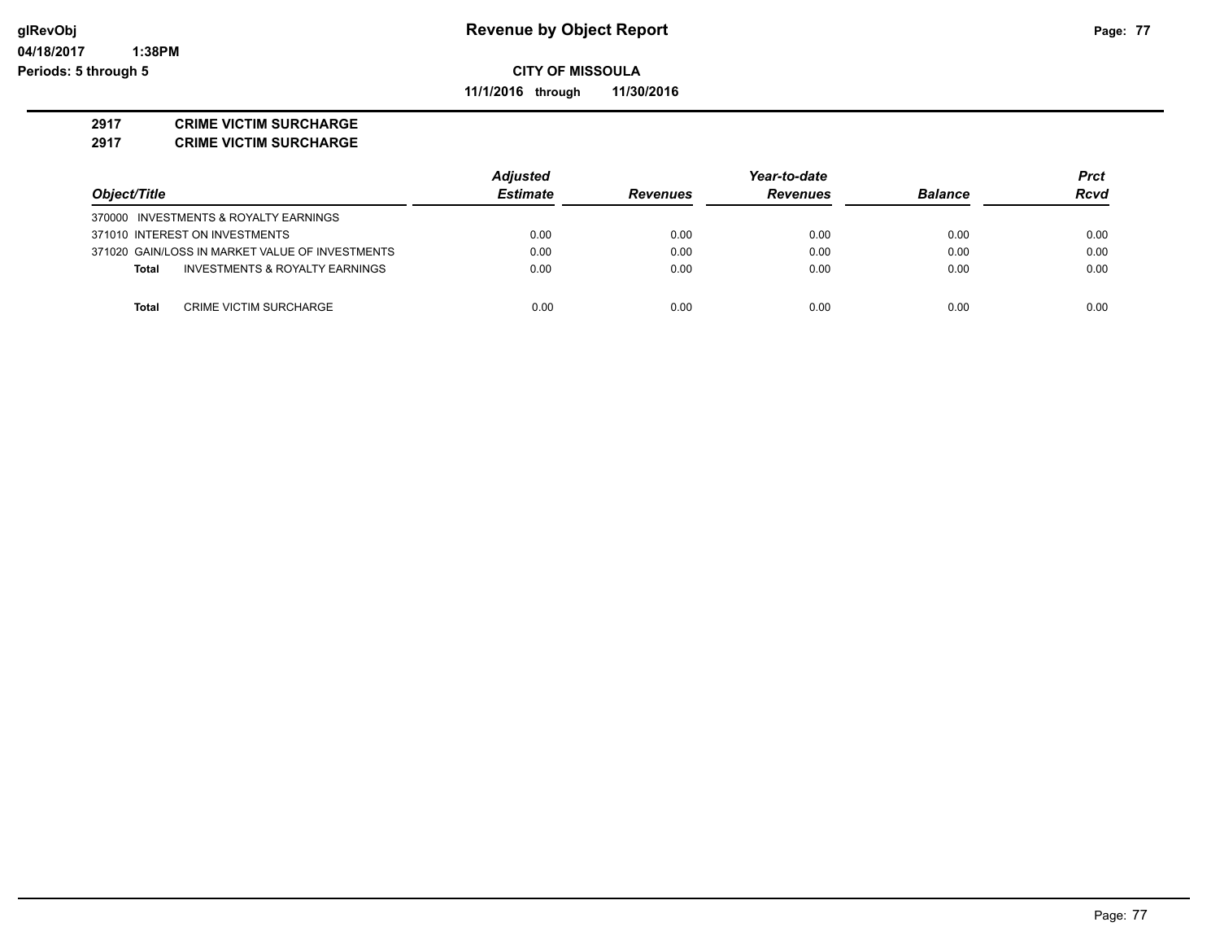**glRevObj**
**04/18/2017 1:38PM**
**Periods: 5 through 5**

# Revenue by Object Report

**CITY OF MISSOULA**

**11/1/2016 through 11/30/2016**

**2917 CRIME VICTIM SURCHARGE**
**2917 CRIME VICTIM SURCHARGE**

| Object/Title | Adjusted Estimate | Revenues | Year-to-date Revenues | Balance | Prct Rcvd |
|---|---|---|---|---|---|
| 370000 INVESTMENTS & ROYALTY EARNINGS | | | | | |
| 371010 INTEREST ON INVESTMENTS | 0.00 | 0.00 | 0.00 | 0.00 | 0.00 |
| 371020 GAIN/LOSS IN MARKET VALUE OF INVESTMENTS | 0.00 | 0.00 | 0.00 | 0.00 | 0.00 |
| **Total** INVESTMENTS & ROYALTY EARNINGS | 0.00 | 0.00 | 0.00 | 0.00 | 0.00 |
| **Total** CRIME VICTIM SURCHARGE | 0.00 | 0.00 | 0.00 | 0.00 | 0.00 |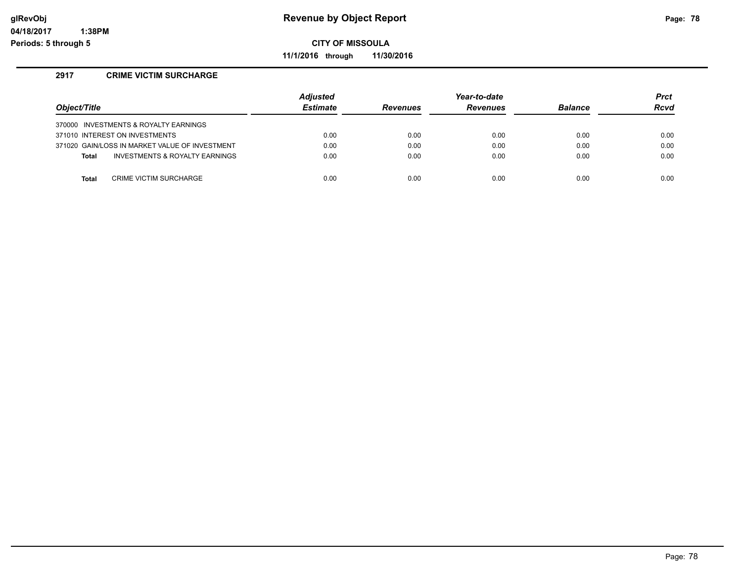**Revenue by Object Report**

**CITY OF MISSOULA**

**11/1/2016 through 11/30/2016**

glRevObj
04/18/2017 1:38PM
Periods: 5 through 5

## 2917 CRIME VICTIM SURCHARGE

| Object/Title | Adjusted Estimate | Revenues | Year-to-date Revenues | Balance | Prct Rcvd |
|---|---|---|---|---|---|
| 370000 INVESTMENTS & ROYALTY EARNINGS | | | | | |
| 371010 INTEREST ON INVESTMENTS | 0.00 | 0.00 | 0.00 | 0.00 | 0.00 |
| 371020 GAIN/LOSS IN MARKET VALUE OF INVESTMENT | 0.00 | 0.00 | 0.00 | 0.00 | 0.00 |
| **Total** INVESTMENTS & ROYALTY EARNINGS | 0.00 | 0.00 | 0.00 | 0.00 | 0.00 |
| **Total** CRIME VICTIM SURCHARGE | 0.00 | 0.00 | 0.00 | 0.00 | 0.00 |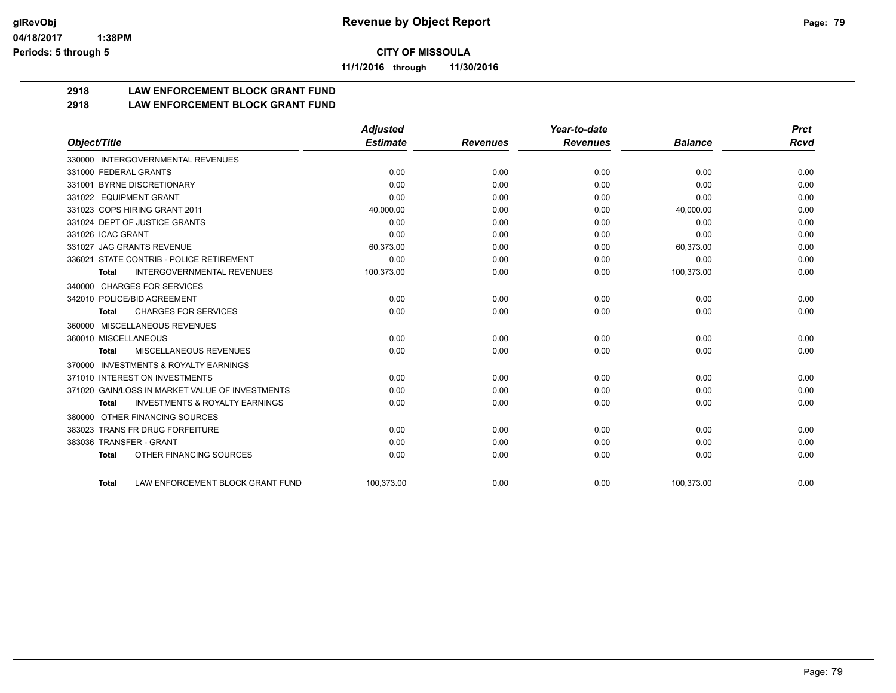**CITY OF MISSOULA**

**11/1/2016 through 11/30/2016**

# 2918 LAW ENFORCEMENT BLOCK GRANT FUND
## 2918 LAW ENFORCEMENT BLOCK GRANT FUND

| Object/Title | Adjusted Estimate | Revenues | Year-to-date Revenues | Balance | Prct Rcvd |
|---|---|---|---|---|---|
| 330000 INTERGOVERNMENTAL REVENUES | | | | | |
| 331000 FEDERAL GRANTS | 0.00 | 0.00 | 0.00 | 0.00 | 0.00 |
| 331001 BYRNE DISCRETIONARY | 0.00 | 0.00 | 0.00 | 0.00 | 0.00 |
| 331022 EQUIPMENT GRANT | 0.00 | 0.00 | 0.00 | 0.00 | 0.00 |
| 331023 COPS HIRING GRANT 2011 | 40,000.00 | 0.00 | 0.00 | 40,000.00 | 0.00 |
| 331024 DEPT OF JUSTICE GRANTS | 0.00 | 0.00 | 0.00 | 0.00 | 0.00 |
| 331026 ICAC GRANT | 0.00 | 0.00 | 0.00 | 0.00 | 0.00 |
| 331027 JAG GRANTS REVENUE | 60,373.00 | 0.00 | 0.00 | 60,373.00 | 0.00 |
| 336021 STATE CONTRIB - POLICE RETIREMENT | 0.00 | 0.00 | 0.00 | 0.00 | 0.00 |
| Total INTERGOVERNMENTAL REVENUES | 100,373.00 | 0.00 | 0.00 | 100,373.00 | 0.00 |
| 340000 CHARGES FOR SERVICES | | | | | |
| 342010 POLICE/BID AGREEMENT | 0.00 | 0.00 | 0.00 | 0.00 | 0.00 |
| Total CHARGES FOR SERVICES | 0.00 | 0.00 | 0.00 | 0.00 | 0.00 |
| 360000 MISCELLANEOUS REVENUES | | | | | |
| 360010 MISCELLANEOUS | 0.00 | 0.00 | 0.00 | 0.00 | 0.00 |
| Total MISCELLANEOUS REVENUES | 0.00 | 0.00 | 0.00 | 0.00 | 0.00 |
| 370000 INVESTMENTS & ROYALTY EARNINGS | | | | | |
| 371010 INTEREST ON INVESTMENTS | 0.00 | 0.00 | 0.00 | 0.00 | 0.00 |
| 371020 GAIN/LOSS IN MARKET VALUE OF INVESTMENTS | 0.00 | 0.00 | 0.00 | 0.00 | 0.00 |
| Total INVESTMENTS & ROYALTY EARNINGS | 0.00 | 0.00 | 0.00 | 0.00 | 0.00 |
| 380000 OTHER FINANCING SOURCES | | | | | |
| 383023 TRANS FR DRUG FORFEITURE | 0.00 | 0.00 | 0.00 | 0.00 | 0.00 |
| 383036 TRANSFER - GRANT | 0.00 | 0.00 | 0.00 | 0.00 | 0.00 |
| Total OTHER FINANCING SOURCES | 0.00 | 0.00 | 0.00 | 0.00 | 0.00 |
| Total LAW ENFORCEMENT BLOCK GRANT FUND | 100,373.00 | 0.00 | 0.00 | 100,373.00 | 0.00 |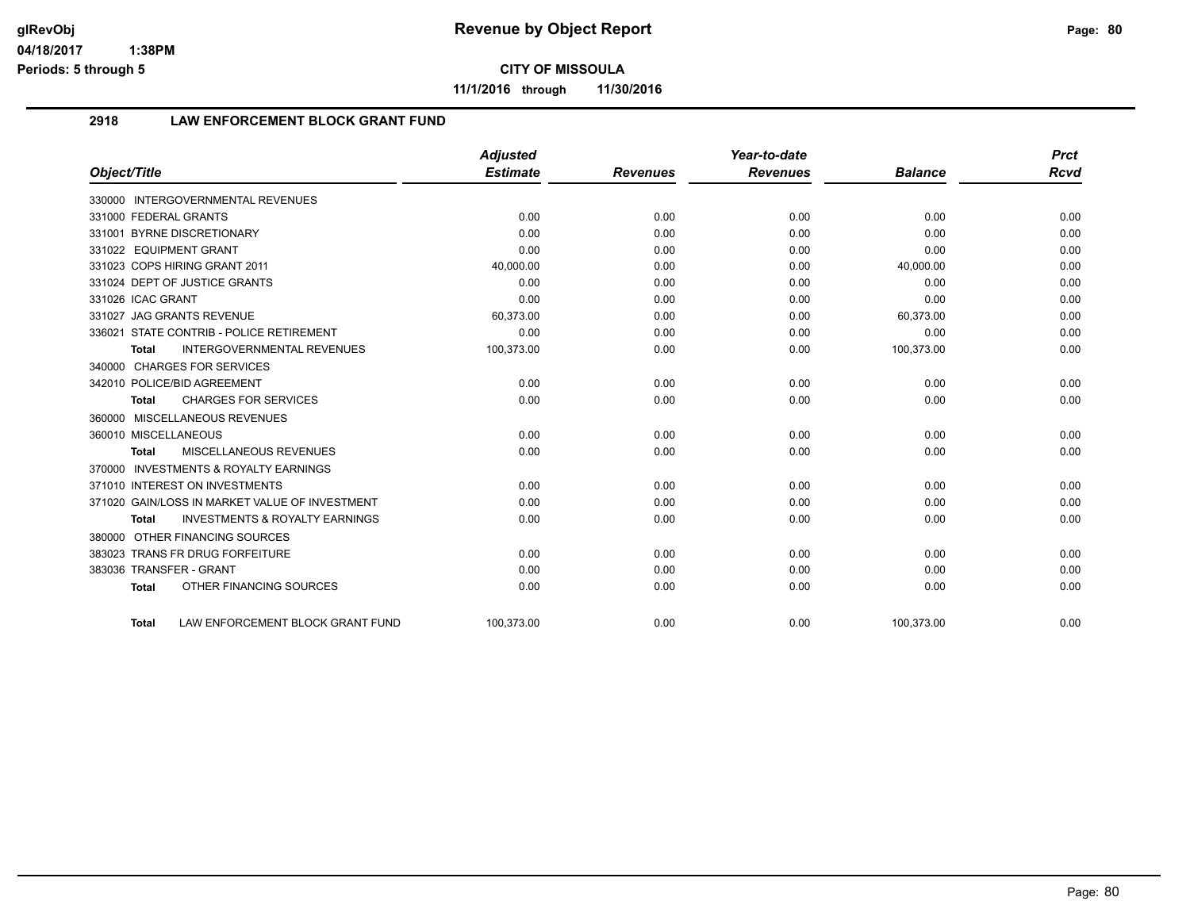# Revenue by Object Report

**CITY OF MISSOULA**

**11/1/2016 through 11/30/2016**

glRevObj
04/18/2017 1:38PM
Periods: 5 through 5

## 2918 LAW ENFORCEMENT BLOCK GRANT FUND

| Object/Title | Adjusted Estimate | Revenues | Year-to-date Revenues | Balance | Prct Rcvd |
|---|---|---|---|---|---|
| 330000 INTERGOVERNMENTAL REVENUES | | | | | |
| 331000 FEDERAL GRANTS | 0.00 | 0.00 | 0.00 | 0.00 | 0.00 |
| 331001 BYRNE DISCRETIONARY | 0.00 | 0.00 | 0.00 | 0.00 | 0.00 |
| 331022 EQUIPMENT GRANT | 0.00 | 0.00 | 0.00 | 0.00 | 0.00 |
| 331023 COPS HIRING GRANT 2011 | 40,000.00 | 0.00 | 0.00 | 40,000.00 | 0.00 |
| 331024 DEPT OF JUSTICE GRANTS | 0.00 | 0.00 | 0.00 | 0.00 | 0.00 |
| 331026 ICAC GRANT | 0.00 | 0.00 | 0.00 | 0.00 | 0.00 |
| 331027 JAG GRANTS REVENUE | 60,373.00 | 0.00 | 0.00 | 60,373.00 | 0.00 |
| 336021 STATE CONTRIB - POLICE RETIREMENT | 0.00 | 0.00 | 0.00 | 0.00 | 0.00 |
| **Total** INTERGOVERNMENTAL REVENUES | 100,373.00 | 0.00 | 0.00 | 100,373.00 | 0.00 |
| 340000 CHARGES FOR SERVICES | | | | | |
| 342010 POLICE/BID AGREEMENT | 0.00 | 0.00 | 0.00 | 0.00 | 0.00 |
| **Total** CHARGES FOR SERVICES | 0.00 | 0.00 | 0.00 | 0.00 | 0.00 |
| 360000 MISCELLANEOUS REVENUES | | | | | |
| 360010 MISCELLANEOUS | 0.00 | 0.00 | 0.00 | 0.00 | 0.00 |
| **Total** MISCELLANEOUS REVENUES | 0.00 | 0.00 | 0.00 | 0.00 | 0.00 |
| 370000 INVESTMENTS & ROYALTY EARNINGS | | | | | |
| 371010 INTEREST ON INVESTMENTS | 0.00 | 0.00 | 0.00 | 0.00 | 0.00 |
| 371020 GAIN/LOSS IN MARKET VALUE OF INVESTMENT | 0.00 | 0.00 | 0.00 | 0.00 | 0.00 |
| **Total** INVESTMENTS & ROYALTY EARNINGS | 0.00 | 0.00 | 0.00 | 0.00 | 0.00 |
| 380000 OTHER FINANCING SOURCES | | | | | |
| 383023 TRANS FR DRUG FORFEITURE | 0.00 | 0.00 | 0.00 | 0.00 | 0.00 |
| 383036 TRANSFER - GRANT | 0.00 | 0.00 | 0.00 | 0.00 | 0.00 |
| **Total** OTHER FINANCING SOURCES | 0.00 | 0.00 | 0.00 | 0.00 | 0.00 |
| **Total** LAW ENFORCEMENT BLOCK GRANT FUND | 100,373.00 | 0.00 | 0.00 | 100,373.00 | 0.00 |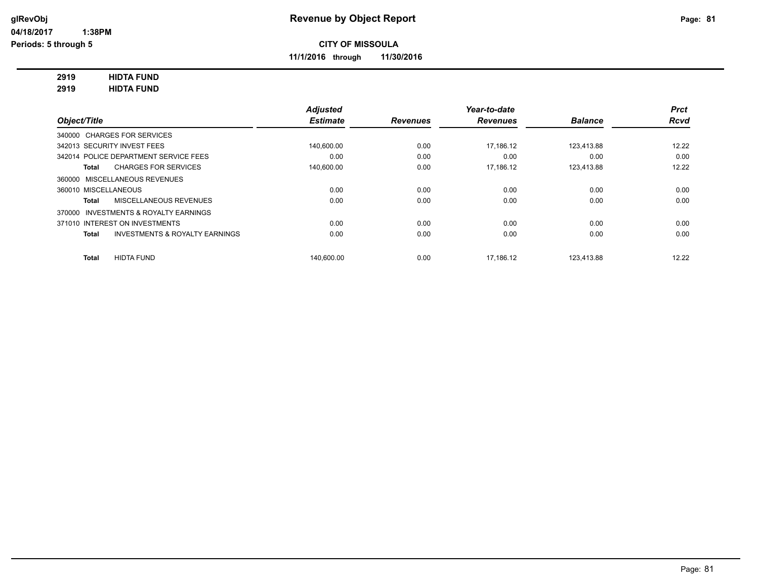**glRevObj** **Revenue by Object Report**

**04/18/2017 1:38PM**

**Periods: 5 through 5**

**CITY OF MISSOULA**

**11/1/2016 through 11/30/2016**

**2919 HIDTA FUND**

**2919 HIDTA FUND**

| Object/Title | Adjusted Estimate | Revenues | Year-to-date Revenues | Balance | Prct Rcvd |
|---|---|---|---|---|---|
| 340000 CHARGES FOR SERVICES | | | | | |
| 342013 SECURITY INVEST FEES | 140,600.00 | 0.00 | 17,186.12 | 123,413.88 | 12.22 |
| 342014 POLICE DEPARTMENT SERVICE FEES | 0.00 | 0.00 | 0.00 | 0.00 | 0.00 |
| **Total** CHARGES FOR SERVICES | 140,600.00 | 0.00 | 17,186.12 | 123,413.88 | 12.22 |
| 360000 MISCELLANEOUS REVENUES | | | | | |
| 360010 MISCELLANEOUS | 0.00 | 0.00 | 0.00 | 0.00 | 0.00 |
| **Total** MISCELLANEOUS REVENUES | 0.00 | 0.00 | 0.00 | 0.00 | 0.00 |
| 370000 INVESTMENTS & ROYALTY EARNINGS | | | | | |
| 371010 INTEREST ON INVESTMENTS | 0.00 | 0.00 | 0.00 | 0.00 | 0.00 |
| **Total** INVESTMENTS & ROYALTY EARNINGS | 0.00 | 0.00 | 0.00 | 0.00 | 0.00 |
| **Total** HIDTA FUND | 140,600.00 | 0.00 | 17,186.12 | 123,413.88 | 12.22 |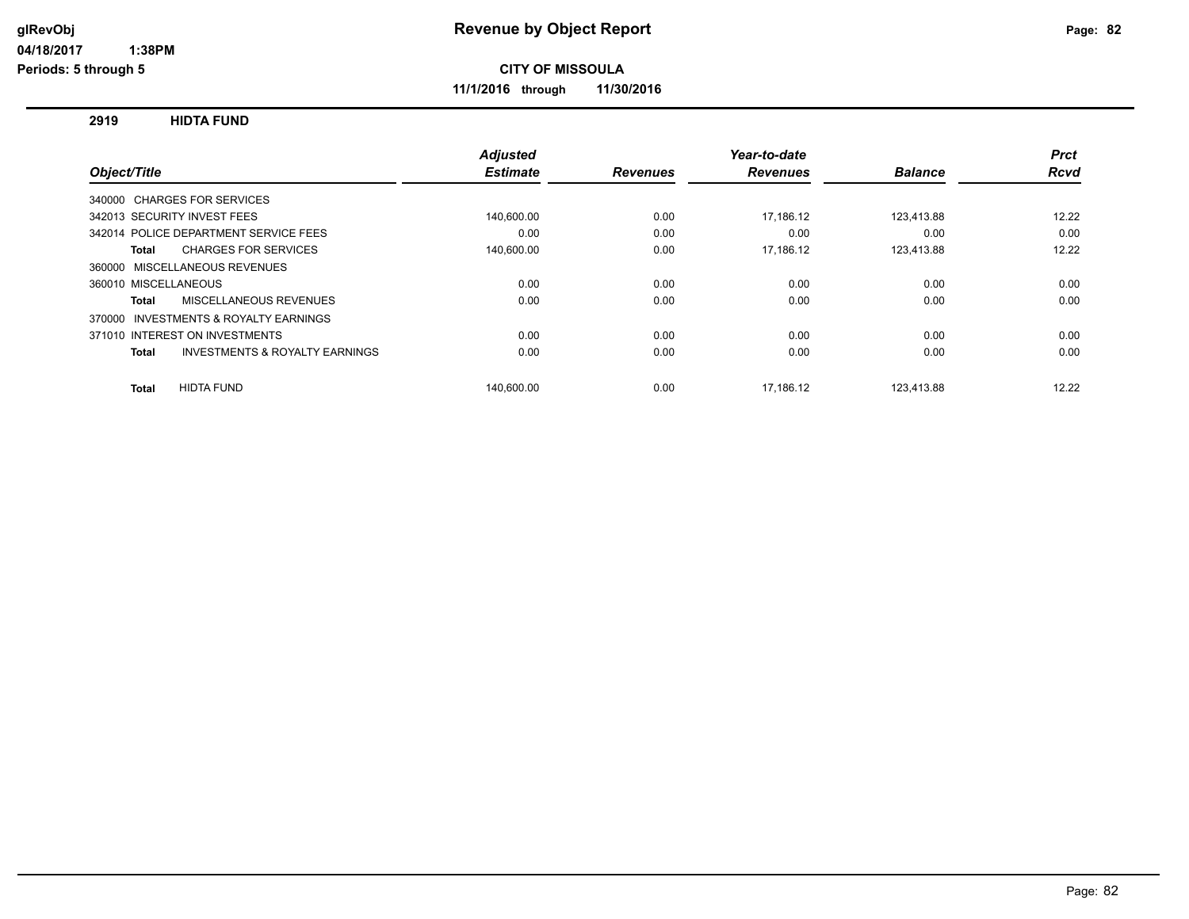# Revenue by Object Report

## CITY OF MISSOULA

**11/1/2016 through 11/30/2016**

### 2919 HIDTA FUND

| Object/Title | Adjusted Estimate | Revenues | Year-to-date Revenues | Balance | Prct Rcvd |
|---|---|---|---|---|---|
| 340000 CHARGES FOR SERVICES | | | | | |
| 342013 SECURITY INVEST FEES | 140,600.00 | 0.00 | 17,186.12 | 123,413.88 | 12.22 |
| 342014 POLICE DEPARTMENT SERVICE FEES | 0.00 | 0.00 | 0.00 | 0.00 | 0.00 |
| **Total** CHARGES FOR SERVICES | 140,600.00 | 0.00 | 17,186.12 | 123,413.88 | 12.22 |
| 360000 MISCELLANEOUS REVENUES | | | | | |
| 360010 MISCELLANEOUS | 0.00 | 0.00 | 0.00 | 0.00 | 0.00 |
| **Total** MISCELLANEOUS REVENUES | 0.00 | 0.00 | 0.00 | 0.00 | 0.00 |
| 370000 INVESTMENTS & ROYALTY EARNINGS | | | | | |
| 371010 INTEREST ON INVESTMENTS | 0.00 | 0.00 | 0.00 | 0.00 | 0.00 |
| **Total** INVESTMENTS & ROYALTY EARNINGS | 0.00 | 0.00 | 0.00 | 0.00 | 0.00 |
| **Total** HIDTA FUND | 140,600.00 | 0.00 | 17,186.12 | 123,413.88 | 12.22 |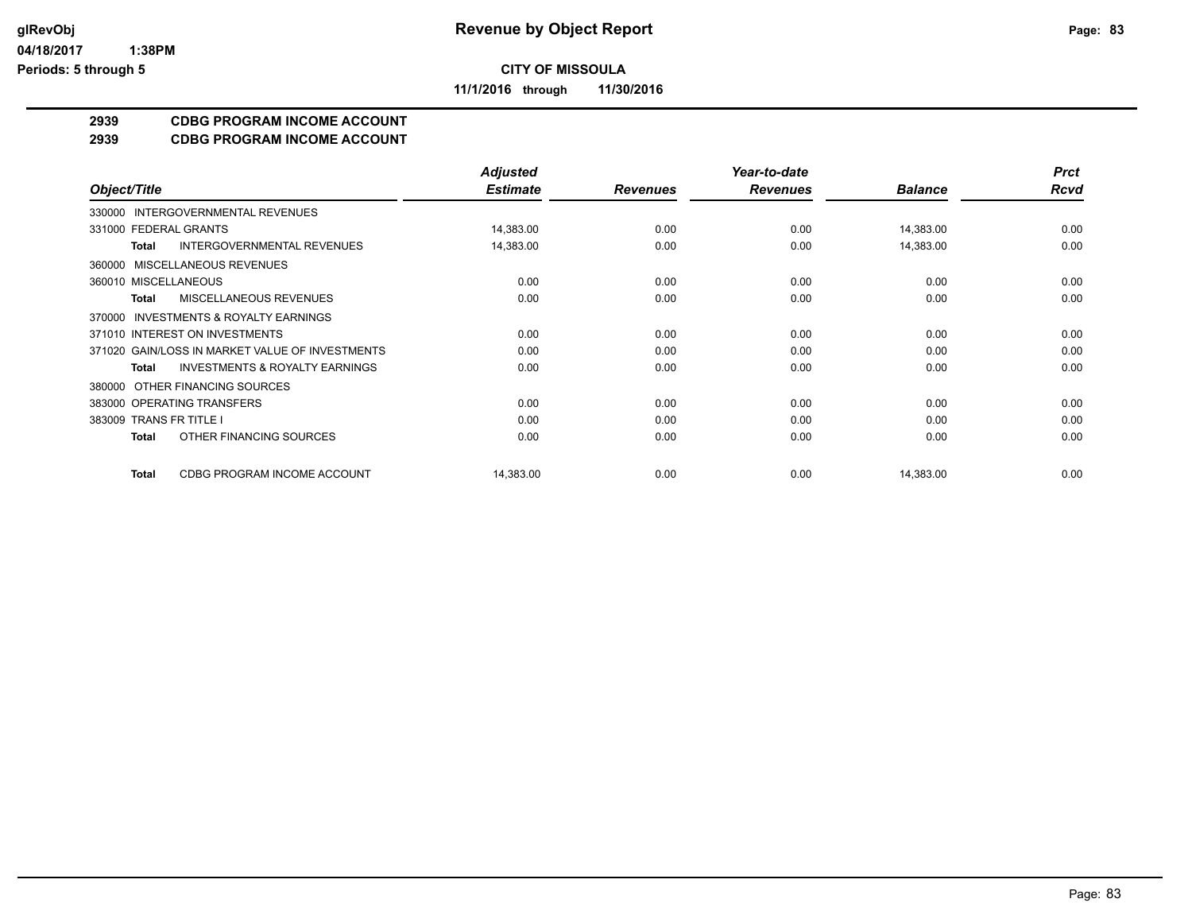**CITY OF MISSOULA**

**11/1/2016 through 11/30/2016**

**Revenue by Object Report**

glRevObj
04/18/2017 1:38PM
Periods: 5 through 5

## 2939 CDBG PROGRAM INCOME ACCOUNT
## 2939 CDBG PROGRAM INCOME ACCOUNT

| Object/Title | | Adjusted Estimate | Revenues | Year-to-date Revenues | Balance | Prct Rcvd |
|---|---|---|---|---|---|---|
| 330000 INTERGOVERNMENTAL REVENUES | | | | | | |
| 331000 FEDERAL GRANTS | | 14,383.00 | 0.00 | 0.00 | 14,383.00 | 0.00 |
| Total | INTERGOVERNMENTAL REVENUES | 14,383.00 | 0.00 | 0.00 | 14,383.00 | 0.00 |
| 360000 MISCELLANEOUS REVENUES | | | | | | |
| 360010 MISCELLANEOUS | | 0.00 | 0.00 | 0.00 | 0.00 | 0.00 |
| Total | MISCELLANEOUS REVENUES | 0.00 | 0.00 | 0.00 | 0.00 | 0.00 |
| 370000 INVESTMENTS & ROYALTY EARNINGS | | | | | | |
| 371010 INTEREST ON INVESTMENTS | | 0.00 | 0.00 | 0.00 | 0.00 | 0.00 |
| 371020 GAIN/LOSS IN MARKET VALUE OF INVESTMENTS | | 0.00 | 0.00 | 0.00 | 0.00 | 0.00 |
| Total | INVESTMENTS & ROYALTY EARNINGS | 0.00 | 0.00 | 0.00 | 0.00 | 0.00 |
| 380000 OTHER FINANCING SOURCES | | | | | | |
| 383000 OPERATING TRANSFERS | | 0.00 | 0.00 | 0.00 | 0.00 | 0.00 |
| 383009 TRANS FR TITLE I | | 0.00 | 0.00 | 0.00 | 0.00 | 0.00 |
| Total | OTHER FINANCING SOURCES | 0.00 | 0.00 | 0.00 | 0.00 | 0.00 |
| Total | CDBG PROGRAM INCOME ACCOUNT | 14,383.00 | 0.00 | 0.00 | 14,383.00 | 0.00 |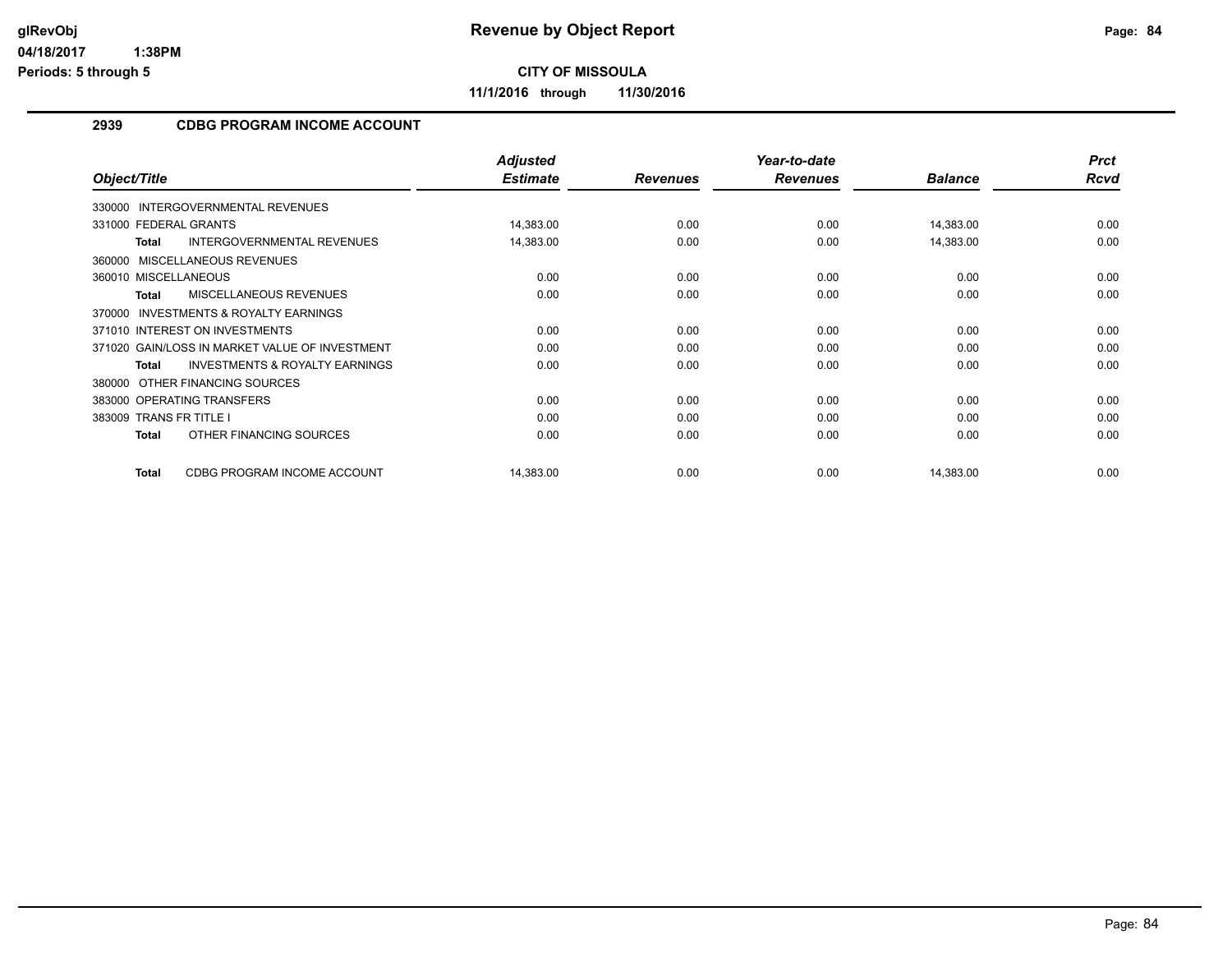# Revenue by Object Report

**CITY OF MISSOULA**

**11/1/2016 through 11/30/2016**

glRevObj
04/18/2017 1:38PM
Periods: 5 through 5

## 2939 CDBG PROGRAM INCOME ACCOUNT

| Object/Title | Adjusted Estimate | Revenues | Year-to-date Revenues | Balance | Prct Rcvd |
|---|---|---|---|---|---|
| 330000 INTERGOVERNMENTAL REVENUES | | | | | |
| 331000 FEDERAL GRANTS | 14,383.00 | 0.00 | 0.00 | 14,383.00 | 0.00 |
| **Total** INTERGOVERNMENTAL REVENUES | 14,383.00 | 0.00 | 0.00 | 14,383.00 | 0.00 |
| 360000 MISCELLANEOUS REVENUES | | | | | |
| 360010 MISCELLANEOUS | 0.00 | 0.00 | 0.00 | 0.00 | 0.00 |
| **Total** MISCELLANEOUS REVENUES | 0.00 | 0.00 | 0.00 | 0.00 | 0.00 |
| 370000 INVESTMENTS & ROYALTY EARNINGS | | | | | |
| 371010 INTEREST ON INVESTMENTS | 0.00 | 0.00 | 0.00 | 0.00 | 0.00 |
| 371020 GAIN/LOSS IN MARKET VALUE OF INVESTMENT | 0.00 | 0.00 | 0.00 | 0.00 | 0.00 |
| **Total** INVESTMENTS & ROYALTY EARNINGS | 0.00 | 0.00 | 0.00 | 0.00 | 0.00 |
| 380000 OTHER FINANCING SOURCES | | | | | |
| 383000 OPERATING TRANSFERS | 0.00 | 0.00 | 0.00 | 0.00 | 0.00 |
| 383009 TRANS FR TITLE I | 0.00 | 0.00 | 0.00 | 0.00 | 0.00 |
| **Total** OTHER FINANCING SOURCES | 0.00 | 0.00 | 0.00 | 0.00 | 0.00 |
| **Total** CDBG PROGRAM INCOME ACCOUNT | 14,383.00 | 0.00 | 0.00 | 14,383.00 | 0.00 |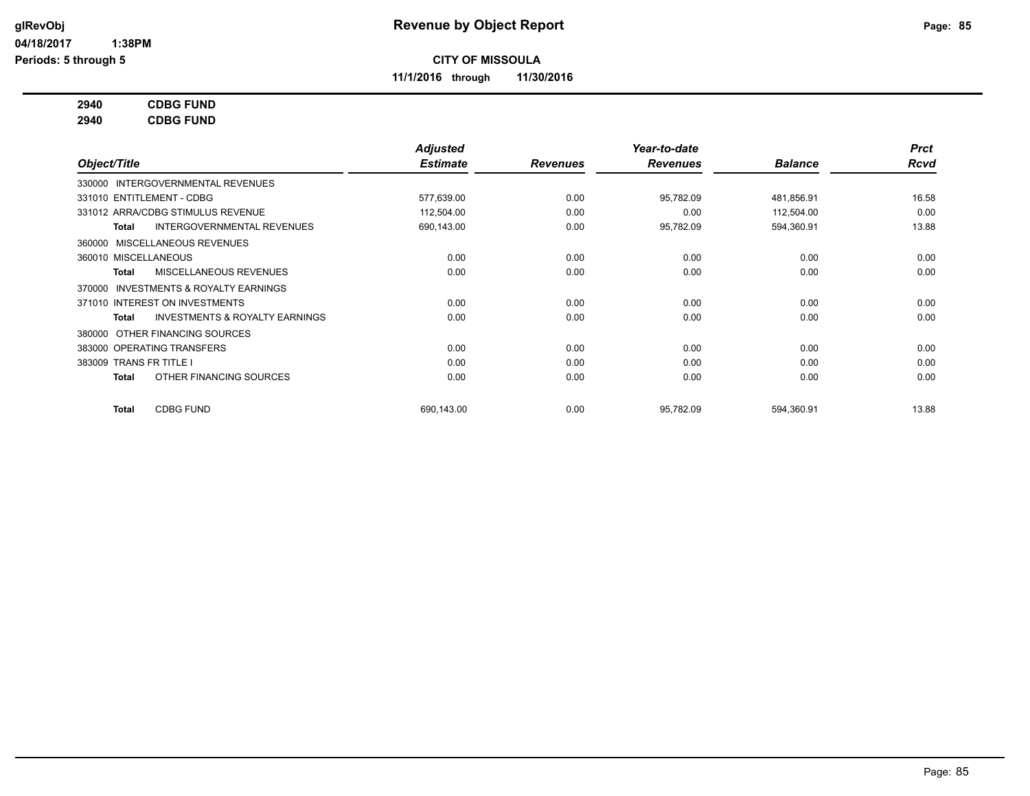# Revenue by Object Report

glRevObj
04/18/2017 1:38PM
Periods: 5 through 5

**CITY OF MISSOULA**

**11/1/2016 through 11/30/2016**

**2940 CDBG FUND**
**2940 CDBG FUND**

| Object/Title | Adjusted Estimate | Revenues | Year-to-date Revenues | Balance | Prct Rcvd |
|---|---|---|---|---|---|
| 330000 INTERGOVERNMENTAL REVENUES | | | | | |
| 331010 ENTITLEMENT - CDBG | 577,639.00 | 0.00 | 95,782.09 | 481,856.91 | 16.58 |
| 331012 ARRA/CDBG STIMULUS REVENUE | 112,504.00 | 0.00 | 0.00 | 112,504.00 | 0.00 |
| **Total** INTERGOVERNMENTAL REVENUES | 690,143.00 | 0.00 | 95,782.09 | 594,360.91 | 13.88 |
| 360000 MISCELLANEOUS REVENUES | | | | | |
| 360010 MISCELLANEOUS | 0.00 | 0.00 | 0.00 | 0.00 | 0.00 |
| **Total** MISCELLANEOUS REVENUES | 0.00 | 0.00 | 0.00 | 0.00 | 0.00 |
| 370000 INVESTMENTS & ROYALTY EARNINGS | | | | | |
| 371010 INTEREST ON INVESTMENTS | 0.00 | 0.00 | 0.00 | 0.00 | 0.00 |
| **Total** INVESTMENTS & ROYALTY EARNINGS | 0.00 | 0.00 | 0.00 | 0.00 | 0.00 |
| 380000 OTHER FINANCING SOURCES | | | | | |
| 383000 OPERATING TRANSFERS | 0.00 | 0.00 | 0.00 | 0.00 | 0.00 |
| 383009 TRANS FR TITLE I | 0.00 | 0.00 | 0.00 | 0.00 | 0.00 |
| **Total** OTHER FINANCING SOURCES | 0.00 | 0.00 | 0.00 | 0.00 | 0.00 |
| **Total** CDBG FUND | 690,143.00 | 0.00 | 95,782.09 | 594,360.91 | 13.88 |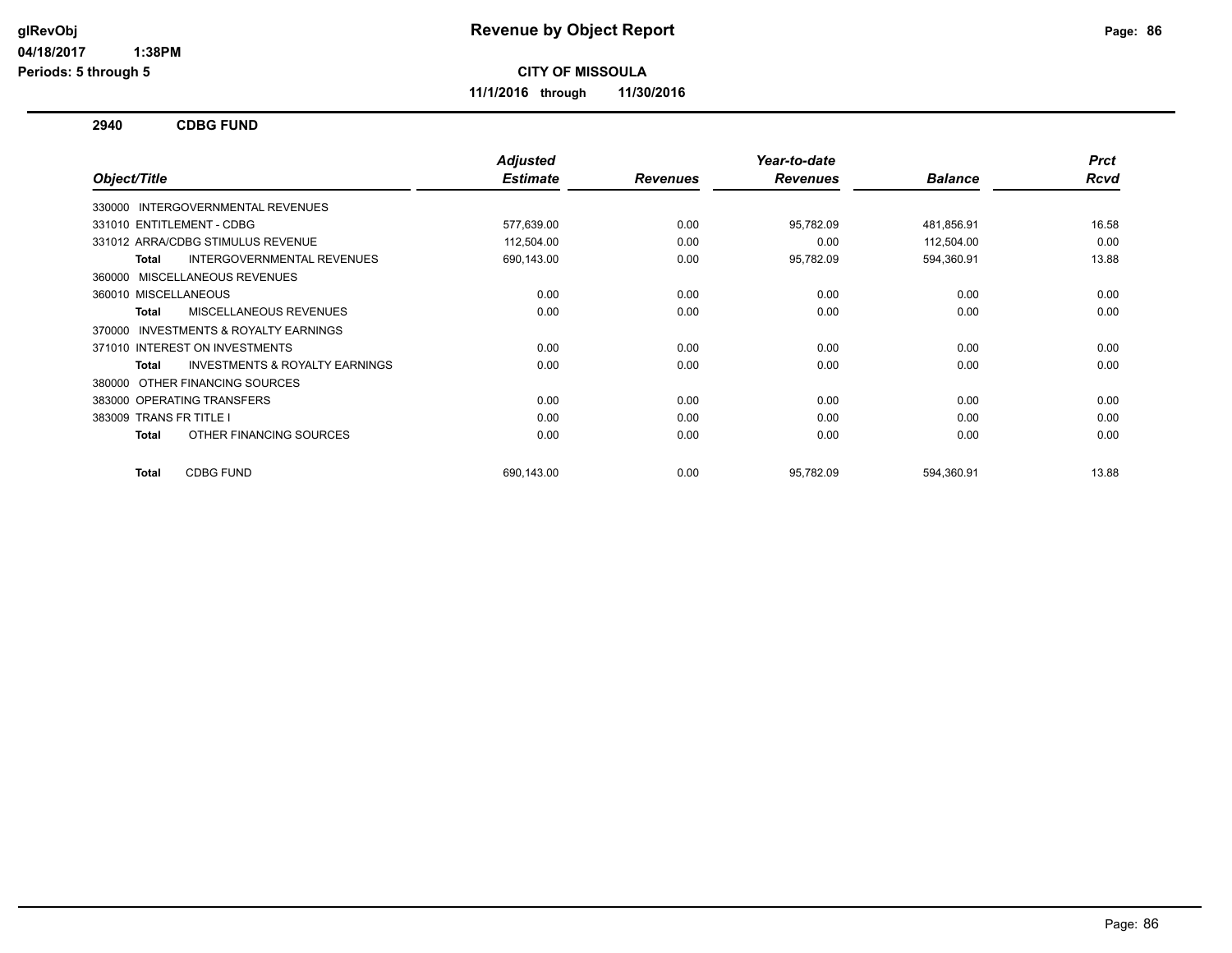# Revenue by Object Report

glRevObj
04/18/2017 1:38PM
Periods: 5 through 5

**CITY OF MISSOULA**

**11/1/2016 through 11/30/2016**

## 2940 CDBG FUND

| Object/Title | Adjusted Estimate | Revenues | Year-to-date Revenues | Balance | Prct Rcvd |
|---|---|---|---|---|---|
| 330000 INTERGOVERNMENTAL REVENUES | | | | | |
| 331010 ENTITLEMENT - CDBG | 577,639.00 | 0.00 | 95,782.09 | 481,856.91 | 16.58 |
| 331012 ARRA/CDBG STIMULUS REVENUE | 112,504.00 | 0.00 | 0.00 | 112,504.00 | 0.00 |
| **Total** INTERGOVERNMENTAL REVENUES | 690,143.00 | 0.00 | 95,782.09 | 594,360.91 | 13.88 |
| 360000 MISCELLANEOUS REVENUES | | | | | |
| 360010 MISCELLANEOUS | 0.00 | 0.00 | 0.00 | 0.00 | 0.00 |
| **Total** MISCELLANEOUS REVENUES | 0.00 | 0.00 | 0.00 | 0.00 | 0.00 |
| 370000 INVESTMENTS & ROYALTY EARNINGS | | | | | |
| 371010 INTEREST ON INVESTMENTS | 0.00 | 0.00 | 0.00 | 0.00 | 0.00 |
| **Total** INVESTMENTS & ROYALTY EARNINGS | 0.00 | 0.00 | 0.00 | 0.00 | 0.00 |
| 380000 OTHER FINANCING SOURCES | | | | | |
| 383000 OPERATING TRANSFERS | 0.00 | 0.00 | 0.00 | 0.00 | 0.00 |
| 383009 TRANS FR TITLE I | 0.00 | 0.00 | 0.00 | 0.00 | 0.00 |
| **Total** OTHER FINANCING SOURCES | 0.00 | 0.00 | 0.00 | 0.00 | 0.00 |
| **Total** CDBG FUND | 690,143.00 | 0.00 | 95,782.09 | 594,360.91 | 13.88 |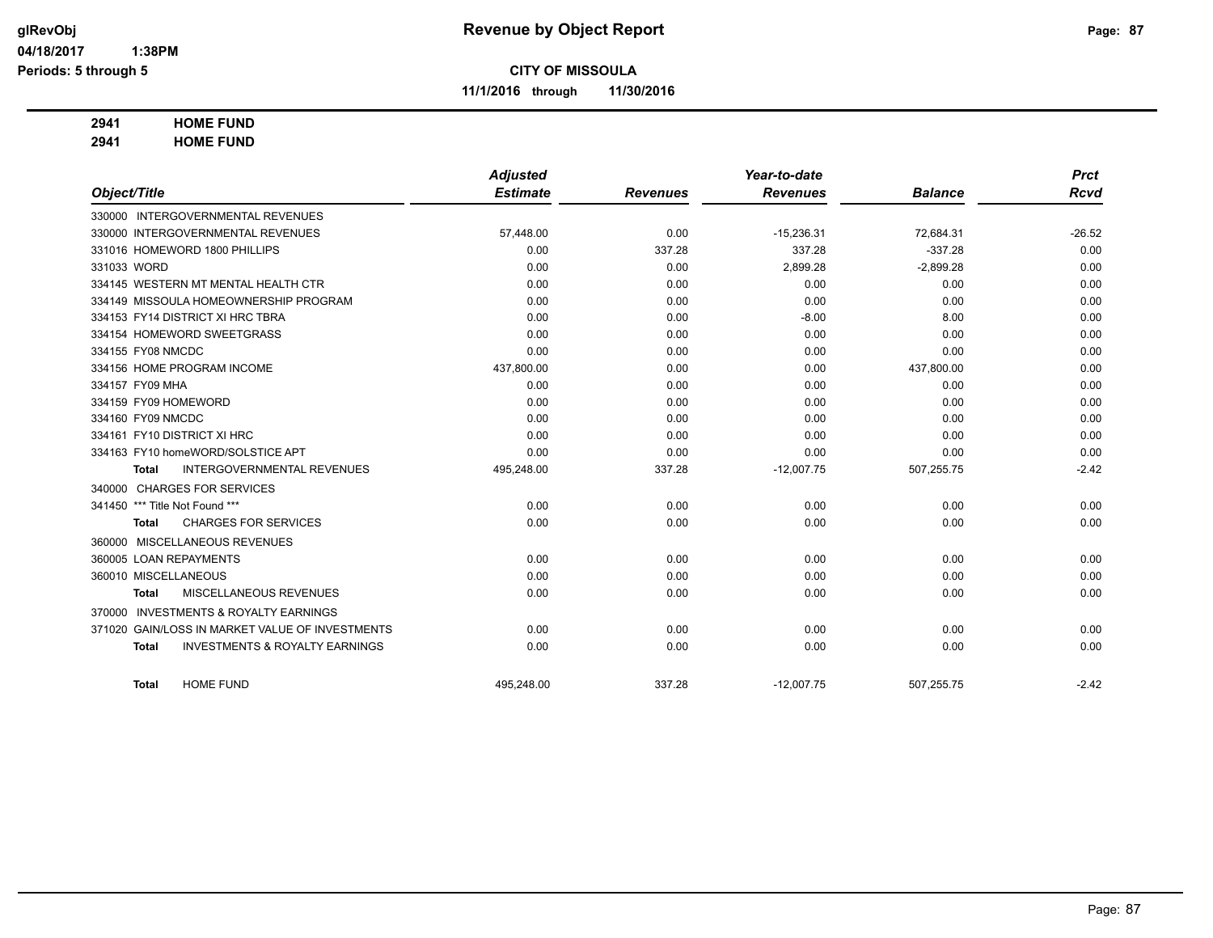# Revenue by Object Report

glRevObj
04/18/2017 1:38PM
Periods: 5 through 5

**CITY OF MISSOULA**

**11/1/2016 through 11/30/2016**

**2941 HOME FUND**
**2941 HOME FUND**

| Object/Title | Adjusted Estimate | Revenues | Year-to-date Revenues | Balance | Prct Rcvd |
|---|---|---|---|---|---|
| 330000 INTERGOVERNMENTAL REVENUES | | | | | |
| 330000 INTERGOVERNMENTAL REVENUES | 57,448.00 | 0.00 | -15,236.31 | 72,684.31 | -26.52 |
| 331016 HOMEWORD 1800 PHILLIPS | 0.00 | 337.28 | 337.28 | -337.28 | 0.00 |
| 331033 WORD | 0.00 | 0.00 | 2,899.28 | -2,899.28 | 0.00 |
| 334145 WESTERN MT MENTAL HEALTH CTR | 0.00 | 0.00 | 0.00 | 0.00 | 0.00 |
| 334149 MISSOULA HOMEOWNERSHIP PROGRAM | 0.00 | 0.00 | 0.00 | 0.00 | 0.00 |
| 334153 FY14 DISTRICT XI HRC TBRA | 0.00 | 0.00 | -8.00 | 8.00 | 0.00 |
| 334154 HOMEWORD SWEETGRASS | 0.00 | 0.00 | 0.00 | 0.00 | 0.00 |
| 334155 FY08 NMCDC | 0.00 | 0.00 | 0.00 | 0.00 | 0.00 |
| 334156 HOME PROGRAM INCOME | 437,800.00 | 0.00 | 0.00 | 437,800.00 | 0.00 |
| 334157 FY09 MHA | 0.00 | 0.00 | 0.00 | 0.00 | 0.00 |
| 334159 FY09 HOMEWORD | 0.00 | 0.00 | 0.00 | 0.00 | 0.00 |
| 334160 FY09 NMCDC | 0.00 | 0.00 | 0.00 | 0.00 | 0.00 |
| 334161 FY10 DISTRICT XI HRC | 0.00 | 0.00 | 0.00 | 0.00 | 0.00 |
| 334163 FY10 homeWORD/SOLSTICE APT | 0.00 | 0.00 | 0.00 | 0.00 | 0.00 |
| **Total** INTERGOVERNMENTAL REVENUES | 495,248.00 | 337.28 | -12,007.75 | 507,255.75 | -2.42 |
| 340000 CHARGES FOR SERVICES | | | | | |
| 341450 *** Title Not Found *** | 0.00 | 0.00 | 0.00 | 0.00 | 0.00 |
| **Total** CHARGES FOR SERVICES | 0.00 | 0.00 | 0.00 | 0.00 | 0.00 |
| 360000 MISCELLANEOUS REVENUES | | | | | |
| 360005 LOAN REPAYMENTS | 0.00 | 0.00 | 0.00 | 0.00 | 0.00 |
| 360010 MISCELLANEOUS | 0.00 | 0.00 | 0.00 | 0.00 | 0.00 |
| **Total** MISCELLANEOUS REVENUES | 0.00 | 0.00 | 0.00 | 0.00 | 0.00 |
| 370000 INVESTMENTS & ROYALTY EARNINGS | | | | | |
| 371020 GAIN/LOSS IN MARKET VALUE OF INVESTMENTS | 0.00 | 0.00 | 0.00 | 0.00 | 0.00 |
| **Total** INVESTMENTS & ROYALTY EARNINGS | 0.00 | 0.00 | 0.00 | 0.00 | 0.00 |
| **Total** HOME FUND | 495,248.00 | 337.28 | -12,007.75 | 507,255.75 | -2.42 |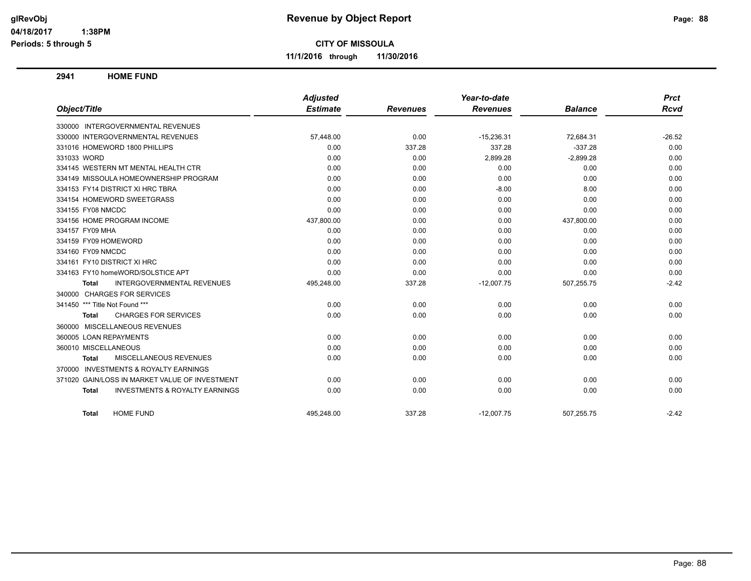# Revenue by Object Report

**CITY OF MISSOULA**

**11/1/2016 through 11/30/2016**

glRevObj
04/18/2017 1:38PM
Periods: 5 through 5

## 2941 HOME FUND

| Object/Title | Adjusted Estimate | Revenues | Year-to-date Revenues | Balance | Prct Rcvd |
|---|---|---|---|---|---|
| 330000 INTERGOVERNMENTAL REVENUES | | | | | |
| 330000 INTERGOVERNMENTAL REVENUES | 57,448.00 | 0.00 | -15,236.31 | 72,684.31 | -26.52 |
| 331016 HOMEWORD 1800 PHILLIPS | 0.00 | 337.28 | 337.28 | -337.28 | 0.00 |
| 331033 WORD | 0.00 | 0.00 | 2,899.28 | -2,899.28 | 0.00 |
| 334145 WESTERN MT MENTAL HEALTH CTR | 0.00 | 0.00 | 0.00 | 0.00 | 0.00 |
| 334149 MISSOULA HOMEOWNERSHIP PROGRAM | 0.00 | 0.00 | 0.00 | 0.00 | 0.00 |
| 334153 FY14 DISTRICT XI HRC TBRA | 0.00 | 0.00 | -8.00 | 8.00 | 0.00 |
| 334154 HOMEWORD SWEETGRASS | 0.00 | 0.00 | 0.00 | 0.00 | 0.00 |
| 334155 FY08 NMCDC | 0.00 | 0.00 | 0.00 | 0.00 | 0.00 |
| 334156 HOME PROGRAM INCOME | 437,800.00 | 0.00 | 0.00 | 437,800.00 | 0.00 |
| 334157 FY09 MHA | 0.00 | 0.00 | 0.00 | 0.00 | 0.00 |
| 334159 FY09 HOMEWORD | 0.00 | 0.00 | 0.00 | 0.00 | 0.00 |
| 334160 FY09 NMCDC | 0.00 | 0.00 | 0.00 | 0.00 | 0.00 |
| 334161 FY10 DISTRICT XI HRC | 0.00 | 0.00 | 0.00 | 0.00 | 0.00 |
| 334163 FY10 homeWORD/SOLSTICE APT | 0.00 | 0.00 | 0.00 | 0.00 | 0.00 |
| **Total** INTERGOVERNMENTAL REVENUES | 495,248.00 | 337.28 | -12,007.75 | 507,255.75 | -2.42 |
| 340000 CHARGES FOR SERVICES | | | | | |
| 341450 *** Title Not Found *** | 0.00 | 0.00 | 0.00 | 0.00 | 0.00 |
| **Total** CHARGES FOR SERVICES | 0.00 | 0.00 | 0.00 | 0.00 | 0.00 |
| 360000 MISCELLANEOUS REVENUES | | | | | |
| 360005 LOAN REPAYMENTS | 0.00 | 0.00 | 0.00 | 0.00 | 0.00 |
| 360010 MISCELLANEOUS | 0.00 | 0.00 | 0.00 | 0.00 | 0.00 |
| **Total** MISCELLANEOUS REVENUES | 0.00 | 0.00 | 0.00 | 0.00 | 0.00 |
| 370000 INVESTMENTS & ROYALTY EARNINGS | | | | | |
| 371020 GAIN/LOSS IN MARKET VALUE OF INVESTMENT | 0.00 | 0.00 | 0.00 | 0.00 | 0.00 |
| **Total** INVESTMENTS & ROYALTY EARNINGS | 0.00 | 0.00 | 0.00 | 0.00 | 0.00 |
| **Total** HOME FUND | 495,248.00 | 337.28 | -12,007.75 | 507,255.75 | -2.42 |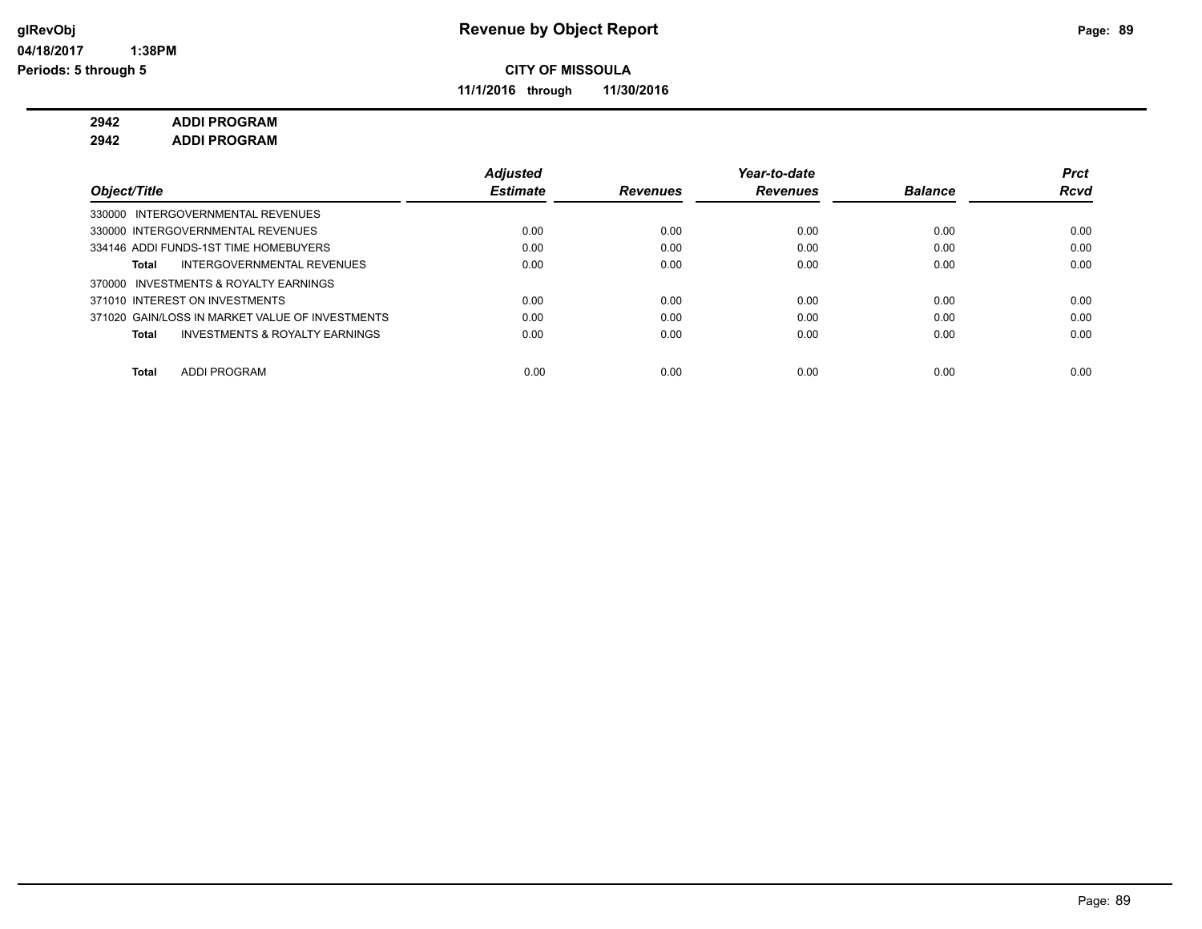# Revenue by Object Report

glRevObj
04/18/2017 1:38PM
Periods: 5 through 5

**CITY OF MISSOULA**

**11/1/2016 through 11/30/2016**

**2942 ADDI PROGRAM**
**2942 ADDI PROGRAM**

| Object/Title | Adjusted Estimate | Revenues | Year-to-date Revenues | Balance | Prct Rcvd |
|---|---|---|---|---|---|
| 330000 INTERGOVERNMENTAL REVENUES | | | | | |
| 330000 INTERGOVERNMENTAL REVENUES | 0.00 | 0.00 | 0.00 | 0.00 | 0.00 |
| 334146 ADDI FUNDS-1ST TIME HOMEBUYERS | 0.00 | 0.00 | 0.00 | 0.00 | 0.00 |
| **Total** INTERGOVERNMENTAL REVENUES | 0.00 | 0.00 | 0.00 | 0.00 | 0.00 |
| 370000 INVESTMENTS & ROYALTY EARNINGS | | | | | |
| 371010 INTEREST ON INVESTMENTS | 0.00 | 0.00 | 0.00 | 0.00 | 0.00 |
| 371020 GAIN/LOSS IN MARKET VALUE OF INVESTMENTS | 0.00 | 0.00 | 0.00 | 0.00 | 0.00 |
| **Total** INVESTMENTS & ROYALTY EARNINGS | 0.00 | 0.00 | 0.00 | 0.00 | 0.00 |
| **Total** ADDI PROGRAM | 0.00 | 0.00 | 0.00 | 0.00 | 0.00 |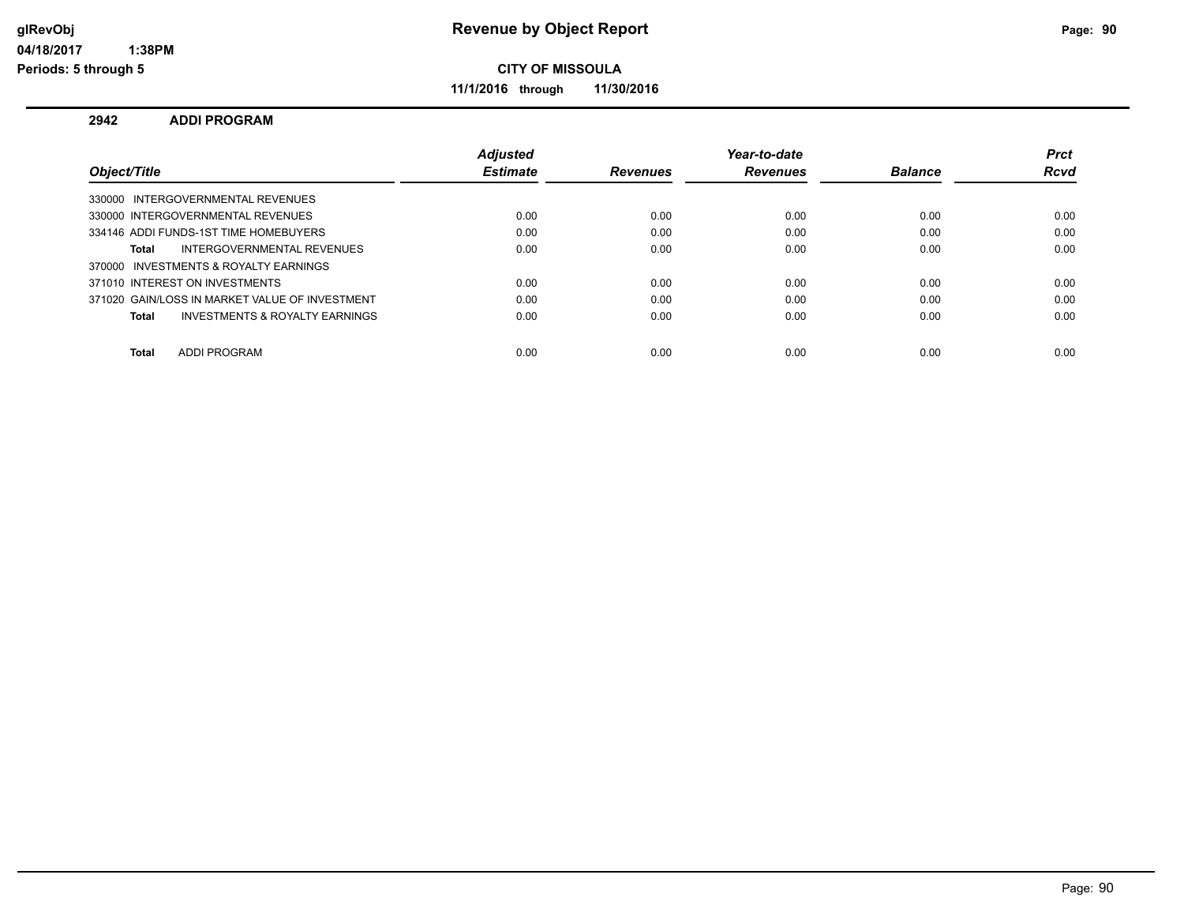# Revenue by Object Report

**CITY OF MISSOULA**

**11/1/2016 through 11/30/2016**

glRevObj
04/18/2017 1:38PM
Periods: 5 through 5

## 2942 ADDI PROGRAM

| Object/Title | Adjusted Estimate | Revenues | Year-to-date Revenues | Balance | Prct Rcvd |
|---|---|---|---|---|---|
| 330000 INTERGOVERNMENTAL REVENUES | | | | | |
| 330000 INTERGOVERNMENTAL REVENUES | 0.00 | 0.00 | 0.00 | 0.00 | 0.00 |
| 334146 ADDI FUNDS-1ST TIME HOMEBUYERS | 0.00 | 0.00 | 0.00 | 0.00 | 0.00 |
| **Total** INTERGOVERNMENTAL REVENUES | 0.00 | 0.00 | 0.00 | 0.00 | 0.00 |
| 370000 INVESTMENTS & ROYALTY EARNINGS | | | | | |
| 371010 INTEREST ON INVESTMENTS | 0.00 | 0.00 | 0.00 | 0.00 | 0.00 |
| 371020 GAIN/LOSS IN MARKET VALUE OF INVESTMENT | 0.00 | 0.00 | 0.00 | 0.00 | 0.00 |
| **Total** INVESTMENTS & ROYALTY EARNINGS | 0.00 | 0.00 | 0.00 | 0.00 | 0.00 |
| **Total** ADDI PROGRAM | 0.00 | 0.00 | 0.00 | 0.00 | 0.00 |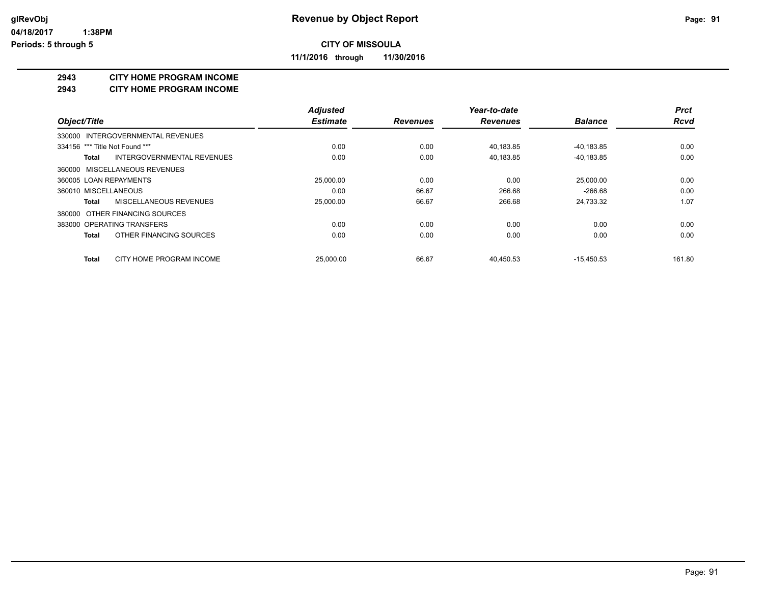glRevObj
04/18/2017 1:38PM
Periods: 5 through 5

# Revenue by Object Report

**CITY OF MISSOULA**

**11/1/2016 through 11/30/2016**

**2943 CITY HOME PROGRAM INCOME**
**2943 CITY HOME PROGRAM INCOME**

| Object/Title | Adjusted Estimate | Revenues | Year-to-date Revenues | Balance | Prct Rcvd |
|---|---|---|---|---|---|
| 330000 INTERGOVERNMENTAL REVENUES | | | | | |
| 334156 *** Title Not Found *** | 0.00 | 0.00 | 40,183.85 | -40,183.85 | 0.00 |
| **Total** INTERGOVERNMENTAL REVENUES | 0.00 | 0.00 | 40,183.85 | -40,183.85 | 0.00 |
| 360000 MISCELLANEOUS REVENUES | | | | | |
| 360005 LOAN REPAYMENTS | 25,000.00 | 0.00 | 0.00 | 25,000.00 | 0.00 |
| 360010 MISCELLANEOUS | 0.00 | 66.67 | 266.68 | -266.68 | 0.00 |
| **Total** MISCELLANEOUS REVENUES | 25,000.00 | 66.67 | 266.68 | 24,733.32 | 1.07 |
| 380000 OTHER FINANCING SOURCES | | | | | |
| 383000 OPERATING TRANSFERS | 0.00 | 0.00 | 0.00 | 0.00 | 0.00 |
| **Total** OTHER FINANCING SOURCES | 0.00 | 0.00 | 0.00 | 0.00 | 0.00 |
| **Total** CITY HOME PROGRAM INCOME | 25,000.00 | 66.67 | 40,450.53 | -15,450.53 | 161.80 |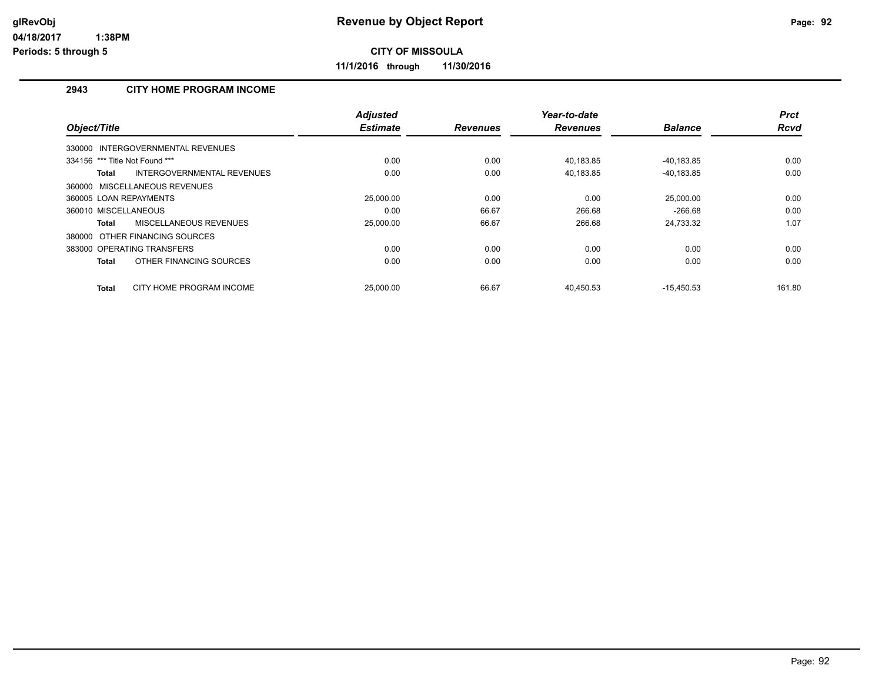# Revenue by Object Report

**CITY OF MISSOULA**

**11/1/2016 through 11/30/2016**

glRevObj
04/18/2017 1:38PM
Periods: 5 through 5

## 2943 CITY HOME PROGRAM INCOME

| Object/Title | Adjusted Estimate | Revenues | Year-to-date Revenues | Balance | Prct Rcvd |
|---|---|---|---|---|---|
| 330000 INTERGOVERNMENTAL REVENUES | | | | | |
| 334156 *** Title Not Found *** | 0.00 | 0.00 | 40,183.85 | -40,183.85 | 0.00 |
| **Total** INTERGOVERNMENTAL REVENUES | 0.00 | 0.00 | 40,183.85 | -40,183.85 | 0.00 |
| 360000 MISCELLANEOUS REVENUES | | | | | |
| 360005 LOAN REPAYMENTS | 25,000.00 | 0.00 | 0.00 | 25,000.00 | 0.00 |
| 360010 MISCELLANEOUS | 0.00 | 66.67 | 266.68 | -266.68 | 0.00 |
| **Total** MISCELLANEOUS REVENUES | 25,000.00 | 66.67 | 266.68 | 24,733.32 | 1.07 |
| 380000 OTHER FINANCING SOURCES | | | | | |
| 383000 OPERATING TRANSFERS | 0.00 | 0.00 | 0.00 | 0.00 | 0.00 |
| **Total** OTHER FINANCING SOURCES | 0.00 | 0.00 | 0.00 | 0.00 | 0.00 |
| **Total** CITY HOME PROGRAM INCOME | 25,000.00 | 66.67 | 40,450.53 | -15,450.53 | 161.80 |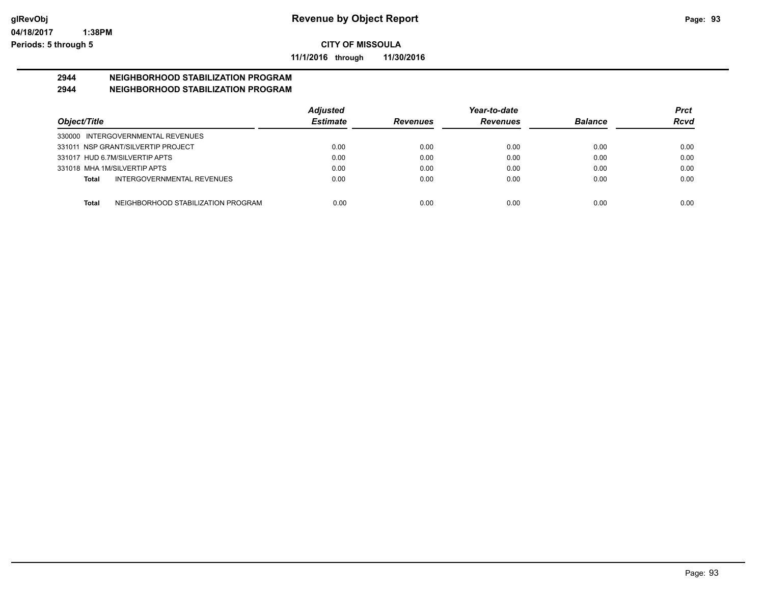**Revenue by Object Report**

**CITY OF MISSOULA**

**11/1/2016 through 11/30/2016**

glRevObj
04/18/2017 1:38PM
Periods: 5 through 5

## 2944 NEIGHBORHOOD STABILIZATION PROGRAM
## 2944 NEIGHBORHOOD STABILIZATION PROGRAM

| Object/Title | Adjusted Estimate | Revenues | Year-to-date Revenues | Balance | Prct Rcvd |
|---|---|---|---|---|---|
| 330000 INTERGOVERNMENTAL REVENUES | | | | | |
| 331011 NSP GRANT/SILVERTIP PROJECT | 0.00 | 0.00 | 0.00 | 0.00 | 0.00 |
| 331017 HUD 6.7M/SILVERTIP APTS | 0.00 | 0.00 | 0.00 | 0.00 | 0.00 |
| 331018 MHA 1M/SILVERTIP APTS | 0.00 | 0.00 | 0.00 | 0.00 | 0.00 |
| **Total** INTERGOVERNMENTAL REVENUES | 0.00 | 0.00 | 0.00 | 0.00 | 0.00 |
| **Total** NEIGHBORHOOD STABILIZATION PROGRAM | 0.00 | 0.00 | 0.00 | 0.00 | 0.00 |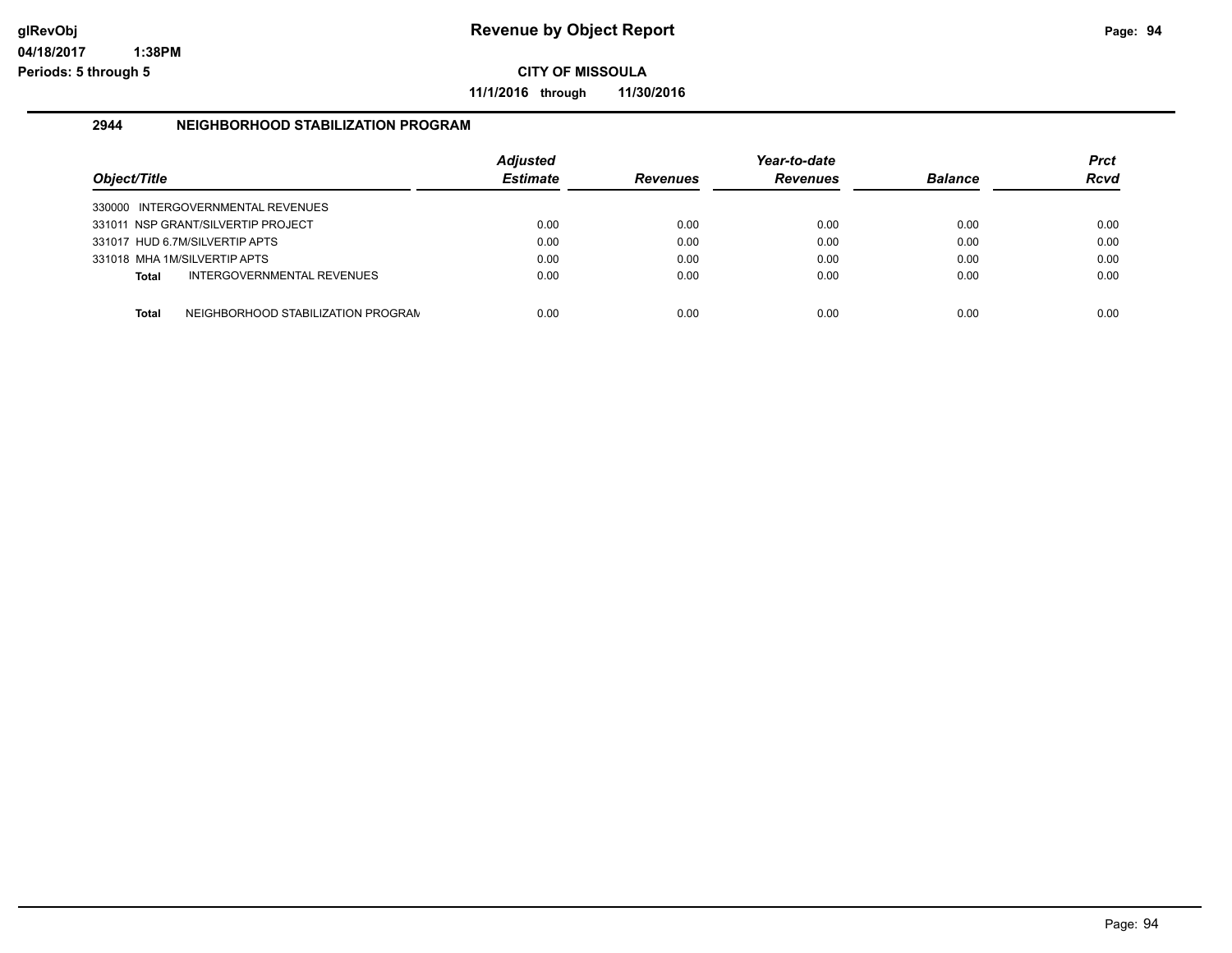# Revenue by Object Report

**CITY OF MISSOULA**

**11/1/2016 through 11/30/2016**

glRevObj
04/18/2017 1:38PM
Periods: 5 through 5

## 2944 NEIGHBORHOOD STABILIZATION PROGRAM

| Object/Title | Adjusted Estimate | Revenues | Year-to-date Revenues | Balance | Prct Rcvd |
|---|---|---|---|---|---|
| 330000 INTERGOVERNMENTAL REVENUES | | | | | |
| 331011 NSP GRANT/SILVERTIP PROJECT | 0.00 | 0.00 | 0.00 | 0.00 | 0.00 |
| 331017 HUD 6.7M/SILVERTIP APTS | 0.00 | 0.00 | 0.00 | 0.00 | 0.00 |
| 331018 MHA 1M/SILVERTIP APTS | 0.00 | 0.00 | 0.00 | 0.00 | 0.00 |
| **Total** INTERGOVERNMENTAL REVENUES | 0.00 | 0.00 | 0.00 | 0.00 | 0.00 |
| **Total** NEIGHBORHOOD STABILIZATION PROGRAM | 0.00 | 0.00 | 0.00 | 0.00 | 0.00 |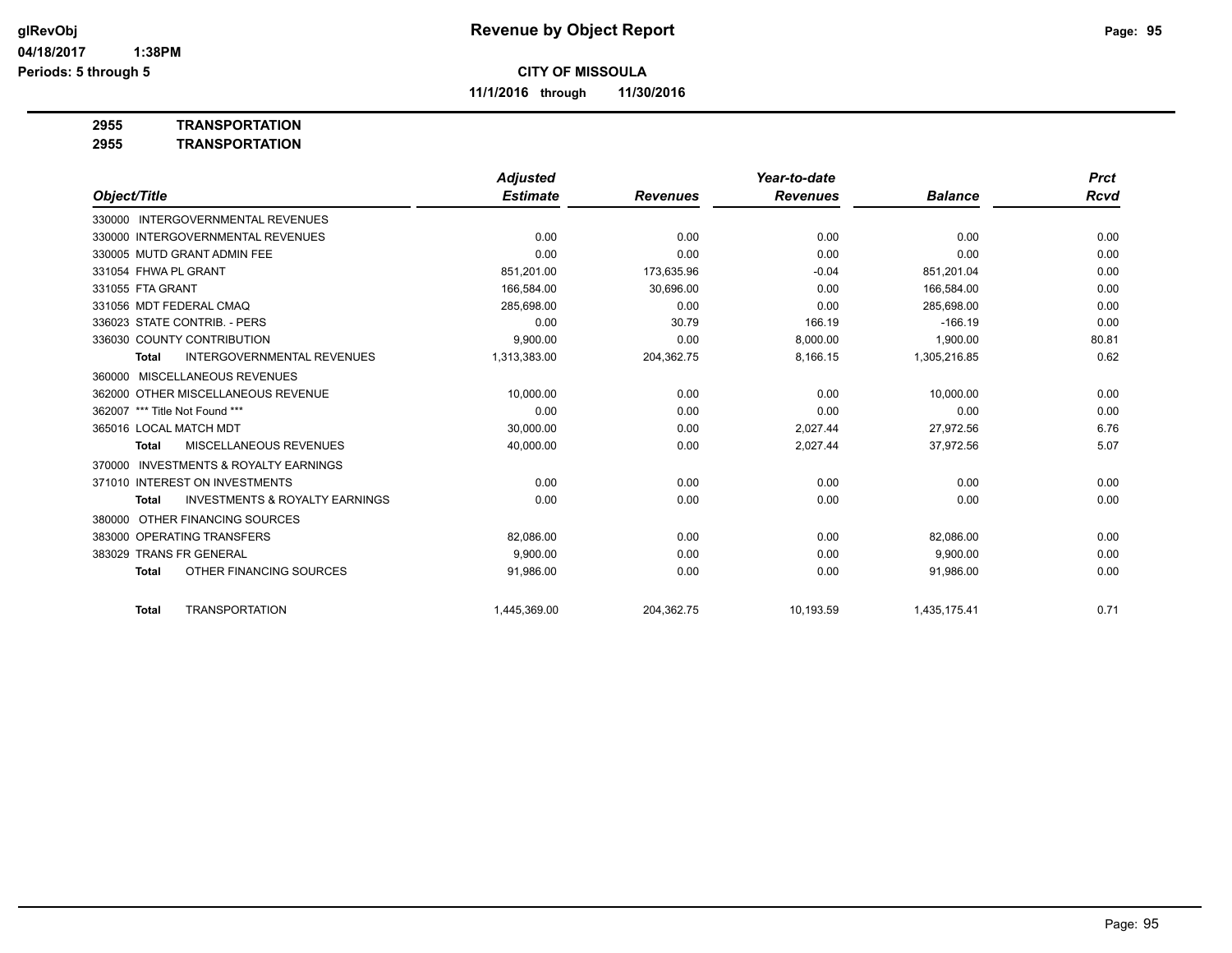**Revenue by Object Report**

**CITY OF MISSOULA**

**11/1/2016 through 11/30/2016**

glRevObj
04/18/2017 1:38PM
Periods: 5 through 5

**2955 TRANSPORTATION**
**2955 TRANSPORTATION**

| Object/Title | Adjusted Estimate | Revenues | Year-to-date Revenues | Balance | Prct Rcvd |
|---|---|---|---|---|---|
| 330000 INTERGOVERNMENTAL REVENUES | | | | | |
| 330000 INTERGOVERNMENTAL REVENUES | 0.00 | 0.00 | 0.00 | 0.00 | 0.00 |
| 330005 MUTD GRANT ADMIN FEE | 0.00 | 0.00 | 0.00 | 0.00 | 0.00 |
| 331054 FHWA PL GRANT | 851,201.00 | 173,635.96 | -0.04 | 851,201.04 | 0.00 |
| 331055 FTA GRANT | 166,584.00 | 30,696.00 | 0.00 | 166,584.00 | 0.00 |
| 331056 MDT FEDERAL CMAQ | 285,698.00 | 0.00 | 0.00 | 285,698.00 | 0.00 |
| 336023 STATE CONTRIB. - PERS | 0.00 | 30.79 | 166.19 | -166.19 | 0.00 |
| 336030 COUNTY CONTRIBUTION | 9,900.00 | 0.00 | 8,000.00 | 1,900.00 | 80.81 |
| **Total** INTERGOVERNMENTAL REVENUES | 1,313,383.00 | 204,362.75 | 8,166.15 | 1,305,216.85 | 0.62 |
| 360000 MISCELLANEOUS REVENUES | | | | | |
| 362000 OTHER MISCELLANEOUS REVENUE | 10,000.00 | 0.00 | 0.00 | 10,000.00 | 0.00 |
| 362007 *** Title Not Found *** | 0.00 | 0.00 | 0.00 | 0.00 | 0.00 |
| 365016 LOCAL MATCH MDT | 30,000.00 | 0.00 | 2,027.44 | 27,972.56 | 6.76 |
| **Total** MISCELLANEOUS REVENUES | 40,000.00 | 0.00 | 2,027.44 | 37,972.56 | 5.07 |
| 370000 INVESTMENTS & ROYALTY EARNINGS | | | | | |
| 371010 INTEREST ON INVESTMENTS | 0.00 | 0.00 | 0.00 | 0.00 | 0.00 |
| **Total** INVESTMENTS & ROYALTY EARNINGS | 0.00 | 0.00 | 0.00 | 0.00 | 0.00 |
| 380000 OTHER FINANCING SOURCES | | | | | |
| 383000 OPERATING TRANSFERS | 82,086.00 | 0.00 | 0.00 | 82,086.00 | 0.00 |
| 383029 TRANS FR GENERAL | 9,900.00 | 0.00 | 0.00 | 9,900.00 | 0.00 |
| **Total** OTHER FINANCING SOURCES | 91,986.00 | 0.00 | 0.00 | 91,986.00 | 0.00 |
| **Total** TRANSPORTATION | 1,445,369.00 | 204,362.75 | 10,193.59 | 1,435,175.41 | 0.71 |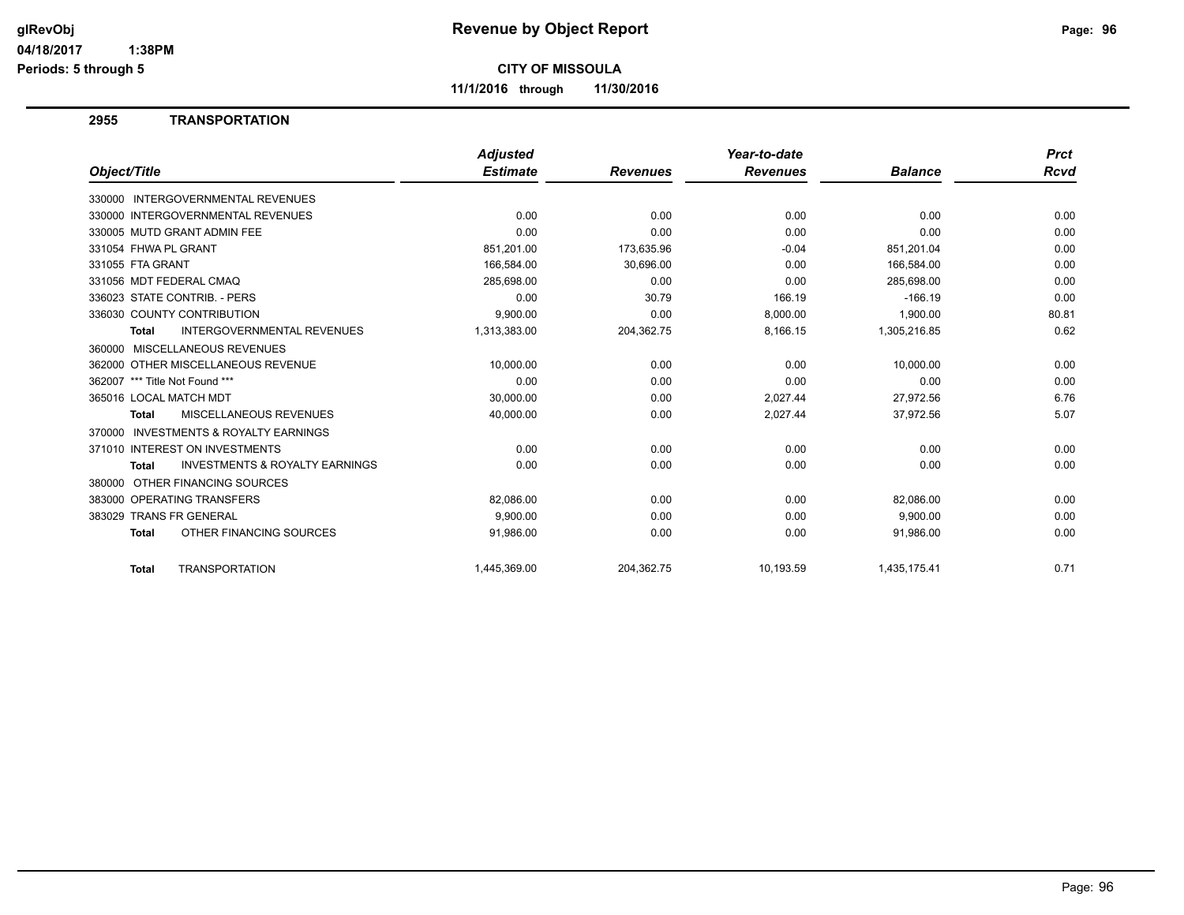# Revenue by Object Report

**CITY OF MISSOULA**

**11/1/2016 through 11/30/2016**

glRevObj
04/18/2017 1:38PM
Periods: 5 through 5

## 2955 TRANSPORTATION

| Object/Title | Adjusted Estimate | Revenues | Year-to-date Revenues | Balance | Prct Rcvd |
|---|---|---|---|---|---|
| 330000 INTERGOVERNMENTAL REVENUES | | | | | |
| 330000 INTERGOVERNMENTAL REVENUES | 0.00 | 0.00 | 0.00 | 0.00 | 0.00 |
| 330005 MUTD GRANT ADMIN FEE | 0.00 | 0.00 | 0.00 | 0.00 | 0.00 |
| 331054 FHWA PL GRANT | 851,201.00 | 173,635.96 | -0.04 | 851,201.04 | 0.00 |
| 331055 FTA GRANT | 166,584.00 | 30,696.00 | 0.00 | 166,584.00 | 0.00 |
| 331056 MDT FEDERAL CMAQ | 285,698.00 | 0.00 | 0.00 | 285,698.00 | 0.00 |
| 336023 STATE CONTRIB. - PERS | 0.00 | 30.79 | 166.19 | -166.19 | 0.00 |
| 336030 COUNTY CONTRIBUTION | 9,900.00 | 0.00 | 8,000.00 | 1,900.00 | 80.81 |
| **Total** INTERGOVERNMENTAL REVENUES | 1,313,383.00 | 204,362.75 | 8,166.15 | 1,305,216.85 | 0.62 |
| 360000 MISCELLANEOUS REVENUES | | | | | |
| 362000 OTHER MISCELLANEOUS REVENUE | 10,000.00 | 0.00 | 0.00 | 10,000.00 | 0.00 |
| 362007 *** Title Not Found *** | 0.00 | 0.00 | 0.00 | 0.00 | 0.00 |
| 365016 LOCAL MATCH MDT | 30,000.00 | 0.00 | 2,027.44 | 27,972.56 | 6.76 |
| **Total** MISCELLANEOUS REVENUES | 40,000.00 | 0.00 | 2,027.44 | 37,972.56 | 5.07 |
| 370000 INVESTMENTS & ROYALTY EARNINGS | | | | | |
| 371010 INTEREST ON INVESTMENTS | 0.00 | 0.00 | 0.00 | 0.00 | 0.00 |
| **Total** INVESTMENTS & ROYALTY EARNINGS | 0.00 | 0.00 | 0.00 | 0.00 | 0.00 |
| 380000 OTHER FINANCING SOURCES | | | | | |
| 383000 OPERATING TRANSFERS | 82,086.00 | 0.00 | 0.00 | 82,086.00 | 0.00 |
| 383029 TRANS FR GENERAL | 9,900.00 | 0.00 | 0.00 | 9,900.00 | 0.00 |
| **Total** OTHER FINANCING SOURCES | 91,986.00 | 0.00 | 0.00 | 91,986.00 | 0.00 |
| **Total** TRANSPORTATION | 1,445,369.00 | 204,362.75 | 10,193.59 | 1,435,175.41 | 0.71 |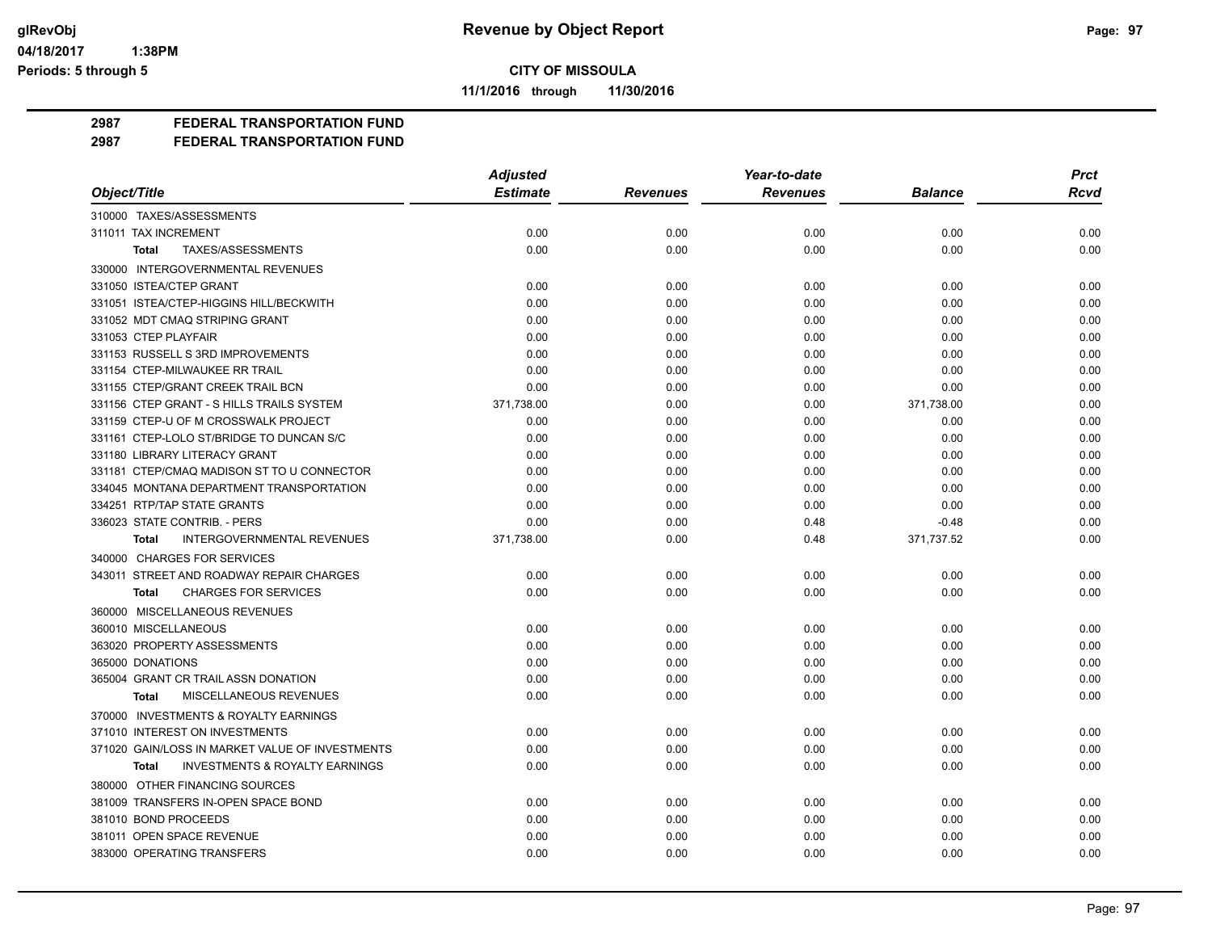# Revenue by Object Report

**CITY OF MISSOULA**

**11/1/2016 through 11/30/2016**

glRevObj
04/18/2017 1:38PM
Periods: 5 through 5

## 2987 FEDERAL TRANSPORTATION FUND
## 2987 FEDERAL TRANSPORTATION FUND

| Object/Title | Adjusted Estimate | Revenues | Year-to-date Revenues | Balance | Prct Rcvd |
|---|---|---|---|---|---|
| 310000 TAXES/ASSESSMENTS | | | | | |
| 311011 TAX INCREMENT | 0.00 | 0.00 | 0.00 | 0.00 | 0.00 |
| **Total** TAXES/ASSESSMENTS | 0.00 | 0.00 | 0.00 | 0.00 | 0.00 |
| 330000 INTERGOVERNMENTAL REVENUES | | | | | |
| 331050 ISTEA/CTEP GRANT | 0.00 | 0.00 | 0.00 | 0.00 | 0.00 |
| 331051 ISTEA/CTEP-HIGGINS HILL/BECKWITH | 0.00 | 0.00 | 0.00 | 0.00 | 0.00 |
| 331052 MDT CMAQ STRIPING GRANT | 0.00 | 0.00 | 0.00 | 0.00 | 0.00 |
| 331053 CTEP PLAYFAIR | 0.00 | 0.00 | 0.00 | 0.00 | 0.00 |
| 331153 RUSSELL S 3RD IMPROVEMENTS | 0.00 | 0.00 | 0.00 | 0.00 | 0.00 |
| 331154 CTEP-MILWAUKEE RR TRAIL | 0.00 | 0.00 | 0.00 | 0.00 | 0.00 |
| 331155 CTEP/GRANT CREEK TRAIL BCN | 0.00 | 0.00 | 0.00 | 0.00 | 0.00 |
| 331156 CTEP GRANT - S HILLS TRAILS SYSTEM | 371,738.00 | 0.00 | 0.00 | 371,738.00 | 0.00 |
| 331159 CTEP-U OF M CROSSWALK PROJECT | 0.00 | 0.00 | 0.00 | 0.00 | 0.00 |
| 331161 CTEP-LOLO ST/BRIDGE TO DUNCAN S/C | 0.00 | 0.00 | 0.00 | 0.00 | 0.00 |
| 331180 LIBRARY LITERACY GRANT | 0.00 | 0.00 | 0.00 | 0.00 | 0.00 |
| 331181 CTEP/CMAQ MADISON ST TO U CONNECTOR | 0.00 | 0.00 | 0.00 | 0.00 | 0.00 |
| 334045 MONTANA DEPARTMENT TRANSPORTATION | 0.00 | 0.00 | 0.00 | 0.00 | 0.00 |
| 334251 RTP/TAP STATE GRANTS | 0.00 | 0.00 | 0.00 | 0.00 | 0.00 |
| 336023 STATE CONTRIB. - PERS | 0.00 | 0.00 | 0.48 | -0.48 | 0.00 |
| **Total** INTERGOVERNMENTAL REVENUES | 371,738.00 | 0.00 | 0.48 | 371,737.52 | 0.00 |
| 340000 CHARGES FOR SERVICES | | | | | |
| 343011 STREET AND ROADWAY REPAIR CHARGES | 0.00 | 0.00 | 0.00 | 0.00 | 0.00 |
| **Total** CHARGES FOR SERVICES | 0.00 | 0.00 | 0.00 | 0.00 | 0.00 |
| 360000 MISCELLANEOUS REVENUES | | | | | |
| 360010 MISCELLANEOUS | 0.00 | 0.00 | 0.00 | 0.00 | 0.00 |
| 363020 PROPERTY ASSESSMENTS | 0.00 | 0.00 | 0.00 | 0.00 | 0.00 |
| 365000 DONATIONS | 0.00 | 0.00 | 0.00 | 0.00 | 0.00 |
| 365004 GRANT CR TRAIL ASSN DONATION | 0.00 | 0.00 | 0.00 | 0.00 | 0.00 |
| **Total** MISCELLANEOUS REVENUES | 0.00 | 0.00 | 0.00 | 0.00 | 0.00 |
| 370000 INVESTMENTS & ROYALTY EARNINGS | | | | | |
| 371010 INTEREST ON INVESTMENTS | 0.00 | 0.00 | 0.00 | 0.00 | 0.00 |
| 371020 GAIN/LOSS IN MARKET VALUE OF INVESTMENTS | 0.00 | 0.00 | 0.00 | 0.00 | 0.00 |
| **Total** INVESTMENTS & ROYALTY EARNINGS | 0.00 | 0.00 | 0.00 | 0.00 | 0.00 |
| 380000 OTHER FINANCING SOURCES | | | | | |
| 381009 TRANSFERS IN-OPEN SPACE BOND | 0.00 | 0.00 | 0.00 | 0.00 | 0.00 |
| 381010 BOND PROCEEDS | 0.00 | 0.00 | 0.00 | 0.00 | 0.00 |
| 381011 OPEN SPACE REVENUE | 0.00 | 0.00 | 0.00 | 0.00 | 0.00 |
| 383000 OPERATING TRANSFERS | 0.00 | 0.00 | 0.00 | 0.00 | 0.00 |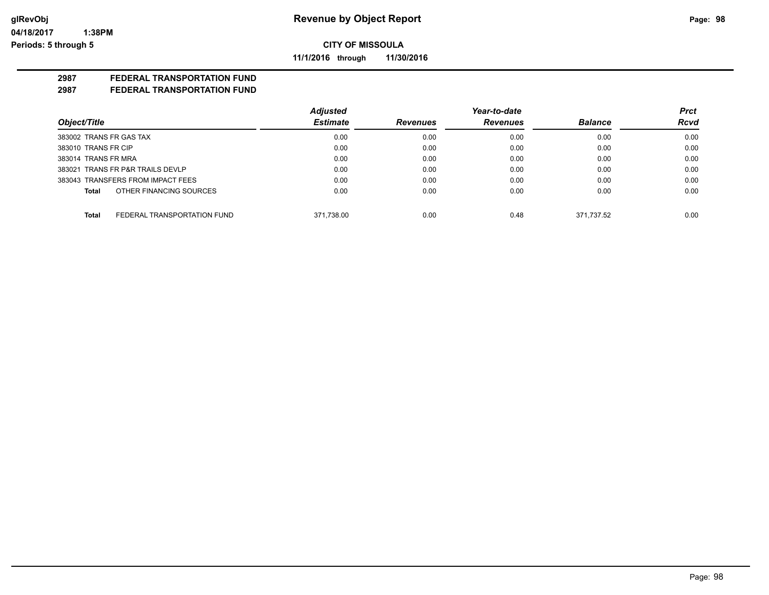# Revenue by Object Report

glRevObj
04/18/2017 1:38PM
Periods: 5 through 5

**CITY OF MISSOULA**

**11/1/2016 through 11/30/2016**

## 2987 FEDERAL TRANSPORTATION FUND
## 2987 FEDERAL TRANSPORTATION FUND

| Object/Title | Adjusted Estimate | Revenues | Year-to-date Revenues | Balance | Prct Rcvd |
|---|---|---|---|---|---|
| 383002 TRANS FR GAS TAX | 0.00 | 0.00 | 0.00 | 0.00 | 0.00 |
| 383010 TRANS FR CIP | 0.00 | 0.00 | 0.00 | 0.00 | 0.00 |
| 383014 TRANS FR MRA | 0.00 | 0.00 | 0.00 | 0.00 | 0.00 |
| 383021 TRANS FR P&R TRAILS DEVLP | 0.00 | 0.00 | 0.00 | 0.00 | 0.00 |
| 383043 TRANSFERS FROM IMPACT FEES | 0.00 | 0.00 | 0.00 | 0.00 | 0.00 |
| **Total** OTHER FINANCING SOURCES | 0.00 | 0.00 | 0.00 | 0.00 | 0.00 |
| **Total** FEDERAL TRANSPORTATION FUND | 371,738.00 | 0.00 | 0.48 | 371,737.52 | 0.00 |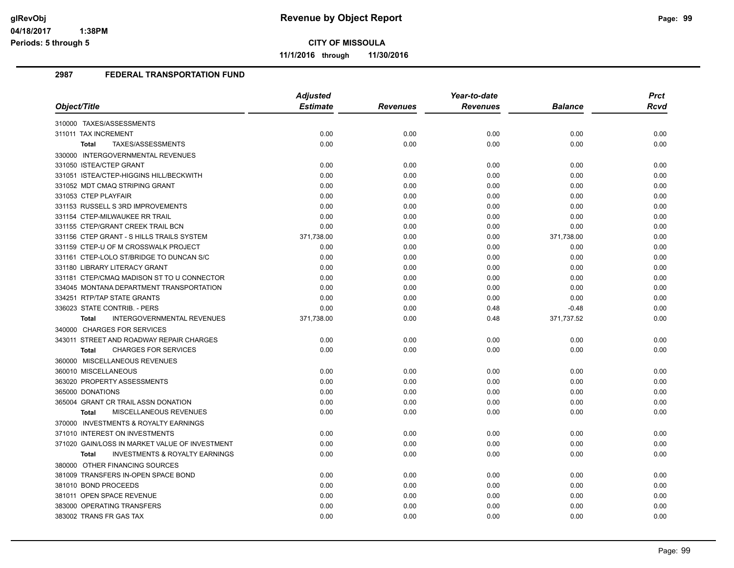# Revenue by Object Report

**CITY OF MISSOULA**

**11/1/2016 through 11/30/2016**

glRevObj
04/18/2017 1:38PM
Periods: 5 through 5

## 2987 FEDERAL TRANSPORTATION FUND

| Object/Title | Adjusted Estimate | Revenues | Year-to-date Revenues | Balance | Prct Rcvd |
|---|---|---|---|---|---|
| 310000 TAXES/ASSESSMENTS | | | | | |
| 311011 TAX INCREMENT | 0.00 | 0.00 | 0.00 | 0.00 | 0.00 |
| **Total** TAXES/ASSESSMENTS | 0.00 | 0.00 | 0.00 | 0.00 | 0.00 |
| 330000 INTERGOVERNMENTAL REVENUES | | | | | |
| 331050 ISTEA/CTEP GRANT | 0.00 | 0.00 | 0.00 | 0.00 | 0.00 |
| 331051 ISTEA/CTEP-HIGGINS HILL/BECKWITH | 0.00 | 0.00 | 0.00 | 0.00 | 0.00 |
| 331052 MDT CMAQ STRIPING GRANT | 0.00 | 0.00 | 0.00 | 0.00 | 0.00 |
| 331053 CTEP PLAYFAIR | 0.00 | 0.00 | 0.00 | 0.00 | 0.00 |
| 331153 RUSSELL S 3RD IMPROVEMENTS | 0.00 | 0.00 | 0.00 | 0.00 | 0.00 |
| 331154 CTEP-MILWAUKEE RR TRAIL | 0.00 | 0.00 | 0.00 | 0.00 | 0.00 |
| 331155 CTEP/GRANT CREEK TRAIL BCN | 0.00 | 0.00 | 0.00 | 0.00 | 0.00 |
| 331156 CTEP GRANT - S HILLS TRAILS SYSTEM | 371,738.00 | 0.00 | 0.00 | 371,738.00 | 0.00 |
| 331159 CTEP-U OF M CROSSWALK PROJECT | 0.00 | 0.00 | 0.00 | 0.00 | 0.00 |
| 331161 CTEP-LOLO ST/BRIDGE TO DUNCAN S/C | 0.00 | 0.00 | 0.00 | 0.00 | 0.00 |
| 331180 LIBRARY LITERACY GRANT | 0.00 | 0.00 | 0.00 | 0.00 | 0.00 |
| 331181 CTEP/CMAQ MADISON ST TO U CONNECTOR | 0.00 | 0.00 | 0.00 | 0.00 | 0.00 |
| 334045 MONTANA DEPARTMENT TRANSPORTATION | 0.00 | 0.00 | 0.00 | 0.00 | 0.00 |
| 334251 RTP/TAP STATE GRANTS | 0.00 | 0.00 | 0.00 | 0.00 | 0.00 |
| 336023 STATE CONTRIB. - PERS | 0.00 | 0.00 | 0.48 | -0.48 | 0.00 |
| **Total** INTERGOVERNMENTAL REVENUES | 371,738.00 | 0.00 | 0.48 | 371,737.52 | 0.00 |
| 340000 CHARGES FOR SERVICES | | | | | |
| 343011 STREET AND ROADWAY REPAIR CHARGES | 0.00 | 0.00 | 0.00 | 0.00 | 0.00 |
| **Total** CHARGES FOR SERVICES | 0.00 | 0.00 | 0.00 | 0.00 | 0.00 |
| 360000 MISCELLANEOUS REVENUES | | | | | |
| 360010 MISCELLANEOUS | 0.00 | 0.00 | 0.00 | 0.00 | 0.00 |
| 363020 PROPERTY ASSESSMENTS | 0.00 | 0.00 | 0.00 | 0.00 | 0.00 |
| 365000 DONATIONS | 0.00 | 0.00 | 0.00 | 0.00 | 0.00 |
| 365004 GRANT CR TRAIL ASSN DONATION | 0.00 | 0.00 | 0.00 | 0.00 | 0.00 |
| **Total** MISCELLANEOUS REVENUES | 0.00 | 0.00 | 0.00 | 0.00 | 0.00 |
| 370000 INVESTMENTS & ROYALTY EARNINGS | | | | | |
| 371010 INTEREST ON INVESTMENTS | 0.00 | 0.00 | 0.00 | 0.00 | 0.00 |
| 371020 GAIN/LOSS IN MARKET VALUE OF INVESTMENT | 0.00 | 0.00 | 0.00 | 0.00 | 0.00 |
| **Total** INVESTMENTS & ROYALTY EARNINGS | 0.00 | 0.00 | 0.00 | 0.00 | 0.00 |
| 380000 OTHER FINANCING SOURCES | | | | | |
| 381009 TRANSFERS IN-OPEN SPACE BOND | 0.00 | 0.00 | 0.00 | 0.00 | 0.00 |
| 381010 BOND PROCEEDS | 0.00 | 0.00 | 0.00 | 0.00 | 0.00 |
| 381011 OPEN SPACE REVENUE | 0.00 | 0.00 | 0.00 | 0.00 | 0.00 |
| 383000 OPERATING TRANSFERS | 0.00 | 0.00 | 0.00 | 0.00 | 0.00 |
| 383002 TRANS FR GAS TAX | 0.00 | 0.00 | 0.00 | 0.00 | 0.00 |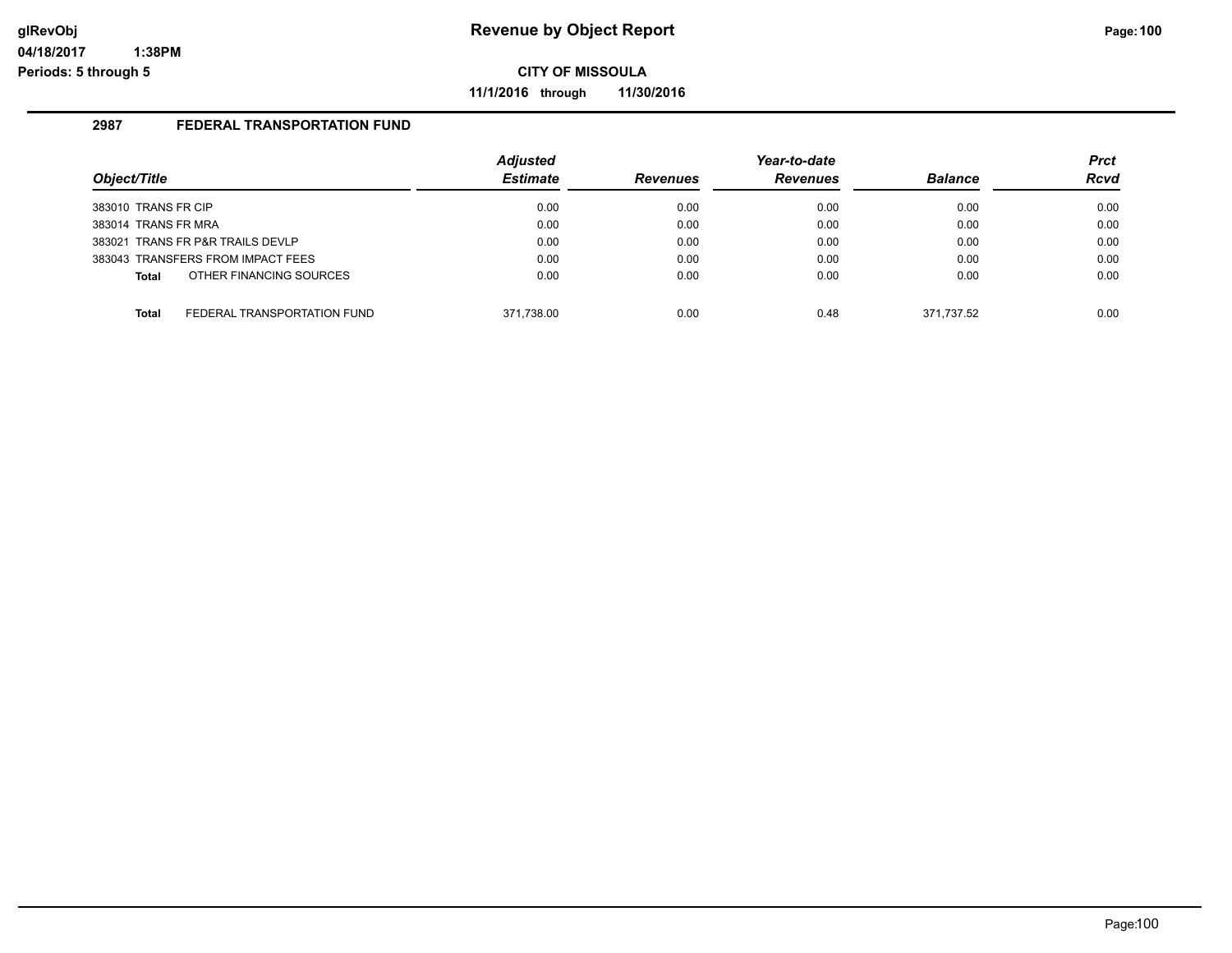# Revenue by Object Report

glRevObj
04/18/2017 1:38PM
Periods: 5 through 5

**CITY OF MISSOULA**

**11/1/2016 through 11/30/2016**

## 2987 FEDERAL TRANSPORTATION FUND

| Object/Title | | Adjusted Estimate | Revenues | Year-to-date Revenues | Balance | Prct Rcvd |
|---|---|---|---|---|---|---|
| 383010 TRANS FR CIP | | 0.00 | 0.00 | 0.00 | 0.00 | 0.00 |
| 383014 TRANS FR MRA | | 0.00 | 0.00 | 0.00 | 0.00 | 0.00 |
| 383021 TRANS FR P&R TRAILS DEVLP | | 0.00 | 0.00 | 0.00 | 0.00 | 0.00 |
| 383043 TRANSFERS FROM IMPACT FEES | | 0.00 | 0.00 | 0.00 | 0.00 | 0.00 |
| **Total** | OTHER FINANCING SOURCES | 0.00 | 0.00 | 0.00 | 0.00 | 0.00 |
| **Total** | FEDERAL TRANSPORTATION FUND | 371,738.00 | 0.00 | 0.48 | 371,737.52 | 0.00 |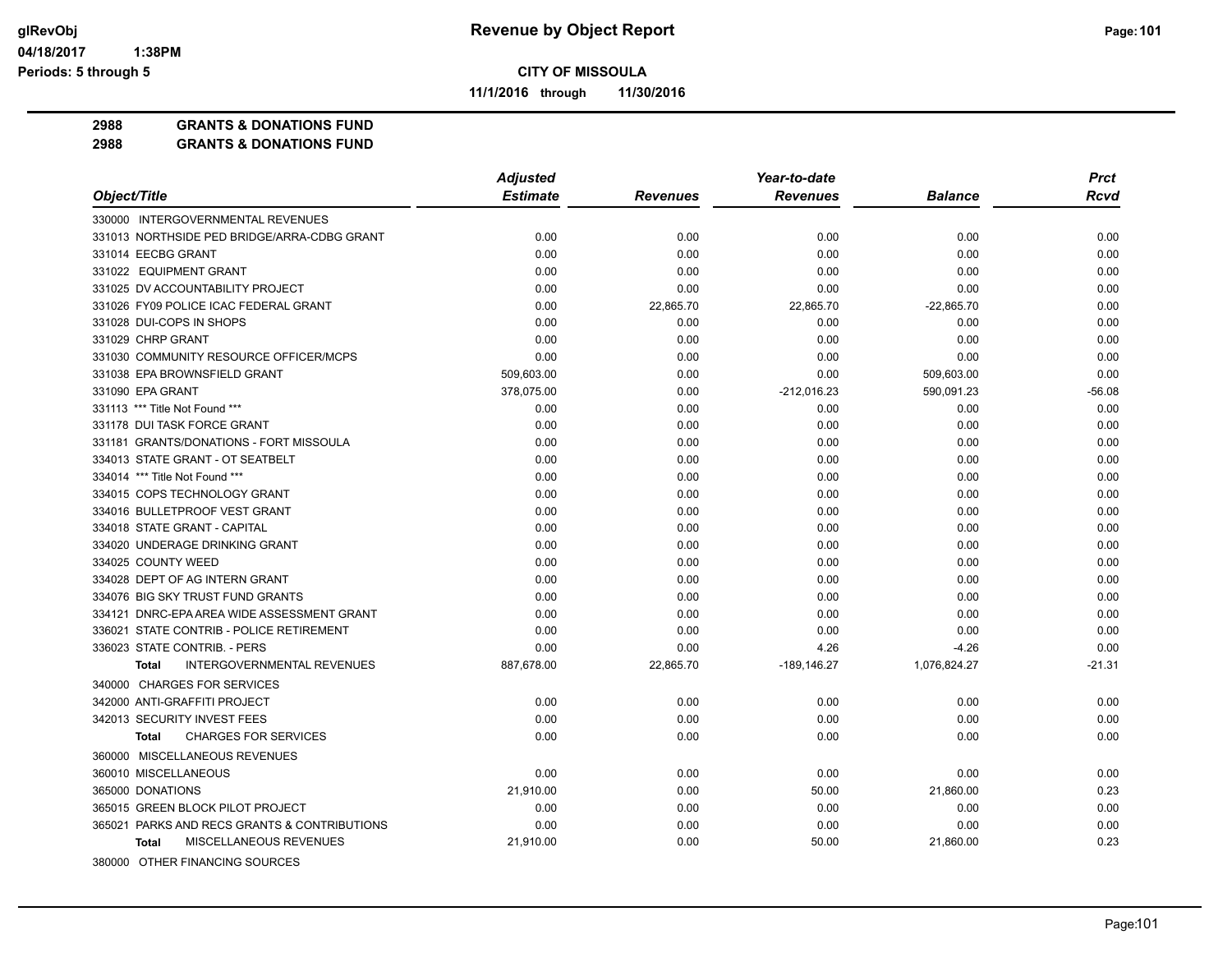glRevObj
04/18/2017 1:38PM
Periods: 5 through 5

# Revenue by Object Report

**CITY OF MISSOULA**

**11/1/2016 through 11/30/2016**

**2988 GRANTS & DONATIONS FUND**
**2988 GRANTS & DONATIONS FUND**

| Object/Title | Adjusted Estimate | Revenues | Year-to-date Revenues | Balance | Prct Rcvd |
|---|---|---|---|---|---|
| 330000 INTERGOVERNMENTAL REVENUES | | | | | |
| 331013 NORTHSIDE PED BRIDGE/ARRA-CDBG GRANT | 0.00 | 0.00 | 0.00 | 0.00 | 0.00 |
| 331014 EECBG GRANT | 0.00 | 0.00 | 0.00 | 0.00 | 0.00 |
| 331022 EQUIPMENT GRANT | 0.00 | 0.00 | 0.00 | 0.00 | 0.00 |
| 331025 DV ACCOUNTABILITY PROJECT | 0.00 | 0.00 | 0.00 | 0.00 | 0.00 |
| 331026 FY09 POLICE ICAC FEDERAL GRANT | 0.00 | 22,865.70 | 22,865.70 | -22,865.70 | 0.00 |
| 331028 DUI-COPS IN SHOPS | 0.00 | 0.00 | 0.00 | 0.00 | 0.00 |
| 331029 CHRP GRANT | 0.00 | 0.00 | 0.00 | 0.00 | 0.00 |
| 331030 COMMUNITY RESOURCE OFFICER/MCPS | 0.00 | 0.00 | 0.00 | 0.00 | 0.00 |
| 331038 EPA BROWNSFIELD GRANT | 509,603.00 | 0.00 | 0.00 | 509,603.00 | 0.00 |
| 331090 EPA GRANT | 378,075.00 | 0.00 | -212,016.23 | 590,091.23 | -56.08 |
| 331113 *** Title Not Found *** | 0.00 | 0.00 | 0.00 | 0.00 | 0.00 |
| 331178 DUI TASK FORCE GRANT | 0.00 | 0.00 | 0.00 | 0.00 | 0.00 |
| 331181 GRANTS/DONATIONS - FORT MISSOULA | 0.00 | 0.00 | 0.00 | 0.00 | 0.00 |
| 334013 STATE GRANT - OT SEATBELT | 0.00 | 0.00 | 0.00 | 0.00 | 0.00 |
| 334014 *** Title Not Found *** | 0.00 | 0.00 | 0.00 | 0.00 | 0.00 |
| 334015 COPS TECHNOLOGY GRANT | 0.00 | 0.00 | 0.00 | 0.00 | 0.00 |
| 334016 BULLETPROOF VEST GRANT | 0.00 | 0.00 | 0.00 | 0.00 | 0.00 |
| 334018 STATE GRANT - CAPITAL | 0.00 | 0.00 | 0.00 | 0.00 | 0.00 |
| 334020 UNDERAGE DRINKING GRANT | 0.00 | 0.00 | 0.00 | 0.00 | 0.00 |
| 334025 COUNTY WEED | 0.00 | 0.00 | 0.00 | 0.00 | 0.00 |
| 334028 DEPT OF AG INTERN GRANT | 0.00 | 0.00 | 0.00 | 0.00 | 0.00 |
| 334076 BIG SKY TRUST FUND GRANTS | 0.00 | 0.00 | 0.00 | 0.00 | 0.00 |
| 334121 DNRC-EPA AREA WIDE ASSESSMENT GRANT | 0.00 | 0.00 | 0.00 | 0.00 | 0.00 |
| 336021 STATE CONTRIB - POLICE RETIREMENT | 0.00 | 0.00 | 0.00 | 0.00 | 0.00 |
| 336023 STATE CONTRIB. - PERS | 0.00 | 0.00 | 4.26 | -4.26 | 0.00 |
| **Total** INTERGOVERNMENTAL REVENUES | 887,678.00 | 22,865.70 | -189,146.27 | 1,076,824.27 | -21.31 |
| 340000 CHARGES FOR SERVICES | | | | | |
| 342000 ANTI-GRAFFITI PROJECT | 0.00 | 0.00 | 0.00 | 0.00 | 0.00 |
| 342013 SECURITY INVEST FEES | 0.00 | 0.00 | 0.00 | 0.00 | 0.00 |
| **Total** CHARGES FOR SERVICES | 0.00 | 0.00 | 0.00 | 0.00 | 0.00 |
| 360000 MISCELLANEOUS REVENUES | | | | | |
| 360010 MISCELLANEOUS | 0.00 | 0.00 | 0.00 | 0.00 | 0.00 |
| 365000 DONATIONS | 21,910.00 | 0.00 | 50.00 | 21,860.00 | 0.23 |
| 365015 GREEN BLOCK PILOT PROJECT | 0.00 | 0.00 | 0.00 | 0.00 | 0.00 |
| 365021 PARKS AND RECS GRANTS & CONTRIBUTIONS | 0.00 | 0.00 | 0.00 | 0.00 | 0.00 |
| **Total** MISCELLANEOUS REVENUES | 21,910.00 | 0.00 | 50.00 | 21,860.00 | 0.23 |
| 380000 OTHER FINANCING SOURCES | | | | | |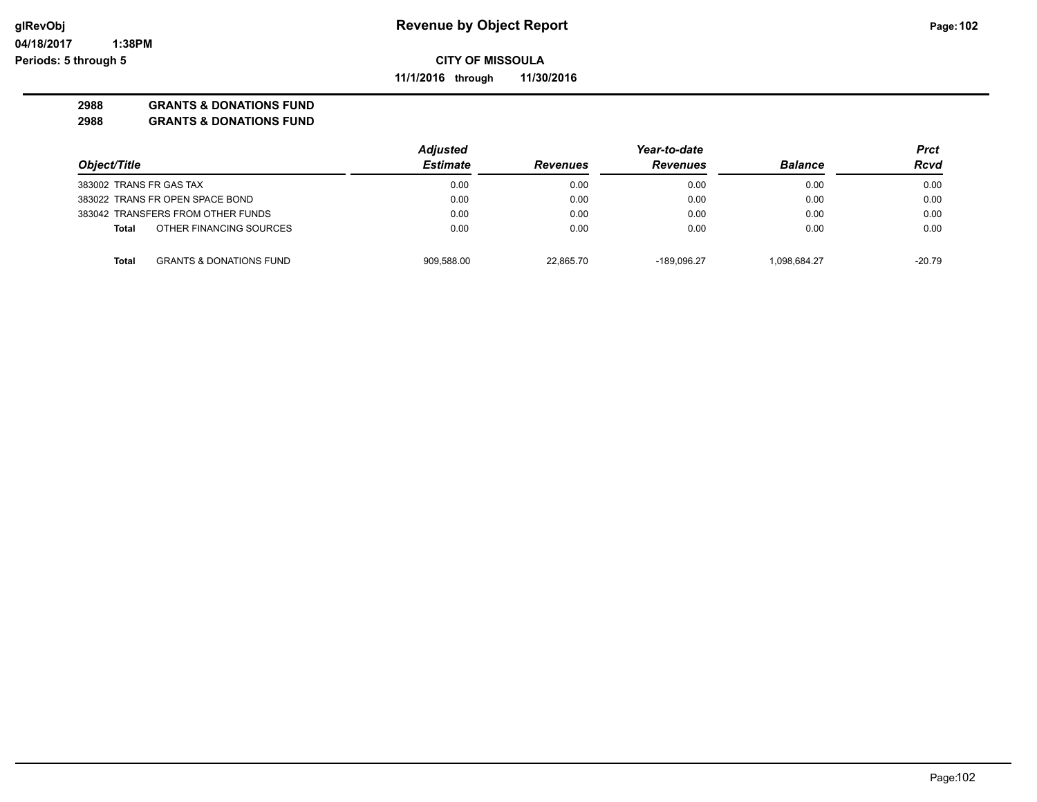**CITY OF MISSOULA**

**11/1/2016 through 11/30/2016**

**2988 GRANTS & DONATIONS FUND**

**2988 GRANTS & DONATIONS FUND**

| Object/Title | Adjusted Estimate | Revenues | Year-to-date Revenues | Balance | Prct Rcvd |
|---|---|---|---|---|---|
| 383002 TRANS FR GAS TAX | 0.00 | 0.00 | 0.00 | 0.00 | 0.00 |
| 383022 TRANS FR OPEN SPACE BOND | 0.00 | 0.00 | 0.00 | 0.00 | 0.00 |
| 383042 TRANSFERS FROM OTHER FUNDS | 0.00 | 0.00 | 0.00 | 0.00 | 0.00 |
| **Total** OTHER FINANCING SOURCES | 0.00 | 0.00 | 0.00 | 0.00 | 0.00 |
| **Total** GRANTS & DONATIONS FUND | 909,588.00 | 22,865.70 | -189,096.27 | 1,098,684.27 | -20.79 |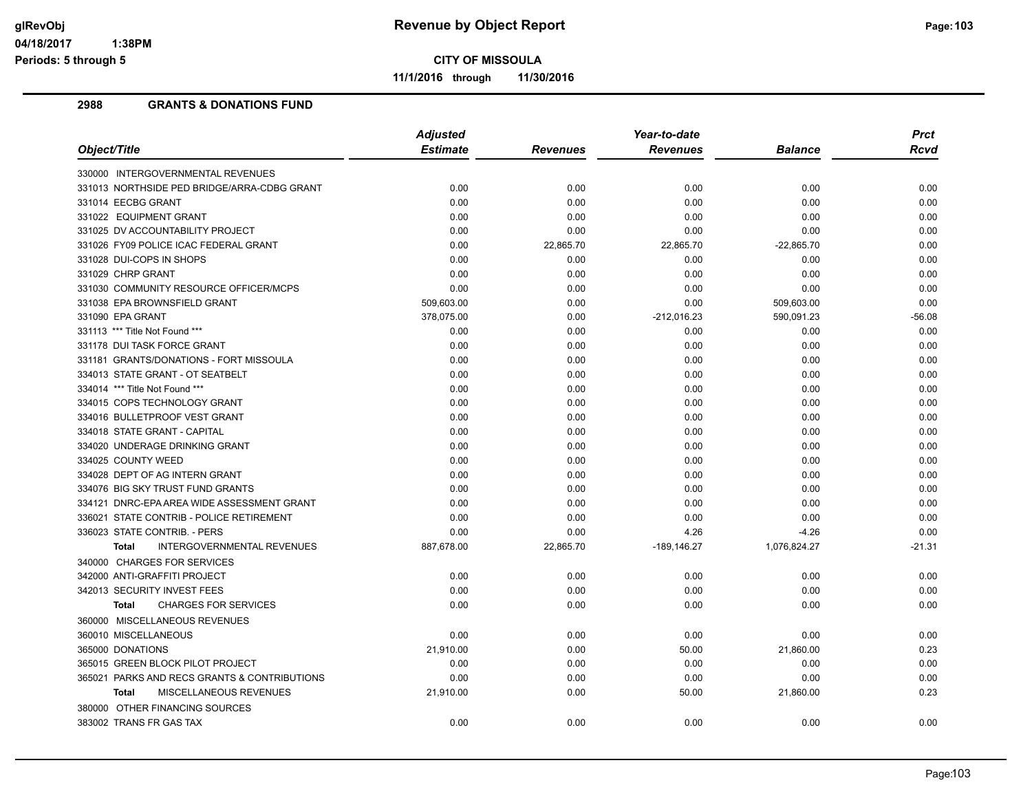# Revenue by Object Report

glRevObj
04/18/2017 1:38PM
Periods: 5 through 5

**CITY OF MISSOULA**

**11/1/2016 through 11/30/2016**

## 2988 GRANTS & DONATIONS FUND

| Object/Title | Adjusted Estimate | Revenues | Year-to-date Revenues | Balance | Prct Rcvd |
|---|---|---|---|---|---|
| 330000 INTERGOVERNMENTAL REVENUES | | | | | |
| 331013 NORTHSIDE PED BRIDGE/ARRA-CDBG GRANT | 0.00 | 0.00 | 0.00 | 0.00 | 0.00 |
| 331014 EECBG GRANT | 0.00 | 0.00 | 0.00 | 0.00 | 0.00 |
| 331022 EQUIPMENT GRANT | 0.00 | 0.00 | 0.00 | 0.00 | 0.00 |
| 331025 DV ACCOUNTABILITY PROJECT | 0.00 | 0.00 | 0.00 | 0.00 | 0.00 |
| 331026 FY09 POLICE ICAC FEDERAL GRANT | 0.00 | 22,865.70 | 22,865.70 | -22,865.70 | 0.00 |
| 331028 DUI-COPS IN SHOPS | 0.00 | 0.00 | 0.00 | 0.00 | 0.00 |
| 331029 CHRP GRANT | 0.00 | 0.00 | 0.00 | 0.00 | 0.00 |
| 331030 COMMUNITY RESOURCE OFFICER/MCPS | 0.00 | 0.00 | 0.00 | 0.00 | 0.00 |
| 331038 EPA BROWNSFIELD GRANT | 509,603.00 | 0.00 | 0.00 | 509,603.00 | 0.00 |
| 331090 EPA GRANT | 378,075.00 | 0.00 | -212,016.23 | 590,091.23 | -56.08 |
| 331113 *** Title Not Found *** | 0.00 | 0.00 | 0.00 | 0.00 | 0.00 |
| 331178 DUI TASK FORCE GRANT | 0.00 | 0.00 | 0.00 | 0.00 | 0.00 |
| 331181 GRANTS/DONATIONS - FORT MISSOULA | 0.00 | 0.00 | 0.00 | 0.00 | 0.00 |
| 334013 STATE GRANT - OT SEATBELT | 0.00 | 0.00 | 0.00 | 0.00 | 0.00 |
| 334014 *** Title Not Found *** | 0.00 | 0.00 | 0.00 | 0.00 | 0.00 |
| 334015 COPS TECHNOLOGY GRANT | 0.00 | 0.00 | 0.00 | 0.00 | 0.00 |
| 334016 BULLETPROOF VEST GRANT | 0.00 | 0.00 | 0.00 | 0.00 | 0.00 |
| 334018 STATE GRANT - CAPITAL | 0.00 | 0.00 | 0.00 | 0.00 | 0.00 |
| 334020 UNDERAGE DRINKING GRANT | 0.00 | 0.00 | 0.00 | 0.00 | 0.00 |
| 334025 COUNTY WEED | 0.00 | 0.00 | 0.00 | 0.00 | 0.00 |
| 334028 DEPT OF AG INTERN GRANT | 0.00 | 0.00 | 0.00 | 0.00 | 0.00 |
| 334076 BIG SKY TRUST FUND GRANTS | 0.00 | 0.00 | 0.00 | 0.00 | 0.00 |
| 334121 DNRC-EPA AREA WIDE ASSESSMENT GRANT | 0.00 | 0.00 | 0.00 | 0.00 | 0.00 |
| 336021 STATE CONTRIB - POLICE RETIREMENT | 0.00 | 0.00 | 0.00 | 0.00 | 0.00 |
| 336023 STATE CONTRIB. - PERS | 0.00 | 0.00 | 4.26 | -4.26 | 0.00 |
| **Total** INTERGOVERNMENTAL REVENUES | 887,678.00 | 22,865.70 | -189,146.27 | 1,076,824.27 | -21.31 |
| 340000 CHARGES FOR SERVICES | | | | | |
| 342000 ANTI-GRAFFITI PROJECT | 0.00 | 0.00 | 0.00 | 0.00 | 0.00 |
| 342013 SECURITY INVEST FEES | 0.00 | 0.00 | 0.00 | 0.00 | 0.00 |
| **Total** CHARGES FOR SERVICES | 0.00 | 0.00 | 0.00 | 0.00 | 0.00 |
| 360000 MISCELLANEOUS REVENUES | | | | | |
| 360010 MISCELLANEOUS | 0.00 | 0.00 | 0.00 | 0.00 | 0.00 |
| 365000 DONATIONS | 21,910.00 | 0.00 | 50.00 | 21,860.00 | 0.23 |
| 365015 GREEN BLOCK PILOT PROJECT | 0.00 | 0.00 | 0.00 | 0.00 | 0.00 |
| 365021 PARKS AND RECS GRANTS & CONTRIBUTIONS | 0.00 | 0.00 | 0.00 | 0.00 | 0.00 |
| **Total** MISCELLANEOUS REVENUES | 21,910.00 | 0.00 | 50.00 | 21,860.00 | 0.23 |
| 380000 OTHER FINANCING SOURCES | | | | | |
| 383002 TRANS FR GAS TAX | 0.00 | 0.00 | 0.00 | 0.00 | 0.00 |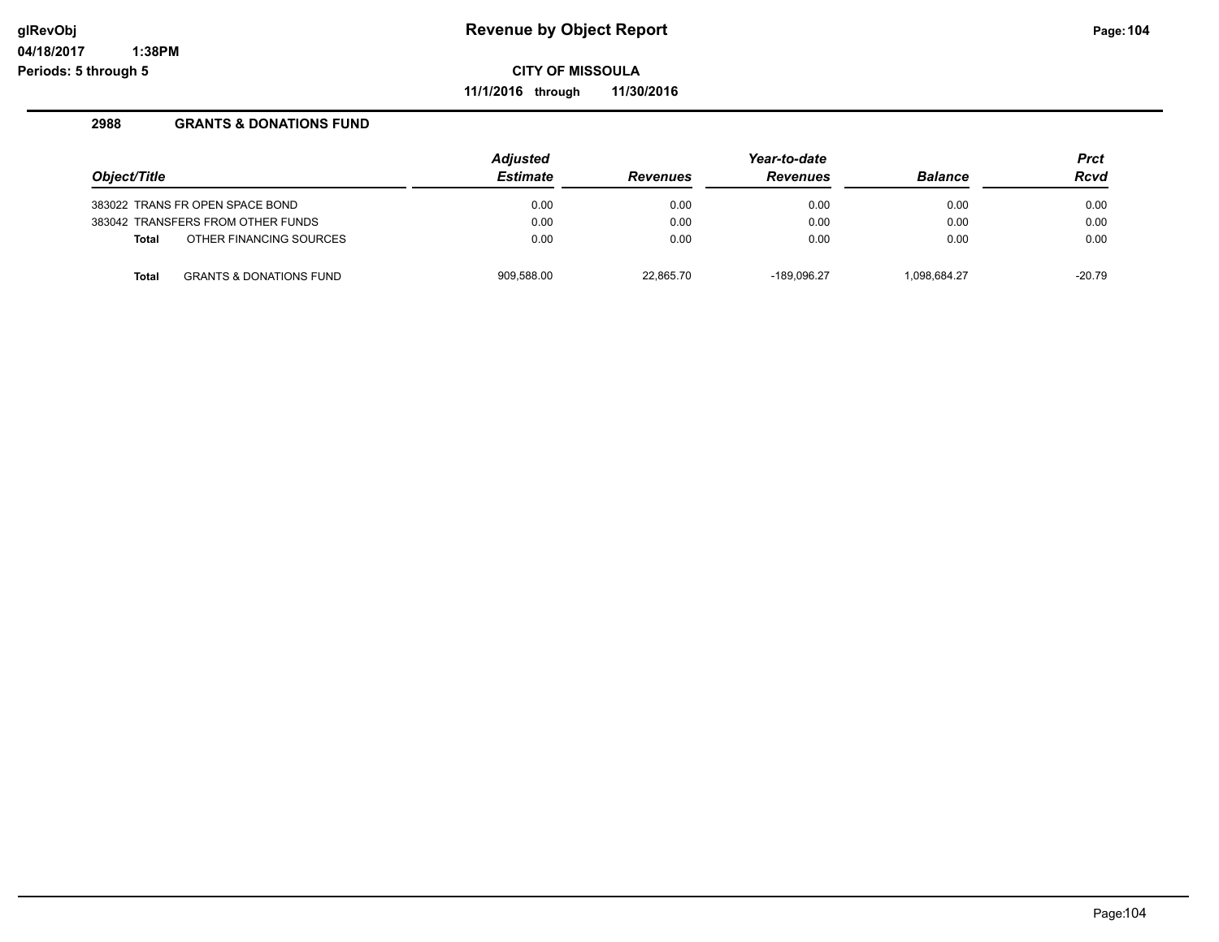# Revenue by Object Report

**CITY OF MISSOULA**

**11/1/2016 through 11/30/2016**

glRevObj
04/18/2017 1:38PM
Periods: 5 through 5

## 2988 GRANTS & DONATIONS FUND

| Object/Title | | Adjusted Estimate | Revenues | Year-to-date Revenues | Balance | Prct Rcvd |
|---|---|---|---|---|---|---|
| 383022 | TRANS FR OPEN SPACE BOND | 0.00 | 0.00 | 0.00 | 0.00 | 0.00 |
| 383042 | TRANSFERS FROM OTHER FUNDS | 0.00 | 0.00 | 0.00 | 0.00 | 0.00 |
| **Total** | OTHER FINANCING SOURCES | 0.00 | 0.00 | 0.00 | 0.00 | 0.00 |
| **Total** | GRANTS & DONATIONS FUND | 909,588.00 | 22,865.70 | -189,096.27 | 1,098,684.27 | -20.79 |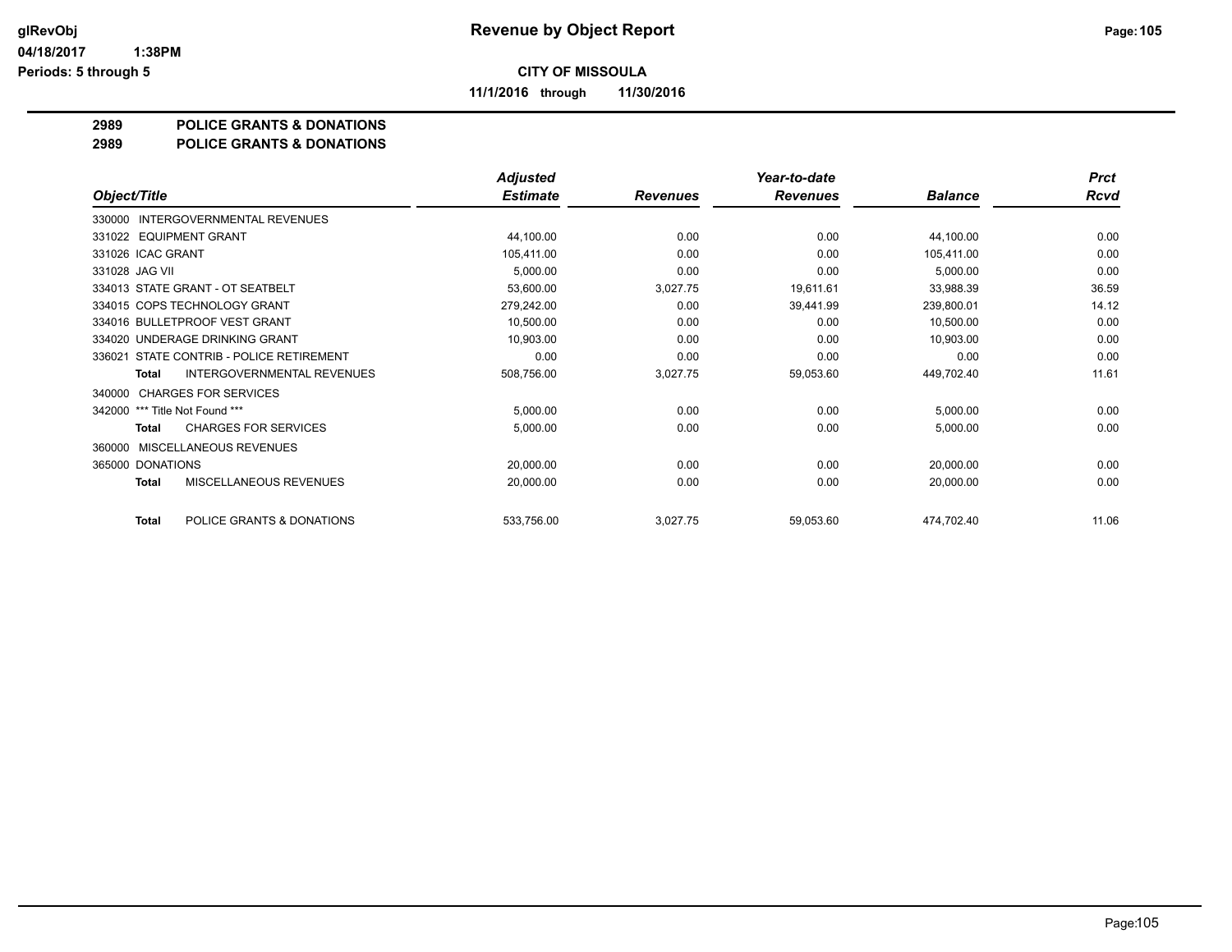# Revenue by Object Report

**CITY OF MISSOULA**

**11/1/2016 through 11/30/2016**

glRevObj
04/18/2017 1:38PM
Periods: 5 through 5

## 2989 POLICE GRANTS & DONATIONS
## 2989 POLICE GRANTS & DONATIONS

| Object/Title | Adjusted Estimate | Revenues | Year-to-date Revenues | Balance | Prct Rcvd |
|---|---|---|---|---|---|
| 330000 INTERGOVERNMENTAL REVENUES | | | | | |
| 331022 EQUIPMENT GRANT | 44,100.00 | 0.00 | 0.00 | 44,100.00 | 0.00 |
| 331026 ICAC GRANT | 105,411.00 | 0.00 | 0.00 | 105,411.00 | 0.00 |
| 331028 JAG VII | 5,000.00 | 0.00 | 0.00 | 5,000.00 | 0.00 |
| 334013 STATE GRANT - OT SEATBELT | 53,600.00 | 3,027.75 | 19,611.61 | 33,988.39 | 36.59 |
| 334015 COPS TECHNOLOGY GRANT | 279,242.00 | 0.00 | 39,441.99 | 239,800.01 | 14.12 |
| 334016 BULLETPROOF VEST GRANT | 10,500.00 | 0.00 | 0.00 | 10,500.00 | 0.00 |
| 334020 UNDERAGE DRINKING GRANT | 10,903.00 | 0.00 | 0.00 | 10,903.00 | 0.00 |
| 336021 STATE CONTRIB - POLICE RETIREMENT | 0.00 | 0.00 | 0.00 | 0.00 | 0.00 |
| **Total** INTERGOVERNMENTAL REVENUES | 508,756.00 | 3,027.75 | 59,053.60 | 449,702.40 | 11.61 |
| 340000 CHARGES FOR SERVICES | | | | | |
| 342000 *** Title Not Found *** | 5,000.00 | 0.00 | 0.00 | 5,000.00 | 0.00 |
| **Total** CHARGES FOR SERVICES | 5,000.00 | 0.00 | 0.00 | 5,000.00 | 0.00 |
| 360000 MISCELLANEOUS REVENUES | | | | | |
| 365000 DONATIONS | 20,000.00 | 0.00 | 0.00 | 20,000.00 | 0.00 |
| **Total** MISCELLANEOUS REVENUES | 20,000.00 | 0.00 | 0.00 | 20,000.00 | 0.00 |
| **Total** POLICE GRANTS & DONATIONS | 533,756.00 | 3,027.75 | 59,053.60 | 474,702.40 | 11.06 |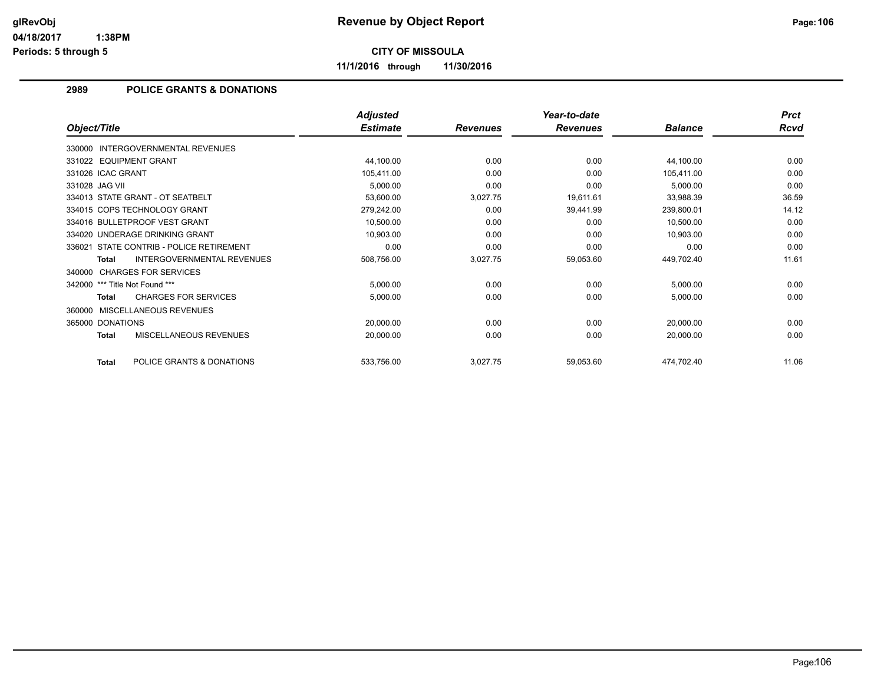# Revenue by Object Report

glRevObj
04/18/2017 1:38PM
Periods: 5 through 5

**CITY OF MISSOULA**

**11/1/2016 through 11/30/2016**

## 2989 POLICE GRANTS & DONATIONS

| Object/Title | Adjusted Estimate | Revenues | Year-to-date Revenues | Balance | Prct Rcvd |
|---|---|---|---|---|---|
| 330000 INTERGOVERNMENTAL REVENUES | | | | | |
| 331022 EQUIPMENT GRANT | 44,100.00 | 0.00 | 0.00 | 44,100.00 | 0.00 |
| 331026 ICAC GRANT | 105,411.00 | 0.00 | 0.00 | 105,411.00 | 0.00 |
| 331028 JAG VII | 5,000.00 | 0.00 | 0.00 | 5,000.00 | 0.00 |
| 334013 STATE GRANT - OT SEATBELT | 53,600.00 | 3,027.75 | 19,611.61 | 33,988.39 | 36.59 |
| 334015 COPS TECHNOLOGY GRANT | 279,242.00 | 0.00 | 39,441.99 | 239,800.01 | 14.12 |
| 334016 BULLETPROOF VEST GRANT | 10,500.00 | 0.00 | 0.00 | 10,500.00 | 0.00 |
| 334020 UNDERAGE DRINKING GRANT | 10,903.00 | 0.00 | 0.00 | 10,903.00 | 0.00 |
| 336021 STATE CONTRIB - POLICE RETIREMENT | 0.00 | 0.00 | 0.00 | 0.00 | 0.00 |
| **Total** INTERGOVERNMENTAL REVENUES | 508,756.00 | 3,027.75 | 59,053.60 | 449,702.40 | 11.61 |
| 340000 CHARGES FOR SERVICES | | | | | |
| 342000 *** Title Not Found *** | 5,000.00 | 0.00 | 0.00 | 5,000.00 | 0.00 |
| **Total** CHARGES FOR SERVICES | 5,000.00 | 0.00 | 0.00 | 5,000.00 | 0.00 |
| 360000 MISCELLANEOUS REVENUES | | | | | |
| 365000 DONATIONS | 20,000.00 | 0.00 | 0.00 | 20,000.00 | 0.00 |
| **Total** MISCELLANEOUS REVENUES | 20,000.00 | 0.00 | 0.00 | 20,000.00 | 0.00 |
| **Total** POLICE GRANTS & DONATIONS | 533,756.00 | 3,027.75 | 59,053.60 | 474,702.40 | 11.06 |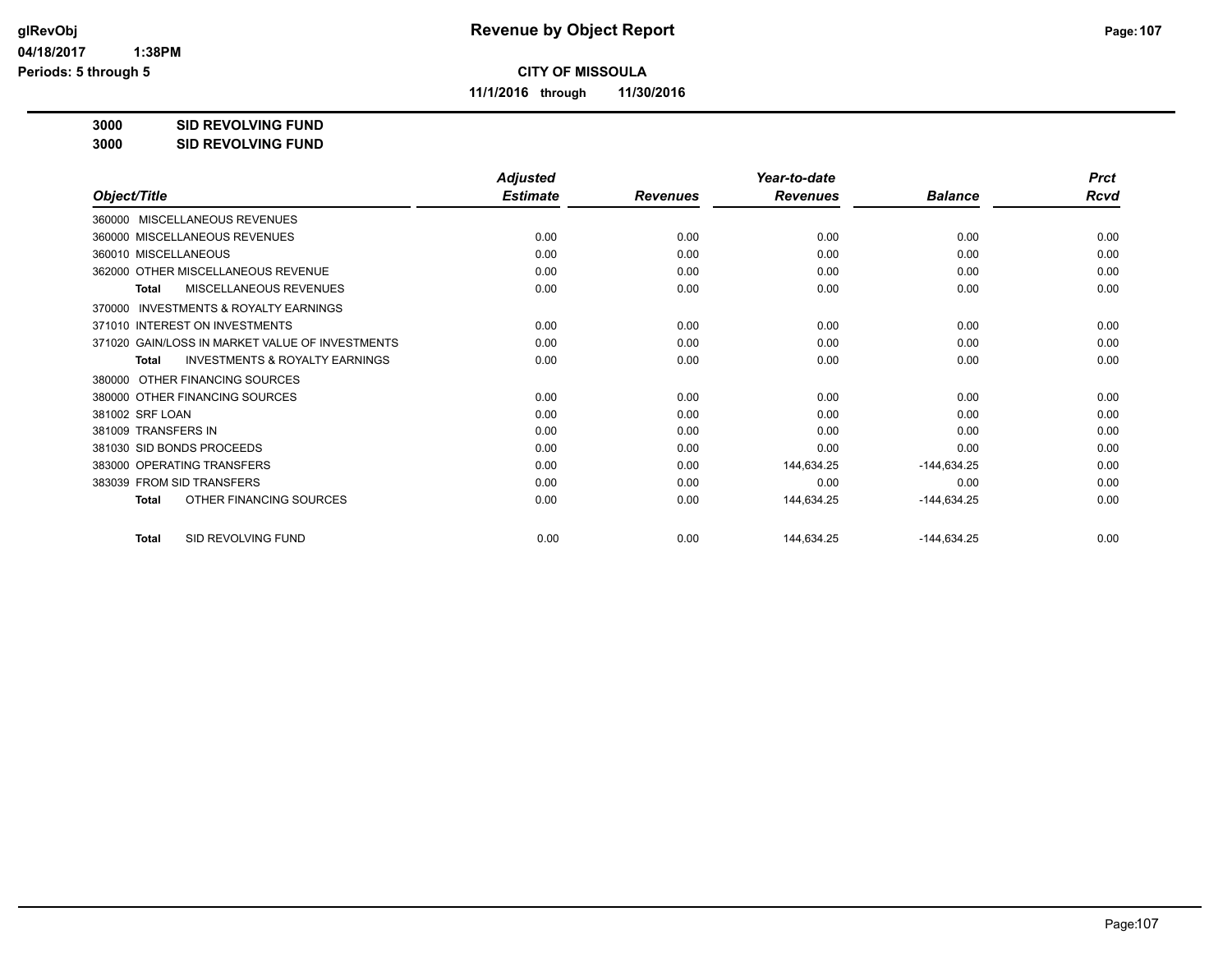# Revenue by Object Report

**CITY OF MISSOULA**

**11/1/2016 through 11/30/2016**

glRevObj
04/18/2017 1:38PM
Periods: 5 through 5

**3000 SID REVOLVING FUND**
**3000 SID REVOLVING FUND**

| Object/Title | Adjusted Estimate | Revenues | Year-to-date Revenues | Balance | Prct Rcvd |
|---|---|---|---|---|---|
| 360000 MISCELLANEOUS REVENUES | | | | | |
| 360000 MISCELLANEOUS REVENUES | 0.00 | 0.00 | 0.00 | 0.00 | 0.00 |
| 360010 MISCELLANEOUS | 0.00 | 0.00 | 0.00 | 0.00 | 0.00 |
| 362000 OTHER MISCELLANEOUS REVENUE | 0.00 | 0.00 | 0.00 | 0.00 | 0.00 |
| **Total** MISCELLANEOUS REVENUES | 0.00 | 0.00 | 0.00 | 0.00 | 0.00 |
| 370000 INVESTMENTS & ROYALTY EARNINGS | | | | | |
| 371010 INTEREST ON INVESTMENTS | 0.00 | 0.00 | 0.00 | 0.00 | 0.00 |
| 371020 GAIN/LOSS IN MARKET VALUE OF INVESTMENTS | 0.00 | 0.00 | 0.00 | 0.00 | 0.00 |
| **Total** INVESTMENTS & ROYALTY EARNINGS | 0.00 | 0.00 | 0.00 | 0.00 | 0.00 |
| 380000 OTHER FINANCING SOURCES | | | | | |
| 380000 OTHER FINANCING SOURCES | 0.00 | 0.00 | 0.00 | 0.00 | 0.00 |
| 381002 SRF LOAN | 0.00 | 0.00 | 0.00 | 0.00 | 0.00 |
| 381009 TRANSFERS IN | 0.00 | 0.00 | 0.00 | 0.00 | 0.00 |
| 381030 SID BONDS PROCEEDS | 0.00 | 0.00 | 0.00 | 0.00 | 0.00 |
| 383000 OPERATING TRANSFERS | 0.00 | 0.00 | 144,634.25 | -144,634.25 | 0.00 |
| 383039 FROM SID TRANSFERS | 0.00 | 0.00 | 0.00 | 0.00 | 0.00 |
| **Total** OTHER FINANCING SOURCES | 0.00 | 0.00 | 144,634.25 | -144,634.25 | 0.00 |
| **Total** SID REVOLVING FUND | 0.00 | 0.00 | 144,634.25 | -144,634.25 | 0.00 |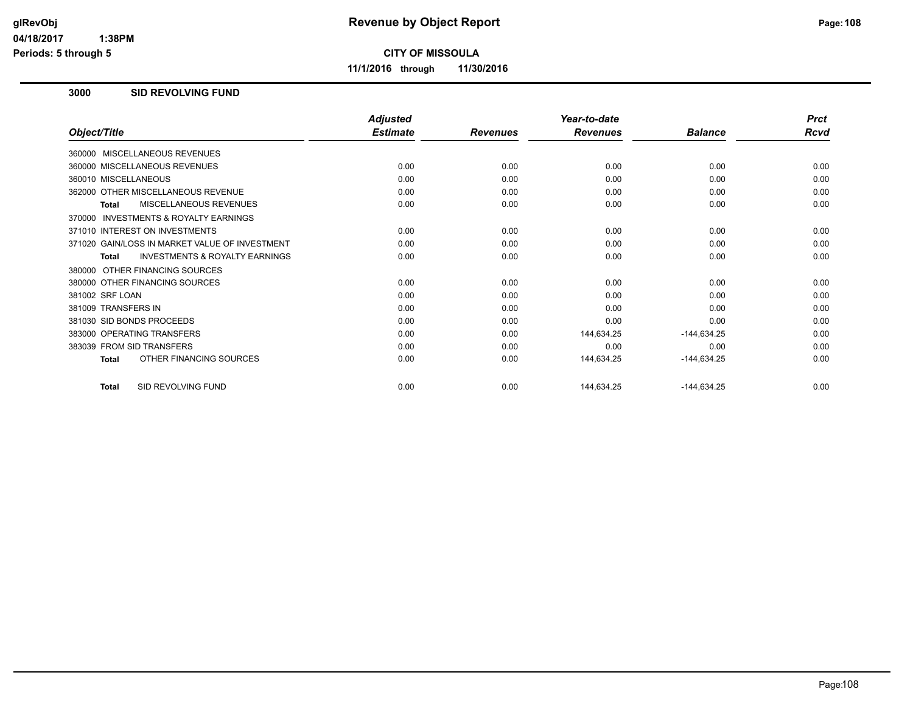# Revenue by Object Report

**CITY OF MISSOULA**

**11/1/2016 through 11/30/2016**

glRevObj
04/18/2017 1:38PM
Periods: 5 through 5

## 3000 SID REVOLVING FUND

| Object/Title | Adjusted Estimate | Revenues | Year-to-date Revenues | Balance | Prct Rcvd |
|---|---|---|---|---|---|
| 360000 MISCELLANEOUS REVENUES | | | | | |
| 360000 MISCELLANEOUS REVENUES | 0.00 | 0.00 | 0.00 | 0.00 | 0.00 |
| 360010 MISCELLANEOUS | 0.00 | 0.00 | 0.00 | 0.00 | 0.00 |
| 362000 OTHER MISCELLANEOUS REVENUE | 0.00 | 0.00 | 0.00 | 0.00 | 0.00 |
| **Total** MISCELLANEOUS REVENUES | 0.00 | 0.00 | 0.00 | 0.00 | 0.00 |
| 370000 INVESTMENTS & ROYALTY EARNINGS | | | | | |
| 371010 INTEREST ON INVESTMENTS | 0.00 | 0.00 | 0.00 | 0.00 | 0.00 |
| 371020 GAIN/LOSS IN MARKET VALUE OF INVESTMENT | 0.00 | 0.00 | 0.00 | 0.00 | 0.00 |
| **Total** INVESTMENTS & ROYALTY EARNINGS | 0.00 | 0.00 | 0.00 | 0.00 | 0.00 |
| 380000 OTHER FINANCING SOURCES | | | | | |
| 380000 OTHER FINANCING SOURCES | 0.00 | 0.00 | 0.00 | 0.00 | 0.00 |
| 381002 SRF LOAN | 0.00 | 0.00 | 0.00 | 0.00 | 0.00 |
| 381009 TRANSFERS IN | 0.00 | 0.00 | 0.00 | 0.00 | 0.00 |
| 381030 SID BONDS PROCEEDS | 0.00 | 0.00 | 0.00 | 0.00 | 0.00 |
| 383000 OPERATING TRANSFERS | 0.00 | 0.00 | 144,634.25 | -144,634.25 | 0.00 |
| 383039 FROM SID TRANSFERS | 0.00 | 0.00 | 0.00 | 0.00 | 0.00 |
| **Total** OTHER FINANCING SOURCES | 0.00 | 0.00 | 144,634.25 | -144,634.25 | 0.00 |
| **Total** SID REVOLVING FUND | 0.00 | 0.00 | 144,634.25 | -144,634.25 | 0.00 |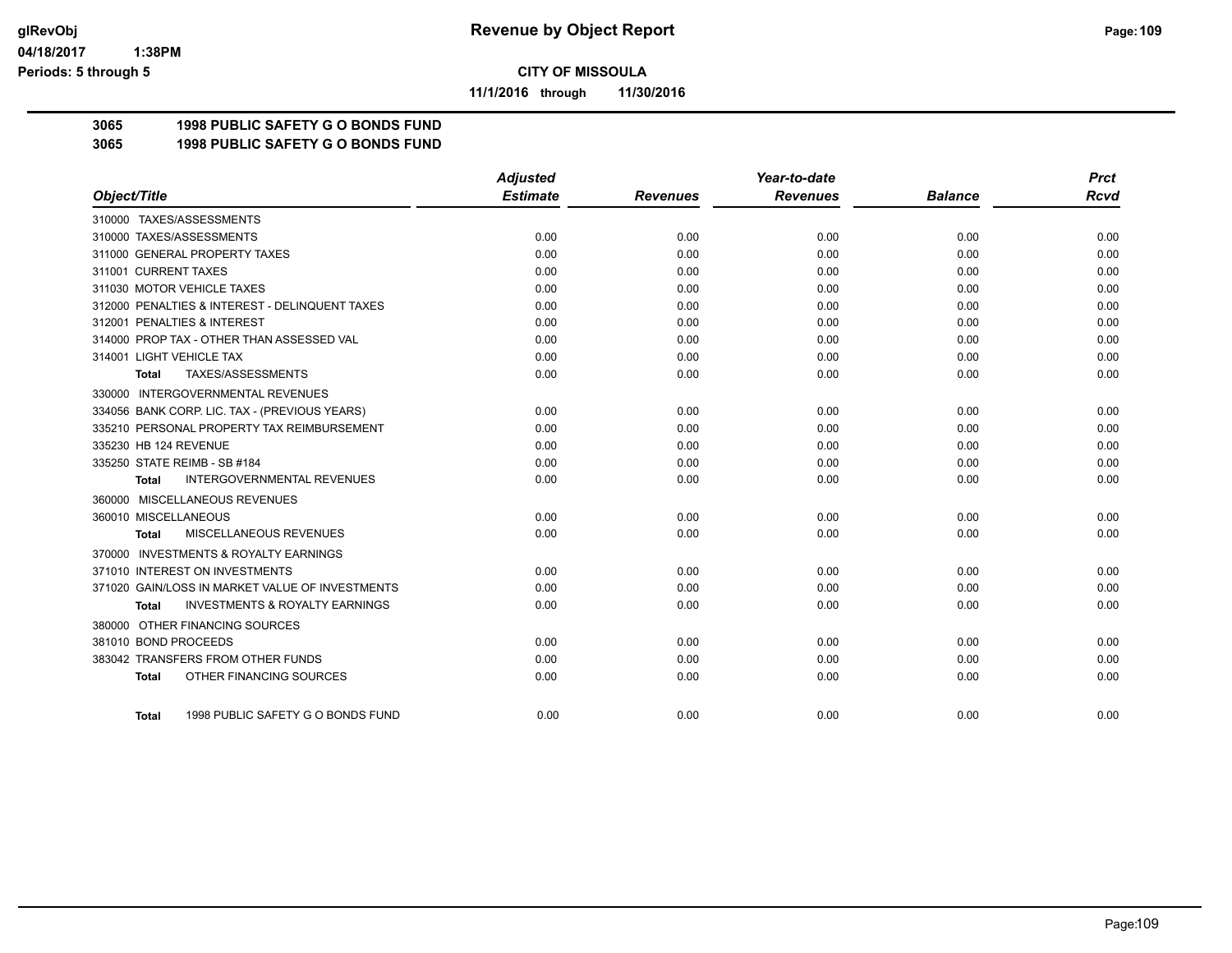**Revenue by Object Report**

**CITY OF MISSOULA**

**11/1/2016 through 11/30/2016**

glRevObj
04/18/2017 1:38PM
Periods: 5 through 5

## 3065 1998 PUBLIC SAFETY G O BONDS FUND
## 3065 1998 PUBLIC SAFETY G O BONDS FUND

| Object/Title | Adjusted Estimate | Revenues | Year-to-date Revenues | Balance | Prct Rcvd |
|---|---|---|---|---|---|
| 310000 TAXES/ASSESSMENTS | | | | | |
| 310000 TAXES/ASSESSMENTS | 0.00 | 0.00 | 0.00 | 0.00 | 0.00 |
| 311000 GENERAL PROPERTY TAXES | 0.00 | 0.00 | 0.00 | 0.00 | 0.00 |
| 311001 CURRENT TAXES | 0.00 | 0.00 | 0.00 | 0.00 | 0.00 |
| 311030 MOTOR VEHICLE TAXES | 0.00 | 0.00 | 0.00 | 0.00 | 0.00 |
| 312000 PENALTIES & INTEREST - DELINQUENT TAXES | 0.00 | 0.00 | 0.00 | 0.00 | 0.00 |
| 312001 PENALTIES & INTEREST | 0.00 | 0.00 | 0.00 | 0.00 | 0.00 |
| 314000 PROP TAX - OTHER THAN ASSESSED VAL | 0.00 | 0.00 | 0.00 | 0.00 | 0.00 |
| 314001 LIGHT VEHICLE TAX | 0.00 | 0.00 | 0.00 | 0.00 | 0.00 |
| **Total** TAXES/ASSESSMENTS | 0.00 | 0.00 | 0.00 | 0.00 | 0.00 |
| 330000 INTERGOVERNMENTAL REVENUES | | | | | |
| 334056 BANK CORP. LIC. TAX - (PREVIOUS YEARS) | 0.00 | 0.00 | 0.00 | 0.00 | 0.00 |
| 335210 PERSONAL PROPERTY TAX REIMBURSEMENT | 0.00 | 0.00 | 0.00 | 0.00 | 0.00 |
| 335230 HB 124 REVENUE | 0.00 | 0.00 | 0.00 | 0.00 | 0.00 |
| 335250 STATE REIMB - SB #184 | 0.00 | 0.00 | 0.00 | 0.00 | 0.00 |
| **Total** INTERGOVERNMENTAL REVENUES | 0.00 | 0.00 | 0.00 | 0.00 | 0.00 |
| 360000 MISCELLANEOUS REVENUES | | | | | |
| 360010 MISCELLANEOUS | 0.00 | 0.00 | 0.00 | 0.00 | 0.00 |
| **Total** MISCELLANEOUS REVENUES | 0.00 | 0.00 | 0.00 | 0.00 | 0.00 |
| 370000 INVESTMENTS & ROYALTY EARNINGS | | | | | |
| 371010 INTEREST ON INVESTMENTS | 0.00 | 0.00 | 0.00 | 0.00 | 0.00 |
| 371020 GAIN/LOSS IN MARKET VALUE OF INVESTMENTS | 0.00 | 0.00 | 0.00 | 0.00 | 0.00 |
| **Total** INVESTMENTS & ROYALTY EARNINGS | 0.00 | 0.00 | 0.00 | 0.00 | 0.00 |
| 380000 OTHER FINANCING SOURCES | | | | | |
| 381010 BOND PROCEEDS | 0.00 | 0.00 | 0.00 | 0.00 | 0.00 |
| 383042 TRANSFERS FROM OTHER FUNDS | 0.00 | 0.00 | 0.00 | 0.00 | 0.00 |
| **Total** OTHER FINANCING SOURCES | 0.00 | 0.00 | 0.00 | 0.00 | 0.00 |
| **Total** 1998 PUBLIC SAFETY G O BONDS FUND | 0.00 | 0.00 | 0.00 | 0.00 | 0.00 |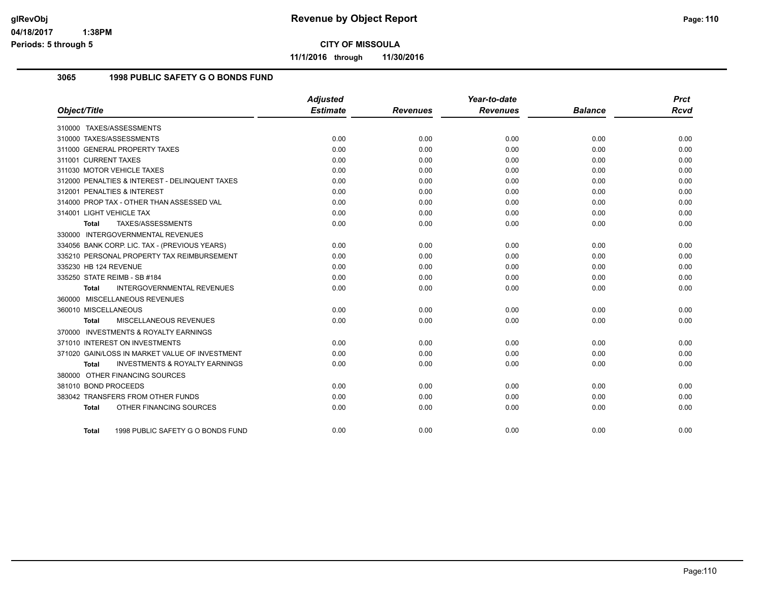# Revenue by Object Report

**CITY OF MISSOULA**

**11/1/2016 through 11/30/2016**

glRevObj
04/18/2017 1:38PM
Periods: 5 through 5

## 3065 1998 PUBLIC SAFETY G O BONDS FUND

| Object/Title | Adjusted Estimate | Revenues | Year-to-date Revenues | Balance | Prct Rcvd |
|---|---|---|---|---|---|
| 310000 TAXES/ASSESSMENTS | | | | | |
| 310000 TAXES/ASSESSMENTS | 0.00 | 0.00 | 0.00 | 0.00 | 0.00 |
| 311000 GENERAL PROPERTY TAXES | 0.00 | 0.00 | 0.00 | 0.00 | 0.00 |
| 311001 CURRENT TAXES | 0.00 | 0.00 | 0.00 | 0.00 | 0.00 |
| 311030 MOTOR VEHICLE TAXES | 0.00 | 0.00 | 0.00 | 0.00 | 0.00 |
| 312000 PENALTIES & INTEREST - DELINQUENT TAXES | 0.00 | 0.00 | 0.00 | 0.00 | 0.00 |
| 312001 PENALTIES & INTEREST | 0.00 | 0.00 | 0.00 | 0.00 | 0.00 |
| 314000 PROP TAX - OTHER THAN ASSESSED VAL | 0.00 | 0.00 | 0.00 | 0.00 | 0.00 |
| 314001 LIGHT VEHICLE TAX | 0.00 | 0.00 | 0.00 | 0.00 | 0.00 |
| **Total** TAXES/ASSESSMENTS | 0.00 | 0.00 | 0.00 | 0.00 | 0.00 |
| 330000 INTERGOVERNMENTAL REVENUES | | | | | |
| 334056 BANK CORP. LIC. TAX - (PREVIOUS YEARS) | 0.00 | 0.00 | 0.00 | 0.00 | 0.00 |
| 335210 PERSONAL PROPERTY TAX REIMBURSEMENT | 0.00 | 0.00 | 0.00 | 0.00 | 0.00 |
| 335230 HB 124 REVENUE | 0.00 | 0.00 | 0.00 | 0.00 | 0.00 |
| 335250 STATE REIMB - SB #184 | 0.00 | 0.00 | 0.00 | 0.00 | 0.00 |
| **Total** INTERGOVERNMENTAL REVENUES | 0.00 | 0.00 | 0.00 | 0.00 | 0.00 |
| 360000 MISCELLANEOUS REVENUES | | | | | |
| 360010 MISCELLANEOUS | 0.00 | 0.00 | 0.00 | 0.00 | 0.00 |
| **Total** MISCELLANEOUS REVENUES | 0.00 | 0.00 | 0.00 | 0.00 | 0.00 |
| 370000 INVESTMENTS & ROYALTY EARNINGS | | | | | |
| 371010 INTEREST ON INVESTMENTS | 0.00 | 0.00 | 0.00 | 0.00 | 0.00 |
| 371020 GAIN/LOSS IN MARKET VALUE OF INVESTMENT | 0.00 | 0.00 | 0.00 | 0.00 | 0.00 |
| **Total** INVESTMENTS & ROYALTY EARNINGS | 0.00 | 0.00 | 0.00 | 0.00 | 0.00 |
| 380000 OTHER FINANCING SOURCES | | | | | |
| 381010 BOND PROCEEDS | 0.00 | 0.00 | 0.00 | 0.00 | 0.00 |
| 383042 TRANSFERS FROM OTHER FUNDS | 0.00 | 0.00 | 0.00 | 0.00 | 0.00 |
| **Total** OTHER FINANCING SOURCES | 0.00 | 0.00 | 0.00 | 0.00 | 0.00 |
| **Total** 1998 PUBLIC SAFETY G O BONDS FUND | 0.00 | 0.00 | 0.00 | 0.00 | 0.00 |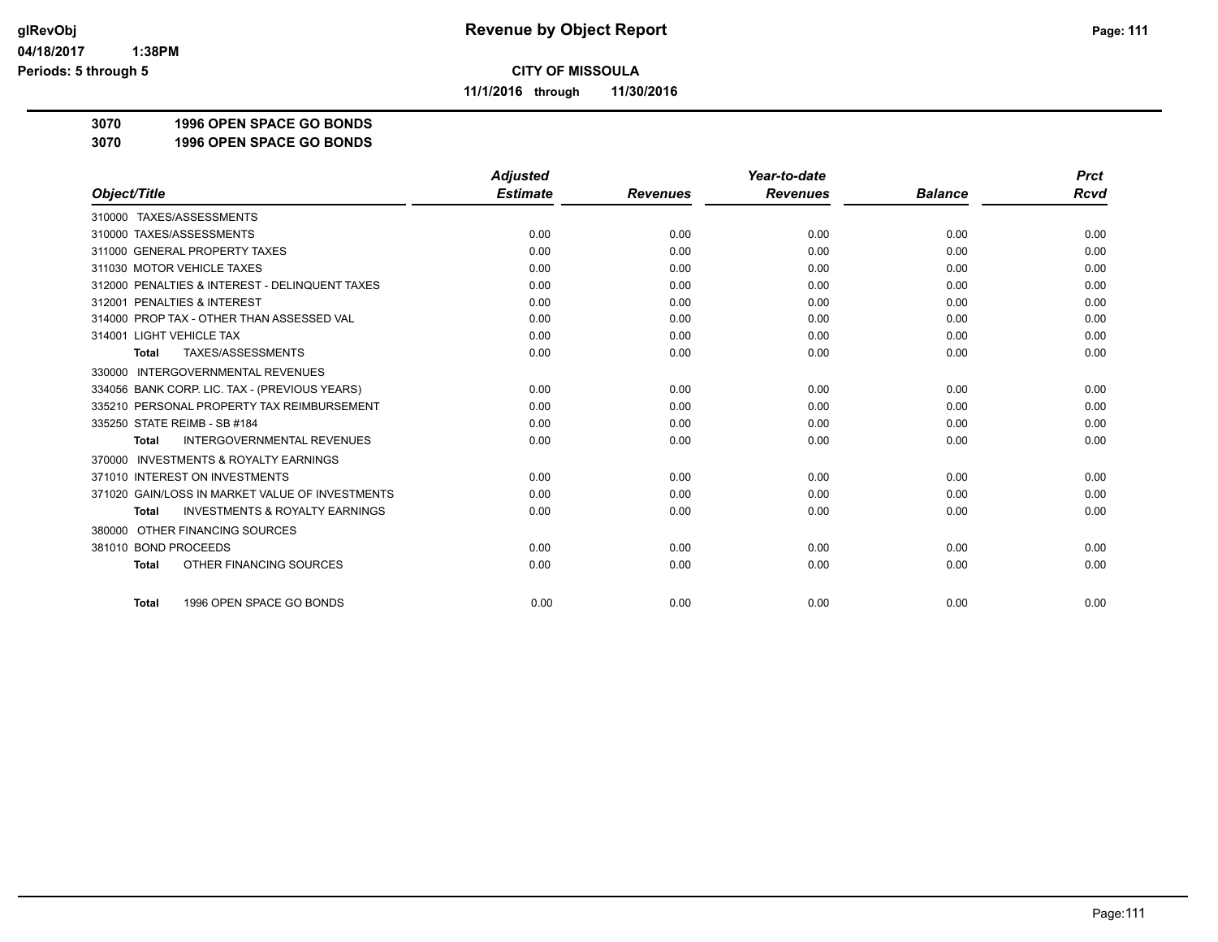# Revenue by Object Report

**CITY OF MISSOULA**

**11/1/2016 through 11/30/2016**

**3070 1996 OPEN SPACE GO BONDS**
**3070 1996 OPEN SPACE GO BONDS**

| Object/Title | Adjusted Estimate | Revenues | Year-to-date Revenues | Balance | Prct Rcvd |
|---|---|---|---|---|---|
| 310000 TAXES/ASSESSMENTS | | | | | |
| 310000 TAXES/ASSESSMENTS | 0.00 | 0.00 | 0.00 | 0.00 | 0.00 |
| 311000 GENERAL PROPERTY TAXES | 0.00 | 0.00 | 0.00 | 0.00 | 0.00 |
| 311030 MOTOR VEHICLE TAXES | 0.00 | 0.00 | 0.00 | 0.00 | 0.00 |
| 312000 PENALTIES & INTEREST - DELINQUENT TAXES | 0.00 | 0.00 | 0.00 | 0.00 | 0.00 |
| 312001 PENALTIES & INTEREST | 0.00 | 0.00 | 0.00 | 0.00 | 0.00 |
| 314000 PROP TAX - OTHER THAN ASSESSED VAL | 0.00 | 0.00 | 0.00 | 0.00 | 0.00 |
| 314001 LIGHT VEHICLE TAX | 0.00 | 0.00 | 0.00 | 0.00 | 0.00 |
| **Total** TAXES/ASSESSMENTS | 0.00 | 0.00 | 0.00 | 0.00 | 0.00 |
| 330000 INTERGOVERNMENTAL REVENUES | | | | | |
| 334056 BANK CORP. LIC. TAX - (PREVIOUS YEARS) | 0.00 | 0.00 | 0.00 | 0.00 | 0.00 |
| 335210 PERSONAL PROPERTY TAX REIMBURSEMENT | 0.00 | 0.00 | 0.00 | 0.00 | 0.00 |
| 335250 STATE REIMB - SB #184 | 0.00 | 0.00 | 0.00 | 0.00 | 0.00 |
| **Total** INTERGOVERNMENTAL REVENUES | 0.00 | 0.00 | 0.00 | 0.00 | 0.00 |
| 370000 INVESTMENTS & ROYALTY EARNINGS | | | | | |
| 371010 INTEREST ON INVESTMENTS | 0.00 | 0.00 | 0.00 | 0.00 | 0.00 |
| 371020 GAIN/LOSS IN MARKET VALUE OF INVESTMENTS | 0.00 | 0.00 | 0.00 | 0.00 | 0.00 |
| **Total** INVESTMENTS & ROYALTY EARNINGS | 0.00 | 0.00 | 0.00 | 0.00 | 0.00 |
| 380000 OTHER FINANCING SOURCES | | | | | |
| 381010 BOND PROCEEDS | 0.00 | 0.00 | 0.00 | 0.00 | 0.00 |
| **Total** OTHER FINANCING SOURCES | 0.00 | 0.00 | 0.00 | 0.00 | 0.00 |
| **Total** 1996 OPEN SPACE GO BONDS | 0.00 | 0.00 | 0.00 | 0.00 | 0.00 |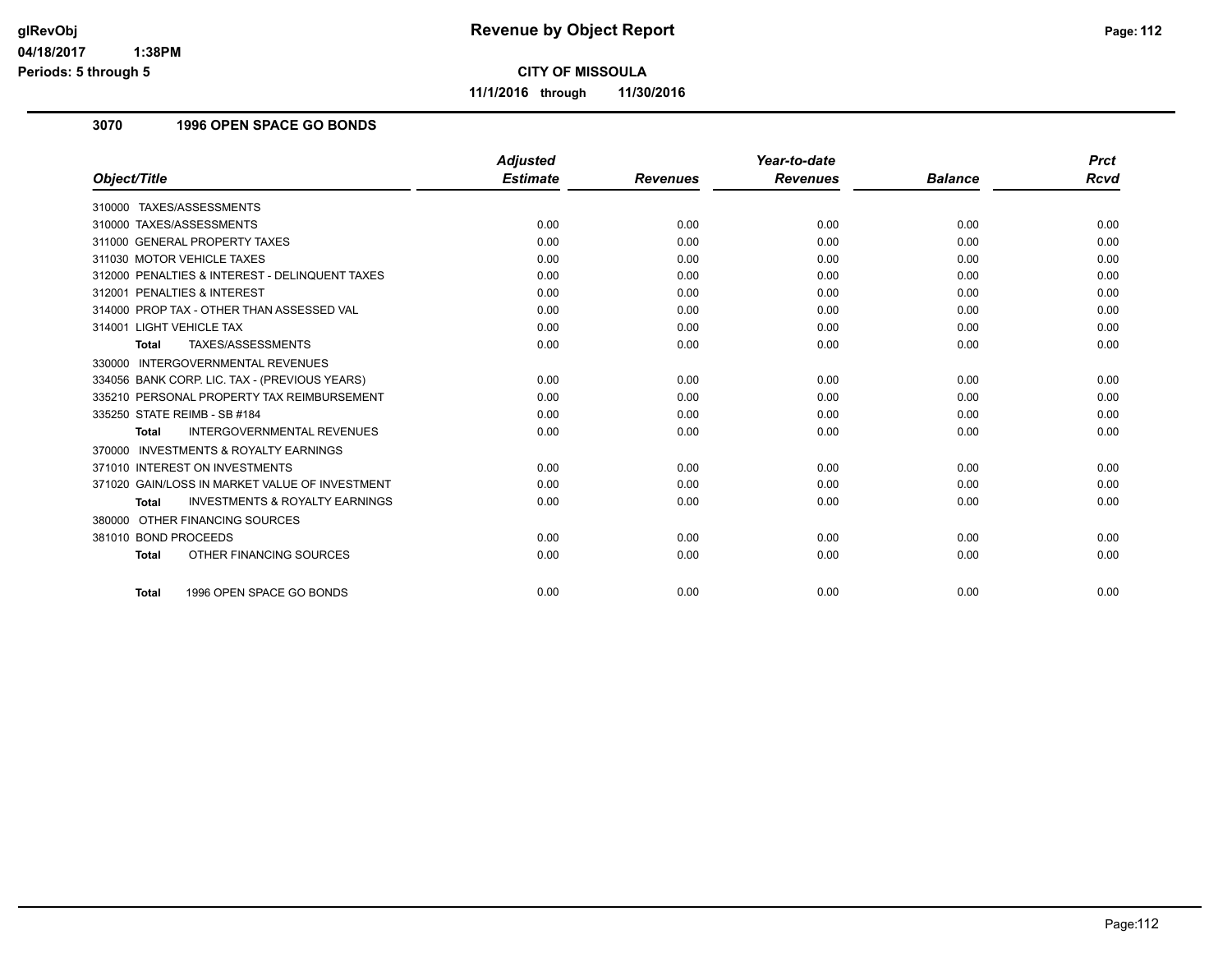# Revenue by Object Report

**CITY OF MISSOULA**

**11/1/2016 through 11/30/2016**

glRevObj
04/18/2017 1:38PM
Periods: 5 through 5

## 3070 1996 OPEN SPACE GO BONDS

| Object/Title | Adjusted Estimate | Revenues | Year-to-date Revenues | Balance | Prct Rcvd |
|---|---|---|---|---|---|
| 310000 TAXES/ASSESSMENTS | | | | | |
| 310000 TAXES/ASSESSMENTS | 0.00 | 0.00 | 0.00 | 0.00 | 0.00 |
| 311000 GENERAL PROPERTY TAXES | 0.00 | 0.00 | 0.00 | 0.00 | 0.00 |
| 311030 MOTOR VEHICLE TAXES | 0.00 | 0.00 | 0.00 | 0.00 | 0.00 |
| 312000 PENALTIES & INTEREST - DELINQUENT TAXES | 0.00 | 0.00 | 0.00 | 0.00 | 0.00 |
| 312001 PENALTIES & INTEREST | 0.00 | 0.00 | 0.00 | 0.00 | 0.00 |
| 314000 PROP TAX - OTHER THAN ASSESSED VAL | 0.00 | 0.00 | 0.00 | 0.00 | 0.00 |
| 314001 LIGHT VEHICLE TAX | 0.00 | 0.00 | 0.00 | 0.00 | 0.00 |
| **Total** TAXES/ASSESSMENTS | 0.00 | 0.00 | 0.00 | 0.00 | 0.00 |
| 330000 INTERGOVERNMENTAL REVENUES | | | | | |
| 334056 BANK CORP. LIC. TAX - (PREVIOUS YEARS) | 0.00 | 0.00 | 0.00 | 0.00 | 0.00 |
| 335210 PERSONAL PROPERTY TAX REIMBURSEMENT | 0.00 | 0.00 | 0.00 | 0.00 | 0.00 |
| 335250 STATE REIMB - SB #184 | 0.00 | 0.00 | 0.00 | 0.00 | 0.00 |
| **Total** INTERGOVERNMENTAL REVENUES | 0.00 | 0.00 | 0.00 | 0.00 | 0.00 |
| 370000 INVESTMENTS & ROYALTY EARNINGS | | | | | |
| 371010 INTEREST ON INVESTMENTS | 0.00 | 0.00 | 0.00 | 0.00 | 0.00 |
| 371020 GAIN/LOSS IN MARKET VALUE OF INVESTMENT | 0.00 | 0.00 | 0.00 | 0.00 | 0.00 |
| **Total** INVESTMENTS & ROYALTY EARNINGS | 0.00 | 0.00 | 0.00 | 0.00 | 0.00 |
| 380000 OTHER FINANCING SOURCES | | | | | |
| 381010 BOND PROCEEDS | 0.00 | 0.00 | 0.00 | 0.00 | 0.00 |
| **Total** OTHER FINANCING SOURCES | 0.00 | 0.00 | 0.00 | 0.00 | 0.00 |
| **Total** 1996 OPEN SPACE GO BONDS | 0.00 | 0.00 | 0.00 | 0.00 | 0.00 |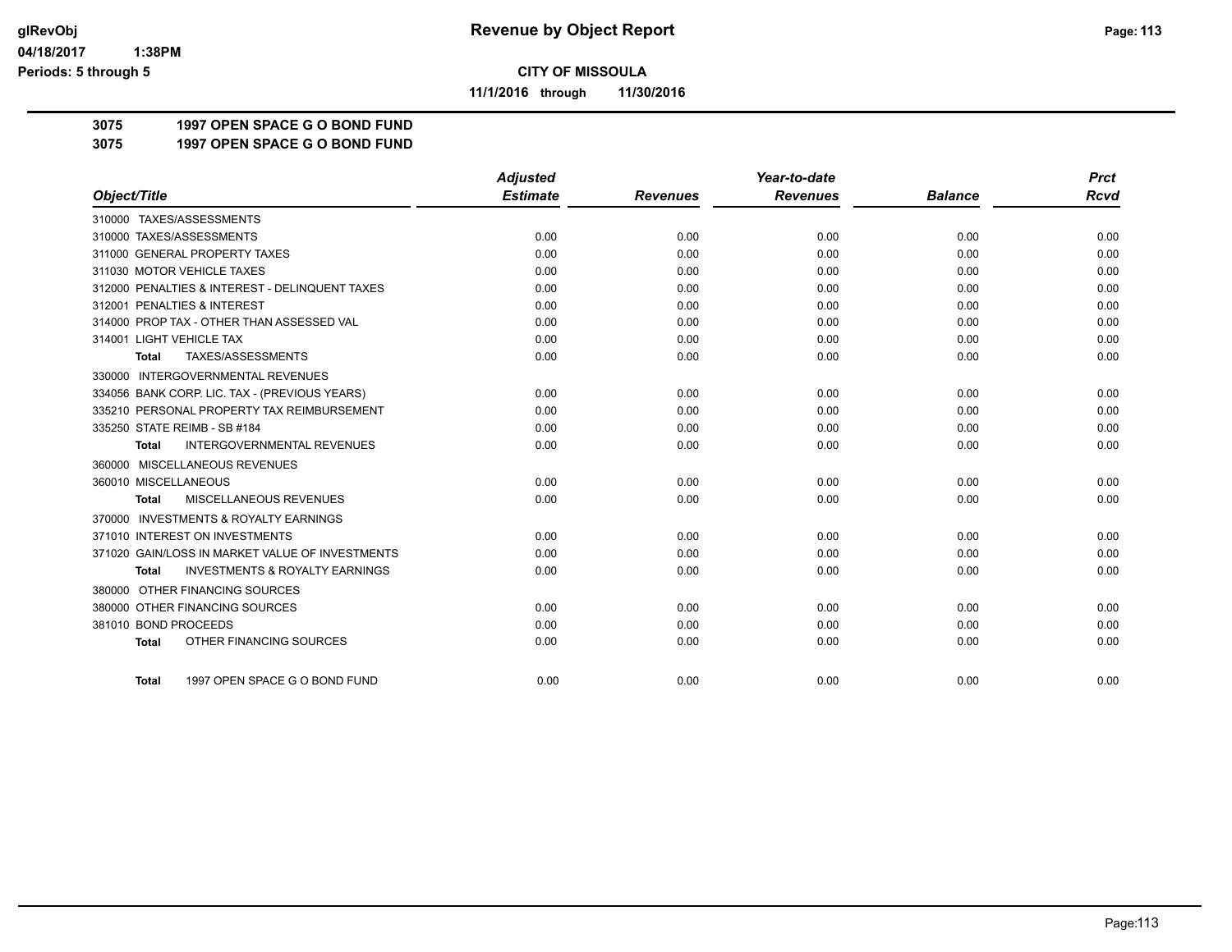**CITY OF MISSOULA**

**11/1/2016 through 11/30/2016**

# 3075 1997 OPEN SPACE G O BOND FUND

## 3075 1997 OPEN SPACE G O BOND FUND

| Object/Title | Adjusted Estimate | Revenues | Year-to-date Revenues | Balance | Prct Rcvd |
|---|---|---|---|---|---|
| 310000 TAXES/ASSESSMENTS | | | | | |
| 310000 TAXES/ASSESSMENTS | 0.00 | 0.00 | 0.00 | 0.00 | 0.00 |
| 311000 GENERAL PROPERTY TAXES | 0.00 | 0.00 | 0.00 | 0.00 | 0.00 |
| 311030 MOTOR VEHICLE TAXES | 0.00 | 0.00 | 0.00 | 0.00 | 0.00 |
| 312000 PENALTIES & INTEREST - DELINQUENT TAXES | 0.00 | 0.00 | 0.00 | 0.00 | 0.00 |
| 312001 PENALTIES & INTEREST | 0.00 | 0.00 | 0.00 | 0.00 | 0.00 |
| 314000 PROP TAX - OTHER THAN ASSESSED VAL | 0.00 | 0.00 | 0.00 | 0.00 | 0.00 |
| 314001 LIGHT VEHICLE TAX | 0.00 | 0.00 | 0.00 | 0.00 | 0.00 |
| **Total** TAXES/ASSESSMENTS | 0.00 | 0.00 | 0.00 | 0.00 | 0.00 |
| 330000 INTERGOVERNMENTAL REVENUES | | | | | |
| 334056 BANK CORP. LIC. TAX - (PREVIOUS YEARS) | 0.00 | 0.00 | 0.00 | 0.00 | 0.00 |
| 335210 PERSONAL PROPERTY TAX REIMBURSEMENT | 0.00 | 0.00 | 0.00 | 0.00 | 0.00 |
| 335250 STATE REIMB - SB #184 | 0.00 | 0.00 | 0.00 | 0.00 | 0.00 |
| **Total** INTERGOVERNMENTAL REVENUES | 0.00 | 0.00 | 0.00 | 0.00 | 0.00 |
| 360000 MISCELLANEOUS REVENUES | | | | | |
| 360010 MISCELLANEOUS | 0.00 | 0.00 | 0.00 | 0.00 | 0.00 |
| **Total** MISCELLANEOUS REVENUES | 0.00 | 0.00 | 0.00 | 0.00 | 0.00 |
| 370000 INVESTMENTS & ROYALTY EARNINGS | | | | | |
| 371010 INTEREST ON INVESTMENTS | 0.00 | 0.00 | 0.00 | 0.00 | 0.00 |
| 371020 GAIN/LOSS IN MARKET VALUE OF INVESTMENTS | 0.00 | 0.00 | 0.00 | 0.00 | 0.00 |
| **Total** INVESTMENTS & ROYALTY EARNINGS | 0.00 | 0.00 | 0.00 | 0.00 | 0.00 |
| 380000 OTHER FINANCING SOURCES | | | | | |
| 380000 OTHER FINANCING SOURCES | 0.00 | 0.00 | 0.00 | 0.00 | 0.00 |
| 381010 BOND PROCEEDS | 0.00 | 0.00 | 0.00 | 0.00 | 0.00 |
| **Total** OTHER FINANCING SOURCES | 0.00 | 0.00 | 0.00 | 0.00 | 0.00 |
| **Total** 1997 OPEN SPACE G O BOND FUND | 0.00 | 0.00 | 0.00 | 0.00 | 0.00 |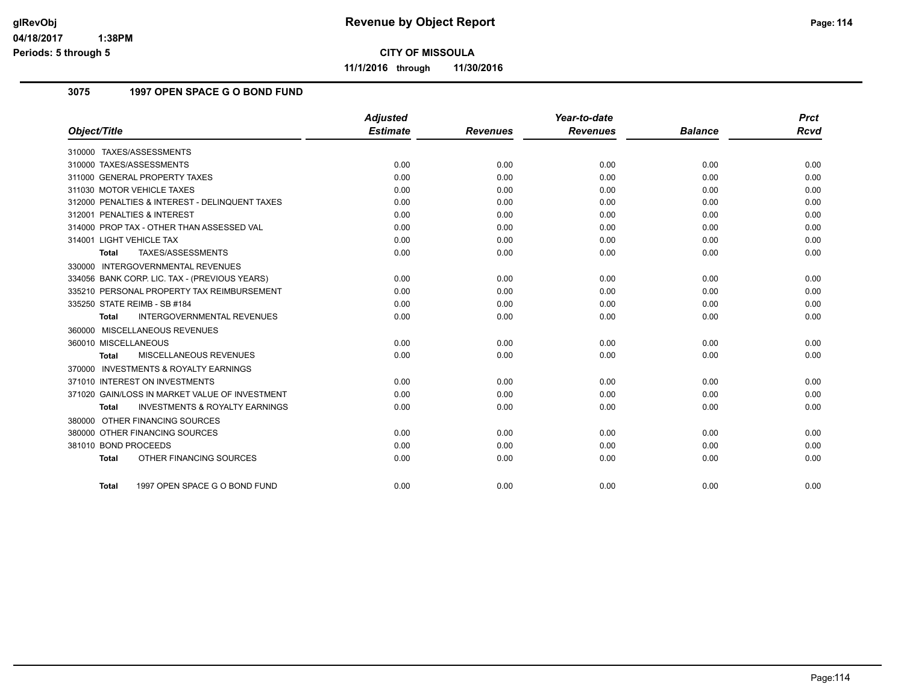**glRevObj** **Revenue by Object Report**

**04/18/2017 1:38PM**

**Periods: 5 through 5**

**CITY OF MISSOULA**

**11/1/2016 through 11/30/2016**

## 3075 1997 OPEN SPACE G O BOND FUND

| Object/Title | Adjusted Estimate | Revenues | Year-to-date Revenues | Balance | Prct Rcvd |
|---|---|---|---|---|---|
| 310000 TAXES/ASSESSMENTS | | | | | |
| 310000 TAXES/ASSESSMENTS | 0.00 | 0.00 | 0.00 | 0.00 | 0.00 |
| 311000 GENERAL PROPERTY TAXES | 0.00 | 0.00 | 0.00 | 0.00 | 0.00 |
| 311030 MOTOR VEHICLE TAXES | 0.00 | 0.00 | 0.00 | 0.00 | 0.00 |
| 312000 PENALTIES & INTEREST - DELINQUENT TAXES | 0.00 | 0.00 | 0.00 | 0.00 | 0.00 |
| 312001 PENALTIES & INTEREST | 0.00 | 0.00 | 0.00 | 0.00 | 0.00 |
| 314000 PROP TAX - OTHER THAN ASSESSED VAL | 0.00 | 0.00 | 0.00 | 0.00 | 0.00 |
| 314001 LIGHT VEHICLE TAX | 0.00 | 0.00 | 0.00 | 0.00 | 0.00 |
| **Total** TAXES/ASSESSMENTS | 0.00 | 0.00 | 0.00 | 0.00 | 0.00 |
| 330000 INTERGOVERNMENTAL REVENUES | | | | | |
| 334056 BANK CORP. LIC. TAX - (PREVIOUS YEARS) | 0.00 | 0.00 | 0.00 | 0.00 | 0.00 |
| 335210 PERSONAL PROPERTY TAX REIMBURSEMENT | 0.00 | 0.00 | 0.00 | 0.00 | 0.00 |
| 335250 STATE REIMB - SB #184 | 0.00 | 0.00 | 0.00 | 0.00 | 0.00 |
| **Total** INTERGOVERNMENTAL REVENUES | 0.00 | 0.00 | 0.00 | 0.00 | 0.00 |
| 360000 MISCELLANEOUS REVENUES | | | | | |
| 360010 MISCELLANEOUS | 0.00 | 0.00 | 0.00 | 0.00 | 0.00 |
| **Total** MISCELLANEOUS REVENUES | 0.00 | 0.00 | 0.00 | 0.00 | 0.00 |
| 370000 INVESTMENTS & ROYALTY EARNINGS | | | | | |
| 371010 INTEREST ON INVESTMENTS | 0.00 | 0.00 | 0.00 | 0.00 | 0.00 |
| 371020 GAIN/LOSS IN MARKET VALUE OF INVESTMENT | 0.00 | 0.00 | 0.00 | 0.00 | 0.00 |
| **Total** INVESTMENTS & ROYALTY EARNINGS | 0.00 | 0.00 | 0.00 | 0.00 | 0.00 |
| 380000 OTHER FINANCING SOURCES | | | | | |
| 380000 OTHER FINANCING SOURCES | 0.00 | 0.00 | 0.00 | 0.00 | 0.00 |
| 381010 BOND PROCEEDS | 0.00 | 0.00 | 0.00 | 0.00 | 0.00 |
| **Total** OTHER FINANCING SOURCES | 0.00 | 0.00 | 0.00 | 0.00 | 0.00 |
| **Total** 1997 OPEN SPACE G O BOND FUND | 0.00 | 0.00 | 0.00 | 0.00 | 0.00 |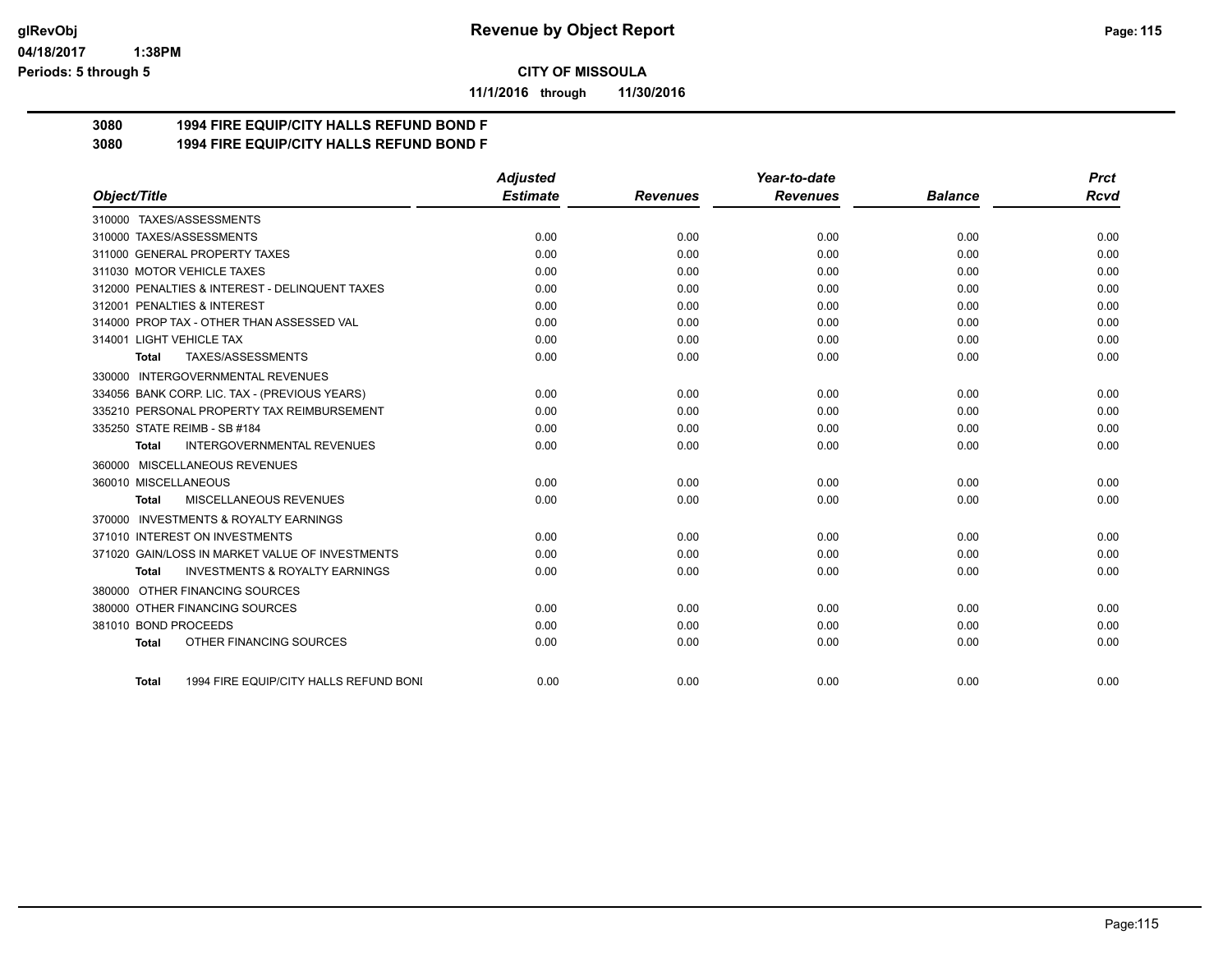**glRevObj** 04/18/2017 1:38PM Periods: 5 through 5

# Revenue by Object Report

**CITY OF MISSOULA**

**11/1/2016 through 11/30/2016**

**3080 1994 FIRE EQUIP/CITY HALLS REFUND BOND F**
**3080 1994 FIRE EQUIP/CITY HALLS REFUND BOND F**

| Object/Title | Adjusted Estimate | Revenues | Year-to-date Revenues | Balance | Prct Rcvd |
|---|---|---|---|---|---|
| 310000 TAXES/ASSESSMENTS | | | | | |
| 310000 TAXES/ASSESSMENTS | 0.00 | 0.00 | 0.00 | 0.00 | 0.00 |
| 311000 GENERAL PROPERTY TAXES | 0.00 | 0.00 | 0.00 | 0.00 | 0.00 |
| 311030 MOTOR VEHICLE TAXES | 0.00 | 0.00 | 0.00 | 0.00 | 0.00 |
| 312000 PENALTIES & INTEREST - DELINQUENT TAXES | 0.00 | 0.00 | 0.00 | 0.00 | 0.00 |
| 312001 PENALTIES & INTEREST | 0.00 | 0.00 | 0.00 | 0.00 | 0.00 |
| 314000 PROP TAX - OTHER THAN ASSESSED VAL | 0.00 | 0.00 | 0.00 | 0.00 | 0.00 |
| 314001 LIGHT VEHICLE TAX | 0.00 | 0.00 | 0.00 | 0.00 | 0.00 |
| **Total** TAXES/ASSESSMENTS | 0.00 | 0.00 | 0.00 | 0.00 | 0.00 |
| 330000 INTERGOVERNMENTAL REVENUES | | | | | |
| 334056 BANK CORP. LIC. TAX - (PREVIOUS YEARS) | 0.00 | 0.00 | 0.00 | 0.00 | 0.00 |
| 335210 PERSONAL PROPERTY TAX REIMBURSEMENT | 0.00 | 0.00 | 0.00 | 0.00 | 0.00 |
| 335250 STATE REIMB - SB #184 | 0.00 | 0.00 | 0.00 | 0.00 | 0.00 |
| **Total** INTERGOVERNMENTAL REVENUES | 0.00 | 0.00 | 0.00 | 0.00 | 0.00 |
| 360000 MISCELLANEOUS REVENUES | | | | | |
| 360010 MISCELLANEOUS | 0.00 | 0.00 | 0.00 | 0.00 | 0.00 |
| **Total** MISCELLANEOUS REVENUES | 0.00 | 0.00 | 0.00 | 0.00 | 0.00 |
| 370000 INVESTMENTS & ROYALTY EARNINGS | | | | | |
| 371010 INTEREST ON INVESTMENTS | 0.00 | 0.00 | 0.00 | 0.00 | 0.00 |
| 371020 GAIN/LOSS IN MARKET VALUE OF INVESTMENTS | 0.00 | 0.00 | 0.00 | 0.00 | 0.00 |
| **Total** INVESTMENTS & ROYALTY EARNINGS | 0.00 | 0.00 | 0.00 | 0.00 | 0.00 |
| 380000 OTHER FINANCING SOURCES | | | | | |
| 380000 OTHER FINANCING SOURCES | 0.00 | 0.00 | 0.00 | 0.00 | 0.00 |
| 381010 BOND PROCEEDS | 0.00 | 0.00 | 0.00 | 0.00 | 0.00 |
| **Total** OTHER FINANCING SOURCES | 0.00 | 0.00 | 0.00 | 0.00 | 0.00 |
| **Total** 1994 FIRE EQUIP/CITY HALLS REFUND BONI | 0.00 | 0.00 | 0.00 | 0.00 | 0.00 |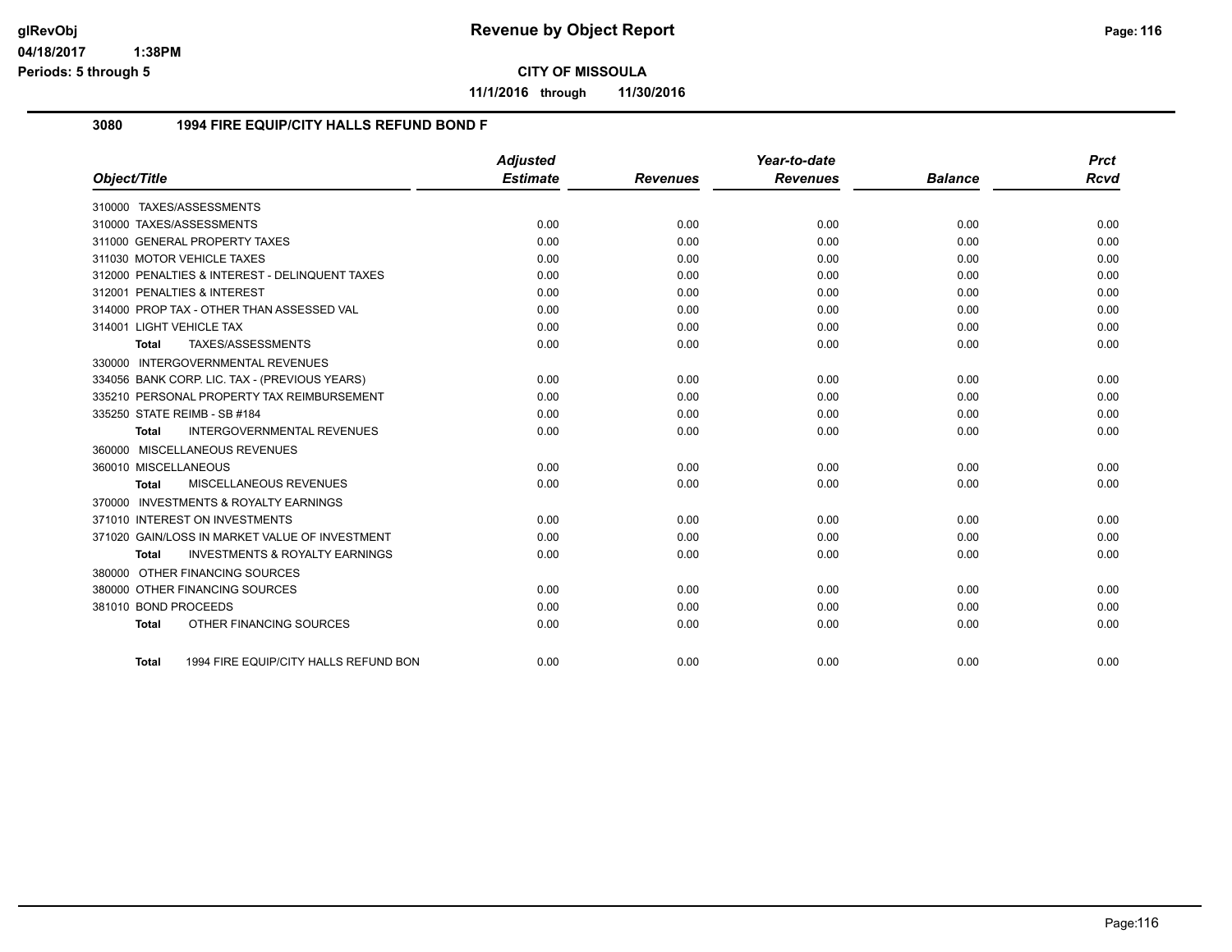# Revenue by Object Report

**CITY OF MISSOULA**

**11/1/2016 through 11/30/2016**

glRevObj
04/18/2017 1:38PM
Periods: 5 through 5

## 3080 1994 FIRE EQUIP/CITY HALLS REFUND BOND F

| Object/Title | Adjusted Estimate | Revenues | Year-to-date Revenues | Balance | Prct Rcvd |
|---|---|---|---|---|---|
| 310000 TAXES/ASSESSMENTS | | | | | |
| 310000 TAXES/ASSESSMENTS | 0.00 | 0.00 | 0.00 | 0.00 | 0.00 |
| 311000 GENERAL PROPERTY TAXES | 0.00 | 0.00 | 0.00 | 0.00 | 0.00 |
| 311030 MOTOR VEHICLE TAXES | 0.00 | 0.00 | 0.00 | 0.00 | 0.00 |
| 312000 PENALTIES & INTEREST - DELINQUENT TAXES | 0.00 | 0.00 | 0.00 | 0.00 | 0.00 |
| 312001 PENALTIES & INTEREST | 0.00 | 0.00 | 0.00 | 0.00 | 0.00 |
| 314000 PROP TAX - OTHER THAN ASSESSED VAL | 0.00 | 0.00 | 0.00 | 0.00 | 0.00 |
| 314001 LIGHT VEHICLE TAX | 0.00 | 0.00 | 0.00 | 0.00 | 0.00 |
| **Total** TAXES/ASSESSMENTS | 0.00 | 0.00 | 0.00 | 0.00 | 0.00 |
| 330000 INTERGOVERNMENTAL REVENUES | | | | | |
| 334056 BANK CORP. LIC. TAX - (PREVIOUS YEARS) | 0.00 | 0.00 | 0.00 | 0.00 | 0.00 |
| 335210 PERSONAL PROPERTY TAX REIMBURSEMENT | 0.00 | 0.00 | 0.00 | 0.00 | 0.00 |
| 335250 STATE REIMB - SB #184 | 0.00 | 0.00 | 0.00 | 0.00 | 0.00 |
| **Total** INTERGOVERNMENTAL REVENUES | 0.00 | 0.00 | 0.00 | 0.00 | 0.00 |
| 360000 MISCELLANEOUS REVENUES | | | | | |
| 360010 MISCELLANEOUS | 0.00 | 0.00 | 0.00 | 0.00 | 0.00 |
| **Total** MISCELLANEOUS REVENUES | 0.00 | 0.00 | 0.00 | 0.00 | 0.00 |
| 370000 INVESTMENTS & ROYALTY EARNINGS | | | | | |
| 371010 INTEREST ON INVESTMENTS | 0.00 | 0.00 | 0.00 | 0.00 | 0.00 |
| 371020 GAIN/LOSS IN MARKET VALUE OF INVESTMENT | 0.00 | 0.00 | 0.00 | 0.00 | 0.00 |
| **Total** INVESTMENTS & ROYALTY EARNINGS | 0.00 | 0.00 | 0.00 | 0.00 | 0.00 |
| 380000 OTHER FINANCING SOURCES | | | | | |
| 380000 OTHER FINANCING SOURCES | 0.00 | 0.00 | 0.00 | 0.00 | 0.00 |
| 381010 BOND PROCEEDS | 0.00 | 0.00 | 0.00 | 0.00 | 0.00 |
| **Total** OTHER FINANCING SOURCES | 0.00 | 0.00 | 0.00 | 0.00 | 0.00 |
| **Total** 1994 FIRE EQUIP/CITY HALLS REFUND BON | 0.00 | 0.00 | 0.00 | 0.00 | 0.00 |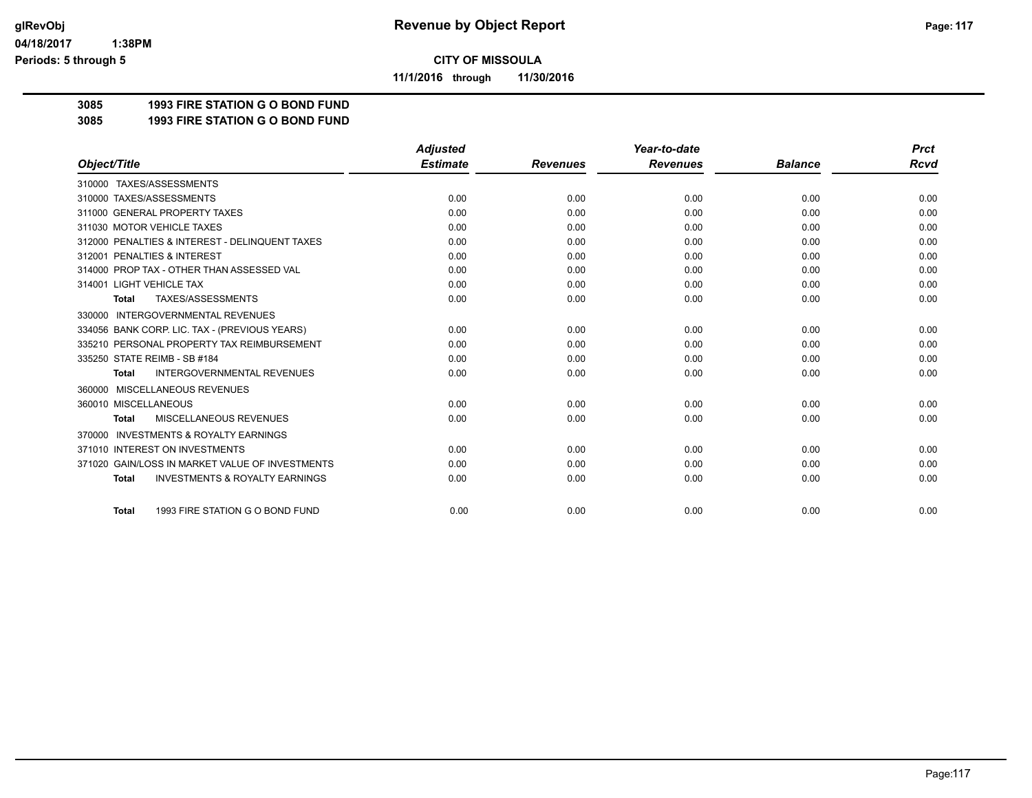**glRevObj**
**04/18/2017 1:38PM**
**Periods: 5 through 5**

# Revenue by Object Report

**CITY OF MISSOULA**

**11/1/2016 through 11/30/2016**

**3085 1993 FIRE STATION G O BOND FUND**
**3085 1993 FIRE STATION G O BOND FUND**

| Object/Title | Adjusted Estimate | Revenues | Year-to-date Revenues | Balance | Prct Rcvd |
|---|---|---|---|---|---|
| 310000 TAXES/ASSESSMENTS | | | | | |
| 310000 TAXES/ASSESSMENTS | 0.00 | 0.00 | 0.00 | 0.00 | 0.00 |
| 311000 GENERAL PROPERTY TAXES | 0.00 | 0.00 | 0.00 | 0.00 | 0.00 |
| 311030 MOTOR VEHICLE TAXES | 0.00 | 0.00 | 0.00 | 0.00 | 0.00 |
| 312000 PENALTIES & INTEREST - DELINQUENT TAXES | 0.00 | 0.00 | 0.00 | 0.00 | 0.00 |
| 312001 PENALTIES & INTEREST | 0.00 | 0.00 | 0.00 | 0.00 | 0.00 |
| 314000 PROP TAX - OTHER THAN ASSESSED VAL | 0.00 | 0.00 | 0.00 | 0.00 | 0.00 |
| 314001 LIGHT VEHICLE TAX | 0.00 | 0.00 | 0.00 | 0.00 | 0.00 |
| **Total** TAXES/ASSESSMENTS | 0.00 | 0.00 | 0.00 | 0.00 | 0.00 |
| 330000 INTERGOVERNMENTAL REVENUES | | | | | |
| 334056 BANK CORP. LIC. TAX - (PREVIOUS YEARS) | 0.00 | 0.00 | 0.00 | 0.00 | 0.00 |
| 335210 PERSONAL PROPERTY TAX REIMBURSEMENT | 0.00 | 0.00 | 0.00 | 0.00 | 0.00 |
| 335250 STATE REIMB - SB #184 | 0.00 | 0.00 | 0.00 | 0.00 | 0.00 |
| **Total** INTERGOVERNMENTAL REVENUES | 0.00 | 0.00 | 0.00 | 0.00 | 0.00 |
| 360000 MISCELLANEOUS REVENUES | | | | | |
| 360010 MISCELLANEOUS | 0.00 | 0.00 | 0.00 | 0.00 | 0.00 |
| **Total** MISCELLANEOUS REVENUES | 0.00 | 0.00 | 0.00 | 0.00 | 0.00 |
| 370000 INVESTMENTS & ROYALTY EARNINGS | | | | | |
| 371010 INTEREST ON INVESTMENTS | 0.00 | 0.00 | 0.00 | 0.00 | 0.00 |
| 371020 GAIN/LOSS IN MARKET VALUE OF INVESTMENTS | 0.00 | 0.00 | 0.00 | 0.00 | 0.00 |
| **Total** INVESTMENTS & ROYALTY EARNINGS | 0.00 | 0.00 | 0.00 | 0.00 | 0.00 |
| **Total** 1993 FIRE STATION G O BOND FUND | 0.00 | 0.00 | 0.00 | 0.00 | 0.00 |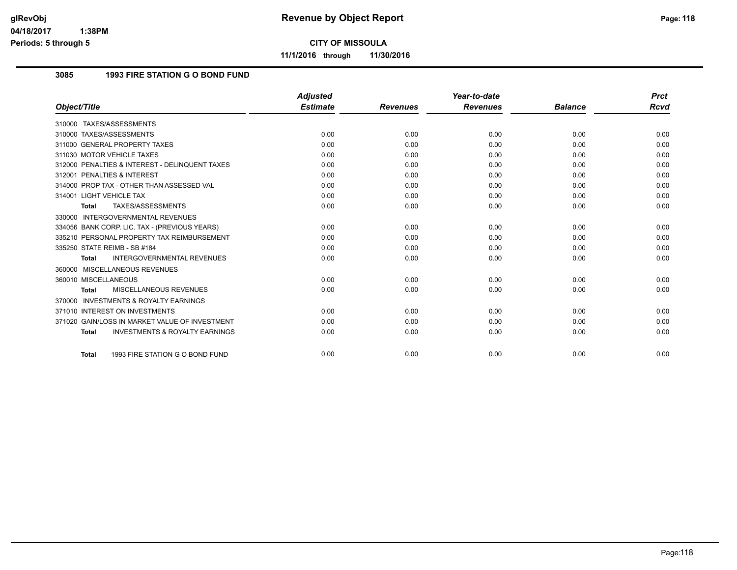**Revenue by Object Report**

**CITY OF MISSOULA**

**11/1/2016 through 11/30/2016**

glRevObj
04/18/2017 1:38PM
Periods: 5 through 5

## 3085 1993 FIRE STATION G O BOND FUND

| Object/Title | Adjusted Estimate | Revenues | Year-to-date Revenues | Balance | Prct Rcvd |
|---|---|---|---|---|---|
| 310000 TAXES/ASSESSMENTS | | | | | |
| 310000 TAXES/ASSESSMENTS | 0.00 | 0.00 | 0.00 | 0.00 | 0.00 |
| 311000 GENERAL PROPERTY TAXES | 0.00 | 0.00 | 0.00 | 0.00 | 0.00 |
| 311030 MOTOR VEHICLE TAXES | 0.00 | 0.00 | 0.00 | 0.00 | 0.00 |
| 312000 PENALTIES & INTEREST - DELINQUENT TAXES | 0.00 | 0.00 | 0.00 | 0.00 | 0.00 |
| 312001 PENALTIES & INTEREST | 0.00 | 0.00 | 0.00 | 0.00 | 0.00 |
| 314000 PROP TAX - OTHER THAN ASSESSED VAL | 0.00 | 0.00 | 0.00 | 0.00 | 0.00 |
| 314001 LIGHT VEHICLE TAX | 0.00 | 0.00 | 0.00 | 0.00 | 0.00 |
| **Total** TAXES/ASSESSMENTS | 0.00 | 0.00 | 0.00 | 0.00 | 0.00 |
| 330000 INTERGOVERNMENTAL REVENUES | | | | | |
| 334056 BANK CORP. LIC. TAX - (PREVIOUS YEARS) | 0.00 | 0.00 | 0.00 | 0.00 | 0.00 |
| 335210 PERSONAL PROPERTY TAX REIMBURSEMENT | 0.00 | 0.00 | 0.00 | 0.00 | 0.00 |
| 335250 STATE REIMB - SB #184 | 0.00 | 0.00 | 0.00 | 0.00 | 0.00 |
| **Total** INTERGOVERNMENTAL REVENUES | 0.00 | 0.00 | 0.00 | 0.00 | 0.00 |
| 360000 MISCELLANEOUS REVENUES | | | | | |
| 360010 MISCELLANEOUS | 0.00 | 0.00 | 0.00 | 0.00 | 0.00 |
| **Total** MISCELLANEOUS REVENUES | 0.00 | 0.00 | 0.00 | 0.00 | 0.00 |
| 370000 INVESTMENTS & ROYALTY EARNINGS | | | | | |
| 371010 INTEREST ON INVESTMENTS | 0.00 | 0.00 | 0.00 | 0.00 | 0.00 |
| 371020 GAIN/LOSS IN MARKET VALUE OF INVESTMENT | 0.00 | 0.00 | 0.00 | 0.00 | 0.00 |
| **Total** INVESTMENTS & ROYALTY EARNINGS | 0.00 | 0.00 | 0.00 | 0.00 | 0.00 |
| **Total** 1993 FIRE STATION G O BOND FUND | 0.00 | 0.00 | 0.00 | 0.00 | 0.00 |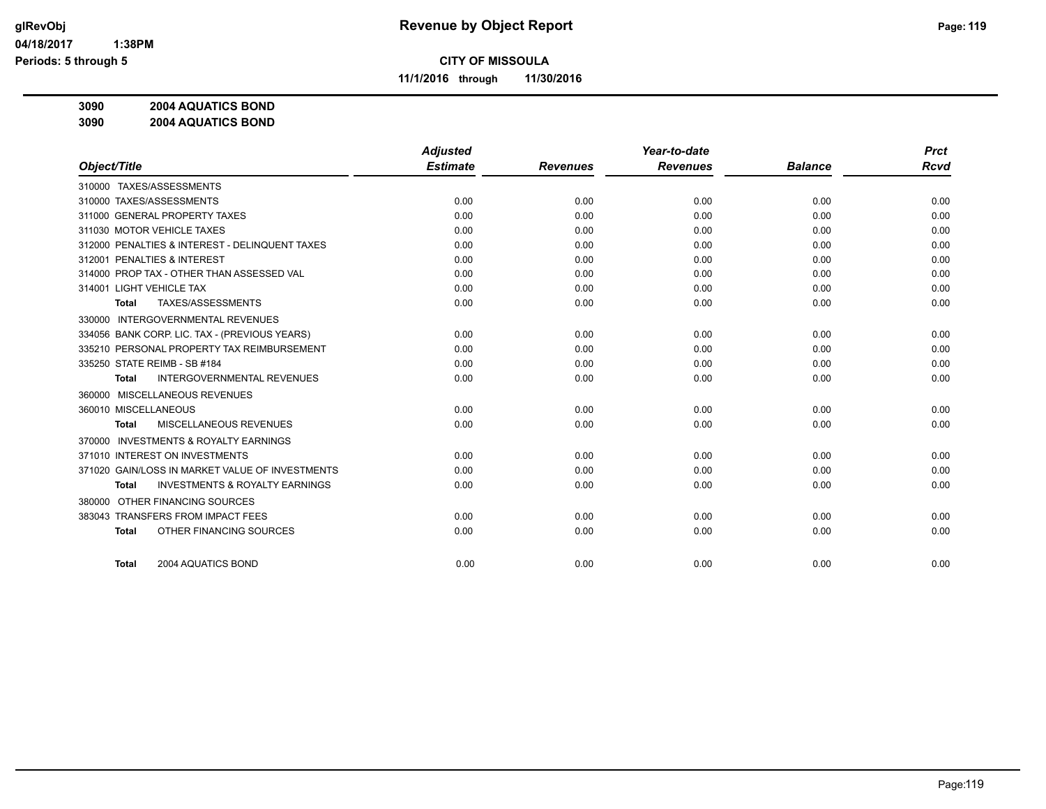# Revenue by Object Report

glRevObj
04/18/2017 1:38PM
Periods: 5 through 5

**CITY OF MISSOULA**

**11/1/2016 through 11/30/2016**

**3090 2004 AQUATICS BOND**
**3090 2004 AQUATICS BOND**

| Object/Title | Adjusted Estimate | Revenues | Year-to-date Revenues | Balance | Prct Rcvd |
|---|---|---|---|---|---|
| 310000 TAXES/ASSESSMENTS | | | | | |
| 310000 TAXES/ASSESSMENTS | 0.00 | 0.00 | 0.00 | 0.00 | 0.00 |
| 311000 GENERAL PROPERTY TAXES | 0.00 | 0.00 | 0.00 | 0.00 | 0.00 |
| 311030 MOTOR VEHICLE TAXES | 0.00 | 0.00 | 0.00 | 0.00 | 0.00 |
| 312000 PENALTIES & INTEREST - DELINQUENT TAXES | 0.00 | 0.00 | 0.00 | 0.00 | 0.00 |
| 312001 PENALTIES & INTEREST | 0.00 | 0.00 | 0.00 | 0.00 | 0.00 |
| 314000 PROP TAX - OTHER THAN ASSESSED VAL | 0.00 | 0.00 | 0.00 | 0.00 | 0.00 |
| 314001 LIGHT VEHICLE TAX | 0.00 | 0.00 | 0.00 | 0.00 | 0.00 |
| **Total** TAXES/ASSESSMENTS | 0.00 | 0.00 | 0.00 | 0.00 | 0.00 |
| 330000 INTERGOVERNMENTAL REVENUES | | | | | |
| 334056 BANK CORP. LIC. TAX - (PREVIOUS YEARS) | 0.00 | 0.00 | 0.00 | 0.00 | 0.00 |
| 335210 PERSONAL PROPERTY TAX REIMBURSEMENT | 0.00 | 0.00 | 0.00 | 0.00 | 0.00 |
| 335250 STATE REIMB - SB #184 | 0.00 | 0.00 | 0.00 | 0.00 | 0.00 |
| **Total** INTERGOVERNMENTAL REVENUES | 0.00 | 0.00 | 0.00 | 0.00 | 0.00 |
| 360000 MISCELLANEOUS REVENUES | | | | | |
| 360010 MISCELLANEOUS | 0.00 | 0.00 | 0.00 | 0.00 | 0.00 |
| **Total** MISCELLANEOUS REVENUES | 0.00 | 0.00 | 0.00 | 0.00 | 0.00 |
| 370000 INVESTMENTS & ROYALTY EARNINGS | | | | | |
| 371010 INTEREST ON INVESTMENTS | 0.00 | 0.00 | 0.00 | 0.00 | 0.00 |
| 371020 GAIN/LOSS IN MARKET VALUE OF INVESTMENTS | 0.00 | 0.00 | 0.00 | 0.00 | 0.00 |
| **Total** INVESTMENTS & ROYALTY EARNINGS | 0.00 | 0.00 | 0.00 | 0.00 | 0.00 |
| 380000 OTHER FINANCING SOURCES | | | | | |
| 383043 TRANSFERS FROM IMPACT FEES | 0.00 | 0.00 | 0.00 | 0.00 | 0.00 |
| **Total** OTHER FINANCING SOURCES | 0.00 | 0.00 | 0.00 | 0.00 | 0.00 |
| **Total** 2004 AQUATICS BOND | 0.00 | 0.00 | 0.00 | 0.00 | 0.00 |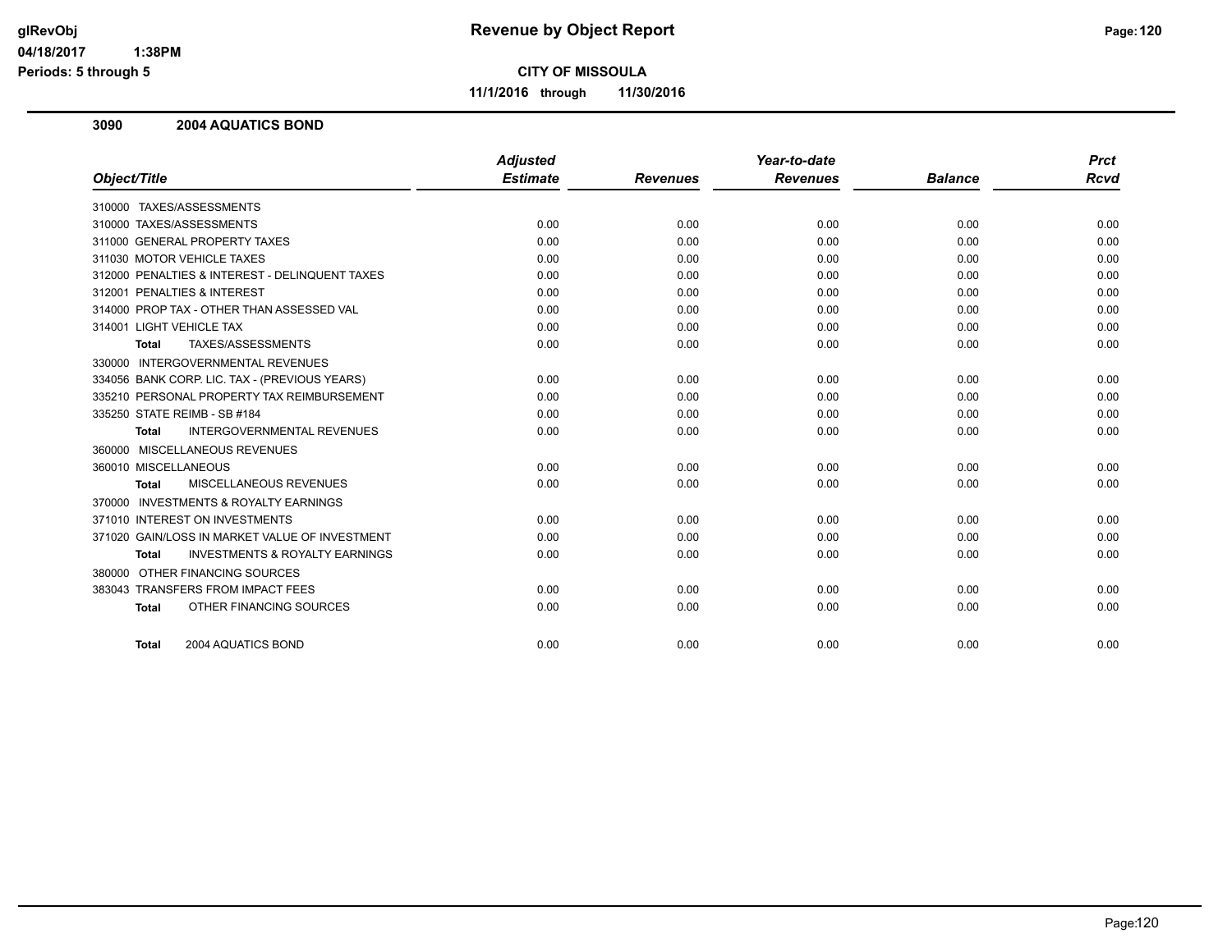# Revenue by Object Report

glRevObj
04/18/2017 1:38PM
Periods: 5 through 5

**CITY OF MISSOULA**

**11/1/2016 through 11/30/2016**

### 3090 2004 AQUATICS BOND

| Object/Title | Adjusted Estimate | Revenues | Year-to-date Revenues | Balance | Prct Rcvd |
|---|---|---|---|---|---|
| 310000 TAXES/ASSESSMENTS | | | | | |
| 310000 TAXES/ASSESSMENTS | 0.00 | 0.00 | 0.00 | 0.00 | 0.00 |
| 311000 GENERAL PROPERTY TAXES | 0.00 | 0.00 | 0.00 | 0.00 | 0.00 |
| 311030 MOTOR VEHICLE TAXES | 0.00 | 0.00 | 0.00 | 0.00 | 0.00 |
| 312000 PENALTIES & INTEREST - DELINQUENT TAXES | 0.00 | 0.00 | 0.00 | 0.00 | 0.00 |
| 312001 PENALTIES & INTEREST | 0.00 | 0.00 | 0.00 | 0.00 | 0.00 |
| 314000 PROP TAX - OTHER THAN ASSESSED VAL | 0.00 | 0.00 | 0.00 | 0.00 | 0.00 |
| 314001 LIGHT VEHICLE TAX | 0.00 | 0.00 | 0.00 | 0.00 | 0.00 |
| **Total** TAXES/ASSESSMENTS | 0.00 | 0.00 | 0.00 | 0.00 | 0.00 |
| 330000 INTERGOVERNMENTAL REVENUES | | | | | |
| 334056 BANK CORP. LIC. TAX - (PREVIOUS YEARS) | 0.00 | 0.00 | 0.00 | 0.00 | 0.00 |
| 335210 PERSONAL PROPERTY TAX REIMBURSEMENT | 0.00 | 0.00 | 0.00 | 0.00 | 0.00 |
| 335250 STATE REIMB - SB #184 | 0.00 | 0.00 | 0.00 | 0.00 | 0.00 |
| **Total** INTERGOVERNMENTAL REVENUES | 0.00 | 0.00 | 0.00 | 0.00 | 0.00 |
| 360000 MISCELLANEOUS REVENUES | | | | | |
| 360010 MISCELLANEOUS | 0.00 | 0.00 | 0.00 | 0.00 | 0.00 |
| **Total** MISCELLANEOUS REVENUES | 0.00 | 0.00 | 0.00 | 0.00 | 0.00 |
| 370000 INVESTMENTS & ROYALTY EARNINGS | | | | | |
| 371010 INTEREST ON INVESTMENTS | 0.00 | 0.00 | 0.00 | 0.00 | 0.00 |
| 371020 GAIN/LOSS IN MARKET VALUE OF INVESTMENT | 0.00 | 0.00 | 0.00 | 0.00 | 0.00 |
| **Total** INVESTMENTS & ROYALTY EARNINGS | 0.00 | 0.00 | 0.00 | 0.00 | 0.00 |
| 380000 OTHER FINANCING SOURCES | | | | | |
| 383043 TRANSFERS FROM IMPACT FEES | 0.00 | 0.00 | 0.00 | 0.00 | 0.00 |
| **Total** OTHER FINANCING SOURCES | 0.00 | 0.00 | 0.00 | 0.00 | 0.00 |
| **Total** 2004 AQUATICS BOND | 0.00 | 0.00 | 0.00 | 0.00 | 0.00 |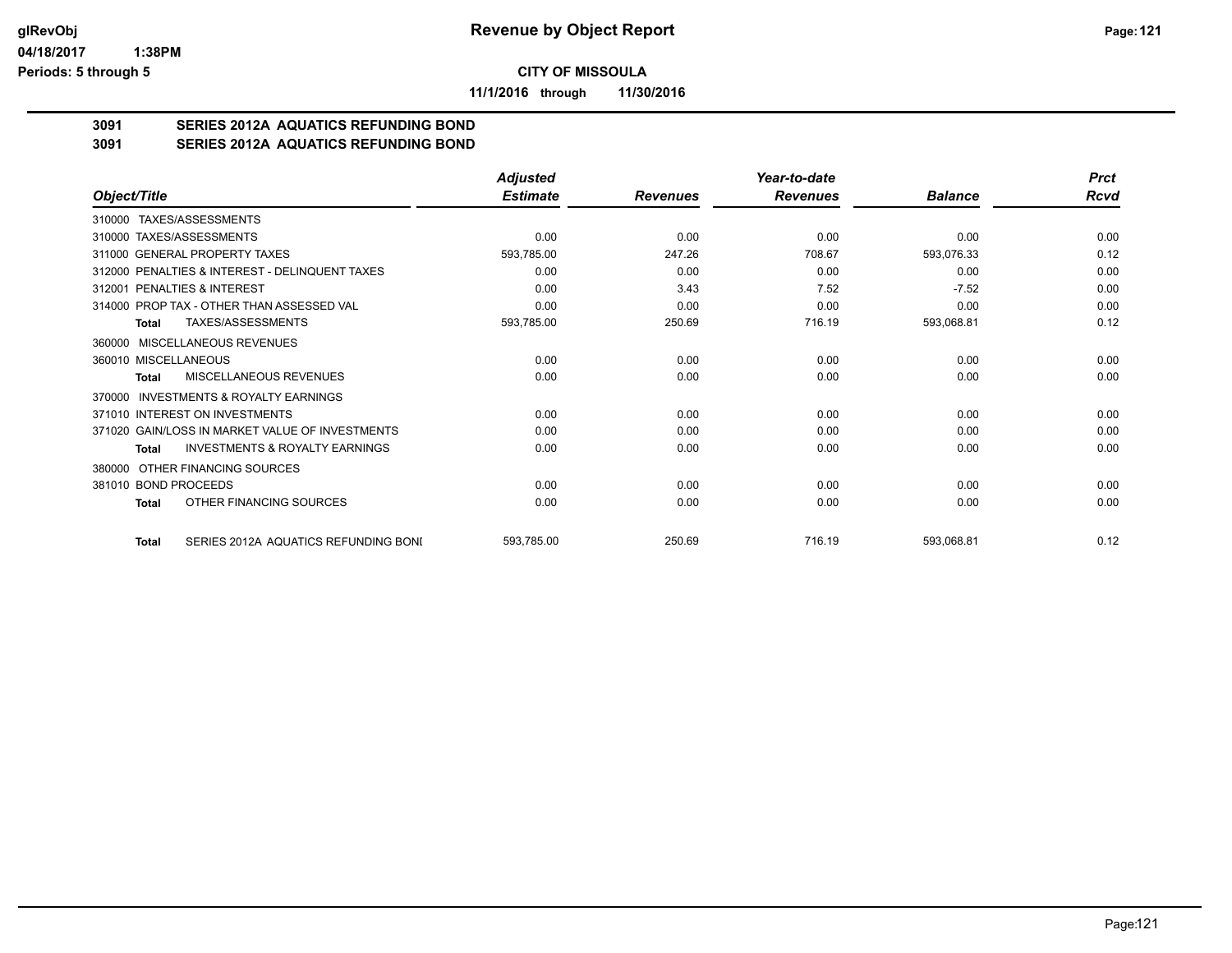# Revenue by Object Report

**CITY OF MISSOULA**

**11/1/2016 through 11/30/2016**

glRevObj
04/18/2017 1:38PM
Periods: 5 through 5

## 3091 SERIES 2012A AQUATICS REFUNDING BOND
## 3091 SERIES 2012A AQUATICS REFUNDING BOND

| Object/Title | Adjusted Estimate | Revenues | Year-to-date Revenues | Balance | Prct Rcvd |
|---|---|---|---|---|---|
| 310000 TAXES/ASSESSMENTS | | | | | |
| 310000 TAXES/ASSESSMENTS | 0.00 | 0.00 | 0.00 | 0.00 | 0.00 |
| 311000 GENERAL PROPERTY TAXES | 593,785.00 | 247.26 | 708.67 | 593,076.33 | 0.12 |
| 312000 PENALTIES & INTEREST - DELINQUENT TAXES | 0.00 | 0.00 | 0.00 | 0.00 | 0.00 |
| 312001 PENALTIES & INTEREST | 0.00 | 3.43 | 7.52 | -7.52 | 0.00 |
| 314000 PROP TAX - OTHER THAN ASSESSED VAL | 0.00 | 0.00 | 0.00 | 0.00 | 0.00 |
| **Total** TAXES/ASSESSMENTS | 593,785.00 | 250.69 | 716.19 | 593,068.81 | 0.12 |
| 360000 MISCELLANEOUS REVENUES | | | | | |
| 360010 MISCELLANEOUS | 0.00 | 0.00 | 0.00 | 0.00 | 0.00 |
| **Total** MISCELLANEOUS REVENUES | 0.00 | 0.00 | 0.00 | 0.00 | 0.00 |
| 370000 INVESTMENTS & ROYALTY EARNINGS | | | | | |
| 371010 INTEREST ON INVESTMENTS | 0.00 | 0.00 | 0.00 | 0.00 | 0.00 |
| 371020 GAIN/LOSS IN MARKET VALUE OF INVESTMENTS | 0.00 | 0.00 | 0.00 | 0.00 | 0.00 |
| **Total** INVESTMENTS & ROYALTY EARNINGS | 0.00 | 0.00 | 0.00 | 0.00 | 0.00 |
| 380000 OTHER FINANCING SOURCES | | | | | |
| 381010 BOND PROCEEDS | 0.00 | 0.00 | 0.00 | 0.00 | 0.00 |
| **Total** OTHER FINANCING SOURCES | 0.00 | 0.00 | 0.00 | 0.00 | 0.00 |
| **Total** SERIES 2012A AQUATICS REFUNDING BONI | 593,785.00 | 250.69 | 716.19 | 593,068.81 | 0.12 |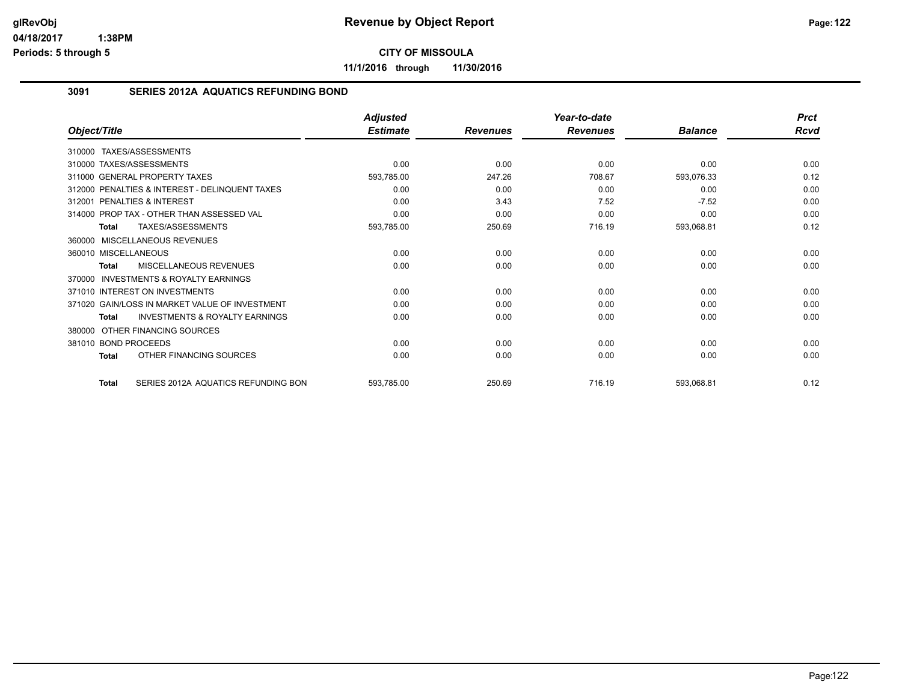# Revenue by Object Report

**CITY OF MISSOULA**

**11/1/2016 through 11/30/2016**

glRevObj
04/18/2017 1:38PM
Periods: 5 through 5

## 3091 SERIES 2012A AQUATICS REFUNDING BOND

| Object/Title | Adjusted Estimate | Revenues | Year-to-date Revenues | Balance | Prct Rcvd |
|---|---|---|---|---|---|
| 310000 TAXES/ASSESSMENTS | | | | | |
| 310000 TAXES/ASSESSMENTS | 0.00 | 0.00 | 0.00 | 0.00 | 0.00 |
| 311000 GENERAL PROPERTY TAXES | 593,785.00 | 247.26 | 708.67 | 593,076.33 | 0.12 |
| 312000 PENALTIES & INTEREST - DELINQUENT TAXES | 0.00 | 0.00 | 0.00 | 0.00 | 0.00 |
| 312001 PENALTIES & INTEREST | 0.00 | 3.43 | 7.52 | -7.52 | 0.00 |
| 314000 PROP TAX - OTHER THAN ASSESSED VAL | 0.00 | 0.00 | 0.00 | 0.00 | 0.00 |
| **Total** TAXES/ASSESSMENTS | 593,785.00 | 250.69 | 716.19 | 593,068.81 | 0.12 |
| 360000 MISCELLANEOUS REVENUES | | | | | |
| 360010 MISCELLANEOUS | 0.00 | 0.00 | 0.00 | 0.00 | 0.00 |
| **Total** MISCELLANEOUS REVENUES | 0.00 | 0.00 | 0.00 | 0.00 | 0.00 |
| 370000 INVESTMENTS & ROYALTY EARNINGS | | | | | |
| 371010 INTEREST ON INVESTMENTS | 0.00 | 0.00 | 0.00 | 0.00 | 0.00 |
| 371020 GAIN/LOSS IN MARKET VALUE OF INVESTMENT | 0.00 | 0.00 | 0.00 | 0.00 | 0.00 |
| **Total** INVESTMENTS & ROYALTY EARNINGS | 0.00 | 0.00 | 0.00 | 0.00 | 0.00 |
| 380000 OTHER FINANCING SOURCES | | | | | |
| 381010 BOND PROCEEDS | 0.00 | 0.00 | 0.00 | 0.00 | 0.00 |
| **Total** OTHER FINANCING SOURCES | 0.00 | 0.00 | 0.00 | 0.00 | 0.00 |
| **Total** SERIES 2012A AQUATICS REFUNDING BON | 593,785.00 | 250.69 | 716.19 | 593,068.81 | 0.12 |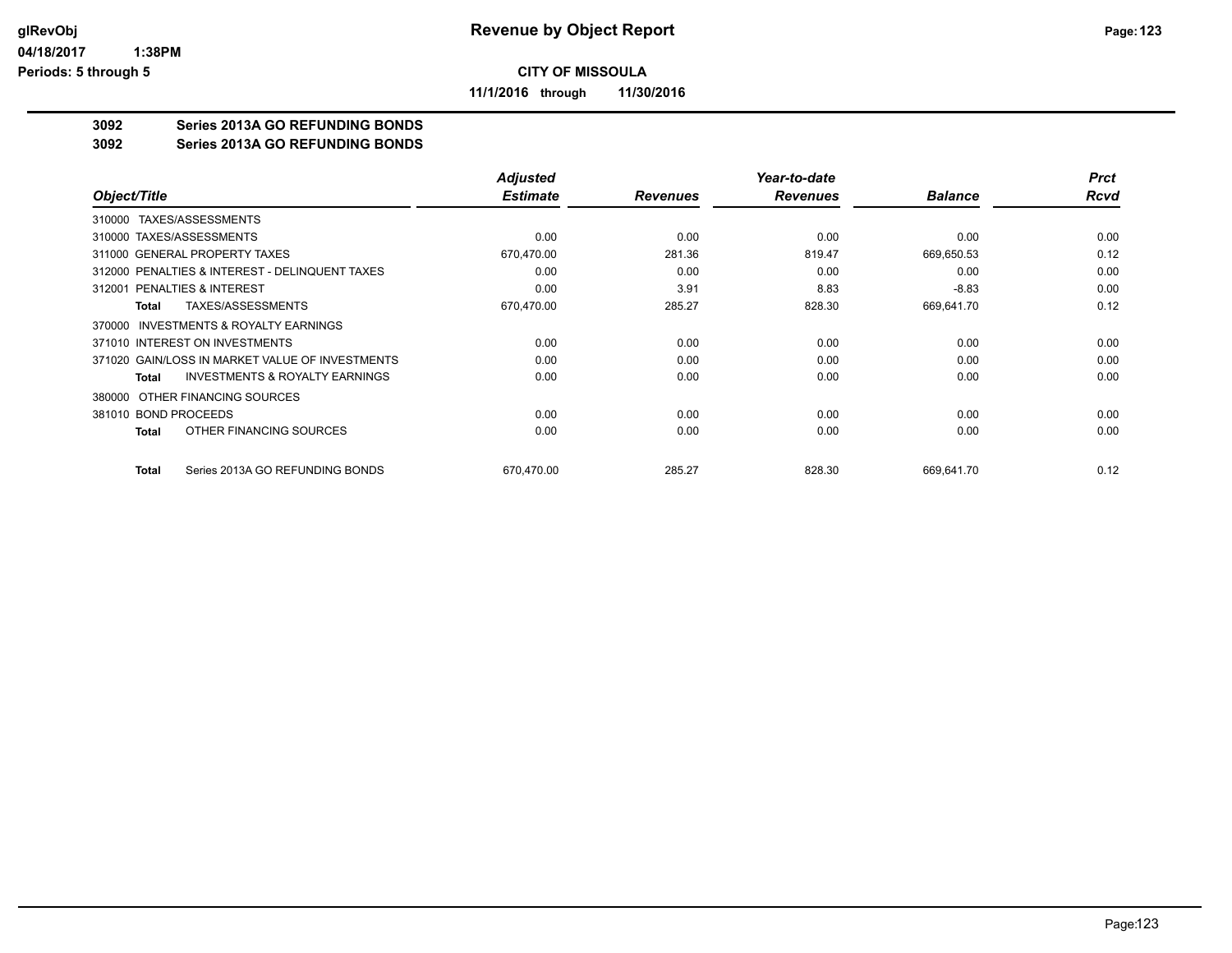**CITY OF MISSOULA**

**11/1/2016 through 11/30/2016**

**3092 Series 2013A GO REFUNDING BONDS**

**3092 Series 2013A GO REFUNDING BONDS**

| Object/Title | Adjusted Estimate | Revenues | Year-to-date Revenues | Balance | Prct Rcvd |
|---|---|---|---|---|---|
| 310000 TAXES/ASSESSMENTS | | | | | |
| 310000 TAXES/ASSESSMENTS | 0.00 | 0.00 | 0.00 | 0.00 | 0.00 |
| 311000 GENERAL PROPERTY TAXES | 670,470.00 | 281.36 | 819.47 | 669,650.53 | 0.12 |
| 312000 PENALTIES & INTEREST - DELINQUENT TAXES | 0.00 | 0.00 | 0.00 | 0.00 | 0.00 |
| 312001 PENALTIES & INTEREST | 0.00 | 3.91 | 8.83 | -8.83 | 0.00 |
| **Total** TAXES/ASSESSMENTS | 670,470.00 | 285.27 | 828.30 | 669,641.70 | 0.12 |
| 370000 INVESTMENTS & ROYALTY EARNINGS | | | | | |
| 371010 INTEREST ON INVESTMENTS | 0.00 | 0.00 | 0.00 | 0.00 | 0.00 |
| 371020 GAIN/LOSS IN MARKET VALUE OF INVESTMENTS | 0.00 | 0.00 | 0.00 | 0.00 | 0.00 |
| **Total** INVESTMENTS & ROYALTY EARNINGS | 0.00 | 0.00 | 0.00 | 0.00 | 0.00 |
| 380000 OTHER FINANCING SOURCES | | | | | |
| 381010 BOND PROCEEDS | 0.00 | 0.00 | 0.00 | 0.00 | 0.00 |
| **Total** OTHER FINANCING SOURCES | 0.00 | 0.00 | 0.00 | 0.00 | 0.00 |
| **Total** Series 2013A GO REFUNDING BONDS | 670,470.00 | 285.27 | 828.30 | 669,641.70 | 0.12 |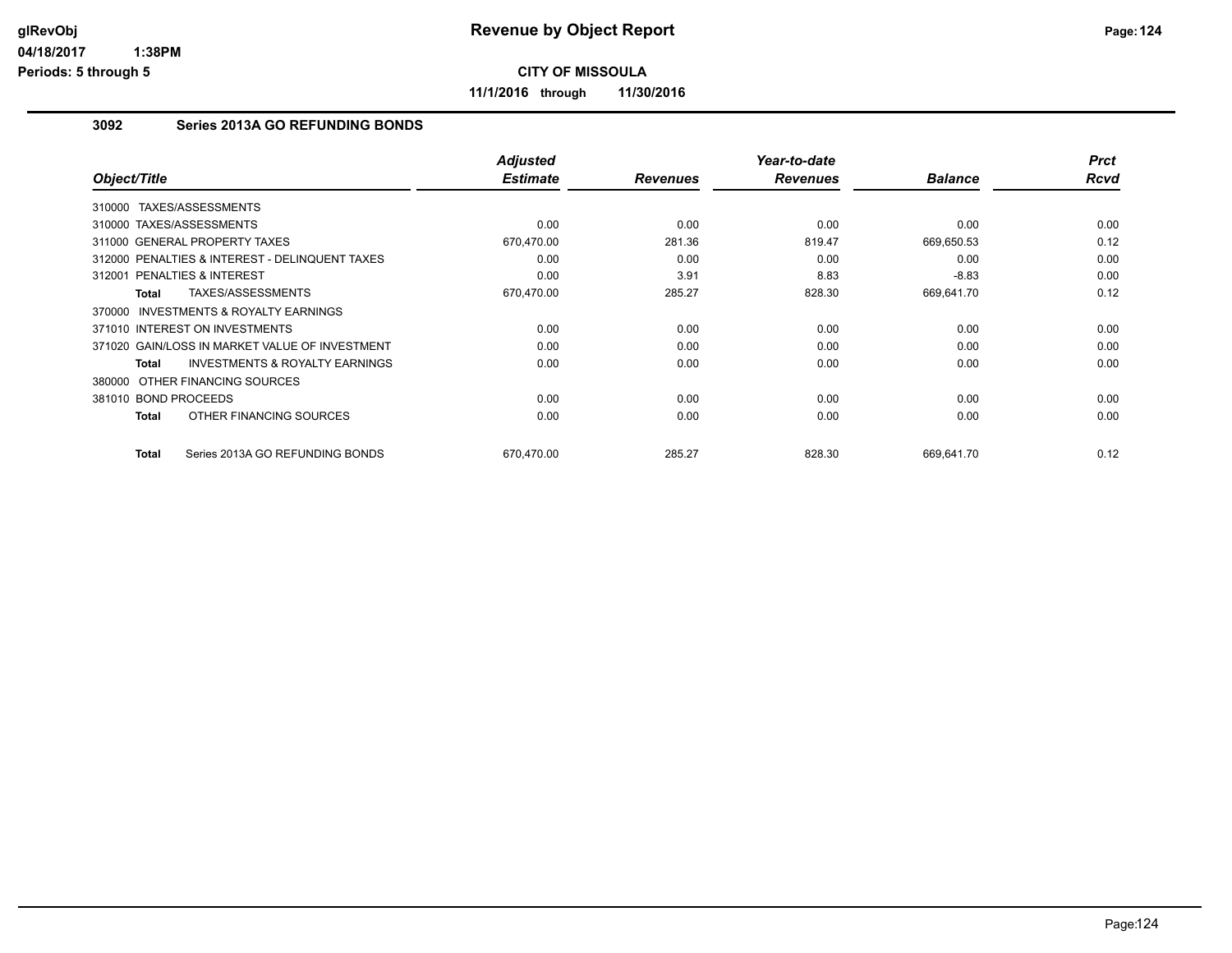**CITY OF MISSOULA**

**11/1/2016 through 11/30/2016**

## 3092 Series 2013A GO REFUNDING BONDS

| Object/Title | Adjusted Estimate | Revenues | Year-to-date Revenues | Balance | Prct Rcvd |
|---|---|---|---|---|---|
| 310000 TAXES/ASSESSMENTS | | | | | |
| 310000 TAXES/ASSESSMENTS | 0.00 | 0.00 | 0.00 | 0.00 | 0.00 |
| 311000 GENERAL PROPERTY TAXES | 670,470.00 | 281.36 | 819.47 | 669,650.53 | 0.12 |
| 312000 PENALTIES & INTEREST - DELINQUENT TAXES | 0.00 | 0.00 | 0.00 | 0.00 | 0.00 |
| 312001 PENALTIES & INTEREST | 0.00 | 3.91 | 8.83 | -8.83 | 0.00 |
| **Total** TAXES/ASSESSMENTS | 670,470.00 | 285.27 | 828.30 | 669,641.70 | 0.12 |
| 370000 INVESTMENTS & ROYALTY EARNINGS | | | | | |
| 371010 INTEREST ON INVESTMENTS | 0.00 | 0.00 | 0.00 | 0.00 | 0.00 |
| 371020 GAIN/LOSS IN MARKET VALUE OF INVESTMENT | 0.00 | 0.00 | 0.00 | 0.00 | 0.00 |
| **Total** INVESTMENTS & ROYALTY EARNINGS | 0.00 | 0.00 | 0.00 | 0.00 | 0.00 |
| 380000 OTHER FINANCING SOURCES | | | | | |
| 381010 BOND PROCEEDS | 0.00 | 0.00 | 0.00 | 0.00 | 0.00 |
| **Total** OTHER FINANCING SOURCES | 0.00 | 0.00 | 0.00 | 0.00 | 0.00 |
| **Total** Series 2013A GO REFUNDING BONDS | 670,470.00 | 285.27 | 828.30 | 669,641.70 | 0.12 |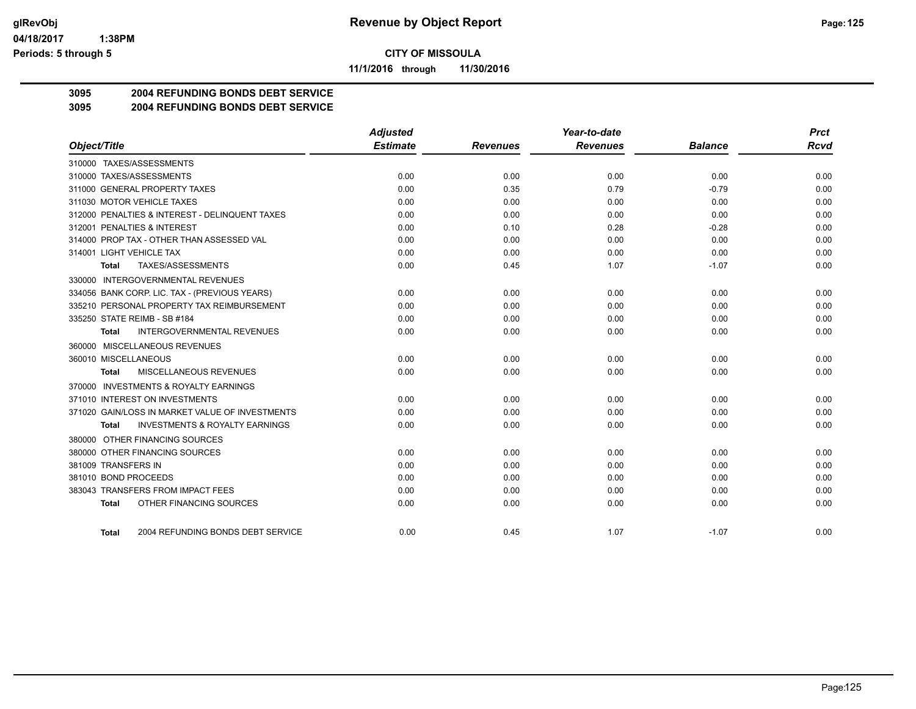**Revenue by Object Report**

**CITY OF MISSOULA**

**11/1/2016 through 11/30/2016**

## 3095 2004 REFUNDING BONDS DEBT SERVICE
## 3095 2004 REFUNDING BONDS DEBT SERVICE

| Object/Title | Adjusted Estimate | Revenues | Year-to-date Revenues | Balance | Prct Rcvd |
|---|---|---|---|---|---|
| 310000 TAXES/ASSESSMENTS | | | | | |
| 310000 TAXES/ASSESSMENTS | 0.00 | 0.00 | 0.00 | 0.00 | 0.00 |
| 311000 GENERAL PROPERTY TAXES | 0.00 | 0.35 | 0.79 | -0.79 | 0.00 |
| 311030 MOTOR VEHICLE TAXES | 0.00 | 0.00 | 0.00 | 0.00 | 0.00 |
| 312000 PENALTIES & INTEREST - DELINQUENT TAXES | 0.00 | 0.00 | 0.00 | 0.00 | 0.00 |
| 312001 PENALTIES & INTEREST | 0.00 | 0.10 | 0.28 | -0.28 | 0.00 |
| 314000 PROP TAX - OTHER THAN ASSESSED VAL | 0.00 | 0.00 | 0.00 | 0.00 | 0.00 |
| 314001 LIGHT VEHICLE TAX | 0.00 | 0.00 | 0.00 | 0.00 | 0.00 |
| **Total** TAXES/ASSESSMENTS | 0.00 | 0.45 | 1.07 | -1.07 | 0.00 |
| 330000 INTERGOVERNMENTAL REVENUES | | | | | |
| 334056 BANK CORP. LIC. TAX - (PREVIOUS YEARS) | 0.00 | 0.00 | 0.00 | 0.00 | 0.00 |
| 335210 PERSONAL PROPERTY TAX REIMBURSEMENT | 0.00 | 0.00 | 0.00 | 0.00 | 0.00 |
| 335250 STATE REIMB - SB #184 | 0.00 | 0.00 | 0.00 | 0.00 | 0.00 |
| **Total** INTERGOVERNMENTAL REVENUES | 0.00 | 0.00 | 0.00 | 0.00 | 0.00 |
| 360000 MISCELLANEOUS REVENUES | | | | | |
| 360010 MISCELLANEOUS | 0.00 | 0.00 | 0.00 | 0.00 | 0.00 |
| **Total** MISCELLANEOUS REVENUES | 0.00 | 0.00 | 0.00 | 0.00 | 0.00 |
| 370000 INVESTMENTS & ROYALTY EARNINGS | | | | | |
| 371010 INTEREST ON INVESTMENTS | 0.00 | 0.00 | 0.00 | 0.00 | 0.00 |
| 371020 GAIN/LOSS IN MARKET VALUE OF INVESTMENTS | 0.00 | 0.00 | 0.00 | 0.00 | 0.00 |
| **Total** INVESTMENTS & ROYALTY EARNINGS | 0.00 | 0.00 | 0.00 | 0.00 | 0.00 |
| 380000 OTHER FINANCING SOURCES | | | | | |
| 380000 OTHER FINANCING SOURCES | 0.00 | 0.00 | 0.00 | 0.00 | 0.00 |
| 381009 TRANSFERS IN | 0.00 | 0.00 | 0.00 | 0.00 | 0.00 |
| 381010 BOND PROCEEDS | 0.00 | 0.00 | 0.00 | 0.00 | 0.00 |
| 383043 TRANSFERS FROM IMPACT FEES | 0.00 | 0.00 | 0.00 | 0.00 | 0.00 |
| **Total** OTHER FINANCING SOURCES | 0.00 | 0.00 | 0.00 | 0.00 | 0.00 |
| **Total** 2004 REFUNDING BONDS DEBT SERVICE | 0.00 | 0.45 | 1.07 | -1.07 | 0.00 |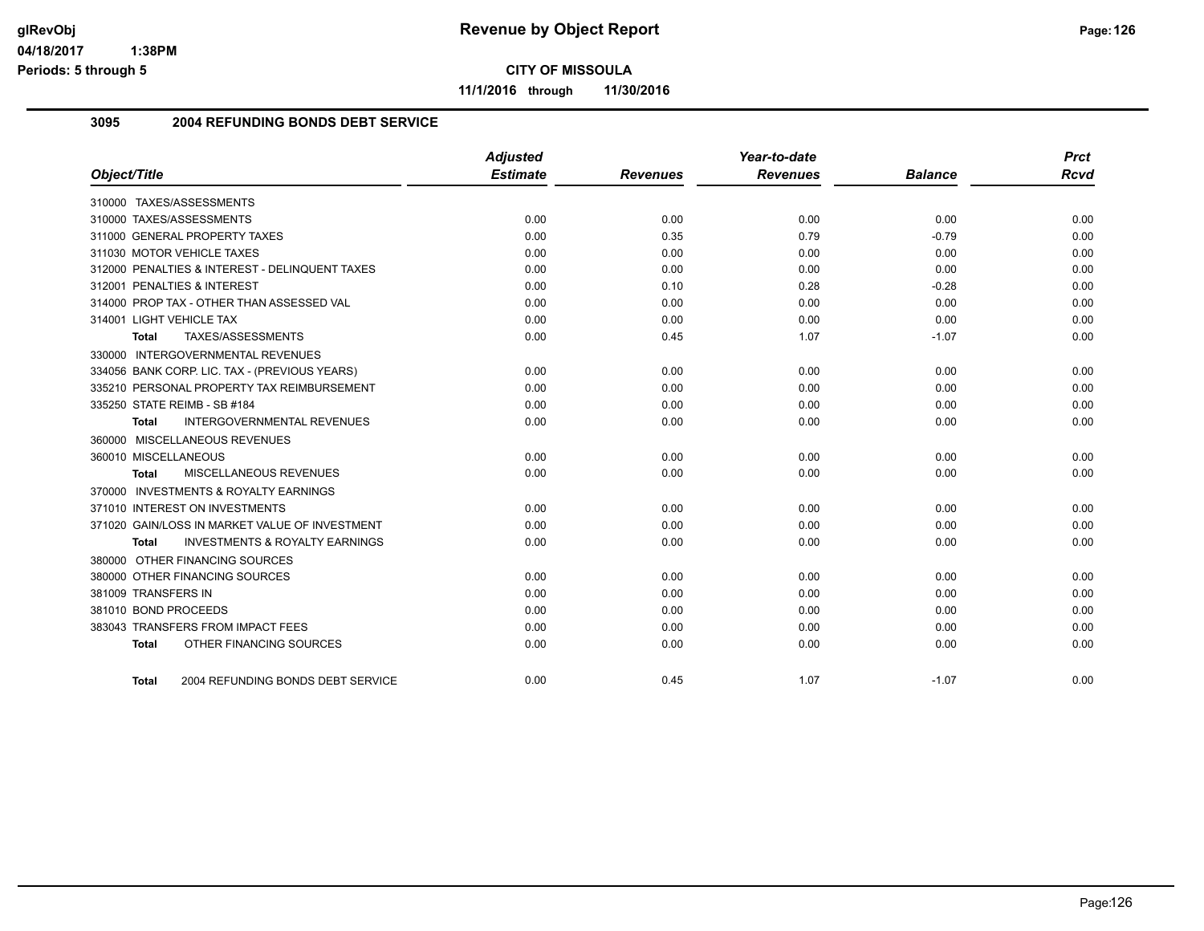**CITY OF MISSOULA**

**11/1/2016 through 11/30/2016**

## 3095 2004 REFUNDING BONDS DEBT SERVICE

| Object/Title | Adjusted Estimate | Revenues | Year-to-date Revenues | Balance | Prct Rcvd |
|---|---|---|---|---|---|
| 310000 TAXES/ASSESSMENTS | | | | | |
| 310000 TAXES/ASSESSMENTS | 0.00 | 0.00 | 0.00 | 0.00 | 0.00 |
| 311000 GENERAL PROPERTY TAXES | 0.00 | 0.35 | 0.79 | -0.79 | 0.00 |
| 311030 MOTOR VEHICLE TAXES | 0.00 | 0.00 | 0.00 | 0.00 | 0.00 |
| 312000 PENALTIES & INTEREST - DELINQUENT TAXES | 0.00 | 0.00 | 0.00 | 0.00 | 0.00 |
| 312001 PENALTIES & INTEREST | 0.00 | 0.10 | 0.28 | -0.28 | 0.00 |
| 314000 PROP TAX - OTHER THAN ASSESSED VAL | 0.00 | 0.00 | 0.00 | 0.00 | 0.00 |
| 314001 LIGHT VEHICLE TAX | 0.00 | 0.00 | 0.00 | 0.00 | 0.00 |
| **Total** TAXES/ASSESSMENTS | 0.00 | 0.45 | 1.07 | -1.07 | 0.00 |
| 330000 INTERGOVERNMENTAL REVENUES | | | | | |
| 334056 BANK CORP. LIC. TAX - (PREVIOUS YEARS) | 0.00 | 0.00 | 0.00 | 0.00 | 0.00 |
| 335210 PERSONAL PROPERTY TAX REIMBURSEMENT | 0.00 | 0.00 | 0.00 | 0.00 | 0.00 |
| 335250 STATE REIMB - SB #184 | 0.00 | 0.00 | 0.00 | 0.00 | 0.00 |
| **Total** INTERGOVERNMENTAL REVENUES | 0.00 | 0.00 | 0.00 | 0.00 | 0.00 |
| 360000 MISCELLANEOUS REVENUES | | | | | |
| 360010 MISCELLANEOUS | 0.00 | 0.00 | 0.00 | 0.00 | 0.00 |
| **Total** MISCELLANEOUS REVENUES | 0.00 | 0.00 | 0.00 | 0.00 | 0.00 |
| 370000 INVESTMENTS & ROYALTY EARNINGS | | | | | |
| 371010 INTEREST ON INVESTMENTS | 0.00 | 0.00 | 0.00 | 0.00 | 0.00 |
| 371020 GAIN/LOSS IN MARKET VALUE OF INVESTMENT | 0.00 | 0.00 | 0.00 | 0.00 | 0.00 |
| **Total** INVESTMENTS & ROYALTY EARNINGS | 0.00 | 0.00 | 0.00 | 0.00 | 0.00 |
| 380000 OTHER FINANCING SOURCES | | | | | |
| 380000 OTHER FINANCING SOURCES | 0.00 | 0.00 | 0.00 | 0.00 | 0.00 |
| 381009 TRANSFERS IN | 0.00 | 0.00 | 0.00 | 0.00 | 0.00 |
| 381010 BOND PROCEEDS | 0.00 | 0.00 | 0.00 | 0.00 | 0.00 |
| 383043 TRANSFERS FROM IMPACT FEES | 0.00 | 0.00 | 0.00 | 0.00 | 0.00 |
| **Total** OTHER FINANCING SOURCES | 0.00 | 0.00 | 0.00 | 0.00 | 0.00 |
| **Total** 2004 REFUNDING BONDS DEBT SERVICE | 0.00 | 0.45 | 1.07 | -1.07 | 0.00 |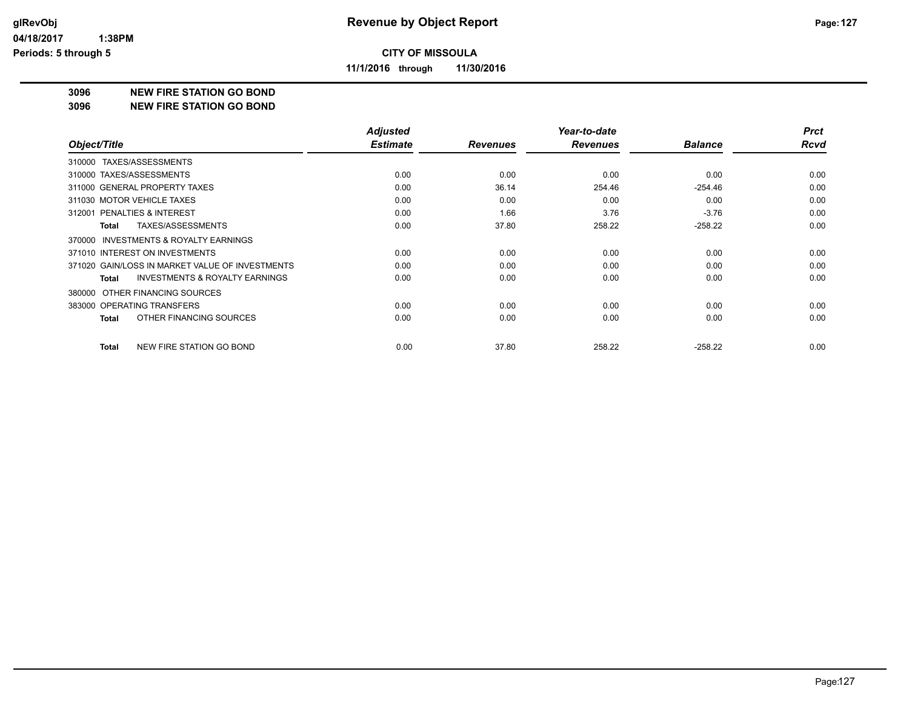# Revenue by Object Report

glRevObj
04/18/2017 1:38PM
Periods: 5 through 5

**CITY OF MISSOULA**

**11/1/2016 through 11/30/2016**

**3096 NEW FIRE STATION GO BOND**
**3096 NEW FIRE STATION GO BOND**

| Object/Title | Adjusted Estimate | Revenues | Year-to-date Revenues | Balance | Prct Rcvd |
|---|---|---|---|---|---|
| 310000 TAXES/ASSESSMENTS | | | | | |
| 310000 TAXES/ASSESSMENTS | 0.00 | 0.00 | 0.00 | 0.00 | 0.00 |
| 311000 GENERAL PROPERTY TAXES | 0.00 | 36.14 | 254.46 | -254.46 | 0.00 |
| 311030 MOTOR VEHICLE TAXES | 0.00 | 0.00 | 0.00 | 0.00 | 0.00 |
| 312001 PENALTIES & INTEREST | 0.00 | 1.66 | 3.76 | -3.76 | 0.00 |
| **Total** TAXES/ASSESSMENTS | 0.00 | 37.80 | 258.22 | -258.22 | 0.00 |
| 370000 INVESTMENTS & ROYALTY EARNINGS | | | | | |
| 371010 INTEREST ON INVESTMENTS | 0.00 | 0.00 | 0.00 | 0.00 | 0.00 |
| 371020 GAIN/LOSS IN MARKET VALUE OF INVESTMENTS | 0.00 | 0.00 | 0.00 | 0.00 | 0.00 |
| **Total** INVESTMENTS & ROYALTY EARNINGS | 0.00 | 0.00 | 0.00 | 0.00 | 0.00 |
| 380000 OTHER FINANCING SOURCES | | | | | |
| 383000 OPERATING TRANSFERS | 0.00 | 0.00 | 0.00 | 0.00 | 0.00 |
| **Total** OTHER FINANCING SOURCES | 0.00 | 0.00 | 0.00 | 0.00 | 0.00 |
| **Total** NEW FIRE STATION GO BOND | 0.00 | 37.80 | 258.22 | -258.22 | 0.00 |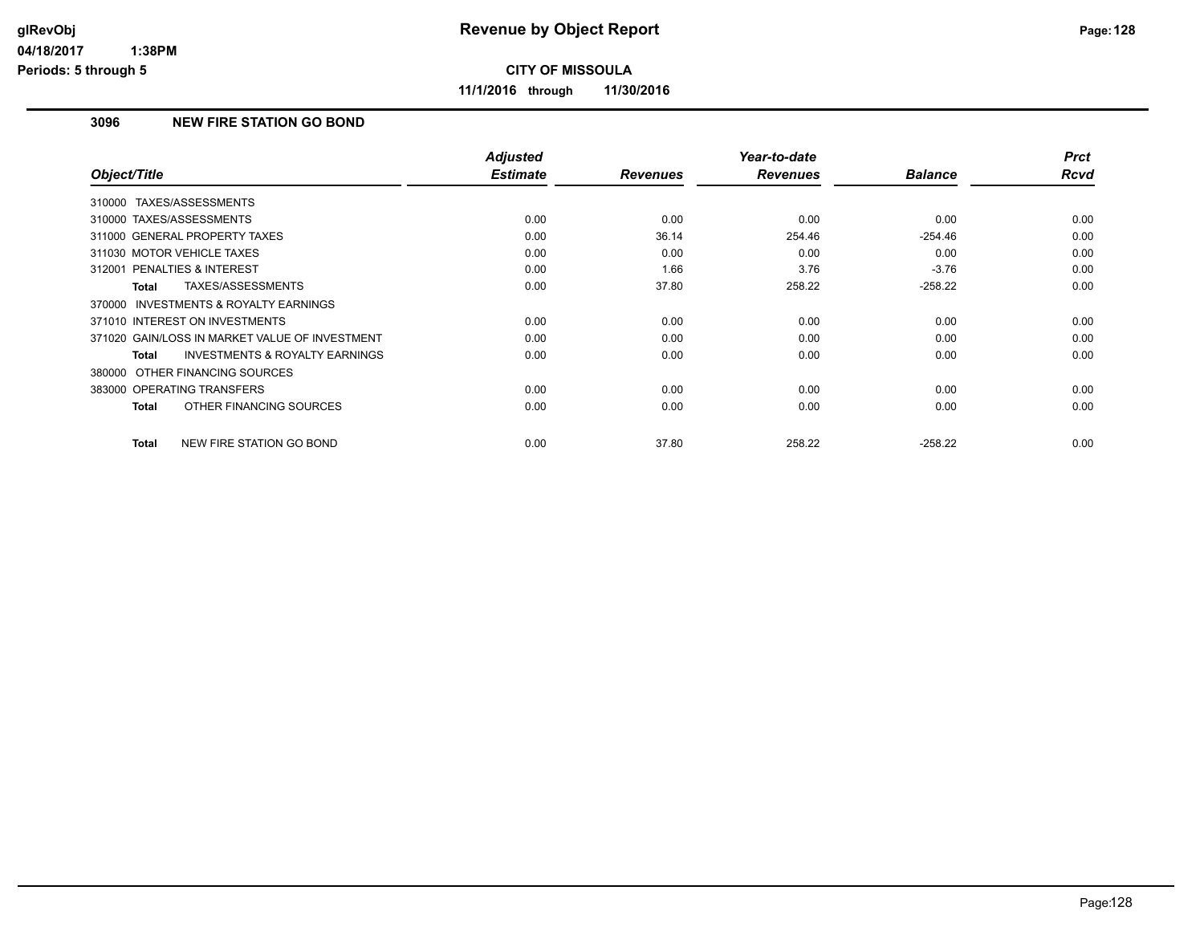**glRevObj**
**04/18/2017 1:38PM**
**Periods: 5 through 5**

# Revenue by Object Report

**CITY OF MISSOULA**

**11/1/2016 through 11/30/2016**

## 3096 NEW FIRE STATION GO BOND

| Object/Title | Adjusted Estimate | Revenues | Year-to-date Revenues | Balance | Prct Rcvd |
|---|---|---|---|---|---|
| 310000 TAXES/ASSESSMENTS | | | | | |
| 310000 TAXES/ASSESSMENTS | 0.00 | 0.00 | 0.00 | 0.00 | 0.00 |
| 311000 GENERAL PROPERTY TAXES | 0.00 | 36.14 | 254.46 | -254.46 | 0.00 |
| 311030 MOTOR VEHICLE TAXES | 0.00 | 0.00 | 0.00 | 0.00 | 0.00 |
| 312001 PENALTIES & INTEREST | 0.00 | 1.66 | 3.76 | -3.76 | 0.00 |
| **Total** TAXES/ASSESSMENTS | 0.00 | 37.80 | 258.22 | -258.22 | 0.00 |
| 370000 INVESTMENTS & ROYALTY EARNINGS | | | | | |
| 371010 INTEREST ON INVESTMENTS | 0.00 | 0.00 | 0.00 | 0.00 | 0.00 |
| 371020 GAIN/LOSS IN MARKET VALUE OF INVESTMENT | 0.00 | 0.00 | 0.00 | 0.00 | 0.00 |
| **Total** INVESTMENTS & ROYALTY EARNINGS | 0.00 | 0.00 | 0.00 | 0.00 | 0.00 |
| 380000 OTHER FINANCING SOURCES | | | | | |
| 383000 OPERATING TRANSFERS | 0.00 | 0.00 | 0.00 | 0.00 | 0.00 |
| **Total** OTHER FINANCING SOURCES | 0.00 | 0.00 | 0.00 | 0.00 | 0.00 |
| **Total** NEW FIRE STATION GO BOND | 0.00 | 37.80 | 258.22 | -258.22 | 0.00 |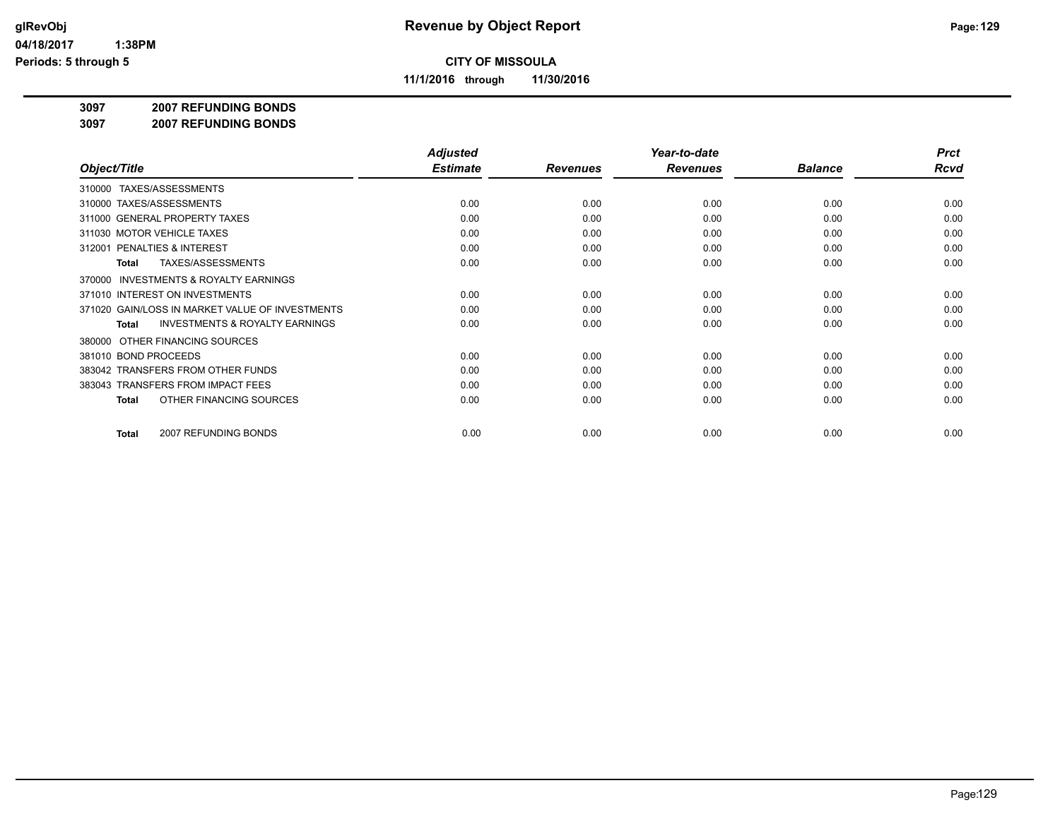# Revenue by Object Report

glRevObj
04/18/2017 1:38PM
Periods: 5 through 5

**CITY OF MISSOULA**

**11/1/2016 through 11/30/2016**

**3097 2007 REFUNDING BONDS**
**3097 2007 REFUNDING BONDS**

| Object/Title | Adjusted Estimate | Revenues | Year-to-date Revenues | Balance | Prct Rcvd |
|---|---|---|---|---|---|
| 310000 TAXES/ASSESSMENTS | | | | | |
| 310000 TAXES/ASSESSMENTS | 0.00 | 0.00 | 0.00 | 0.00 | 0.00 |
| 311000 GENERAL PROPERTY TAXES | 0.00 | 0.00 | 0.00 | 0.00 | 0.00 |
| 311030 MOTOR VEHICLE TAXES | 0.00 | 0.00 | 0.00 | 0.00 | 0.00 |
| 312001 PENALTIES & INTEREST | 0.00 | 0.00 | 0.00 | 0.00 | 0.00 |
| **Total** TAXES/ASSESSMENTS | 0.00 | 0.00 | 0.00 | 0.00 | 0.00 |
| 370000 INVESTMENTS & ROYALTY EARNINGS | | | | | |
| 371010 INTEREST ON INVESTMENTS | 0.00 | 0.00 | 0.00 | 0.00 | 0.00 |
| 371020 GAIN/LOSS IN MARKET VALUE OF INVESTMENTS | 0.00 | 0.00 | 0.00 | 0.00 | 0.00 |
| **Total** INVESTMENTS & ROYALTY EARNINGS | 0.00 | 0.00 | 0.00 | 0.00 | 0.00 |
| 380000 OTHER FINANCING SOURCES | | | | | |
| 381010 BOND PROCEEDS | 0.00 | 0.00 | 0.00 | 0.00 | 0.00 |
| 383042 TRANSFERS FROM OTHER FUNDS | 0.00 | 0.00 | 0.00 | 0.00 | 0.00 |
| 383043 TRANSFERS FROM IMPACT FEES | 0.00 | 0.00 | 0.00 | 0.00 | 0.00 |
| **Total** OTHER FINANCING SOURCES | 0.00 | 0.00 | 0.00 | 0.00 | 0.00 |
| **Total** 2007 REFUNDING BONDS | 0.00 | 0.00 | 0.00 | 0.00 | 0.00 |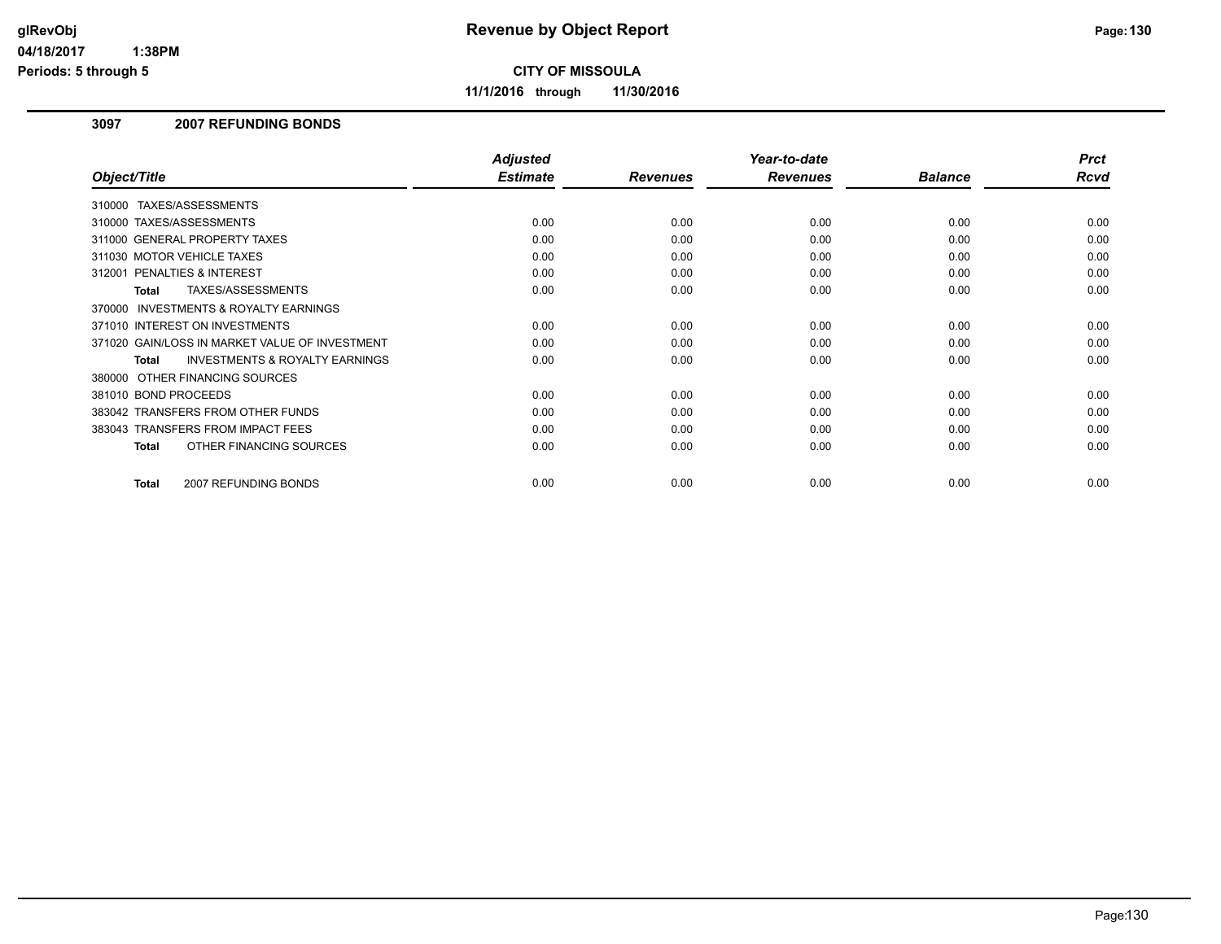# Revenue by Object Report

**CITY OF MISSOULA**

**11/1/2016 through 11/30/2016**

glRevObj
04/18/2017 1:38PM
Periods: 5 through 5

## 3097 2007 REFUNDING BONDS

| Object/Title | Adjusted Estimate | Revenues | Year-to-date Revenues | Balance | Prct Rcvd |
|---|---|---|---|---|---|
| 310000 TAXES/ASSESSMENTS | | | | | |
| 310000 TAXES/ASSESSMENTS | 0.00 | 0.00 | 0.00 | 0.00 | 0.00 |
| 311000 GENERAL PROPERTY TAXES | 0.00 | 0.00 | 0.00 | 0.00 | 0.00 |
| 311030 MOTOR VEHICLE TAXES | 0.00 | 0.00 | 0.00 | 0.00 | 0.00 |
| 312001 PENALTIES & INTEREST | 0.00 | 0.00 | 0.00 | 0.00 | 0.00 |
| **Total** TAXES/ASSESSMENTS | 0.00 | 0.00 | 0.00 | 0.00 | 0.00 |
| 370000 INVESTMENTS & ROYALTY EARNINGS | | | | | |
| 371010 INTEREST ON INVESTMENTS | 0.00 | 0.00 | 0.00 | 0.00 | 0.00 |
| 371020 GAIN/LOSS IN MARKET VALUE OF INVESTMENT | 0.00 | 0.00 | 0.00 | 0.00 | 0.00 |
| **Total** INVESTMENTS & ROYALTY EARNINGS | 0.00 | 0.00 | 0.00 | 0.00 | 0.00 |
| 380000 OTHER FINANCING SOURCES | | | | | |
| 381010 BOND PROCEEDS | 0.00 | 0.00 | 0.00 | 0.00 | 0.00 |
| 383042 TRANSFERS FROM OTHER FUNDS | 0.00 | 0.00 | 0.00 | 0.00 | 0.00 |
| 383043 TRANSFERS FROM IMPACT FEES | 0.00 | 0.00 | 0.00 | 0.00 | 0.00 |
| **Total** OTHER FINANCING SOURCES | 0.00 | 0.00 | 0.00 | 0.00 | 0.00 |
| **Total** 2007 REFUNDING BONDS | 0.00 | 0.00 | 0.00 | 0.00 | 0.00 |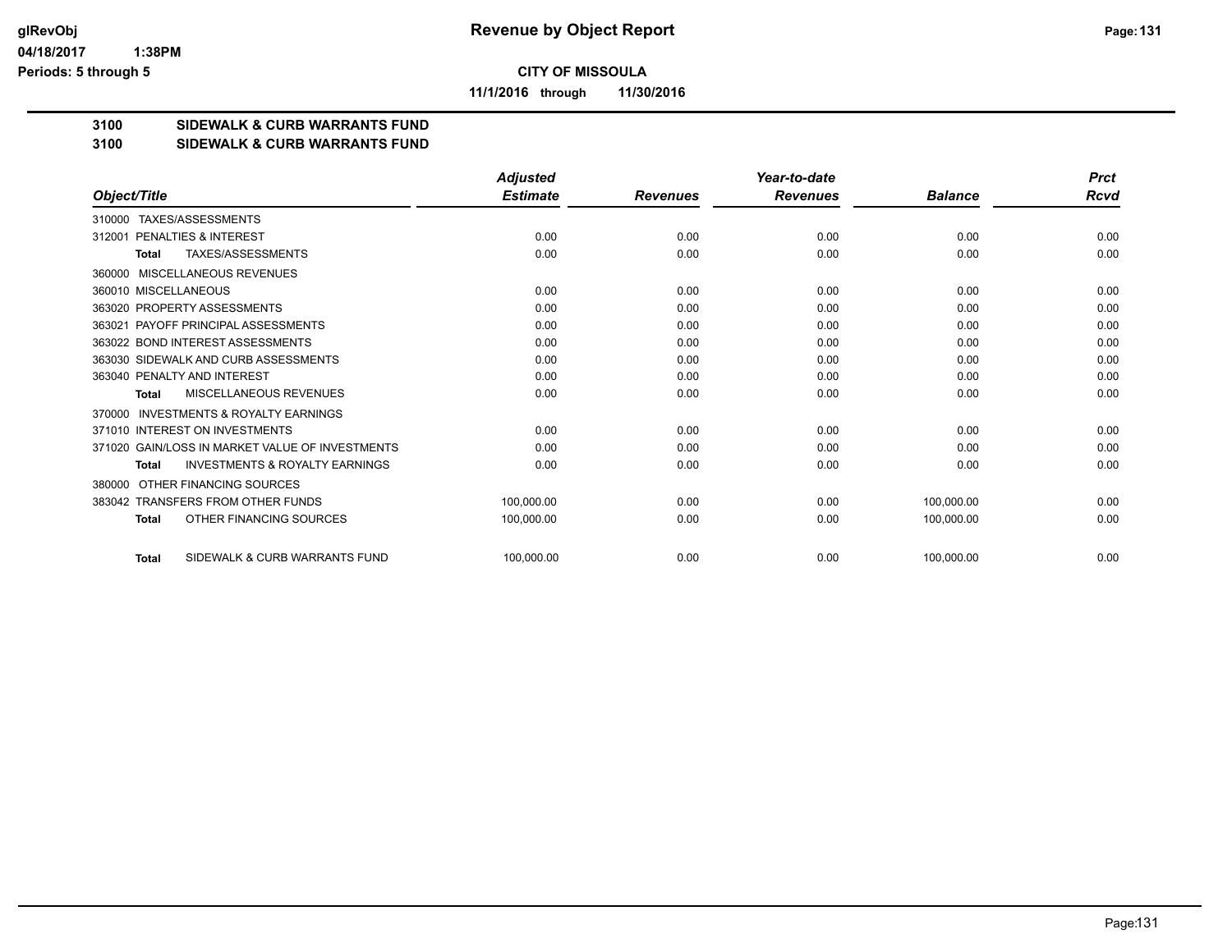**CITY OF MISSOULA**

**11/1/2016 through 11/30/2016**

## 3100 SIDEWALK & CURB WARRANTS FUND

## 3100 SIDEWALK & CURB WARRANTS FUND

| Object/Title | Adjusted Estimate | Revenues | Year-to-date Revenues | Balance | Prct Rcvd |
|---|---|---|---|---|---|
| 310000 TAXES/ASSESSMENTS | | | | | |
| 312001 PENALTIES & INTEREST | 0.00 | 0.00 | 0.00 | 0.00 | 0.00 |
| **Total** TAXES/ASSESSMENTS | 0.00 | 0.00 | 0.00 | 0.00 | 0.00 |
| 360000 MISCELLANEOUS REVENUES | | | | | |
| 360010 MISCELLANEOUS | 0.00 | 0.00 | 0.00 | 0.00 | 0.00 |
| 363020 PROPERTY ASSESSMENTS | 0.00 | 0.00 | 0.00 | 0.00 | 0.00 |
| 363021 PAYOFF PRINCIPAL ASSESSMENTS | 0.00 | 0.00 | 0.00 | 0.00 | 0.00 |
| 363022 BOND INTEREST ASSESSMENTS | 0.00 | 0.00 | 0.00 | 0.00 | 0.00 |
| 363030 SIDEWALK AND CURB ASSESSMENTS | 0.00 | 0.00 | 0.00 | 0.00 | 0.00 |
| 363040 PENALTY AND INTEREST | 0.00 | 0.00 | 0.00 | 0.00 | 0.00 |
| **Total** MISCELLANEOUS REVENUES | 0.00 | 0.00 | 0.00 | 0.00 | 0.00 |
| 370000 INVESTMENTS & ROYALTY EARNINGS | | | | | |
| 371010 INTEREST ON INVESTMENTS | 0.00 | 0.00 | 0.00 | 0.00 | 0.00 |
| 371020 GAIN/LOSS IN MARKET VALUE OF INVESTMENTS | 0.00 | 0.00 | 0.00 | 0.00 | 0.00 |
| **Total** INVESTMENTS & ROYALTY EARNINGS | 0.00 | 0.00 | 0.00 | 0.00 | 0.00 |
| 380000 OTHER FINANCING SOURCES | | | | | |
| 383042 TRANSFERS FROM OTHER FUNDS | 100,000.00 | 0.00 | 0.00 | 100,000.00 | 0.00 |
| **Total** OTHER FINANCING SOURCES | 100,000.00 | 0.00 | 0.00 | 100,000.00 | 0.00 |
| **Total** SIDEWALK & CURB WARRANTS FUND | 100,000.00 | 0.00 | 0.00 | 100,000.00 | 0.00 |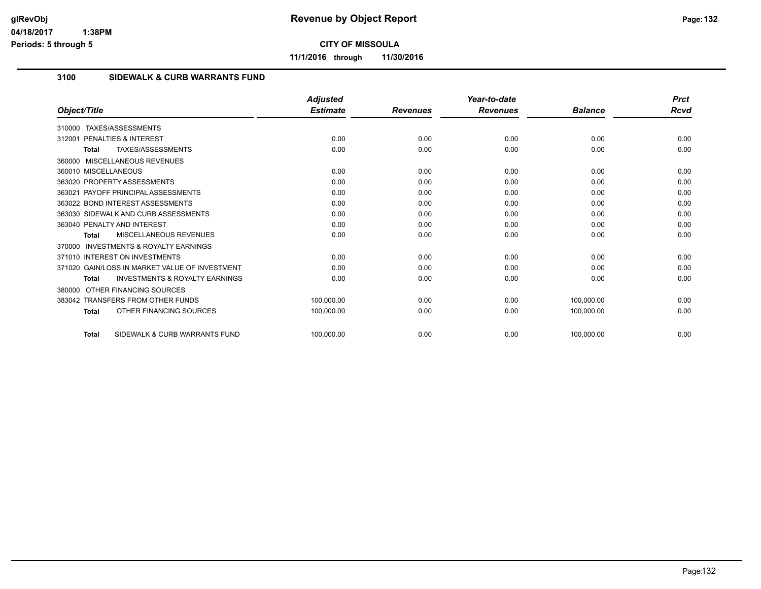# Revenue by Object Report

**CITY OF MISSOULA**

**11/1/2016 through 11/30/2016**

glRevObj
04/18/2017 1:38PM
Periods: 5 through 5

## 3100 SIDEWALK & CURB WARRANTS FUND

| Object/Title | Adjusted Estimate | Revenues | Year-to-date Revenues | Balance | Prct Rcvd |
|---|---|---|---|---|---|
| 310000 TAXES/ASSESSMENTS | | | | | |
| 312001 PENALTIES & INTEREST | 0.00 | 0.00 | 0.00 | 0.00 | 0.00 |
| **Total** TAXES/ASSESSMENTS | 0.00 | 0.00 | 0.00 | 0.00 | 0.00 |
| 360000 MISCELLANEOUS REVENUES | | | | | |
| 360010 MISCELLANEOUS | 0.00 | 0.00 | 0.00 | 0.00 | 0.00 |
| 363020 PROPERTY ASSESSMENTS | 0.00 | 0.00 | 0.00 | 0.00 | 0.00 |
| 363021 PAYOFF PRINCIPAL ASSESSMENTS | 0.00 | 0.00 | 0.00 | 0.00 | 0.00 |
| 363022 BOND INTEREST ASSESSMENTS | 0.00 | 0.00 | 0.00 | 0.00 | 0.00 |
| 363030 SIDEWALK AND CURB ASSESSMENTS | 0.00 | 0.00 | 0.00 | 0.00 | 0.00 |
| 363040 PENALTY AND INTEREST | 0.00 | 0.00 | 0.00 | 0.00 | 0.00 |
| **Total** MISCELLANEOUS REVENUES | 0.00 | 0.00 | 0.00 | 0.00 | 0.00 |
| 370000 INVESTMENTS & ROYALTY EARNINGS | | | | | |
| 371010 INTEREST ON INVESTMENTS | 0.00 | 0.00 | 0.00 | 0.00 | 0.00 |
| 371020 GAIN/LOSS IN MARKET VALUE OF INVESTMENT | 0.00 | 0.00 | 0.00 | 0.00 | 0.00 |
| **Total** INVESTMENTS & ROYALTY EARNINGS | 0.00 | 0.00 | 0.00 | 0.00 | 0.00 |
| 380000 OTHER FINANCING SOURCES | | | | | |
| 383042 TRANSFERS FROM OTHER FUNDS | 100,000.00 | 0.00 | 0.00 | 100,000.00 | 0.00 |
| **Total** OTHER FINANCING SOURCES | 100,000.00 | 0.00 | 0.00 | 100,000.00 | 0.00 |
| **Total** SIDEWALK & CURB WARRANTS FUND | 100,000.00 | 0.00 | 0.00 | 100,000.00 | 0.00 |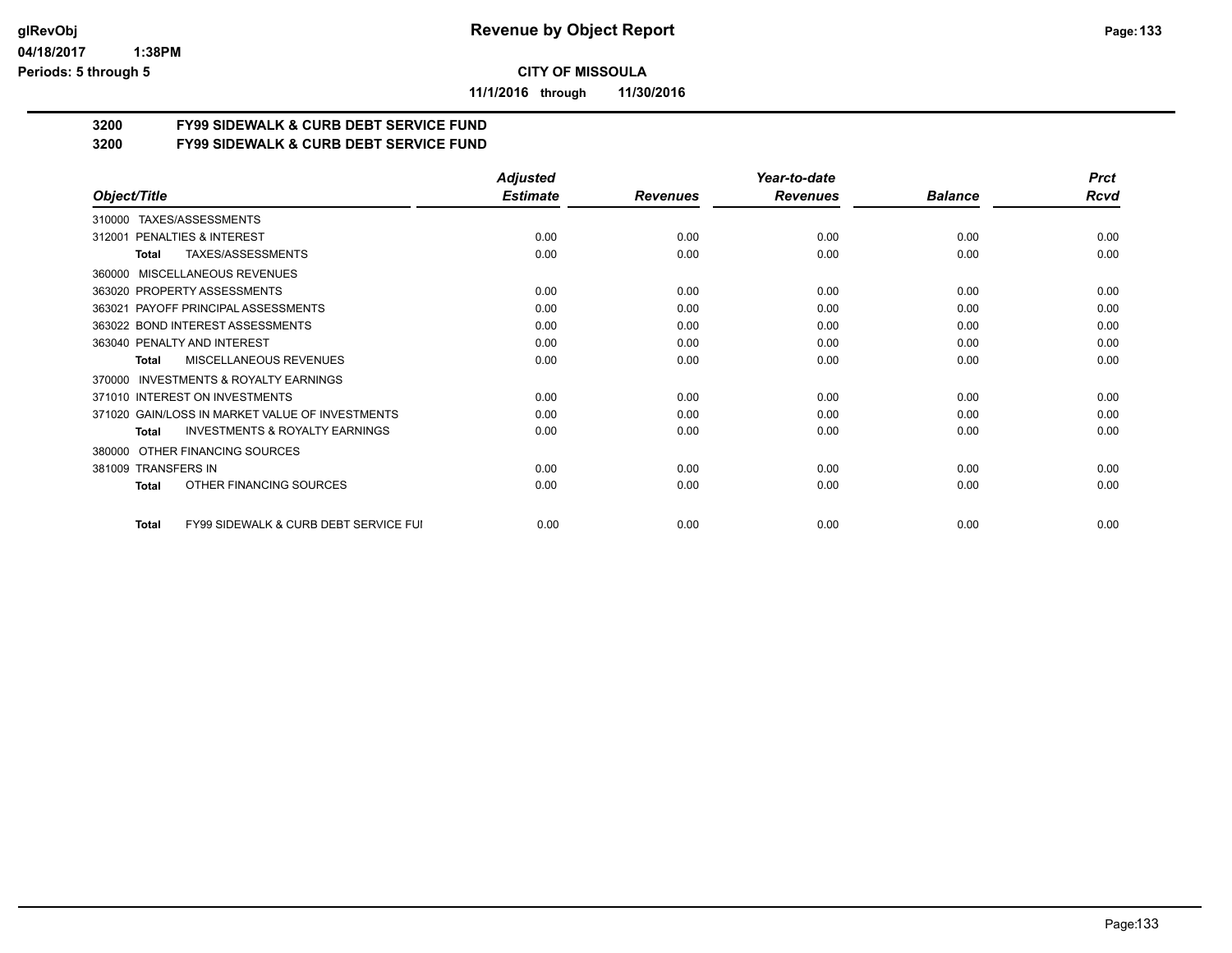**Revenue by Object Report**

**CITY OF MISSOULA**

**11/1/2016 through 11/30/2016**

glRevObj
04/18/2017 1:38PM
Periods: 5 through 5

## 3200 FY99 SIDEWALK & CURB DEBT SERVICE FUND
## 3200 FY99 SIDEWALK & CURB DEBT SERVICE FUND

| Object/Title | Adjusted Estimate | Revenues | Year-to-date Revenues | Balance | Prct Rcvd |
|---|---|---|---|---|---|
| 310000 TAXES/ASSESSMENTS | | | | | |
| 312001 PENALTIES & INTEREST | 0.00 | 0.00 | 0.00 | 0.00 | 0.00 |
| **Total** TAXES/ASSESSMENTS | 0.00 | 0.00 | 0.00 | 0.00 | 0.00 |
| 360000 MISCELLANEOUS REVENUES | | | | | |
| 363020 PROPERTY ASSESSMENTS | 0.00 | 0.00 | 0.00 | 0.00 | 0.00 |
| 363021 PAYOFF PRINCIPAL ASSESSMENTS | 0.00 | 0.00 | 0.00 | 0.00 | 0.00 |
| 363022 BOND INTEREST ASSESSMENTS | 0.00 | 0.00 | 0.00 | 0.00 | 0.00 |
| 363040 PENALTY AND INTEREST | 0.00 | 0.00 | 0.00 | 0.00 | 0.00 |
| **Total** MISCELLANEOUS REVENUES | 0.00 | 0.00 | 0.00 | 0.00 | 0.00 |
| 370000 INVESTMENTS & ROYALTY EARNINGS | | | | | |
| 371010 INTEREST ON INVESTMENTS | 0.00 | 0.00 | 0.00 | 0.00 | 0.00 |
| 371020 GAIN/LOSS IN MARKET VALUE OF INVESTMENTS | 0.00 | 0.00 | 0.00 | 0.00 | 0.00 |
| **Total** INVESTMENTS & ROYALTY EARNINGS | 0.00 | 0.00 | 0.00 | 0.00 | 0.00 |
| 380000 OTHER FINANCING SOURCES | | | | | |
| 381009 TRANSFERS IN | 0.00 | 0.00 | 0.00 | 0.00 | 0.00 |
| **Total** OTHER FINANCING SOURCES | 0.00 | 0.00 | 0.00 | 0.00 | 0.00 |
| **Total** FY99 SIDEWALK & CURB DEBT SERVICE FUI | 0.00 | 0.00 | 0.00 | 0.00 | 0.00 |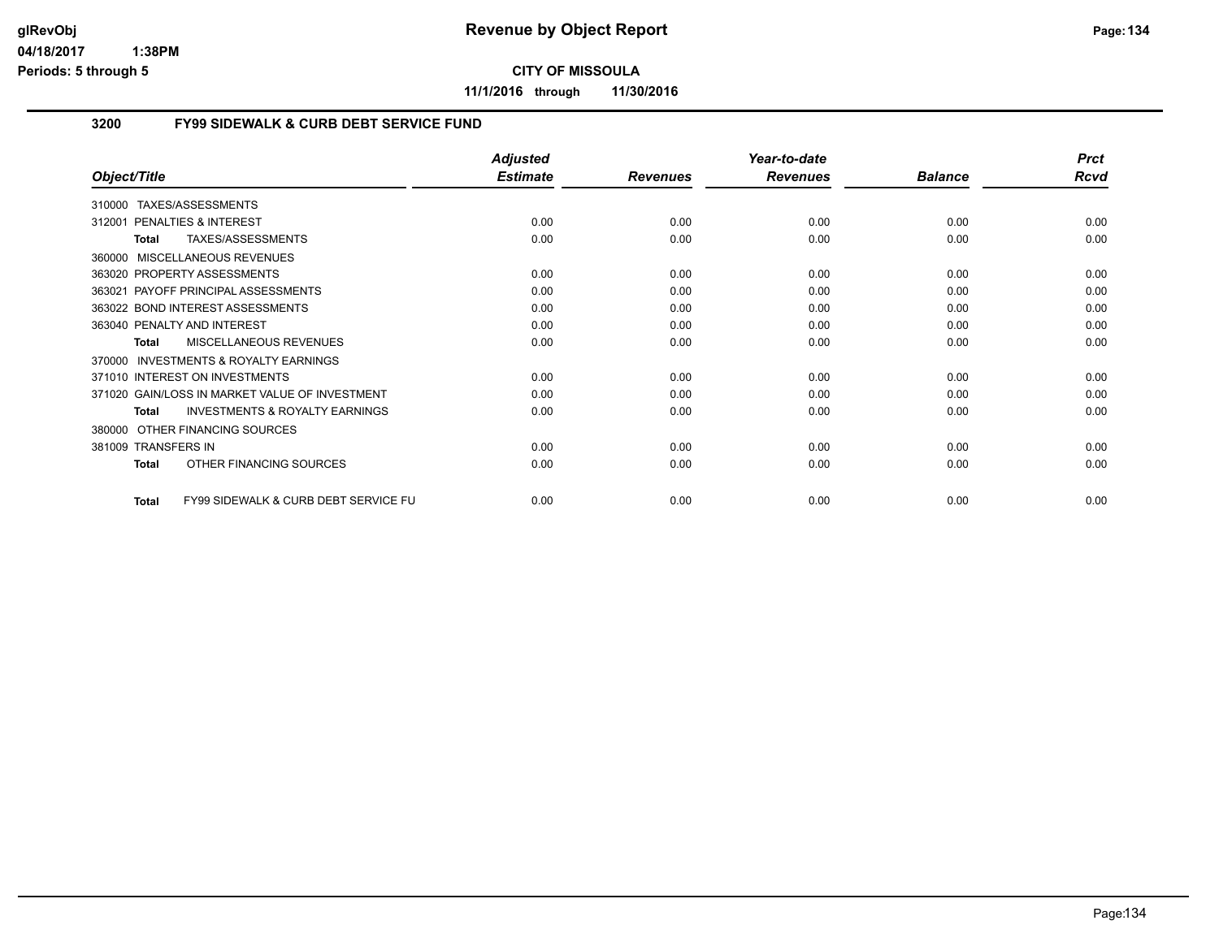**CITY OF MISSOULA**

**11/1/2016 through 11/30/2016**

## 3200 FY99 SIDEWALK & CURB DEBT SERVICE FUND

| Object/Title | Adjusted Estimate | Revenues | Year-to-date Revenues | Balance | Prct Rcvd |
|---|---|---|---|---|---|
| 310000 TAXES/ASSESSMENTS | | | | | |
| 312001 PENALTIES & INTEREST | 0.00 | 0.00 | 0.00 | 0.00 | 0.00 |
| **Total** TAXES/ASSESSMENTS | 0.00 | 0.00 | 0.00 | 0.00 | 0.00 |
| 360000 MISCELLANEOUS REVENUES | | | | | |
| 363020 PROPERTY ASSESSMENTS | 0.00 | 0.00 | 0.00 | 0.00 | 0.00 |
| 363021 PAYOFF PRINCIPAL ASSESSMENTS | 0.00 | 0.00 | 0.00 | 0.00 | 0.00 |
| 363022 BOND INTEREST ASSESSMENTS | 0.00 | 0.00 | 0.00 | 0.00 | 0.00 |
| 363040 PENALTY AND INTEREST | 0.00 | 0.00 | 0.00 | 0.00 | 0.00 |
| **Total** MISCELLANEOUS REVENUES | 0.00 | 0.00 | 0.00 | 0.00 | 0.00 |
| 370000 INVESTMENTS & ROYALTY EARNINGS | | | | | |
| 371010 INTEREST ON INVESTMENTS | 0.00 | 0.00 | 0.00 | 0.00 | 0.00 |
| 371020 GAIN/LOSS IN MARKET VALUE OF INVESTMENT | 0.00 | 0.00 | 0.00 | 0.00 | 0.00 |
| **Total** INVESTMENTS & ROYALTY EARNINGS | 0.00 | 0.00 | 0.00 | 0.00 | 0.00 |
| 380000 OTHER FINANCING SOURCES | | | | | |
| 381009 TRANSFERS IN | 0.00 | 0.00 | 0.00 | 0.00 | 0.00 |
| **Total** OTHER FINANCING SOURCES | 0.00 | 0.00 | 0.00 | 0.00 | 0.00 |
| **Total** FY99 SIDEWALK & CURB DEBT SERVICE FU | 0.00 | 0.00 | 0.00 | 0.00 | 0.00 |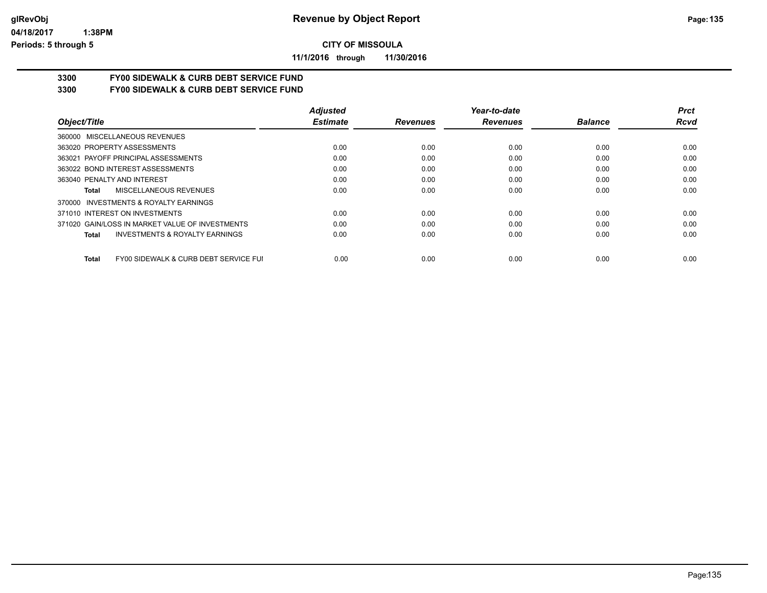# Revenue by Object Report

**CITY OF MISSOULA**

**11/1/2016 through 11/30/2016**

glRevObj
04/18/2017 1:38PM
Periods: 5 through 5

## 3300 FY00 SIDEWALK & CURB DEBT SERVICE FUND
## 3300 FY00 SIDEWALK & CURB DEBT SERVICE FUND

| Object/Title | Adjusted Estimate | Revenues | Year-to-date Revenues | Balance | Prct Rcvd |
|---|---|---|---|---|---|
| 360000 MISCELLANEOUS REVENUES | | | | | |
| 363020 PROPERTY ASSESSMENTS | 0.00 | 0.00 | 0.00 | 0.00 | 0.00 |
| 363021 PAYOFF PRINCIPAL ASSESSMENTS | 0.00 | 0.00 | 0.00 | 0.00 | 0.00 |
| 363022 BOND INTEREST ASSESSMENTS | 0.00 | 0.00 | 0.00 | 0.00 | 0.00 |
| 363040 PENALTY AND INTEREST | 0.00 | 0.00 | 0.00 | 0.00 | 0.00 |
| **Total** MISCELLANEOUS REVENUES | 0.00 | 0.00 | 0.00 | 0.00 | 0.00 |
| 370000 INVESTMENTS & ROYALTY EARNINGS | | | | | |
| 371010 INTEREST ON INVESTMENTS | 0.00 | 0.00 | 0.00 | 0.00 | 0.00 |
| 371020 GAIN/LOSS IN MARKET VALUE OF INVESTMENTS | 0.00 | 0.00 | 0.00 | 0.00 | 0.00 |
| **Total** INVESTMENTS & ROYALTY EARNINGS | 0.00 | 0.00 | 0.00 | 0.00 | 0.00 |
| **Total** FY00 SIDEWALK & CURB DEBT SERVICE FUI | 0.00 | 0.00 | 0.00 | 0.00 | 0.00 |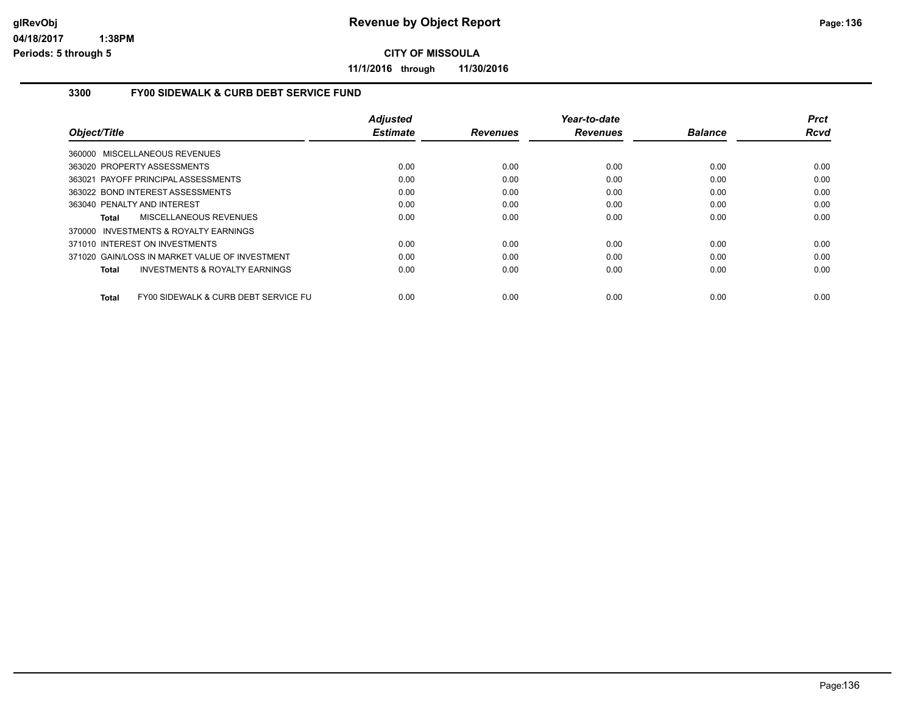# Revenue by Object Report

**CITY OF MISSOULA**

**11/1/2016 through 11/30/2016**

glRevObj
04/18/2017 1:38PM
Periods: 5 through 5

## 3300 FY00 SIDEWALK & CURB DEBT SERVICE FUND

| Object/Title | Adjusted Estimate | Revenues | Year-to-date Revenues | Balance | Prct Rcvd |
|---|---|---|---|---|---|
| 360000 MISCELLANEOUS REVENUES | | | | | |
| 363020 PROPERTY ASSESSMENTS | 0.00 | 0.00 | 0.00 | 0.00 | 0.00 |
| 363021 PAYOFF PRINCIPAL ASSESSMENTS | 0.00 | 0.00 | 0.00 | 0.00 | 0.00 |
| 363022 BOND INTEREST ASSESSMENTS | 0.00 | 0.00 | 0.00 | 0.00 | 0.00 |
| 363040 PENALTY AND INTEREST | 0.00 | 0.00 | 0.00 | 0.00 | 0.00 |
| **Total** MISCELLANEOUS REVENUES | 0.00 | 0.00 | 0.00 | 0.00 | 0.00 |
| 370000 INVESTMENTS & ROYALTY EARNINGS | | | | | |
| 371010 INTEREST ON INVESTMENTS | 0.00 | 0.00 | 0.00 | 0.00 | 0.00 |
| 371020 GAIN/LOSS IN MARKET VALUE OF INVESTMENT | 0.00 | 0.00 | 0.00 | 0.00 | 0.00 |
| **Total** INVESTMENTS & ROYALTY EARNINGS | 0.00 | 0.00 | 0.00 | 0.00 | 0.00 |
| **Total** FY00 SIDEWALK & CURB DEBT SERVICE FU | 0.00 | 0.00 | 0.00 | 0.00 | 0.00 |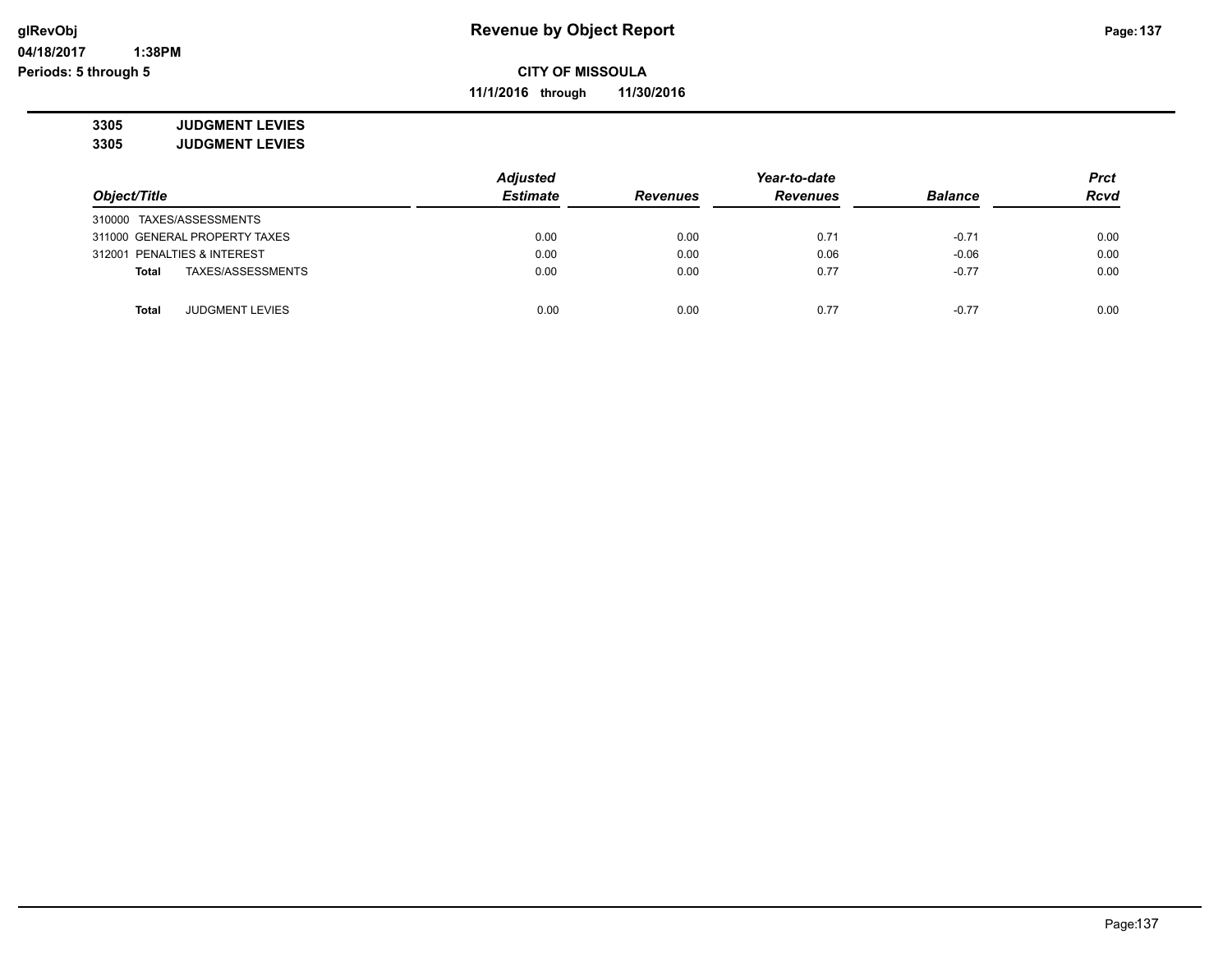# Revenue by Object Report

**CITY OF MISSOULA**

**11/1/2016 through 11/30/2016**

glRevObj
04/18/2017 1:38PM
Periods: 5 through 5

**3305 JUDGMENT LEVIES**
**3305 JUDGMENT LEVIES**

| Object/Title | Adjusted Estimate | Revenues | Year-to-date Revenues | Balance | Prct Rcvd |
|---|---|---|---|---|---|
| 310000 TAXES/ASSESSMENTS | | | | | |
| 311000 GENERAL PROPERTY TAXES | 0.00 | 0.00 | 0.71 | -0.71 | 0.00 |
| 312001 PENALTIES & INTEREST | 0.00 | 0.00 | 0.06 | -0.06 | 0.00 |
| **Total** TAXES/ASSESSMENTS | 0.00 | 0.00 | 0.77 | -0.77 | 0.00 |
| **Total** JUDGMENT LEVIES | 0.00 | 0.00 | 0.77 | -0.77 | 0.00 |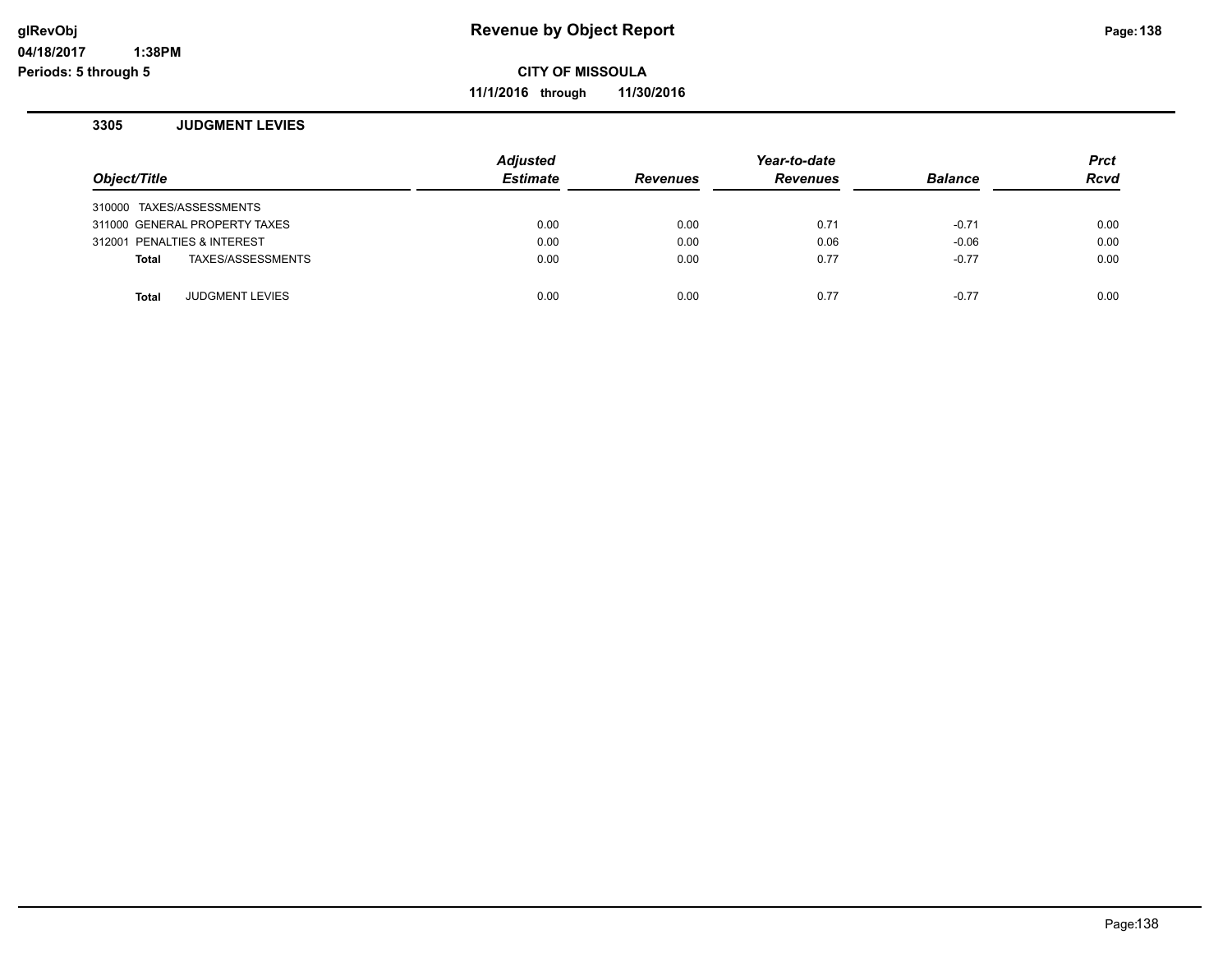# Revenue by Object Report

**CITY OF MISSOULA**

**11/1/2016 through 11/30/2016**

glRevObj
04/18/2017 1:38PM
Periods: 5 through 5

## 3305 JUDGMENT LEVIES

| Object/Title | Adjusted Estimate | Revenues | Year-to-date Revenues | Balance | Prct Rcvd |
|---|---|---|---|---|---|
| 310000 TAXES/ASSESSMENTS | | | | | |
| 311000 GENERAL PROPERTY TAXES | 0.00 | 0.00 | 0.71 | -0.71 | 0.00 |
| 312001 PENALTIES & INTEREST | 0.00 | 0.00 | 0.06 | -0.06 | 0.00 |
| **Total** TAXES/ASSESSMENTS | 0.00 | 0.00 | 0.77 | -0.77 | 0.00 |
| | | | | | |
| **Total** JUDGMENT LEVIES | 0.00 | 0.00 | 0.77 | -0.77 | 0.00 |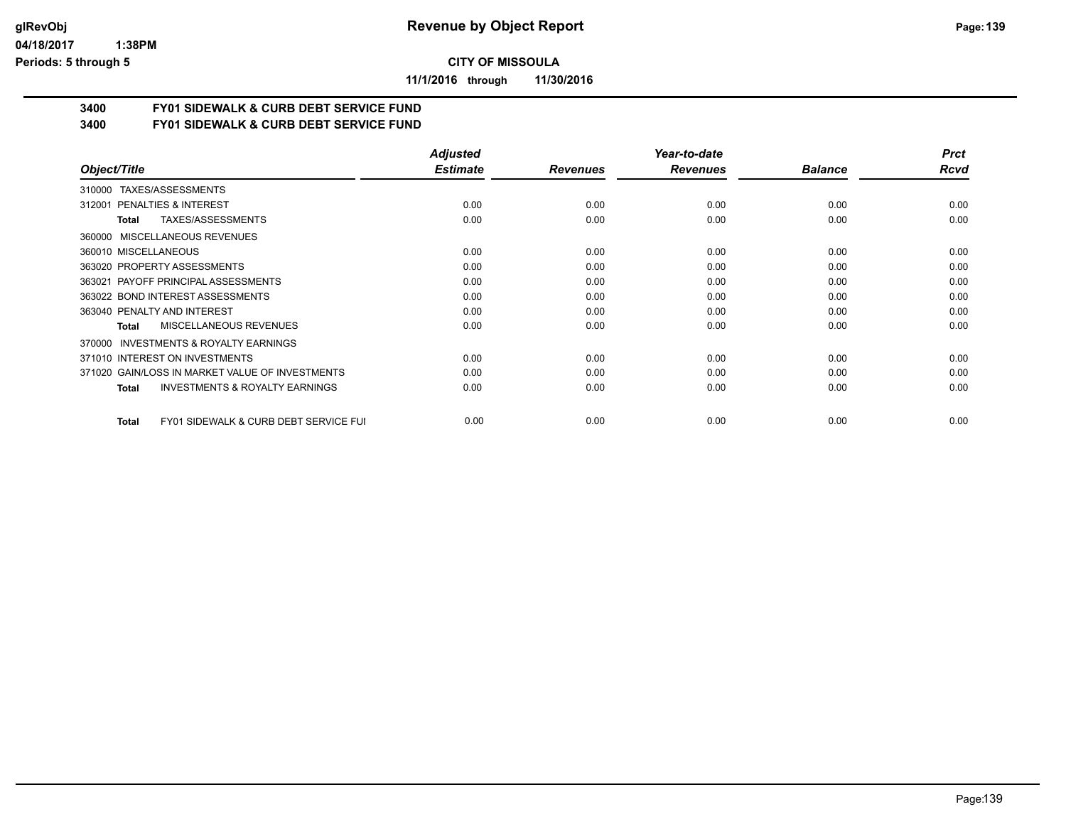**CITY OF MISSOULA**

**11/1/2016 through 11/30/2016**

**3400 FY01 SIDEWALK & CURB DEBT SERVICE FUND**

**3400 FY01 SIDEWALK & CURB DEBT SERVICE FUND**

| Object/Title | Adjusted Estimate | Revenues | Year-to-date Revenues | Balance | Prct Rcvd |
|---|---|---|---|---|---|
| 310000 TAXES/ASSESSMENTS | | | | | |
| 312001 PENALTIES & INTEREST | 0.00 | 0.00 | 0.00 | 0.00 | 0.00 |
| **Total** TAXES/ASSESSMENTS | 0.00 | 0.00 | 0.00 | 0.00 | 0.00 |
| 360000 MISCELLANEOUS REVENUES | | | | | |
| 360010 MISCELLANEOUS | 0.00 | 0.00 | 0.00 | 0.00 | 0.00 |
| 363020 PROPERTY ASSESSMENTS | 0.00 | 0.00 | 0.00 | 0.00 | 0.00 |
| 363021 PAYOFF PRINCIPAL ASSESSMENTS | 0.00 | 0.00 | 0.00 | 0.00 | 0.00 |
| 363022 BOND INTEREST ASSESSMENTS | 0.00 | 0.00 | 0.00 | 0.00 | 0.00 |
| 363040 PENALTY AND INTEREST | 0.00 | 0.00 | 0.00 | 0.00 | 0.00 |
| **Total** MISCELLANEOUS REVENUES | 0.00 | 0.00 | 0.00 | 0.00 | 0.00 |
| 370000 INVESTMENTS & ROYALTY EARNINGS | | | | | |
| 371010 INTEREST ON INVESTMENTS | 0.00 | 0.00 | 0.00 | 0.00 | 0.00 |
| 371020 GAIN/LOSS IN MARKET VALUE OF INVESTMENTS | 0.00 | 0.00 | 0.00 | 0.00 | 0.00 |
| **Total** INVESTMENTS & ROYALTY EARNINGS | 0.00 | 0.00 | 0.00 | 0.00 | 0.00 |
| **Total** FY01 SIDEWALK & CURB DEBT SERVICE FUI | 0.00 | 0.00 | 0.00 | 0.00 | 0.00 |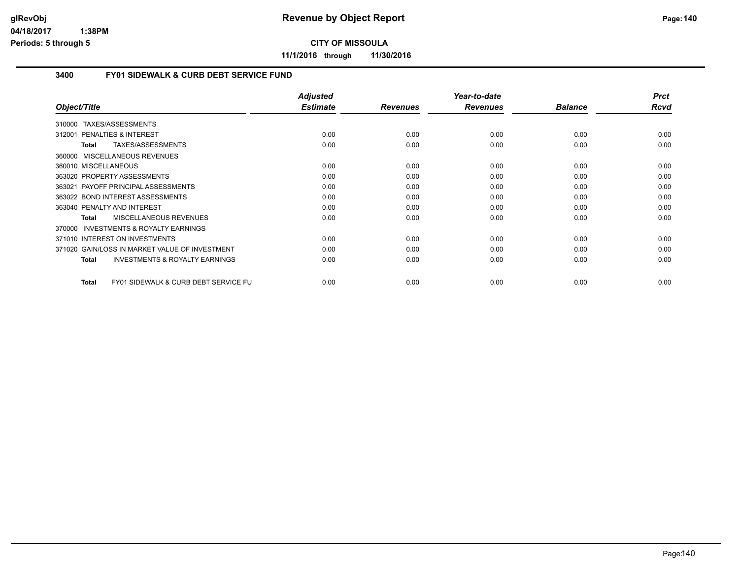# Revenue by Object Report

glRevObj
04/18/2017 1:38PM
Periods: 5 through 5

**CITY OF MISSOULA**

**11/1/2016 through 11/30/2016**

## 3400 FY01 SIDEWALK & CURB DEBT SERVICE FUND

| Object/Title | Adjusted Estimate | Revenues | Year-to-date Revenues | Balance | Prct Rcvd |
|---|---|---|---|---|---|
| 310000 TAXES/ASSESSMENTS | | | | | |
| 312001 PENALTIES & INTEREST | 0.00 | 0.00 | 0.00 | 0.00 | 0.00 |
| **Total** TAXES/ASSESSMENTS | 0.00 | 0.00 | 0.00 | 0.00 | 0.00 |
| 360000 MISCELLANEOUS REVENUES | | | | | |
| 360010 MISCELLANEOUS | 0.00 | 0.00 | 0.00 | 0.00 | 0.00 |
| 363020 PROPERTY ASSESSMENTS | 0.00 | 0.00 | 0.00 | 0.00 | 0.00 |
| 363021 PAYOFF PRINCIPAL ASSESSMENTS | 0.00 | 0.00 | 0.00 | 0.00 | 0.00 |
| 363022 BOND INTEREST ASSESSMENTS | 0.00 | 0.00 | 0.00 | 0.00 | 0.00 |
| 363040 PENALTY AND INTEREST | 0.00 | 0.00 | 0.00 | 0.00 | 0.00 |
| **Total** MISCELLANEOUS REVENUES | 0.00 | 0.00 | 0.00 | 0.00 | 0.00 |
| 370000 INVESTMENTS & ROYALTY EARNINGS | | | | | |
| 371010 INTEREST ON INVESTMENTS | 0.00 | 0.00 | 0.00 | 0.00 | 0.00 |
| 371020 GAIN/LOSS IN MARKET VALUE OF INVESTMENT | 0.00 | 0.00 | 0.00 | 0.00 | 0.00 |
| **Total** INVESTMENTS & ROYALTY EARNINGS | 0.00 | 0.00 | 0.00 | 0.00 | 0.00 |
| **Total** FY01 SIDEWALK & CURB DEBT SERVICE FU | 0.00 | 0.00 | 0.00 | 0.00 | 0.00 |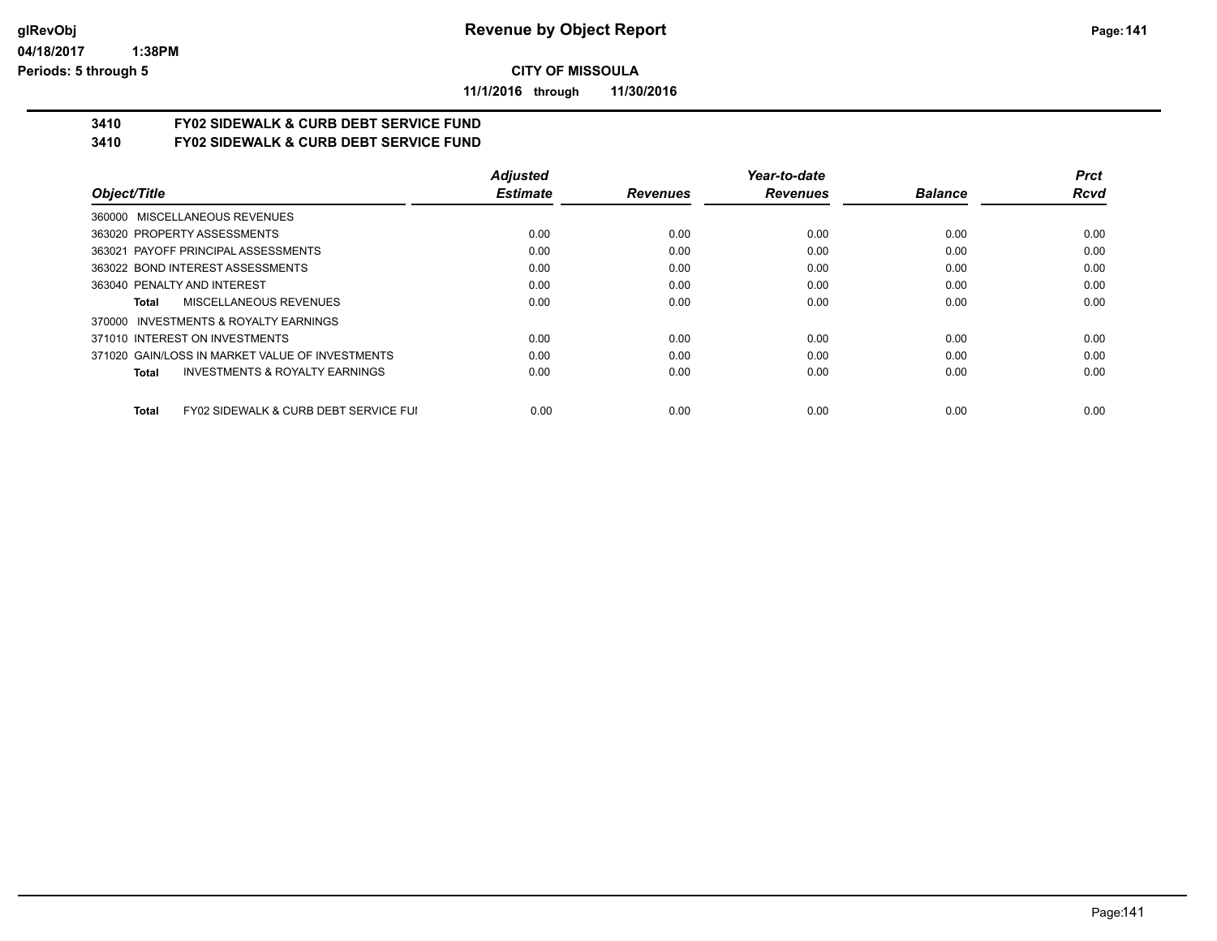**Revenue by Object Report**

**CITY OF MISSOULA**

**11/1/2016 through 11/30/2016**

glRevObj
04/18/2017 1:38PM
Periods: 5 through 5

## 3410 FY02 SIDEWALK & CURB DEBT SERVICE FUND
## 3410 FY02 SIDEWALK & CURB DEBT SERVICE FUND

| Object/Title | Adjusted Estimate | Revenues | Year-to-date Revenues | Balance | Prct Rcvd |
|---|---|---|---|---|---|
| 360000 MISCELLANEOUS REVENUES | | | | | |
| 363020 PROPERTY ASSESSMENTS | 0.00 | 0.00 | 0.00 | 0.00 | 0.00 |
| 363021 PAYOFF PRINCIPAL ASSESSMENTS | 0.00 | 0.00 | 0.00 | 0.00 | 0.00 |
| 363022 BOND INTEREST ASSESSMENTS | 0.00 | 0.00 | 0.00 | 0.00 | 0.00 |
| 363040 PENALTY AND INTEREST | 0.00 | 0.00 | 0.00 | 0.00 | 0.00 |
| **Total** MISCELLANEOUS REVENUES | 0.00 | 0.00 | 0.00 | 0.00 | 0.00 |
| 370000 INVESTMENTS & ROYALTY EARNINGS | | | | | |
| 371010 INTEREST ON INVESTMENTS | 0.00 | 0.00 | 0.00 | 0.00 | 0.00 |
| 371020 GAIN/LOSS IN MARKET VALUE OF INVESTMENTS | 0.00 | 0.00 | 0.00 | 0.00 | 0.00 |
| **Total** INVESTMENTS & ROYALTY EARNINGS | 0.00 | 0.00 | 0.00 | 0.00 | 0.00 |
| **Total** FY02 SIDEWALK & CURB DEBT SERVICE FUI | 0.00 | 0.00 | 0.00 | 0.00 | 0.00 |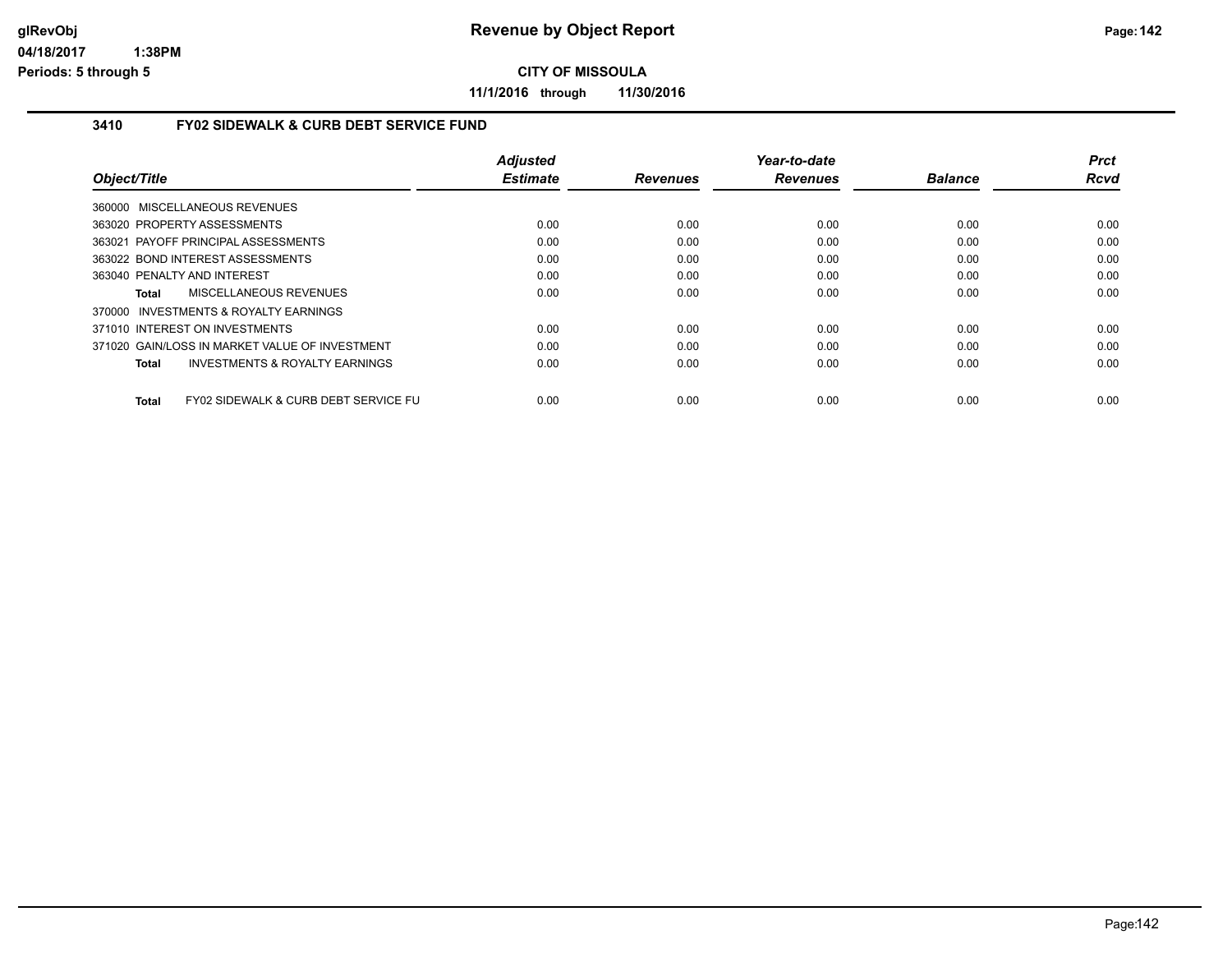**CITY OF MISSOULA**

**11/1/2016 through 11/30/2016**

### 3410 FY02 SIDEWALK & CURB DEBT SERVICE FUND

| Object/Title | Adjusted Estimate | Revenues | Year-to-date Revenues | Balance | Prct Rcvd |
|---|---|---|---|---|---|
| 360000 MISCELLANEOUS REVENUES | | | | | |
| 363020 PROPERTY ASSESSMENTS | 0.00 | 0.00 | 0.00 | 0.00 | 0.00 |
| 363021 PAYOFF PRINCIPAL ASSESSMENTS | 0.00 | 0.00 | 0.00 | 0.00 | 0.00 |
| 363022 BOND INTEREST ASSESSMENTS | 0.00 | 0.00 | 0.00 | 0.00 | 0.00 |
| 363040 PENALTY AND INTEREST | 0.00 | 0.00 | 0.00 | 0.00 | 0.00 |
| **Total** MISCELLANEOUS REVENUES | 0.00 | 0.00 | 0.00 | 0.00 | 0.00 |
| 370000 INVESTMENTS & ROYALTY EARNINGS | | | | | |
| 371010 INTEREST ON INVESTMENTS | 0.00 | 0.00 | 0.00 | 0.00 | 0.00 |
| 371020 GAIN/LOSS IN MARKET VALUE OF INVESTMENT | 0.00 | 0.00 | 0.00 | 0.00 | 0.00 |
| **Total** INVESTMENTS & ROYALTY EARNINGS | 0.00 | 0.00 | 0.00 | 0.00 | 0.00 |
| **Total** FY02 SIDEWALK & CURB DEBT SERVICE FU | 0.00 | 0.00 | 0.00 | 0.00 | 0.00 |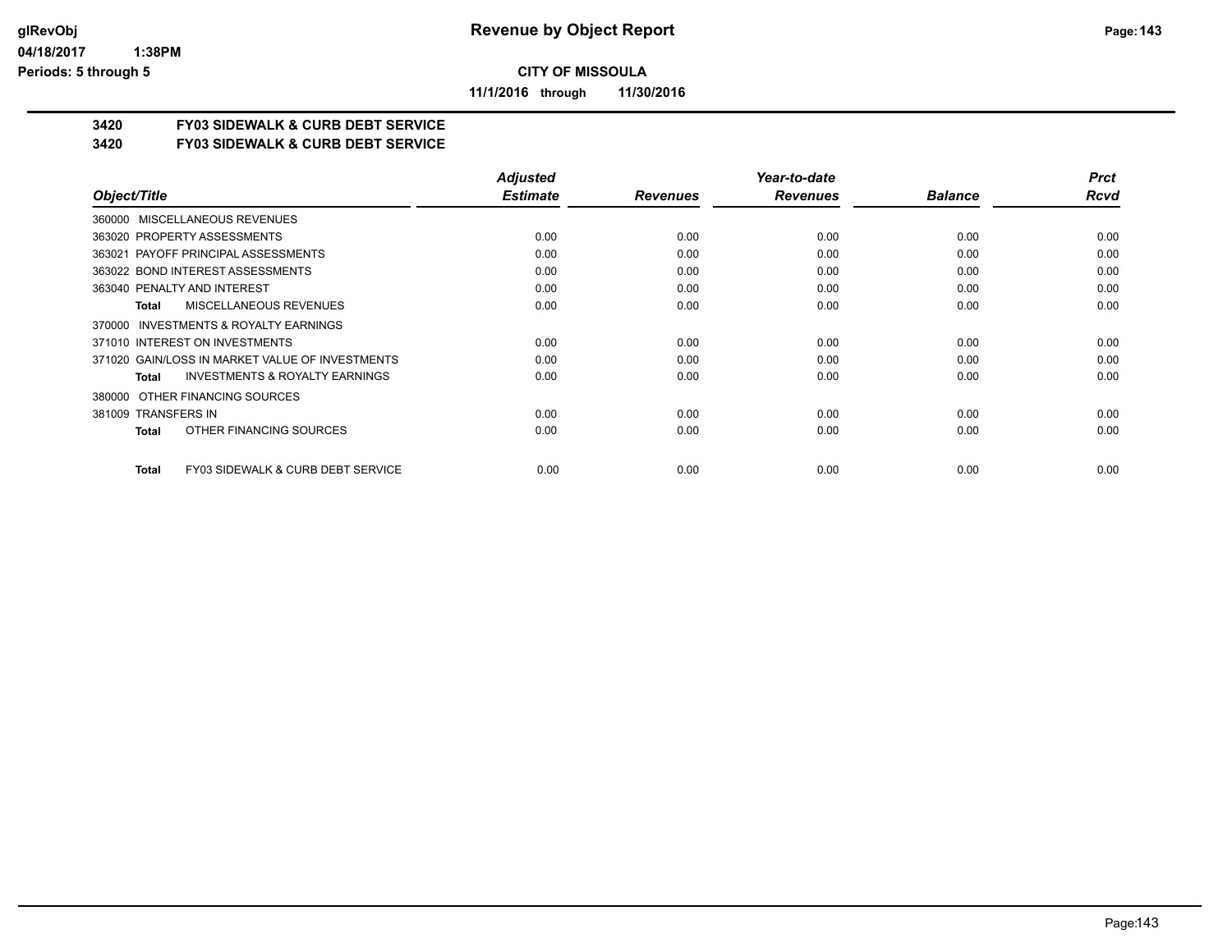# Revenue by Object Report

**CITY OF MISSOULA**

**11/1/2016 through 11/30/2016**

glRevObj
04/18/2017 1:38PM
Periods: 5 through 5

## 3420 FY03 SIDEWALK & CURB DEBT SERVICE
## 3420 FY03 SIDEWALK & CURB DEBT SERVICE

| Object/Title | Adjusted Estimate | Revenues | Year-to-date Revenues | Balance | Prct Rcvd |
|---|---|---|---|---|---|
| 360000 MISCELLANEOUS REVENUES | | | | | |
| 363020 PROPERTY ASSESSMENTS | 0.00 | 0.00 | 0.00 | 0.00 | 0.00 |
| 363021 PAYOFF PRINCIPAL ASSESSMENTS | 0.00 | 0.00 | 0.00 | 0.00 | 0.00 |
| 363022 BOND INTEREST ASSESSMENTS | 0.00 | 0.00 | 0.00 | 0.00 | 0.00 |
| 363040 PENALTY AND INTEREST | 0.00 | 0.00 | 0.00 | 0.00 | 0.00 |
| **Total** MISCELLANEOUS REVENUES | 0.00 | 0.00 | 0.00 | 0.00 | 0.00 |
| 370000 INVESTMENTS & ROYALTY EARNINGS | | | | | |
| 371010 INTEREST ON INVESTMENTS | 0.00 | 0.00 | 0.00 | 0.00 | 0.00 |
| 371020 GAIN/LOSS IN MARKET VALUE OF INVESTMENTS | 0.00 | 0.00 | 0.00 | 0.00 | 0.00 |
| **Total** INVESTMENTS & ROYALTY EARNINGS | 0.00 | 0.00 | 0.00 | 0.00 | 0.00 |
| 380000 OTHER FINANCING SOURCES | | | | | |
| 381009 TRANSFERS IN | 0.00 | 0.00 | 0.00 | 0.00 | 0.00 |
| **Total** OTHER FINANCING SOURCES | 0.00 | 0.00 | 0.00 | 0.00 | 0.00 |
| **Total** FY03 SIDEWALK & CURB DEBT SERVICE | 0.00 | 0.00 | 0.00 | 0.00 | 0.00 |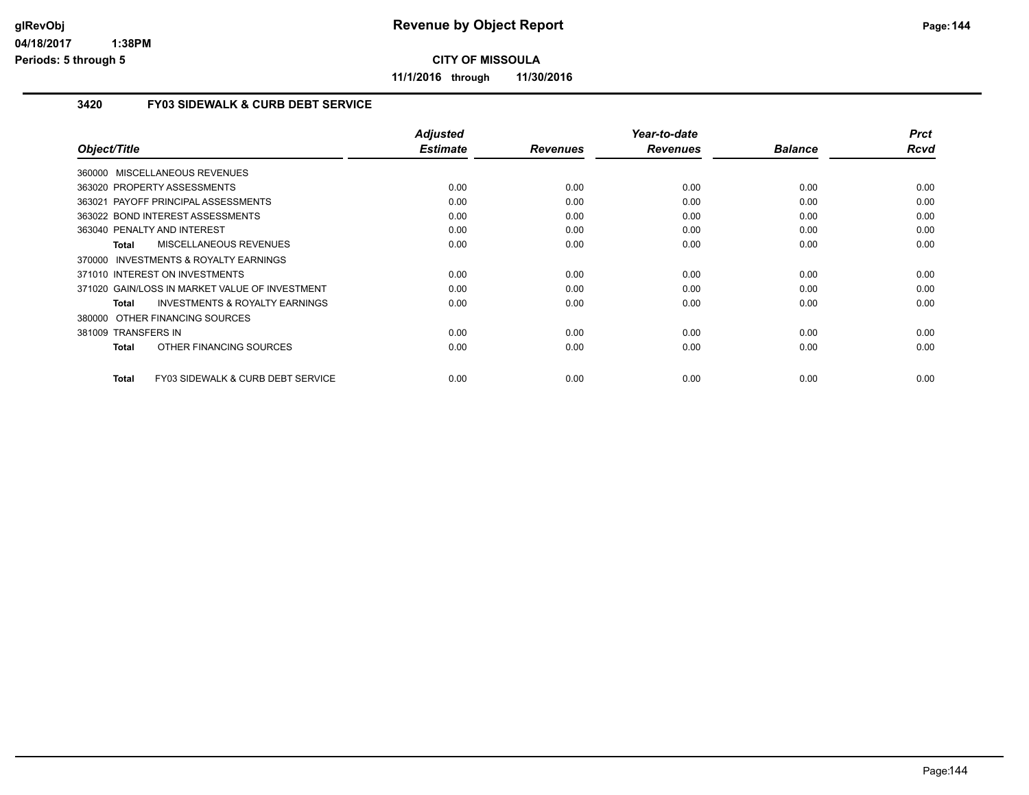# Revenue by Object Report

glRevObj
04/18/2017 1:38PM
Periods: 5 through 5

**CITY OF MISSOULA**

**11/1/2016 through 11/30/2016**

### 3420 FY03 SIDEWALK & CURB DEBT SERVICE

| Object/Title | Adjusted Estimate | Revenues | Year-to-date Revenues | Balance | Prct Rcvd |
|---|---|---|---|---|---|
| 360000 MISCELLANEOUS REVENUES | | | | | |
| 363020 PROPERTY ASSESSMENTS | 0.00 | 0.00 | 0.00 | 0.00 | 0.00 |
| 363021 PAYOFF PRINCIPAL ASSESSMENTS | 0.00 | 0.00 | 0.00 | 0.00 | 0.00 |
| 363022 BOND INTEREST ASSESSMENTS | 0.00 | 0.00 | 0.00 | 0.00 | 0.00 |
| 363040 PENALTY AND INTEREST | 0.00 | 0.00 | 0.00 | 0.00 | 0.00 |
| **Total** MISCELLANEOUS REVENUES | 0.00 | 0.00 | 0.00 | 0.00 | 0.00 |
| 370000 INVESTMENTS & ROYALTY EARNINGS | | | | | |
| 371010 INTEREST ON INVESTMENTS | 0.00 | 0.00 | 0.00 | 0.00 | 0.00 |
| 371020 GAIN/LOSS IN MARKET VALUE OF INVESTMENT | 0.00 | 0.00 | 0.00 | 0.00 | 0.00 |
| **Total** INVESTMENTS & ROYALTY EARNINGS | 0.00 | 0.00 | 0.00 | 0.00 | 0.00 |
| 380000 OTHER FINANCING SOURCES | | | | | |
| 381009 TRANSFERS IN | 0.00 | 0.00 | 0.00 | 0.00 | 0.00 |
| **Total** OTHER FINANCING SOURCES | 0.00 | 0.00 | 0.00 | 0.00 | 0.00 |
| **Total** FY03 SIDEWALK & CURB DEBT SERVICE | 0.00 | 0.00 | 0.00 | 0.00 | 0.00 |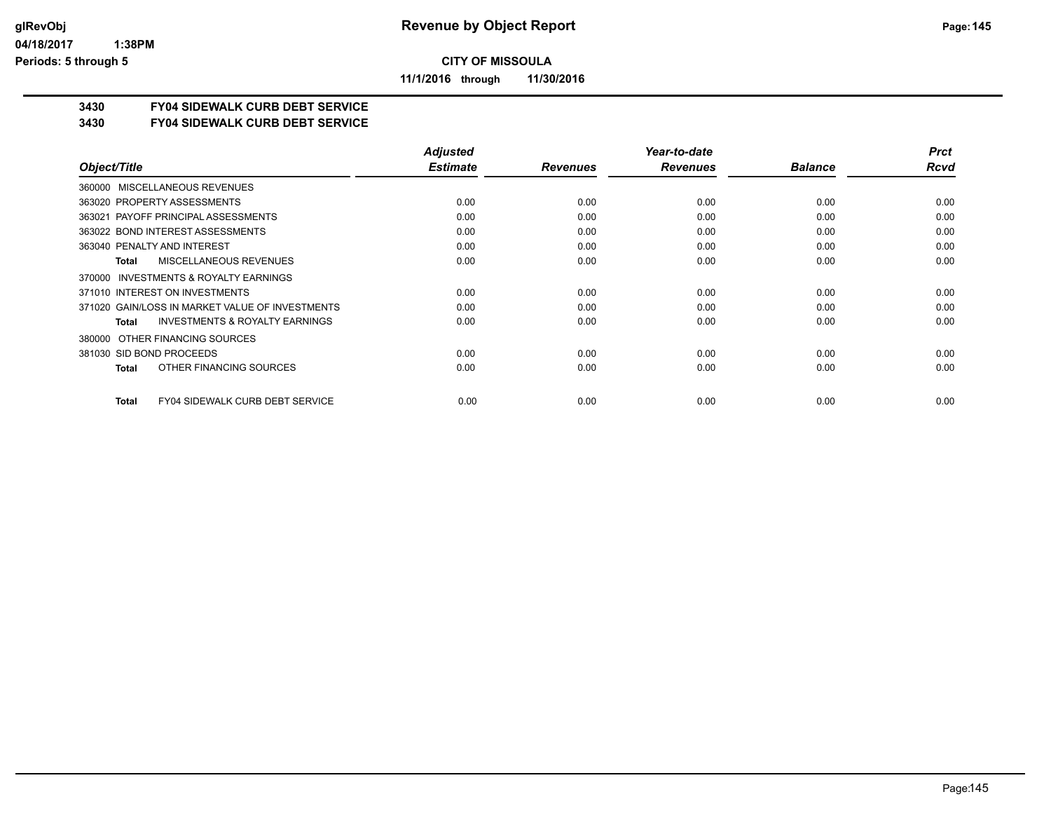**CITY OF MISSOULA**

**11/1/2016 through 11/30/2016**

## 3430 FY04 SIDEWALK CURB DEBT SERVICE
## 3430 FY04 SIDEWALK CURB DEBT SERVICE

| Object/Title | Adjusted Estimate | Revenues | Year-to-date Revenues | Balance | Prct Rcvd |
|---|---|---|---|---|---|
| 360000 MISCELLANEOUS REVENUES | | | | | |
| 363020 PROPERTY ASSESSMENTS | 0.00 | 0.00 | 0.00 | 0.00 | 0.00 |
| 363021 PAYOFF PRINCIPAL ASSESSMENTS | 0.00 | 0.00 | 0.00 | 0.00 | 0.00 |
| 363022 BOND INTEREST ASSESSMENTS | 0.00 | 0.00 | 0.00 | 0.00 | 0.00 |
| 363040 PENALTY AND INTEREST | 0.00 | 0.00 | 0.00 | 0.00 | 0.00 |
| **Total** MISCELLANEOUS REVENUES | 0.00 | 0.00 | 0.00 | 0.00 | 0.00 |
| 370000 INVESTMENTS & ROYALTY EARNINGS | | | | | |
| 371010 INTEREST ON INVESTMENTS | 0.00 | 0.00 | 0.00 | 0.00 | 0.00 |
| 371020 GAIN/LOSS IN MARKET VALUE OF INVESTMENTS | 0.00 | 0.00 | 0.00 | 0.00 | 0.00 |
| **Total** INVESTMENTS & ROYALTY EARNINGS | 0.00 | 0.00 | 0.00 | 0.00 | 0.00 |
| 380000 OTHER FINANCING SOURCES | | | | | |
| 381030 SID BOND PROCEEDS | 0.00 | 0.00 | 0.00 | 0.00 | 0.00 |
| **Total** OTHER FINANCING SOURCES | 0.00 | 0.00 | 0.00 | 0.00 | 0.00 |
| **Total** FY04 SIDEWALK CURB DEBT SERVICE | 0.00 | 0.00 | 0.00 | 0.00 | 0.00 |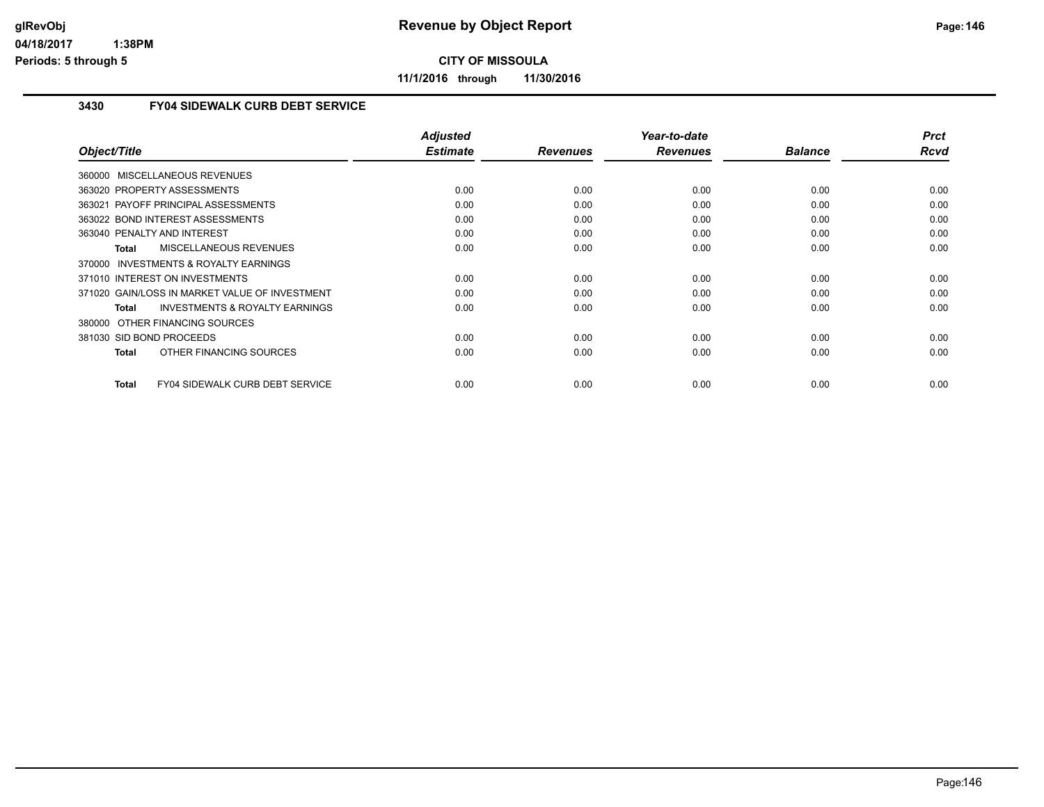# Revenue by Object Report

**CITY OF MISSOULA**

**11/1/2016 through 11/30/2016**

### 3430 FY04 SIDEWALK CURB DEBT SERVICE

| Object/Title | Adjusted Estimate | Revenues | Year-to-date Revenues | Balance | Prct Rcvd |
|---|---|---|---|---|---|
| 360000 MISCELLANEOUS REVENUES | | | | | |
| 363020 PROPERTY ASSESSMENTS | 0.00 | 0.00 | 0.00 | 0.00 | 0.00 |
| 363021 PAYOFF PRINCIPAL ASSESSMENTS | 0.00 | 0.00 | 0.00 | 0.00 | 0.00 |
| 363022 BOND INTEREST ASSESSMENTS | 0.00 | 0.00 | 0.00 | 0.00 | 0.00 |
| 363040 PENALTY AND INTEREST | 0.00 | 0.00 | 0.00 | 0.00 | 0.00 |
| **Total** MISCELLANEOUS REVENUES | 0.00 | 0.00 | 0.00 | 0.00 | 0.00 |
| 370000 INVESTMENTS & ROYALTY EARNINGS | | | | | |
| 371010 INTEREST ON INVESTMENTS | 0.00 | 0.00 | 0.00 | 0.00 | 0.00 |
| 371020 GAIN/LOSS IN MARKET VALUE OF INVESTMENT | 0.00 | 0.00 | 0.00 | 0.00 | 0.00 |
| **Total** INVESTMENTS & ROYALTY EARNINGS | 0.00 | 0.00 | 0.00 | 0.00 | 0.00 |
| 380000 OTHER FINANCING SOURCES | | | | | |
| 381030 SID BOND PROCEEDS | 0.00 | 0.00 | 0.00 | 0.00 | 0.00 |
| **Total** OTHER FINANCING SOURCES | 0.00 | 0.00 | 0.00 | 0.00 | 0.00 |
| **Total** FY04 SIDEWALK CURB DEBT SERVICE | 0.00 | 0.00 | 0.00 | 0.00 | 0.00 |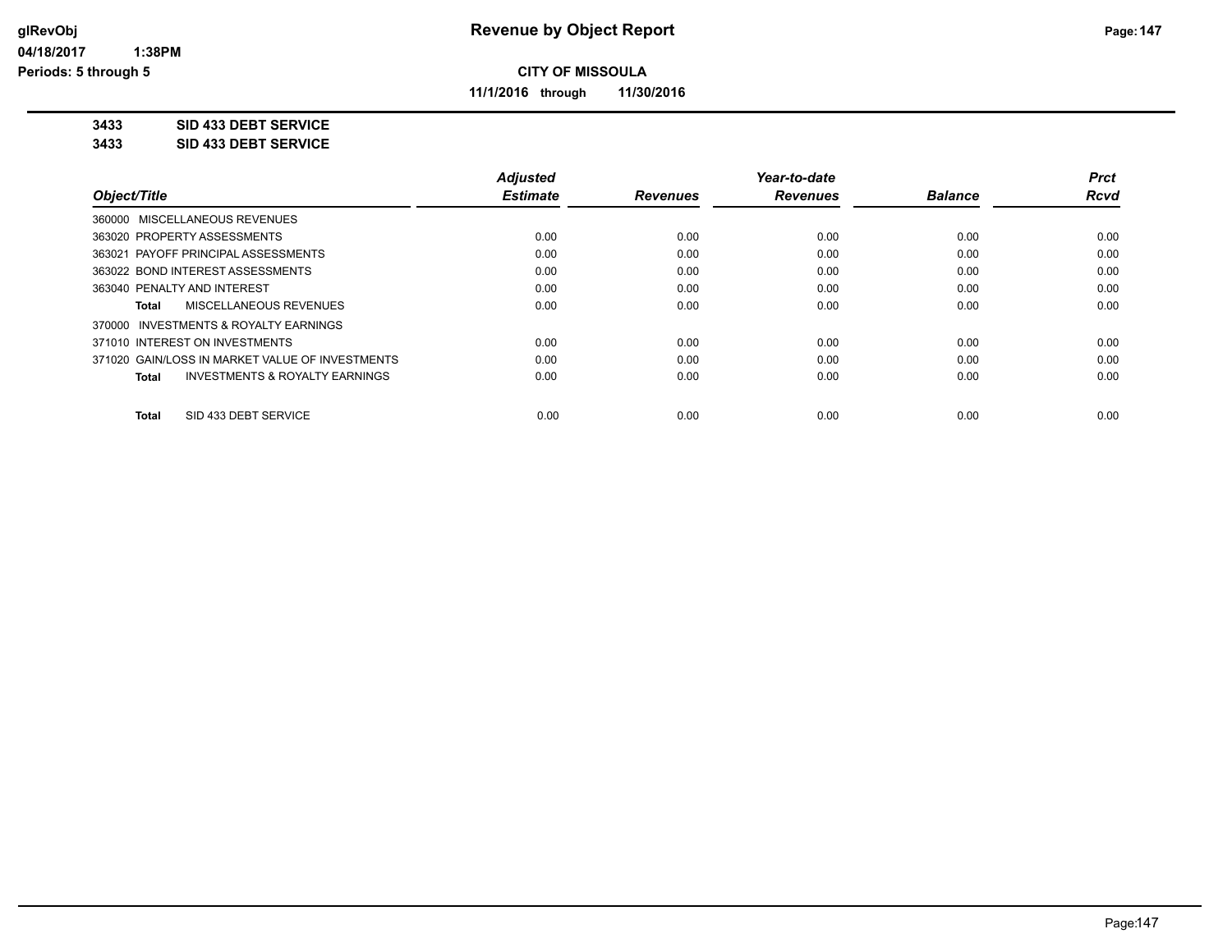# Revenue by Object Report

**CITY OF MISSOULA**

**11/1/2016 through 11/30/2016**

glRevObj
04/18/2017 1:38PM
Periods: 5 through 5

**3433 SID 433 DEBT SERVICE**
**3433 SID 433 DEBT SERVICE**

| Object/Title | Adjusted Estimate | Revenues | Year-to-date Revenues | Balance | Prct Rcvd |
|---|---|---|---|---|---|
| 360000 MISCELLANEOUS REVENUES | | | | | |
| 363020 PROPERTY ASSESSMENTS | 0.00 | 0.00 | 0.00 | 0.00 | 0.00 |
| 363021 PAYOFF PRINCIPAL ASSESSMENTS | 0.00 | 0.00 | 0.00 | 0.00 | 0.00 |
| 363022 BOND INTEREST ASSESSMENTS | 0.00 | 0.00 | 0.00 | 0.00 | 0.00 |
| 363040 PENALTY AND INTEREST | 0.00 | 0.00 | 0.00 | 0.00 | 0.00 |
| **Total** MISCELLANEOUS REVENUES | 0.00 | 0.00 | 0.00 | 0.00 | 0.00 |
| 370000 INVESTMENTS & ROYALTY EARNINGS | | | | | |
| 371010 INTEREST ON INVESTMENTS | 0.00 | 0.00 | 0.00 | 0.00 | 0.00 |
| 371020 GAIN/LOSS IN MARKET VALUE OF INVESTMENTS | 0.00 | 0.00 | 0.00 | 0.00 | 0.00 |
| **Total** INVESTMENTS & ROYALTY EARNINGS | 0.00 | 0.00 | 0.00 | 0.00 | 0.00 |
| **Total** SID 433 DEBT SERVICE | 0.00 | 0.00 | 0.00 | 0.00 | 0.00 |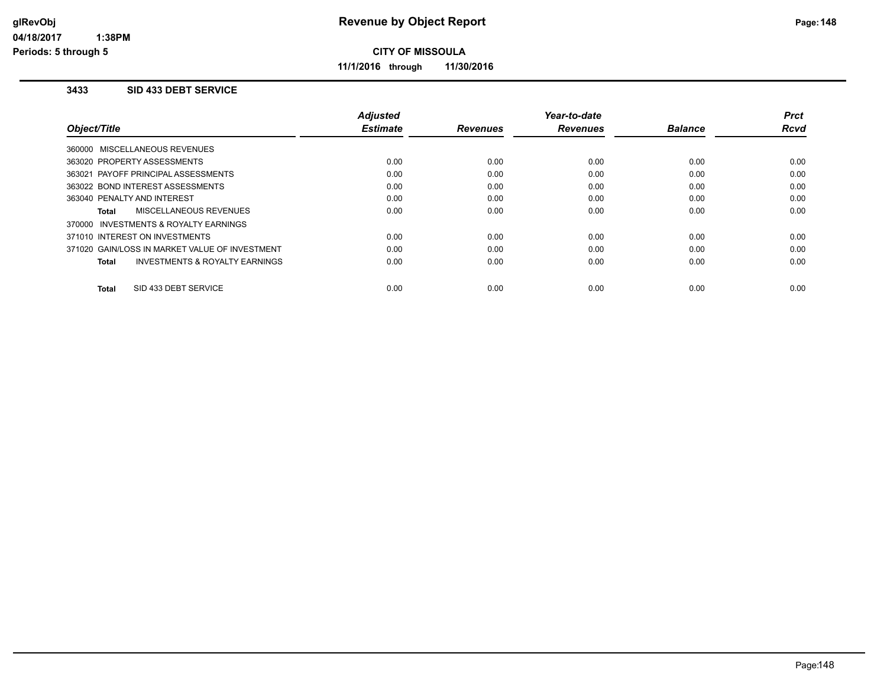# Revenue by Object Report

**CITY OF MISSOULA**

**11/1/2016 through 11/30/2016**

glRevObj
04/18/2017 1:38PM
Periods: 5 through 5

### 3433 SID 433 DEBT SERVICE

| Object/Title | Adjusted Estimate | Revenues | Year-to-date Revenues | Balance | Prct Rcvd |
|---|---|---|---|---|---|
| 360000 MISCELLANEOUS REVENUES | | | | | |
| 363020 PROPERTY ASSESSMENTS | 0.00 | 0.00 | 0.00 | 0.00 | 0.00 |
| 363021 PAYOFF PRINCIPAL ASSESSMENTS | 0.00 | 0.00 | 0.00 | 0.00 | 0.00 |
| 363022 BOND INTEREST ASSESSMENTS | 0.00 | 0.00 | 0.00 | 0.00 | 0.00 |
| 363040 PENALTY AND INTEREST | 0.00 | 0.00 | 0.00 | 0.00 | 0.00 |
| **Total** MISCELLANEOUS REVENUES | 0.00 | 0.00 | 0.00 | 0.00 | 0.00 |
| 370000 INVESTMENTS & ROYALTY EARNINGS | | | | | |
| 371010 INTEREST ON INVESTMENTS | 0.00 | 0.00 | 0.00 | 0.00 | 0.00 |
| 371020 GAIN/LOSS IN MARKET VALUE OF INVESTMENT | 0.00 | 0.00 | 0.00 | 0.00 | 0.00 |
| **Total** INVESTMENTS & ROYALTY EARNINGS | 0.00 | 0.00 | 0.00 | 0.00 | 0.00 |
| **Total** SID 433 DEBT SERVICE | 0.00 | 0.00 | 0.00 | 0.00 | 0.00 |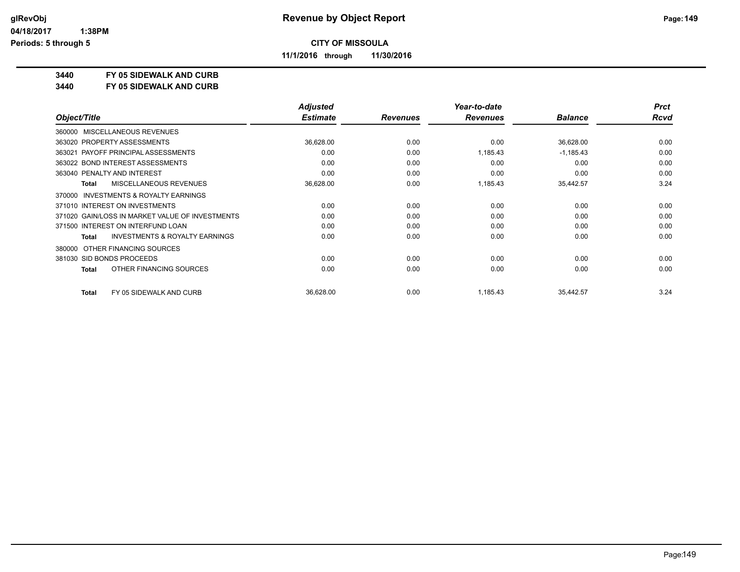# Revenue by Object Report

glRevObj
04/18/2017 1:38PM
Periods: 5 through 5

**CITY OF MISSOULA**

**11/1/2016 through 11/30/2016**

**3440 FY 05 SIDEWALK AND CURB**
**3440 FY 05 SIDEWALK AND CURB**

| Object/Title | Adjusted Estimate | Revenues | Year-to-date Revenues | Balance | Prct Rcvd |
|---|---|---|---|---|---|
| 360000 MISCELLANEOUS REVENUES | | | | | |
| 363020 PROPERTY ASSESSMENTS | 36,628.00 | 0.00 | 0.00 | 36,628.00 | 0.00 |
| 363021 PAYOFF PRINCIPAL ASSESSMENTS | 0.00 | 0.00 | 1,185.43 | -1,185.43 | 0.00 |
| 363022 BOND INTEREST ASSESSMENTS | 0.00 | 0.00 | 0.00 | 0.00 | 0.00 |
| 363040 PENALTY AND INTEREST | 0.00 | 0.00 | 0.00 | 0.00 | 0.00 |
| **Total** MISCELLANEOUS REVENUES | 36,628.00 | 0.00 | 1,185.43 | 35,442.57 | 3.24 |
| 370000 INVESTMENTS & ROYALTY EARNINGS | | | | | |
| 371010 INTEREST ON INVESTMENTS | 0.00 | 0.00 | 0.00 | 0.00 | 0.00 |
| 371020 GAIN/LOSS IN MARKET VALUE OF INVESTMENTS | 0.00 | 0.00 | 0.00 | 0.00 | 0.00 |
| 371500 INTEREST ON INTERFUND LOAN | 0.00 | 0.00 | 0.00 | 0.00 | 0.00 |
| **Total** INVESTMENTS & ROYALTY EARNINGS | 0.00 | 0.00 | 0.00 | 0.00 | 0.00 |
| 380000 OTHER FINANCING SOURCES | | | | | |
| 381030 SID BONDS PROCEEDS | 0.00 | 0.00 | 0.00 | 0.00 | 0.00 |
| **Total** OTHER FINANCING SOURCES | 0.00 | 0.00 | 0.00 | 0.00 | 0.00 |
| **Total** FY 05 SIDEWALK AND CURB | 36,628.00 | 0.00 | 1,185.43 | 35,442.57 | 3.24 |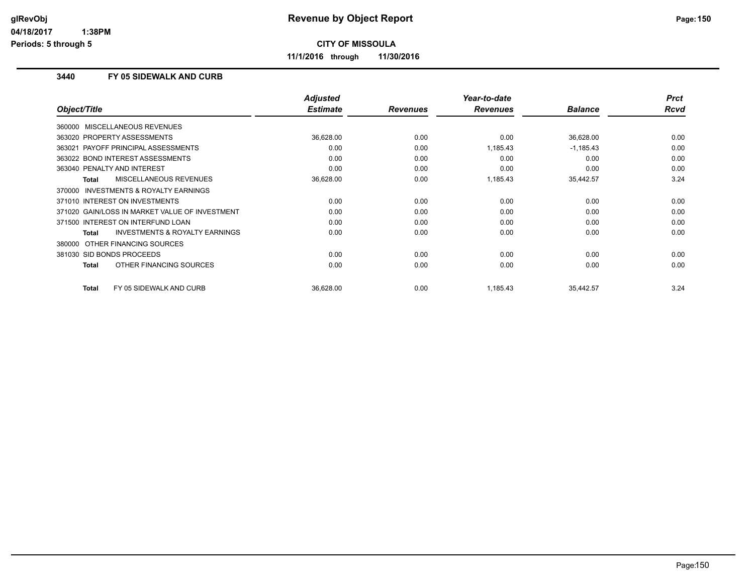# Revenue by Object Report

**CITY OF MISSOULA**

**11/1/2016 through 11/30/2016**

glRevObj
04/18/2017 1:38PM
Periods: 5 through 5

### 3440 FY 05 SIDEWALK AND CURB

| Object/Title | Adjusted Estimate | Revenues | Year-to-date Revenues | Balance | Prct Rcvd |
|---|---|---|---|---|---|
| 360000 MISCELLANEOUS REVENUES | | | | | |
| 363020 PROPERTY ASSESSMENTS | 36,628.00 | 0.00 | 0.00 | 36,628.00 | 0.00 |
| 363021 PAYOFF PRINCIPAL ASSESSMENTS | 0.00 | 0.00 | 1,185.43 | -1,185.43 | 0.00 |
| 363022 BOND INTEREST ASSESSMENTS | 0.00 | 0.00 | 0.00 | 0.00 | 0.00 |
| 363040 PENALTY AND INTEREST | 0.00 | 0.00 | 0.00 | 0.00 | 0.00 |
| **Total** MISCELLANEOUS REVENUES | 36,628.00 | 0.00 | 1,185.43 | 35,442.57 | 3.24 |
| 370000 INVESTMENTS & ROYALTY EARNINGS | | | | | |
| 371010 INTEREST ON INVESTMENTS | 0.00 | 0.00 | 0.00 | 0.00 | 0.00 |
| 371020 GAIN/LOSS IN MARKET VALUE OF INVESTMENT | 0.00 | 0.00 | 0.00 | 0.00 | 0.00 |
| 371500 INTEREST ON INTERFUND LOAN | 0.00 | 0.00 | 0.00 | 0.00 | 0.00 |
| **Total** INVESTMENTS & ROYALTY EARNINGS | 0.00 | 0.00 | 0.00 | 0.00 | 0.00 |
| 380000 OTHER FINANCING SOURCES | | | | | |
| 381030 SID BONDS PROCEEDS | 0.00 | 0.00 | 0.00 | 0.00 | 0.00 |
| **Total** OTHER FINANCING SOURCES | 0.00 | 0.00 | 0.00 | 0.00 | 0.00 |
| **Total** FY 05 SIDEWALK AND CURB | 36,628.00 | 0.00 | 1,185.43 | 35,442.57 | 3.24 |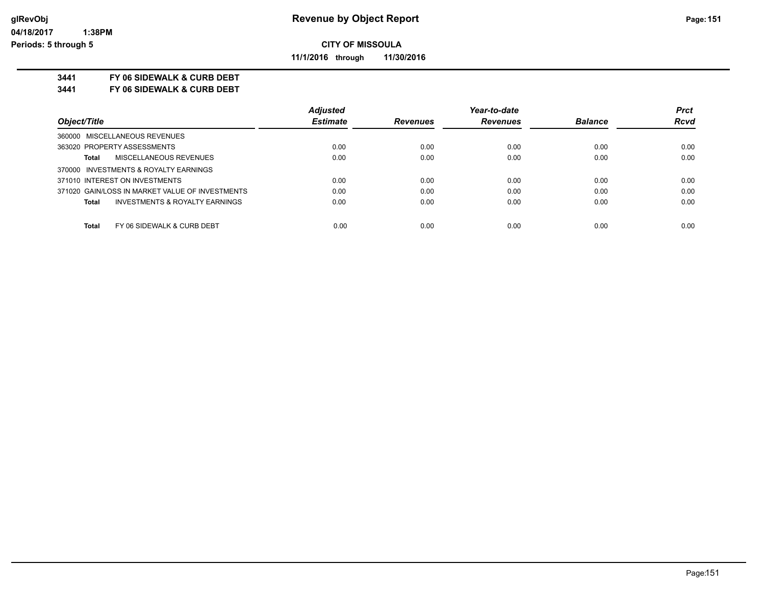# Revenue by Object Report

glRevObj
04/18/2017 1:38PM
Periods: 5 through 5

**CITY OF MISSOULA**

**11/1/2016 through 11/30/2016**

**3441 FY 06 SIDEWALK & CURB DEBT**
**3441 FY 06 SIDEWALK & CURB DEBT**

| Object/Title | Adjusted Estimate | Revenues | Year-to-date Revenues | Balance | Prct Rcvd |
|---|---|---|---|---|---|
| 360000 MISCELLANEOUS REVENUES | | | | | |
| 363020 PROPERTY ASSESSMENTS | 0.00 | 0.00 | 0.00 | 0.00 | 0.00 |
| **Total** MISCELLANEOUS REVENUES | 0.00 | 0.00 | 0.00 | 0.00 | 0.00 |
| 370000 INVESTMENTS & ROYALTY EARNINGS | | | | | |
| 371010 INTEREST ON INVESTMENTS | 0.00 | 0.00 | 0.00 | 0.00 | 0.00 |
| 371020 GAIN/LOSS IN MARKET VALUE OF INVESTMENTS | 0.00 | 0.00 | 0.00 | 0.00 | 0.00 |
| **Total** INVESTMENTS & ROYALTY EARNINGS | 0.00 | 0.00 | 0.00 | 0.00 | 0.00 |
| **Total** FY 06 SIDEWALK & CURB DEBT | 0.00 | 0.00 | 0.00 | 0.00 | 0.00 |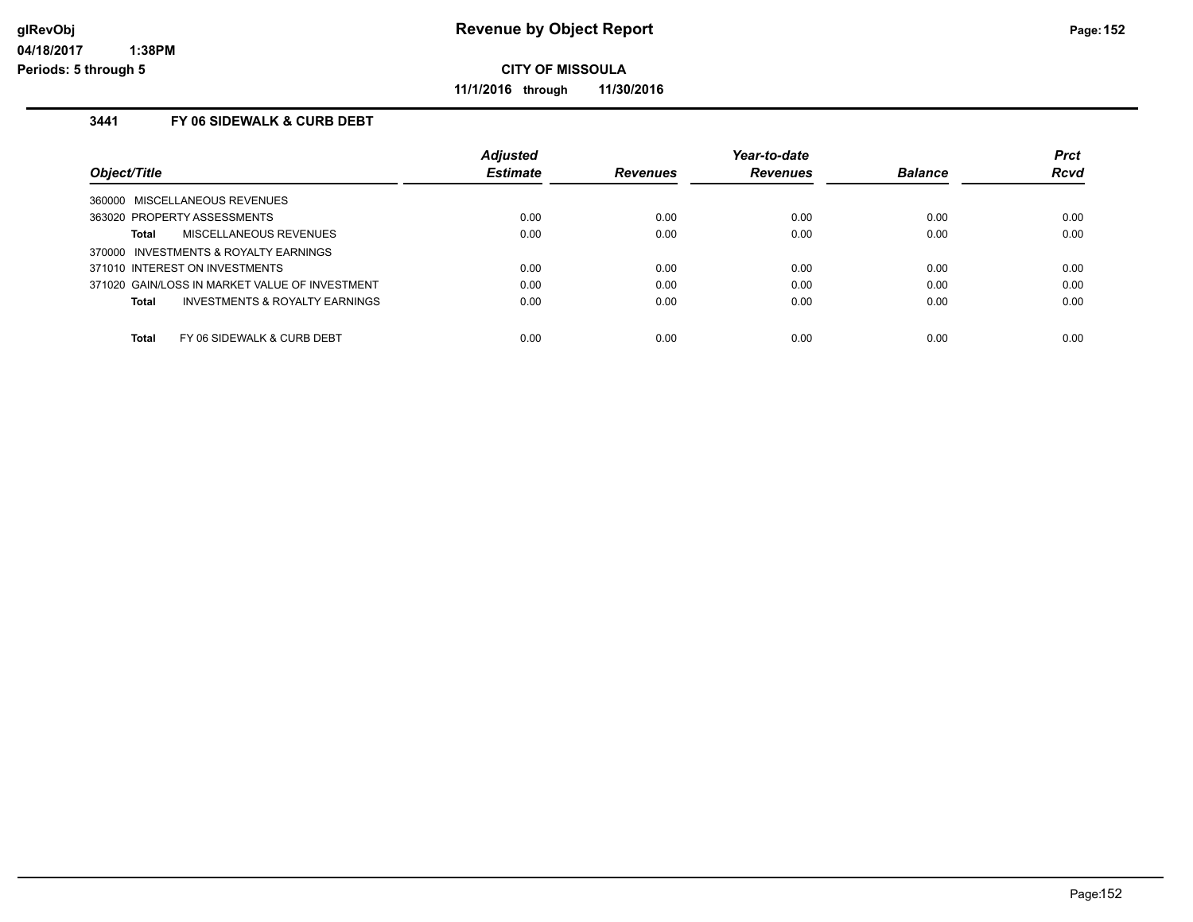# Revenue by Object Report

glRevObj
04/18/2017 1:38PM
Periods: 5 through 5

**CITY OF MISSOULA**

**11/1/2016 through 11/30/2016**

### 3441 FY 06 SIDEWALK & CURB DEBT

| Object/Title | Adjusted Estimate | Revenues | Year-to-date Revenues | Balance | Prct Rcvd |
|---|---|---|---|---|---|
| 360000 MISCELLANEOUS REVENUES | | | | | |
| 363020 PROPERTY ASSESSMENTS | 0.00 | 0.00 | 0.00 | 0.00 | 0.00 |
| **Total** MISCELLANEOUS REVENUES | 0.00 | 0.00 | 0.00 | 0.00 | 0.00 |
| 370000 INVESTMENTS & ROYALTY EARNINGS | | | | | |
| 371010 INTEREST ON INVESTMENTS | 0.00 | 0.00 | 0.00 | 0.00 | 0.00 |
| 371020 GAIN/LOSS IN MARKET VALUE OF INVESTMENT | 0.00 | 0.00 | 0.00 | 0.00 | 0.00 |
| **Total** INVESTMENTS & ROYALTY EARNINGS | 0.00 | 0.00 | 0.00 | 0.00 | 0.00 |
| **Total** FY 06 SIDEWALK & CURB DEBT | 0.00 | 0.00 | 0.00 | 0.00 | 0.00 |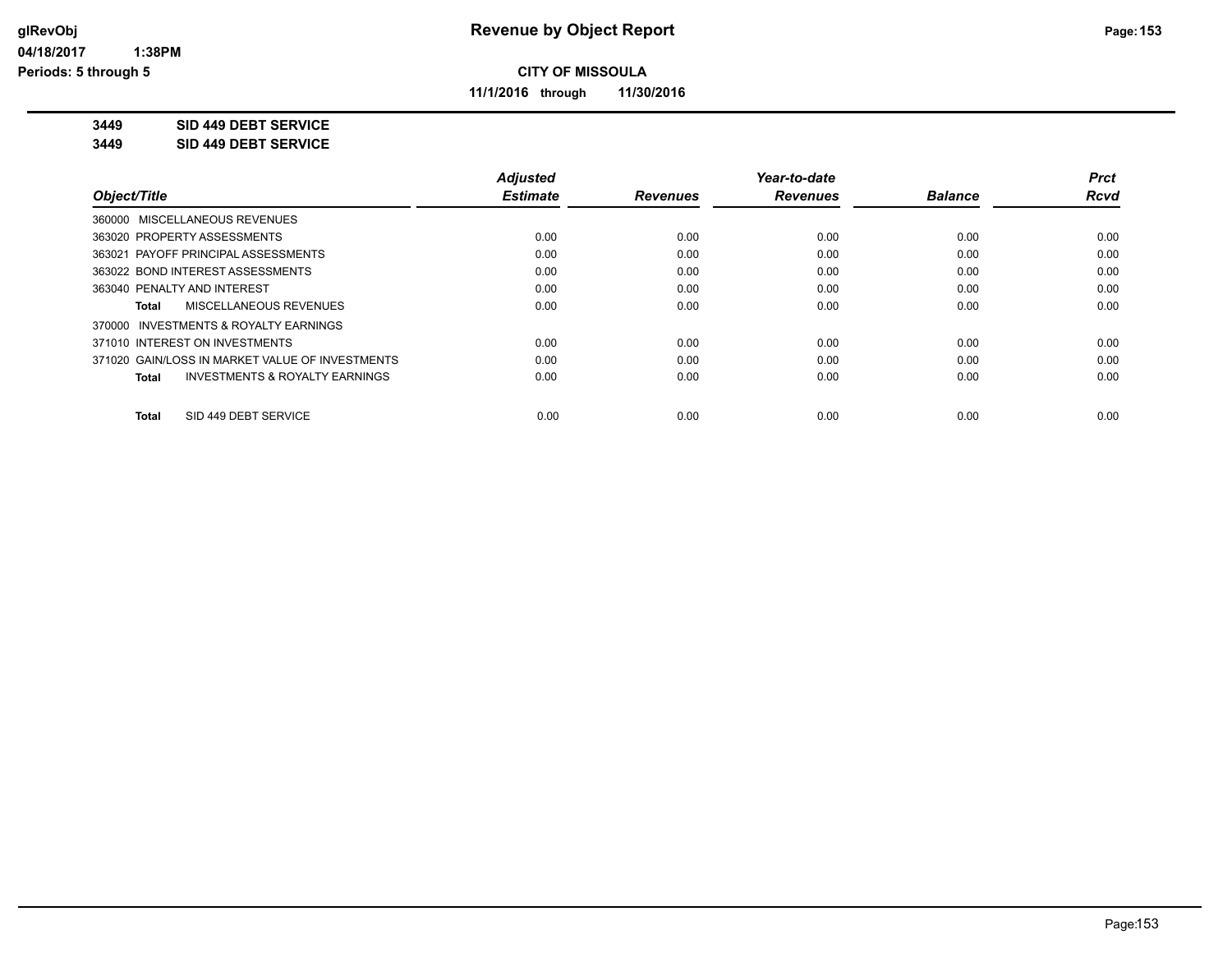# Revenue by Object Report

**CITY OF MISSOULA**

**11/1/2016 through 11/30/2016**

glRevObj
04/18/2017 1:38PM
Periods: 5 through 5

**3449 SID 449 DEBT SERVICE**
**3449 SID 449 DEBT SERVICE**

| Object/Title | Adjusted Estimate | Revenues | Year-to-date Revenues | Balance | Prct Rcvd |
|---|---|---|---|---|---|
| 360000 MISCELLANEOUS REVENUES | | | | | |
| 363020 PROPERTY ASSESSMENTS | 0.00 | 0.00 | 0.00 | 0.00 | 0.00 |
| 363021 PAYOFF PRINCIPAL ASSESSMENTS | 0.00 | 0.00 | 0.00 | 0.00 | 0.00 |
| 363022 BOND INTEREST ASSESSMENTS | 0.00 | 0.00 | 0.00 | 0.00 | 0.00 |
| 363040 PENALTY AND INTEREST | 0.00 | 0.00 | 0.00 | 0.00 | 0.00 |
| **Total** MISCELLANEOUS REVENUES | 0.00 | 0.00 | 0.00 | 0.00 | 0.00 |
| 370000 INVESTMENTS & ROYALTY EARNINGS | | | | | |
| 371010 INTEREST ON INVESTMENTS | 0.00 | 0.00 | 0.00 | 0.00 | 0.00 |
| 371020 GAIN/LOSS IN MARKET VALUE OF INVESTMENTS | 0.00 | 0.00 | 0.00 | 0.00 | 0.00 |
| **Total** INVESTMENTS & ROYALTY EARNINGS | 0.00 | 0.00 | 0.00 | 0.00 | 0.00 |
| **Total** SID 449 DEBT SERVICE | 0.00 | 0.00 | 0.00 | 0.00 | 0.00 |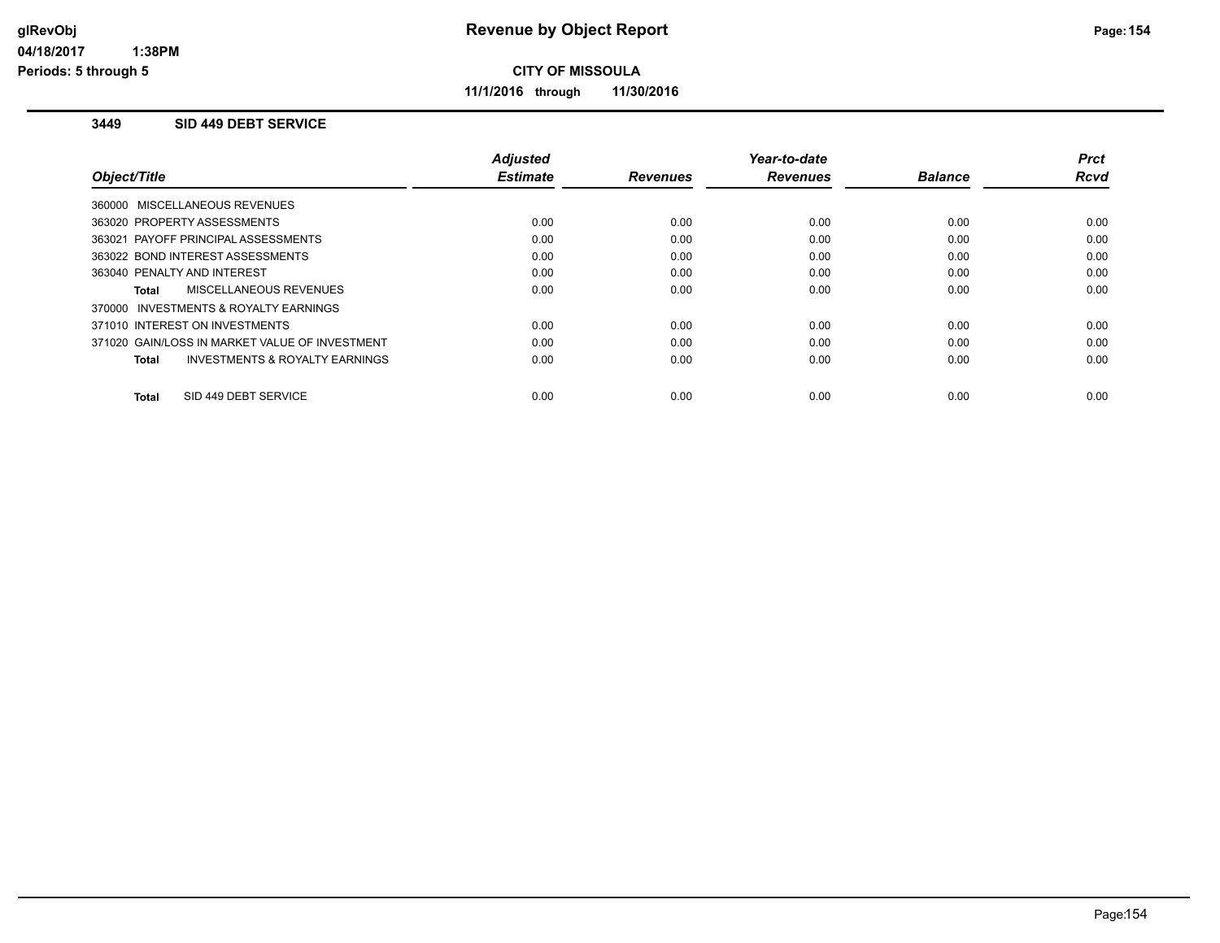# Revenue by Object Report

**CITY OF MISSOULA**

**11/1/2016 through 11/30/2016**

glRevObj
04/18/2017 1:38PM
Periods: 5 through 5

## 3449 SID 449 DEBT SERVICE

| Object/Title | Adjusted Estimate | Revenues | Year-to-date Revenues | Balance | Prct Rcvd |
|---|---|---|---|---|---|
| 360000 MISCELLANEOUS REVENUES | | | | | |
| 363020 PROPERTY ASSESSMENTS | 0.00 | 0.00 | 0.00 | 0.00 | 0.00 |
| 363021 PAYOFF PRINCIPAL ASSESSMENTS | 0.00 | 0.00 | 0.00 | 0.00 | 0.00 |
| 363022 BOND INTEREST ASSESSMENTS | 0.00 | 0.00 | 0.00 | 0.00 | 0.00 |
| 363040 PENALTY AND INTEREST | 0.00 | 0.00 | 0.00 | 0.00 | 0.00 |
| **Total** MISCELLANEOUS REVENUES | 0.00 | 0.00 | 0.00 | 0.00 | 0.00 |
| 370000 INVESTMENTS & ROYALTY EARNINGS | | | | | |
| 371010 INTEREST ON INVESTMENTS | 0.00 | 0.00 | 0.00 | 0.00 | 0.00 |
| 371020 GAIN/LOSS IN MARKET VALUE OF INVESTMENT | 0.00 | 0.00 | 0.00 | 0.00 | 0.00 |
| **Total** INVESTMENTS & ROYALTY EARNINGS | 0.00 | 0.00 | 0.00 | 0.00 | 0.00 |
| **Total** SID 449 DEBT SERVICE | 0.00 | 0.00 | 0.00 | 0.00 | 0.00 |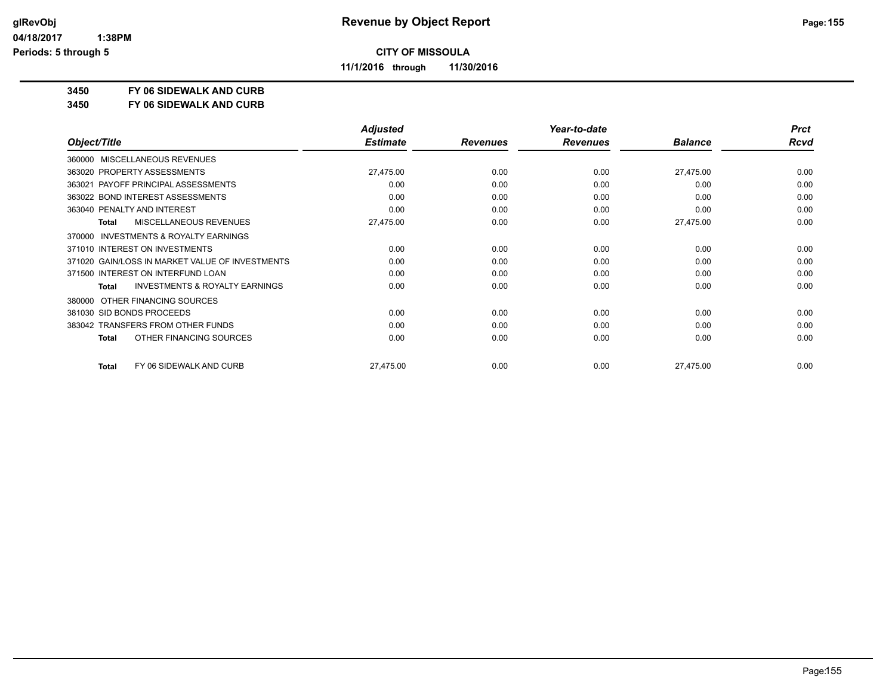**Revenue by Object Report**

**CITY OF MISSOULA**

**11/1/2016 through 11/30/2016**

glRevObj
04/18/2017 1:38PM
Periods: 5 through 5

**3450 FY 06 SIDEWALK AND CURB**
**3450 FY 06 SIDEWALK AND CURB**

| Object/Title | Adjusted Estimate | Revenues | Year-to-date Revenues | Balance | Prct Rcvd |
|---|---|---|---|---|---|
| 360000 MISCELLANEOUS REVENUES | | | | | |
| 363020 PROPERTY ASSESSMENTS | 27,475.00 | 0.00 | 0.00 | 27,475.00 | 0.00 |
| 363021 PAYOFF PRINCIPAL ASSESSMENTS | 0.00 | 0.00 | 0.00 | 0.00 | 0.00 |
| 363022 BOND INTEREST ASSESSMENTS | 0.00 | 0.00 | 0.00 | 0.00 | 0.00 |
| 363040 PENALTY AND INTEREST | 0.00 | 0.00 | 0.00 | 0.00 | 0.00 |
| **Total** MISCELLANEOUS REVENUES | 27,475.00 | 0.00 | 0.00 | 27,475.00 | 0.00 |
| 370000 INVESTMENTS & ROYALTY EARNINGS | | | | | |
| 371010 INTEREST ON INVESTMENTS | 0.00 | 0.00 | 0.00 | 0.00 | 0.00 |
| 371020 GAIN/LOSS IN MARKET VALUE OF INVESTMENTS | 0.00 | 0.00 | 0.00 | 0.00 | 0.00 |
| 371500 INTEREST ON INTERFUND LOAN | 0.00 | 0.00 | 0.00 | 0.00 | 0.00 |
| **Total** INVESTMENTS & ROYALTY EARNINGS | 0.00 | 0.00 | 0.00 | 0.00 | 0.00 |
| 380000 OTHER FINANCING SOURCES | | | | | |
| 381030 SID BONDS PROCEEDS | 0.00 | 0.00 | 0.00 | 0.00 | 0.00 |
| 383042 TRANSFERS FROM OTHER FUNDS | 0.00 | 0.00 | 0.00 | 0.00 | 0.00 |
| **Total** OTHER FINANCING SOURCES | 0.00 | 0.00 | 0.00 | 0.00 | 0.00 |
| **Total** FY 06 SIDEWALK AND CURB | 27,475.00 | 0.00 | 0.00 | 27,475.00 | 0.00 |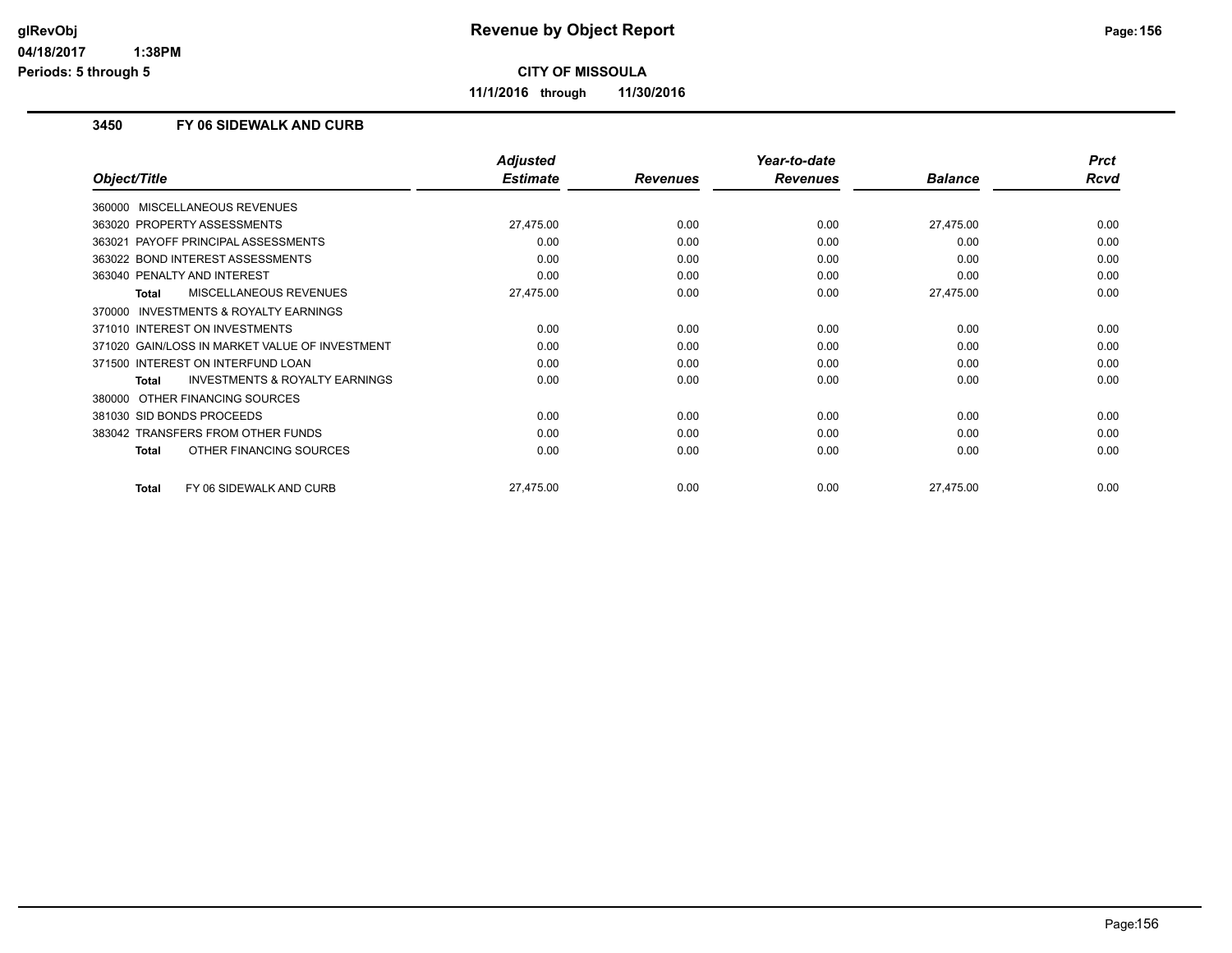# Revenue by Object Report

**CITY OF MISSOULA**

**11/1/2016 through 11/30/2016**

### 3450 FY 06 SIDEWALK AND CURB

| Object/Title | Adjusted Estimate | Revenues | Year-to-date Revenues | Balance | Prct Rcvd |
|---|---|---|---|---|---|
| 360000 MISCELLANEOUS REVENUES | | | | | |
| 363020 PROPERTY ASSESSMENTS | 27,475.00 | 0.00 | 0.00 | 27,475.00 | 0.00 |
| 363021 PAYOFF PRINCIPAL ASSESSMENTS | 0.00 | 0.00 | 0.00 | 0.00 | 0.00 |
| 363022 BOND INTEREST ASSESSMENTS | 0.00 | 0.00 | 0.00 | 0.00 | 0.00 |
| 363040 PENALTY AND INTEREST | 0.00 | 0.00 | 0.00 | 0.00 | 0.00 |
| **Total** MISCELLANEOUS REVENUES | 27,475.00 | 0.00 | 0.00 | 27,475.00 | 0.00 |
| 370000 INVESTMENTS & ROYALTY EARNINGS | | | | | |
| 371010 INTEREST ON INVESTMENTS | 0.00 | 0.00 | 0.00 | 0.00 | 0.00 |
| 371020 GAIN/LOSS IN MARKET VALUE OF INVESTMENT | 0.00 | 0.00 | 0.00 | 0.00 | 0.00 |
| 371500 INTEREST ON INTERFUND LOAN | 0.00 | 0.00 | 0.00 | 0.00 | 0.00 |
| **Total** INVESTMENTS & ROYALTY EARNINGS | 0.00 | 0.00 | 0.00 | 0.00 | 0.00 |
| 380000 OTHER FINANCING SOURCES | | | | | |
| 381030 SID BONDS PROCEEDS | 0.00 | 0.00 | 0.00 | 0.00 | 0.00 |
| 383042 TRANSFERS FROM OTHER FUNDS | 0.00 | 0.00 | 0.00 | 0.00 | 0.00 |
| **Total** OTHER FINANCING SOURCES | 0.00 | 0.00 | 0.00 | 0.00 | 0.00 |
| **Total** FY 06 SIDEWALK AND CURB | 27,475.00 | 0.00 | 0.00 | 27,475.00 | 0.00 |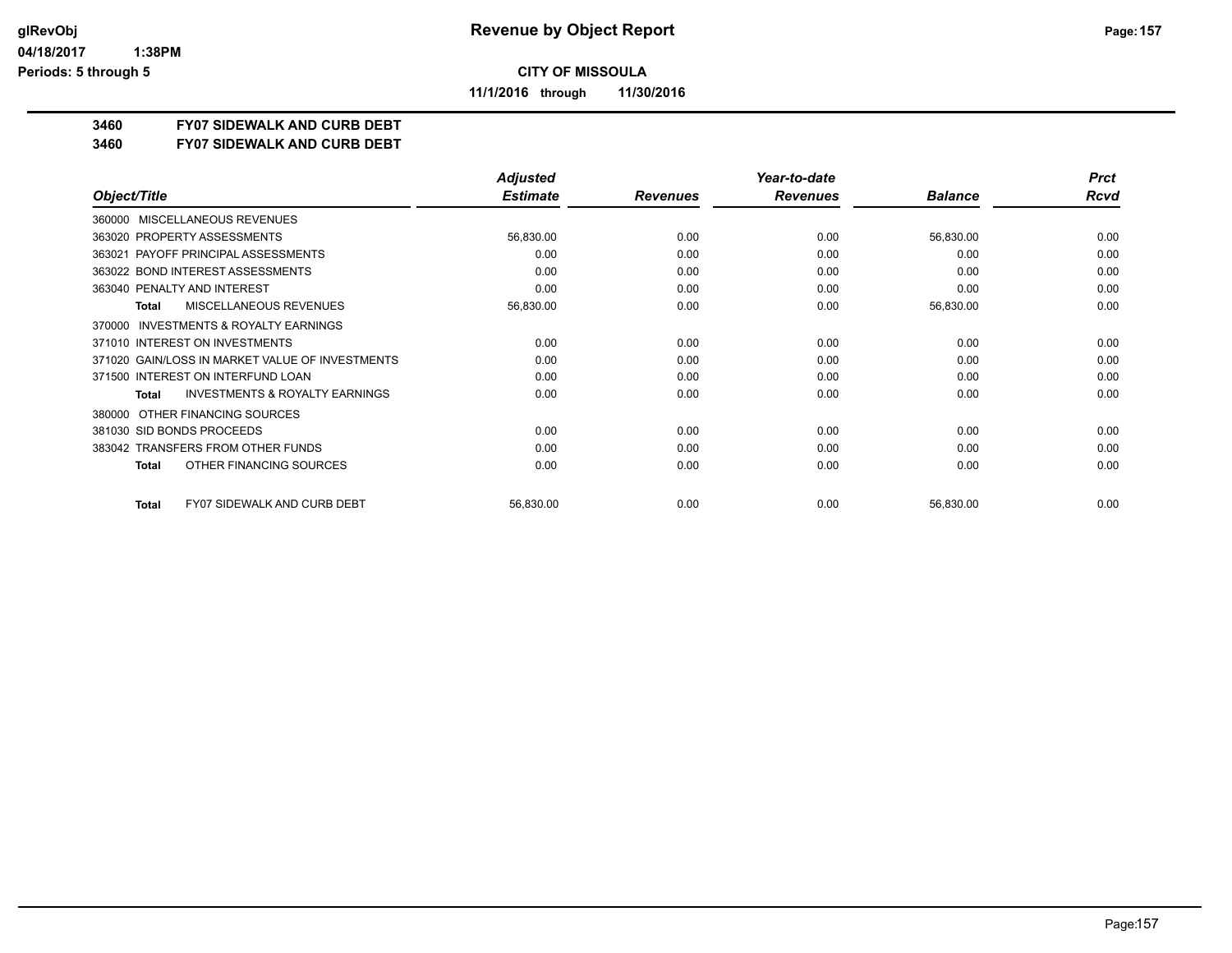# Revenue by Object Report

**CITY OF MISSOULA**

**11/1/2016 through 11/30/2016**

glRevObj
04/18/2017 1:38PM
Periods: 5 through 5

**3460 FY07 SIDEWALK AND CURB DEBT**
**3460 FY07 SIDEWALK AND CURB DEBT**

| Object/Title | Adjusted Estimate | Revenues | Year-to-date Revenues | Balance | Prct Rcvd |
|---|---|---|---|---|---|
| 360000 MISCELLANEOUS REVENUES | | | | | |
| 363020 PROPERTY ASSESSMENTS | 56,830.00 | 0.00 | 0.00 | 56,830.00 | 0.00 |
| 363021 PAYOFF PRINCIPAL ASSESSMENTS | 0.00 | 0.00 | 0.00 | 0.00 | 0.00 |
| 363022 BOND INTEREST ASSESSMENTS | 0.00 | 0.00 | 0.00 | 0.00 | 0.00 |
| 363040 PENALTY AND INTEREST | 0.00 | 0.00 | 0.00 | 0.00 | 0.00 |
| **Total** MISCELLANEOUS REVENUES | 56,830.00 | 0.00 | 0.00 | 56,830.00 | 0.00 |
| 370000 INVESTMENTS & ROYALTY EARNINGS | | | | | |
| 371010 INTEREST ON INVESTMENTS | 0.00 | 0.00 | 0.00 | 0.00 | 0.00 |
| 371020 GAIN/LOSS IN MARKET VALUE OF INVESTMENTS | 0.00 | 0.00 | 0.00 | 0.00 | 0.00 |
| 371500 INTEREST ON INTERFUND LOAN | 0.00 | 0.00 | 0.00 | 0.00 | 0.00 |
| **Total** INVESTMENTS & ROYALTY EARNINGS | 0.00 | 0.00 | 0.00 | 0.00 | 0.00 |
| 380000 OTHER FINANCING SOURCES | | | | | |
| 381030 SID BONDS PROCEEDS | 0.00 | 0.00 | 0.00 | 0.00 | 0.00 |
| 383042 TRANSFERS FROM OTHER FUNDS | 0.00 | 0.00 | 0.00 | 0.00 | 0.00 |
| **Total** OTHER FINANCING SOURCES | 0.00 | 0.00 | 0.00 | 0.00 | 0.00 |
| **Total** FY07 SIDEWALK AND CURB DEBT | 56,830.00 | 0.00 | 0.00 | 56,830.00 | 0.00 |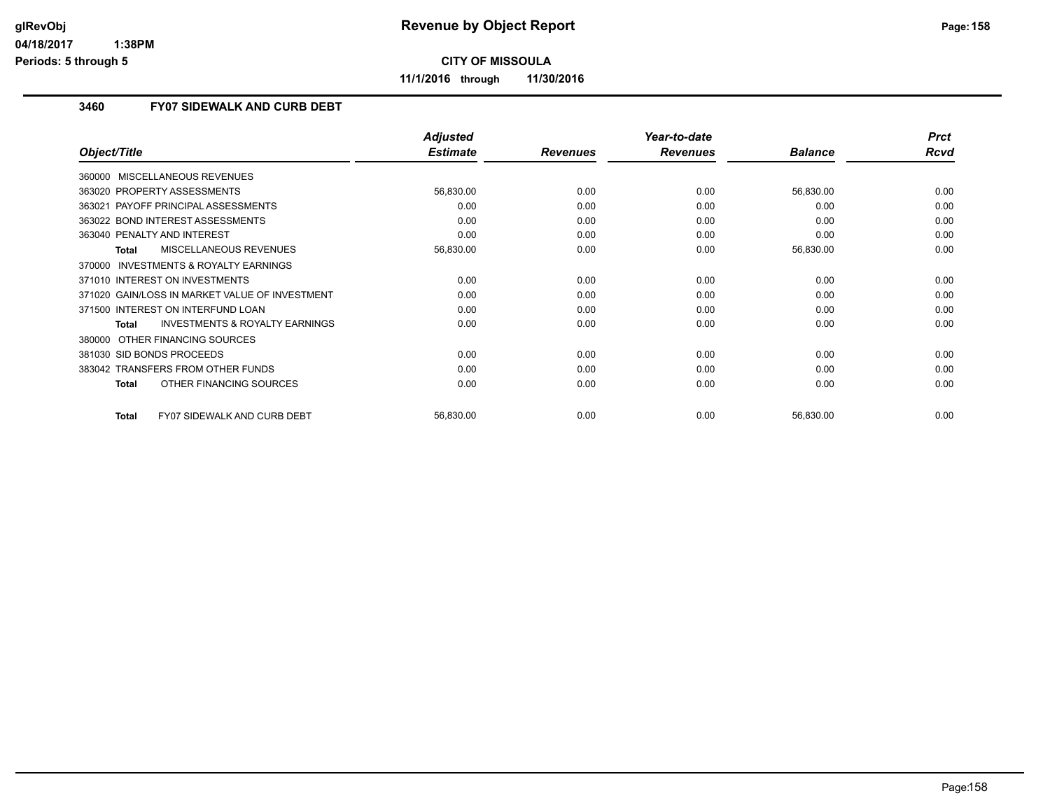# Revenue by Object Report

**CITY OF MISSOULA**

**11/1/2016 through 11/30/2016**

glRevObj
04/18/2017 1:38PM
Periods: 5 through 5

## 3460 FY07 SIDEWALK AND CURB DEBT

| Object/Title | Adjusted Estimate | Revenues | Year-to-date Revenues | Balance | Prct Rcvd |
|---|---|---|---|---|---|
| 360000 MISCELLANEOUS REVENUES | | | | | |
| 363020 PROPERTY ASSESSMENTS | 56,830.00 | 0.00 | 0.00 | 56,830.00 | 0.00 |
| 363021 PAYOFF PRINCIPAL ASSESSMENTS | 0.00 | 0.00 | 0.00 | 0.00 | 0.00 |
| 363022 BOND INTEREST ASSESSMENTS | 0.00 | 0.00 | 0.00 | 0.00 | 0.00 |
| 363040 PENALTY AND INTEREST | 0.00 | 0.00 | 0.00 | 0.00 | 0.00 |
| **Total** MISCELLANEOUS REVENUES | 56,830.00 | 0.00 | 0.00 | 56,830.00 | 0.00 |
| 370000 INVESTMENTS & ROYALTY EARNINGS | | | | | |
| 371010 INTEREST ON INVESTMENTS | 0.00 | 0.00 | 0.00 | 0.00 | 0.00 |
| 371020 GAIN/LOSS IN MARKET VALUE OF INVESTMENT | 0.00 | 0.00 | 0.00 | 0.00 | 0.00 |
| 371500 INTEREST ON INTERFUND LOAN | 0.00 | 0.00 | 0.00 | 0.00 | 0.00 |
| **Total** INVESTMENTS & ROYALTY EARNINGS | 0.00 | 0.00 | 0.00 | 0.00 | 0.00 |
| 380000 OTHER FINANCING SOURCES | | | | | |
| 381030 SID BONDS PROCEEDS | 0.00 | 0.00 | 0.00 | 0.00 | 0.00 |
| 383042 TRANSFERS FROM OTHER FUNDS | 0.00 | 0.00 | 0.00 | 0.00 | 0.00 |
| **Total** OTHER FINANCING SOURCES | 0.00 | 0.00 | 0.00 | 0.00 | 0.00 |
| **Total** FY07 SIDEWALK AND CURB DEBT | 56,830.00 | 0.00 | 0.00 | 56,830.00 | 0.00 |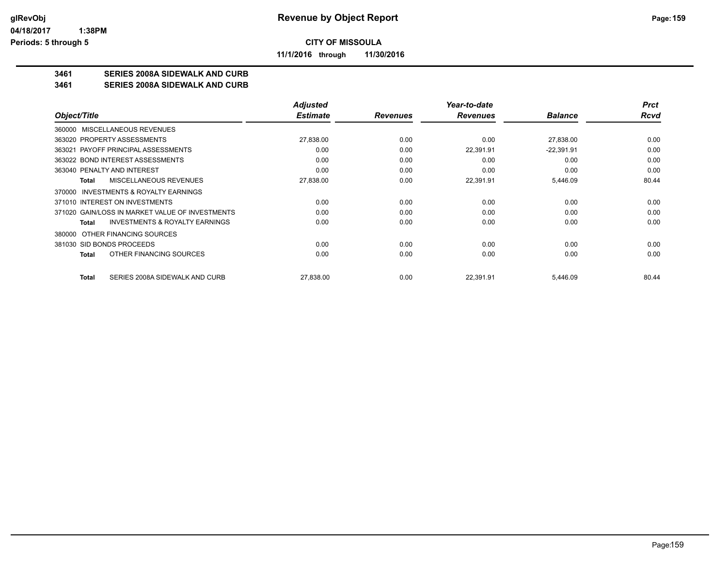**CITY OF MISSOULA**

**11/1/2016 through 11/30/2016**

**3461 SERIES 2008A SIDEWALK AND CURB**

**3461 SERIES 2008A SIDEWALK AND CURB**

| Object/Title | Adjusted Estimate | Revenues | Year-to-date Revenues | Balance | Prct Rcvd |
|---|---|---|---|---|---|
| 360000 MISCELLANEOUS REVENUES | | | | | |
| 363020 PROPERTY ASSESSMENTS | 27,838.00 | 0.00 | 0.00 | 27,838.00 | 0.00 |
| 363021 PAYOFF PRINCIPAL ASSESSMENTS | 0.00 | 0.00 | 22,391.91 | -22,391.91 | 0.00 |
| 363022 BOND INTEREST ASSESSMENTS | 0.00 | 0.00 | 0.00 | 0.00 | 0.00 |
| 363040 PENALTY AND INTEREST | 0.00 | 0.00 | 0.00 | 0.00 | 0.00 |
| **Total** MISCELLANEOUS REVENUES | 27,838.00 | 0.00 | 22,391.91 | 5,446.09 | 80.44 |
| 370000 INVESTMENTS & ROYALTY EARNINGS | | | | | |
| 371010 INTEREST ON INVESTMENTS | 0.00 | 0.00 | 0.00 | 0.00 | 0.00 |
| 371020 GAIN/LOSS IN MARKET VALUE OF INVESTMENTS | 0.00 | 0.00 | 0.00 | 0.00 | 0.00 |
| **Total** INVESTMENTS & ROYALTY EARNINGS | 0.00 | 0.00 | 0.00 | 0.00 | 0.00 |
| 380000 OTHER FINANCING SOURCES | | | | | |
| 381030 SID BONDS PROCEEDS | 0.00 | 0.00 | 0.00 | 0.00 | 0.00 |
| **Total** OTHER FINANCING SOURCES | 0.00 | 0.00 | 0.00 | 0.00 | 0.00 |
| **Total** SERIES 2008A SIDEWALK AND CURB | 27,838.00 | 0.00 | 22,391.91 | 5,446.09 | 80.44 |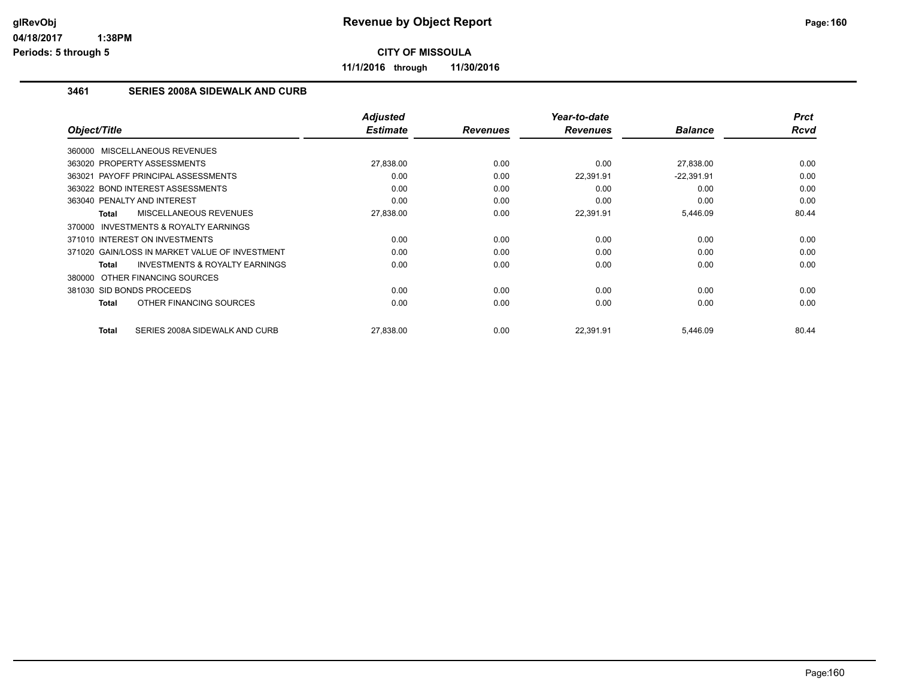**CITY OF MISSOULA**

**11/1/2016 through 11/30/2016**

### 3461 SERIES 2008A SIDEWALK AND CURB

| Object/Title | Adjusted Estimate | Revenues | Year-to-date Revenues | Balance | Prct Rcvd |
|---|---|---|---|---|---|
| 360000 MISCELLANEOUS REVENUES | | | | | |
| 363020 PROPERTY ASSESSMENTS | 27,838.00 | 0.00 | 0.00 | 27,838.00 | 0.00 |
| 363021 PAYOFF PRINCIPAL ASSESSMENTS | 0.00 | 0.00 | 22,391.91 | -22,391.91 | 0.00 |
| 363022 BOND INTEREST ASSESSMENTS | 0.00 | 0.00 | 0.00 | 0.00 | 0.00 |
| 363040 PENALTY AND INTEREST | 0.00 | 0.00 | 0.00 | 0.00 | 0.00 |
| **Total** MISCELLANEOUS REVENUES | 27,838.00 | 0.00 | 22,391.91 | 5,446.09 | 80.44 |
| 370000 INVESTMENTS & ROYALTY EARNINGS | | | | | |
| 371010 INTEREST ON INVESTMENTS | 0.00 | 0.00 | 0.00 | 0.00 | 0.00 |
| 371020 GAIN/LOSS IN MARKET VALUE OF INVESTMENT | 0.00 | 0.00 | 0.00 | 0.00 | 0.00 |
| **Total** INVESTMENTS & ROYALTY EARNINGS | 0.00 | 0.00 | 0.00 | 0.00 | 0.00 |
| 380000 OTHER FINANCING SOURCES | | | | | |
| 381030 SID BONDS PROCEEDS | 0.00 | 0.00 | 0.00 | 0.00 | 0.00 |
| **Total** OTHER FINANCING SOURCES | 0.00 | 0.00 | 0.00 | 0.00 | 0.00 |
| **Total** SERIES 2008A SIDEWALK AND CURB | 27,838.00 | 0.00 | 22,391.91 | 5,446.09 | 80.44 |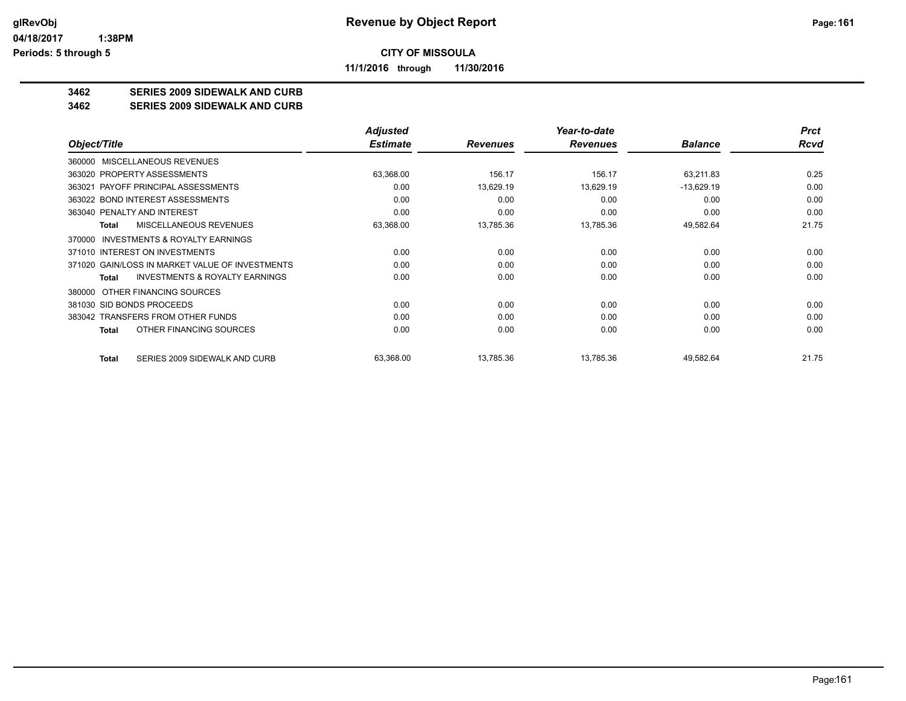# Revenue by Object Report

**CITY OF MISSOULA**

**11/1/2016 through 11/30/2016**

glRevObj
04/18/2017 1:38PM
Periods: 5 through 5

**3462 SERIES 2009 SIDEWALK AND CURB**
**3462 SERIES 2009 SIDEWALK AND CURB**

| Object/Title | Adjusted Estimate | Revenues | Year-to-date Revenues | Balance | Prct Rcvd |
|---|---|---|---|---|---|
| 360000 MISCELLANEOUS REVENUES | | | | | |
| 363020 PROPERTY ASSESSMENTS | 63,368.00 | 156.17 | 156.17 | 63,211.83 | 0.25 |
| 363021 PAYOFF PRINCIPAL ASSESSMENTS | 0.00 | 13,629.19 | 13,629.19 | -13,629.19 | 0.00 |
| 363022 BOND INTEREST ASSESSMENTS | 0.00 | 0.00 | 0.00 | 0.00 | 0.00 |
| 363040 PENALTY AND INTEREST | 0.00 | 0.00 | 0.00 | 0.00 | 0.00 |
| **Total** MISCELLANEOUS REVENUES | 63,368.00 | 13,785.36 | 13,785.36 | 49,582.64 | 21.75 |
| 370000 INVESTMENTS & ROYALTY EARNINGS | | | | | |
| 371010 INTEREST ON INVESTMENTS | 0.00 | 0.00 | 0.00 | 0.00 | 0.00 |
| 371020 GAIN/LOSS IN MARKET VALUE OF INVESTMENTS | 0.00 | 0.00 | 0.00 | 0.00 | 0.00 |
| **Total** INVESTMENTS & ROYALTY EARNINGS | 0.00 | 0.00 | 0.00 | 0.00 | 0.00 |
| 380000 OTHER FINANCING SOURCES | | | | | |
| 381030 SID BONDS PROCEEDS | 0.00 | 0.00 | 0.00 | 0.00 | 0.00 |
| 383042 TRANSFERS FROM OTHER FUNDS | 0.00 | 0.00 | 0.00 | 0.00 | 0.00 |
| **Total** OTHER FINANCING SOURCES | 0.00 | 0.00 | 0.00 | 0.00 | 0.00 |
| **Total** SERIES 2009 SIDEWALK AND CURB | 63,368.00 | 13,785.36 | 13,785.36 | 49,582.64 | 21.75 |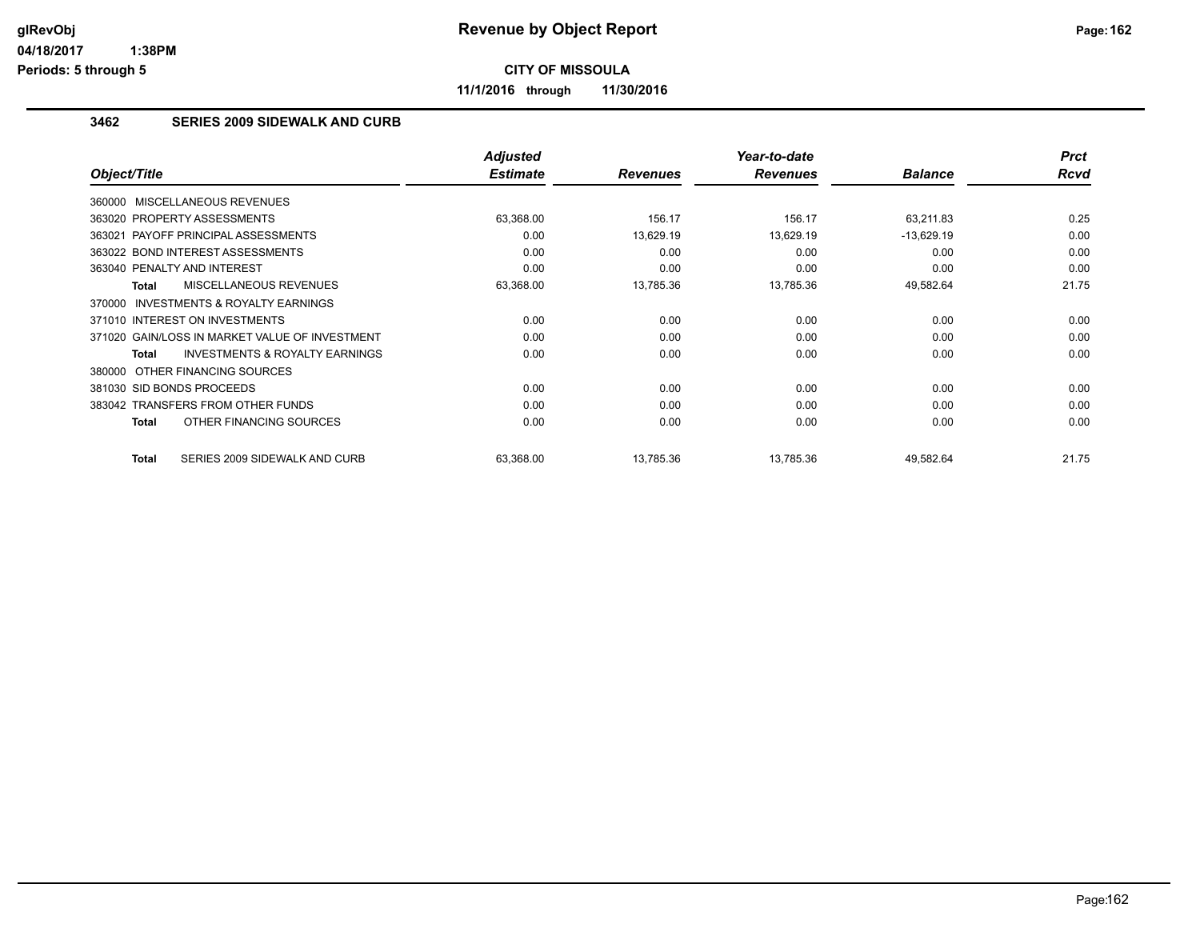# Revenue by Object Report

**CITY OF MISSOULA**

**11/1/2016 through 11/30/2016**

glRevObj
04/18/2017 1:38PM
Periods: 5 through 5

### 3462 SERIES 2009 SIDEWALK AND CURB

| Object/Title | Adjusted Estimate | Revenues | Year-to-date Revenues | Balance | Prct Rcvd |
|---|---|---|---|---|---|
| 360000 MISCELLANEOUS REVENUES | | | | | |
| 363020 PROPERTY ASSESSMENTS | 63,368.00 | 156.17 | 156.17 | 63,211.83 | 0.25 |
| 363021 PAYOFF PRINCIPAL ASSESSMENTS | 0.00 | 13,629.19 | 13,629.19 | -13,629.19 | 0.00 |
| 363022 BOND INTEREST ASSESSMENTS | 0.00 | 0.00 | 0.00 | 0.00 | 0.00 |
| 363040 PENALTY AND INTEREST | 0.00 | 0.00 | 0.00 | 0.00 | 0.00 |
| **Total** MISCELLANEOUS REVENUES | 63,368.00 | 13,785.36 | 13,785.36 | 49,582.64 | 21.75 |
| 370000 INVESTMENTS & ROYALTY EARNINGS | | | | | |
| 371010 INTEREST ON INVESTMENTS | 0.00 | 0.00 | 0.00 | 0.00 | 0.00 |
| 371020 GAIN/LOSS IN MARKET VALUE OF INVESTMENT | 0.00 | 0.00 | 0.00 | 0.00 | 0.00 |
| **Total** INVESTMENTS & ROYALTY EARNINGS | 0.00 | 0.00 | 0.00 | 0.00 | 0.00 |
| 380000 OTHER FINANCING SOURCES | | | | | |
| 381030 SID BONDS PROCEEDS | 0.00 | 0.00 | 0.00 | 0.00 | 0.00 |
| 383042 TRANSFERS FROM OTHER FUNDS | 0.00 | 0.00 | 0.00 | 0.00 | 0.00 |
| **Total** OTHER FINANCING SOURCES | 0.00 | 0.00 | 0.00 | 0.00 | 0.00 |
| **Total** SERIES 2009 SIDEWALK AND CURB | 63,368.00 | 13,785.36 | 13,785.36 | 49,582.64 | 21.75 |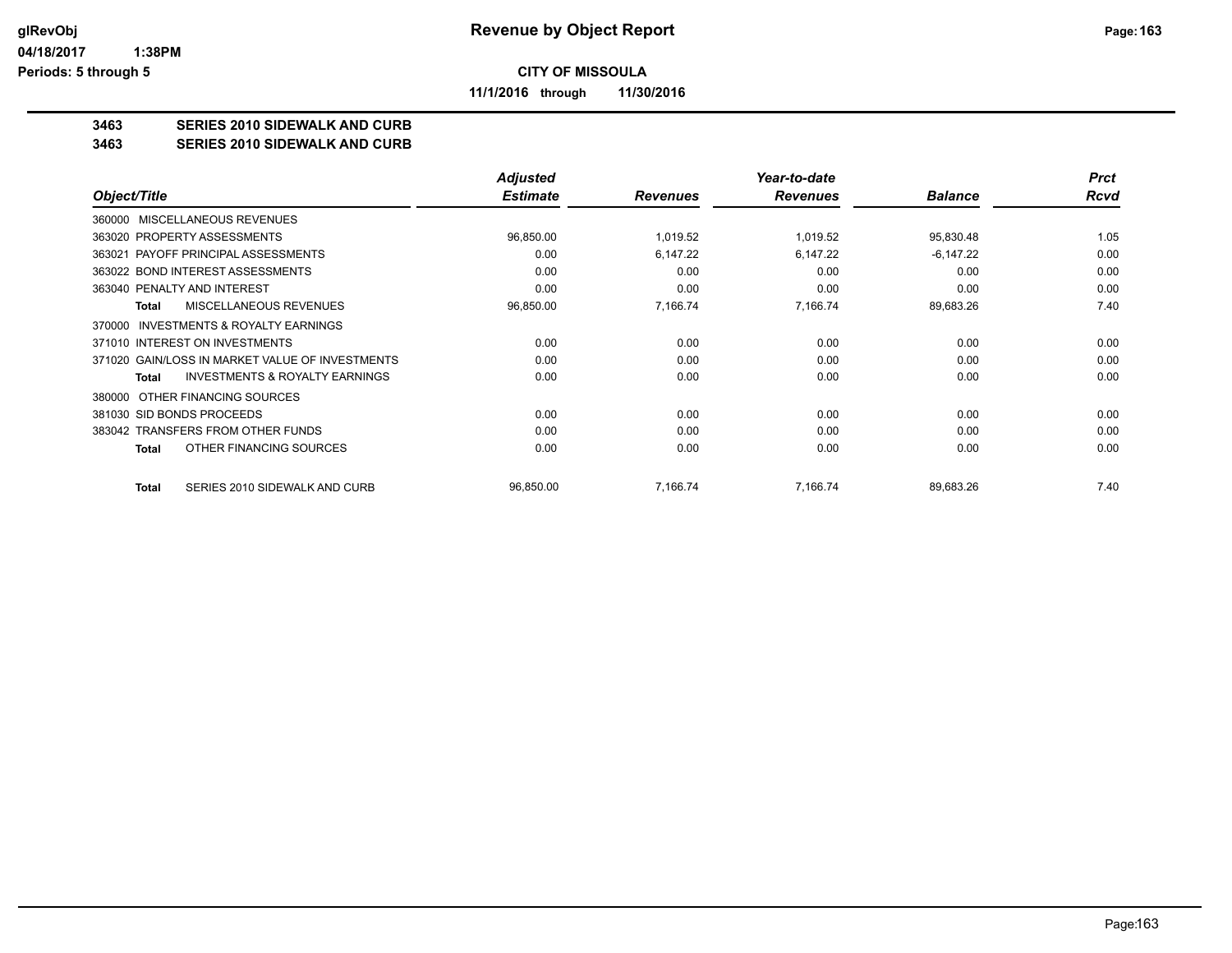# Revenue by Object Report

**CITY OF MISSOULA**

**11/1/2016 through 11/30/2016**

glRevObj
04/18/2017 1:38PM
Periods: 5 through 5

**3463 SERIES 2010 SIDEWALK AND CURB**
**3463 SERIES 2010 SIDEWALK AND CURB**

| Object/Title | Adjusted Estimate | Revenues | Year-to-date Revenues | Balance | Prct Rcvd |
|---|---|---|---|---|---|
| 360000 MISCELLANEOUS REVENUES | | | | | |
| 363020 PROPERTY ASSESSMENTS | 96,850.00 | 1,019.52 | 1,019.52 | 95,830.48 | 1.05 |
| 363021 PAYOFF PRINCIPAL ASSESSMENTS | 0.00 | 6,147.22 | 6,147.22 | -6,147.22 | 0.00 |
| 363022 BOND INTEREST ASSESSMENTS | 0.00 | 0.00 | 0.00 | 0.00 | 0.00 |
| 363040 PENALTY AND INTEREST | 0.00 | 0.00 | 0.00 | 0.00 | 0.00 |
| **Total** MISCELLANEOUS REVENUES | 96,850.00 | 7,166.74 | 7,166.74 | 89,683.26 | 7.40 |
| 370000 INVESTMENTS & ROYALTY EARNINGS | | | | | |
| 371010 INTEREST ON INVESTMENTS | 0.00 | 0.00 | 0.00 | 0.00 | 0.00 |
| 371020 GAIN/LOSS IN MARKET VALUE OF INVESTMENTS | 0.00 | 0.00 | 0.00 | 0.00 | 0.00 |
| **Total** INVESTMENTS & ROYALTY EARNINGS | 0.00 | 0.00 | 0.00 | 0.00 | 0.00 |
| 380000 OTHER FINANCING SOURCES | | | | | |
| 381030 SID BONDS PROCEEDS | 0.00 | 0.00 | 0.00 | 0.00 | 0.00 |
| 383042 TRANSFERS FROM OTHER FUNDS | 0.00 | 0.00 | 0.00 | 0.00 | 0.00 |
| **Total** OTHER FINANCING SOURCES | 0.00 | 0.00 | 0.00 | 0.00 | 0.00 |
| **Total** SERIES 2010 SIDEWALK AND CURB | 96,850.00 | 7,166.74 | 7,166.74 | 89,683.26 | 7.40 |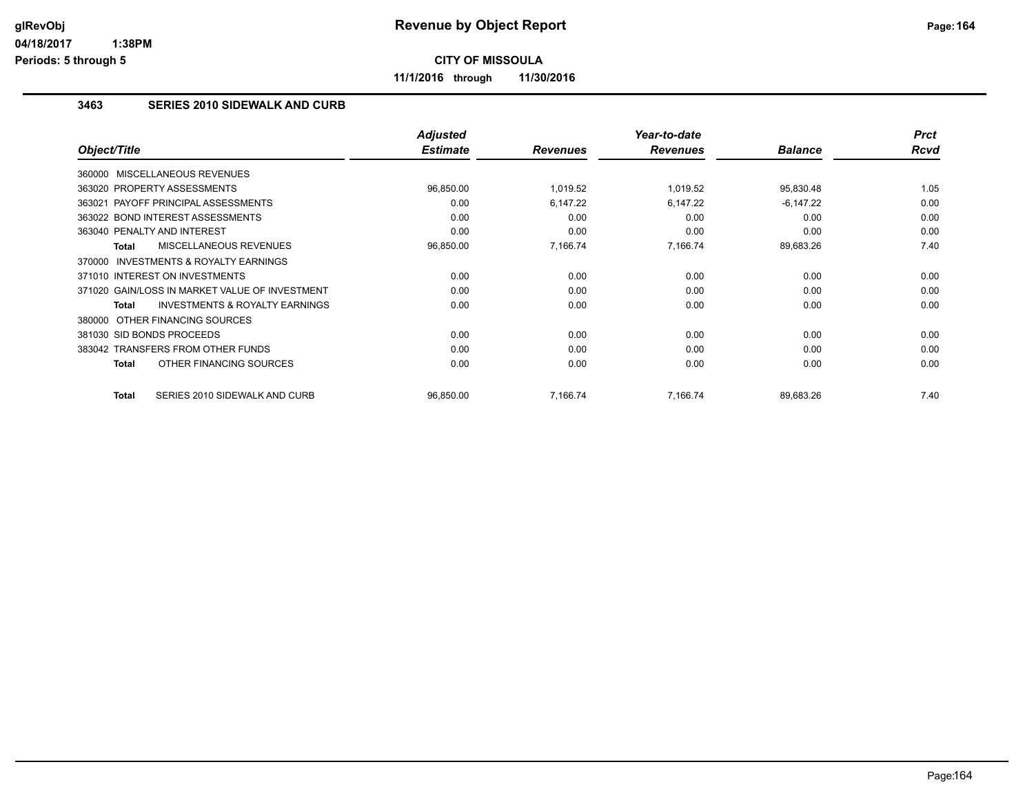# Revenue by Object Report

**CITY OF MISSOULA**

**11/1/2016 through 11/30/2016**

glRevObj
04/18/2017 1:38PM
Periods: 5 through 5

### 3463 SERIES 2010 SIDEWALK AND CURB

| Object/Title | Adjusted Estimate | Revenues | Year-to-date Revenues | Balance | Prct Rcvd |
|---|---|---|---|---|---|
| 360000 MISCELLANEOUS REVENUES | | | | | |
| 363020 PROPERTY ASSESSMENTS | 96,850.00 | 1,019.52 | 1,019.52 | 95,830.48 | 1.05 |
| 363021 PAYOFF PRINCIPAL ASSESSMENTS | 0.00 | 6,147.22 | 6,147.22 | -6,147.22 | 0.00 |
| 363022 BOND INTEREST ASSESSMENTS | 0.00 | 0.00 | 0.00 | 0.00 | 0.00 |
| 363040 PENALTY AND INTEREST | 0.00 | 0.00 | 0.00 | 0.00 | 0.00 |
| **Total** MISCELLANEOUS REVENUES | 96,850.00 | 7,166.74 | 7,166.74 | 89,683.26 | 7.40 |
| 370000 INVESTMENTS & ROYALTY EARNINGS | | | | | |
| 371010 INTEREST ON INVESTMENTS | 0.00 | 0.00 | 0.00 | 0.00 | 0.00 |
| 371020 GAIN/LOSS IN MARKET VALUE OF INVESTMENT | 0.00 | 0.00 | 0.00 | 0.00 | 0.00 |
| **Total** INVESTMENTS & ROYALTY EARNINGS | 0.00 | 0.00 | 0.00 | 0.00 | 0.00 |
| 380000 OTHER FINANCING SOURCES | | | | | |
| 381030 SID BONDS PROCEEDS | 0.00 | 0.00 | 0.00 | 0.00 | 0.00 |
| 383042 TRANSFERS FROM OTHER FUNDS | 0.00 | 0.00 | 0.00 | 0.00 | 0.00 |
| **Total** OTHER FINANCING SOURCES | 0.00 | 0.00 | 0.00 | 0.00 | 0.00 |
| **Total** SERIES 2010 SIDEWALK AND CURB | 96,850.00 | 7,166.74 | 7,166.74 | 89,683.26 | 7.40 |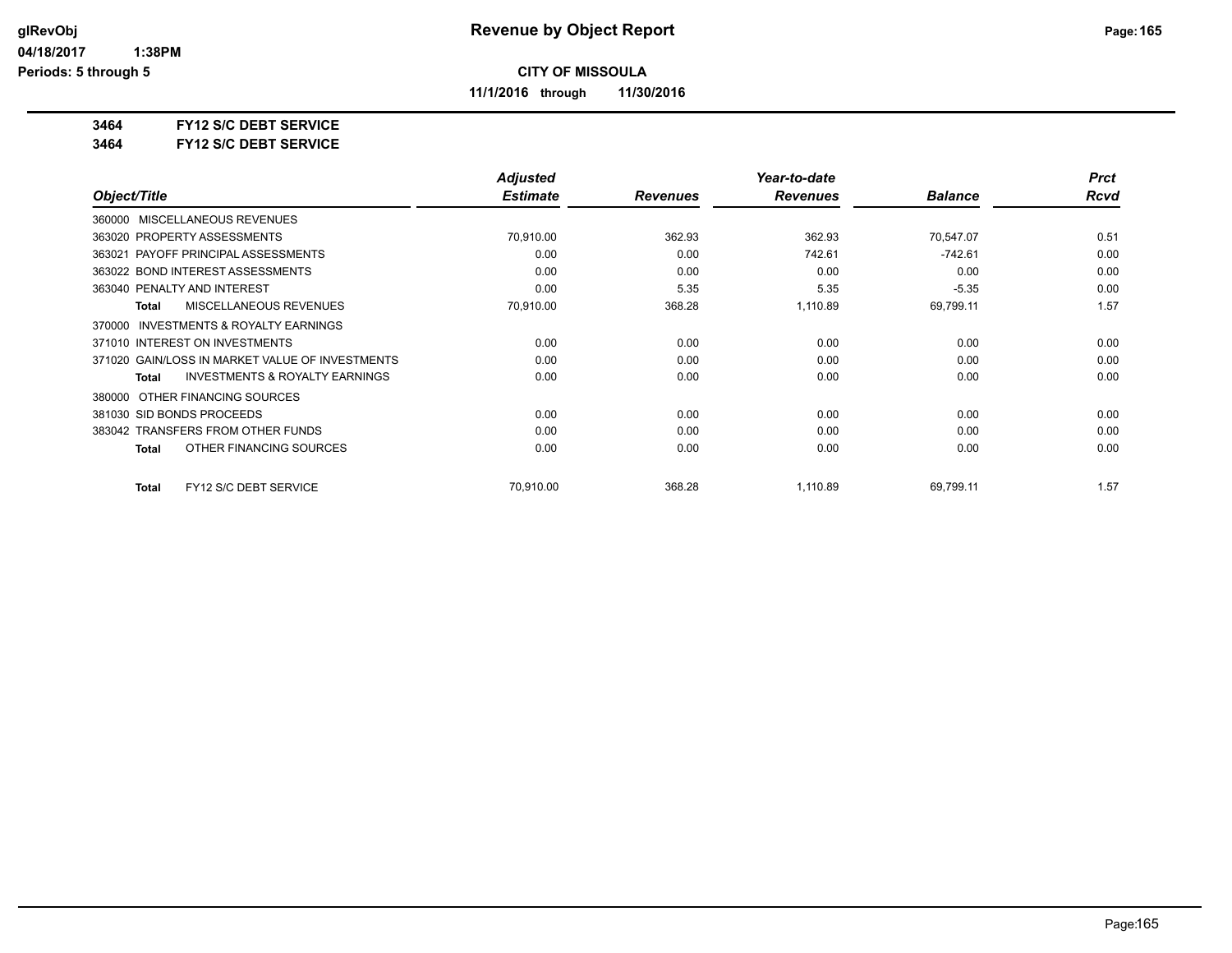**CITY OF MISSOULA**

**11/1/2016 through 11/30/2016**

**3464 FY12 S/C DEBT SERVICE**

**3464 FY12 S/C DEBT SERVICE**

| Object/Title | Adjusted Estimate | Revenues | Year-to-date Revenues | Balance | Prct Rcvd |
|---|---|---|---|---|---|
| 360000 MISCELLANEOUS REVENUES | | | | | |
| 363020 PROPERTY ASSESSMENTS | 70,910.00 | 362.93 | 362.93 | 70,547.07 | 0.51 |
| 363021 PAYOFF PRINCIPAL ASSESSMENTS | 0.00 | 0.00 | 742.61 | -742.61 | 0.00 |
| 363022 BOND INTEREST ASSESSMENTS | 0.00 | 0.00 | 0.00 | 0.00 | 0.00 |
| 363040 PENALTY AND INTEREST | 0.00 | 5.35 | 5.35 | -5.35 | 0.00 |
| **Total** MISCELLANEOUS REVENUES | 70,910.00 | 368.28 | 1,110.89 | 69,799.11 | 1.57 |
| 370000 INVESTMENTS & ROYALTY EARNINGS | | | | | |
| 371010 INTEREST ON INVESTMENTS | 0.00 | 0.00 | 0.00 | 0.00 | 0.00 |
| 371020 GAIN/LOSS IN MARKET VALUE OF INVESTMENTS | 0.00 | 0.00 | 0.00 | 0.00 | 0.00 |
| **Total** INVESTMENTS & ROYALTY EARNINGS | 0.00 | 0.00 | 0.00 | 0.00 | 0.00 |
| 380000 OTHER FINANCING SOURCES | | | | | |
| 381030 SID BONDS PROCEEDS | 0.00 | 0.00 | 0.00 | 0.00 | 0.00 |
| 383042 TRANSFERS FROM OTHER FUNDS | 0.00 | 0.00 | 0.00 | 0.00 | 0.00 |
| **Total** OTHER FINANCING SOURCES | 0.00 | 0.00 | 0.00 | 0.00 | 0.00 |
| **Total** FY12 S/C DEBT SERVICE | 70,910.00 | 368.28 | 1,110.89 | 69,799.11 | 1.57 |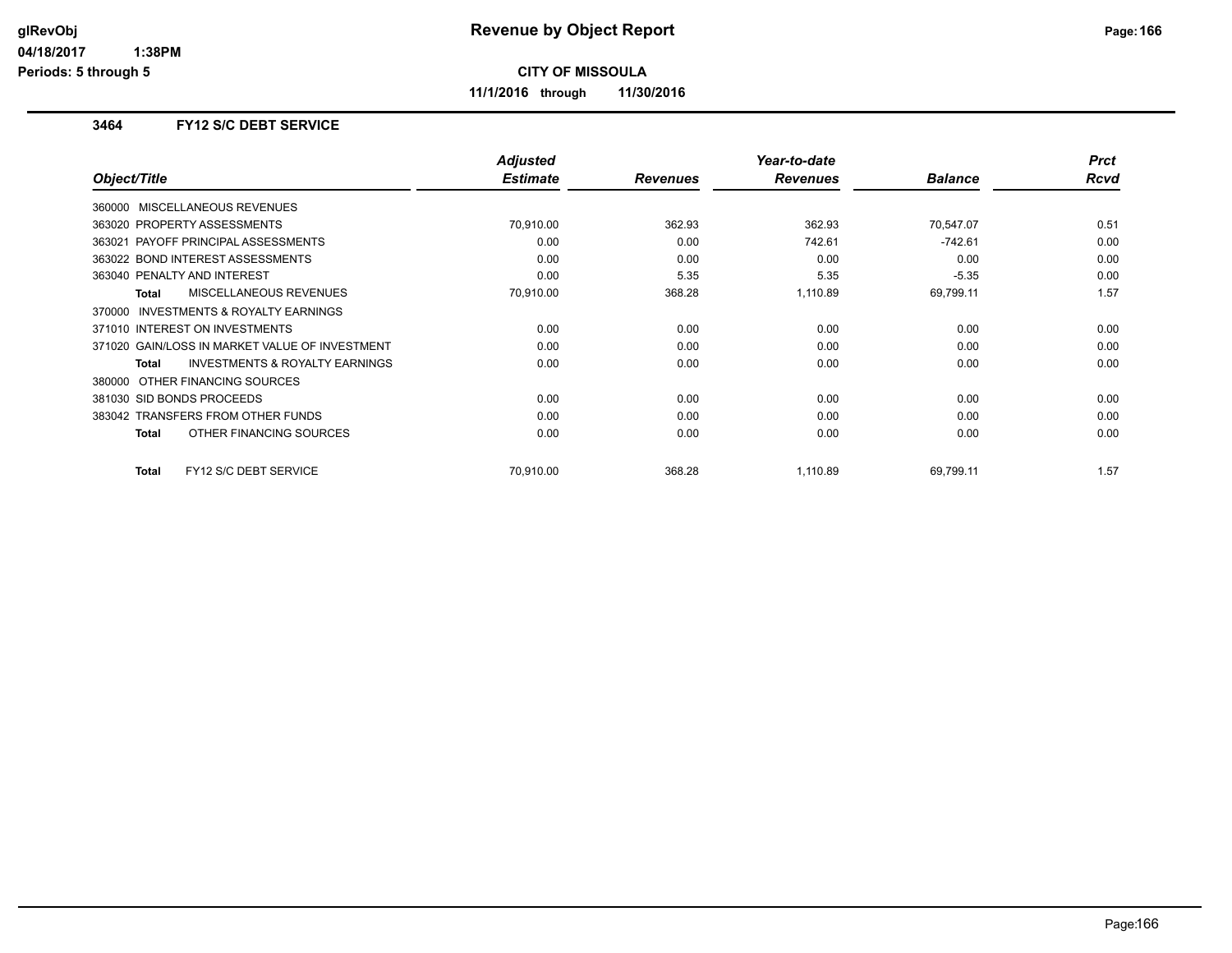# Revenue by Object Report

**CITY OF MISSOULA**

**11/1/2016 through 11/30/2016**

glRevObj
04/18/2017 1:38PM
Periods: 5 through 5

### 3464 FY12 S/C DEBT SERVICE

| Object/Title | Adjusted Estimate | Revenues | Year-to-date Revenues | Balance | Prct Rcvd |
|---|---|---|---|---|---|
| 360000 MISCELLANEOUS REVENUES | | | | | |
| 363020 PROPERTY ASSESSMENTS | 70,910.00 | 362.93 | 362.93 | 70,547.07 | 0.51 |
| 363021 PAYOFF PRINCIPAL ASSESSMENTS | 0.00 | 0.00 | 742.61 | -742.61 | 0.00 |
| 363022 BOND INTEREST ASSESSMENTS | 0.00 | 0.00 | 0.00 | 0.00 | 0.00 |
| 363040 PENALTY AND INTEREST | 0.00 | 5.35 | 5.35 | -5.35 | 0.00 |
| **Total** MISCELLANEOUS REVENUES | 70,910.00 | 368.28 | 1,110.89 | 69,799.11 | 1.57 |
| 370000 INVESTMENTS & ROYALTY EARNINGS | | | | | |
| 371010 INTEREST ON INVESTMENTS | 0.00 | 0.00 | 0.00 | 0.00 | 0.00 |
| 371020 GAIN/LOSS IN MARKET VALUE OF INVESTMENT | 0.00 | 0.00 | 0.00 | 0.00 | 0.00 |
| **Total** INVESTMENTS & ROYALTY EARNINGS | 0.00 | 0.00 | 0.00 | 0.00 | 0.00 |
| 380000 OTHER FINANCING SOURCES | | | | | |
| 381030 SID BONDS PROCEEDS | 0.00 | 0.00 | 0.00 | 0.00 | 0.00 |
| 383042 TRANSFERS FROM OTHER FUNDS | 0.00 | 0.00 | 0.00 | 0.00 | 0.00 |
| **Total** OTHER FINANCING SOURCES | 0.00 | 0.00 | 0.00 | 0.00 | 0.00 |
| **Total** FY12 S/C DEBT SERVICE | 70,910.00 | 368.28 | 1,110.89 | 69,799.11 | 1.57 |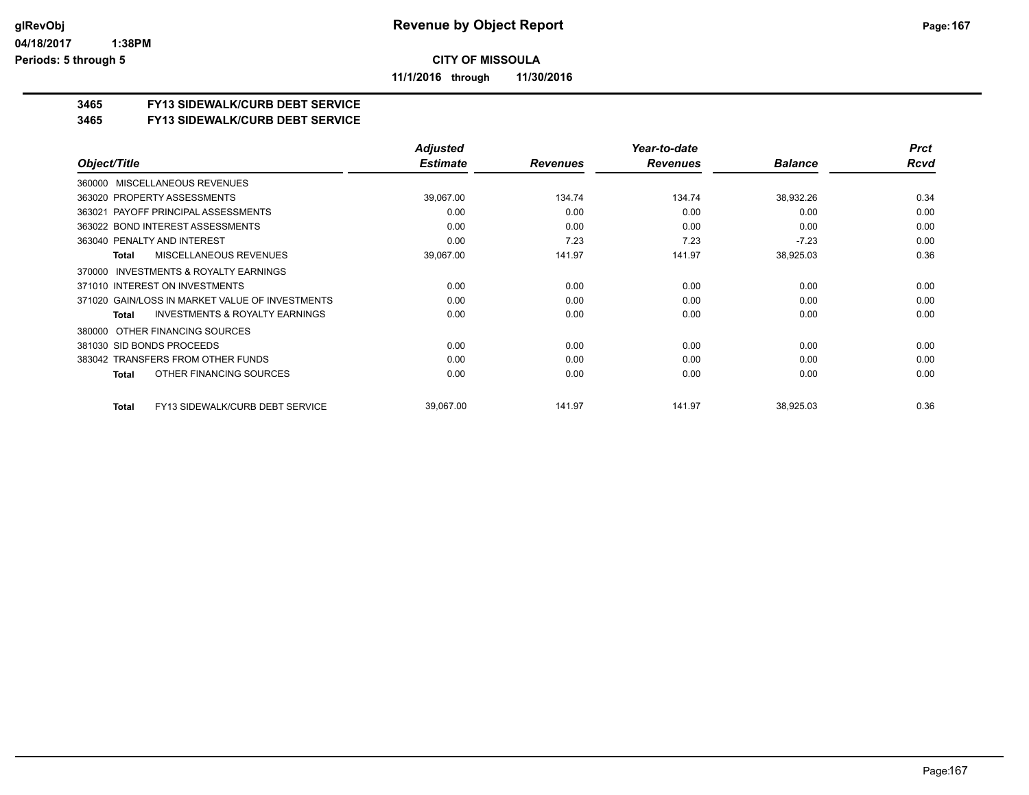**Revenue by Object Report**

**CITY OF MISSOULA**

**11/1/2016 through 11/30/2016**

## 3465 FY13 SIDEWALK/CURB DEBT SERVICE
## 3465 FY13 SIDEWALK/CURB DEBT SERVICE

| Object/Title | Adjusted Estimate | Revenues | Year-to-date Revenues | Balance | Prct Rcvd |
|---|---|---|---|---|---|
| 360000 MISCELLANEOUS REVENUES | | | | | |
| 363020 PROPERTY ASSESSMENTS | 39,067.00 | 134.74 | 134.74 | 38,932.26 | 0.34 |
| 363021 PAYOFF PRINCIPAL ASSESSMENTS | 0.00 | 0.00 | 0.00 | 0.00 | 0.00 |
| 363022 BOND INTEREST ASSESSMENTS | 0.00 | 0.00 | 0.00 | 0.00 | 0.00 |
| 363040 PENALTY AND INTEREST | 0.00 | 7.23 | 7.23 | -7.23 | 0.00 |
| **Total** MISCELLANEOUS REVENUES | 39,067.00 | 141.97 | 141.97 | 38,925.03 | 0.36 |
| 370000 INVESTMENTS & ROYALTY EARNINGS | | | | | |
| 371010 INTEREST ON INVESTMENTS | 0.00 | 0.00 | 0.00 | 0.00 | 0.00 |
| 371020 GAIN/LOSS IN MARKET VALUE OF INVESTMENTS | 0.00 | 0.00 | 0.00 | 0.00 | 0.00 |
| **Total** INVESTMENTS & ROYALTY EARNINGS | 0.00 | 0.00 | 0.00 | 0.00 | 0.00 |
| 380000 OTHER FINANCING SOURCES | | | | | |
| 381030 SID BONDS PROCEEDS | 0.00 | 0.00 | 0.00 | 0.00 | 0.00 |
| 383042 TRANSFERS FROM OTHER FUNDS | 0.00 | 0.00 | 0.00 | 0.00 | 0.00 |
| **Total** OTHER FINANCING SOURCES | 0.00 | 0.00 | 0.00 | 0.00 | 0.00 |
| **Total** FY13 SIDEWALK/CURB DEBT SERVICE | 39,067.00 | 141.97 | 141.97 | 38,925.03 | 0.36 |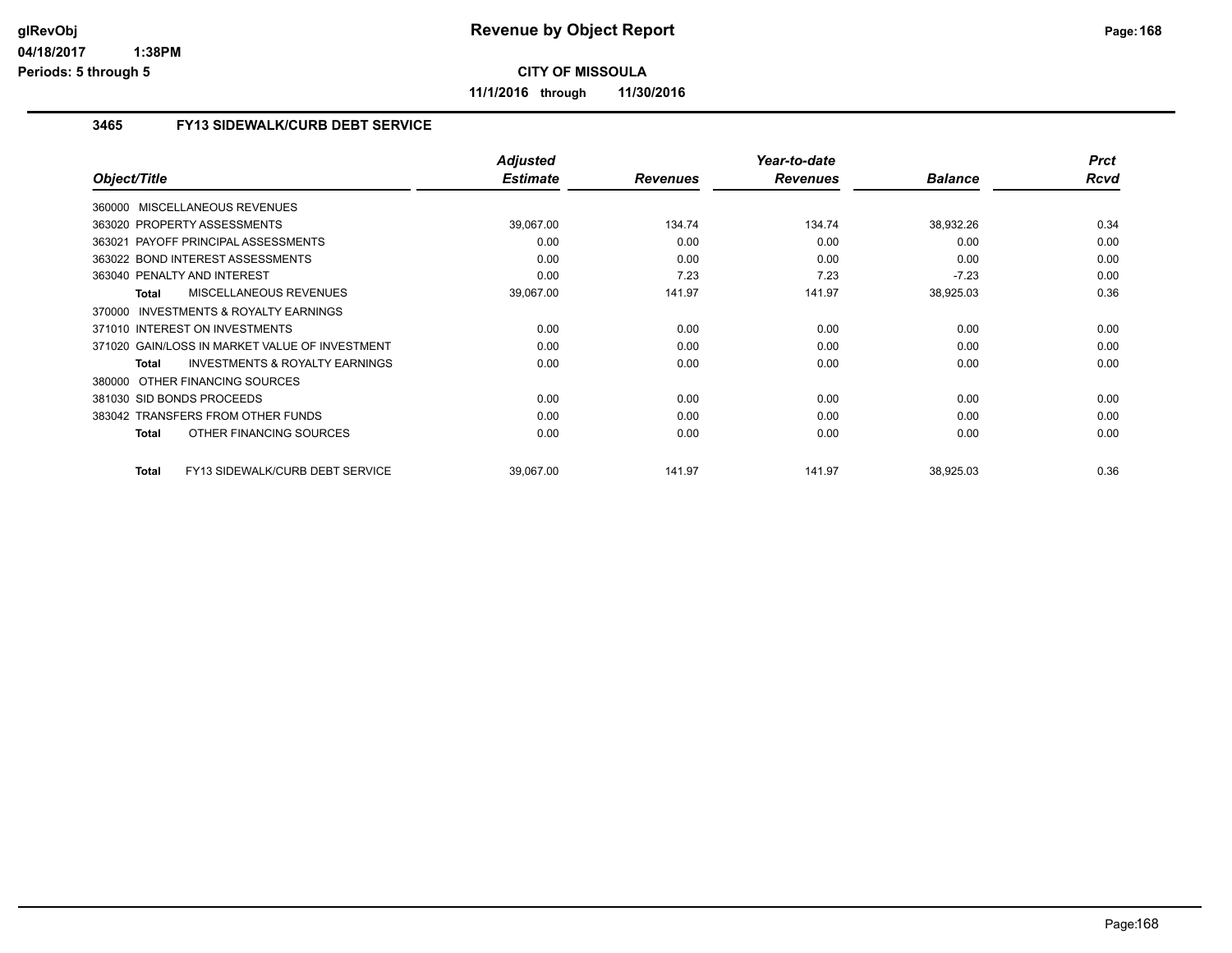**CITY OF MISSOULA**

**11/1/2016 through 11/30/2016**

### 3465 FY13 SIDEWALK/CURB DEBT SERVICE

| Object/Title | Adjusted Estimate | Revenues | Year-to-date Revenues | Balance | Prct Rcvd |
|---|---|---|---|---|---|
| 360000 MISCELLANEOUS REVENUES | | | | | |
| 363020 PROPERTY ASSESSMENTS | 39,067.00 | 134.74 | 134.74 | 38,932.26 | 0.34 |
| 363021 PAYOFF PRINCIPAL ASSESSMENTS | 0.00 | 0.00 | 0.00 | 0.00 | 0.00 |
| 363022 BOND INTEREST ASSESSMENTS | 0.00 | 0.00 | 0.00 | 0.00 | 0.00 |
| 363040 PENALTY AND INTEREST | 0.00 | 7.23 | 7.23 | -7.23 | 0.00 |
| **Total** MISCELLANEOUS REVENUES | 39,067.00 | 141.97 | 141.97 | 38,925.03 | 0.36 |
| 370000 INVESTMENTS & ROYALTY EARNINGS | | | | | |
| 371010 INTEREST ON INVESTMENTS | 0.00 | 0.00 | 0.00 | 0.00 | 0.00 |
| 371020 GAIN/LOSS IN MARKET VALUE OF INVESTMENT | 0.00 | 0.00 | 0.00 | 0.00 | 0.00 |
| **Total** INVESTMENTS & ROYALTY EARNINGS | 0.00 | 0.00 | 0.00 | 0.00 | 0.00 |
| 380000 OTHER FINANCING SOURCES | | | | | |
| 381030 SID BONDS PROCEEDS | 0.00 | 0.00 | 0.00 | 0.00 | 0.00 |
| 383042 TRANSFERS FROM OTHER FUNDS | 0.00 | 0.00 | 0.00 | 0.00 | 0.00 |
| **Total** OTHER FINANCING SOURCES | 0.00 | 0.00 | 0.00 | 0.00 | 0.00 |
| **Total** FY13 SIDEWALK/CURB DEBT SERVICE | 39,067.00 | 141.97 | 141.97 | 38,925.03 | 0.36 |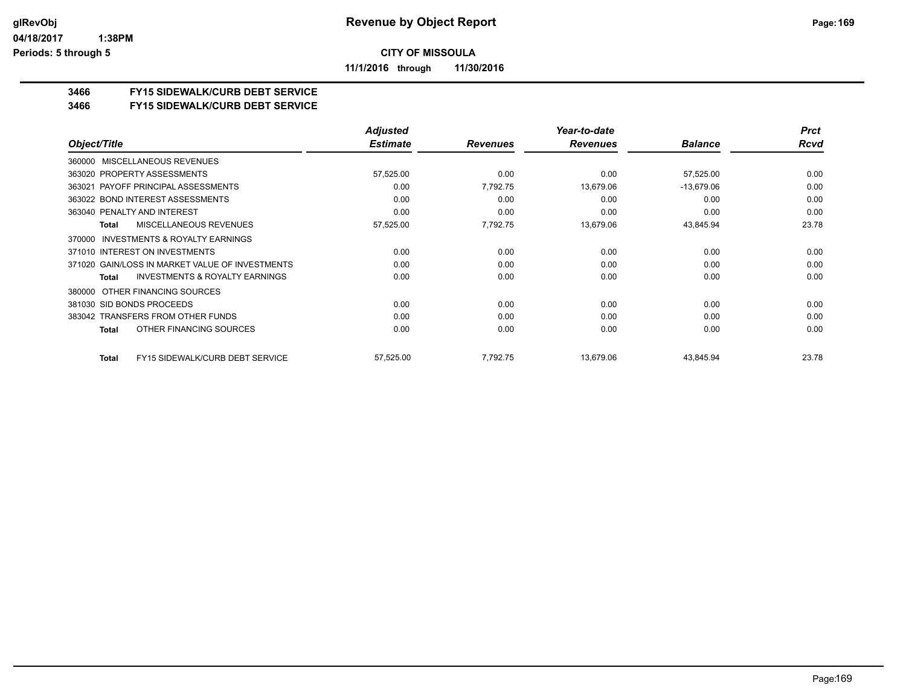# Revenue by Object Report

**CITY OF MISSOULA**

**11/1/2016 through 11/30/2016**

glRevObj
04/18/2017 1:38PM
Periods: 5 through 5

## 3466 FY15 SIDEWALK/CURB DEBT SERVICE
## 3466 FY15 SIDEWALK/CURB DEBT SERVICE

| Object/Title | Adjusted Estimate | Revenues | Year-to-date Revenues | Balance | Prct Rcvd |
|---|---|---|---|---|---|
| 360000 MISCELLANEOUS REVENUES | | | | | |
| 363020 PROPERTY ASSESSMENTS | 57,525.00 | 0.00 | 0.00 | 57,525.00 | 0.00 |
| 363021 PAYOFF PRINCIPAL ASSESSMENTS | 0.00 | 7,792.75 | 13,679.06 | -13,679.06 | 0.00 |
| 363022 BOND INTEREST ASSESSMENTS | 0.00 | 0.00 | 0.00 | 0.00 | 0.00 |
| 363040 PENALTY AND INTEREST | 0.00 | 0.00 | 0.00 | 0.00 | 0.00 |
| **Total** MISCELLANEOUS REVENUES | 57,525.00 | 7,792.75 | 13,679.06 | 43,845.94 | 23.78 |
| 370000 INVESTMENTS & ROYALTY EARNINGS | | | | | |
| 371010 INTEREST ON INVESTMENTS | 0.00 | 0.00 | 0.00 | 0.00 | 0.00 |
| 371020 GAIN/LOSS IN MARKET VALUE OF INVESTMENTS | 0.00 | 0.00 | 0.00 | 0.00 | 0.00 |
| **Total** INVESTMENTS & ROYALTY EARNINGS | 0.00 | 0.00 | 0.00 | 0.00 | 0.00 |
| 380000 OTHER FINANCING SOURCES | | | | | |
| 381030 SID BONDS PROCEEDS | 0.00 | 0.00 | 0.00 | 0.00 | 0.00 |
| 383042 TRANSFERS FROM OTHER FUNDS | 0.00 | 0.00 | 0.00 | 0.00 | 0.00 |
| **Total** OTHER FINANCING SOURCES | 0.00 | 0.00 | 0.00 | 0.00 | 0.00 |
| **Total** FY15 SIDEWALK/CURB DEBT SERVICE | 57,525.00 | 7,792.75 | 13,679.06 | 43,845.94 | 23.78 |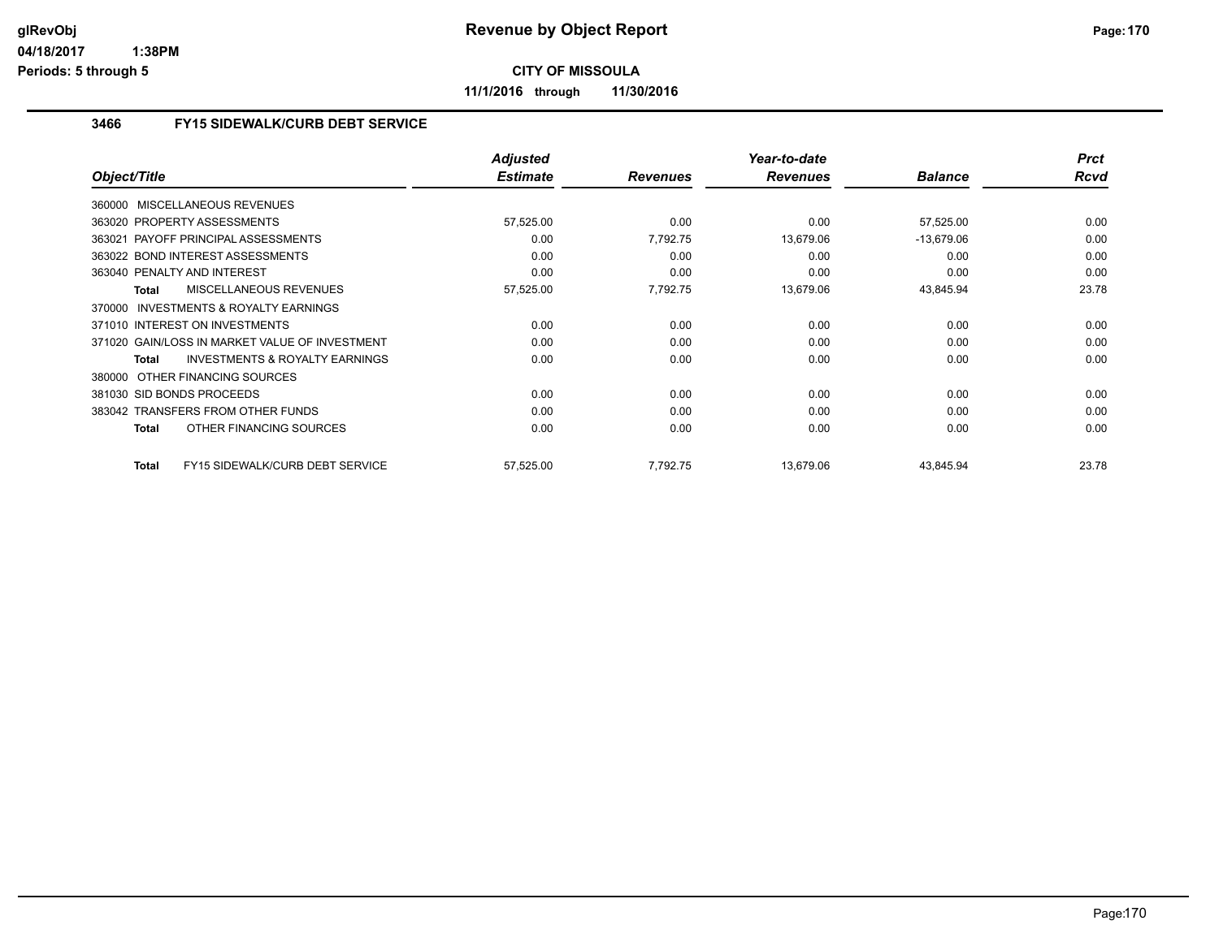# Revenue by Object Report

**CITY OF MISSOULA**

**11/1/2016 through 11/30/2016**

### 3466 FY15 SIDEWALK/CURB DEBT SERVICE

| Object/Title | Adjusted Estimate | Revenues | Year-to-date Revenues | Balance | Prct Rcvd |
|---|---|---|---|---|---|
| 360000 MISCELLANEOUS REVENUES | | | | | |
| 363020 PROPERTY ASSESSMENTS | 57,525.00 | 0.00 | 0.00 | 57,525.00 | 0.00 |
| 363021 PAYOFF PRINCIPAL ASSESSMENTS | 0.00 | 7,792.75 | 13,679.06 | -13,679.06 | 0.00 |
| 363022 BOND INTEREST ASSESSMENTS | 0.00 | 0.00 | 0.00 | 0.00 | 0.00 |
| 363040 PENALTY AND INTEREST | 0.00 | 0.00 | 0.00 | 0.00 | 0.00 |
| **Total** MISCELLANEOUS REVENUES | 57,525.00 | 7,792.75 | 13,679.06 | 43,845.94 | 23.78 |
| 370000 INVESTMENTS & ROYALTY EARNINGS | | | | | |
| 371010 INTEREST ON INVESTMENTS | 0.00 | 0.00 | 0.00 | 0.00 | 0.00 |
| 371020 GAIN/LOSS IN MARKET VALUE OF INVESTMENT | 0.00 | 0.00 | 0.00 | 0.00 | 0.00 |
| **Total** INVESTMENTS & ROYALTY EARNINGS | 0.00 | 0.00 | 0.00 | 0.00 | 0.00 |
| 380000 OTHER FINANCING SOURCES | | | | | |
| 381030 SID BONDS PROCEEDS | 0.00 | 0.00 | 0.00 | 0.00 | 0.00 |
| 383042 TRANSFERS FROM OTHER FUNDS | 0.00 | 0.00 | 0.00 | 0.00 | 0.00 |
| **Total** OTHER FINANCING SOURCES | 0.00 | 0.00 | 0.00 | 0.00 | 0.00 |
| **Total** FY15 SIDEWALK/CURB DEBT SERVICE | 57,525.00 | 7,792.75 | 13,679.06 | 43,845.94 | 23.78 |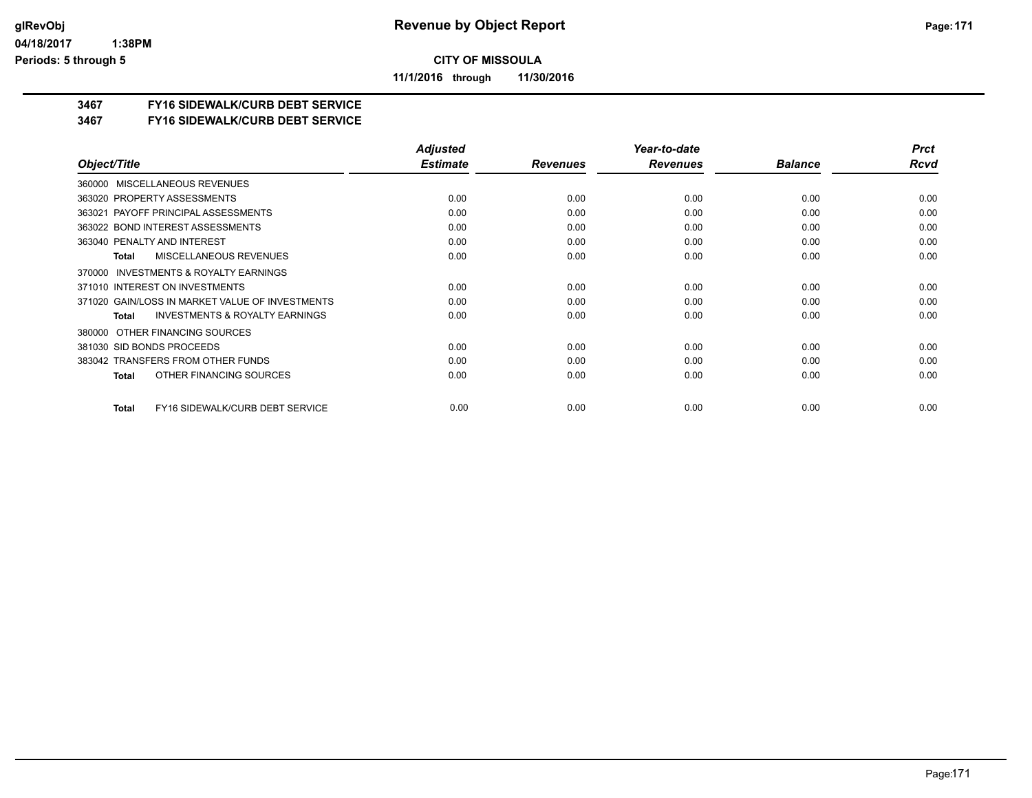# Revenue by Object Report

**CITY OF MISSOULA**

**11/1/2016 through 11/30/2016**

glRevObj
04/18/2017 1:38PM
Periods: 5 through 5

## 3467 FY16 SIDEWALK/CURB DEBT SERVICE
## 3467 FY16 SIDEWALK/CURB DEBT SERVICE

| Object/Title | Adjusted Estimate | Revenues | Year-to-date Revenues | Balance | Prct Rcvd |
|---|---|---|---|---|---|
| 360000 MISCELLANEOUS REVENUES | | | | | |
| 363020 PROPERTY ASSESSMENTS | 0.00 | 0.00 | 0.00 | 0.00 | 0.00 |
| 363021 PAYOFF PRINCIPAL ASSESSMENTS | 0.00 | 0.00 | 0.00 | 0.00 | 0.00 |
| 363022 BOND INTEREST ASSESSMENTS | 0.00 | 0.00 | 0.00 | 0.00 | 0.00 |
| 363040 PENALTY AND INTEREST | 0.00 | 0.00 | 0.00 | 0.00 | 0.00 |
| **Total** MISCELLANEOUS REVENUES | 0.00 | 0.00 | 0.00 | 0.00 | 0.00 |
| 370000 INVESTMENTS & ROYALTY EARNINGS | | | | | |
| 371010 INTEREST ON INVESTMENTS | 0.00 | 0.00 | 0.00 | 0.00 | 0.00 |
| 371020 GAIN/LOSS IN MARKET VALUE OF INVESTMENTS | 0.00 | 0.00 | 0.00 | 0.00 | 0.00 |
| **Total** INVESTMENTS & ROYALTY EARNINGS | 0.00 | 0.00 | 0.00 | 0.00 | 0.00 |
| 380000 OTHER FINANCING SOURCES | | | | | |
| 381030 SID BONDS PROCEEDS | 0.00 | 0.00 | 0.00 | 0.00 | 0.00 |
| 383042 TRANSFERS FROM OTHER FUNDS | 0.00 | 0.00 | 0.00 | 0.00 | 0.00 |
| **Total** OTHER FINANCING SOURCES | 0.00 | 0.00 | 0.00 | 0.00 | 0.00 |
| **Total** FY16 SIDEWALK/CURB DEBT SERVICE | 0.00 | 0.00 | 0.00 | 0.00 | 0.00 |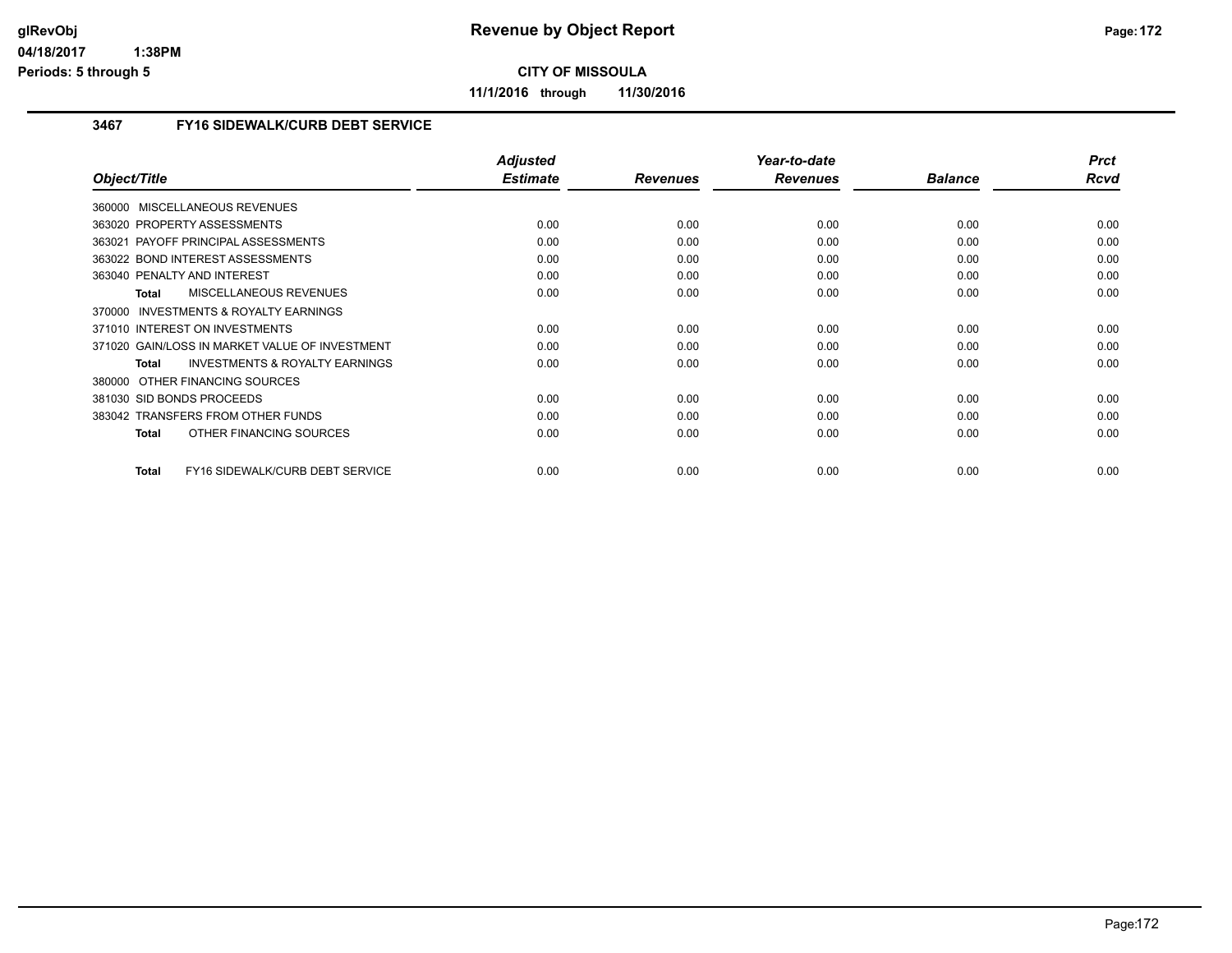**CITY OF MISSOULA**

**11/1/2016 through 11/30/2016**

### 3467 FY16 SIDEWALK/CURB DEBT SERVICE

| Object/Title | Adjusted Estimate | Revenues | Year-to-date Revenues | Balance | Prct Rcvd |
|---|---|---|---|---|---|
| 360000 MISCELLANEOUS REVENUES | | | | | |
| 363020 PROPERTY ASSESSMENTS | 0.00 | 0.00 | 0.00 | 0.00 | 0.00 |
| 363021 PAYOFF PRINCIPAL ASSESSMENTS | 0.00 | 0.00 | 0.00 | 0.00 | 0.00 |
| 363022 BOND INTEREST ASSESSMENTS | 0.00 | 0.00 | 0.00 | 0.00 | 0.00 |
| 363040 PENALTY AND INTEREST | 0.00 | 0.00 | 0.00 | 0.00 | 0.00 |
| **Total** MISCELLANEOUS REVENUES | 0.00 | 0.00 | 0.00 | 0.00 | 0.00 |
| 370000 INVESTMENTS & ROYALTY EARNINGS | | | | | |
| 371010 INTEREST ON INVESTMENTS | 0.00 | 0.00 | 0.00 | 0.00 | 0.00 |
| 371020 GAIN/LOSS IN MARKET VALUE OF INVESTMENT | 0.00 | 0.00 | 0.00 | 0.00 | 0.00 |
| **Total** INVESTMENTS & ROYALTY EARNINGS | 0.00 | 0.00 | 0.00 | 0.00 | 0.00 |
| 380000 OTHER FINANCING SOURCES | | | | | |
| 381030 SID BONDS PROCEEDS | 0.00 | 0.00 | 0.00 | 0.00 | 0.00 |
| 383042 TRANSFERS FROM OTHER FUNDS | 0.00 | 0.00 | 0.00 | 0.00 | 0.00 |
| **Total** OTHER FINANCING SOURCES | 0.00 | 0.00 | 0.00 | 0.00 | 0.00 |
| **Total** FY16 SIDEWALK/CURB DEBT SERVICE | 0.00 | 0.00 | 0.00 | 0.00 | 0.00 |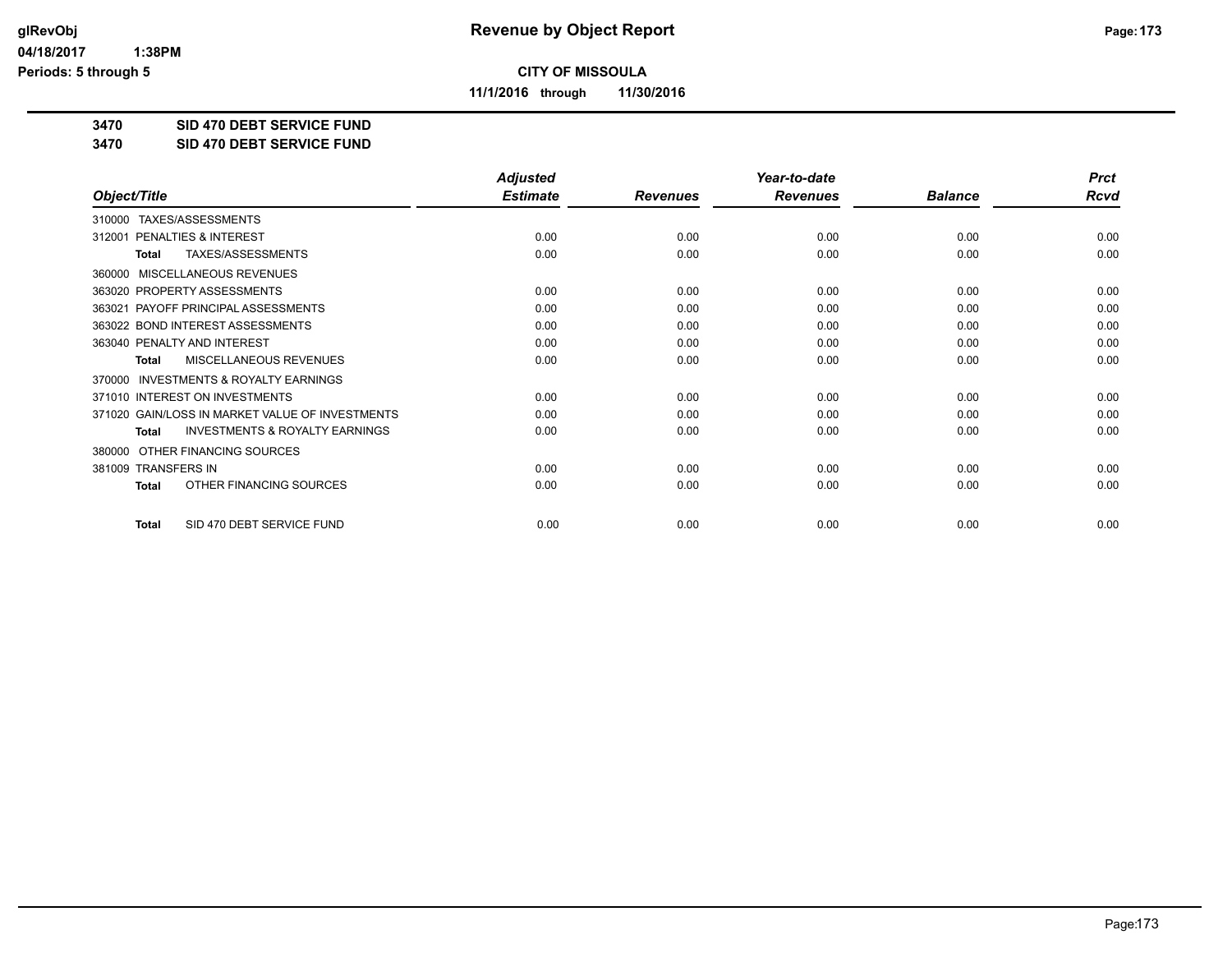**CITY OF MISSOULA**

**11/1/2016 through 11/30/2016**

**3470 SID 470 DEBT SERVICE FUND**

**3470 SID 470 DEBT SERVICE FUND**

| Object/Title | Adjusted Estimate | Revenues | Year-to-date Revenues | Balance | Prct Rcvd |
|---|---|---|---|---|---|
| 310000 TAXES/ASSESSMENTS | | | | | |
| 312001 PENALTIES & INTEREST | 0.00 | 0.00 | 0.00 | 0.00 | 0.00 |
| **Total** TAXES/ASSESSMENTS | 0.00 | 0.00 | 0.00 | 0.00 | 0.00 |
| 360000 MISCELLANEOUS REVENUES | | | | | |
| 363020 PROPERTY ASSESSMENTS | 0.00 | 0.00 | 0.00 | 0.00 | 0.00 |
| 363021 PAYOFF PRINCIPAL ASSESSMENTS | 0.00 | 0.00 | 0.00 | 0.00 | 0.00 |
| 363022 BOND INTEREST ASSESSMENTS | 0.00 | 0.00 | 0.00 | 0.00 | 0.00 |
| 363040 PENALTY AND INTEREST | 0.00 | 0.00 | 0.00 | 0.00 | 0.00 |
| **Total** MISCELLANEOUS REVENUES | 0.00 | 0.00 | 0.00 | 0.00 | 0.00 |
| 370000 INVESTMENTS & ROYALTY EARNINGS | | | | | |
| 371010 INTEREST ON INVESTMENTS | 0.00 | 0.00 | 0.00 | 0.00 | 0.00 |
| 371020 GAIN/LOSS IN MARKET VALUE OF INVESTMENTS | 0.00 | 0.00 | 0.00 | 0.00 | 0.00 |
| **Total** INVESTMENTS & ROYALTY EARNINGS | 0.00 | 0.00 | 0.00 | 0.00 | 0.00 |
| 380000 OTHER FINANCING SOURCES | | | | | |
| 381009 TRANSFERS IN | 0.00 | 0.00 | 0.00 | 0.00 | 0.00 |
| **Total** OTHER FINANCING SOURCES | 0.00 | 0.00 | 0.00 | 0.00 | 0.00 |
| **Total** SID 470 DEBT SERVICE FUND | 0.00 | 0.00 | 0.00 | 0.00 | 0.00 |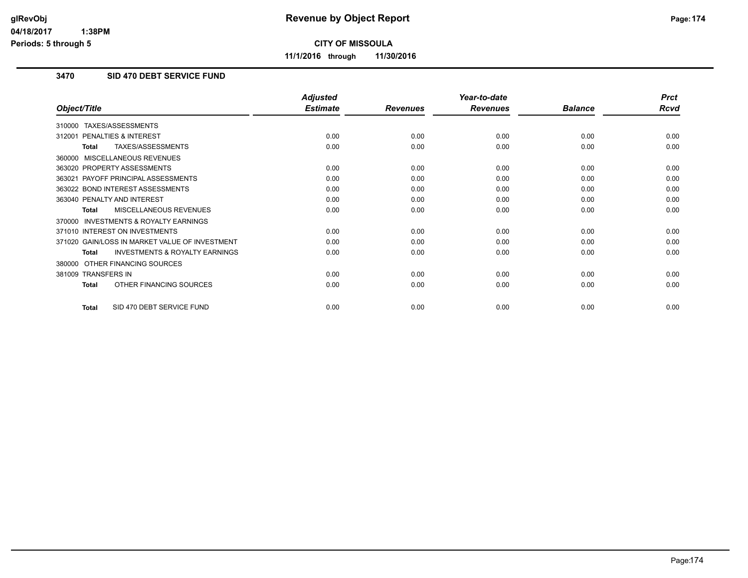# Revenue by Object Report

**CITY OF MISSOULA**

**11/1/2016 through 11/30/2016**

glRevObj
04/18/2017 1:38PM
Periods: 5 through 5

## 3470 SID 470 DEBT SERVICE FUND

| Object/Title | Adjusted Estimate | Revenues | Year-to-date Revenues | Balance | Prct Rcvd |
|---|---|---|---|---|---|
| 310000 TAXES/ASSESSMENTS | | | | | |
| 312001 PENALTIES & INTEREST | 0.00 | 0.00 | 0.00 | 0.00 | 0.00 |
| **Total** TAXES/ASSESSMENTS | 0.00 | 0.00 | 0.00 | 0.00 | 0.00 |
| 360000 MISCELLANEOUS REVENUES | | | | | |
| 363020 PROPERTY ASSESSMENTS | 0.00 | 0.00 | 0.00 | 0.00 | 0.00 |
| 363021 PAYOFF PRINCIPAL ASSESSMENTS | 0.00 | 0.00 | 0.00 | 0.00 | 0.00 |
| 363022 BOND INTEREST ASSESSMENTS | 0.00 | 0.00 | 0.00 | 0.00 | 0.00 |
| 363040 PENALTY AND INTEREST | 0.00 | 0.00 | 0.00 | 0.00 | 0.00 |
| **Total** MISCELLANEOUS REVENUES | 0.00 | 0.00 | 0.00 | 0.00 | 0.00 |
| 370000 INVESTMENTS & ROYALTY EARNINGS | | | | | |
| 371010 INTEREST ON INVESTMENTS | 0.00 | 0.00 | 0.00 | 0.00 | 0.00 |
| 371020 GAIN/LOSS IN MARKET VALUE OF INVESTMENT | 0.00 | 0.00 | 0.00 | 0.00 | 0.00 |
| **Total** INVESTMENTS & ROYALTY EARNINGS | 0.00 | 0.00 | 0.00 | 0.00 | 0.00 |
| 380000 OTHER FINANCING SOURCES | | | | | |
| 381009 TRANSFERS IN | 0.00 | 0.00 | 0.00 | 0.00 | 0.00 |
| **Total** OTHER FINANCING SOURCES | 0.00 | 0.00 | 0.00 | 0.00 | 0.00 |
| **Total** SID 470 DEBT SERVICE FUND | 0.00 | 0.00 | 0.00 | 0.00 | 0.00 |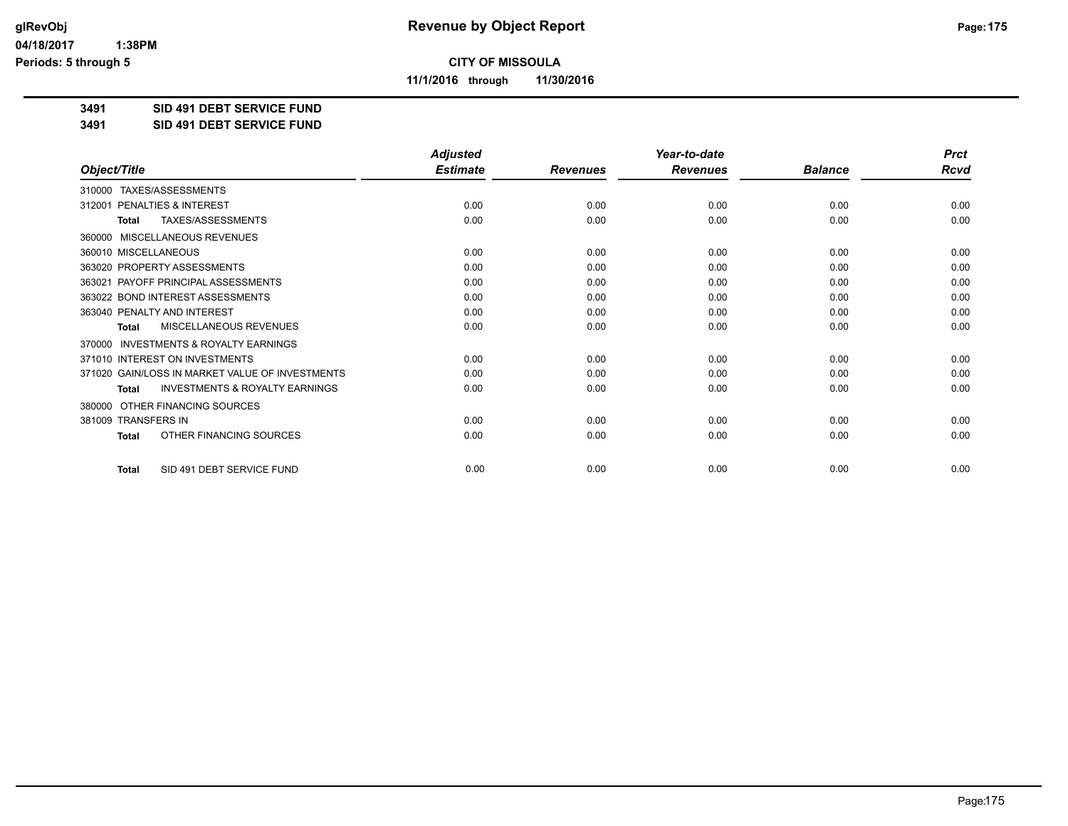**CITY OF MISSOULA**

**11/1/2016 through 11/30/2016**

**3491 SID 491 DEBT SERVICE FUND**

**3491 SID 491 DEBT SERVICE FUND**

| Object/Title | Adjusted Estimate | Revenues | Year-to-date Revenues | Balance | Prct Rcvd |
|---|---|---|---|---|---|
| 310000 TAXES/ASSESSMENTS | | | | | |
| 312001 PENALTIES & INTEREST | 0.00 | 0.00 | 0.00 | 0.00 | 0.00 |
| **Total** TAXES/ASSESSMENTS | 0.00 | 0.00 | 0.00 | 0.00 | 0.00 |
| 360000 MISCELLANEOUS REVENUES | | | | | |
| 360010 MISCELLANEOUS | 0.00 | 0.00 | 0.00 | 0.00 | 0.00 |
| 363020 PROPERTY ASSESSMENTS | 0.00 | 0.00 | 0.00 | 0.00 | 0.00 |
| 363021 PAYOFF PRINCIPAL ASSESSMENTS | 0.00 | 0.00 | 0.00 | 0.00 | 0.00 |
| 363022 BOND INTEREST ASSESSMENTS | 0.00 | 0.00 | 0.00 | 0.00 | 0.00 |
| 363040 PENALTY AND INTEREST | 0.00 | 0.00 | 0.00 | 0.00 | 0.00 |
| **Total** MISCELLANEOUS REVENUES | 0.00 | 0.00 | 0.00 | 0.00 | 0.00 |
| 370000 INVESTMENTS & ROYALTY EARNINGS | | | | | |
| 371010 INTEREST ON INVESTMENTS | 0.00 | 0.00 | 0.00 | 0.00 | 0.00 |
| 371020 GAIN/LOSS IN MARKET VALUE OF INVESTMENTS | 0.00 | 0.00 | 0.00 | 0.00 | 0.00 |
| **Total** INVESTMENTS & ROYALTY EARNINGS | 0.00 | 0.00 | 0.00 | 0.00 | 0.00 |
| 380000 OTHER FINANCING SOURCES | | | | | |
| 381009 TRANSFERS IN | 0.00 | 0.00 | 0.00 | 0.00 | 0.00 |
| **Total** OTHER FINANCING SOURCES | 0.00 | 0.00 | 0.00 | 0.00 | 0.00 |
| **Total** SID 491 DEBT SERVICE FUND | 0.00 | 0.00 | 0.00 | 0.00 | 0.00 |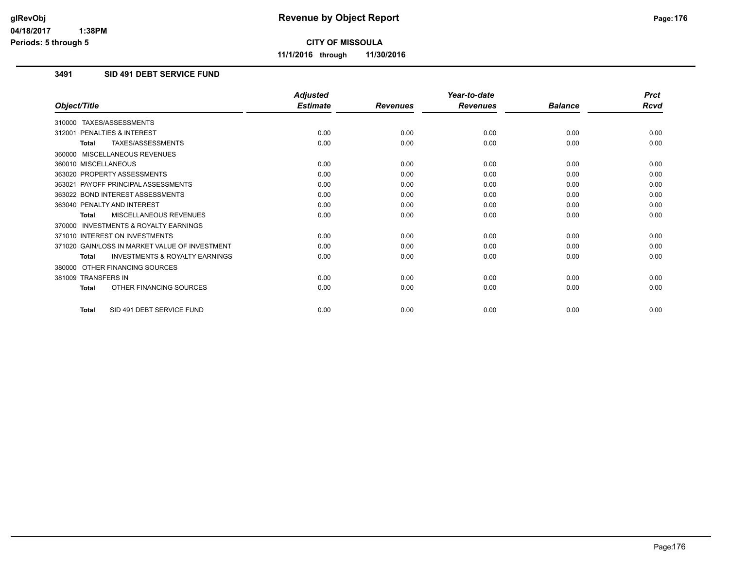**CITY OF MISSOULA**

**11/1/2016 through 11/30/2016**

### 3491 SID 491 DEBT SERVICE FUND

| Object/Title | Adjusted Estimate | Revenues | Year-to-date Revenues | Balance | Prct Rcvd |
|---|---|---|---|---|---|
| 310000 TAXES/ASSESSMENTS | | | | | |
| 312001 PENALTIES & INTEREST | 0.00 | 0.00 | 0.00 | 0.00 | 0.00 |
| **Total** TAXES/ASSESSMENTS | 0.00 | 0.00 | 0.00 | 0.00 | 0.00 |
| 360000 MISCELLANEOUS REVENUES | | | | | |
| 360010 MISCELLANEOUS | 0.00 | 0.00 | 0.00 | 0.00 | 0.00 |
| 363020 PROPERTY ASSESSMENTS | 0.00 | 0.00 | 0.00 | 0.00 | 0.00 |
| 363021 PAYOFF PRINCIPAL ASSESSMENTS | 0.00 | 0.00 | 0.00 | 0.00 | 0.00 |
| 363022 BOND INTEREST ASSESSMENTS | 0.00 | 0.00 | 0.00 | 0.00 | 0.00 |
| 363040 PENALTY AND INTEREST | 0.00 | 0.00 | 0.00 | 0.00 | 0.00 |
| **Total** MISCELLANEOUS REVENUES | 0.00 | 0.00 | 0.00 | 0.00 | 0.00 |
| 370000 INVESTMENTS & ROYALTY EARNINGS | | | | | |
| 371010 INTEREST ON INVESTMENTS | 0.00 | 0.00 | 0.00 | 0.00 | 0.00 |
| 371020 GAIN/LOSS IN MARKET VALUE OF INVESTMENT | 0.00 | 0.00 | 0.00 | 0.00 | 0.00 |
| **Total** INVESTMENTS & ROYALTY EARNINGS | 0.00 | 0.00 | 0.00 | 0.00 | 0.00 |
| 380000 OTHER FINANCING SOURCES | | | | | |
| 381009 TRANSFERS IN | 0.00 | 0.00 | 0.00 | 0.00 | 0.00 |
| **Total** OTHER FINANCING SOURCES | 0.00 | 0.00 | 0.00 | 0.00 | 0.00 |
| **Total** SID 491 DEBT SERVICE FUND | 0.00 | 0.00 | 0.00 | 0.00 | 0.00 |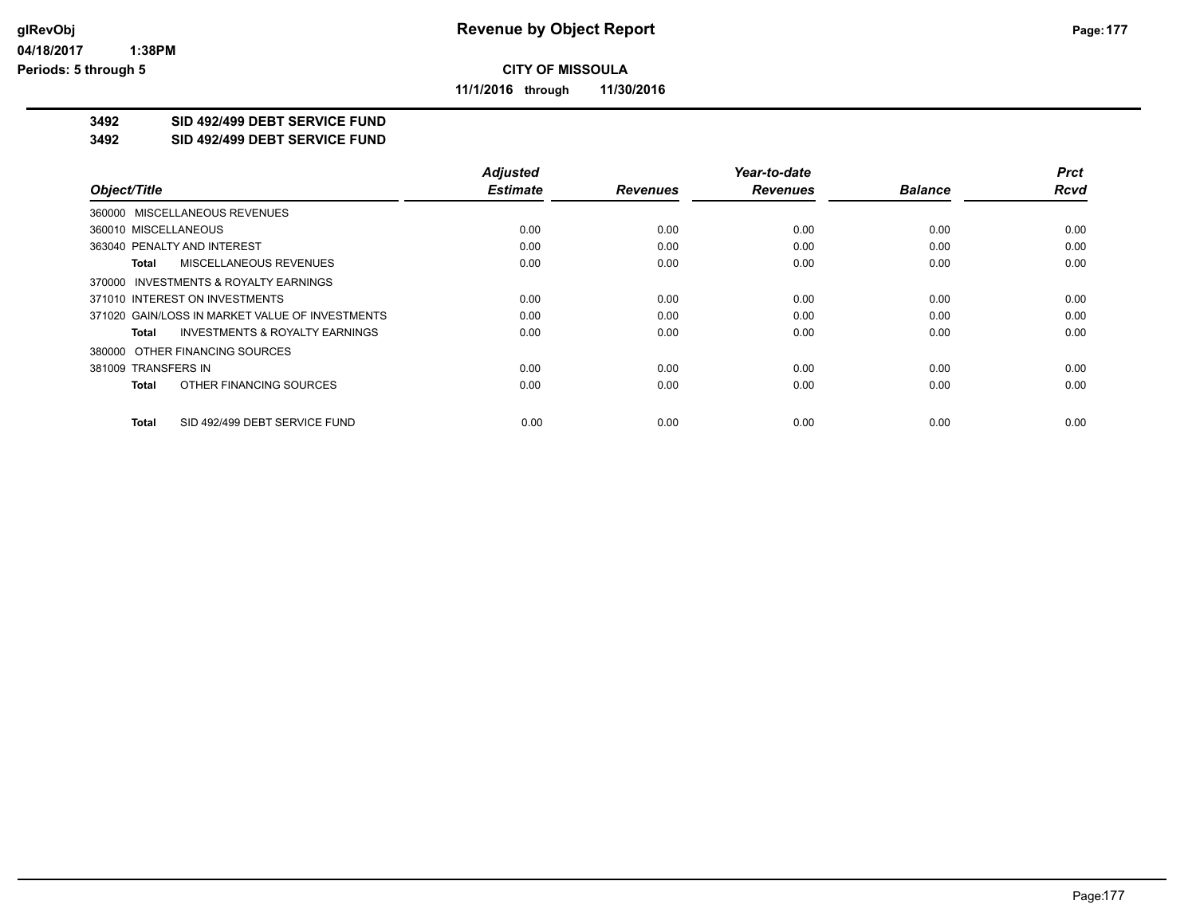**CITY OF MISSOULA**

**11/1/2016 through 11/30/2016**

**3492 SID 492/499 DEBT SERVICE FUND**
**3492 SID 492/499 DEBT SERVICE FUND**

| Object/Title | Adjusted Estimate | Revenues | Year-to-date Revenues | Balance | Prct Rcvd |
|---|---|---|---|---|---|
| 360000 MISCELLANEOUS REVENUES | | | | | |
| 360010 MISCELLANEOUS | 0.00 | 0.00 | 0.00 | 0.00 | 0.00 |
| 363040 PENALTY AND INTEREST | 0.00 | 0.00 | 0.00 | 0.00 | 0.00 |
| **Total** MISCELLANEOUS REVENUES | 0.00 | 0.00 | 0.00 | 0.00 | 0.00 |
| 370000 INVESTMENTS & ROYALTY EARNINGS | | | | | |
| 371010 INTEREST ON INVESTMENTS | 0.00 | 0.00 | 0.00 | 0.00 | 0.00 |
| 371020 GAIN/LOSS IN MARKET VALUE OF INVESTMENTS | 0.00 | 0.00 | 0.00 | 0.00 | 0.00 |
| **Total** INVESTMENTS & ROYALTY EARNINGS | 0.00 | 0.00 | 0.00 | 0.00 | 0.00 |
| 380000 OTHER FINANCING SOURCES | | | | | |
| 381009 TRANSFERS IN | 0.00 | 0.00 | 0.00 | 0.00 | 0.00 |
| **Total** OTHER FINANCING SOURCES | 0.00 | 0.00 | 0.00 | 0.00 | 0.00 |
| **Total** SID 492/499 DEBT SERVICE FUND | 0.00 | 0.00 | 0.00 | 0.00 | 0.00 |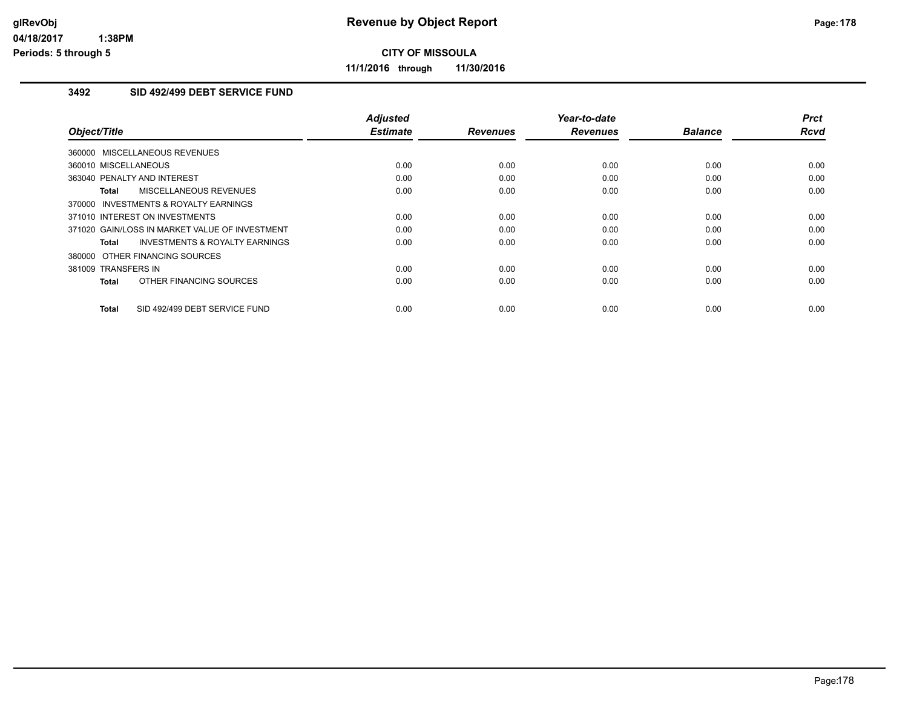# Revenue by Object Report

**CITY OF MISSOULA**

**11/1/2016 through 11/30/2016**

glRevObj
04/18/2017 1:38PM
Periods: 5 through 5

### 3492 SID 492/499 DEBT SERVICE FUND

| Object/Title | Adjusted Estimate | Revenues | Year-to-date Revenues | Balance | Prct Rcvd |
|---|---|---|---|---|---|
| 360000 MISCELLANEOUS REVENUES | | | | | |
| 360010 MISCELLANEOUS | 0.00 | 0.00 | 0.00 | 0.00 | 0.00 |
| 363040 PENALTY AND INTEREST | 0.00 | 0.00 | 0.00 | 0.00 | 0.00 |
| **Total** MISCELLANEOUS REVENUES | 0.00 | 0.00 | 0.00 | 0.00 | 0.00 |
| 370000 INVESTMENTS & ROYALTY EARNINGS | | | | | |
| 371010 INTEREST ON INVESTMENTS | 0.00 | 0.00 | 0.00 | 0.00 | 0.00 |
| 371020 GAIN/LOSS IN MARKET VALUE OF INVESTMENT | 0.00 | 0.00 | 0.00 | 0.00 | 0.00 |
| **Total** INVESTMENTS & ROYALTY EARNINGS | 0.00 | 0.00 | 0.00 | 0.00 | 0.00 |
| 380000 OTHER FINANCING SOURCES | | | | | |
| 381009 TRANSFERS IN | 0.00 | 0.00 | 0.00 | 0.00 | 0.00 |
| **Total** OTHER FINANCING SOURCES | 0.00 | 0.00 | 0.00 | 0.00 | 0.00 |
| **Total** SID 492/499 DEBT SERVICE FUND | 0.00 | 0.00 | 0.00 | 0.00 | 0.00 |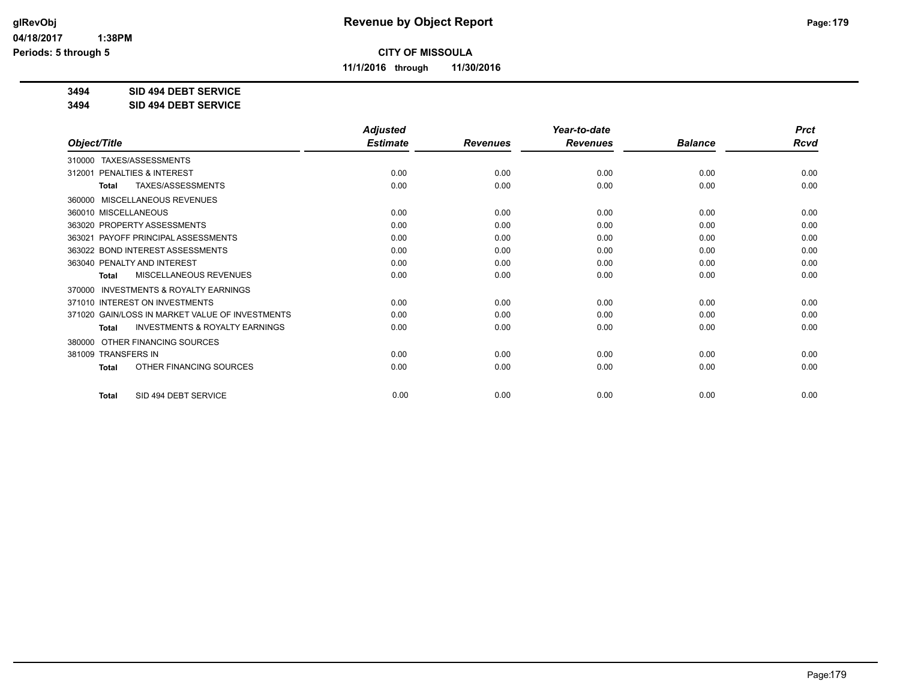# Revenue by Object Report

**CITY OF MISSOULA**

**11/1/2016 through 11/30/2016**

glRevObj
04/18/2017 1:38PM
Periods: 5 through 5

**3494 SID 494 DEBT SERVICE**
**3494 SID 494 DEBT SERVICE**

| Object/Title | Adjusted Estimate | Revenues | Year-to-date Revenues | Balance | Prct Rcvd |
|---|---|---|---|---|---|
| 310000 TAXES/ASSESSMENTS | | | | | |
| 312001 PENALTIES & INTEREST | 0.00 | 0.00 | 0.00 | 0.00 | 0.00 |
| **Total** TAXES/ASSESSMENTS | 0.00 | 0.00 | 0.00 | 0.00 | 0.00 |
| 360000 MISCELLANEOUS REVENUES | | | | | |
| 360010 MISCELLANEOUS | 0.00 | 0.00 | 0.00 | 0.00 | 0.00 |
| 363020 PROPERTY ASSESSMENTS | 0.00 | 0.00 | 0.00 | 0.00 | 0.00 |
| 363021 PAYOFF PRINCIPAL ASSESSMENTS | 0.00 | 0.00 | 0.00 | 0.00 | 0.00 |
| 363022 BOND INTEREST ASSESSMENTS | 0.00 | 0.00 | 0.00 | 0.00 | 0.00 |
| 363040 PENALTY AND INTEREST | 0.00 | 0.00 | 0.00 | 0.00 | 0.00 |
| **Total** MISCELLANEOUS REVENUES | 0.00 | 0.00 | 0.00 | 0.00 | 0.00 |
| 370000 INVESTMENTS & ROYALTY EARNINGS | | | | | |
| 371010 INTEREST ON INVESTMENTS | 0.00 | 0.00 | 0.00 | 0.00 | 0.00 |
| 371020 GAIN/LOSS IN MARKET VALUE OF INVESTMENTS | 0.00 | 0.00 | 0.00 | 0.00 | 0.00 |
| **Total** INVESTMENTS & ROYALTY EARNINGS | 0.00 | 0.00 | 0.00 | 0.00 | 0.00 |
| 380000 OTHER FINANCING SOURCES | | | | | |
| 381009 TRANSFERS IN | 0.00 | 0.00 | 0.00 | 0.00 | 0.00 |
| **Total** OTHER FINANCING SOURCES | 0.00 | 0.00 | 0.00 | 0.00 | 0.00 |
| **Total** SID 494 DEBT SERVICE | 0.00 | 0.00 | 0.00 | 0.00 | 0.00 |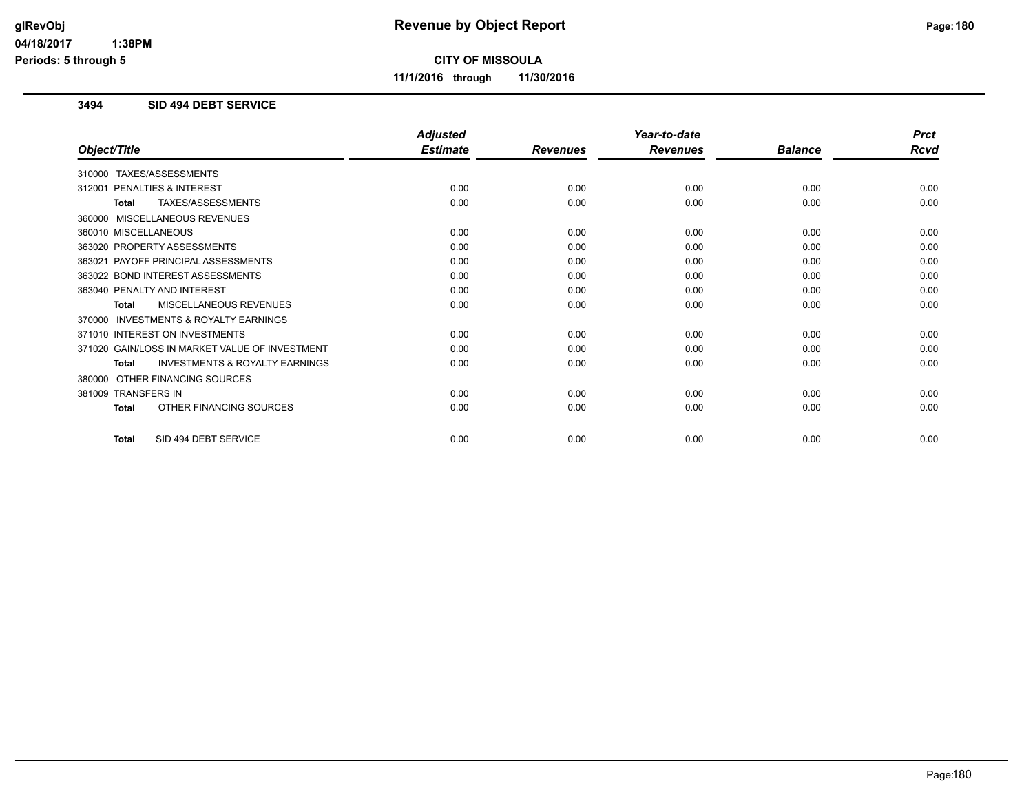# Revenue by Object Report

## CITY OF MISSOULA

**11/1/2016 through 11/30/2016**

glRevObj
04/18/2017 1:38PM
Periods: 5 through 5

### 3494 SID 494 DEBT SERVICE

| Object/Title | Adjusted Estimate | Revenues | Year-to-date Revenues | Balance | Prct Rcvd |
|---|---|---|---|---|---|
| 310000 TAXES/ASSESSMENTS | | | | | |
| 312001 PENALTIES & INTEREST | 0.00 | 0.00 | 0.00 | 0.00 | 0.00 |
| **Total** TAXES/ASSESSMENTS | 0.00 | 0.00 | 0.00 | 0.00 | 0.00 |
| 360000 MISCELLANEOUS REVENUES | | | | | |
| 360010 MISCELLANEOUS | 0.00 | 0.00 | 0.00 | 0.00 | 0.00 |
| 363020 PROPERTY ASSESSMENTS | 0.00 | 0.00 | 0.00 | 0.00 | 0.00 |
| 363021 PAYOFF PRINCIPAL ASSESSMENTS | 0.00 | 0.00 | 0.00 | 0.00 | 0.00 |
| 363022 BOND INTEREST ASSESSMENTS | 0.00 | 0.00 | 0.00 | 0.00 | 0.00 |
| 363040 PENALTY AND INTEREST | 0.00 | 0.00 | 0.00 | 0.00 | 0.00 |
| **Total** MISCELLANEOUS REVENUES | 0.00 | 0.00 | 0.00 | 0.00 | 0.00 |
| 370000 INVESTMENTS & ROYALTY EARNINGS | | | | | |
| 371010 INTEREST ON INVESTMENTS | 0.00 | 0.00 | 0.00 | 0.00 | 0.00 |
| 371020 GAIN/LOSS IN MARKET VALUE OF INVESTMENT | 0.00 | 0.00 | 0.00 | 0.00 | 0.00 |
| **Total** INVESTMENTS & ROYALTY EARNINGS | 0.00 | 0.00 | 0.00 | 0.00 | 0.00 |
| 380000 OTHER FINANCING SOURCES | | | | | |
| 381009 TRANSFERS IN | 0.00 | 0.00 | 0.00 | 0.00 | 0.00 |
| **Total** OTHER FINANCING SOURCES | 0.00 | 0.00 | 0.00 | 0.00 | 0.00 |
| **Total** SID 494 DEBT SERVICE | 0.00 | 0.00 | 0.00 | 0.00 | 0.00 |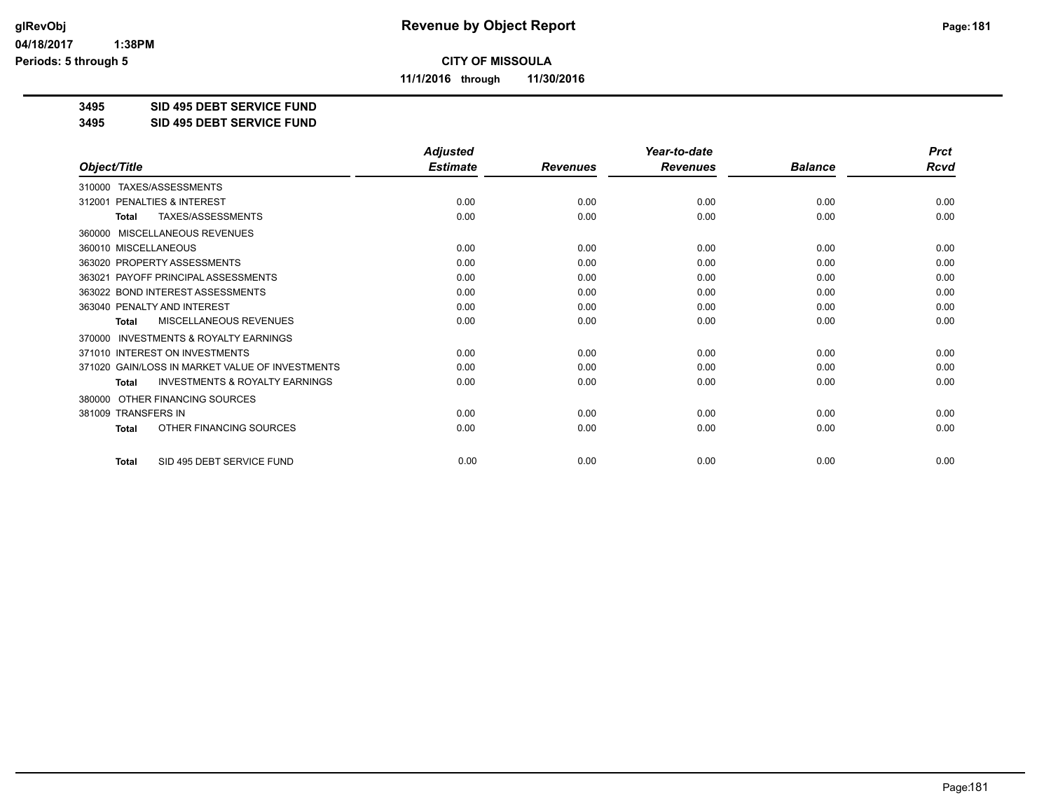**CITY OF MISSOULA**

**11/1/2016 through 11/30/2016**

**3495 SID 495 DEBT SERVICE FUND**

**3495 SID 495 DEBT SERVICE FUND**

| Object/Title | Adjusted Estimate | Revenues | Year-to-date Revenues | Balance | Prct Rcvd |
|---|---|---|---|---|---|
| 310000 TAXES/ASSESSMENTS | | | | | |
| 312001 PENALTIES & INTEREST | 0.00 | 0.00 | 0.00 | 0.00 | 0.00 |
| **Total** TAXES/ASSESSMENTS | 0.00 | 0.00 | 0.00 | 0.00 | 0.00 |
| 360000 MISCELLANEOUS REVENUES | | | | | |
| 360010 MISCELLANEOUS | 0.00 | 0.00 | 0.00 | 0.00 | 0.00 |
| 363020 PROPERTY ASSESSMENTS | 0.00 | 0.00 | 0.00 | 0.00 | 0.00 |
| 363021 PAYOFF PRINCIPAL ASSESSMENTS | 0.00 | 0.00 | 0.00 | 0.00 | 0.00 |
| 363022 BOND INTEREST ASSESSMENTS | 0.00 | 0.00 | 0.00 | 0.00 | 0.00 |
| 363040 PENALTY AND INTEREST | 0.00 | 0.00 | 0.00 | 0.00 | 0.00 |
| **Total** MISCELLANEOUS REVENUES | 0.00 | 0.00 | 0.00 | 0.00 | 0.00 |
| 370000 INVESTMENTS & ROYALTY EARNINGS | | | | | |
| 371010 INTEREST ON INVESTMENTS | 0.00 | 0.00 | 0.00 | 0.00 | 0.00 |
| 371020 GAIN/LOSS IN MARKET VALUE OF INVESTMENTS | 0.00 | 0.00 | 0.00 | 0.00 | 0.00 |
| **Total** INVESTMENTS & ROYALTY EARNINGS | 0.00 | 0.00 | 0.00 | 0.00 | 0.00 |
| 380000 OTHER FINANCING SOURCES | | | | | |
| 381009 TRANSFERS IN | 0.00 | 0.00 | 0.00 | 0.00 | 0.00 |
| **Total** OTHER FINANCING SOURCES | 0.00 | 0.00 | 0.00 | 0.00 | 0.00 |
| **Total** SID 495 DEBT SERVICE FUND | 0.00 | 0.00 | 0.00 | 0.00 | 0.00 |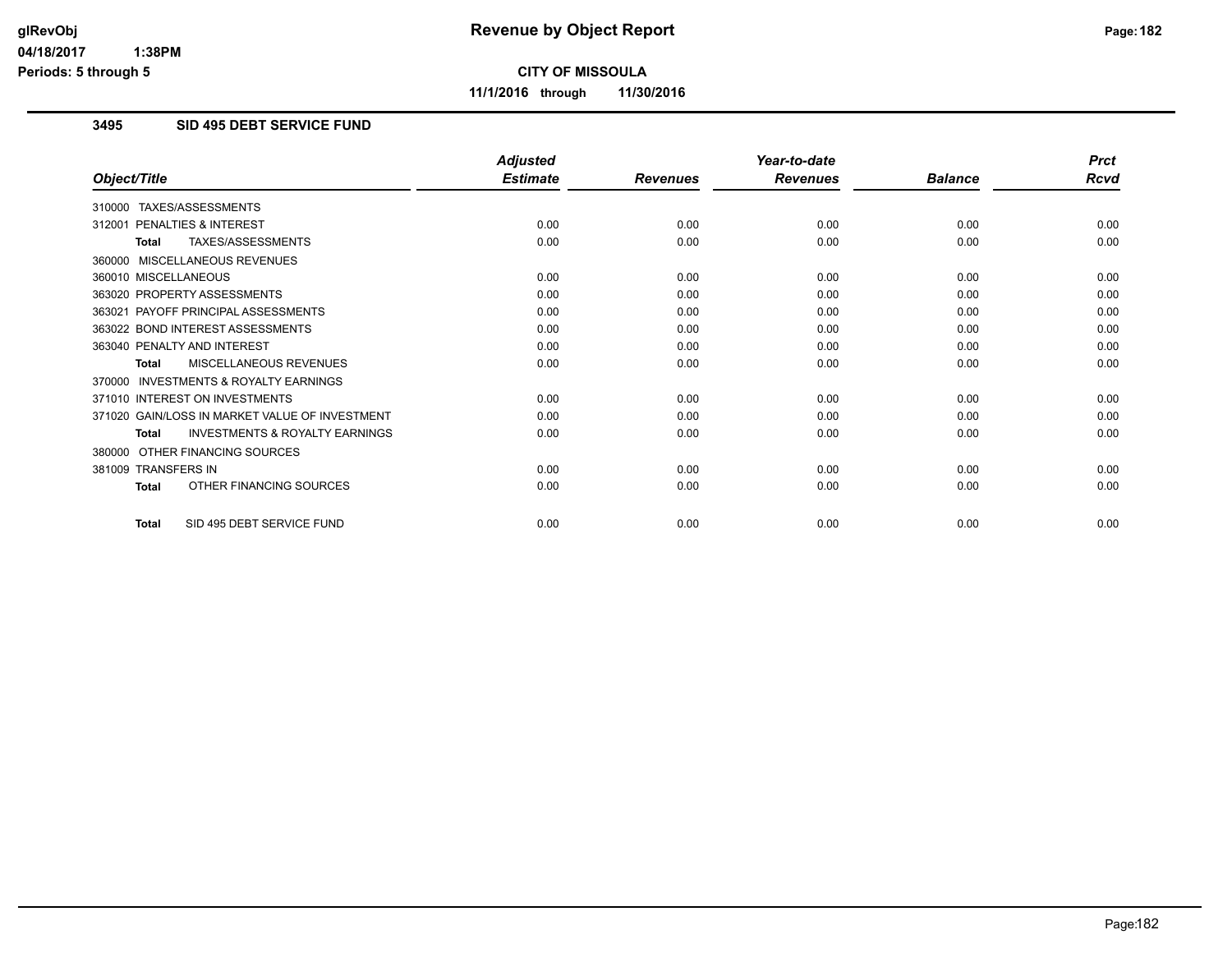# Revenue by Object Report

**CITY OF MISSOULA**

**11/1/2016 through 11/30/2016**

glRevObj
04/18/2017 1:38PM
Periods: 5 through 5

## 3495 SID 495 DEBT SERVICE FUND

| Object/Title | Adjusted Estimate | Revenues | Year-to-date Revenues | Balance | Prct Rcvd |
|---|---|---|---|---|---|
| 310000 TAXES/ASSESSMENTS | | | | | |
| 312001 PENALTIES & INTEREST | 0.00 | 0.00 | 0.00 | 0.00 | 0.00 |
| **Total** TAXES/ASSESSMENTS | 0.00 | 0.00 | 0.00 | 0.00 | 0.00 |
| 360000 MISCELLANEOUS REVENUES | | | | | |
| 360010 MISCELLANEOUS | 0.00 | 0.00 | 0.00 | 0.00 | 0.00 |
| 363020 PROPERTY ASSESSMENTS | 0.00 | 0.00 | 0.00 | 0.00 | 0.00 |
| 363021 PAYOFF PRINCIPAL ASSESSMENTS | 0.00 | 0.00 | 0.00 | 0.00 | 0.00 |
| 363022 BOND INTEREST ASSESSMENTS | 0.00 | 0.00 | 0.00 | 0.00 | 0.00 |
| 363040 PENALTY AND INTEREST | 0.00 | 0.00 | 0.00 | 0.00 | 0.00 |
| **Total** MISCELLANEOUS REVENUES | 0.00 | 0.00 | 0.00 | 0.00 | 0.00 |
| 370000 INVESTMENTS & ROYALTY EARNINGS | | | | | |
| 371010 INTEREST ON INVESTMENTS | 0.00 | 0.00 | 0.00 | 0.00 | 0.00 |
| 371020 GAIN/LOSS IN MARKET VALUE OF INVESTMENT | 0.00 | 0.00 | 0.00 | 0.00 | 0.00 |
| **Total** INVESTMENTS & ROYALTY EARNINGS | 0.00 | 0.00 | 0.00 | 0.00 | 0.00 |
| 380000 OTHER FINANCING SOURCES | | | | | |
| 381009 TRANSFERS IN | 0.00 | 0.00 | 0.00 | 0.00 | 0.00 |
| **Total** OTHER FINANCING SOURCES | 0.00 | 0.00 | 0.00 | 0.00 | 0.00 |
| **Total** SID 495 DEBT SERVICE FUND | 0.00 | 0.00 | 0.00 | 0.00 | 0.00 |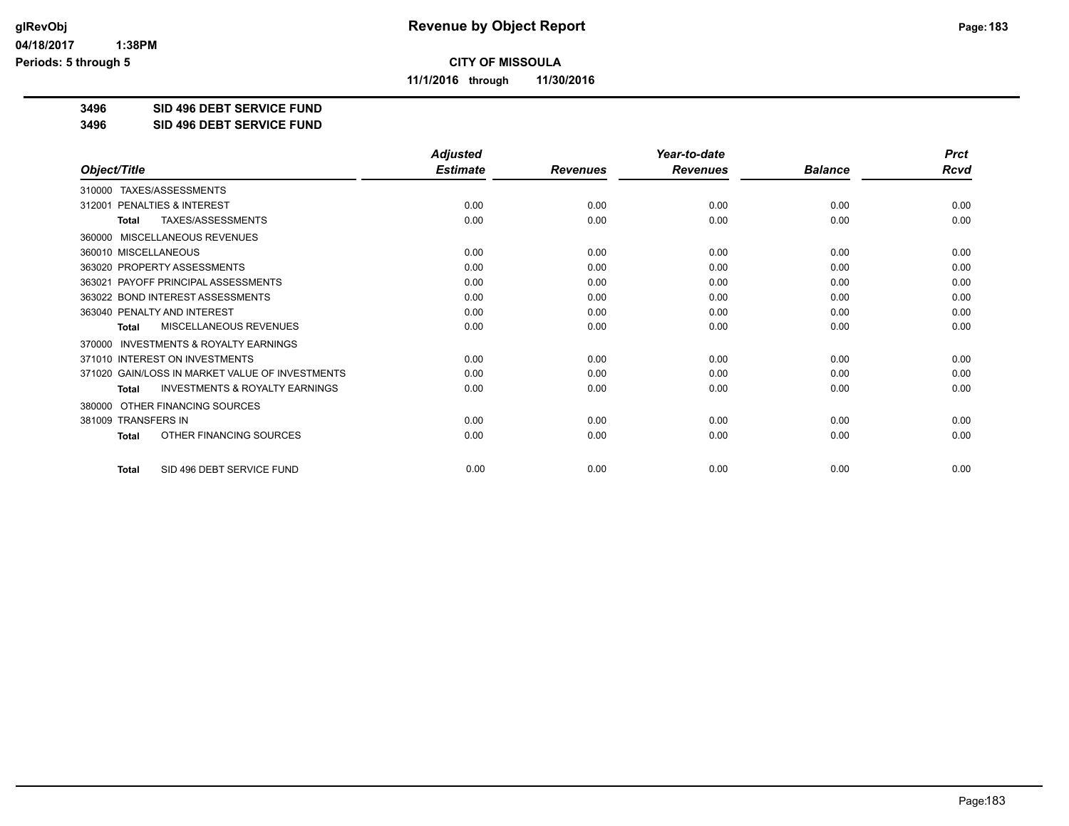# Revenue by Object Report

**CITY OF MISSOULA**

**11/1/2016 through 11/30/2016**

glRevObj
04/18/2017 1:38PM
Periods: 5 through 5

**3496 SID 496 DEBT SERVICE FUND**
**3496 SID 496 DEBT SERVICE FUND**

| Object/Title | Adjusted Estimate | Revenues | Year-to-date Revenues | Balance | Prct Rcvd |
|---|---|---|---|---|---|
| 310000 TAXES/ASSESSMENTS | | | | | |
| 312001 PENALTIES & INTEREST | 0.00 | 0.00 | 0.00 | 0.00 | 0.00 |
| **Total** TAXES/ASSESSMENTS | 0.00 | 0.00 | 0.00 | 0.00 | 0.00 |
| 360000 MISCELLANEOUS REVENUES | | | | | |
| 360010 MISCELLANEOUS | 0.00 | 0.00 | 0.00 | 0.00 | 0.00 |
| 363020 PROPERTY ASSESSMENTS | 0.00 | 0.00 | 0.00 | 0.00 | 0.00 |
| 363021 PAYOFF PRINCIPAL ASSESSMENTS | 0.00 | 0.00 | 0.00 | 0.00 | 0.00 |
| 363022 BOND INTEREST ASSESSMENTS | 0.00 | 0.00 | 0.00 | 0.00 | 0.00 |
| 363040 PENALTY AND INTEREST | 0.00 | 0.00 | 0.00 | 0.00 | 0.00 |
| **Total** MISCELLANEOUS REVENUES | 0.00 | 0.00 | 0.00 | 0.00 | 0.00 |
| 370000 INVESTMENTS & ROYALTY EARNINGS | | | | | |
| 371010 INTEREST ON INVESTMENTS | 0.00 | 0.00 | 0.00 | 0.00 | 0.00 |
| 371020 GAIN/LOSS IN MARKET VALUE OF INVESTMENTS | 0.00 | 0.00 | 0.00 | 0.00 | 0.00 |
| **Total** INVESTMENTS & ROYALTY EARNINGS | 0.00 | 0.00 | 0.00 | 0.00 | 0.00 |
| 380000 OTHER FINANCING SOURCES | | | | | |
| 381009 TRANSFERS IN | 0.00 | 0.00 | 0.00 | 0.00 | 0.00 |
| **Total** OTHER FINANCING SOURCES | 0.00 | 0.00 | 0.00 | 0.00 | 0.00 |
| **Total** SID 496 DEBT SERVICE FUND | 0.00 | 0.00 | 0.00 | 0.00 | 0.00 |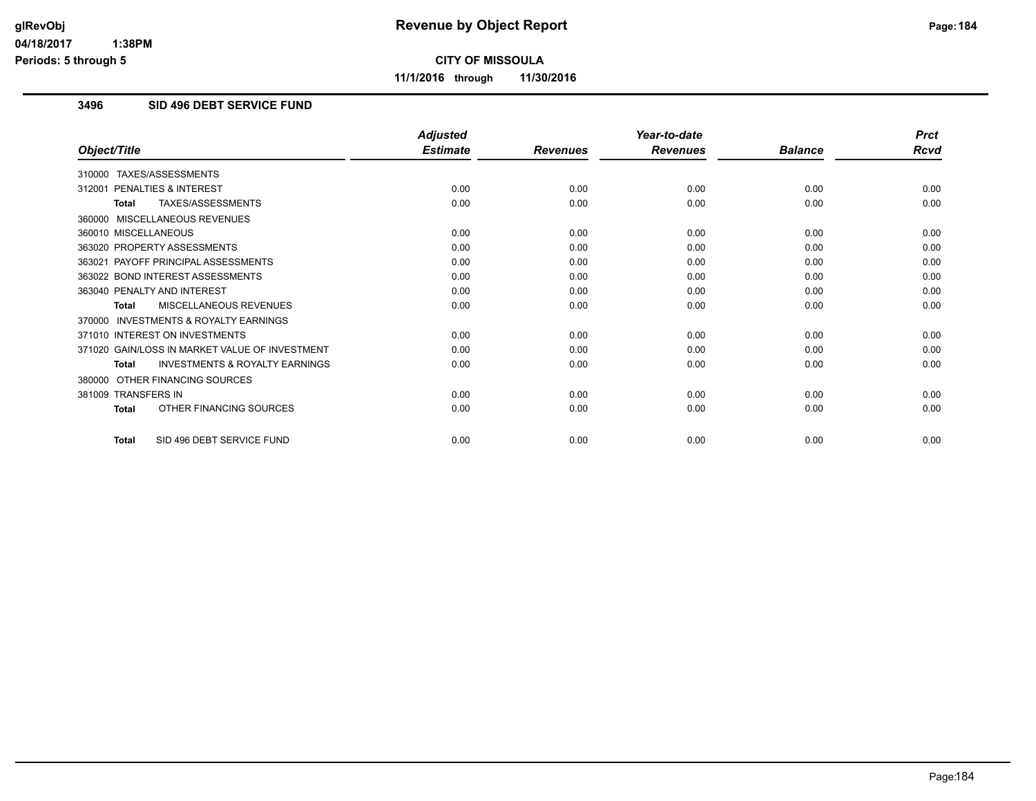# Revenue by Object Report

**CITY OF MISSOULA**

**11/1/2016 through 11/30/2016**

### 3496 SID 496 DEBT SERVICE FUND

| Object/Title | Adjusted Estimate | Revenues | Year-to-date Revenues | Balance | Prct Rcvd |
|---|---|---|---|---|---|
| 310000 TAXES/ASSESSMENTS | | | | | |
| 312001 PENALTIES & INTEREST | 0.00 | 0.00 | 0.00 | 0.00 | 0.00 |
| **Total** TAXES/ASSESSMENTS | 0.00 | 0.00 | 0.00 | 0.00 | 0.00 |
| 360000 MISCELLANEOUS REVENUES | | | | | |
| 360010 MISCELLANEOUS | 0.00 | 0.00 | 0.00 | 0.00 | 0.00 |
| 363020 PROPERTY ASSESSMENTS | 0.00 | 0.00 | 0.00 | 0.00 | 0.00 |
| 363021 PAYOFF PRINCIPAL ASSESSMENTS | 0.00 | 0.00 | 0.00 | 0.00 | 0.00 |
| 363022 BOND INTEREST ASSESSMENTS | 0.00 | 0.00 | 0.00 | 0.00 | 0.00 |
| 363040 PENALTY AND INTEREST | 0.00 | 0.00 | 0.00 | 0.00 | 0.00 |
| **Total** MISCELLANEOUS REVENUES | 0.00 | 0.00 | 0.00 | 0.00 | 0.00 |
| 370000 INVESTMENTS & ROYALTY EARNINGS | | | | | |
| 371010 INTEREST ON INVESTMENTS | 0.00 | 0.00 | 0.00 | 0.00 | 0.00 |
| 371020 GAIN/LOSS IN MARKET VALUE OF INVESTMENT | 0.00 | 0.00 | 0.00 | 0.00 | 0.00 |
| **Total** INVESTMENTS & ROYALTY EARNINGS | 0.00 | 0.00 | 0.00 | 0.00 | 0.00 |
| 380000 OTHER FINANCING SOURCES | | | | | |
| 381009 TRANSFERS IN | 0.00 | 0.00 | 0.00 | 0.00 | 0.00 |
| **Total** OTHER FINANCING SOURCES | 0.00 | 0.00 | 0.00 | 0.00 | 0.00 |
| **Total** SID 496 DEBT SERVICE FUND | 0.00 | 0.00 | 0.00 | 0.00 | 0.00 |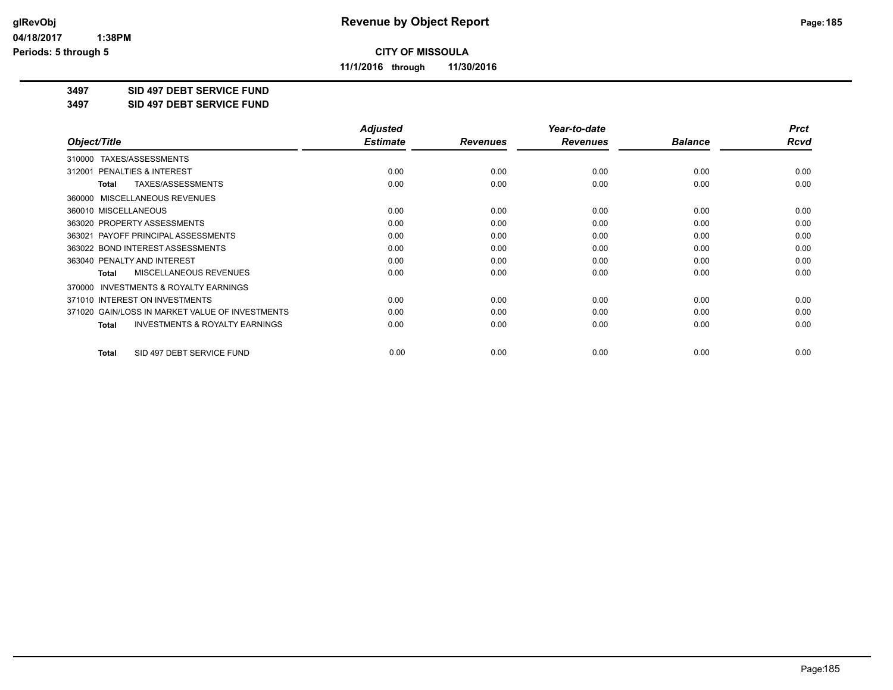**CITY OF MISSOULA**

**11/1/2016 through 11/30/2016**

**3497 SID 497 DEBT SERVICE FUND**

**3497 SID 497 DEBT SERVICE FUND**

| Object/Title | Adjusted Estimate | Revenues | Year-to-date Revenues | Balance | Prct Rcvd |
|---|---|---|---|---|---|
| 310000 TAXES/ASSESSMENTS | | | | | |
| 312001 PENALTIES & INTEREST | 0.00 | 0.00 | 0.00 | 0.00 | 0.00 |
| **Total** TAXES/ASSESSMENTS | 0.00 | 0.00 | 0.00 | 0.00 | 0.00 |
| 360000 MISCELLANEOUS REVENUES | | | | | |
| 360010 MISCELLANEOUS | 0.00 | 0.00 | 0.00 | 0.00 | 0.00 |
| 363020 PROPERTY ASSESSMENTS | 0.00 | 0.00 | 0.00 | 0.00 | 0.00 |
| 363021 PAYOFF PRINCIPAL ASSESSMENTS | 0.00 | 0.00 | 0.00 | 0.00 | 0.00 |
| 363022 BOND INTEREST ASSESSMENTS | 0.00 | 0.00 | 0.00 | 0.00 | 0.00 |
| 363040 PENALTY AND INTEREST | 0.00 | 0.00 | 0.00 | 0.00 | 0.00 |
| **Total** MISCELLANEOUS REVENUES | 0.00 | 0.00 | 0.00 | 0.00 | 0.00 |
| 370000 INVESTMENTS & ROYALTY EARNINGS | | | | | |
| 371010 INTEREST ON INVESTMENTS | 0.00 | 0.00 | 0.00 | 0.00 | 0.00 |
| 371020 GAIN/LOSS IN MARKET VALUE OF INVESTMENTS | 0.00 | 0.00 | 0.00 | 0.00 | 0.00 |
| **Total** INVESTMENTS & ROYALTY EARNINGS | 0.00 | 0.00 | 0.00 | 0.00 | 0.00 |
| **Total** SID 497 DEBT SERVICE FUND | 0.00 | 0.00 | 0.00 | 0.00 | 0.00 |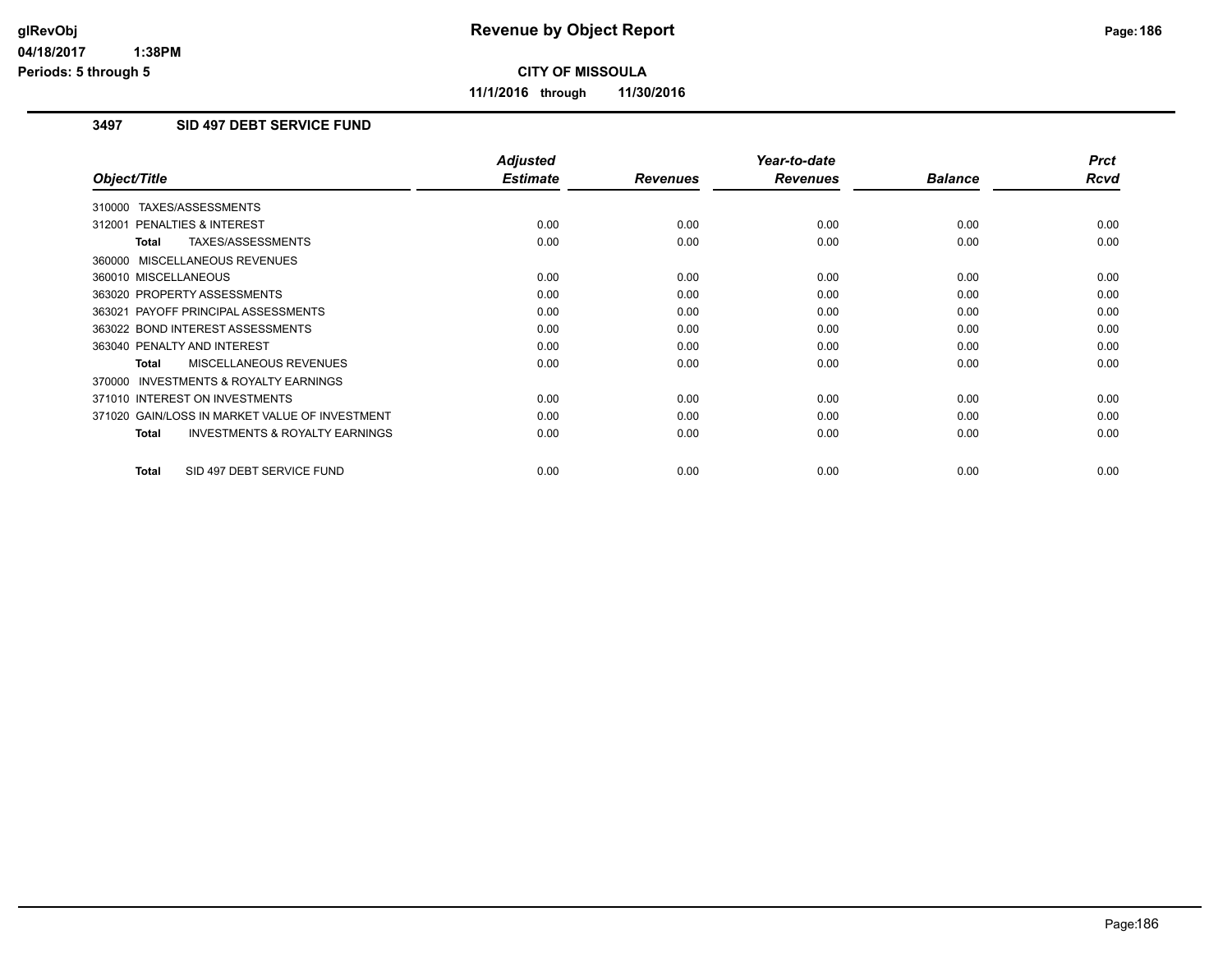# Revenue by Object Report

**CITY OF MISSOULA**

**11/1/2016 through 11/30/2016**

glRevObj
04/18/2017 1:38PM
Periods: 5 through 5

## 3497 SID 497 DEBT SERVICE FUND

| Object/Title | Adjusted Estimate | Revenues | Year-to-date Revenues | Balance | Prct Rcvd |
|---|---|---|---|---|---|
| 310000 TAXES/ASSESSMENTS | | | | | |
| 312001 PENALTIES & INTEREST | 0.00 | 0.00 | 0.00 | 0.00 | 0.00 |
| **Total** TAXES/ASSESSMENTS | 0.00 | 0.00 | 0.00 | 0.00 | 0.00 |
| 360000 MISCELLANEOUS REVENUES | | | | | |
| 360010 MISCELLANEOUS | 0.00 | 0.00 | 0.00 | 0.00 | 0.00 |
| 363020 PROPERTY ASSESSMENTS | 0.00 | 0.00 | 0.00 | 0.00 | 0.00 |
| 363021 PAYOFF PRINCIPAL ASSESSMENTS | 0.00 | 0.00 | 0.00 | 0.00 | 0.00 |
| 363022 BOND INTEREST ASSESSMENTS | 0.00 | 0.00 | 0.00 | 0.00 | 0.00 |
| 363040 PENALTY AND INTEREST | 0.00 | 0.00 | 0.00 | 0.00 | 0.00 |
| **Total** MISCELLANEOUS REVENUES | 0.00 | 0.00 | 0.00 | 0.00 | 0.00 |
| 370000 INVESTMENTS & ROYALTY EARNINGS | | | | | |
| 371010 INTEREST ON INVESTMENTS | 0.00 | 0.00 | 0.00 | 0.00 | 0.00 |
| 371020 GAIN/LOSS IN MARKET VALUE OF INVESTMENT | 0.00 | 0.00 | 0.00 | 0.00 | 0.00 |
| **Total** INVESTMENTS & ROYALTY EARNINGS | 0.00 | 0.00 | 0.00 | 0.00 | 0.00 |
| **Total** SID 497 DEBT SERVICE FUND | 0.00 | 0.00 | 0.00 | 0.00 | 0.00 |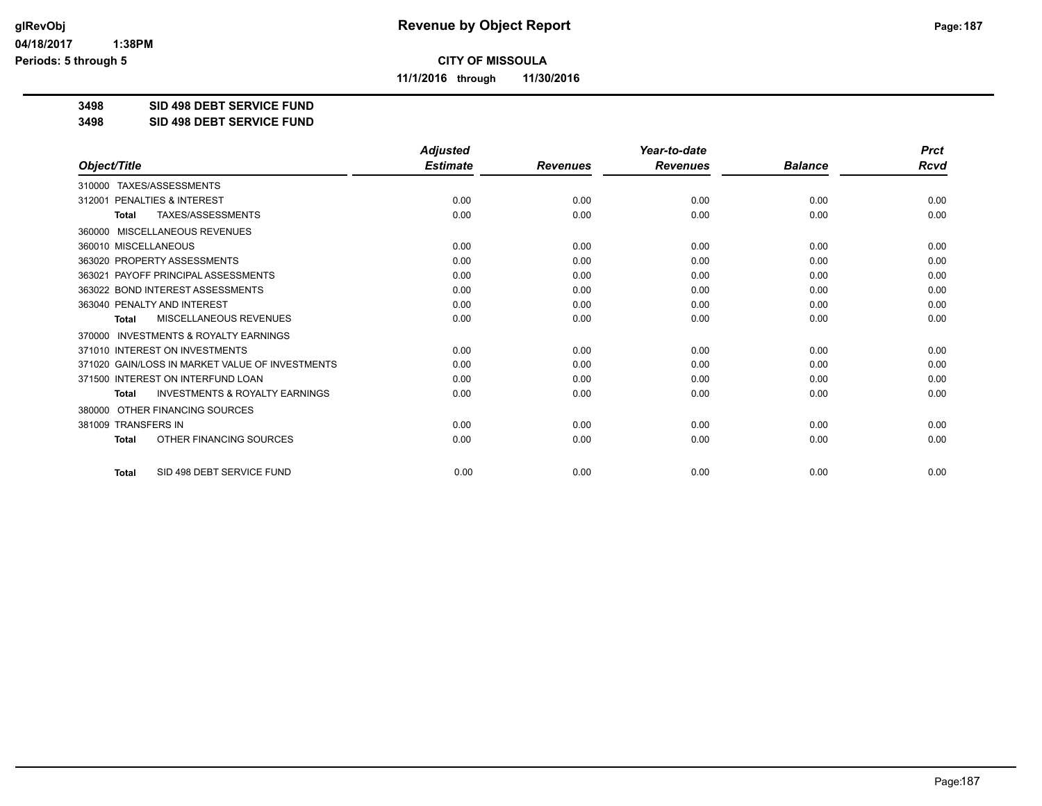**CITY OF MISSOULA**

**11/1/2016 through 11/30/2016**

**3498 SID 498 DEBT SERVICE FUND**

**3498 SID 498 DEBT SERVICE FUND**

| Object/Title | Adjusted Estimate | Revenues | Year-to-date Revenues | Balance | Prct Rcvd |
|---|---|---|---|---|---|
| 310000 TAXES/ASSESSMENTS | | | | | |
| 312001 PENALTIES & INTEREST | 0.00 | 0.00 | 0.00 | 0.00 | 0.00 |
| **Total** TAXES/ASSESSMENTS | 0.00 | 0.00 | 0.00 | 0.00 | 0.00 |
| 360000 MISCELLANEOUS REVENUES | | | | | |
| 360010 MISCELLANEOUS | 0.00 | 0.00 | 0.00 | 0.00 | 0.00 |
| 363020 PROPERTY ASSESSMENTS | 0.00 | 0.00 | 0.00 | 0.00 | 0.00 |
| 363021 PAYOFF PRINCIPAL ASSESSMENTS | 0.00 | 0.00 | 0.00 | 0.00 | 0.00 |
| 363022 BOND INTEREST ASSESSMENTS | 0.00 | 0.00 | 0.00 | 0.00 | 0.00 |
| 363040 PENALTY AND INTEREST | 0.00 | 0.00 | 0.00 | 0.00 | 0.00 |
| **Total** MISCELLANEOUS REVENUES | 0.00 | 0.00 | 0.00 | 0.00 | 0.00 |
| 370000 INVESTMENTS & ROYALTY EARNINGS | | | | | |
| 371010 INTEREST ON INVESTMENTS | 0.00 | 0.00 | 0.00 | 0.00 | 0.00 |
| 371020 GAIN/LOSS IN MARKET VALUE OF INVESTMENTS | 0.00 | 0.00 | 0.00 | 0.00 | 0.00 |
| 371500 INTEREST ON INTERFUND LOAN | 0.00 | 0.00 | 0.00 | 0.00 | 0.00 |
| **Total** INVESTMENTS & ROYALTY EARNINGS | 0.00 | 0.00 | 0.00 | 0.00 | 0.00 |
| 380000 OTHER FINANCING SOURCES | | | | | |
| 381009 TRANSFERS IN | 0.00 | 0.00 | 0.00 | 0.00 | 0.00 |
| **Total** OTHER FINANCING SOURCES | 0.00 | 0.00 | 0.00 | 0.00 | 0.00 |
| **Total** SID 498 DEBT SERVICE FUND | 0.00 | 0.00 | 0.00 | 0.00 | 0.00 |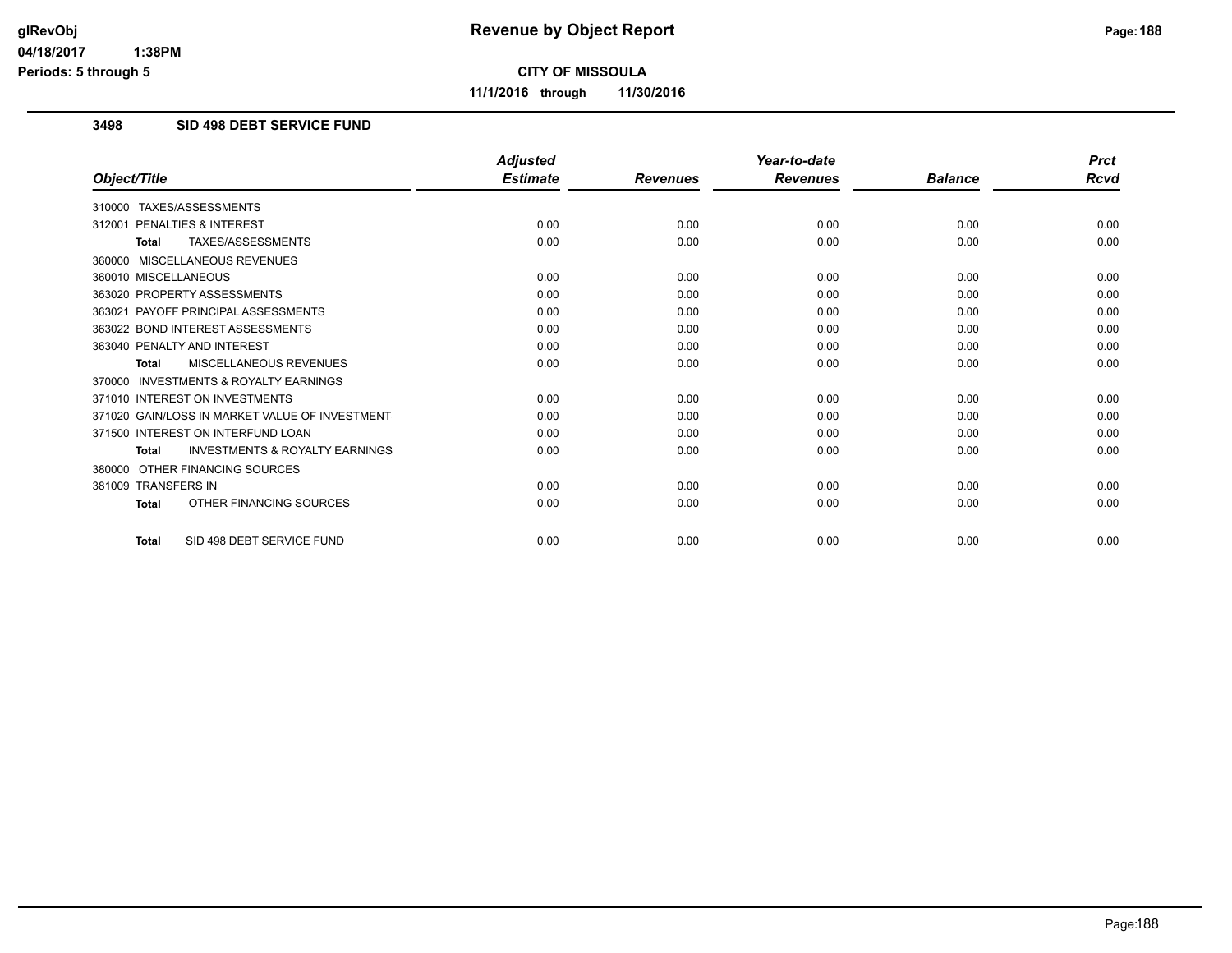# Revenue by Object Report

**CITY OF MISSOULA**

**11/1/2016 through 11/30/2016**

glRevObj
04/18/2017 1:38PM
Periods: 5 through 5

### 3498 SID 498 DEBT SERVICE FUND

| Object/Title | Adjusted Estimate | Revenues | Year-to-date Revenues | Balance | Prct Rcvd |
|---|---|---|---|---|---|
| 310000 TAXES/ASSESSMENTS | | | | | |
| 312001 PENALTIES & INTEREST | 0.00 | 0.00 | 0.00 | 0.00 | 0.00 |
| **Total** TAXES/ASSESSMENTS | 0.00 | 0.00 | 0.00 | 0.00 | 0.00 |
| 360000 MISCELLANEOUS REVENUES | | | | | |
| 360010 MISCELLANEOUS | 0.00 | 0.00 | 0.00 | 0.00 | 0.00 |
| 363020 PROPERTY ASSESSMENTS | 0.00 | 0.00 | 0.00 | 0.00 | 0.00 |
| 363021 PAYOFF PRINCIPAL ASSESSMENTS | 0.00 | 0.00 | 0.00 | 0.00 | 0.00 |
| 363022 BOND INTEREST ASSESSMENTS | 0.00 | 0.00 | 0.00 | 0.00 | 0.00 |
| 363040 PENALTY AND INTEREST | 0.00 | 0.00 | 0.00 | 0.00 | 0.00 |
| **Total** MISCELLANEOUS REVENUES | 0.00 | 0.00 | 0.00 | 0.00 | 0.00 |
| 370000 INVESTMENTS & ROYALTY EARNINGS | | | | | |
| 371010 INTEREST ON INVESTMENTS | 0.00 | 0.00 | 0.00 | 0.00 | 0.00 |
| 371020 GAIN/LOSS IN MARKET VALUE OF INVESTMENT | 0.00 | 0.00 | 0.00 | 0.00 | 0.00 |
| 371500 INTEREST ON INTERFUND LOAN | 0.00 | 0.00 | 0.00 | 0.00 | 0.00 |
| **Total** INVESTMENTS & ROYALTY EARNINGS | 0.00 | 0.00 | 0.00 | 0.00 | 0.00 |
| 380000 OTHER FINANCING SOURCES | | | | | |
| 381009 TRANSFERS IN | 0.00 | 0.00 | 0.00 | 0.00 | 0.00 |
| **Total** OTHER FINANCING SOURCES | 0.00 | 0.00 | 0.00 | 0.00 | 0.00 |
| **Total** SID 498 DEBT SERVICE FUND | 0.00 | 0.00 | 0.00 | 0.00 | 0.00 |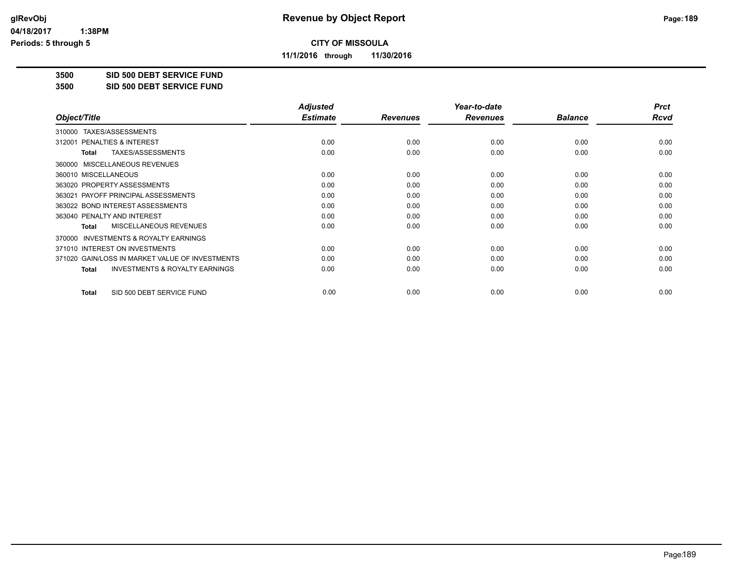**Revenue by Object Report**

**CITY OF MISSOULA**

**11/1/2016 through 11/30/2016**

glRevObj
04/18/2017 1:38PM
Periods: 5 through 5

**3500 SID 500 DEBT SERVICE FUND**
**3500 SID 500 DEBT SERVICE FUND**

| Object/Title | Adjusted Estimate | Revenues | Year-to-date Revenues | Balance | Prct Rcvd |
|---|---|---|---|---|---|
| 310000 TAXES/ASSESSMENTS | | | | | |
| 312001 PENALTIES & INTEREST | 0.00 | 0.00 | 0.00 | 0.00 | 0.00 |
| **Total** TAXES/ASSESSMENTS | 0.00 | 0.00 | 0.00 | 0.00 | 0.00 |
| 360000 MISCELLANEOUS REVENUES | | | | | |
| 360010 MISCELLANEOUS | 0.00 | 0.00 | 0.00 | 0.00 | 0.00 |
| 363020 PROPERTY ASSESSMENTS | 0.00 | 0.00 | 0.00 | 0.00 | 0.00 |
| 363021 PAYOFF PRINCIPAL ASSESSMENTS | 0.00 | 0.00 | 0.00 | 0.00 | 0.00 |
| 363022 BOND INTEREST ASSESSMENTS | 0.00 | 0.00 | 0.00 | 0.00 | 0.00 |
| 363040 PENALTY AND INTEREST | 0.00 | 0.00 | 0.00 | 0.00 | 0.00 |
| **Total** MISCELLANEOUS REVENUES | 0.00 | 0.00 | 0.00 | 0.00 | 0.00 |
| 370000 INVESTMENTS & ROYALTY EARNINGS | | | | | |
| 371010 INTEREST ON INVESTMENTS | 0.00 | 0.00 | 0.00 | 0.00 | 0.00 |
| 371020 GAIN/LOSS IN MARKET VALUE OF INVESTMENTS | 0.00 | 0.00 | 0.00 | 0.00 | 0.00 |
| **Total** INVESTMENTS & ROYALTY EARNINGS | 0.00 | 0.00 | 0.00 | 0.00 | 0.00 |
| **Total** SID 500 DEBT SERVICE FUND | 0.00 | 0.00 | 0.00 | 0.00 | 0.00 |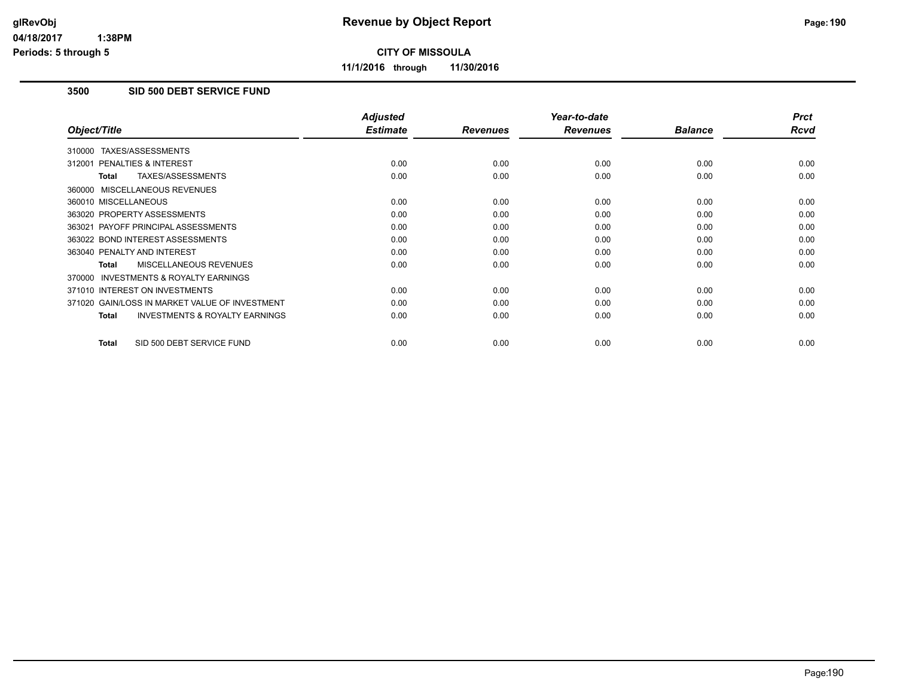# Revenue by Object Report

**CITY OF MISSOULA**

**11/1/2016 through 11/30/2016**

glRevObj
04/18/2017 1:38PM
Periods: 5 through 5

## 3500 SID 500 DEBT SERVICE FUND

| Object/Title | Adjusted Estimate | Revenues | Year-to-date Revenues | Balance | Prct Rcvd |
|---|---|---|---|---|---|
| 310000 TAXES/ASSESSMENTS | | | | | |
| 312001 PENALTIES & INTEREST | 0.00 | 0.00 | 0.00 | 0.00 | 0.00 |
| **Total** TAXES/ASSESSMENTS | 0.00 | 0.00 | 0.00 | 0.00 | 0.00 |
| 360000 MISCELLANEOUS REVENUES | | | | | |
| 360010 MISCELLANEOUS | 0.00 | 0.00 | 0.00 | 0.00 | 0.00 |
| 363020 PROPERTY ASSESSMENTS | 0.00 | 0.00 | 0.00 | 0.00 | 0.00 |
| 363021 PAYOFF PRINCIPAL ASSESSMENTS | 0.00 | 0.00 | 0.00 | 0.00 | 0.00 |
| 363022 BOND INTEREST ASSESSMENTS | 0.00 | 0.00 | 0.00 | 0.00 | 0.00 |
| 363040 PENALTY AND INTEREST | 0.00 | 0.00 | 0.00 | 0.00 | 0.00 |
| **Total** MISCELLANEOUS REVENUES | 0.00 | 0.00 | 0.00 | 0.00 | 0.00 |
| 370000 INVESTMENTS & ROYALTY EARNINGS | | | | | |
| 371010 INTEREST ON INVESTMENTS | 0.00 | 0.00 | 0.00 | 0.00 | 0.00 |
| 371020 GAIN/LOSS IN MARKET VALUE OF INVESTMENT | 0.00 | 0.00 | 0.00 | 0.00 | 0.00 |
| **Total** INVESTMENTS & ROYALTY EARNINGS | 0.00 | 0.00 | 0.00 | 0.00 | 0.00 |
| **Total** SID 500 DEBT SERVICE FUND | 0.00 | 0.00 | 0.00 | 0.00 | 0.00 |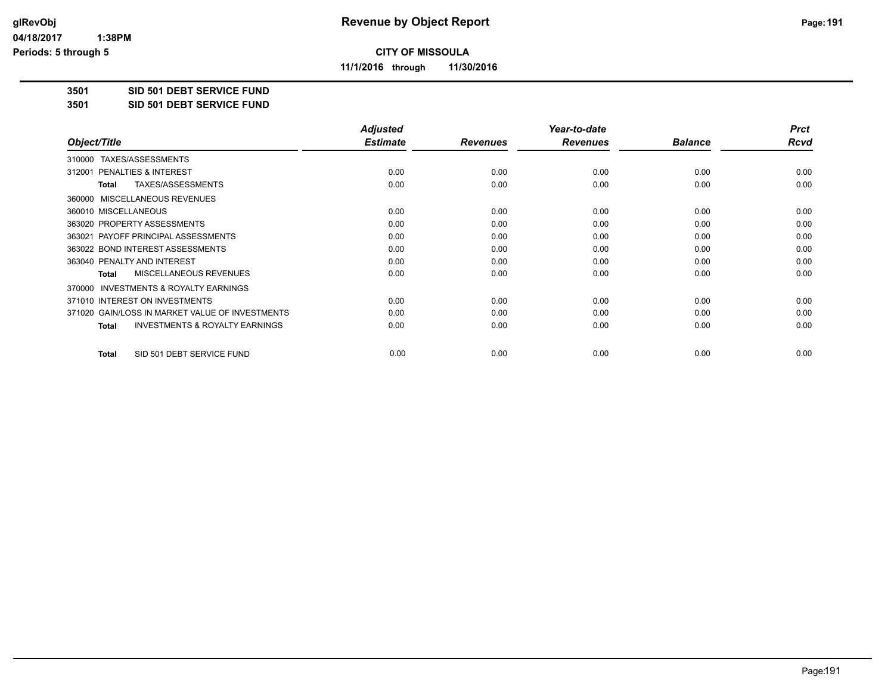**CITY OF MISSOULA**

**11/1/2016 through 11/30/2016**

**3501 SID 501 DEBT SERVICE FUND**

**3501 SID 501 DEBT SERVICE FUND**

| Object/Title | Adjusted Estimate | Revenues | Year-to-date Revenues | Balance | Prct Rcvd |
|---|---|---|---|---|---|
| 310000 TAXES/ASSESSMENTS | | | | | |
| 312001 PENALTIES & INTEREST | 0.00 | 0.00 | 0.00 | 0.00 | 0.00 |
| **Total** TAXES/ASSESSMENTS | 0.00 | 0.00 | 0.00 | 0.00 | 0.00 |
| 360000 MISCELLANEOUS REVENUES | | | | | |
| 360010 MISCELLANEOUS | 0.00 | 0.00 | 0.00 | 0.00 | 0.00 |
| 363020 PROPERTY ASSESSMENTS | 0.00 | 0.00 | 0.00 | 0.00 | 0.00 |
| 363021 PAYOFF PRINCIPAL ASSESSMENTS | 0.00 | 0.00 | 0.00 | 0.00 | 0.00 |
| 363022 BOND INTEREST ASSESSMENTS | 0.00 | 0.00 | 0.00 | 0.00 | 0.00 |
| 363040 PENALTY AND INTEREST | 0.00 | 0.00 | 0.00 | 0.00 | 0.00 |
| **Total** MISCELLANEOUS REVENUES | 0.00 | 0.00 | 0.00 | 0.00 | 0.00 |
| 370000 INVESTMENTS & ROYALTY EARNINGS | | | | | |
| 371010 INTEREST ON INVESTMENTS | 0.00 | 0.00 | 0.00 | 0.00 | 0.00 |
| 371020 GAIN/LOSS IN MARKET VALUE OF INVESTMENTS | 0.00 | 0.00 | 0.00 | 0.00 | 0.00 |
| **Total** INVESTMENTS & ROYALTY EARNINGS | 0.00 | 0.00 | 0.00 | 0.00 | 0.00 |
| **Total** SID 501 DEBT SERVICE FUND | 0.00 | 0.00 | 0.00 | 0.00 | 0.00 |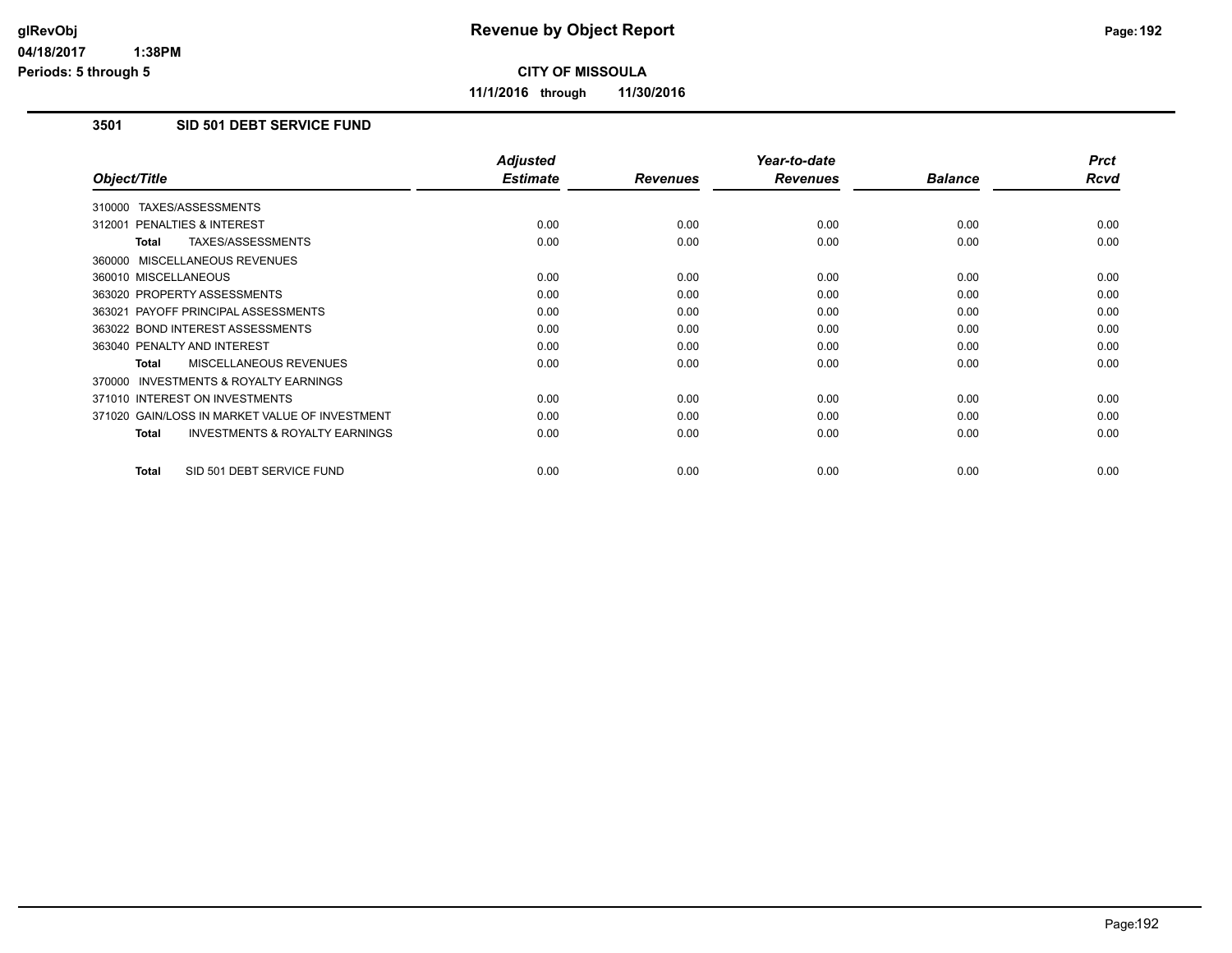# Revenue by Object Report

**CITY OF MISSOULA**

**11/1/2016 through 11/30/2016**

glRevObj
04/18/2017 1:38PM
Periods: 5 through 5

### 3501 SID 501 DEBT SERVICE FUND

| Object/Title | Adjusted Estimate | Revenues | Year-to-date Revenues | Balance | Prct Rcvd |
|---|---|---|---|---|---|
| 310000 TAXES/ASSESSMENTS | | | | | |
| 312001 PENALTIES & INTEREST | 0.00 | 0.00 | 0.00 | 0.00 | 0.00 |
| **Total** TAXES/ASSESSMENTS | 0.00 | 0.00 | 0.00 | 0.00 | 0.00 |
| 360000 MISCELLANEOUS REVENUES | | | | | |
| 360010 MISCELLANEOUS | 0.00 | 0.00 | 0.00 | 0.00 | 0.00 |
| 363020 PROPERTY ASSESSMENTS | 0.00 | 0.00 | 0.00 | 0.00 | 0.00 |
| 363021 PAYOFF PRINCIPAL ASSESSMENTS | 0.00 | 0.00 | 0.00 | 0.00 | 0.00 |
| 363022 BOND INTEREST ASSESSMENTS | 0.00 | 0.00 | 0.00 | 0.00 | 0.00 |
| 363040 PENALTY AND INTEREST | 0.00 | 0.00 | 0.00 | 0.00 | 0.00 |
| **Total** MISCELLANEOUS REVENUES | 0.00 | 0.00 | 0.00 | 0.00 | 0.00 |
| 370000 INVESTMENTS & ROYALTY EARNINGS | | | | | |
| 371010 INTEREST ON INVESTMENTS | 0.00 | 0.00 | 0.00 | 0.00 | 0.00 |
| 371020 GAIN/LOSS IN MARKET VALUE OF INVESTMENT | 0.00 | 0.00 | 0.00 | 0.00 | 0.00 |
| **Total** INVESTMENTS & ROYALTY EARNINGS | 0.00 | 0.00 | 0.00 | 0.00 | 0.00 |
| **Total** SID 501 DEBT SERVICE FUND | 0.00 | 0.00 | 0.00 | 0.00 | 0.00 |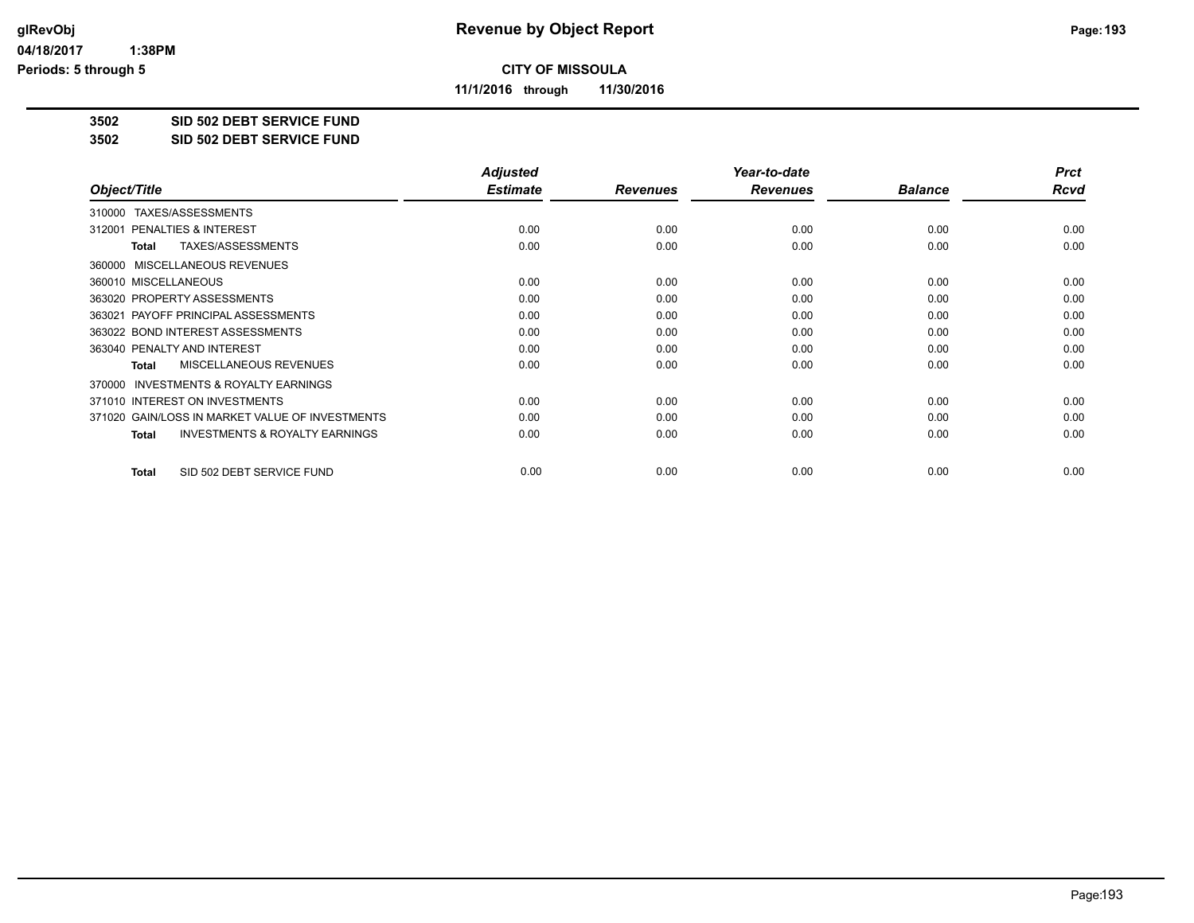**Revenue by Object Report**

**CITY OF MISSOULA**

**11/1/2016 through 11/30/2016**

**3502 SID 502 DEBT SERVICE FUND**
**3502 SID 502 DEBT SERVICE FUND**

| Object/Title | Adjusted Estimate | Revenues | Year-to-date Revenues | Balance | Prct Rcvd |
|---|---|---|---|---|---|
| 310000 TAXES/ASSESSMENTS | | | | | |
| 312001 PENALTIES & INTEREST | 0.00 | 0.00 | 0.00 | 0.00 | 0.00 |
| **Total** TAXES/ASSESSMENTS | 0.00 | 0.00 | 0.00 | 0.00 | 0.00 |
| 360000 MISCELLANEOUS REVENUES | | | | | |
| 360010 MISCELLANEOUS | 0.00 | 0.00 | 0.00 | 0.00 | 0.00 |
| 363020 PROPERTY ASSESSMENTS | 0.00 | 0.00 | 0.00 | 0.00 | 0.00 |
| 363021 PAYOFF PRINCIPAL ASSESSMENTS | 0.00 | 0.00 | 0.00 | 0.00 | 0.00 |
| 363022 BOND INTEREST ASSESSMENTS | 0.00 | 0.00 | 0.00 | 0.00 | 0.00 |
| 363040 PENALTY AND INTEREST | 0.00 | 0.00 | 0.00 | 0.00 | 0.00 |
| **Total** MISCELLANEOUS REVENUES | 0.00 | 0.00 | 0.00 | 0.00 | 0.00 |
| 370000 INVESTMENTS & ROYALTY EARNINGS | | | | | |
| 371010 INTEREST ON INVESTMENTS | 0.00 | 0.00 | 0.00 | 0.00 | 0.00 |
| 371020 GAIN/LOSS IN MARKET VALUE OF INVESTMENTS | 0.00 | 0.00 | 0.00 | 0.00 | 0.00 |
| **Total** INVESTMENTS & ROYALTY EARNINGS | 0.00 | 0.00 | 0.00 | 0.00 | 0.00 |
| **Total** SID 502 DEBT SERVICE FUND | 0.00 | 0.00 | 0.00 | 0.00 | 0.00 |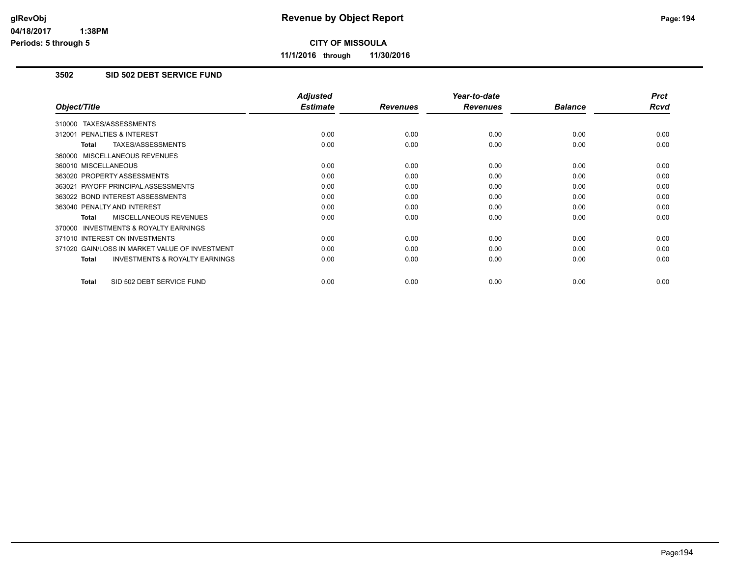**Revenue by Object Report**

**CITY OF MISSOULA**

**11/1/2016 through 11/30/2016**

glRevObj
04/18/2017 1:38PM
Periods: 5 through 5

### 3502 SID 502 DEBT SERVICE FUND

| Object/Title | Adjusted Estimate | Revenues | Year-to-date Revenues | Balance | Prct Rcvd |
|---|---|---|---|---|---|
| 310000 TAXES/ASSESSMENTS | | | | | |
| 312001 PENALTIES & INTEREST | 0.00 | 0.00 | 0.00 | 0.00 | 0.00 |
| **Total** TAXES/ASSESSMENTS | 0.00 | 0.00 | 0.00 | 0.00 | 0.00 |
| 360000 MISCELLANEOUS REVENUES | | | | | |
| 360010 MISCELLANEOUS | 0.00 | 0.00 | 0.00 | 0.00 | 0.00 |
| 363020 PROPERTY ASSESSMENTS | 0.00 | 0.00 | 0.00 | 0.00 | 0.00 |
| 363021 PAYOFF PRINCIPAL ASSESSMENTS | 0.00 | 0.00 | 0.00 | 0.00 | 0.00 |
| 363022 BOND INTEREST ASSESSMENTS | 0.00 | 0.00 | 0.00 | 0.00 | 0.00 |
| 363040 PENALTY AND INTEREST | 0.00 | 0.00 | 0.00 | 0.00 | 0.00 |
| **Total** MISCELLANEOUS REVENUES | 0.00 | 0.00 | 0.00 | 0.00 | 0.00 |
| 370000 INVESTMENTS & ROYALTY EARNINGS | | | | | |
| 371010 INTEREST ON INVESTMENTS | 0.00 | 0.00 | 0.00 | 0.00 | 0.00 |
| 371020 GAIN/LOSS IN MARKET VALUE OF INVESTMENT | 0.00 | 0.00 | 0.00 | 0.00 | 0.00 |
| **Total** INVESTMENTS & ROYALTY EARNINGS | 0.00 | 0.00 | 0.00 | 0.00 | 0.00 |
| **Total** SID 502 DEBT SERVICE FUND | 0.00 | 0.00 | 0.00 | 0.00 | 0.00 |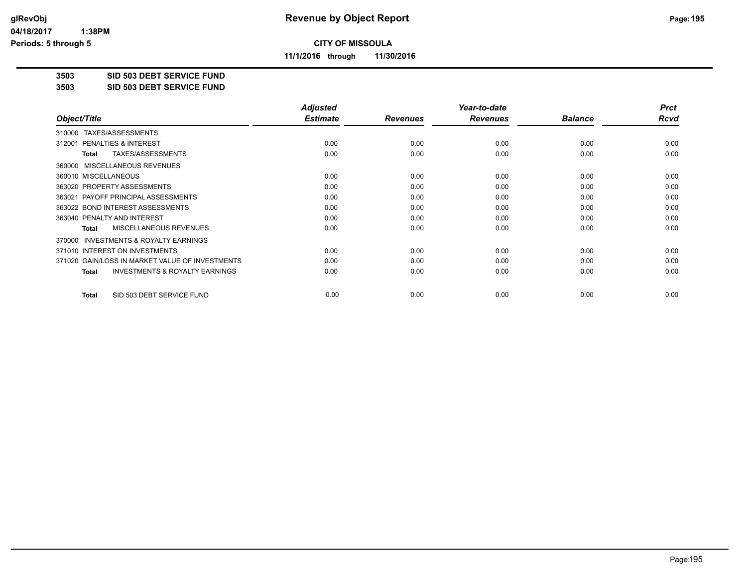**CITY OF MISSOULA**

**11/1/2016 through 11/30/2016**

**3503 SID 503 DEBT SERVICE FUND**

**3503 SID 503 DEBT SERVICE FUND**

| Object/Title | Adjusted Estimate | Revenues | Year-to-date Revenues | Balance | Prct Rcvd |
|---|---|---|---|---|---|
| 310000 TAXES/ASSESSMENTS | | | | | |
| 312001 PENALTIES & INTEREST | 0.00 | 0.00 | 0.00 | 0.00 | 0.00 |
| **Total** TAXES/ASSESSMENTS | 0.00 | 0.00 | 0.00 | 0.00 | 0.00 |
| 360000 MISCELLANEOUS REVENUES | | | | | |
| 360010 MISCELLANEOUS | 0.00 | 0.00 | 0.00 | 0.00 | 0.00 |
| 363020 PROPERTY ASSESSMENTS | 0.00 | 0.00 | 0.00 | 0.00 | 0.00 |
| 363021 PAYOFF PRINCIPAL ASSESSMENTS | 0.00 | 0.00 | 0.00 | 0.00 | 0.00 |
| 363022 BOND INTEREST ASSESSMENTS | 0.00 | 0.00 | 0.00 | 0.00 | 0.00 |
| 363040 PENALTY AND INTEREST | 0.00 | 0.00 | 0.00 | 0.00 | 0.00 |
| **Total** MISCELLANEOUS REVENUES | 0.00 | 0.00 | 0.00 | 0.00 | 0.00 |
| 370000 INVESTMENTS & ROYALTY EARNINGS | | | | | |
| 371010 INTEREST ON INVESTMENTS | 0.00 | 0.00 | 0.00 | 0.00 | 0.00 |
| 371020 GAIN/LOSS IN MARKET VALUE OF INVESTMENTS | 0.00 | 0.00 | 0.00 | 0.00 | 0.00 |
| **Total** INVESTMENTS & ROYALTY EARNINGS | 0.00 | 0.00 | 0.00 | 0.00 | 0.00 |
| **Total** SID 503 DEBT SERVICE FUND | 0.00 | 0.00 | 0.00 | 0.00 | 0.00 |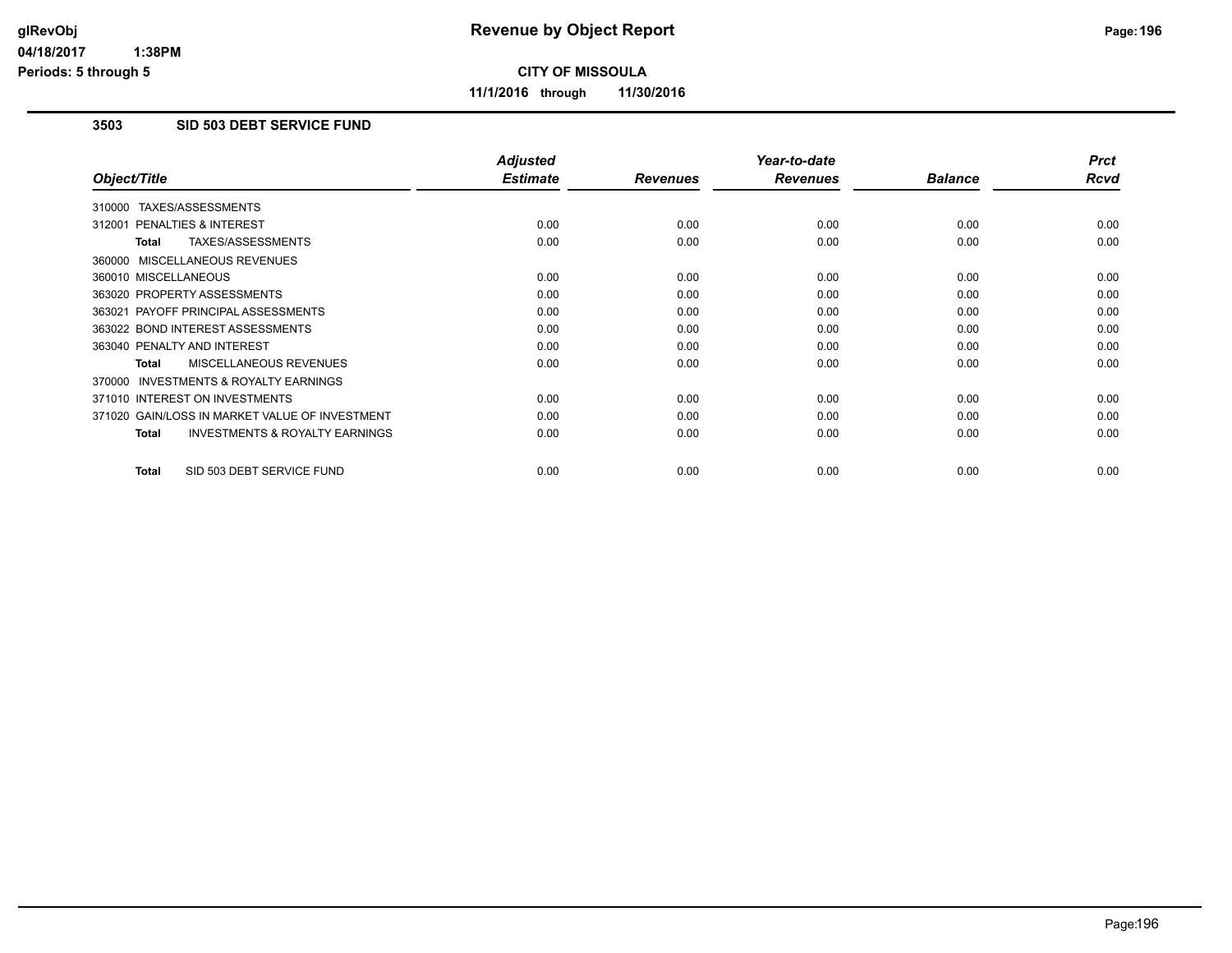## CITY OF MISSOULA

**11/1/2016 through 11/30/2016**

### 3503 SID 503 DEBT SERVICE FUND

| Object/Title | Adjusted Estimate | Revenues | Year-to-date Revenues | Balance | Prct Rcvd |
|---|---|---|---|---|---|
| 310000 TAXES/ASSESSMENTS | | | | | |
| 312001 PENALTIES & INTEREST | 0.00 | 0.00 | 0.00 | 0.00 | 0.00 |
| **Total** TAXES/ASSESSMENTS | 0.00 | 0.00 | 0.00 | 0.00 | 0.00 |
| 360000 MISCELLANEOUS REVENUES | | | | | |
| 360010 MISCELLANEOUS | 0.00 | 0.00 | 0.00 | 0.00 | 0.00 |
| 363020 PROPERTY ASSESSMENTS | 0.00 | 0.00 | 0.00 | 0.00 | 0.00 |
| 363021 PAYOFF PRINCIPAL ASSESSMENTS | 0.00 | 0.00 | 0.00 | 0.00 | 0.00 |
| 363022 BOND INTEREST ASSESSMENTS | 0.00 | 0.00 | 0.00 | 0.00 | 0.00 |
| 363040 PENALTY AND INTEREST | 0.00 | 0.00 | 0.00 | 0.00 | 0.00 |
| **Total** MISCELLANEOUS REVENUES | 0.00 | 0.00 | 0.00 | 0.00 | 0.00 |
| 370000 INVESTMENTS & ROYALTY EARNINGS | | | | | |
| 371010 INTEREST ON INVESTMENTS | 0.00 | 0.00 | 0.00 | 0.00 | 0.00 |
| 371020 GAIN/LOSS IN MARKET VALUE OF INVESTMENT | 0.00 | 0.00 | 0.00 | 0.00 | 0.00 |
| **Total** INVESTMENTS & ROYALTY EARNINGS | 0.00 | 0.00 | 0.00 | 0.00 | 0.00 |
| **Total** SID 503 DEBT SERVICE FUND | 0.00 | 0.00 | 0.00 | 0.00 | 0.00 |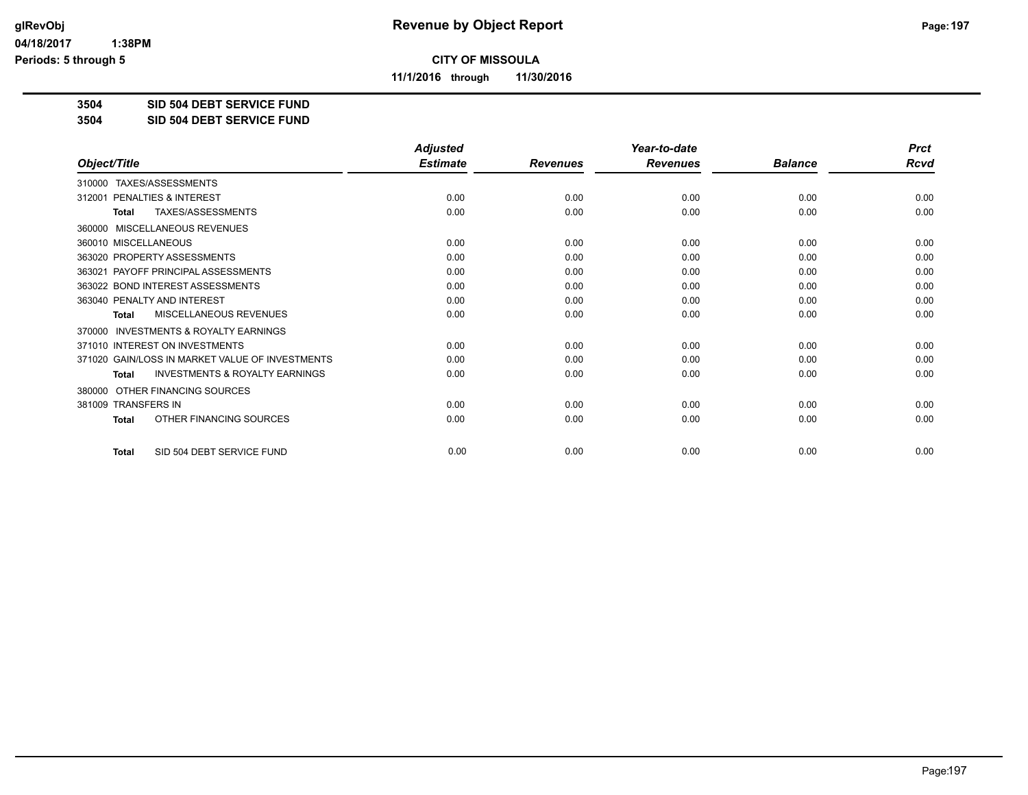# Revenue by Object Report

**CITY OF MISSOULA**

**11/1/2016 through 11/30/2016**

glRevObj
04/18/2017 1:38PM
Periods: 5 through 5

**3504 SID 504 DEBT SERVICE FUND**
**3504 SID 504 DEBT SERVICE FUND**

| Object/Title | Adjusted Estimate | Revenues | Year-to-date Revenues | Balance | Prct Rcvd |
|---|---|---|---|---|---|
| 310000 TAXES/ASSESSMENTS | | | | | |
| 312001 PENALTIES & INTEREST | 0.00 | 0.00 | 0.00 | 0.00 | 0.00 |
| **Total** TAXES/ASSESSMENTS | 0.00 | 0.00 | 0.00 | 0.00 | 0.00 |
| 360000 MISCELLANEOUS REVENUES | | | | | |
| 360010 MISCELLANEOUS | 0.00 | 0.00 | 0.00 | 0.00 | 0.00 |
| 363020 PROPERTY ASSESSMENTS | 0.00 | 0.00 | 0.00 | 0.00 | 0.00 |
| 363021 PAYOFF PRINCIPAL ASSESSMENTS | 0.00 | 0.00 | 0.00 | 0.00 | 0.00 |
| 363022 BOND INTEREST ASSESSMENTS | 0.00 | 0.00 | 0.00 | 0.00 | 0.00 |
| 363040 PENALTY AND INTEREST | 0.00 | 0.00 | 0.00 | 0.00 | 0.00 |
| **Total** MISCELLANEOUS REVENUES | 0.00 | 0.00 | 0.00 | 0.00 | 0.00 |
| 370000 INVESTMENTS & ROYALTY EARNINGS | | | | | |
| 371010 INTEREST ON INVESTMENTS | 0.00 | 0.00 | 0.00 | 0.00 | 0.00 |
| 371020 GAIN/LOSS IN MARKET VALUE OF INVESTMENTS | 0.00 | 0.00 | 0.00 | 0.00 | 0.00 |
| **Total** INVESTMENTS & ROYALTY EARNINGS | 0.00 | 0.00 | 0.00 | 0.00 | 0.00 |
| 380000 OTHER FINANCING SOURCES | | | | | |
| 381009 TRANSFERS IN | 0.00 | 0.00 | 0.00 | 0.00 | 0.00 |
| **Total** OTHER FINANCING SOURCES | 0.00 | 0.00 | 0.00 | 0.00 | 0.00 |
| **Total** SID 504 DEBT SERVICE FUND | 0.00 | 0.00 | 0.00 | 0.00 | 0.00 |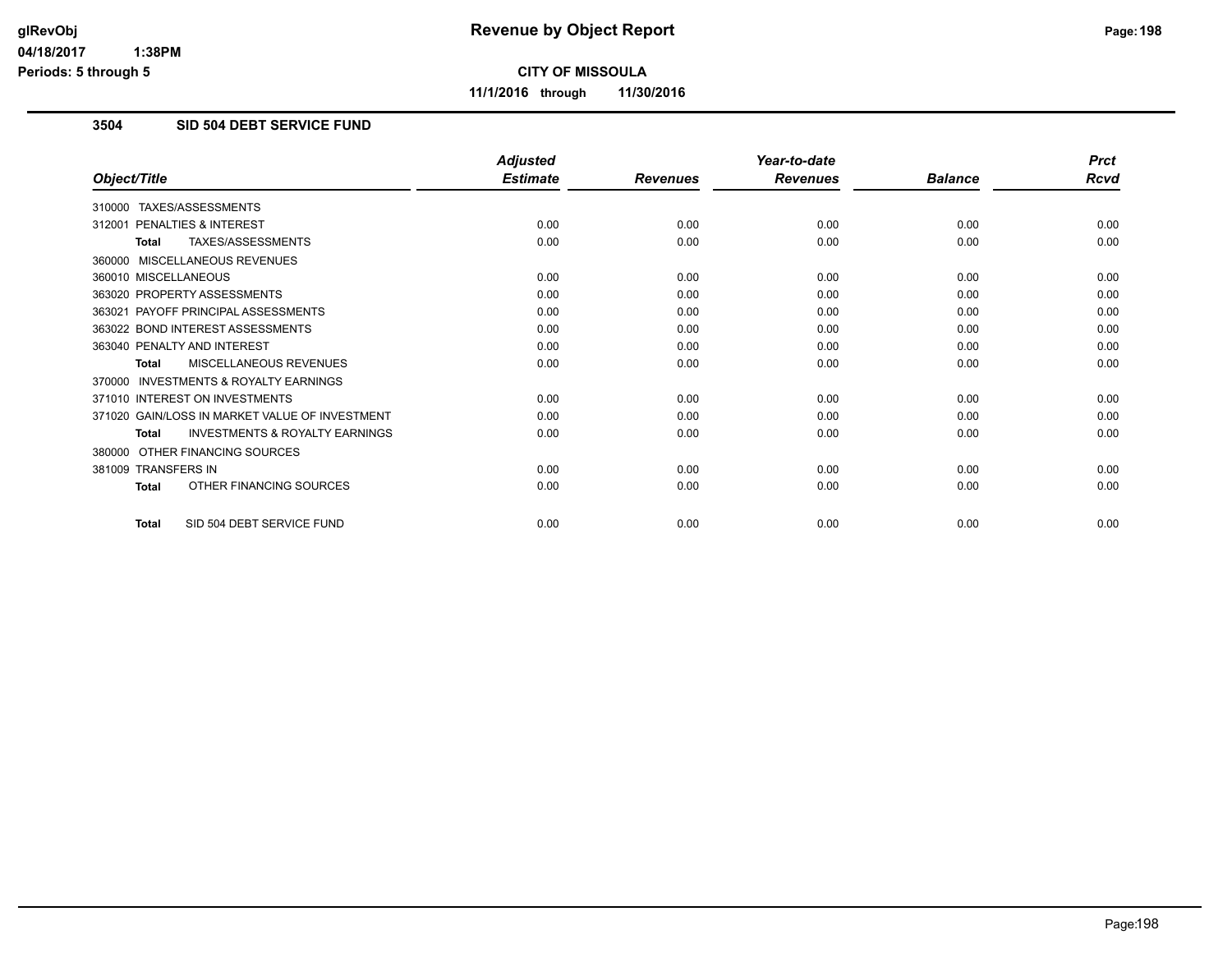# Revenue by Object Report

**CITY OF MISSOULA**

**11/1/2016 through 11/30/2016**

glRevObj
04/18/2017 1:38PM
Periods: 5 through 5

## 3504 SID 504 DEBT SERVICE FUND

| Object/Title | Adjusted Estimate | Revenues | Year-to-date Revenues | Balance | Prct Rcvd |
|---|---|---|---|---|---|
| 310000 TAXES/ASSESSMENTS | | | | | |
| 312001 PENALTIES & INTEREST | 0.00 | 0.00 | 0.00 | 0.00 | 0.00 |
| **Total** TAXES/ASSESSMENTS | 0.00 | 0.00 | 0.00 | 0.00 | 0.00 |
| 360000 MISCELLANEOUS REVENUES | | | | | |
| 360010 MISCELLANEOUS | 0.00 | 0.00 | 0.00 | 0.00 | 0.00 |
| 363020 PROPERTY ASSESSMENTS | 0.00 | 0.00 | 0.00 | 0.00 | 0.00 |
| 363021 PAYOFF PRINCIPAL ASSESSMENTS | 0.00 | 0.00 | 0.00 | 0.00 | 0.00 |
| 363022 BOND INTEREST ASSESSMENTS | 0.00 | 0.00 | 0.00 | 0.00 | 0.00 |
| 363040 PENALTY AND INTEREST | 0.00 | 0.00 | 0.00 | 0.00 | 0.00 |
| **Total** MISCELLANEOUS REVENUES | 0.00 | 0.00 | 0.00 | 0.00 | 0.00 |
| 370000 INVESTMENTS & ROYALTY EARNINGS | | | | | |
| 371010 INTEREST ON INVESTMENTS | 0.00 | 0.00 | 0.00 | 0.00 | 0.00 |
| 371020 GAIN/LOSS IN MARKET VALUE OF INVESTMENT | 0.00 | 0.00 | 0.00 | 0.00 | 0.00 |
| **Total** INVESTMENTS & ROYALTY EARNINGS | 0.00 | 0.00 | 0.00 | 0.00 | 0.00 |
| 380000 OTHER FINANCING SOURCES | | | | | |
| 381009 TRANSFERS IN | 0.00 | 0.00 | 0.00 | 0.00 | 0.00 |
| **Total** OTHER FINANCING SOURCES | 0.00 | 0.00 | 0.00 | 0.00 | 0.00 |
| **Total** SID 504 DEBT SERVICE FUND | 0.00 | 0.00 | 0.00 | 0.00 | 0.00 |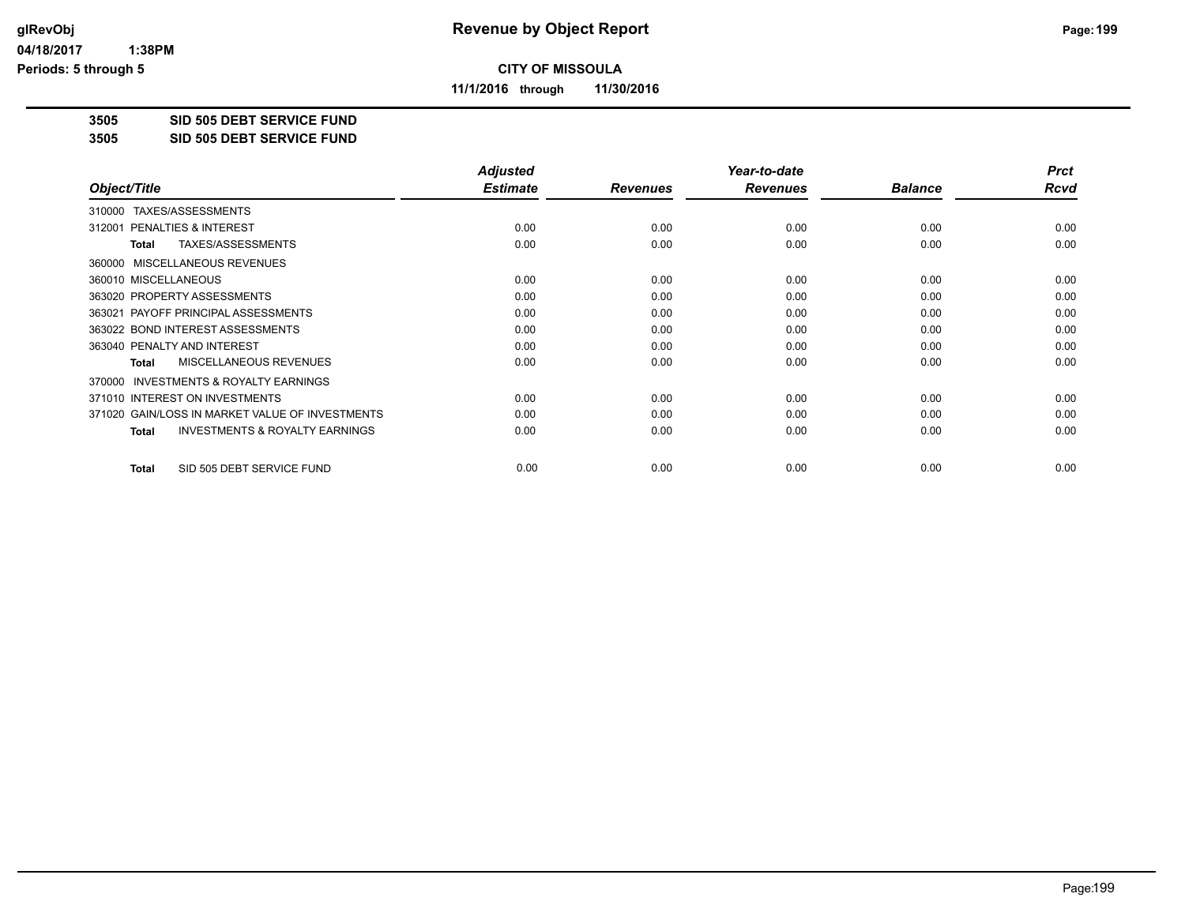**CITY OF MISSOULA**

**11/1/2016 through 11/30/2016**

**3505 SID 505 DEBT SERVICE FUND**

**3505 SID 505 DEBT SERVICE FUND**

| Object/Title | Adjusted Estimate | Revenues | Year-to-date Revenues | Balance | Prct Rcvd |
|---|---|---|---|---|---|
| 310000 TAXES/ASSESSMENTS | | | | | |
| 312001 PENALTIES & INTEREST | 0.00 | 0.00 | 0.00 | 0.00 | 0.00 |
| **Total** TAXES/ASSESSMENTS | 0.00 | 0.00 | 0.00 | 0.00 | 0.00 |
| 360000 MISCELLANEOUS REVENUES | | | | | |
| 360010 MISCELLANEOUS | 0.00 | 0.00 | 0.00 | 0.00 | 0.00 |
| 363020 PROPERTY ASSESSMENTS | 0.00 | 0.00 | 0.00 | 0.00 | 0.00 |
| 363021 PAYOFF PRINCIPAL ASSESSMENTS | 0.00 | 0.00 | 0.00 | 0.00 | 0.00 |
| 363022 BOND INTEREST ASSESSMENTS | 0.00 | 0.00 | 0.00 | 0.00 | 0.00 |
| 363040 PENALTY AND INTEREST | 0.00 | 0.00 | 0.00 | 0.00 | 0.00 |
| **Total** MISCELLANEOUS REVENUES | 0.00 | 0.00 | 0.00 | 0.00 | 0.00 |
| 370000 INVESTMENTS & ROYALTY EARNINGS | | | | | |
| 371010 INTEREST ON INVESTMENTS | 0.00 | 0.00 | 0.00 | 0.00 | 0.00 |
| 371020 GAIN/LOSS IN MARKET VALUE OF INVESTMENTS | 0.00 | 0.00 | 0.00 | 0.00 | 0.00 |
| **Total** INVESTMENTS & ROYALTY EARNINGS | 0.00 | 0.00 | 0.00 | 0.00 | 0.00 |
| **Total** SID 505 DEBT SERVICE FUND | 0.00 | 0.00 | 0.00 | 0.00 | 0.00 |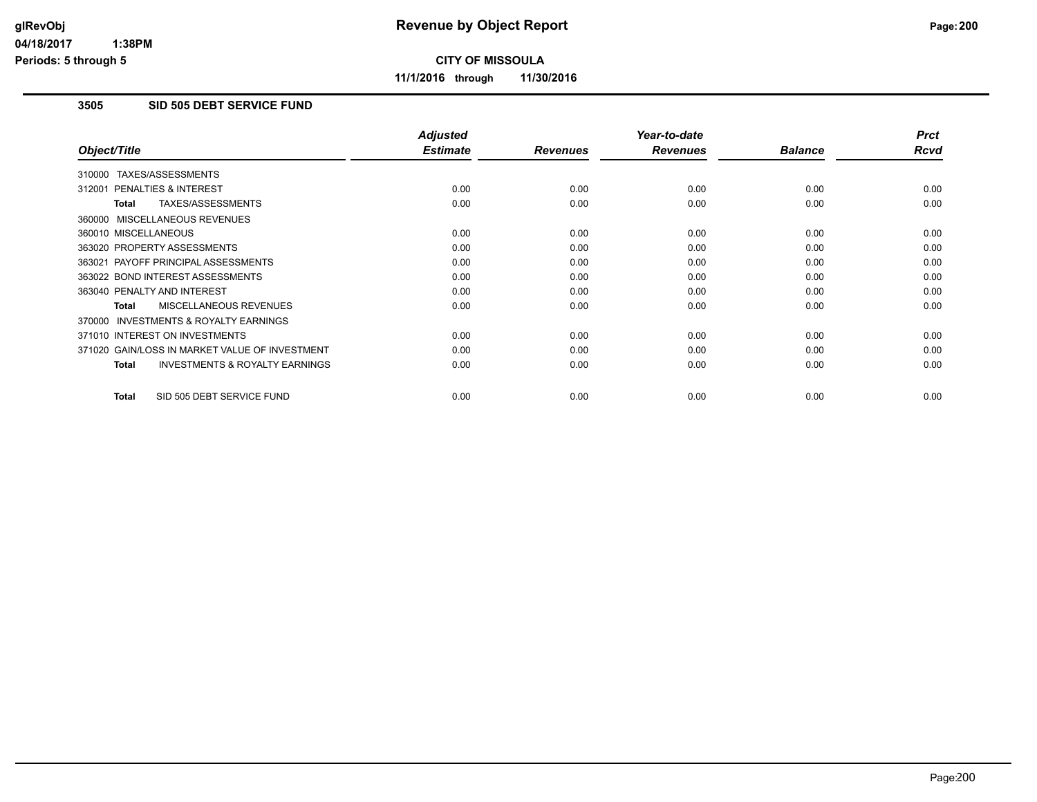# Revenue by Object Report

**CITY OF MISSOULA**

**11/1/2016 through 11/30/2016**

glRevObj
04/18/2017 1:38PM
Periods: 5 through 5

### 3505 SID 505 DEBT SERVICE FUND

| Object/Title | Adjusted Estimate | Revenues | Year-to-date Revenues | Balance | Prct Rcvd |
|---|---|---|---|---|---|
| 310000 TAXES/ASSESSMENTS | | | | | |
| 312001 PENALTIES & INTEREST | 0.00 | 0.00 | 0.00 | 0.00 | 0.00 |
| **Total** TAXES/ASSESSMENTS | 0.00 | 0.00 | 0.00 | 0.00 | 0.00 |
| 360000 MISCELLANEOUS REVENUES | | | | | |
| 360010 MISCELLANEOUS | 0.00 | 0.00 | 0.00 | 0.00 | 0.00 |
| 363020 PROPERTY ASSESSMENTS | 0.00 | 0.00 | 0.00 | 0.00 | 0.00 |
| 363021 PAYOFF PRINCIPAL ASSESSMENTS | 0.00 | 0.00 | 0.00 | 0.00 | 0.00 |
| 363022 BOND INTEREST ASSESSMENTS | 0.00 | 0.00 | 0.00 | 0.00 | 0.00 |
| 363040 PENALTY AND INTEREST | 0.00 | 0.00 | 0.00 | 0.00 | 0.00 |
| **Total** MISCELLANEOUS REVENUES | 0.00 | 0.00 | 0.00 | 0.00 | 0.00 |
| 370000 INVESTMENTS & ROYALTY EARNINGS | | | | | |
| 371010 INTEREST ON INVESTMENTS | 0.00 | 0.00 | 0.00 | 0.00 | 0.00 |
| 371020 GAIN/LOSS IN MARKET VALUE OF INVESTMENT | 0.00 | 0.00 | 0.00 | 0.00 | 0.00 |
| **Total** INVESTMENTS & ROYALTY EARNINGS | 0.00 | 0.00 | 0.00 | 0.00 | 0.00 |
| **Total** SID 505 DEBT SERVICE FUND | 0.00 | 0.00 | 0.00 | 0.00 | 0.00 |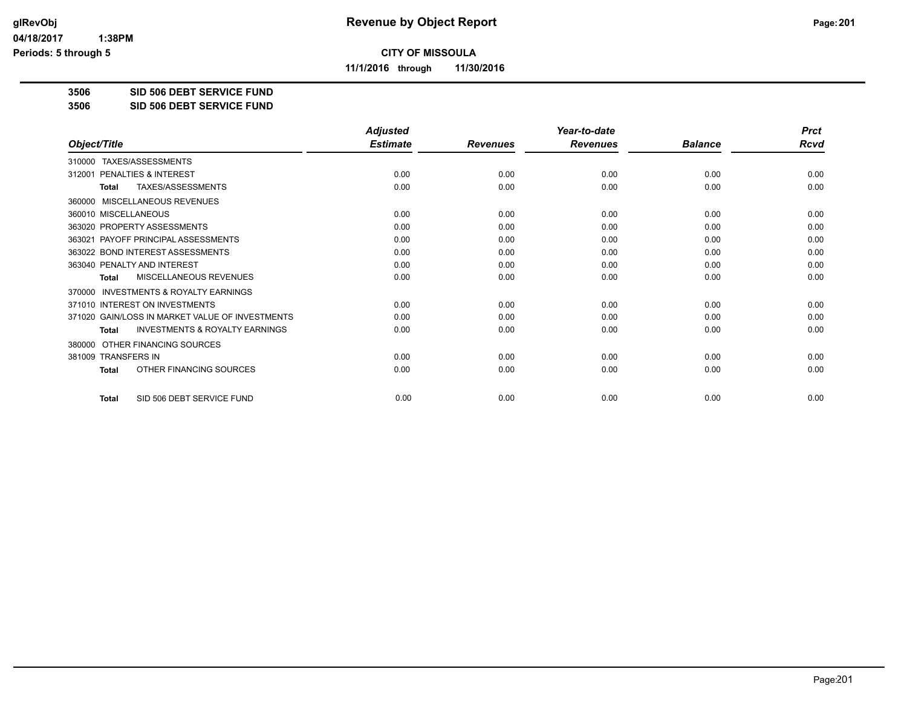# Revenue by Object Report

glRevObj
04/18/2017 1:38PM
Periods: 5 through 5

**CITY OF MISSOULA**

**11/1/2016 through 11/30/2016**

**3506 SID 506 DEBT SERVICE FUND**
**3506 SID 506 DEBT SERVICE FUND**

| Object/Title | Adjusted Estimate | Revenues | Year-to-date Revenues | Balance | Prct Rcvd |
|---|---|---|---|---|---|
| 310000 TAXES/ASSESSMENTS | | | | | |
| 312001 PENALTIES & INTEREST | 0.00 | 0.00 | 0.00 | 0.00 | 0.00 |
| **Total** TAXES/ASSESSMENTS | 0.00 | 0.00 | 0.00 | 0.00 | 0.00 |
| 360000 MISCELLANEOUS REVENUES | | | | | |
| 360010 MISCELLANEOUS | 0.00 | 0.00 | 0.00 | 0.00 | 0.00 |
| 363020 PROPERTY ASSESSMENTS | 0.00 | 0.00 | 0.00 | 0.00 | 0.00 |
| 363021 PAYOFF PRINCIPAL ASSESSMENTS | 0.00 | 0.00 | 0.00 | 0.00 | 0.00 |
| 363022 BOND INTEREST ASSESSMENTS | 0.00 | 0.00 | 0.00 | 0.00 | 0.00 |
| 363040 PENALTY AND INTEREST | 0.00 | 0.00 | 0.00 | 0.00 | 0.00 |
| **Total** MISCELLANEOUS REVENUES | 0.00 | 0.00 | 0.00 | 0.00 | 0.00 |
| 370000 INVESTMENTS & ROYALTY EARNINGS | | | | | |
| 371010 INTEREST ON INVESTMENTS | 0.00 | 0.00 | 0.00 | 0.00 | 0.00 |
| 371020 GAIN/LOSS IN MARKET VALUE OF INVESTMENTS | 0.00 | 0.00 | 0.00 | 0.00 | 0.00 |
| **Total** INVESTMENTS & ROYALTY EARNINGS | 0.00 | 0.00 | 0.00 | 0.00 | 0.00 |
| 380000 OTHER FINANCING SOURCES | | | | | |
| 381009 TRANSFERS IN | 0.00 | 0.00 | 0.00 | 0.00 | 0.00 |
| **Total** OTHER FINANCING SOURCES | 0.00 | 0.00 | 0.00 | 0.00 | 0.00 |
| **Total** SID 506 DEBT SERVICE FUND | 0.00 | 0.00 | 0.00 | 0.00 | 0.00 |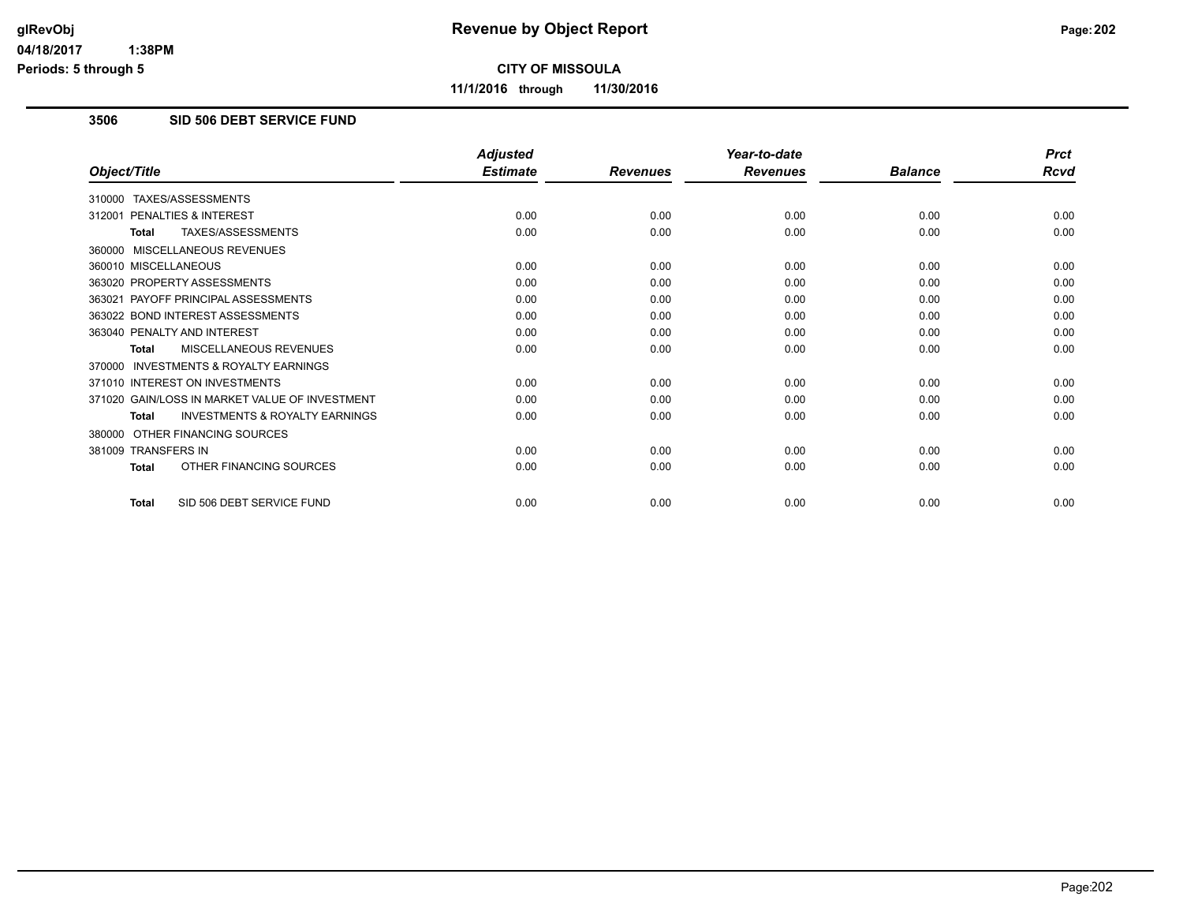# Revenue by Object Report

**CITY OF MISSOULA**

**11/1/2016 through 11/30/2016**

glRevObj
04/18/2017 1:38PM
Periods: 5 through 5

## 3506 SID 506 DEBT SERVICE FUND

| Object/Title | Adjusted Estimate | Revenues | Year-to-date Revenues | Balance | Prct Rcvd |
|---|---|---|---|---|---|
| 310000 TAXES/ASSESSMENTS | | | | | |
| 312001 PENALTIES & INTEREST | 0.00 | 0.00 | 0.00 | 0.00 | 0.00 |
| **Total** TAXES/ASSESSMENTS | 0.00 | 0.00 | 0.00 | 0.00 | 0.00 |
| 360000 MISCELLANEOUS REVENUES | | | | | |
| 360010 MISCELLANEOUS | 0.00 | 0.00 | 0.00 | 0.00 | 0.00 |
| 363020 PROPERTY ASSESSMENTS | 0.00 | 0.00 | 0.00 | 0.00 | 0.00 |
| 363021 PAYOFF PRINCIPAL ASSESSMENTS | 0.00 | 0.00 | 0.00 | 0.00 | 0.00 |
| 363022 BOND INTEREST ASSESSMENTS | 0.00 | 0.00 | 0.00 | 0.00 | 0.00 |
| 363040 PENALTY AND INTEREST | 0.00 | 0.00 | 0.00 | 0.00 | 0.00 |
| **Total** MISCELLANEOUS REVENUES | 0.00 | 0.00 | 0.00 | 0.00 | 0.00 |
| 370000 INVESTMENTS & ROYALTY EARNINGS | | | | | |
| 371010 INTEREST ON INVESTMENTS | 0.00 | 0.00 | 0.00 | 0.00 | 0.00 |
| 371020 GAIN/LOSS IN MARKET VALUE OF INVESTMENT | 0.00 | 0.00 | 0.00 | 0.00 | 0.00 |
| **Total** INVESTMENTS & ROYALTY EARNINGS | 0.00 | 0.00 | 0.00 | 0.00 | 0.00 |
| 380000 OTHER FINANCING SOURCES | | | | | |
| 381009 TRANSFERS IN | 0.00 | 0.00 | 0.00 | 0.00 | 0.00 |
| **Total** OTHER FINANCING SOURCES | 0.00 | 0.00 | 0.00 | 0.00 | 0.00 |
| **Total** SID 506 DEBT SERVICE FUND | 0.00 | 0.00 | 0.00 | 0.00 | 0.00 |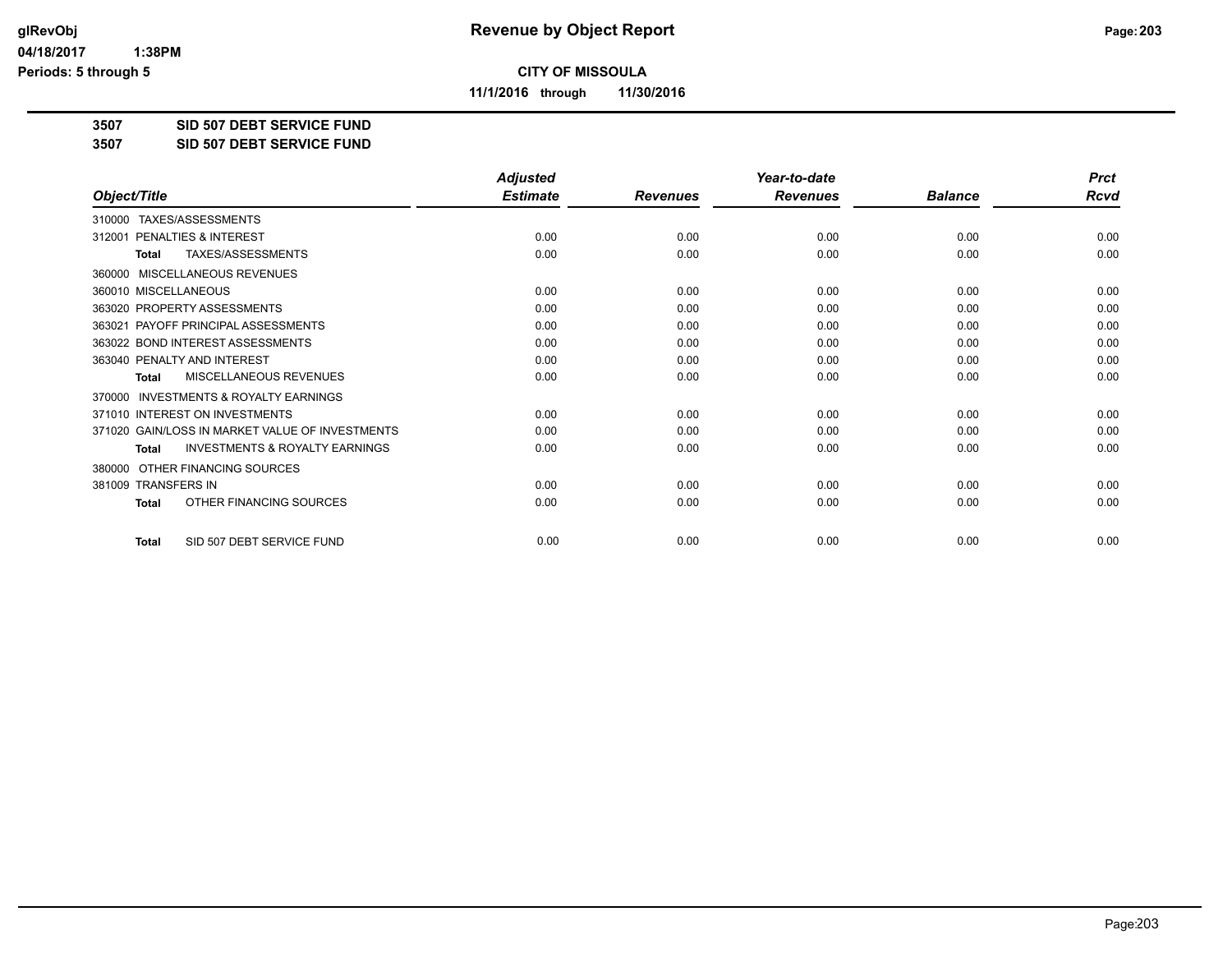**CITY OF MISSOULA**

**11/1/2016 through 11/30/2016**

**3507 SID 507 DEBT SERVICE FUND**

**3507 SID 507 DEBT SERVICE FUND**

| Object/Title | Adjusted Estimate | Revenues | Year-to-date Revenues | Balance | Prct Rcvd |
|---|---|---|---|---|---|
| 310000 TAXES/ASSESSMENTS | | | | | |
| 312001 PENALTIES & INTEREST | 0.00 | 0.00 | 0.00 | 0.00 | 0.00 |
| **Total** TAXES/ASSESSMENTS | 0.00 | 0.00 | 0.00 | 0.00 | 0.00 |
| 360000 MISCELLANEOUS REVENUES | | | | | |
| 360010 MISCELLANEOUS | 0.00 | 0.00 | 0.00 | 0.00 | 0.00 |
| 363020 PROPERTY ASSESSMENTS | 0.00 | 0.00 | 0.00 | 0.00 | 0.00 |
| 363021 PAYOFF PRINCIPAL ASSESSMENTS | 0.00 | 0.00 | 0.00 | 0.00 | 0.00 |
| 363022 BOND INTEREST ASSESSMENTS | 0.00 | 0.00 | 0.00 | 0.00 | 0.00 |
| 363040 PENALTY AND INTEREST | 0.00 | 0.00 | 0.00 | 0.00 | 0.00 |
| **Total** MISCELLANEOUS REVENUES | 0.00 | 0.00 | 0.00 | 0.00 | 0.00 |
| 370000 INVESTMENTS & ROYALTY EARNINGS | | | | | |
| 371010 INTEREST ON INVESTMENTS | 0.00 | 0.00 | 0.00 | 0.00 | 0.00 |
| 371020 GAIN/LOSS IN MARKET VALUE OF INVESTMENTS | 0.00 | 0.00 | 0.00 | 0.00 | 0.00 |
| **Total** INVESTMENTS & ROYALTY EARNINGS | 0.00 | 0.00 | 0.00 | 0.00 | 0.00 |
| 380000 OTHER FINANCING SOURCES | | | | | |
| 381009 TRANSFERS IN | 0.00 | 0.00 | 0.00 | 0.00 | 0.00 |
| **Total** OTHER FINANCING SOURCES | 0.00 | 0.00 | 0.00 | 0.00 | 0.00 |
| **Total** SID 507 DEBT SERVICE FUND | 0.00 | 0.00 | 0.00 | 0.00 | 0.00 |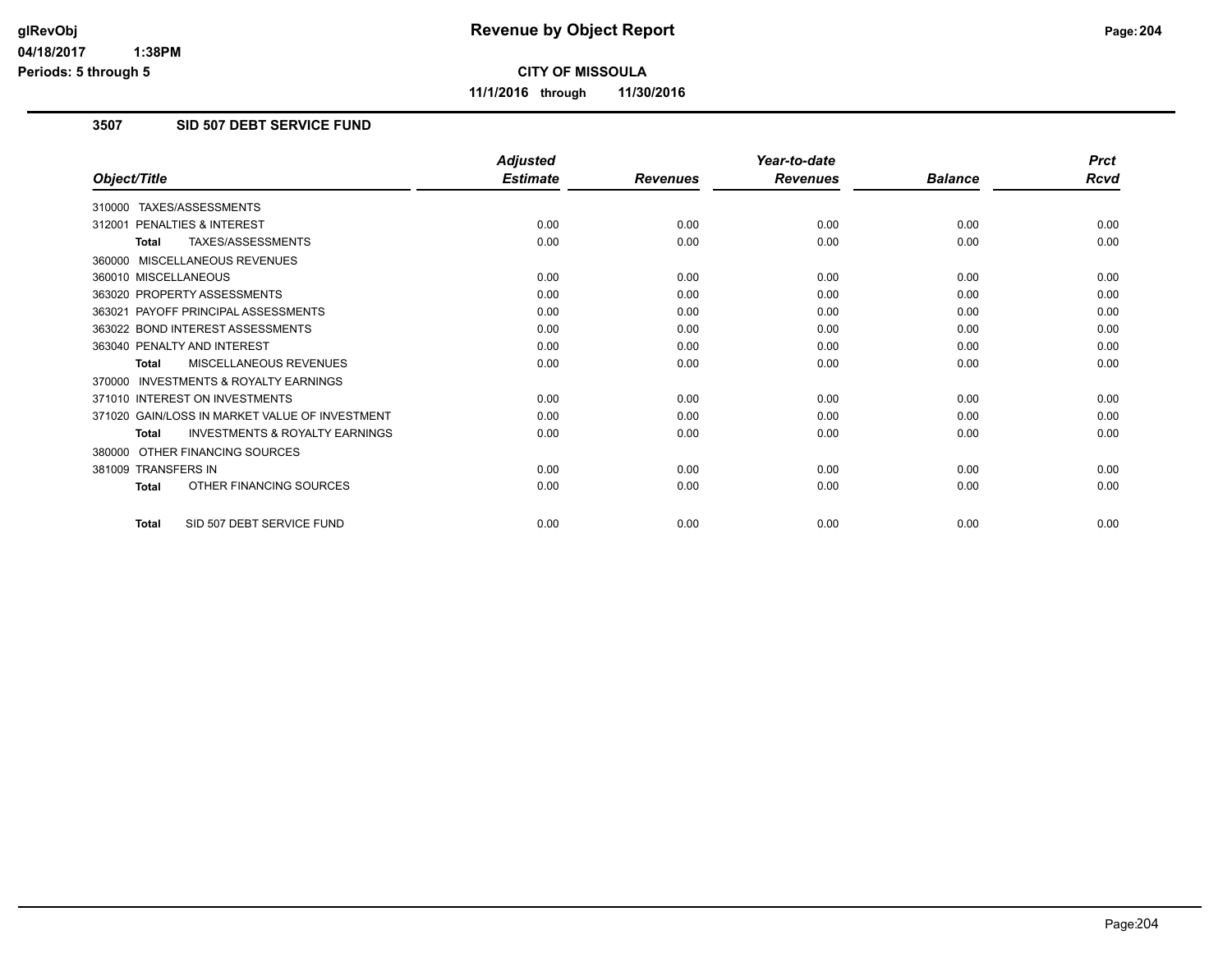# Revenue by Object Report

**CITY OF MISSOULA**

**11/1/2016 through 11/30/2016**

glRevObj
04/18/2017 1:38PM
Periods: 5 through 5

## 3507 SID 507 DEBT SERVICE FUND

| Object/Title | Adjusted Estimate | Revenues | Year-to-date Revenues | Balance | Prct Rcvd |
|---|---|---|---|---|---|
| 310000 TAXES/ASSESSMENTS | | | | | |
| 312001 PENALTIES & INTEREST | 0.00 | 0.00 | 0.00 | 0.00 | 0.00 |
| **Total** TAXES/ASSESSMENTS | 0.00 | 0.00 | 0.00 | 0.00 | 0.00 |
| 360000 MISCELLANEOUS REVENUES | | | | | |
| 360010 MISCELLANEOUS | 0.00 | 0.00 | 0.00 | 0.00 | 0.00 |
| 363020 PROPERTY ASSESSMENTS | 0.00 | 0.00 | 0.00 | 0.00 | 0.00 |
| 363021 PAYOFF PRINCIPAL ASSESSMENTS | 0.00 | 0.00 | 0.00 | 0.00 | 0.00 |
| 363022 BOND INTEREST ASSESSMENTS | 0.00 | 0.00 | 0.00 | 0.00 | 0.00 |
| 363040 PENALTY AND INTEREST | 0.00 | 0.00 | 0.00 | 0.00 | 0.00 |
| **Total** MISCELLANEOUS REVENUES | 0.00 | 0.00 | 0.00 | 0.00 | 0.00 |
| 370000 INVESTMENTS & ROYALTY EARNINGS | | | | | |
| 371010 INTEREST ON INVESTMENTS | 0.00 | 0.00 | 0.00 | 0.00 | 0.00 |
| 371020 GAIN/LOSS IN MARKET VALUE OF INVESTMENT | 0.00 | 0.00 | 0.00 | 0.00 | 0.00 |
| **Total** INVESTMENTS & ROYALTY EARNINGS | 0.00 | 0.00 | 0.00 | 0.00 | 0.00 |
| 380000 OTHER FINANCING SOURCES | | | | | |
| 381009 TRANSFERS IN | 0.00 | 0.00 | 0.00 | 0.00 | 0.00 |
| **Total** OTHER FINANCING SOURCES | 0.00 | 0.00 | 0.00 | 0.00 | 0.00 |
| **Total** SID 507 DEBT SERVICE FUND | 0.00 | 0.00 | 0.00 | 0.00 | 0.00 |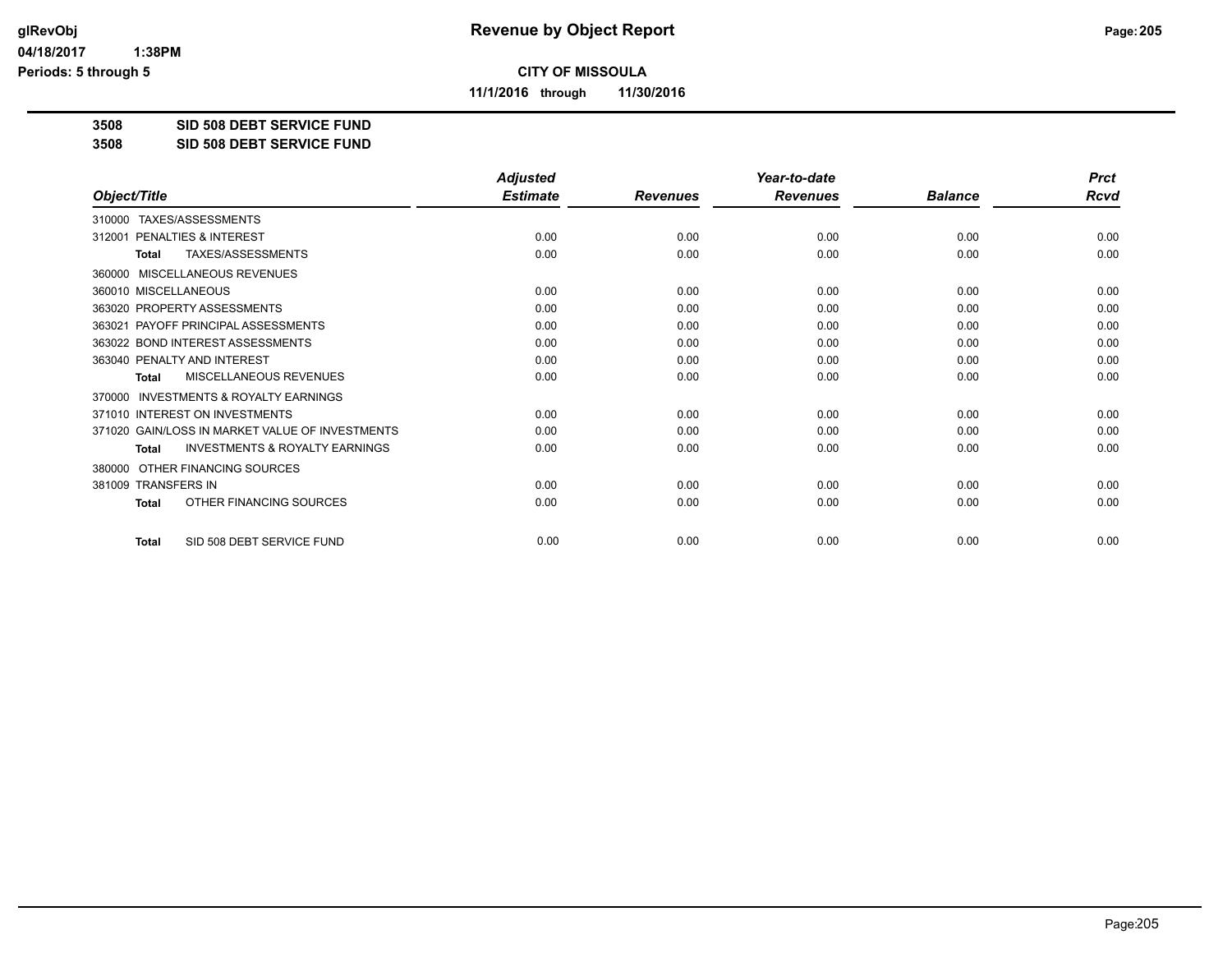**Revenue by Object Report**

**CITY OF MISSOULA**

**11/1/2016 through 11/30/2016**

glRevObj
04/18/2017 1:38PM
Periods: 5 through 5

**3508 SID 508 DEBT SERVICE FUND**

**3508 SID 508 DEBT SERVICE FUND**

| Object/Title | Adjusted Estimate | Revenues | Year-to-date Revenues | Balance | Prct Rcvd |
|---|---|---|---|---|---|
| 310000 TAXES/ASSESSMENTS | | | | | |
| 312001 PENALTIES & INTEREST | 0.00 | 0.00 | 0.00 | 0.00 | 0.00 |
| **Total** TAXES/ASSESSMENTS | 0.00 | 0.00 | 0.00 | 0.00 | 0.00 |
| 360000 MISCELLANEOUS REVENUES | | | | | |
| 360010 MISCELLANEOUS | 0.00 | 0.00 | 0.00 | 0.00 | 0.00 |
| 363020 PROPERTY ASSESSMENTS | 0.00 | 0.00 | 0.00 | 0.00 | 0.00 |
| 363021 PAYOFF PRINCIPAL ASSESSMENTS | 0.00 | 0.00 | 0.00 | 0.00 | 0.00 |
| 363022 BOND INTEREST ASSESSMENTS | 0.00 | 0.00 | 0.00 | 0.00 | 0.00 |
| 363040 PENALTY AND INTEREST | 0.00 | 0.00 | 0.00 | 0.00 | 0.00 |
| **Total** MISCELLANEOUS REVENUES | 0.00 | 0.00 | 0.00 | 0.00 | 0.00 |
| 370000 INVESTMENTS & ROYALTY EARNINGS | | | | | |
| 371010 INTEREST ON INVESTMENTS | 0.00 | 0.00 | 0.00 | 0.00 | 0.00 |
| 371020 GAIN/LOSS IN MARKET VALUE OF INVESTMENTS | 0.00 | 0.00 | 0.00 | 0.00 | 0.00 |
| **Total** INVESTMENTS & ROYALTY EARNINGS | 0.00 | 0.00 | 0.00 | 0.00 | 0.00 |
| 380000 OTHER FINANCING SOURCES | | | | | |
| 381009 TRANSFERS IN | 0.00 | 0.00 | 0.00 | 0.00 | 0.00 |
| **Total** OTHER FINANCING SOURCES | 0.00 | 0.00 | 0.00 | 0.00 | 0.00 |
| **Total** SID 508 DEBT SERVICE FUND | 0.00 | 0.00 | 0.00 | 0.00 | 0.00 |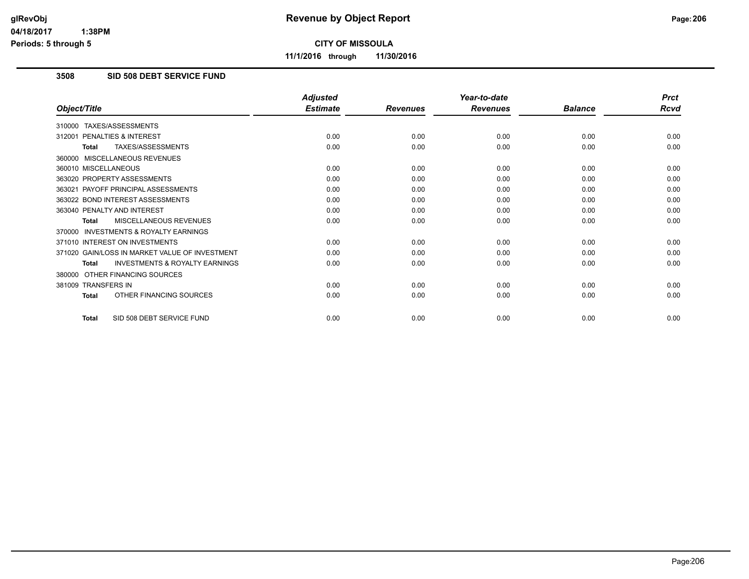# Revenue by Object Report

**CITY OF MISSOULA**

**11/1/2016 through 11/30/2016**

glRevObj
04/18/2017 1:38PM
Periods: 5 through 5

## 3508 SID 508 DEBT SERVICE FUND

| Object/Title | Adjusted Estimate | Revenues | Year-to-date Revenues | Balance | Prct Rcvd |
|---|---|---|---|---|---|
| 310000 TAXES/ASSESSMENTS | | | | | |
| 312001 PENALTIES & INTEREST | 0.00 | 0.00 | 0.00 | 0.00 | 0.00 |
| **Total** TAXES/ASSESSMENTS | 0.00 | 0.00 | 0.00 | 0.00 | 0.00 |
| 360000 MISCELLANEOUS REVENUES | | | | | |
| 360010 MISCELLANEOUS | 0.00 | 0.00 | 0.00 | 0.00 | 0.00 |
| 363020 PROPERTY ASSESSMENTS | 0.00 | 0.00 | 0.00 | 0.00 | 0.00 |
| 363021 PAYOFF PRINCIPAL ASSESSMENTS | 0.00 | 0.00 | 0.00 | 0.00 | 0.00 |
| 363022 BOND INTEREST ASSESSMENTS | 0.00 | 0.00 | 0.00 | 0.00 | 0.00 |
| 363040 PENALTY AND INTEREST | 0.00 | 0.00 | 0.00 | 0.00 | 0.00 |
| **Total** MISCELLANEOUS REVENUES | 0.00 | 0.00 | 0.00 | 0.00 | 0.00 |
| 370000 INVESTMENTS & ROYALTY EARNINGS | | | | | |
| 371010 INTEREST ON INVESTMENTS | 0.00 | 0.00 | 0.00 | 0.00 | 0.00 |
| 371020 GAIN/LOSS IN MARKET VALUE OF INVESTMENT | 0.00 | 0.00 | 0.00 | 0.00 | 0.00 |
| **Total** INVESTMENTS & ROYALTY EARNINGS | 0.00 | 0.00 | 0.00 | 0.00 | 0.00 |
| 380000 OTHER FINANCING SOURCES | | | | | |
| 381009 TRANSFERS IN | 0.00 | 0.00 | 0.00 | 0.00 | 0.00 |
| **Total** OTHER FINANCING SOURCES | 0.00 | 0.00 | 0.00 | 0.00 | 0.00 |
| **Total** SID 508 DEBT SERVICE FUND | 0.00 | 0.00 | 0.00 | 0.00 | 0.00 |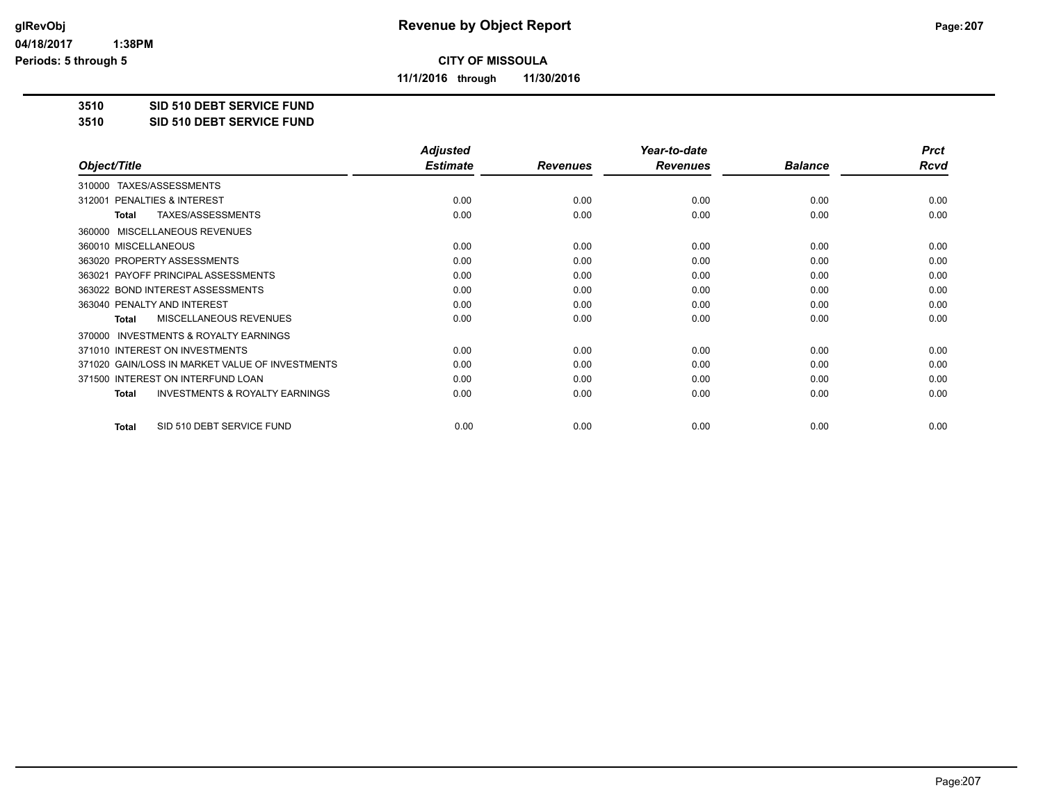**CITY OF MISSOULA**

**11/1/2016 through 11/30/2016**

**Revenue by Object Report**

glRevObj
04/18/2017 1:38PM
Periods: 5 through 5

## 3510 SID 510 DEBT SERVICE FUND
## 3510 SID 510 DEBT SERVICE FUND

| Object/Title | Adjusted Estimate | Revenues | Year-to-date Revenues | Balance | Prct Rcvd |
|---|---|---|---|---|---|
| 310000 TAXES/ASSESSMENTS | | | | | |
| 312001 PENALTIES & INTEREST | 0.00 | 0.00 | 0.00 | 0.00 | 0.00 |
| **Total** TAXES/ASSESSMENTS | 0.00 | 0.00 | 0.00 | 0.00 | 0.00 |
| 360000 MISCELLANEOUS REVENUES | | | | | |
| 360010 MISCELLANEOUS | 0.00 | 0.00 | 0.00 | 0.00 | 0.00 |
| 363020 PROPERTY ASSESSMENTS | 0.00 | 0.00 | 0.00 | 0.00 | 0.00 |
| 363021 PAYOFF PRINCIPAL ASSESSMENTS | 0.00 | 0.00 | 0.00 | 0.00 | 0.00 |
| 363022 BOND INTEREST ASSESSMENTS | 0.00 | 0.00 | 0.00 | 0.00 | 0.00 |
| 363040 PENALTY AND INTEREST | 0.00 | 0.00 | 0.00 | 0.00 | 0.00 |
| **Total** MISCELLANEOUS REVENUES | 0.00 | 0.00 | 0.00 | 0.00 | 0.00 |
| 370000 INVESTMENTS & ROYALTY EARNINGS | | | | | |
| 371010 INTEREST ON INVESTMENTS | 0.00 | 0.00 | 0.00 | 0.00 | 0.00 |
| 371020 GAIN/LOSS IN MARKET VALUE OF INVESTMENTS | 0.00 | 0.00 | 0.00 | 0.00 | 0.00 |
| 371500 INTEREST ON INTERFUND LOAN | 0.00 | 0.00 | 0.00 | 0.00 | 0.00 |
| **Total** INVESTMENTS & ROYALTY EARNINGS | 0.00 | 0.00 | 0.00 | 0.00 | 0.00 |
| **Total** SID 510 DEBT SERVICE FUND | 0.00 | 0.00 | 0.00 | 0.00 | 0.00 |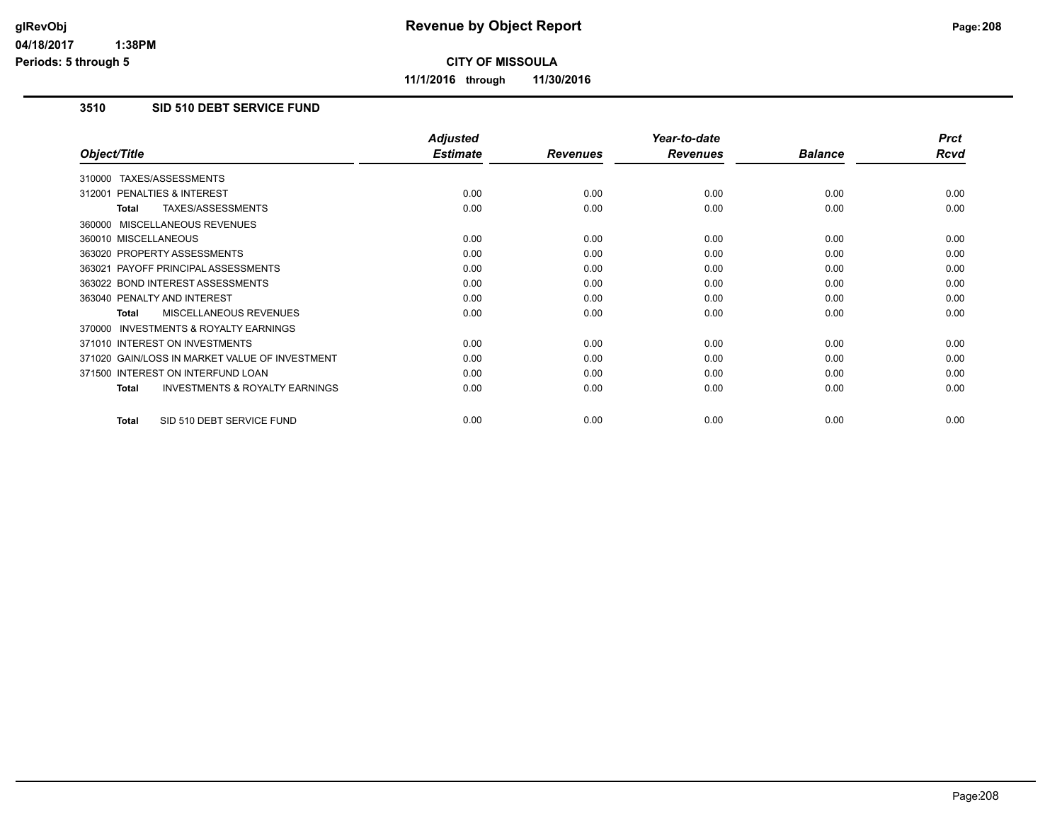# Revenue by Object Report

**CITY OF MISSOULA**

**11/1/2016 through 11/30/2016**

glRevObj
04/18/2017 1:38PM
Periods: 5 through 5

## 3510 SID 510 DEBT SERVICE FUND

| Object/Title | Adjusted Estimate | Revenues | Year-to-date Revenues | Balance | Prct Rcvd |
|---|---|---|---|---|---|
| 310000 TAXES/ASSESSMENTS | | | | | |
| 312001 PENALTIES & INTEREST | 0.00 | 0.00 | 0.00 | 0.00 | 0.00 |
| **Total** TAXES/ASSESSMENTS | 0.00 | 0.00 | 0.00 | 0.00 | 0.00 |
| 360000 MISCELLANEOUS REVENUES | | | | | |
| 360010 MISCELLANEOUS | 0.00 | 0.00 | 0.00 | 0.00 | 0.00 |
| 363020 PROPERTY ASSESSMENTS | 0.00 | 0.00 | 0.00 | 0.00 | 0.00 |
| 363021 PAYOFF PRINCIPAL ASSESSMENTS | 0.00 | 0.00 | 0.00 | 0.00 | 0.00 |
| 363022 BOND INTEREST ASSESSMENTS | 0.00 | 0.00 | 0.00 | 0.00 | 0.00 |
| 363040 PENALTY AND INTEREST | 0.00 | 0.00 | 0.00 | 0.00 | 0.00 |
| **Total** MISCELLANEOUS REVENUES | 0.00 | 0.00 | 0.00 | 0.00 | 0.00 |
| 370000 INVESTMENTS & ROYALTY EARNINGS | | | | | |
| 371010 INTEREST ON INVESTMENTS | 0.00 | 0.00 | 0.00 | 0.00 | 0.00 |
| 371020 GAIN/LOSS IN MARKET VALUE OF INVESTMENT | 0.00 | 0.00 | 0.00 | 0.00 | 0.00 |
| 371500 INTEREST ON INTERFUND LOAN | 0.00 | 0.00 | 0.00 | 0.00 | 0.00 |
| **Total** INVESTMENTS & ROYALTY EARNINGS | 0.00 | 0.00 | 0.00 | 0.00 | 0.00 |
| **Total** SID 510 DEBT SERVICE FUND | 0.00 | 0.00 | 0.00 | 0.00 | 0.00 |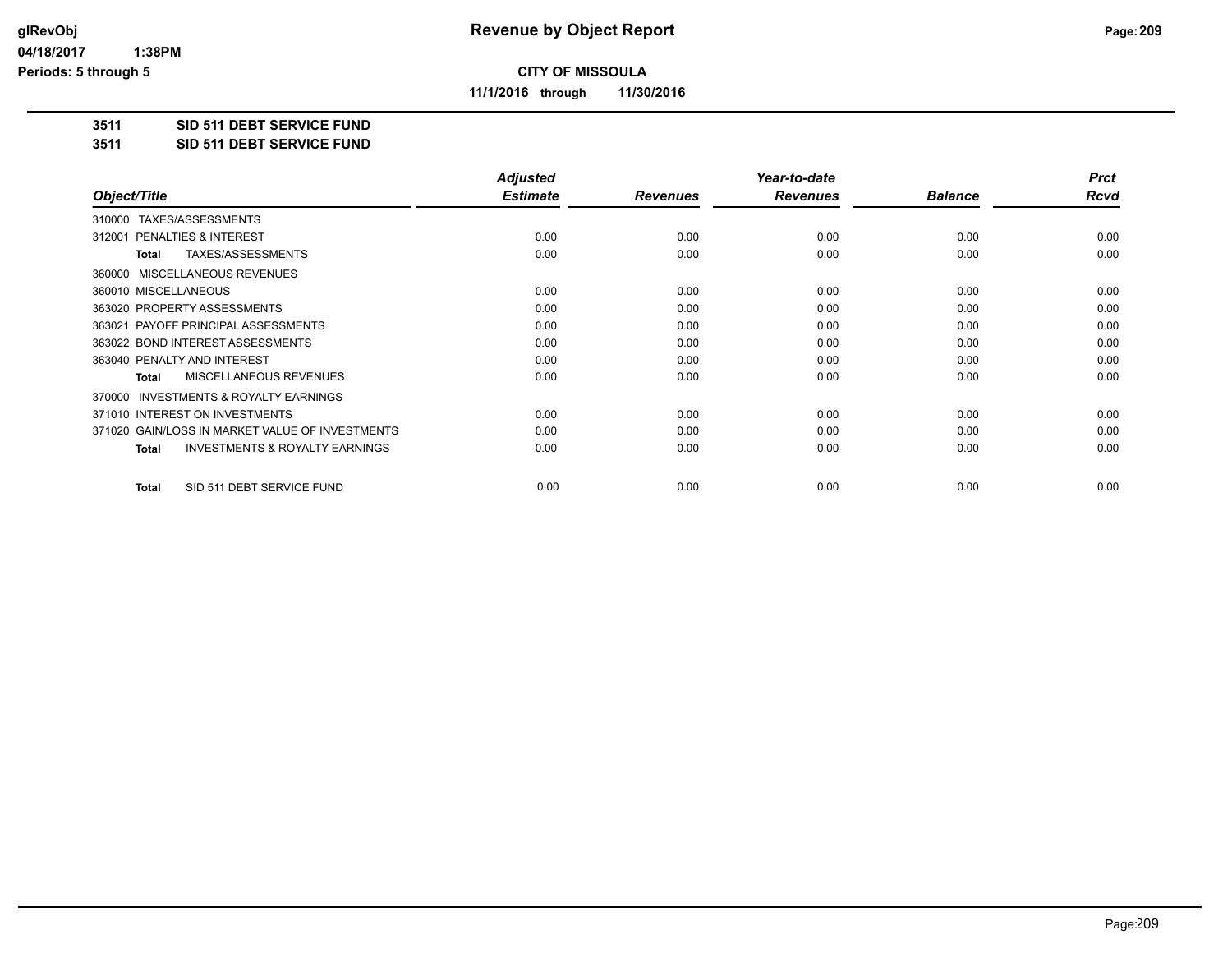# Revenue by Object Report

## CITY OF MISSOULA

**11/1/2016 through 11/30/2016**

glRevObj
04/18/2017 1:38PM
Periods: 5 through 5

**3511 SID 511 DEBT SERVICE FUND**
**3511 SID 511 DEBT SERVICE FUND**

| Object/Title | Adjusted Estimate | Revenues | Year-to-date Revenues | Balance | Prct Rcvd |
|---|---|---|---|---|---|
| 310000 TAXES/ASSESSMENTS | | | | | |
| 312001 PENALTIES & INTEREST | 0.00 | 0.00 | 0.00 | 0.00 | 0.00 |
| **Total** TAXES/ASSESSMENTS | 0.00 | 0.00 | 0.00 | 0.00 | 0.00 |
| 360000 MISCELLANEOUS REVENUES | | | | | |
| 360010 MISCELLANEOUS | 0.00 | 0.00 | 0.00 | 0.00 | 0.00 |
| 363020 PROPERTY ASSESSMENTS | 0.00 | 0.00 | 0.00 | 0.00 | 0.00 |
| 363021 PAYOFF PRINCIPAL ASSESSMENTS | 0.00 | 0.00 | 0.00 | 0.00 | 0.00 |
| 363022 BOND INTEREST ASSESSMENTS | 0.00 | 0.00 | 0.00 | 0.00 | 0.00 |
| 363040 PENALTY AND INTEREST | 0.00 | 0.00 | 0.00 | 0.00 | 0.00 |
| **Total** MISCELLANEOUS REVENUES | 0.00 | 0.00 | 0.00 | 0.00 | 0.00 |
| 370000 INVESTMENTS & ROYALTY EARNINGS | | | | | |
| 371010 INTEREST ON INVESTMENTS | 0.00 | 0.00 | 0.00 | 0.00 | 0.00 |
| 371020 GAIN/LOSS IN MARKET VALUE OF INVESTMENTS | 0.00 | 0.00 | 0.00 | 0.00 | 0.00 |
| **Total** INVESTMENTS & ROYALTY EARNINGS | 0.00 | 0.00 | 0.00 | 0.00 | 0.00 |
| **Total** SID 511 DEBT SERVICE FUND | 0.00 | 0.00 | 0.00 | 0.00 | 0.00 |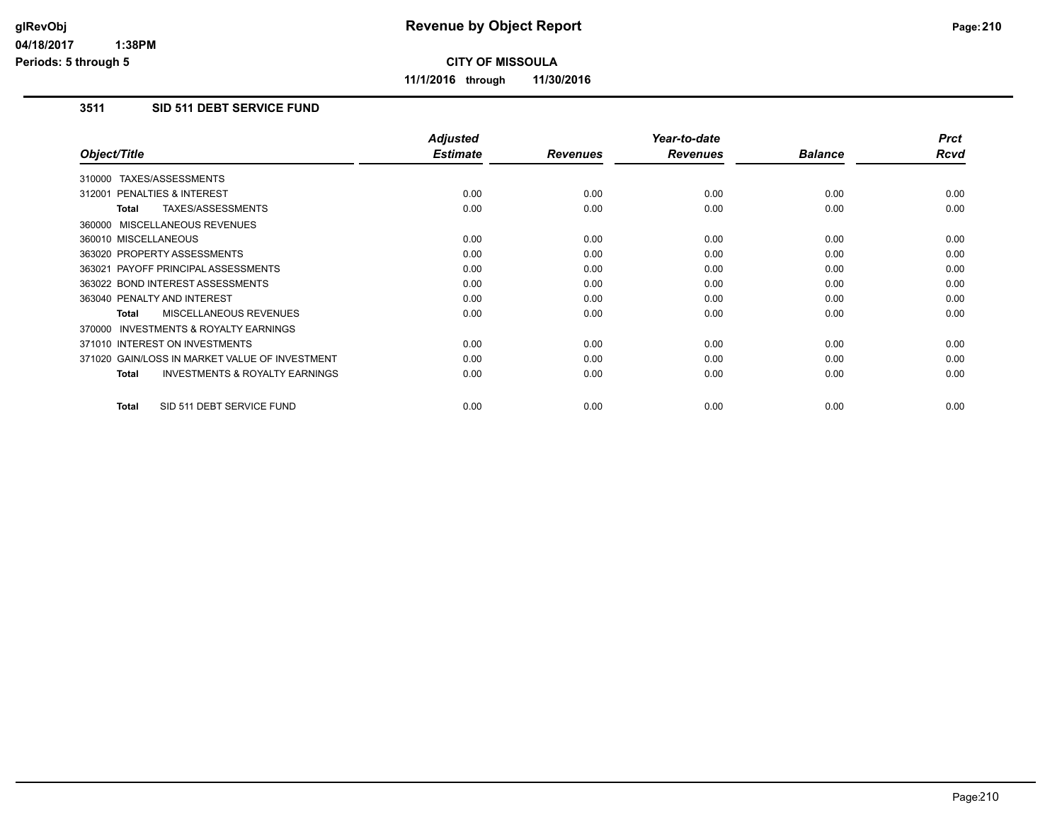# Revenue by Object Report

**CITY OF MISSOULA**

**11/1/2016 through 11/30/2016**

glRevObj
04/18/2017 1:38PM
Periods: 5 through 5

### 3511 SID 511 DEBT SERVICE FUND

| Object/Title | Adjusted Estimate | Revenues | Year-to-date Revenues | Balance | Prct Rcvd |
|---|---|---|---|---|---|
| 310000 TAXES/ASSESSMENTS | | | | | |
| 312001 PENALTIES & INTEREST | 0.00 | 0.00 | 0.00 | 0.00 | 0.00 |
| **Total** TAXES/ASSESSMENTS | 0.00 | 0.00 | 0.00 | 0.00 | 0.00 |
| 360000 MISCELLANEOUS REVENUES | | | | | |
| 360010 MISCELLANEOUS | 0.00 | 0.00 | 0.00 | 0.00 | 0.00 |
| 363020 PROPERTY ASSESSMENTS | 0.00 | 0.00 | 0.00 | 0.00 | 0.00 |
| 363021 PAYOFF PRINCIPAL ASSESSMENTS | 0.00 | 0.00 | 0.00 | 0.00 | 0.00 |
| 363022 BOND INTEREST ASSESSMENTS | 0.00 | 0.00 | 0.00 | 0.00 | 0.00 |
| 363040 PENALTY AND INTEREST | 0.00 | 0.00 | 0.00 | 0.00 | 0.00 |
| **Total** MISCELLANEOUS REVENUES | 0.00 | 0.00 | 0.00 | 0.00 | 0.00 |
| 370000 INVESTMENTS & ROYALTY EARNINGS | | | | | |
| 371010 INTEREST ON INVESTMENTS | 0.00 | 0.00 | 0.00 | 0.00 | 0.00 |
| 371020 GAIN/LOSS IN MARKET VALUE OF INVESTMENT | 0.00 | 0.00 | 0.00 | 0.00 | 0.00 |
| **Total** INVESTMENTS & ROYALTY EARNINGS | 0.00 | 0.00 | 0.00 | 0.00 | 0.00 |
| **Total** SID 511 DEBT SERVICE FUND | 0.00 | 0.00 | 0.00 | 0.00 | 0.00 |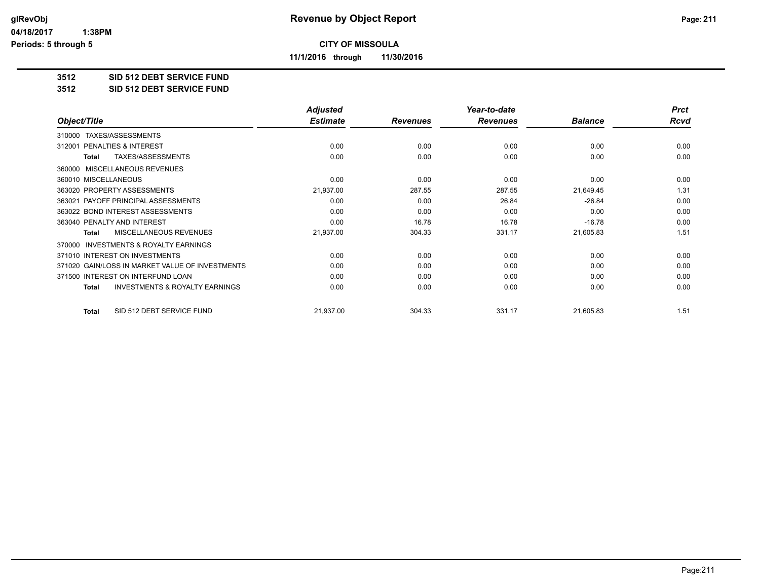# Revenue by Object Report

glRevObj
04/18/2017 1:38PM
Periods: 5 through 5

**CITY OF MISSOULA**

**11/1/2016 through 11/30/2016**

## 3512 SID 512 DEBT SERVICE FUND
## 3512 SID 512 DEBT SERVICE FUND

| Object/Title | Adjusted Estimate | Revenues | Year-to-date Revenues | Balance | Prct Rcvd |
|---|---|---|---|---|---|
| 310000 TAXES/ASSESSMENTS | | | | | |
| 312001 PENALTIES & INTEREST | 0.00 | 0.00 | 0.00 | 0.00 | 0.00 |
| **Total** TAXES/ASSESSMENTS | 0.00 | 0.00 | 0.00 | 0.00 | 0.00 |
| 360000 MISCELLANEOUS REVENUES | | | | | |
| 360010 MISCELLANEOUS | 0.00 | 0.00 | 0.00 | 0.00 | 0.00 |
| 363020 PROPERTY ASSESSMENTS | 21,937.00 | 287.55 | 287.55 | 21,649.45 | 1.31 |
| 363021 PAYOFF PRINCIPAL ASSESSMENTS | 0.00 | 0.00 | 26.84 | -26.84 | 0.00 |
| 363022 BOND INTEREST ASSESSMENTS | 0.00 | 0.00 | 0.00 | 0.00 | 0.00 |
| 363040 PENALTY AND INTEREST | 0.00 | 16.78 | 16.78 | -16.78 | 0.00 |
| **Total** MISCELLANEOUS REVENUES | 21,937.00 | 304.33 | 331.17 | 21,605.83 | 1.51 |
| 370000 INVESTMENTS & ROYALTY EARNINGS | | | | | |
| 371010 INTEREST ON INVESTMENTS | 0.00 | 0.00 | 0.00 | 0.00 | 0.00 |
| 371020 GAIN/LOSS IN MARKET VALUE OF INVESTMENTS | 0.00 | 0.00 | 0.00 | 0.00 | 0.00 |
| 371500 INTEREST ON INTERFUND LOAN | 0.00 | 0.00 | 0.00 | 0.00 | 0.00 |
| **Total** INVESTMENTS & ROYALTY EARNINGS | 0.00 | 0.00 | 0.00 | 0.00 | 0.00 |
| **Total** SID 512 DEBT SERVICE FUND | 21,937.00 | 304.33 | 331.17 | 21,605.83 | 1.51 |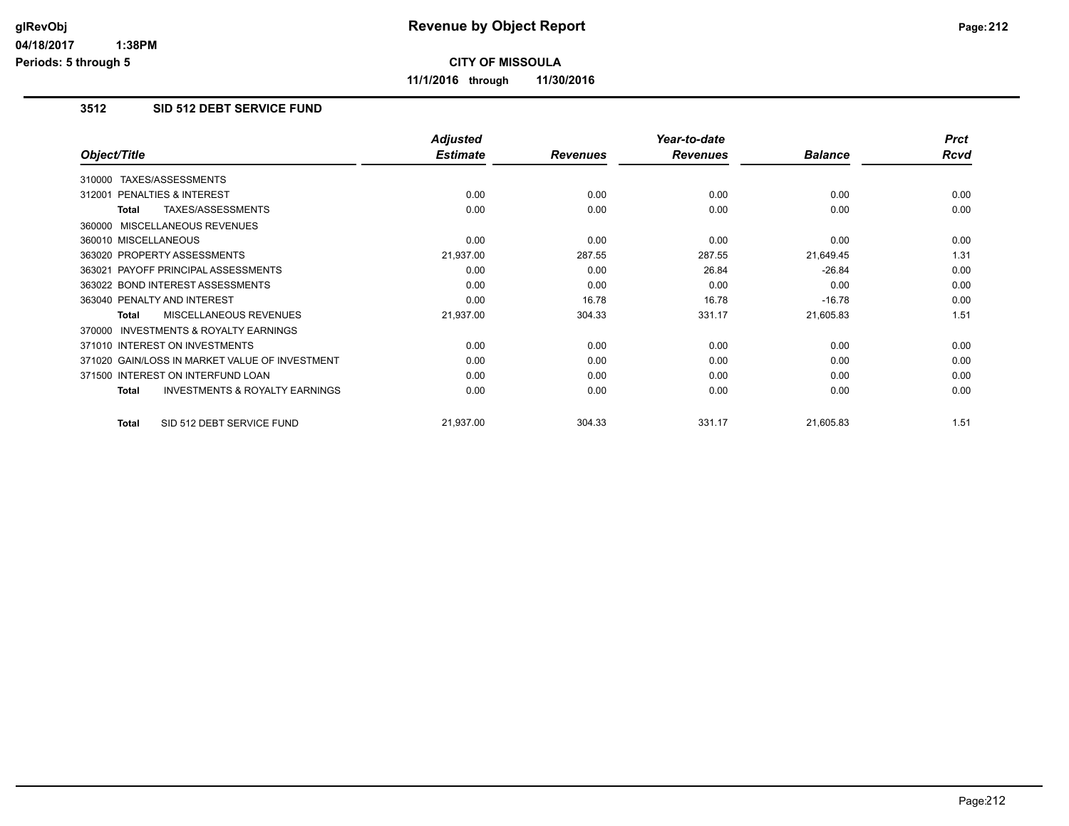# Revenue by Object Report

**CITY OF MISSOULA**

**11/1/2016 through 11/30/2016**

## 3512 SID 512 DEBT SERVICE FUND

| Object/Title | Adjusted Estimate | Revenues | Year-to-date Revenues | Balance | Prct Rcvd |
|---|---|---|---|---|---|
| 310000 TAXES/ASSESSMENTS | | | | | |
| 312001 PENALTIES & INTEREST | 0.00 | 0.00 | 0.00 | 0.00 | 0.00 |
| **Total** TAXES/ASSESSMENTS | 0.00 | 0.00 | 0.00 | 0.00 | 0.00 |
| 360000 MISCELLANEOUS REVENUES | | | | | |
| 360010 MISCELLANEOUS | 0.00 | 0.00 | 0.00 | 0.00 | 0.00 |
| 363020 PROPERTY ASSESSMENTS | 21,937.00 | 287.55 | 287.55 | 21,649.45 | 1.31 |
| 363021 PAYOFF PRINCIPAL ASSESSMENTS | 0.00 | 0.00 | 26.84 | -26.84 | 0.00 |
| 363022 BOND INTEREST ASSESSMENTS | 0.00 | 0.00 | 0.00 | 0.00 | 0.00 |
| 363040 PENALTY AND INTEREST | 0.00 | 16.78 | 16.78 | -16.78 | 0.00 |
| **Total** MISCELLANEOUS REVENUES | 21,937.00 | 304.33 | 331.17 | 21,605.83 | 1.51 |
| 370000 INVESTMENTS & ROYALTY EARNINGS | | | | | |
| 371010 INTEREST ON INVESTMENTS | 0.00 | 0.00 | 0.00 | 0.00 | 0.00 |
| 371020 GAIN/LOSS IN MARKET VALUE OF INVESTMENT | 0.00 | 0.00 | 0.00 | 0.00 | 0.00 |
| 371500 INTEREST ON INTERFUND LOAN | 0.00 | 0.00 | 0.00 | 0.00 | 0.00 |
| **Total** INVESTMENTS & ROYALTY EARNINGS | 0.00 | 0.00 | 0.00 | 0.00 | 0.00 |
| **Total** SID 512 DEBT SERVICE FUND | 21,937.00 | 304.33 | 331.17 | 21,605.83 | 1.51 |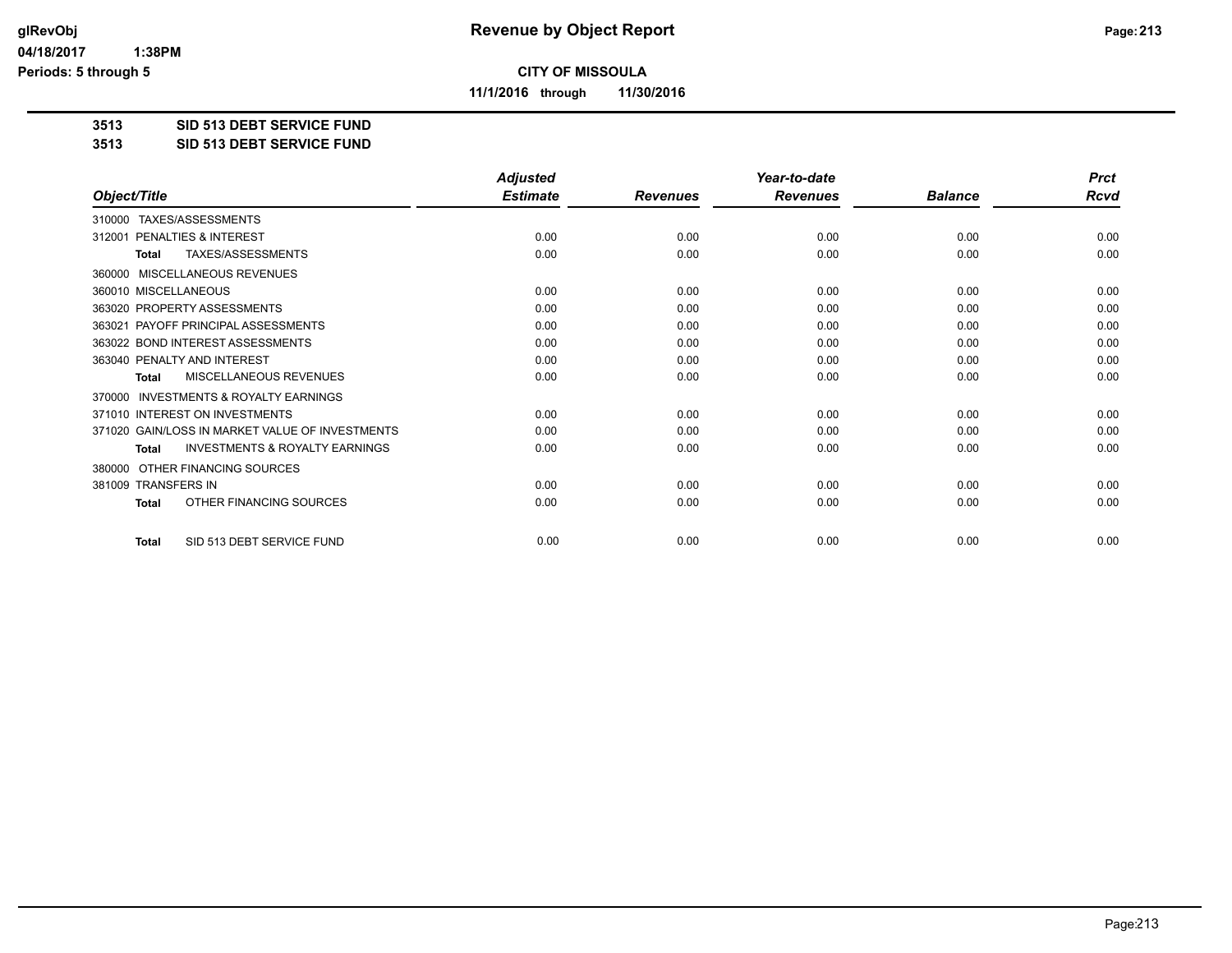# Revenue by Object Report

**CITY OF MISSOULA**

**11/1/2016 through 11/30/2016**

glRevObj
04/18/2017 1:38PM
Periods: 5 through 5

**3513 SID 513 DEBT SERVICE FUND**
**3513 SID 513 DEBT SERVICE FUND**

| Object/Title | Adjusted Estimate | Revenues | Year-to-date Revenues | Balance | Prct Rcvd |
|---|---|---|---|---|---|
| 310000 TAXES/ASSESSMENTS | | | | | |
| 312001 PENALTIES & INTEREST | 0.00 | 0.00 | 0.00 | 0.00 | 0.00 |
| **Total** TAXES/ASSESSMENTS | 0.00 | 0.00 | 0.00 | 0.00 | 0.00 |
| 360000 MISCELLANEOUS REVENUES | | | | | |
| 360010 MISCELLANEOUS | 0.00 | 0.00 | 0.00 | 0.00 | 0.00 |
| 363020 PROPERTY ASSESSMENTS | 0.00 | 0.00 | 0.00 | 0.00 | 0.00 |
| 363021 PAYOFF PRINCIPAL ASSESSMENTS | 0.00 | 0.00 | 0.00 | 0.00 | 0.00 |
| 363022 BOND INTEREST ASSESSMENTS | 0.00 | 0.00 | 0.00 | 0.00 | 0.00 |
| 363040 PENALTY AND INTEREST | 0.00 | 0.00 | 0.00 | 0.00 | 0.00 |
| **Total** MISCELLANEOUS REVENUES | 0.00 | 0.00 | 0.00 | 0.00 | 0.00 |
| 370000 INVESTMENTS & ROYALTY EARNINGS | | | | | |
| 371010 INTEREST ON INVESTMENTS | 0.00 | 0.00 | 0.00 | 0.00 | 0.00 |
| 371020 GAIN/LOSS IN MARKET VALUE OF INVESTMENTS | 0.00 | 0.00 | 0.00 | 0.00 | 0.00 |
| **Total** INVESTMENTS & ROYALTY EARNINGS | 0.00 | 0.00 | 0.00 | 0.00 | 0.00 |
| 380000 OTHER FINANCING SOURCES | | | | | |
| 381009 TRANSFERS IN | 0.00 | 0.00 | 0.00 | 0.00 | 0.00 |
| **Total** OTHER FINANCING SOURCES | 0.00 | 0.00 | 0.00 | 0.00 | 0.00 |
| **Total** SID 513 DEBT SERVICE FUND | 0.00 | 0.00 | 0.00 | 0.00 | 0.00 |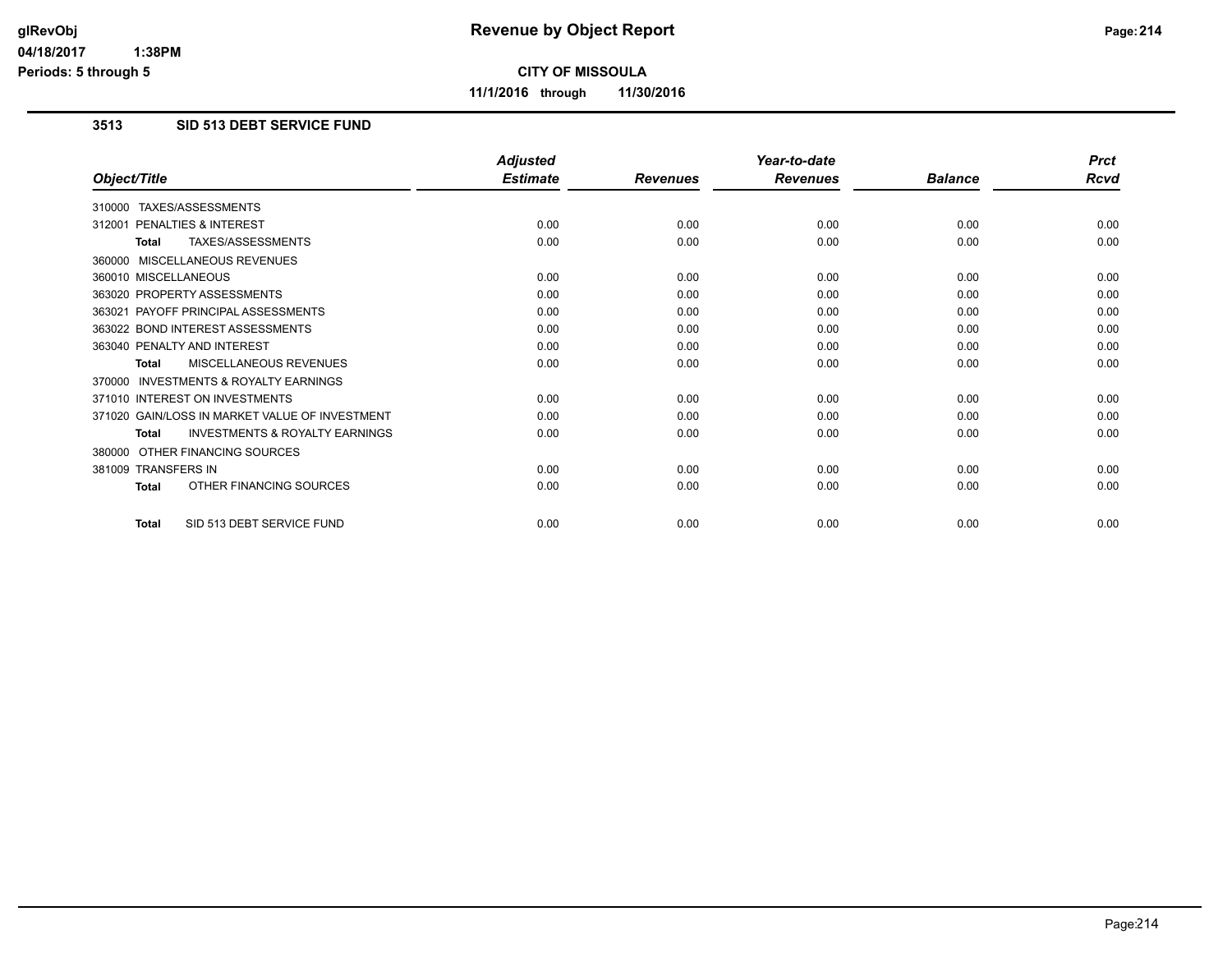# Revenue by Object Report

**CITY OF MISSOULA**

**11/1/2016 through 11/30/2016**

glRevObj
04/18/2017 1:38PM
Periods: 5 through 5

## 3513 SID 513 DEBT SERVICE FUND

| Object/Title | Adjusted Estimate | Revenues | Year-to-date Revenues | Balance | Prct Rcvd |
|---|---|---|---|---|---|
| 310000 TAXES/ASSESSMENTS | | | | | |
| 312001 PENALTIES & INTEREST | 0.00 | 0.00 | 0.00 | 0.00 | 0.00 |
| **Total** TAXES/ASSESSMENTS | 0.00 | 0.00 | 0.00 | 0.00 | 0.00 |
| 360000 MISCELLANEOUS REVENUES | | | | | |
| 360010 MISCELLANEOUS | 0.00 | 0.00 | 0.00 | 0.00 | 0.00 |
| 363020 PROPERTY ASSESSMENTS | 0.00 | 0.00 | 0.00 | 0.00 | 0.00 |
| 363021 PAYOFF PRINCIPAL ASSESSMENTS | 0.00 | 0.00 | 0.00 | 0.00 | 0.00 |
| 363022 BOND INTEREST ASSESSMENTS | 0.00 | 0.00 | 0.00 | 0.00 | 0.00 |
| 363040 PENALTY AND INTEREST | 0.00 | 0.00 | 0.00 | 0.00 | 0.00 |
| **Total** MISCELLANEOUS REVENUES | 0.00 | 0.00 | 0.00 | 0.00 | 0.00 |
| 370000 INVESTMENTS & ROYALTY EARNINGS | | | | | |
| 371010 INTEREST ON INVESTMENTS | 0.00 | 0.00 | 0.00 | 0.00 | 0.00 |
| 371020 GAIN/LOSS IN MARKET VALUE OF INVESTMENT | 0.00 | 0.00 | 0.00 | 0.00 | 0.00 |
| **Total** INVESTMENTS & ROYALTY EARNINGS | 0.00 | 0.00 | 0.00 | 0.00 | 0.00 |
| 380000 OTHER FINANCING SOURCES | | | | | |
| 381009 TRANSFERS IN | 0.00 | 0.00 | 0.00 | 0.00 | 0.00 |
| **Total** OTHER FINANCING SOURCES | 0.00 | 0.00 | 0.00 | 0.00 | 0.00 |
| **Total** SID 513 DEBT SERVICE FUND | 0.00 | 0.00 | 0.00 | 0.00 | 0.00 |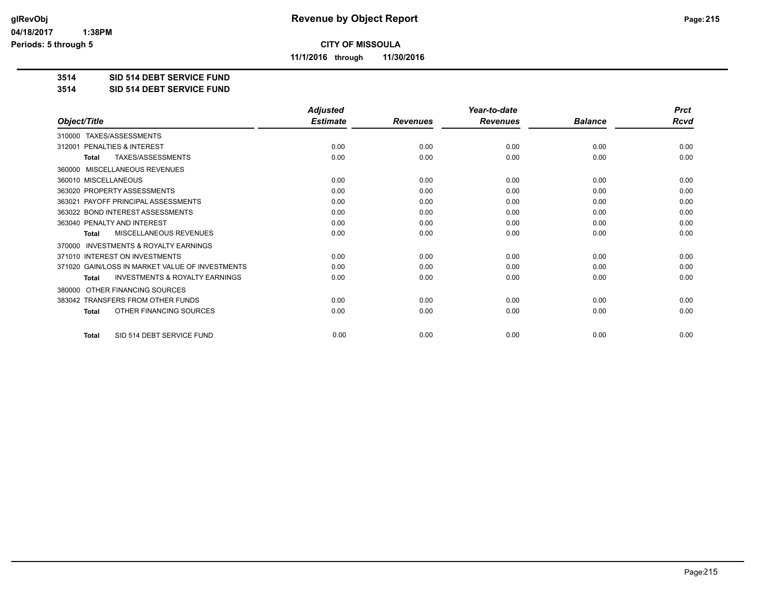**Revenue by Object Report**

**CITY OF MISSOULA**

**11/1/2016 through 11/30/2016**

**3514 SID 514 DEBT SERVICE FUND**

**3514 SID 514 DEBT SERVICE FUND**

| Object/Title | Adjusted Estimate | Revenues | Year-to-date Revenues | Balance | Prct Rcvd |
|---|---|---|---|---|---|
| 310000 TAXES/ASSESSMENTS | | | | | |
| 312001 PENALTIES & INTEREST | 0.00 | 0.00 | 0.00 | 0.00 | 0.00 |
| **Total** TAXES/ASSESSMENTS | 0.00 | 0.00 | 0.00 | 0.00 | 0.00 |
| 360000 MISCELLANEOUS REVENUES | | | | | |
| 360010 MISCELLANEOUS | 0.00 | 0.00 | 0.00 | 0.00 | 0.00 |
| 363020 PROPERTY ASSESSMENTS | 0.00 | 0.00 | 0.00 | 0.00 | 0.00 |
| 363021 PAYOFF PRINCIPAL ASSESSMENTS | 0.00 | 0.00 | 0.00 | 0.00 | 0.00 |
| 363022 BOND INTEREST ASSESSMENTS | 0.00 | 0.00 | 0.00 | 0.00 | 0.00 |
| 363040 PENALTY AND INTEREST | 0.00 | 0.00 | 0.00 | 0.00 | 0.00 |
| **Total** MISCELLANEOUS REVENUES | 0.00 | 0.00 | 0.00 | 0.00 | 0.00 |
| 370000 INVESTMENTS & ROYALTY EARNINGS | | | | | |
| 371010 INTEREST ON INVESTMENTS | 0.00 | 0.00 | 0.00 | 0.00 | 0.00 |
| 371020 GAIN/LOSS IN MARKET VALUE OF INVESTMENTS | 0.00 | 0.00 | 0.00 | 0.00 | 0.00 |
| **Total** INVESTMENTS & ROYALTY EARNINGS | 0.00 | 0.00 | 0.00 | 0.00 | 0.00 |
| 380000 OTHER FINANCING SOURCES | | | | | |
| 383042 TRANSFERS FROM OTHER FUNDS | 0.00 | 0.00 | 0.00 | 0.00 | 0.00 |
| **Total** OTHER FINANCING SOURCES | 0.00 | 0.00 | 0.00 | 0.00 | 0.00 |
| **Total** SID 514 DEBT SERVICE FUND | 0.00 | 0.00 | 0.00 | 0.00 | 0.00 |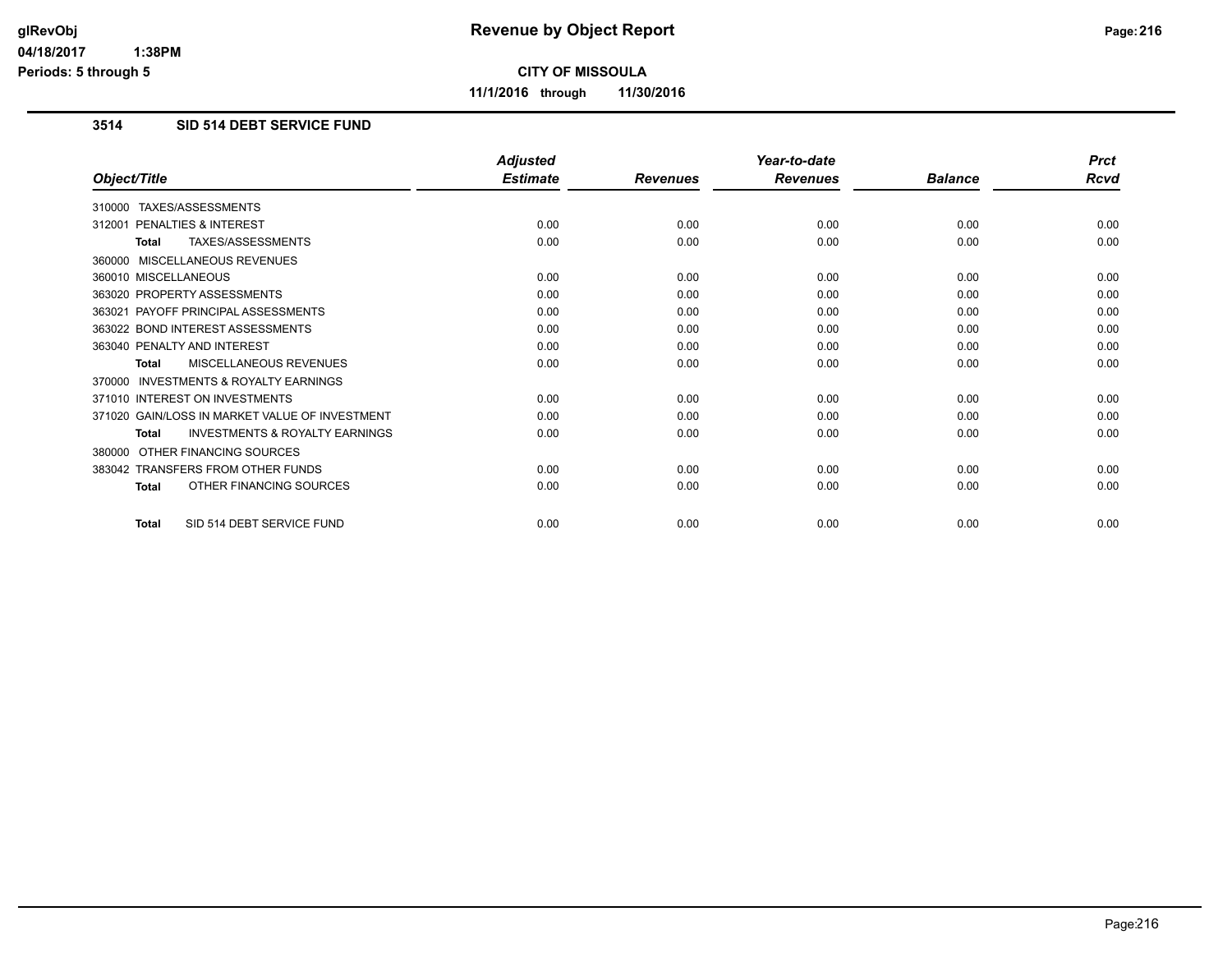# Revenue by Object Report

**CITY OF MISSOULA**

**11/1/2016 through 11/30/2016**

glRevObj
04/18/2017 1:38PM
Periods: 5 through 5

## 3514 SID 514 DEBT SERVICE FUND

| Object/Title | Adjusted Estimate | Revenues | Year-to-date Revenues | Balance | Prct Rcvd |
|---|---|---|---|---|---|
| 310000 TAXES/ASSESSMENTS | | | | | |
| 312001 PENALTIES & INTEREST | 0.00 | 0.00 | 0.00 | 0.00 | 0.00 |
| **Total** TAXES/ASSESSMENTS | 0.00 | 0.00 | 0.00 | 0.00 | 0.00 |
| 360000 MISCELLANEOUS REVENUES | | | | | |
| 360010 MISCELLANEOUS | 0.00 | 0.00 | 0.00 | 0.00 | 0.00 |
| 363020 PROPERTY ASSESSMENTS | 0.00 | 0.00 | 0.00 | 0.00 | 0.00 |
| 363021 PAYOFF PRINCIPAL ASSESSMENTS | 0.00 | 0.00 | 0.00 | 0.00 | 0.00 |
| 363022 BOND INTEREST ASSESSMENTS | 0.00 | 0.00 | 0.00 | 0.00 | 0.00 |
| 363040 PENALTY AND INTEREST | 0.00 | 0.00 | 0.00 | 0.00 | 0.00 |
| **Total** MISCELLANEOUS REVENUES | 0.00 | 0.00 | 0.00 | 0.00 | 0.00 |
| 370000 INVESTMENTS & ROYALTY EARNINGS | | | | | |
| 371010 INTEREST ON INVESTMENTS | 0.00 | 0.00 | 0.00 | 0.00 | 0.00 |
| 371020 GAIN/LOSS IN MARKET VALUE OF INVESTMENT | 0.00 | 0.00 | 0.00 | 0.00 | 0.00 |
| **Total** INVESTMENTS & ROYALTY EARNINGS | 0.00 | 0.00 | 0.00 | 0.00 | 0.00 |
| 380000 OTHER FINANCING SOURCES | | | | | |
| 383042 TRANSFERS FROM OTHER FUNDS | 0.00 | 0.00 | 0.00 | 0.00 | 0.00 |
| **Total** OTHER FINANCING SOURCES | 0.00 | 0.00 | 0.00 | 0.00 | 0.00 |
| **Total** SID 514 DEBT SERVICE FUND | 0.00 | 0.00 | 0.00 | 0.00 | 0.00 |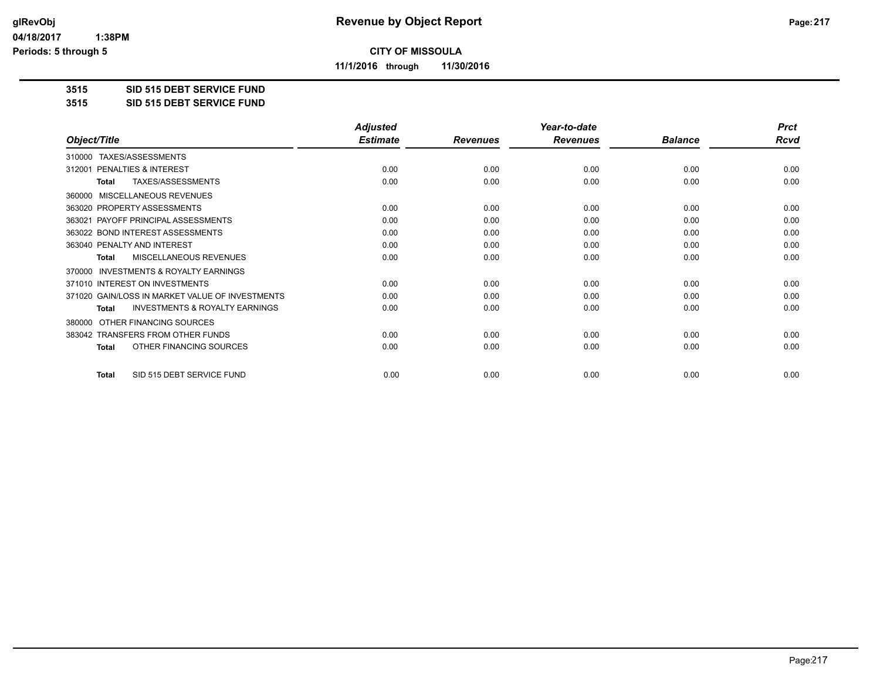# Revenue by Object Report

**CITY OF MISSOULA**

**11/1/2016 through 11/30/2016**

glRevObj
04/18/2017 1:38PM
Periods: 5 through 5

**3515 SID 515 DEBT SERVICE FUND**
**3515 SID 515 DEBT SERVICE FUND**

| Object/Title | Adjusted Estimate | Revenues | Year-to-date Revenues | Balance | Prct Rcvd |
|---|---|---|---|---|---|
| 310000 TAXES/ASSESSMENTS | | | | | |
| 312001 PENALTIES & INTEREST | 0.00 | 0.00 | 0.00 | 0.00 | 0.00 |
| **Total** TAXES/ASSESSMENTS | 0.00 | 0.00 | 0.00 | 0.00 | 0.00 |
| 360000 MISCELLANEOUS REVENUES | | | | | |
| 363020 PROPERTY ASSESSMENTS | 0.00 | 0.00 | 0.00 | 0.00 | 0.00 |
| 363021 PAYOFF PRINCIPAL ASSESSMENTS | 0.00 | 0.00 | 0.00 | 0.00 | 0.00 |
| 363022 BOND INTEREST ASSESSMENTS | 0.00 | 0.00 | 0.00 | 0.00 | 0.00 |
| 363040 PENALTY AND INTEREST | 0.00 | 0.00 | 0.00 | 0.00 | 0.00 |
| **Total** MISCELLANEOUS REVENUES | 0.00 | 0.00 | 0.00 | 0.00 | 0.00 |
| 370000 INVESTMENTS & ROYALTY EARNINGS | | | | | |
| 371010 INTEREST ON INVESTMENTS | 0.00 | 0.00 | 0.00 | 0.00 | 0.00 |
| 371020 GAIN/LOSS IN MARKET VALUE OF INVESTMENTS | 0.00 | 0.00 | 0.00 | 0.00 | 0.00 |
| **Total** INVESTMENTS & ROYALTY EARNINGS | 0.00 | 0.00 | 0.00 | 0.00 | 0.00 |
| 380000 OTHER FINANCING SOURCES | | | | | |
| 383042 TRANSFERS FROM OTHER FUNDS | 0.00 | 0.00 | 0.00 | 0.00 | 0.00 |
| **Total** OTHER FINANCING SOURCES | 0.00 | 0.00 | 0.00 | 0.00 | 0.00 |
| **Total** SID 515 DEBT SERVICE FUND | 0.00 | 0.00 | 0.00 | 0.00 | 0.00 |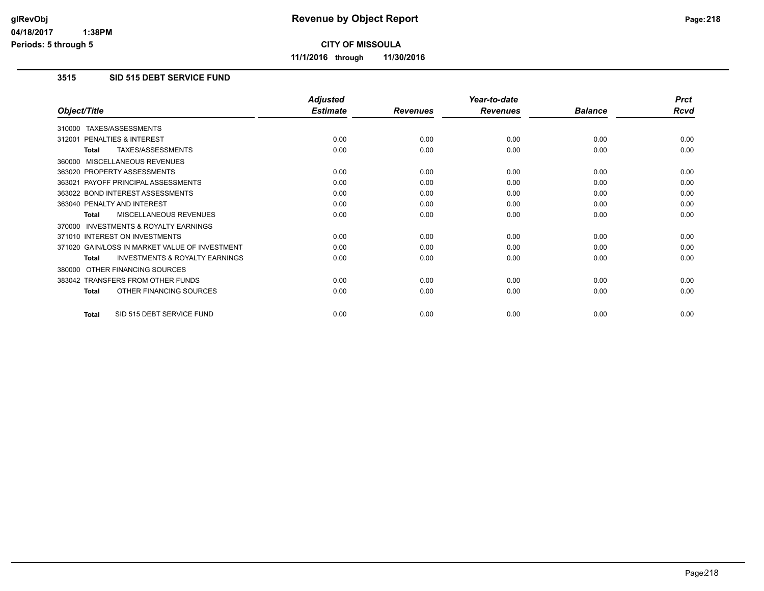# Revenue by Object Report

**CITY OF MISSOULA**

**11/1/2016 through 11/30/2016**

glRevObj
04/18/2017 1:38PM
Periods: 5 through 5

## 3515 SID 515 DEBT SERVICE FUND

| Object/Title | Adjusted Estimate | Revenues | Year-to-date Revenues | Balance | Prct Rcvd |
|---|---|---|---|---|---|
| 310000 TAXES/ASSESSMENTS | | | | | |
| 312001 PENALTIES & INTEREST | 0.00 | 0.00 | 0.00 | 0.00 | 0.00 |
| **Total** TAXES/ASSESSMENTS | 0.00 | 0.00 | 0.00 | 0.00 | 0.00 |
| 360000 MISCELLANEOUS REVENUES | | | | | |
| 363020 PROPERTY ASSESSMENTS | 0.00 | 0.00 | 0.00 | 0.00 | 0.00 |
| 363021 PAYOFF PRINCIPAL ASSESSMENTS | 0.00 | 0.00 | 0.00 | 0.00 | 0.00 |
| 363022 BOND INTEREST ASSESSMENTS | 0.00 | 0.00 | 0.00 | 0.00 | 0.00 |
| 363040 PENALTY AND INTEREST | 0.00 | 0.00 | 0.00 | 0.00 | 0.00 |
| **Total** MISCELLANEOUS REVENUES | 0.00 | 0.00 | 0.00 | 0.00 | 0.00 |
| 370000 INVESTMENTS & ROYALTY EARNINGS | | | | | |
| 371010 INTEREST ON INVESTMENTS | 0.00 | 0.00 | 0.00 | 0.00 | 0.00 |
| 371020 GAIN/LOSS IN MARKET VALUE OF INVESTMENT | 0.00 | 0.00 | 0.00 | 0.00 | 0.00 |
| **Total** INVESTMENTS & ROYALTY EARNINGS | 0.00 | 0.00 | 0.00 | 0.00 | 0.00 |
| 380000 OTHER FINANCING SOURCES | | | | | |
| 383042 TRANSFERS FROM OTHER FUNDS | 0.00 | 0.00 | 0.00 | 0.00 | 0.00 |
| **Total** OTHER FINANCING SOURCES | 0.00 | 0.00 | 0.00 | 0.00 | 0.00 |
| **Total** SID 515 DEBT SERVICE FUND | 0.00 | 0.00 | 0.00 | 0.00 | 0.00 |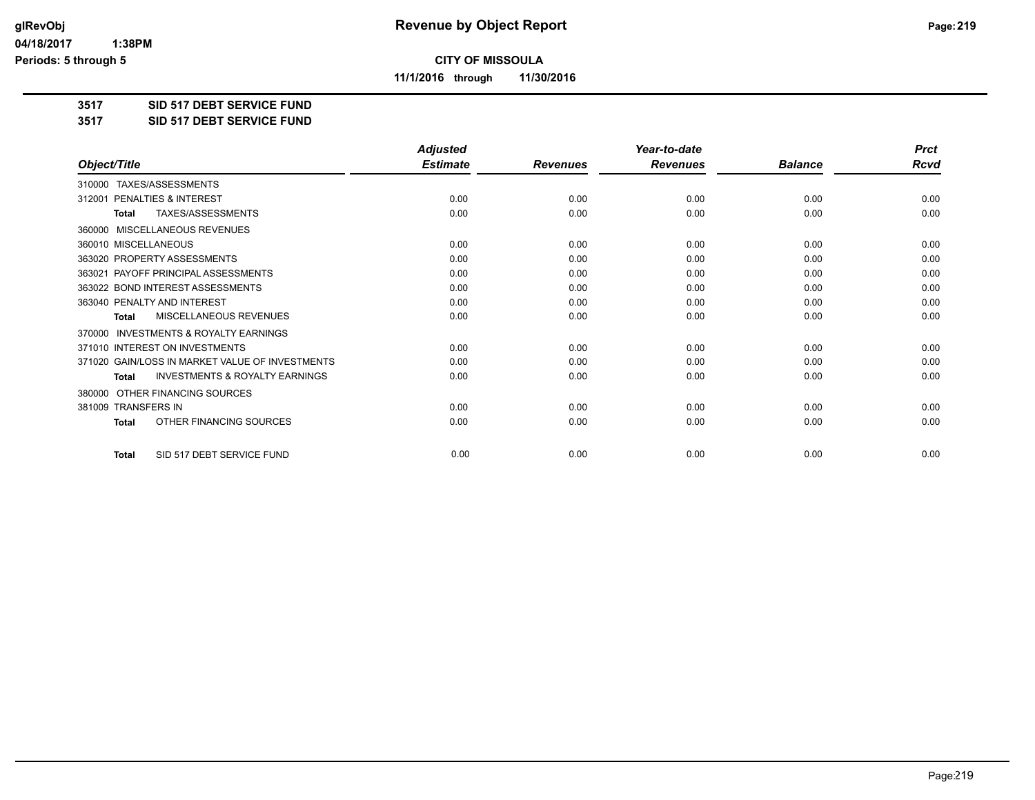# Revenue by Object Report

## CITY OF MISSOULA

**11/1/2016 through 11/30/2016**

**3517 SID 517 DEBT SERVICE FUND**

**3517 SID 517 DEBT SERVICE FUND**

| Object/Title | Adjusted Estimate | Revenues | Year-to-date Revenues | Balance | Prct Rcvd |
|---|---|---|---|---|---|
| 310000 TAXES/ASSESSMENTS | | | | | |
| 312001 PENALTIES & INTEREST | 0.00 | 0.00 | 0.00 | 0.00 | 0.00 |
| **Total** TAXES/ASSESSMENTS | 0.00 | 0.00 | 0.00 | 0.00 | 0.00 |
| 360000 MISCELLANEOUS REVENUES | | | | | |
| 360010 MISCELLANEOUS | 0.00 | 0.00 | 0.00 | 0.00 | 0.00 |
| 363020 PROPERTY ASSESSMENTS | 0.00 | 0.00 | 0.00 | 0.00 | 0.00 |
| 363021 PAYOFF PRINCIPAL ASSESSMENTS | 0.00 | 0.00 | 0.00 | 0.00 | 0.00 |
| 363022 BOND INTEREST ASSESSMENTS | 0.00 | 0.00 | 0.00 | 0.00 | 0.00 |
| 363040 PENALTY AND INTEREST | 0.00 | 0.00 | 0.00 | 0.00 | 0.00 |
| **Total** MISCELLANEOUS REVENUES | 0.00 | 0.00 | 0.00 | 0.00 | 0.00 |
| 370000 INVESTMENTS & ROYALTY EARNINGS | | | | | |
| 371010 INTEREST ON INVESTMENTS | 0.00 | 0.00 | 0.00 | 0.00 | 0.00 |
| 371020 GAIN/LOSS IN MARKET VALUE OF INVESTMENTS | 0.00 | 0.00 | 0.00 | 0.00 | 0.00 |
| **Total** INVESTMENTS & ROYALTY EARNINGS | 0.00 | 0.00 | 0.00 | 0.00 | 0.00 |
| 380000 OTHER FINANCING SOURCES | | | | | |
| 381009 TRANSFERS IN | 0.00 | 0.00 | 0.00 | 0.00 | 0.00 |
| **Total** OTHER FINANCING SOURCES | 0.00 | 0.00 | 0.00 | 0.00 | 0.00 |
| **Total** SID 517 DEBT SERVICE FUND | 0.00 | 0.00 | 0.00 | 0.00 | 0.00 |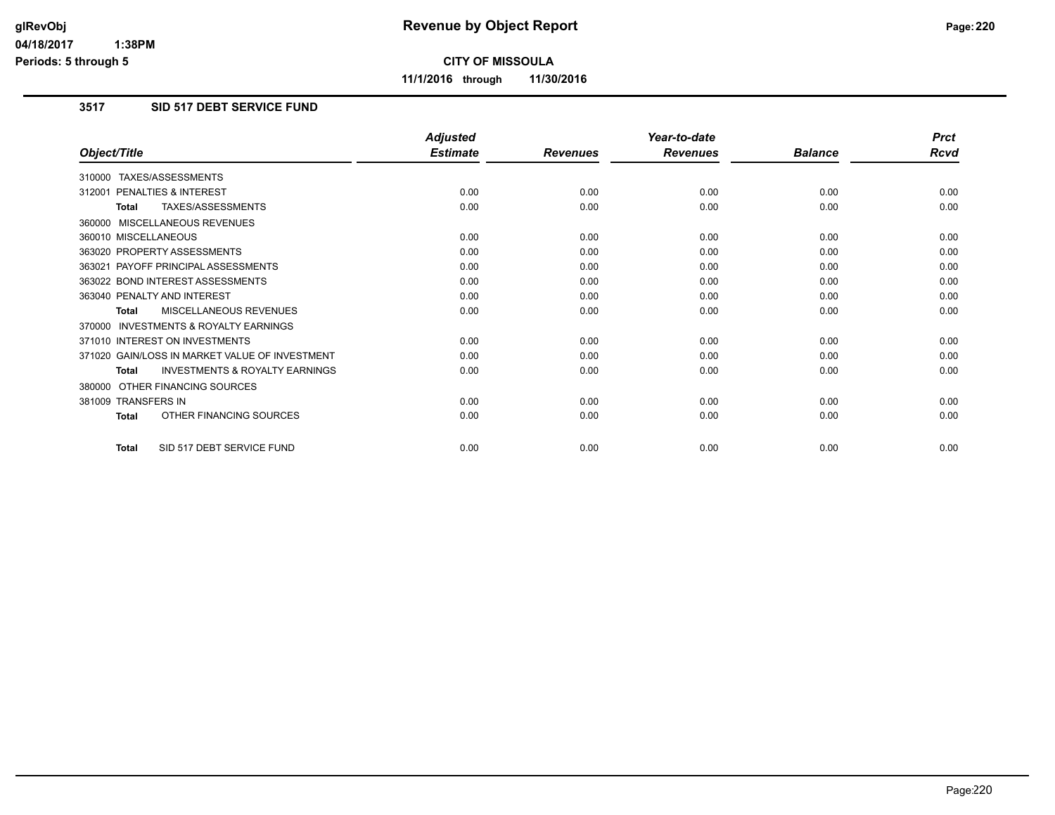# Revenue by Object Report

**CITY OF MISSOULA**

**11/1/2016 through 11/30/2016**

glRevObj
04/18/2017 1:38PM
Periods: 5 through 5

## 3517 SID 517 DEBT SERVICE FUND

| Object/Title | Adjusted Estimate | Revenues | Year-to-date Revenues | Balance | Prct Rcvd |
|---|---|---|---|---|---|
| 310000 TAXES/ASSESSMENTS | | | | | |
| 312001 PENALTIES & INTEREST | 0.00 | 0.00 | 0.00 | 0.00 | 0.00 |
| **Total** TAXES/ASSESSMENTS | 0.00 | 0.00 | 0.00 | 0.00 | 0.00 |
| 360000 MISCELLANEOUS REVENUES | | | | | |
| 360010 MISCELLANEOUS | 0.00 | 0.00 | 0.00 | 0.00 | 0.00 |
| 363020 PROPERTY ASSESSMENTS | 0.00 | 0.00 | 0.00 | 0.00 | 0.00 |
| 363021 PAYOFF PRINCIPAL ASSESSMENTS | 0.00 | 0.00 | 0.00 | 0.00 | 0.00 |
| 363022 BOND INTEREST ASSESSMENTS | 0.00 | 0.00 | 0.00 | 0.00 | 0.00 |
| 363040 PENALTY AND INTEREST | 0.00 | 0.00 | 0.00 | 0.00 | 0.00 |
| **Total** MISCELLANEOUS REVENUES | 0.00 | 0.00 | 0.00 | 0.00 | 0.00 |
| 370000 INVESTMENTS & ROYALTY EARNINGS | | | | | |
| 371010 INTEREST ON INVESTMENTS | 0.00 | 0.00 | 0.00 | 0.00 | 0.00 |
| 371020 GAIN/LOSS IN MARKET VALUE OF INVESTMENT | 0.00 | 0.00 | 0.00 | 0.00 | 0.00 |
| **Total** INVESTMENTS & ROYALTY EARNINGS | 0.00 | 0.00 | 0.00 | 0.00 | 0.00 |
| 380000 OTHER FINANCING SOURCES | | | | | |
| 381009 TRANSFERS IN | 0.00 | 0.00 | 0.00 | 0.00 | 0.00 |
| **Total** OTHER FINANCING SOURCES | 0.00 | 0.00 | 0.00 | 0.00 | 0.00 |
| **Total** SID 517 DEBT SERVICE FUND | 0.00 | 0.00 | 0.00 | 0.00 | 0.00 |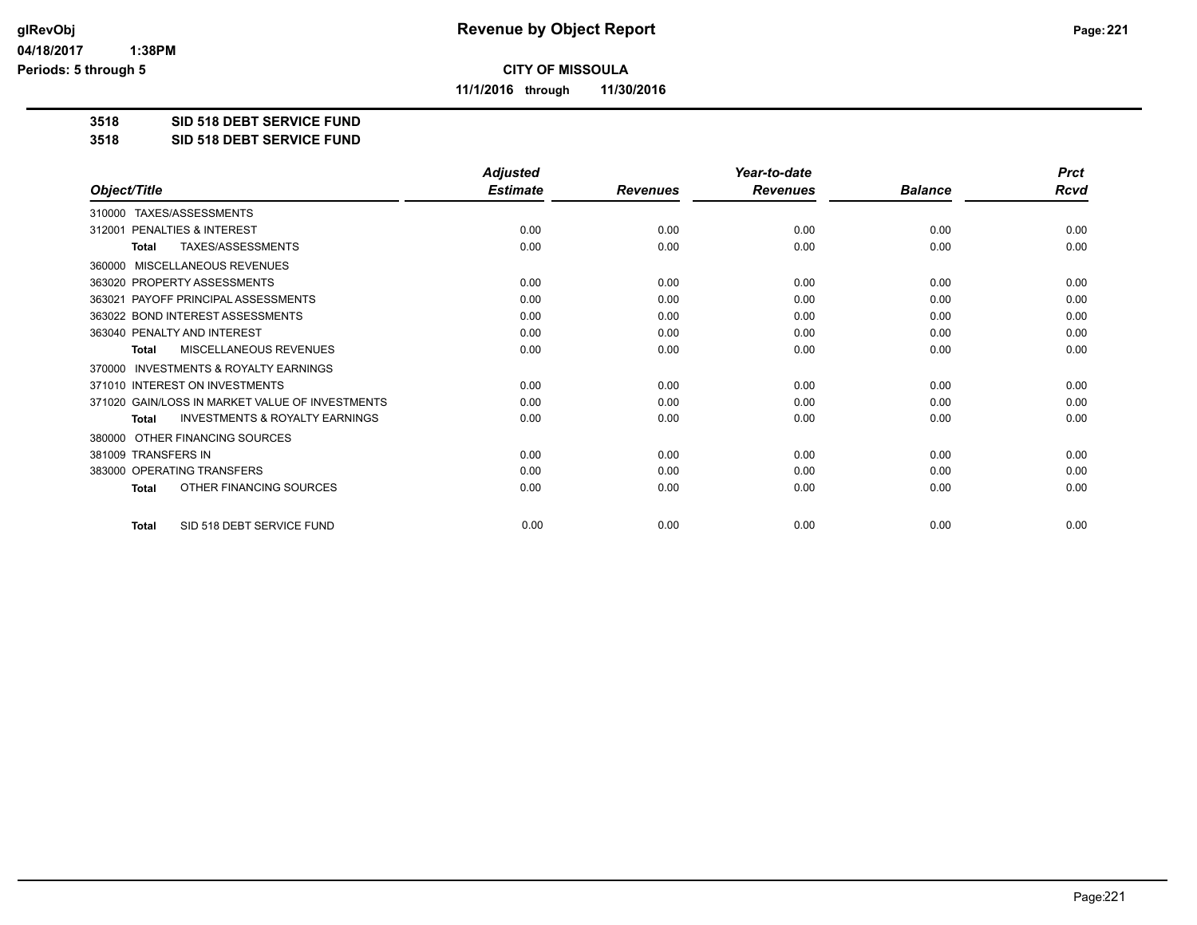**Revenue by Object Report**

**CITY OF MISSOULA**

**11/1/2016 through 11/30/2016**

glRevObj
04/18/2017 1:38PM
Periods: 5 through 5

## 3518 SID 518 DEBT SERVICE FUND
## 3518 SID 518 DEBT SERVICE FUND

| Object/Title | Adjusted Estimate | Revenues | Year-to-date Revenues | Balance | Prct Rcvd |
|---|---|---|---|---|---|
| 310000 TAXES/ASSESSMENTS | | | | | |
| 312001 PENALTIES & INTEREST | 0.00 | 0.00 | 0.00 | 0.00 | 0.00 |
| **Total** TAXES/ASSESSMENTS | 0.00 | 0.00 | 0.00 | 0.00 | 0.00 |
| 360000 MISCELLANEOUS REVENUES | | | | | |
| 363020 PROPERTY ASSESSMENTS | 0.00 | 0.00 | 0.00 | 0.00 | 0.00 |
| 363021 PAYOFF PRINCIPAL ASSESSMENTS | 0.00 | 0.00 | 0.00 | 0.00 | 0.00 |
| 363022 BOND INTEREST ASSESSMENTS | 0.00 | 0.00 | 0.00 | 0.00 | 0.00 |
| 363040 PENALTY AND INTEREST | 0.00 | 0.00 | 0.00 | 0.00 | 0.00 |
| **Total** MISCELLANEOUS REVENUES | 0.00 | 0.00 | 0.00 | 0.00 | 0.00 |
| 370000 INVESTMENTS & ROYALTY EARNINGS | | | | | |
| 371010 INTEREST ON INVESTMENTS | 0.00 | 0.00 | 0.00 | 0.00 | 0.00 |
| 371020 GAIN/LOSS IN MARKET VALUE OF INVESTMENTS | 0.00 | 0.00 | 0.00 | 0.00 | 0.00 |
| **Total** INVESTMENTS & ROYALTY EARNINGS | 0.00 | 0.00 | 0.00 | 0.00 | 0.00 |
| 380000 OTHER FINANCING SOURCES | | | | | |
| 381009 TRANSFERS IN | 0.00 | 0.00 | 0.00 | 0.00 | 0.00 |
| 383000 OPERATING TRANSFERS | 0.00 | 0.00 | 0.00 | 0.00 | 0.00 |
| **Total** OTHER FINANCING SOURCES | 0.00 | 0.00 | 0.00 | 0.00 | 0.00 |
| **Total** SID 518 DEBT SERVICE FUND | 0.00 | 0.00 | 0.00 | 0.00 | 0.00 |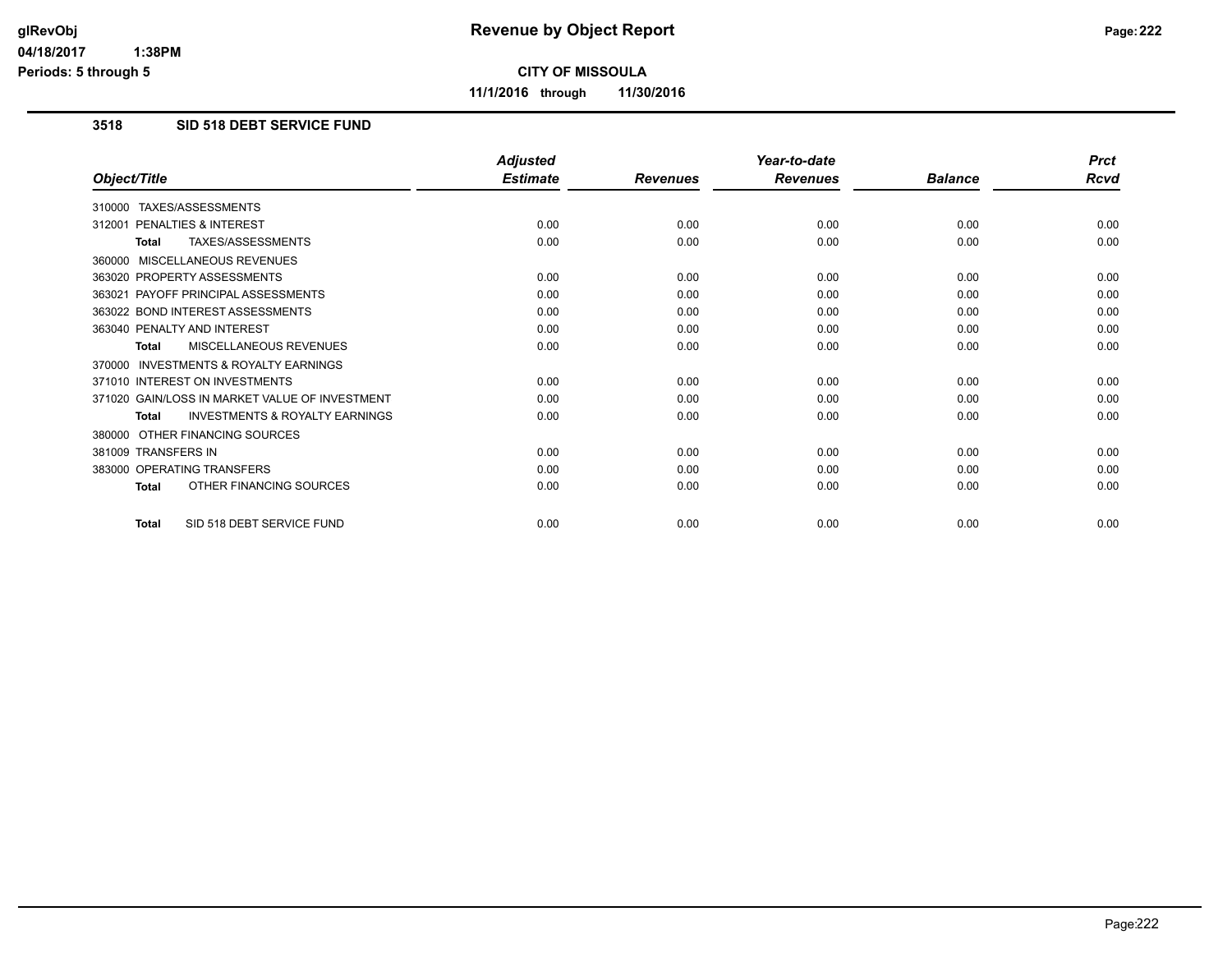# Revenue by Object Report

glRevObj
04/18/2017 1:38PM
Periods: 5 through 5

**CITY OF MISSOULA**

**11/1/2016 through 11/30/2016**

## 3518 SID 518 DEBT SERVICE FUND

| Object/Title | Adjusted Estimate | Revenues | Year-to-date Revenues | Balance | Prct Rcvd |
|---|---|---|---|---|---|
| 310000 TAXES/ASSESSMENTS | | | | | |
| 312001 PENALTIES & INTEREST | 0.00 | 0.00 | 0.00 | 0.00 | 0.00 |
| **Total** TAXES/ASSESSMENTS | 0.00 | 0.00 | 0.00 | 0.00 | 0.00 |
| 360000 MISCELLANEOUS REVENUES | | | | | |
| 363020 PROPERTY ASSESSMENTS | 0.00 | 0.00 | 0.00 | 0.00 | 0.00 |
| 363021 PAYOFF PRINCIPAL ASSESSMENTS | 0.00 | 0.00 | 0.00 | 0.00 | 0.00 |
| 363022 BOND INTEREST ASSESSMENTS | 0.00 | 0.00 | 0.00 | 0.00 | 0.00 |
| 363040 PENALTY AND INTEREST | 0.00 | 0.00 | 0.00 | 0.00 | 0.00 |
| **Total** MISCELLANEOUS REVENUES | 0.00 | 0.00 | 0.00 | 0.00 | 0.00 |
| 370000 INVESTMENTS & ROYALTY EARNINGS | | | | | |
| 371010 INTEREST ON INVESTMENTS | 0.00 | 0.00 | 0.00 | 0.00 | 0.00 |
| 371020 GAIN/LOSS IN MARKET VALUE OF INVESTMENT | 0.00 | 0.00 | 0.00 | 0.00 | 0.00 |
| **Total** INVESTMENTS & ROYALTY EARNINGS | 0.00 | 0.00 | 0.00 | 0.00 | 0.00 |
| 380000 OTHER FINANCING SOURCES | | | | | |
| 381009 TRANSFERS IN | 0.00 | 0.00 | 0.00 | 0.00 | 0.00 |
| 383000 OPERATING TRANSFERS | 0.00 | 0.00 | 0.00 | 0.00 | 0.00 |
| **Total** OTHER FINANCING SOURCES | 0.00 | 0.00 | 0.00 | 0.00 | 0.00 |
| **Total** SID 518 DEBT SERVICE FUND | 0.00 | 0.00 | 0.00 | 0.00 | 0.00 |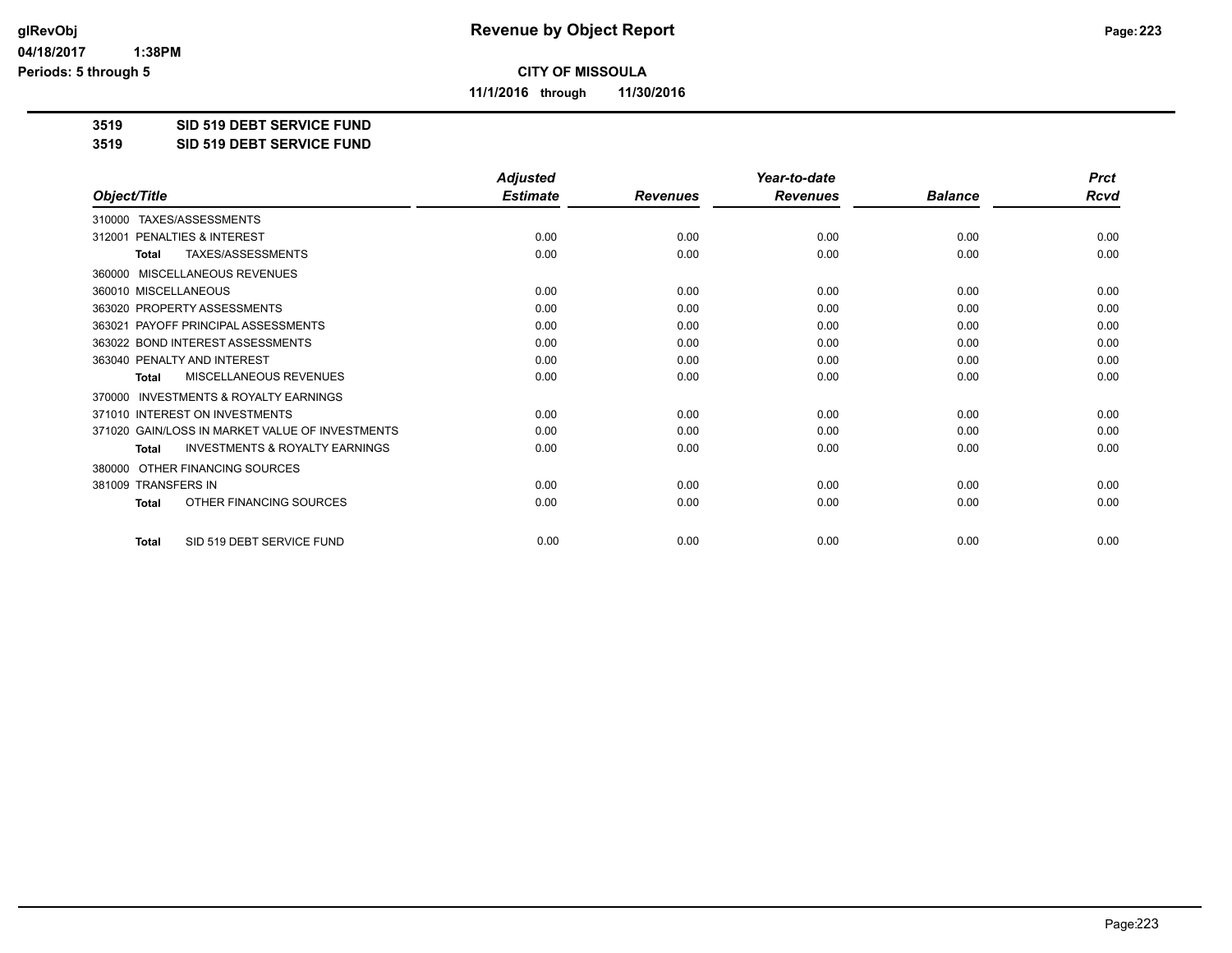**Revenue by Object Report**

**CITY OF MISSOULA**

**11/1/2016 through 11/30/2016**

**3519 SID 519 DEBT SERVICE FUND**

**3519 SID 519 DEBT SERVICE FUND**

| Object/Title | Adjusted Estimate | Revenues | Year-to-date Revenues | Balance | Prct Rcvd |
|---|---|---|---|---|---|
| 310000 TAXES/ASSESSMENTS | | | | | |
| 312001 PENALTIES & INTEREST | 0.00 | 0.00 | 0.00 | 0.00 | 0.00 |
| **Total** TAXES/ASSESSMENTS | 0.00 | 0.00 | 0.00 | 0.00 | 0.00 |
| 360000 MISCELLANEOUS REVENUES | | | | | |
| 360010 MISCELLANEOUS | 0.00 | 0.00 | 0.00 | 0.00 | 0.00 |
| 363020 PROPERTY ASSESSMENTS | 0.00 | 0.00 | 0.00 | 0.00 | 0.00 |
| 363021 PAYOFF PRINCIPAL ASSESSMENTS | 0.00 | 0.00 | 0.00 | 0.00 | 0.00 |
| 363022 BOND INTEREST ASSESSMENTS | 0.00 | 0.00 | 0.00 | 0.00 | 0.00 |
| 363040 PENALTY AND INTEREST | 0.00 | 0.00 | 0.00 | 0.00 | 0.00 |
| **Total** MISCELLANEOUS REVENUES | 0.00 | 0.00 | 0.00 | 0.00 | 0.00 |
| 370000 INVESTMENTS & ROYALTY EARNINGS | | | | | |
| 371010 INTEREST ON INVESTMENTS | 0.00 | 0.00 | 0.00 | 0.00 | 0.00 |
| 371020 GAIN/LOSS IN MARKET VALUE OF INVESTMENTS | 0.00 | 0.00 | 0.00 | 0.00 | 0.00 |
| **Total** INVESTMENTS & ROYALTY EARNINGS | 0.00 | 0.00 | 0.00 | 0.00 | 0.00 |
| 380000 OTHER FINANCING SOURCES | | | | | |
| 381009 TRANSFERS IN | 0.00 | 0.00 | 0.00 | 0.00 | 0.00 |
| **Total** OTHER FINANCING SOURCES | 0.00 | 0.00 | 0.00 | 0.00 | 0.00 |
| **Total** SID 519 DEBT SERVICE FUND | 0.00 | 0.00 | 0.00 | 0.00 | 0.00 |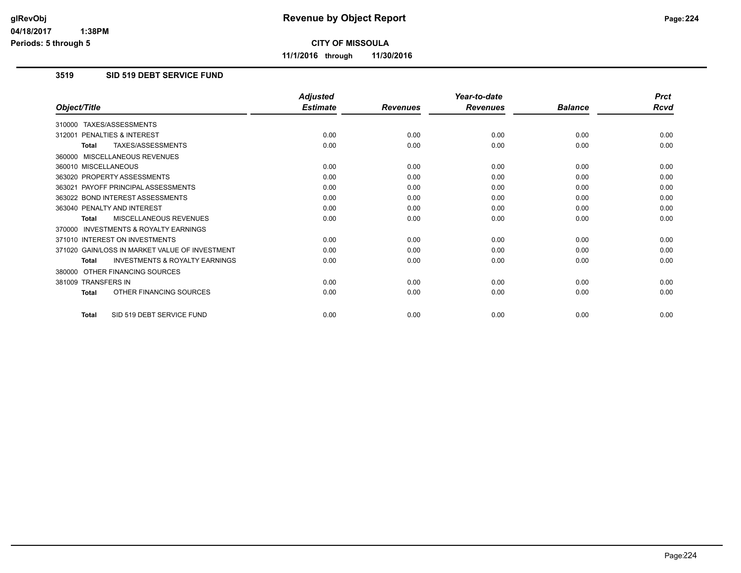**Revenue by Object Report**

**CITY OF MISSOULA**

**11/1/2016 through 11/30/2016**

glRevObj
04/18/2017 1:38PM
Periods: 5 through 5

## 3519 SID 519 DEBT SERVICE FUND

| Object/Title | Adjusted Estimate | Revenues | Year-to-date Revenues | Balance | Prct Rcvd |
|---|---|---|---|---|---|
| 310000 TAXES/ASSESSMENTS | | | | | |
| 312001 PENALTIES & INTEREST | 0.00 | 0.00 | 0.00 | 0.00 | 0.00 |
| **Total** TAXES/ASSESSMENTS | 0.00 | 0.00 | 0.00 | 0.00 | 0.00 |
| 360000 MISCELLANEOUS REVENUES | | | | | |
| 360010 MISCELLANEOUS | 0.00 | 0.00 | 0.00 | 0.00 | 0.00 |
| 363020 PROPERTY ASSESSMENTS | 0.00 | 0.00 | 0.00 | 0.00 | 0.00 |
| 363021 PAYOFF PRINCIPAL ASSESSMENTS | 0.00 | 0.00 | 0.00 | 0.00 | 0.00 |
| 363022 BOND INTEREST ASSESSMENTS | 0.00 | 0.00 | 0.00 | 0.00 | 0.00 |
| 363040 PENALTY AND INTEREST | 0.00 | 0.00 | 0.00 | 0.00 | 0.00 |
| **Total** MISCELLANEOUS REVENUES | 0.00 | 0.00 | 0.00 | 0.00 | 0.00 |
| 370000 INVESTMENTS & ROYALTY EARNINGS | | | | | |
| 371010 INTEREST ON INVESTMENTS | 0.00 | 0.00 | 0.00 | 0.00 | 0.00 |
| 371020 GAIN/LOSS IN MARKET VALUE OF INVESTMENT | 0.00 | 0.00 | 0.00 | 0.00 | 0.00 |
| **Total** INVESTMENTS & ROYALTY EARNINGS | 0.00 | 0.00 | 0.00 | 0.00 | 0.00 |
| 380000 OTHER FINANCING SOURCES | | | | | |
| 381009 TRANSFERS IN | 0.00 | 0.00 | 0.00 | 0.00 | 0.00 |
| **Total** OTHER FINANCING SOURCES | 0.00 | 0.00 | 0.00 | 0.00 | 0.00 |
| **Total** SID 519 DEBT SERVICE FUND | 0.00 | 0.00 | 0.00 | 0.00 | 0.00 |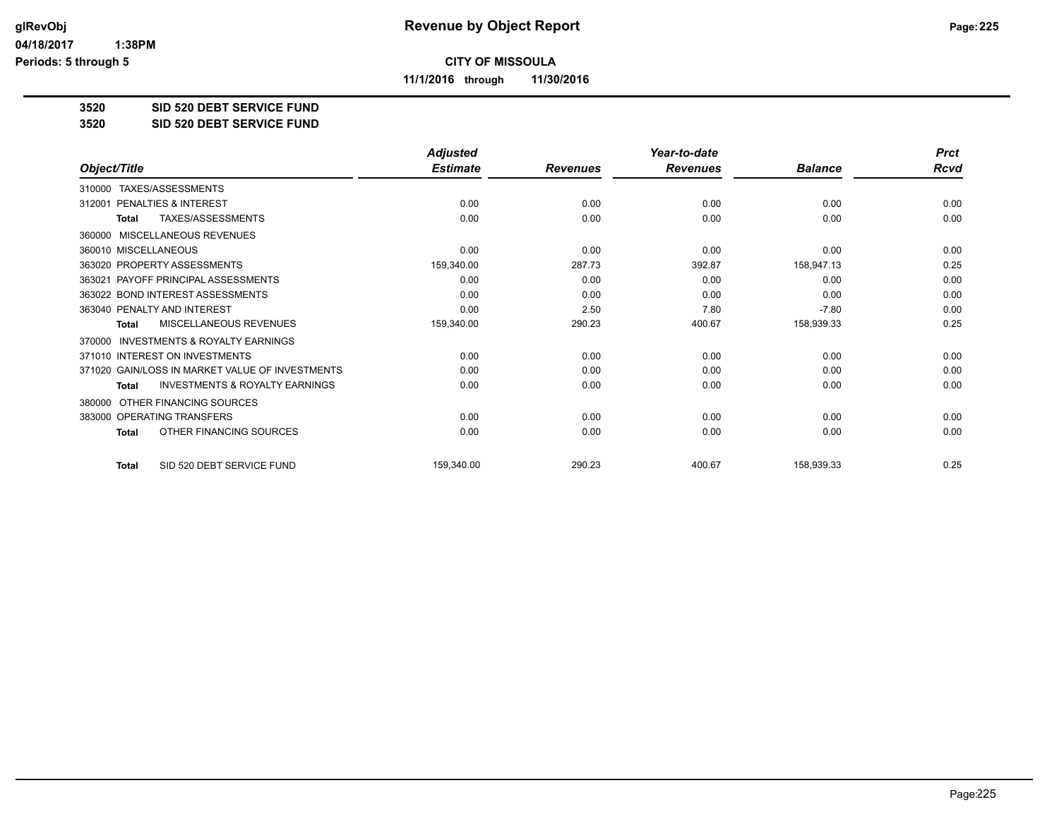**CITY OF MISSOULA**

**11/1/2016 through 11/30/2016**

**3520 SID 520 DEBT SERVICE FUND**

**3520 SID 520 DEBT SERVICE FUND**

| Object/Title | Adjusted Estimate | Revenues | Year-to-date Revenues | Balance | Prct Rcvd |
|---|---|---|---|---|---|
| 310000 TAXES/ASSESSMENTS | | | | | |
| 312001 PENALTIES & INTEREST | 0.00 | 0.00 | 0.00 | 0.00 | 0.00 |
| **Total** TAXES/ASSESSMENTS | 0.00 | 0.00 | 0.00 | 0.00 | 0.00 |
| 360000 MISCELLANEOUS REVENUES | | | | | |
| 360010 MISCELLANEOUS | 0.00 | 0.00 | 0.00 | 0.00 | 0.00 |
| 363020 PROPERTY ASSESSMENTS | 159,340.00 | 287.73 | 392.87 | 158,947.13 | 0.25 |
| 363021 PAYOFF PRINCIPAL ASSESSMENTS | 0.00 | 0.00 | 0.00 | 0.00 | 0.00 |
| 363022 BOND INTEREST ASSESSMENTS | 0.00 | 0.00 | 0.00 | 0.00 | 0.00 |
| 363040 PENALTY AND INTEREST | 0.00 | 2.50 | 7.80 | -7.80 | 0.00 |
| **Total** MISCELLANEOUS REVENUES | 159,340.00 | 290.23 | 400.67 | 158,939.33 | 0.25 |
| 370000 INVESTMENTS & ROYALTY EARNINGS | | | | | |
| 371010 INTEREST ON INVESTMENTS | 0.00 | 0.00 | 0.00 | 0.00 | 0.00 |
| 371020 GAIN/LOSS IN MARKET VALUE OF INVESTMENTS | 0.00 | 0.00 | 0.00 | 0.00 | 0.00 |
| **Total** INVESTMENTS & ROYALTY EARNINGS | 0.00 | 0.00 | 0.00 | 0.00 | 0.00 |
| 380000 OTHER FINANCING SOURCES | | | | | |
| 383000 OPERATING TRANSFERS | 0.00 | 0.00 | 0.00 | 0.00 | 0.00 |
| **Total** OTHER FINANCING SOURCES | 0.00 | 0.00 | 0.00 | 0.00 | 0.00 |
| **Total** SID 520 DEBT SERVICE FUND | 159,340.00 | 290.23 | 400.67 | 158,939.33 | 0.25 |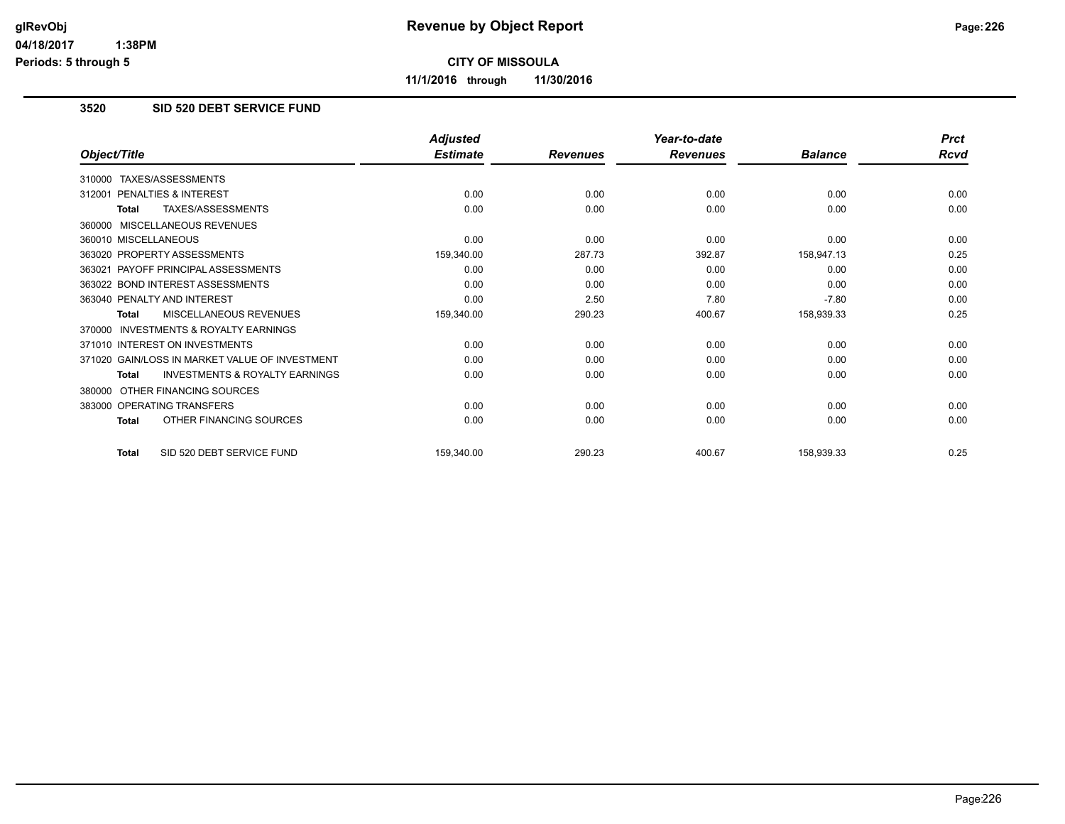# Revenue by Object Report

**CITY OF MISSOULA**

**11/1/2016 through 11/30/2016**

glRevObj
04/18/2017 1:38PM
Periods: 5 through 5

## 3520 SID 520 DEBT SERVICE FUND

| Object/Title | Adjusted Estimate | Revenues | Year-to-date Revenues | Balance | Prct Rcvd |
|---|---|---|---|---|---|
| 310000 TAXES/ASSESSMENTS | | | | | |
| 312001 PENALTIES & INTEREST | 0.00 | 0.00 | 0.00 | 0.00 | 0.00 |
| **Total** TAXES/ASSESSMENTS | 0.00 | 0.00 | 0.00 | 0.00 | 0.00 |
| 360000 MISCELLANEOUS REVENUES | | | | | |
| 360010 MISCELLANEOUS | 0.00 | 0.00 | 0.00 | 0.00 | 0.00 |
| 363020 PROPERTY ASSESSMENTS | 159,340.00 | 287.73 | 392.87 | 158,947.13 | 0.25 |
| 363021 PAYOFF PRINCIPAL ASSESSMENTS | 0.00 | 0.00 | 0.00 | 0.00 | 0.00 |
| 363022 BOND INTEREST ASSESSMENTS | 0.00 | 0.00 | 0.00 | 0.00 | 0.00 |
| 363040 PENALTY AND INTEREST | 0.00 | 2.50 | 7.80 | -7.80 | 0.00 |
| **Total** MISCELLANEOUS REVENUES | 159,340.00 | 290.23 | 400.67 | 158,939.33 | 0.25 |
| 370000 INVESTMENTS & ROYALTY EARNINGS | | | | | |
| 371010 INTEREST ON INVESTMENTS | 0.00 | 0.00 | 0.00 | 0.00 | 0.00 |
| 371020 GAIN/LOSS IN MARKET VALUE OF INVESTMENT | 0.00 | 0.00 | 0.00 | 0.00 | 0.00 |
| **Total** INVESTMENTS & ROYALTY EARNINGS | 0.00 | 0.00 | 0.00 | 0.00 | 0.00 |
| 380000 OTHER FINANCING SOURCES | | | | | |
| 383000 OPERATING TRANSFERS | 0.00 | 0.00 | 0.00 | 0.00 | 0.00 |
| **Total** OTHER FINANCING SOURCES | 0.00 | 0.00 | 0.00 | 0.00 | 0.00 |
| **Total** SID 520 DEBT SERVICE FUND | 159,340.00 | 290.23 | 400.67 | 158,939.33 | 0.25 |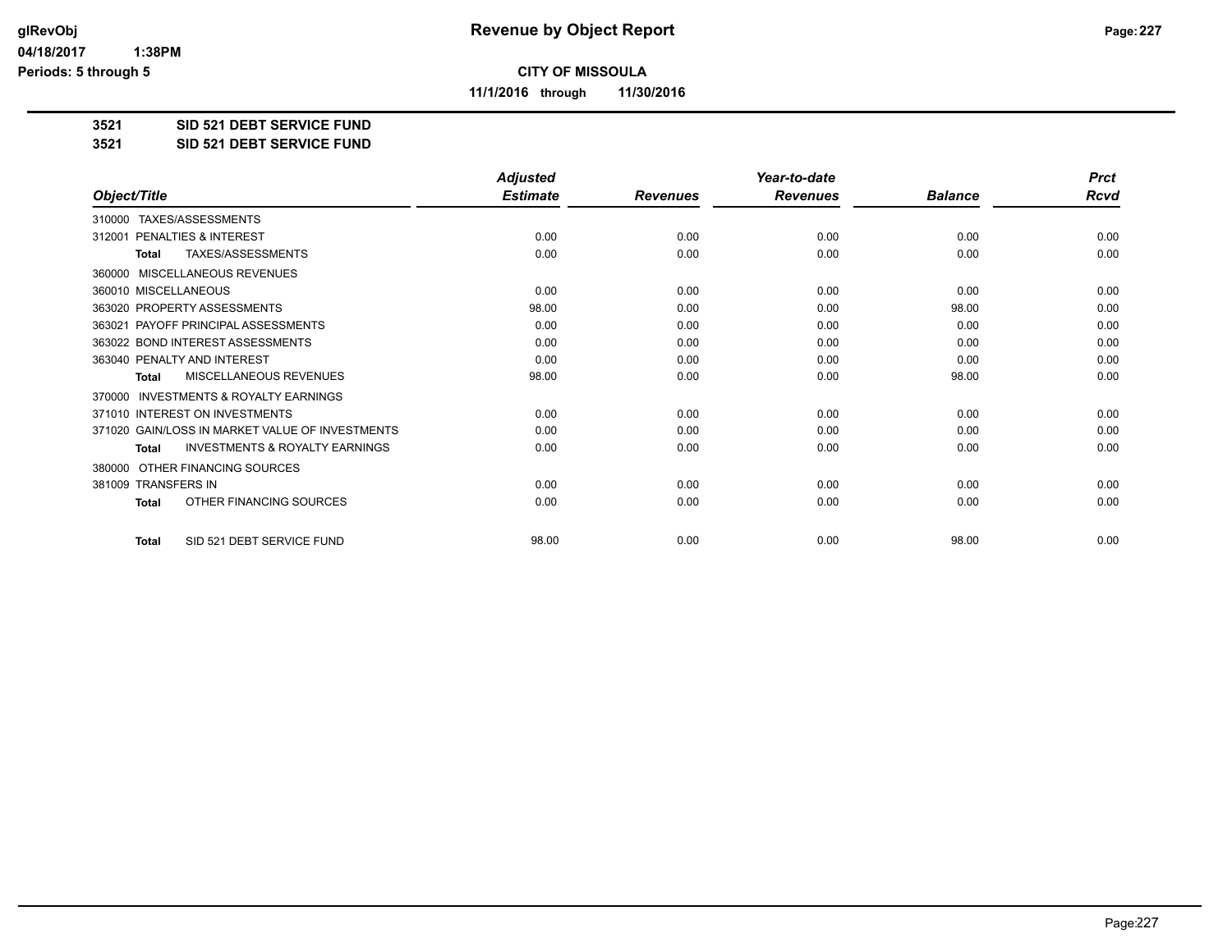# Revenue by Object Report

**CITY OF MISSOULA**

**11/1/2016 through 11/30/2016**

glRevObj
04/18/2017 1:38PM
Periods: 5 through 5

**3521 SID 521 DEBT SERVICE FUND**
**3521 SID 521 DEBT SERVICE FUND**

| Object/Title | Adjusted Estimate | Revenues | Year-to-date Revenues | Balance | Prct Rcvd |
|---|---|---|---|---|---|
| 310000 TAXES/ASSESSMENTS | | | | | |
| 312001 PENALTIES & INTEREST | 0.00 | 0.00 | 0.00 | 0.00 | 0.00 |
| **Total** TAXES/ASSESSMENTS | 0.00 | 0.00 | 0.00 | 0.00 | 0.00 |
| 360000 MISCELLANEOUS REVENUES | | | | | |
| 360010 MISCELLANEOUS | 0.00 | 0.00 | 0.00 | 0.00 | 0.00 |
| 363020 PROPERTY ASSESSMENTS | 98.00 | 0.00 | 0.00 | 98.00 | 0.00 |
| 363021 PAYOFF PRINCIPAL ASSESSMENTS | 0.00 | 0.00 | 0.00 | 0.00 | 0.00 |
| 363022 BOND INTEREST ASSESSMENTS | 0.00 | 0.00 | 0.00 | 0.00 | 0.00 |
| 363040 PENALTY AND INTEREST | 0.00 | 0.00 | 0.00 | 0.00 | 0.00 |
| **Total** MISCELLANEOUS REVENUES | 98.00 | 0.00 | 0.00 | 98.00 | 0.00 |
| 370000 INVESTMENTS & ROYALTY EARNINGS | | | | | |
| 371010 INTEREST ON INVESTMENTS | 0.00 | 0.00 | 0.00 | 0.00 | 0.00 |
| 371020 GAIN/LOSS IN MARKET VALUE OF INVESTMENTS | 0.00 | 0.00 | 0.00 | 0.00 | 0.00 |
| **Total** INVESTMENTS & ROYALTY EARNINGS | 0.00 | 0.00 | 0.00 | 0.00 | 0.00 |
| 380000 OTHER FINANCING SOURCES | | | | | |
| 381009 TRANSFERS IN | 0.00 | 0.00 | 0.00 | 0.00 | 0.00 |
| **Total** OTHER FINANCING SOURCES | 0.00 | 0.00 | 0.00 | 0.00 | 0.00 |
| **Total** SID 521 DEBT SERVICE FUND | 98.00 | 0.00 | 0.00 | 98.00 | 0.00 |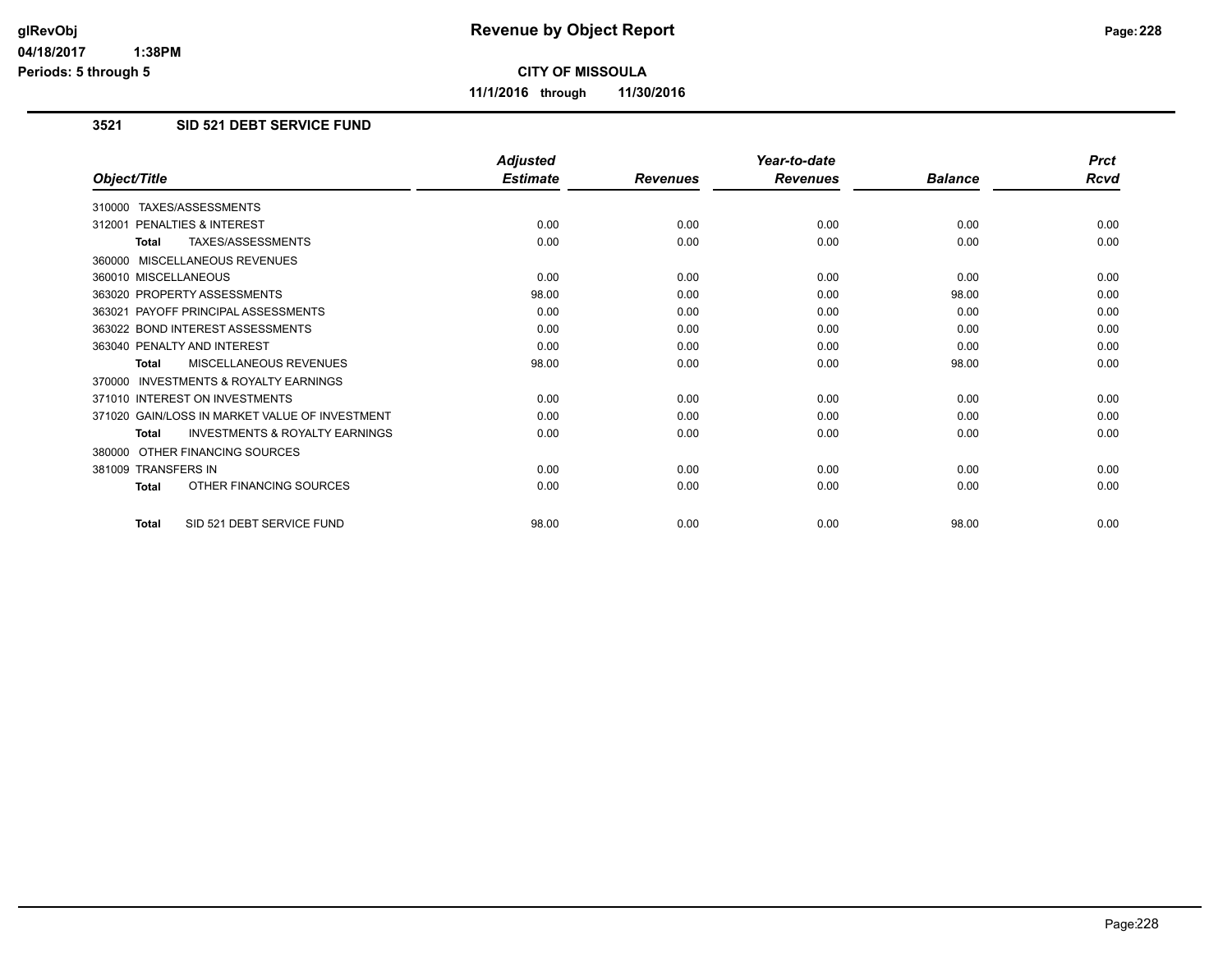# Revenue by Object Report

**CITY OF MISSOULA**

**11/1/2016 through 11/30/2016**

glRevObj
04/18/2017 1:38PM
Periods: 5 through 5

## 3521 SID 521 DEBT SERVICE FUND

| Object/Title | Adjusted Estimate | Revenues | Year-to-date Revenues | Balance | Prct Rcvd |
|---|---|---|---|---|---|
| 310000 TAXES/ASSESSMENTS | | | | | |
| 312001 PENALTIES & INTEREST | 0.00 | 0.00 | 0.00 | 0.00 | 0.00 |
| **Total** TAXES/ASSESSMENTS | 0.00 | 0.00 | 0.00 | 0.00 | 0.00 |
| 360000 MISCELLANEOUS REVENUES | | | | | |
| 360010 MISCELLANEOUS | 0.00 | 0.00 | 0.00 | 0.00 | 0.00 |
| 363020 PROPERTY ASSESSMENTS | 98.00 | 0.00 | 0.00 | 98.00 | 0.00 |
| 363021 PAYOFF PRINCIPAL ASSESSMENTS | 0.00 | 0.00 | 0.00 | 0.00 | 0.00 |
| 363022 BOND INTEREST ASSESSMENTS | 0.00 | 0.00 | 0.00 | 0.00 | 0.00 |
| 363040 PENALTY AND INTEREST | 0.00 | 0.00 | 0.00 | 0.00 | 0.00 |
| **Total** MISCELLANEOUS REVENUES | 98.00 | 0.00 | 0.00 | 98.00 | 0.00 |
| 370000 INVESTMENTS & ROYALTY EARNINGS | | | | | |
| 371010 INTEREST ON INVESTMENTS | 0.00 | 0.00 | 0.00 | 0.00 | 0.00 |
| 371020 GAIN/LOSS IN MARKET VALUE OF INVESTMENT | 0.00 | 0.00 | 0.00 | 0.00 | 0.00 |
| **Total** INVESTMENTS & ROYALTY EARNINGS | 0.00 | 0.00 | 0.00 | 0.00 | 0.00 |
| 380000 OTHER FINANCING SOURCES | | | | | |
| 381009 TRANSFERS IN | 0.00 | 0.00 | 0.00 | 0.00 | 0.00 |
| **Total** OTHER FINANCING SOURCES | 0.00 | 0.00 | 0.00 | 0.00 | 0.00 |
| **Total** SID 521 DEBT SERVICE FUND | 98.00 | 0.00 | 0.00 | 98.00 | 0.00 |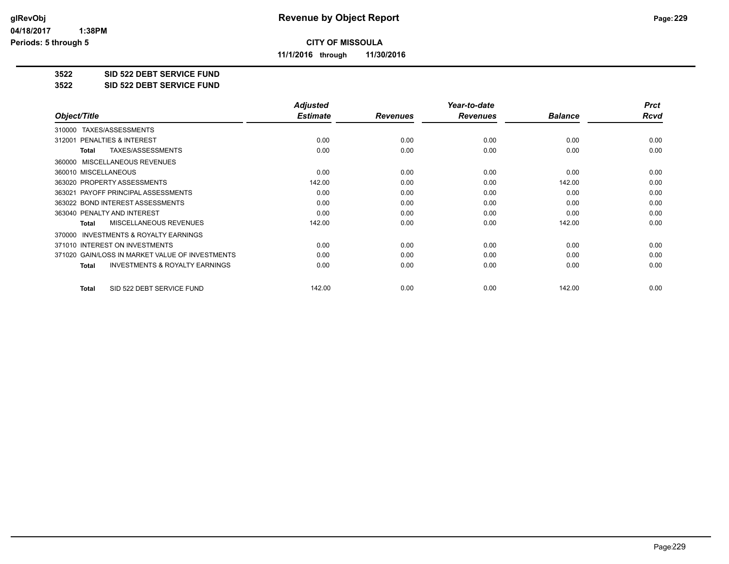**Revenue by Object Report**

**CITY OF MISSOULA**

**11/1/2016 through 11/30/2016**

glRevObj
04/18/2017 1:38PM
Periods: 5 through 5

## 3522 SID 522 DEBT SERVICE FUND
## 3522 SID 522 DEBT SERVICE FUND

| Object/Title | Adjusted Estimate | Revenues | Year-to-date Revenues | Balance | Prct Rcvd |
|---|---|---|---|---|---|
| 310000 TAXES/ASSESSMENTS | | | | | |
| 312001 PENALTIES & INTEREST | 0.00 | 0.00 | 0.00 | 0.00 | 0.00 |
| **Total** TAXES/ASSESSMENTS | 0.00 | 0.00 | 0.00 | 0.00 | 0.00 |
| 360000 MISCELLANEOUS REVENUES | | | | | |
| 360010 MISCELLANEOUS | 0.00 | 0.00 | 0.00 | 0.00 | 0.00 |
| 363020 PROPERTY ASSESSMENTS | 142.00 | 0.00 | 0.00 | 142.00 | 0.00 |
| 363021 PAYOFF PRINCIPAL ASSESSMENTS | 0.00 | 0.00 | 0.00 | 0.00 | 0.00 |
| 363022 BOND INTEREST ASSESSMENTS | 0.00 | 0.00 | 0.00 | 0.00 | 0.00 |
| 363040 PENALTY AND INTEREST | 0.00 | 0.00 | 0.00 | 0.00 | 0.00 |
| **Total** MISCELLANEOUS REVENUES | 142.00 | 0.00 | 0.00 | 142.00 | 0.00 |
| 370000 INVESTMENTS & ROYALTY EARNINGS | | | | | |
| 371010 INTEREST ON INVESTMENTS | 0.00 | 0.00 | 0.00 | 0.00 | 0.00 |
| 371020 GAIN/LOSS IN MARKET VALUE OF INVESTMENTS | 0.00 | 0.00 | 0.00 | 0.00 | 0.00 |
| **Total** INVESTMENTS & ROYALTY EARNINGS | 0.00 | 0.00 | 0.00 | 0.00 | 0.00 |
| **Total** SID 522 DEBT SERVICE FUND | 142.00 | 0.00 | 0.00 | 142.00 | 0.00 |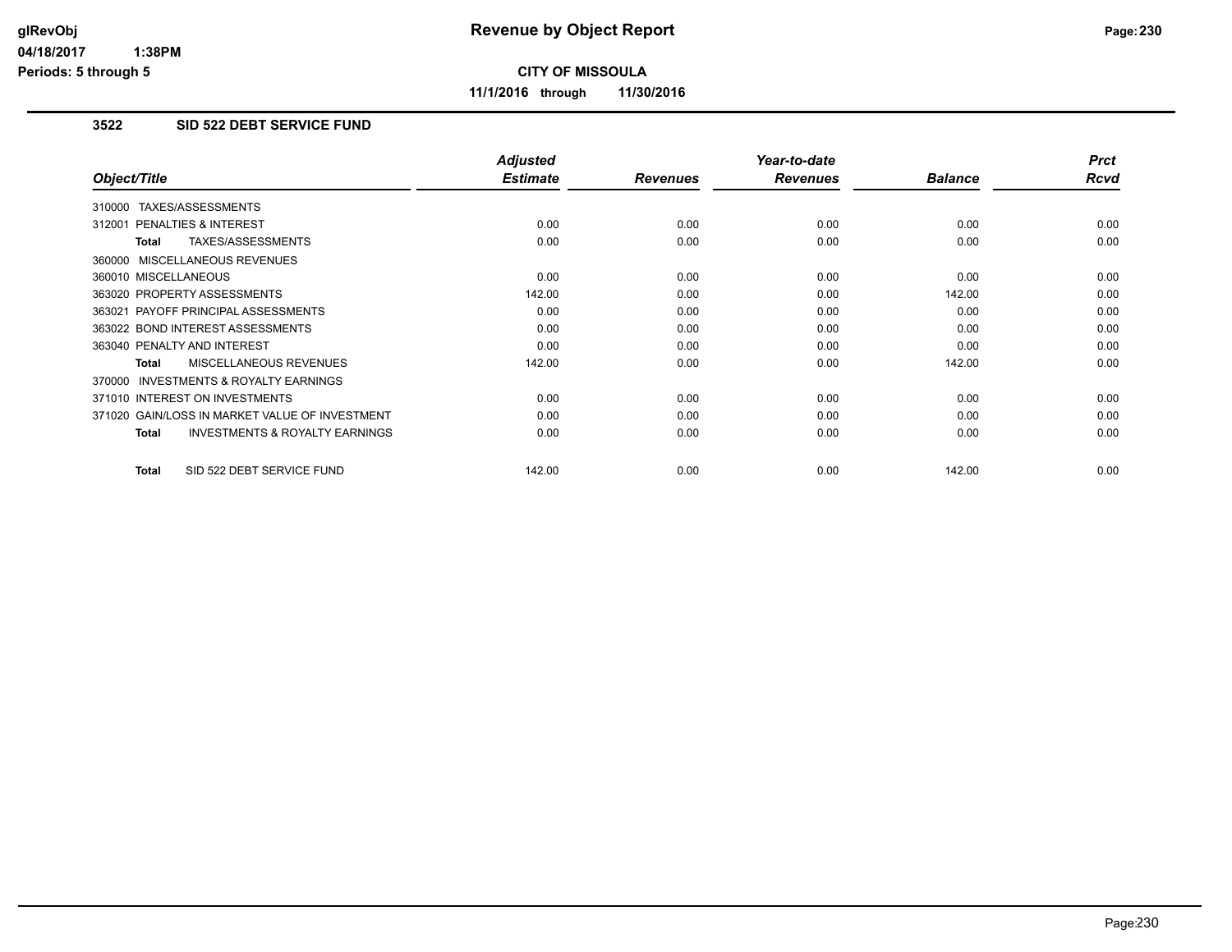# Revenue by Object Report

**CITY OF MISSOULA**

**11/1/2016 through 11/30/2016**

glRevObj
04/18/2017 1:38PM
Periods: 5 through 5

## 3522 SID 522 DEBT SERVICE FUND

| Object/Title | Adjusted Estimate | Revenues | Year-to-date Revenues | Balance | Prct Rcvd |
|---|---|---|---|---|---|
| 310000 TAXES/ASSESSMENTS | | | | | |
| 312001 PENALTIES & INTEREST | 0.00 | 0.00 | 0.00 | 0.00 | 0.00 |
| **Total** TAXES/ASSESSMENTS | 0.00 | 0.00 | 0.00 | 0.00 | 0.00 |
| 360000 MISCELLANEOUS REVENUES | | | | | |
| 360010 MISCELLANEOUS | 0.00 | 0.00 | 0.00 | 0.00 | 0.00 |
| 363020 PROPERTY ASSESSMENTS | 142.00 | 0.00 | 0.00 | 142.00 | 0.00 |
| 363021 PAYOFF PRINCIPAL ASSESSMENTS | 0.00 | 0.00 | 0.00 | 0.00 | 0.00 |
| 363022 BOND INTEREST ASSESSMENTS | 0.00 | 0.00 | 0.00 | 0.00 | 0.00 |
| 363040 PENALTY AND INTEREST | 0.00 | 0.00 | 0.00 | 0.00 | 0.00 |
| **Total** MISCELLANEOUS REVENUES | 142.00 | 0.00 | 0.00 | 142.00 | 0.00 |
| 370000 INVESTMENTS & ROYALTY EARNINGS | | | | | |
| 371010 INTEREST ON INVESTMENTS | 0.00 | 0.00 | 0.00 | 0.00 | 0.00 |
| 371020 GAIN/LOSS IN MARKET VALUE OF INVESTMENT | 0.00 | 0.00 | 0.00 | 0.00 | 0.00 |
| **Total** INVESTMENTS & ROYALTY EARNINGS | 0.00 | 0.00 | 0.00 | 0.00 | 0.00 |
| **Total** SID 522 DEBT SERVICE FUND | 142.00 | 0.00 | 0.00 | 142.00 | 0.00 |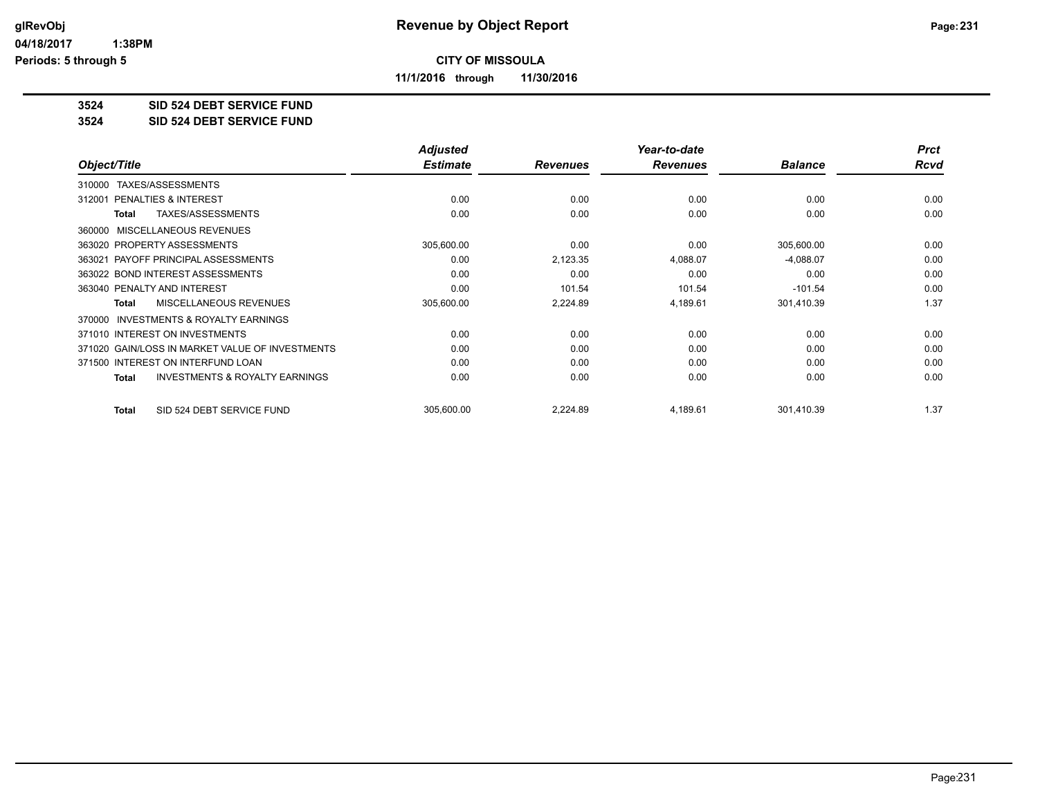# Revenue by Object Report

**CITY OF MISSOULA**

**11/1/2016 through 11/30/2016**

**3524 SID 524 DEBT SERVICE FUND**
**3524 SID 524 DEBT SERVICE FUND**

| Object/Title | Adjusted Estimate | Revenues | Year-to-date Revenues | Balance | Prct Rcvd |
|---|---|---|---|---|---|
| 310000 TAXES/ASSESSMENTS | | | | | |
| 312001 PENALTIES & INTEREST | 0.00 | 0.00 | 0.00 | 0.00 | 0.00 |
| **Total** TAXES/ASSESSMENTS | 0.00 | 0.00 | 0.00 | 0.00 | 0.00 |
| 360000 MISCELLANEOUS REVENUES | | | | | |
| 363020 PROPERTY ASSESSMENTS | 305,600.00 | 0.00 | 0.00 | 305,600.00 | 0.00 |
| 363021 PAYOFF PRINCIPAL ASSESSMENTS | 0.00 | 2,123.35 | 4,088.07 | -4,088.07 | 0.00 |
| 363022 BOND INTEREST ASSESSMENTS | 0.00 | 0.00 | 0.00 | 0.00 | 0.00 |
| 363040 PENALTY AND INTEREST | 0.00 | 101.54 | 101.54 | -101.54 | 0.00 |
| **Total** MISCELLANEOUS REVENUES | 305,600.00 | 2,224.89 | 4,189.61 | 301,410.39 | 1.37 |
| 370000 INVESTMENTS & ROYALTY EARNINGS | | | | | |
| 371010 INTEREST ON INVESTMENTS | 0.00 | 0.00 | 0.00 | 0.00 | 0.00 |
| 371020 GAIN/LOSS IN MARKET VALUE OF INVESTMENTS | 0.00 | 0.00 | 0.00 | 0.00 | 0.00 |
| 371500 INTEREST ON INTERFUND LOAN | 0.00 | 0.00 | 0.00 | 0.00 | 0.00 |
| **Total** INVESTMENTS & ROYALTY EARNINGS | 0.00 | 0.00 | 0.00 | 0.00 | 0.00 |
| **Total** SID 524 DEBT SERVICE FUND | 305,600.00 | 2,224.89 | 4,189.61 | 301,410.39 | 1.37 |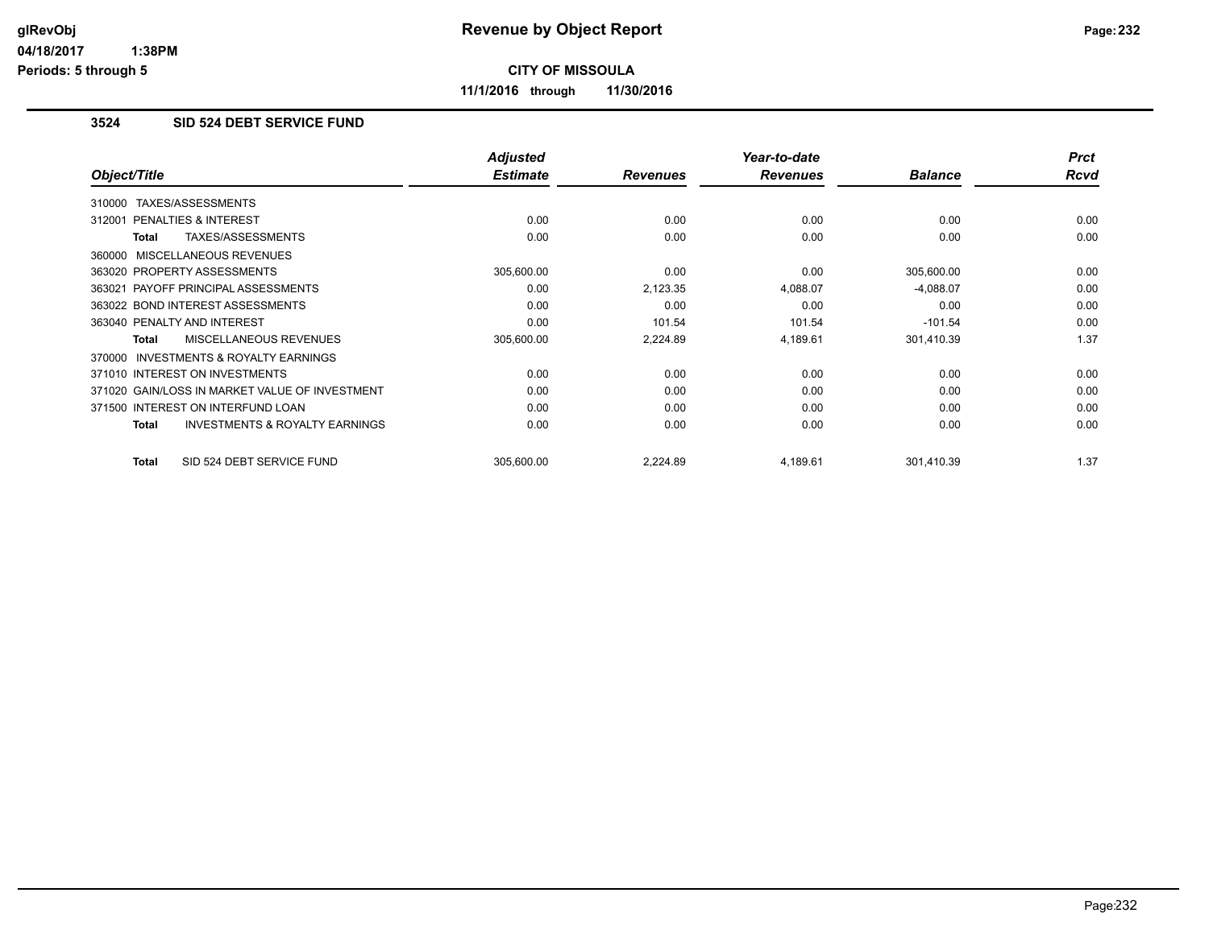**Revenue by Object Report**

**CITY OF MISSOULA**

**11/1/2016 through 11/30/2016**

glRevObj
04/18/2017 1:38PM
Periods: 5 through 5

### 3524 SID 524 DEBT SERVICE FUND

| Object/Title | Adjusted Estimate | Revenues | Year-to-date Revenues | Balance | Prct Rcvd |
|---|---|---|---|---|---|
| 310000 TAXES/ASSESSMENTS | | | | | |
| 312001 PENALTIES & INTEREST | 0.00 | 0.00 | 0.00 | 0.00 | 0.00 |
| **Total** TAXES/ASSESSMENTS | 0.00 | 0.00 | 0.00 | 0.00 | 0.00 |
| 360000 MISCELLANEOUS REVENUES | | | | | |
| 363020 PROPERTY ASSESSMENTS | 305,600.00 | 0.00 | 0.00 | 305,600.00 | 0.00 |
| 363021 PAYOFF PRINCIPAL ASSESSMENTS | 0.00 | 2,123.35 | 4,088.07 | -4,088.07 | 0.00 |
| 363022 BOND INTEREST ASSESSMENTS | 0.00 | 0.00 | 0.00 | 0.00 | 0.00 |
| 363040 PENALTY AND INTEREST | 0.00 | 101.54 | 101.54 | -101.54 | 0.00 |
| **Total** MISCELLANEOUS REVENUES | 305,600.00 | 2,224.89 | 4,189.61 | 301,410.39 | 1.37 |
| 370000 INVESTMENTS & ROYALTY EARNINGS | | | | | |
| 371010 INTEREST ON INVESTMENTS | 0.00 | 0.00 | 0.00 | 0.00 | 0.00 |
| 371020 GAIN/LOSS IN MARKET VALUE OF INVESTMENT | 0.00 | 0.00 | 0.00 | 0.00 | 0.00 |
| 371500 INTEREST ON INTERFUND LOAN | 0.00 | 0.00 | 0.00 | 0.00 | 0.00 |
| **Total** INVESTMENTS & ROYALTY EARNINGS | 0.00 | 0.00 | 0.00 | 0.00 | 0.00 |
| **Total** SID 524 DEBT SERVICE FUND | 305,600.00 | 2,224.89 | 4,189.61 | 301,410.39 | 1.37 |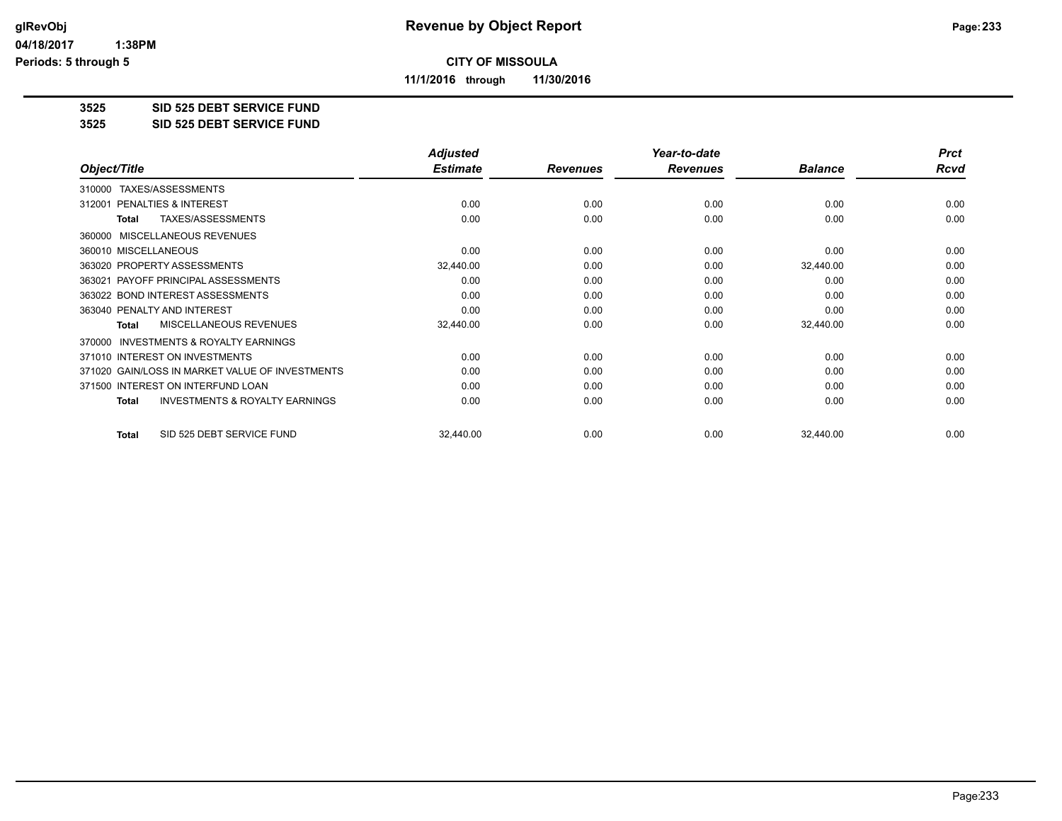**CITY OF MISSOULA**

**11/1/2016 through 11/30/2016**

**3525 SID 525 DEBT SERVICE FUND**

**3525 SID 525 DEBT SERVICE FUND**

| Object/Title | Adjusted Estimate | Revenues | Year-to-date Revenues | Balance | Prct Rcvd |
|---|---|---|---|---|---|
| 310000 TAXES/ASSESSMENTS | | | | | |
| 312001 PENALTIES & INTEREST | 0.00 | 0.00 | 0.00 | 0.00 | 0.00 |
| **Total** TAXES/ASSESSMENTS | 0.00 | 0.00 | 0.00 | 0.00 | 0.00 |
| 360000 MISCELLANEOUS REVENUES | | | | | |
| 360010 MISCELLANEOUS | 0.00 | 0.00 | 0.00 | 0.00 | 0.00 |
| 363020 PROPERTY ASSESSMENTS | 32,440.00 | 0.00 | 0.00 | 32,440.00 | 0.00 |
| 363021 PAYOFF PRINCIPAL ASSESSMENTS | 0.00 | 0.00 | 0.00 | 0.00 | 0.00 |
| 363022 BOND INTEREST ASSESSMENTS | 0.00 | 0.00 | 0.00 | 0.00 | 0.00 |
| 363040 PENALTY AND INTEREST | 0.00 | 0.00 | 0.00 | 0.00 | 0.00 |
| **Total** MISCELLANEOUS REVENUES | 32,440.00 | 0.00 | 0.00 | 32,440.00 | 0.00 |
| 370000 INVESTMENTS & ROYALTY EARNINGS | | | | | |
| 371010 INTEREST ON INVESTMENTS | 0.00 | 0.00 | 0.00 | 0.00 | 0.00 |
| 371020 GAIN/LOSS IN MARKET VALUE OF INVESTMENTS | 0.00 | 0.00 | 0.00 | 0.00 | 0.00 |
| 371500 INTEREST ON INTERFUND LOAN | 0.00 | 0.00 | 0.00 | 0.00 | 0.00 |
| **Total** INVESTMENTS & ROYALTY EARNINGS | 0.00 | 0.00 | 0.00 | 0.00 | 0.00 |
| **Total** SID 525 DEBT SERVICE FUND | 32,440.00 | 0.00 | 0.00 | 32,440.00 | 0.00 |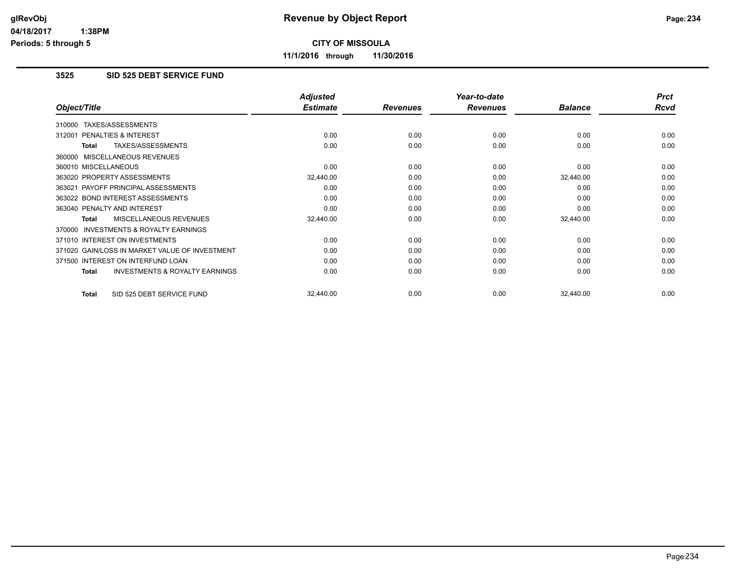# Revenue by Object Report

**CITY OF MISSOULA**

**11/1/2016 through 11/30/2016**

glRevObj
04/18/2017 1:38PM
Periods: 5 through 5

## 3525 SID 525 DEBT SERVICE FUND

| Object/Title | Adjusted Estimate | Revenues | Year-to-date Revenues | Balance | Prct Rcvd |
|---|---|---|---|---|---|
| 310000 TAXES/ASSESSMENTS | | | | | |
| 312001 PENALTIES & INTEREST | 0.00 | 0.00 | 0.00 | 0.00 | 0.00 |
| **Total** TAXES/ASSESSMENTS | 0.00 | 0.00 | 0.00 | 0.00 | 0.00 |
| 360000 MISCELLANEOUS REVENUES | | | | | |
| 360010 MISCELLANEOUS | 0.00 | 0.00 | 0.00 | 0.00 | 0.00 |
| 363020 PROPERTY ASSESSMENTS | 32,440.00 | 0.00 | 0.00 | 32,440.00 | 0.00 |
| 363021 PAYOFF PRINCIPAL ASSESSMENTS | 0.00 | 0.00 | 0.00 | 0.00 | 0.00 |
| 363022 BOND INTEREST ASSESSMENTS | 0.00 | 0.00 | 0.00 | 0.00 | 0.00 |
| 363040 PENALTY AND INTEREST | 0.00 | 0.00 | 0.00 | 0.00 | 0.00 |
| **Total** MISCELLANEOUS REVENUES | 32,440.00 | 0.00 | 0.00 | 32,440.00 | 0.00 |
| 370000 INVESTMENTS & ROYALTY EARNINGS | | | | | |
| 371010 INTEREST ON INVESTMENTS | 0.00 | 0.00 | 0.00 | 0.00 | 0.00 |
| 371020 GAIN/LOSS IN MARKET VALUE OF INVESTMENT | 0.00 | 0.00 | 0.00 | 0.00 | 0.00 |
| 371500 INTEREST ON INTERFUND LOAN | 0.00 | 0.00 | 0.00 | 0.00 | 0.00 |
| **Total** INVESTMENTS & ROYALTY EARNINGS | 0.00 | 0.00 | 0.00 | 0.00 | 0.00 |
| **Total** SID 525 DEBT SERVICE FUND | 32,440.00 | 0.00 | 0.00 | 32,440.00 | 0.00 |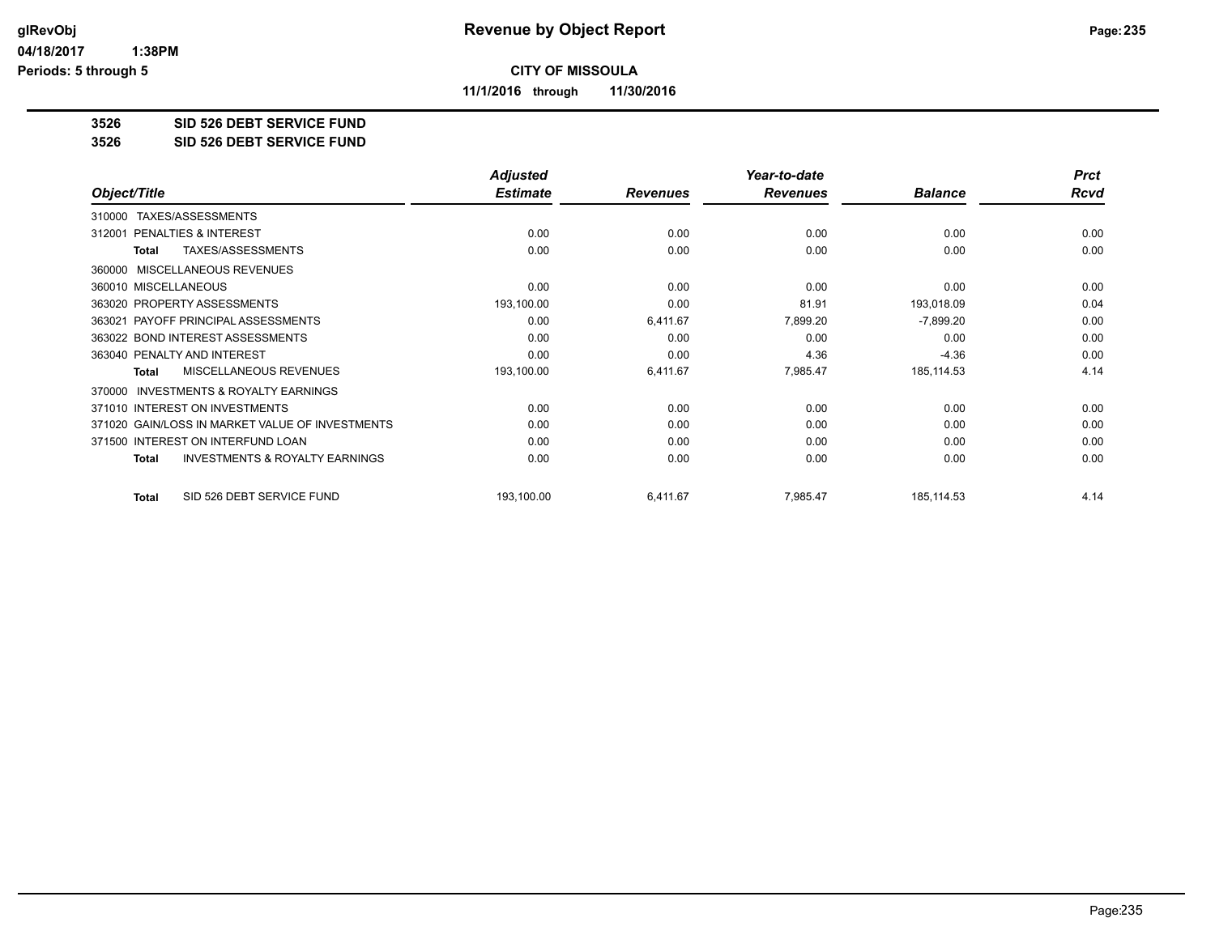**Revenue by Object Report**

**CITY OF MISSOULA**

**11/1/2016 through 11/30/2016**

glRevObj
04/18/2017 1:38PM
Periods: 5 through 5

**3526 SID 526 DEBT SERVICE FUND**
**3526 SID 526 DEBT SERVICE FUND**

| Object/Title | Adjusted Estimate | Revenues | Year-to-date Revenues | Balance | Prct Rcvd |
|---|---|---|---|---|---|
| 310000 TAXES/ASSESSMENTS | | | | | |
| 312001 PENALTIES & INTEREST | 0.00 | 0.00 | 0.00 | 0.00 | 0.00 |
| **Total** TAXES/ASSESSMENTS | 0.00 | 0.00 | 0.00 | 0.00 | 0.00 |
| 360000 MISCELLANEOUS REVENUES | | | | | |
| 360010 MISCELLANEOUS | 0.00 | 0.00 | 0.00 | 0.00 | 0.00 |
| 363020 PROPERTY ASSESSMENTS | 193,100.00 | 0.00 | 81.91 | 193,018.09 | 0.04 |
| 363021 PAYOFF PRINCIPAL ASSESSMENTS | 0.00 | 6,411.67 | 7,899.20 | -7,899.20 | 0.00 |
| 363022 BOND INTEREST ASSESSMENTS | 0.00 | 0.00 | 0.00 | 0.00 | 0.00 |
| 363040 PENALTY AND INTEREST | 0.00 | 0.00 | 4.36 | -4.36 | 0.00 |
| **Total** MISCELLANEOUS REVENUES | 193,100.00 | 6,411.67 | 7,985.47 | 185,114.53 | 4.14 |
| 370000 INVESTMENTS & ROYALTY EARNINGS | | | | | |
| 371010 INTEREST ON INVESTMENTS | 0.00 | 0.00 | 0.00 | 0.00 | 0.00 |
| 371020 GAIN/LOSS IN MARKET VALUE OF INVESTMENTS | 0.00 | 0.00 | 0.00 | 0.00 | 0.00 |
| 371500 INTEREST ON INTERFUND LOAN | 0.00 | 0.00 | 0.00 | 0.00 | 0.00 |
| **Total** INVESTMENTS & ROYALTY EARNINGS | 0.00 | 0.00 | 0.00 | 0.00 | 0.00 |
| **Total** SID 526 DEBT SERVICE FUND | 193,100.00 | 6,411.67 | 7,985.47 | 185,114.53 | 4.14 |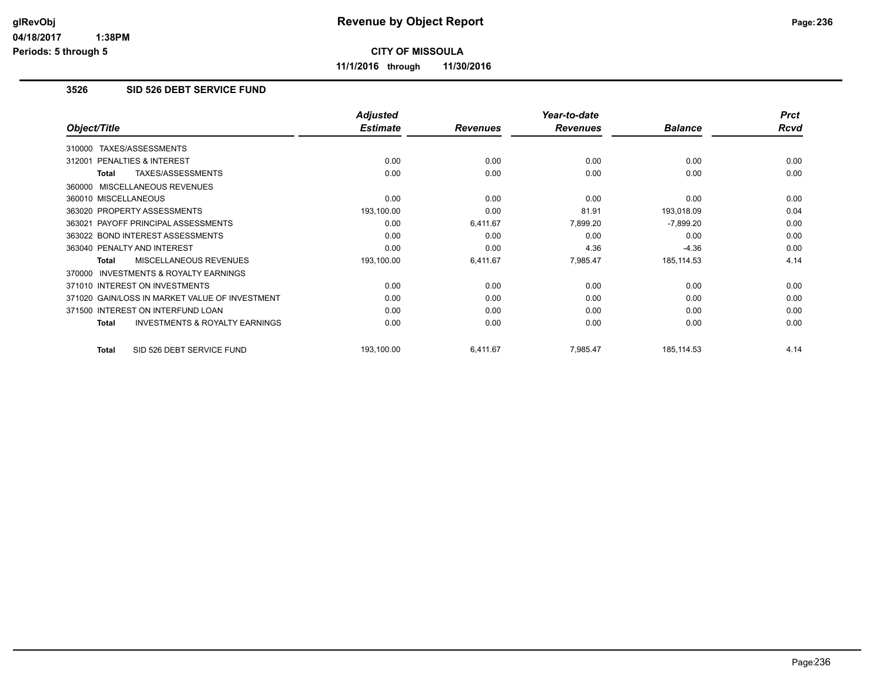# Revenue by Object Report

**CITY OF MISSOULA**

**11/1/2016 through 11/30/2016**

glRevObj
04/18/2017 1:38PM
Periods: 5 through 5

## 3526 SID 526 DEBT SERVICE FUND

| Object/Title | Adjusted Estimate | Revenues | Year-to-date Revenues | Balance | Prct Rcvd |
|---|---|---|---|---|---|
| 310000 TAXES/ASSESSMENTS | | | | | |
| 312001 PENALTIES & INTEREST | 0.00 | 0.00 | 0.00 | 0.00 | 0.00 |
| **Total** TAXES/ASSESSMENTS | 0.00 | 0.00 | 0.00 | 0.00 | 0.00 |
| 360000 MISCELLANEOUS REVENUES | | | | | |
| 360010 MISCELLANEOUS | 0.00 | 0.00 | 0.00 | 0.00 | 0.00 |
| 363020 PROPERTY ASSESSMENTS | 193,100.00 | 0.00 | 81.91 | 193,018.09 | 0.04 |
| 363021 PAYOFF PRINCIPAL ASSESSMENTS | 0.00 | 6,411.67 | 7,899.20 | -7,899.20 | 0.00 |
| 363022 BOND INTEREST ASSESSMENTS | 0.00 | 0.00 | 0.00 | 0.00 | 0.00 |
| 363040 PENALTY AND INTEREST | 0.00 | 0.00 | 4.36 | -4.36 | 0.00 |
| **Total** MISCELLANEOUS REVENUES | 193,100.00 | 6,411.67 | 7,985.47 | 185,114.53 | 4.14 |
| 370000 INVESTMENTS & ROYALTY EARNINGS | | | | | |
| 371010 INTEREST ON INVESTMENTS | 0.00 | 0.00 | 0.00 | 0.00 | 0.00 |
| 371020 GAIN/LOSS IN MARKET VALUE OF INVESTMENT | 0.00 | 0.00 | 0.00 | 0.00 | 0.00 |
| 371500 INTEREST ON INTERFUND LOAN | 0.00 | 0.00 | 0.00 | 0.00 | 0.00 |
| **Total** INVESTMENTS & ROYALTY EARNINGS | 0.00 | 0.00 | 0.00 | 0.00 | 0.00 |
| **Total** SID 526 DEBT SERVICE FUND | 193,100.00 | 6,411.67 | 7,985.47 | 185,114.53 | 4.14 |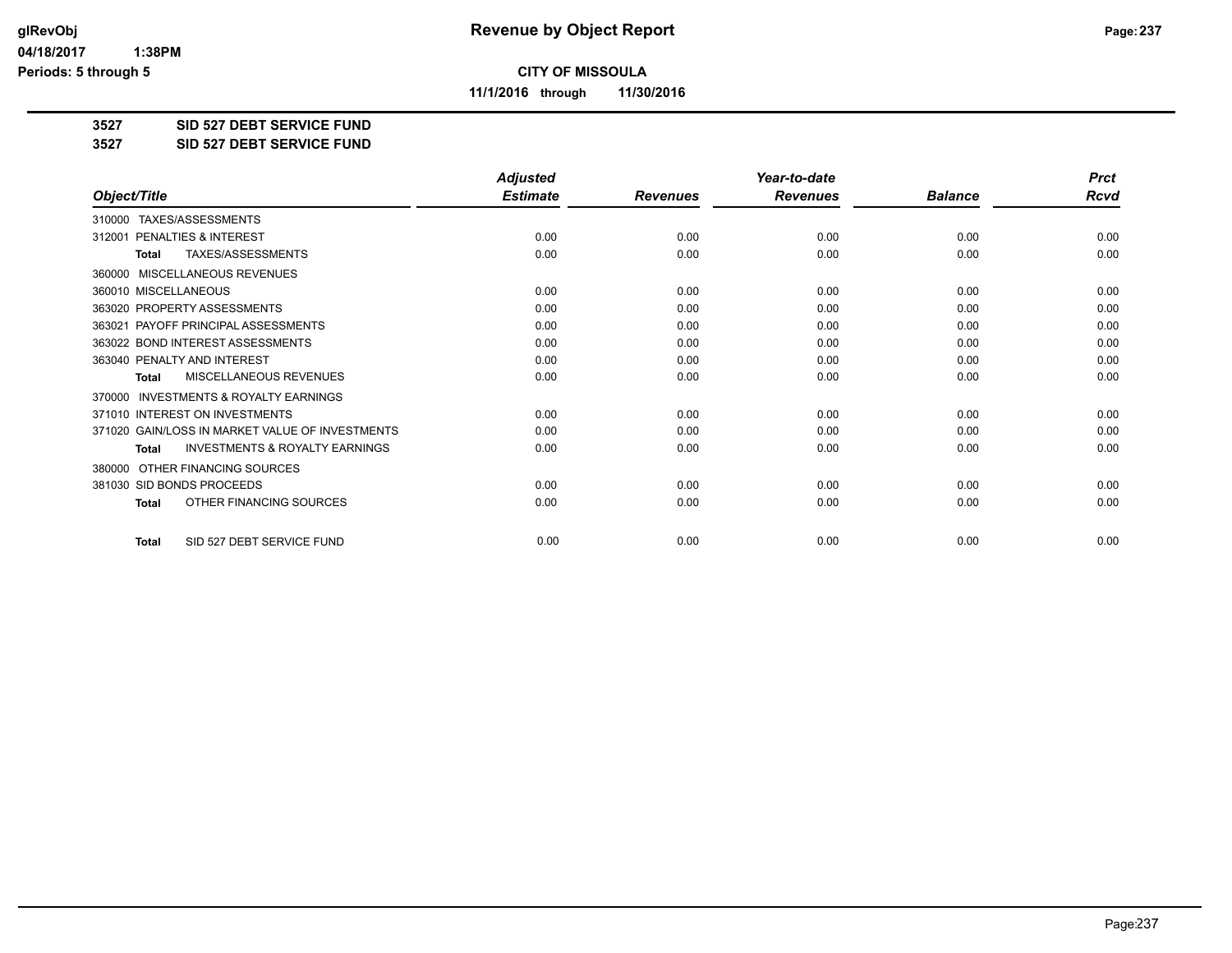**glRevObj** — **Revenue by Object Report**

**04/18/2017 1:38PM**

**Periods: 5 through 5**

**CITY OF MISSOULA**

**11/1/2016 through 11/30/2016**

**3527 SID 527 DEBT SERVICE FUND**

**3527 SID 527 DEBT SERVICE FUND**

| *Object/Title* | *Adjusted Estimate* | *Revenues* | *Year-to-date Revenues* | *Balance* | *Prct Rcvd* |
|---|---|---|---|---|---|
| 310000 TAXES/ASSESSMENTS | | | | | |
| 312001 PENALTIES & INTEREST | 0.00 | 0.00 | 0.00 | 0.00 | 0.00 |
| **Total** TAXES/ASSESSMENTS | 0.00 | 0.00 | 0.00 | 0.00 | 0.00 |
| 360000 MISCELLANEOUS REVENUES | | | | | |
| 360010 MISCELLANEOUS | 0.00 | 0.00 | 0.00 | 0.00 | 0.00 |
| 363020 PROPERTY ASSESSMENTS | 0.00 | 0.00 | 0.00 | 0.00 | 0.00 |
| 363021 PAYOFF PRINCIPAL ASSESSMENTS | 0.00 | 0.00 | 0.00 | 0.00 | 0.00 |
| 363022 BOND INTEREST ASSESSMENTS | 0.00 | 0.00 | 0.00 | 0.00 | 0.00 |
| 363040 PENALTY AND INTEREST | 0.00 | 0.00 | 0.00 | 0.00 | 0.00 |
| **Total** MISCELLANEOUS REVENUES | 0.00 | 0.00 | 0.00 | 0.00 | 0.00 |
| 370000 INVESTMENTS & ROYALTY EARNINGS | | | | | |
| 371010 INTEREST ON INVESTMENTS | 0.00 | 0.00 | 0.00 | 0.00 | 0.00 |
| 371020 GAIN/LOSS IN MARKET VALUE OF INVESTMENTS | 0.00 | 0.00 | 0.00 | 0.00 | 0.00 |
| **Total** INVESTMENTS & ROYALTY EARNINGS | 0.00 | 0.00 | 0.00 | 0.00 | 0.00 |
| 380000 OTHER FINANCING SOURCES | | | | | |
| 381030 SID BONDS PROCEEDS | 0.00 | 0.00 | 0.00 | 0.00 | 0.00 |
| **Total** OTHER FINANCING SOURCES | 0.00 | 0.00 | 0.00 | 0.00 | 0.00 |
| **Total** SID 527 DEBT SERVICE FUND | 0.00 | 0.00 | 0.00 | 0.00 | 0.00 |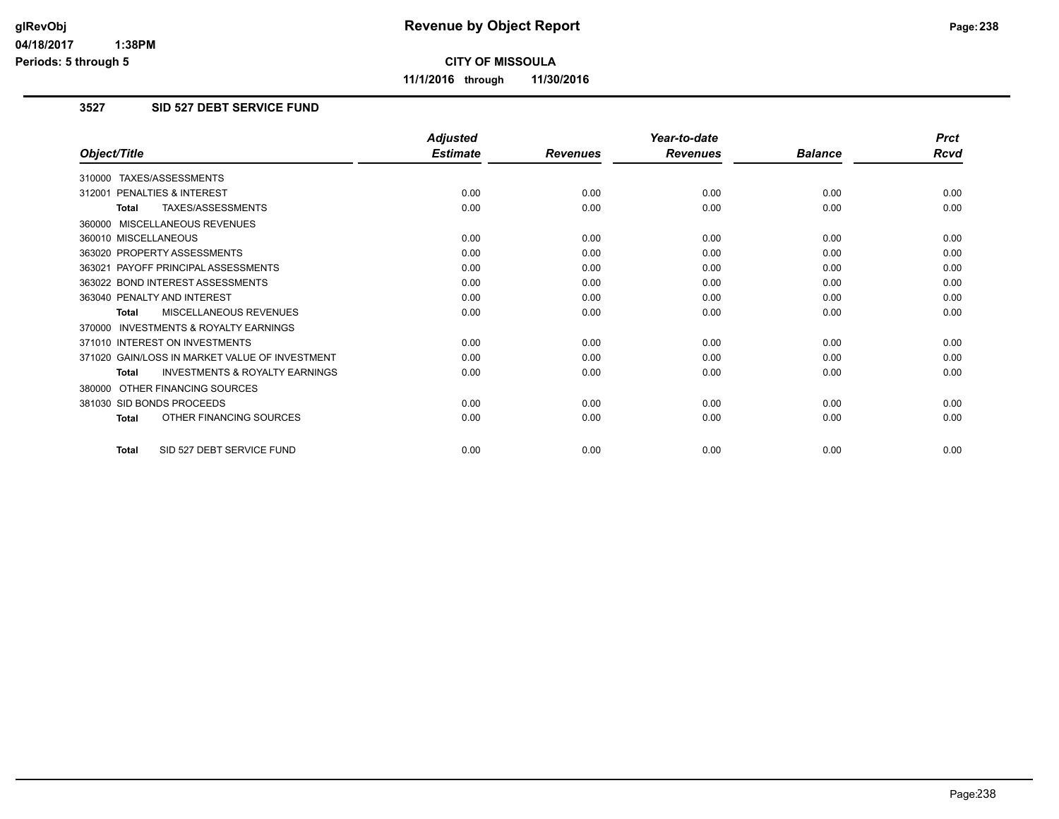# Revenue by Object Report

**CITY OF MISSOULA**

**11/1/2016 through 11/30/2016**

glRevObj
04/18/2017 1:38PM
Periods: 5 through 5

### 3527 SID 527 DEBT SERVICE FUND

| Object/Title | Adjusted Estimate | Revenues | Year-to-date Revenues | Balance | Prct Rcvd |
|---|---|---|---|---|---|
| 310000 TAXES/ASSESSMENTS | | | | | |
| 312001 PENALTIES & INTEREST | 0.00 | 0.00 | 0.00 | 0.00 | 0.00 |
| **Total** TAXES/ASSESSMENTS | 0.00 | 0.00 | 0.00 | 0.00 | 0.00 |
| 360000 MISCELLANEOUS REVENUES | | | | | |
| 360010 MISCELLANEOUS | 0.00 | 0.00 | 0.00 | 0.00 | 0.00 |
| 363020 PROPERTY ASSESSMENTS | 0.00 | 0.00 | 0.00 | 0.00 | 0.00 |
| 363021 PAYOFF PRINCIPAL ASSESSMENTS | 0.00 | 0.00 | 0.00 | 0.00 | 0.00 |
| 363022 BOND INTEREST ASSESSMENTS | 0.00 | 0.00 | 0.00 | 0.00 | 0.00 |
| 363040 PENALTY AND INTEREST | 0.00 | 0.00 | 0.00 | 0.00 | 0.00 |
| **Total** MISCELLANEOUS REVENUES | 0.00 | 0.00 | 0.00 | 0.00 | 0.00 |
| 370000 INVESTMENTS & ROYALTY EARNINGS | | | | | |
| 371010 INTEREST ON INVESTMENTS | 0.00 | 0.00 | 0.00 | 0.00 | 0.00 |
| 371020 GAIN/LOSS IN MARKET VALUE OF INVESTMENT | 0.00 | 0.00 | 0.00 | 0.00 | 0.00 |
| **Total** INVESTMENTS & ROYALTY EARNINGS | 0.00 | 0.00 | 0.00 | 0.00 | 0.00 |
| 380000 OTHER FINANCING SOURCES | | | | | |
| 381030 SID BONDS PROCEEDS | 0.00 | 0.00 | 0.00 | 0.00 | 0.00 |
| **Total** OTHER FINANCING SOURCES | 0.00 | 0.00 | 0.00 | 0.00 | 0.00 |
| **Total** SID 527 DEBT SERVICE FUND | 0.00 | 0.00 | 0.00 | 0.00 | 0.00 |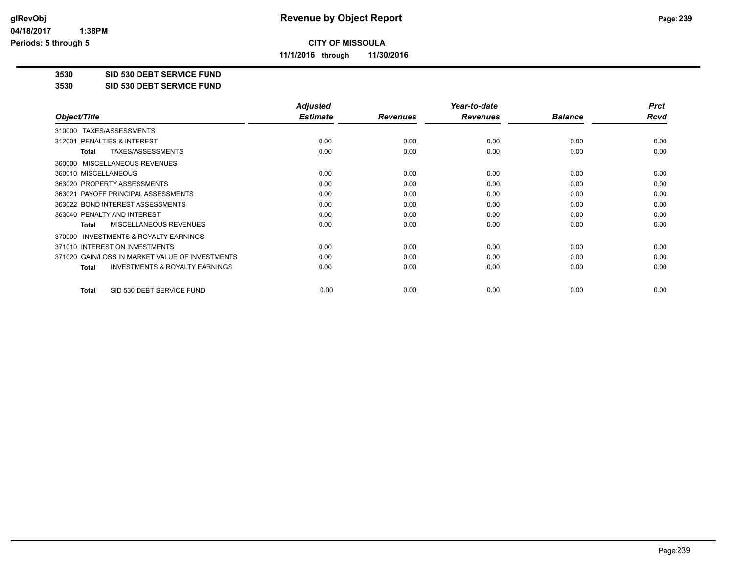**CITY OF MISSOULA**

**11/1/2016 through 11/30/2016**

**3530 SID 530 DEBT SERVICE FUND**

**3530 SID 530 DEBT SERVICE FUND**

| Object/Title | Adjusted Estimate | Revenues | Year-to-date Revenues | Balance | Prct Rcvd |
|---|---|---|---|---|---|
| 310000 TAXES/ASSESSMENTS | | | | | |
| 312001 PENALTIES & INTEREST | 0.00 | 0.00 | 0.00 | 0.00 | 0.00 |
| **Total** TAXES/ASSESSMENTS | 0.00 | 0.00 | 0.00 | 0.00 | 0.00 |
| 360000 MISCELLANEOUS REVENUES | | | | | |
| 360010 MISCELLANEOUS | 0.00 | 0.00 | 0.00 | 0.00 | 0.00 |
| 363020 PROPERTY ASSESSMENTS | 0.00 | 0.00 | 0.00 | 0.00 | 0.00 |
| 363021 PAYOFF PRINCIPAL ASSESSMENTS | 0.00 | 0.00 | 0.00 | 0.00 | 0.00 |
| 363022 BOND INTEREST ASSESSMENTS | 0.00 | 0.00 | 0.00 | 0.00 | 0.00 |
| 363040 PENALTY AND INTEREST | 0.00 | 0.00 | 0.00 | 0.00 | 0.00 |
| **Total** MISCELLANEOUS REVENUES | 0.00 | 0.00 | 0.00 | 0.00 | 0.00 |
| 370000 INVESTMENTS & ROYALTY EARNINGS | | | | | |
| 371010 INTEREST ON INVESTMENTS | 0.00 | 0.00 | 0.00 | 0.00 | 0.00 |
| 371020 GAIN/LOSS IN MARKET VALUE OF INVESTMENTS | 0.00 | 0.00 | 0.00 | 0.00 | 0.00 |
| **Total** INVESTMENTS & ROYALTY EARNINGS | 0.00 | 0.00 | 0.00 | 0.00 | 0.00 |
| **Total** SID 530 DEBT SERVICE FUND | 0.00 | 0.00 | 0.00 | 0.00 | 0.00 |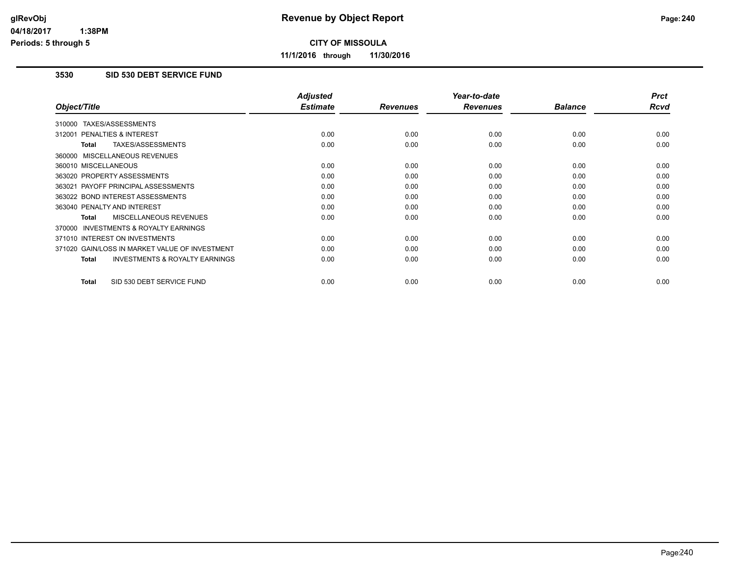**Revenue by Object Report**

**CITY OF MISSOULA**

**11/1/2016 through 11/30/2016**

### 3530 SID 530 DEBT SERVICE FUND

| Object/Title | Adjusted Estimate | Revenues | Year-to-date Revenues | Balance | Prct Rcvd |
|---|---|---|---|---|---|
| 310000 TAXES/ASSESSMENTS | | | | | |
| 312001 PENALTIES & INTEREST | 0.00 | 0.00 | 0.00 | 0.00 | 0.00 |
| **Total** TAXES/ASSESSMENTS | 0.00 | 0.00 | 0.00 | 0.00 | 0.00 |
| 360000 MISCELLANEOUS REVENUES | | | | | |
| 360010 MISCELLANEOUS | 0.00 | 0.00 | 0.00 | 0.00 | 0.00 |
| 363020 PROPERTY ASSESSMENTS | 0.00 | 0.00 | 0.00 | 0.00 | 0.00 |
| 363021 PAYOFF PRINCIPAL ASSESSMENTS | 0.00 | 0.00 | 0.00 | 0.00 | 0.00 |
| 363022 BOND INTEREST ASSESSMENTS | 0.00 | 0.00 | 0.00 | 0.00 | 0.00 |
| 363040 PENALTY AND INTEREST | 0.00 | 0.00 | 0.00 | 0.00 | 0.00 |
| **Total** MISCELLANEOUS REVENUES | 0.00 | 0.00 | 0.00 | 0.00 | 0.00 |
| 370000 INVESTMENTS & ROYALTY EARNINGS | | | | | |
| 371010 INTEREST ON INVESTMENTS | 0.00 | 0.00 | 0.00 | 0.00 | 0.00 |
| 371020 GAIN/LOSS IN MARKET VALUE OF INVESTMENT | 0.00 | 0.00 | 0.00 | 0.00 | 0.00 |
| **Total** INVESTMENTS & ROYALTY EARNINGS | 0.00 | 0.00 | 0.00 | 0.00 | 0.00 |
| **Total** SID 530 DEBT SERVICE FUND | 0.00 | 0.00 | 0.00 | 0.00 | 0.00 |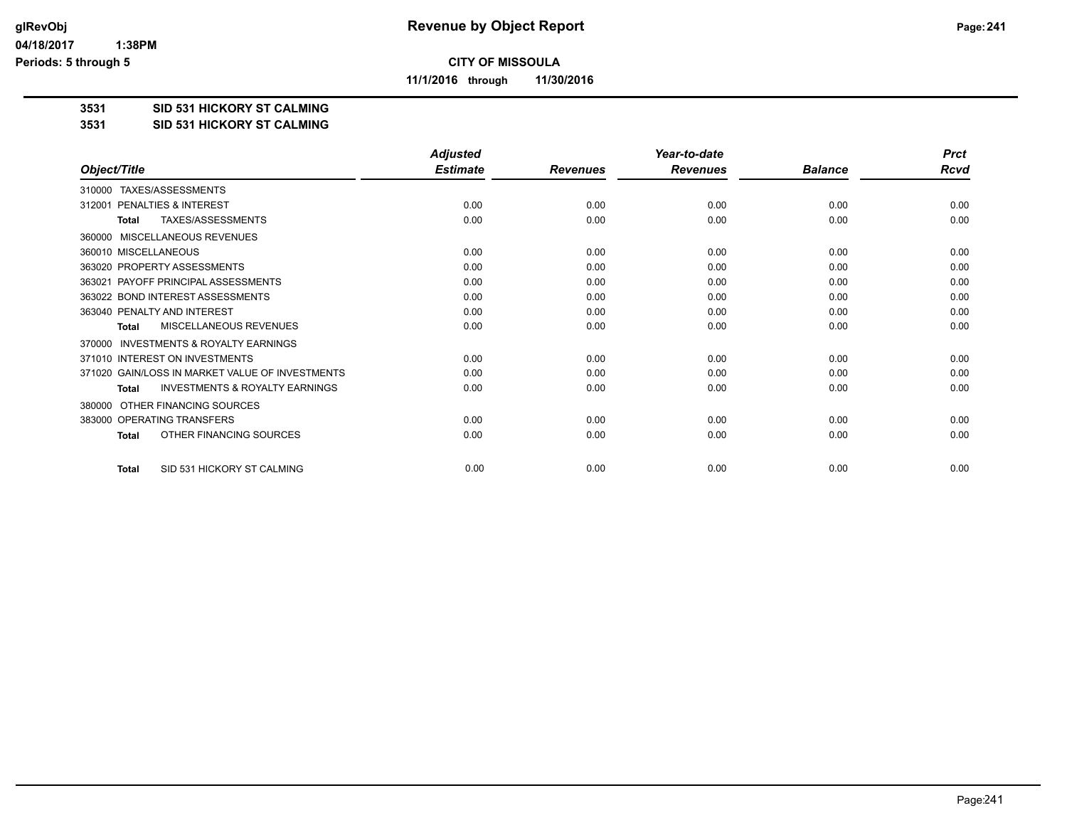**CITY OF MISSOULA**

**11/1/2016 through 11/30/2016**

**3531 SID 531 HICKORY ST CALMING**

**3531 SID 531 HICKORY ST CALMING**

| Object/Title | Adjusted Estimate | Revenues | Year-to-date Revenues | Balance | Prct Rcvd |
|---|---|---|---|---|---|
| 310000 TAXES/ASSESSMENTS | | | | | |
| 312001 PENALTIES & INTEREST | 0.00 | 0.00 | 0.00 | 0.00 | 0.00 |
| **Total** TAXES/ASSESSMENTS | 0.00 | 0.00 | 0.00 | 0.00 | 0.00 |
| 360000 MISCELLANEOUS REVENUES | | | | | |
| 360010 MISCELLANEOUS | 0.00 | 0.00 | 0.00 | 0.00 | 0.00 |
| 363020 PROPERTY ASSESSMENTS | 0.00 | 0.00 | 0.00 | 0.00 | 0.00 |
| 363021 PAYOFF PRINCIPAL ASSESSMENTS | 0.00 | 0.00 | 0.00 | 0.00 | 0.00 |
| 363022 BOND INTEREST ASSESSMENTS | 0.00 | 0.00 | 0.00 | 0.00 | 0.00 |
| 363040 PENALTY AND INTEREST | 0.00 | 0.00 | 0.00 | 0.00 | 0.00 |
| **Total** MISCELLANEOUS REVENUES | 0.00 | 0.00 | 0.00 | 0.00 | 0.00 |
| 370000 INVESTMENTS & ROYALTY EARNINGS | | | | | |
| 371010 INTEREST ON INVESTMENTS | 0.00 | 0.00 | 0.00 | 0.00 | 0.00 |
| 371020 GAIN/LOSS IN MARKET VALUE OF INVESTMENTS | 0.00 | 0.00 | 0.00 | 0.00 | 0.00 |
| **Total** INVESTMENTS & ROYALTY EARNINGS | 0.00 | 0.00 | 0.00 | 0.00 | 0.00 |
| 380000 OTHER FINANCING SOURCES | | | | | |
| 383000 OPERATING TRANSFERS | 0.00 | 0.00 | 0.00 | 0.00 | 0.00 |
| **Total** OTHER FINANCING SOURCES | 0.00 | 0.00 | 0.00 | 0.00 | 0.00 |
| **Total** SID 531 HICKORY ST CALMING | 0.00 | 0.00 | 0.00 | 0.00 | 0.00 |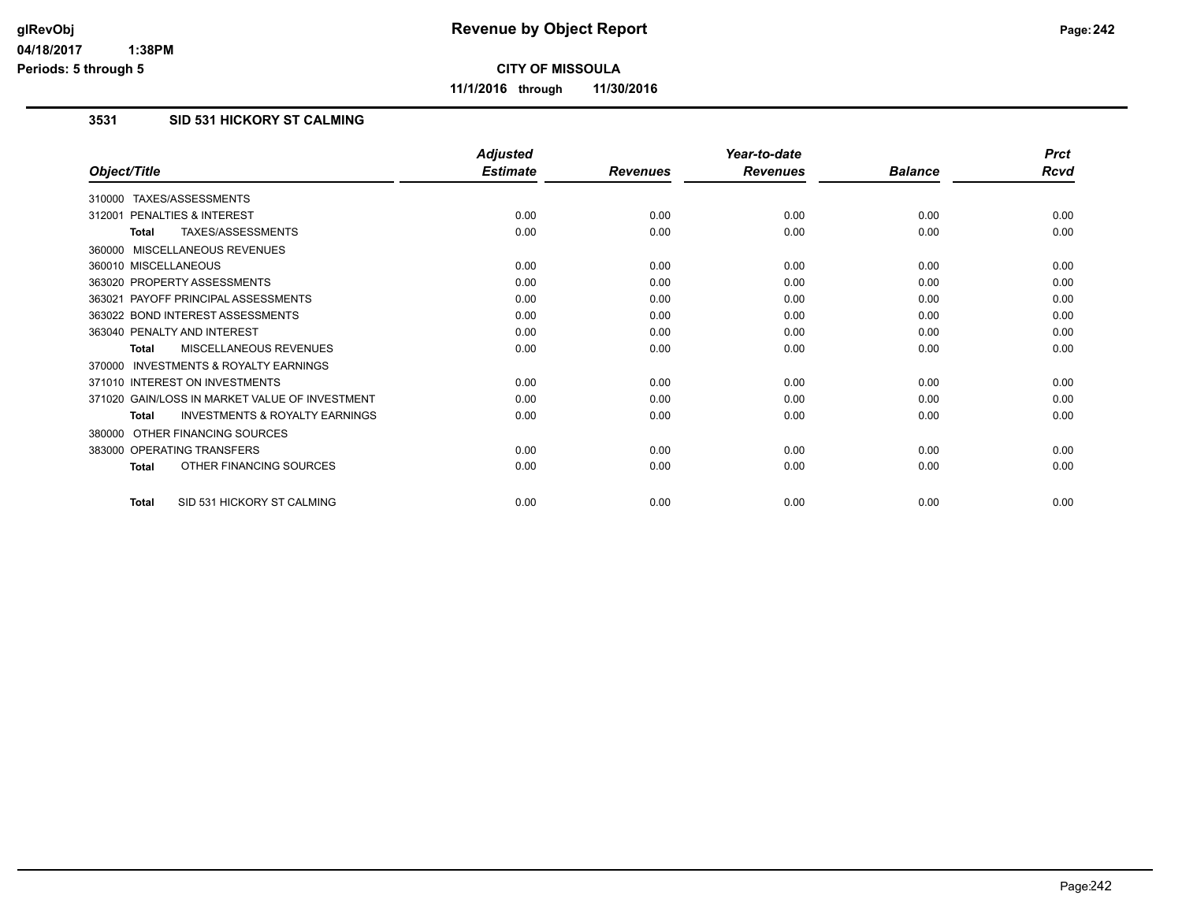**Revenue by Object Report**

**CITY OF MISSOULA**

**11/1/2016 through 11/30/2016**

### 3531 SID 531 HICKORY ST CALMING

| Object/Title | Adjusted Estimate | Revenues | Year-to-date Revenues | Balance | Prct Rcvd |
|---|---|---|---|---|---|
| 310000 TAXES/ASSESSMENTS | | | | | |
| 312001 PENALTIES & INTEREST | 0.00 | 0.00 | 0.00 | 0.00 | 0.00 |
| **Total** TAXES/ASSESSMENTS | 0.00 | 0.00 | 0.00 | 0.00 | 0.00 |
| 360000 MISCELLANEOUS REVENUES | | | | | |
| 360010 MISCELLANEOUS | 0.00 | 0.00 | 0.00 | 0.00 | 0.00 |
| 363020 PROPERTY ASSESSMENTS | 0.00 | 0.00 | 0.00 | 0.00 | 0.00 |
| 363021 PAYOFF PRINCIPAL ASSESSMENTS | 0.00 | 0.00 | 0.00 | 0.00 | 0.00 |
| 363022 BOND INTEREST ASSESSMENTS | 0.00 | 0.00 | 0.00 | 0.00 | 0.00 |
| 363040 PENALTY AND INTEREST | 0.00 | 0.00 | 0.00 | 0.00 | 0.00 |
| **Total** MISCELLANEOUS REVENUES | 0.00 | 0.00 | 0.00 | 0.00 | 0.00 |
| 370000 INVESTMENTS & ROYALTY EARNINGS | | | | | |
| 371010 INTEREST ON INVESTMENTS | 0.00 | 0.00 | 0.00 | 0.00 | 0.00 |
| 371020 GAIN/LOSS IN MARKET VALUE OF INVESTMENT | 0.00 | 0.00 | 0.00 | 0.00 | 0.00 |
| **Total** INVESTMENTS & ROYALTY EARNINGS | 0.00 | 0.00 | 0.00 | 0.00 | 0.00 |
| 380000 OTHER FINANCING SOURCES | | | | | |
| 383000 OPERATING TRANSFERS | 0.00 | 0.00 | 0.00 | 0.00 | 0.00 |
| **Total** OTHER FINANCING SOURCES | 0.00 | 0.00 | 0.00 | 0.00 | 0.00 |
| **Total** SID 531 HICKORY ST CALMING | 0.00 | 0.00 | 0.00 | 0.00 | 0.00 |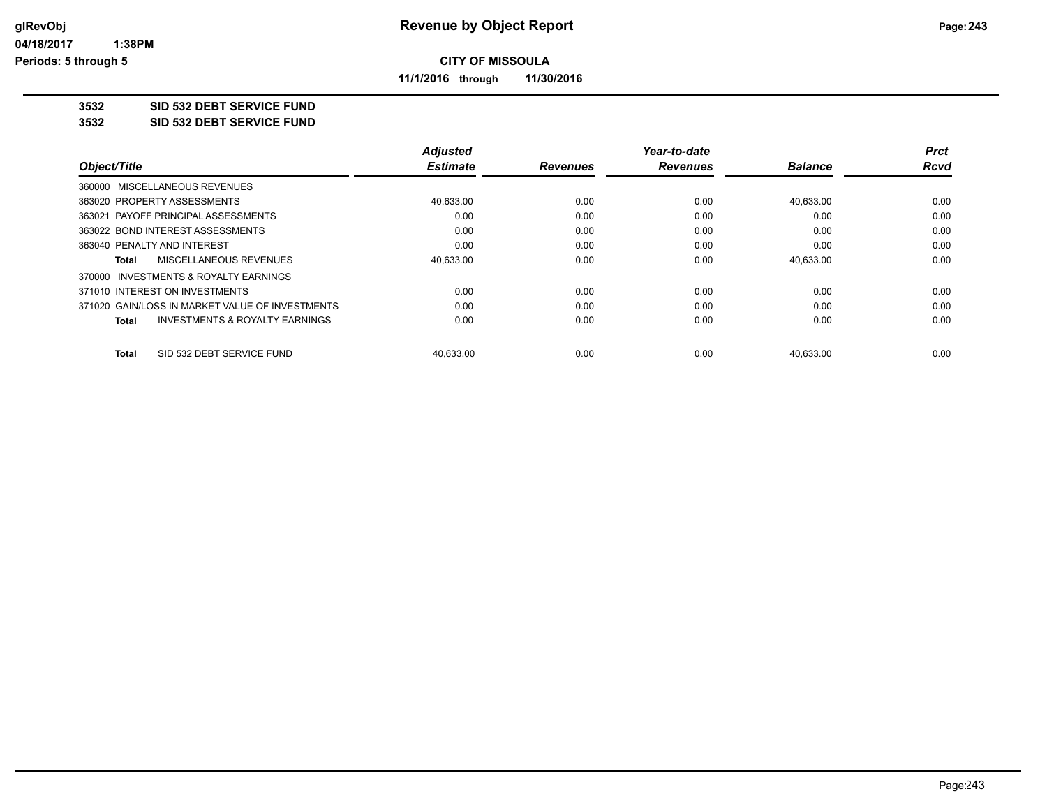# Revenue by Object Report

glRevObj
04/18/2017 1:38PM
Periods: 5 through 5

**CITY OF MISSOULA**

**11/1/2016 through 11/30/2016**

**3532 SID 532 DEBT SERVICE FUND**
**3532 SID 532 DEBT SERVICE FUND**

| Object/Title | Adjusted Estimate | Revenues | Year-to-date Revenues | Balance | Prct Rcvd |
|---|---|---|---|---|---|
| 360000 MISCELLANEOUS REVENUES | | | | | |
| 363020 PROPERTY ASSESSMENTS | 40,633.00 | 0.00 | 0.00 | 40,633.00 | 0.00 |
| 363021 PAYOFF PRINCIPAL ASSESSMENTS | 0.00 | 0.00 | 0.00 | 0.00 | 0.00 |
| 363022 BOND INTEREST ASSESSMENTS | 0.00 | 0.00 | 0.00 | 0.00 | 0.00 |
| 363040 PENALTY AND INTEREST | 0.00 | 0.00 | 0.00 | 0.00 | 0.00 |
| **Total** MISCELLANEOUS REVENUES | 40,633.00 | 0.00 | 0.00 | 40,633.00 | 0.00 |
| 370000 INVESTMENTS & ROYALTY EARNINGS | | | | | |
| 371010 INTEREST ON INVESTMENTS | 0.00 | 0.00 | 0.00 | 0.00 | 0.00 |
| 371020 GAIN/LOSS IN MARKET VALUE OF INVESTMENTS | 0.00 | 0.00 | 0.00 | 0.00 | 0.00 |
| **Total** INVESTMENTS & ROYALTY EARNINGS | 0.00 | 0.00 | 0.00 | 0.00 | 0.00 |
| **Total** SID 532 DEBT SERVICE FUND | 40,633.00 | 0.00 | 0.00 | 40,633.00 | 0.00 |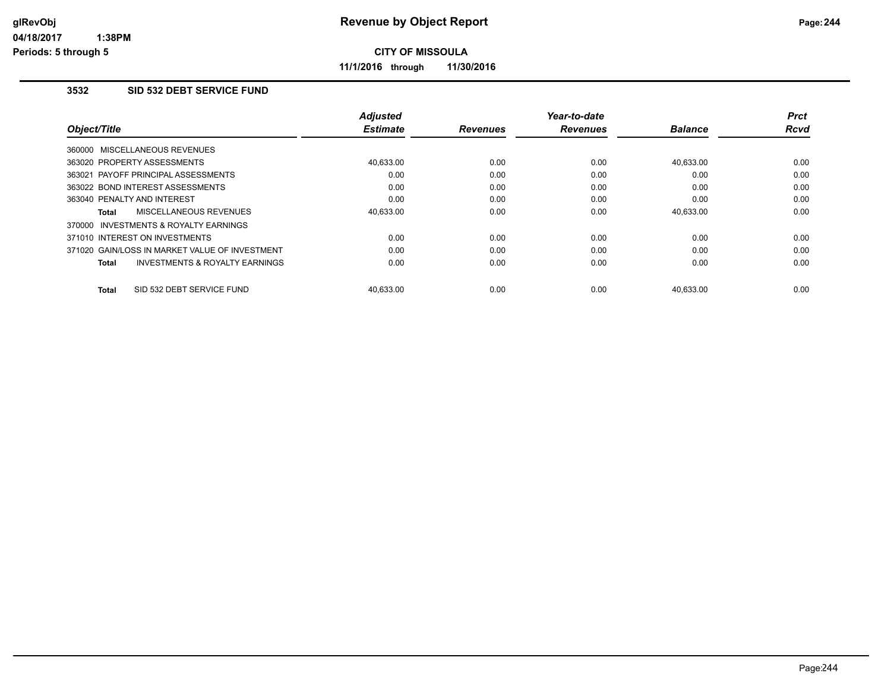**Revenue by Object Report**

**CITY OF MISSOULA**

**11/1/2016 through 11/30/2016**

glRevObj
04/18/2017 1:38PM
Periods: 5 through 5

### 3532 SID 532 DEBT SERVICE FUND

| Object/Title | Adjusted Estimate | Revenues | Year-to-date Revenues | Balance | Prct Rcvd |
|---|---|---|---|---|---|
| 360000 MISCELLANEOUS REVENUES | | | | | |
| 363020 PROPERTY ASSESSMENTS | 40,633.00 | 0.00 | 0.00 | 40,633.00 | 0.00 |
| 363021 PAYOFF PRINCIPAL ASSESSMENTS | 0.00 | 0.00 | 0.00 | 0.00 | 0.00 |
| 363022 BOND INTEREST ASSESSMENTS | 0.00 | 0.00 | 0.00 | 0.00 | 0.00 |
| 363040 PENALTY AND INTEREST | 0.00 | 0.00 | 0.00 | 0.00 | 0.00 |
| **Total** MISCELLANEOUS REVENUES | 40,633.00 | 0.00 | 0.00 | 40,633.00 | 0.00 |
| 370000 INVESTMENTS & ROYALTY EARNINGS | | | | | |
| 371010 INTEREST ON INVESTMENTS | 0.00 | 0.00 | 0.00 | 0.00 | 0.00 |
| 371020 GAIN/LOSS IN MARKET VALUE OF INVESTMENT | 0.00 | 0.00 | 0.00 | 0.00 | 0.00 |
| **Total** INVESTMENTS & ROYALTY EARNINGS | 0.00 | 0.00 | 0.00 | 0.00 | 0.00 |
| **Total** SID 532 DEBT SERVICE FUND | 40,633.00 | 0.00 | 0.00 | 40,633.00 | 0.00 |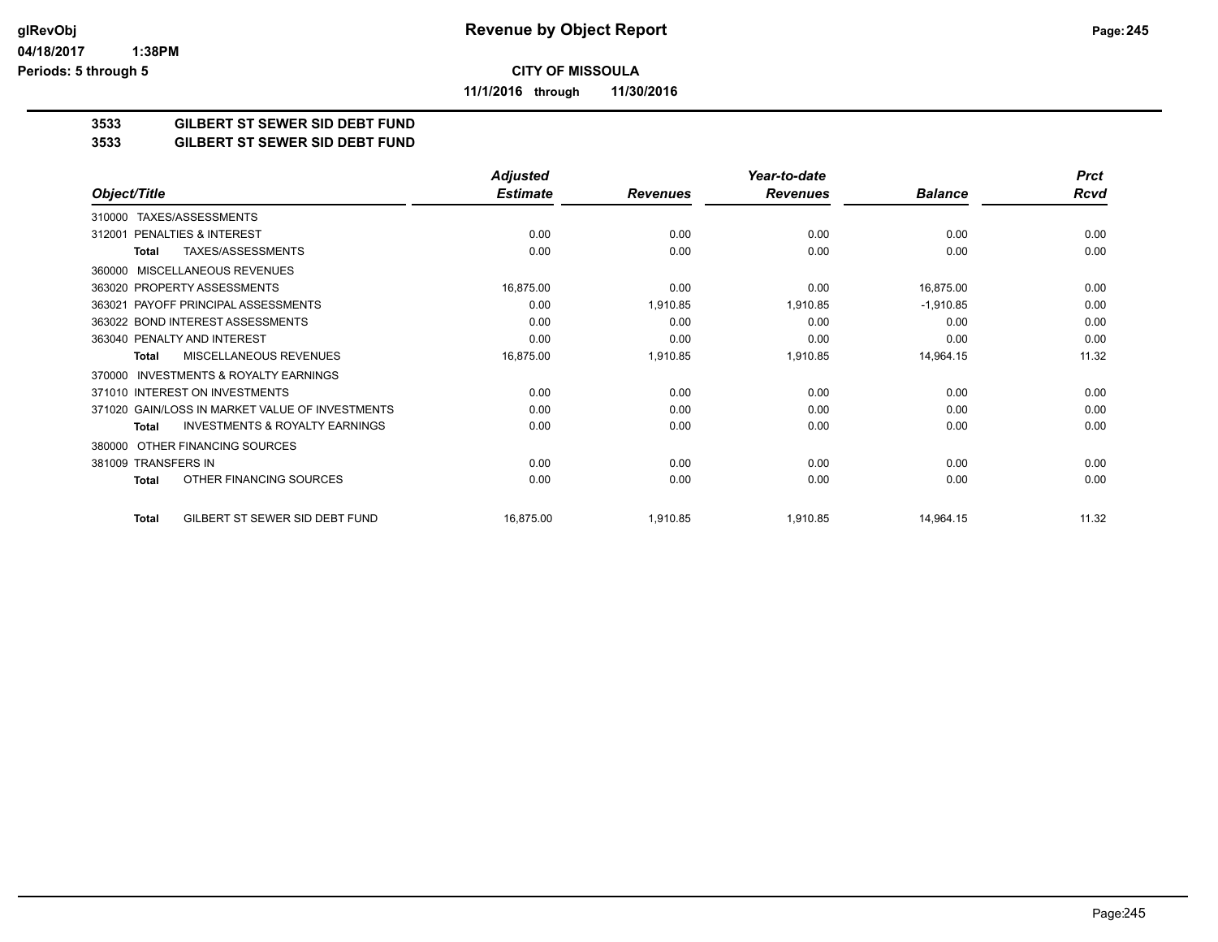**CITY OF MISSOULA**

**11/1/2016 through 11/30/2016**

# 3533 GILBERT ST SEWER SID DEBT FUND
## 3533 GILBERT ST SEWER SID DEBT FUND

| Object/Title | | Adjusted Estimate | Revenues | Year-to-date Revenues | Balance | Prct Rcvd |
|---|---|---|---|---|---|---|
| 310000 TAXES/ASSESSMENTS | | | | | | |
| 312001 PENALTIES & INTEREST | | 0.00 | 0.00 | 0.00 | 0.00 | 0.00 |
| Total | TAXES/ASSESSMENTS | 0.00 | 0.00 | 0.00 | 0.00 | 0.00 |
| 360000 MISCELLANEOUS REVENUES | | | | | | |
| 363020 PROPERTY ASSESSMENTS | | 16,875.00 | 0.00 | 0.00 | 16,875.00 | 0.00 |
| 363021 PAYOFF PRINCIPAL ASSESSMENTS | | 0.00 | 1,910.85 | 1,910.85 | -1,910.85 | 0.00 |
| 363022 BOND INTEREST ASSESSMENTS | | 0.00 | 0.00 | 0.00 | 0.00 | 0.00 |
| 363040 PENALTY AND INTEREST | | 0.00 | 0.00 | 0.00 | 0.00 | 0.00 |
| Total | MISCELLANEOUS REVENUES | 16,875.00 | 1,910.85 | 1,910.85 | 14,964.15 | 11.32 |
| 370000 INVESTMENTS & ROYALTY EARNINGS | | | | | | |
| 371010 INTEREST ON INVESTMENTS | | 0.00 | 0.00 | 0.00 | 0.00 | 0.00 |
| 371020 GAIN/LOSS IN MARKET VALUE OF INVESTMENTS | | 0.00 | 0.00 | 0.00 | 0.00 | 0.00 |
| Total | INVESTMENTS & ROYALTY EARNINGS | 0.00 | 0.00 | 0.00 | 0.00 | 0.00 |
| 380000 OTHER FINANCING SOURCES | | | | | | |
| 381009 TRANSFERS IN | | 0.00 | 0.00 | 0.00 | 0.00 | 0.00 |
| Total | OTHER FINANCING SOURCES | 0.00 | 0.00 | 0.00 | 0.00 | 0.00 |
| Total | GILBERT ST SEWER SID DEBT FUND | 16,875.00 | 1,910.85 | 1,910.85 | 14,964.15 | 11.32 |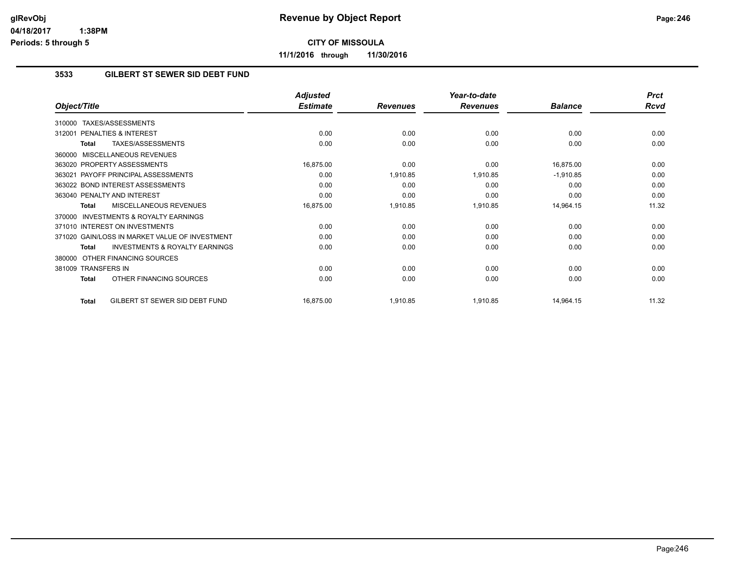**Revenue by Object Report**

**CITY OF MISSOULA**

**11/1/2016 through 11/30/2016**

glRevObj
04/18/2017 1:38PM
Periods: 5 through 5

## 3533 GILBERT ST SEWER SID DEBT FUND

| Object/Title | Adjusted Estimate | Revenues | Year-to-date Revenues | Balance | Prct Rcvd |
|---|---|---|---|---|---|
| 310000 TAXES/ASSESSMENTS | | | | | |
| 312001 PENALTIES & INTEREST | 0.00 | 0.00 | 0.00 | 0.00 | 0.00 |
| **Total** TAXES/ASSESSMENTS | 0.00 | 0.00 | 0.00 | 0.00 | 0.00 |
| 360000 MISCELLANEOUS REVENUES | | | | | |
| 363020 PROPERTY ASSESSMENTS | 16,875.00 | 0.00 | 0.00 | 16,875.00 | 0.00 |
| 363021 PAYOFF PRINCIPAL ASSESSMENTS | 0.00 | 1,910.85 | 1,910.85 | -1,910.85 | 0.00 |
| 363022 BOND INTEREST ASSESSMENTS | 0.00 | 0.00 | 0.00 | 0.00 | 0.00 |
| 363040 PENALTY AND INTEREST | 0.00 | 0.00 | 0.00 | 0.00 | 0.00 |
| **Total** MISCELLANEOUS REVENUES | 16,875.00 | 1,910.85 | 1,910.85 | 14,964.15 | 11.32 |
| 370000 INVESTMENTS & ROYALTY EARNINGS | | | | | |
| 371010 INTEREST ON INVESTMENTS | 0.00 | 0.00 | 0.00 | 0.00 | 0.00 |
| 371020 GAIN/LOSS IN MARKET VALUE OF INVESTMENT | 0.00 | 0.00 | 0.00 | 0.00 | 0.00 |
| **Total** INVESTMENTS & ROYALTY EARNINGS | 0.00 | 0.00 | 0.00 | 0.00 | 0.00 |
| 380000 OTHER FINANCING SOURCES | | | | | |
| 381009 TRANSFERS IN | 0.00 | 0.00 | 0.00 | 0.00 | 0.00 |
| **Total** OTHER FINANCING SOURCES | 0.00 | 0.00 | 0.00 | 0.00 | 0.00 |
| **Total** GILBERT ST SEWER SID DEBT FUND | 16,875.00 | 1,910.85 | 1,910.85 | 14,964.15 | 11.32 |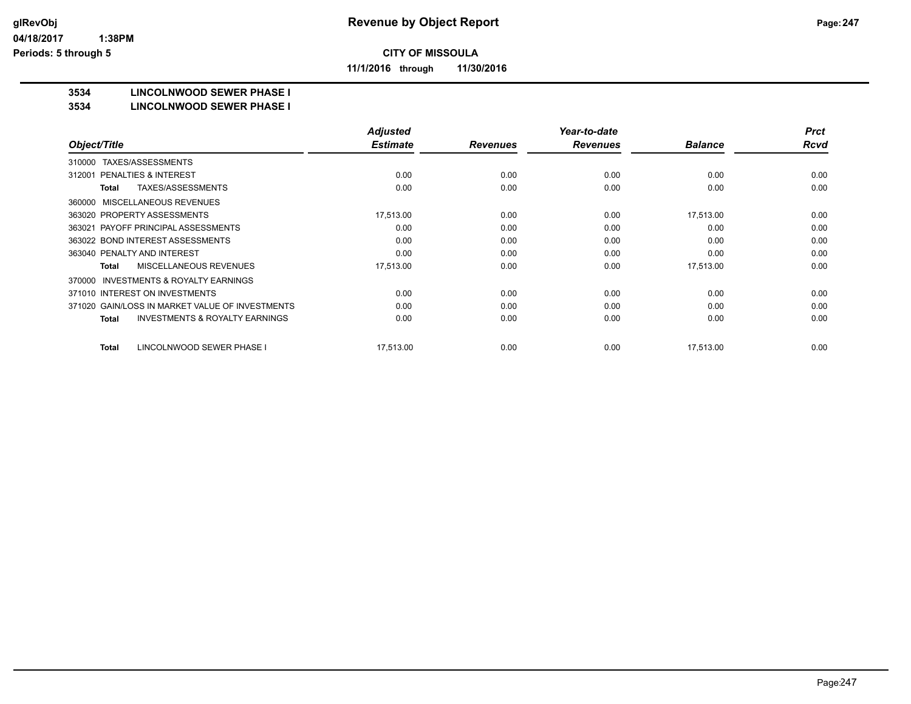**Revenue by Object Report**

**CITY OF MISSOULA**

**11/1/2016 through 11/30/2016**

glRevObj
04/18/2017 1:38PM
Periods: 5 through 5

## 3534 LINCOLNWOOD SEWER PHASE I
## 3534 LINCOLNWOOD SEWER PHASE I

| Object/Title | Adjusted Estimate | Revenues | Year-to-date Revenues | Balance | Prct Rcvd |
|---|---|---|---|---|---|
| 310000 TAXES/ASSESSMENTS | | | | | |
| 312001 PENALTIES & INTEREST | 0.00 | 0.00 | 0.00 | 0.00 | 0.00 |
| **Total** TAXES/ASSESSMENTS | 0.00 | 0.00 | 0.00 | 0.00 | 0.00 |
| 360000 MISCELLANEOUS REVENUES | | | | | |
| 363020 PROPERTY ASSESSMENTS | 17,513.00 | 0.00 | 0.00 | 17,513.00 | 0.00 |
| 363021 PAYOFF PRINCIPAL ASSESSMENTS | 0.00 | 0.00 | 0.00 | 0.00 | 0.00 |
| 363022 BOND INTEREST ASSESSMENTS | 0.00 | 0.00 | 0.00 | 0.00 | 0.00 |
| 363040 PENALTY AND INTEREST | 0.00 | 0.00 | 0.00 | 0.00 | 0.00 |
| **Total** MISCELLANEOUS REVENUES | 17,513.00 | 0.00 | 0.00 | 17,513.00 | 0.00 |
| 370000 INVESTMENTS & ROYALTY EARNINGS | | | | | |
| 371010 INTEREST ON INVESTMENTS | 0.00 | 0.00 | 0.00 | 0.00 | 0.00 |
| 371020 GAIN/LOSS IN MARKET VALUE OF INVESTMENTS | 0.00 | 0.00 | 0.00 | 0.00 | 0.00 |
| **Total** INVESTMENTS & ROYALTY EARNINGS | 0.00 | 0.00 | 0.00 | 0.00 | 0.00 |
| **Total** LINCOLNWOOD SEWER PHASE I | 17,513.00 | 0.00 | 0.00 | 17,513.00 | 0.00 |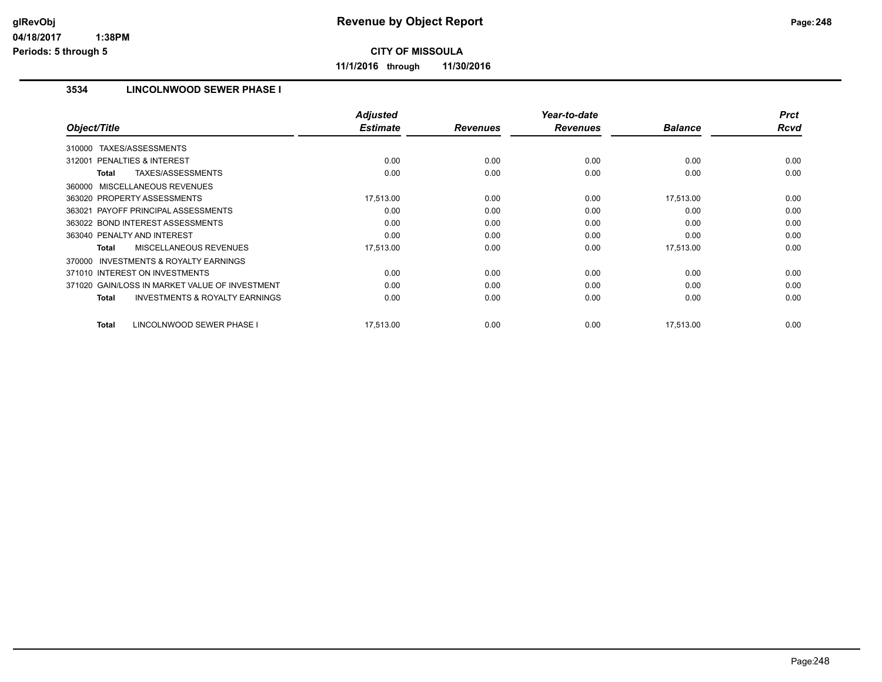**Revenue by Object Report**

**CITY OF MISSOULA**

**11/1/2016 through 11/30/2016**

### 3534 LINCOLNWOOD SEWER PHASE I

| Object/Title | Adjusted Estimate | Revenues | Year-to-date Revenues | Balance | Prct Rcvd |
|---|---|---|---|---|---|
| 310000 TAXES/ASSESSMENTS | | | | | |
| 312001 PENALTIES & INTEREST | 0.00 | 0.00 | 0.00 | 0.00 | 0.00 |
| **Total** TAXES/ASSESSMENTS | 0.00 | 0.00 | 0.00 | 0.00 | 0.00 |
| 360000 MISCELLANEOUS REVENUES | | | | | |
| 363020 PROPERTY ASSESSMENTS | 17,513.00 | 0.00 | 0.00 | 17,513.00 | 0.00 |
| 363021 PAYOFF PRINCIPAL ASSESSMENTS | 0.00 | 0.00 | 0.00 | 0.00 | 0.00 |
| 363022 BOND INTEREST ASSESSMENTS | 0.00 | 0.00 | 0.00 | 0.00 | 0.00 |
| 363040 PENALTY AND INTEREST | 0.00 | 0.00 | 0.00 | 0.00 | 0.00 |
| **Total** MISCELLANEOUS REVENUES | 17,513.00 | 0.00 | 0.00 | 17,513.00 | 0.00 |
| 370000 INVESTMENTS & ROYALTY EARNINGS | | | | | |
| 371010 INTEREST ON INVESTMENTS | 0.00 | 0.00 | 0.00 | 0.00 | 0.00 |
| 371020 GAIN/LOSS IN MARKET VALUE OF INVESTMENT | 0.00 | 0.00 | 0.00 | 0.00 | 0.00 |
| **Total** INVESTMENTS & ROYALTY EARNINGS | 0.00 | 0.00 | 0.00 | 0.00 | 0.00 |
| **Total** LINCOLNWOOD SEWER PHASE I | 17,513.00 | 0.00 | 0.00 | 17,513.00 | 0.00 |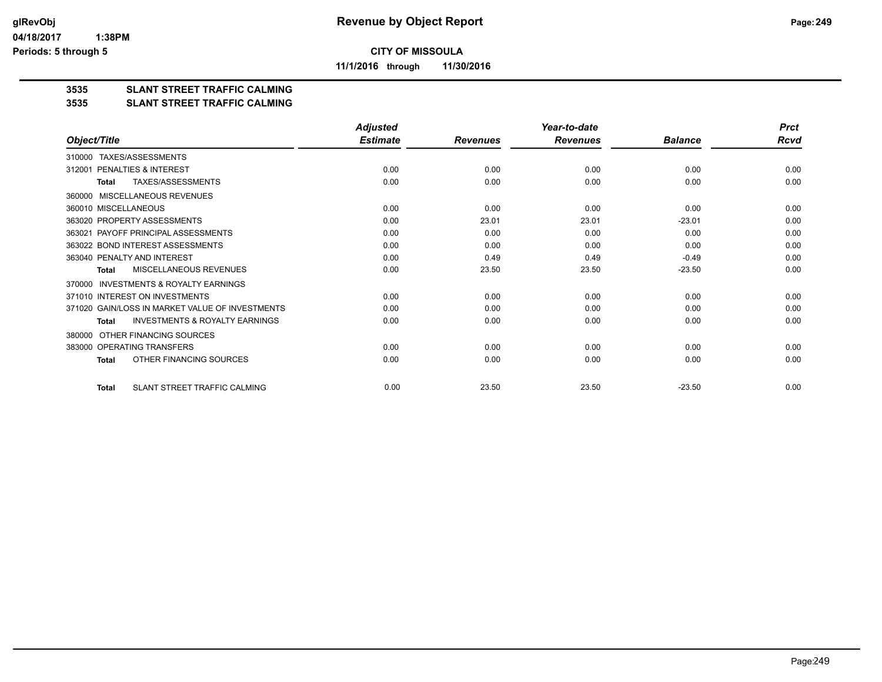**glRevObj** **Revenue by Object Report**

**04/18/2017 1:38PM**

**Periods: 5 through 5**

**CITY OF MISSOULA**

**11/1/2016 through 11/30/2016**

**3535 SLANT STREET TRAFFIC CALMING**

**3535 SLANT STREET TRAFFIC CALMING**

| Object/Title | Adjusted Estimate | Revenues | Year-to-date Revenues | Balance | Prct Rcvd |
|---|---|---|---|---|---|
| 310000 TAXES/ASSESSMENTS | | | | | |
| 312001 PENALTIES & INTEREST | 0.00 | 0.00 | 0.00 | 0.00 | 0.00 |
| **Total** TAXES/ASSESSMENTS | 0.00 | 0.00 | 0.00 | 0.00 | 0.00 |
| 360000 MISCELLANEOUS REVENUES | | | | | |
| 360010 MISCELLANEOUS | 0.00 | 0.00 | 0.00 | 0.00 | 0.00 |
| 363020 PROPERTY ASSESSMENTS | 0.00 | 23.01 | 23.01 | -23.01 | 0.00 |
| 363021 PAYOFF PRINCIPAL ASSESSMENTS | 0.00 | 0.00 | 0.00 | 0.00 | 0.00 |
| 363022 BOND INTEREST ASSESSMENTS | 0.00 | 0.00 | 0.00 | 0.00 | 0.00 |
| 363040 PENALTY AND INTEREST | 0.00 | 0.49 | 0.49 | -0.49 | 0.00 |
| **Total** MISCELLANEOUS REVENUES | 0.00 | 23.50 | 23.50 | -23.50 | 0.00 |
| 370000 INVESTMENTS & ROYALTY EARNINGS | | | | | |
| 371010 INTEREST ON INVESTMENTS | 0.00 | 0.00 | 0.00 | 0.00 | 0.00 |
| 371020 GAIN/LOSS IN MARKET VALUE OF INVESTMENTS | 0.00 | 0.00 | 0.00 | 0.00 | 0.00 |
| **Total** INVESTMENTS & ROYALTY EARNINGS | 0.00 | 0.00 | 0.00 | 0.00 | 0.00 |
| 380000 OTHER FINANCING SOURCES | | | | | |
| 383000 OPERATING TRANSFERS | 0.00 | 0.00 | 0.00 | 0.00 | 0.00 |
| **Total** OTHER FINANCING SOURCES | 0.00 | 0.00 | 0.00 | 0.00 | 0.00 |
| **Total** SLANT STREET TRAFFIC CALMING | 0.00 | 23.50 | 23.50 | -23.50 | 0.00 |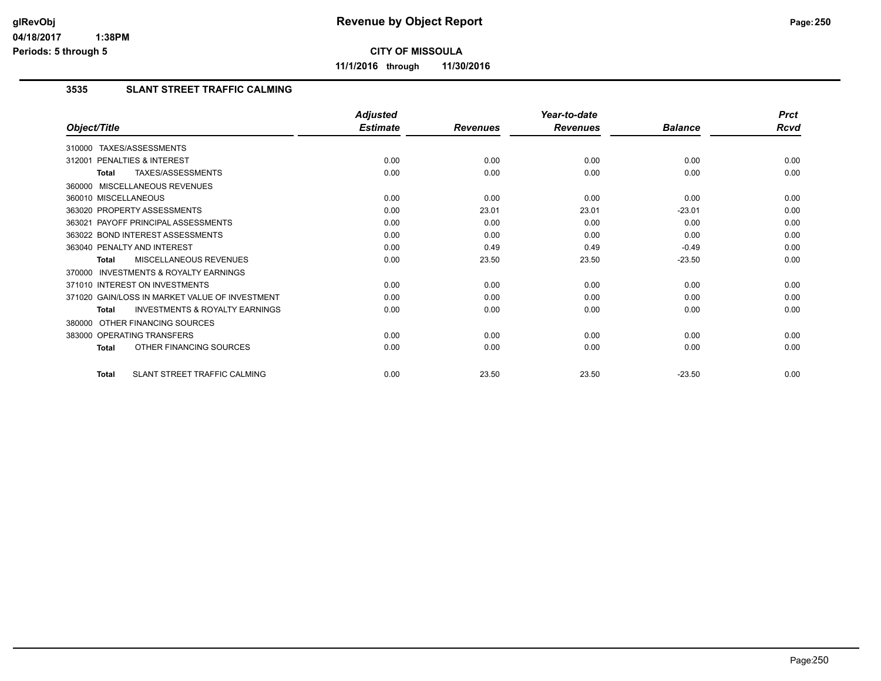# Revenue by Object Report

**CITY OF MISSOULA**

**11/1/2016 through 11/30/2016**

glRevObj
04/18/2017 1:38PM
Periods: 5 through 5

### 3535 SLANT STREET TRAFFIC CALMING

| Object/Title | Adjusted Estimate | Revenues | Year-to-date Revenues | Balance | Prct Rcvd |
|---|---|---|---|---|---|
| 310000 TAXES/ASSESSMENTS | | | | | |
| 312001 PENALTIES & INTEREST | 0.00 | 0.00 | 0.00 | 0.00 | 0.00 |
| **Total** TAXES/ASSESSMENTS | 0.00 | 0.00 | 0.00 | 0.00 | 0.00 |
| 360000 MISCELLANEOUS REVENUES | | | | | |
| 360010 MISCELLANEOUS | 0.00 | 0.00 | 0.00 | 0.00 | 0.00 |
| 363020 PROPERTY ASSESSMENTS | 0.00 | 23.01 | 23.01 | -23.01 | 0.00 |
| 363021 PAYOFF PRINCIPAL ASSESSMENTS | 0.00 | 0.00 | 0.00 | 0.00 | 0.00 |
| 363022 BOND INTEREST ASSESSMENTS | 0.00 | 0.00 | 0.00 | 0.00 | 0.00 |
| 363040 PENALTY AND INTEREST | 0.00 | 0.49 | 0.49 | -0.49 | 0.00 |
| **Total** MISCELLANEOUS REVENUES | 0.00 | 23.50 | 23.50 | -23.50 | 0.00 |
| 370000 INVESTMENTS & ROYALTY EARNINGS | | | | | |
| 371010 INTEREST ON INVESTMENTS | 0.00 | 0.00 | 0.00 | 0.00 | 0.00 |
| 371020 GAIN/LOSS IN MARKET VALUE OF INVESTMENT | 0.00 | 0.00 | 0.00 | 0.00 | 0.00 |
| **Total** INVESTMENTS & ROYALTY EARNINGS | 0.00 | 0.00 | 0.00 | 0.00 | 0.00 |
| 380000 OTHER FINANCING SOURCES | | | | | |
| 383000 OPERATING TRANSFERS | 0.00 | 0.00 | 0.00 | 0.00 | 0.00 |
| **Total** OTHER FINANCING SOURCES | 0.00 | 0.00 | 0.00 | 0.00 | 0.00 |
| **Total** SLANT STREET TRAFFIC CALMING | 0.00 | 23.50 | 23.50 | -23.50 | 0.00 |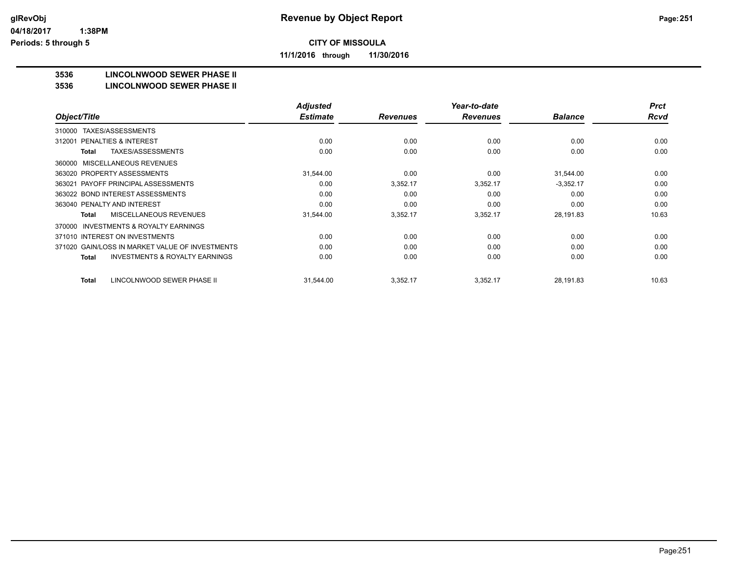# Revenue by Object Report

**CITY OF MISSOULA**

**11/1/2016 through 11/30/2016**

glRevObj
04/18/2017 1:38PM
Periods: 5 through 5

## 3536 LINCOLNWOOD SEWER PHASE II
## 3536 LINCOLNWOOD SEWER PHASE II

| Object/Title | Adjusted Estimate | Revenues | Year-to-date Revenues | Balance | Prct Rcvd |
|---|---|---|---|---|---|
| 310000 TAXES/ASSESSMENTS | | | | | |
| 312001 PENALTIES & INTEREST | 0.00 | 0.00 | 0.00 | 0.00 | 0.00 |
| **Total** TAXES/ASSESSMENTS | 0.00 | 0.00 | 0.00 | 0.00 | 0.00 |
| 360000 MISCELLANEOUS REVENUES | | | | | |
| 363020 PROPERTY ASSESSMENTS | 31,544.00 | 0.00 | 0.00 | 31,544.00 | 0.00 |
| 363021 PAYOFF PRINCIPAL ASSESSMENTS | 0.00 | 3,352.17 | 3,352.17 | -3,352.17 | 0.00 |
| 363022 BOND INTEREST ASSESSMENTS | 0.00 | 0.00 | 0.00 | 0.00 | 0.00 |
| 363040 PENALTY AND INTEREST | 0.00 | 0.00 | 0.00 | 0.00 | 0.00 |
| **Total** MISCELLANEOUS REVENUES | 31,544.00 | 3,352.17 | 3,352.17 | 28,191.83 | 10.63 |
| 370000 INVESTMENTS & ROYALTY EARNINGS | | | | | |
| 371010 INTEREST ON INVESTMENTS | 0.00 | 0.00 | 0.00 | 0.00 | 0.00 |
| 371020 GAIN/LOSS IN MARKET VALUE OF INVESTMENTS | 0.00 | 0.00 | 0.00 | 0.00 | 0.00 |
| **Total** INVESTMENTS & ROYALTY EARNINGS | 0.00 | 0.00 | 0.00 | 0.00 | 0.00 |
| **Total** LINCOLNWOOD SEWER PHASE II | 31,544.00 | 3,352.17 | 3,352.17 | 28,191.83 | 10.63 |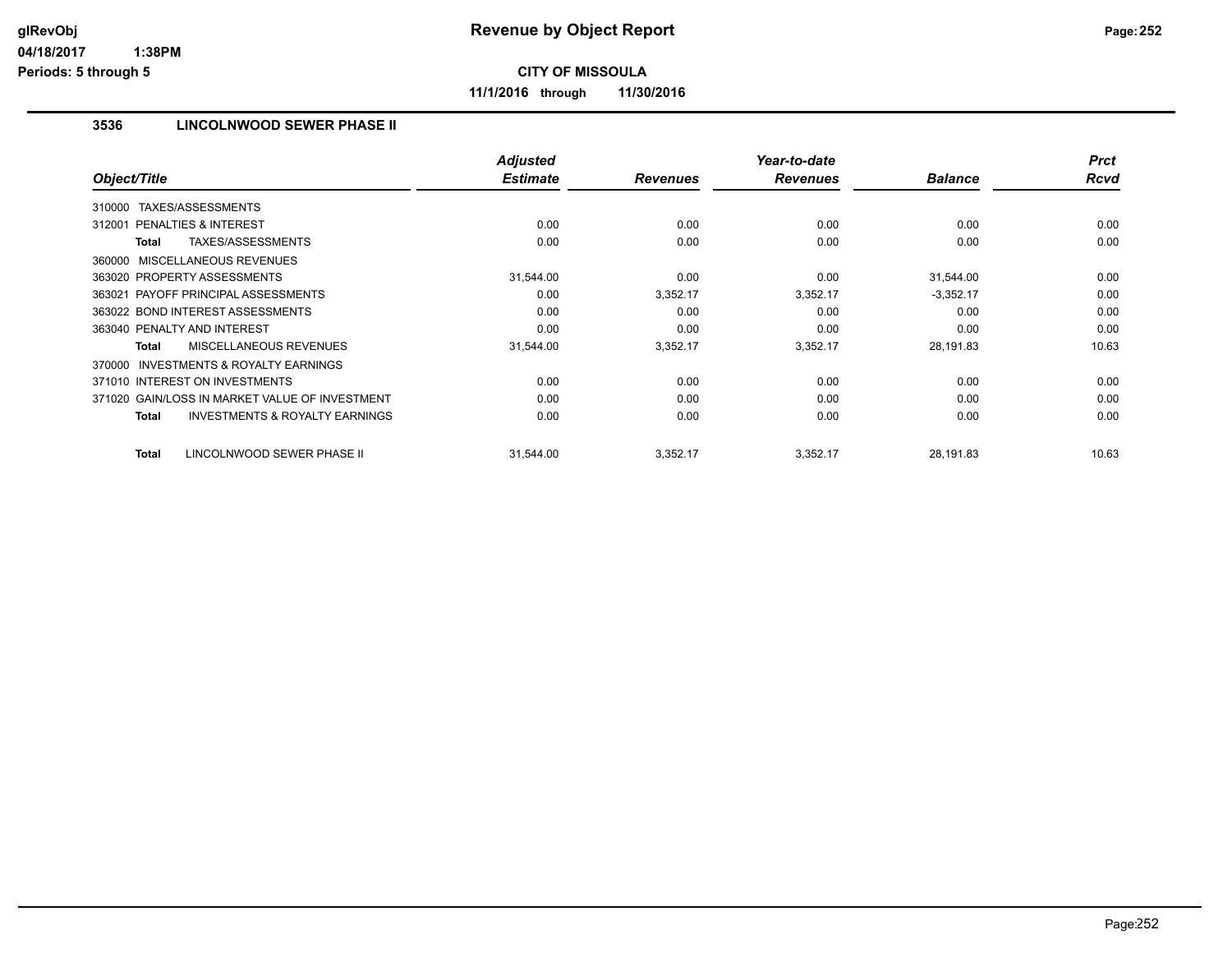# Revenue by Object Report

glRevObj
04/18/2017 1:38PM
Periods: 5 through 5

**CITY OF MISSOULA**

**11/1/2016 through 11/30/2016**

## 3536 LINCOLNWOOD SEWER PHASE II

| Object/Title | Adjusted Estimate | Revenues | Year-to-date Revenues | Balance | Prct Rcvd |
|---|---|---|---|---|---|
| 310000 TAXES/ASSESSMENTS | | | | | |
| 312001 PENALTIES & INTEREST | 0.00 | 0.00 | 0.00 | 0.00 | 0.00 |
| **Total** TAXES/ASSESSMENTS | 0.00 | 0.00 | 0.00 | 0.00 | 0.00 |
| 360000 MISCELLANEOUS REVENUES | | | | | |
| 363020 PROPERTY ASSESSMENTS | 31,544.00 | 0.00 | 0.00 | 31,544.00 | 0.00 |
| 363021 PAYOFF PRINCIPAL ASSESSMENTS | 0.00 | 3,352.17 | 3,352.17 | -3,352.17 | 0.00 |
| 363022 BOND INTEREST ASSESSMENTS | 0.00 | 0.00 | 0.00 | 0.00 | 0.00 |
| 363040 PENALTY AND INTEREST | 0.00 | 0.00 | 0.00 | 0.00 | 0.00 |
| **Total** MISCELLANEOUS REVENUES | 31,544.00 | 3,352.17 | 3,352.17 | 28,191.83 | 10.63 |
| 370000 INVESTMENTS & ROYALTY EARNINGS | | | | | |
| 371010 INTEREST ON INVESTMENTS | 0.00 | 0.00 | 0.00 | 0.00 | 0.00 |
| 371020 GAIN/LOSS IN MARKET VALUE OF INVESTMENT | 0.00 | 0.00 | 0.00 | 0.00 | 0.00 |
| **Total** INVESTMENTS & ROYALTY EARNINGS | 0.00 | 0.00 | 0.00 | 0.00 | 0.00 |
| **Total** LINCOLNWOOD SEWER PHASE II | 31,544.00 | 3,352.17 | 3,352.17 | 28,191.83 | 10.63 |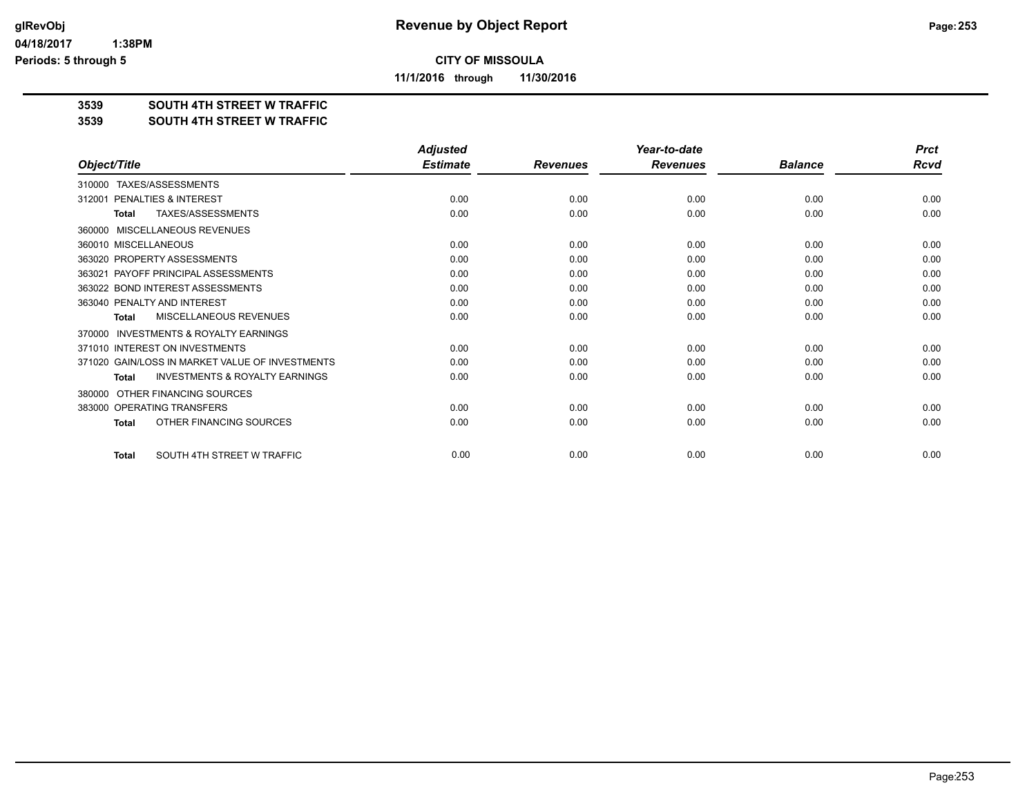# Revenue by Object Report

glRevObj
04/18/2017 1:38PM
Periods: 5 through 5

**CITY OF MISSOULA**

**11/1/2016 through 11/30/2016**

**3539 SOUTH 4TH STREET W TRAFFIC**
**3539 SOUTH 4TH STREET W TRAFFIC**

| Object/Title | Adjusted Estimate | Revenues | Year-to-date Revenues | Balance | Prct Rcvd |
|---|---|---|---|---|---|
| 310000 TAXES/ASSESSMENTS | | | | | |
| 312001 PENALTIES & INTEREST | 0.00 | 0.00 | 0.00 | 0.00 | 0.00 |
| **Total** TAXES/ASSESSMENTS | 0.00 | 0.00 | 0.00 | 0.00 | 0.00 |
| 360000 MISCELLANEOUS REVENUES | | | | | |
| 360010 MISCELLANEOUS | 0.00 | 0.00 | 0.00 | 0.00 | 0.00 |
| 363020 PROPERTY ASSESSMENTS | 0.00 | 0.00 | 0.00 | 0.00 | 0.00 |
| 363021 PAYOFF PRINCIPAL ASSESSMENTS | 0.00 | 0.00 | 0.00 | 0.00 | 0.00 |
| 363022 BOND INTEREST ASSESSMENTS | 0.00 | 0.00 | 0.00 | 0.00 | 0.00 |
| 363040 PENALTY AND INTEREST | 0.00 | 0.00 | 0.00 | 0.00 | 0.00 |
| **Total** MISCELLANEOUS REVENUES | 0.00 | 0.00 | 0.00 | 0.00 | 0.00 |
| 370000 INVESTMENTS & ROYALTY EARNINGS | | | | | |
| 371010 INTEREST ON INVESTMENTS | 0.00 | 0.00 | 0.00 | 0.00 | 0.00 |
| 371020 GAIN/LOSS IN MARKET VALUE OF INVESTMENTS | 0.00 | 0.00 | 0.00 | 0.00 | 0.00 |
| **Total** INVESTMENTS & ROYALTY EARNINGS | 0.00 | 0.00 | 0.00 | 0.00 | 0.00 |
| 380000 OTHER FINANCING SOURCES | | | | | |
| 383000 OPERATING TRANSFERS | 0.00 | 0.00 | 0.00 | 0.00 | 0.00 |
| **Total** OTHER FINANCING SOURCES | 0.00 | 0.00 | 0.00 | 0.00 | 0.00 |
| **Total** SOUTH 4TH STREET W TRAFFIC | 0.00 | 0.00 | 0.00 | 0.00 | 0.00 |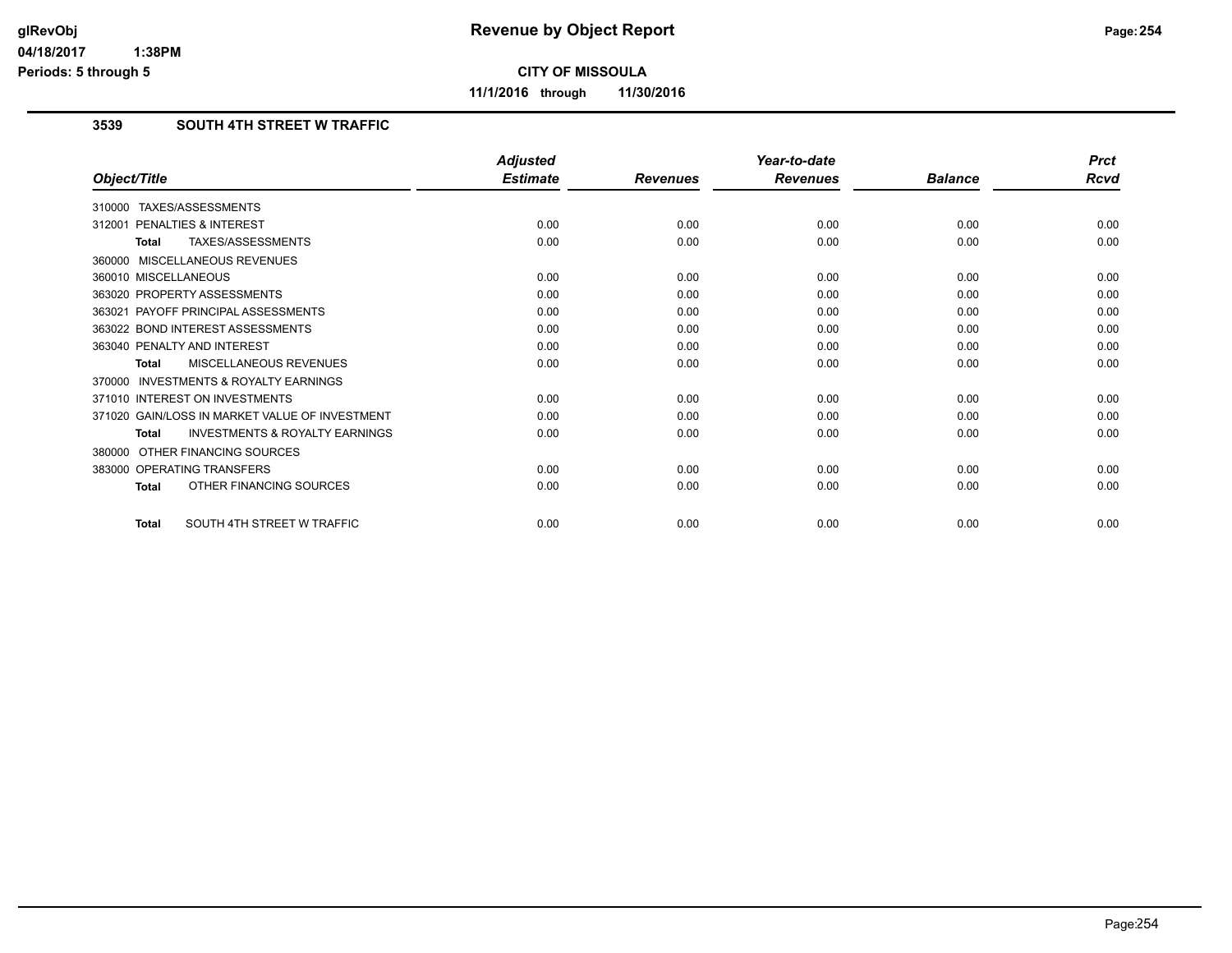# Revenue by Object Report

**CITY OF MISSOULA**

**11/1/2016 through 11/30/2016**

### 3539 SOUTH 4TH STREET W TRAFFIC

| Object/Title | Adjusted Estimate | Revenues | Year-to-date Revenues | Balance | Prct Rcvd |
|---|---|---|---|---|---|
| 310000 TAXES/ASSESSMENTS | | | | | |
| 312001 PENALTIES & INTEREST | 0.00 | 0.00 | 0.00 | 0.00 | 0.00 |
| **Total** TAXES/ASSESSMENTS | 0.00 | 0.00 | 0.00 | 0.00 | 0.00 |
| 360000 MISCELLANEOUS REVENUES | | | | | |
| 360010 MISCELLANEOUS | 0.00 | 0.00 | 0.00 | 0.00 | 0.00 |
| 363020 PROPERTY ASSESSMENTS | 0.00 | 0.00 | 0.00 | 0.00 | 0.00 |
| 363021 PAYOFF PRINCIPAL ASSESSMENTS | 0.00 | 0.00 | 0.00 | 0.00 | 0.00 |
| 363022 BOND INTEREST ASSESSMENTS | 0.00 | 0.00 | 0.00 | 0.00 | 0.00 |
| 363040 PENALTY AND INTEREST | 0.00 | 0.00 | 0.00 | 0.00 | 0.00 |
| **Total** MISCELLANEOUS REVENUES | 0.00 | 0.00 | 0.00 | 0.00 | 0.00 |
| 370000 INVESTMENTS & ROYALTY EARNINGS | | | | | |
| 371010 INTEREST ON INVESTMENTS | 0.00 | 0.00 | 0.00 | 0.00 | 0.00 |
| 371020 GAIN/LOSS IN MARKET VALUE OF INVESTMENT | 0.00 | 0.00 | 0.00 | 0.00 | 0.00 |
| **Total** INVESTMENTS & ROYALTY EARNINGS | 0.00 | 0.00 | 0.00 | 0.00 | 0.00 |
| 380000 OTHER FINANCING SOURCES | | | | | |
| 383000 OPERATING TRANSFERS | 0.00 | 0.00 | 0.00 | 0.00 | 0.00 |
| **Total** OTHER FINANCING SOURCES | 0.00 | 0.00 | 0.00 | 0.00 | 0.00 |
| **Total** SOUTH 4TH STREET W TRAFFIC | 0.00 | 0.00 | 0.00 | 0.00 | 0.00 |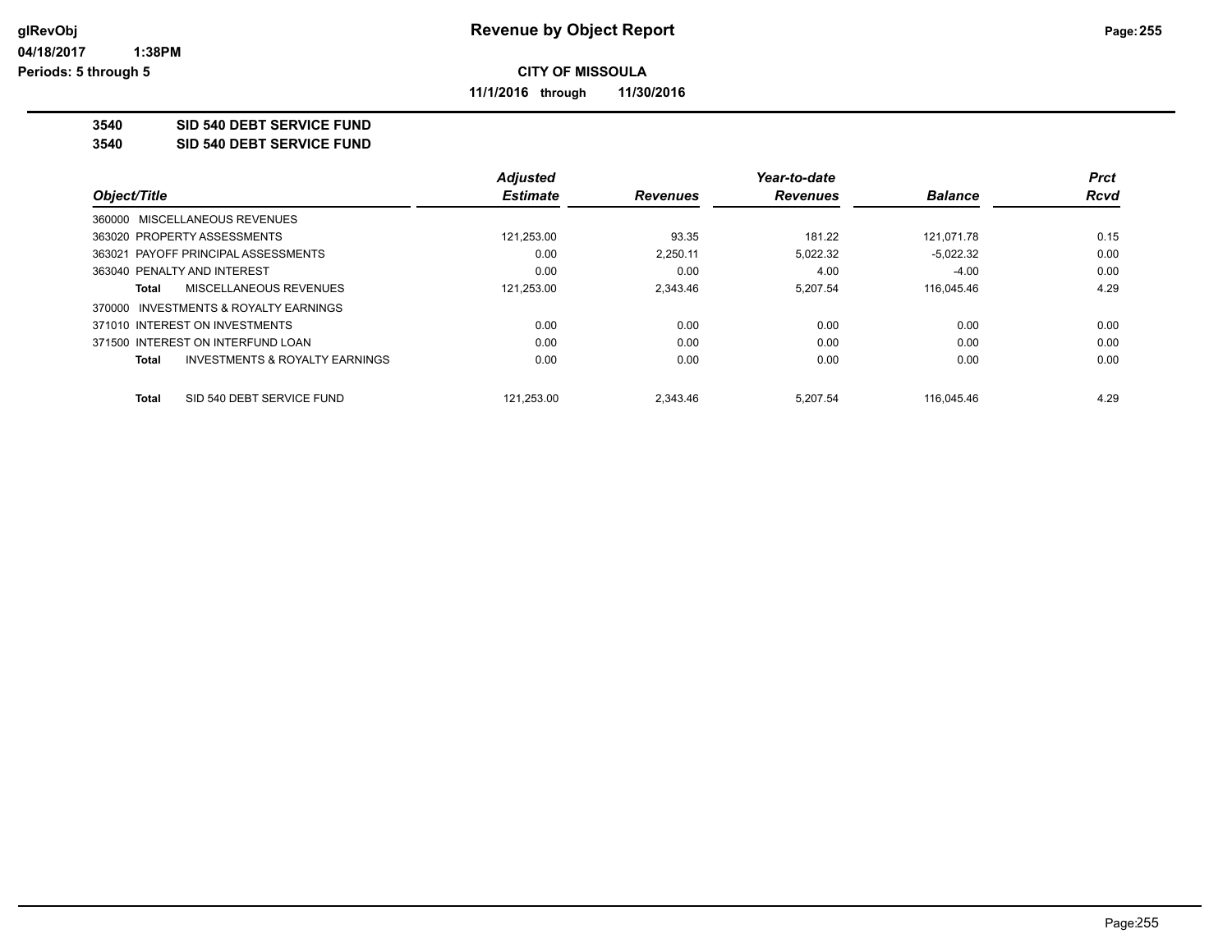# Revenue by Object Report

glRevObj
04/18/2017 1:38PM
Periods: 5 through 5

**CITY OF MISSOULA**

**11/1/2016 through 11/30/2016**

**3540 SID 540 DEBT SERVICE FUND**
**3540 SID 540 DEBT SERVICE FUND**

| Object/Title | Adjusted Estimate | Revenues | Year-to-date Revenues | Balance | Prct Rcvd |
|---|---|---|---|---|---|
| 360000 MISCELLANEOUS REVENUES | | | | | |
| 363020 PROPERTY ASSESSMENTS | 121,253.00 | 93.35 | 181.22 | 121,071.78 | 0.15 |
| 363021 PAYOFF PRINCIPAL ASSESSMENTS | 0.00 | 2,250.11 | 5,022.32 | -5,022.32 | 0.00 |
| 363040 PENALTY AND INTEREST | 0.00 | 0.00 | 4.00 | -4.00 | 0.00 |
| **Total** MISCELLANEOUS REVENUES | 121,253.00 | 2,343.46 | 5,207.54 | 116,045.46 | 4.29 |
| 370000 INVESTMENTS & ROYALTY EARNINGS | | | | | |
| 371010 INTEREST ON INVESTMENTS | 0.00 | 0.00 | 0.00 | 0.00 | 0.00 |
| 371500 INTEREST ON INTERFUND LOAN | 0.00 | 0.00 | 0.00 | 0.00 | 0.00 |
| **Total** INVESTMENTS & ROYALTY EARNINGS | 0.00 | 0.00 | 0.00 | 0.00 | 0.00 |
| **Total** SID 540 DEBT SERVICE FUND | 121,253.00 | 2,343.46 | 5,207.54 | 116,045.46 | 4.29 |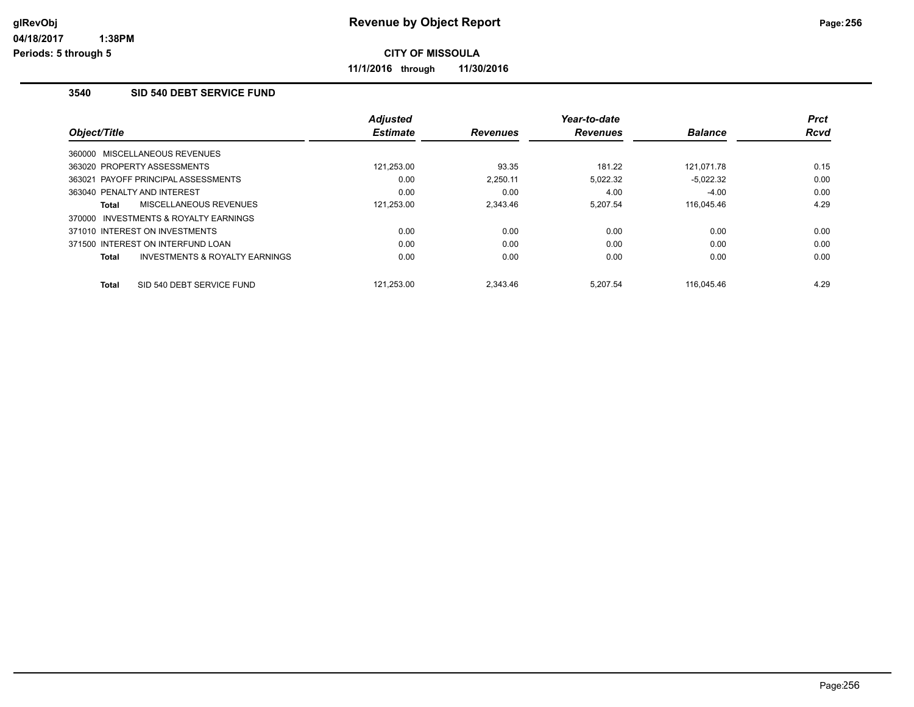# Revenue by Object Report

**CITY OF MISSOULA**

**11/1/2016 through 11/30/2016**

glRevObj
04/18/2017 1:38PM
Periods: 5 through 5

## 3540 SID 540 DEBT SERVICE FUND

| Object/Title | Adjusted Estimate | Revenues | Year-to-date Revenues | Balance | Prct Rcvd |
|---|---|---|---|---|---|
| 360000 MISCELLANEOUS REVENUES | | | | | |
| 363020 PROPERTY ASSESSMENTS | 121,253.00 | 93.35 | 181.22 | 121,071.78 | 0.15 |
| 363021 PAYOFF PRINCIPAL ASSESSMENTS | 0.00 | 2,250.11 | 5,022.32 | -5,022.32 | 0.00 |
| 363040 PENALTY AND INTEREST | 0.00 | 0.00 | 4.00 | -4.00 | 0.00 |
| **Total** MISCELLANEOUS REVENUES | 121,253.00 | 2,343.46 | 5,207.54 | 116,045.46 | 4.29 |
| 370000 INVESTMENTS & ROYALTY EARNINGS | | | | | |
| 371010 INTEREST ON INVESTMENTS | 0.00 | 0.00 | 0.00 | 0.00 | 0.00 |
| 371500 INTEREST ON INTERFUND LOAN | 0.00 | 0.00 | 0.00 | 0.00 | 0.00 |
| **Total** INVESTMENTS & ROYALTY EARNINGS | 0.00 | 0.00 | 0.00 | 0.00 | 0.00 |
| **Total** SID 540 DEBT SERVICE FUND | 121,253.00 | 2,343.46 | 5,207.54 | 116,045.46 | 4.29 |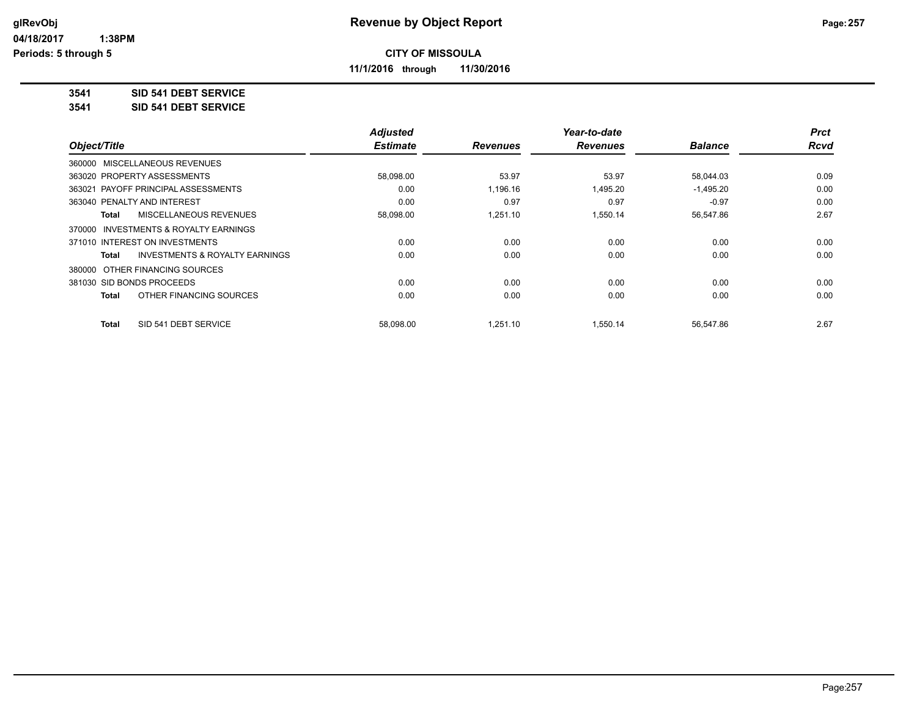# Revenue by Object Report

**CITY OF MISSOULA**

**11/1/2016 through 11/30/2016**

glRevObj
04/18/2017 1:38PM
Periods: 5 through 5

**3541 SID 541 DEBT SERVICE**
**3541 SID 541 DEBT SERVICE**

| Object/Title | Adjusted Estimate | Revenues | Year-to-date Revenues | Balance | Prct Rcvd |
|---|---|---|---|---|---|
| 360000 MISCELLANEOUS REVENUES | | | | | |
| 363020 PROPERTY ASSESSMENTS | 58,098.00 | 53.97 | 53.97 | 58,044.03 | 0.09 |
| 363021 PAYOFF PRINCIPAL ASSESSMENTS | 0.00 | 1,196.16 | 1,495.20 | -1,495.20 | 0.00 |
| 363040 PENALTY AND INTEREST | 0.00 | 0.97 | 0.97 | -0.97 | 0.00 |
| **Total** MISCELLANEOUS REVENUES | 58,098.00 | 1,251.10 | 1,550.14 | 56,547.86 | 2.67 |
| 370000 INVESTMENTS & ROYALTY EARNINGS | | | | | |
| 371010 INTEREST ON INVESTMENTS | 0.00 | 0.00 | 0.00 | 0.00 | 0.00 |
| **Total** INVESTMENTS & ROYALTY EARNINGS | 0.00 | 0.00 | 0.00 | 0.00 | 0.00 |
| 380000 OTHER FINANCING SOURCES | | | | | |
| 381030 SID BONDS PROCEEDS | 0.00 | 0.00 | 0.00 | 0.00 | 0.00 |
| **Total** OTHER FINANCING SOURCES | 0.00 | 0.00 | 0.00 | 0.00 | 0.00 |
| **Total** SID 541 DEBT SERVICE | 58,098.00 | 1,251.10 | 1,550.14 | 56,547.86 | 2.67 |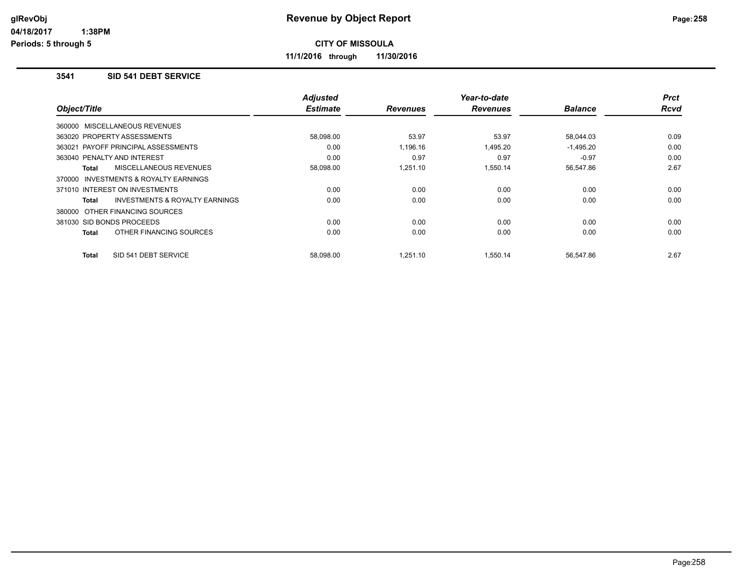# Revenue by Object Report

glRevObj
04/18/2017 1:38PM
Periods: 5 through 5

**CITY OF MISSOULA**

**11/1/2016 through 11/30/2016**

### 3541 SID 541 DEBT SERVICE

| Object/Title | Adjusted Estimate | Revenues | Year-to-date Revenues | Balance | Prct Rcvd |
|---|---|---|---|---|---|
| 360000 MISCELLANEOUS REVENUES | | | | | |
| 363020 PROPERTY ASSESSMENTS | 58,098.00 | 53.97 | 53.97 | 58,044.03 | 0.09 |
| 363021 PAYOFF PRINCIPAL ASSESSMENTS | 0.00 | 1,196.16 | 1,495.20 | -1,495.20 | 0.00 |
| 363040 PENALTY AND INTEREST | 0.00 | 0.97 | 0.97 | -0.97 | 0.00 |
| **Total** MISCELLANEOUS REVENUES | 58,098.00 | 1,251.10 | 1,550.14 | 56,547.86 | 2.67 |
| 370000 INVESTMENTS & ROYALTY EARNINGS | | | | | |
| 371010 INTEREST ON INVESTMENTS | 0.00 | 0.00 | 0.00 | 0.00 | 0.00 |
| **Total** INVESTMENTS & ROYALTY EARNINGS | 0.00 | 0.00 | 0.00 | 0.00 | 0.00 |
| 380000 OTHER FINANCING SOURCES | | | | | |
| 381030 SID BONDS PROCEEDS | 0.00 | 0.00 | 0.00 | 0.00 | 0.00 |
| **Total** OTHER FINANCING SOURCES | 0.00 | 0.00 | 0.00 | 0.00 | 0.00 |
| **Total** SID 541 DEBT SERVICE | 58,098.00 | 1,251.10 | 1,550.14 | 56,547.86 | 2.67 |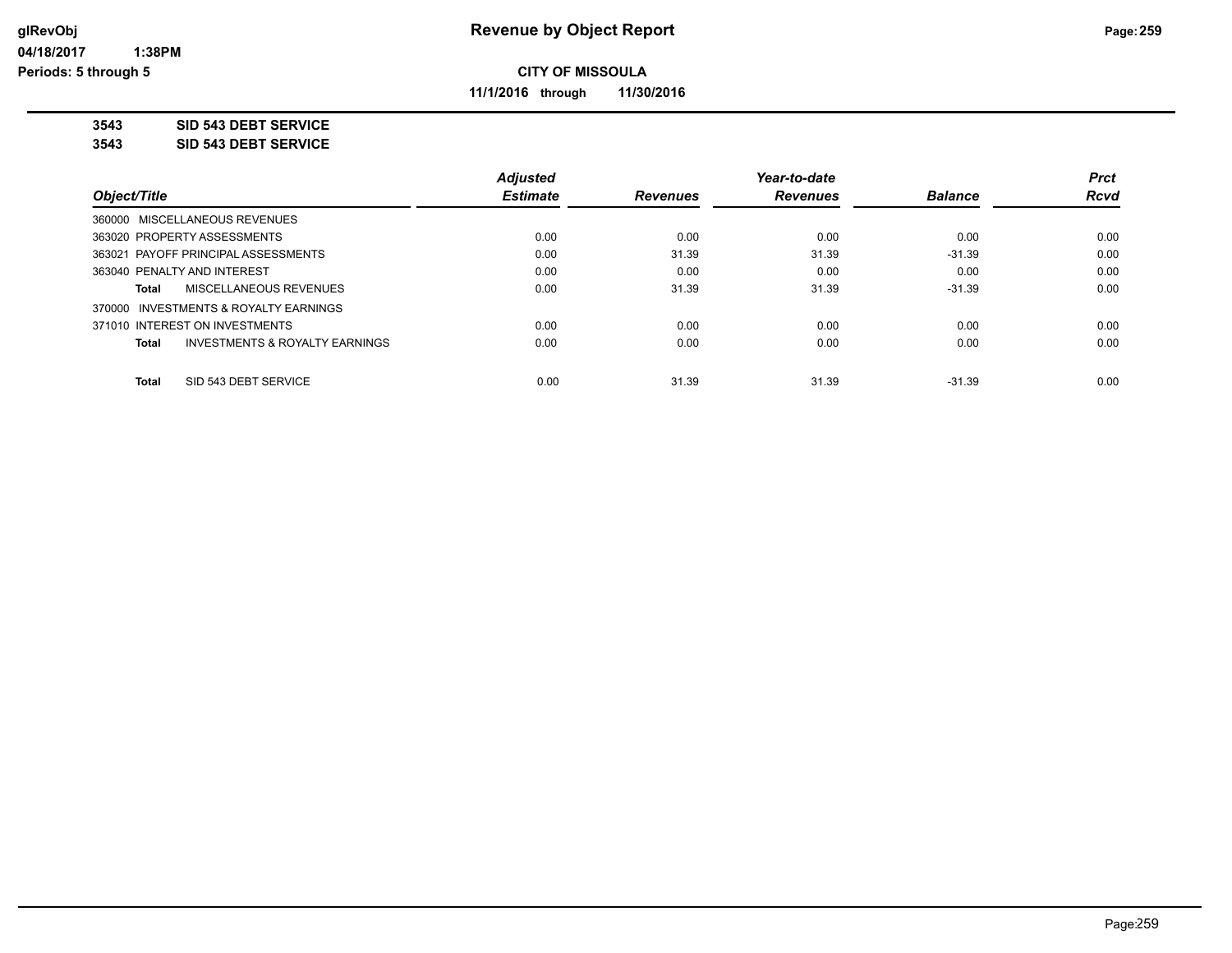# Revenue by Object Report

**CITY OF MISSOULA**

**11/1/2016 through 11/30/2016**

glRevObj
04/18/2017 1:38PM
Periods: 5 through 5

**3543 SID 543 DEBT SERVICE**
**3543 SID 543 DEBT SERVICE**

| Object/Title | Adjusted Estimate | Revenues | Year-to-date Revenues | Balance | Prct Rcvd |
|---|---|---|---|---|---|
| 360000 MISCELLANEOUS REVENUES | | | | | |
| 363020 PROPERTY ASSESSMENTS | 0.00 | 0.00 | 0.00 | 0.00 | 0.00 |
| 363021 PAYOFF PRINCIPAL ASSESSMENTS | 0.00 | 31.39 | 31.39 | -31.39 | 0.00 |
| 363040 PENALTY AND INTEREST | 0.00 | 0.00 | 0.00 | 0.00 | 0.00 |
| **Total** MISCELLANEOUS REVENUES | 0.00 | 31.39 | 31.39 | -31.39 | 0.00 |
| 370000 INVESTMENTS & ROYALTY EARNINGS | | | | | |
| 371010 INTEREST ON INVESTMENTS | 0.00 | 0.00 | 0.00 | 0.00 | 0.00 |
| **Total** INVESTMENTS & ROYALTY EARNINGS | 0.00 | 0.00 | 0.00 | 0.00 | 0.00 |
| **Total** SID 543 DEBT SERVICE | 0.00 | 31.39 | 31.39 | -31.39 | 0.00 |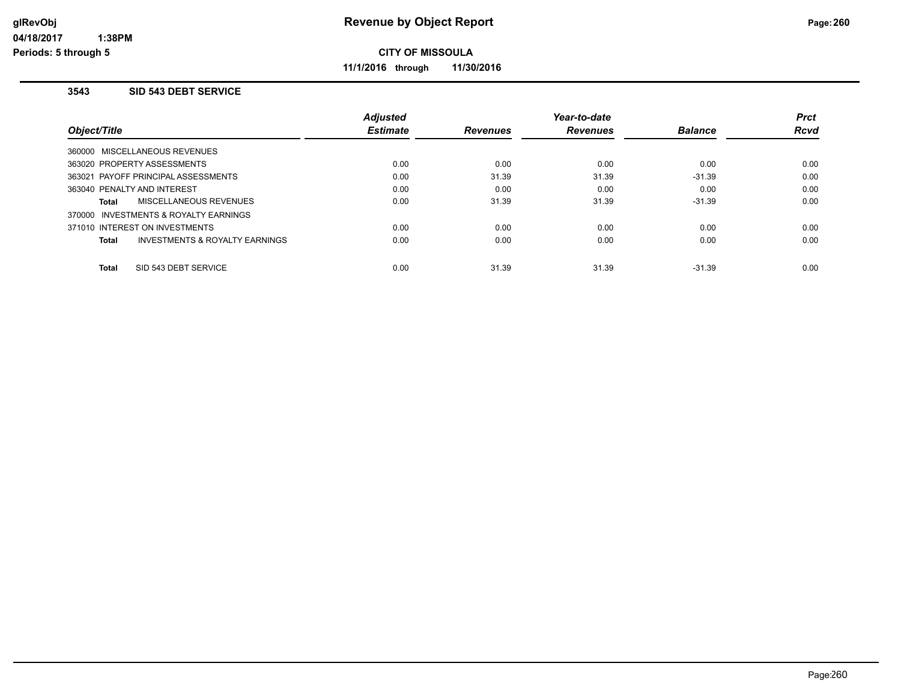# Revenue by Object Report

**CITY OF MISSOULA**

**11/1/2016 through 11/30/2016**

glRevObj
04/18/2017 1:38PM
Periods: 5 through 5

### 3543 SID 543 DEBT SERVICE

| Object/Title | Adjusted Estimate | Revenues | Year-to-date Revenues | Balance | Prct Rcvd |
|---|---|---|---|---|---|
| 360000 MISCELLANEOUS REVENUES | | | | | |
| 363020 PROPERTY ASSESSMENTS | 0.00 | 0.00 | 0.00 | 0.00 | 0.00 |
| 363021 PAYOFF PRINCIPAL ASSESSMENTS | 0.00 | 31.39 | 31.39 | -31.39 | 0.00 |
| 363040 PENALTY AND INTEREST | 0.00 | 0.00 | 0.00 | 0.00 | 0.00 |
| **Total** MISCELLANEOUS REVENUES | 0.00 | 31.39 | 31.39 | -31.39 | 0.00 |
| 370000 INVESTMENTS & ROYALTY EARNINGS | | | | | |
| 371010 INTEREST ON INVESTMENTS | 0.00 | 0.00 | 0.00 | 0.00 | 0.00 |
| **Total** INVESTMENTS & ROYALTY EARNINGS | 0.00 | 0.00 | 0.00 | 0.00 | 0.00 |
| **Total** SID 543 DEBT SERVICE | 0.00 | 31.39 | 31.39 | -31.39 | 0.00 |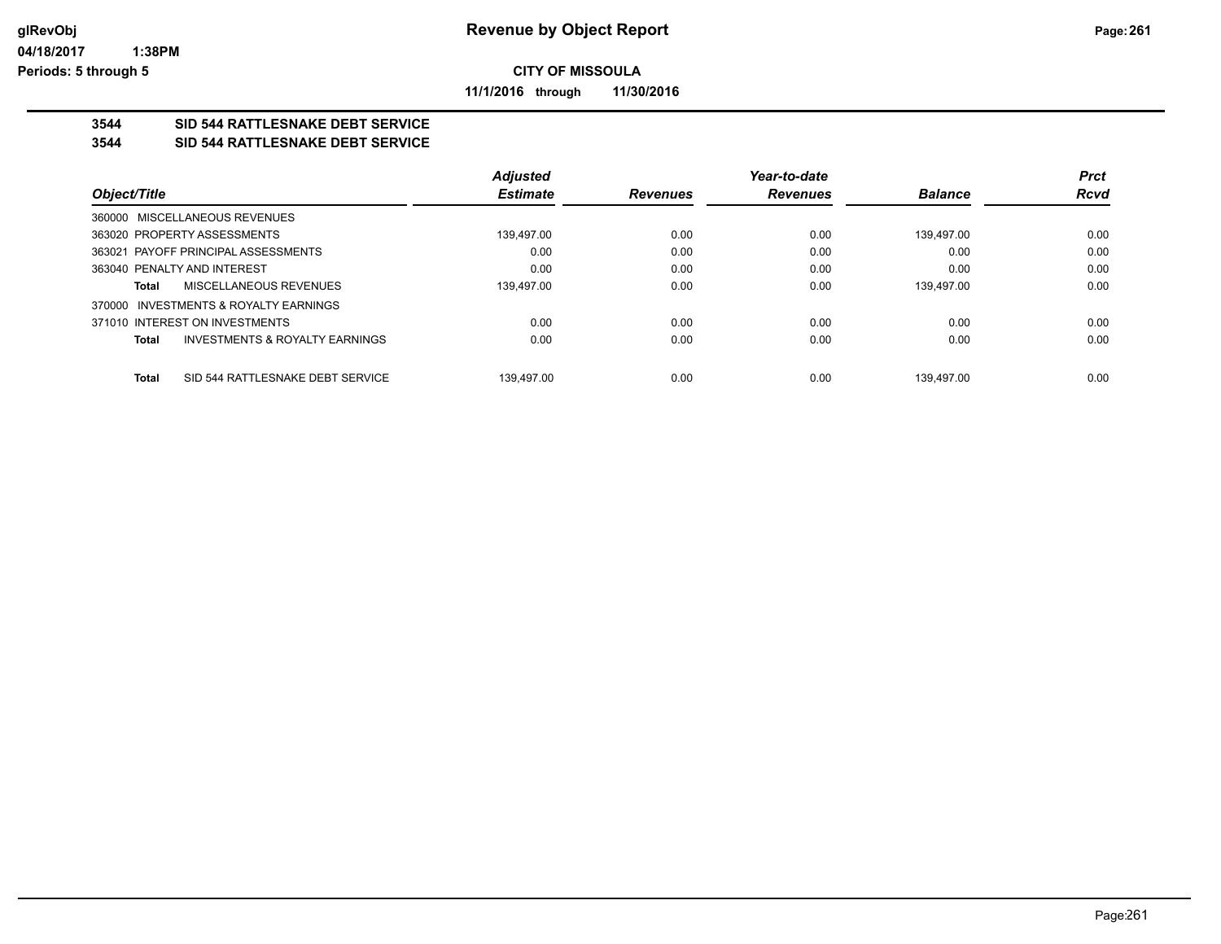# Revenue by Object Report

**CITY OF MISSOULA**

**11/1/2016 through 11/30/2016**

glRevObj
04/18/2017 1:38PM
Periods: 5 through 5

## 3544 SID 544 RATTLESNAKE DEBT SERVICE
## 3544 SID 544 RATTLESNAKE DEBT SERVICE

| Object/Title | Adjusted Estimate | Revenues | Year-to-date Revenues | Balance | Prct Rcvd |
|---|---|---|---|---|---|
| 360000 MISCELLANEOUS REVENUES | | | | | |
| 363020 PROPERTY ASSESSMENTS | 139,497.00 | 0.00 | 0.00 | 139,497.00 | 0.00 |
| 363021 PAYOFF PRINCIPAL ASSESSMENTS | 0.00 | 0.00 | 0.00 | 0.00 | 0.00 |
| 363040 PENALTY AND INTEREST | 0.00 | 0.00 | 0.00 | 0.00 | 0.00 |
| **Total** MISCELLANEOUS REVENUES | 139,497.00 | 0.00 | 0.00 | 139,497.00 | 0.00 |
| 370000 INVESTMENTS & ROYALTY EARNINGS | | | | | |
| 371010 INTEREST ON INVESTMENTS | 0.00 | 0.00 | 0.00 | 0.00 | 0.00 |
| **Total** INVESTMENTS & ROYALTY EARNINGS | 0.00 | 0.00 | 0.00 | 0.00 | 0.00 |
| **Total** SID 544 RATTLESNAKE DEBT SERVICE | 139,497.00 | 0.00 | 0.00 | 139,497.00 | 0.00 |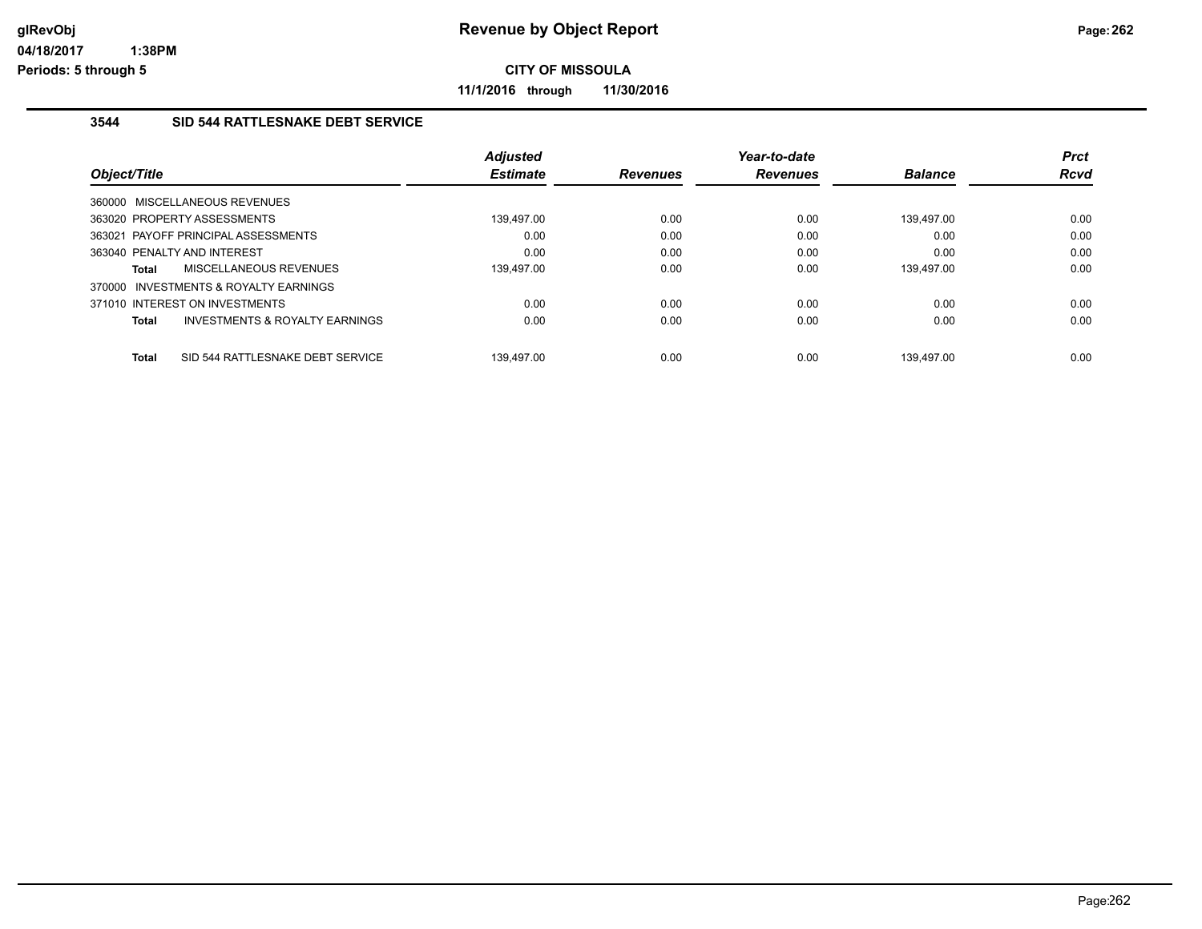# Revenue by Object Report

**CITY OF MISSOULA**

**11/1/2016 through 11/30/2016**

glRevObj
04/18/2017 1:38PM
Periods: 5 through 5

## 3544 SID 544 RATTLESNAKE DEBT SERVICE

| Object/Title | Adjusted Estimate | Revenues | Year-to-date Revenues | Balance | Prct Rcvd |
|---|---|---|---|---|---|
| 360000 MISCELLANEOUS REVENUES | | | | | |
| 363020 PROPERTY ASSESSMENTS | 139,497.00 | 0.00 | 0.00 | 139,497.00 | 0.00 |
| 363021 PAYOFF PRINCIPAL ASSESSMENTS | 0.00 | 0.00 | 0.00 | 0.00 | 0.00 |
| 363040 PENALTY AND INTEREST | 0.00 | 0.00 | 0.00 | 0.00 | 0.00 |
| **Total** MISCELLANEOUS REVENUES | 139,497.00 | 0.00 | 0.00 | 139,497.00 | 0.00 |
| 370000 INVESTMENTS & ROYALTY EARNINGS | | | | | |
| 371010 INTEREST ON INVESTMENTS | 0.00 | 0.00 | 0.00 | 0.00 | 0.00 |
| **Total** INVESTMENTS & ROYALTY EARNINGS | 0.00 | 0.00 | 0.00 | 0.00 | 0.00 |
| **Total** SID 544 RATTLESNAKE DEBT SERVICE | 139,497.00 | 0.00 | 0.00 | 139,497.00 | 0.00 |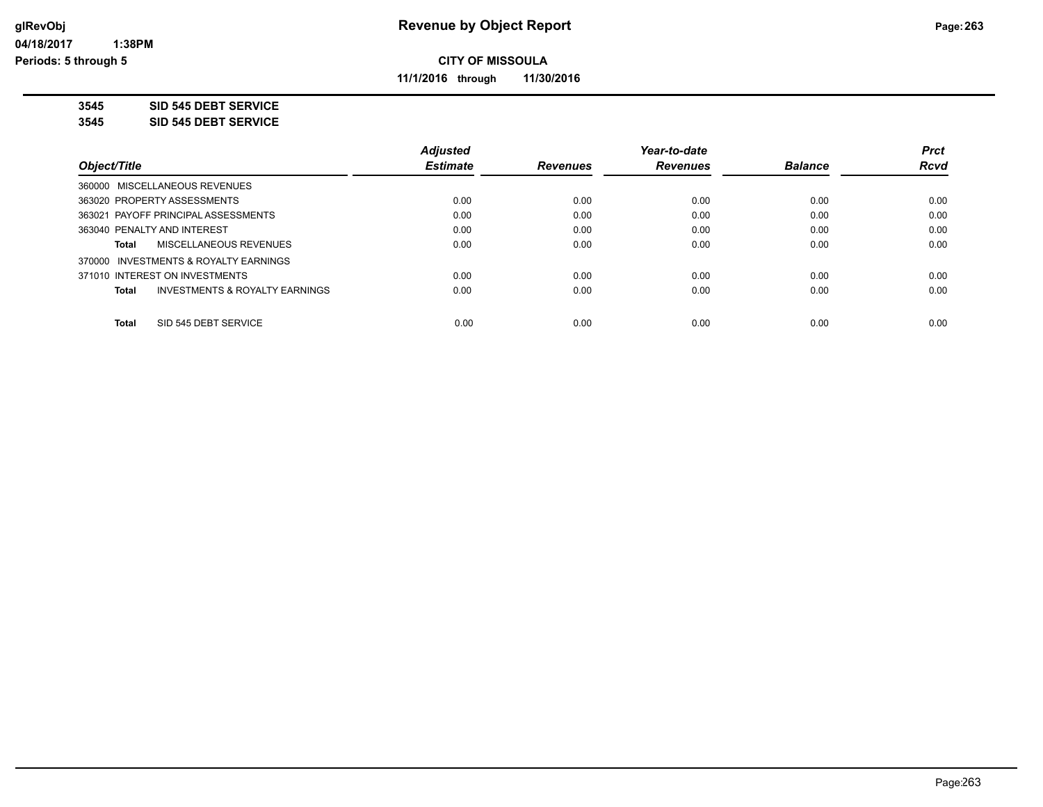**Revenue by Object Report**

**CITY OF MISSOULA**

**11/1/2016 through 11/30/2016**

**3545 SID 545 DEBT SERVICE**

**3545 SID 545 DEBT SERVICE**

| Object/Title | Adjusted Estimate | Revenues | Year-to-date Revenues | Balance | Prct Rcvd |
|---|---|---|---|---|---|
| 360000 MISCELLANEOUS REVENUES | | | | | |
| 363020 PROPERTY ASSESSMENTS | 0.00 | 0.00 | 0.00 | 0.00 | 0.00 |
| 363021 PAYOFF PRINCIPAL ASSESSMENTS | 0.00 | 0.00 | 0.00 | 0.00 | 0.00 |
| 363040 PENALTY AND INTEREST | 0.00 | 0.00 | 0.00 | 0.00 | 0.00 |
| **Total** MISCELLANEOUS REVENUES | 0.00 | 0.00 | 0.00 | 0.00 | 0.00 |
| 370000 INVESTMENTS & ROYALTY EARNINGS | | | | | |
| 371010 INTEREST ON INVESTMENTS | 0.00 | 0.00 | 0.00 | 0.00 | 0.00 |
| **Total** INVESTMENTS & ROYALTY EARNINGS | 0.00 | 0.00 | 0.00 | 0.00 | 0.00 |
| **Total** SID 545 DEBT SERVICE | 0.00 | 0.00 | 0.00 | 0.00 | 0.00 |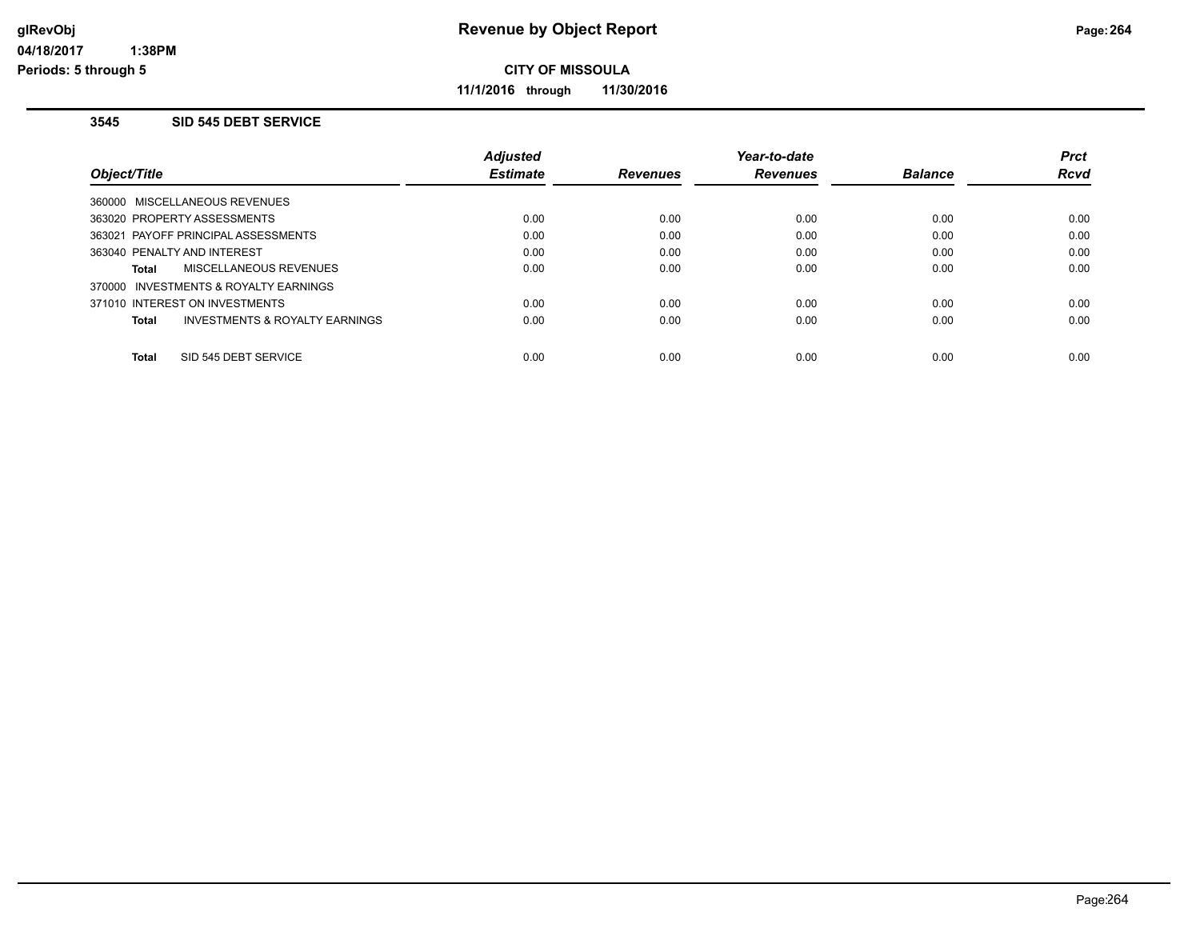# Revenue by Object Report

**CITY OF MISSOULA**

**11/1/2016 through 11/30/2016**

glRevObj
04/18/2017 1:38PM
Periods: 5 through 5

## 3545 SID 545 DEBT SERVICE

| Object/Title | Adjusted Estimate | Revenues | Year-to-date Revenues | Balance | Prct Rcvd |
|---|---|---|---|---|---|
| 360000 MISCELLANEOUS REVENUES | | | | | |
| 363020 PROPERTY ASSESSMENTS | 0.00 | 0.00 | 0.00 | 0.00 | 0.00 |
| 363021 PAYOFF PRINCIPAL ASSESSMENTS | 0.00 | 0.00 | 0.00 | 0.00 | 0.00 |
| 363040 PENALTY AND INTEREST | 0.00 | 0.00 | 0.00 | 0.00 | 0.00 |
| **Total** MISCELLANEOUS REVENUES | 0.00 | 0.00 | 0.00 | 0.00 | 0.00 |
| 370000 INVESTMENTS & ROYALTY EARNINGS | | | | | |
| 371010 INTEREST ON INVESTMENTS | 0.00 | 0.00 | 0.00 | 0.00 | 0.00 |
| **Total** INVESTMENTS & ROYALTY EARNINGS | 0.00 | 0.00 | 0.00 | 0.00 | 0.00 |
| **Total** SID 545 DEBT SERVICE | 0.00 | 0.00 | 0.00 | 0.00 | 0.00 |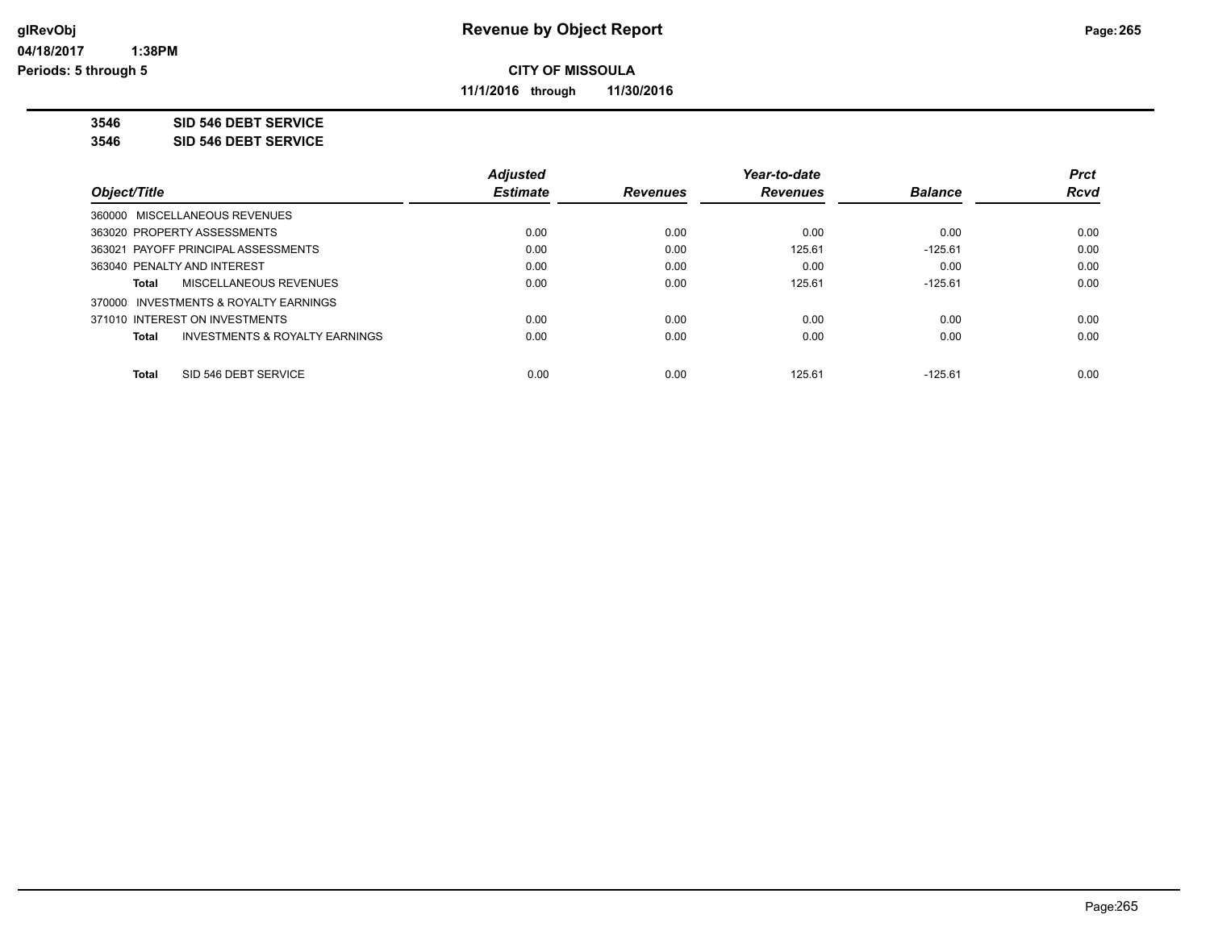**Revenue by Object Report**

**CITY OF MISSOULA**

**11/1/2016 through 11/30/2016**

glRevObj
04/18/2017 1:38PM
Periods: 5 through 5

**3546 SID 546 DEBT SERVICE**
**3546 SID 546 DEBT SERVICE**

| Object/Title | Adjusted Estimate | Revenues | Year-to-date Revenues | Balance | Prct Rcvd |
|---|---|---|---|---|---|
| 360000 MISCELLANEOUS REVENUES | | | | | |
| 363020 PROPERTY ASSESSMENTS | 0.00 | 0.00 | 0.00 | 0.00 | 0.00 |
| 363021 PAYOFF PRINCIPAL ASSESSMENTS | 0.00 | 0.00 | 125.61 | -125.61 | 0.00 |
| 363040 PENALTY AND INTEREST | 0.00 | 0.00 | 0.00 | 0.00 | 0.00 |
| **Total** MISCELLANEOUS REVENUES | 0.00 | 0.00 | 125.61 | -125.61 | 0.00 |
| 370000 INVESTMENTS & ROYALTY EARNINGS | | | | | |
| 371010 INTEREST ON INVESTMENTS | 0.00 | 0.00 | 0.00 | 0.00 | 0.00 |
| **Total** INVESTMENTS & ROYALTY EARNINGS | 0.00 | 0.00 | 0.00 | 0.00 | 0.00 |
| **Total** SID 546 DEBT SERVICE | 0.00 | 0.00 | 125.61 | -125.61 | 0.00 |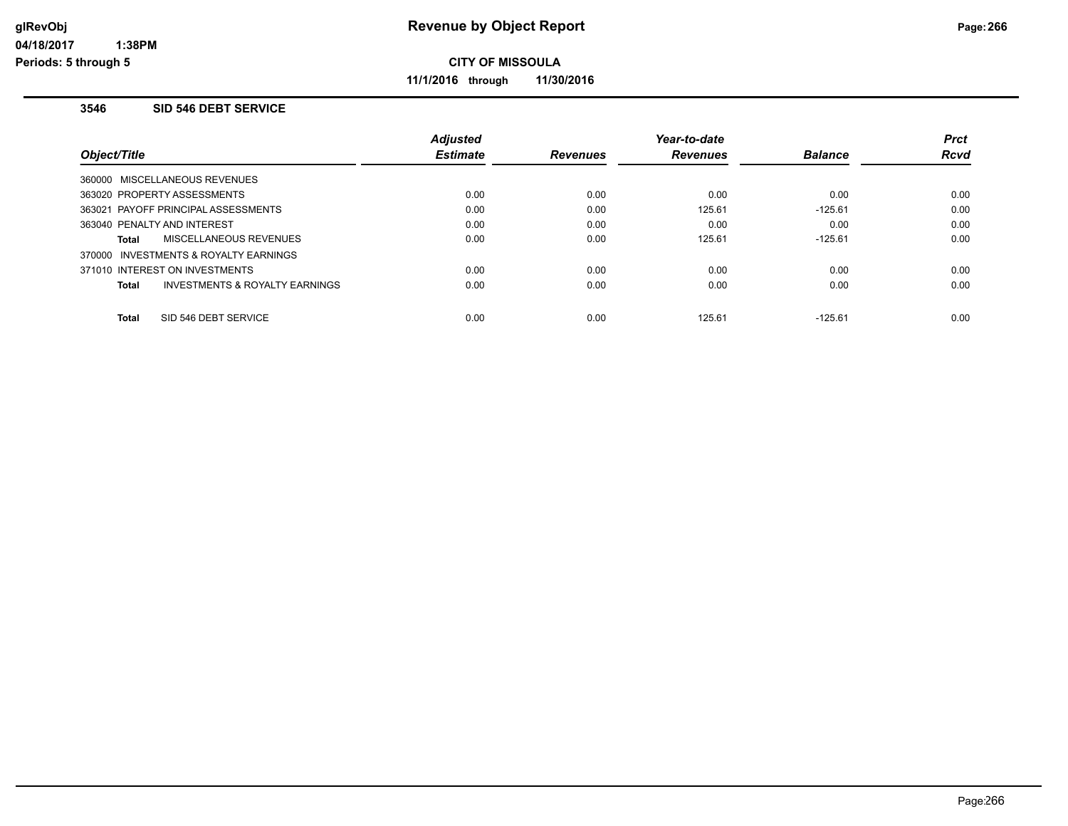# Revenue by Object Report

glRevObj
04/18/2017 1:38PM
Periods: 5 through 5

**CITY OF MISSOULA**

**11/1/2016 through 11/30/2016**

### 3546 SID 546 DEBT SERVICE

| Object/Title | Adjusted Estimate | Revenues | Year-to-date Revenues | Balance | Prct Rcvd |
|---|---|---|---|---|---|
| 360000 MISCELLANEOUS REVENUES | | | | | |
| 363020 PROPERTY ASSESSMENTS | 0.00 | 0.00 | 0.00 | 0.00 | 0.00 |
| 363021 PAYOFF PRINCIPAL ASSESSMENTS | 0.00 | 0.00 | 125.61 | -125.61 | 0.00 |
| 363040 PENALTY AND INTEREST | 0.00 | 0.00 | 0.00 | 0.00 | 0.00 |
| **Total** MISCELLANEOUS REVENUES | 0.00 | 0.00 | 125.61 | -125.61 | 0.00 |
| 370000 INVESTMENTS & ROYALTY EARNINGS | | | | | |
| 371010 INTEREST ON INVESTMENTS | 0.00 | 0.00 | 0.00 | 0.00 | 0.00 |
| **Total** INVESTMENTS & ROYALTY EARNINGS | 0.00 | 0.00 | 0.00 | 0.00 | 0.00 |
| **Total** SID 546 DEBT SERVICE | 0.00 | 0.00 | 125.61 | -125.61 | 0.00 |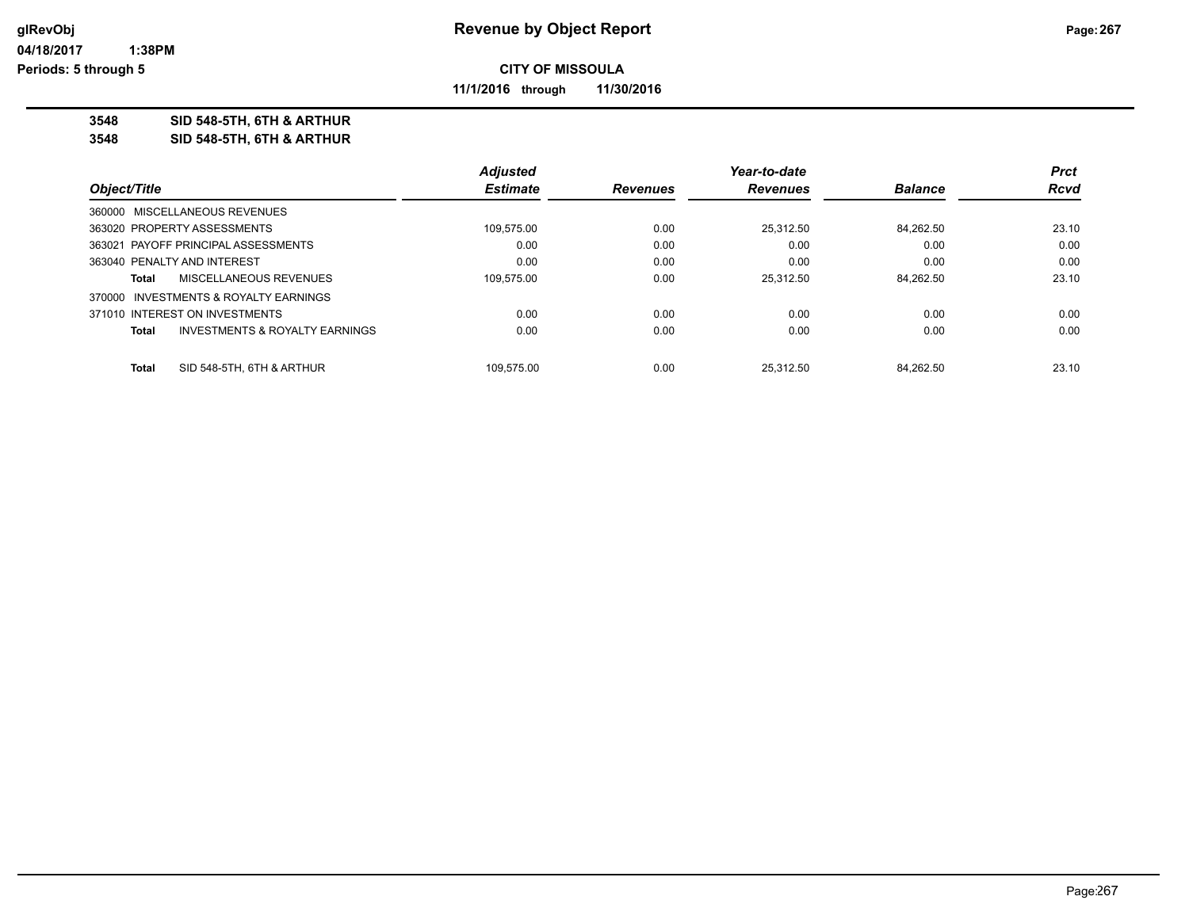# Revenue by Object Report

glRevObj
04/18/2017 1:38PM
Periods: 5 through 5

**CITY OF MISSOULA**

**11/1/2016 through 11/30/2016**

**3548 SID 548-5TH, 6TH & ARTHUR**
**3548 SID 548-5TH, 6TH & ARTHUR**

| Object/Title | Adjusted Estimate | Revenues | Year-to-date Revenues | Balance | Prct Rcvd |
|---|---|---|---|---|---|
| 360000 MISCELLANEOUS REVENUES | | | | | |
| 363020 PROPERTY ASSESSMENTS | 109,575.00 | 0.00 | 25,312.50 | 84,262.50 | 23.10 |
| 363021 PAYOFF PRINCIPAL ASSESSMENTS | 0.00 | 0.00 | 0.00 | 0.00 | 0.00 |
| 363040 PENALTY AND INTEREST | 0.00 | 0.00 | 0.00 | 0.00 | 0.00 |
| **Total** MISCELLANEOUS REVENUES | 109,575.00 | 0.00 | 25,312.50 | 84,262.50 | 23.10 |
| 370000 INVESTMENTS & ROYALTY EARNINGS | | | | | |
| 371010 INTEREST ON INVESTMENTS | 0.00 | 0.00 | 0.00 | 0.00 | 0.00 |
| **Total** INVESTMENTS & ROYALTY EARNINGS | 0.00 | 0.00 | 0.00 | 0.00 | 0.00 |
| **Total** SID 548-5TH, 6TH & ARTHUR | 109,575.00 | 0.00 | 25,312.50 | 84,262.50 | 23.10 |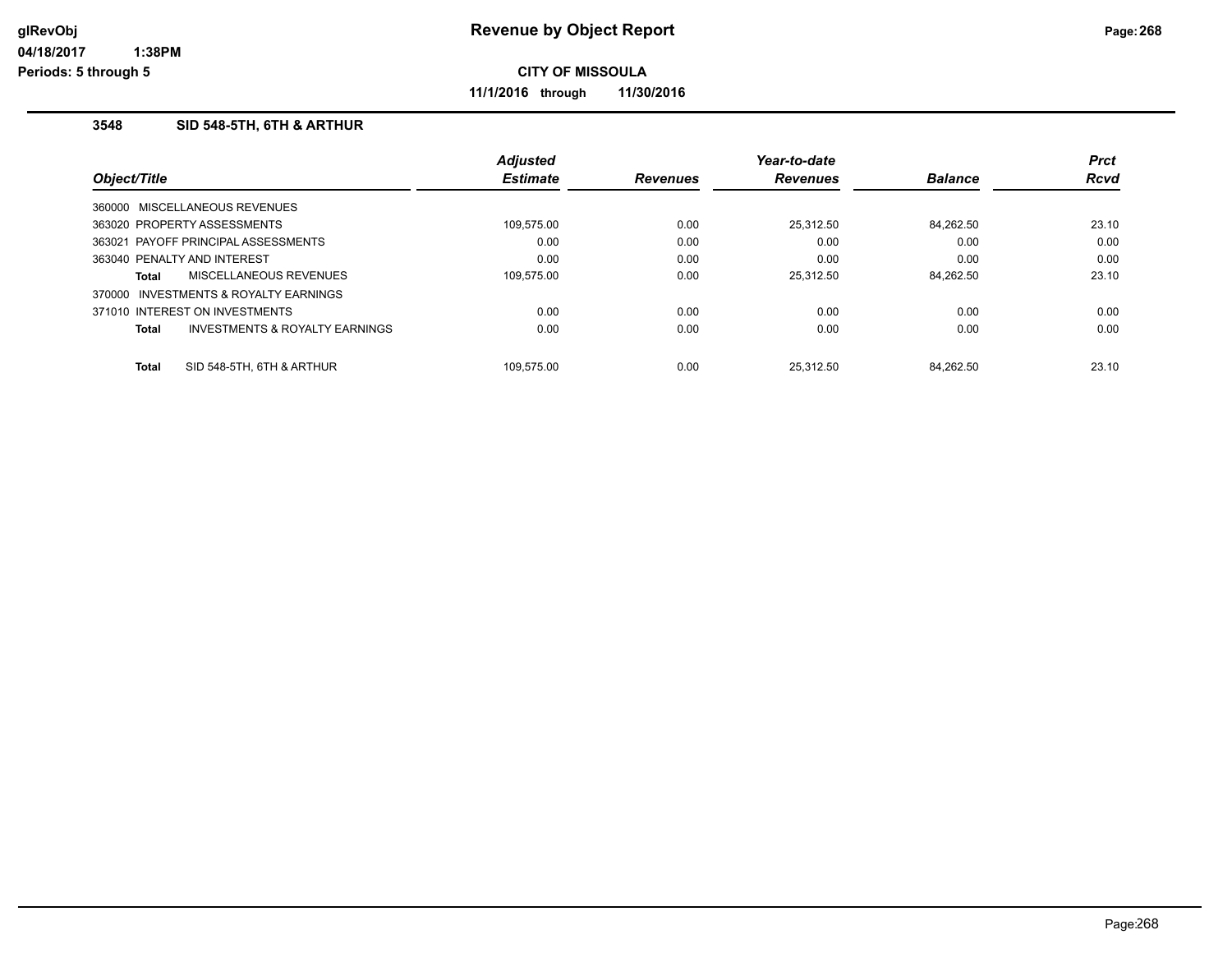# Revenue by Object Report

**CITY OF MISSOULA**

**11/1/2016 through 11/30/2016**

### 3548 SID 548-5TH, 6TH & ARTHUR

| Object/Title | Adjusted Estimate | Revenues | Year-to-date Revenues | Balance | Prct Rcvd |
|---|---|---|---|---|---|
| 360000 MISCELLANEOUS REVENUES | | | | | |
| 363020 PROPERTY ASSESSMENTS | 109,575.00 | 0.00 | 25,312.50 | 84,262.50 | 23.10 |
| 363021 PAYOFF PRINCIPAL ASSESSMENTS | 0.00 | 0.00 | 0.00 | 0.00 | 0.00 |
| 363040 PENALTY AND INTEREST | 0.00 | 0.00 | 0.00 | 0.00 | 0.00 |
| **Total** MISCELLANEOUS REVENUES | 109,575.00 | 0.00 | 25,312.50 | 84,262.50 | 23.10 |
| 370000 INVESTMENTS & ROYALTY EARNINGS | | | | | |
| 371010 INTEREST ON INVESTMENTS | 0.00 | 0.00 | 0.00 | 0.00 | 0.00 |
| **Total** INVESTMENTS & ROYALTY EARNINGS | 0.00 | 0.00 | 0.00 | 0.00 | 0.00 |
| **Total** SID 548-5TH, 6TH & ARTHUR | 109,575.00 | 0.00 | 25,312.50 | 84,262.50 | 23.10 |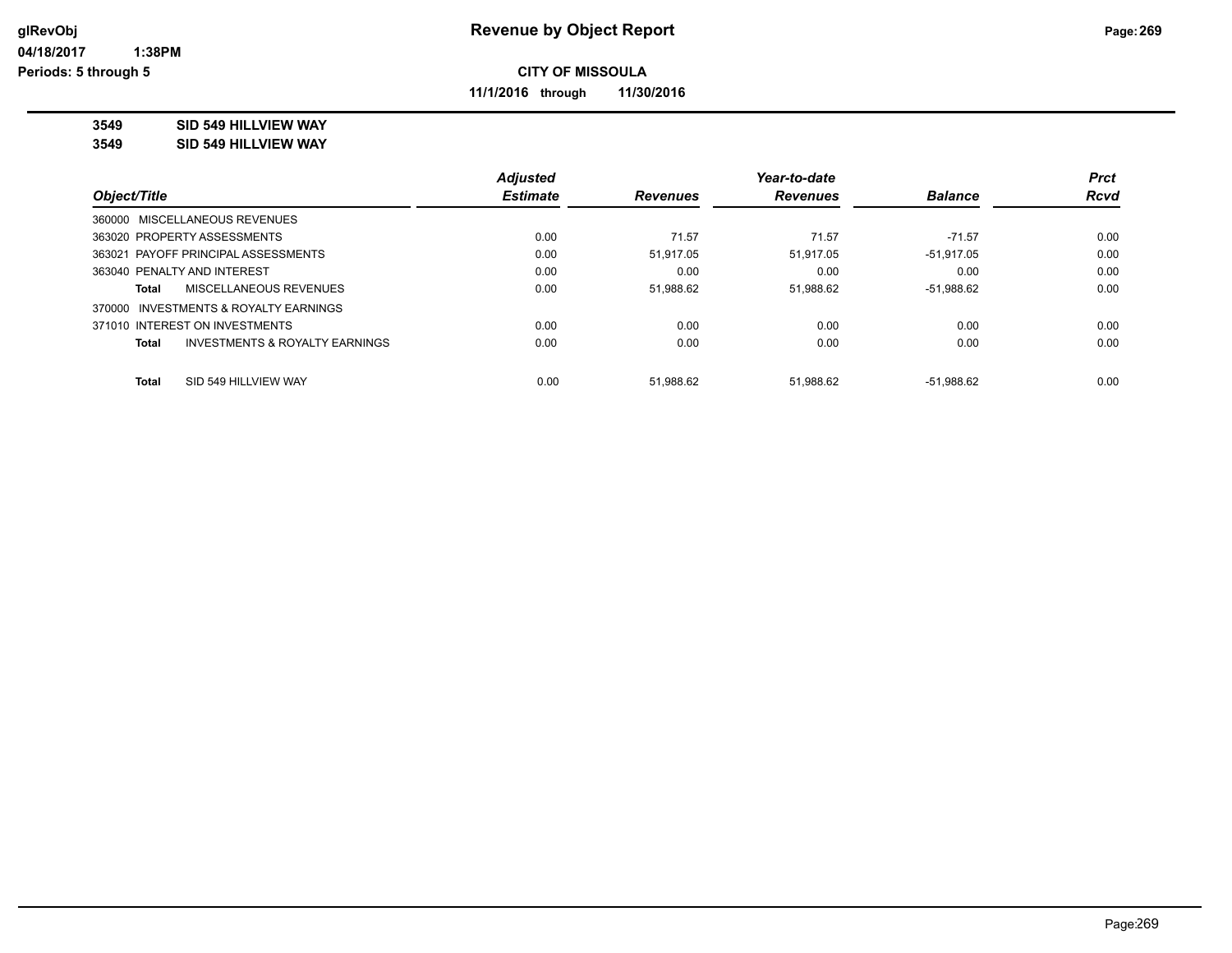# Revenue by Object Report

glRevObj
04/18/2017 1:38PM
Periods: 5 through 5

**CITY OF MISSOULA**

**11/1/2016 through 11/30/2016**

**3549 SID 549 HILLVIEW WAY**
**3549 SID 549 HILLVIEW WAY**

| Object/Title | Adjusted Estimate | Revenues | Year-to-date Revenues | Balance | Prct Rcvd |
|---|---|---|---|---|---|
| 360000 MISCELLANEOUS REVENUES | | | | | |
| 363020 PROPERTY ASSESSMENTS | 0.00 | 71.57 | 71.57 | -71.57 | 0.00 |
| 363021 PAYOFF PRINCIPAL ASSESSMENTS | 0.00 | 51,917.05 | 51,917.05 | -51,917.05 | 0.00 |
| 363040 PENALTY AND INTEREST | 0.00 | 0.00 | 0.00 | 0.00 | 0.00 |
| **Total** MISCELLANEOUS REVENUES | 0.00 | 51,988.62 | 51,988.62 | -51,988.62 | 0.00 |
| 370000 INVESTMENTS & ROYALTY EARNINGS | | | | | |
| 371010 INTEREST ON INVESTMENTS | 0.00 | 0.00 | 0.00 | 0.00 | 0.00 |
| **Total** INVESTMENTS & ROYALTY EARNINGS | 0.00 | 0.00 | 0.00 | 0.00 | 0.00 |
| **Total** SID 549 HILLVIEW WAY | 0.00 | 51,988.62 | 51,988.62 | -51,988.62 | 0.00 |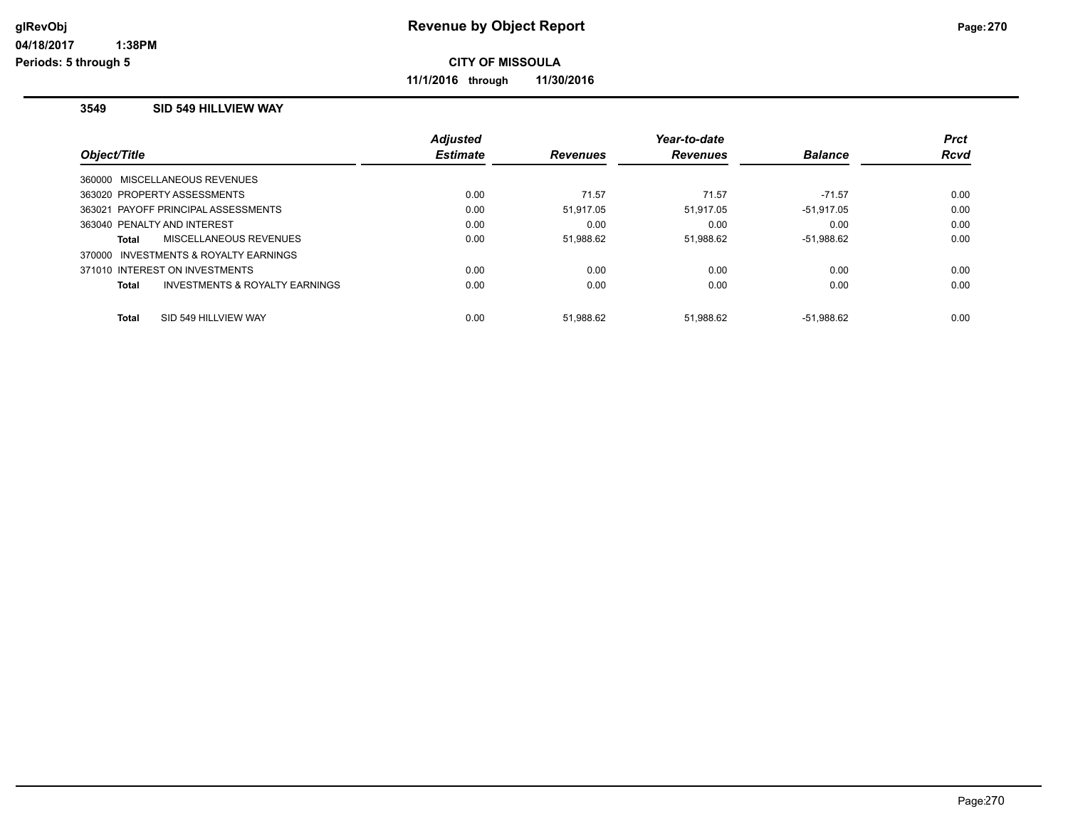# Revenue by Object Report

glRevObj
04/18/2017 1:38PM
Periods: 5 through 5

**CITY OF MISSOULA**

**11/1/2016 through 11/30/2016**

### 3549 SID 549 HILLVIEW WAY

| Object/Title | Adjusted Estimate | Revenues | Year-to-date Revenues | Balance | Prct Rcvd |
|---|---|---|---|---|---|
| 360000 MISCELLANEOUS REVENUES | | | | | |
| 363020 PROPERTY ASSESSMENTS | 0.00 | 71.57 | 71.57 | -71.57 | 0.00 |
| 363021 PAYOFF PRINCIPAL ASSESSMENTS | 0.00 | 51,917.05 | 51,917.05 | -51,917.05 | 0.00 |
| 363040 PENALTY AND INTEREST | 0.00 | 0.00 | 0.00 | 0.00 | 0.00 |
| **Total** MISCELLANEOUS REVENUES | 0.00 | 51,988.62 | 51,988.62 | -51,988.62 | 0.00 |
| 370000 INVESTMENTS & ROYALTY EARNINGS | | | | | |
| 371010 INTEREST ON INVESTMENTS | 0.00 | 0.00 | 0.00 | 0.00 | 0.00 |
| **Total** INVESTMENTS & ROYALTY EARNINGS | 0.00 | 0.00 | 0.00 | 0.00 | 0.00 |
| **Total** SID 549 HILLVIEW WAY | 0.00 | 51,988.62 | 51,988.62 | -51,988.62 | 0.00 |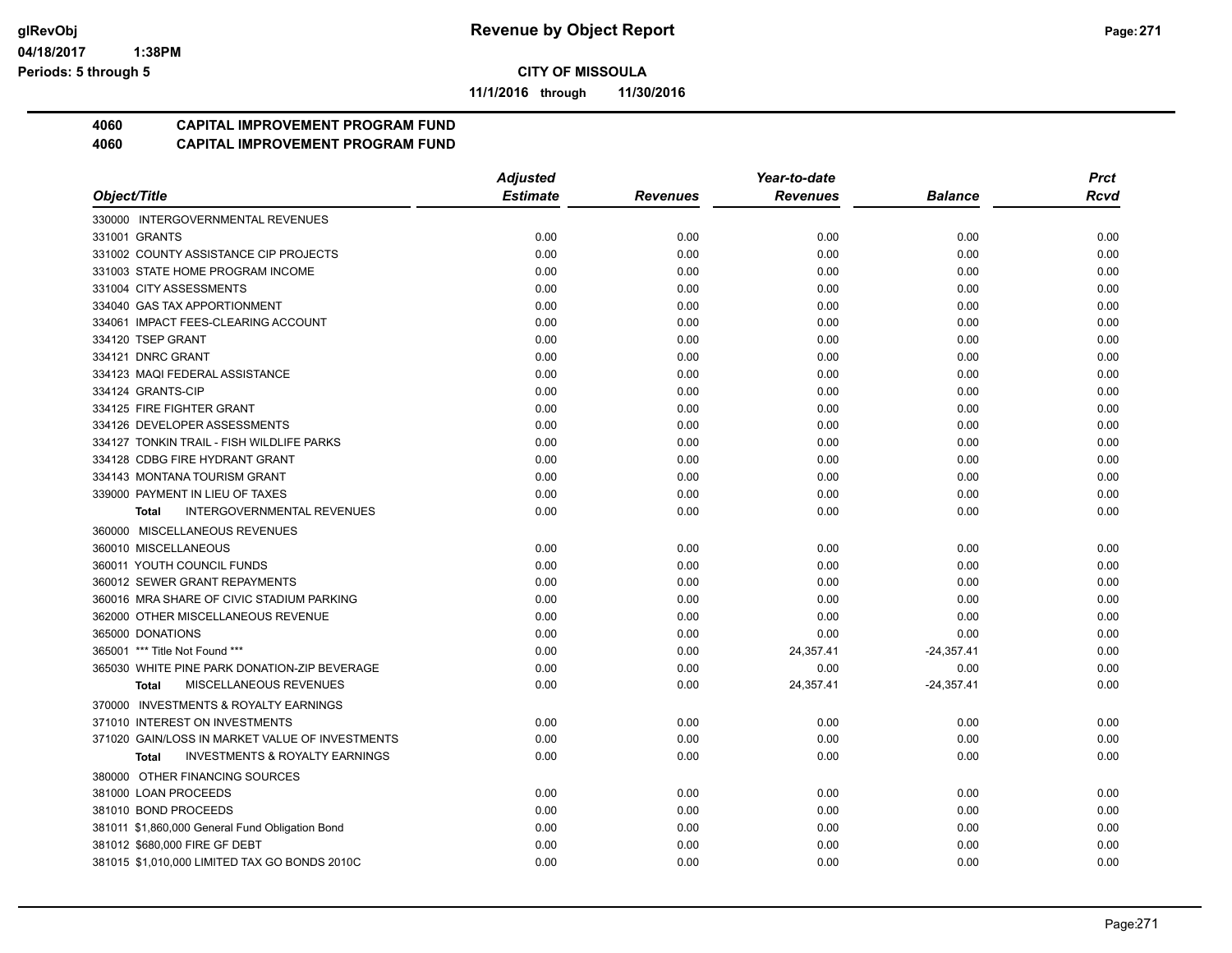**Revenue by Object Report**

**CITY OF MISSOULA**

**11/1/2016 through 11/30/2016**

glRevObj
04/18/2017 1:38PM
Periods: 5 through 5

## 4060 CAPITAL IMPROVEMENT PROGRAM FUND
## 4060 CAPITAL IMPROVEMENT PROGRAM FUND

| Object/Title | Adjusted Estimate | Revenues | Year-to-date Revenues | Balance | Prct Rcvd |
|---|---|---|---|---|---|
| 330000 INTERGOVERNMENTAL REVENUES | | | | | |
| 331001 GRANTS | 0.00 | 0.00 | 0.00 | 0.00 | 0.00 |
| 331002 COUNTY ASSISTANCE CIP PROJECTS | 0.00 | 0.00 | 0.00 | 0.00 | 0.00 |
| 331003 STATE HOME PROGRAM INCOME | 0.00 | 0.00 | 0.00 | 0.00 | 0.00 |
| 331004 CITY ASSESSMENTS | 0.00 | 0.00 | 0.00 | 0.00 | 0.00 |
| 334040 GAS TAX APPORTIONMENT | 0.00 | 0.00 | 0.00 | 0.00 | 0.00 |
| 334061 IMPACT FEES-CLEARING ACCOUNT | 0.00 | 0.00 | 0.00 | 0.00 | 0.00 |
| 334120 TSEP GRANT | 0.00 | 0.00 | 0.00 | 0.00 | 0.00 |
| 334121 DNRC GRANT | 0.00 | 0.00 | 0.00 | 0.00 | 0.00 |
| 334123 MAQI FEDERAL ASSISTANCE | 0.00 | 0.00 | 0.00 | 0.00 | 0.00 |
| 334124 GRANTS-CIP | 0.00 | 0.00 | 0.00 | 0.00 | 0.00 |
| 334125 FIRE FIGHTER GRANT | 0.00 | 0.00 | 0.00 | 0.00 | 0.00 |
| 334126 DEVELOPER ASSESSMENTS | 0.00 | 0.00 | 0.00 | 0.00 | 0.00 |
| 334127 TONKIN TRAIL - FISH WILDLIFE PARKS | 0.00 | 0.00 | 0.00 | 0.00 | 0.00 |
| 334128 CDBG FIRE HYDRANT GRANT | 0.00 | 0.00 | 0.00 | 0.00 | 0.00 |
| 334143 MONTANA TOURISM GRANT | 0.00 | 0.00 | 0.00 | 0.00 | 0.00 |
| 339000 PAYMENT IN LIEU OF TAXES | 0.00 | 0.00 | 0.00 | 0.00 | 0.00 |
| **Total** INTERGOVERNMENTAL REVENUES | 0.00 | 0.00 | 0.00 | 0.00 | 0.00 |
| 360000 MISCELLANEOUS REVENUES | | | | | |
| 360010 MISCELLANEOUS | 0.00 | 0.00 | 0.00 | 0.00 | 0.00 |
| 360011 YOUTH COUNCIL FUNDS | 0.00 | 0.00 | 0.00 | 0.00 | 0.00 |
| 360012 SEWER GRANT REPAYMENTS | 0.00 | 0.00 | 0.00 | 0.00 | 0.00 |
| 360016 MRA SHARE OF CIVIC STADIUM PARKING | 0.00 | 0.00 | 0.00 | 0.00 | 0.00 |
| 362000 OTHER MISCELLANEOUS REVENUE | 0.00 | 0.00 | 0.00 | 0.00 | 0.00 |
| 365000 DONATIONS | 0.00 | 0.00 | 0.00 | 0.00 | 0.00 |
| 365001 *** Title Not Found *** | 0.00 | 0.00 | 24,357.41 | -24,357.41 | 0.00 |
| 365030 WHITE PINE PARK DONATION-ZIP BEVERAGE | 0.00 | 0.00 | 0.00 | 0.00 | 0.00 |
| **Total** MISCELLANEOUS REVENUES | 0.00 | 0.00 | 24,357.41 | -24,357.41 | 0.00 |
| 370000 INVESTMENTS & ROYALTY EARNINGS | | | | | |
| 371010 INTEREST ON INVESTMENTS | 0.00 | 0.00 | 0.00 | 0.00 | 0.00 |
| 371020 GAIN/LOSS IN MARKET VALUE OF INVESTMENTS | 0.00 | 0.00 | 0.00 | 0.00 | 0.00 |
| **Total** INVESTMENTS & ROYALTY EARNINGS | 0.00 | 0.00 | 0.00 | 0.00 | 0.00 |
| 380000 OTHER FINANCING SOURCES | | | | | |
| 381000 LOAN PROCEEDS | 0.00 | 0.00 | 0.00 | 0.00 | 0.00 |
| 381010 BOND PROCEEDS | 0.00 | 0.00 | 0.00 | 0.00 | 0.00 |
| 381011 $1,860,000 General Fund Obligation Bond | 0.00 | 0.00 | 0.00 | 0.00 | 0.00 |
| 381012 $680,000 FIRE GF DEBT | 0.00 | 0.00 | 0.00 | 0.00 | 0.00 |
| 381015 $1,010,000 LIMITED TAX GO BONDS 2010C | 0.00 | 0.00 | 0.00 | 0.00 | 0.00 |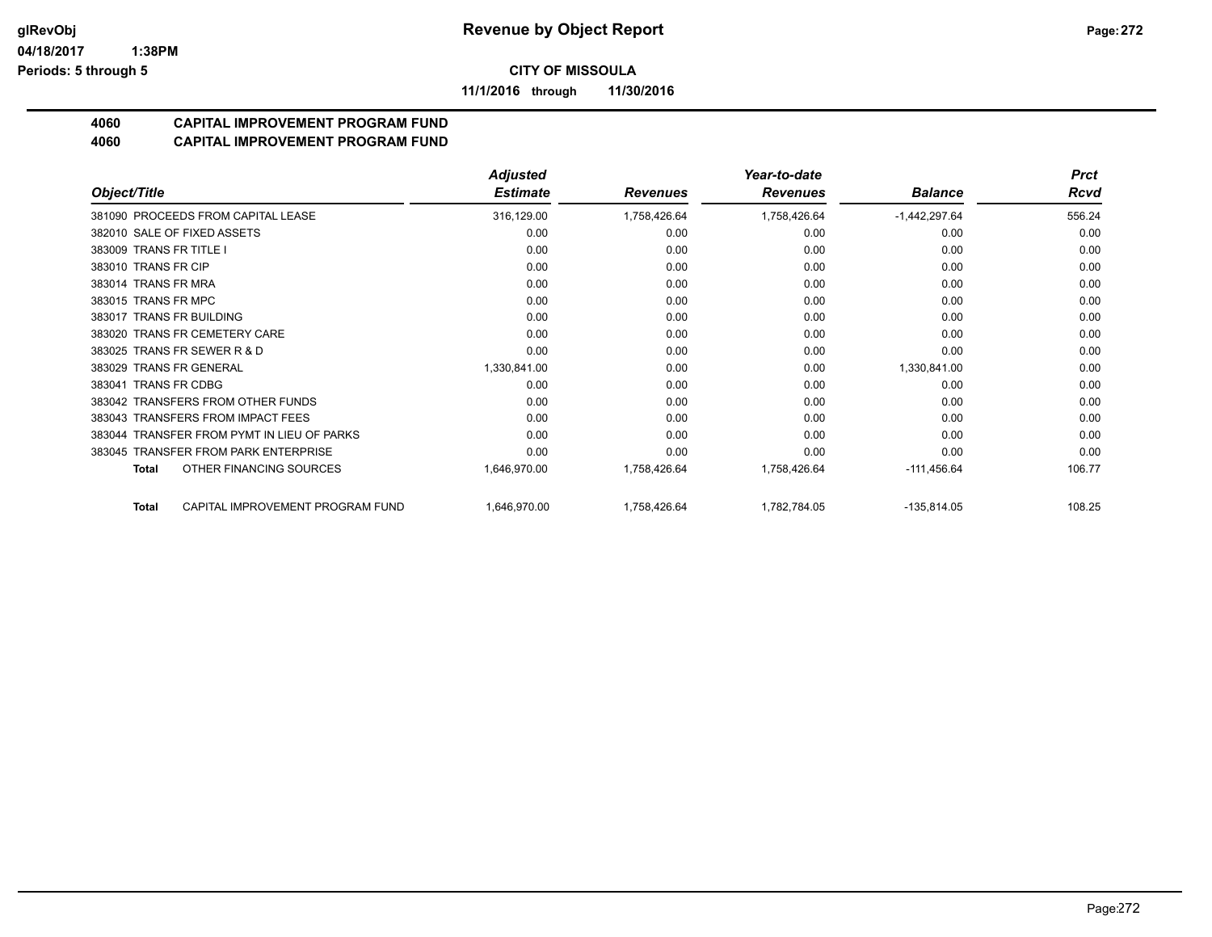**CITY OF MISSOULA**

**11/1/2016 through 11/30/2016**

## 4060 CAPITAL IMPROVEMENT PROGRAM FUND
## 4060 CAPITAL IMPROVEMENT PROGRAM FUND

| *Object/Title* | *Adjusted Estimate* | *Revenues* | *Year-to-date Revenues* | *Balance* | *Prct Rcvd* |
|---|---|---|---|---|---|
| 381090 PROCEEDS FROM CAPITAL LEASE | 316,129.00 | 1,758,426.64 | 1,758,426.64 | -1,442,297.64 | 556.24 |
| 382010 SALE OF FIXED ASSETS | 0.00 | 0.00 | 0.00 | 0.00 | 0.00 |
| 383009 TRANS FR TITLE I | 0.00 | 0.00 | 0.00 | 0.00 | 0.00 |
| 383010 TRANS FR CIP | 0.00 | 0.00 | 0.00 | 0.00 | 0.00 |
| 383014 TRANS FR MRA | 0.00 | 0.00 | 0.00 | 0.00 | 0.00 |
| 383015 TRANS FR MPC | 0.00 | 0.00 | 0.00 | 0.00 | 0.00 |
| 383017 TRANS FR BUILDING | 0.00 | 0.00 | 0.00 | 0.00 | 0.00 |
| 383020 TRANS FR CEMETERY CARE | 0.00 | 0.00 | 0.00 | 0.00 | 0.00 |
| 383025 TRANS FR SEWER R & D | 0.00 | 0.00 | 0.00 | 0.00 | 0.00 |
| 383029 TRANS FR GENERAL | 1,330,841.00 | 0.00 | 0.00 | 1,330,841.00 | 0.00 |
| 383041 TRANS FR CDBG | 0.00 | 0.00 | 0.00 | 0.00 | 0.00 |
| 383042 TRANSFERS FROM OTHER FUNDS | 0.00 | 0.00 | 0.00 | 0.00 | 0.00 |
| 383043 TRANSFERS FROM IMPACT FEES | 0.00 | 0.00 | 0.00 | 0.00 | 0.00 |
| 383044 TRANSFER FROM PYMT IN LIEU OF PARKS | 0.00 | 0.00 | 0.00 | 0.00 | 0.00 |
| 383045 TRANSFER FROM PARK ENTERPRISE | 0.00 | 0.00 | 0.00 | 0.00 | 0.00 |
| **Total** OTHER FINANCING SOURCES | 1,646,970.00 | 1,758,426.64 | 1,758,426.64 | -111,456.64 | 106.77 |
| **Total** CAPITAL IMPROVEMENT PROGRAM FUND | 1,646,970.00 | 1,758,426.64 | 1,782,784.05 | -135,814.05 | 108.25 |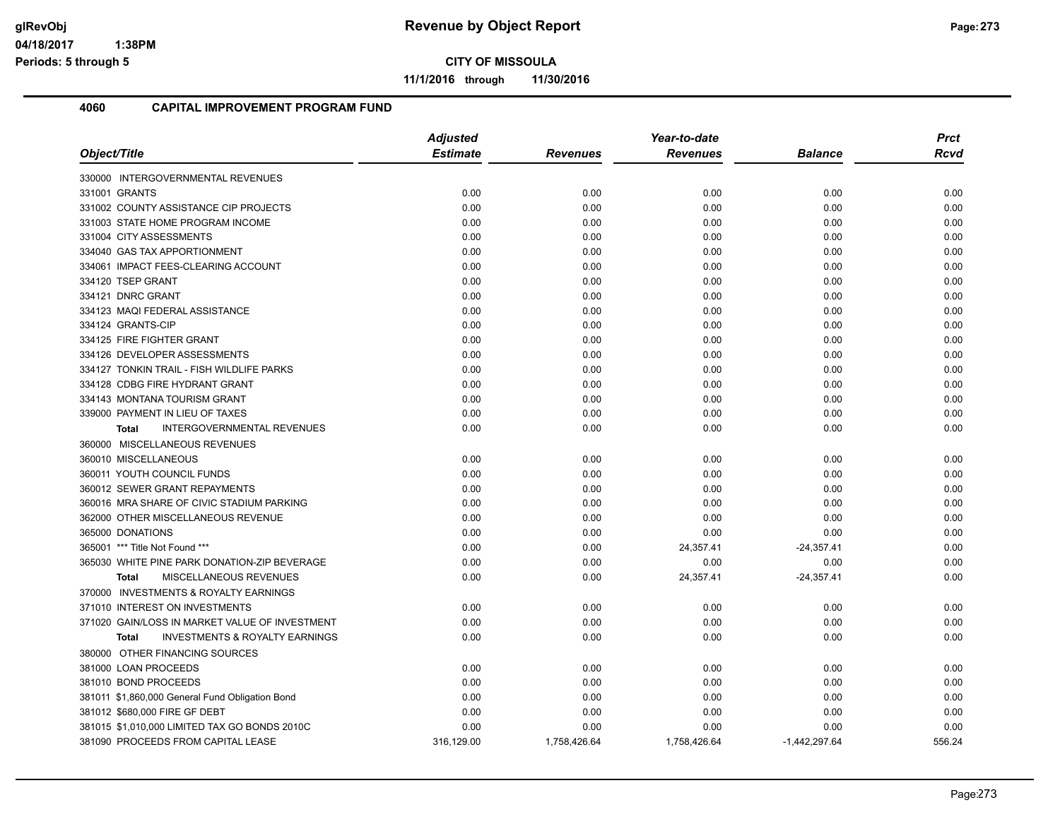**CITY OF MISSOULA**

**11/1/2016 through 11/30/2016**

## 4060 CAPITAL IMPROVEMENT PROGRAM FUND

| Object/Title | Adjusted Estimate | Revenues | Year-to-date Revenues | Balance | Prct Rcvd |
|---|---|---|---|---|---|
| 330000 INTERGOVERNMENTAL REVENUES | | | | | |
| 331001 GRANTS | 0.00 | 0.00 | 0.00 | 0.00 | 0.00 |
| 331002 COUNTY ASSISTANCE CIP PROJECTS | 0.00 | 0.00 | 0.00 | 0.00 | 0.00 |
| 331003 STATE HOME PROGRAM INCOME | 0.00 | 0.00 | 0.00 | 0.00 | 0.00 |
| 331004 CITY ASSESSMENTS | 0.00 | 0.00 | 0.00 | 0.00 | 0.00 |
| 334040 GAS TAX APPORTIONMENT | 0.00 | 0.00 | 0.00 | 0.00 | 0.00 |
| 334061 IMPACT FEES-CLEARING ACCOUNT | 0.00 | 0.00 | 0.00 | 0.00 | 0.00 |
| 334120 TSEP GRANT | 0.00 | 0.00 | 0.00 | 0.00 | 0.00 |
| 334121 DNRC GRANT | 0.00 | 0.00 | 0.00 | 0.00 | 0.00 |
| 334123 MAQI FEDERAL ASSISTANCE | 0.00 | 0.00 | 0.00 | 0.00 | 0.00 |
| 334124 GRANTS-CIP | 0.00 | 0.00 | 0.00 | 0.00 | 0.00 |
| 334125 FIRE FIGHTER GRANT | 0.00 | 0.00 | 0.00 | 0.00 | 0.00 |
| 334126 DEVELOPER ASSESSMENTS | 0.00 | 0.00 | 0.00 | 0.00 | 0.00 |
| 334127 TONKIN TRAIL - FISH WILDLIFE PARKS | 0.00 | 0.00 | 0.00 | 0.00 | 0.00 |
| 334128 CDBG FIRE HYDRANT GRANT | 0.00 | 0.00 | 0.00 | 0.00 | 0.00 |
| 334143 MONTANA TOURISM GRANT | 0.00 | 0.00 | 0.00 | 0.00 | 0.00 |
| 339000 PAYMENT IN LIEU OF TAXES | 0.00 | 0.00 | 0.00 | 0.00 | 0.00 |
| **Total** INTERGOVERNMENTAL REVENUES | 0.00 | 0.00 | 0.00 | 0.00 | 0.00 |
| 360000 MISCELLANEOUS REVENUES | | | | | |
| 360010 MISCELLANEOUS | 0.00 | 0.00 | 0.00 | 0.00 | 0.00 |
| 360011 YOUTH COUNCIL FUNDS | 0.00 | 0.00 | 0.00 | 0.00 | 0.00 |
| 360012 SEWER GRANT REPAYMENTS | 0.00 | 0.00 | 0.00 | 0.00 | 0.00 |
| 360016 MRA SHARE OF CIVIC STADIUM PARKING | 0.00 | 0.00 | 0.00 | 0.00 | 0.00 |
| 362000 OTHER MISCELLANEOUS REVENUE | 0.00 | 0.00 | 0.00 | 0.00 | 0.00 |
| 365000 DONATIONS | 0.00 | 0.00 | 0.00 | 0.00 | 0.00 |
| 365001 *** Title Not Found *** | 0.00 | 0.00 | 24,357.41 | -24,357.41 | 0.00 |
| 365030 WHITE PINE PARK DONATION-ZIP BEVERAGE | 0.00 | 0.00 | 0.00 | 0.00 | 0.00 |
| **Total** MISCELLANEOUS REVENUES | 0.00 | 0.00 | 24,357.41 | -24,357.41 | 0.00 |
| 370000 INVESTMENTS & ROYALTY EARNINGS | | | | | |
| 371010 INTEREST ON INVESTMENTS | 0.00 | 0.00 | 0.00 | 0.00 | 0.00 |
| 371020 GAIN/LOSS IN MARKET VALUE OF INVESTMENT | 0.00 | 0.00 | 0.00 | 0.00 | 0.00 |
| **Total** INVESTMENTS & ROYALTY EARNINGS | 0.00 | 0.00 | 0.00 | 0.00 | 0.00 |
| 380000 OTHER FINANCING SOURCES | | | | | |
| 381000 LOAN PROCEEDS | 0.00 | 0.00 | 0.00 | 0.00 | 0.00 |
| 381010 BOND PROCEEDS | 0.00 | 0.00 | 0.00 | 0.00 | 0.00 |
| 381011 $1,860,000 General Fund Obligation Bond | 0.00 | 0.00 | 0.00 | 0.00 | 0.00 |
| 381012 $680,000 FIRE GF DEBT | 0.00 | 0.00 | 0.00 | 0.00 | 0.00 |
| 381015 $1,010,000 LIMITED TAX GO BONDS 2010C | 0.00 | 0.00 | 0.00 | 0.00 | 0.00 |
| 381090 PROCEEDS FROM CAPITAL LEASE | 316,129.00 | 1,758,426.64 | 1,758,426.64 | -1,442,297.64 | 556.24 |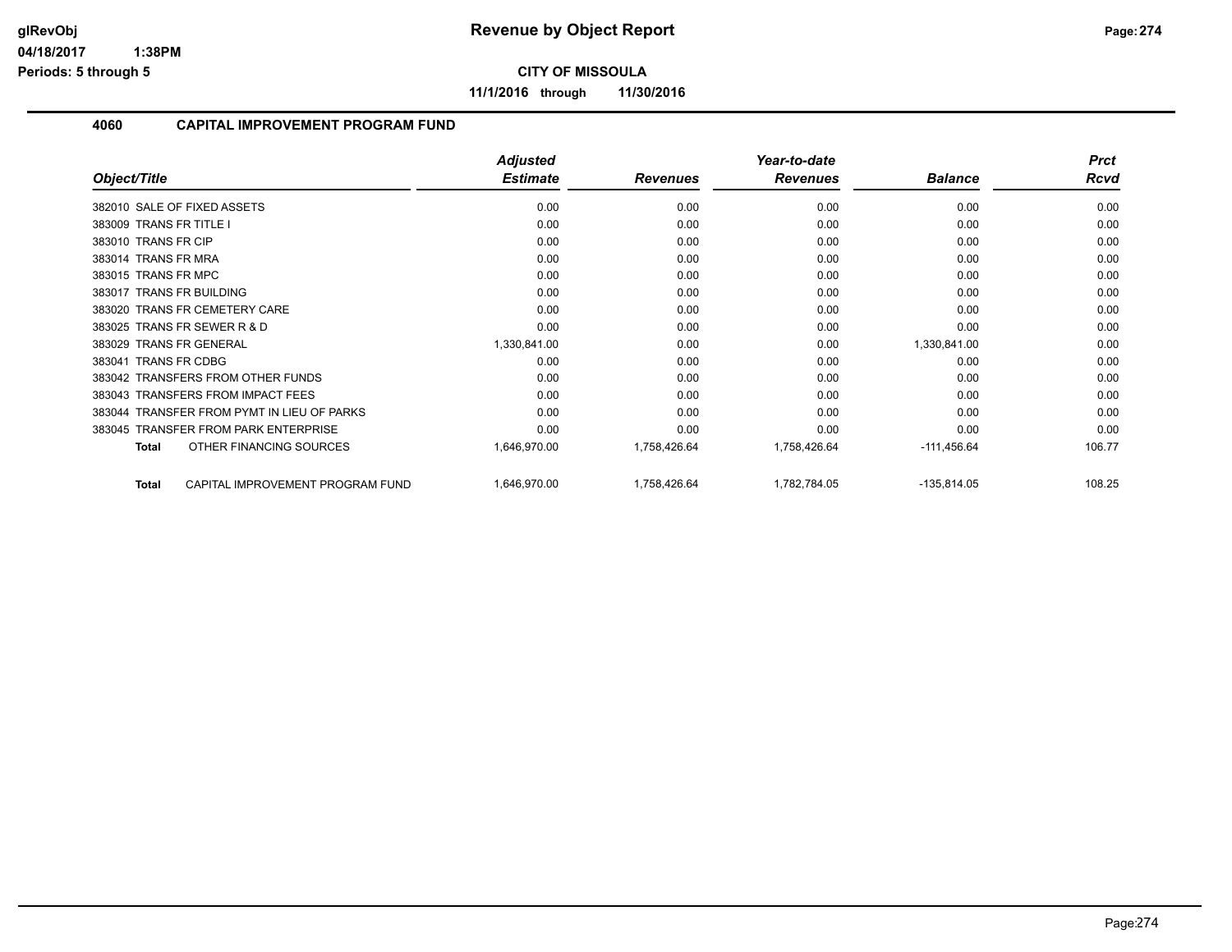**CITY OF MISSOULA**

**11/1/2016 through 11/30/2016**

## 4060 CAPITAL IMPROVEMENT PROGRAM FUND

| Object/Title | Adjusted Estimate | Revenues | Year-to-date Revenues | Balance | Prct Rcvd |
|---|---|---|---|---|---|
| 382010 SALE OF FIXED ASSETS | 0.00 | 0.00 | 0.00 | 0.00 | 0.00 |
| 383009 TRANS FR TITLE I | 0.00 | 0.00 | 0.00 | 0.00 | 0.00 |
| 383010 TRANS FR CIP | 0.00 | 0.00 | 0.00 | 0.00 | 0.00 |
| 383014 TRANS FR MRA | 0.00 | 0.00 | 0.00 | 0.00 | 0.00 |
| 383015 TRANS FR MPC | 0.00 | 0.00 | 0.00 | 0.00 | 0.00 |
| 383017 TRANS FR BUILDING | 0.00 | 0.00 | 0.00 | 0.00 | 0.00 |
| 383020 TRANS FR CEMETERY CARE | 0.00 | 0.00 | 0.00 | 0.00 | 0.00 |
| 383025 TRANS FR SEWER R & D | 0.00 | 0.00 | 0.00 | 0.00 | 0.00 |
| 383029 TRANS FR GENERAL | 1,330,841.00 | 0.00 | 0.00 | 1,330,841.00 | 0.00 |
| 383041 TRANS FR CDBG | 0.00 | 0.00 | 0.00 | 0.00 | 0.00 |
| 383042 TRANSFERS FROM OTHER FUNDS | 0.00 | 0.00 | 0.00 | 0.00 | 0.00 |
| 383043 TRANSFERS FROM IMPACT FEES | 0.00 | 0.00 | 0.00 | 0.00 | 0.00 |
| 383044 TRANSFER FROM PYMT IN LIEU OF PARKS | 0.00 | 0.00 | 0.00 | 0.00 | 0.00 |
| 383045 TRANSFER FROM PARK ENTERPRISE | 0.00 | 0.00 | 0.00 | 0.00 | 0.00 |
| **Total** OTHER FINANCING SOURCES | 1,646,970.00 | 1,758,426.64 | 1,758,426.64 | -111,456.64 | 106.77 |
| **Total** CAPITAL IMPROVEMENT PROGRAM FUND | 1,646,970.00 | 1,758,426.64 | 1,782,784.05 | -135,814.05 | 108.25 |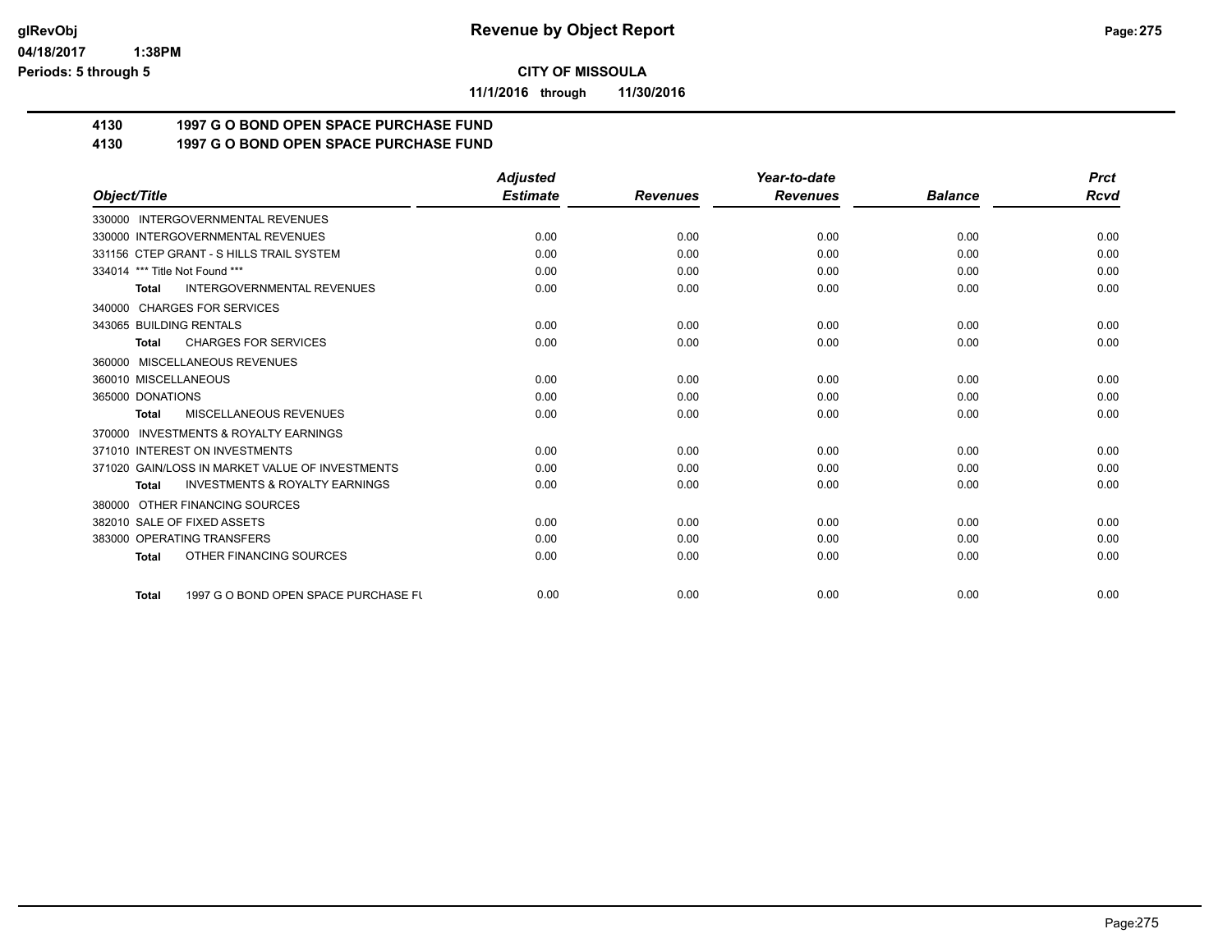**CITY OF MISSOULA**

**11/1/2016 through 11/30/2016**

## 4130 1997 G O BOND OPEN SPACE PURCHASE FUND
## 4130 1997 G O BOND OPEN SPACE PURCHASE FUND

| Object/Title | Adjusted Estimate | Revenues | Year-to-date Revenues | Balance | Prct Rcvd |
|---|---|---|---|---|---|
| 330000 INTERGOVERNMENTAL REVENUES | | | | | |
| 330000 INTERGOVERNMENTAL REVENUES | 0.00 | 0.00 | 0.00 | 0.00 | 0.00 |
| 331156 CTEP GRANT - S HILLS TRAIL SYSTEM | 0.00 | 0.00 | 0.00 | 0.00 | 0.00 |
| 334014 *** Title Not Found *** | 0.00 | 0.00 | 0.00 | 0.00 | 0.00 |
| **Total** INTERGOVERNMENTAL REVENUES | 0.00 | 0.00 | 0.00 | 0.00 | 0.00 |
| 340000 CHARGES FOR SERVICES | | | | | |
| 343065 BUILDING RENTALS | 0.00 | 0.00 | 0.00 | 0.00 | 0.00 |
| **Total** CHARGES FOR SERVICES | 0.00 | 0.00 | 0.00 | 0.00 | 0.00 |
| 360000 MISCELLANEOUS REVENUES | | | | | |
| 360010 MISCELLANEOUS | 0.00 | 0.00 | 0.00 | 0.00 | 0.00 |
| 365000 DONATIONS | 0.00 | 0.00 | 0.00 | 0.00 | 0.00 |
| **Total** MISCELLANEOUS REVENUES | 0.00 | 0.00 | 0.00 | 0.00 | 0.00 |
| 370000 INVESTMENTS & ROYALTY EARNINGS | | | | | |
| 371010 INTEREST ON INVESTMENTS | 0.00 | 0.00 | 0.00 | 0.00 | 0.00 |
| 371020 GAIN/LOSS IN MARKET VALUE OF INVESTMENTS | 0.00 | 0.00 | 0.00 | 0.00 | 0.00 |
| **Total** INVESTMENTS & ROYALTY EARNINGS | 0.00 | 0.00 | 0.00 | 0.00 | 0.00 |
| 380000 OTHER FINANCING SOURCES | | | | | |
| 382010 SALE OF FIXED ASSETS | 0.00 | 0.00 | 0.00 | 0.00 | 0.00 |
| 383000 OPERATING TRANSFERS | 0.00 | 0.00 | 0.00 | 0.00 | 0.00 |
| **Total** OTHER FINANCING SOURCES | 0.00 | 0.00 | 0.00 | 0.00 | 0.00 |
| **Total** 1997 G O BOND OPEN SPACE PURCHASE FU | 0.00 | 0.00 | 0.00 | 0.00 | 0.00 |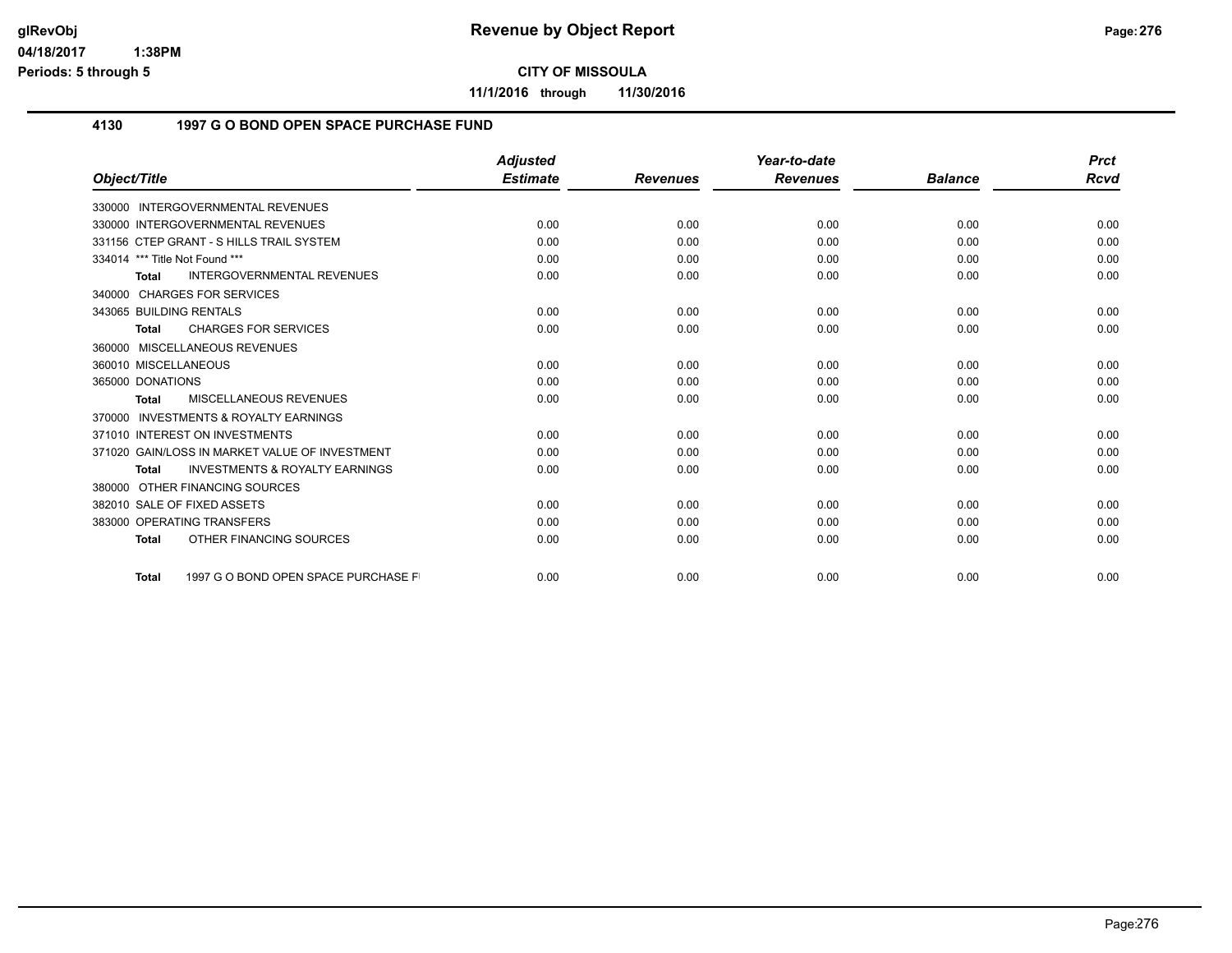**CITY OF MISSOULA**

**11/1/2016 through 11/30/2016**

## 4130 1997 G O BOND OPEN SPACE PURCHASE FUND

| Object/Title | Adjusted Estimate | Revenues | Year-to-date Revenues | Balance | Prct Rcvd |
|---|---|---|---|---|---|
| 330000 INTERGOVERNMENTAL REVENUES | | | | | |
| 330000 INTERGOVERNMENTAL REVENUES | 0.00 | 0.00 | 0.00 | 0.00 | 0.00 |
| 331156 CTEP GRANT - S HILLS TRAIL SYSTEM | 0.00 | 0.00 | 0.00 | 0.00 | 0.00 |
| 334014 *** Title Not Found *** | 0.00 | 0.00 | 0.00 | 0.00 | 0.00 |
| **Total** INTERGOVERNMENTAL REVENUES | 0.00 | 0.00 | 0.00 | 0.00 | 0.00 |
| 340000 CHARGES FOR SERVICES | | | | | |
| 343065 BUILDING RENTALS | 0.00 | 0.00 | 0.00 | 0.00 | 0.00 |
| **Total** CHARGES FOR SERVICES | 0.00 | 0.00 | 0.00 | 0.00 | 0.00 |
| 360000 MISCELLANEOUS REVENUES | | | | | |
| 360010 MISCELLANEOUS | 0.00 | 0.00 | 0.00 | 0.00 | 0.00 |
| 365000 DONATIONS | 0.00 | 0.00 | 0.00 | 0.00 | 0.00 |
| **Total** MISCELLANEOUS REVENUES | 0.00 | 0.00 | 0.00 | 0.00 | 0.00 |
| 370000 INVESTMENTS & ROYALTY EARNINGS | | | | | |
| 371010 INTEREST ON INVESTMENTS | 0.00 | 0.00 | 0.00 | 0.00 | 0.00 |
| 371020 GAIN/LOSS IN MARKET VALUE OF INVESTMENT | 0.00 | 0.00 | 0.00 | 0.00 | 0.00 |
| **Total** INVESTMENTS & ROYALTY EARNINGS | 0.00 | 0.00 | 0.00 | 0.00 | 0.00 |
| 380000 OTHER FINANCING SOURCES | | | | | |
| 382010 SALE OF FIXED ASSETS | 0.00 | 0.00 | 0.00 | 0.00 | 0.00 |
| 383000 OPERATING TRANSFERS | 0.00 | 0.00 | 0.00 | 0.00 | 0.00 |
| **Total** OTHER FINANCING SOURCES | 0.00 | 0.00 | 0.00 | 0.00 | 0.00 |
| **Total** 1997 G O BOND OPEN SPACE PURCHASE FI | 0.00 | 0.00 | 0.00 | 0.00 | 0.00 |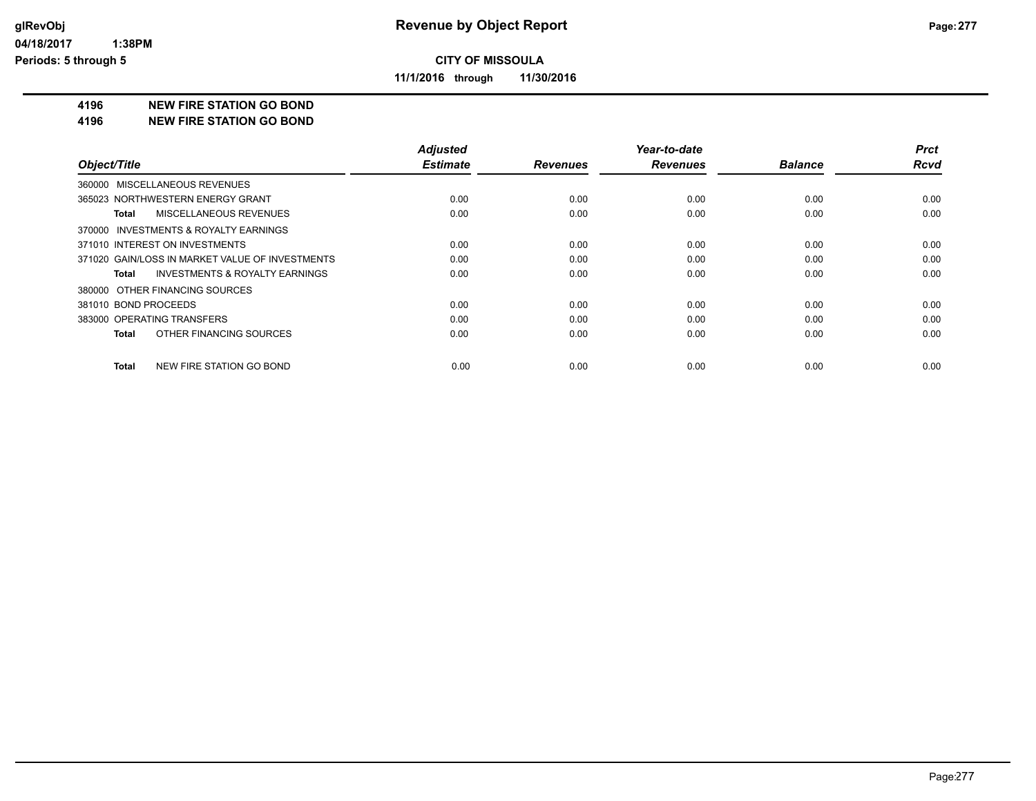# Revenue by Object Report

**CITY OF MISSOULA**

**11/1/2016 through 11/30/2016**

glRevObj
04/18/2017 1:38PM
Periods: 5 through 5

**4196 NEW FIRE STATION GO BOND**
**4196 NEW FIRE STATION GO BOND**

| Object/Title | Adjusted Estimate | Revenues | Year-to-date Revenues | Balance | Prct Rcvd |
|---|---|---|---|---|---|
| 360000 MISCELLANEOUS REVENUES | | | | | |
| 365023 NORTHWESTERN ENERGY GRANT | 0.00 | 0.00 | 0.00 | 0.00 | 0.00 |
| **Total** MISCELLANEOUS REVENUES | 0.00 | 0.00 | 0.00 | 0.00 | 0.00 |
| 370000 INVESTMENTS & ROYALTY EARNINGS | | | | | |
| 371010 INTEREST ON INVESTMENTS | 0.00 | 0.00 | 0.00 | 0.00 | 0.00 |
| 371020 GAIN/LOSS IN MARKET VALUE OF INVESTMENTS | 0.00 | 0.00 | 0.00 | 0.00 | 0.00 |
| **Total** INVESTMENTS & ROYALTY EARNINGS | 0.00 | 0.00 | 0.00 | 0.00 | 0.00 |
| 380000 OTHER FINANCING SOURCES | | | | | |
| 381010 BOND PROCEEDS | 0.00 | 0.00 | 0.00 | 0.00 | 0.00 |
| 383000 OPERATING TRANSFERS | 0.00 | 0.00 | 0.00 | 0.00 | 0.00 |
| **Total** OTHER FINANCING SOURCES | 0.00 | 0.00 | 0.00 | 0.00 | 0.00 |
| **Total** NEW FIRE STATION GO BOND | 0.00 | 0.00 | 0.00 | 0.00 | 0.00 |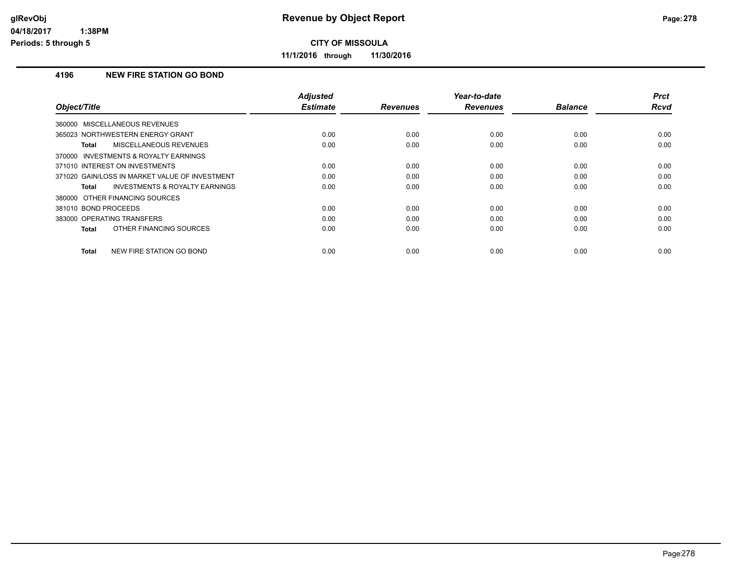# Revenue by Object Report

## CITY OF MISSOULA

**11/1/2016 through 11/30/2016**

### 4196 NEW FIRE STATION GO BOND

| Object/Title | Adjusted Estimate | Revenues | Year-to-date Revenues | Balance | Prct Rcvd |
|---|---|---|---|---|---|
| 360000 MISCELLANEOUS REVENUES | | | | | |
| 365023 NORTHWESTERN ENERGY GRANT | 0.00 | 0.00 | 0.00 | 0.00 | 0.00 |
| **Total** MISCELLANEOUS REVENUES | 0.00 | 0.00 | 0.00 | 0.00 | 0.00 |
| 370000 INVESTMENTS & ROYALTY EARNINGS | | | | | |
| 371010 INTEREST ON INVESTMENTS | 0.00 | 0.00 | 0.00 | 0.00 | 0.00 |
| 371020 GAIN/LOSS IN MARKET VALUE OF INVESTMENT | 0.00 | 0.00 | 0.00 | 0.00 | 0.00 |
| **Total** INVESTMENTS & ROYALTY EARNINGS | 0.00 | 0.00 | 0.00 | 0.00 | 0.00 |
| 380000 OTHER FINANCING SOURCES | | | | | |
| 381010 BOND PROCEEDS | 0.00 | 0.00 | 0.00 | 0.00 | 0.00 |
| 383000 OPERATING TRANSFERS | 0.00 | 0.00 | 0.00 | 0.00 | 0.00 |
| **Total** OTHER FINANCING SOURCES | 0.00 | 0.00 | 0.00 | 0.00 | 0.00 |
| **Total** NEW FIRE STATION GO BOND | 0.00 | 0.00 | 0.00 | 0.00 | 0.00 |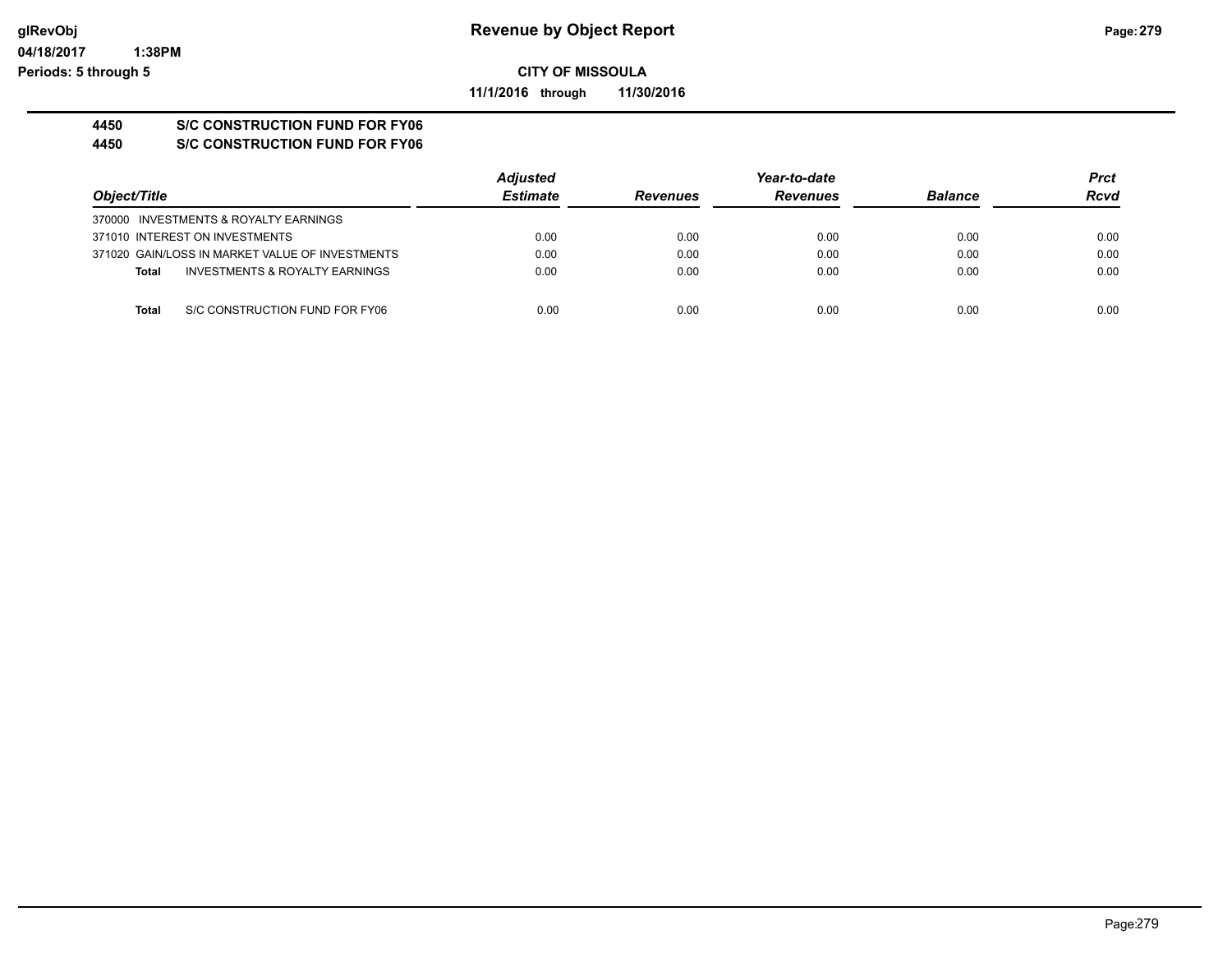**Revenue by Object Report**

**CITY OF MISSOULA**

**11/1/2016 through 11/30/2016**

**4450 S/C CONSTRUCTION FUND FOR FY06**

**4450 S/C CONSTRUCTION FUND FOR FY06**

| Object/Title | Adjusted Estimate | Revenues | Year-to-date Revenues | Balance | Prct Rcvd |
|---|---|---|---|---|---|
| 370000 INVESTMENTS & ROYALTY EARNINGS | | | | | |
| 371010 INTEREST ON INVESTMENTS | 0.00 | 0.00 | 0.00 | 0.00 | 0.00 |
| 371020 GAIN/LOSS IN MARKET VALUE OF INVESTMENTS | 0.00 | 0.00 | 0.00 | 0.00 | 0.00 |
| **Total** INVESTMENTS & ROYALTY EARNINGS | 0.00 | 0.00 | 0.00 | 0.00 | 0.00 |
| **Total** S/C CONSTRUCTION FUND FOR FY06 | 0.00 | 0.00 | 0.00 | 0.00 | 0.00 |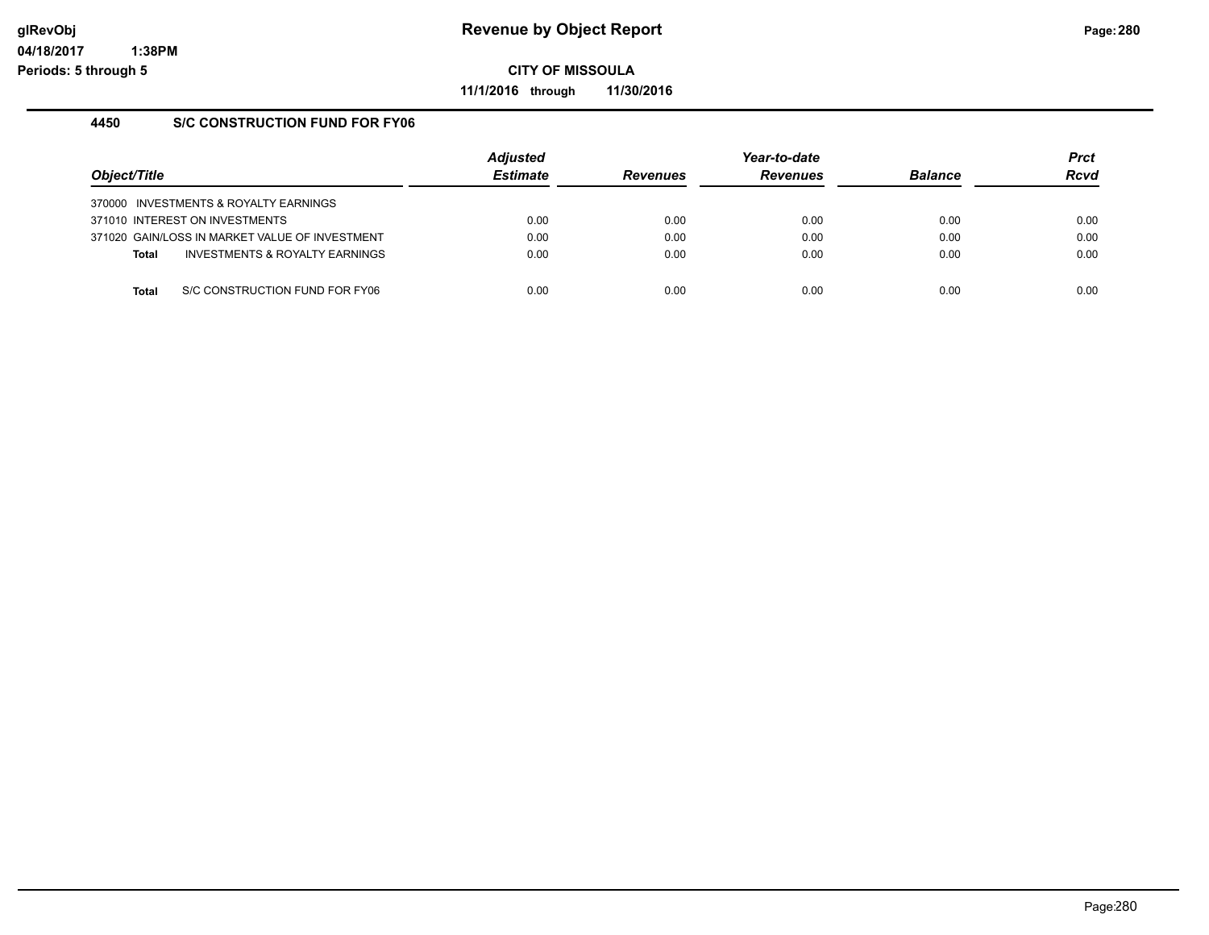# Revenue by Object Report

## CITY OF MISSOULA

11/1/2016 through 11/30/2016

### 4450 S/C CONSTRUCTION FUND FOR FY06

| Object/Title | Adjusted Estimate | Revenues | Year-to-date Revenues | Balance | Prct Rcvd |
|---|---|---|---|---|---|
| 370000 INVESTMENTS & ROYALTY EARNINGS | | | | | |
| 371010 INTEREST ON INVESTMENTS | 0.00 | 0.00 | 0.00 | 0.00 | 0.00 |
| 371020 GAIN/LOSS IN MARKET VALUE OF INVESTMENT | 0.00 | 0.00 | 0.00 | 0.00 | 0.00 |
| **Total** INVESTMENTS & ROYALTY EARNINGS | 0.00 | 0.00 | 0.00 | 0.00 | 0.00 |
| **Total** S/C CONSTRUCTION FUND FOR FY06 | 0.00 | 0.00 | 0.00 | 0.00 | 0.00 |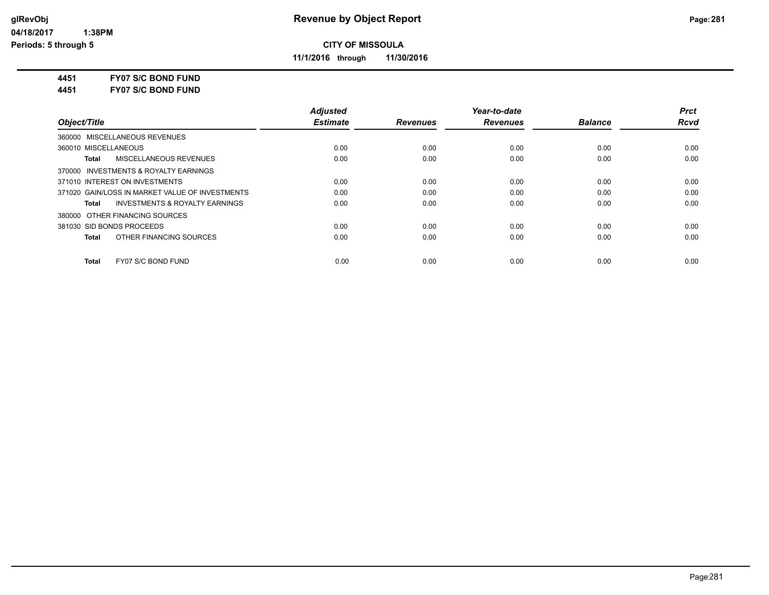# Revenue by Object Report

**CITY OF MISSOULA**

**11/1/2016 through 11/30/2016**

glRevObj
04/18/2017 1:38PM
Periods: 5 through 5

**4451 FY07 S/C BOND FUND**
**4451 FY07 S/C BOND FUND**

| Object/Title | Adjusted Estimate | Revenues | Year-to-date Revenues | Balance | Prct Rcvd |
|---|---|---|---|---|---|
| 360000 MISCELLANEOUS REVENUES | | | | | |
| 360010 MISCELLANEOUS | 0.00 | 0.00 | 0.00 | 0.00 | 0.00 |
| **Total** MISCELLANEOUS REVENUES | 0.00 | 0.00 | 0.00 | 0.00 | 0.00 |
| 370000 INVESTMENTS & ROYALTY EARNINGS | | | | | |
| 371010 INTEREST ON INVESTMENTS | 0.00 | 0.00 | 0.00 | 0.00 | 0.00 |
| 371020 GAIN/LOSS IN MARKET VALUE OF INVESTMENTS | 0.00 | 0.00 | 0.00 | 0.00 | 0.00 |
| **Total** INVESTMENTS & ROYALTY EARNINGS | 0.00 | 0.00 | 0.00 | 0.00 | 0.00 |
| 380000 OTHER FINANCING SOURCES | | | | | |
| 381030 SID BONDS PROCEEDS | 0.00 | 0.00 | 0.00 | 0.00 | 0.00 |
| **Total** OTHER FINANCING SOURCES | 0.00 | 0.00 | 0.00 | 0.00 | 0.00 |
| **Total** FY07 S/C BOND FUND | 0.00 | 0.00 | 0.00 | 0.00 | 0.00 |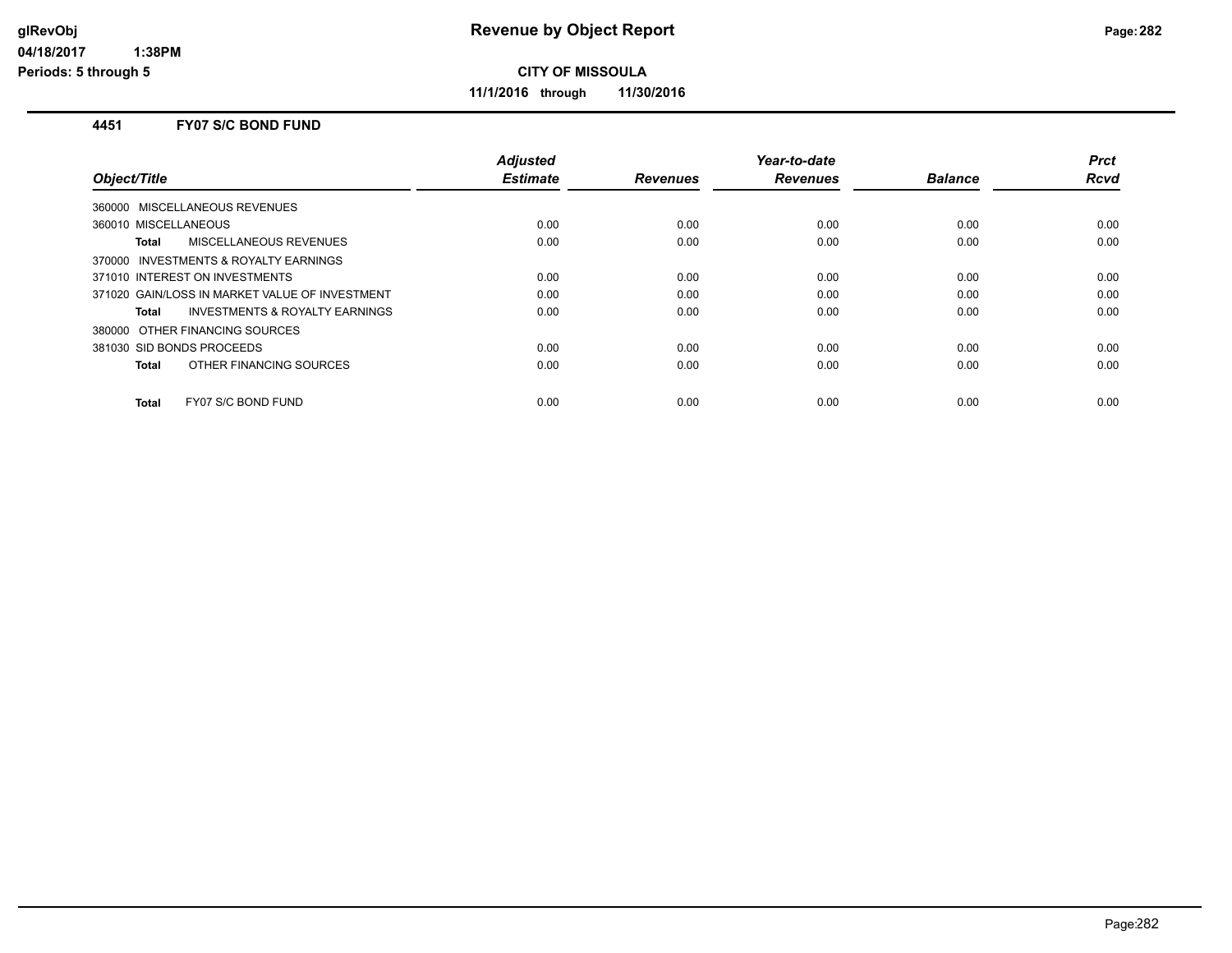# Revenue by Object Report

glRevObj
04/18/2017 1:38PM
Periods: 5 through 5

**CITY OF MISSOULA**

**11/1/2016 through 11/30/2016**

## 4451 FY07 S/C BOND FUND

| Object/Title | Adjusted Estimate | Revenues | Year-to-date Revenues | Balance | Prct Rcvd |
|---|---|---|---|---|---|
| 360000 MISCELLANEOUS REVENUES | | | | | |
| 360010 MISCELLANEOUS | 0.00 | 0.00 | 0.00 | 0.00 | 0.00 |
| **Total** MISCELLANEOUS REVENUES | 0.00 | 0.00 | 0.00 | 0.00 | 0.00 |
| 370000 INVESTMENTS & ROYALTY EARNINGS | | | | | |
| 371010 INTEREST ON INVESTMENTS | 0.00 | 0.00 | 0.00 | 0.00 | 0.00 |
| 371020 GAIN/LOSS IN MARKET VALUE OF INVESTMENT | 0.00 | 0.00 | 0.00 | 0.00 | 0.00 |
| **Total** INVESTMENTS & ROYALTY EARNINGS | 0.00 | 0.00 | 0.00 | 0.00 | 0.00 |
| 380000 OTHER FINANCING SOURCES | | | | | |
| 381030 SID BONDS PROCEEDS | 0.00 | 0.00 | 0.00 | 0.00 | 0.00 |
| **Total** OTHER FINANCING SOURCES | 0.00 | 0.00 | 0.00 | 0.00 | 0.00 |
| **Total** FY07 S/C BOND FUND | 0.00 | 0.00 | 0.00 | 0.00 | 0.00 |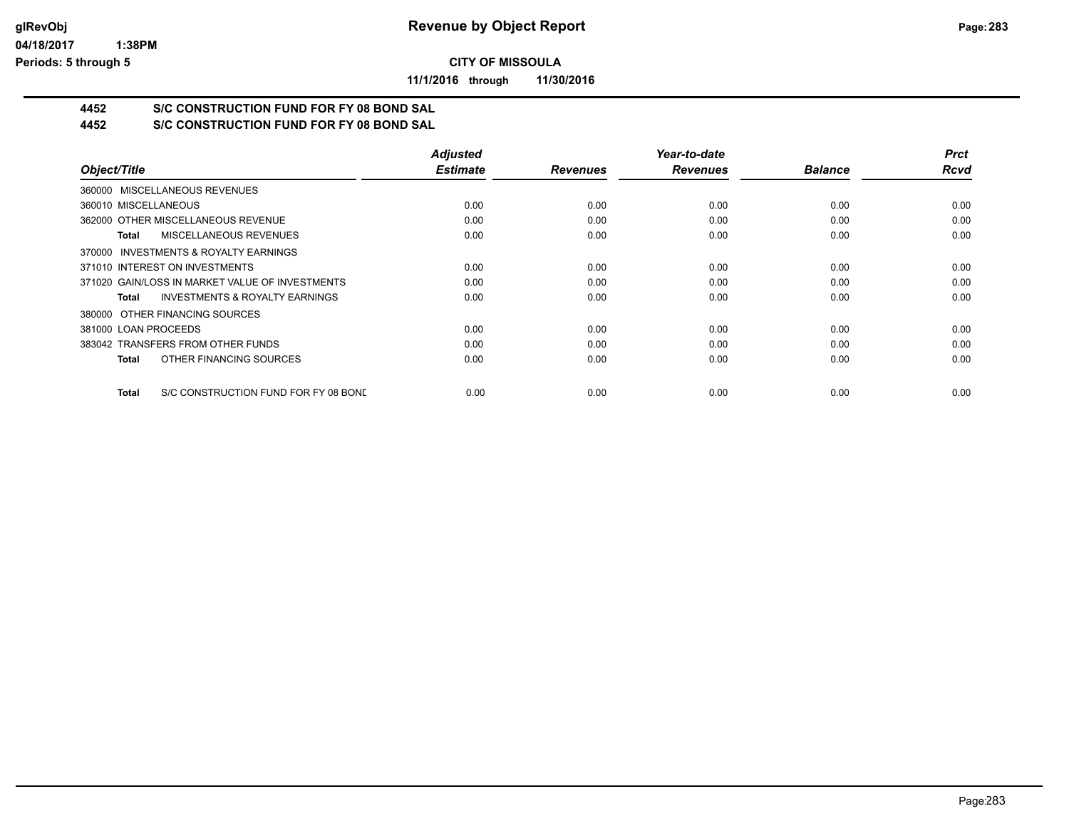**CITY OF MISSOULA**

**11/1/2016 through 11/30/2016**

**4452 S/C CONSTRUCTION FUND FOR FY 08 BOND SAL**

**4452 S/C CONSTRUCTION FUND FOR FY 08 BOND SAL**

| Object/Title | Adjusted Estimate | Revenues | Year-to-date Revenues | Balance | Prct Rcvd |
|---|---|---|---|---|---|
| 360000 MISCELLANEOUS REVENUES | | | | | |
| 360010 MISCELLANEOUS | 0.00 | 0.00 | 0.00 | 0.00 | 0.00 |
| 362000 OTHER MISCELLANEOUS REVENUE | 0.00 | 0.00 | 0.00 | 0.00 | 0.00 |
| **Total** MISCELLANEOUS REVENUES | 0.00 | 0.00 | 0.00 | 0.00 | 0.00 |
| 370000 INVESTMENTS & ROYALTY EARNINGS | | | | | |
| 371010 INTEREST ON INVESTMENTS | 0.00 | 0.00 | 0.00 | 0.00 | 0.00 |
| 371020 GAIN/LOSS IN MARKET VALUE OF INVESTMENTS | 0.00 | 0.00 | 0.00 | 0.00 | 0.00 |
| **Total** INVESTMENTS & ROYALTY EARNINGS | 0.00 | 0.00 | 0.00 | 0.00 | 0.00 |
| 380000 OTHER FINANCING SOURCES | | | | | |
| 381000 LOAN PROCEEDS | 0.00 | 0.00 | 0.00 | 0.00 | 0.00 |
| 383042 TRANSFERS FROM OTHER FUNDS | 0.00 | 0.00 | 0.00 | 0.00 | 0.00 |
| **Total** OTHER FINANCING SOURCES | 0.00 | 0.00 | 0.00 | 0.00 | 0.00 |
| **Total** S/C CONSTRUCTION FUND FOR FY 08 BONE | 0.00 | 0.00 | 0.00 | 0.00 | 0.00 |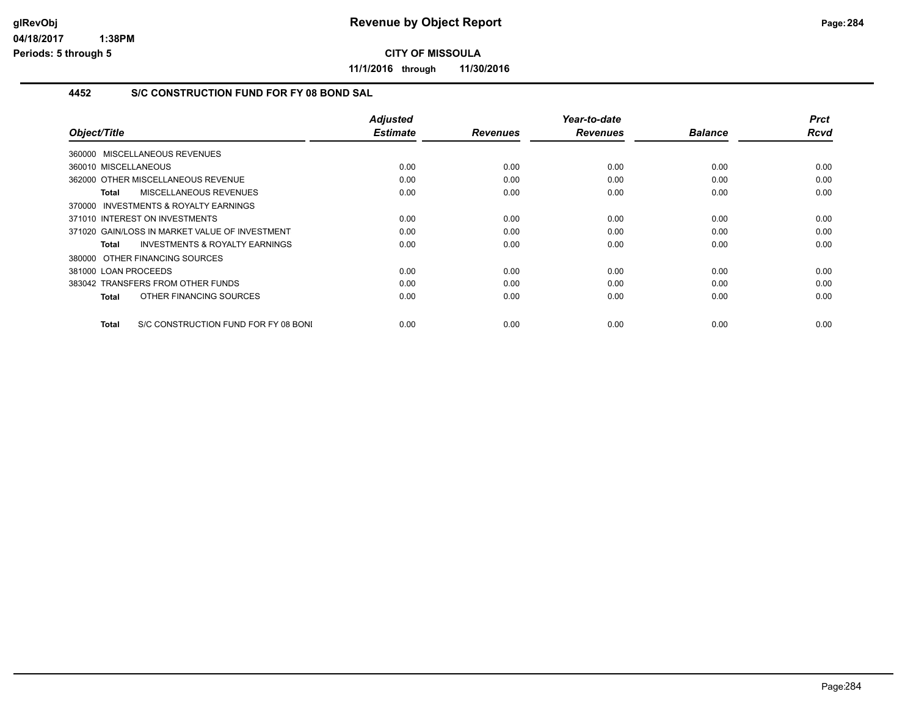# Revenue by Object Report

**CITY OF MISSOULA**

**11/1/2016 through 11/30/2016**

## 4452 S/C CONSTRUCTION FUND FOR FY 08 BOND SAL

| Object/Title | Adjusted Estimate | Revenues | Year-to-date Revenues | Balance | Prct Rcvd |
|---|---|---|---|---|---|
| 360000 MISCELLANEOUS REVENUES | | | | | |
| 360010 MISCELLANEOUS | 0.00 | 0.00 | 0.00 | 0.00 | 0.00 |
| 362000 OTHER MISCELLANEOUS REVENUE | 0.00 | 0.00 | 0.00 | 0.00 | 0.00 |
| **Total** MISCELLANEOUS REVENUES | 0.00 | 0.00 | 0.00 | 0.00 | 0.00 |
| 370000 INVESTMENTS & ROYALTY EARNINGS | | | | | |
| 371010 INTEREST ON INVESTMENTS | 0.00 | 0.00 | 0.00 | 0.00 | 0.00 |
| 371020 GAIN/LOSS IN MARKET VALUE OF INVESTMENT | 0.00 | 0.00 | 0.00 | 0.00 | 0.00 |
| **Total** INVESTMENTS & ROYALTY EARNINGS | 0.00 | 0.00 | 0.00 | 0.00 | 0.00 |
| 380000 OTHER FINANCING SOURCES | | | | | |
| 381000 LOAN PROCEEDS | 0.00 | 0.00 | 0.00 | 0.00 | 0.00 |
| 383042 TRANSFERS FROM OTHER FUNDS | 0.00 | 0.00 | 0.00 | 0.00 | 0.00 |
| **Total** OTHER FINANCING SOURCES | 0.00 | 0.00 | 0.00 | 0.00 | 0.00 |
| **Total** S/C CONSTRUCTION FUND FOR FY 08 BONI | 0.00 | 0.00 | 0.00 | 0.00 | 0.00 |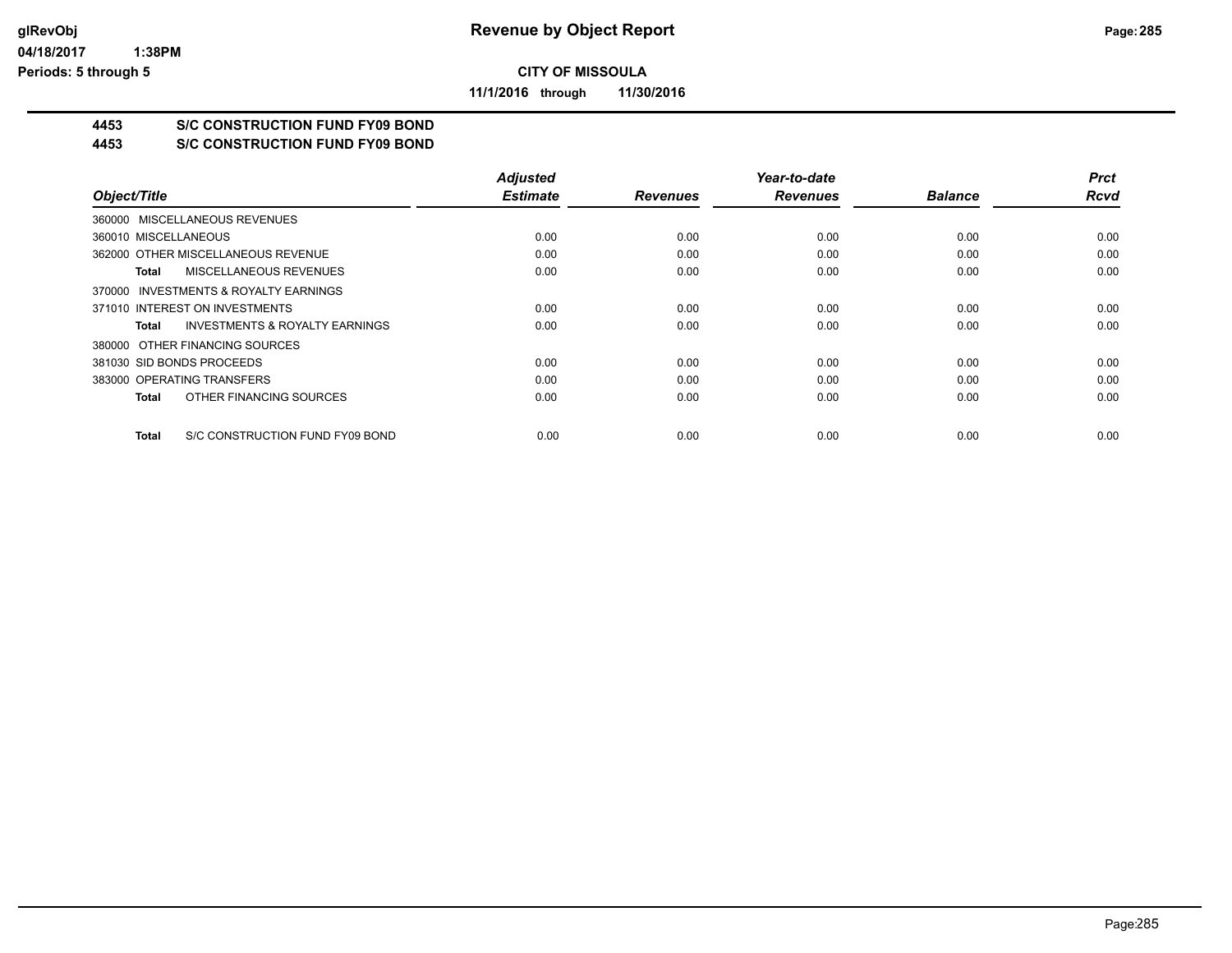# Revenue by Object Report

**CITY OF MISSOULA**

**11/1/2016 through 11/30/2016**

glRevObj
04/18/2017 1:38PM
Periods: 5 through 5

## 4453 S/C CONSTRUCTION FUND FY09 BOND
## 4453 S/C CONSTRUCTION FUND FY09 BOND

| Object/Title | Adjusted Estimate | Revenues | Year-to-date Revenues | Balance | Prct Rcvd |
|---|---|---|---|---|---|
| 360000 MISCELLANEOUS REVENUES | | | | | |
| 360010 MISCELLANEOUS | 0.00 | 0.00 | 0.00 | 0.00 | 0.00 |
| 362000 OTHER MISCELLANEOUS REVENUE | 0.00 | 0.00 | 0.00 | 0.00 | 0.00 |
| **Total** MISCELLANEOUS REVENUES | 0.00 | 0.00 | 0.00 | 0.00 | 0.00 |
| 370000 INVESTMENTS & ROYALTY EARNINGS | | | | | |
| 371010 INTEREST ON INVESTMENTS | 0.00 | 0.00 | 0.00 | 0.00 | 0.00 |
| **Total** INVESTMENTS & ROYALTY EARNINGS | 0.00 | 0.00 | 0.00 | 0.00 | 0.00 |
| 380000 OTHER FINANCING SOURCES | | | | | |
| 381030 SID BONDS PROCEEDS | 0.00 | 0.00 | 0.00 | 0.00 | 0.00 |
| 383000 OPERATING TRANSFERS | 0.00 | 0.00 | 0.00 | 0.00 | 0.00 |
| **Total** OTHER FINANCING SOURCES | 0.00 | 0.00 | 0.00 | 0.00 | 0.00 |
| **Total** S/C CONSTRUCTION FUND FY09 BOND | 0.00 | 0.00 | 0.00 | 0.00 | 0.00 |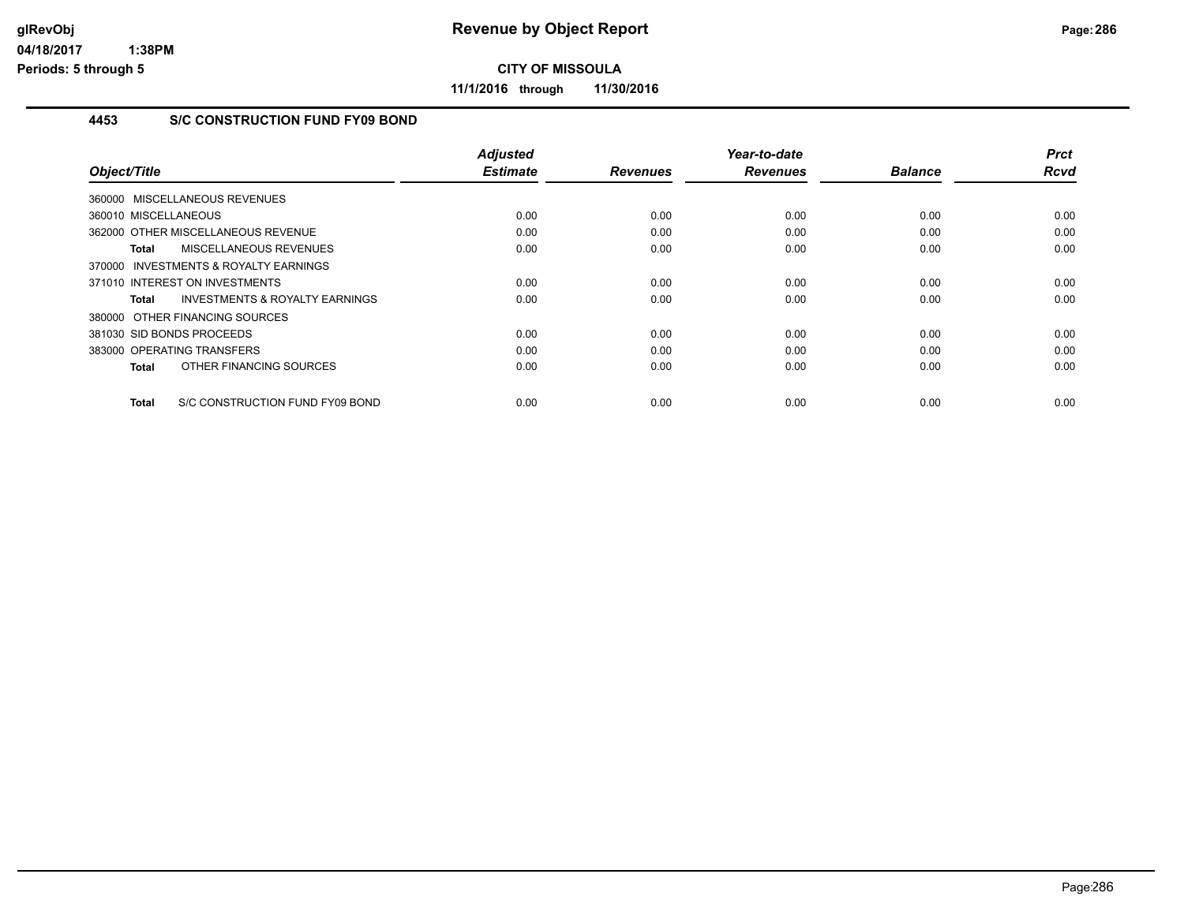# Revenue by Object Report

**CITY OF MISSOULA**

**11/1/2016 through 11/30/2016**

## 4453 S/C CONSTRUCTION FUND FY09 BOND

| Object/Title | Adjusted Estimate | Revenues | Year-to-date Revenues | Balance | Prct Rcvd |
|---|---|---|---|---|---|
| 360000 MISCELLANEOUS REVENUES | | | | | |
| 360010 MISCELLANEOUS | 0.00 | 0.00 | 0.00 | 0.00 | 0.00 |
| 362000 OTHER MISCELLANEOUS REVENUE | 0.00 | 0.00 | 0.00 | 0.00 | 0.00 |
| **Total** MISCELLANEOUS REVENUES | 0.00 | 0.00 | 0.00 | 0.00 | 0.00 |
| 370000 INVESTMENTS & ROYALTY EARNINGS | | | | | |
| 371010 INTEREST ON INVESTMENTS | 0.00 | 0.00 | 0.00 | 0.00 | 0.00 |
| **Total** INVESTMENTS & ROYALTY EARNINGS | 0.00 | 0.00 | 0.00 | 0.00 | 0.00 |
| 380000 OTHER FINANCING SOURCES | | | | | |
| 381030 SID BONDS PROCEEDS | 0.00 | 0.00 | 0.00 | 0.00 | 0.00 |
| 383000 OPERATING TRANSFERS | 0.00 | 0.00 | 0.00 | 0.00 | 0.00 |
| **Total** OTHER FINANCING SOURCES | 0.00 | 0.00 | 0.00 | 0.00 | 0.00 |
| **Total** S/C CONSTRUCTION FUND FY09 BOND | 0.00 | 0.00 | 0.00 | 0.00 | 0.00 |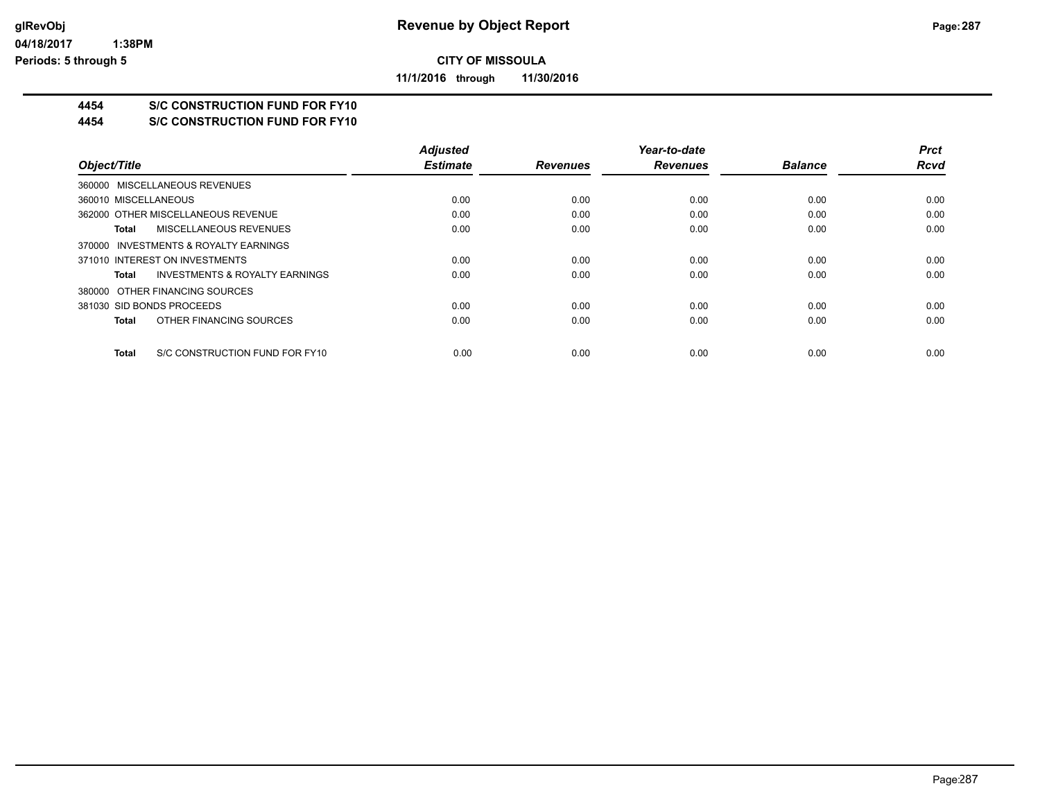**CITY OF MISSOULA**

**11/1/2016 through 11/30/2016**

**4454 S/C CONSTRUCTION FUND FOR FY10**

**4454 S/C CONSTRUCTION FUND FOR FY10**

| Object/Title | Adjusted Estimate | Revenues | Year-to-date Revenues | Balance | Prct Rcvd |
|---|---|---|---|---|---|
| 360000 MISCELLANEOUS REVENUES | | | | | |
| 360010 MISCELLANEOUS | 0.00 | 0.00 | 0.00 | 0.00 | 0.00 |
| 362000 OTHER MISCELLANEOUS REVENUE | 0.00 | 0.00 | 0.00 | 0.00 | 0.00 |
| **Total** MISCELLANEOUS REVENUES | 0.00 | 0.00 | 0.00 | 0.00 | 0.00 |
| 370000 INVESTMENTS & ROYALTY EARNINGS | | | | | |
| 371010 INTEREST ON INVESTMENTS | 0.00 | 0.00 | 0.00 | 0.00 | 0.00 |
| **Total** INVESTMENTS & ROYALTY EARNINGS | 0.00 | 0.00 | 0.00 | 0.00 | 0.00 |
| 380000 OTHER FINANCING SOURCES | | | | | |
| 381030 SID BONDS PROCEEDS | 0.00 | 0.00 | 0.00 | 0.00 | 0.00 |
| **Total** OTHER FINANCING SOURCES | 0.00 | 0.00 | 0.00 | 0.00 | 0.00 |
| **Total** S/C CONSTRUCTION FUND FOR FY10 | 0.00 | 0.00 | 0.00 | 0.00 | 0.00 |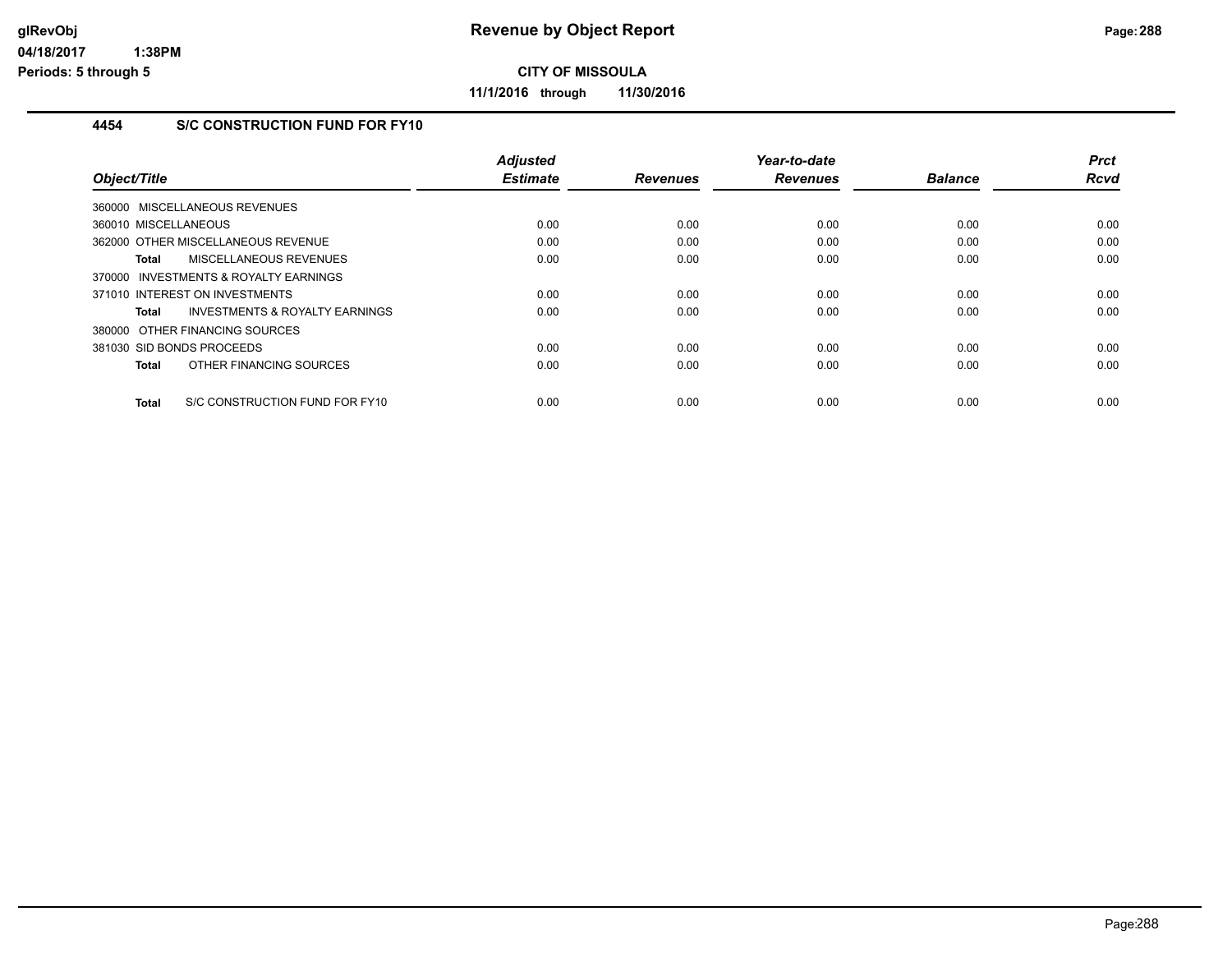# Revenue by Object Report

**CITY OF MISSOULA**

**11/1/2016 through 11/30/2016**

glRevObj
04/18/2017 1:38PM
Periods: 5 through 5

## 4454 S/C CONSTRUCTION FUND FOR FY10

| Object/Title | Adjusted Estimate | Revenues | Year-to-date Revenues | Balance | Prct Rcvd |
|---|---|---|---|---|---|
| 360000 MISCELLANEOUS REVENUES | | | | | |
| 360010 MISCELLANEOUS | 0.00 | 0.00 | 0.00 | 0.00 | 0.00 |
| 362000 OTHER MISCELLANEOUS REVENUE | 0.00 | 0.00 | 0.00 | 0.00 | 0.00 |
| **Total** MISCELLANEOUS REVENUES | 0.00 | 0.00 | 0.00 | 0.00 | 0.00 |
| 370000 INVESTMENTS & ROYALTY EARNINGS | | | | | |
| 371010 INTEREST ON INVESTMENTS | 0.00 | 0.00 | 0.00 | 0.00 | 0.00 |
| **Total** INVESTMENTS & ROYALTY EARNINGS | 0.00 | 0.00 | 0.00 | 0.00 | 0.00 |
| 380000 OTHER FINANCING SOURCES | | | | | |
| 381030 SID BONDS PROCEEDS | 0.00 | 0.00 | 0.00 | 0.00 | 0.00 |
| **Total** OTHER FINANCING SOURCES | 0.00 | 0.00 | 0.00 | 0.00 | 0.00 |
| **Total** S/C CONSTRUCTION FUND FOR FY10 | 0.00 | 0.00 | 0.00 | 0.00 | 0.00 |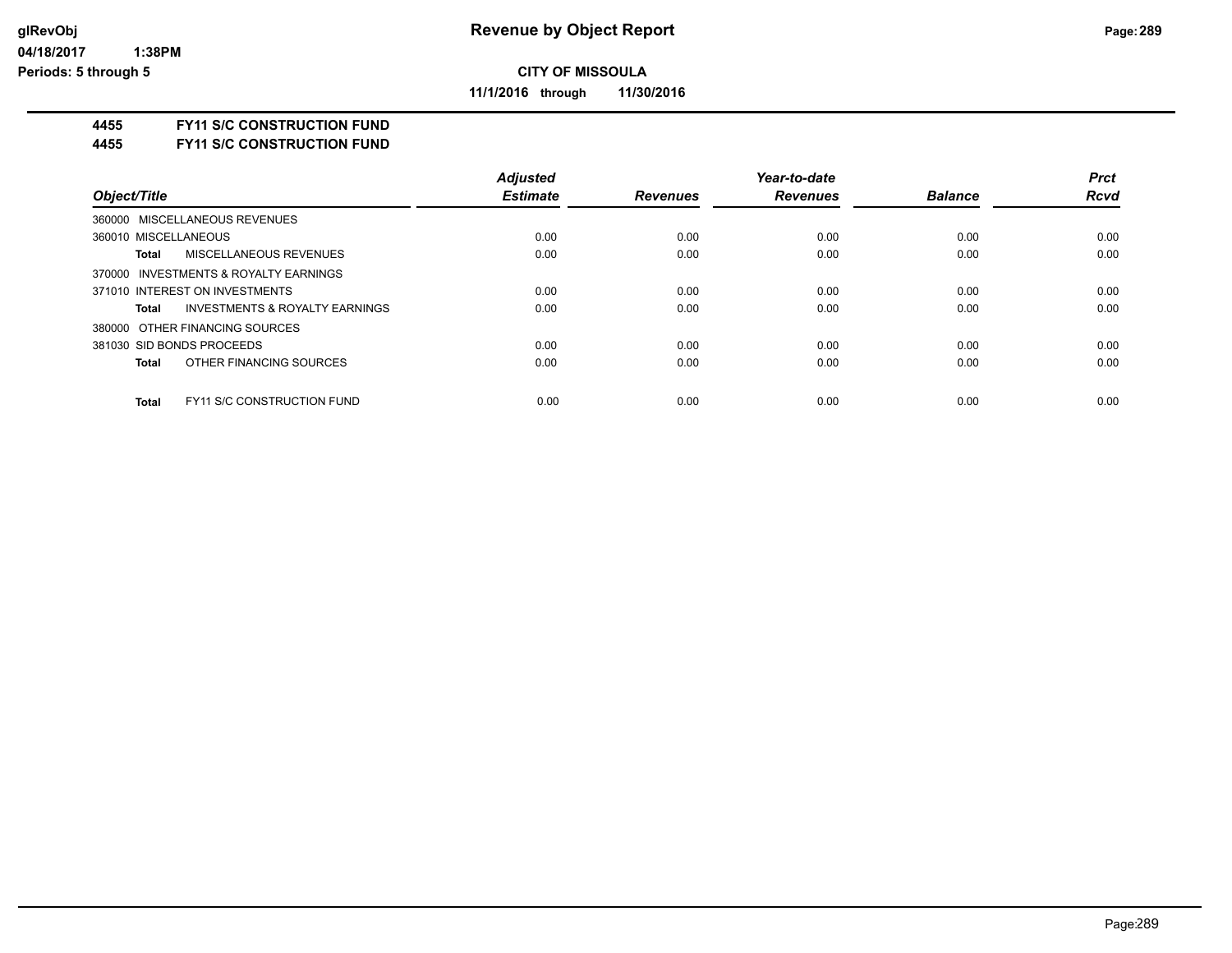# Revenue by Object Report

**CITY OF MISSOULA**

**11/1/2016 through 11/30/2016**

glRevObj
04/18/2017 1:38PM
Periods: 5 through 5

**4455 FY11 S/C CONSTRUCTION FUND**
**4455 FY11 S/C CONSTRUCTION FUND**

| Object/Title | Adjusted Estimate | Revenues | Year-to-date Revenues | Balance | Prct Rcvd |
|---|---|---|---|---|---|
| 360000 MISCELLANEOUS REVENUES | | | | | |
| 360010 MISCELLANEOUS | 0.00 | 0.00 | 0.00 | 0.00 | 0.00 |
| **Total** MISCELLANEOUS REVENUES | 0.00 | 0.00 | 0.00 | 0.00 | 0.00 |
| 370000 INVESTMENTS & ROYALTY EARNINGS | | | | | |
| 371010 INTEREST ON INVESTMENTS | 0.00 | 0.00 | 0.00 | 0.00 | 0.00 |
| **Total** INVESTMENTS & ROYALTY EARNINGS | 0.00 | 0.00 | 0.00 | 0.00 | 0.00 |
| 380000 OTHER FINANCING SOURCES | | | | | |
| 381030 SID BONDS PROCEEDS | 0.00 | 0.00 | 0.00 | 0.00 | 0.00 |
| **Total** OTHER FINANCING SOURCES | 0.00 | 0.00 | 0.00 | 0.00 | 0.00 |
| **Total** FY11 S/C CONSTRUCTION FUND | 0.00 | 0.00 | 0.00 | 0.00 | 0.00 |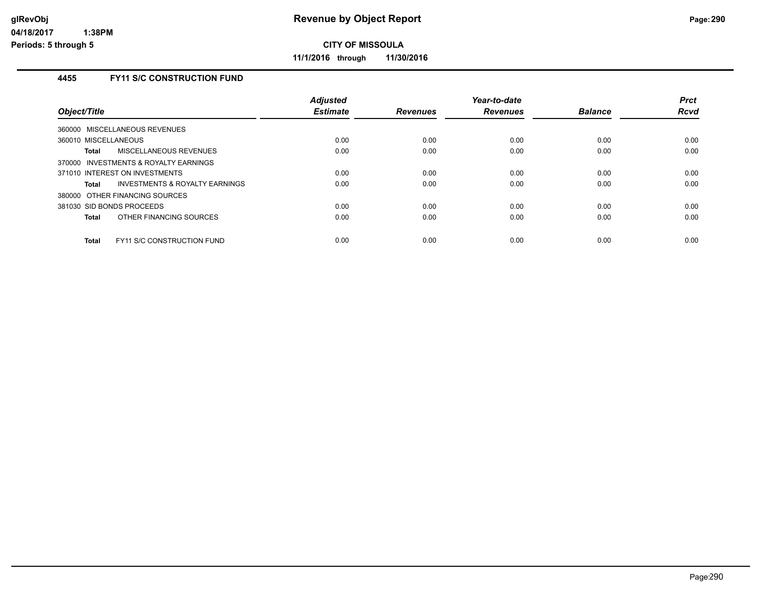# Revenue by Object Report

**CITY OF MISSOULA**

**11/1/2016 through 11/30/2016**

glRevObj
04/18/2017 1:38PM
Periods: 5 through 5

## 4455 FY11 S/C CONSTRUCTION FUND

| Object/Title | Adjusted Estimate | Revenues | Year-to-date Revenues | Balance | Prct Rcvd |
|---|---|---|---|---|---|
| 360000 MISCELLANEOUS REVENUES | | | | | |
| 360010 MISCELLANEOUS | 0.00 | 0.00 | 0.00 | 0.00 | 0.00 |
| **Total** MISCELLANEOUS REVENUES | 0.00 | 0.00 | 0.00 | 0.00 | 0.00 |
| 370000 INVESTMENTS & ROYALTY EARNINGS | | | | | |
| 371010 INTEREST ON INVESTMENTS | 0.00 | 0.00 | 0.00 | 0.00 | 0.00 |
| **Total** INVESTMENTS & ROYALTY EARNINGS | 0.00 | 0.00 | 0.00 | 0.00 | 0.00 |
| 380000 OTHER FINANCING SOURCES | | | | | |
| 381030 SID BONDS PROCEEDS | 0.00 | 0.00 | 0.00 | 0.00 | 0.00 |
| **Total** OTHER FINANCING SOURCES | 0.00 | 0.00 | 0.00 | 0.00 | 0.00 |
| **Total** FY11 S/C CONSTRUCTION FUND | 0.00 | 0.00 | 0.00 | 0.00 | 0.00 |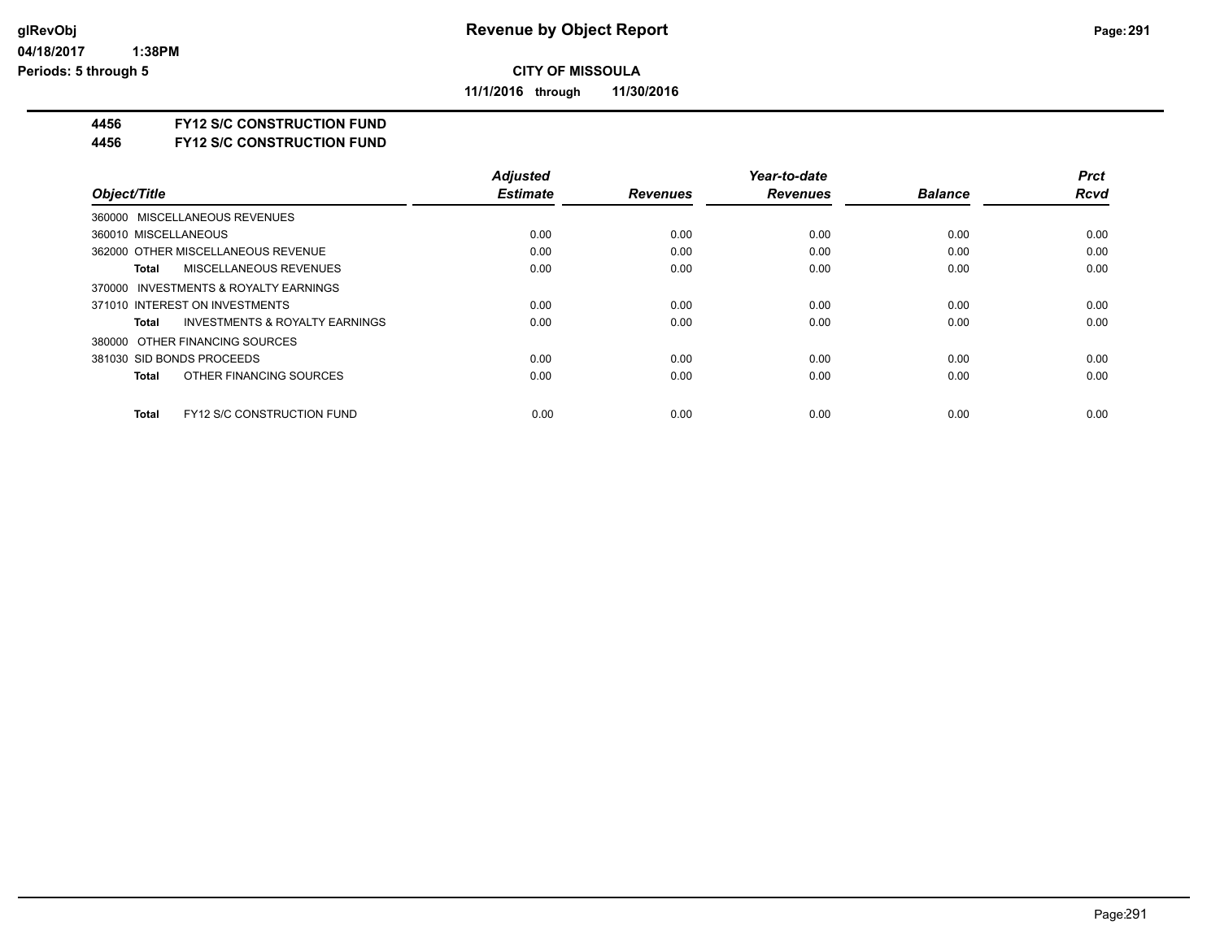# Revenue by Object Report

**CITY OF MISSOULA**

**11/1/2016 through 11/30/2016**

glRevObj
04/18/2017 1:38PM
Periods: 5 through 5

**4456 FY12 S/C CONSTRUCTION FUND**
**4456 FY12 S/C CONSTRUCTION FUND**

| Object/Title | Adjusted Estimate | Revenues | Year-to-date Revenues | Balance | Prct Rcvd |
|---|---|---|---|---|---|
| 360000 MISCELLANEOUS REVENUES | | | | | |
| 360010 MISCELLANEOUS | 0.00 | 0.00 | 0.00 | 0.00 | 0.00 |
| 362000 OTHER MISCELLANEOUS REVENUE | 0.00 | 0.00 | 0.00 | 0.00 | 0.00 |
| **Total** MISCELLANEOUS REVENUES | 0.00 | 0.00 | 0.00 | 0.00 | 0.00 |
| 370000 INVESTMENTS & ROYALTY EARNINGS | | | | | |
| 371010 INTEREST ON INVESTMENTS | 0.00 | 0.00 | 0.00 | 0.00 | 0.00 |
| **Total** INVESTMENTS & ROYALTY EARNINGS | 0.00 | 0.00 | 0.00 | 0.00 | 0.00 |
| 380000 OTHER FINANCING SOURCES | | | | | |
| 381030 SID BONDS PROCEEDS | 0.00 | 0.00 | 0.00 | 0.00 | 0.00 |
| **Total** OTHER FINANCING SOURCES | 0.00 | 0.00 | 0.00 | 0.00 | 0.00 |
| **Total** FY12 S/C CONSTRUCTION FUND | 0.00 | 0.00 | 0.00 | 0.00 | 0.00 |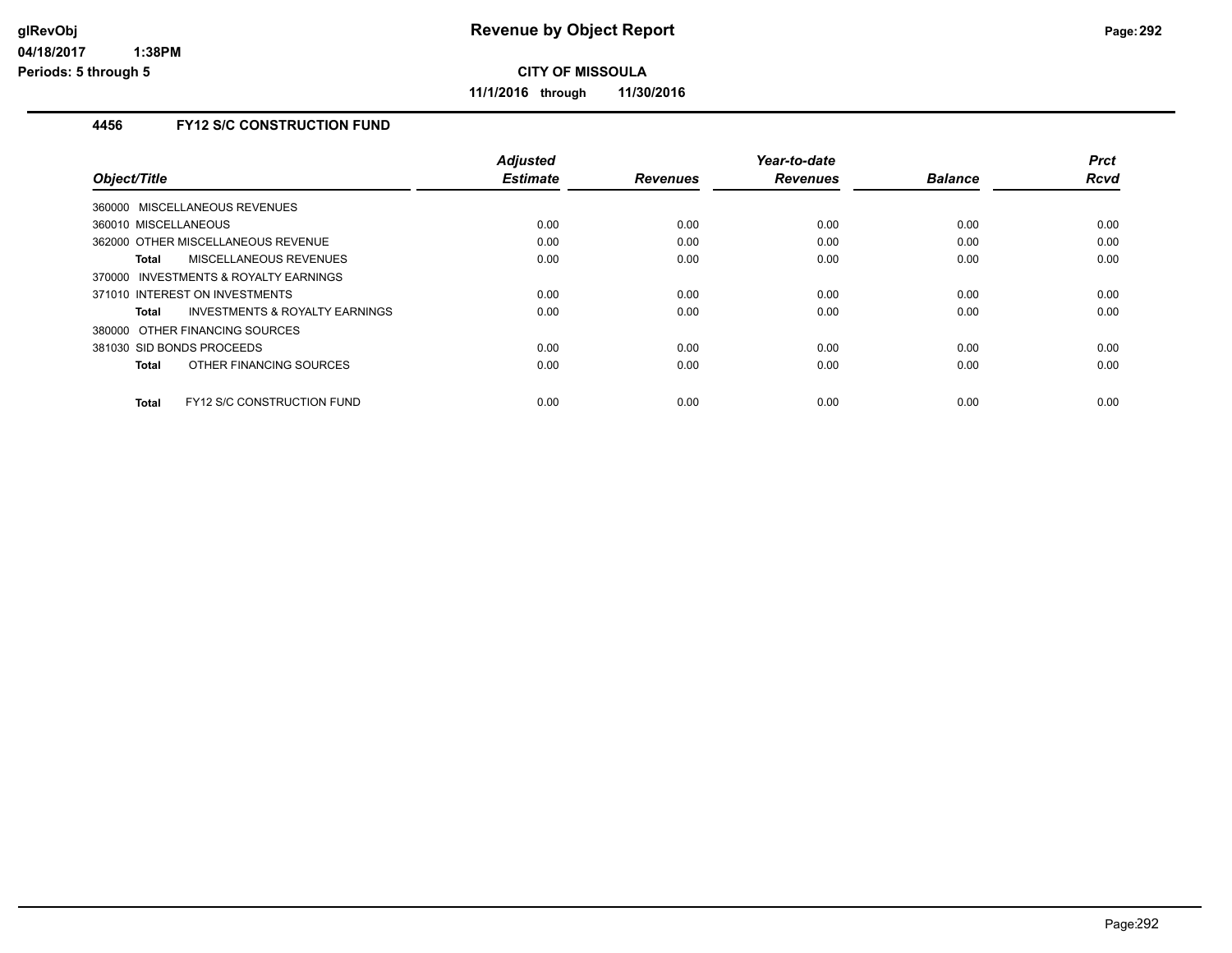# Revenue by Object Report

**CITY OF MISSOULA**

**11/1/2016 through 11/30/2016**

glRevObj
04/18/2017 1:38PM
Periods: 5 through 5

### 4456 FY12 S/C CONSTRUCTION FUND

| Object/Title | Adjusted Estimate | Revenues | Year-to-date Revenues | Balance | Prct Rcvd |
|---|---|---|---|---|---|
| 360000 MISCELLANEOUS REVENUES | | | | | |
| 360010 MISCELLANEOUS | 0.00 | 0.00 | 0.00 | 0.00 | 0.00 |
| 362000 OTHER MISCELLANEOUS REVENUE | 0.00 | 0.00 | 0.00 | 0.00 | 0.00 |
| **Total** MISCELLANEOUS REVENUES | 0.00 | 0.00 | 0.00 | 0.00 | 0.00 |
| 370000 INVESTMENTS & ROYALTY EARNINGS | | | | | |
| 371010 INTEREST ON INVESTMENTS | 0.00 | 0.00 | 0.00 | 0.00 | 0.00 |
| **Total** INVESTMENTS & ROYALTY EARNINGS | 0.00 | 0.00 | 0.00 | 0.00 | 0.00 |
| 380000 OTHER FINANCING SOURCES | | | | | |
| 381030 SID BONDS PROCEEDS | 0.00 | 0.00 | 0.00 | 0.00 | 0.00 |
| **Total** OTHER FINANCING SOURCES | 0.00 | 0.00 | 0.00 | 0.00 | 0.00 |
| **Total** FY12 S/C CONSTRUCTION FUND | 0.00 | 0.00 | 0.00 | 0.00 | 0.00 |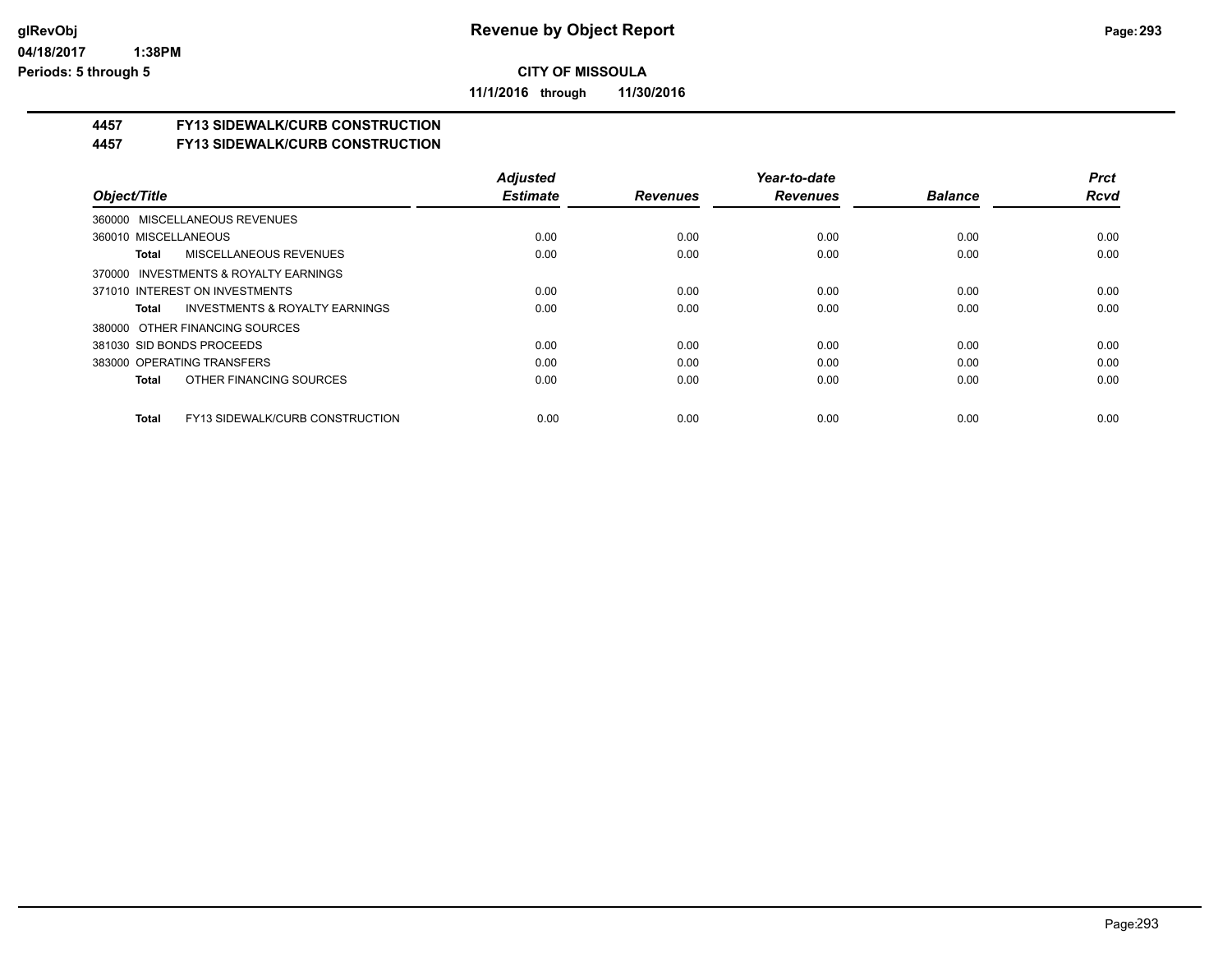**CITY OF MISSOULA**

**11/1/2016 through 11/30/2016**

## 4457 FY13 SIDEWALK/CURB CONSTRUCTION
## 4457 FY13 SIDEWALK/CURB CONSTRUCTION

| Object/Title | | Adjusted Estimate | Revenues | Year-to-date Revenues | Balance | Prct Rcvd |
|---|---|---|---|---|---|---|
| 360000 MISCELLANEOUS REVENUES | | | | | | |
| 360010 MISCELLANEOUS | | 0.00 | 0.00 | 0.00 | 0.00 | 0.00 |
| **Total** | MISCELLANEOUS REVENUES | 0.00 | 0.00 | 0.00 | 0.00 | 0.00 |
| 370000 INVESTMENTS & ROYALTY EARNINGS | | | | | | |
| 371010 INTEREST ON INVESTMENTS | | 0.00 | 0.00 | 0.00 | 0.00 | 0.00 |
| **Total** | INVESTMENTS & ROYALTY EARNINGS | 0.00 | 0.00 | 0.00 | 0.00 | 0.00 |
| 380000 OTHER FINANCING SOURCES | | | | | | |
| 381030 SID BONDS PROCEEDS | | 0.00 | 0.00 | 0.00 | 0.00 | 0.00 |
| 383000 OPERATING TRANSFERS | | 0.00 | 0.00 | 0.00 | 0.00 | 0.00 |
| **Total** | OTHER FINANCING SOURCES | 0.00 | 0.00 | 0.00 | 0.00 | 0.00 |
| **Total** | FY13 SIDEWALK/CURB CONSTRUCTION | 0.00 | 0.00 | 0.00 | 0.00 | 0.00 |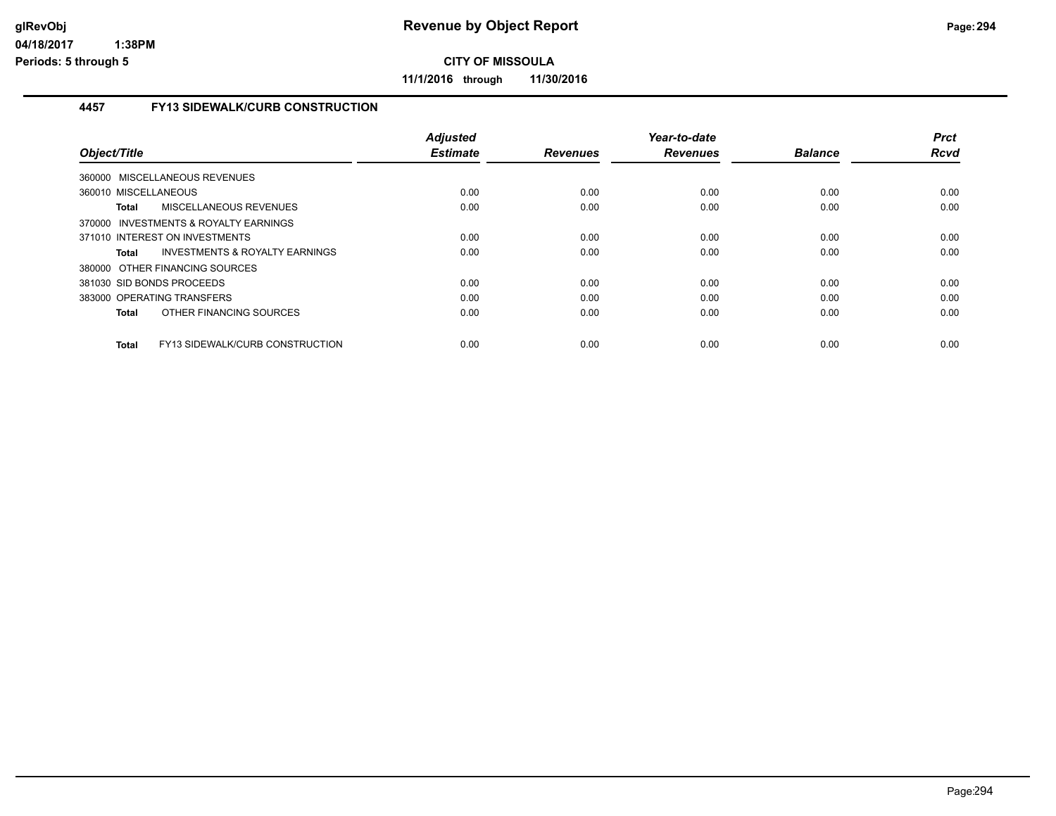# Revenue by Object Report

**CITY OF MISSOULA**

**11/1/2016 through 11/30/2016**

glRevObj
04/18/2017 1:38PM
Periods: 5 through 5

## 4457 FY13 SIDEWALK/CURB CONSTRUCTION

| Object/Title | Adjusted Estimate | Revenues | Year-to-date Revenues | Balance | Prct Rcvd |
|---|---|---|---|---|---|
| 360000 MISCELLANEOUS REVENUES | | | | | |
| 360010 MISCELLANEOUS | 0.00 | 0.00 | 0.00 | 0.00 | 0.00 |
| **Total** MISCELLANEOUS REVENUES | 0.00 | 0.00 | 0.00 | 0.00 | 0.00 |
| 370000 INVESTMENTS & ROYALTY EARNINGS | | | | | |
| 371010 INTEREST ON INVESTMENTS | 0.00 | 0.00 | 0.00 | 0.00 | 0.00 |
| **Total** INVESTMENTS & ROYALTY EARNINGS | 0.00 | 0.00 | 0.00 | 0.00 | 0.00 |
| 380000 OTHER FINANCING SOURCES | | | | | |
| 381030 SID BONDS PROCEEDS | 0.00 | 0.00 | 0.00 | 0.00 | 0.00 |
| 383000 OPERATING TRANSFERS | 0.00 | 0.00 | 0.00 | 0.00 | 0.00 |
| **Total** OTHER FINANCING SOURCES | 0.00 | 0.00 | 0.00 | 0.00 | 0.00 |
| **Total** FY13 SIDEWALK/CURB CONSTRUCTION | 0.00 | 0.00 | 0.00 | 0.00 | 0.00 |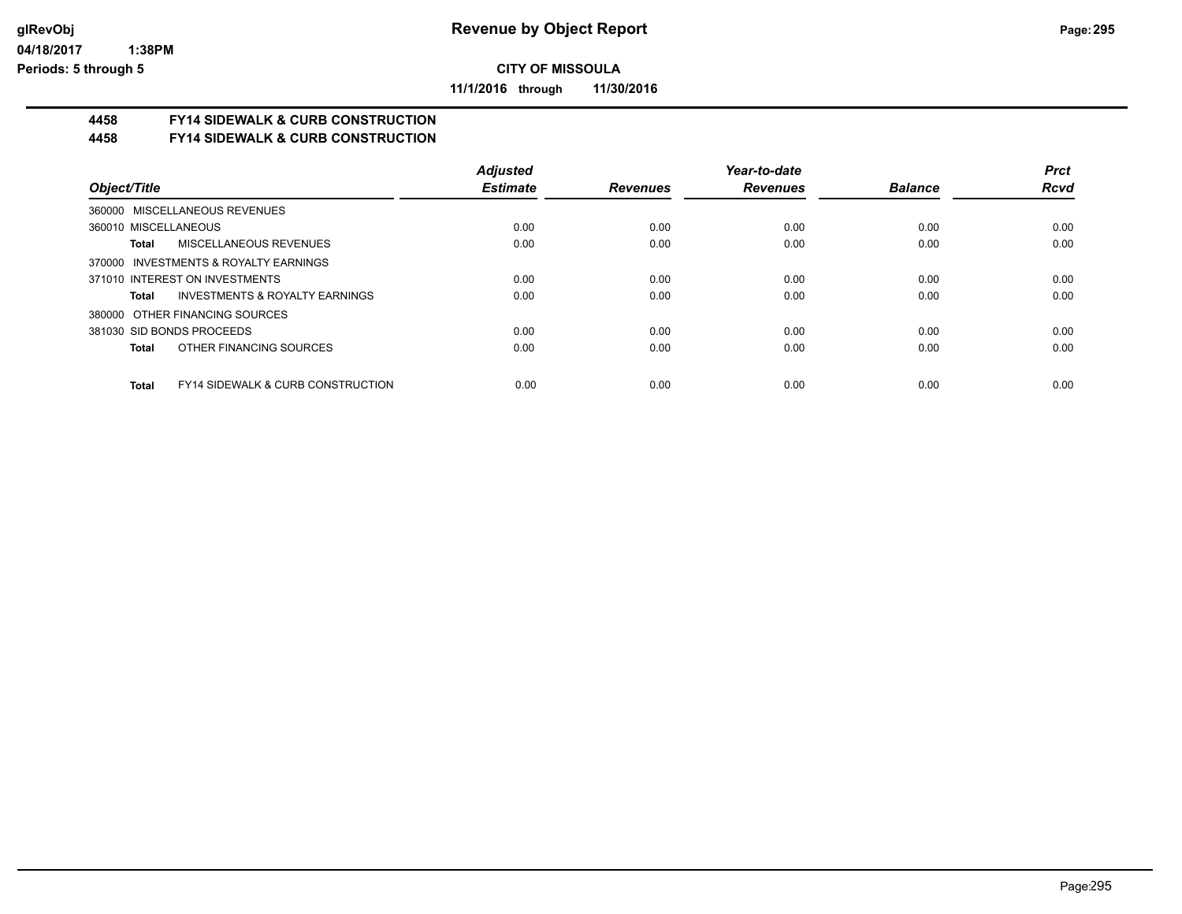**Revenue by Object Report**

**CITY OF MISSOULA**

**11/1/2016 through 11/30/2016**

glRevObj
04/18/2017 1:38PM
Periods: 5 through 5

## 4458 FY14 SIDEWALK & CURB CONSTRUCTION
## 4458 FY14 SIDEWALK & CURB CONSTRUCTION

| Object/Title | Adjusted Estimate | Revenues | Year-to-date Revenues | Balance | Prct Rcvd |
|---|---|---|---|---|---|
| 360000 MISCELLANEOUS REVENUES | | | | | |
| 360010 MISCELLANEOUS | 0.00 | 0.00 | 0.00 | 0.00 | 0.00 |
| **Total** MISCELLANEOUS REVENUES | 0.00 | 0.00 | 0.00 | 0.00 | 0.00 |
| 370000 INVESTMENTS & ROYALTY EARNINGS | | | | | |
| 371010 INTEREST ON INVESTMENTS | 0.00 | 0.00 | 0.00 | 0.00 | 0.00 |
| **Total** INVESTMENTS & ROYALTY EARNINGS | 0.00 | 0.00 | 0.00 | 0.00 | 0.00 |
| 380000 OTHER FINANCING SOURCES | | | | | |
| 381030 SID BONDS PROCEEDS | 0.00 | 0.00 | 0.00 | 0.00 | 0.00 |
| **Total** OTHER FINANCING SOURCES | 0.00 | 0.00 | 0.00 | 0.00 | 0.00 |
| **Total** FY14 SIDEWALK & CURB CONSTRUCTION | 0.00 | 0.00 | 0.00 | 0.00 | 0.00 |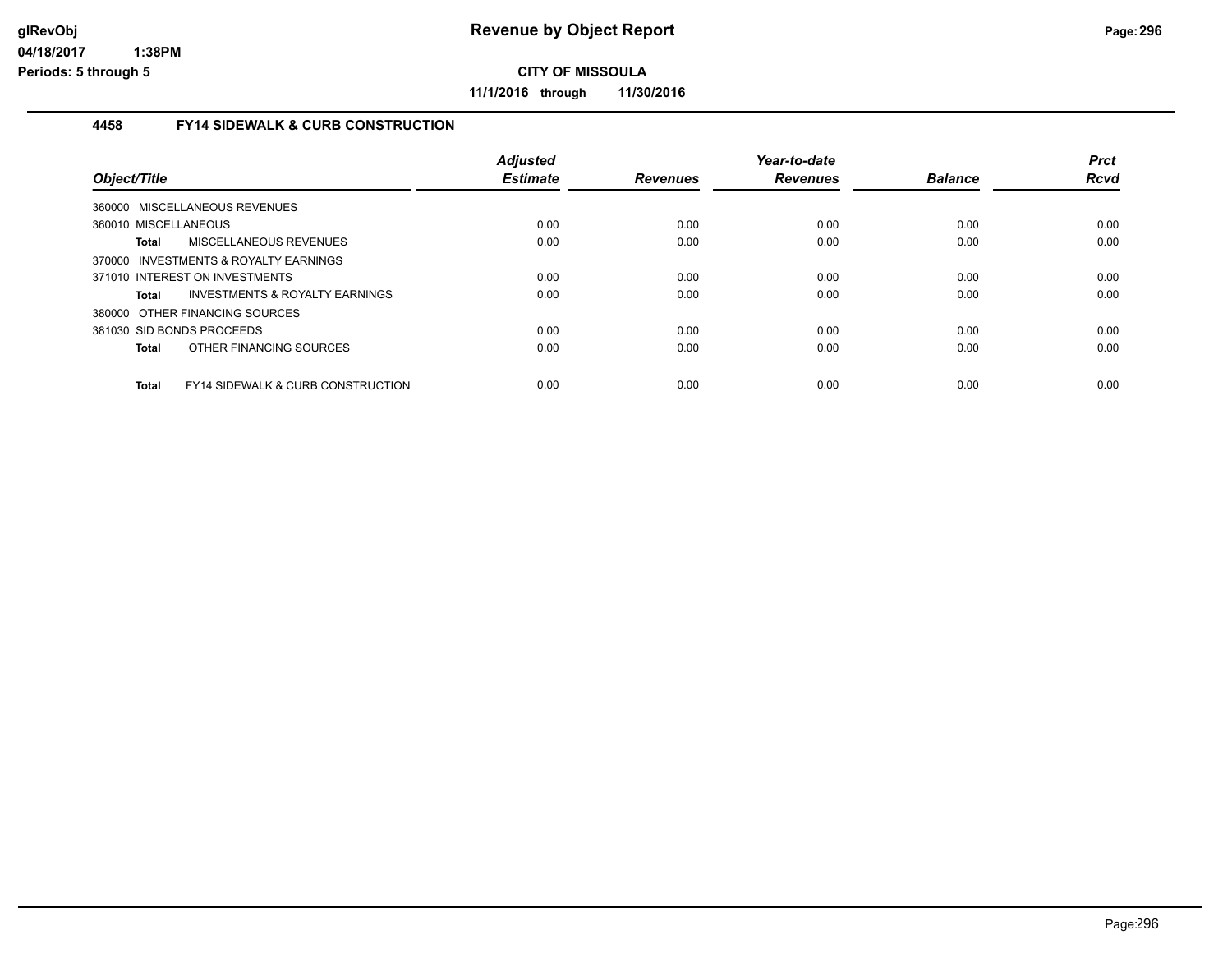**CITY OF MISSOULA**

**11/1/2016 through 11/30/2016**

### 4458 FY14 SIDEWALK & CURB CONSTRUCTION

| Object/Title | Adjusted Estimate | Revenues | Year-to-date Revenues | Balance | Prct Rcvd |
|---|---|---|---|---|---|
| 360000 MISCELLANEOUS REVENUES | | | | | |
| 360010 MISCELLANEOUS | 0.00 | 0.00 | 0.00 | 0.00 | 0.00 |
| **Total** MISCELLANEOUS REVENUES | 0.00 | 0.00 | 0.00 | 0.00 | 0.00 |
| 370000 INVESTMENTS & ROYALTY EARNINGS | | | | | |
| 371010 INTEREST ON INVESTMENTS | 0.00 | 0.00 | 0.00 | 0.00 | 0.00 |
| **Total** INVESTMENTS & ROYALTY EARNINGS | 0.00 | 0.00 | 0.00 | 0.00 | 0.00 |
| 380000 OTHER FINANCING SOURCES | | | | | |
| 381030 SID BONDS PROCEEDS | 0.00 | 0.00 | 0.00 | 0.00 | 0.00 |
| **Total** OTHER FINANCING SOURCES | 0.00 | 0.00 | 0.00 | 0.00 | 0.00 |
| **Total** FY14 SIDEWALK & CURB CONSTRUCTION | 0.00 | 0.00 | 0.00 | 0.00 | 0.00 |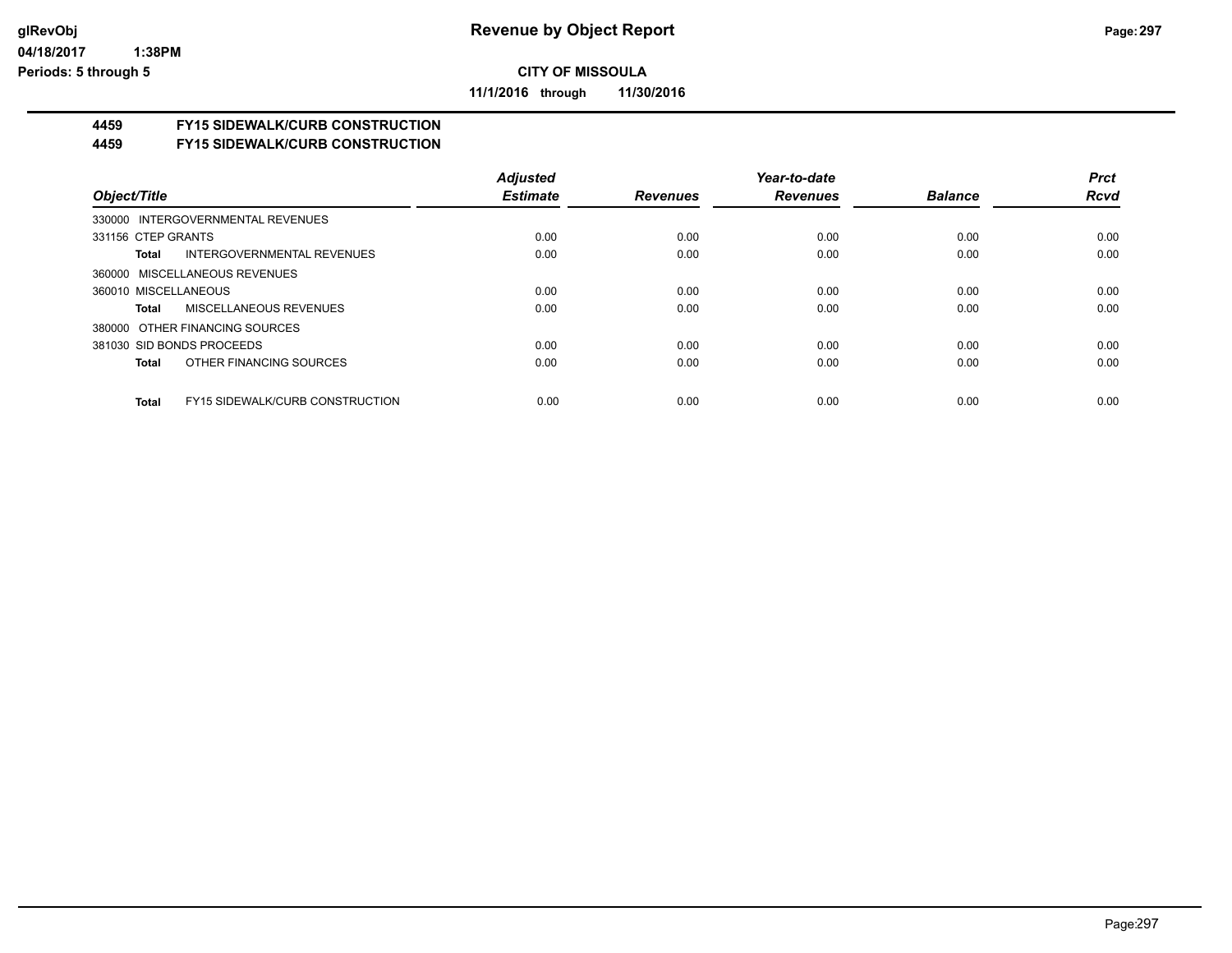**Revenue by Object Report**

**CITY OF MISSOULA**

**11/1/2016 through 11/30/2016**

glRevObj
04/18/2017 1:38PM
Periods: 5 through 5

## 4459 FY15 SIDEWALK/CURB CONSTRUCTION
## 4459 FY15 SIDEWALK/CURB CONSTRUCTION

| Object/Title | Adjusted Estimate | Revenues | Year-to-date Revenues | Balance | Prct Rcvd |
|---|---|---|---|---|---|
| 330000 INTERGOVERNMENTAL REVENUES | | | | | |
| 331156 CTEP GRANTS | 0.00 | 0.00 | 0.00 | 0.00 | 0.00 |
| **Total** INTERGOVERNMENTAL REVENUES | 0.00 | 0.00 | 0.00 | 0.00 | 0.00 |
| 360000 MISCELLANEOUS REVENUES | | | | | |
| 360010 MISCELLANEOUS | 0.00 | 0.00 | 0.00 | 0.00 | 0.00 |
| **Total** MISCELLANEOUS REVENUES | 0.00 | 0.00 | 0.00 | 0.00 | 0.00 |
| 380000 OTHER FINANCING SOURCES | | | | | |
| 381030 SID BONDS PROCEEDS | 0.00 | 0.00 | 0.00 | 0.00 | 0.00 |
| **Total** OTHER FINANCING SOURCES | 0.00 | 0.00 | 0.00 | 0.00 | 0.00 |
| **Total** FY15 SIDEWALK/CURB CONSTRUCTION | 0.00 | 0.00 | 0.00 | 0.00 | 0.00 |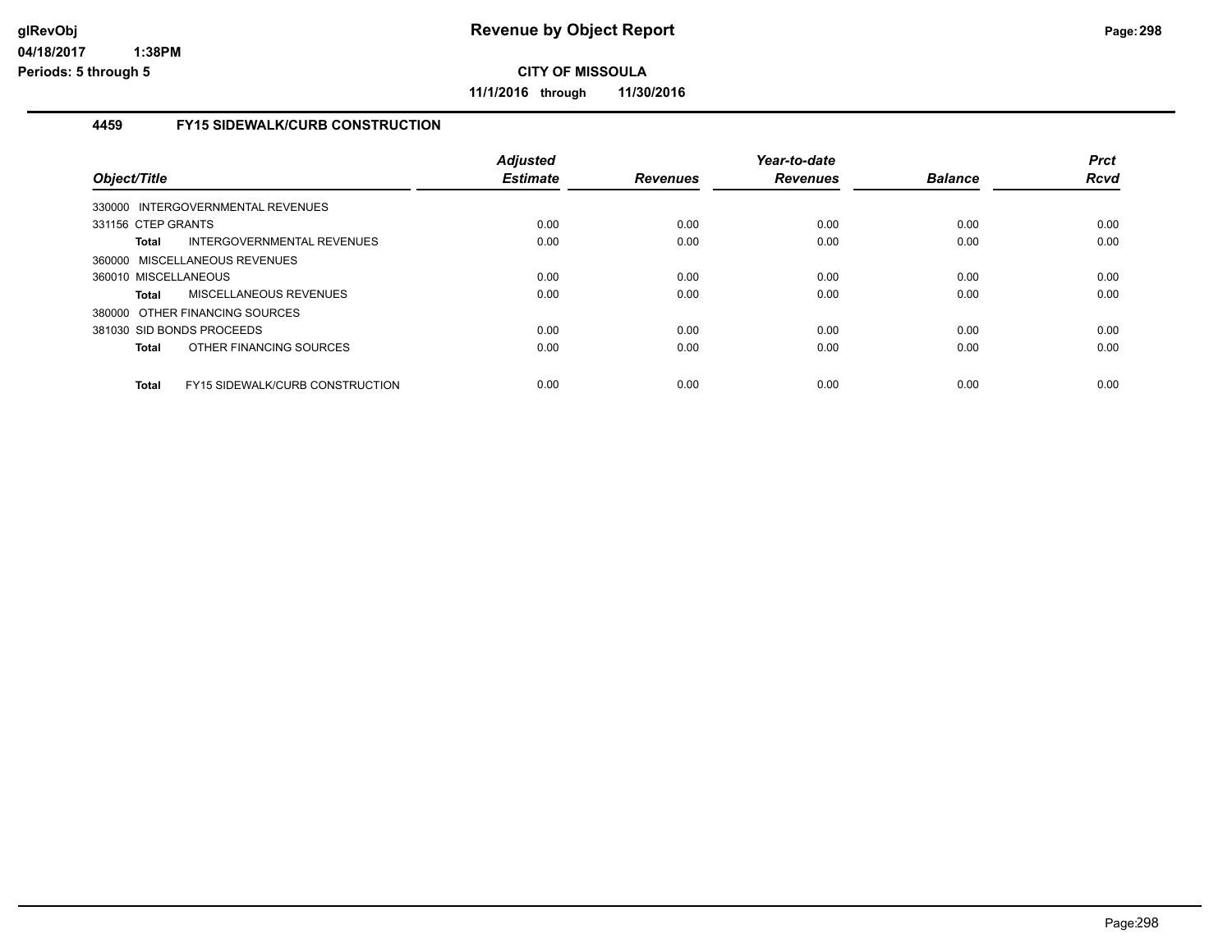## Revenue by Object Report

**CITY OF MISSOULA**

**11/1/2016 through 11/30/2016**

### 4459 FY15 SIDEWALK/CURB CONSTRUCTION

| Object/Title | | Adjusted Estimate | Revenues | Year-to-date Revenues | Balance | Prct Rcvd |
|---|---|---|---|---|---|---|
| 330000 INTERGOVERNMENTAL REVENUES | | | | | | |
| 331156 CTEP GRANTS | | 0.00 | 0.00 | 0.00 | 0.00 | 0.00 |
| **Total** | INTERGOVERNMENTAL REVENUES | 0.00 | 0.00 | 0.00 | 0.00 | 0.00 |
| 360000 MISCELLANEOUS REVENUES | | | | | | |
| 360010 MISCELLANEOUS | | 0.00 | 0.00 | 0.00 | 0.00 | 0.00 |
| **Total** | MISCELLANEOUS REVENUES | 0.00 | 0.00 | 0.00 | 0.00 | 0.00 |
| 380000 OTHER FINANCING SOURCES | | | | | | |
| 381030 SID BONDS PROCEEDS | | 0.00 | 0.00 | 0.00 | 0.00 | 0.00 |
| **Total** | OTHER FINANCING SOURCES | 0.00 | 0.00 | 0.00 | 0.00 | 0.00 |
| **Total** | FY15 SIDEWALK/CURB CONSTRUCTION | 0.00 | 0.00 | 0.00 | 0.00 | 0.00 |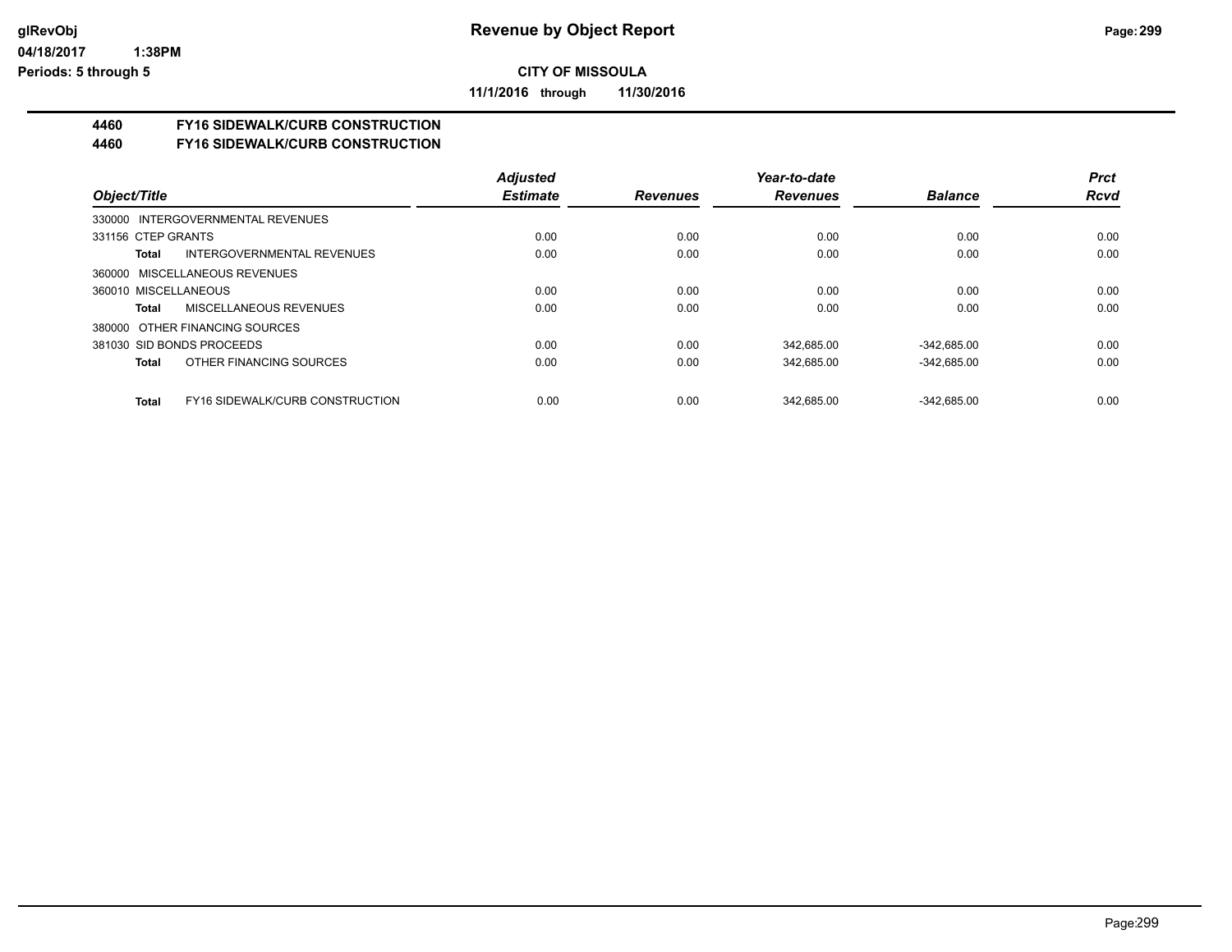**Revenue by Object Report**

**CITY OF MISSOULA**

**11/1/2016 through 11/30/2016**

glRevObj
04/18/2017 1:38PM
Periods: 5 through 5

## 4460 FY16 SIDEWALK/CURB CONSTRUCTION
## 4460 FY16 SIDEWALK/CURB CONSTRUCTION

| Object/Title | | Adjusted Estimate | Revenues | Year-to-date Revenues | Balance | Prct Rcvd |
|---|---|---|---|---|---|---|
| 330000 INTERGOVERNMENTAL REVENUES | | | | | | |
| 331156 CTEP GRANTS | | 0.00 | 0.00 | 0.00 | 0.00 | 0.00 |
| Total | INTERGOVERNMENTAL REVENUES | 0.00 | 0.00 | 0.00 | 0.00 | 0.00 |
| 360000 MISCELLANEOUS REVENUES | | | | | | |
| 360010 MISCELLANEOUS | | 0.00 | 0.00 | 0.00 | 0.00 | 0.00 |
| Total | MISCELLANEOUS REVENUES | 0.00 | 0.00 | 0.00 | 0.00 | 0.00 |
| 380000 OTHER FINANCING SOURCES | | | | | | |
| 381030 SID BONDS PROCEEDS | | 0.00 | 0.00 | 342,685.00 | -342,685.00 | 0.00 |
| Total | OTHER FINANCING SOURCES | 0.00 | 0.00 | 342,685.00 | -342,685.00 | 0.00 |
| Total | FY16 SIDEWALK/CURB CONSTRUCTION | 0.00 | 0.00 | 342,685.00 | -342,685.00 | 0.00 |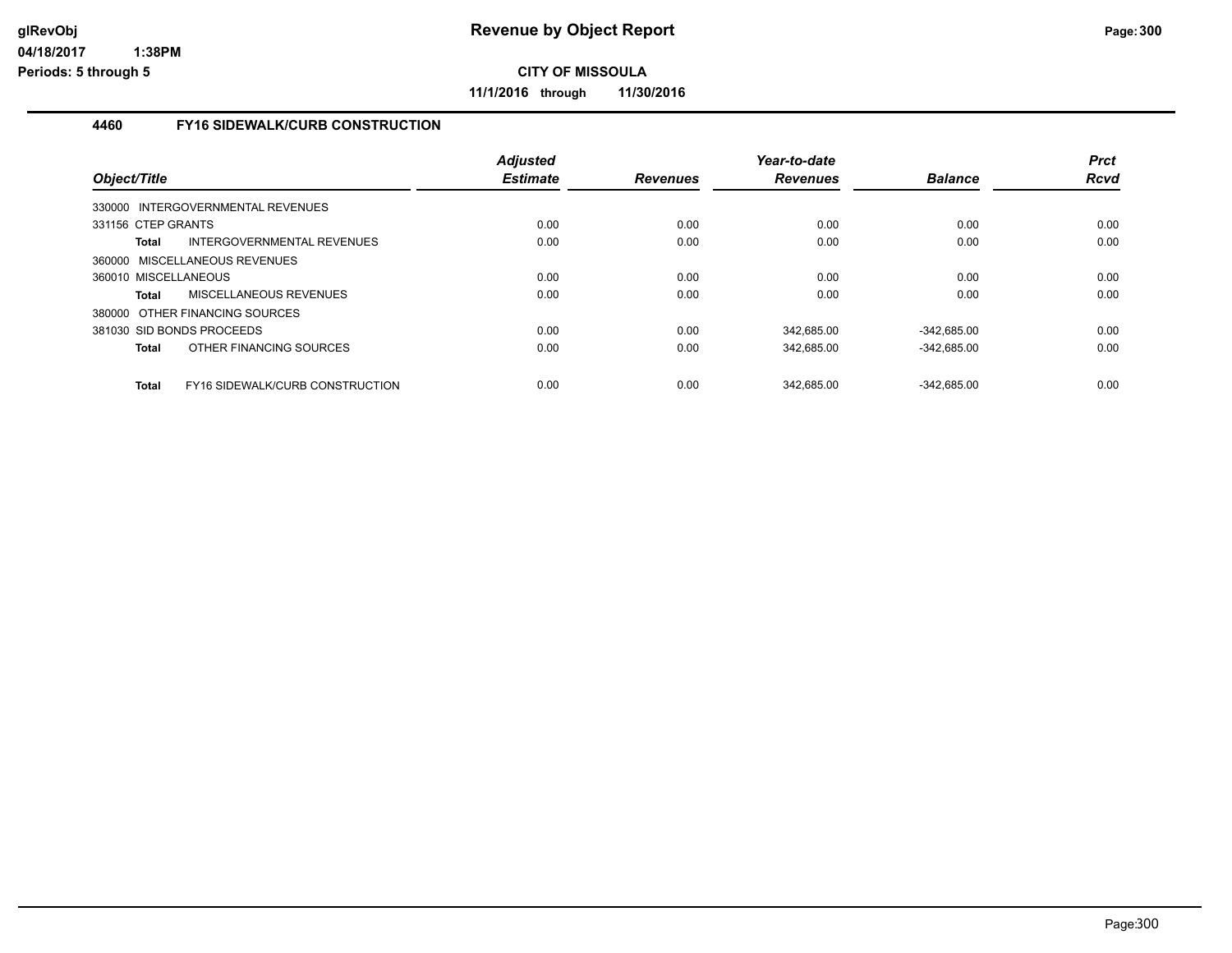**Revenue by Object Report**

**CITY OF MISSOULA**

**11/1/2016 through 11/30/2016**

glRevObj
04/18/2017 1:38PM
Periods: 5 through 5

## 4460 FY16 SIDEWALK/CURB CONSTRUCTION

| Object/Title | | Adjusted Estimate | Revenues | Year-to-date Revenues | Balance | Prct Rcvd |
|---|---|---|---|---|---|---|
| 330000 INTERGOVERNMENTAL REVENUES | | | | | | |
| 331156 CTEP GRANTS | | 0.00 | 0.00 | 0.00 | 0.00 | 0.00 |
| **Total** | INTERGOVERNMENTAL REVENUES | 0.00 | 0.00 | 0.00 | 0.00 | 0.00 |
| 360000 MISCELLANEOUS REVENUES | | | | | | |
| 360010 MISCELLANEOUS | | 0.00 | 0.00 | 0.00 | 0.00 | 0.00 |
| **Total** | MISCELLANEOUS REVENUES | 0.00 | 0.00 | 0.00 | 0.00 | 0.00 |
| 380000 OTHER FINANCING SOURCES | | | | | | |
| 381030 SID BONDS PROCEEDS | | 0.00 | 0.00 | 342,685.00 | -342,685.00 | 0.00 |
| **Total** | OTHER FINANCING SOURCES | 0.00 | 0.00 | 342,685.00 | -342,685.00 | 0.00 |
| **Total** | FY16 SIDEWALK/CURB CONSTRUCTION | 0.00 | 0.00 | 342,685.00 | -342,685.00 | 0.00 |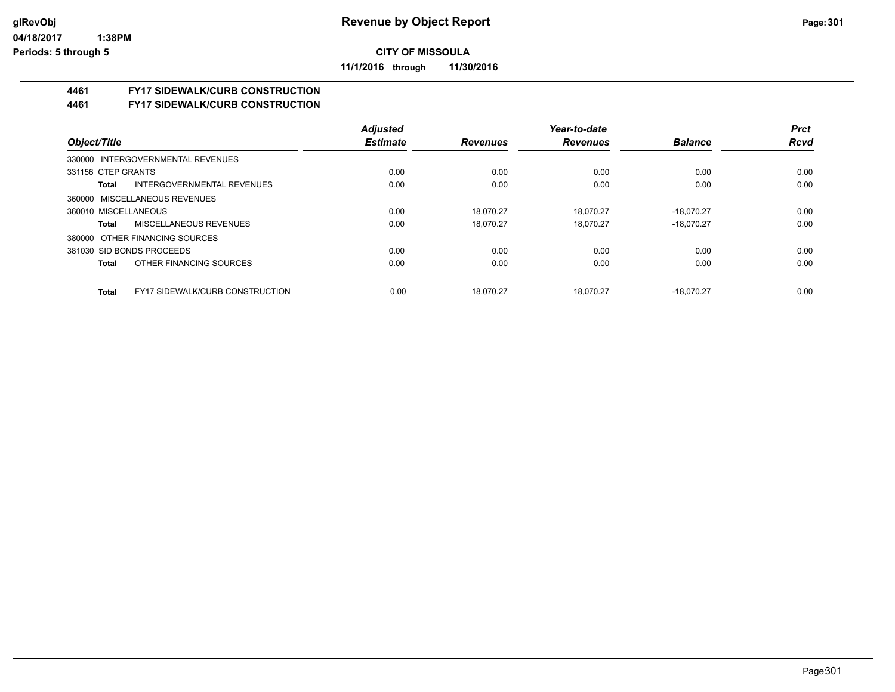# Revenue by Object Report

glRevObj
04/18/2017 1:38PM
Periods: 5 through 5

**CITY OF MISSOULA**

**11/1/2016 through 11/30/2016**

## 4461 FY17 SIDEWALK/CURB CONSTRUCTION
## 4461 FY17 SIDEWALK/CURB CONSTRUCTION

| Object/Title | Adjusted Estimate | Revenues | Year-to-date Revenues | Balance | Prct Rcvd |
|---|---|---|---|---|---|
| 330000 INTERGOVERNMENTAL REVENUES | | | | | |
| 331156 CTEP GRANTS | 0.00 | 0.00 | 0.00 | 0.00 | 0.00 |
| **Total** INTERGOVERNMENTAL REVENUES | 0.00 | 0.00 | 0.00 | 0.00 | 0.00 |
| 360000 MISCELLANEOUS REVENUES | | | | | |
| 360010 MISCELLANEOUS | 0.00 | 18,070.27 | 18,070.27 | -18,070.27 | 0.00 |
| **Total** MISCELLANEOUS REVENUES | 0.00 | 18,070.27 | 18,070.27 | -18,070.27 | 0.00 |
| 380000 OTHER FINANCING SOURCES | | | | | |
| 381030 SID BONDS PROCEEDS | 0.00 | 0.00 | 0.00 | 0.00 | 0.00 |
| **Total** OTHER FINANCING SOURCES | 0.00 | 0.00 | 0.00 | 0.00 | 0.00 |
| **Total** FY17 SIDEWALK/CURB CONSTRUCTION | 0.00 | 18,070.27 | 18,070.27 | -18,070.27 | 0.00 |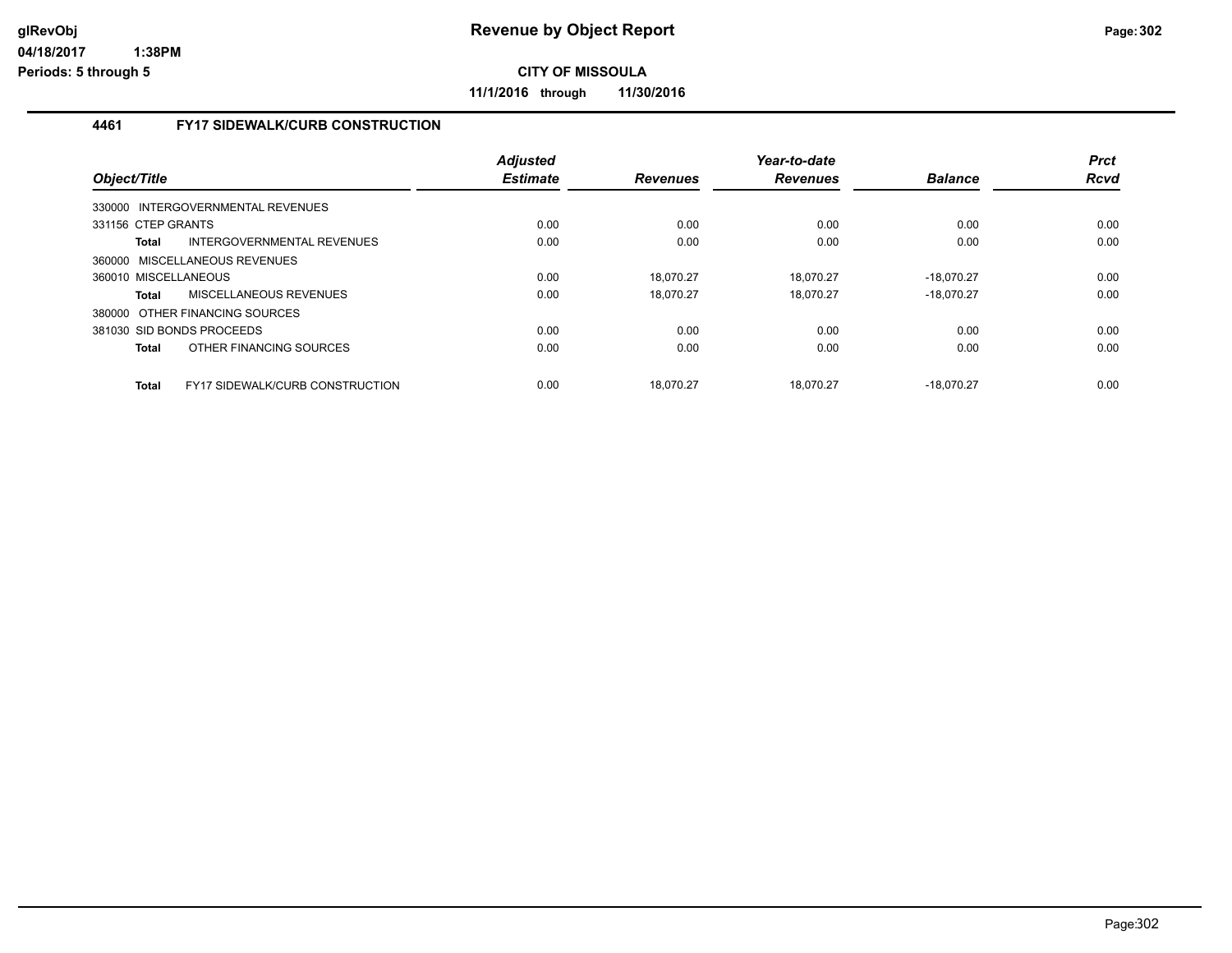# Revenue by Object Report

**CITY OF MISSOULA**

**11/1/2016 through 11/30/2016**

glRevObj
04/18/2017 1:38PM
Periods: 5 through 5

## 4461 FY17 SIDEWALK/CURB CONSTRUCTION

| Object/Title | | Adjusted Estimate | Revenues | Year-to-date Revenues | Balance | Prct Rcvd |
|---|---|---|---|---|---|---|
| 330000 INTERGOVERNMENTAL REVENUES | | | | | | |
| 331156 CTEP GRANTS | | 0.00 | 0.00 | 0.00 | 0.00 | 0.00 |
| **Total** | INTERGOVERNMENTAL REVENUES | 0.00 | 0.00 | 0.00 | 0.00 | 0.00 |
| 360000 MISCELLANEOUS REVENUES | | | | | | |
| 360010 MISCELLANEOUS | | 0.00 | 18,070.27 | 18,070.27 | -18,070.27 | 0.00 |
| **Total** | MISCELLANEOUS REVENUES | 0.00 | 18,070.27 | 18,070.27 | -18,070.27 | 0.00 |
| 380000 OTHER FINANCING SOURCES | | | | | | |
| 381030 SID BONDS PROCEEDS | | 0.00 | 0.00 | 0.00 | 0.00 | 0.00 |
| **Total** | OTHER FINANCING SOURCES | 0.00 | 0.00 | 0.00 | 0.00 | 0.00 |
| **Total** | FY17 SIDEWALK/CURB CONSTRUCTION | 0.00 | 18,070.27 | 18,070.27 | -18,070.27 | 0.00 |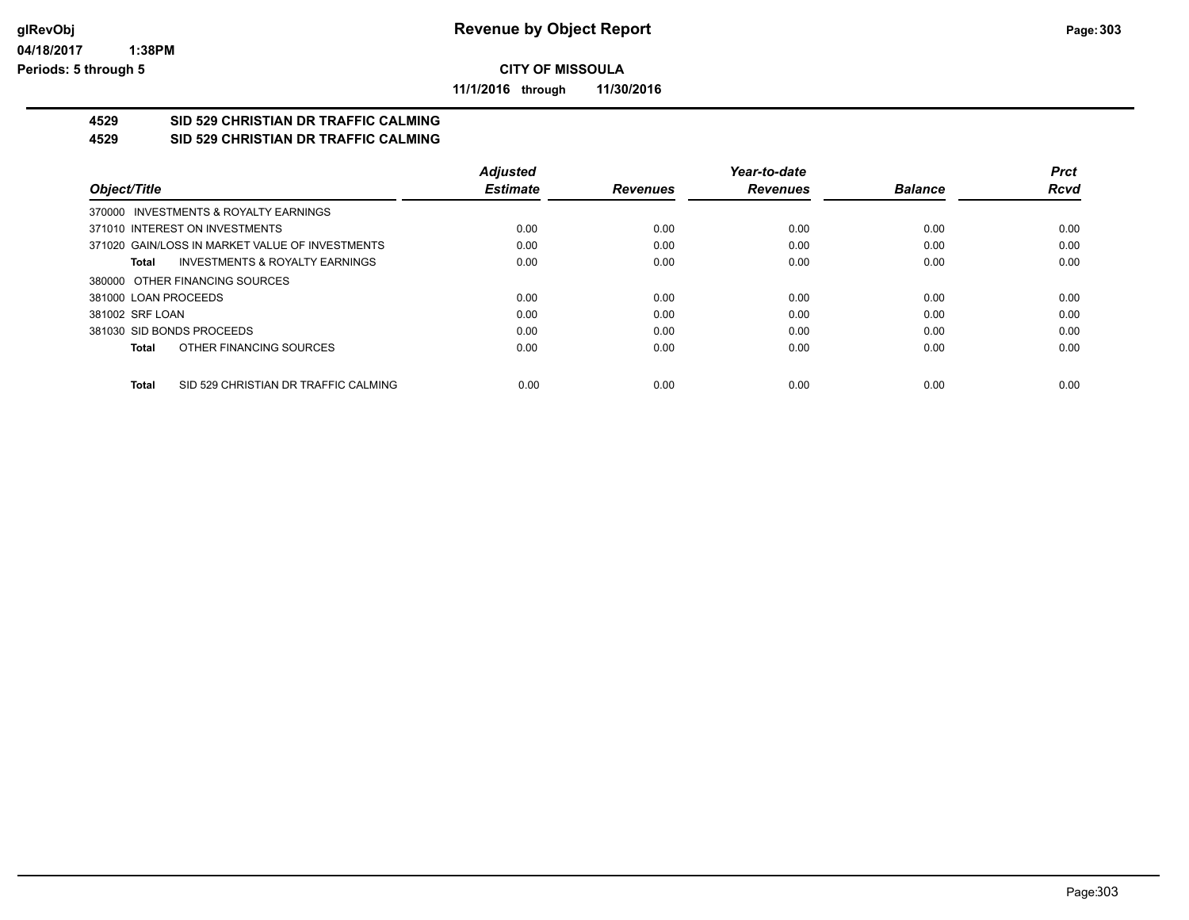# Revenue by Object Report

**CITY OF MISSOULA**

**11/1/2016 through 11/30/2016**

glRevObj
04/18/2017 1:38PM
Periods: 5 through 5

**4529 SID 529 CHRISTIAN DR TRAFFIC CALMING**
**4529 SID 529 CHRISTIAN DR TRAFFIC CALMING**

| Object/Title | Adjusted Estimate | Revenues | Year-to-date Revenues | Balance | Prct Rcvd |
|---|---|---|---|---|---|
| 370000 INVESTMENTS & ROYALTY EARNINGS | | | | | |
| 371010 INTEREST ON INVESTMENTS | 0.00 | 0.00 | 0.00 | 0.00 | 0.00 |
| 371020 GAIN/LOSS IN MARKET VALUE OF INVESTMENTS | 0.00 | 0.00 | 0.00 | 0.00 | 0.00 |
| **Total** INVESTMENTS & ROYALTY EARNINGS | 0.00 | 0.00 | 0.00 | 0.00 | 0.00 |
| 380000 OTHER FINANCING SOURCES | | | | | |
| 381000 LOAN PROCEEDS | 0.00 | 0.00 | 0.00 | 0.00 | 0.00 |
| 381002 SRF LOAN | 0.00 | 0.00 | 0.00 | 0.00 | 0.00 |
| 381030 SID BONDS PROCEEDS | 0.00 | 0.00 | 0.00 | 0.00 | 0.00 |
| **Total** OTHER FINANCING SOURCES | 0.00 | 0.00 | 0.00 | 0.00 | 0.00 |
| **Total** SID 529 CHRISTIAN DR TRAFFIC CALMING | 0.00 | 0.00 | 0.00 | 0.00 | 0.00 |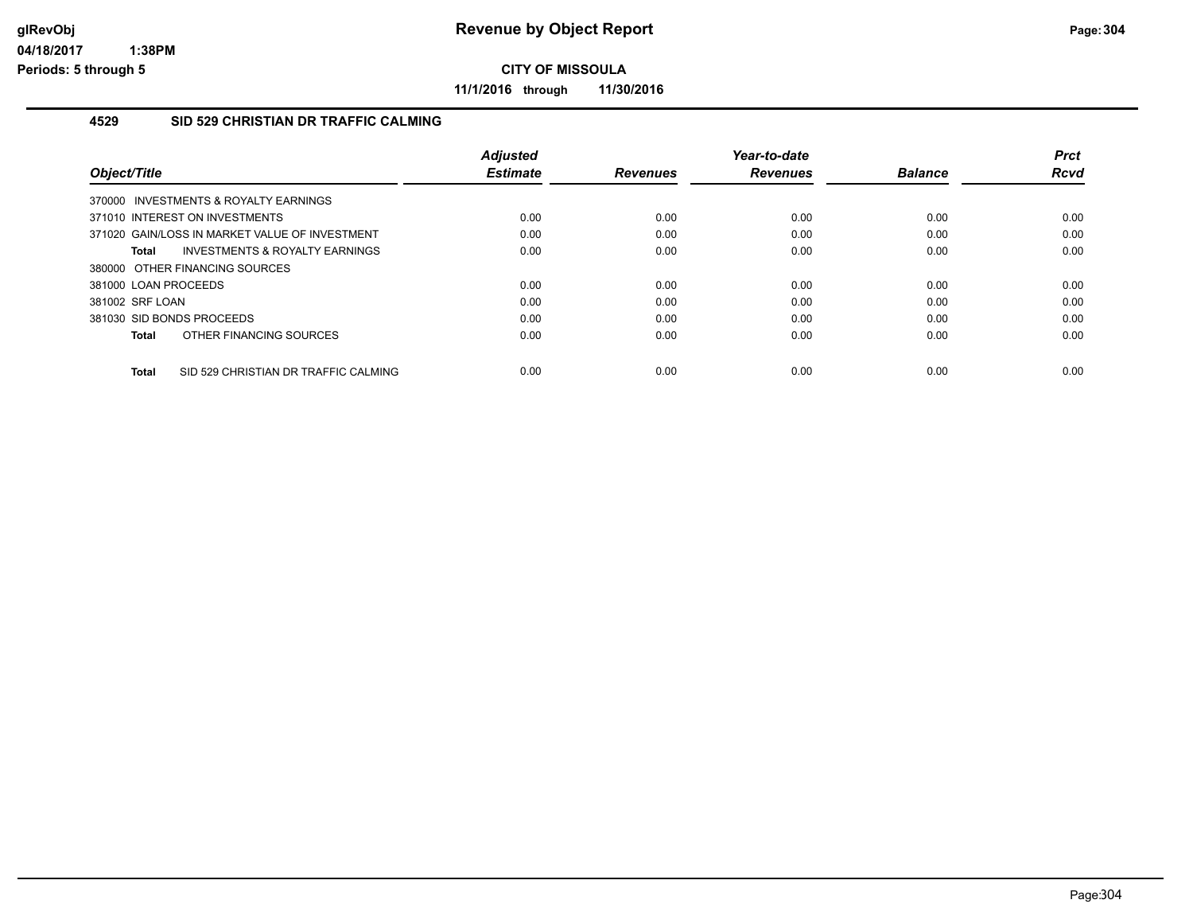**CITY OF MISSOULA**

**11/1/2016 through 11/30/2016**

### 4529 SID 529 CHRISTIAN DR TRAFFIC CALMING

| Object/Title | Adjusted Estimate | Revenues | Year-to-date Revenues | Balance | Prct Rcvd |
|---|---|---|---|---|---|
| 370000 INVESTMENTS & ROYALTY EARNINGS | | | | | |
| 371010 INTEREST ON INVESTMENTS | 0.00 | 0.00 | 0.00 | 0.00 | 0.00 |
| 371020 GAIN/LOSS IN MARKET VALUE OF INVESTMENT | 0.00 | 0.00 | 0.00 | 0.00 | 0.00 |
| **Total** INVESTMENTS & ROYALTY EARNINGS | 0.00 | 0.00 | 0.00 | 0.00 | 0.00 |
| 380000 OTHER FINANCING SOURCES | | | | | |
| 381000 LOAN PROCEEDS | 0.00 | 0.00 | 0.00 | 0.00 | 0.00 |
| 381002 SRF LOAN | 0.00 | 0.00 | 0.00 | 0.00 | 0.00 |
| 381030 SID BONDS PROCEEDS | 0.00 | 0.00 | 0.00 | 0.00 | 0.00 |
| **Total** OTHER FINANCING SOURCES | 0.00 | 0.00 | 0.00 | 0.00 | 0.00 |
| **Total** SID 529 CHRISTIAN DR TRAFFIC CALMING | 0.00 | 0.00 | 0.00 | 0.00 | 0.00 |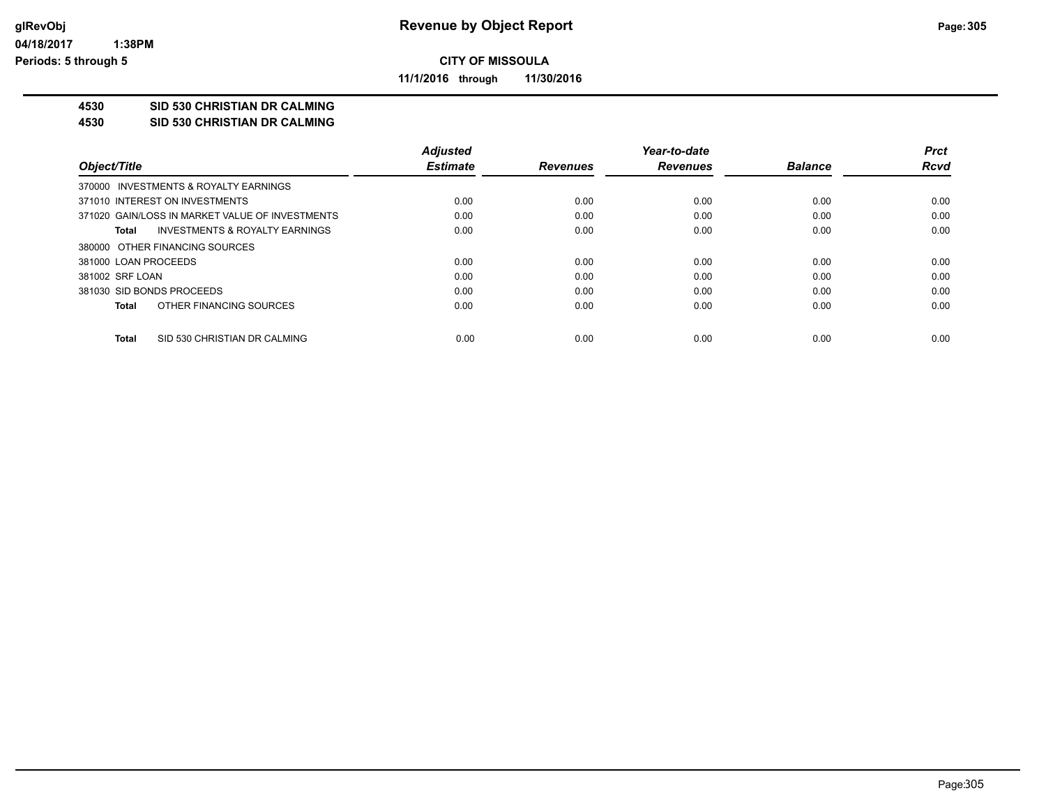# Revenue by Object Report

**CITY OF MISSOULA**

**11/1/2016 through 11/30/2016**

glRevObj
04/18/2017 1:38PM
Periods: 5 through 5

**4530 SID 530 CHRISTIAN DR CALMING**
**4530 SID 530 CHRISTIAN DR CALMING**

| Object/Title | Adjusted Estimate | Revenues | Year-to-date Revenues | Balance | Prct Rcvd |
|---|---|---|---|---|---|
| 370000 INVESTMENTS & ROYALTY EARNINGS | | | | | |
| 371010 INTEREST ON INVESTMENTS | 0.00 | 0.00 | 0.00 | 0.00 | 0.00 |
| 371020 GAIN/LOSS IN MARKET VALUE OF INVESTMENTS | 0.00 | 0.00 | 0.00 | 0.00 | 0.00 |
| **Total** INVESTMENTS & ROYALTY EARNINGS | 0.00 | 0.00 | 0.00 | 0.00 | 0.00 |
| 380000 OTHER FINANCING SOURCES | | | | | |
| 381000 LOAN PROCEEDS | 0.00 | 0.00 | 0.00 | 0.00 | 0.00 |
| 381002 SRF LOAN | 0.00 | 0.00 | 0.00 | 0.00 | 0.00 |
| 381030 SID BONDS PROCEEDS | 0.00 | 0.00 | 0.00 | 0.00 | 0.00 |
| **Total** OTHER FINANCING SOURCES | 0.00 | 0.00 | 0.00 | 0.00 | 0.00 |
| **Total** SID 530 CHRISTIAN DR CALMING | 0.00 | 0.00 | 0.00 | 0.00 | 0.00 |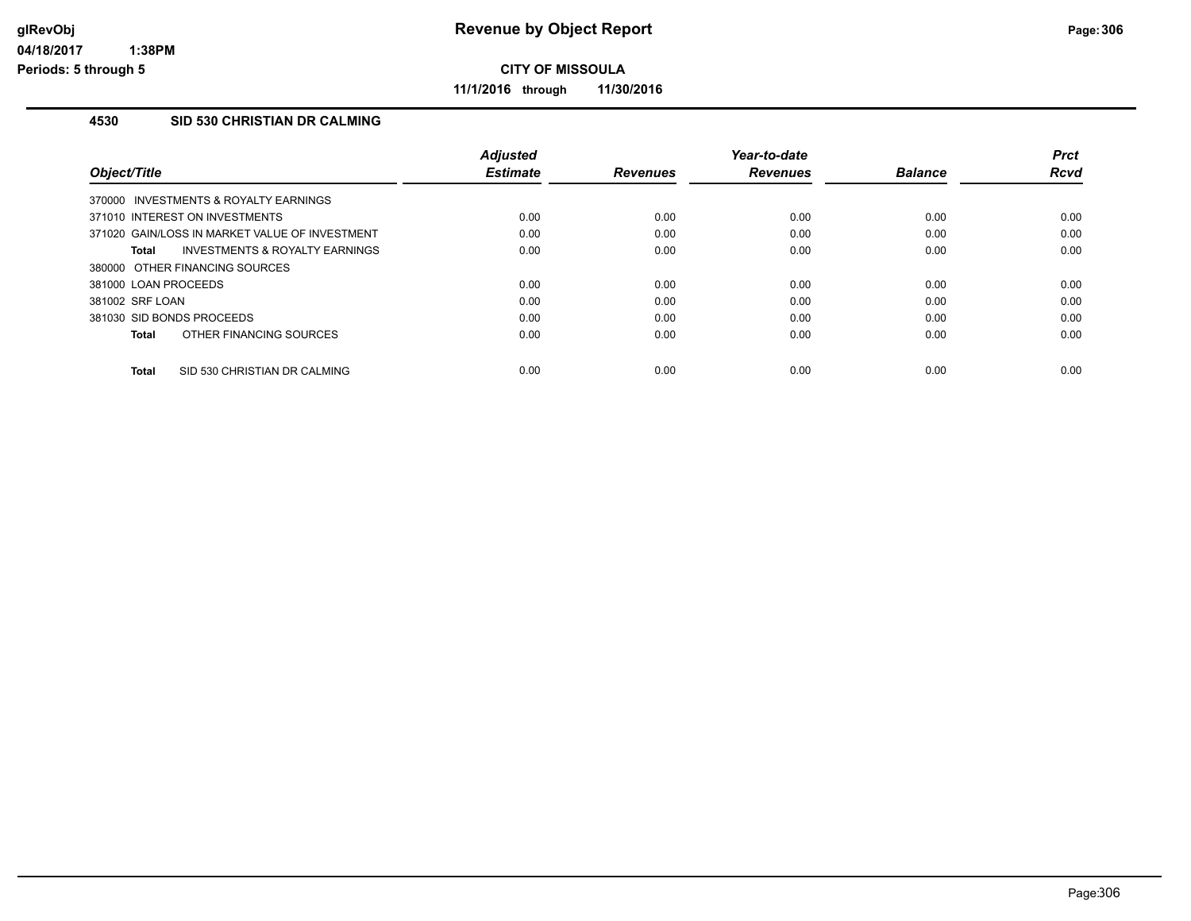# Revenue by Object Report

**CITY OF MISSOULA**

**11/1/2016 through 11/30/2016**

glRevObj
04/18/2017 1:38PM
Periods: 5 through 5

## 4530 SID 530 CHRISTIAN DR CALMING

| Object/Title | Adjusted Estimate | Revenues | Year-to-date Revenues | Balance | Prct Rcvd |
|---|---|---|---|---|---|
| 370000 INVESTMENTS & ROYALTY EARNINGS | | | | | |
| 371010 INTEREST ON INVESTMENTS | 0.00 | 0.00 | 0.00 | 0.00 | 0.00 |
| 371020 GAIN/LOSS IN MARKET VALUE OF INVESTMENT | 0.00 | 0.00 | 0.00 | 0.00 | 0.00 |
| **Total** INVESTMENTS & ROYALTY EARNINGS | 0.00 | 0.00 | 0.00 | 0.00 | 0.00 |
| 380000 OTHER FINANCING SOURCES | | | | | |
| 381000 LOAN PROCEEDS | 0.00 | 0.00 | 0.00 | 0.00 | 0.00 |
| 381002 SRF LOAN | 0.00 | 0.00 | 0.00 | 0.00 | 0.00 |
| 381030 SID BONDS PROCEEDS | 0.00 | 0.00 | 0.00 | 0.00 | 0.00 |
| **Total** OTHER FINANCING SOURCES | 0.00 | 0.00 | 0.00 | 0.00 | 0.00 |
| **Total** SID 530 CHRISTIAN DR CALMING | 0.00 | 0.00 | 0.00 | 0.00 | 0.00 |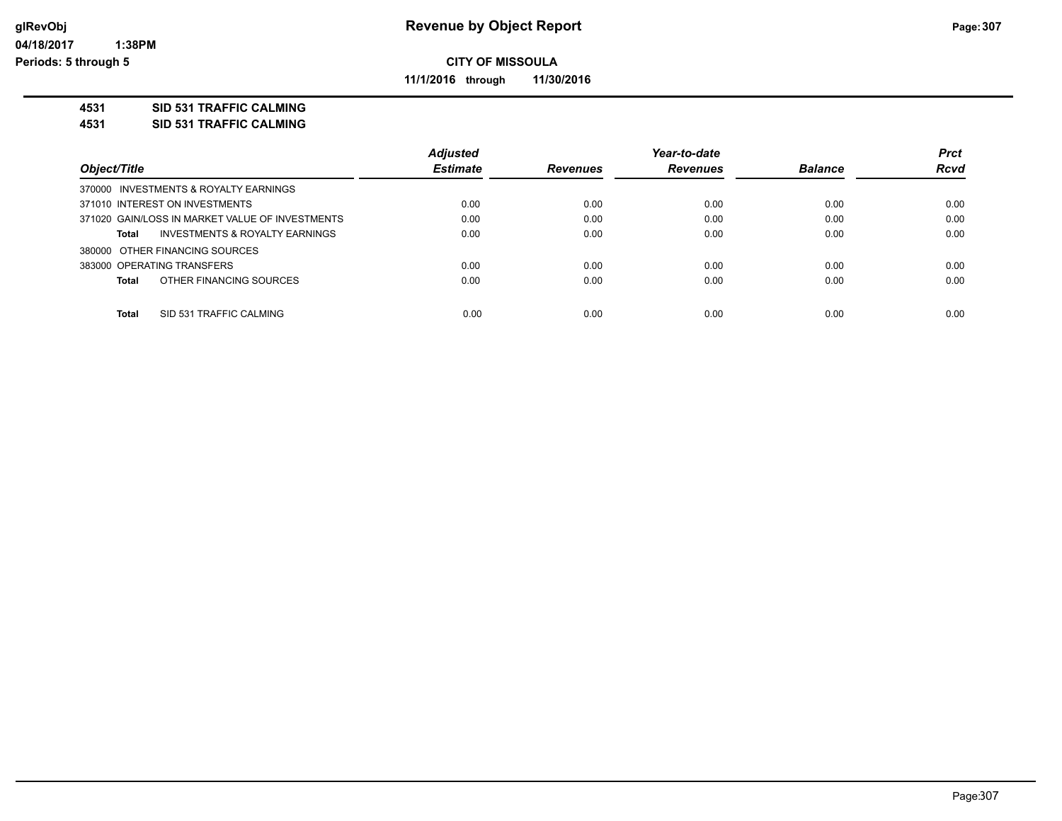# Revenue by Object Report

glRevObj
04/18/2017 1:38PM
Periods: 5 through 5

**CITY OF MISSOULA**

**11/1/2016 through 11/30/2016**

**4531 SID 531 TRAFFIC CALMING**
**4531 SID 531 TRAFFIC CALMING**

| Object/Title | Adjusted Estimate | Revenues | Year-to-date Revenues | Balance | Prct Rcvd |
|---|---|---|---|---|---|
| 370000 INVESTMENTS & ROYALTY EARNINGS | | | | | |
| 371010 INTEREST ON INVESTMENTS | 0.00 | 0.00 | 0.00 | 0.00 | 0.00 |
| 371020 GAIN/LOSS IN MARKET VALUE OF INVESTMENTS | 0.00 | 0.00 | 0.00 | 0.00 | 0.00 |
| **Total** INVESTMENTS & ROYALTY EARNINGS | 0.00 | 0.00 | 0.00 | 0.00 | 0.00 |
| 380000 OTHER FINANCING SOURCES | | | | | |
| 383000 OPERATING TRANSFERS | 0.00 | 0.00 | 0.00 | 0.00 | 0.00 |
| **Total** OTHER FINANCING SOURCES | 0.00 | 0.00 | 0.00 | 0.00 | 0.00 |
| **Total** SID 531 TRAFFIC CALMING | 0.00 | 0.00 | 0.00 | 0.00 | 0.00 |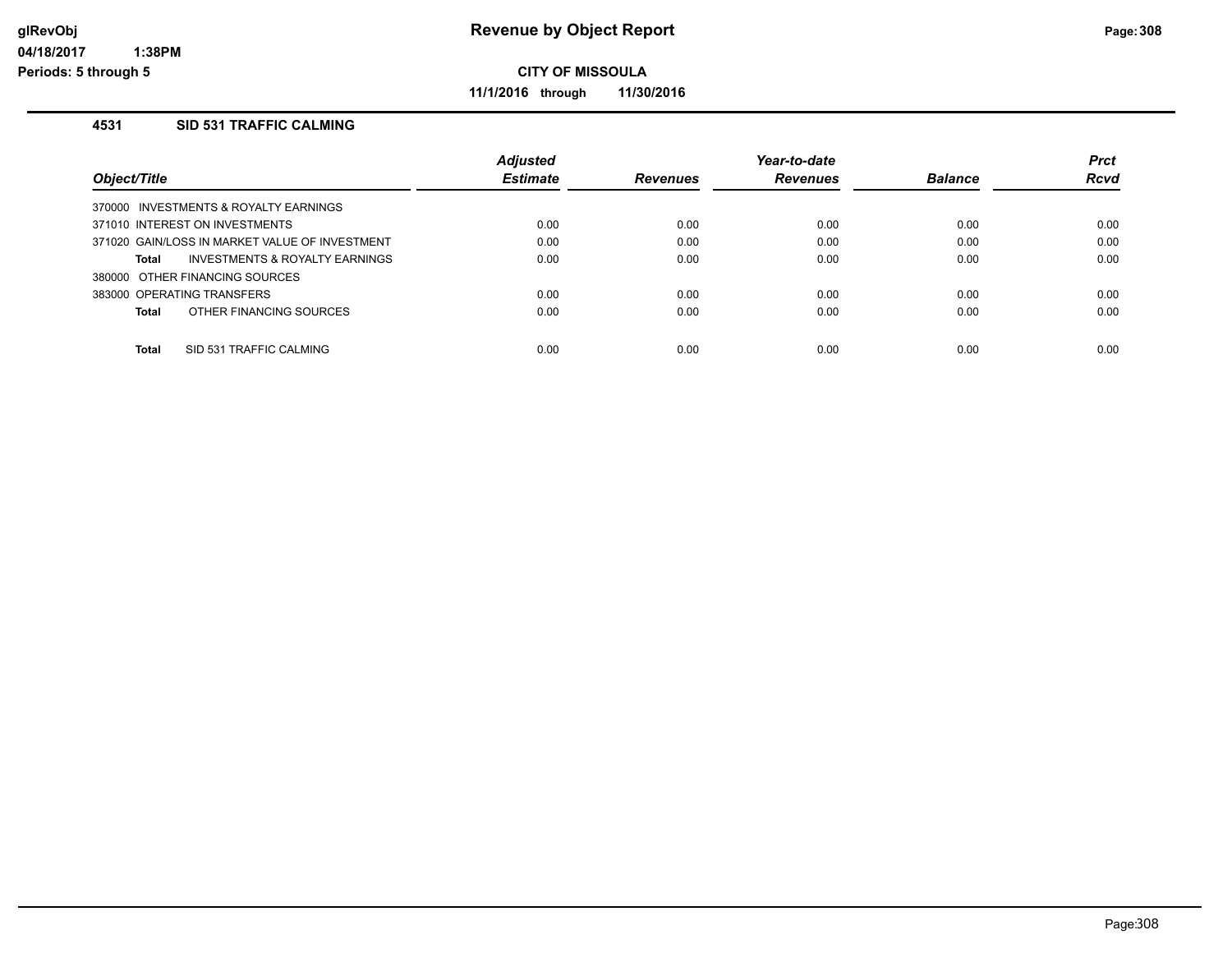# Revenue by Object Report

**CITY OF MISSOULA**

**11/1/2016 through 11/30/2016**

glRevObj
04/18/2017 1:38PM
Periods: 5 through 5

### 4531 SID 531 TRAFFIC CALMING

| Object/Title | Adjusted Estimate | Revenues | Year-to-date Revenues | Balance | Prct Rcvd |
|---|---|---|---|---|---|
| 370000 INVESTMENTS & ROYALTY EARNINGS | | | | | |
| 371010 INTEREST ON INVESTMENTS | 0.00 | 0.00 | 0.00 | 0.00 | 0.00 |
| 371020 GAIN/LOSS IN MARKET VALUE OF INVESTMENT | 0.00 | 0.00 | 0.00 | 0.00 | 0.00 |
| **Total** INVESTMENTS & ROYALTY EARNINGS | 0.00 | 0.00 | 0.00 | 0.00 | 0.00 |
| 380000 OTHER FINANCING SOURCES | | | | | |
| 383000 OPERATING TRANSFERS | 0.00 | 0.00 | 0.00 | 0.00 | 0.00 |
| **Total** OTHER FINANCING SOURCES | 0.00 | 0.00 | 0.00 | 0.00 | 0.00 |
| **Total** SID 531 TRAFFIC CALMING | 0.00 | 0.00 | 0.00 | 0.00 | 0.00 |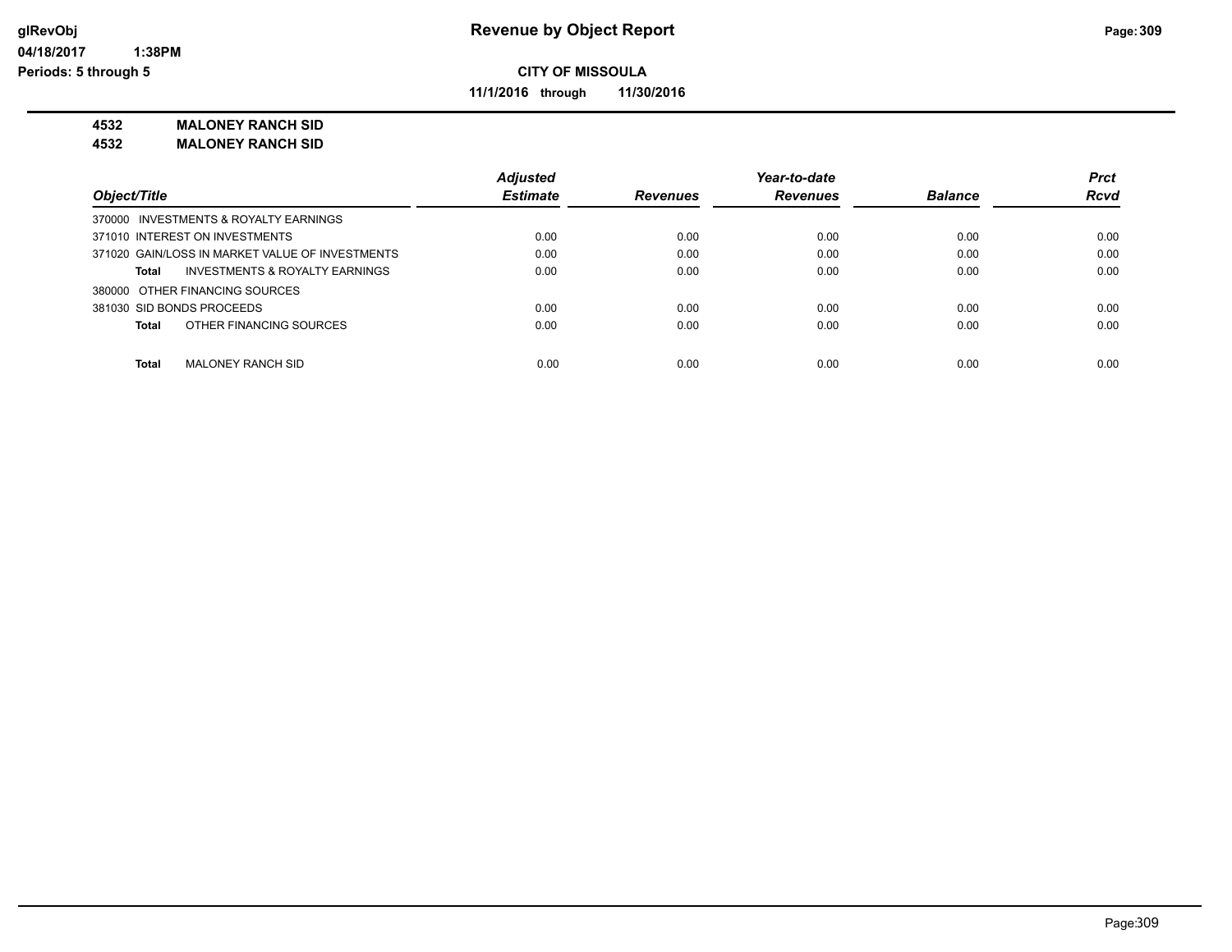**glRevObj**
**04/18/2017 1:38PM**
**Periods: 5 through 5**

# Revenue by Object Report

**CITY OF MISSOULA**

**11/1/2016 through 11/30/2016**

**4532 MALONEY RANCH SID**
**4532 MALONEY RANCH SID**

| Object/Title | Adjusted Estimate | Revenues | Year-to-date Revenues | Balance | Prct Rcvd |
|---|---|---|---|---|---|
| 370000 INVESTMENTS & ROYALTY EARNINGS | | | | | |
| 371010 INTEREST ON INVESTMENTS | 0.00 | 0.00 | 0.00 | 0.00 | 0.00 |
| 371020 GAIN/LOSS IN MARKET VALUE OF INVESTMENTS | 0.00 | 0.00 | 0.00 | 0.00 | 0.00 |
| **Total** INVESTMENTS & ROYALTY EARNINGS | 0.00 | 0.00 | 0.00 | 0.00 | 0.00 |
| 380000 OTHER FINANCING SOURCES | | | | | |
| 381030 SID BONDS PROCEEDS | 0.00 | 0.00 | 0.00 | 0.00 | 0.00 |
| **Total** OTHER FINANCING SOURCES | 0.00 | 0.00 | 0.00 | 0.00 | 0.00 |
| **Total** MALONEY RANCH SID | 0.00 | 0.00 | 0.00 | 0.00 | 0.00 |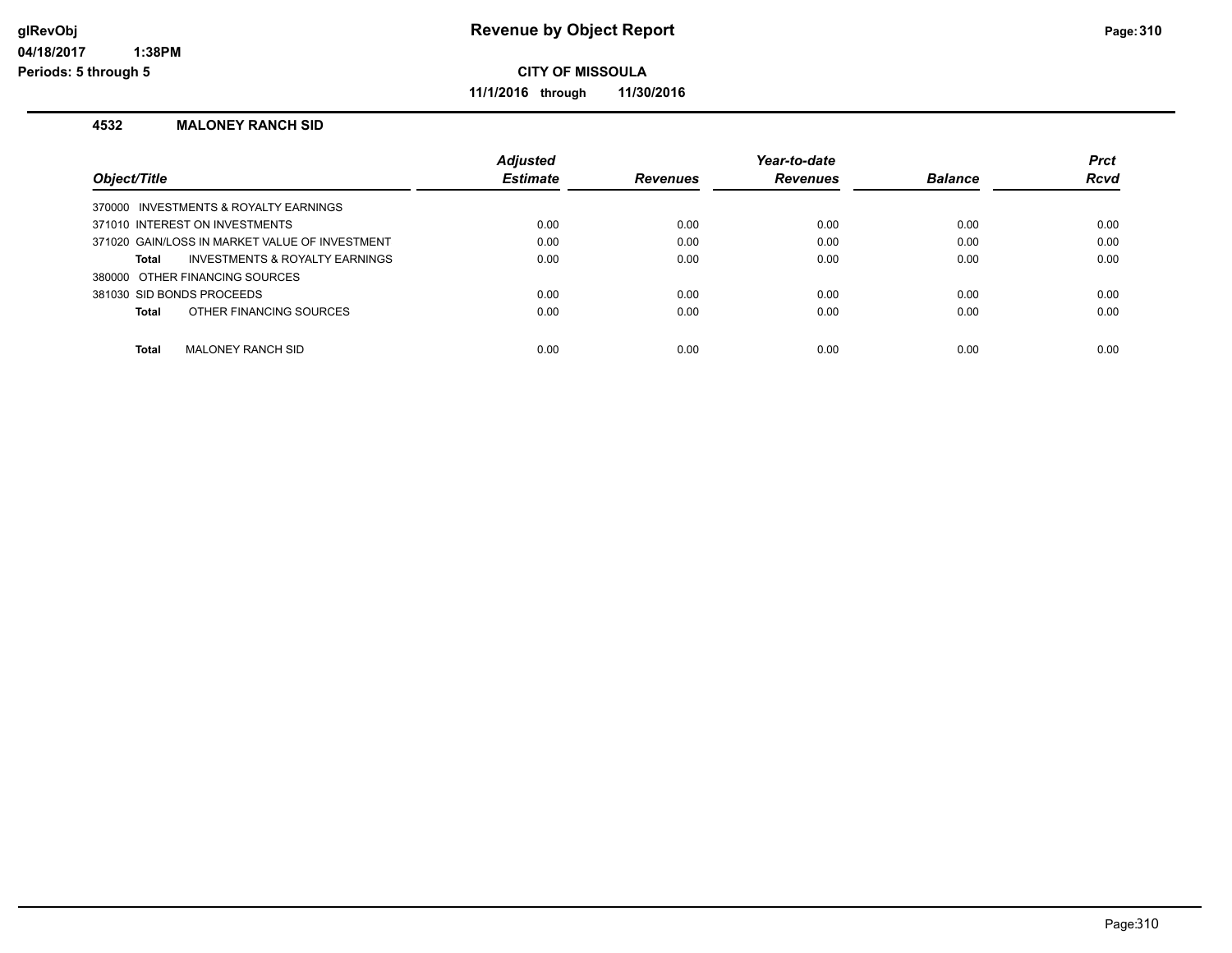**Revenue by Object Report**

**CITY OF MISSOULA**

**11/1/2016 through 11/30/2016**

glRevObj
04/18/2017 1:38PM
Periods: 5 through 5

### 4532 MALONEY RANCH SID

| Object/Title | Adjusted Estimate | Revenues | Year-to-date Revenues | Balance | Prct Rcvd |
|---|---|---|---|---|---|
| 370000 INVESTMENTS & ROYALTY EARNINGS | | | | | |
| 371010 INTEREST ON INVESTMENTS | 0.00 | 0.00 | 0.00 | 0.00 | 0.00 |
| 371020 GAIN/LOSS IN MARKET VALUE OF INVESTMENT | 0.00 | 0.00 | 0.00 | 0.00 | 0.00 |
| **Total** INVESTMENTS & ROYALTY EARNINGS | 0.00 | 0.00 | 0.00 | 0.00 | 0.00 |
| 380000 OTHER FINANCING SOURCES | | | | | |
| 381030 SID BONDS PROCEEDS | 0.00 | 0.00 | 0.00 | 0.00 | 0.00 |
| **Total** OTHER FINANCING SOURCES | 0.00 | 0.00 | 0.00 | 0.00 | 0.00 |
| **Total** MALONEY RANCH SID | 0.00 | 0.00 | 0.00 | 0.00 | 0.00 |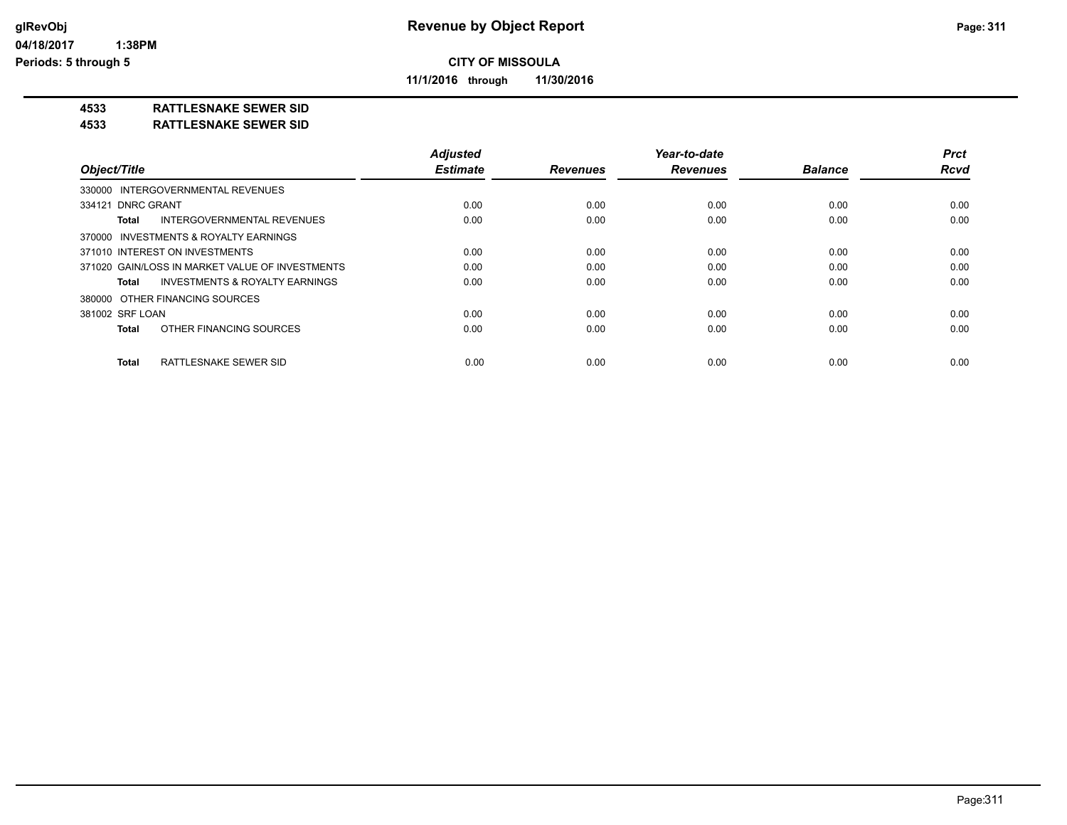**Revenue by Object Report**

**CITY OF MISSOULA**

**11/1/2016 through 11/30/2016**

glRevObj
04/18/2017 1:38PM
Periods: 5 through 5

**4533 RATTLESNAKE SEWER SID**
**4533 RATTLESNAKE SEWER SID**

| Object/Title | Adjusted Estimate | Revenues | Year-to-date Revenues | Balance | Prct Rcvd |
|---|---|---|---|---|---|
| 330000 INTERGOVERNMENTAL REVENUES | | | | | |
| 334121 DNRC GRANT | 0.00 | 0.00 | 0.00 | 0.00 | 0.00 |
| **Total** INTERGOVERNMENTAL REVENUES | 0.00 | 0.00 | 0.00 | 0.00 | 0.00 |
| 370000 INVESTMENTS & ROYALTY EARNINGS | | | | | |
| 371010 INTEREST ON INVESTMENTS | 0.00 | 0.00 | 0.00 | 0.00 | 0.00 |
| 371020 GAIN/LOSS IN MARKET VALUE OF INVESTMENTS | 0.00 | 0.00 | 0.00 | 0.00 | 0.00 |
| **Total** INVESTMENTS & ROYALTY EARNINGS | 0.00 | 0.00 | 0.00 | 0.00 | 0.00 |
| 380000 OTHER FINANCING SOURCES | | | | | |
| 381002 SRF LOAN | 0.00 | 0.00 | 0.00 | 0.00 | 0.00 |
| **Total** OTHER FINANCING SOURCES | 0.00 | 0.00 | 0.00 | 0.00 | 0.00 |
| **Total** RATTLESNAKE SEWER SID | 0.00 | 0.00 | 0.00 | 0.00 | 0.00 |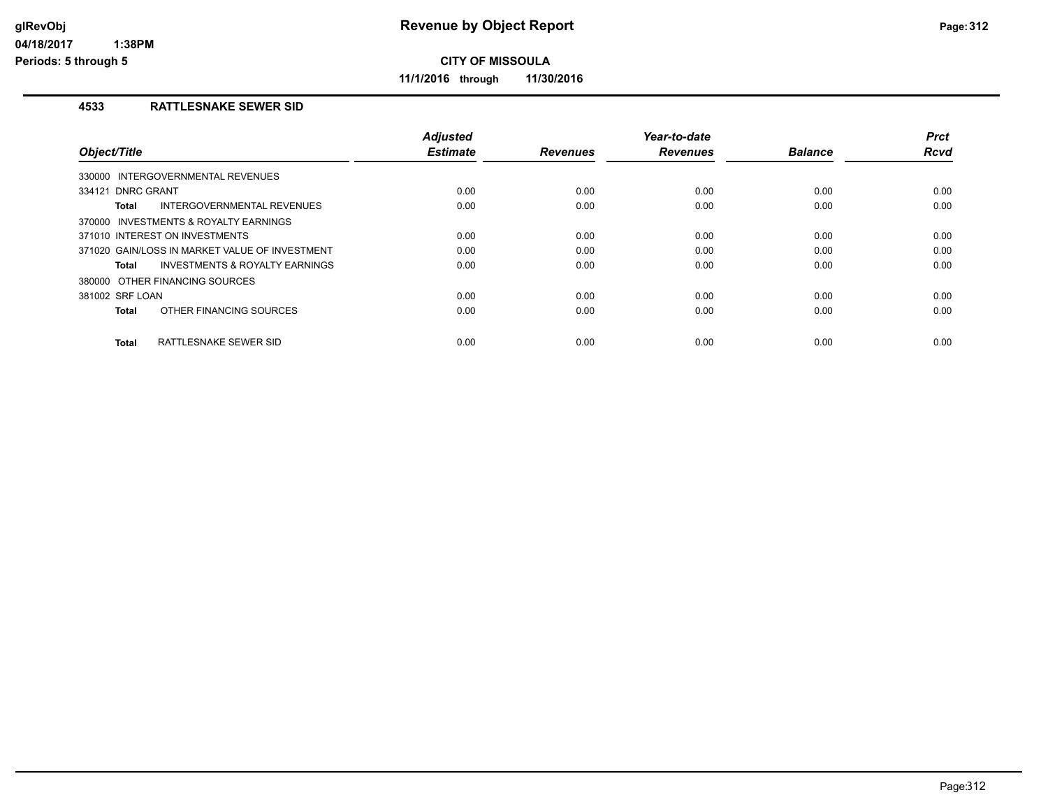# Revenue by Object Report

**CITY OF MISSOULA**

**11/1/2016 through 11/30/2016**

glRevObj
04/18/2017 1:38PM
Periods: 5 through 5

## 4533 RATTLESNAKE SEWER SID

| Object/Title | Adjusted Estimate | Revenues | Year-to-date Revenues | Balance | Prct Rcvd |
|---|---|---|---|---|---|
| 330000 INTERGOVERNMENTAL REVENUES | | | | | |
| 334121 DNRC GRANT | 0.00 | 0.00 | 0.00 | 0.00 | 0.00 |
| **Total** INTERGOVERNMENTAL REVENUES | 0.00 | 0.00 | 0.00 | 0.00 | 0.00 |
| 370000 INVESTMENTS & ROYALTY EARNINGS | | | | | |
| 371010 INTEREST ON INVESTMENTS | 0.00 | 0.00 | 0.00 | 0.00 | 0.00 |
| 371020 GAIN/LOSS IN MARKET VALUE OF INVESTMENT | 0.00 | 0.00 | 0.00 | 0.00 | 0.00 |
| **Total** INVESTMENTS & ROYALTY EARNINGS | 0.00 | 0.00 | 0.00 | 0.00 | 0.00 |
| 380000 OTHER FINANCING SOURCES | | | | | |
| 381002 SRF LOAN | 0.00 | 0.00 | 0.00 | 0.00 | 0.00 |
| **Total** OTHER FINANCING SOURCES | 0.00 | 0.00 | 0.00 | 0.00 | 0.00 |
| **Total** RATTLESNAKE SEWER SID | 0.00 | 0.00 | 0.00 | 0.00 | 0.00 |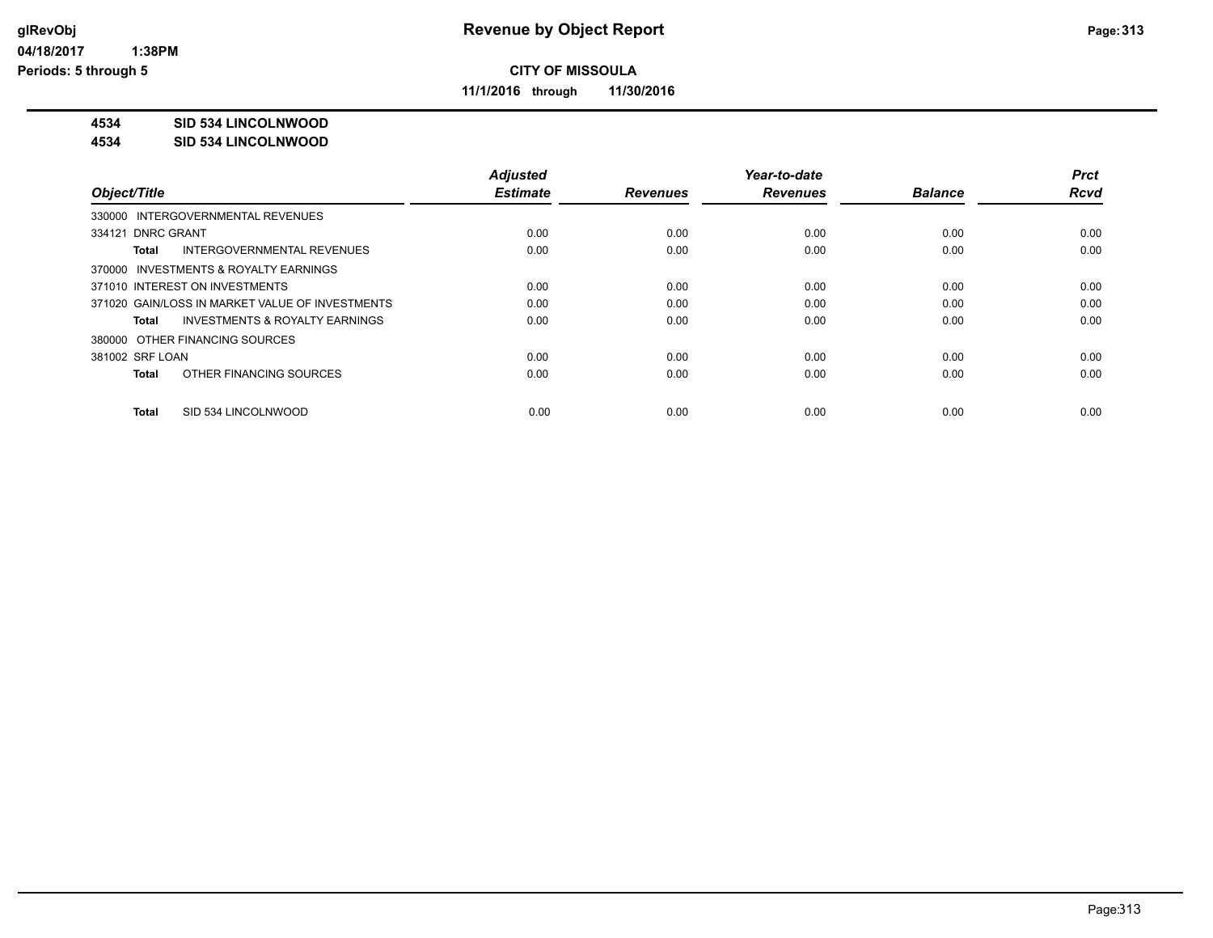# Revenue by Object Report

glRevObj
04/18/2017 1:38PM
Periods: 5 through 5

**CITY OF MISSOULA**

**11/1/2016 through 11/30/2016**

**4534 SID 534 LINCOLNWOOD**
**4534 SID 534 LINCOLNWOOD**

| Object/Title | Adjusted Estimate | Revenues | Year-to-date Revenues | Balance | Prct Rcvd |
|---|---|---|---|---|---|
| 330000 INTERGOVERNMENTAL REVENUES | | | | | |
| 334121 DNRC GRANT | 0.00 | 0.00 | 0.00 | 0.00 | 0.00 |
| **Total** INTERGOVERNMENTAL REVENUES | 0.00 | 0.00 | 0.00 | 0.00 | 0.00 |
| 370000 INVESTMENTS & ROYALTY EARNINGS | | | | | |
| 371010 INTEREST ON INVESTMENTS | 0.00 | 0.00 | 0.00 | 0.00 | 0.00 |
| 371020 GAIN/LOSS IN MARKET VALUE OF INVESTMENTS | 0.00 | 0.00 | 0.00 | 0.00 | 0.00 |
| **Total** INVESTMENTS & ROYALTY EARNINGS | 0.00 | 0.00 | 0.00 | 0.00 | 0.00 |
| 380000 OTHER FINANCING SOURCES | | | | | |
| 381002 SRF LOAN | 0.00 | 0.00 | 0.00 | 0.00 | 0.00 |
| **Total** OTHER FINANCING SOURCES | 0.00 | 0.00 | 0.00 | 0.00 | 0.00 |
| **Total** SID 534 LINCOLNWOOD | 0.00 | 0.00 | 0.00 | 0.00 | 0.00 |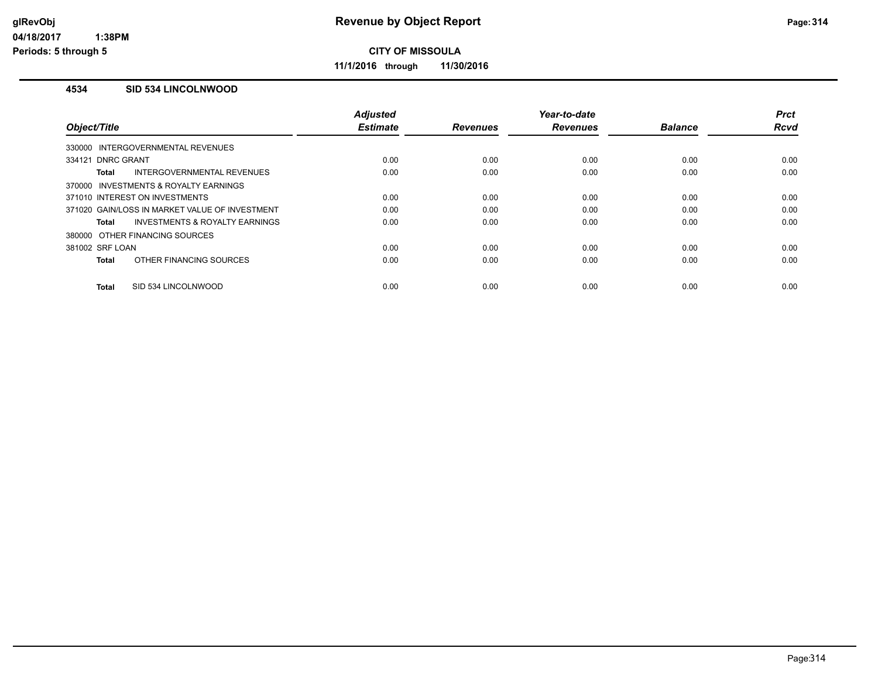# Revenue by Object Report

**CITY OF MISSOULA**

**11/1/2016 through 11/30/2016**

glRevObj
04/18/2017 1:38PM
Periods: 5 through 5

## 4534 SID 534 LINCOLNWOOD

| Object/Title | Adjusted Estimate | Revenues | Year-to-date Revenues | Balance | Prct Rcvd |
|---|---|---|---|---|---|
| 330000 INTERGOVERNMENTAL REVENUES | | | | | |
| 334121 DNRC GRANT | 0.00 | 0.00 | 0.00 | 0.00 | 0.00 |
| **Total** INTERGOVERNMENTAL REVENUES | 0.00 | 0.00 | 0.00 | 0.00 | 0.00 |
| 370000 INVESTMENTS & ROYALTY EARNINGS | | | | | |
| 371010 INTEREST ON INVESTMENTS | 0.00 | 0.00 | 0.00 | 0.00 | 0.00 |
| 371020 GAIN/LOSS IN MARKET VALUE OF INVESTMENT | 0.00 | 0.00 | 0.00 | 0.00 | 0.00 |
| **Total** INVESTMENTS & ROYALTY EARNINGS | 0.00 | 0.00 | 0.00 | 0.00 | 0.00 |
| 380000 OTHER FINANCING SOURCES | | | | | |
| 381002 SRF LOAN | 0.00 | 0.00 | 0.00 | 0.00 | 0.00 |
| **Total** OTHER FINANCING SOURCES | 0.00 | 0.00 | 0.00 | 0.00 | 0.00 |
| **Total** SID 534 LINCOLNWOOD | 0.00 | 0.00 | 0.00 | 0.00 | 0.00 |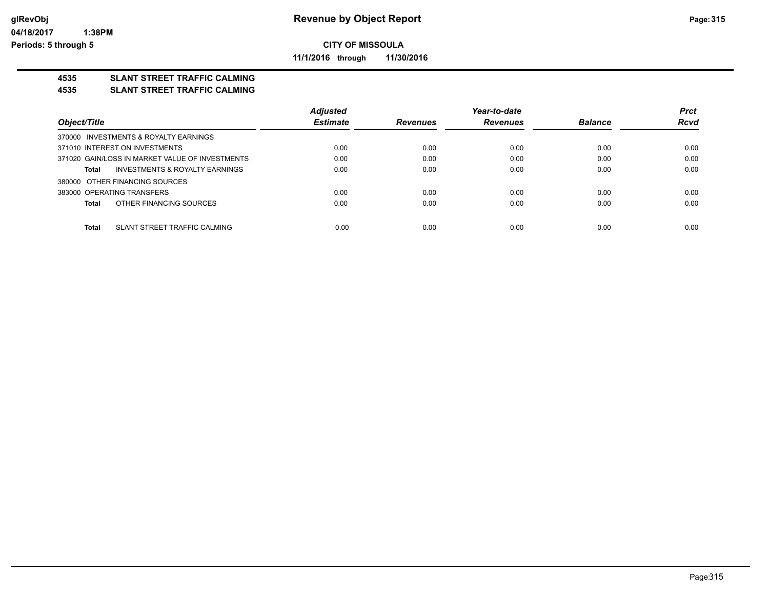**Revenue by Object Report**

**CITY OF MISSOULA**

**11/1/2016 through 11/30/2016**

glRevObj
04/18/2017 1:38PM
Periods: 5 through 5

**4535 SLANT STREET TRAFFIC CALMING**
**4535 SLANT STREET TRAFFIC CALMING**

| *Object/Title* | *Adjusted Estimate* | *Revenues* | *Year-to-date Revenues* | *Balance* | *Prct Rcvd* |
|---|---|---|---|---|---|
| 370000 INVESTMENTS & ROYALTY EARNINGS | | | | | |
| 371010 INTEREST ON INVESTMENTS | 0.00 | 0.00 | 0.00 | 0.00 | 0.00 |
| 371020 GAIN/LOSS IN MARKET VALUE OF INVESTMENTS | 0.00 | 0.00 | 0.00 | 0.00 | 0.00 |
| **Total** INVESTMENTS & ROYALTY EARNINGS | 0.00 | 0.00 | 0.00 | 0.00 | 0.00 |
| 380000 OTHER FINANCING SOURCES | | | | | |
| 383000 OPERATING TRANSFERS | 0.00 | 0.00 | 0.00 | 0.00 | 0.00 |
| **Total** OTHER FINANCING SOURCES | 0.00 | 0.00 | 0.00 | 0.00 | 0.00 |
| **Total** SLANT STREET TRAFFIC CALMING | 0.00 | 0.00 | 0.00 | 0.00 | 0.00 |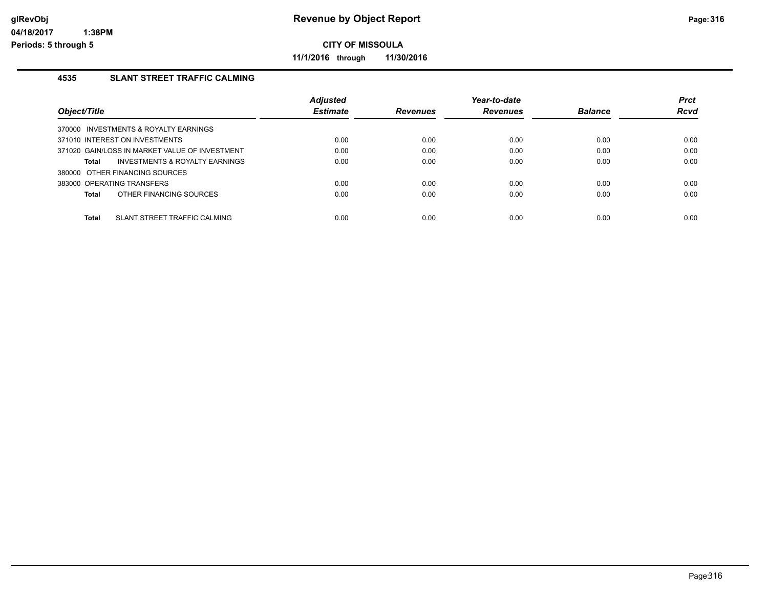**CITY OF MISSOULA**

**11/1/2016 through 11/30/2016**

### 4535 SLANT STREET TRAFFIC CALMING

| Object/Title | Adjusted Estimate | Revenues | Year-to-date Revenues | Balance | Prct Rcvd |
|---|---|---|---|---|---|
| 370000 INVESTMENTS & ROYALTY EARNINGS | | | | | |
| 371010 INTEREST ON INVESTMENTS | 0.00 | 0.00 | 0.00 | 0.00 | 0.00 |
| 371020 GAIN/LOSS IN MARKET VALUE OF INVESTMENT | 0.00 | 0.00 | 0.00 | 0.00 | 0.00 |
| **Total** INVESTMENTS & ROYALTY EARNINGS | 0.00 | 0.00 | 0.00 | 0.00 | 0.00 |
| 380000 OTHER FINANCING SOURCES | | | | | |
| 383000 OPERATING TRANSFERS | 0.00 | 0.00 | 0.00 | 0.00 | 0.00 |
| **Total** OTHER FINANCING SOURCES | 0.00 | 0.00 | 0.00 | 0.00 | 0.00 |
| **Total** SLANT STREET TRAFFIC CALMING | 0.00 | 0.00 | 0.00 | 0.00 | 0.00 |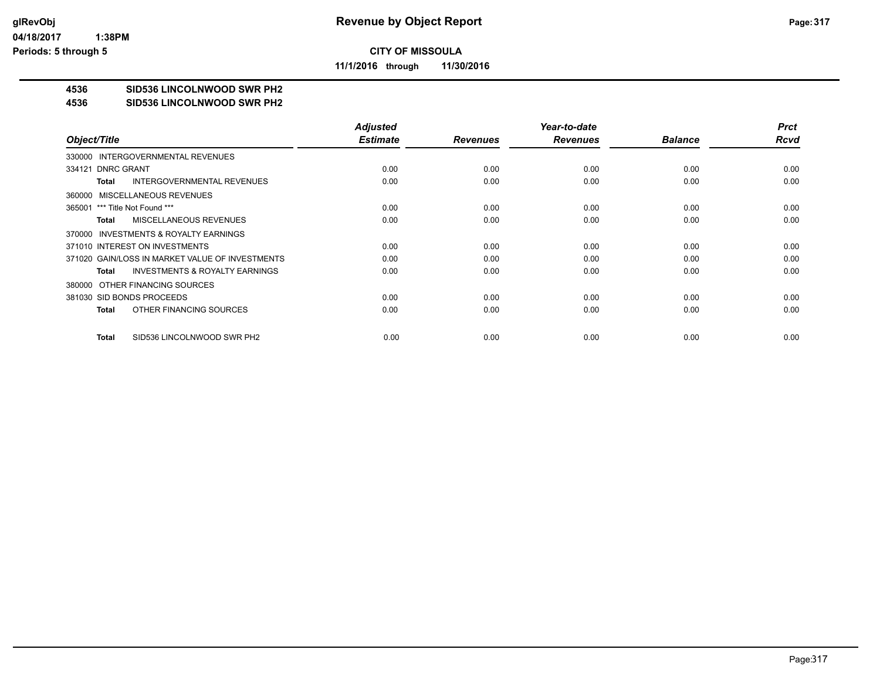**CITY OF MISSOULA**

**11/1/2016 through 11/30/2016**

**4536 SID536 LINCOLNWOOD SWR PH2**

**4536 SID536 LINCOLNWOOD SWR PH2**

| Object/Title | Adjusted Estimate | Revenues | Year-to-date Revenues | Balance | Prct Rcvd |
|---|---|---|---|---|---|
| 330000 INTERGOVERNMENTAL REVENUES | | | | | |
| 334121 DNRC GRANT | 0.00 | 0.00 | 0.00 | 0.00 | 0.00 |
| **Total** INTERGOVERNMENTAL REVENUES | 0.00 | 0.00 | 0.00 | 0.00 | 0.00 |
| 360000 MISCELLANEOUS REVENUES | | | | | |
| 365001 *** Title Not Found *** | 0.00 | 0.00 | 0.00 | 0.00 | 0.00 |
| **Total** MISCELLANEOUS REVENUES | 0.00 | 0.00 | 0.00 | 0.00 | 0.00 |
| 370000 INVESTMENTS & ROYALTY EARNINGS | | | | | |
| 371010 INTEREST ON INVESTMENTS | 0.00 | 0.00 | 0.00 | 0.00 | 0.00 |
| 371020 GAIN/LOSS IN MARKET VALUE OF INVESTMENTS | 0.00 | 0.00 | 0.00 | 0.00 | 0.00 |
| **Total** INVESTMENTS & ROYALTY EARNINGS | 0.00 | 0.00 | 0.00 | 0.00 | 0.00 |
| 380000 OTHER FINANCING SOURCES | | | | | |
| 381030 SID BONDS PROCEEDS | 0.00 | 0.00 | 0.00 | 0.00 | 0.00 |
| **Total** OTHER FINANCING SOURCES | 0.00 | 0.00 | 0.00 | 0.00 | 0.00 |
| **Total** SID536 LINCOLNWOOD SWR PH2 | 0.00 | 0.00 | 0.00 | 0.00 | 0.00 |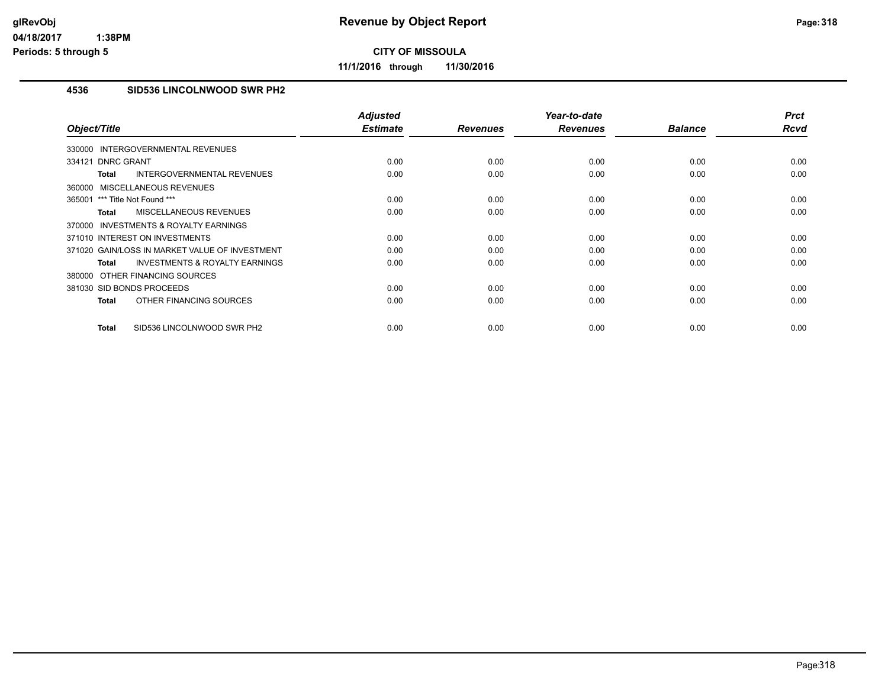# Revenue by Object Report

**CITY OF MISSOULA**

**11/1/2016 through 11/30/2016**

glRevObj
04/18/2017 1:38PM
Periods: 5 through 5

## 4536 SID536 LINCOLNWOOD SWR PH2

| Object/Title | Adjusted Estimate | Revenues | Year-to-date Revenues | Balance | Prct Rcvd |
|---|---|---|---|---|---|
| 330000 INTERGOVERNMENTAL REVENUES | | | | | |
| 334121 DNRC GRANT | 0.00 | 0.00 | 0.00 | 0.00 | 0.00 |
| **Total** INTERGOVERNMENTAL REVENUES | 0.00 | 0.00 | 0.00 | 0.00 | 0.00 |
| 360000 MISCELLANEOUS REVENUES | | | | | |
| 365001 *** Title Not Found *** | 0.00 | 0.00 | 0.00 | 0.00 | 0.00 |
| **Total** MISCELLANEOUS REVENUES | 0.00 | 0.00 | 0.00 | 0.00 | 0.00 |
| 370000 INVESTMENTS & ROYALTY EARNINGS | | | | | |
| 371010 INTEREST ON INVESTMENTS | 0.00 | 0.00 | 0.00 | 0.00 | 0.00 |
| 371020 GAIN/LOSS IN MARKET VALUE OF INVESTMENT | 0.00 | 0.00 | 0.00 | 0.00 | 0.00 |
| **Total** INVESTMENTS & ROYALTY EARNINGS | 0.00 | 0.00 | 0.00 | 0.00 | 0.00 |
| 380000 OTHER FINANCING SOURCES | | | | | |
| 381030 SID BONDS PROCEEDS | 0.00 | 0.00 | 0.00 | 0.00 | 0.00 |
| **Total** OTHER FINANCING SOURCES | 0.00 | 0.00 | 0.00 | 0.00 | 0.00 |
| **Total** SID536 LINCOLNWOOD SWR PH2 | 0.00 | 0.00 | 0.00 | 0.00 | 0.00 |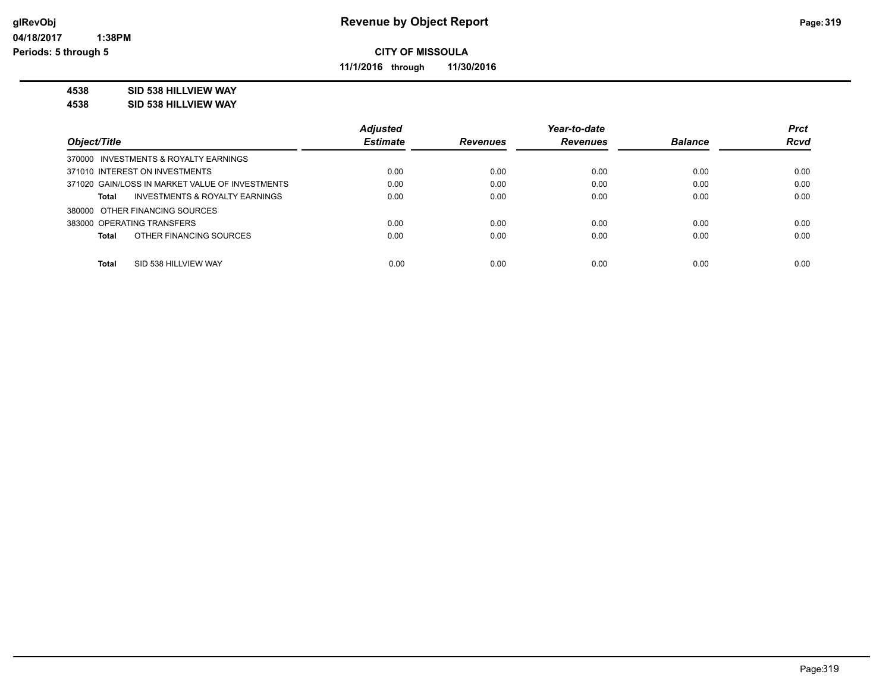**CITY OF MISSOULA**

**11/1/2016 through 11/30/2016**

**4538 SID 538 HILLVIEW WAY**

**4538 SID 538 HILLVIEW WAY**

| Object/Title | Adjusted Estimate | Revenues | Year-to-date Revenues | Balance | Prct Rcvd |
|---|---|---|---|---|---|
| 370000 INVESTMENTS & ROYALTY EARNINGS | | | | | |
| 371010 INTEREST ON INVESTMENTS | 0.00 | 0.00 | 0.00 | 0.00 | 0.00 |
| 371020 GAIN/LOSS IN MARKET VALUE OF INVESTMENTS | 0.00 | 0.00 | 0.00 | 0.00 | 0.00 |
| **Total** INVESTMENTS & ROYALTY EARNINGS | 0.00 | 0.00 | 0.00 | 0.00 | 0.00 |
| 380000 OTHER FINANCING SOURCES | | | | | |
| 383000 OPERATING TRANSFERS | 0.00 | 0.00 | 0.00 | 0.00 | 0.00 |
| **Total** OTHER FINANCING SOURCES | 0.00 | 0.00 | 0.00 | 0.00 | 0.00 |
| **Total** SID 538 HILLVIEW WAY | 0.00 | 0.00 | 0.00 | 0.00 | 0.00 |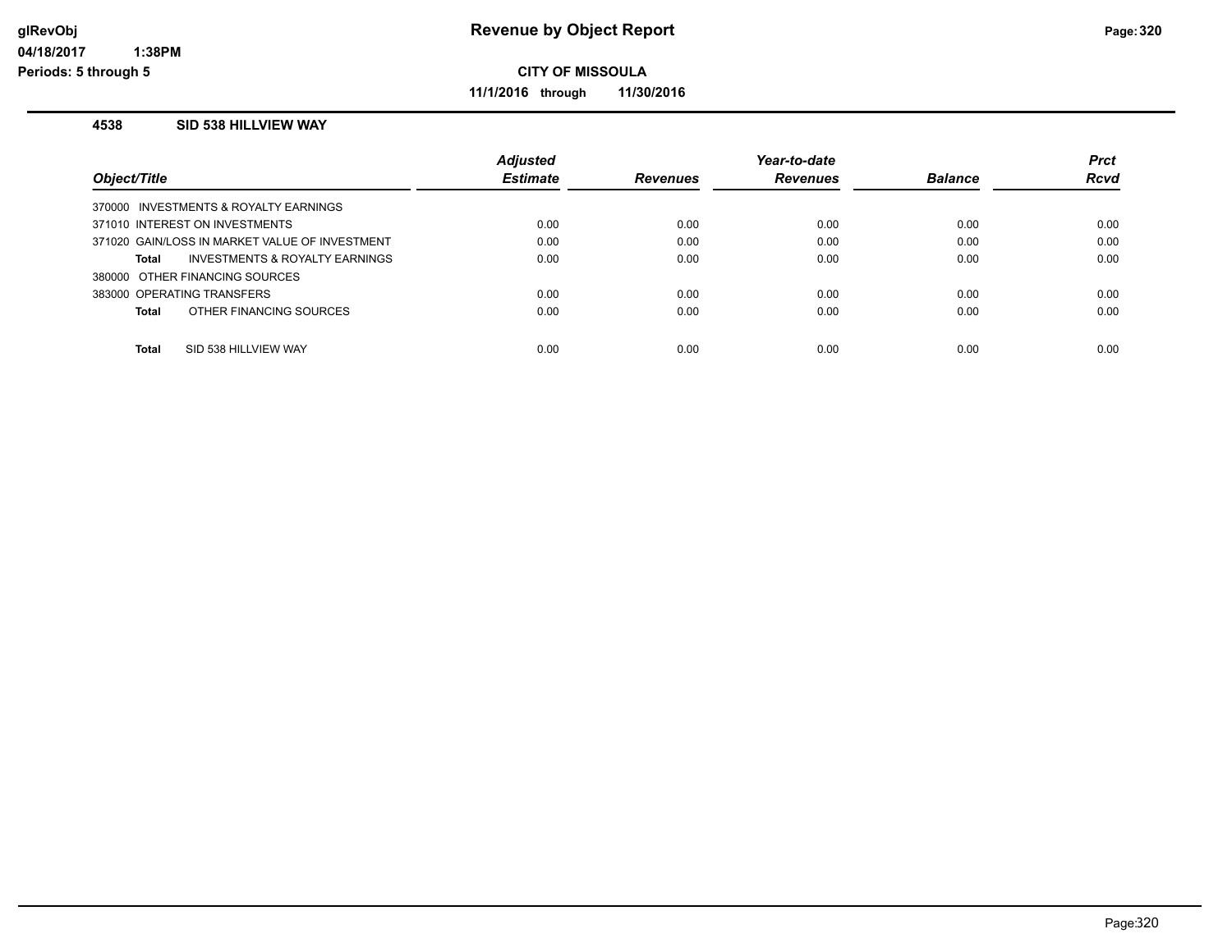# Revenue by Object Report

**CITY OF MISSOULA**

**11/1/2016 through 11/30/2016**

**4538 SID 538 HILLVIEW WAY**

| Object/Title | Adjusted Estimate | Revenues | Year-to-date Revenues | Balance | Prct Rcvd |
|---|---|---|---|---|---|
| 370000 INVESTMENTS & ROYALTY EARNINGS | | | | | |
| 371010 INTEREST ON INVESTMENTS | 0.00 | 0.00 | 0.00 | 0.00 | 0.00 |
| 371020 GAIN/LOSS IN MARKET VALUE OF INVESTMENT | 0.00 | 0.00 | 0.00 | 0.00 | 0.00 |
| **Total** INVESTMENTS & ROYALTY EARNINGS | 0.00 | 0.00 | 0.00 | 0.00 | 0.00 |
| 380000 OTHER FINANCING SOURCES | | | | | |
| 383000 OPERATING TRANSFERS | 0.00 | 0.00 | 0.00 | 0.00 | 0.00 |
| **Total** OTHER FINANCING SOURCES | 0.00 | 0.00 | 0.00 | 0.00 | 0.00 |
| **Total** SID 538 HILLVIEW WAY | 0.00 | 0.00 | 0.00 | 0.00 | 0.00 |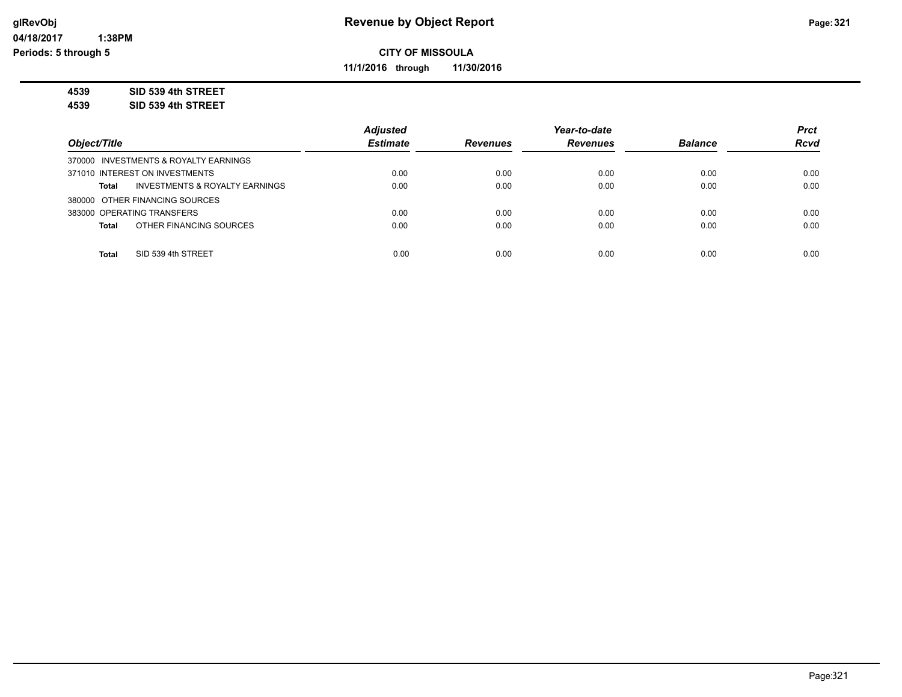**Revenue by Object Report**

**CITY OF MISSOULA**

**11/1/2016 through 11/30/2016**

glRevObj
04/18/2017 1:38PM
Periods: 5 through 5

**4539 SID 539 4th STREET**
**4539 SID 539 4th STREET**

| Object/Title | Adjusted Estimate | Revenues | Year-to-date Revenues | Balance | Prct Rcvd |
|---|---|---|---|---|---|
| 370000 INVESTMENTS & ROYALTY EARNINGS | | | | | |
| 371010 INTEREST ON INVESTMENTS | 0.00 | 0.00 | 0.00 | 0.00 | 0.00 |
| **Total** INVESTMENTS & ROYALTY EARNINGS | 0.00 | 0.00 | 0.00 | 0.00 | 0.00 |
| 380000 OTHER FINANCING SOURCES | | | | | |
| 383000 OPERATING TRANSFERS | 0.00 | 0.00 | 0.00 | 0.00 | 0.00 |
| **Total** OTHER FINANCING SOURCES | 0.00 | 0.00 | 0.00 | 0.00 | 0.00 |
| **Total** SID 539 4th STREET | 0.00 | 0.00 | 0.00 | 0.00 | 0.00 |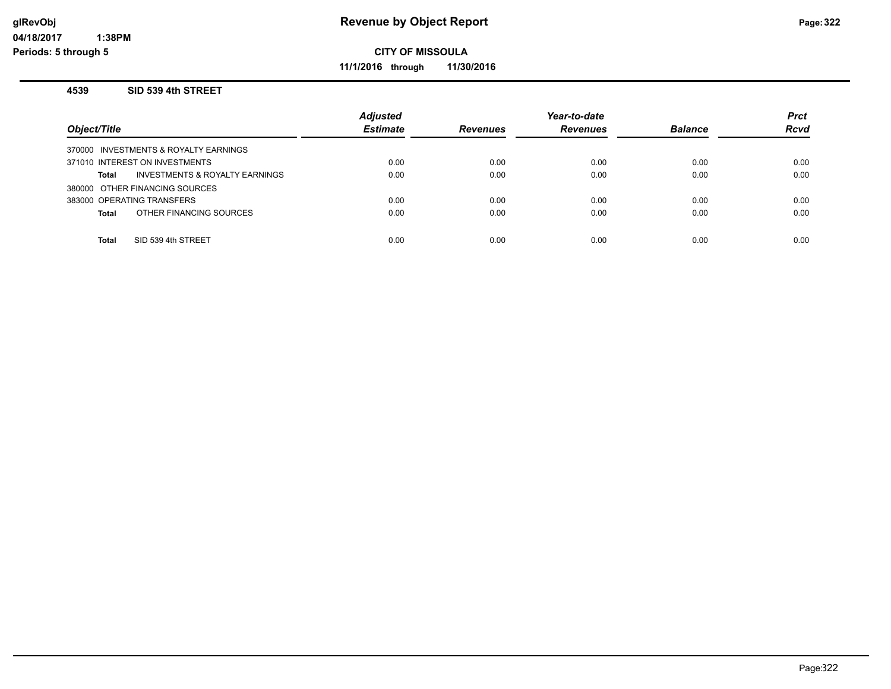# Revenue by Object Report

**CITY OF MISSOULA**

**11/1/2016 through 11/30/2016**

glRevObj
04/18/2017 1:38PM
Periods: 5 through 5

### 4539 SID 539 4th STREET

| Object/Title | Adjusted Estimate | Revenues | Year-to-date Revenues | Balance | Prct Rcvd |
|---|---|---|---|---|---|
| 370000 INVESTMENTS & ROYALTY EARNINGS | | | | | |
| 371010 INTEREST ON INVESTMENTS | 0.00 | 0.00 | 0.00 | 0.00 | 0.00 |
| **Total** INVESTMENTS & ROYALTY EARNINGS | 0.00 | 0.00 | 0.00 | 0.00 | 0.00 |
| 380000 OTHER FINANCING SOURCES | | | | | |
| 383000 OPERATING TRANSFERS | 0.00 | 0.00 | 0.00 | 0.00 | 0.00 |
| **Total** OTHER FINANCING SOURCES | 0.00 | 0.00 | 0.00 | 0.00 | 0.00 |
| **Total** SID 539 4th STREET | 0.00 | 0.00 | 0.00 | 0.00 | 0.00 |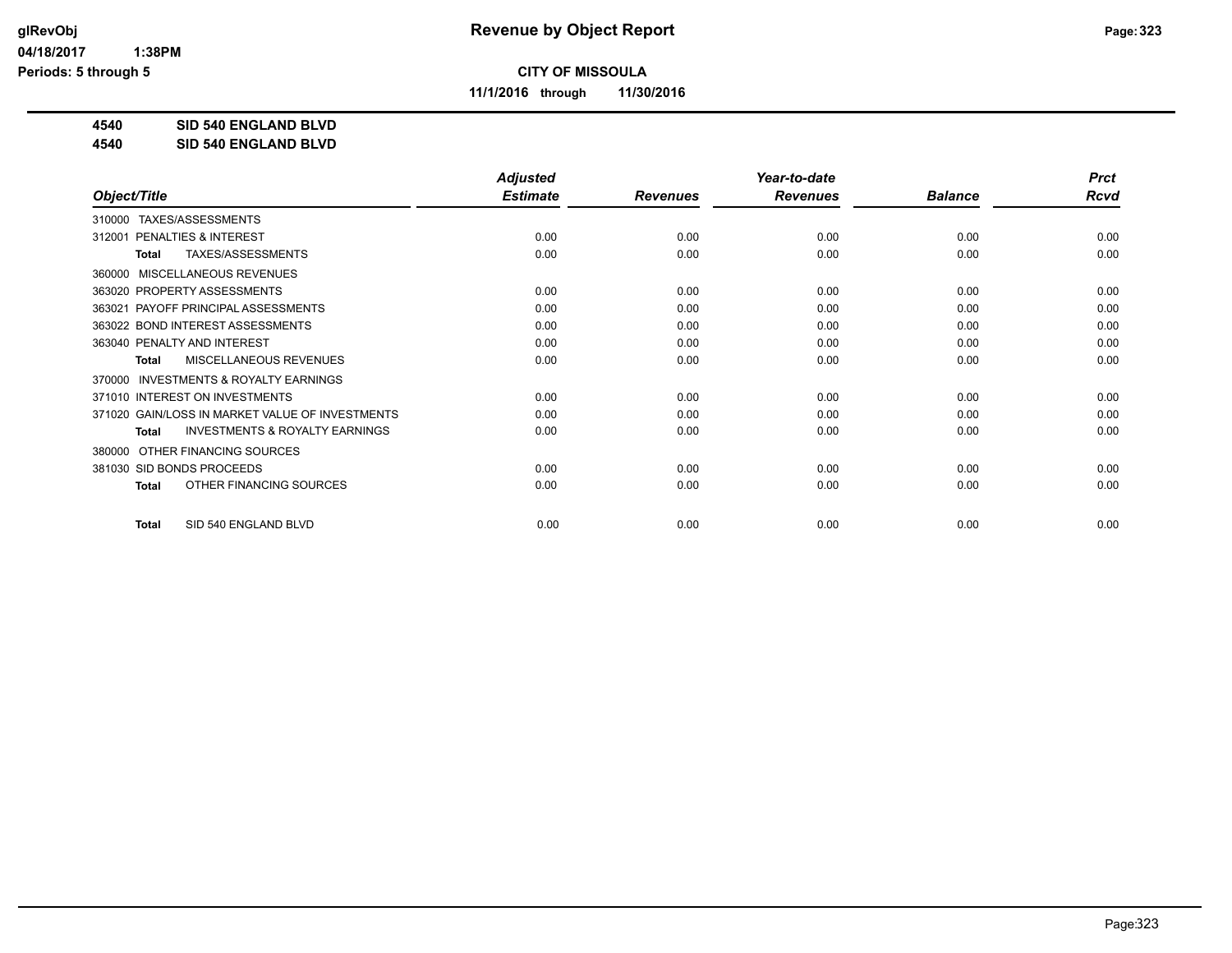**CITY OF MISSOULA**

**11/1/2016 through 11/30/2016**

**4540 SID 540 ENGLAND BLVD**

**4540 SID 540 ENGLAND BLVD**

| Object/Title | Adjusted Estimate | Revenues | Year-to-date Revenues | Balance | Prct Rcvd |
|---|---|---|---|---|---|
| 310000 TAXES/ASSESSMENTS | | | | | |
| 312001 PENALTIES & INTEREST | 0.00 | 0.00 | 0.00 | 0.00 | 0.00 |
| **Total** TAXES/ASSESSMENTS | 0.00 | 0.00 | 0.00 | 0.00 | 0.00 |
| 360000 MISCELLANEOUS REVENUES | | | | | |
| 363020 PROPERTY ASSESSMENTS | 0.00 | 0.00 | 0.00 | 0.00 | 0.00 |
| 363021 PAYOFF PRINCIPAL ASSESSMENTS | 0.00 | 0.00 | 0.00 | 0.00 | 0.00 |
| 363022 BOND INTEREST ASSESSMENTS | 0.00 | 0.00 | 0.00 | 0.00 | 0.00 |
| 363040 PENALTY AND INTEREST | 0.00 | 0.00 | 0.00 | 0.00 | 0.00 |
| **Total** MISCELLANEOUS REVENUES | 0.00 | 0.00 | 0.00 | 0.00 | 0.00 |
| 370000 INVESTMENTS & ROYALTY EARNINGS | | | | | |
| 371010 INTEREST ON INVESTMENTS | 0.00 | 0.00 | 0.00 | 0.00 | 0.00 |
| 371020 GAIN/LOSS IN MARKET VALUE OF INVESTMENTS | 0.00 | 0.00 | 0.00 | 0.00 | 0.00 |
| **Total** INVESTMENTS & ROYALTY EARNINGS | 0.00 | 0.00 | 0.00 | 0.00 | 0.00 |
| 380000 OTHER FINANCING SOURCES | | | | | |
| 381030 SID BONDS PROCEEDS | 0.00 | 0.00 | 0.00 | 0.00 | 0.00 |
| **Total** OTHER FINANCING SOURCES | 0.00 | 0.00 | 0.00 | 0.00 | 0.00 |
| **Total** SID 540 ENGLAND BLVD | 0.00 | 0.00 | 0.00 | 0.00 | 0.00 |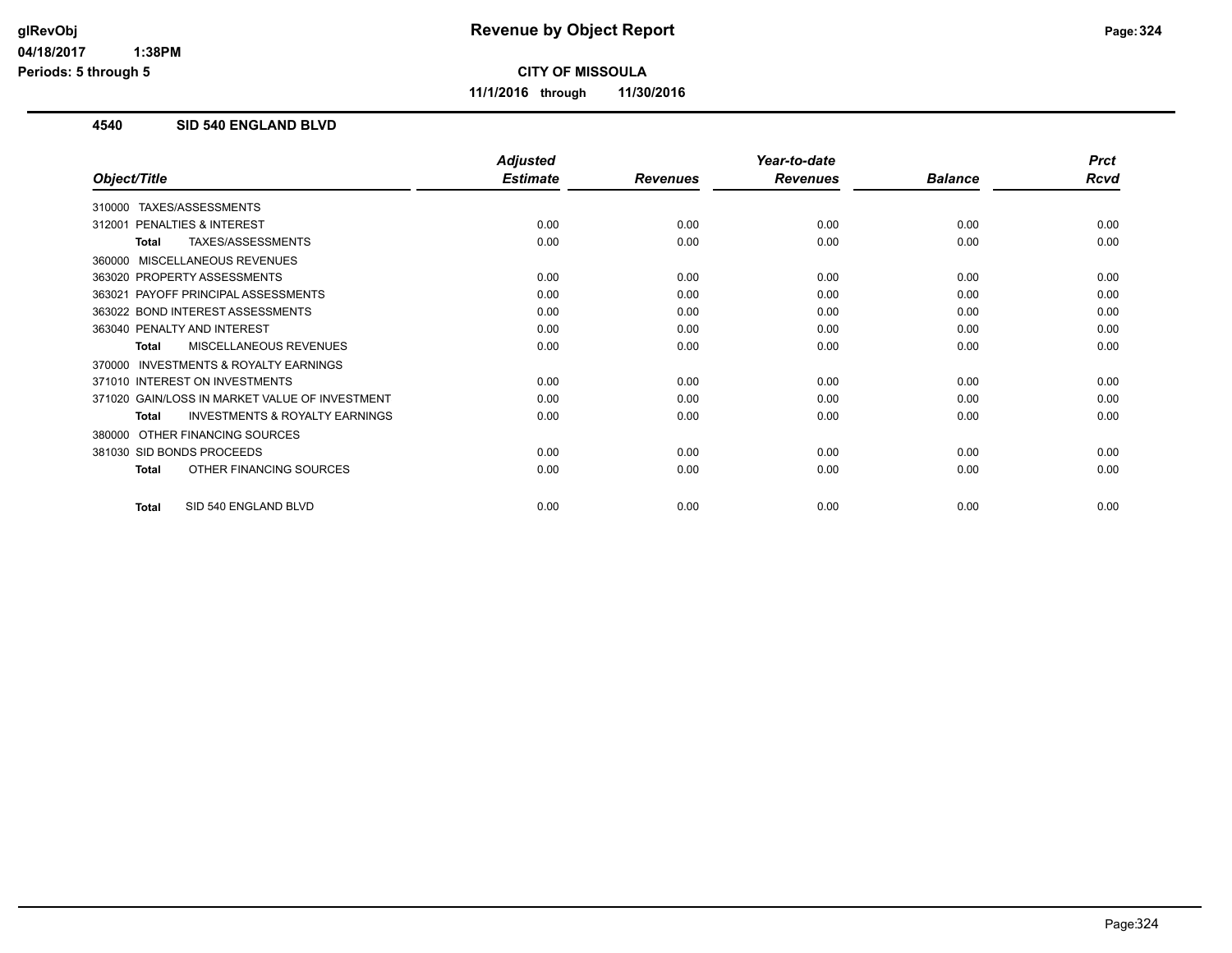# Revenue by Object Report

**CITY OF MISSOULA**

**11/1/2016 through 11/30/2016**

glRevObj
04/18/2017 1:38PM
Periods: 5 through 5

## 4540 SID 540 ENGLAND BLVD

| Object/Title | Adjusted Estimate | Revenues | Year-to-date Revenues | Balance | Prct Rcvd |
|---|---|---|---|---|---|
| 310000 TAXES/ASSESSMENTS | | | | | |
| 312001 PENALTIES & INTEREST | 0.00 | 0.00 | 0.00 | 0.00 | 0.00 |
| **Total** TAXES/ASSESSMENTS | 0.00 | 0.00 | 0.00 | 0.00 | 0.00 |
| 360000 MISCELLANEOUS REVENUES | | | | | |
| 363020 PROPERTY ASSESSMENTS | 0.00 | 0.00 | 0.00 | 0.00 | 0.00 |
| 363021 PAYOFF PRINCIPAL ASSESSMENTS | 0.00 | 0.00 | 0.00 | 0.00 | 0.00 |
| 363022 BOND INTEREST ASSESSMENTS | 0.00 | 0.00 | 0.00 | 0.00 | 0.00 |
| 363040 PENALTY AND INTEREST | 0.00 | 0.00 | 0.00 | 0.00 | 0.00 |
| **Total** MISCELLANEOUS REVENUES | 0.00 | 0.00 | 0.00 | 0.00 | 0.00 |
| 370000 INVESTMENTS & ROYALTY EARNINGS | | | | | |
| 371010 INTEREST ON INVESTMENTS | 0.00 | 0.00 | 0.00 | 0.00 | 0.00 |
| 371020 GAIN/LOSS IN MARKET VALUE OF INVESTMENT | 0.00 | 0.00 | 0.00 | 0.00 | 0.00 |
| **Total** INVESTMENTS & ROYALTY EARNINGS | 0.00 | 0.00 | 0.00 | 0.00 | 0.00 |
| 380000 OTHER FINANCING SOURCES | | | | | |
| 381030 SID BONDS PROCEEDS | 0.00 | 0.00 | 0.00 | 0.00 | 0.00 |
| **Total** OTHER FINANCING SOURCES | 0.00 | 0.00 | 0.00 | 0.00 | 0.00 |
| **Total** SID 540 ENGLAND BLVD | 0.00 | 0.00 | 0.00 | 0.00 | 0.00 |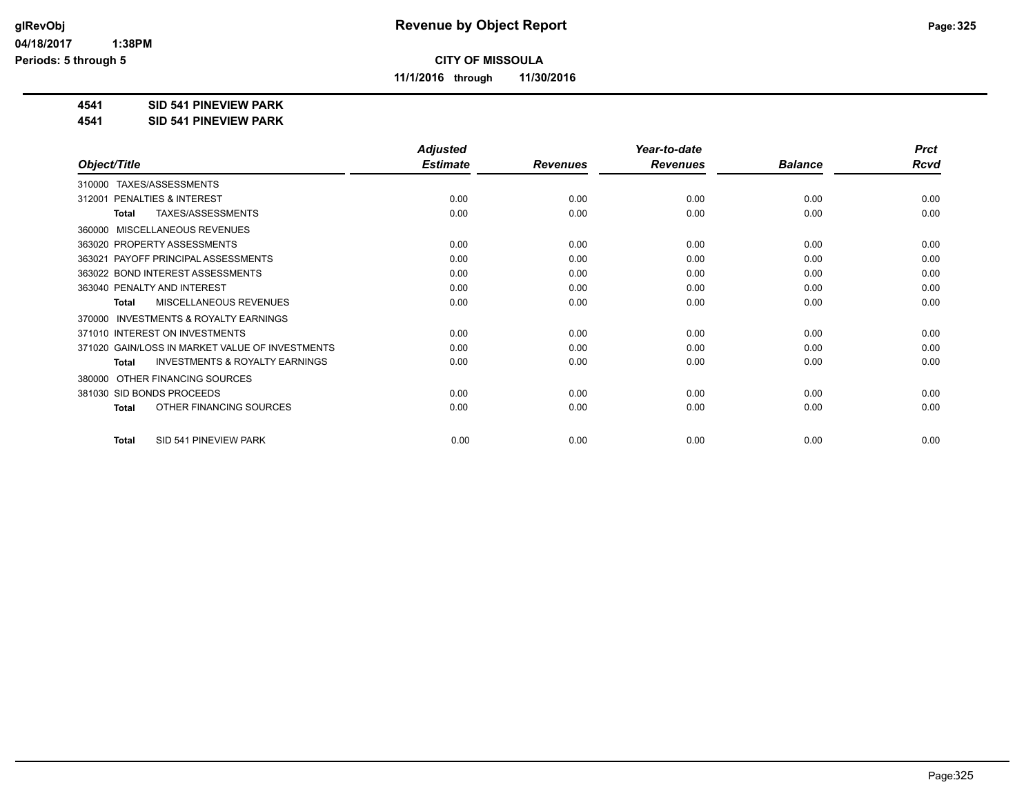**CITY OF MISSOULA**

**11/1/2016 through 11/30/2016**

**4541 SID 541 PINEVIEW PARK**

**4541 SID 541 PINEVIEW PARK**

| Object/Title | Adjusted Estimate | Revenues | Year-to-date Revenues | Balance | Prct Rcvd |
|---|---|---|---|---|---|
| 310000 TAXES/ASSESSMENTS | | | | | |
| 312001 PENALTIES & INTEREST | 0.00 | 0.00 | 0.00 | 0.00 | 0.00 |
| **Total** TAXES/ASSESSMENTS | 0.00 | 0.00 | 0.00 | 0.00 | 0.00 |
| 360000 MISCELLANEOUS REVENUES | | | | | |
| 363020 PROPERTY ASSESSMENTS | 0.00 | 0.00 | 0.00 | 0.00 | 0.00 |
| 363021 PAYOFF PRINCIPAL ASSESSMENTS | 0.00 | 0.00 | 0.00 | 0.00 | 0.00 |
| 363022 BOND INTEREST ASSESSMENTS | 0.00 | 0.00 | 0.00 | 0.00 | 0.00 |
| 363040 PENALTY AND INTEREST | 0.00 | 0.00 | 0.00 | 0.00 | 0.00 |
| **Total** MISCELLANEOUS REVENUES | 0.00 | 0.00 | 0.00 | 0.00 | 0.00 |
| 370000 INVESTMENTS & ROYALTY EARNINGS | | | | | |
| 371010 INTEREST ON INVESTMENTS | 0.00 | 0.00 | 0.00 | 0.00 | 0.00 |
| 371020 GAIN/LOSS IN MARKET VALUE OF INVESTMENTS | 0.00 | 0.00 | 0.00 | 0.00 | 0.00 |
| **Total** INVESTMENTS & ROYALTY EARNINGS | 0.00 | 0.00 | 0.00 | 0.00 | 0.00 |
| 380000 OTHER FINANCING SOURCES | | | | | |
| 381030 SID BONDS PROCEEDS | 0.00 | 0.00 | 0.00 | 0.00 | 0.00 |
| **Total** OTHER FINANCING SOURCES | 0.00 | 0.00 | 0.00 | 0.00 | 0.00 |
| **Total** SID 541 PINEVIEW PARK | 0.00 | 0.00 | 0.00 | 0.00 | 0.00 |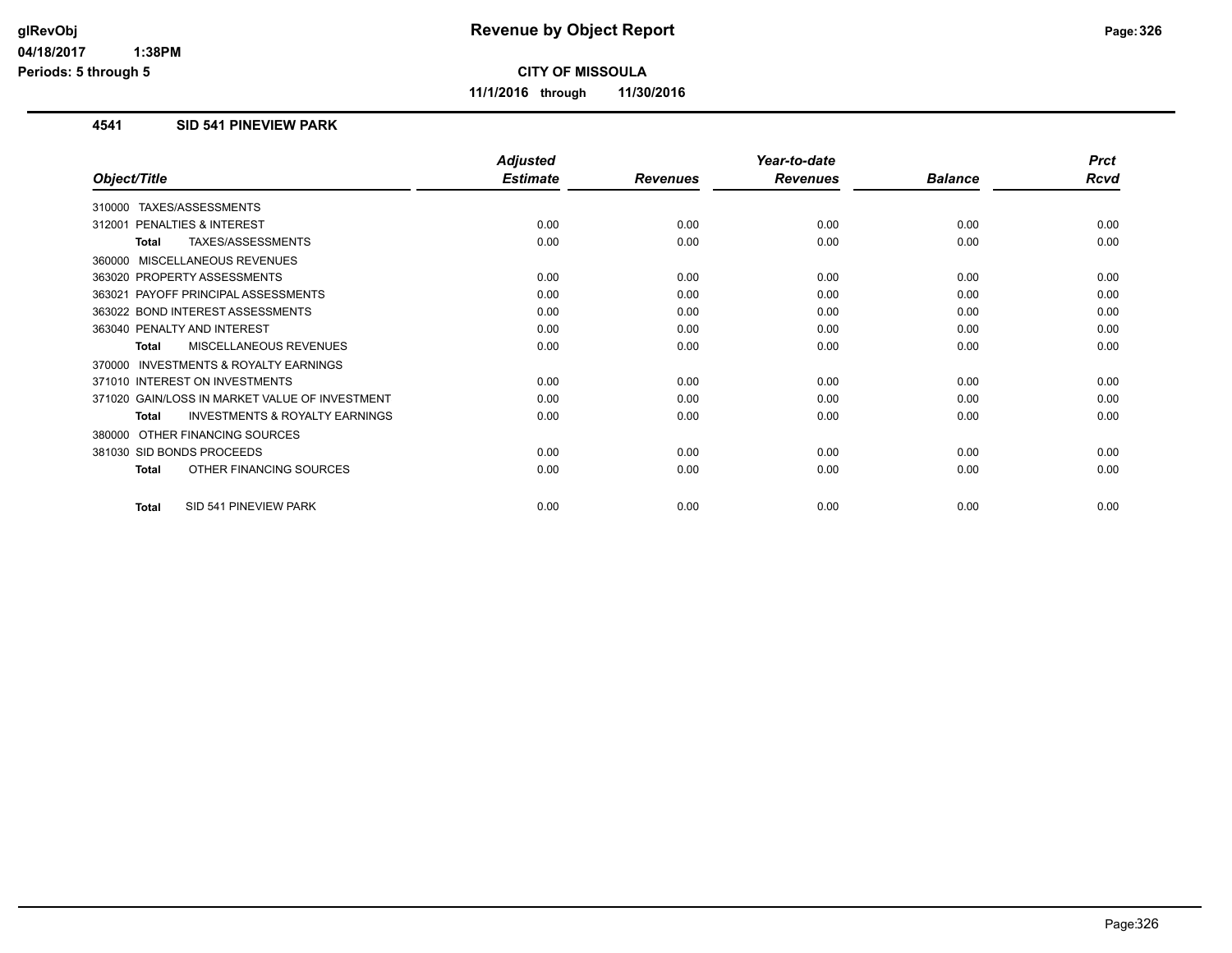**CITY OF MISSOULA**

**11/1/2016 through 11/30/2016**

### 4541 SID 541 PINEVIEW PARK

| Object/Title | Adjusted Estimate | Revenues | Year-to-date Revenues | Balance | Prct Rcvd |
|---|---|---|---|---|---|
| 310000 TAXES/ASSESSMENTS | | | | | |
| 312001 PENALTIES & INTEREST | 0.00 | 0.00 | 0.00 | 0.00 | 0.00 |
| **Total** TAXES/ASSESSMENTS | 0.00 | 0.00 | 0.00 | 0.00 | 0.00 |
| 360000 MISCELLANEOUS REVENUES | | | | | |
| 363020 PROPERTY ASSESSMENTS | 0.00 | 0.00 | 0.00 | 0.00 | 0.00 |
| 363021 PAYOFF PRINCIPAL ASSESSMENTS | 0.00 | 0.00 | 0.00 | 0.00 | 0.00 |
| 363022 BOND INTEREST ASSESSMENTS | 0.00 | 0.00 | 0.00 | 0.00 | 0.00 |
| 363040 PENALTY AND INTEREST | 0.00 | 0.00 | 0.00 | 0.00 | 0.00 |
| **Total** MISCELLANEOUS REVENUES | 0.00 | 0.00 | 0.00 | 0.00 | 0.00 |
| 370000 INVESTMENTS & ROYALTY EARNINGS | | | | | |
| 371010 INTEREST ON INVESTMENTS | 0.00 | 0.00 | 0.00 | 0.00 | 0.00 |
| 371020 GAIN/LOSS IN MARKET VALUE OF INVESTMENT | 0.00 | 0.00 | 0.00 | 0.00 | 0.00 |
| **Total** INVESTMENTS & ROYALTY EARNINGS | 0.00 | 0.00 | 0.00 | 0.00 | 0.00 |
| 380000 OTHER FINANCING SOURCES | | | | | |
| 381030 SID BONDS PROCEEDS | 0.00 | 0.00 | 0.00 | 0.00 | 0.00 |
| **Total** OTHER FINANCING SOURCES | 0.00 | 0.00 | 0.00 | 0.00 | 0.00 |
| **Total** SID 541 PINEVIEW PARK | 0.00 | 0.00 | 0.00 | 0.00 | 0.00 |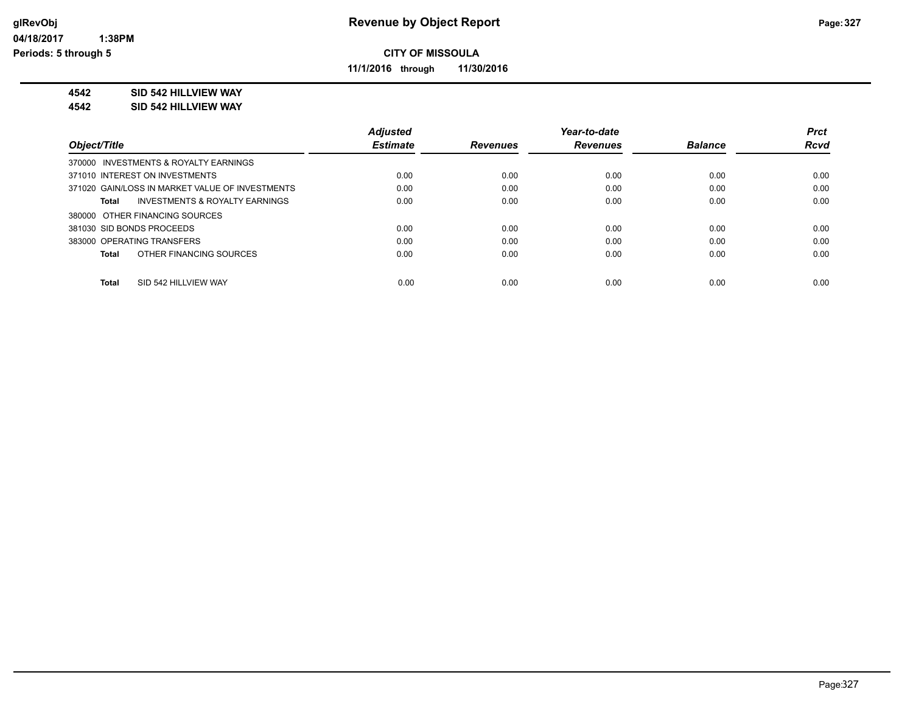# Revenue by Object Report

glRevObj
04/18/2017 1:38PM
Periods: 5 through 5

**CITY OF MISSOULA**

**11/1/2016 through 11/30/2016**

**4542 SID 542 HILLVIEW WAY**
**4542 SID 542 HILLVIEW WAY**

| Object/Title | Adjusted Estimate | Revenues | Year-to-date Revenues | Balance | Prct Rcvd |
|---|---|---|---|---|---|
| 370000 INVESTMENTS & ROYALTY EARNINGS | | | | | |
| 371010 INTEREST ON INVESTMENTS | 0.00 | 0.00 | 0.00 | 0.00 | 0.00 |
| 371020 GAIN/LOSS IN MARKET VALUE OF INVESTMENTS | 0.00 | 0.00 | 0.00 | 0.00 | 0.00 |
| **Total** INVESTMENTS & ROYALTY EARNINGS | 0.00 | 0.00 | 0.00 | 0.00 | 0.00 |
| 380000 OTHER FINANCING SOURCES | | | | | |
| 381030 SID BONDS PROCEEDS | 0.00 | 0.00 | 0.00 | 0.00 | 0.00 |
| 383000 OPERATING TRANSFERS | 0.00 | 0.00 | 0.00 | 0.00 | 0.00 |
| **Total** OTHER FINANCING SOURCES | 0.00 | 0.00 | 0.00 | 0.00 | 0.00 |
| **Total** SID 542 HILLVIEW WAY | 0.00 | 0.00 | 0.00 | 0.00 | 0.00 |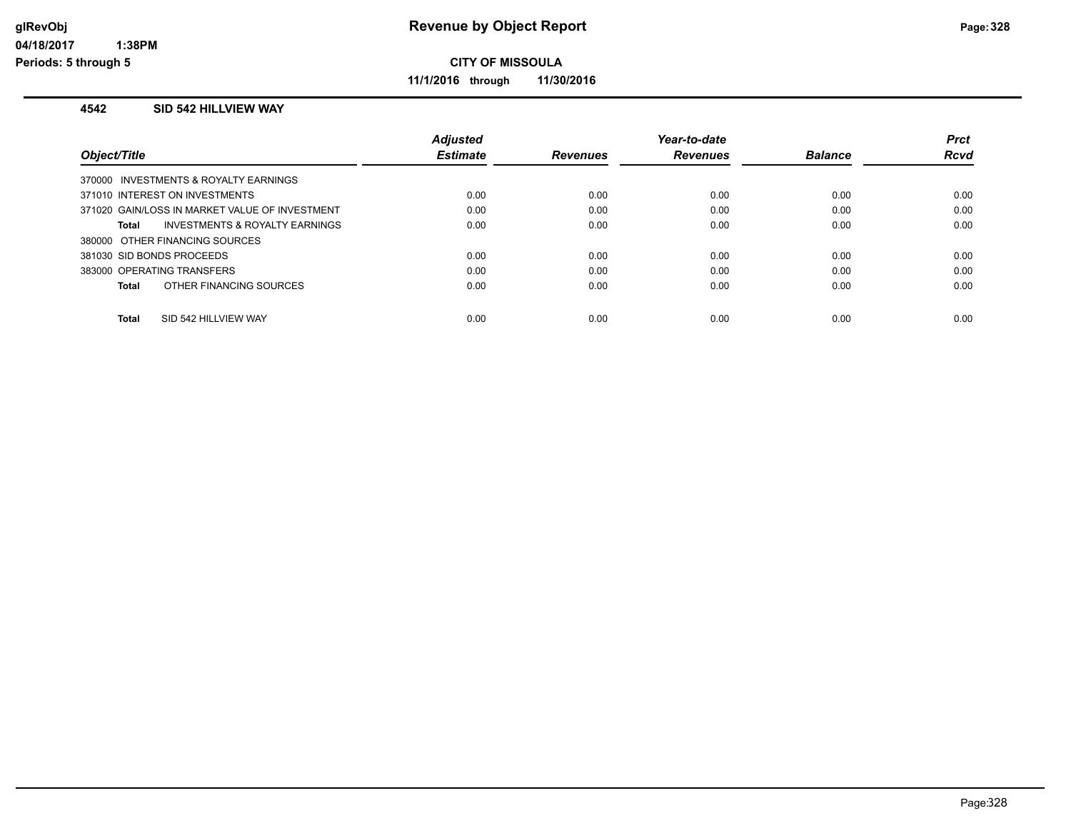# Revenue by Object Report

**CITY OF MISSOULA**

**11/1/2016 through 11/30/2016**

glRevObj
04/18/2017 1:38PM
Periods: 5 through 5

### 4542 SID 542 HILLVIEW WAY

| Object/Title | Adjusted Estimate | Revenues | Year-to-date Revenues | Balance | Prct Rcvd |
|---|---|---|---|---|---|
| 370000 INVESTMENTS & ROYALTY EARNINGS | | | | | |
| 371010 INTEREST ON INVESTMENTS | 0.00 | 0.00 | 0.00 | 0.00 | 0.00 |
| 371020 GAIN/LOSS IN MARKET VALUE OF INVESTMENT | 0.00 | 0.00 | 0.00 | 0.00 | 0.00 |
| **Total** INVESTMENTS & ROYALTY EARNINGS | 0.00 | 0.00 | 0.00 | 0.00 | 0.00 |
| 380000 OTHER FINANCING SOURCES | | | | | |
| 381030 SID BONDS PROCEEDS | 0.00 | 0.00 | 0.00 | 0.00 | 0.00 |
| 383000 OPERATING TRANSFERS | 0.00 | 0.00 | 0.00 | 0.00 | 0.00 |
| **Total** OTHER FINANCING SOURCES | 0.00 | 0.00 | 0.00 | 0.00 | 0.00 |
| **Total** SID 542 HILLVIEW WAY | 0.00 | 0.00 | 0.00 | 0.00 | 0.00 |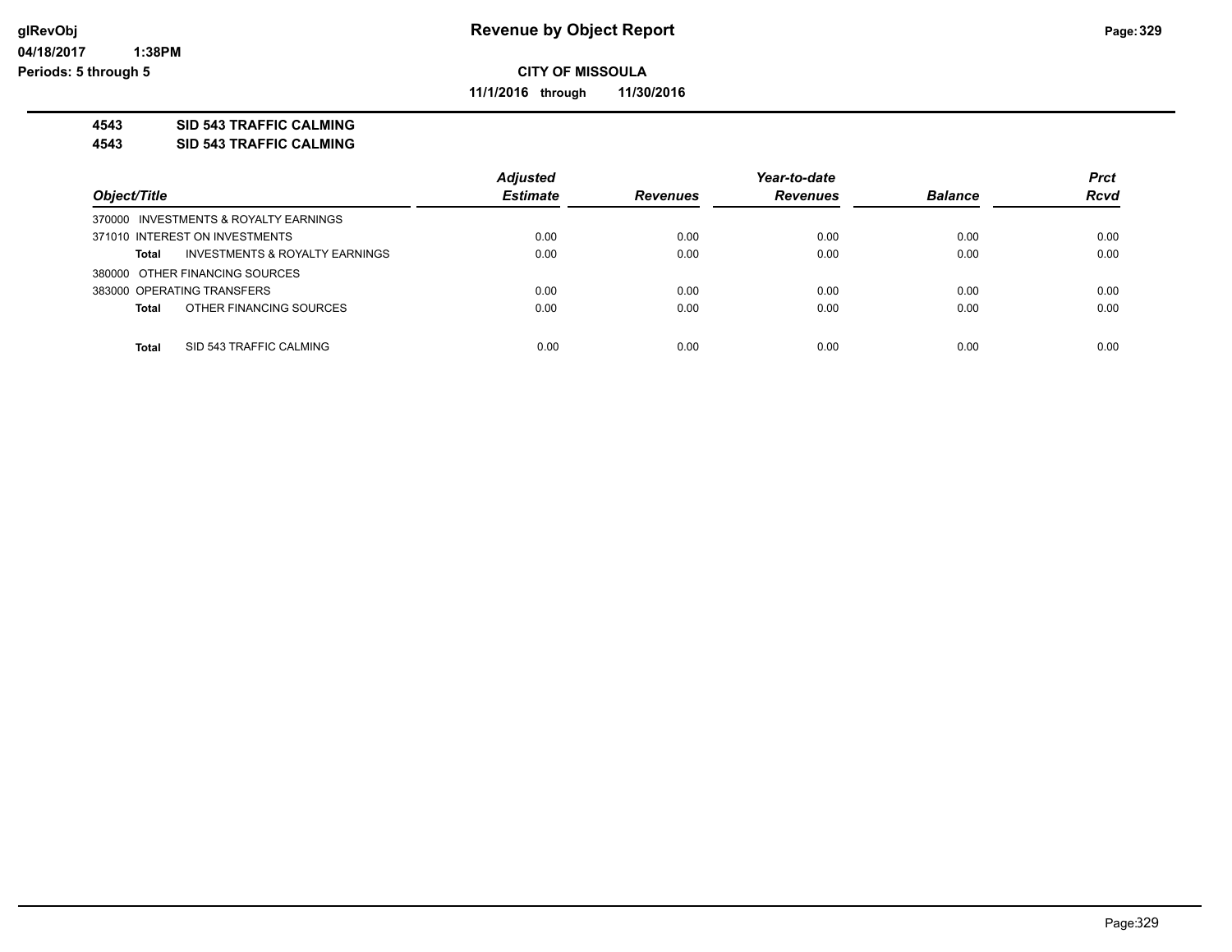# Revenue by Object Report

## CITY OF MISSOULA

**11/1/2016 through 11/30/2016**

glRevObj
04/18/2017 1:38PM
Periods: 5 through 5

**4543 SID 543 TRAFFIC CALMING**
**4543 SID 543 TRAFFIC CALMING**

| Object/Title | Adjusted Estimate | Revenues | Year-to-date Revenues | Balance | Prct Rcvd |
|---|---|---|---|---|---|
| 370000 INVESTMENTS & ROYALTY EARNINGS | | | | | |
| 371010 INTEREST ON INVESTMENTS | 0.00 | 0.00 | 0.00 | 0.00 | 0.00 |
| **Total** INVESTMENTS & ROYALTY EARNINGS | 0.00 | 0.00 | 0.00 | 0.00 | 0.00 |
| 380000 OTHER FINANCING SOURCES | | | | | |
| 383000 OPERATING TRANSFERS | 0.00 | 0.00 | 0.00 | 0.00 | 0.00 |
| **Total** OTHER FINANCING SOURCES | 0.00 | 0.00 | 0.00 | 0.00 | 0.00 |
| **Total** SID 543 TRAFFIC CALMING | 0.00 | 0.00 | 0.00 | 0.00 | 0.00 |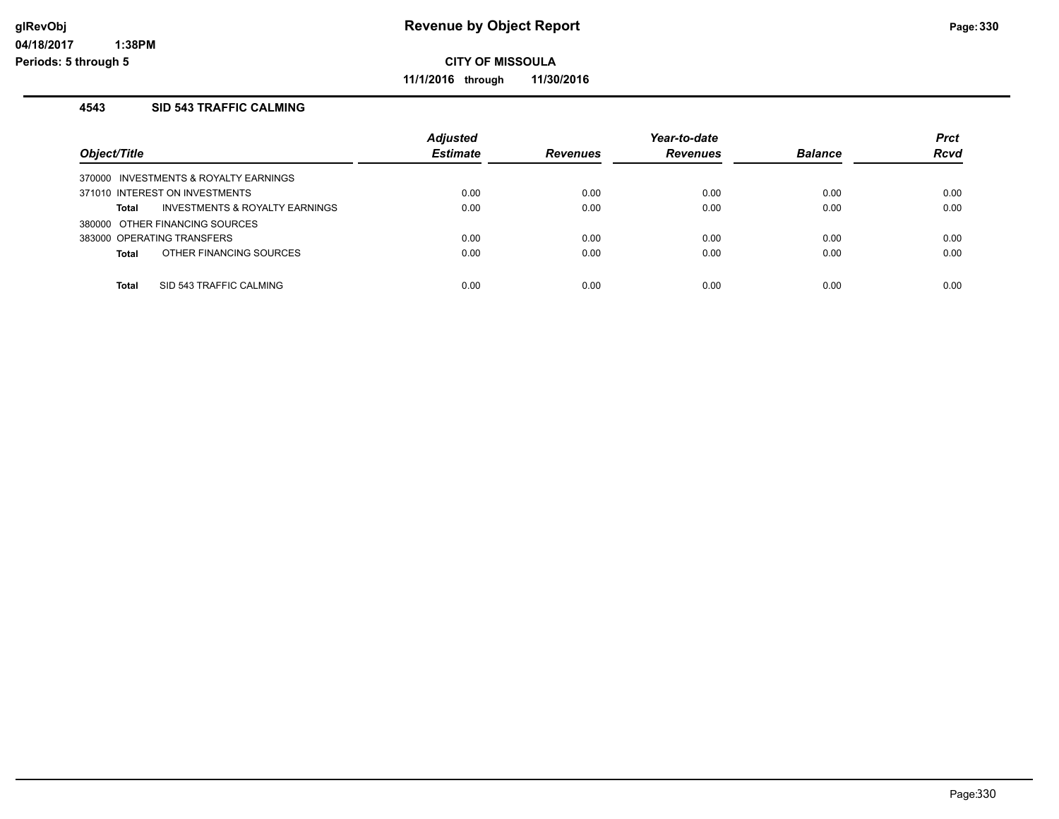# Revenue by Object Report

glRevObj
04/18/2017 1:38PM
Periods: 5 through 5

**CITY OF MISSOULA**

**11/1/2016 through 11/30/2016**

### 4543 SID 543 TRAFFIC CALMING

| Object/Title | Adjusted Estimate | Revenues | Year-to-date Revenues | Balance | Prct Rcvd |
|---|---|---|---|---|---|
| 370000 INVESTMENTS & ROYALTY EARNINGS | | | | | |
| 371010 INTEREST ON INVESTMENTS | 0.00 | 0.00 | 0.00 | 0.00 | 0.00 |
| **Total** INVESTMENTS & ROYALTY EARNINGS | 0.00 | 0.00 | 0.00 | 0.00 | 0.00 |
| 380000 OTHER FINANCING SOURCES | | | | | |
| 383000 OPERATING TRANSFERS | 0.00 | 0.00 | 0.00 | 0.00 | 0.00 |
| **Total** OTHER FINANCING SOURCES | 0.00 | 0.00 | 0.00 | 0.00 | 0.00 |
| **Total** SID 543 TRAFFIC CALMING | 0.00 | 0.00 | 0.00 | 0.00 | 0.00 |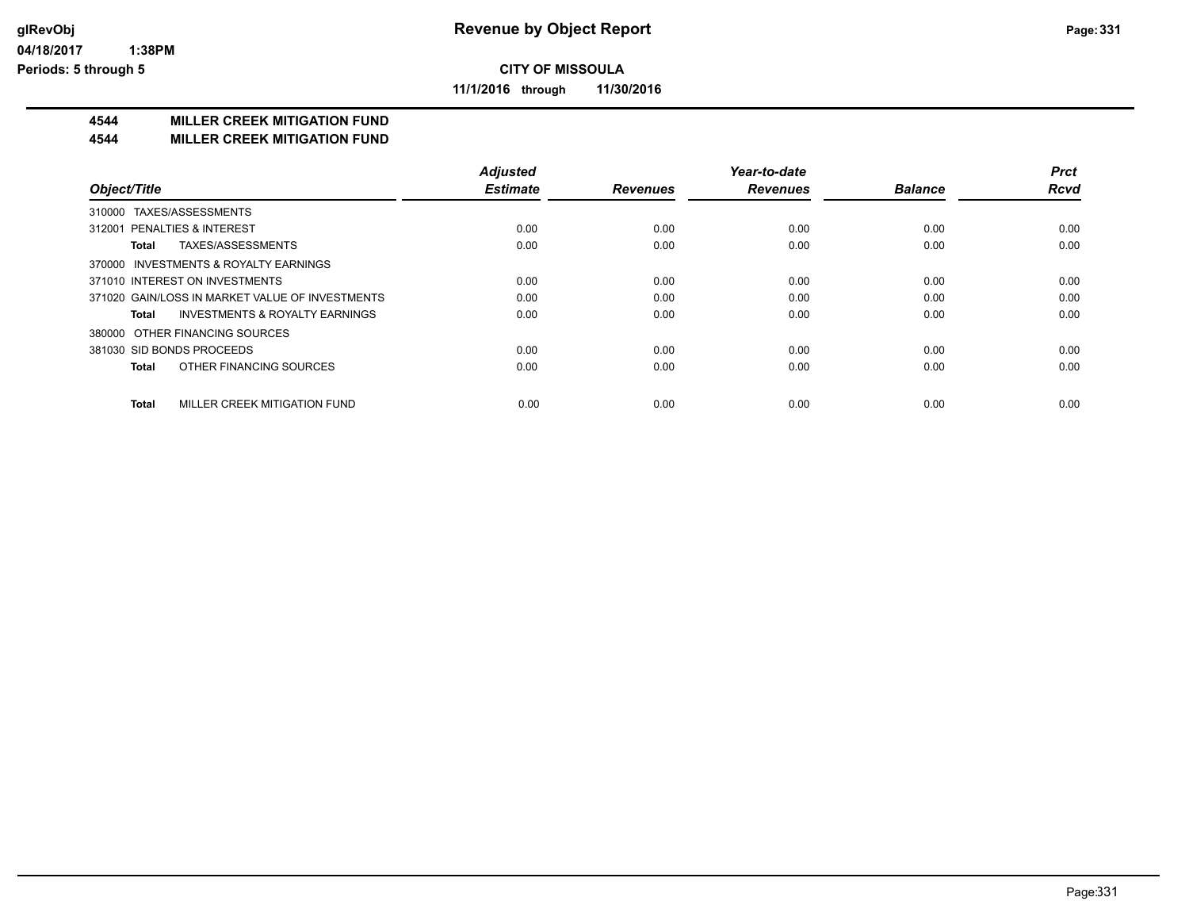**glRevObj**
**04/18/2017 1:38PM**
**Periods: 5 through 5**

# Revenue by Object Report

**CITY OF MISSOULA**

**11/1/2016 through 11/30/2016**

## 4544 MILLER CREEK MITIGATION FUND
## 4544 MILLER CREEK MITIGATION FUND

| Object/Title | Adjusted Estimate | Revenues | Year-to-date Revenues | Balance | Prct Rcvd |
|---|---|---|---|---|---|
| 310000 TAXES/ASSESSMENTS | | | | | |
| 312001 PENALTIES & INTEREST | 0.00 | 0.00 | 0.00 | 0.00 | 0.00 |
| **Total** TAXES/ASSESSMENTS | 0.00 | 0.00 | 0.00 | 0.00 | 0.00 |
| 370000 INVESTMENTS & ROYALTY EARNINGS | | | | | |
| 371010 INTEREST ON INVESTMENTS | 0.00 | 0.00 | 0.00 | 0.00 | 0.00 |
| 371020 GAIN/LOSS IN MARKET VALUE OF INVESTMENTS | 0.00 | 0.00 | 0.00 | 0.00 | 0.00 |
| **Total** INVESTMENTS & ROYALTY EARNINGS | 0.00 | 0.00 | 0.00 | 0.00 | 0.00 |
| 380000 OTHER FINANCING SOURCES | | | | | |
| 381030 SID BONDS PROCEEDS | 0.00 | 0.00 | 0.00 | 0.00 | 0.00 |
| **Total** OTHER FINANCING SOURCES | 0.00 | 0.00 | 0.00 | 0.00 | 0.00 |
| **Total** MILLER CREEK MITIGATION FUND | 0.00 | 0.00 | 0.00 | 0.00 | 0.00 |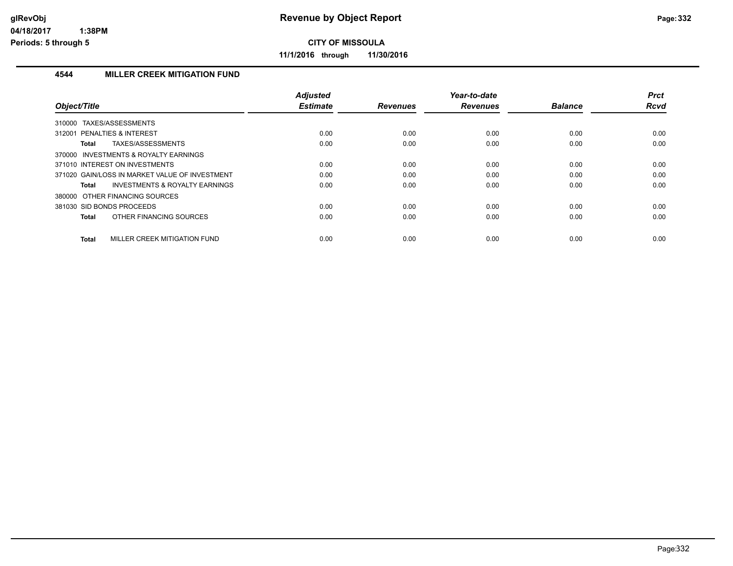**Revenue by Object Report**

**CITY OF MISSOULA**

**11/1/2016 through 11/30/2016**

glRevObj
04/18/2017 1:38PM
Periods: 5 through 5

## 4544 MILLER CREEK MITIGATION FUND

| Object/Title | Adjusted Estimate | Revenues | Year-to-date Revenues | Balance | Prct Rcvd |
|---|---|---|---|---|---|
| 310000 TAXES/ASSESSMENTS | | | | | |
| 312001 PENALTIES & INTEREST | 0.00 | 0.00 | 0.00 | 0.00 | 0.00 |
| **Total** TAXES/ASSESSMENTS | 0.00 | 0.00 | 0.00 | 0.00 | 0.00 |
| 370000 INVESTMENTS & ROYALTY EARNINGS | | | | | |
| 371010 INTEREST ON INVESTMENTS | 0.00 | 0.00 | 0.00 | 0.00 | 0.00 |
| 371020 GAIN/LOSS IN MARKET VALUE OF INVESTMENT | 0.00 | 0.00 | 0.00 | 0.00 | 0.00 |
| **Total** INVESTMENTS & ROYALTY EARNINGS | 0.00 | 0.00 | 0.00 | 0.00 | 0.00 |
| 380000 OTHER FINANCING SOURCES | | | | | |
| 381030 SID BONDS PROCEEDS | 0.00 | 0.00 | 0.00 | 0.00 | 0.00 |
| **Total** OTHER FINANCING SOURCES | 0.00 | 0.00 | 0.00 | 0.00 | 0.00 |
| **Total** MILLER CREEK MITIGATION FUND | 0.00 | 0.00 | 0.00 | 0.00 | 0.00 |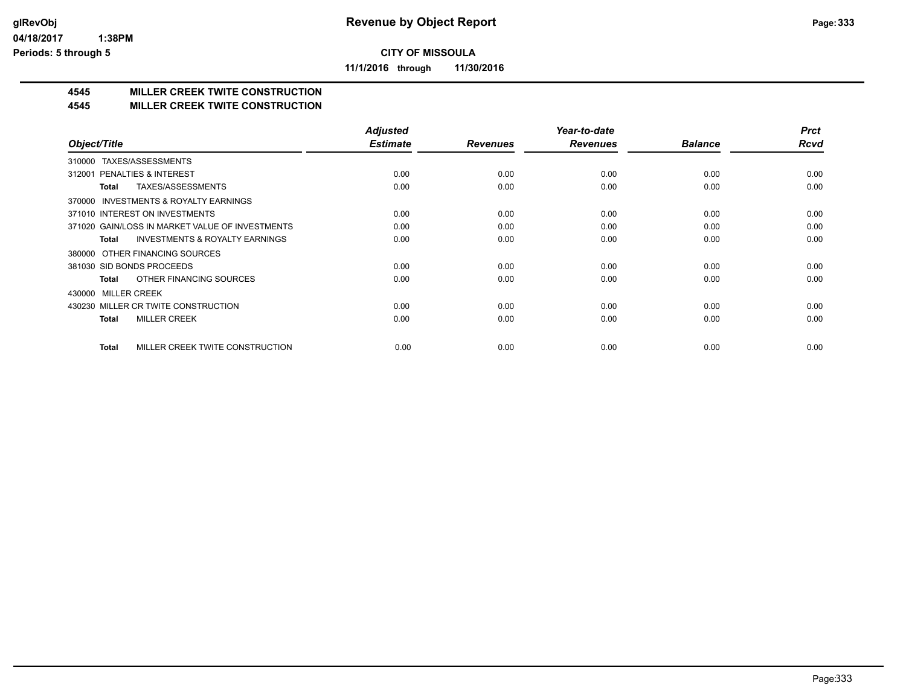**Revenue by Object Report**

**CITY OF MISSOULA**

**11/1/2016 through 11/30/2016**

glRevObj
04/18/2017 1:38PM
Periods: 5 through 5

## 4545 MILLER CREEK TWITE CONSTRUCTION
## 4545 MILLER CREEK TWITE CONSTRUCTION

| Object/Title | Adjusted Estimate | Revenues | Year-to-date Revenues | Balance | Prct Rcvd |
|---|---|---|---|---|---|
| 310000 TAXES/ASSESSMENTS | | | | | |
| 312001 PENALTIES & INTEREST | 0.00 | 0.00 | 0.00 | 0.00 | 0.00 |
| **Total** TAXES/ASSESSMENTS | 0.00 | 0.00 | 0.00 | 0.00 | 0.00 |
| 370000 INVESTMENTS & ROYALTY EARNINGS | | | | | |
| 371010 INTEREST ON INVESTMENTS | 0.00 | 0.00 | 0.00 | 0.00 | 0.00 |
| 371020 GAIN/LOSS IN MARKET VALUE OF INVESTMENTS | 0.00 | 0.00 | 0.00 | 0.00 | 0.00 |
| **Total** INVESTMENTS & ROYALTY EARNINGS | 0.00 | 0.00 | 0.00 | 0.00 | 0.00 |
| 380000 OTHER FINANCING SOURCES | | | | | |
| 381030 SID BONDS PROCEEDS | 0.00 | 0.00 | 0.00 | 0.00 | 0.00 |
| **Total** OTHER FINANCING SOURCES | 0.00 | 0.00 | 0.00 | 0.00 | 0.00 |
| 430000 MILLER CREEK | | | | | |
| 430230 MILLER CR TWITE CONSTRUCTION | 0.00 | 0.00 | 0.00 | 0.00 | 0.00 |
| **Total** MILLER CREEK | 0.00 | 0.00 | 0.00 | 0.00 | 0.00 |
| **Total** MILLER CREEK TWITE CONSTRUCTION | 0.00 | 0.00 | 0.00 | 0.00 | 0.00 |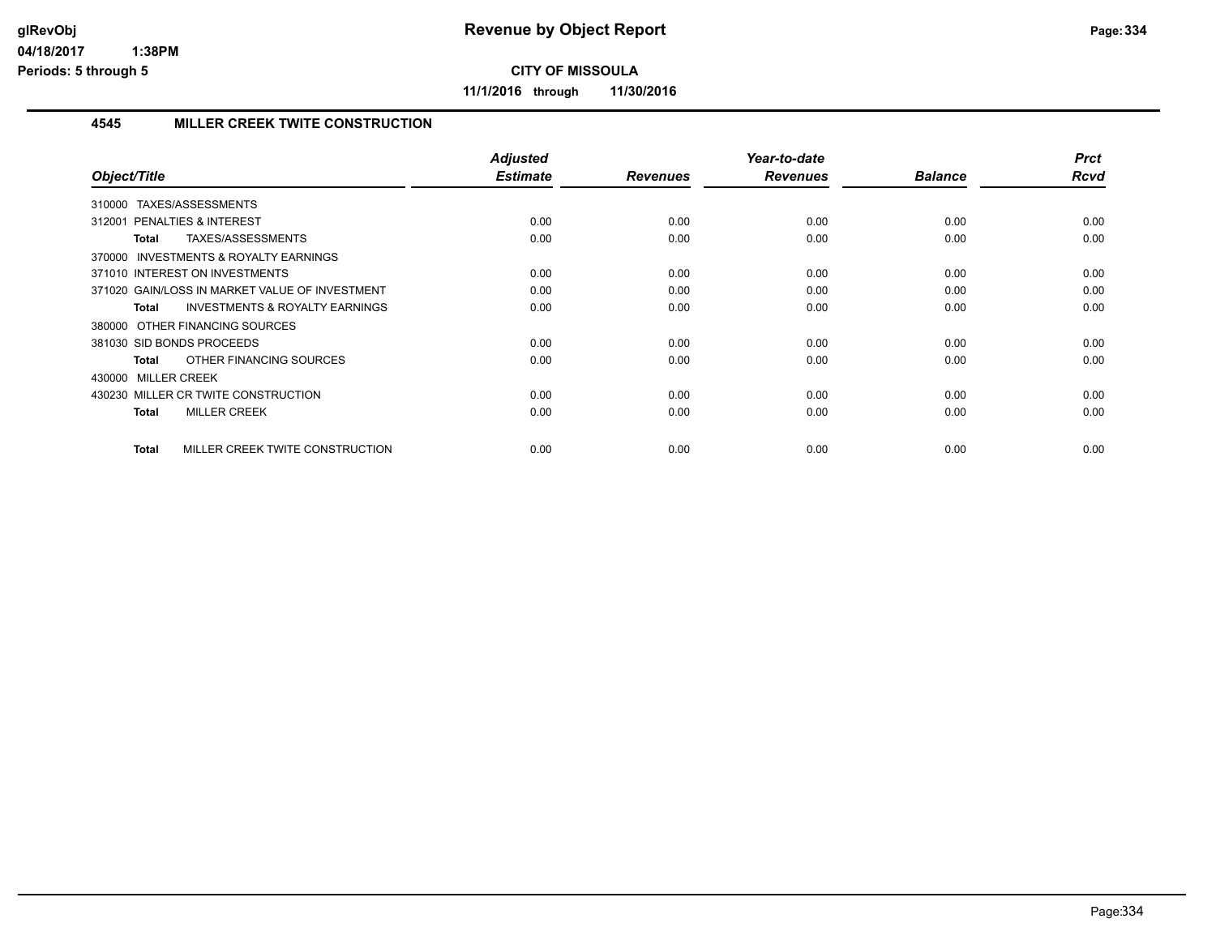# Revenue by Object Report

**CITY OF MISSOULA**

**11/1/2016 through 11/30/2016**

### 4545 MILLER CREEK TWITE CONSTRUCTION

| Object/Title | Adjusted Estimate | Revenues | Year-to-date Revenues | Balance | Prct Rcvd |
|---|---|---|---|---|---|
| 310000 TAXES/ASSESSMENTS | | | | | |
| 312001 PENALTIES & INTEREST | 0.00 | 0.00 | 0.00 | 0.00 | 0.00 |
| **Total** TAXES/ASSESSMENTS | 0.00 | 0.00 | 0.00 | 0.00 | 0.00 |
| 370000 INVESTMENTS & ROYALTY EARNINGS | | | | | |
| 371010 INTEREST ON INVESTMENTS | 0.00 | 0.00 | 0.00 | 0.00 | 0.00 |
| 371020 GAIN/LOSS IN MARKET VALUE OF INVESTMENT | 0.00 | 0.00 | 0.00 | 0.00 | 0.00 |
| **Total** INVESTMENTS & ROYALTY EARNINGS | 0.00 | 0.00 | 0.00 | 0.00 | 0.00 |
| 380000 OTHER FINANCING SOURCES | | | | | |
| 381030 SID BONDS PROCEEDS | 0.00 | 0.00 | 0.00 | 0.00 | 0.00 |
| **Total** OTHER FINANCING SOURCES | 0.00 | 0.00 | 0.00 | 0.00 | 0.00 |
| 430000 MILLER CREEK | | | | | |
| 430230 MILLER CR TWITE CONSTRUCTION | 0.00 | 0.00 | 0.00 | 0.00 | 0.00 |
| **Total** MILLER CREEK | 0.00 | 0.00 | 0.00 | 0.00 | 0.00 |
| **Total** MILLER CREEK TWITE CONSTRUCTION | 0.00 | 0.00 | 0.00 | 0.00 | 0.00 |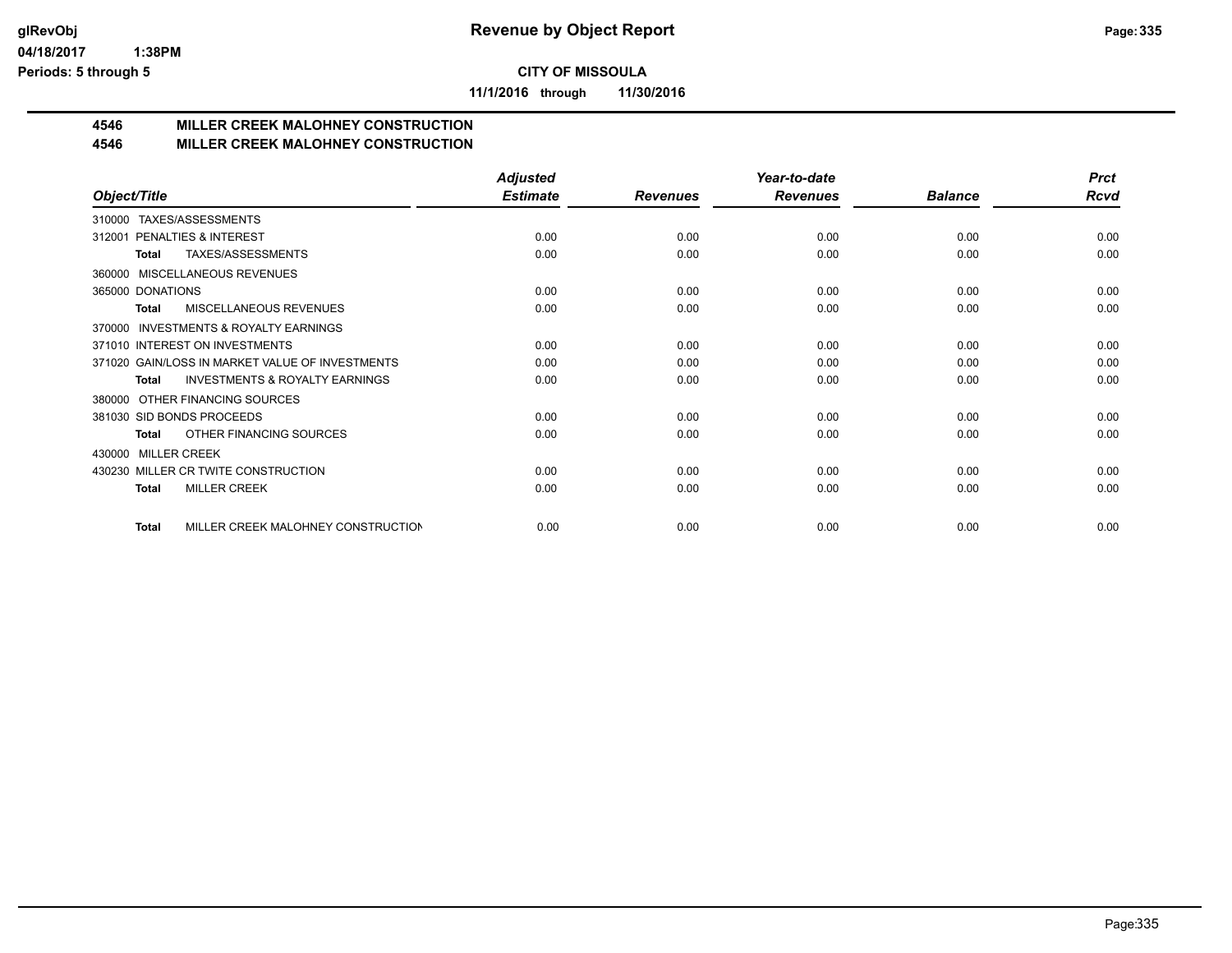# Revenue by Object Report

**CITY OF MISSOULA**

**11/1/2016 through 11/30/2016**

glRevObj
04/18/2017 1:38PM
Periods: 5 through 5

## 4546 MILLER CREEK MALOHNEY CONSTRUCTION
## 4546 MILLER CREEK MALOHNEY CONSTRUCTION

| Object/Title | Adjusted Estimate | Revenues | Year-to-date Revenues | Balance | Prct Rcvd |
|---|---|---|---|---|---|
| 310000 TAXES/ASSESSMENTS | | | | | |
| 312001 PENALTIES & INTEREST | 0.00 | 0.00 | 0.00 | 0.00 | 0.00 |
| **Total** TAXES/ASSESSMENTS | 0.00 | 0.00 | 0.00 | 0.00 | 0.00 |
| 360000 MISCELLANEOUS REVENUES | | | | | |
| 365000 DONATIONS | 0.00 | 0.00 | 0.00 | 0.00 | 0.00 |
| **Total** MISCELLANEOUS REVENUES | 0.00 | 0.00 | 0.00 | 0.00 | 0.00 |
| 370000 INVESTMENTS & ROYALTY EARNINGS | | | | | |
| 371010 INTEREST ON INVESTMENTS | 0.00 | 0.00 | 0.00 | 0.00 | 0.00 |
| 371020 GAIN/LOSS IN MARKET VALUE OF INVESTMENTS | 0.00 | 0.00 | 0.00 | 0.00 | 0.00 |
| **Total** INVESTMENTS & ROYALTY EARNINGS | 0.00 | 0.00 | 0.00 | 0.00 | 0.00 |
| 380000 OTHER FINANCING SOURCES | | | | | |
| 381030 SID BONDS PROCEEDS | 0.00 | 0.00 | 0.00 | 0.00 | 0.00 |
| **Total** OTHER FINANCING SOURCES | 0.00 | 0.00 | 0.00 | 0.00 | 0.00 |
| 430000 MILLER CREEK | | | | | |
| 430230 MILLER CR TWITE CONSTRUCTION | 0.00 | 0.00 | 0.00 | 0.00 | 0.00 |
| **Total** MILLER CREEK | 0.00 | 0.00 | 0.00 | 0.00 | 0.00 |
| **Total** MILLER CREEK MALOHNEY CONSTRUCTION | 0.00 | 0.00 | 0.00 | 0.00 | 0.00 |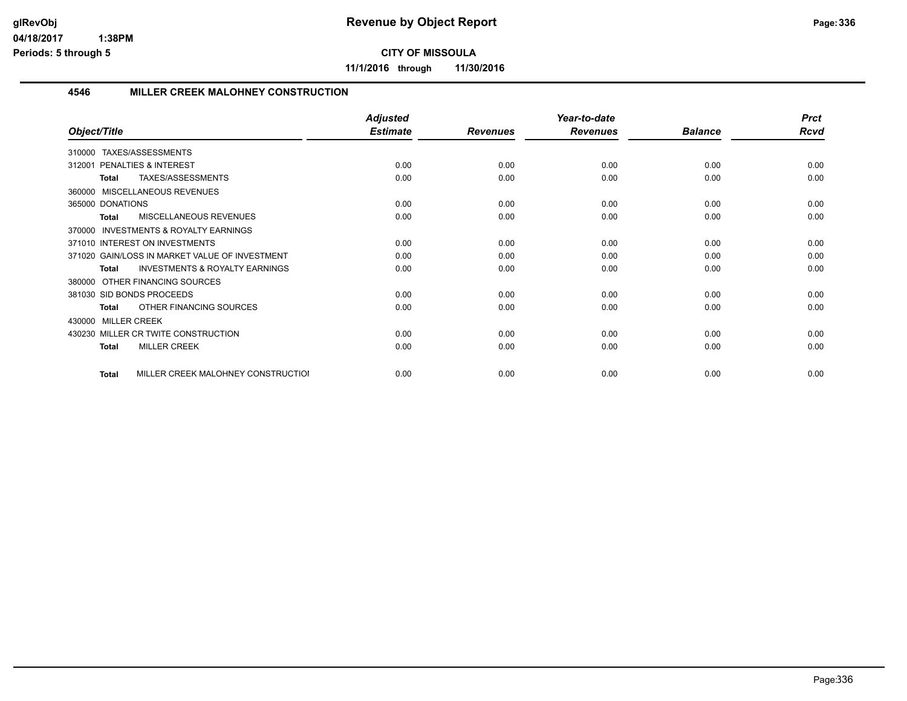# Revenue by Object Report

**CITY OF MISSOULA**

**11/1/2016 through 11/30/2016**

glRevObj
04/18/2017 1:38PM
Periods: 5 through 5

## 4546 MILLER CREEK MALOHNEY CONSTRUCTION

| Object/Title | Adjusted Estimate | Revenues | Year-to-date Revenues | Balance | Prct Rcvd |
|---|---|---|---|---|---|
| 310000 TAXES/ASSESSMENTS | | | | | |
| 312001 PENALTIES & INTEREST | 0.00 | 0.00 | 0.00 | 0.00 | 0.00 |
| **Total** TAXES/ASSESSMENTS | 0.00 | 0.00 | 0.00 | 0.00 | 0.00 |
| 360000 MISCELLANEOUS REVENUES | | | | | |
| 365000 DONATIONS | 0.00 | 0.00 | 0.00 | 0.00 | 0.00 |
| **Total** MISCELLANEOUS REVENUES | 0.00 | 0.00 | 0.00 | 0.00 | 0.00 |
| 370000 INVESTMENTS & ROYALTY EARNINGS | | | | | |
| 371010 INTEREST ON INVESTMENTS | 0.00 | 0.00 | 0.00 | 0.00 | 0.00 |
| 371020 GAIN/LOSS IN MARKET VALUE OF INVESTMENT | 0.00 | 0.00 | 0.00 | 0.00 | 0.00 |
| **Total** INVESTMENTS & ROYALTY EARNINGS | 0.00 | 0.00 | 0.00 | 0.00 | 0.00 |
| 380000 OTHER FINANCING SOURCES | | | | | |
| 381030 SID BONDS PROCEEDS | 0.00 | 0.00 | 0.00 | 0.00 | 0.00 |
| **Total** OTHER FINANCING SOURCES | 0.00 | 0.00 | 0.00 | 0.00 | 0.00 |
| 430000 MILLER CREEK | | | | | |
| 430230 MILLER CR TWITE CONSTRUCTION | 0.00 | 0.00 | 0.00 | 0.00 | 0.00 |
| **Total** MILLER CREEK | 0.00 | 0.00 | 0.00 | 0.00 | 0.00 |
| **Total** MILLER CREEK MALOHNEY CONSTRUCTIOI | 0.00 | 0.00 | 0.00 | 0.00 | 0.00 |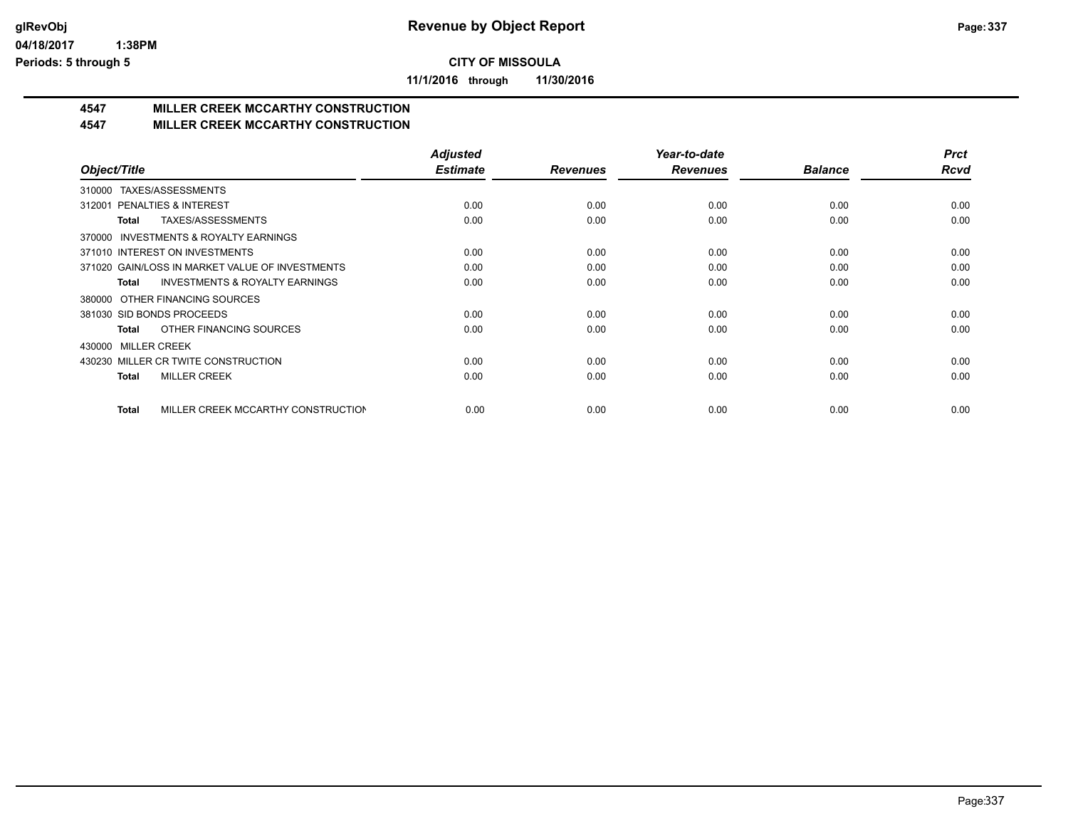**CITY OF MISSOULA**

**11/1/2016 through 11/30/2016**

## 4547 MILLER CREEK MCCARTHY CONSTRUCTION
## 4547 MILLER CREEK MCCARTHY CONSTRUCTION

| Object/Title | Adjusted Estimate | Revenues | Year-to-date Revenues | Balance | Prct Rcvd |
|---|---|---|---|---|---|
| 310000 TAXES/ASSESSMENTS | | | | | |
| 312001 PENALTIES & INTEREST | 0.00 | 0.00 | 0.00 | 0.00 | 0.00 |
| **Total** TAXES/ASSESSMENTS | 0.00 | 0.00 | 0.00 | 0.00 | 0.00 |
| 370000 INVESTMENTS & ROYALTY EARNINGS | | | | | |
| 371010 INTEREST ON INVESTMENTS | 0.00 | 0.00 | 0.00 | 0.00 | 0.00 |
| 371020 GAIN/LOSS IN MARKET VALUE OF INVESTMENTS | 0.00 | 0.00 | 0.00 | 0.00 | 0.00 |
| **Total** INVESTMENTS & ROYALTY EARNINGS | 0.00 | 0.00 | 0.00 | 0.00 | 0.00 |
| 380000 OTHER FINANCING SOURCES | | | | | |
| 381030 SID BONDS PROCEEDS | 0.00 | 0.00 | 0.00 | 0.00 | 0.00 |
| **Total** OTHER FINANCING SOURCES | 0.00 | 0.00 | 0.00 | 0.00 | 0.00 |
| 430000 MILLER CREEK | | | | | |
| 430230 MILLER CR TWITE CONSTRUCTION | 0.00 | 0.00 | 0.00 | 0.00 | 0.00 |
| **Total** MILLER CREEK | 0.00 | 0.00 | 0.00 | 0.00 | 0.00 |
| **Total** MILLER CREEK MCCARTHY CONSTRUCTION | 0.00 | 0.00 | 0.00 | 0.00 | 0.00 |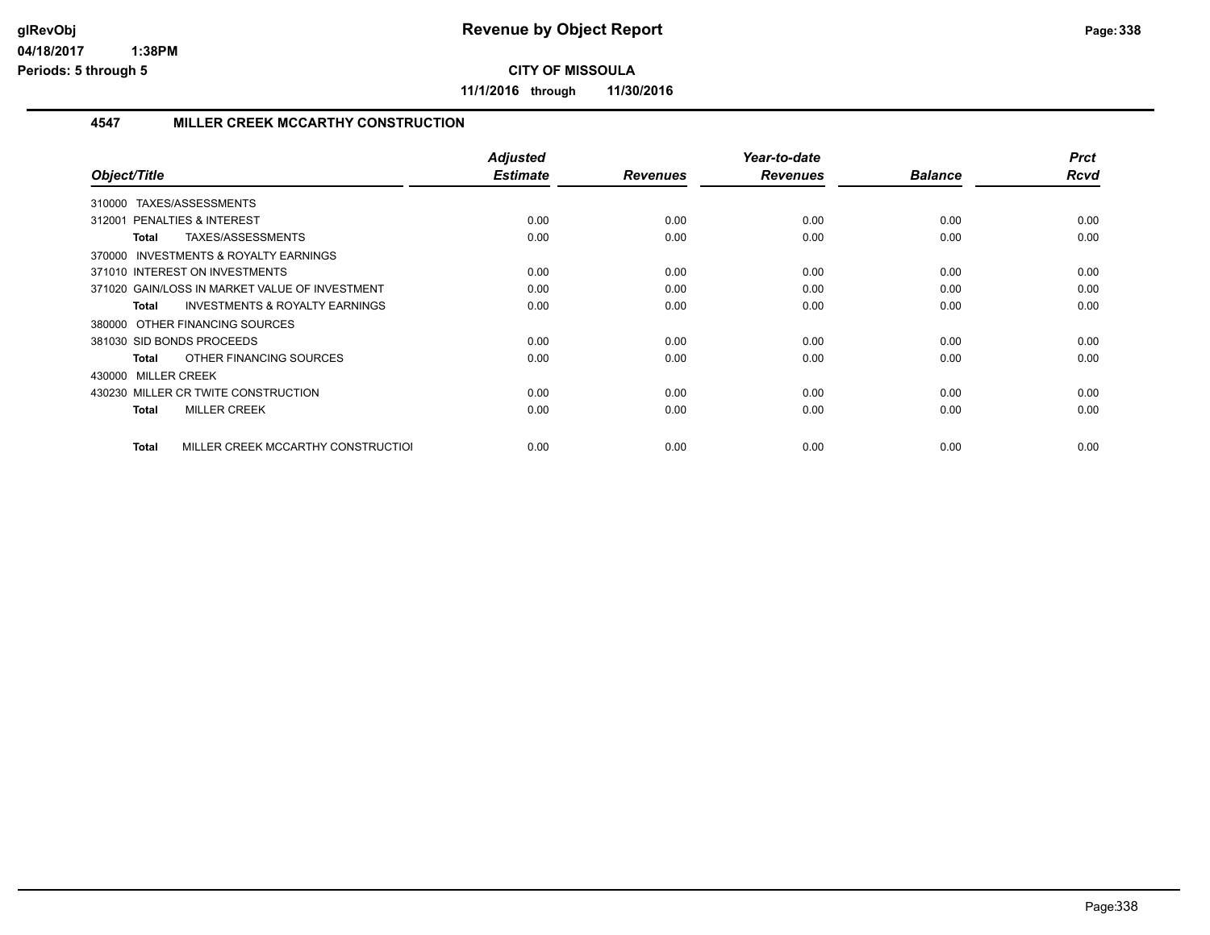# Revenue by Object Report

glRevObj
04/18/2017 1:38PM
Periods: 5 through 5

**CITY OF MISSOULA**

**11/1/2016 through 11/30/2016**

### 4547 MILLER CREEK MCCARTHY CONSTRUCTION

| Object/Title | Adjusted Estimate | Revenues | Year-to-date Revenues | Balance | Prct Rcvd |
|---|---|---|---|---|---|
| 310000 TAXES/ASSESSMENTS | | | | | |
| 312001 PENALTIES & INTEREST | 0.00 | 0.00 | 0.00 | 0.00 | 0.00 |
| **Total** TAXES/ASSESSMENTS | 0.00 | 0.00 | 0.00 | 0.00 | 0.00 |
| 370000 INVESTMENTS & ROYALTY EARNINGS | | | | | |
| 371010 INTEREST ON INVESTMENTS | 0.00 | 0.00 | 0.00 | 0.00 | 0.00 |
| 371020 GAIN/LOSS IN MARKET VALUE OF INVESTMENT | 0.00 | 0.00 | 0.00 | 0.00 | 0.00 |
| **Total** INVESTMENTS & ROYALTY EARNINGS | 0.00 | 0.00 | 0.00 | 0.00 | 0.00 |
| 380000 OTHER FINANCING SOURCES | | | | | |
| 381030 SID BONDS PROCEEDS | 0.00 | 0.00 | 0.00 | 0.00 | 0.00 |
| **Total** OTHER FINANCING SOURCES | 0.00 | 0.00 | 0.00 | 0.00 | 0.00 |
| 430000 MILLER CREEK | | | | | |
| 430230 MILLER CR TWITE CONSTRUCTION | 0.00 | 0.00 | 0.00 | 0.00 | 0.00 |
| **Total** MILLER CREEK | 0.00 | 0.00 | 0.00 | 0.00 | 0.00 |
| **Total** MILLER CREEK MCCARTHY CONSTRUCTIOI | 0.00 | 0.00 | 0.00 | 0.00 | 0.00 |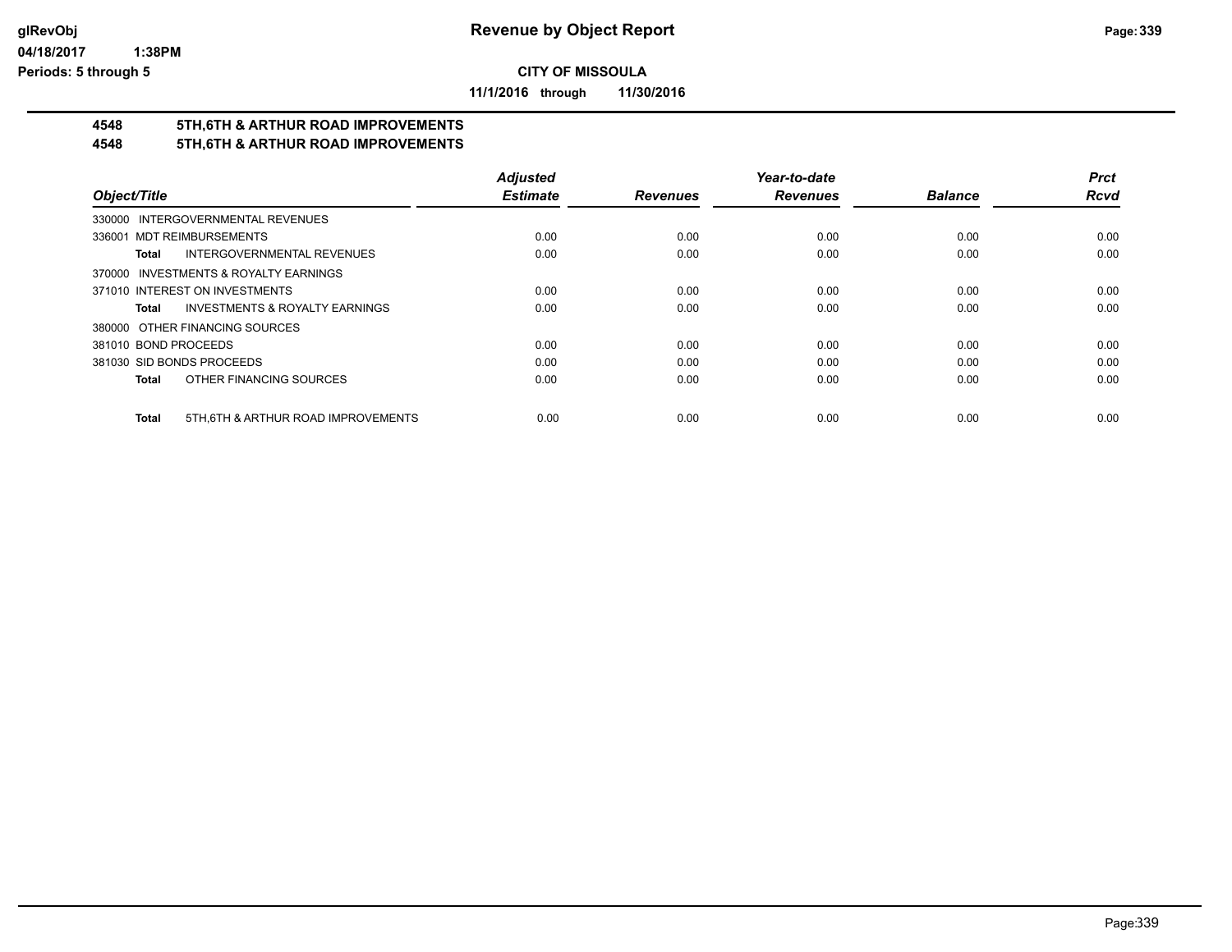**Revenue by Object Report**

**CITY OF MISSOULA**

**11/1/2016 through 11/30/2016**

glRevObj
04/18/2017 1:38PM
Periods: 5 through 5

## 4548 5TH,6TH & ARTHUR ROAD IMPROVEMENTS
## 4548 5TH,6TH & ARTHUR ROAD IMPROVEMENTS

| Object/Title | Adjusted Estimate | Revenues | Year-to-date Revenues | Balance | Prct Rcvd |
|---|---|---|---|---|---|
| 330000 INTERGOVERNMENTAL REVENUES | | | | | |
| 336001 MDT REIMBURSEMENTS | 0.00 | 0.00 | 0.00 | 0.00 | 0.00 |
| **Total** INTERGOVERNMENTAL REVENUES | 0.00 | 0.00 | 0.00 | 0.00 | 0.00 |
| 370000 INVESTMENTS & ROYALTY EARNINGS | | | | | |
| 371010 INTEREST ON INVESTMENTS | 0.00 | 0.00 | 0.00 | 0.00 | 0.00 |
| **Total** INVESTMENTS & ROYALTY EARNINGS | 0.00 | 0.00 | 0.00 | 0.00 | 0.00 |
| 380000 OTHER FINANCING SOURCES | | | | | |
| 381010 BOND PROCEEDS | 0.00 | 0.00 | 0.00 | 0.00 | 0.00 |
| 381030 SID BONDS PROCEEDS | 0.00 | 0.00 | 0.00 | 0.00 | 0.00 |
| **Total** OTHER FINANCING SOURCES | 0.00 | 0.00 | 0.00 | 0.00 | 0.00 |
| **Total** 5TH,6TH & ARTHUR ROAD IMPROVEMENTS | 0.00 | 0.00 | 0.00 | 0.00 | 0.00 |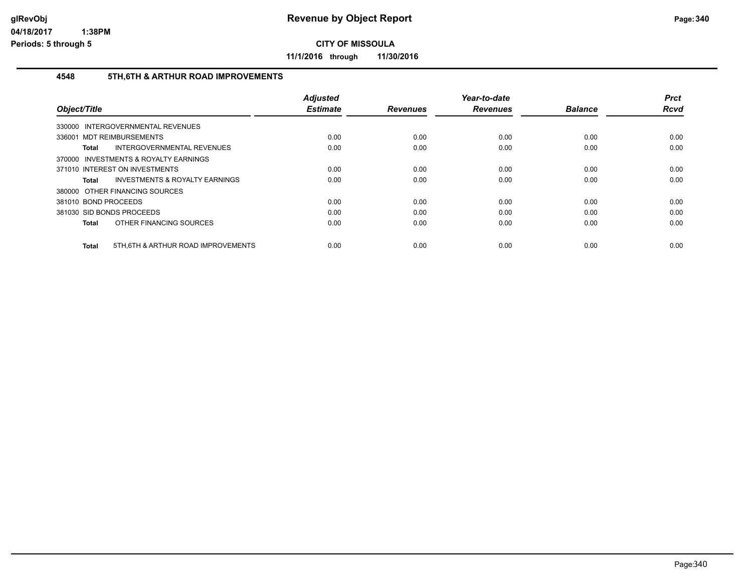# Revenue by Object Report

**CITY OF MISSOULA**

**11/1/2016 through 11/30/2016**

glRevObj
04/18/2017 1:38PM
Periods: 5 through 5

## 4548 5TH,6TH & ARTHUR ROAD IMPROVEMENTS

| Object/Title | | Adjusted Estimate | Revenues | Year-to-date Revenues | Balance | Prct Rcvd |
|---|---|---|---|---|---|---|
| 330000 INTERGOVERNMENTAL REVENUES | | | | | | |
| 336001 MDT REIMBURSEMENTS | | 0.00 | 0.00 | 0.00 | 0.00 | 0.00 |
| Total | INTERGOVERNMENTAL REVENUES | 0.00 | 0.00 | 0.00 | 0.00 | 0.00 |
| 370000 INVESTMENTS & ROYALTY EARNINGS | | | | | | |
| 371010 INTEREST ON INVESTMENTS | | 0.00 | 0.00 | 0.00 | 0.00 | 0.00 |
| Total | INVESTMENTS & ROYALTY EARNINGS | 0.00 | 0.00 | 0.00 | 0.00 | 0.00 |
| 380000 OTHER FINANCING SOURCES | | | | | | |
| 381010 BOND PROCEEDS | | 0.00 | 0.00 | 0.00 | 0.00 | 0.00 |
| 381030 SID BONDS PROCEEDS | | 0.00 | 0.00 | 0.00 | 0.00 | 0.00 |
| Total | OTHER FINANCING SOURCES | 0.00 | 0.00 | 0.00 | 0.00 | 0.00 |
| Total | 5TH,6TH & ARTHUR ROAD IMPROVEMENTS | 0.00 | 0.00 | 0.00 | 0.00 | 0.00 |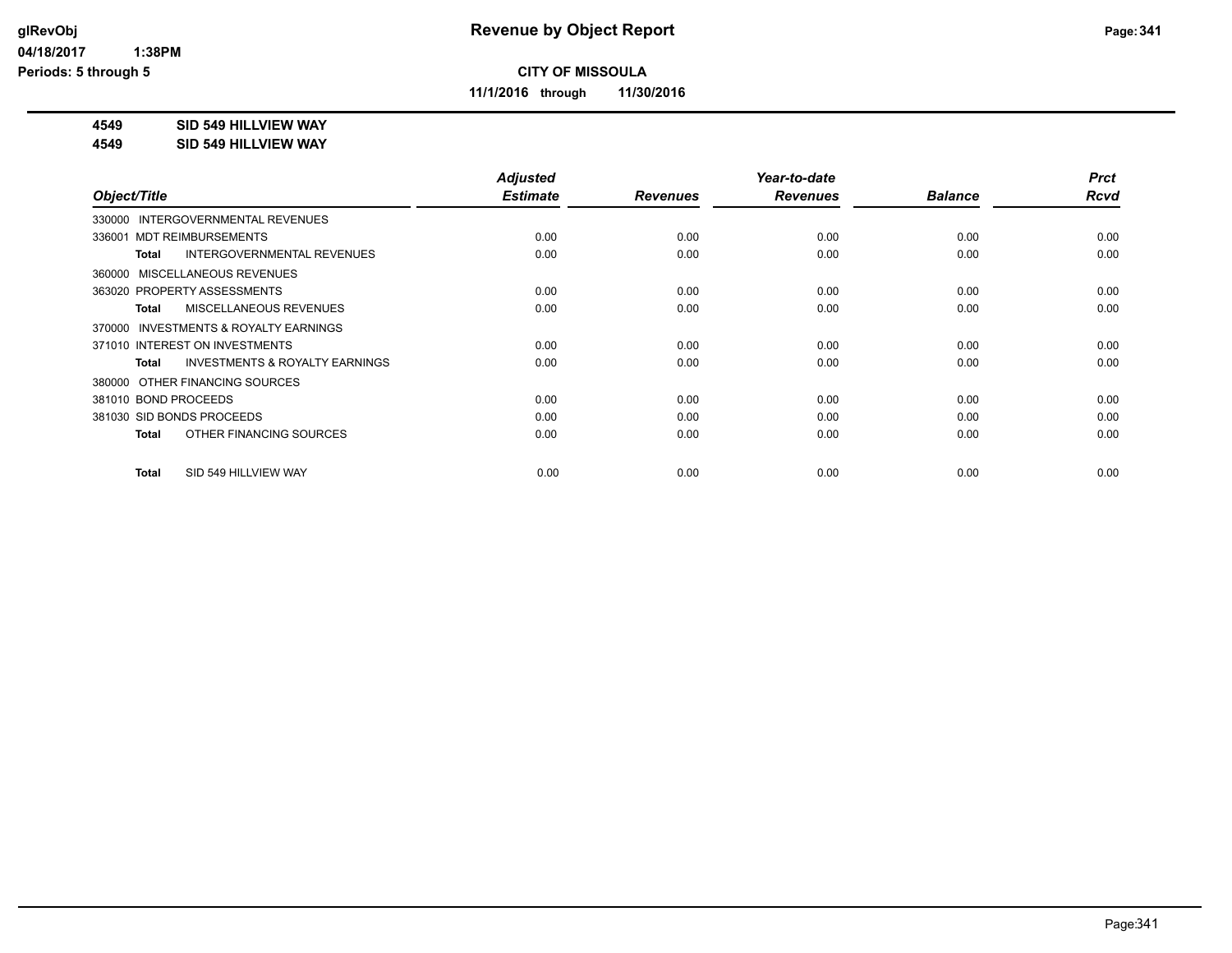## Revenue by Object Report

**CITY OF MISSOULA**

**11/1/2016 through 11/30/2016**

**4549 SID 549 HILLVIEW WAY**
**4549 SID 549 HILLVIEW WAY**

| Object/Title | Adjusted Estimate | Revenues | Year-to-date Revenues | Balance | Prct Rcvd |
|---|---|---|---|---|---|
| 330000 INTERGOVERNMENTAL REVENUES | | | | | |
| 336001 MDT REIMBURSEMENTS | 0.00 | 0.00 | 0.00 | 0.00 | 0.00 |
| **Total** INTERGOVERNMENTAL REVENUES | 0.00 | 0.00 | 0.00 | 0.00 | 0.00 |
| 360000 MISCELLANEOUS REVENUES | | | | | |
| 363020 PROPERTY ASSESSMENTS | 0.00 | 0.00 | 0.00 | 0.00 | 0.00 |
| **Total** MISCELLANEOUS REVENUES | 0.00 | 0.00 | 0.00 | 0.00 | 0.00 |
| 370000 INVESTMENTS & ROYALTY EARNINGS | | | | | |
| 371010 INTEREST ON INVESTMENTS | 0.00 | 0.00 | 0.00 | 0.00 | 0.00 |
| **Total** INVESTMENTS & ROYALTY EARNINGS | 0.00 | 0.00 | 0.00 | 0.00 | 0.00 |
| 380000 OTHER FINANCING SOURCES | | | | | |
| 381010 BOND PROCEEDS | 0.00 | 0.00 | 0.00 | 0.00 | 0.00 |
| 381030 SID BONDS PROCEEDS | 0.00 | 0.00 | 0.00 | 0.00 | 0.00 |
| **Total** OTHER FINANCING SOURCES | 0.00 | 0.00 | 0.00 | 0.00 | 0.00 |
| **Total** SID 549 HILLVIEW WAY | 0.00 | 0.00 | 0.00 | 0.00 | 0.00 |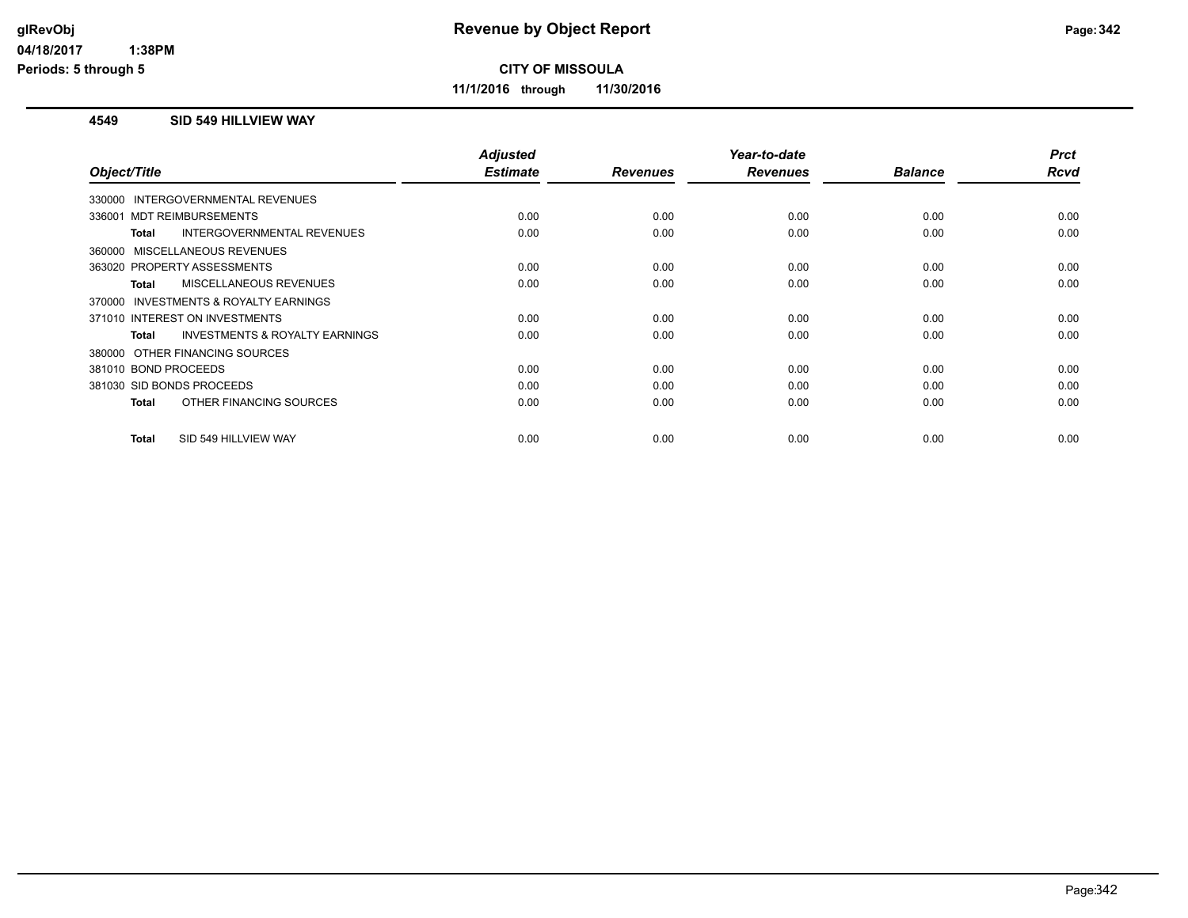# Revenue by Object Report

**CITY OF MISSOULA**

**11/1/2016 through 11/30/2016**

glRevObj
04/18/2017 1:38PM
Periods: 5 through 5

## 4549 SID 549 HILLVIEW WAY

| Object/Title | Adjusted Estimate | Revenues | Year-to-date Revenues | Balance | Prct Rcvd |
|---|---|---|---|---|---|
| 330000 INTERGOVERNMENTAL REVENUES | | | | | |
| 336001 MDT REIMBURSEMENTS | 0.00 | 0.00 | 0.00 | 0.00 | 0.00 |
| **Total** INTERGOVERNMENTAL REVENUES | 0.00 | 0.00 | 0.00 | 0.00 | 0.00 |
| 360000 MISCELLANEOUS REVENUES | | | | | |
| 363020 PROPERTY ASSESSMENTS | 0.00 | 0.00 | 0.00 | 0.00 | 0.00 |
| **Total** MISCELLANEOUS REVENUES | 0.00 | 0.00 | 0.00 | 0.00 | 0.00 |
| 370000 INVESTMENTS & ROYALTY EARNINGS | | | | | |
| 371010 INTEREST ON INVESTMENTS | 0.00 | 0.00 | 0.00 | 0.00 | 0.00 |
| **Total** INVESTMENTS & ROYALTY EARNINGS | 0.00 | 0.00 | 0.00 | 0.00 | 0.00 |
| 380000 OTHER FINANCING SOURCES | | | | | |
| 381010 BOND PROCEEDS | 0.00 | 0.00 | 0.00 | 0.00 | 0.00 |
| 381030 SID BONDS PROCEEDS | 0.00 | 0.00 | 0.00 | 0.00 | 0.00 |
| **Total** OTHER FINANCING SOURCES | 0.00 | 0.00 | 0.00 | 0.00 | 0.00 |
| **Total** SID 549 HILLVIEW WAY | 0.00 | 0.00 | 0.00 | 0.00 | 0.00 |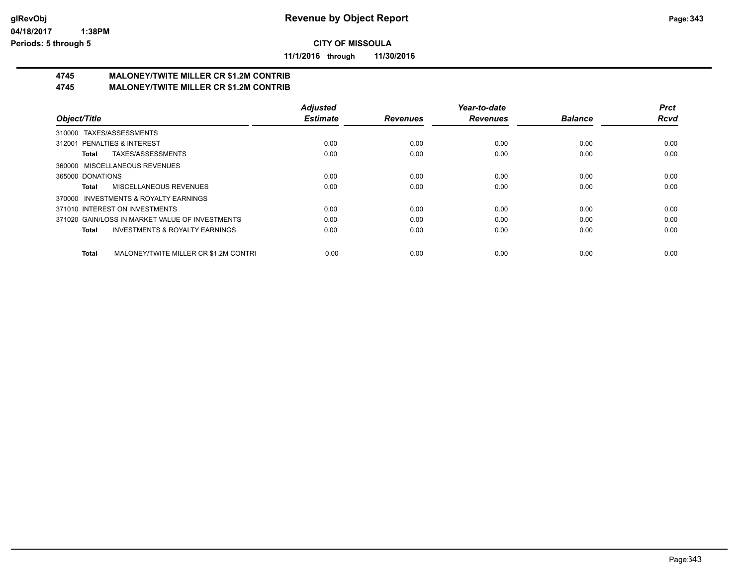**Revenue by Object Report**

**CITY OF MISSOULA**

**11/1/2016 through 11/30/2016**

glRevObj
04/18/2017 1:38PM
Periods: 5 through 5

## 4745 MALONEY/TWITE MILLER CR $1.2M CONTRIB
## 4745 MALONEY/TWITE MILLER CR $1.2M CONTRIB

| Object/Title | Adjusted Estimate | Revenues | Year-to-date Revenues | Balance | Prct Rcvd |
|---|---|---|---|---|---|
| 310000 TAXES/ASSESSMENTS | | | | | |
| 312001 PENALTIES & INTEREST | 0.00 | 0.00 | 0.00 | 0.00 | 0.00 |
| **Total** TAXES/ASSESSMENTS | 0.00 | 0.00 | 0.00 | 0.00 | 0.00 |
| 360000 MISCELLANEOUS REVENUES | | | | | |
| 365000 DONATIONS | 0.00 | 0.00 | 0.00 | 0.00 | 0.00 |
| **Total** MISCELLANEOUS REVENUES | 0.00 | 0.00 | 0.00 | 0.00 | 0.00 |
| 370000 INVESTMENTS & ROYALTY EARNINGS | | | | | |
| 371010 INTEREST ON INVESTMENTS | 0.00 | 0.00 | 0.00 | 0.00 | 0.00 |
| 371020 GAIN/LOSS IN MARKET VALUE OF INVESTMENTS | 0.00 | 0.00 | 0.00 | 0.00 | 0.00 |
| **Total** INVESTMENTS & ROYALTY EARNINGS | 0.00 | 0.00 | 0.00 | 0.00 | 0.00 |
| **Total** MALONEY/TWITE MILLER CR $1.2M CONTRI | 0.00 | 0.00 | 0.00 | 0.00 | 0.00 |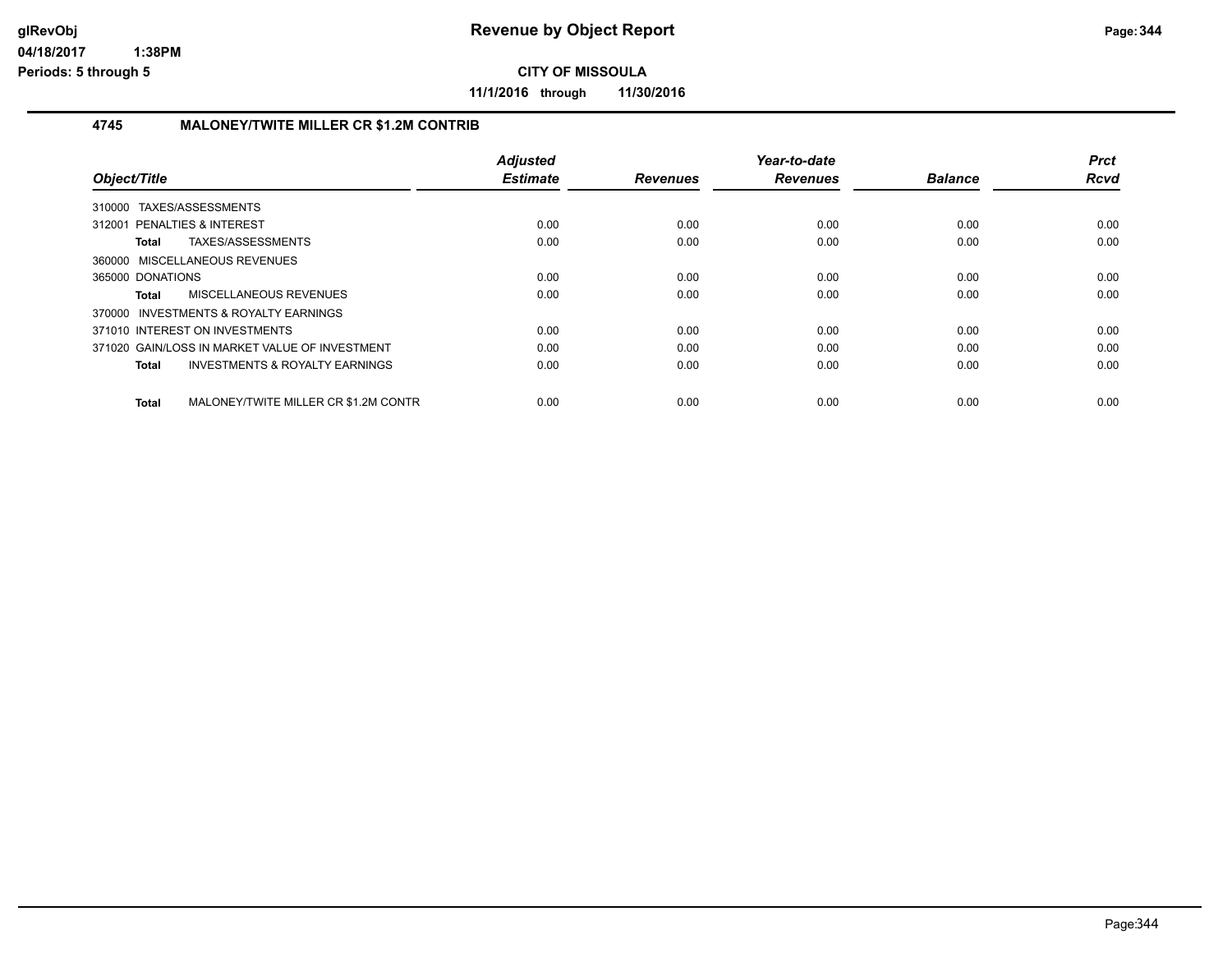**Revenue by Object Report**

**CITY OF MISSOULA**

**11/1/2016 through 11/30/2016**

glRevObj
04/18/2017 1:38PM
Periods: 5 through 5

## 4745 MALONEY/TWITE MILLER CR $1.2M CONTRIB

| Object/Title | Adjusted Estimate | Revenues | Year-to-date Revenues | Balance | Prct Rcvd |
|---|---|---|---|---|---|
| 310000 TAXES/ASSESSMENTS | | | | | |
| 312001 PENALTIES & INTEREST | 0.00 | 0.00 | 0.00 | 0.00 | 0.00 |
| **Total** TAXES/ASSESSMENTS | 0.00 | 0.00 | 0.00 | 0.00 | 0.00 |
| 360000 MISCELLANEOUS REVENUES | | | | | |
| 365000 DONATIONS | 0.00 | 0.00 | 0.00 | 0.00 | 0.00 |
| **Total** MISCELLANEOUS REVENUES | 0.00 | 0.00 | 0.00 | 0.00 | 0.00 |
| 370000 INVESTMENTS & ROYALTY EARNINGS | | | | | |
| 371010 INTEREST ON INVESTMENTS | 0.00 | 0.00 | 0.00 | 0.00 | 0.00 |
| 371020 GAIN/LOSS IN MARKET VALUE OF INVESTMENT | 0.00 | 0.00 | 0.00 | 0.00 | 0.00 |
| **Total** INVESTMENTS & ROYALTY EARNINGS | 0.00 | 0.00 | 0.00 | 0.00 | 0.00 |
| **Total** MALONEY/TWITE MILLER CR $1.2M CONTR | 0.00 | 0.00 | 0.00 | 0.00 | 0.00 |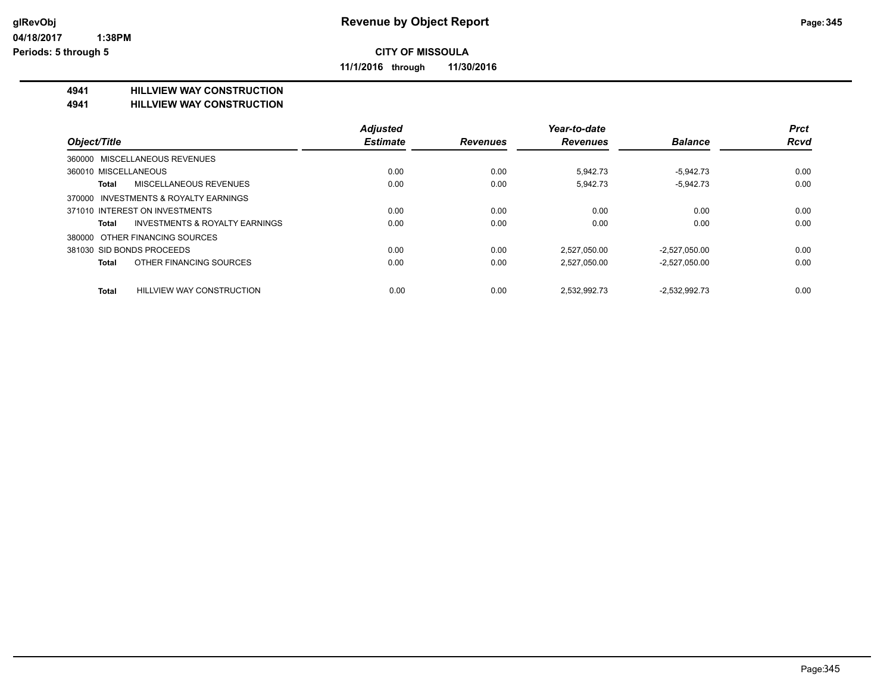# Revenue by Object Report

glRevObj
04/18/2017 1:38PM
Periods: 5 through 5

**CITY OF MISSOULA**

**11/1/2016 through 11/30/2016**

**4941 HILLVIEW WAY CONSTRUCTION**
**4941 HILLVIEW WAY CONSTRUCTION**

| Object/Title | Adjusted Estimate | Revenues | Year-to-date Revenues | Balance | Prct Rcvd |
|---|---|---|---|---|---|
| 360000 MISCELLANEOUS REVENUES | | | | | |
| 360010 MISCELLANEOUS | 0.00 | 0.00 | 5,942.73 | -5,942.73 | 0.00 |
| **Total** MISCELLANEOUS REVENUES | 0.00 | 0.00 | 5,942.73 | -5,942.73 | 0.00 |
| 370000 INVESTMENTS & ROYALTY EARNINGS | | | | | |
| 371010 INTEREST ON INVESTMENTS | 0.00 | 0.00 | 0.00 | 0.00 | 0.00 |
| **Total** INVESTMENTS & ROYALTY EARNINGS | 0.00 | 0.00 | 0.00 | 0.00 | 0.00 |
| 380000 OTHER FINANCING SOURCES | | | | | |
| 381030 SID BONDS PROCEEDS | 0.00 | 0.00 | 2,527,050.00 | -2,527,050.00 | 0.00 |
| **Total** OTHER FINANCING SOURCES | 0.00 | 0.00 | 2,527,050.00 | -2,527,050.00 | 0.00 |
| **Total** HILLVIEW WAY CONSTRUCTION | 0.00 | 0.00 | 2,532,992.73 | -2,532,992.73 | 0.00 |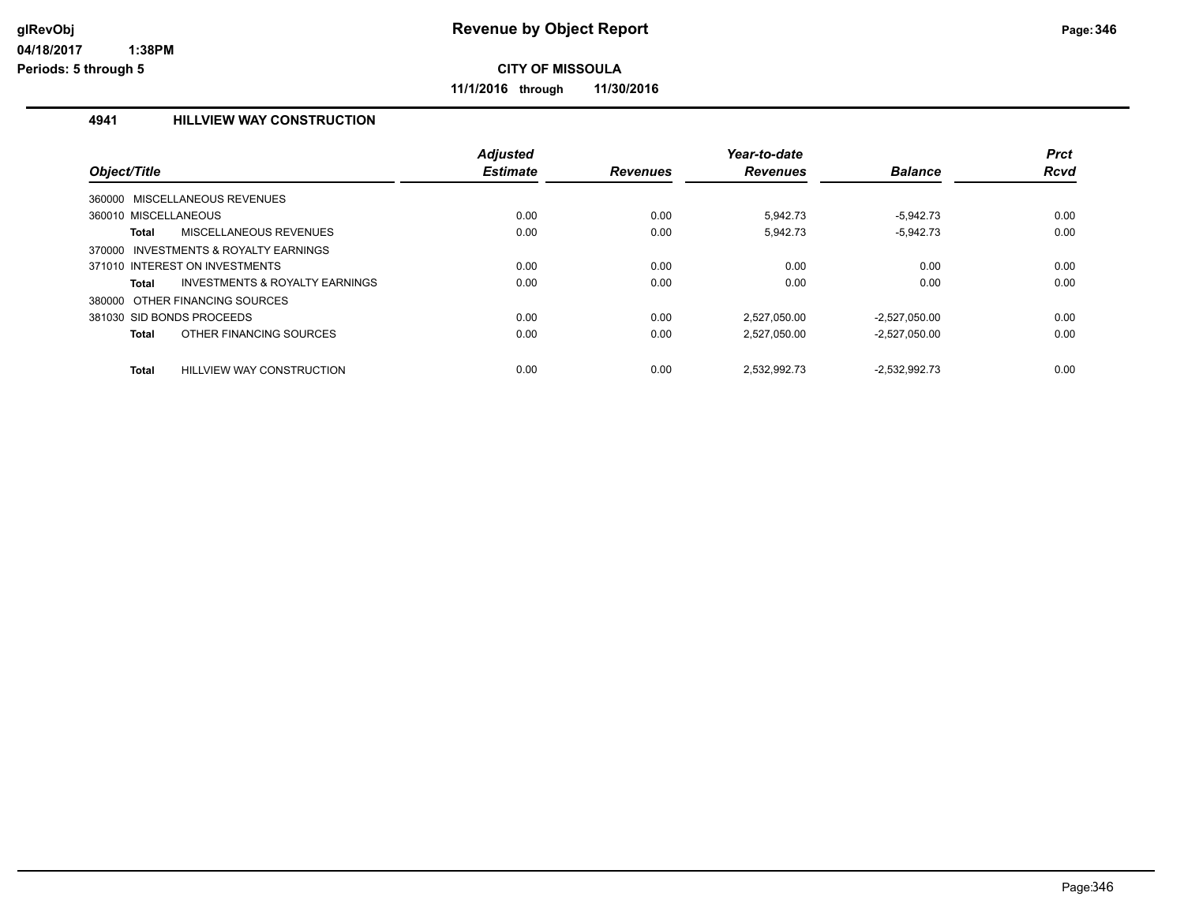# Revenue by Object Report

**CITY OF MISSOULA**

**11/1/2016 through 11/30/2016**

glRevObj
04/18/2017 1:38PM
Periods: 5 through 5

### 4941 HILLVIEW WAY CONSTRUCTION

| Object/Title | Adjusted Estimate | Revenues | Year-to-date Revenues | Balance | Prct Rcvd |
|---|---|---|---|---|---|
| 360000 MISCELLANEOUS REVENUES | | | | | |
| 360010 MISCELLANEOUS | 0.00 | 0.00 | 5,942.73 | -5,942.73 | 0.00 |
| **Total** MISCELLANEOUS REVENUES | 0.00 | 0.00 | 5,942.73 | -5,942.73 | 0.00 |
| 370000 INVESTMENTS & ROYALTY EARNINGS | | | | | |
| 371010 INTEREST ON INVESTMENTS | 0.00 | 0.00 | 0.00 | 0.00 | 0.00 |
| **Total** INVESTMENTS & ROYALTY EARNINGS | 0.00 | 0.00 | 0.00 | 0.00 | 0.00 |
| 380000 OTHER FINANCING SOURCES | | | | | |
| 381030 SID BONDS PROCEEDS | 0.00 | 0.00 | 2,527,050.00 | -2,527,050.00 | 0.00 |
| **Total** OTHER FINANCING SOURCES | 0.00 | 0.00 | 2,527,050.00 | -2,527,050.00 | 0.00 |
| **Total** HILLVIEW WAY CONSTRUCTION | 0.00 | 0.00 | 2,532,992.73 | -2,532,992.73 | 0.00 |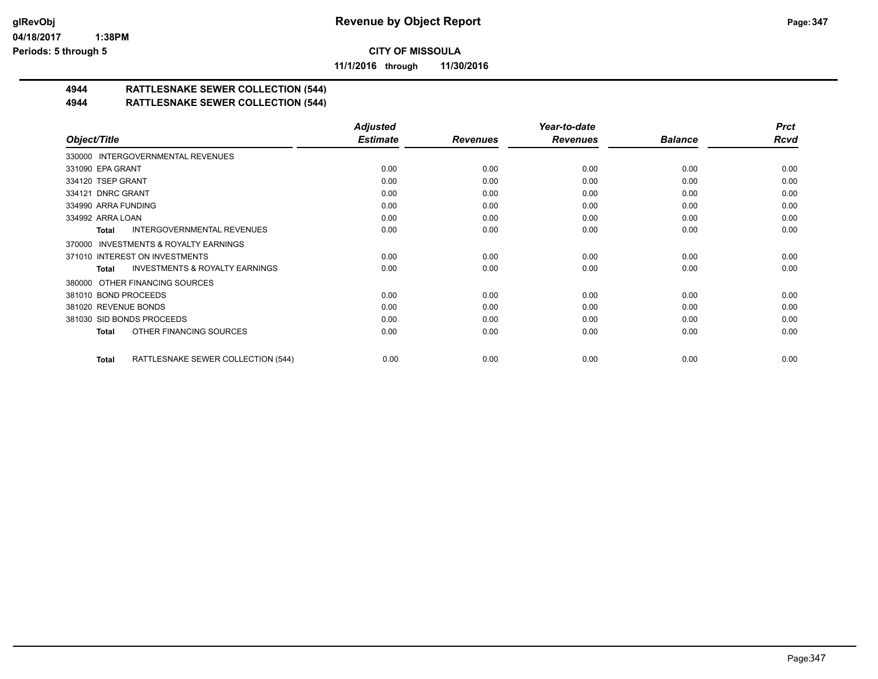# Revenue by Object Report

**CITY OF MISSOULA**

**11/1/2016 through 11/30/2016**

glRevObj
04/18/2017 1:38PM
Periods: 5 through 5

## 4944 RATTLESNAKE SEWER COLLECTION (544)
## 4944 RATTLESNAKE SEWER COLLECTION (544)

| Object/Title | Adjusted Estimate | Revenues | Year-to-date Revenues | Balance | Prct Rcvd |
|---|---|---|---|---|---|
| 330000 INTERGOVERNMENTAL REVENUES | | | | | |
| 331090 EPA GRANT | 0.00 | 0.00 | 0.00 | 0.00 | 0.00 |
| 334120 TSEP GRANT | 0.00 | 0.00 | 0.00 | 0.00 | 0.00 |
| 334121 DNRC GRANT | 0.00 | 0.00 | 0.00 | 0.00 | 0.00 |
| 334990 ARRA FUNDING | 0.00 | 0.00 | 0.00 | 0.00 | 0.00 |
| 334992 ARRA LOAN | 0.00 | 0.00 | 0.00 | 0.00 | 0.00 |
| **Total** INTERGOVERNMENTAL REVENUES | 0.00 | 0.00 | 0.00 | 0.00 | 0.00 |
| 370000 INVESTMENTS & ROYALTY EARNINGS | | | | | |
| 371010 INTEREST ON INVESTMENTS | 0.00 | 0.00 | 0.00 | 0.00 | 0.00 |
| **Total** INVESTMENTS & ROYALTY EARNINGS | 0.00 | 0.00 | 0.00 | 0.00 | 0.00 |
| 380000 OTHER FINANCING SOURCES | | | | | |
| 381010 BOND PROCEEDS | 0.00 | 0.00 | 0.00 | 0.00 | 0.00 |
| 381020 REVENUE BONDS | 0.00 | 0.00 | 0.00 | 0.00 | 0.00 |
| 381030 SID BONDS PROCEEDS | 0.00 | 0.00 | 0.00 | 0.00 | 0.00 |
| **Total** OTHER FINANCING SOURCES | 0.00 | 0.00 | 0.00 | 0.00 | 0.00 |
| **Total** RATTLESNAKE SEWER COLLECTION (544) | 0.00 | 0.00 | 0.00 | 0.00 | 0.00 |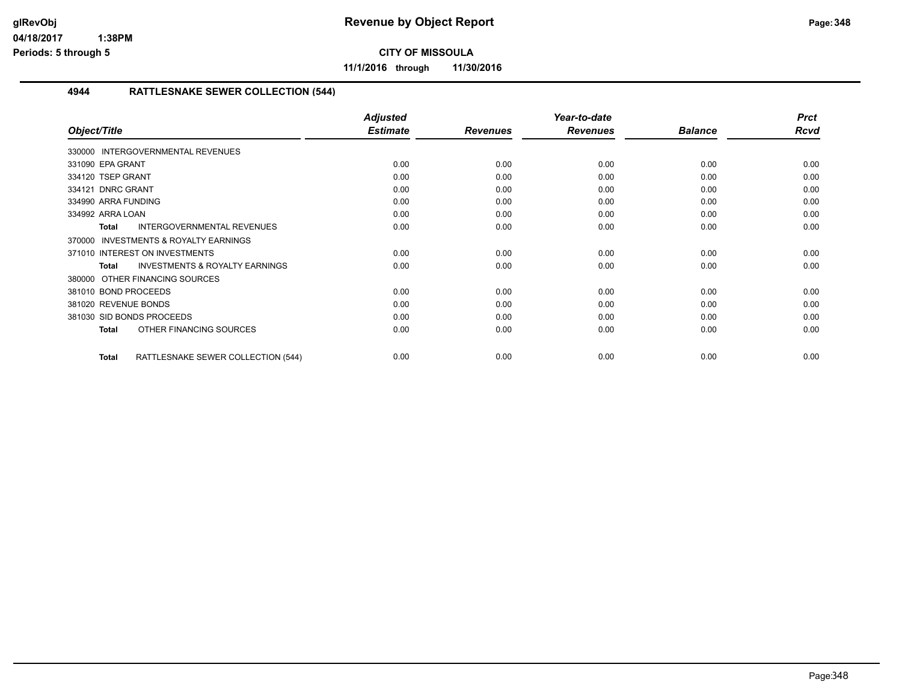# Revenue by Object Report

**CITY OF MISSOULA**

**11/1/2016 through 11/30/2016**

glRevObj
04/18/2017 1:38PM
Periods: 5 through 5

## 4944 RATTLESNAKE SEWER COLLECTION (544)

| Object/Title | Adjusted Estimate | Revenues | Year-to-date Revenues | Balance | Prct Rcvd |
|---|---|---|---|---|---|
| 330000 INTERGOVERNMENTAL REVENUES | | | | | |
| 331090 EPA GRANT | 0.00 | 0.00 | 0.00 | 0.00 | 0.00 |
| 334120 TSEP GRANT | 0.00 | 0.00 | 0.00 | 0.00 | 0.00 |
| 334121 DNRC GRANT | 0.00 | 0.00 | 0.00 | 0.00 | 0.00 |
| 334990 ARRA FUNDING | 0.00 | 0.00 | 0.00 | 0.00 | 0.00 |
| 334992 ARRA LOAN | 0.00 | 0.00 | 0.00 | 0.00 | 0.00 |
| **Total** INTERGOVERNMENTAL REVENUES | 0.00 | 0.00 | 0.00 | 0.00 | 0.00 |
| 370000 INVESTMENTS & ROYALTY EARNINGS | | | | | |
| 371010 INTEREST ON INVESTMENTS | 0.00 | 0.00 | 0.00 | 0.00 | 0.00 |
| **Total** INVESTMENTS & ROYALTY EARNINGS | 0.00 | 0.00 | 0.00 | 0.00 | 0.00 |
| 380000 OTHER FINANCING SOURCES | | | | | |
| 381010 BOND PROCEEDS | 0.00 | 0.00 | 0.00 | 0.00 | 0.00 |
| 381020 REVENUE BONDS | 0.00 | 0.00 | 0.00 | 0.00 | 0.00 |
| 381030 SID BONDS PROCEEDS | 0.00 | 0.00 | 0.00 | 0.00 | 0.00 |
| **Total** OTHER FINANCING SOURCES | 0.00 | 0.00 | 0.00 | 0.00 | 0.00 |
| **Total** RATTLESNAKE SEWER COLLECTION (544) | 0.00 | 0.00 | 0.00 | 0.00 | 0.00 |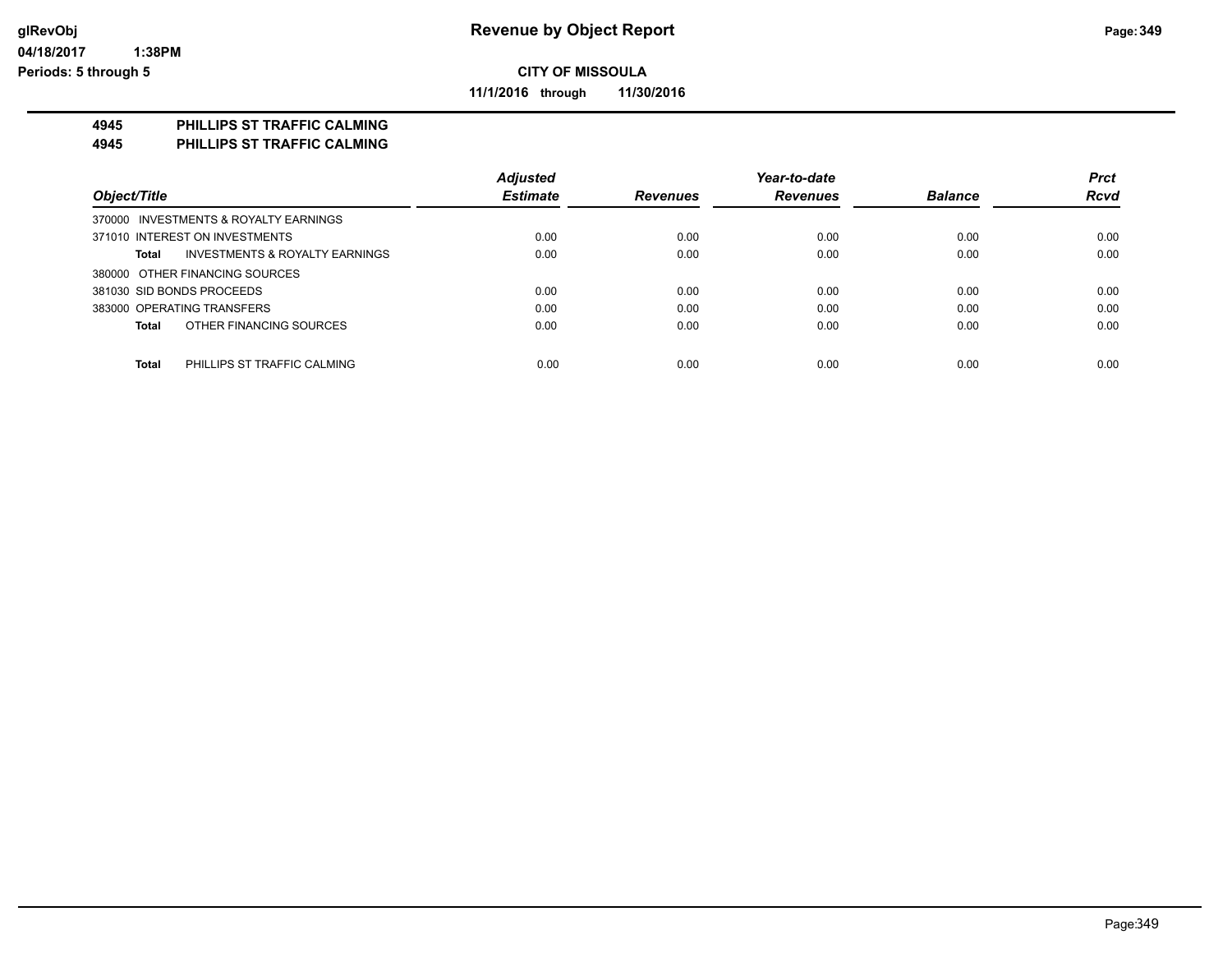# Revenue by Object Report

**CITY OF MISSOULA**

**11/1/2016 through 11/30/2016**

glRevObj
04/18/2017 1:38PM
Periods: 5 through 5

**4945 PHILLIPS ST TRAFFIC CALMING**
**4945 PHILLIPS ST TRAFFIC CALMING**

| Object/Title | Adjusted Estimate | Revenues | Year-to-date Revenues | Balance | Prct Rcvd |
|---|---|---|---|---|---|
| 370000 INVESTMENTS & ROYALTY EARNINGS | | | | | |
| 371010 INTEREST ON INVESTMENTS | 0.00 | 0.00 | 0.00 | 0.00 | 0.00 |
| **Total** INVESTMENTS & ROYALTY EARNINGS | 0.00 | 0.00 | 0.00 | 0.00 | 0.00 |
| 380000 OTHER FINANCING SOURCES | | | | | |
| 381030 SID BONDS PROCEEDS | 0.00 | 0.00 | 0.00 | 0.00 | 0.00 |
| 383000 OPERATING TRANSFERS | 0.00 | 0.00 | 0.00 | 0.00 | 0.00 |
| **Total** OTHER FINANCING SOURCES | 0.00 | 0.00 | 0.00 | 0.00 | 0.00 |
| **Total** PHILLIPS ST TRAFFIC CALMING | 0.00 | 0.00 | 0.00 | 0.00 | 0.00 |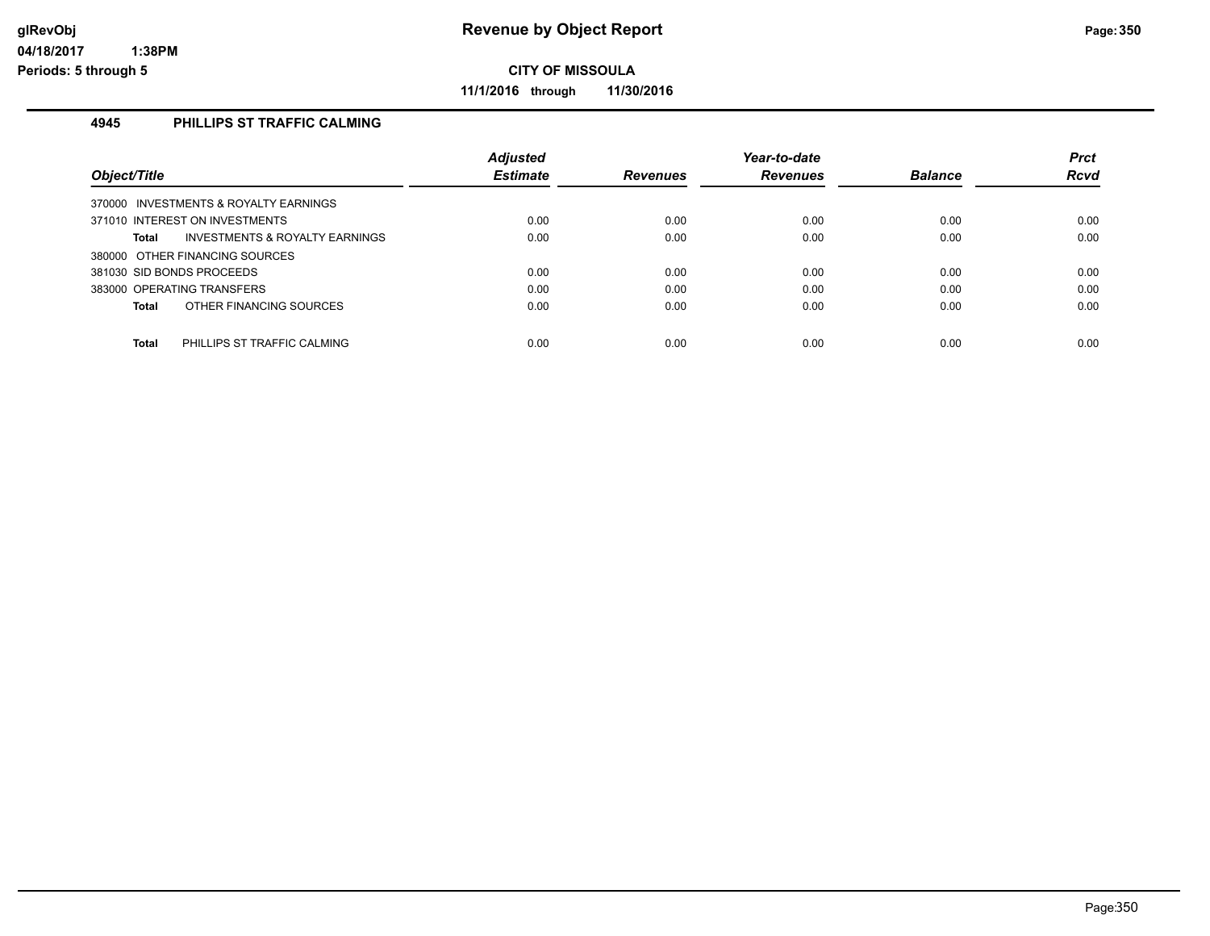# Revenue by Object Report

**CITY OF MISSOULA**

**11/1/2016 through 11/30/2016**

glRevObj
04/18/2017 1:38PM
Periods: 5 through 5

## 4945 PHILLIPS ST TRAFFIC CALMING

| Object/Title | Adjusted Estimate | Revenues | Year-to-date Revenues | Balance | Prct Rcvd |
|---|---|---|---|---|---|
| 370000 INVESTMENTS & ROYALTY EARNINGS | | | | | |
| 371010 INTEREST ON INVESTMENTS | 0.00 | 0.00 | 0.00 | 0.00 | 0.00 |
| **Total** INVESTMENTS & ROYALTY EARNINGS | 0.00 | 0.00 | 0.00 | 0.00 | 0.00 |
| 380000 OTHER FINANCING SOURCES | | | | | |
| 381030 SID BONDS PROCEEDS | 0.00 | 0.00 | 0.00 | 0.00 | 0.00 |
| 383000 OPERATING TRANSFERS | 0.00 | 0.00 | 0.00 | 0.00 | 0.00 |
| **Total** OTHER FINANCING SOURCES | 0.00 | 0.00 | 0.00 | 0.00 | 0.00 |
| **Total** PHILLIPS ST TRAFFIC CALMING | 0.00 | 0.00 | 0.00 | 0.00 | 0.00 |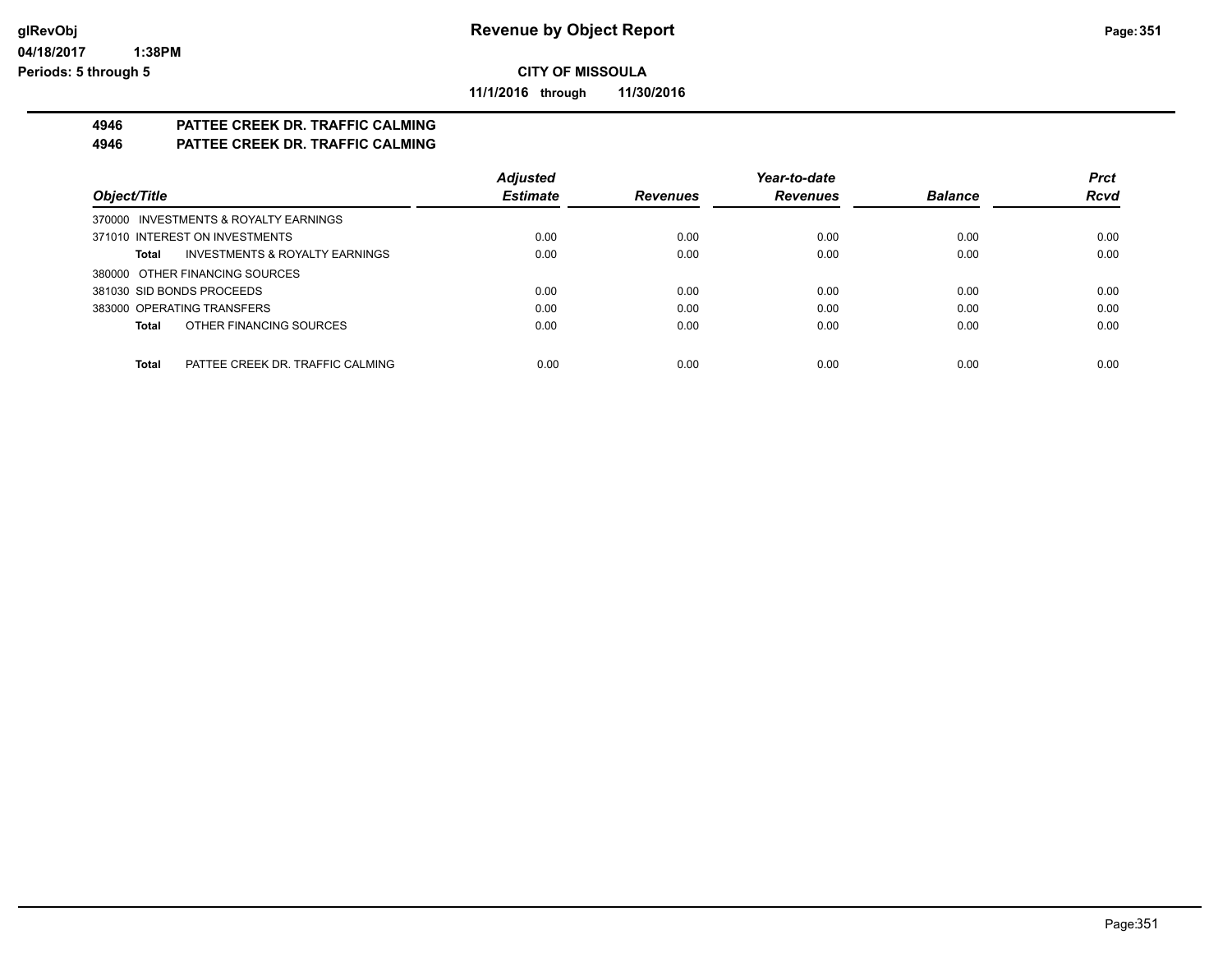# CITY OF MISSOULA

**11/1/2016 through 11/30/2016**

**4946 PATTEE CREEK DR. TRAFFIC CALMING**
**4946 PATTEE CREEK DR. TRAFFIC CALMING**

| Object/Title | Adjusted Estimate | Revenues | Year-to-date Revenues | Balance | Prct Rcvd |
|---|---|---|---|---|---|
| 370000 INVESTMENTS & ROYALTY EARNINGS | | | | | |
| 371010 INTEREST ON INVESTMENTS | 0.00 | 0.00 | 0.00 | 0.00 | 0.00 |
| **Total** INVESTMENTS & ROYALTY EARNINGS | 0.00 | 0.00 | 0.00 | 0.00 | 0.00 |
| 380000 OTHER FINANCING SOURCES | | | | | |
| 381030 SID BONDS PROCEEDS | 0.00 | 0.00 | 0.00 | 0.00 | 0.00 |
| 383000 OPERATING TRANSFERS | 0.00 | 0.00 | 0.00 | 0.00 | 0.00 |
| **Total** OTHER FINANCING SOURCES | 0.00 | 0.00 | 0.00 | 0.00 | 0.00 |
| **Total** PATTEE CREEK DR. TRAFFIC CALMING | 0.00 | 0.00 | 0.00 | 0.00 | 0.00 |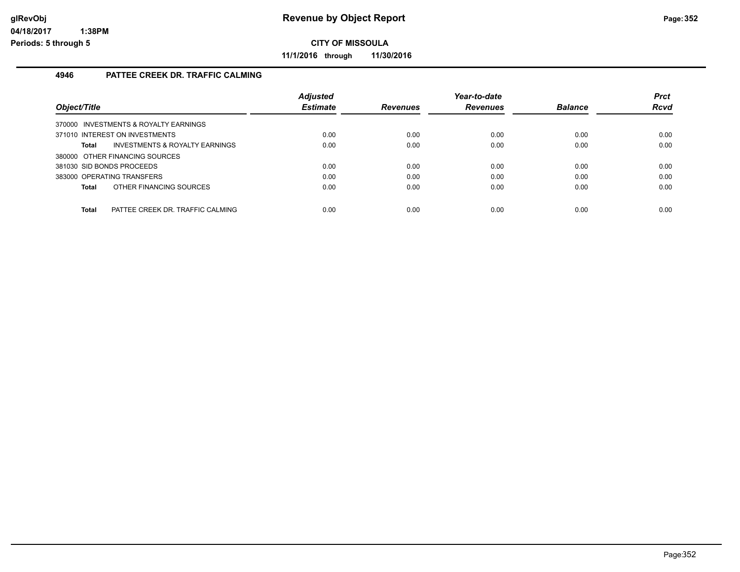**CITY OF MISSOULA**

**11/1/2016 through 11/30/2016**

### 4946 PATTEE CREEK DR. TRAFFIC CALMING

| Object/Title | | Adjusted Estimate | Revenues | Year-to-date Revenues | Balance | Prct Rcvd |
|---|---|---|---|---|---|---|
| 370000 INVESTMENTS & ROYALTY EARNINGS | | | | | | |
| 371010 INTEREST ON INVESTMENTS | | 0.00 | 0.00 | 0.00 | 0.00 | 0.00 |
| **Total** | INVESTMENTS & ROYALTY EARNINGS | 0.00 | 0.00 | 0.00 | 0.00 | 0.00 |
| 380000 OTHER FINANCING SOURCES | | | | | | |
| 381030 SID BONDS PROCEEDS | | 0.00 | 0.00 | 0.00 | 0.00 | 0.00 |
| 383000 OPERATING TRANSFERS | | 0.00 | 0.00 | 0.00 | 0.00 | 0.00 |
| **Total** | OTHER FINANCING SOURCES | 0.00 | 0.00 | 0.00 | 0.00 | 0.00 |
| **Total** | PATTEE CREEK DR. TRAFFIC CALMING | 0.00 | 0.00 | 0.00 | 0.00 | 0.00 |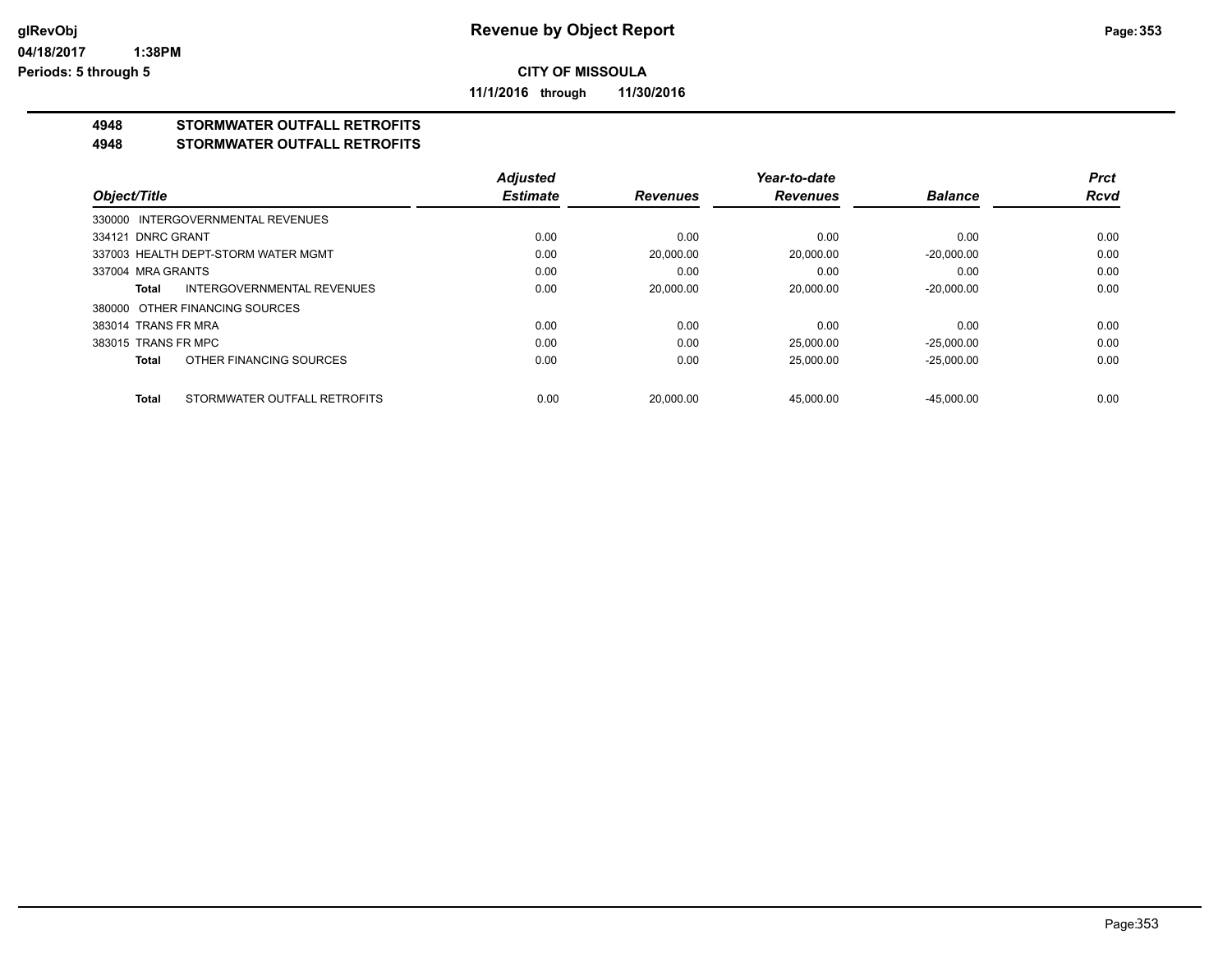**Revenue by Object Report**

**CITY OF MISSOULA**

**11/1/2016 through 11/30/2016**

glRevObj
04/18/2017 1:38PM
Periods: 5 through 5

## 4948 STORMWATER OUTFALL RETROFITS
## 4948 STORMWATER OUTFALL RETROFITS

| Object/Title | Adjusted Estimate | Revenues | Year-to-date Revenues | Balance | Prct Rcvd |
|---|---|---|---|---|---|
| 330000 INTERGOVERNMENTAL REVENUES | | | | | |
| 334121 DNRC GRANT | 0.00 | 0.00 | 0.00 | 0.00 | 0.00 |
| 337003 HEALTH DEPT-STORM WATER MGMT | 0.00 | 20,000.00 | 20,000.00 | -20,000.00 | 0.00 |
| 337004 MRA GRANTS | 0.00 | 0.00 | 0.00 | 0.00 | 0.00 |
| **Total** INTERGOVERNMENTAL REVENUES | 0.00 | 20,000.00 | 20,000.00 | -20,000.00 | 0.00 |
| 380000 OTHER FINANCING SOURCES | | | | | |
| 383014 TRANS FR MRA | 0.00 | 0.00 | 0.00 | 0.00 | 0.00 |
| 383015 TRANS FR MPC | 0.00 | 0.00 | 25,000.00 | -25,000.00 | 0.00 |
| **Total** OTHER FINANCING SOURCES | 0.00 | 0.00 | 25,000.00 | -25,000.00 | 0.00 |
| **Total** STORMWATER OUTFALL RETROFITS | 0.00 | 20,000.00 | 45,000.00 | -45,000.00 | 0.00 |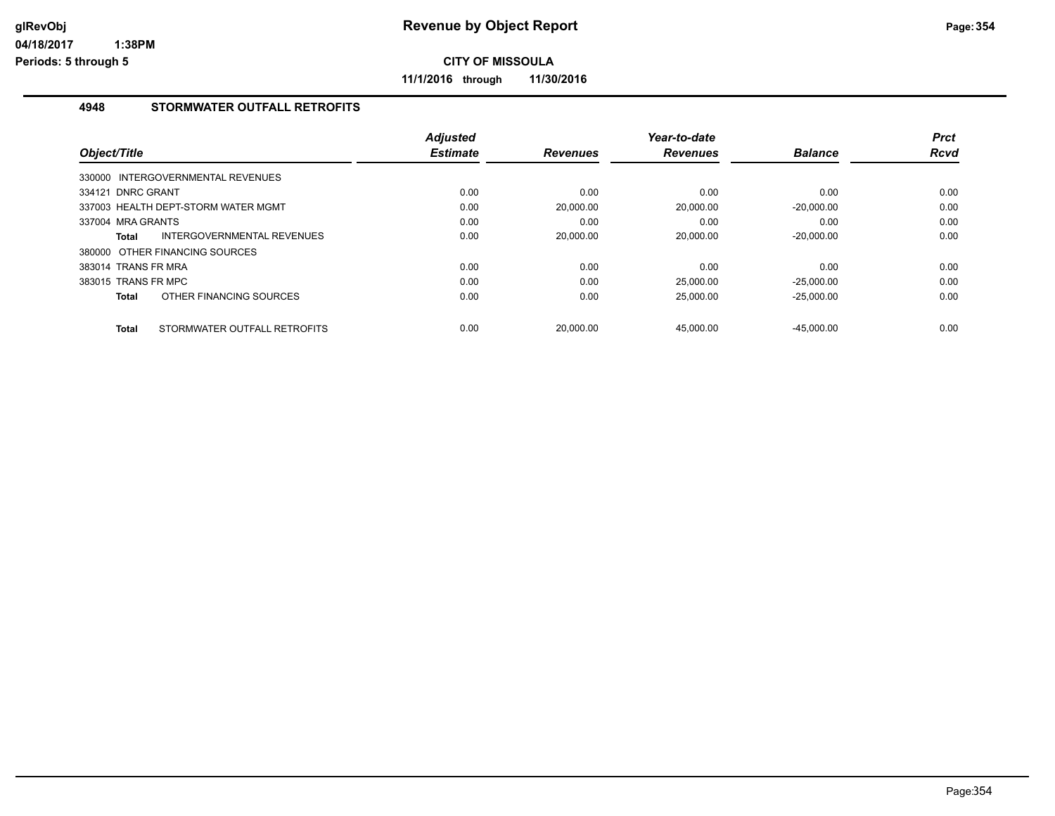# Revenue by Object Report

glRevObj
04/18/2017 1:38PM
Periods: 5 through 5

**CITY OF MISSOULA**

**11/1/2016 through 11/30/2016**

## 4948 STORMWATER OUTFALL RETROFITS

| Object/Title | Adjusted Estimate | Revenues | Year-to-date Revenues | Balance | Prct Rcvd |
|---|---|---|---|---|---|
| 330000 INTERGOVERNMENTAL REVENUES | | | | | |
| 334121 DNRC GRANT | 0.00 | 0.00 | 0.00 | 0.00 | 0.00 |
| 337003 HEALTH DEPT-STORM WATER MGMT | 0.00 | 20,000.00 | 20,000.00 | -20,000.00 | 0.00 |
| 337004 MRA GRANTS | 0.00 | 0.00 | 0.00 | 0.00 | 0.00 |
| **Total** INTERGOVERNMENTAL REVENUES | 0.00 | 20,000.00 | 20,000.00 | -20,000.00 | 0.00 |
| 380000 OTHER FINANCING SOURCES | | | | | |
| 383014 TRANS FR MRA | 0.00 | 0.00 | 0.00 | 0.00 | 0.00 |
| 383015 TRANS FR MPC | 0.00 | 0.00 | 25,000.00 | -25,000.00 | 0.00 |
| **Total** OTHER FINANCING SOURCES | 0.00 | 0.00 | 25,000.00 | -25,000.00 | 0.00 |
| **Total** STORMWATER OUTFALL RETROFITS | 0.00 | 20,000.00 | 45,000.00 | -45,000.00 | 0.00 |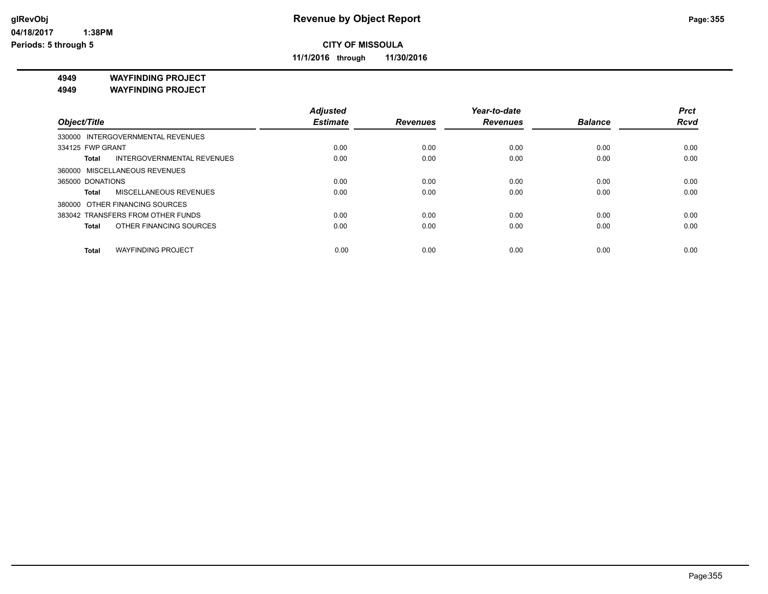**CITY OF MISSOULA**

**11/1/2016 through 11/30/2016**

**4949 WAYFINDING PROJECT**

**4949 WAYFINDING PROJECT**

| Object/Title | Adjusted Estimate | Revenues | Year-to-date Revenues | Balance | Prct Rcvd |
|---|---|---|---|---|---|
| 330000 INTERGOVERNMENTAL REVENUES | | | | | |
| 334125 FWP GRANT | 0.00 | 0.00 | 0.00 | 0.00 | 0.00 |
| **Total** INTERGOVERNMENTAL REVENUES | 0.00 | 0.00 | 0.00 | 0.00 | 0.00 |
| 360000 MISCELLANEOUS REVENUES | | | | | |
| 365000 DONATIONS | 0.00 | 0.00 | 0.00 | 0.00 | 0.00 |
| **Total** MISCELLANEOUS REVENUES | 0.00 | 0.00 | 0.00 | 0.00 | 0.00 |
| 380000 OTHER FINANCING SOURCES | | | | | |
| 383042 TRANSFERS FROM OTHER FUNDS | 0.00 | 0.00 | 0.00 | 0.00 | 0.00 |
| **Total** OTHER FINANCING SOURCES | 0.00 | 0.00 | 0.00 | 0.00 | 0.00 |
| **Total** WAYFINDING PROJECT | 0.00 | 0.00 | 0.00 | 0.00 | 0.00 |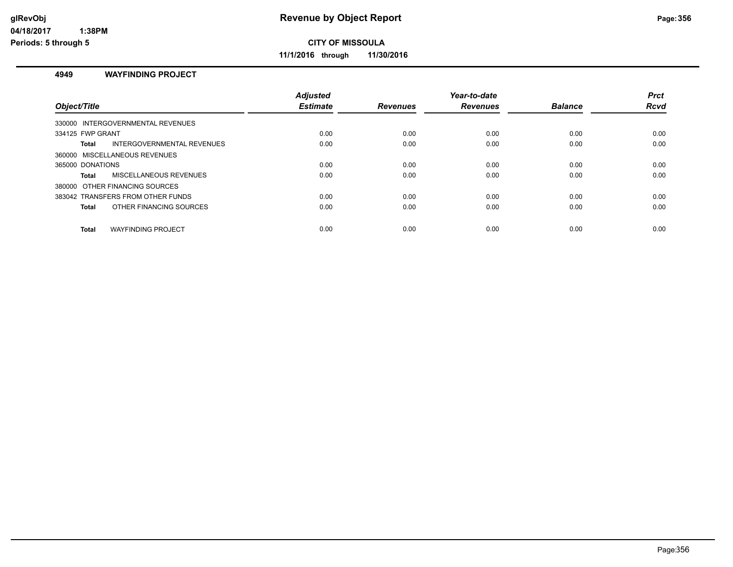**Revenue by Object Report**

**CITY OF MISSOULA**

**11/1/2016 through 11/30/2016**

glRevObj
04/18/2017 1:38PM
Periods: 5 through 5

### 4949 WAYFINDING PROJECT

| Object/Title | Adjusted Estimate | Revenues | Year-to-date Revenues | Balance | Prct Rcvd |
|---|---|---|---|---|---|
| 330000 INTERGOVERNMENTAL REVENUES | | | | | |
| 334125 FWP GRANT | 0.00 | 0.00 | 0.00 | 0.00 | 0.00 |
| **Total** INTERGOVERNMENTAL REVENUES | 0.00 | 0.00 | 0.00 | 0.00 | 0.00 |
| 360000 MISCELLANEOUS REVENUES | | | | | |
| 365000 DONATIONS | 0.00 | 0.00 | 0.00 | 0.00 | 0.00 |
| **Total** MISCELLANEOUS REVENUES | 0.00 | 0.00 | 0.00 | 0.00 | 0.00 |
| 380000 OTHER FINANCING SOURCES | | | | | |
| 383042 TRANSFERS FROM OTHER FUNDS | 0.00 | 0.00 | 0.00 | 0.00 | 0.00 |
| **Total** OTHER FINANCING SOURCES | 0.00 | 0.00 | 0.00 | 0.00 | 0.00 |
| **Total** WAYFINDING PROJECT | 0.00 | 0.00 | 0.00 | 0.00 | 0.00 |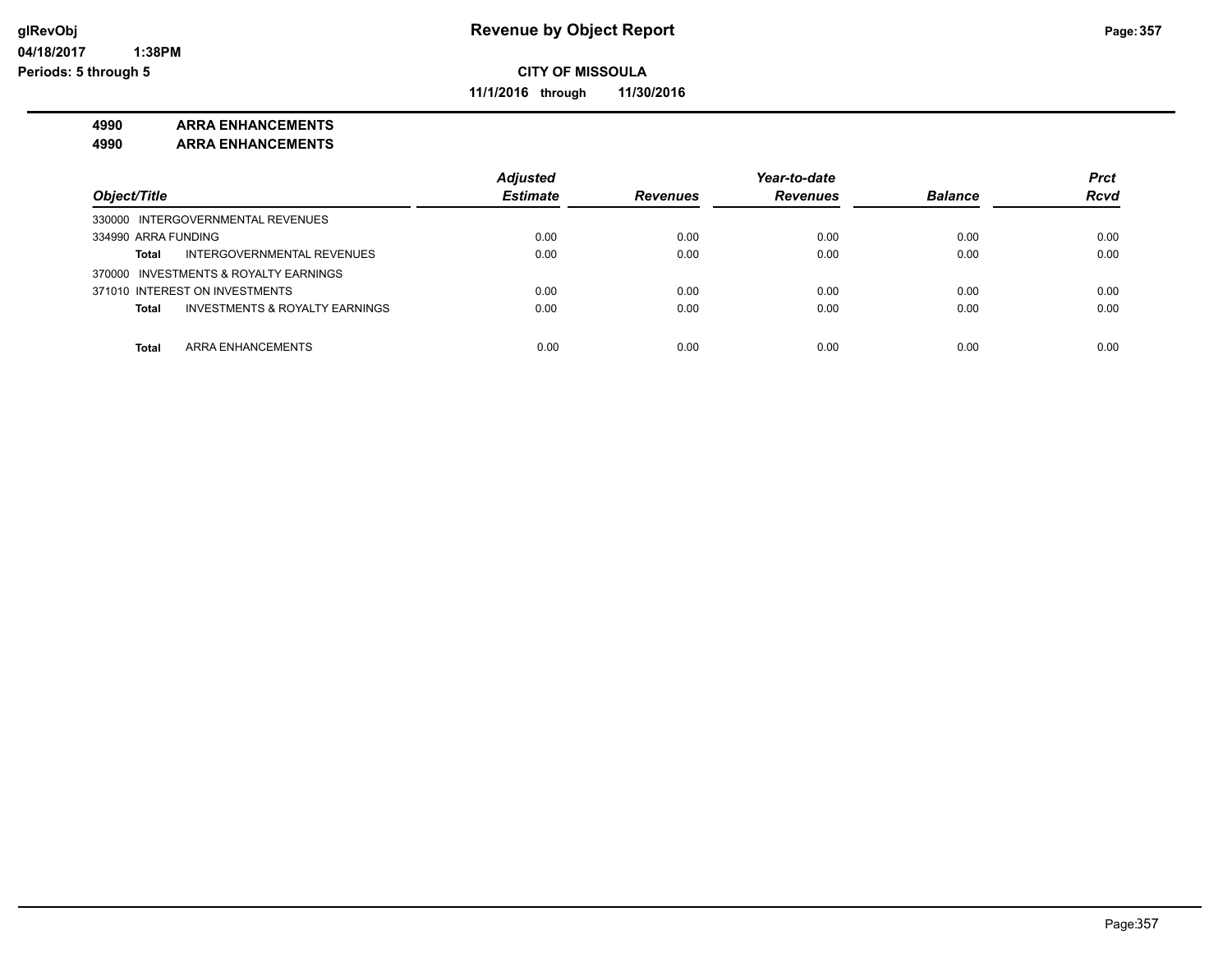# Revenue by Object Report

glRevObj
04/18/2017 1:38PM
Periods: 5 through 5

**CITY OF MISSOULA**

**11/1/2016 through 11/30/2016**

**4990 ARRA ENHANCEMENTS**
**4990 ARRA ENHANCEMENTS**

| Object/Title | Adjusted Estimate | Revenues | Year-to-date Revenues | Balance | Prct Rcvd |
|---|---|---|---|---|---|
| 330000 INTERGOVERNMENTAL REVENUES | | | | | |
| 334990 ARRA FUNDING | 0.00 | 0.00 | 0.00 | 0.00 | 0.00 |
| **Total** INTERGOVERNMENTAL REVENUES | 0.00 | 0.00 | 0.00 | 0.00 | 0.00 |
| 370000 INVESTMENTS & ROYALTY EARNINGS | | | | | |
| 371010 INTEREST ON INVESTMENTS | 0.00 | 0.00 | 0.00 | 0.00 | 0.00 |
| **Total** INVESTMENTS & ROYALTY EARNINGS | 0.00 | 0.00 | 0.00 | 0.00 | 0.00 |
| **Total** ARRA ENHANCEMENTS | 0.00 | 0.00 | 0.00 | 0.00 | 0.00 |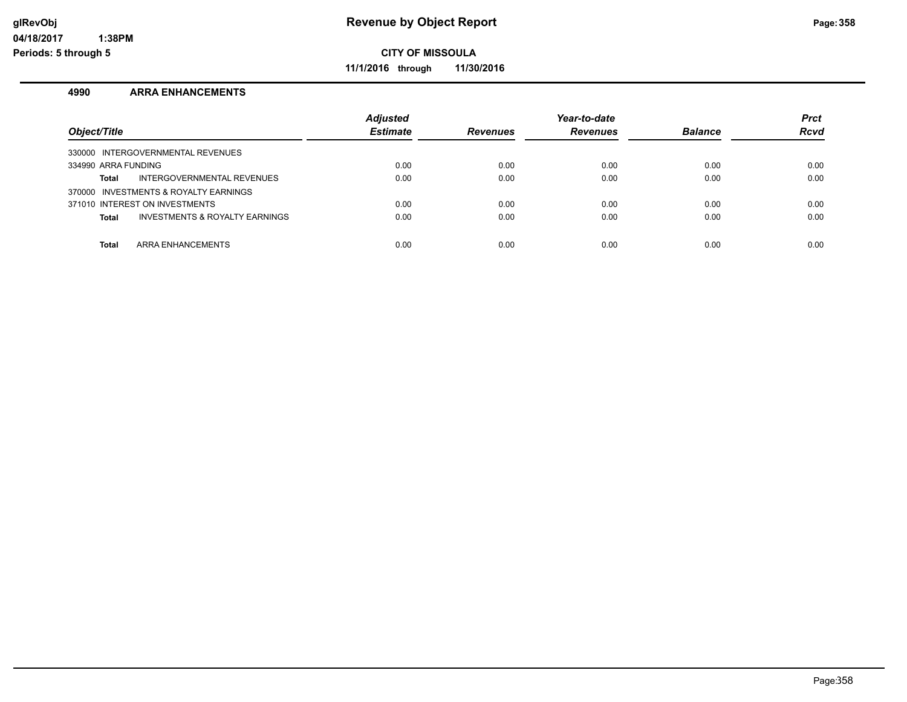# Revenue by Object Report

**CITY OF MISSOULA**

**11/1/2016 through 11/30/2016**

glRevObj
04/18/2017 1:38PM
Periods: 5 through 5

### 4990 ARRA ENHANCEMENTS

| Object/Title | Adjusted Estimate | Revenues | Year-to-date Revenues | Balance | Prct Rcvd |
|---|---|---|---|---|---|
| 330000 INTERGOVERNMENTAL REVENUES | | | | | |
| 334990 ARRA FUNDING | 0.00 | 0.00 | 0.00 | 0.00 | 0.00 |
| **Total** INTERGOVERNMENTAL REVENUES | 0.00 | 0.00 | 0.00 | 0.00 | 0.00 |
| 370000 INVESTMENTS & ROYALTY EARNINGS | | | | | |
| 371010 INTEREST ON INVESTMENTS | 0.00 | 0.00 | 0.00 | 0.00 | 0.00 |
| **Total** INVESTMENTS & ROYALTY EARNINGS | 0.00 | 0.00 | 0.00 | 0.00 | 0.00 |
| **Total** ARRA ENHANCEMENTS | 0.00 | 0.00 | 0.00 | 0.00 | 0.00 |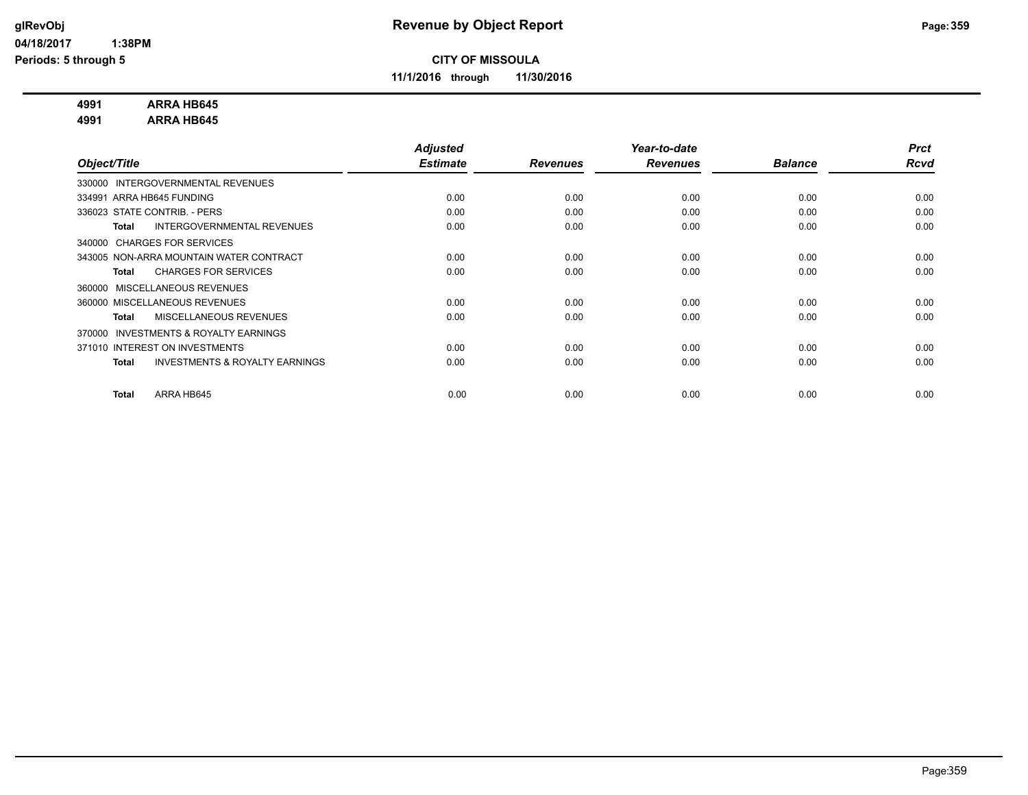# Revenue by Object Report

**CITY OF MISSOULA**

**11/1/2016 through 11/30/2016**

glRevObj
04/18/2017 1:38PM
Periods: 5 through 5

**4991 ARRA HB645**
**4991 ARRA HB645**

| Object/Title | Adjusted Estimate | Revenues | Year-to-date Revenues | Balance | Prct Rcvd |
|---|---|---|---|---|---|
| 330000 INTERGOVERNMENTAL REVENUES | | | | | |
| 334991 ARRA HB645 FUNDING | 0.00 | 0.00 | 0.00 | 0.00 | 0.00 |
| 336023 STATE CONTRIB. - PERS | 0.00 | 0.00 | 0.00 | 0.00 | 0.00 |
| **Total** INTERGOVERNMENTAL REVENUES | 0.00 | 0.00 | 0.00 | 0.00 | 0.00 |
| 340000 CHARGES FOR SERVICES | | | | | |
| 343005 NON-ARRA MOUNTAIN WATER CONTRACT | 0.00 | 0.00 | 0.00 | 0.00 | 0.00 |
| **Total** CHARGES FOR SERVICES | 0.00 | 0.00 | 0.00 | 0.00 | 0.00 |
| 360000 MISCELLANEOUS REVENUES | | | | | |
| 360000 MISCELLANEOUS REVENUES | 0.00 | 0.00 | 0.00 | 0.00 | 0.00 |
| **Total** MISCELLANEOUS REVENUES | 0.00 | 0.00 | 0.00 | 0.00 | 0.00 |
| 370000 INVESTMENTS & ROYALTY EARNINGS | | | | | |
| 371010 INTEREST ON INVESTMENTS | 0.00 | 0.00 | 0.00 | 0.00 | 0.00 |
| **Total** INVESTMENTS & ROYALTY EARNINGS | 0.00 | 0.00 | 0.00 | 0.00 | 0.00 |
| **Total** ARRA HB645 | 0.00 | 0.00 | 0.00 | 0.00 | 0.00 |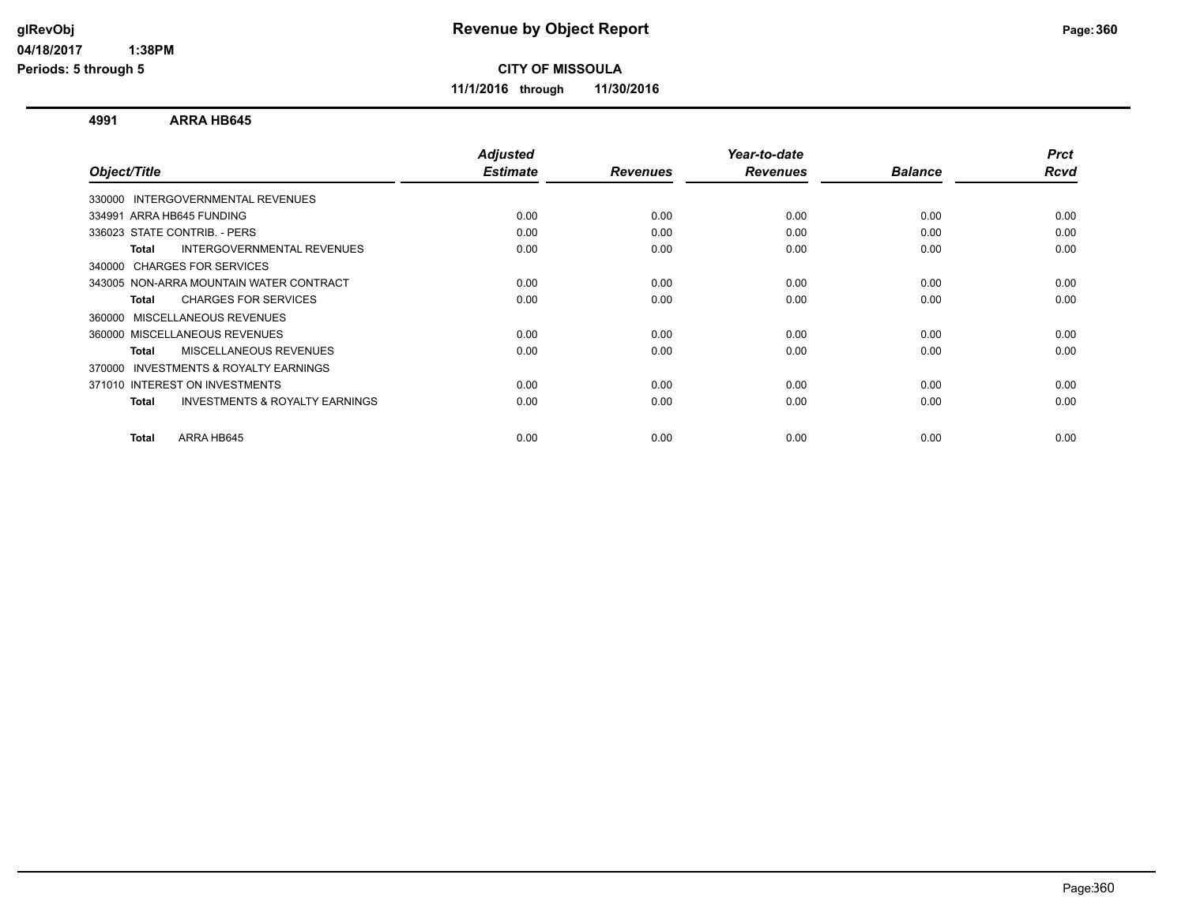**CITY OF MISSOULA**

**11/1/2016 through 11/30/2016**

**4991 ARRA HB645**

| Object/Title | Adjusted Estimate | Revenues | Year-to-date Revenues | Balance | Prct Rcvd |
|---|---|---|---|---|---|
| 330000 INTERGOVERNMENTAL REVENUES | | | | | |
| 334991 ARRA HB645 FUNDING | 0.00 | 0.00 | 0.00 | 0.00 | 0.00 |
| 336023 STATE CONTRIB. - PERS | 0.00 | 0.00 | 0.00 | 0.00 | 0.00 |
| **Total** INTERGOVERNMENTAL REVENUES | 0.00 | 0.00 | 0.00 | 0.00 | 0.00 |
| 340000 CHARGES FOR SERVICES | | | | | |
| 343005 NON-ARRA MOUNTAIN WATER CONTRACT | 0.00 | 0.00 | 0.00 | 0.00 | 0.00 |
| **Total** CHARGES FOR SERVICES | 0.00 | 0.00 | 0.00 | 0.00 | 0.00 |
| 360000 MISCELLANEOUS REVENUES | | | | | |
| 360000 MISCELLANEOUS REVENUES | 0.00 | 0.00 | 0.00 | 0.00 | 0.00 |
| **Total** MISCELLANEOUS REVENUES | 0.00 | 0.00 | 0.00 | 0.00 | 0.00 |
| 370000 INVESTMENTS & ROYALTY EARNINGS | | | | | |
| 371010 INTEREST ON INVESTMENTS | 0.00 | 0.00 | 0.00 | 0.00 | 0.00 |
| **Total** INVESTMENTS & ROYALTY EARNINGS | 0.00 | 0.00 | 0.00 | 0.00 | 0.00 |
| **Total** ARRA HB645 | 0.00 | 0.00 | 0.00 | 0.00 | 0.00 |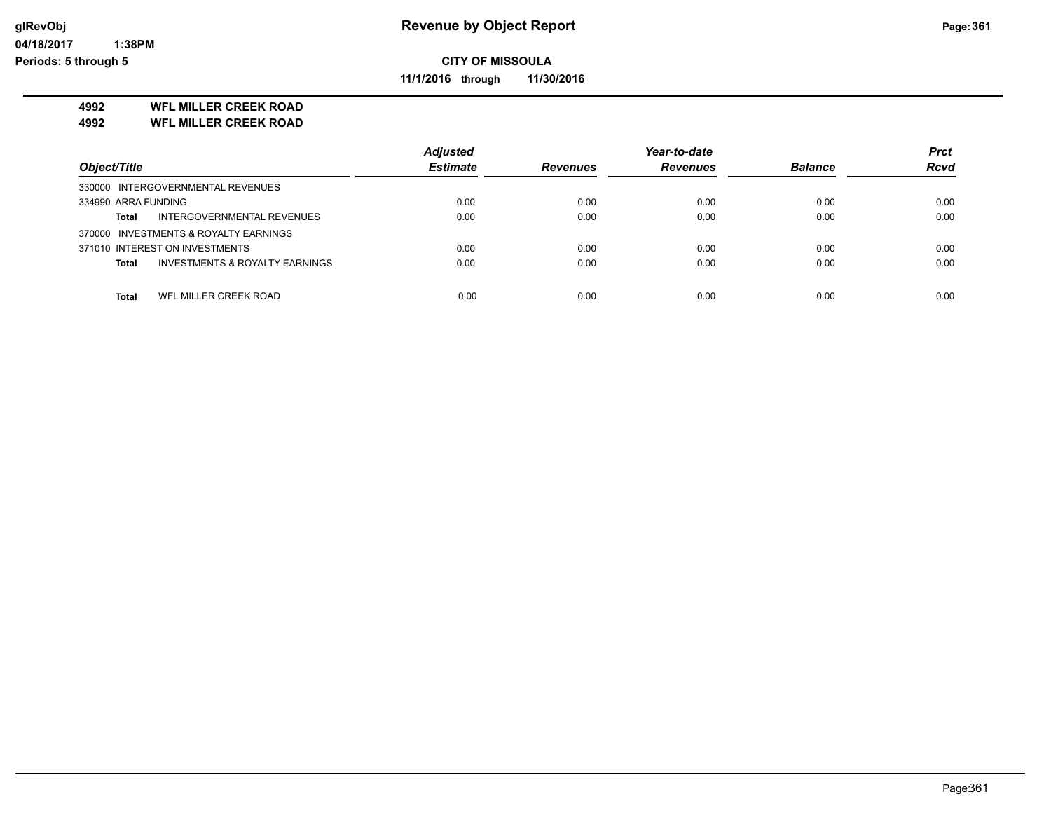# Revenue by Object Report

**CITY OF MISSOULA**

**11/1/2016 through 11/30/2016**

glRevObj
04/18/2017 1:38PM
Periods: 5 through 5

**4992 WFL MILLER CREEK ROAD**
**4992 WFL MILLER CREEK ROAD**

| Object/Title | Adjusted Estimate | Revenues | Year-to-date Revenues | Balance | Prct Rcvd |
|---|---|---|---|---|---|
| 330000 INTERGOVERNMENTAL REVENUES | | | | | |
| 334990 ARRA FUNDING | 0.00 | 0.00 | 0.00 | 0.00 | 0.00 |
| **Total** INTERGOVERNMENTAL REVENUES | 0.00 | 0.00 | 0.00 | 0.00 | 0.00 |
| 370000 INVESTMENTS & ROYALTY EARNINGS | | | | | |
| 371010 INTEREST ON INVESTMENTS | 0.00 | 0.00 | 0.00 | 0.00 | 0.00 |
| **Total** INVESTMENTS & ROYALTY EARNINGS | 0.00 | 0.00 | 0.00 | 0.00 | 0.00 |
| **Total** WFL MILLER CREEK ROAD | 0.00 | 0.00 | 0.00 | 0.00 | 0.00 |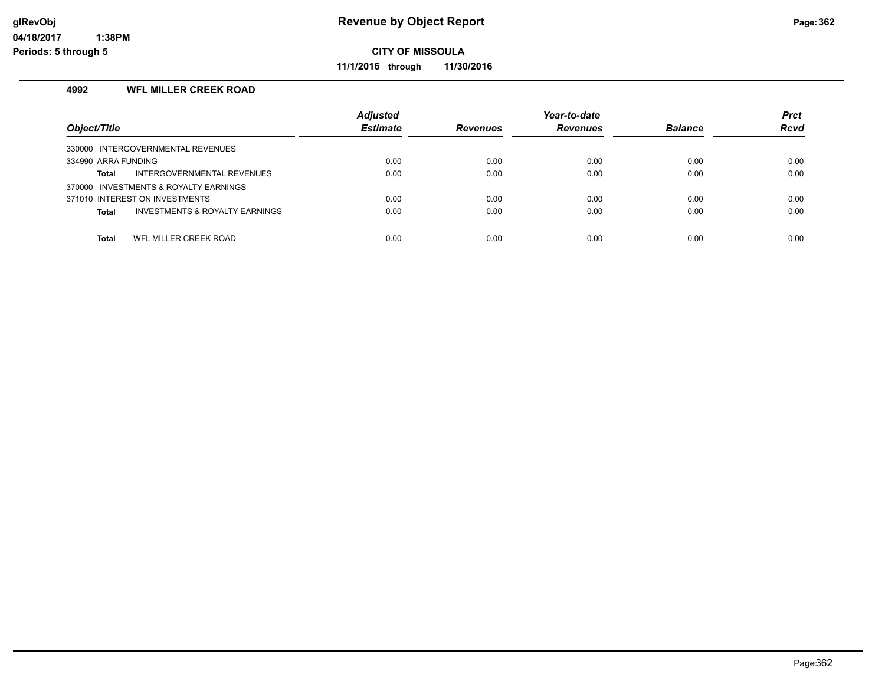## Revenue by Object Report

**CITY OF MISSOULA**

**11/1/2016 through 11/30/2016**

### 4992 WFL MILLER CREEK ROAD

| Object/Title | Adjusted Estimate | Revenues | Year-to-date Revenues | Balance | Prct Rcvd |
|---|---|---|---|---|---|
| 330000 INTERGOVERNMENTAL REVENUES | | | | | |
| 334990 ARRA FUNDING | 0.00 | 0.00 | 0.00 | 0.00 | 0.00 |
| **Total** INTERGOVERNMENTAL REVENUES | 0.00 | 0.00 | 0.00 | 0.00 | 0.00 |
| 370000 INVESTMENTS & ROYALTY EARNINGS | | | | | |
| 371010 INTEREST ON INVESTMENTS | 0.00 | 0.00 | 0.00 | 0.00 | 0.00 |
| **Total** INVESTMENTS & ROYALTY EARNINGS | 0.00 | 0.00 | 0.00 | 0.00 | 0.00 |
| **Total** WFL MILLER CREEK ROAD | 0.00 | 0.00 | 0.00 | 0.00 | 0.00 |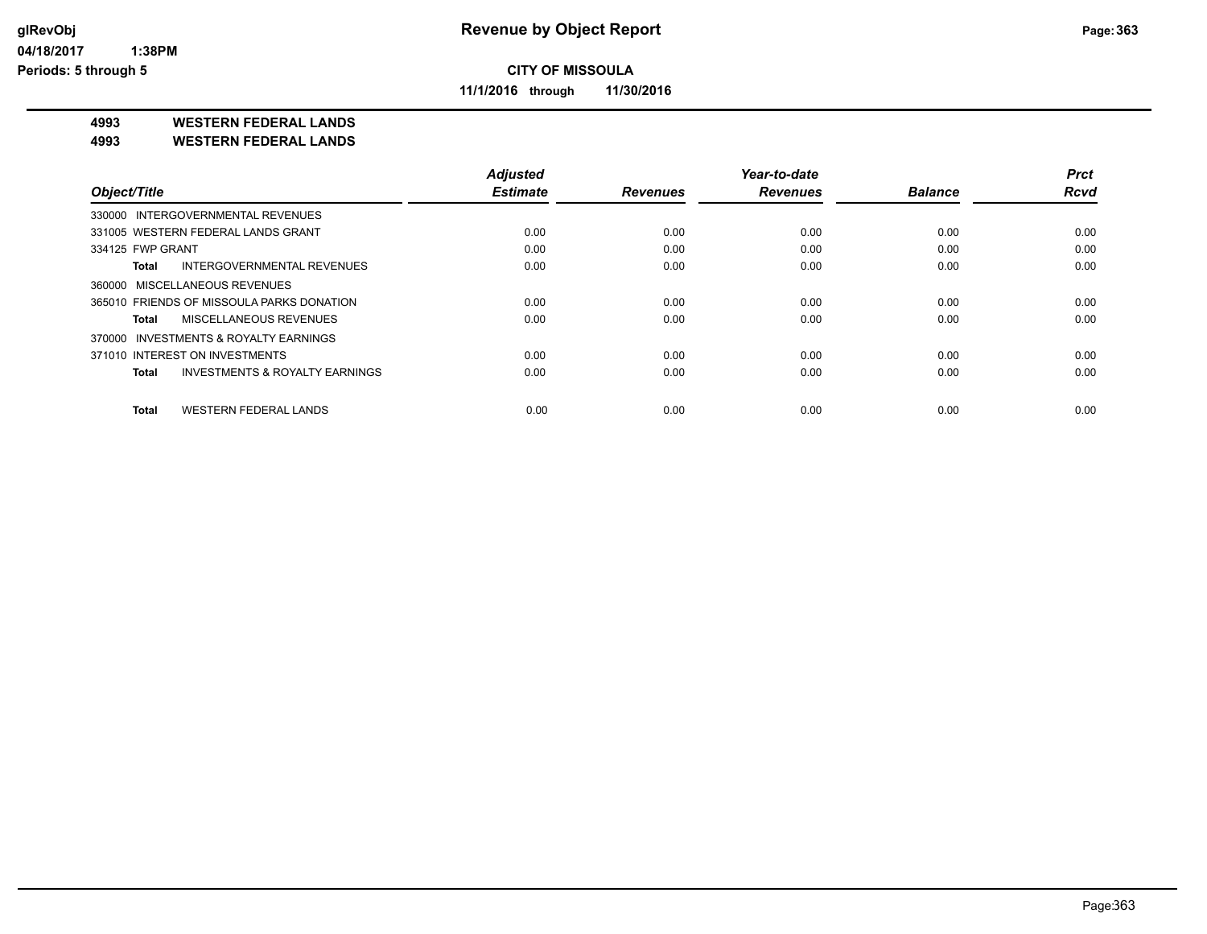**glRevObj** **Revenue by Object Report**

**04/18/2017 1:38PM**

**Periods: 5 through 5**

**CITY OF MISSOULA**

**11/1/2016 through 11/30/2016**

**4993 WESTERN FEDERAL LANDS**

**4993 WESTERN FEDERAL LANDS**

| Object/Title | Adjusted Estimate | Revenues | Year-to-date Revenues | Balance | Prct Rcvd |
|---|---|---|---|---|---|
| 330000 INTERGOVERNMENTAL REVENUES | | | | | |
| 331005 WESTERN FEDERAL LANDS GRANT | 0.00 | 0.00 | 0.00 | 0.00 | 0.00 |
| 334125 FWP GRANT | 0.00 | 0.00 | 0.00 | 0.00 | 0.00 |
| **Total** INTERGOVERNMENTAL REVENUES | 0.00 | 0.00 | 0.00 | 0.00 | 0.00 |
| 360000 MISCELLANEOUS REVENUES | | | | | |
| 365010 FRIENDS OF MISSOULA PARKS DONATION | 0.00 | 0.00 | 0.00 | 0.00 | 0.00 |
| **Total** MISCELLANEOUS REVENUES | 0.00 | 0.00 | 0.00 | 0.00 | 0.00 |
| 370000 INVESTMENTS & ROYALTY EARNINGS | | | | | |
| 371010 INTEREST ON INVESTMENTS | 0.00 | 0.00 | 0.00 | 0.00 | 0.00 |
| **Total** INVESTMENTS & ROYALTY EARNINGS | 0.00 | 0.00 | 0.00 | 0.00 | 0.00 |
| **Total** WESTERN FEDERAL LANDS | 0.00 | 0.00 | 0.00 | 0.00 | 0.00 |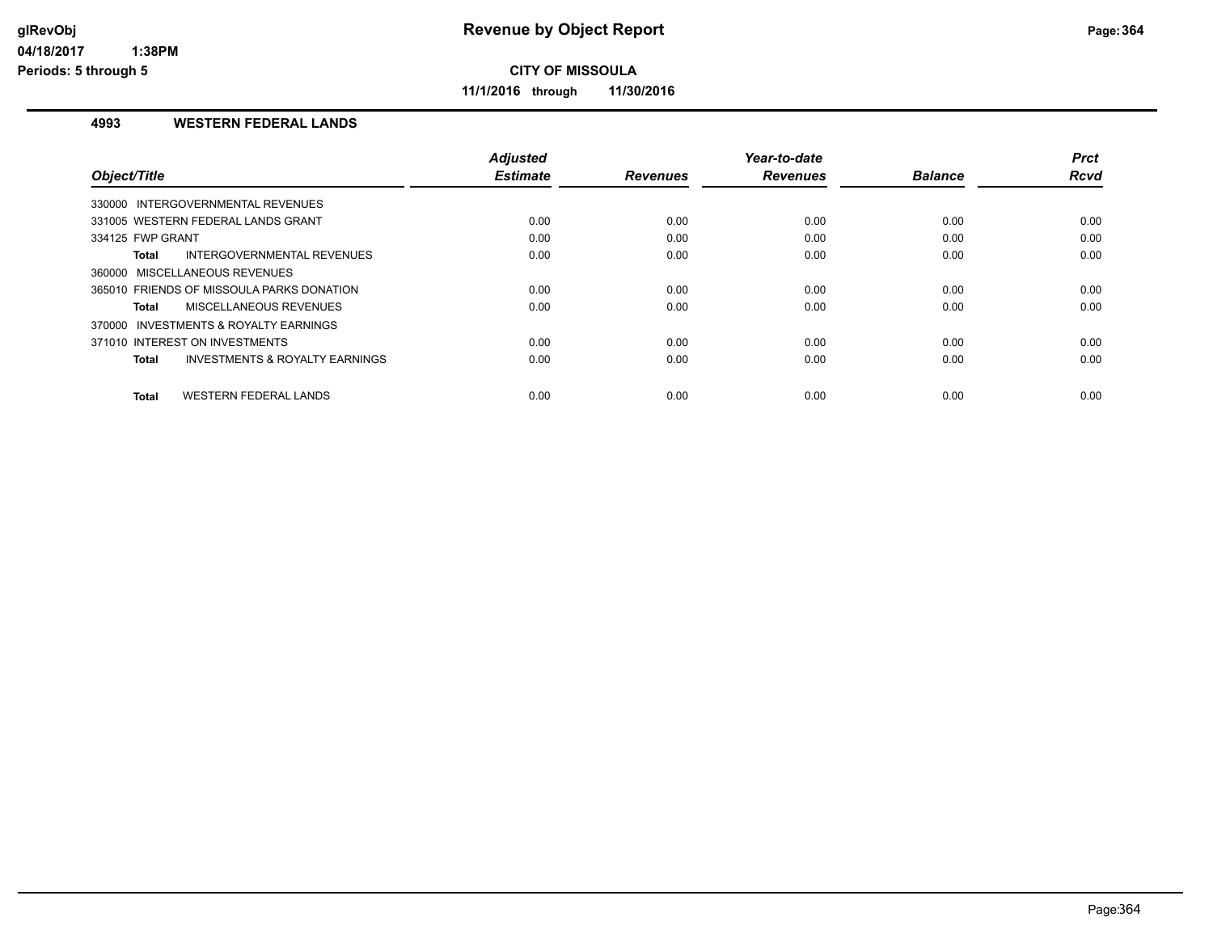# Revenue by Object Report

**CITY OF MISSOULA**

**11/1/2016 through 11/30/2016**

glRevObj
04/18/2017 1:38PM
Periods: 5 through 5

## 4993 WESTERN FEDERAL LANDS

| Object/Title | Adjusted Estimate | Revenues | Year-to-date Revenues | Balance | Prct Rcvd |
|---|---|---|---|---|---|
| 330000 INTERGOVERNMENTAL REVENUES | | | | | |
| 331005 WESTERN FEDERAL LANDS GRANT | 0.00 | 0.00 | 0.00 | 0.00 | 0.00 |
| 334125 FWP GRANT | 0.00 | 0.00 | 0.00 | 0.00 | 0.00 |
| **Total** INTERGOVERNMENTAL REVENUES | 0.00 | 0.00 | 0.00 | 0.00 | 0.00 |
| 360000 MISCELLANEOUS REVENUES | | | | | |
| 365010 FRIENDS OF MISSOULA PARKS DONATION | 0.00 | 0.00 | 0.00 | 0.00 | 0.00 |
| **Total** MISCELLANEOUS REVENUES | 0.00 | 0.00 | 0.00 | 0.00 | 0.00 |
| 370000 INVESTMENTS & ROYALTY EARNINGS | | | | | |
| 371010 INTEREST ON INVESTMENTS | 0.00 | 0.00 | 0.00 | 0.00 | 0.00 |
| **Total** INVESTMENTS & ROYALTY EARNINGS | 0.00 | 0.00 | 0.00 | 0.00 | 0.00 |
| **Total** WESTERN FEDERAL LANDS | 0.00 | 0.00 | 0.00 | 0.00 | 0.00 |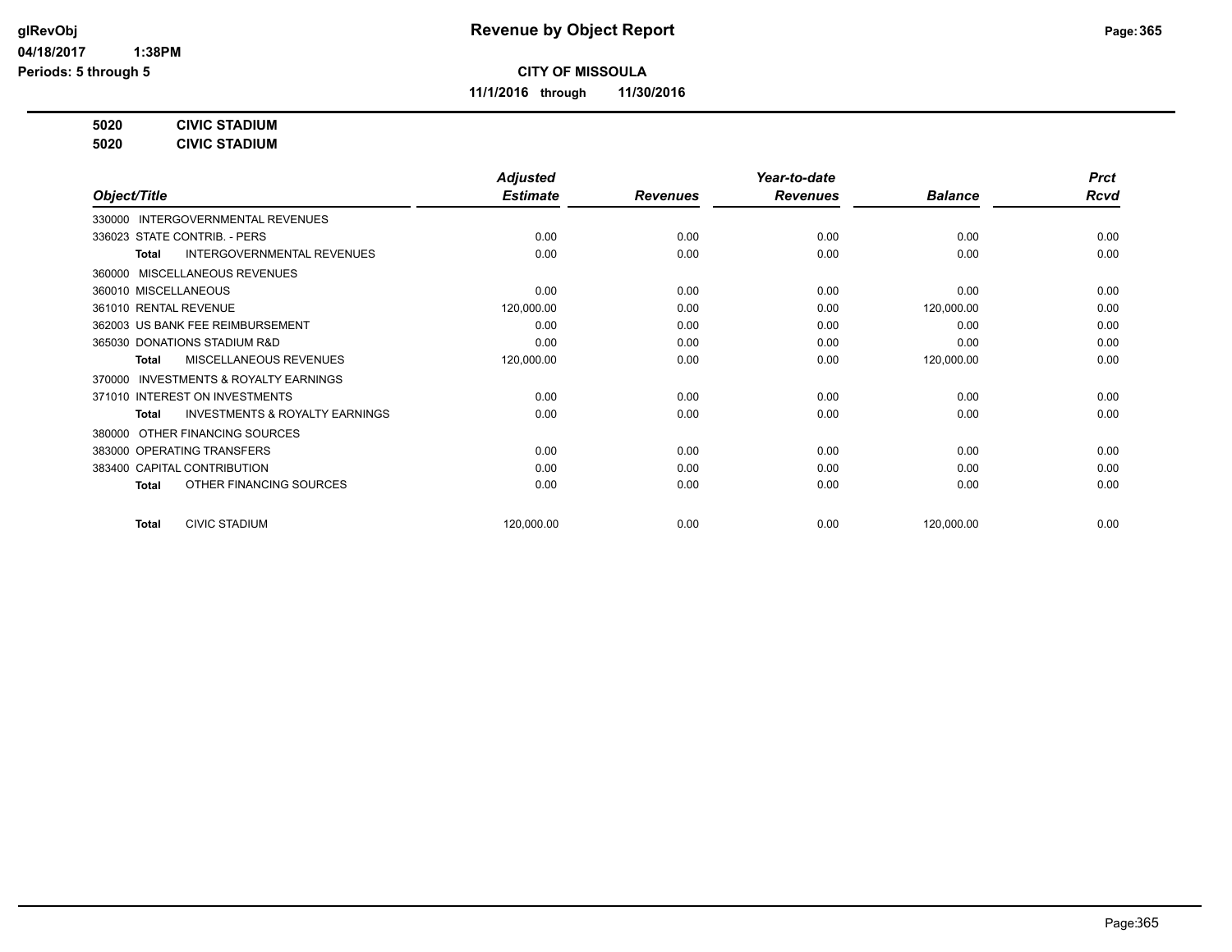**CITY OF MISSOULA**

**11/1/2016 through 11/30/2016**

**5020 CIVIC STADIUM**

**5020 CIVIC STADIUM**

| Object/Title | Adjusted Estimate | Revenues | Year-to-date Revenues | Balance | Prct Rcvd |
|---|---|---|---|---|---|
| 330000 INTERGOVERNMENTAL REVENUES | | | | | |
| 336023 STATE CONTRIB. - PERS | 0.00 | 0.00 | 0.00 | 0.00 | 0.00 |
| **Total** INTERGOVERNMENTAL REVENUES | 0.00 | 0.00 | 0.00 | 0.00 | 0.00 |
| 360000 MISCELLANEOUS REVENUES | | | | | |
| 360010 MISCELLANEOUS | 0.00 | 0.00 | 0.00 | 0.00 | 0.00 |
| 361010 RENTAL REVENUE | 120,000.00 | 0.00 | 0.00 | 120,000.00 | 0.00 |
| 362003 US BANK FEE REIMBURSEMENT | 0.00 | 0.00 | 0.00 | 0.00 | 0.00 |
| 365030 DONATIONS STADIUM R&D | 0.00 | 0.00 | 0.00 | 0.00 | 0.00 |
| **Total** MISCELLANEOUS REVENUES | 120,000.00 | 0.00 | 0.00 | 120,000.00 | 0.00 |
| 370000 INVESTMENTS & ROYALTY EARNINGS | | | | | |
| 371010 INTEREST ON INVESTMENTS | 0.00 | 0.00 | 0.00 | 0.00 | 0.00 |
| **Total** INVESTMENTS & ROYALTY EARNINGS | 0.00 | 0.00 | 0.00 | 0.00 | 0.00 |
| 380000 OTHER FINANCING SOURCES | | | | | |
| 383000 OPERATING TRANSFERS | 0.00 | 0.00 | 0.00 | 0.00 | 0.00 |
| 383400 CAPITAL CONTRIBUTION | 0.00 | 0.00 | 0.00 | 0.00 | 0.00 |
| **Total** OTHER FINANCING SOURCES | 0.00 | 0.00 | 0.00 | 0.00 | 0.00 |
| **Total** CIVIC STADIUM | 120,000.00 | 0.00 | 0.00 | 120,000.00 | 0.00 |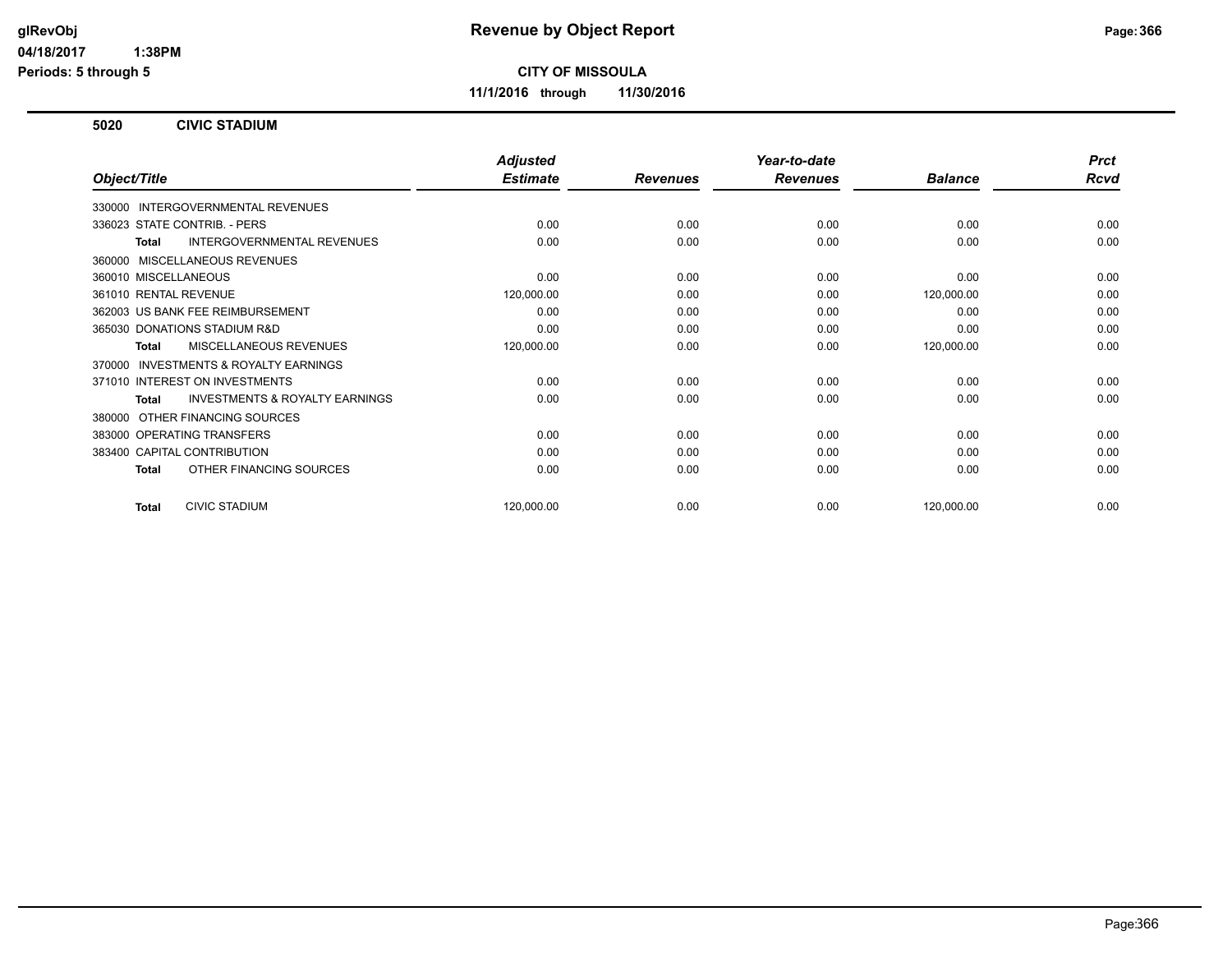# Revenue by Object Report

glRevObj
04/18/2017 1:38PM
Periods: 5 through 5

**CITY OF MISSOULA**

**11/1/2016 through 11/30/2016**

## 5020 CIVIC STADIUM

| Object/Title | Adjusted Estimate | Revenues | Year-to-date Revenues | Balance | Prct Rcvd |
|---|---|---|---|---|---|
| 330000 INTERGOVERNMENTAL REVENUES | | | | | |
| 336023 STATE CONTRIB. - PERS | 0.00 | 0.00 | 0.00 | 0.00 | 0.00 |
| **Total** INTERGOVERNMENTAL REVENUES | 0.00 | 0.00 | 0.00 | 0.00 | 0.00 |
| 360000 MISCELLANEOUS REVENUES | | | | | |
| 360010 MISCELLANEOUS | 0.00 | 0.00 | 0.00 | 0.00 | 0.00 |
| 361010 RENTAL REVENUE | 120,000.00 | 0.00 | 0.00 | 120,000.00 | 0.00 |
| 362003 US BANK FEE REIMBURSEMENT | 0.00 | 0.00 | 0.00 | 0.00 | 0.00 |
| 365030 DONATIONS STADIUM R&D | 0.00 | 0.00 | 0.00 | 0.00 | 0.00 |
| **Total** MISCELLANEOUS REVENUES | 120,000.00 | 0.00 | 0.00 | 120,000.00 | 0.00 |
| 370000 INVESTMENTS & ROYALTY EARNINGS | | | | | |
| 371010 INTEREST ON INVESTMENTS | 0.00 | 0.00 | 0.00 | 0.00 | 0.00 |
| **Total** INVESTMENTS & ROYALTY EARNINGS | 0.00 | 0.00 | 0.00 | 0.00 | 0.00 |
| 380000 OTHER FINANCING SOURCES | | | | | |
| 383000 OPERATING TRANSFERS | 0.00 | 0.00 | 0.00 | 0.00 | 0.00 |
| 383400 CAPITAL CONTRIBUTION | 0.00 | 0.00 | 0.00 | 0.00 | 0.00 |
| **Total** OTHER FINANCING SOURCES | 0.00 | 0.00 | 0.00 | 0.00 | 0.00 |
| **Total** CIVIC STADIUM | 120,000.00 | 0.00 | 0.00 | 120,000.00 | 0.00 |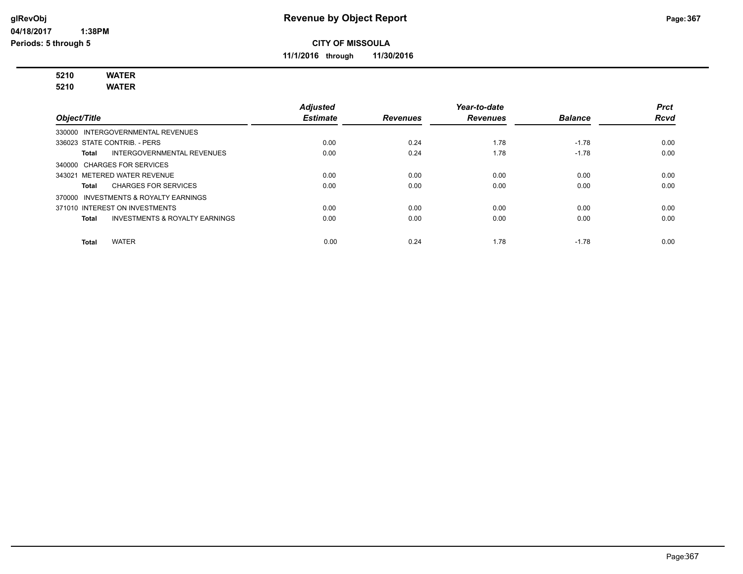**Revenue by Object Report**

glRevObj
04/18/2017 1:38PM
Periods: 5 through 5

**CITY OF MISSOULA**

**11/1/2016 through 11/30/2016**

**5210 WATER**
**5210 WATER**

| Object/Title | Adjusted Estimate | Revenues | Year-to-date Revenues | Balance | Prct Rcvd |
|---|---|---|---|---|---|
| 330000 INTERGOVERNMENTAL REVENUES | | | | | |
| 336023 STATE CONTRIB. - PERS | 0.00 | 0.24 | 1.78 | -1.78 | 0.00 |
| **Total** INTERGOVERNMENTAL REVENUES | 0.00 | 0.24 | 1.78 | -1.78 | 0.00 |
| 340000 CHARGES FOR SERVICES | | | | | |
| 343021 METERED WATER REVENUE | 0.00 | 0.00 | 0.00 | 0.00 | 0.00 |
| **Total** CHARGES FOR SERVICES | 0.00 | 0.00 | 0.00 | 0.00 | 0.00 |
| 370000 INVESTMENTS & ROYALTY EARNINGS | | | | | |
| 371010 INTEREST ON INVESTMENTS | 0.00 | 0.00 | 0.00 | 0.00 | 0.00 |
| **Total** INVESTMENTS & ROYALTY EARNINGS | 0.00 | 0.00 | 0.00 | 0.00 | 0.00 |
| **Total** WATER | 0.00 | 0.24 | 1.78 | -1.78 | 0.00 |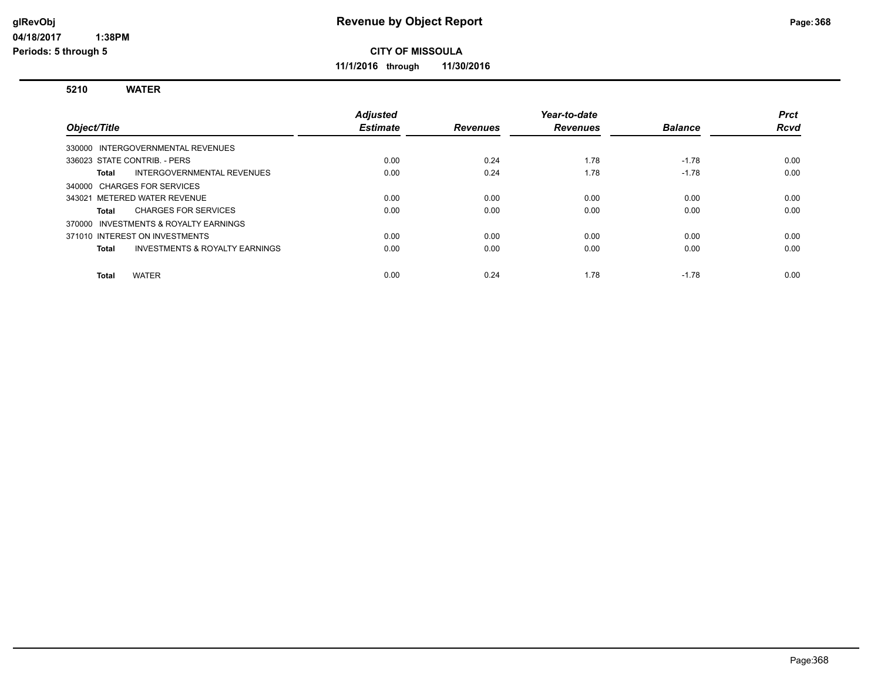# Revenue by Object Report

**CITY OF MISSOULA**

**11/1/2016 through 11/30/2016**

glRevObj
04/18/2017 1:38PM
Periods: 5 through 5

## 5210 WATER

| Object/Title | Adjusted Estimate | Revenues | Year-to-date Revenues | Balance | Prct Rcvd |
|---|---|---|---|---|---|
| 330000 INTERGOVERNMENTAL REVENUES | | | | | |
| 336023 STATE CONTRIB. - PERS | 0.00 | 0.24 | 1.78 | -1.78 | 0.00 |
| **Total** INTERGOVERNMENTAL REVENUES | 0.00 | 0.24 | 1.78 | -1.78 | 0.00 |
| 340000 CHARGES FOR SERVICES | | | | | |
| 343021 METERED WATER REVENUE | 0.00 | 0.00 | 0.00 | 0.00 | 0.00 |
| **Total** CHARGES FOR SERVICES | 0.00 | 0.00 | 0.00 | 0.00 | 0.00 |
| 370000 INVESTMENTS & ROYALTY EARNINGS | | | | | |
| 371010 INTEREST ON INVESTMENTS | 0.00 | 0.00 | 0.00 | 0.00 | 0.00 |
| **Total** INVESTMENTS & ROYALTY EARNINGS | 0.00 | 0.00 | 0.00 | 0.00 | 0.00 |
| **Total** WATER | 0.00 | 0.24 | 1.78 | -1.78 | 0.00 |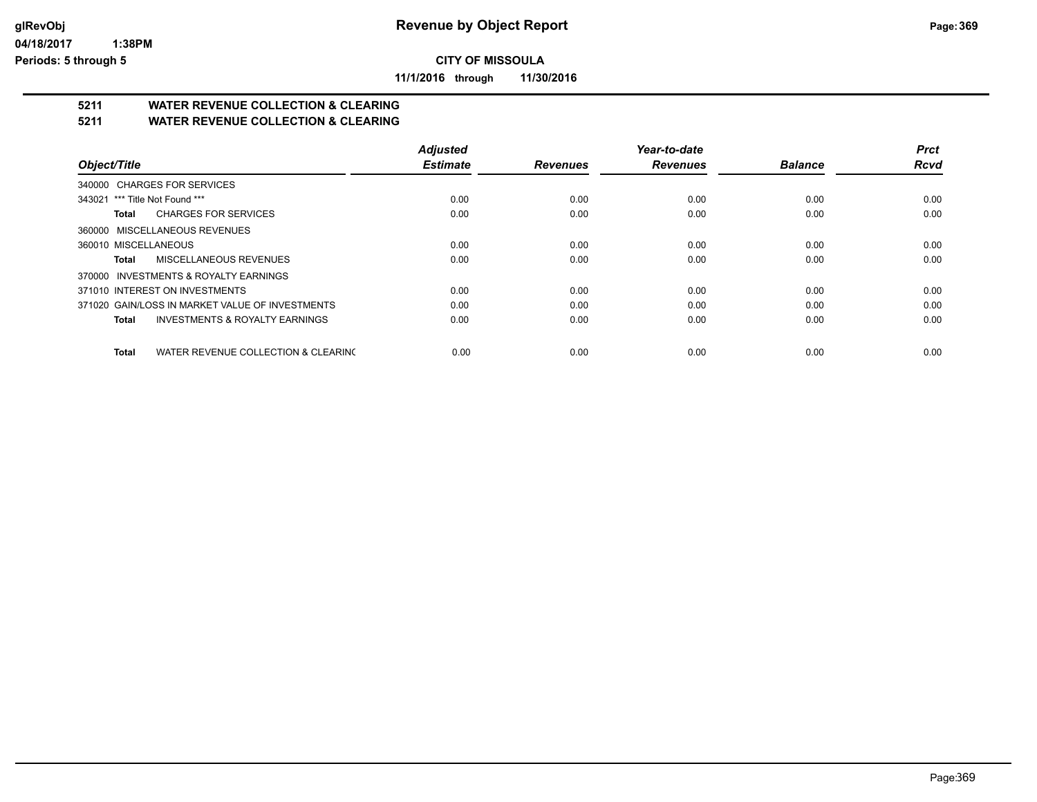**CITY OF MISSOULA**

**11/1/2016 through 11/30/2016**

## 5211 WATER REVENUE COLLECTION & CLEARING
## 5211 WATER REVENUE COLLECTION & CLEARING

| Object/Title | Adjusted Estimate | Revenues | Year-to-date Revenues | Balance | Prct Rcvd |
|---|---|---|---|---|---|
| 340000 CHARGES FOR SERVICES | | | | | |
| 343021 *** Title Not Found *** | 0.00 | 0.00 | 0.00 | 0.00 | 0.00 |
| **Total** CHARGES FOR SERVICES | 0.00 | 0.00 | 0.00 | 0.00 | 0.00 |
| 360000 MISCELLANEOUS REVENUES | | | | | |
| 360010 MISCELLANEOUS | 0.00 | 0.00 | 0.00 | 0.00 | 0.00 |
| **Total** MISCELLANEOUS REVENUES | 0.00 | 0.00 | 0.00 | 0.00 | 0.00 |
| 370000 INVESTMENTS & ROYALTY EARNINGS | | | | | |
| 371010 INTEREST ON INVESTMENTS | 0.00 | 0.00 | 0.00 | 0.00 | 0.00 |
| 371020 GAIN/LOSS IN MARKET VALUE OF INVESTMENTS | 0.00 | 0.00 | 0.00 | 0.00 | 0.00 |
| **Total** INVESTMENTS & ROYALTY EARNINGS | 0.00 | 0.00 | 0.00 | 0.00 | 0.00 |
| **Total** WATER REVENUE COLLECTION & CLEARING | 0.00 | 0.00 | 0.00 | 0.00 | 0.00 |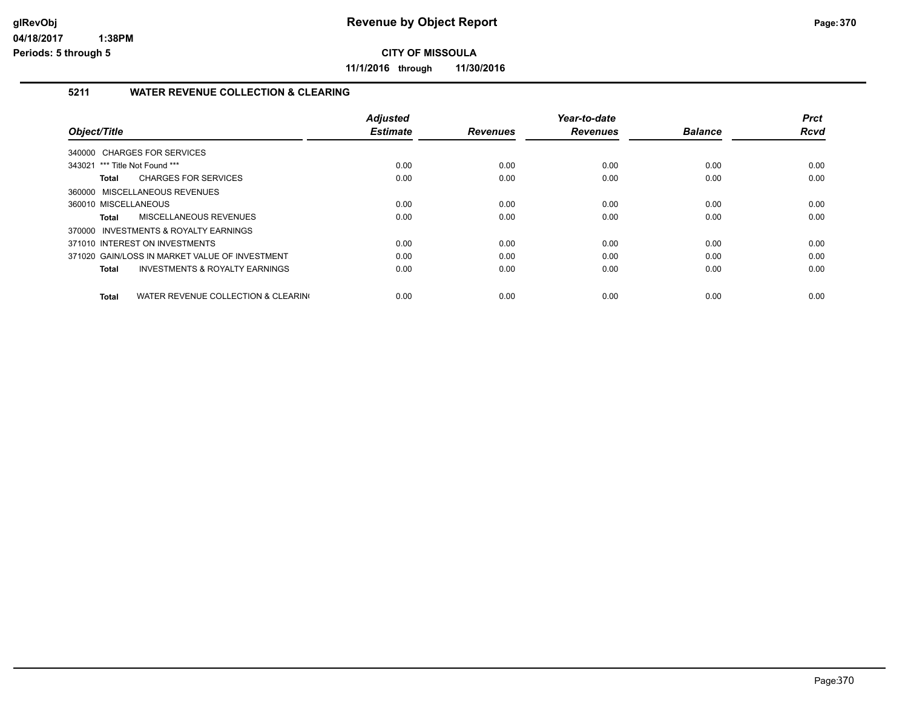**CITY OF MISSOULA**

**11/1/2016 through 11/30/2016**

## 5211 WATER REVENUE COLLECTION & CLEARING

| Object/Title | Adjusted Estimate | Revenues | Year-to-date Revenues | Balance | Prct Rcvd |
|---|---|---|---|---|---|
| 340000 CHARGES FOR SERVICES | | | | | |
| 343021 *** Title Not Found *** | 0.00 | 0.00 | 0.00 | 0.00 | 0.00 |
| **Total** CHARGES FOR SERVICES | 0.00 | 0.00 | 0.00 | 0.00 | 0.00 |
| 360000 MISCELLANEOUS REVENUES | | | | | |
| 360010 MISCELLANEOUS | 0.00 | 0.00 | 0.00 | 0.00 | 0.00 |
| **Total** MISCELLANEOUS REVENUES | 0.00 | 0.00 | 0.00 | 0.00 | 0.00 |
| 370000 INVESTMENTS & ROYALTY EARNINGS | | | | | |
| 371010 INTEREST ON INVESTMENTS | 0.00 | 0.00 | 0.00 | 0.00 | 0.00 |
| 371020 GAIN/LOSS IN MARKET VALUE OF INVESTMENT | 0.00 | 0.00 | 0.00 | 0.00 | 0.00 |
| **Total** INVESTMENTS & ROYALTY EARNINGS | 0.00 | 0.00 | 0.00 | 0.00 | 0.00 |
| **Total** WATER REVENUE COLLECTION & CLEARIN( | 0.00 | 0.00 | 0.00 | 0.00 | 0.00 |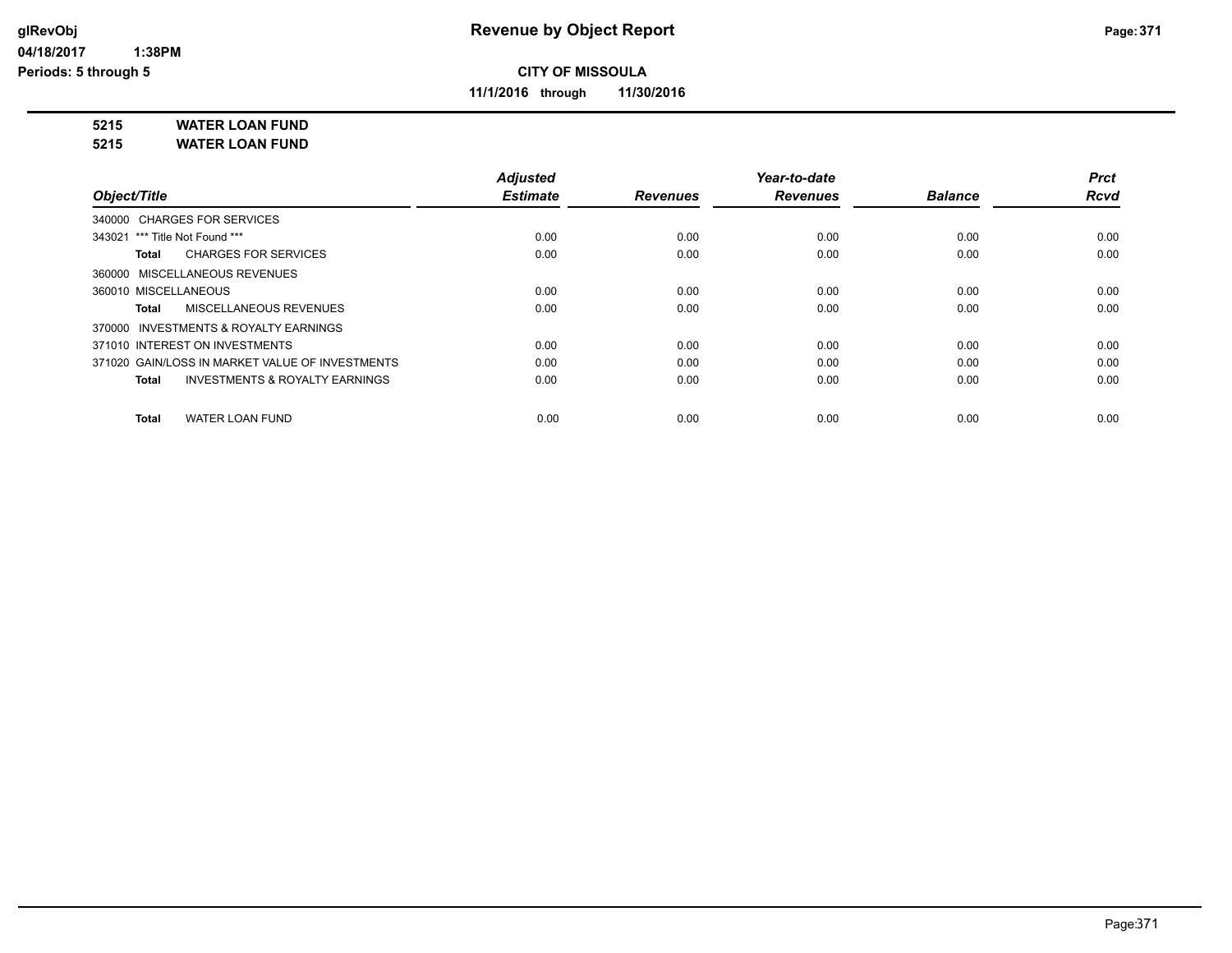**CITY OF MISSOULA**

**11/1/2016 through 11/30/2016**

**5215 WATER LOAN FUND**

**5215 WATER LOAN FUND**

| Object/Title | Adjusted Estimate | Revenues | Year-to-date Revenues | Balance | Prct Rcvd |
|---|---|---|---|---|---|
| 340000 CHARGES FOR SERVICES | | | | | |
| 343021 *** Title Not Found *** | 0.00 | 0.00 | 0.00 | 0.00 | 0.00 |
| **Total** CHARGES FOR SERVICES | 0.00 | 0.00 | 0.00 | 0.00 | 0.00 |
| 360000 MISCELLANEOUS REVENUES | | | | | |
| 360010 MISCELLANEOUS | 0.00 | 0.00 | 0.00 | 0.00 | 0.00 |
| **Total** MISCELLANEOUS REVENUES | 0.00 | 0.00 | 0.00 | 0.00 | 0.00 |
| 370000 INVESTMENTS & ROYALTY EARNINGS | | | | | |
| 371010 INTEREST ON INVESTMENTS | 0.00 | 0.00 | 0.00 | 0.00 | 0.00 |
| 371020 GAIN/LOSS IN MARKET VALUE OF INVESTMENTS | 0.00 | 0.00 | 0.00 | 0.00 | 0.00 |
| **Total** INVESTMENTS & ROYALTY EARNINGS | 0.00 | 0.00 | 0.00 | 0.00 | 0.00 |
| **Total** WATER LOAN FUND | 0.00 | 0.00 | 0.00 | 0.00 | 0.00 |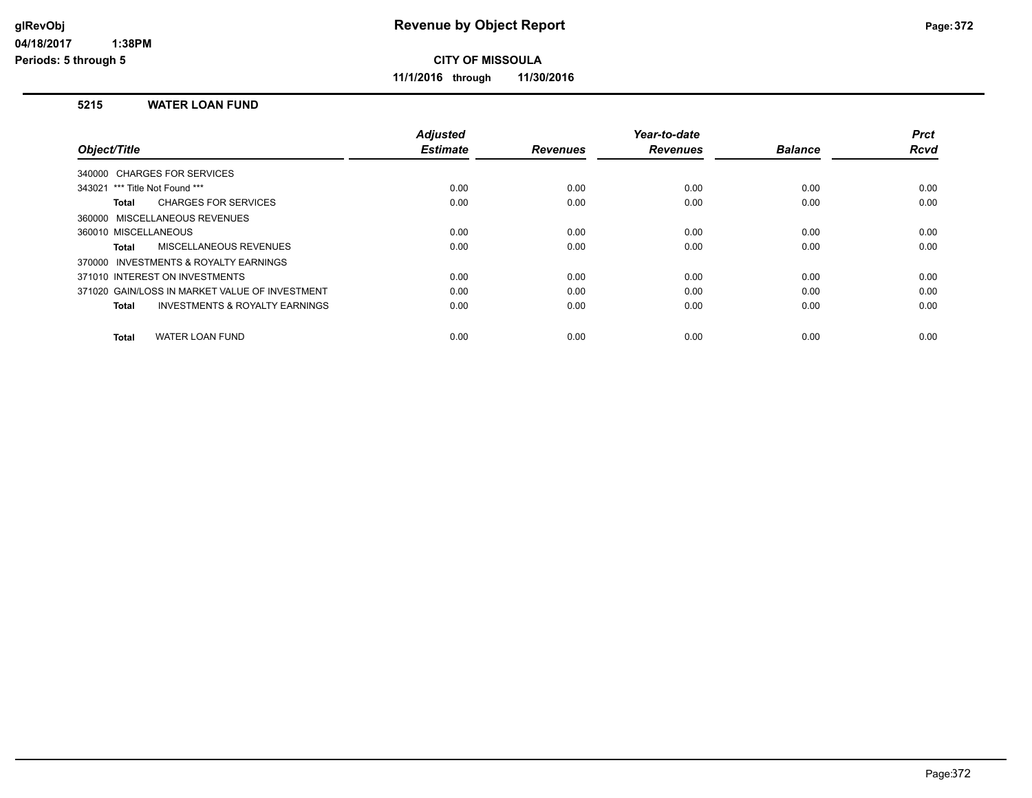# Revenue by Object Report

glRevObj
04/18/2017 1:38PM
Periods: 5 through 5

**CITY OF MISSOULA**

**11/1/2016 through 11/30/2016**

### 5215 WATER LOAN FUND

| Object/Title | Adjusted Estimate | Revenues | Year-to-date Revenues | Balance | Prct Rcvd |
|---|---|---|---|---|---|
| 340000 CHARGES FOR SERVICES | | | | | |
| 343021 *** Title Not Found *** | 0.00 | 0.00 | 0.00 | 0.00 | 0.00 |
| **Total** CHARGES FOR SERVICES | 0.00 | 0.00 | 0.00 | 0.00 | 0.00 |
| 360000 MISCELLANEOUS REVENUES | | | | | |
| 360010 MISCELLANEOUS | 0.00 | 0.00 | 0.00 | 0.00 | 0.00 |
| **Total** MISCELLANEOUS REVENUES | 0.00 | 0.00 | 0.00 | 0.00 | 0.00 |
| 370000 INVESTMENTS & ROYALTY EARNINGS | | | | | |
| 371010 INTEREST ON INVESTMENTS | 0.00 | 0.00 | 0.00 | 0.00 | 0.00 |
| 371020 GAIN/LOSS IN MARKET VALUE OF INVESTMENT | 0.00 | 0.00 | 0.00 | 0.00 | 0.00 |
| **Total** INVESTMENTS & ROYALTY EARNINGS | 0.00 | 0.00 | 0.00 | 0.00 | 0.00 |
| **Total** WATER LOAN FUND | 0.00 | 0.00 | 0.00 | 0.00 | 0.00 |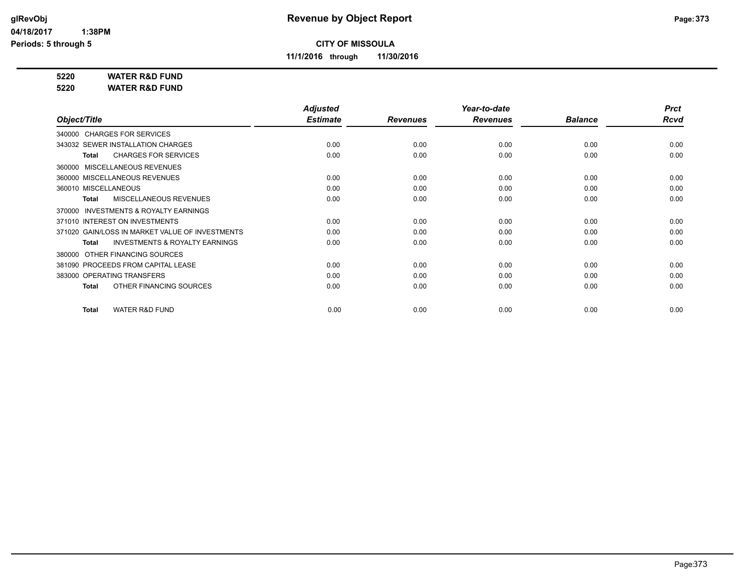**Revenue by Object Report**

glRevObj
04/18/2017 1:38PM
Periods: 5 through 5

**CITY OF MISSOULA**

**11/1/2016 through 11/30/2016**

**5220 WATER R&D FUND**
**5220 WATER R&D FUND**

| Object/Title | Adjusted Estimate | Revenues | Year-to-date Revenues | Balance | Prct Rcvd |
|---|---|---|---|---|---|
| 340000 CHARGES FOR SERVICES | | | | | |
| 343032 SEWER INSTALLATION CHARGES | 0.00 | 0.00 | 0.00 | 0.00 | 0.00 |
| **Total** CHARGES FOR SERVICES | 0.00 | 0.00 | 0.00 | 0.00 | 0.00 |
| 360000 MISCELLANEOUS REVENUES | | | | | |
| 360000 MISCELLANEOUS REVENUES | 0.00 | 0.00 | 0.00 | 0.00 | 0.00 |
| 360010 MISCELLANEOUS | 0.00 | 0.00 | 0.00 | 0.00 | 0.00 |
| **Total** MISCELLANEOUS REVENUES | 0.00 | 0.00 | 0.00 | 0.00 | 0.00 |
| 370000 INVESTMENTS & ROYALTY EARNINGS | | | | | |
| 371010 INTEREST ON INVESTMENTS | 0.00 | 0.00 | 0.00 | 0.00 | 0.00 |
| 371020 GAIN/LOSS IN MARKET VALUE OF INVESTMENTS | 0.00 | 0.00 | 0.00 | 0.00 | 0.00 |
| **Total** INVESTMENTS & ROYALTY EARNINGS | 0.00 | 0.00 | 0.00 | 0.00 | 0.00 |
| 380000 OTHER FINANCING SOURCES | | | | | |
| 381090 PROCEEDS FROM CAPITAL LEASE | 0.00 | 0.00 | 0.00 | 0.00 | 0.00 |
| 383000 OPERATING TRANSFERS | 0.00 | 0.00 | 0.00 | 0.00 | 0.00 |
| **Total** OTHER FINANCING SOURCES | 0.00 | 0.00 | 0.00 | 0.00 | 0.00 |
| **Total** WATER R&D FUND | 0.00 | 0.00 | 0.00 | 0.00 | 0.00 |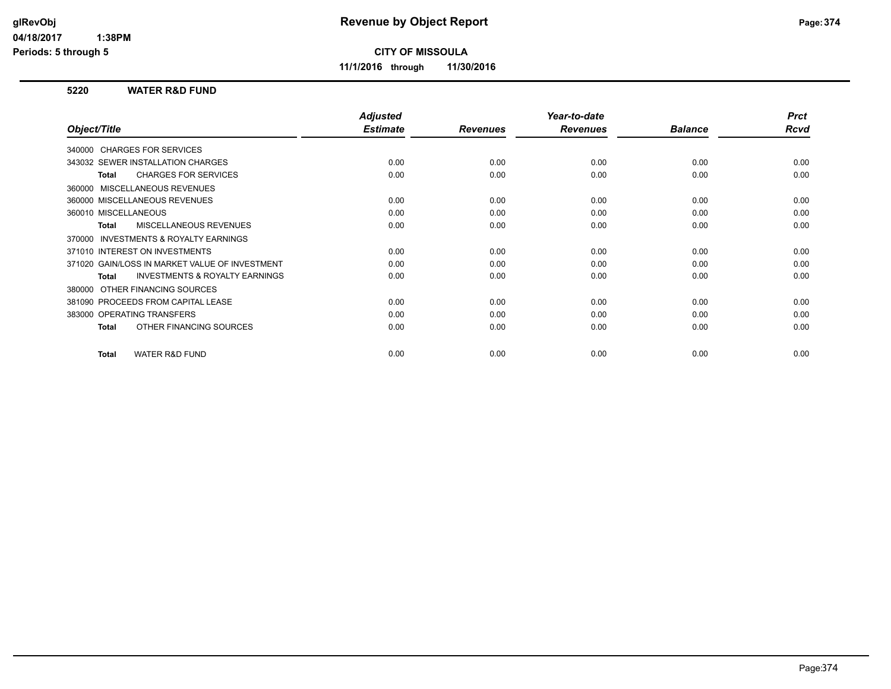**Revenue by Object Report**

**CITY OF MISSOULA**

**11/1/2016 through 11/30/2016**

glRevObj
04/18/2017 1:38PM
Periods: 5 through 5

### 5220 WATER R&D FUND

| Object/Title | Adjusted Estimate | Revenues | Year-to-date Revenues | Balance | Prct Rcvd |
|---|---|---|---|---|---|
| 340000 CHARGES FOR SERVICES | | | | | |
| 343032 SEWER INSTALLATION CHARGES | 0.00 | 0.00 | 0.00 | 0.00 | 0.00 |
| **Total** CHARGES FOR SERVICES | 0.00 | 0.00 | 0.00 | 0.00 | 0.00 |
| 360000 MISCELLANEOUS REVENUES | | | | | |
| 360000 MISCELLANEOUS REVENUES | 0.00 | 0.00 | 0.00 | 0.00 | 0.00 |
| 360010 MISCELLANEOUS | 0.00 | 0.00 | 0.00 | 0.00 | 0.00 |
| **Total** MISCELLANEOUS REVENUES | 0.00 | 0.00 | 0.00 | 0.00 | 0.00 |
| 370000 INVESTMENTS & ROYALTY EARNINGS | | | | | |
| 371010 INTEREST ON INVESTMENTS | 0.00 | 0.00 | 0.00 | 0.00 | 0.00 |
| 371020 GAIN/LOSS IN MARKET VALUE OF INVESTMENT | 0.00 | 0.00 | 0.00 | 0.00 | 0.00 |
| **Total** INVESTMENTS & ROYALTY EARNINGS | 0.00 | 0.00 | 0.00 | 0.00 | 0.00 |
| 380000 OTHER FINANCING SOURCES | | | | | |
| 381090 PROCEEDS FROM CAPITAL LEASE | 0.00 | 0.00 | 0.00 | 0.00 | 0.00 |
| 383000 OPERATING TRANSFERS | 0.00 | 0.00 | 0.00 | 0.00 | 0.00 |
| **Total** OTHER FINANCING SOURCES | 0.00 | 0.00 | 0.00 | 0.00 | 0.00 |
| **Total** WATER R&D FUND | 0.00 | 0.00 | 0.00 | 0.00 | 0.00 |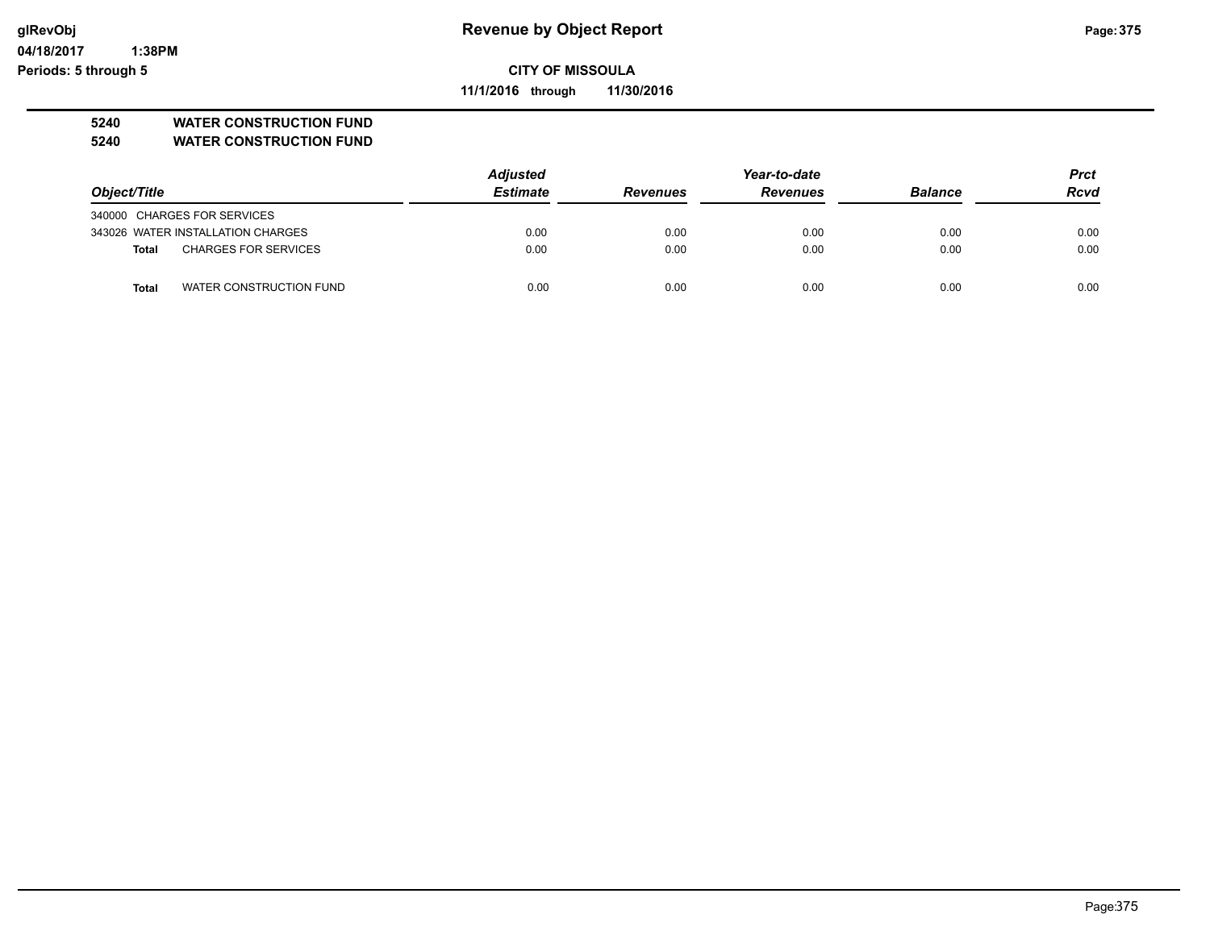**glRevObj** | **Revenue by Object Report**

**04/18/2017 1:38PM**

**Periods: 5 through 5**

**CITY OF MISSOULA**

**11/1/2016 through 11/30/2016**

**5240 WATER CONSTRUCTION FUND**
**5240 WATER CONSTRUCTION FUND**

| Object/Title | | Adjusted Estimate | Revenues | Year-to-date Revenues | Balance | Prct Rcvd |
|---|---|---|---|---|---|---|
| 340000 CHARGES FOR SERVICES | | | | | | |
| 343026 WATER INSTALLATION CHARGES | | 0.00 | 0.00 | 0.00 | 0.00 | 0.00 |
| **Total** | CHARGES FOR SERVICES | 0.00 | 0.00 | 0.00 | 0.00 | 0.00 |
| **Total** | WATER CONSTRUCTION FUND | 0.00 | 0.00 | 0.00 | 0.00 | 0.00 |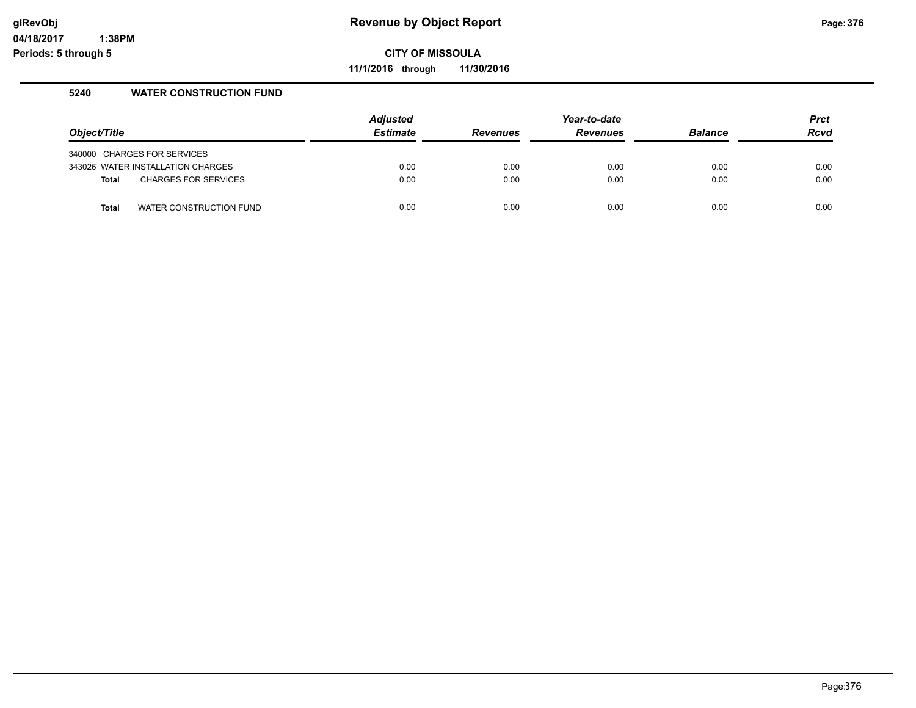# Revenue by Object Report

**CITY OF MISSOULA**

**11/1/2016 through 11/30/2016**

glRevObj
04/18/2017 1:38PM
Periods: 5 through 5

## 5240 WATER CONSTRUCTION FUND

| Object/Title | Adjusted Estimate | Revenues | Year-to-date Revenues | Balance | Prct Rcvd |
|---|---|---|---|---|---|
| 340000 CHARGES FOR SERVICES | | | | | |
| 343026 WATER INSTALLATION CHARGES | 0.00 | 0.00 | 0.00 | 0.00 | 0.00 |
| **Total** CHARGES FOR SERVICES | 0.00 | 0.00 | 0.00 | 0.00 | 0.00 |
| **Total** WATER CONSTRUCTION FUND | 0.00 | 0.00 | 0.00 | 0.00 | 0.00 |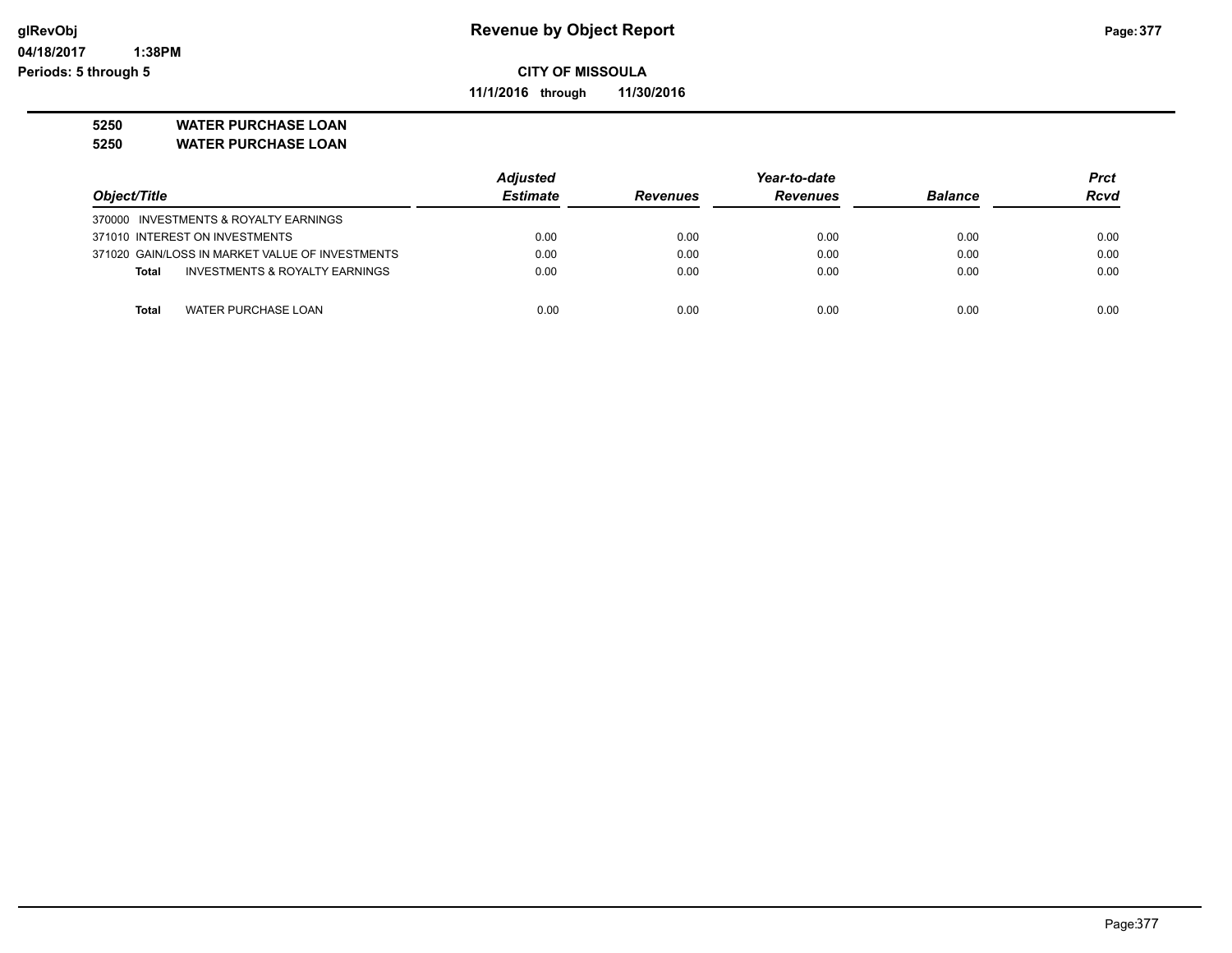**CITY OF MISSOULA**

**11/1/2016 through 11/30/2016**

**5250 WATER PURCHASE LOAN**

**5250 WATER PURCHASE LOAN**

| *Object/Title* | *Adjusted Estimate* | *Revenues* | *Year-to-date Revenues* | *Balance* | *Prct Rcvd* |
|---|---|---|---|---|---|
| 370000 INVESTMENTS & ROYALTY EARNINGS | | | | | |
| 371010 INTEREST ON INVESTMENTS | 0.00 | 0.00 | 0.00 | 0.00 | 0.00 |
| 371020 GAIN/LOSS IN MARKET VALUE OF INVESTMENTS | 0.00 | 0.00 | 0.00 | 0.00 | 0.00 |
| **Total** INVESTMENTS & ROYALTY EARNINGS | 0.00 | 0.00 | 0.00 | 0.00 | 0.00 |
| **Total** WATER PURCHASE LOAN | 0.00 | 0.00 | 0.00 | 0.00 | 0.00 |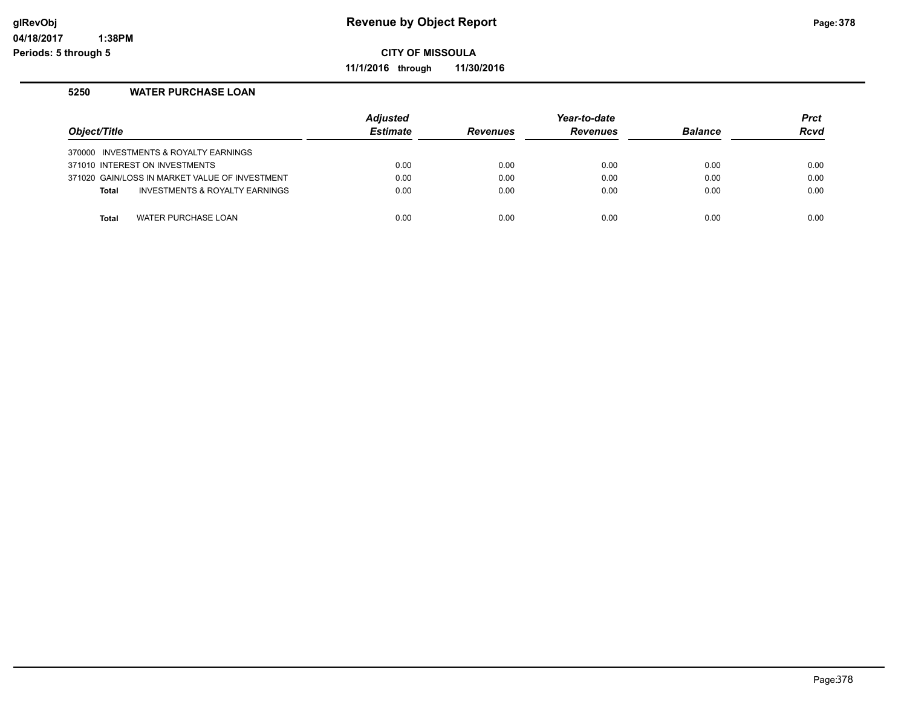# Revenue by Object Report

glRevObj
04/18/2017 1:38PM
Periods: 5 through 5

**CITY OF MISSOULA**

**11/1/2016 through 11/30/2016**

## 5250 WATER PURCHASE LOAN

| Object/Title | Adjusted Estimate | Revenues | Year-to-date Revenues | Balance | Prct Rcvd |
|---|---|---|---|---|---|
| 370000 INVESTMENTS & ROYALTY EARNINGS | | | | | |
| 371010 INTEREST ON INVESTMENTS | 0.00 | 0.00 | 0.00 | 0.00 | 0.00 |
| 371020 GAIN/LOSS IN MARKET VALUE OF INVESTMENT | 0.00 | 0.00 | 0.00 | 0.00 | 0.00 |
| **Total** INVESTMENTS & ROYALTY EARNINGS | 0.00 | 0.00 | 0.00 | 0.00 | 0.00 |
| **Total** WATER PURCHASE LOAN | 0.00 | 0.00 | 0.00 | 0.00 | 0.00 |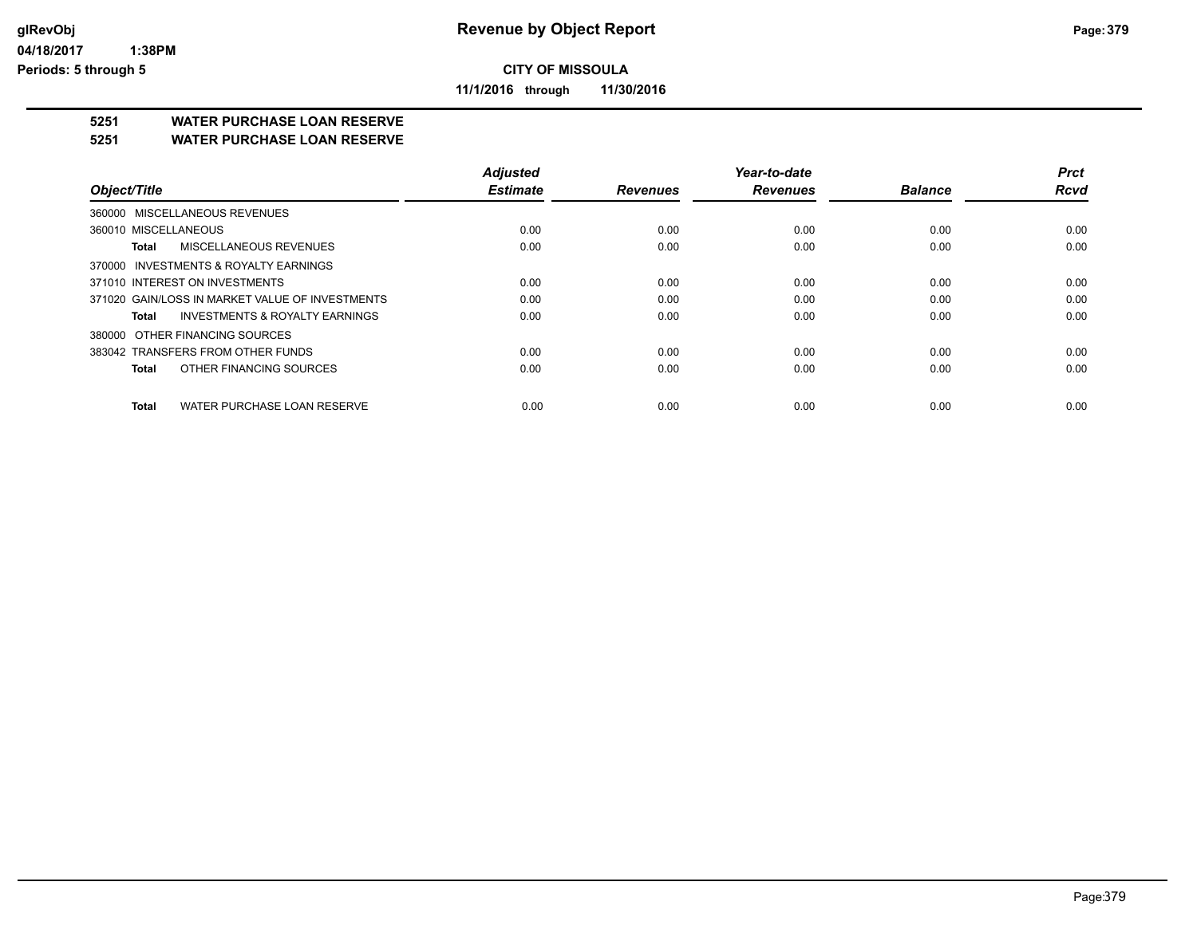**Revenue by Object Report**

**CITY OF MISSOULA**

**11/1/2016 through 11/30/2016**

glRevObj
04/18/2017 1:38PM
Periods: 5 through 5

## 5251 WATER PURCHASE LOAN RESERVE
## 5251 WATER PURCHASE LOAN RESERVE

| Object/Title | Adjusted Estimate | Revenues | Year-to-date Revenues | Balance | Prct Rcvd |
|---|---|---|---|---|---|
| 360000 MISCELLANEOUS REVENUES | | | | | |
| 360010 MISCELLANEOUS | 0.00 | 0.00 | 0.00 | 0.00 | 0.00 |
| **Total** MISCELLANEOUS REVENUES | 0.00 | 0.00 | 0.00 | 0.00 | 0.00 |
| 370000 INVESTMENTS & ROYALTY EARNINGS | | | | | |
| 371010 INTEREST ON INVESTMENTS | 0.00 | 0.00 | 0.00 | 0.00 | 0.00 |
| 371020 GAIN/LOSS IN MARKET VALUE OF INVESTMENTS | 0.00 | 0.00 | 0.00 | 0.00 | 0.00 |
| **Total** INVESTMENTS & ROYALTY EARNINGS | 0.00 | 0.00 | 0.00 | 0.00 | 0.00 |
| 380000 OTHER FINANCING SOURCES | | | | | |
| 383042 TRANSFERS FROM OTHER FUNDS | 0.00 | 0.00 | 0.00 | 0.00 | 0.00 |
| **Total** OTHER FINANCING SOURCES | 0.00 | 0.00 | 0.00 | 0.00 | 0.00 |
| **Total** WATER PURCHASE LOAN RESERVE | 0.00 | 0.00 | 0.00 | 0.00 | 0.00 |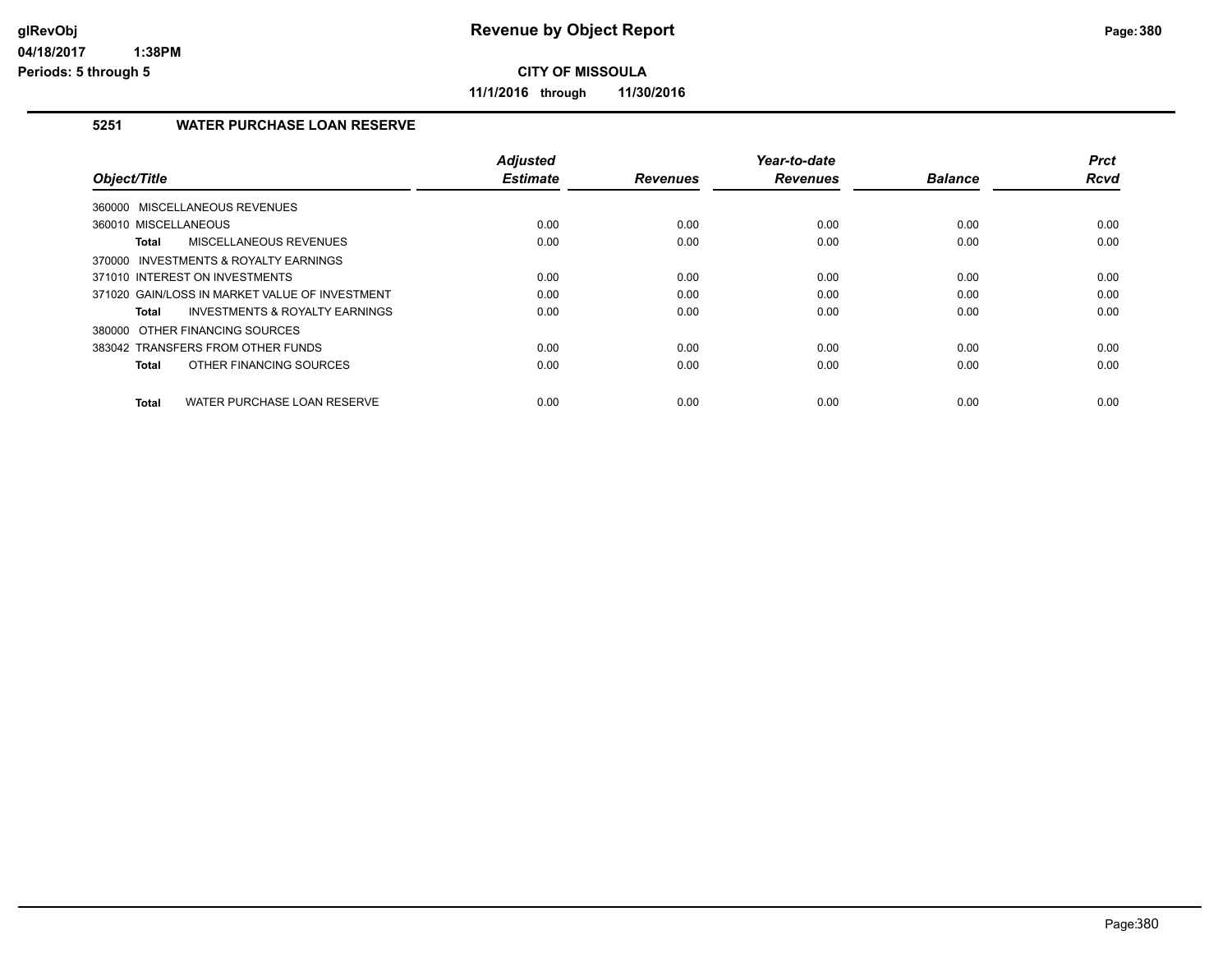# Revenue by Object Report

**CITY OF MISSOULA**

**11/1/2016 through 11/30/2016**

glRevObj
04/18/2017 1:38PM
Periods: 5 through 5

## 5251 WATER PURCHASE LOAN RESERVE

| Object/Title | Adjusted Estimate | Revenues | Year-to-date Revenues | Balance | Prct Rcvd |
|---|---|---|---|---|---|
| 360000 MISCELLANEOUS REVENUES | | | | | |
| 360010 MISCELLANEOUS | 0.00 | 0.00 | 0.00 | 0.00 | 0.00 |
| **Total** MISCELLANEOUS REVENUES | 0.00 | 0.00 | 0.00 | 0.00 | 0.00 |
| 370000 INVESTMENTS & ROYALTY EARNINGS | | | | | |
| 371010 INTEREST ON INVESTMENTS | 0.00 | 0.00 | 0.00 | 0.00 | 0.00 |
| 371020 GAIN/LOSS IN MARKET VALUE OF INVESTMENT | 0.00 | 0.00 | 0.00 | 0.00 | 0.00 |
| **Total** INVESTMENTS & ROYALTY EARNINGS | 0.00 | 0.00 | 0.00 | 0.00 | 0.00 |
| 380000 OTHER FINANCING SOURCES | | | | | |
| 383042 TRANSFERS FROM OTHER FUNDS | 0.00 | 0.00 | 0.00 | 0.00 | 0.00 |
| **Total** OTHER FINANCING SOURCES | 0.00 | 0.00 | 0.00 | 0.00 | 0.00 |
| **Total** WATER PURCHASE LOAN RESERVE | 0.00 | 0.00 | 0.00 | 0.00 | 0.00 |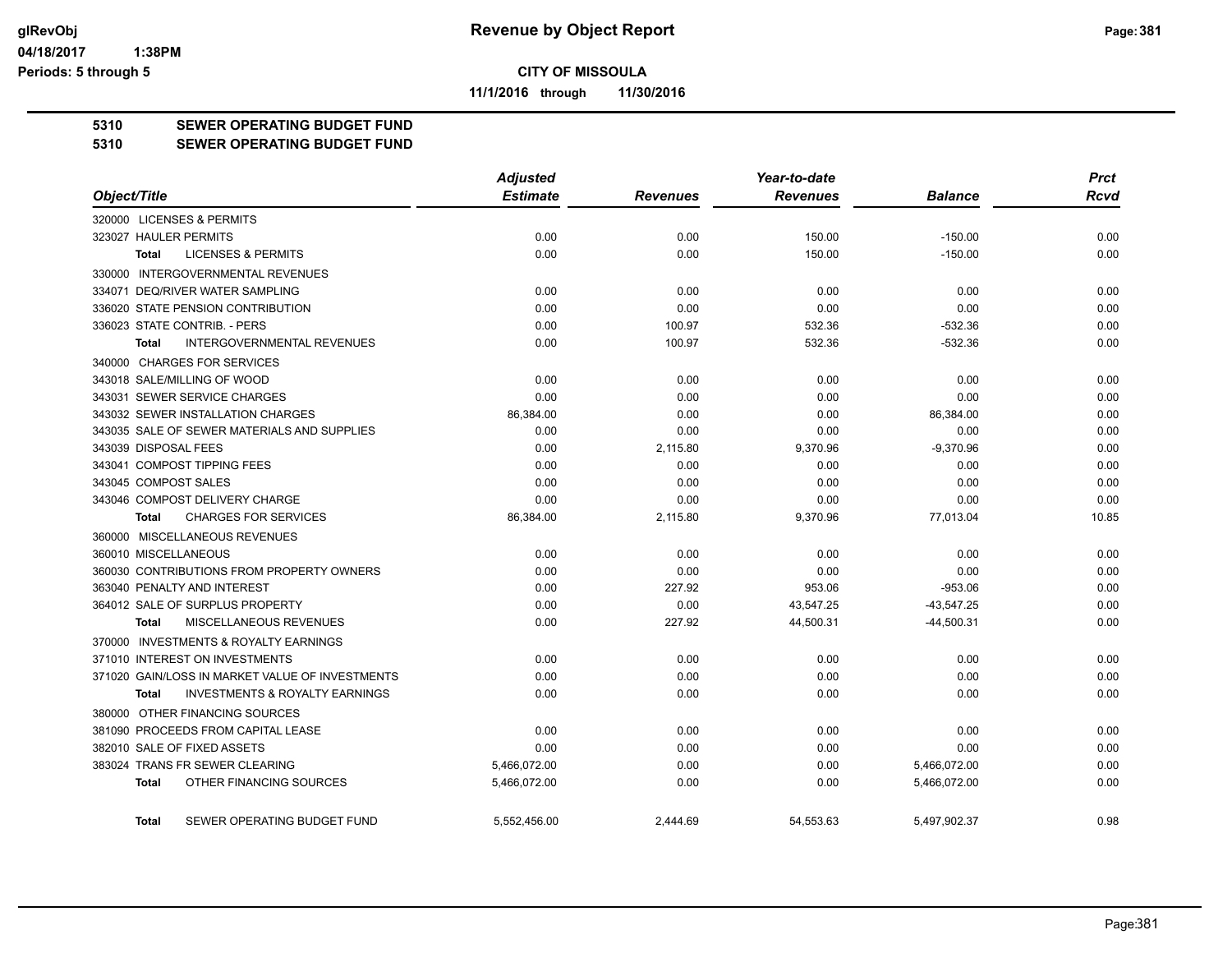**Revenue by Object Report**

**CITY OF MISSOULA**

**11/1/2016 through 11/30/2016**

glRevObj
04/18/2017 1:38PM
Periods: 5 through 5

## 5310 SEWER OPERATING BUDGET FUND
## 5310 SEWER OPERATING BUDGET FUND

| Object/Title | Adjusted Estimate | Revenues | Year-to-date Revenues | Balance | Prct Rcvd |
|---|---|---|---|---|---|
| 320000 LICENSES & PERMITS | | | | | |
| 323027 HAULER PERMITS | 0.00 | 0.00 | 150.00 | -150.00 | 0.00 |
| **Total** LICENSES & PERMITS | 0.00 | 0.00 | 150.00 | -150.00 | 0.00 |
| 330000 INTERGOVERNMENTAL REVENUES | | | | | |
| 334071 DEQ/RIVER WATER SAMPLING | 0.00 | 0.00 | 0.00 | 0.00 | 0.00 |
| 336020 STATE PENSION CONTRIBUTION | 0.00 | 0.00 | 0.00 | 0.00 | 0.00 |
| 336023 STATE CONTRIB. - PERS | 0.00 | 100.97 | 532.36 | -532.36 | 0.00 |
| **Total** INTERGOVERNMENTAL REVENUES | 0.00 | 100.97 | 532.36 | -532.36 | 0.00 |
| 340000 CHARGES FOR SERVICES | | | | | |
| 343018 SALE/MILLING OF WOOD | 0.00 | 0.00 | 0.00 | 0.00 | 0.00 |
| 343031 SEWER SERVICE CHARGES | 0.00 | 0.00 | 0.00 | 0.00 | 0.00 |
| 343032 SEWER INSTALLATION CHARGES | 86,384.00 | 0.00 | 0.00 | 86,384.00 | 0.00 |
| 343035 SALE OF SEWER MATERIALS AND SUPPLIES | 0.00 | 0.00 | 0.00 | 0.00 | 0.00 |
| 343039 DISPOSAL FEES | 0.00 | 2,115.80 | 9,370.96 | -9,370.96 | 0.00 |
| 343041 COMPOST TIPPING FEES | 0.00 | 0.00 | 0.00 | 0.00 | 0.00 |
| 343045 COMPOST SALES | 0.00 | 0.00 | 0.00 | 0.00 | 0.00 |
| 343046 COMPOST DELIVERY CHARGE | 0.00 | 0.00 | 0.00 | 0.00 | 0.00 |
| **Total** CHARGES FOR SERVICES | 86,384.00 | 2,115.80 | 9,370.96 | 77,013.04 | 10.85 |
| 360000 MISCELLANEOUS REVENUES | | | | | |
| 360010 MISCELLANEOUS | 0.00 | 0.00 | 0.00 | 0.00 | 0.00 |
| 360030 CONTRIBUTIONS FROM PROPERTY OWNERS | 0.00 | 0.00 | 0.00 | 0.00 | 0.00 |
| 363040 PENALTY AND INTEREST | 0.00 | 227.92 | 953.06 | -953.06 | 0.00 |
| 364012 SALE OF SURPLUS PROPERTY | 0.00 | 0.00 | 43,547.25 | -43,547.25 | 0.00 |
| **Total** MISCELLANEOUS REVENUES | 0.00 | 227.92 | 44,500.31 | -44,500.31 | 0.00 |
| 370000 INVESTMENTS & ROYALTY EARNINGS | | | | | |
| 371010 INTEREST ON INVESTMENTS | 0.00 | 0.00 | 0.00 | 0.00 | 0.00 |
| 371020 GAIN/LOSS IN MARKET VALUE OF INVESTMENTS | 0.00 | 0.00 | 0.00 | 0.00 | 0.00 |
| **Total** INVESTMENTS & ROYALTY EARNINGS | 0.00 | 0.00 | 0.00 | 0.00 | 0.00 |
| 380000 OTHER FINANCING SOURCES | | | | | |
| 381090 PROCEEDS FROM CAPITAL LEASE | 0.00 | 0.00 | 0.00 | 0.00 | 0.00 |
| 382010 SALE OF FIXED ASSETS | 0.00 | 0.00 | 0.00 | 0.00 | 0.00 |
| 383024 TRANS FR SEWER CLEARING | 5,466,072.00 | 0.00 | 0.00 | 5,466,072.00 | 0.00 |
| **Total** OTHER FINANCING SOURCES | 5,466,072.00 | 0.00 | 0.00 | 5,466,072.00 | 0.00 |
| **Total** SEWER OPERATING BUDGET FUND | 5,552,456.00 | 2,444.69 | 54,553.63 | 5,497,902.37 | 0.98 |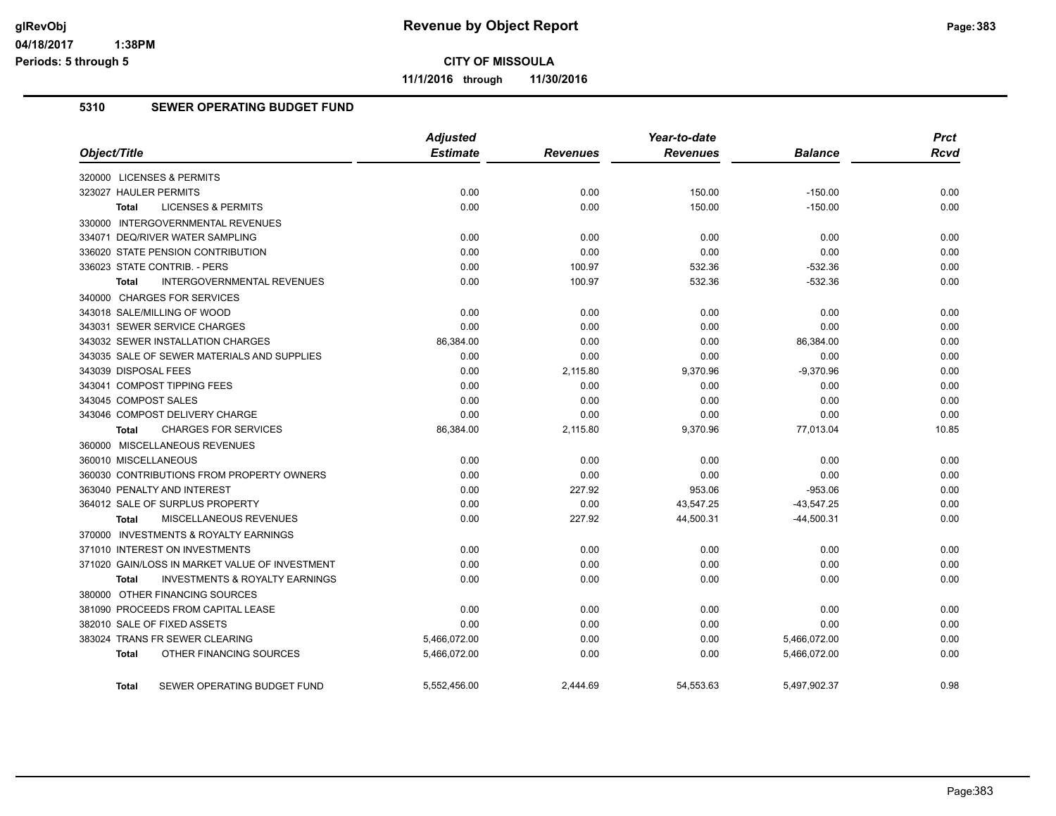# Revenue by Object Report

glRevObj
04/18/2017 1:38PM
Periods: 5 through 5

**CITY OF MISSOULA**

**11/1/2016 through 11/30/2016**

## 5310 SEWER OPERATING BUDGET FUND

| Object/Title | Adjusted Estimate | Revenues | Year-to-date Revenues | Balance | Prct Rcvd |
|---|---|---|---|---|---|
| 320000 LICENSES & PERMITS | | | | | |
| 323027 HAULER PERMITS | 0.00 | 0.00 | 150.00 | -150.00 | 0.00 |
| **Total** LICENSES & PERMITS | 0.00 | 0.00 | 150.00 | -150.00 | 0.00 |
| 330000 INTERGOVERNMENTAL REVENUES | | | | | |
| 334071 DEQ/RIVER WATER SAMPLING | 0.00 | 0.00 | 0.00 | 0.00 | 0.00 |
| 336020 STATE PENSION CONTRIBUTION | 0.00 | 0.00 | 0.00 | 0.00 | 0.00 |
| 336023 STATE CONTRIB. - PERS | 0.00 | 100.97 | 532.36 | -532.36 | 0.00 |
| **Total** INTERGOVERNMENTAL REVENUES | 0.00 | 100.97 | 532.36 | -532.36 | 0.00 |
| 340000 CHARGES FOR SERVICES | | | | | |
| 343018 SALE/MILLING OF WOOD | 0.00 | 0.00 | 0.00 | 0.00 | 0.00 |
| 343031 SEWER SERVICE CHARGES | 0.00 | 0.00 | 0.00 | 0.00 | 0.00 |
| 343032 SEWER INSTALLATION CHARGES | 86,384.00 | 0.00 | 0.00 | 86,384.00 | 0.00 |
| 343035 SALE OF SEWER MATERIALS AND SUPPLIES | 0.00 | 0.00 | 0.00 | 0.00 | 0.00 |
| 343039 DISPOSAL FEES | 0.00 | 2,115.80 | 9,370.96 | -9,370.96 | 0.00 |
| 343041 COMPOST TIPPING FEES | 0.00 | 0.00 | 0.00 | 0.00 | 0.00 |
| 343045 COMPOST SALES | 0.00 | 0.00 | 0.00 | 0.00 | 0.00 |
| 343046 COMPOST DELIVERY CHARGE | 0.00 | 0.00 | 0.00 | 0.00 | 0.00 |
| **Total** CHARGES FOR SERVICES | 86,384.00 | 2,115.80 | 9,370.96 | 77,013.04 | 10.85 |
| 360000 MISCELLANEOUS REVENUES | | | | | |
| 360010 MISCELLANEOUS | 0.00 | 0.00 | 0.00 | 0.00 | 0.00 |
| 360030 CONTRIBUTIONS FROM PROPERTY OWNERS | 0.00 | 0.00 | 0.00 | 0.00 | 0.00 |
| 363040 PENALTY AND INTEREST | 0.00 | 227.92 | 953.06 | -953.06 | 0.00 |
| 364012 SALE OF SURPLUS PROPERTY | 0.00 | 0.00 | 43,547.25 | -43,547.25 | 0.00 |
| **Total** MISCELLANEOUS REVENUES | 0.00 | 227.92 | 44,500.31 | -44,500.31 | 0.00 |
| 370000 INVESTMENTS & ROYALTY EARNINGS | | | | | |
| 371010 INTEREST ON INVESTMENTS | 0.00 | 0.00 | 0.00 | 0.00 | 0.00 |
| 371020 GAIN/LOSS IN MARKET VALUE OF INVESTMENT | 0.00 | 0.00 | 0.00 | 0.00 | 0.00 |
| **Total** INVESTMENTS & ROYALTY EARNINGS | 0.00 | 0.00 | 0.00 | 0.00 | 0.00 |
| 380000 OTHER FINANCING SOURCES | | | | | |
| 381090 PROCEEDS FROM CAPITAL LEASE | 0.00 | 0.00 | 0.00 | 0.00 | 0.00 |
| 382010 SALE OF FIXED ASSETS | 0.00 | 0.00 | 0.00 | 0.00 | 0.00 |
| 383024 TRANS FR SEWER CLEARING | 5,466,072.00 | 0.00 | 0.00 | 5,466,072.00 | 0.00 |
| **Total** OTHER FINANCING SOURCES | 5,466,072.00 | 0.00 | 0.00 | 5,466,072.00 | 0.00 |
| **Total** SEWER OPERATING BUDGET FUND | 5,552,456.00 | 2,444.69 | 54,553.63 | 5,497,902.37 | 0.98 |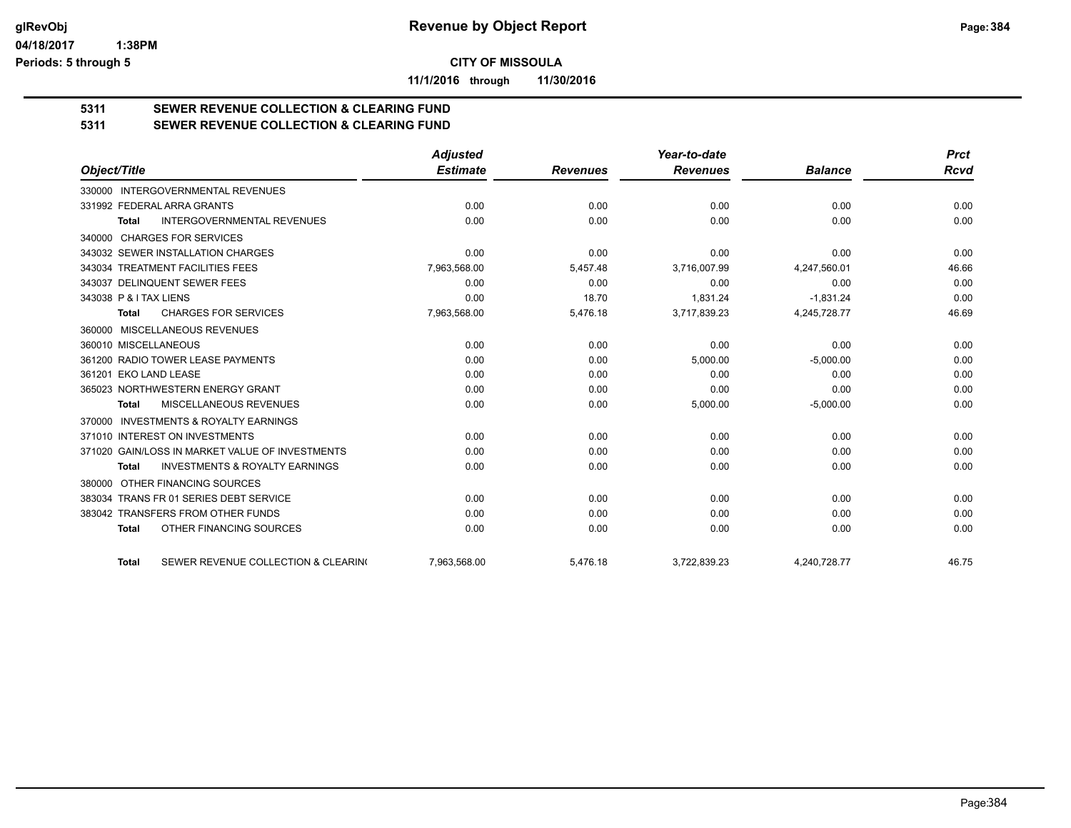# Revenue by Object Report

**CITY OF MISSOULA**

**11/1/2016 through 11/30/2016**

glRevObj
04/18/2017 1:38PM
Periods: 5 through 5

## 5311 SEWER REVENUE COLLECTION & CLEARING FUND
## 5311 SEWER REVENUE COLLECTION & CLEARING FUND

| Object/Title | Adjusted Estimate | Revenues | Year-to-date Revenues | Balance | Prct Rcvd |
|---|---|---|---|---|---|
| 330000 INTERGOVERNMENTAL REVENUES | | | | | |
| 331992 FEDERAL ARRA GRANTS | 0.00 | 0.00 | 0.00 | 0.00 | 0.00 |
| **Total** INTERGOVERNMENTAL REVENUES | 0.00 | 0.00 | 0.00 | 0.00 | 0.00 |
| 340000 CHARGES FOR SERVICES | | | | | |
| 343032 SEWER INSTALLATION CHARGES | 0.00 | 0.00 | 0.00 | 0.00 | 0.00 |
| 343034 TREATMENT FACILITIES FEES | 7,963,568.00 | 5,457.48 | 3,716,007.99 | 4,247,560.01 | 46.66 |
| 343037 DELINQUENT SEWER FEES | 0.00 | 0.00 | 0.00 | 0.00 | 0.00 |
| 343038 P & I TAX LIENS | 0.00 | 18.70 | 1,831.24 | -1,831.24 | 0.00 |
| **Total** CHARGES FOR SERVICES | 7,963,568.00 | 5,476.18 | 3,717,839.23 | 4,245,728.77 | 46.69 |
| 360000 MISCELLANEOUS REVENUES | | | | | |
| 360010 MISCELLANEOUS | 0.00 | 0.00 | 0.00 | 0.00 | 0.00 |
| 361200 RADIO TOWER LEASE PAYMENTS | 0.00 | 0.00 | 5,000.00 | -5,000.00 | 0.00 |
| 361201 EKO LAND LEASE | 0.00 | 0.00 | 0.00 | 0.00 | 0.00 |
| 365023 NORTHWESTERN ENERGY GRANT | 0.00 | 0.00 | 0.00 | 0.00 | 0.00 |
| **Total** MISCELLANEOUS REVENUES | 0.00 | 0.00 | 5,000.00 | -5,000.00 | 0.00 |
| 370000 INVESTMENTS & ROYALTY EARNINGS | | | | | |
| 371010 INTEREST ON INVESTMENTS | 0.00 | 0.00 | 0.00 | 0.00 | 0.00 |
| 371020 GAIN/LOSS IN MARKET VALUE OF INVESTMENTS | 0.00 | 0.00 | 0.00 | 0.00 | 0.00 |
| **Total** INVESTMENTS & ROYALTY EARNINGS | 0.00 | 0.00 | 0.00 | 0.00 | 0.00 |
| 380000 OTHER FINANCING SOURCES | | | | | |
| 383034 TRANS FR 01 SERIES DEBT SERVICE | 0.00 | 0.00 | 0.00 | 0.00 | 0.00 |
| 383042 TRANSFERS FROM OTHER FUNDS | 0.00 | 0.00 | 0.00 | 0.00 | 0.00 |
| **Total** OTHER FINANCING SOURCES | 0.00 | 0.00 | 0.00 | 0.00 | 0.00 |
| **Total** SEWER REVENUE COLLECTION & CLEARIN( | 7,963,568.00 | 5,476.18 | 3,722,839.23 | 4,240,728.77 | 46.75 |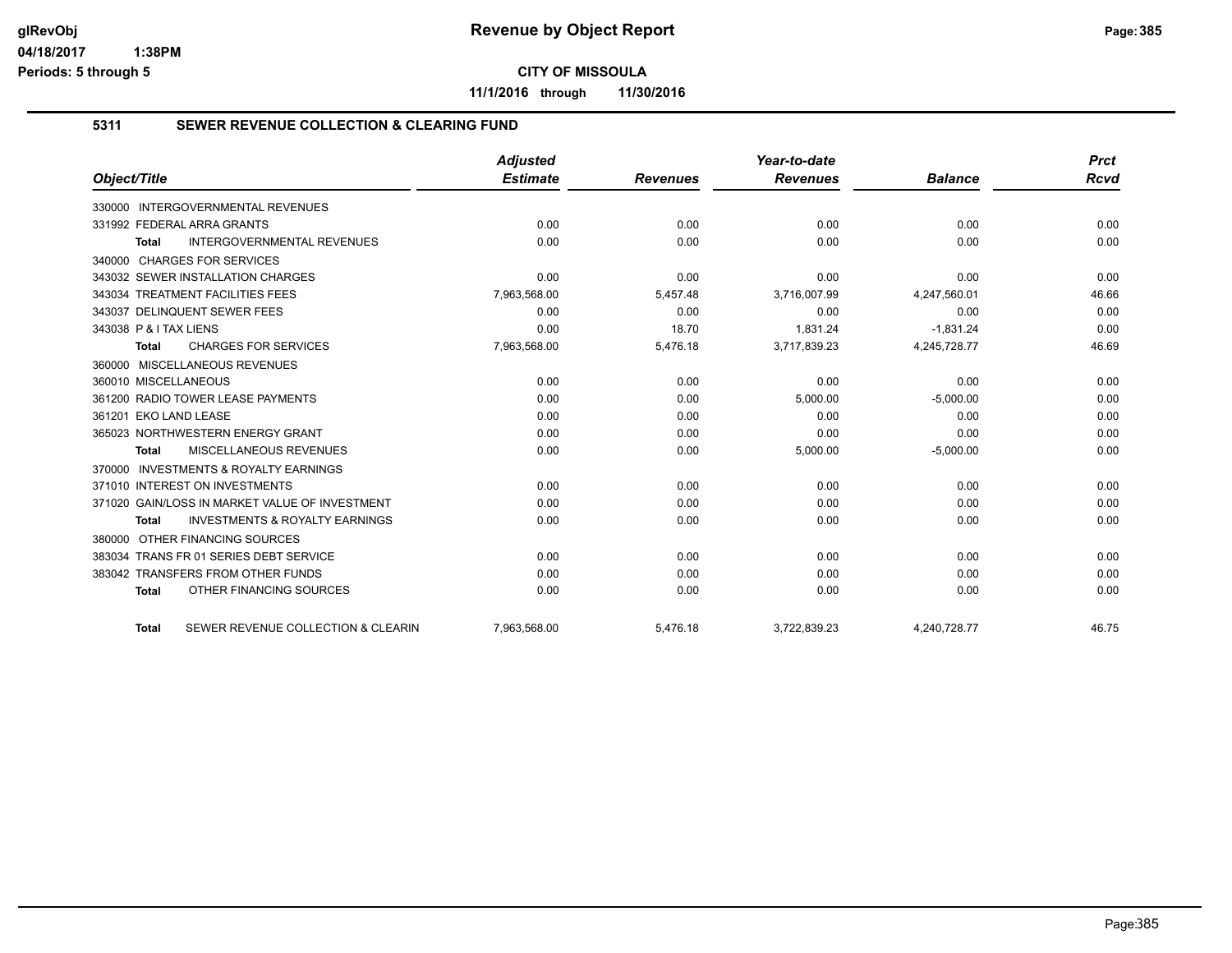# Revenue by Object Report

**CITY OF MISSOULA**

**11/1/2016 through 11/30/2016**

## 5311 SEWER REVENUE COLLECTION & CLEARING FUND

| Object/Title | Adjusted Estimate | Revenues | Year-to-date Revenues | Balance | Prct Rcvd |
|---|---|---|---|---|---|
| 330000 INTERGOVERNMENTAL REVENUES | | | | | |
| 331992 FEDERAL ARRA GRANTS | 0.00 | 0.00 | 0.00 | 0.00 | 0.00 |
| **Total** INTERGOVERNMENTAL REVENUES | 0.00 | 0.00 | 0.00 | 0.00 | 0.00 |
| 340000 CHARGES FOR SERVICES | | | | | |
| 343032 SEWER INSTALLATION CHARGES | 0.00 | 0.00 | 0.00 | 0.00 | 0.00 |
| 343034 TREATMENT FACILITIES FEES | 7,963,568.00 | 5,457.48 | 3,716,007.99 | 4,247,560.01 | 46.66 |
| 343037 DELINQUENT SEWER FEES | 0.00 | 0.00 | 0.00 | 0.00 | 0.00 |
| 343038 P & I TAX LIENS | 0.00 | 18.70 | 1,831.24 | -1,831.24 | 0.00 |
| **Total** CHARGES FOR SERVICES | 7,963,568.00 | 5,476.18 | 3,717,839.23 | 4,245,728.77 | 46.69 |
| 360000 MISCELLANEOUS REVENUES | | | | | |
| 360010 MISCELLANEOUS | 0.00 | 0.00 | 0.00 | 0.00 | 0.00 |
| 361200 RADIO TOWER LEASE PAYMENTS | 0.00 | 0.00 | 5,000.00 | -5,000.00 | 0.00 |
| 361201 EKO LAND LEASE | 0.00 | 0.00 | 0.00 | 0.00 | 0.00 |
| 365023 NORTHWESTERN ENERGY GRANT | 0.00 | 0.00 | 0.00 | 0.00 | 0.00 |
| **Total** MISCELLANEOUS REVENUES | 0.00 | 0.00 | 5,000.00 | -5,000.00 | 0.00 |
| 370000 INVESTMENTS & ROYALTY EARNINGS | | | | | |
| 371010 INTEREST ON INVESTMENTS | 0.00 | 0.00 | 0.00 | 0.00 | 0.00 |
| 371020 GAIN/LOSS IN MARKET VALUE OF INVESTMENT | 0.00 | 0.00 | 0.00 | 0.00 | 0.00 |
| **Total** INVESTMENTS & ROYALTY EARNINGS | 0.00 | 0.00 | 0.00 | 0.00 | 0.00 |
| 380000 OTHER FINANCING SOURCES | | | | | |
| 383034 TRANS FR 01 SERIES DEBT SERVICE | 0.00 | 0.00 | 0.00 | 0.00 | 0.00 |
| 383042 TRANSFERS FROM OTHER FUNDS | 0.00 | 0.00 | 0.00 | 0.00 | 0.00 |
| **Total** OTHER FINANCING SOURCES | 0.00 | 0.00 | 0.00 | 0.00 | 0.00 |
| **Total** SEWER REVENUE COLLECTION & CLEARIN | 7,963,568.00 | 5,476.18 | 3,722,839.23 | 4,240,728.77 | 46.75 |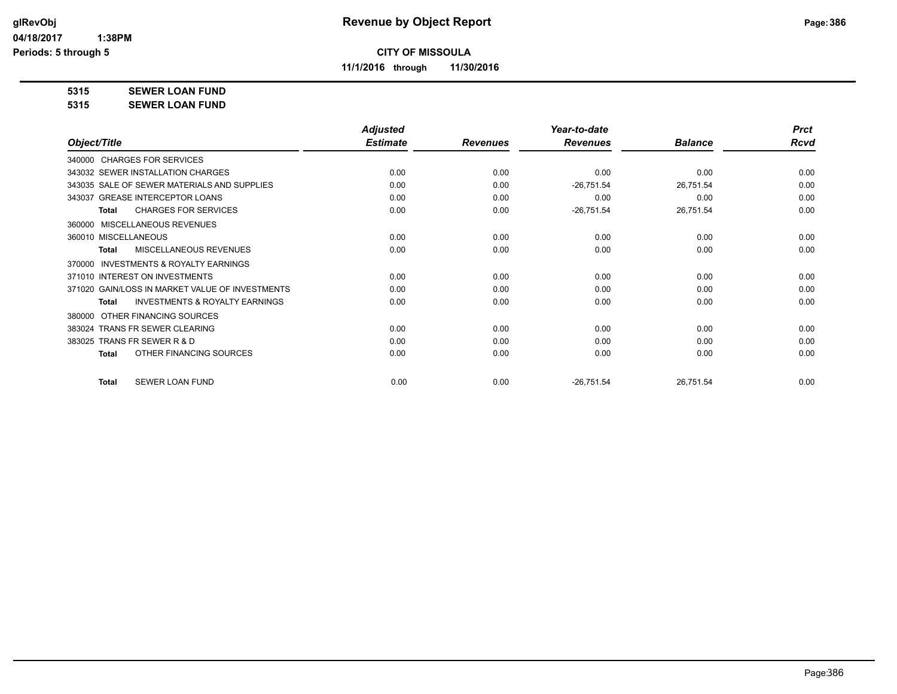# Revenue by Object Report

## CITY OF MISSOULA

**11/1/2016 through 11/30/2016**

**5315 SEWER LOAN FUND**
**5315 SEWER LOAN FUND**

| Object/Title | Adjusted Estimate | Revenues | Year-to-date Revenues | Balance | Prct Rcvd |
|---|---|---|---|---|---|
| 340000 CHARGES FOR SERVICES | | | | | |
| 343032 SEWER INSTALLATION CHARGES | 0.00 | 0.00 | 0.00 | 0.00 | 0.00 |
| 343035 SALE OF SEWER MATERIALS AND SUPPLIES | 0.00 | 0.00 | -26,751.54 | 26,751.54 | 0.00 |
| 343037 GREASE INTERCEPTOR LOANS | 0.00 | 0.00 | 0.00 | 0.00 | 0.00 |
| **Total** CHARGES FOR SERVICES | 0.00 | 0.00 | -26,751.54 | 26,751.54 | 0.00 |
| 360000 MISCELLANEOUS REVENUES | | | | | |
| 360010 MISCELLANEOUS | 0.00 | 0.00 | 0.00 | 0.00 | 0.00 |
| **Total** MISCELLANEOUS REVENUES | 0.00 | 0.00 | 0.00 | 0.00 | 0.00 |
| 370000 INVESTMENTS & ROYALTY EARNINGS | | | | | |
| 371010 INTEREST ON INVESTMENTS | 0.00 | 0.00 | 0.00 | 0.00 | 0.00 |
| 371020 GAIN/LOSS IN MARKET VALUE OF INVESTMENTS | 0.00 | 0.00 | 0.00 | 0.00 | 0.00 |
| **Total** INVESTMENTS & ROYALTY EARNINGS | 0.00 | 0.00 | 0.00 | 0.00 | 0.00 |
| 380000 OTHER FINANCING SOURCES | | | | | |
| 383024 TRANS FR SEWER CLEARING | 0.00 | 0.00 | 0.00 | 0.00 | 0.00 |
| 383025 TRANS FR SEWER R & D | 0.00 | 0.00 | 0.00 | 0.00 | 0.00 |
| **Total** OTHER FINANCING SOURCES | 0.00 | 0.00 | 0.00 | 0.00 | 0.00 |
| **Total** SEWER LOAN FUND | 0.00 | 0.00 | -26,751.54 | 26,751.54 | 0.00 |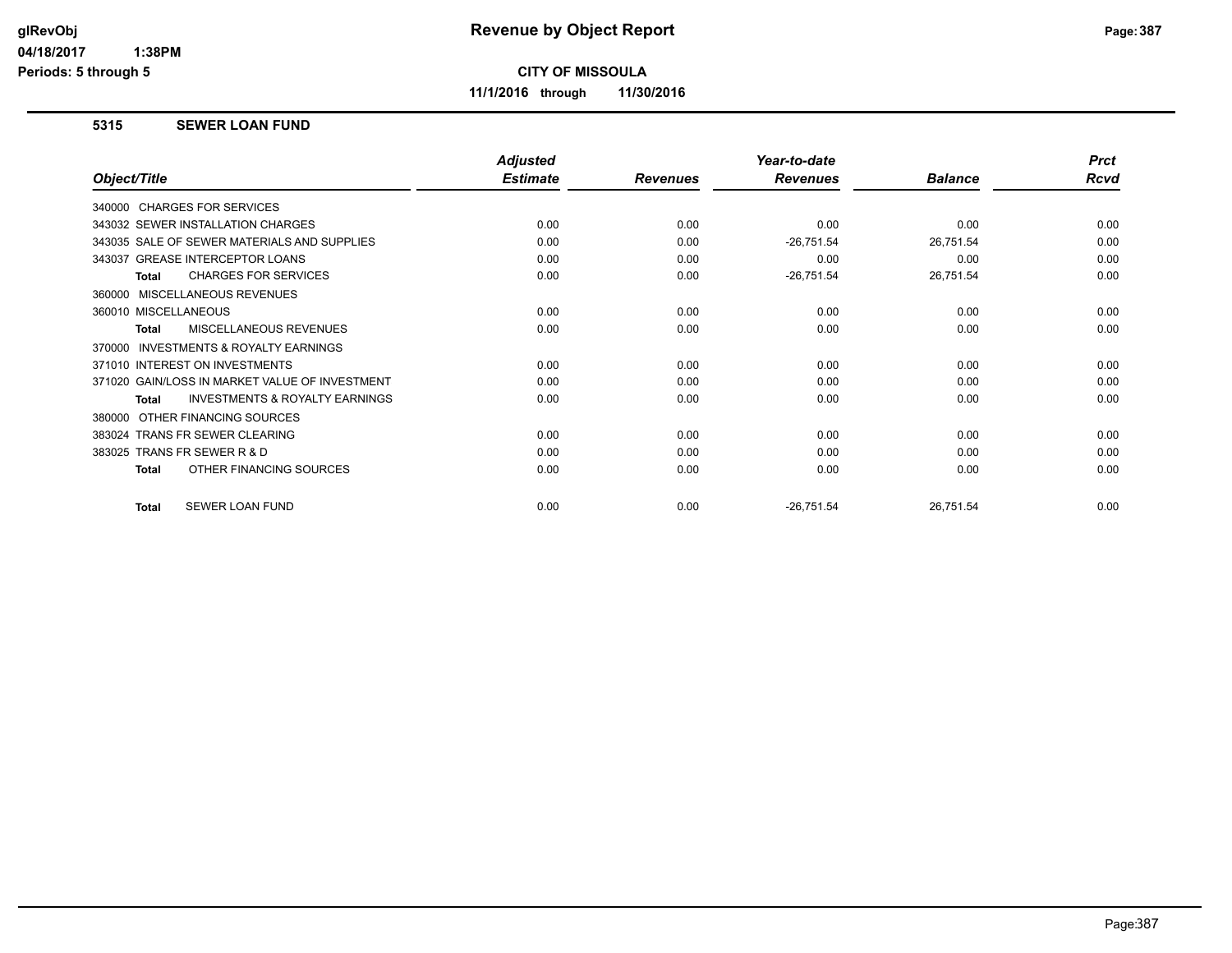**Revenue by Object Report**

**CITY OF MISSOULA**

**11/1/2016 through 11/30/2016**

glRevObj
04/18/2017 1:38PM
Periods: 5 through 5

## 5315 SEWER LOAN FUND

| Object/Title | Adjusted Estimate | Revenues | Year-to-date Revenues | Balance | Prct Rcvd |
|---|---|---|---|---|---|
| 340000 CHARGES FOR SERVICES | | | | | |
| 343032 SEWER INSTALLATION CHARGES | 0.00 | 0.00 | 0.00 | 0.00 | 0.00 |
| 343035 SALE OF SEWER MATERIALS AND SUPPLIES | 0.00 | 0.00 | -26,751.54 | 26,751.54 | 0.00 |
| 343037 GREASE INTERCEPTOR LOANS | 0.00 | 0.00 | 0.00 | 0.00 | 0.00 |
| **Total** CHARGES FOR SERVICES | 0.00 | 0.00 | -26,751.54 | 26,751.54 | 0.00 |
| 360000 MISCELLANEOUS REVENUES | | | | | |
| 360010 MISCELLANEOUS | 0.00 | 0.00 | 0.00 | 0.00 | 0.00 |
| **Total** MISCELLANEOUS REVENUES | 0.00 | 0.00 | 0.00 | 0.00 | 0.00 |
| 370000 INVESTMENTS & ROYALTY EARNINGS | | | | | |
| 371010 INTEREST ON INVESTMENTS | 0.00 | 0.00 | 0.00 | 0.00 | 0.00 |
| 371020 GAIN/LOSS IN MARKET VALUE OF INVESTMENT | 0.00 | 0.00 | 0.00 | 0.00 | 0.00 |
| **Total** INVESTMENTS & ROYALTY EARNINGS | 0.00 | 0.00 | 0.00 | 0.00 | 0.00 |
| 380000 OTHER FINANCING SOURCES | | | | | |
| 383024 TRANS FR SEWER CLEARING | 0.00 | 0.00 | 0.00 | 0.00 | 0.00 |
| 383025 TRANS FR SEWER R & D | 0.00 | 0.00 | 0.00 | 0.00 | 0.00 |
| **Total** OTHER FINANCING SOURCES | 0.00 | 0.00 | 0.00 | 0.00 | 0.00 |
| **Total** SEWER LOAN FUND | 0.00 | 0.00 | -26,751.54 | 26,751.54 | 0.00 |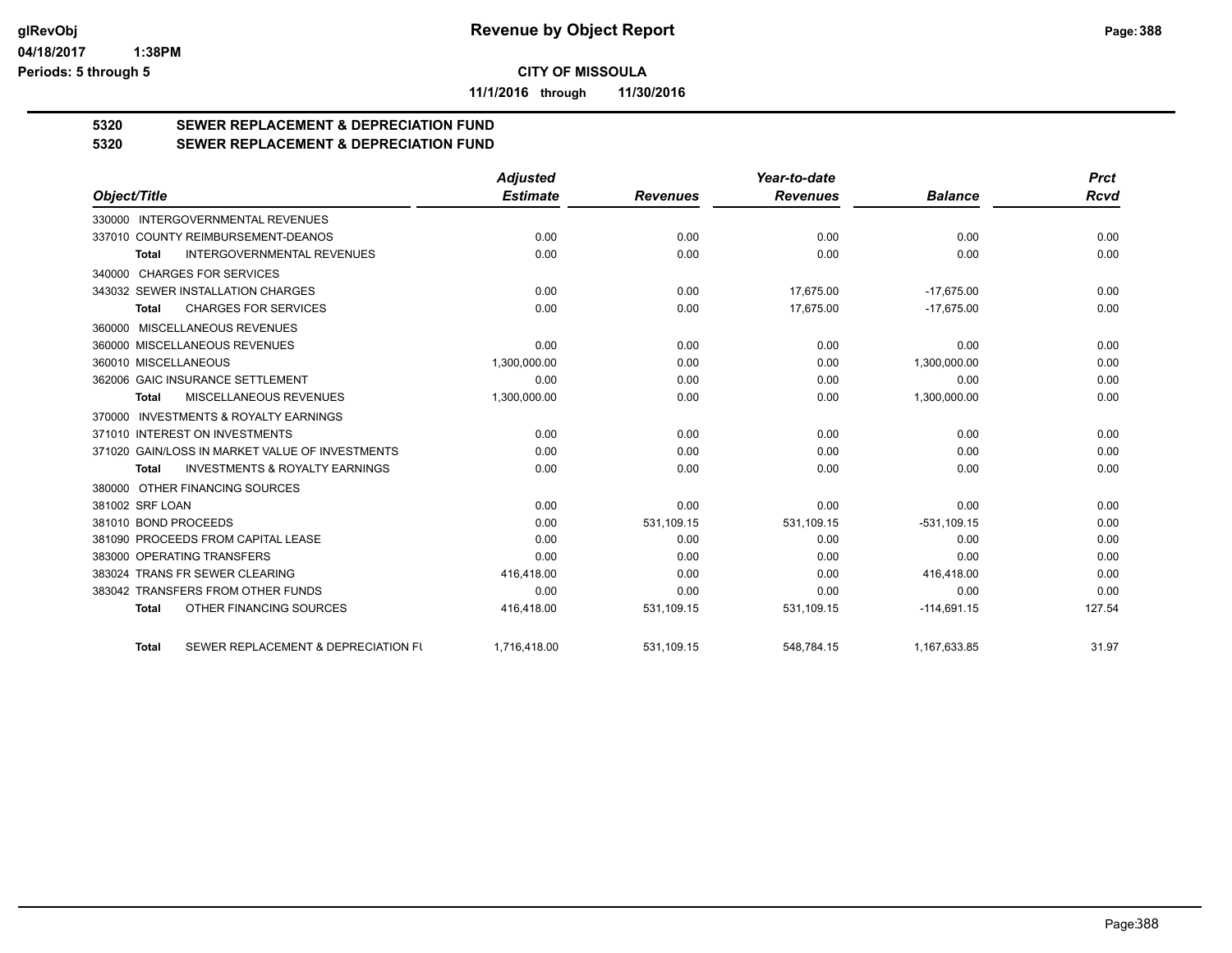# Revenue by Object Report

glRevObj
04/18/2017 1:38PM
Periods: 5 through 5

**CITY OF MISSOULA**

**11/1/2016 through 11/30/2016**

## 5320 SEWER REPLACEMENT & DEPRECIATION FUND
## 5320 SEWER REPLACEMENT & DEPRECIATION FUND

| Object/Title | Adjusted Estimate | Revenues | Year-to-date Revenues | Balance | Prct Rcvd |
|---|---|---|---|---|---|
| 330000 INTERGOVERNMENTAL REVENUES | | | | | |
| 337010 COUNTY REIMBURSEMENT-DEANOS | 0.00 | 0.00 | 0.00 | 0.00 | 0.00 |
| Total INTERGOVERNMENTAL REVENUES | 0.00 | 0.00 | 0.00 | 0.00 | 0.00 |
| 340000 CHARGES FOR SERVICES | | | | | |
| 343032 SEWER INSTALLATION CHARGES | 0.00 | 0.00 | 17,675.00 | -17,675.00 | 0.00 |
| Total CHARGES FOR SERVICES | 0.00 | 0.00 | 17,675.00 | -17,675.00 | 0.00 |
| 360000 MISCELLANEOUS REVENUES | | | | | |
| 360000 MISCELLANEOUS REVENUES | 0.00 | 0.00 | 0.00 | 0.00 | 0.00 |
| 360010 MISCELLANEOUS | 1,300,000.00 | 0.00 | 0.00 | 1,300,000.00 | 0.00 |
| 362006 GAIC INSURANCE SETTLEMENT | 0.00 | 0.00 | 0.00 | 0.00 | 0.00 |
| Total MISCELLANEOUS REVENUES | 1,300,000.00 | 0.00 | 0.00 | 1,300,000.00 | 0.00 |
| 370000 INVESTMENTS & ROYALTY EARNINGS | | | | | |
| 371010 INTEREST ON INVESTMENTS | 0.00 | 0.00 | 0.00 | 0.00 | 0.00 |
| 371020 GAIN/LOSS IN MARKET VALUE OF INVESTMENTS | 0.00 | 0.00 | 0.00 | 0.00 | 0.00 |
| Total INVESTMENTS & ROYALTY EARNINGS | 0.00 | 0.00 | 0.00 | 0.00 | 0.00 |
| 380000 OTHER FINANCING SOURCES | | | | | |
| 381002 SRF LOAN | 0.00 | 0.00 | 0.00 | 0.00 | 0.00 |
| 381010 BOND PROCEEDS | 0.00 | 531,109.15 | 531,109.15 | -531,109.15 | 0.00 |
| 381090 PROCEEDS FROM CAPITAL LEASE | 0.00 | 0.00 | 0.00 | 0.00 | 0.00 |
| 383000 OPERATING TRANSFERS | 0.00 | 0.00 | 0.00 | 0.00 | 0.00 |
| 383024 TRANS FR SEWER CLEARING | 416,418.00 | 0.00 | 0.00 | 416,418.00 | 0.00 |
| 383042 TRANSFERS FROM OTHER FUNDS | 0.00 | 0.00 | 0.00 | 0.00 | 0.00 |
| Total OTHER FINANCING SOURCES | 416,418.00 | 531,109.15 | 531,109.15 | -114,691.15 | 127.54 |
| Total SEWER REPLACEMENT & DEPRECIATION FU | 1,716,418.00 | 531,109.15 | 548,784.15 | 1,167,633.85 | 31.97 |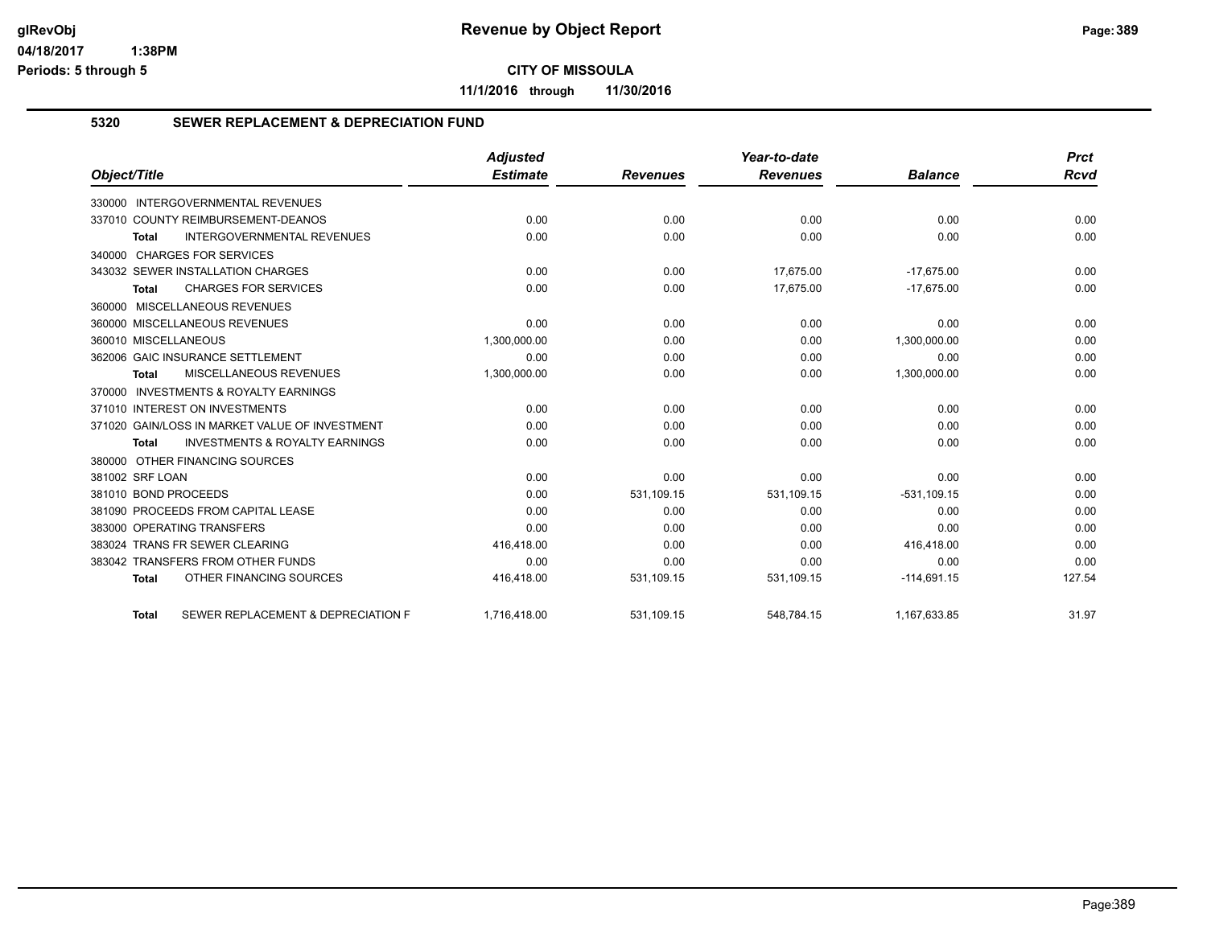# Revenue by Object Report

**CITY OF MISSOULA**

**11/1/2016 through 11/30/2016**

glRevObj
04/18/2017 1:38PM
Periods: 5 through 5

## 5320 SEWER REPLACEMENT & DEPRECIATION FUND

| Object/Title | Adjusted Estimate | Revenues | Year-to-date Revenues | Balance | Prct Rcvd |
|---|---|---|---|---|---|
| 330000 INTERGOVERNMENTAL REVENUES | | | | | |
| 337010 COUNTY REIMBURSEMENT-DEANOS | 0.00 | 0.00 | 0.00 | 0.00 | 0.00 |
| Total INTERGOVERNMENTAL REVENUES | 0.00 | 0.00 | 0.00 | 0.00 | 0.00 |
| 340000 CHARGES FOR SERVICES | | | | | |
| 343032 SEWER INSTALLATION CHARGES | 0.00 | 0.00 | 17,675.00 | -17,675.00 | 0.00 |
| Total CHARGES FOR SERVICES | 0.00 | 0.00 | 17,675.00 | -17,675.00 | 0.00 |
| 360000 MISCELLANEOUS REVENUES | | | | | |
| 360000 MISCELLANEOUS REVENUES | 0.00 | 0.00 | 0.00 | 0.00 | 0.00 |
| 360010 MISCELLANEOUS | 1,300,000.00 | 0.00 | 0.00 | 1,300,000.00 | 0.00 |
| 362006 GAIC INSURANCE SETTLEMENT | 0.00 | 0.00 | 0.00 | 0.00 | 0.00 |
| Total MISCELLANEOUS REVENUES | 1,300,000.00 | 0.00 | 0.00 | 1,300,000.00 | 0.00 |
| 370000 INVESTMENTS & ROYALTY EARNINGS | | | | | |
| 371010 INTEREST ON INVESTMENTS | 0.00 | 0.00 | 0.00 | 0.00 | 0.00 |
| 371020 GAIN/LOSS IN MARKET VALUE OF INVESTMENT | 0.00 | 0.00 | 0.00 | 0.00 | 0.00 |
| Total INVESTMENTS & ROYALTY EARNINGS | 0.00 | 0.00 | 0.00 | 0.00 | 0.00 |
| 380000 OTHER FINANCING SOURCES | | | | | |
| 381002 SRF LOAN | 0.00 | 0.00 | 0.00 | 0.00 | 0.00 |
| 381010 BOND PROCEEDS | 0.00 | 531,109.15 | 531,109.15 | -531,109.15 | 0.00 |
| 381090 PROCEEDS FROM CAPITAL LEASE | 0.00 | 0.00 | 0.00 | 0.00 | 0.00 |
| 383000 OPERATING TRANSFERS | 0.00 | 0.00 | 0.00 | 0.00 | 0.00 |
| 383024 TRANS FR SEWER CLEARING | 416,418.00 | 0.00 | 0.00 | 416,418.00 | 0.00 |
| 383042 TRANSFERS FROM OTHER FUNDS | 0.00 | 0.00 | 0.00 | 0.00 | 0.00 |
| Total OTHER FINANCING SOURCES | 416,418.00 | 531,109.15 | 531,109.15 | -114,691.15 | 127.54 |
| Total SEWER REPLACEMENT & DEPRECIATION F | 1,716,418.00 | 531,109.15 | 548,784.15 | 1,167,633.85 | 31.97 |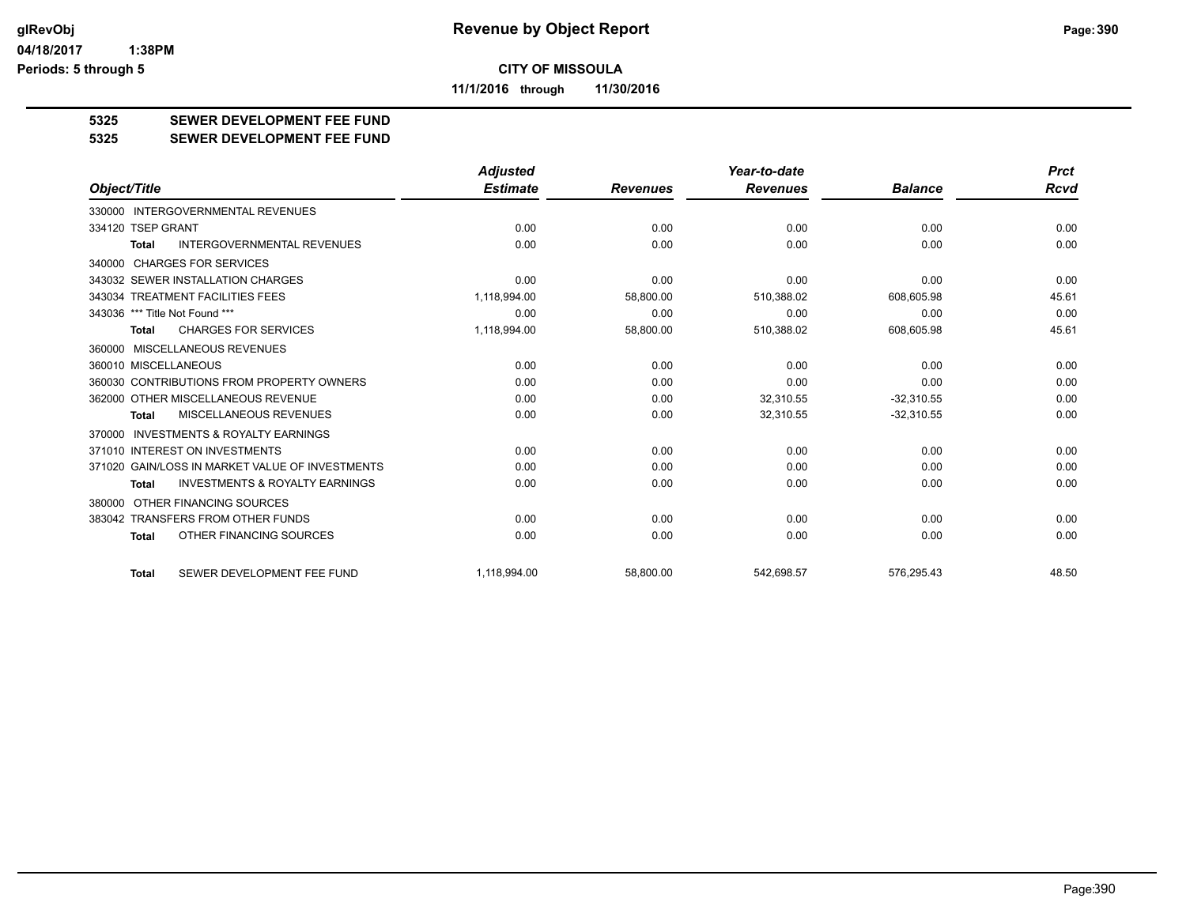**Revenue by Object Report**

**CITY OF MISSOULA**

**11/1/2016 through 11/30/2016**

glRevObj
04/18/2017 1:38PM
Periods: 5 through 5

## 5325 SEWER DEVELOPMENT FEE FUND
## 5325 SEWER DEVELOPMENT FEE FUND

| Object/Title | Adjusted Estimate | Revenues | Year-to-date Revenues | Balance | Prct Rcvd |
|---|---|---|---|---|---|
| 330000 INTERGOVERNMENTAL REVENUES | | | | | |
| 334120 TSEP GRANT | 0.00 | 0.00 | 0.00 | 0.00 | 0.00 |
| **Total** INTERGOVERNMENTAL REVENUES | 0.00 | 0.00 | 0.00 | 0.00 | 0.00 |
| 340000 CHARGES FOR SERVICES | | | | | |
| 343032 SEWER INSTALLATION CHARGES | 0.00 | 0.00 | 0.00 | 0.00 | 0.00 |
| 343034 TREATMENT FACILITIES FEES | 1,118,994.00 | 58,800.00 | 510,388.02 | 608,605.98 | 45.61 |
| 343036 *** Title Not Found *** | 0.00 | 0.00 | 0.00 | 0.00 | 0.00 |
| **Total** CHARGES FOR SERVICES | 1,118,994.00 | 58,800.00 | 510,388.02 | 608,605.98 | 45.61 |
| 360000 MISCELLANEOUS REVENUES | | | | | |
| 360010 MISCELLANEOUS | 0.00 | 0.00 | 0.00 | 0.00 | 0.00 |
| 360030 CONTRIBUTIONS FROM PROPERTY OWNERS | 0.00 | 0.00 | 0.00 | 0.00 | 0.00 |
| 362000 OTHER MISCELLANEOUS REVENUE | 0.00 | 0.00 | 32,310.55 | -32,310.55 | 0.00 |
| **Total** MISCELLANEOUS REVENUES | 0.00 | 0.00 | 32,310.55 | -32,310.55 | 0.00 |
| 370000 INVESTMENTS & ROYALTY EARNINGS | | | | | |
| 371010 INTEREST ON INVESTMENTS | 0.00 | 0.00 | 0.00 | 0.00 | 0.00 |
| 371020 GAIN/LOSS IN MARKET VALUE OF INVESTMENTS | 0.00 | 0.00 | 0.00 | 0.00 | 0.00 |
| **Total** INVESTMENTS & ROYALTY EARNINGS | 0.00 | 0.00 | 0.00 | 0.00 | 0.00 |
| 380000 OTHER FINANCING SOURCES | | | | | |
| 383042 TRANSFERS FROM OTHER FUNDS | 0.00 | 0.00 | 0.00 | 0.00 | 0.00 |
| **Total** OTHER FINANCING SOURCES | 0.00 | 0.00 | 0.00 | 0.00 | 0.00 |
| **Total** SEWER DEVELOPMENT FEE FUND | 1,118,994.00 | 58,800.00 | 542,698.57 | 576,295.43 | 48.50 |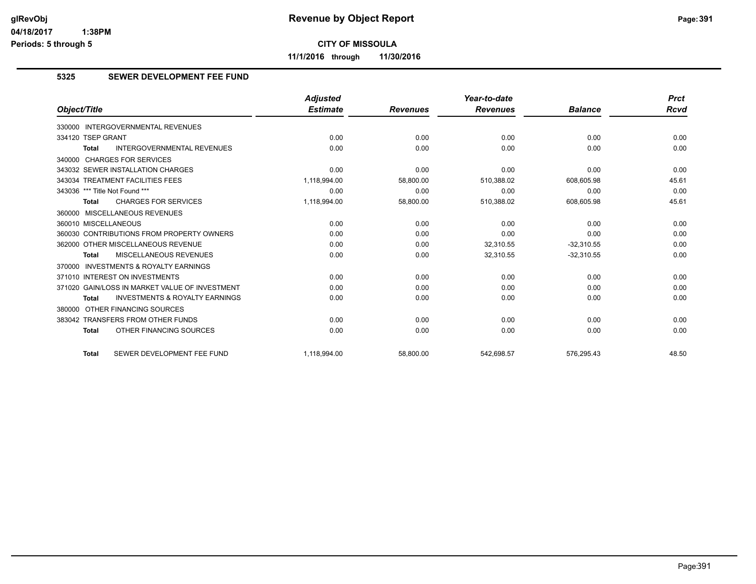# Revenue by Object Report

**CITY OF MISSOULA**

**11/1/2016 through 11/30/2016**

glRevObj
04/18/2017 1:38PM
Periods: 5 through 5

## 5325 SEWER DEVELOPMENT FEE FUND

| Object/Title | Adjusted Estimate | Revenues | Year-to-date Revenues | Balance | Prct Rcvd |
|---|---|---|---|---|---|
| 330000 INTERGOVERNMENTAL REVENUES | | | | | |
| 334120 TSEP GRANT | 0.00 | 0.00 | 0.00 | 0.00 | 0.00 |
| **Total** INTERGOVERNMENTAL REVENUES | 0.00 | 0.00 | 0.00 | 0.00 | 0.00 |
| 340000 CHARGES FOR SERVICES | | | | | |
| 343032 SEWER INSTALLATION CHARGES | 0.00 | 0.00 | 0.00 | 0.00 | 0.00 |
| 343034 TREATMENT FACILITIES FEES | 1,118,994.00 | 58,800.00 | 510,388.02 | 608,605.98 | 45.61 |
| 343036 *** Title Not Found *** | 0.00 | 0.00 | 0.00 | 0.00 | 0.00 |
| **Total** CHARGES FOR SERVICES | 1,118,994.00 | 58,800.00 | 510,388.02 | 608,605.98 | 45.61 |
| 360000 MISCELLANEOUS REVENUES | | | | | |
| 360010 MISCELLANEOUS | 0.00 | 0.00 | 0.00 | 0.00 | 0.00 |
| 360030 CONTRIBUTIONS FROM PROPERTY OWNERS | 0.00 | 0.00 | 0.00 | 0.00 | 0.00 |
| 362000 OTHER MISCELLANEOUS REVENUE | 0.00 | 0.00 | 32,310.55 | -32,310.55 | 0.00 |
| **Total** MISCELLANEOUS REVENUES | 0.00 | 0.00 | 32,310.55 | -32,310.55 | 0.00 |
| 370000 INVESTMENTS & ROYALTY EARNINGS | | | | | |
| 371010 INTEREST ON INVESTMENTS | 0.00 | 0.00 | 0.00 | 0.00 | 0.00 |
| 371020 GAIN/LOSS IN MARKET VALUE OF INVESTMENT | 0.00 | 0.00 | 0.00 | 0.00 | 0.00 |
| **Total** INVESTMENTS & ROYALTY EARNINGS | 0.00 | 0.00 | 0.00 | 0.00 | 0.00 |
| 380000 OTHER FINANCING SOURCES | | | | | |
| 383042 TRANSFERS FROM OTHER FUNDS | 0.00 | 0.00 | 0.00 | 0.00 | 0.00 |
| **Total** OTHER FINANCING SOURCES | 0.00 | 0.00 | 0.00 | 0.00 | 0.00 |
| **Total** SEWER DEVELOPMENT FEE FUND | 1,118,994.00 | 58,800.00 | 542,698.57 | 576,295.43 | 48.50 |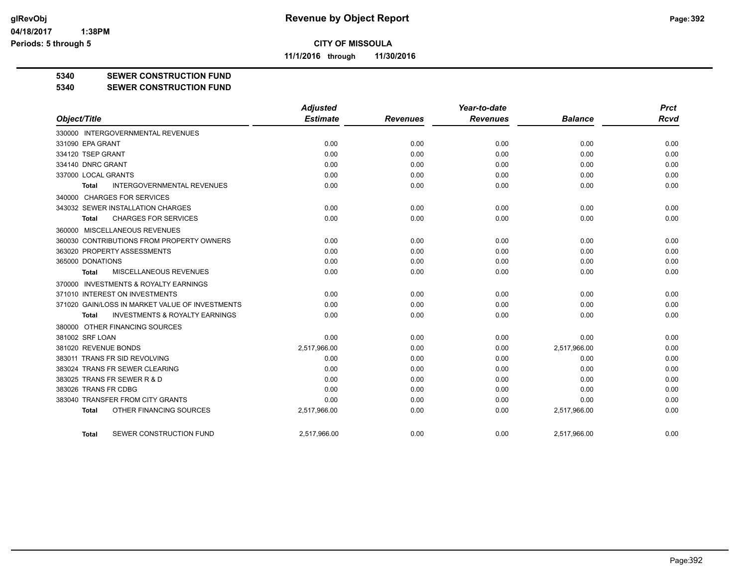# Revenue by Object Report

**CITY OF MISSOULA**

**11/1/2016 through 11/30/2016**

glRevObj
04/18/2017 1:38PM
Periods: 5 through 5

## 5340 SEWER CONSTRUCTION FUND
## 5340 SEWER CONSTRUCTION FUND

| Object/Title | Adjusted Estimate | Revenues | Year-to-date Revenues | Balance | Prct Rcvd |
|---|---|---|---|---|---|
| 330000 INTERGOVERNMENTAL REVENUES | | | | | |
| 331090 EPA GRANT | 0.00 | 0.00 | 0.00 | 0.00 | 0.00 |
| 334120 TSEP GRANT | 0.00 | 0.00 | 0.00 | 0.00 | 0.00 |
| 334140 DNRC GRANT | 0.00 | 0.00 | 0.00 | 0.00 | 0.00 |
| 337000 LOCAL GRANTS | 0.00 | 0.00 | 0.00 | 0.00 | 0.00 |
| **Total** INTERGOVERNMENTAL REVENUES | 0.00 | 0.00 | 0.00 | 0.00 | 0.00 |
| 340000 CHARGES FOR SERVICES | | | | | |
| 343032 SEWER INSTALLATION CHARGES | 0.00 | 0.00 | 0.00 | 0.00 | 0.00 |
| **Total** CHARGES FOR SERVICES | 0.00 | 0.00 | 0.00 | 0.00 | 0.00 |
| 360000 MISCELLANEOUS REVENUES | | | | | |
| 360030 CONTRIBUTIONS FROM PROPERTY OWNERS | 0.00 | 0.00 | 0.00 | 0.00 | 0.00 |
| 363020 PROPERTY ASSESSMENTS | 0.00 | 0.00 | 0.00 | 0.00 | 0.00 |
| 365000 DONATIONS | 0.00 | 0.00 | 0.00 | 0.00 | 0.00 |
| **Total** MISCELLANEOUS REVENUES | 0.00 | 0.00 | 0.00 | 0.00 | 0.00 |
| 370000 INVESTMENTS & ROYALTY EARNINGS | | | | | |
| 371010 INTEREST ON INVESTMENTS | 0.00 | 0.00 | 0.00 | 0.00 | 0.00 |
| 371020 GAIN/LOSS IN MARKET VALUE OF INVESTMENTS | 0.00 | 0.00 | 0.00 | 0.00 | 0.00 |
| **Total** INVESTMENTS & ROYALTY EARNINGS | 0.00 | 0.00 | 0.00 | 0.00 | 0.00 |
| 380000 OTHER FINANCING SOURCES | | | | | |
| 381002 SRF LOAN | 0.00 | 0.00 | 0.00 | 0.00 | 0.00 |
| 381020 REVENUE BONDS | 2,517,966.00 | 0.00 | 0.00 | 2,517,966.00 | 0.00 |
| 383011 TRANS FR SID REVOLVING | 0.00 | 0.00 | 0.00 | 0.00 | 0.00 |
| 383024 TRANS FR SEWER CLEARING | 0.00 | 0.00 | 0.00 | 0.00 | 0.00 |
| 383025 TRANS FR SEWER R & D | 0.00 | 0.00 | 0.00 | 0.00 | 0.00 |
| 383026 TRANS FR CDBG | 0.00 | 0.00 | 0.00 | 0.00 | 0.00 |
| 383040 TRANSFER FROM CITY GRANTS | 0.00 | 0.00 | 0.00 | 0.00 | 0.00 |
| **Total** OTHER FINANCING SOURCES | 2,517,966.00 | 0.00 | 0.00 | 2,517,966.00 | 0.00 |
| **Total** SEWER CONSTRUCTION FUND | 2,517,966.00 | 0.00 | 0.00 | 2,517,966.00 | 0.00 |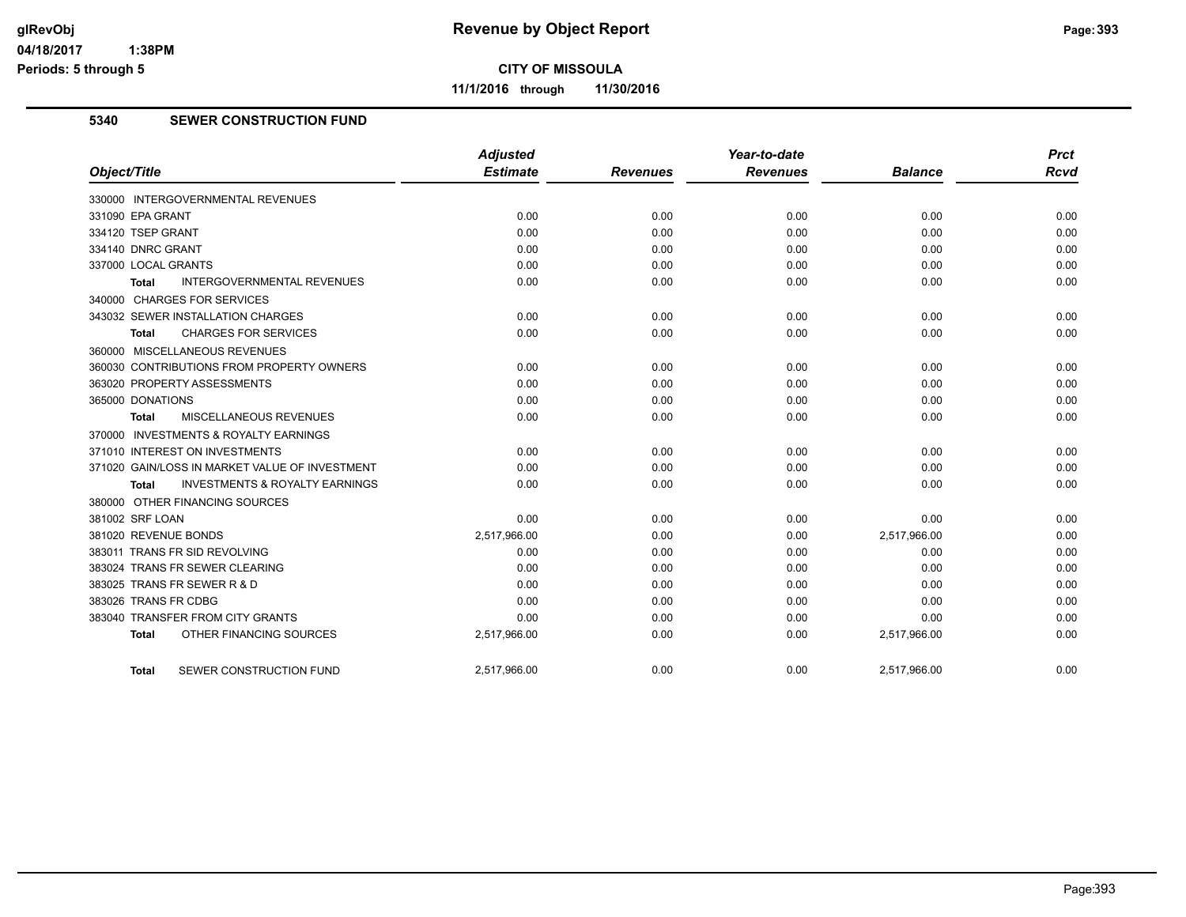# Revenue by Object Report

glRevObj
04/18/2017 1:38PM
Periods: 5 through 5

**CITY OF MISSOULA**

**11/1/2016 through 11/30/2016**

## 5340 SEWER CONSTRUCTION FUND

| Object/Title | Adjusted Estimate | Revenues | Year-to-date Revenues | Balance | Prct Rcvd |
|---|---|---|---|---|---|
| 330000 INTERGOVERNMENTAL REVENUES | | | | | |
| 331090 EPA GRANT | 0.00 | 0.00 | 0.00 | 0.00 | 0.00 |
| 334120 TSEP GRANT | 0.00 | 0.00 | 0.00 | 0.00 | 0.00 |
| 334140 DNRC GRANT | 0.00 | 0.00 | 0.00 | 0.00 | 0.00 |
| 337000 LOCAL GRANTS | 0.00 | 0.00 | 0.00 | 0.00 | 0.00 |
| **Total** INTERGOVERNMENTAL REVENUES | 0.00 | 0.00 | 0.00 | 0.00 | 0.00 |
| 340000 CHARGES FOR SERVICES | | | | | |
| 343032 SEWER INSTALLATION CHARGES | 0.00 | 0.00 | 0.00 | 0.00 | 0.00 |
| **Total** CHARGES FOR SERVICES | 0.00 | 0.00 | 0.00 | 0.00 | 0.00 |
| 360000 MISCELLANEOUS REVENUES | | | | | |
| 360030 CONTRIBUTIONS FROM PROPERTY OWNERS | 0.00 | 0.00 | 0.00 | 0.00 | 0.00 |
| 363020 PROPERTY ASSESSMENTS | 0.00 | 0.00 | 0.00 | 0.00 | 0.00 |
| 365000 DONATIONS | 0.00 | 0.00 | 0.00 | 0.00 | 0.00 |
| **Total** MISCELLANEOUS REVENUES | 0.00 | 0.00 | 0.00 | 0.00 | 0.00 |
| 370000 INVESTMENTS & ROYALTY EARNINGS | | | | | |
| 371010 INTEREST ON INVESTMENTS | 0.00 | 0.00 | 0.00 | 0.00 | 0.00 |
| 371020 GAIN/LOSS IN MARKET VALUE OF INVESTMENT | 0.00 | 0.00 | 0.00 | 0.00 | 0.00 |
| **Total** INVESTMENTS & ROYALTY EARNINGS | 0.00 | 0.00 | 0.00 | 0.00 | 0.00 |
| 380000 OTHER FINANCING SOURCES | | | | | |
| 381002 SRF LOAN | 0.00 | 0.00 | 0.00 | 0.00 | 0.00 |
| 381020 REVENUE BONDS | 2,517,966.00 | 0.00 | 0.00 | 2,517,966.00 | 0.00 |
| 383011 TRANS FR SID REVOLVING | 0.00 | 0.00 | 0.00 | 0.00 | 0.00 |
| 383024 TRANS FR SEWER CLEARING | 0.00 | 0.00 | 0.00 | 0.00 | 0.00 |
| 383025 TRANS FR SEWER R & D | 0.00 | 0.00 | 0.00 | 0.00 | 0.00 |
| 383026 TRANS FR CDBG | 0.00 | 0.00 | 0.00 | 0.00 | 0.00 |
| 383040 TRANSFER FROM CITY GRANTS | 0.00 | 0.00 | 0.00 | 0.00 | 0.00 |
| **Total** OTHER FINANCING SOURCES | 2,517,966.00 | 0.00 | 0.00 | 2,517,966.00 | 0.00 |
| **Total** SEWER CONSTRUCTION FUND | 2,517,966.00 | 0.00 | 0.00 | 2,517,966.00 | 0.00 |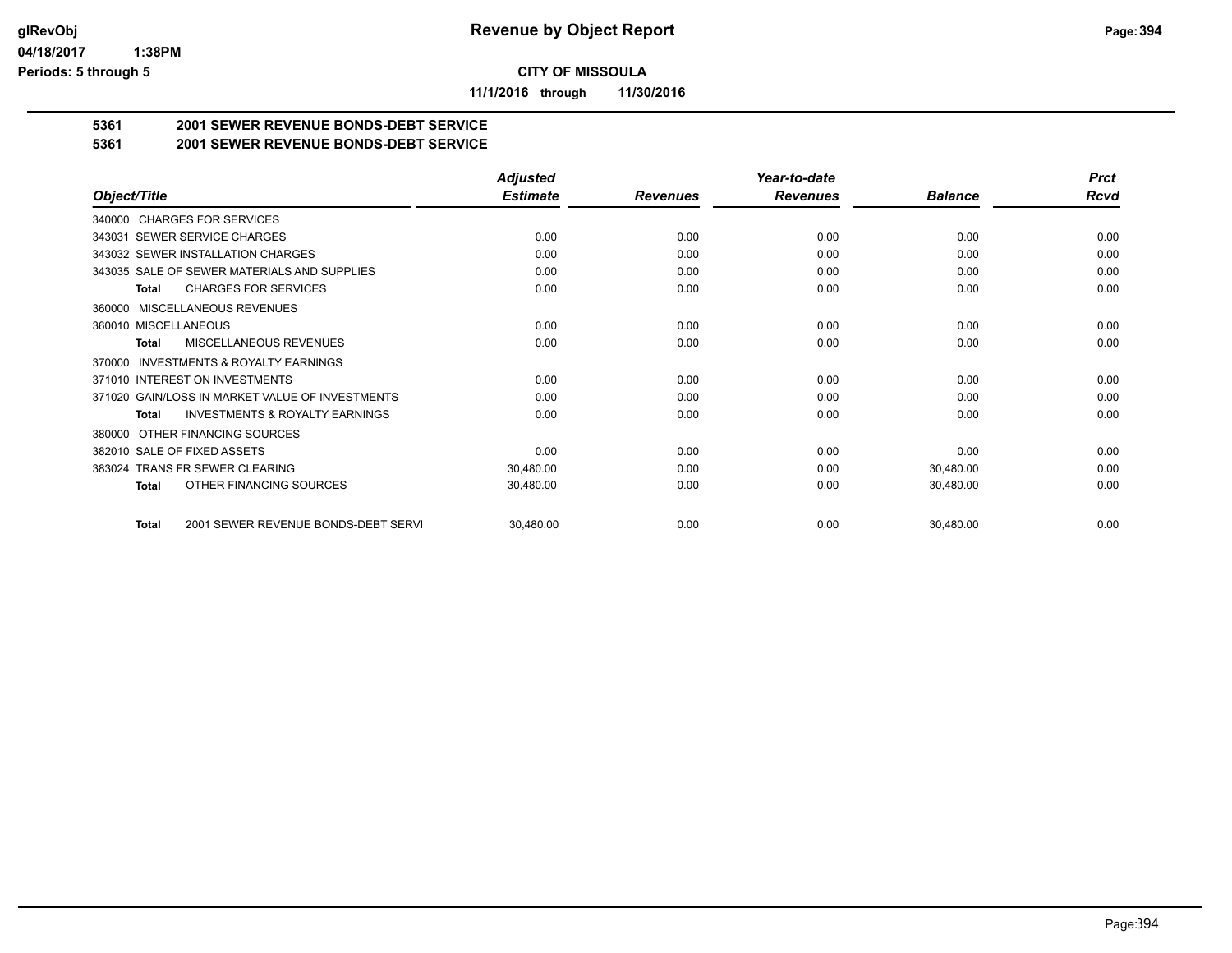**CITY OF MISSOULA**

**11/1/2016 through 11/30/2016**

**5361 2001 SEWER REVENUE BONDS-DEBT SERVICE**

**5361 2001 SEWER REVENUE BONDS-DEBT SERVICE**

| Object/Title | Adjusted Estimate | Revenues | Year-to-date Revenues | Balance | Prct Rcvd |
|---|---|---|---|---|---|
| 340000 CHARGES FOR SERVICES | | | | | |
| 343031 SEWER SERVICE CHARGES | 0.00 | 0.00 | 0.00 | 0.00 | 0.00 |
| 343032 SEWER INSTALLATION CHARGES | 0.00 | 0.00 | 0.00 | 0.00 | 0.00 |
| 343035 SALE OF SEWER MATERIALS AND SUPPLIES | 0.00 | 0.00 | 0.00 | 0.00 | 0.00 |
| **Total** CHARGES FOR SERVICES | 0.00 | 0.00 | 0.00 | 0.00 | 0.00 |
| 360000 MISCELLANEOUS REVENUES | | | | | |
| 360010 MISCELLANEOUS | 0.00 | 0.00 | 0.00 | 0.00 | 0.00 |
| **Total** MISCELLANEOUS REVENUES | 0.00 | 0.00 | 0.00 | 0.00 | 0.00 |
| 370000 INVESTMENTS & ROYALTY EARNINGS | | | | | |
| 371010 INTEREST ON INVESTMENTS | 0.00 | 0.00 | 0.00 | 0.00 | 0.00 |
| 371020 GAIN/LOSS IN MARKET VALUE OF INVESTMENTS | 0.00 | 0.00 | 0.00 | 0.00 | 0.00 |
| **Total** INVESTMENTS & ROYALTY EARNINGS | 0.00 | 0.00 | 0.00 | 0.00 | 0.00 |
| 380000 OTHER FINANCING SOURCES | | | | | |
| 382010 SALE OF FIXED ASSETS | 0.00 | 0.00 | 0.00 | 0.00 | 0.00 |
| 383024 TRANS FR SEWER CLEARING | 30,480.00 | 0.00 | 0.00 | 30,480.00 | 0.00 |
| **Total** OTHER FINANCING SOURCES | 30,480.00 | 0.00 | 0.00 | 30,480.00 | 0.00 |
| **Total** 2001 SEWER REVENUE BONDS-DEBT SERVI | 30,480.00 | 0.00 | 0.00 | 30,480.00 | 0.00 |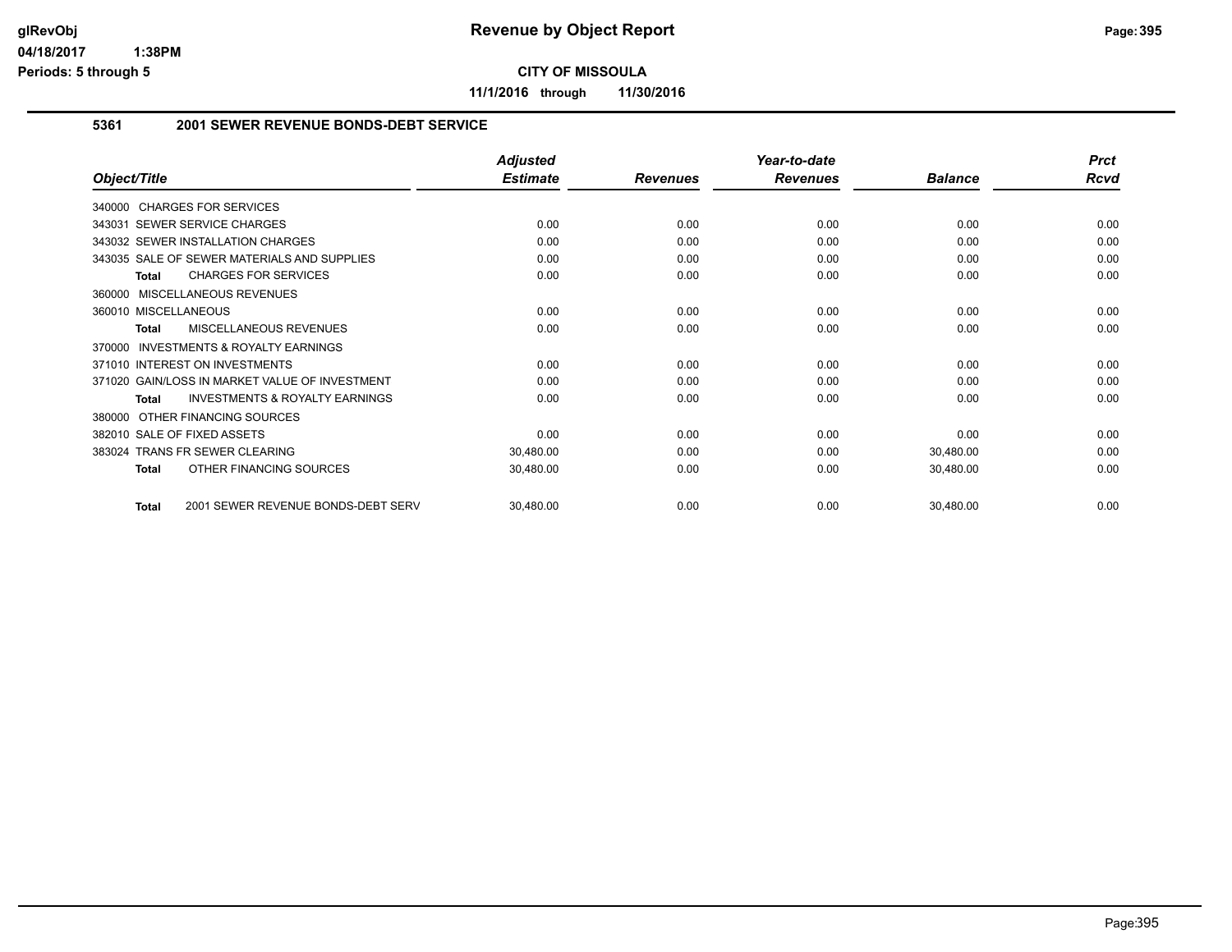# Revenue by Object Report

**CITY OF MISSOULA**

**11/1/2016 through 11/30/2016**

glRevObj
04/18/2017 1:38PM
Periods: 5 through 5

## 5361 2001 SEWER REVENUE BONDS-DEBT SERVICE

| Object/Title | Adjusted Estimate | Revenues | Year-to-date Revenues | Balance | Prct Rcvd |
|---|---|---|---|---|---|
| 340000 CHARGES FOR SERVICES | | | | | |
| 343031 SEWER SERVICE CHARGES | 0.00 | 0.00 | 0.00 | 0.00 | 0.00 |
| 343032 SEWER INSTALLATION CHARGES | 0.00 | 0.00 | 0.00 | 0.00 | 0.00 |
| 343035 SALE OF SEWER MATERIALS AND SUPPLIES | 0.00 | 0.00 | 0.00 | 0.00 | 0.00 |
| **Total** CHARGES FOR SERVICES | 0.00 | 0.00 | 0.00 | 0.00 | 0.00 |
| 360000 MISCELLANEOUS REVENUES | | | | | |
| 360010 MISCELLANEOUS | 0.00 | 0.00 | 0.00 | 0.00 | 0.00 |
| **Total** MISCELLANEOUS REVENUES | 0.00 | 0.00 | 0.00 | 0.00 | 0.00 |
| 370000 INVESTMENTS & ROYALTY EARNINGS | | | | | |
| 371010 INTEREST ON INVESTMENTS | 0.00 | 0.00 | 0.00 | 0.00 | 0.00 |
| 371020 GAIN/LOSS IN MARKET VALUE OF INVESTMENT | 0.00 | 0.00 | 0.00 | 0.00 | 0.00 |
| **Total** INVESTMENTS & ROYALTY EARNINGS | 0.00 | 0.00 | 0.00 | 0.00 | 0.00 |
| 380000 OTHER FINANCING SOURCES | | | | | |
| 382010 SALE OF FIXED ASSETS | 0.00 | 0.00 | 0.00 | 0.00 | 0.00 |
| 383024 TRANS FR SEWER CLEARING | 30,480.00 | 0.00 | 0.00 | 30,480.00 | 0.00 |
| **Total** OTHER FINANCING SOURCES | 30,480.00 | 0.00 | 0.00 | 30,480.00 | 0.00 |
| **Total** 2001 SEWER REVENUE BONDS-DEBT SERV | 30,480.00 | 0.00 | 0.00 | 30,480.00 | 0.00 |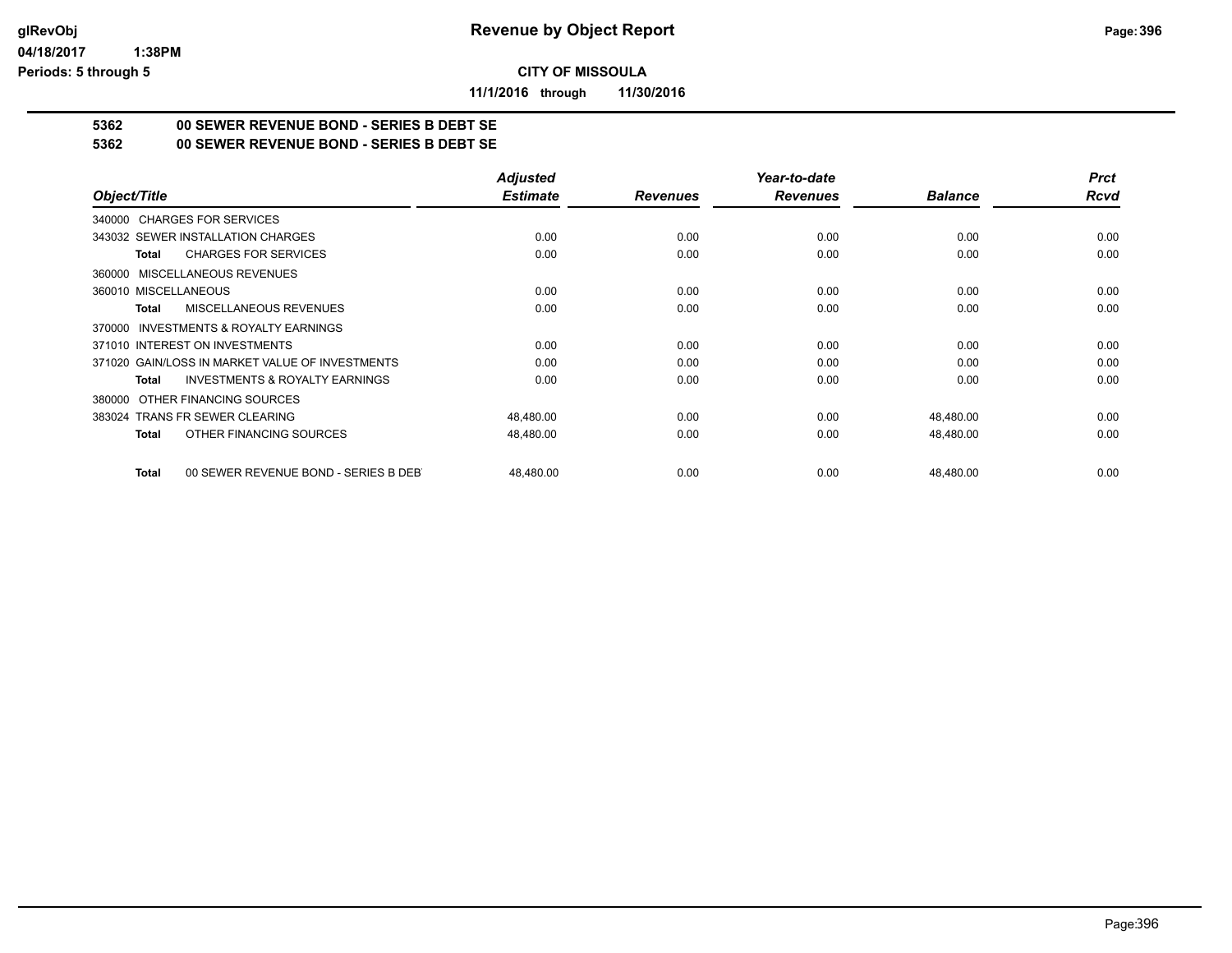**CITY OF MISSOULA**

**11/1/2016 through 11/30/2016**

## 5362 00 SEWER REVENUE BOND - SERIES B DEBT SE
## 5362 00 SEWER REVENUE BOND - SERIES B DEBT SE

| Object/Title | Adjusted Estimate | Revenues | Year-to-date Revenues | Balance | Prct Rcvd |
|---|---|---|---|---|---|
| 340000 CHARGES FOR SERVICES | | | | | |
| 343032 SEWER INSTALLATION CHARGES | 0.00 | 0.00 | 0.00 | 0.00 | 0.00 |
| **Total** CHARGES FOR SERVICES | 0.00 | 0.00 | 0.00 | 0.00 | 0.00 |
| 360000 MISCELLANEOUS REVENUES | | | | | |
| 360010 MISCELLANEOUS | 0.00 | 0.00 | 0.00 | 0.00 | 0.00 |
| **Total** MISCELLANEOUS REVENUES | 0.00 | 0.00 | 0.00 | 0.00 | 0.00 |
| 370000 INVESTMENTS & ROYALTY EARNINGS | | | | | |
| 371010 INTEREST ON INVESTMENTS | 0.00 | 0.00 | 0.00 | 0.00 | 0.00 |
| 371020 GAIN/LOSS IN MARKET VALUE OF INVESTMENTS | 0.00 | 0.00 | 0.00 | 0.00 | 0.00 |
| **Total** INVESTMENTS & ROYALTY EARNINGS | 0.00 | 0.00 | 0.00 | 0.00 | 0.00 |
| 380000 OTHER FINANCING SOURCES | | | | | |
| 383024 TRANS FR SEWER CLEARING | 48,480.00 | 0.00 | 0.00 | 48,480.00 | 0.00 |
| **Total** OTHER FINANCING SOURCES | 48,480.00 | 0.00 | 0.00 | 48,480.00 | 0.00 |
| **Total** 00 SEWER REVENUE BOND - SERIES B DEBT | 48,480.00 | 0.00 | 0.00 | 48,480.00 | 0.00 |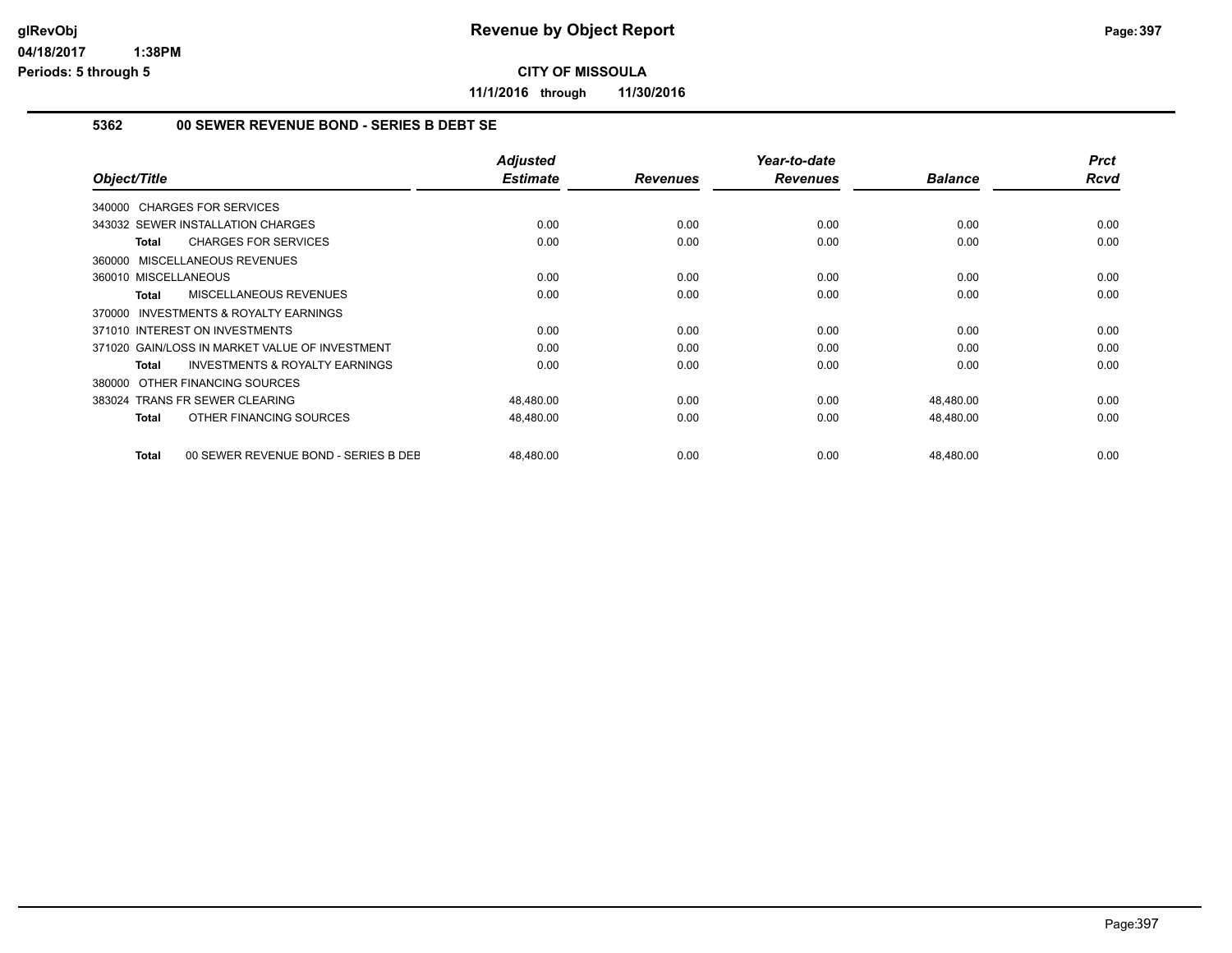**CITY OF MISSOULA**

**11/1/2016 through 11/30/2016**

## 5362 00 SEWER REVENUE BOND - SERIES B DEBT SE

| Object/Title | Adjusted Estimate | Revenues | Year-to-date Revenues | Balance | Prct Rcvd |
|---|---|---|---|---|---|
| 340000 CHARGES FOR SERVICES | | | | | |
| 343032 SEWER INSTALLATION CHARGES | 0.00 | 0.00 | 0.00 | 0.00 | 0.00 |
| **Total** CHARGES FOR SERVICES | 0.00 | 0.00 | 0.00 | 0.00 | 0.00 |
| 360000 MISCELLANEOUS REVENUES | | | | | |
| 360010 MISCELLANEOUS | 0.00 | 0.00 | 0.00 | 0.00 | 0.00 |
| **Total** MISCELLANEOUS REVENUES | 0.00 | 0.00 | 0.00 | 0.00 | 0.00 |
| 370000 INVESTMENTS & ROYALTY EARNINGS | | | | | |
| 371010 INTEREST ON INVESTMENTS | 0.00 | 0.00 | 0.00 | 0.00 | 0.00 |
| 371020 GAIN/LOSS IN MARKET VALUE OF INVESTMENT | 0.00 | 0.00 | 0.00 | 0.00 | 0.00 |
| **Total** INVESTMENTS & ROYALTY EARNINGS | 0.00 | 0.00 | 0.00 | 0.00 | 0.00 |
| 380000 OTHER FINANCING SOURCES | | | | | |
| 383024 TRANS FR SEWER CLEARING | 48,480.00 | 0.00 | 0.00 | 48,480.00 | 0.00 |
| **Total** OTHER FINANCING SOURCES | 48,480.00 | 0.00 | 0.00 | 48,480.00 | 0.00 |
| **Total** 00 SEWER REVENUE BOND - SERIES B DEB | 48,480.00 | 0.00 | 0.00 | 48,480.00 | 0.00 |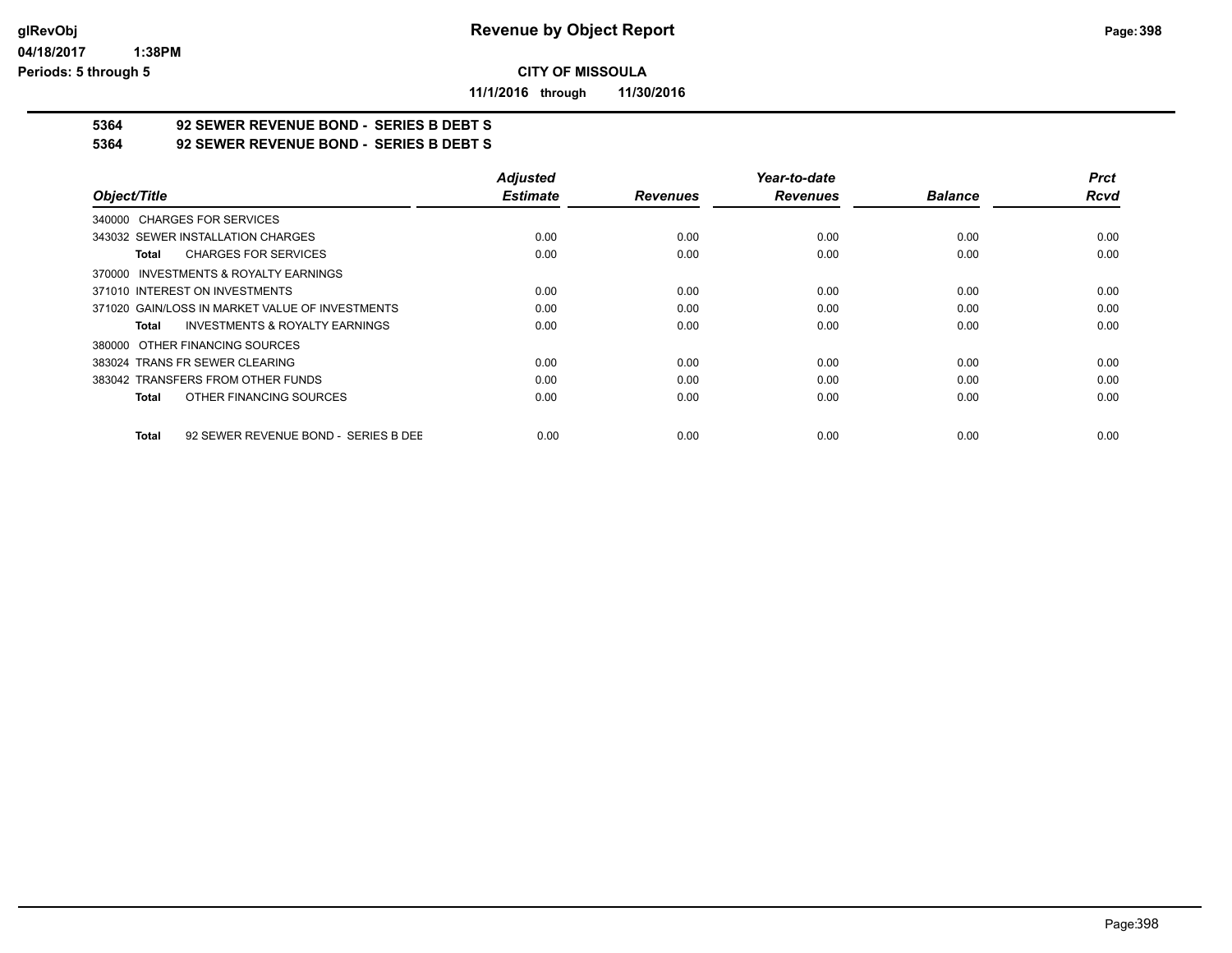# Revenue by Object Report

**CITY OF MISSOULA**

**11/1/2016 through 11/30/2016**

## 5364 92 SEWER REVENUE BOND - SERIES B DEBT S
## 5364 92 SEWER REVENUE BOND - SERIES B DEBT S

| Object/Title | Adjusted Estimate | Revenues | Year-to-date Revenues | Balance | Prct Rcvd |
|---|---|---|---|---|---|
| 340000 CHARGES FOR SERVICES | | | | | |
| 343032 SEWER INSTALLATION CHARGES | 0.00 | 0.00 | 0.00 | 0.00 | 0.00 |
| **Total** CHARGES FOR SERVICES | 0.00 | 0.00 | 0.00 | 0.00 | 0.00 |
| 370000 INVESTMENTS & ROYALTY EARNINGS | | | | | |
| 371010 INTEREST ON INVESTMENTS | 0.00 | 0.00 | 0.00 | 0.00 | 0.00 |
| 371020 GAIN/LOSS IN MARKET VALUE OF INVESTMENTS | 0.00 | 0.00 | 0.00 | 0.00 | 0.00 |
| **Total** INVESTMENTS & ROYALTY EARNINGS | 0.00 | 0.00 | 0.00 | 0.00 | 0.00 |
| 380000 OTHER FINANCING SOURCES | | | | | |
| 383024 TRANS FR SEWER CLEARING | 0.00 | 0.00 | 0.00 | 0.00 | 0.00 |
| 383042 TRANSFERS FROM OTHER FUNDS | 0.00 | 0.00 | 0.00 | 0.00 | 0.00 |
| **Total** OTHER FINANCING SOURCES | 0.00 | 0.00 | 0.00 | 0.00 | 0.00 |
| **Total** 92 SEWER REVENUE BOND - SERIES B DEE | 0.00 | 0.00 | 0.00 | 0.00 | 0.00 |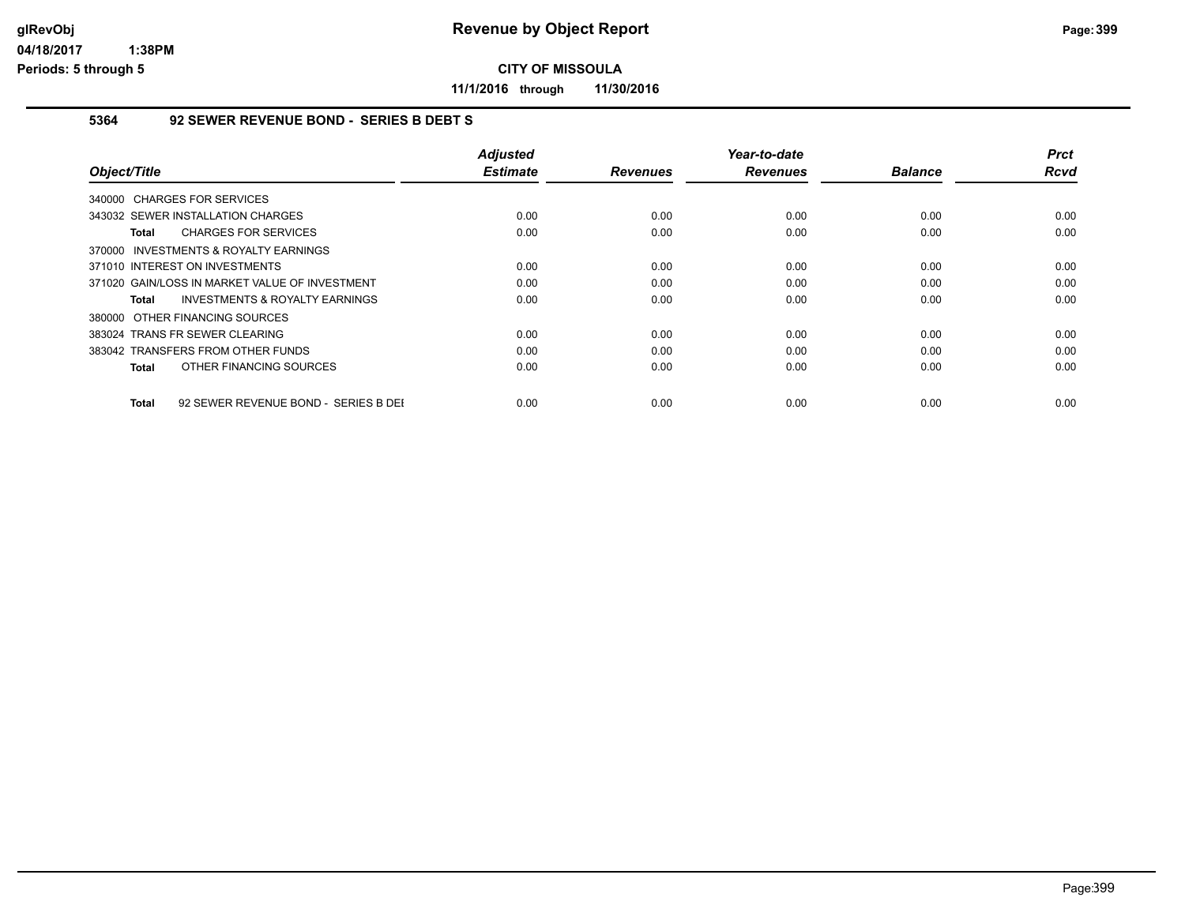# Revenue by Object Report

**CITY OF MISSOULA**

**11/1/2016 through 11/30/2016**

glRevObj
04/18/2017 1:38PM
Periods: 5 through 5

### 5364 92 SEWER REVENUE BOND - SERIES B DEBT S

| Object/Title | Adjusted Estimate | Revenues | Year-to-date Revenues | Balance | Prct Rcvd |
|---|---|---|---|---|---|
| 340000 CHARGES FOR SERVICES | | | | | |
| 343032 SEWER INSTALLATION CHARGES | 0.00 | 0.00 | 0.00 | 0.00 | 0.00 |
| **Total** CHARGES FOR SERVICES | 0.00 | 0.00 | 0.00 | 0.00 | 0.00 |
| 370000 INVESTMENTS & ROYALTY EARNINGS | | | | | |
| 371010 INTEREST ON INVESTMENTS | 0.00 | 0.00 | 0.00 | 0.00 | 0.00 |
| 371020 GAIN/LOSS IN MARKET VALUE OF INVESTMENT | 0.00 | 0.00 | 0.00 | 0.00 | 0.00 |
| **Total** INVESTMENTS & ROYALTY EARNINGS | 0.00 | 0.00 | 0.00 | 0.00 | 0.00 |
| 380000 OTHER FINANCING SOURCES | | | | | |
| 383024 TRANS FR SEWER CLEARING | 0.00 | 0.00 | 0.00 | 0.00 | 0.00 |
| 383042 TRANSFERS FROM OTHER FUNDS | 0.00 | 0.00 | 0.00 | 0.00 | 0.00 |
| **Total** OTHER FINANCING SOURCES | 0.00 | 0.00 | 0.00 | 0.00 | 0.00 |
| **Total** 92 SEWER REVENUE BOND - SERIES B DEI | 0.00 | 0.00 | 0.00 | 0.00 | 0.00 |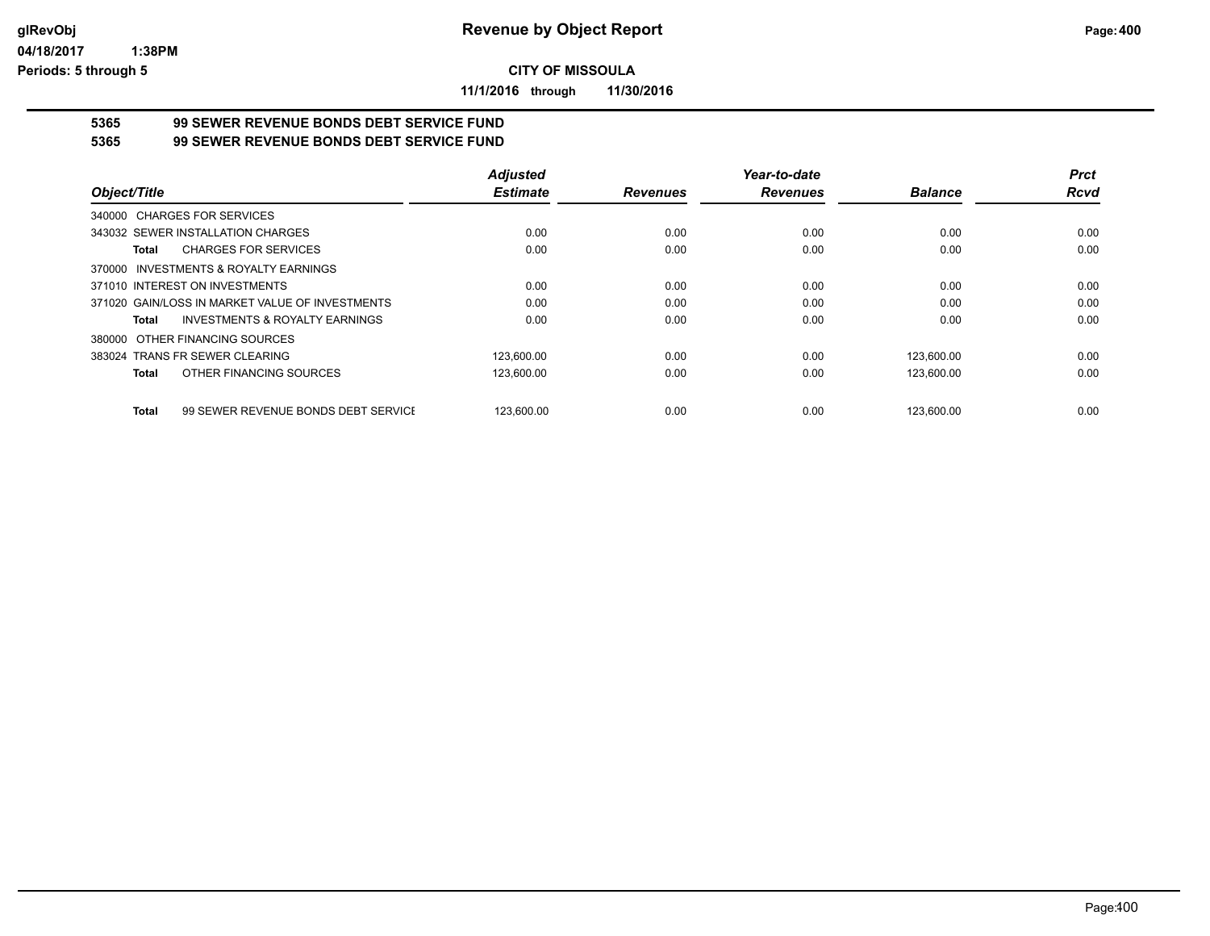**Revenue by Object Report**

**CITY OF MISSOULA**

**11/1/2016 through 11/30/2016**

glRevObj
04/18/2017 1:38PM
Periods: 5 through 5

## 5365 99 SEWER REVENUE BONDS DEBT SERVICE FUND
## 5365 99 SEWER REVENUE BONDS DEBT SERVICE FUND

| Object/Title | Adjusted Estimate | Revenues | Year-to-date Revenues | Balance | Prct Rcvd |
|---|---|---|---|---|---|
| 340000 CHARGES FOR SERVICES | | | | | |
| 343032 SEWER INSTALLATION CHARGES | 0.00 | 0.00 | 0.00 | 0.00 | 0.00 |
| **Total** CHARGES FOR SERVICES | 0.00 | 0.00 | 0.00 | 0.00 | 0.00 |
| 370000 INVESTMENTS & ROYALTY EARNINGS | | | | | |
| 371010 INTEREST ON INVESTMENTS | 0.00 | 0.00 | 0.00 | 0.00 | 0.00 |
| 371020 GAIN/LOSS IN MARKET VALUE OF INVESTMENTS | 0.00 | 0.00 | 0.00 | 0.00 | 0.00 |
| **Total** INVESTMENTS & ROYALTY EARNINGS | 0.00 | 0.00 | 0.00 | 0.00 | 0.00 |
| 380000 OTHER FINANCING SOURCES | | | | | |
| 383024 TRANS FR SEWER CLEARING | 123,600.00 | 0.00 | 0.00 | 123,600.00 | 0.00 |
| **Total** OTHER FINANCING SOURCES | 123,600.00 | 0.00 | 0.00 | 123,600.00 | 0.00 |
| **Total** 99 SEWER REVENUE BONDS DEBT SERVICE | 123,600.00 | 0.00 | 0.00 | 123,600.00 | 0.00 |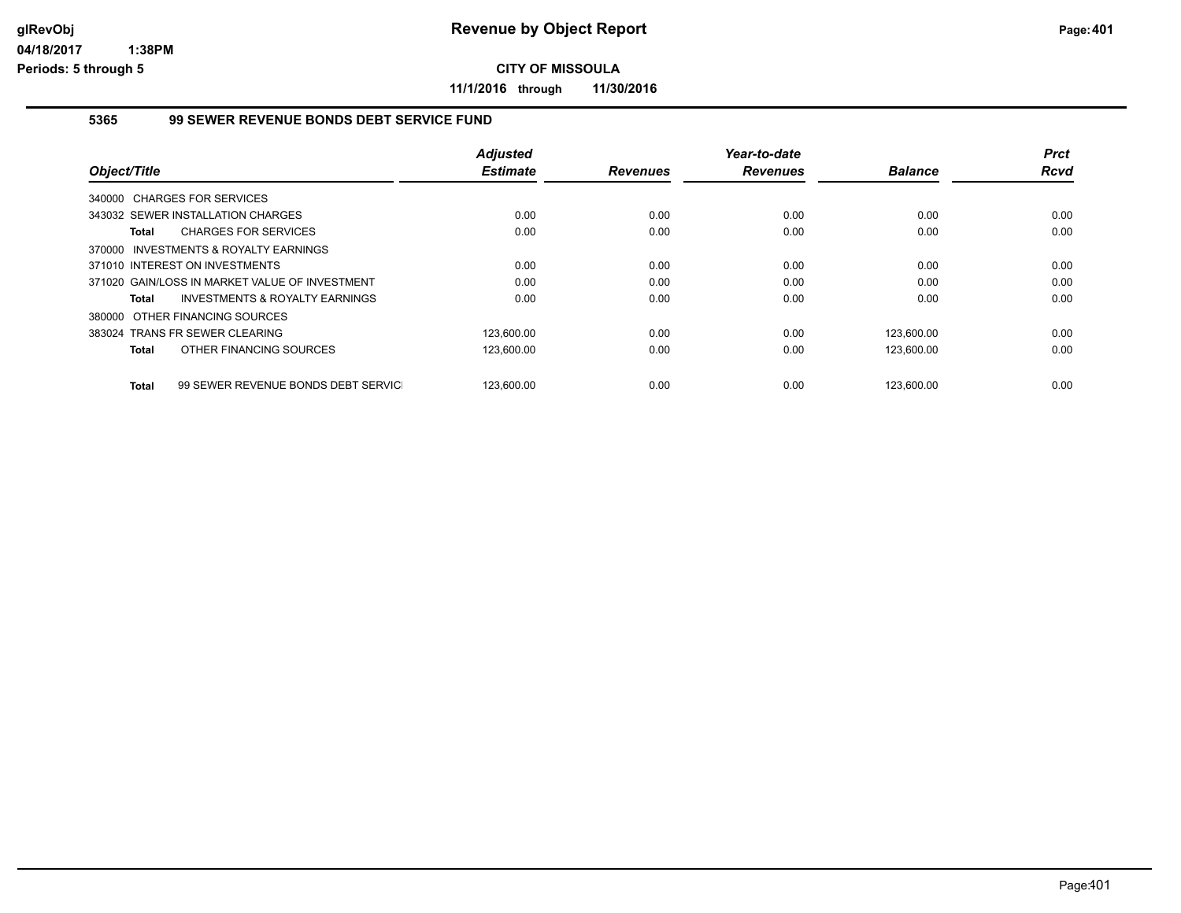# Revenue by Object Report

glRevObj
04/18/2017 1:38PM
Periods: 5 through 5

**CITY OF MISSOULA**

**11/1/2016 through 11/30/2016**

### 5365 99 SEWER REVENUE BONDS DEBT SERVICE FUND

| Object/Title | Adjusted Estimate | Revenues | Year-to-date Revenues | Balance | Prct Rcvd |
|---|---|---|---|---|---|
| 340000 CHARGES FOR SERVICES | | | | | |
| 343032 SEWER INSTALLATION CHARGES | 0.00 | 0.00 | 0.00 | 0.00 | 0.00 |
| **Total** CHARGES FOR SERVICES | 0.00 | 0.00 | 0.00 | 0.00 | 0.00 |
| 370000 INVESTMENTS & ROYALTY EARNINGS | | | | | |
| 371010 INTEREST ON INVESTMENTS | 0.00 | 0.00 | 0.00 | 0.00 | 0.00 |
| 371020 GAIN/LOSS IN MARKET VALUE OF INVESTMENT | 0.00 | 0.00 | 0.00 | 0.00 | 0.00 |
| **Total** INVESTMENTS & ROYALTY EARNINGS | 0.00 | 0.00 | 0.00 | 0.00 | 0.00 |
| 380000 OTHER FINANCING SOURCES | | | | | |
| 383024 TRANS FR SEWER CLEARING | 123,600.00 | 0.00 | 0.00 | 123,600.00 | 0.00 |
| **Total** OTHER FINANCING SOURCES | 123,600.00 | 0.00 | 0.00 | 123,600.00 | 0.00 |
| **Total** 99 SEWER REVENUE BONDS DEBT SERVIC | 123,600.00 | 0.00 | 0.00 | 123,600.00 | 0.00 |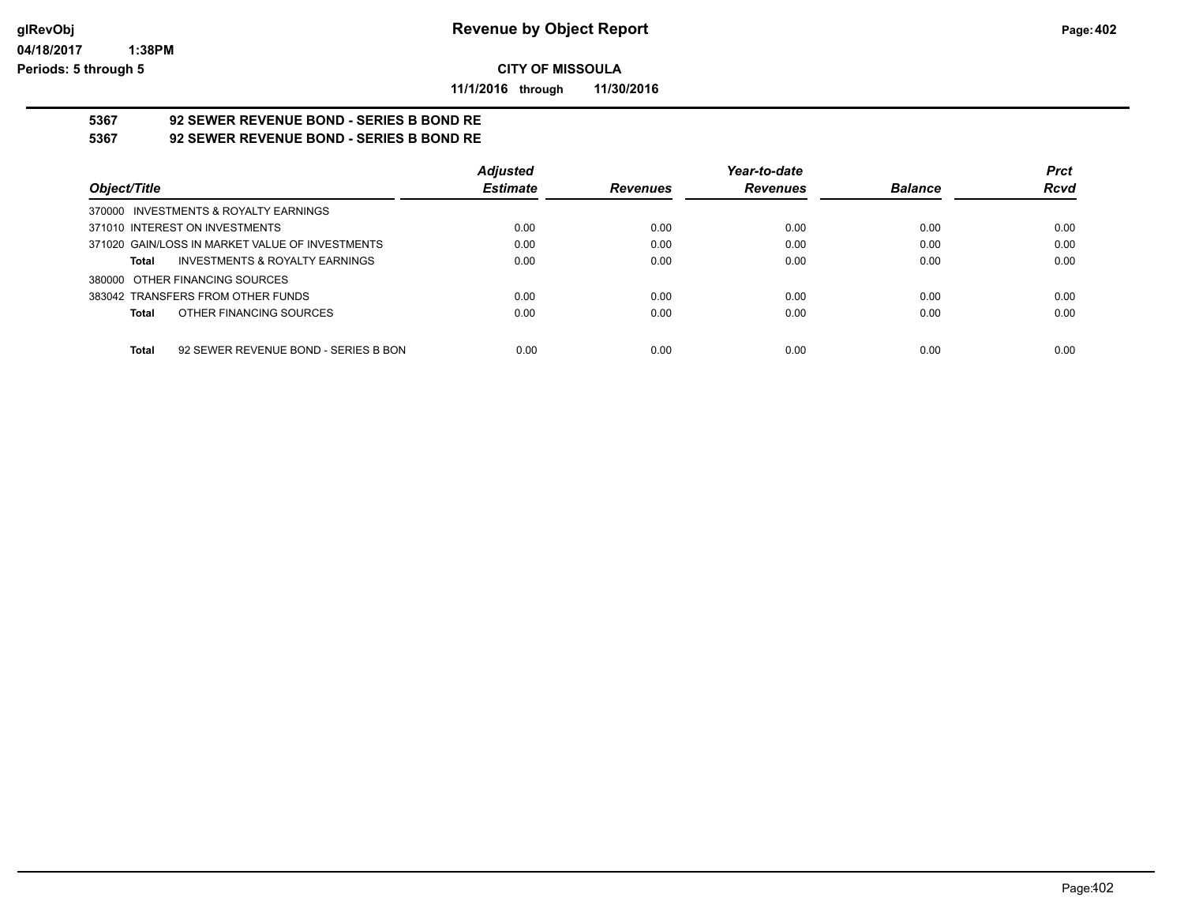**CITY OF MISSOULA**

**11/1/2016 through 11/30/2016**

**5367 92 SEWER REVENUE BOND - SERIES B BOND RE**

**5367 92 SEWER REVENUE BOND - SERIES B BOND RE**

| Object/Title | Adjusted Estimate | Revenues | Year-to-date Revenues | Balance | Prct Rcvd |
|---|---|---|---|---|---|
| 370000 INVESTMENTS & ROYALTY EARNINGS | | | | | |
| 371010 INTEREST ON INVESTMENTS | 0.00 | 0.00 | 0.00 | 0.00 | 0.00 |
| 371020 GAIN/LOSS IN MARKET VALUE OF INVESTMENTS | 0.00 | 0.00 | 0.00 | 0.00 | 0.00 |
| **Total** INVESTMENTS & ROYALTY EARNINGS | 0.00 | 0.00 | 0.00 | 0.00 | 0.00 |
| 380000 OTHER FINANCING SOURCES | | | | | |
| 383042 TRANSFERS FROM OTHER FUNDS | 0.00 | 0.00 | 0.00 | 0.00 | 0.00 |
| **Total** OTHER FINANCING SOURCES | 0.00 | 0.00 | 0.00 | 0.00 | 0.00 |
| **Total** 92 SEWER REVENUE BOND - SERIES B BON | 0.00 | 0.00 | 0.00 | 0.00 | 0.00 |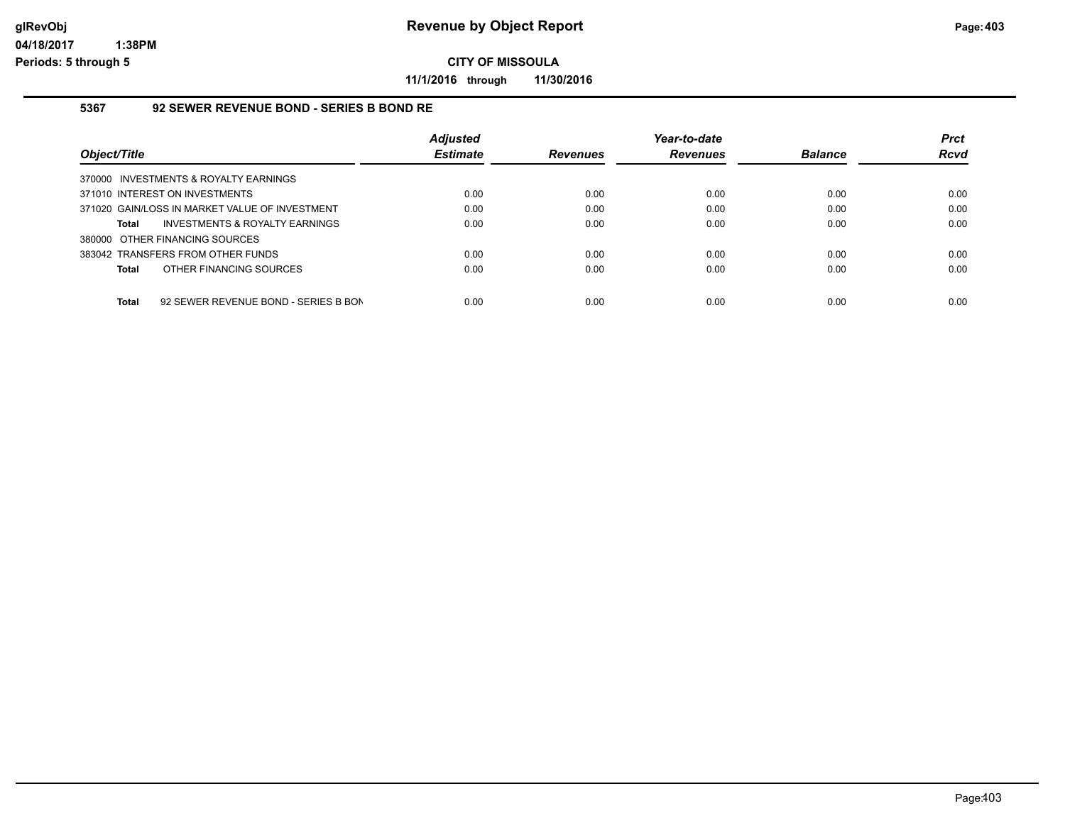**Revenue by Object Report**

**CITY OF MISSOULA**

**11/1/2016 through 11/30/2016**

glRevObj
04/18/2017 1:38PM
Periods: 5 through 5

## 5367 92 SEWER REVENUE BOND - SERIES B BOND RE

| Object/Title | Adjusted Estimate | Revenues | Year-to-date Revenues | Balance | Prct Rcvd |
|---|---|---|---|---|---|
| 370000 INVESTMENTS & ROYALTY EARNINGS | | | | | |
| 371010 INTEREST ON INVESTMENTS | 0.00 | 0.00 | 0.00 | 0.00 | 0.00 |
| 371020 GAIN/LOSS IN MARKET VALUE OF INVESTMENT | 0.00 | 0.00 | 0.00 | 0.00 | 0.00 |
| **Total** INVESTMENTS & ROYALTY EARNINGS | 0.00 | 0.00 | 0.00 | 0.00 | 0.00 |
| 380000 OTHER FINANCING SOURCES | | | | | |
| 383042 TRANSFERS FROM OTHER FUNDS | 0.00 | 0.00 | 0.00 | 0.00 | 0.00 |
| **Total** OTHER FINANCING SOURCES | 0.00 | 0.00 | 0.00 | 0.00 | 0.00 |
| **Total** 92 SEWER REVENUE BOND - SERIES B BON | 0.00 | 0.00 | 0.00 | 0.00 | 0.00 |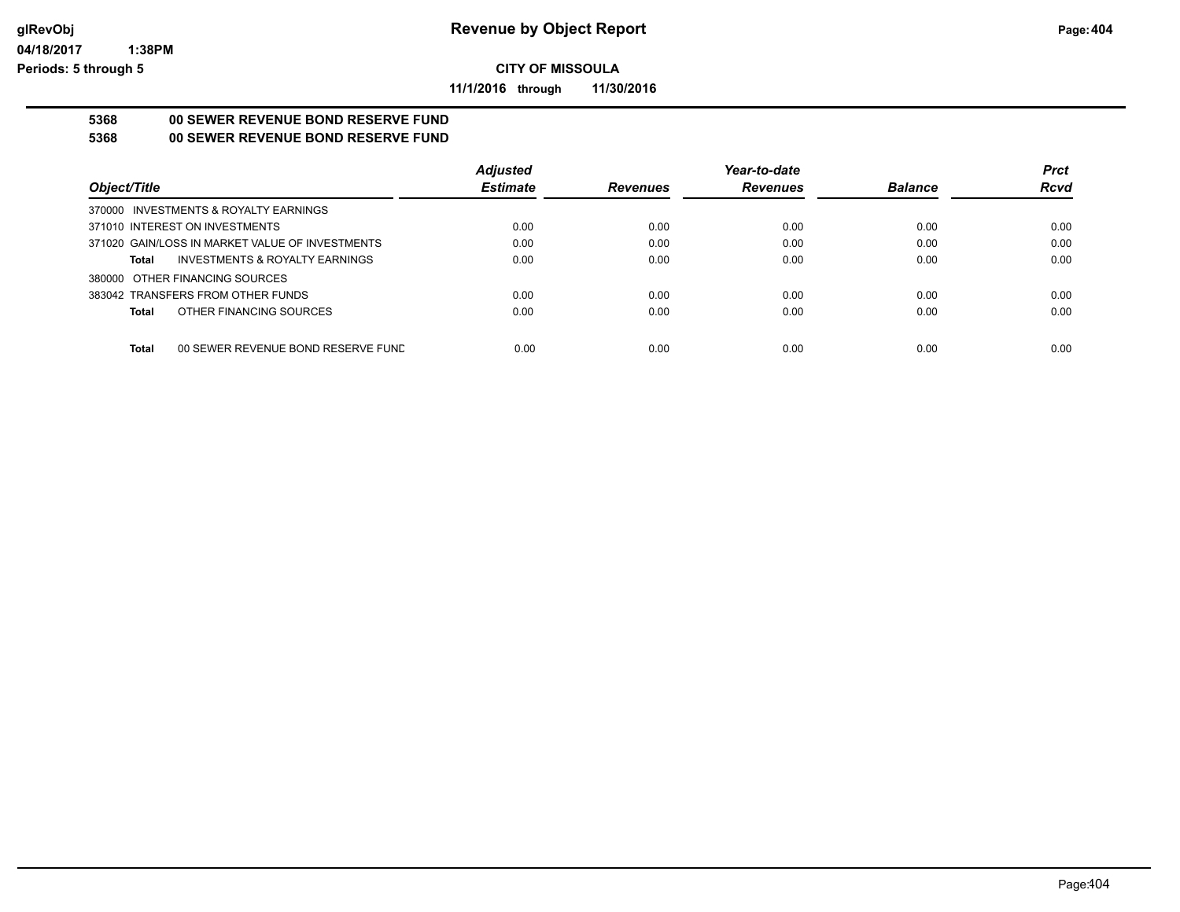**glRevObj**
**04/18/2017 1:38PM**
**Periods: 5 through 5**

# Revenue by Object Report

**CITY OF MISSOULA**

**11/1/2016 through 11/30/2016**

**5368 00 SEWER REVENUE BOND RESERVE FUND**
**5368 00 SEWER REVENUE BOND RESERVE FUND**

| *Object/Title* | *Adjusted Estimate* | *Revenues* | *Year-to-date Revenues* | *Balance* | *Prct Rcvd* |
|---|---|---|---|---|---|
| 370000 INVESTMENTS & ROYALTY EARNINGS | | | | | |
| 371010 INTEREST ON INVESTMENTS | 0.00 | 0.00 | 0.00 | 0.00 | 0.00 |
| 371020 GAIN/LOSS IN MARKET VALUE OF INVESTMENTS | 0.00 | 0.00 | 0.00 | 0.00 | 0.00 |
| **Total** INVESTMENTS & ROYALTY EARNINGS | 0.00 | 0.00 | 0.00 | 0.00 | 0.00 |
| 380000 OTHER FINANCING SOURCES | | | | | |
| 383042 TRANSFERS FROM OTHER FUNDS | 0.00 | 0.00 | 0.00 | 0.00 | 0.00 |
| **Total** OTHER FINANCING SOURCES | 0.00 | 0.00 | 0.00 | 0.00 | 0.00 |
| **Total** 00 SEWER REVENUE BOND RESERVE FUND | 0.00 | 0.00 | 0.00 | 0.00 | 0.00 |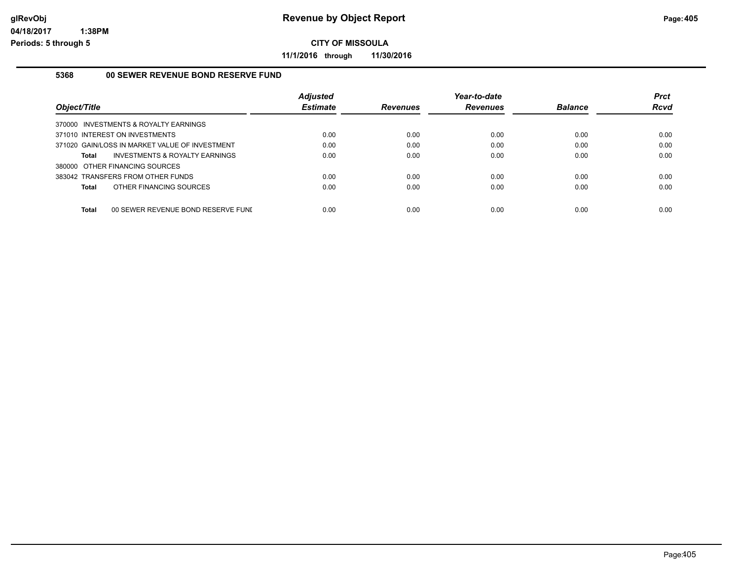# Revenue by Object Report

**CITY OF MISSOULA**

**11/1/2016 through 11/30/2016**

glRevObj
04/18/2017 1:38PM
Periods: 5 through 5

### 5368 00 SEWER REVENUE BOND RESERVE FUND

| Object/Title | Adjusted Estimate | Revenues | Year-to-date Revenues | Balance | Prct Rcvd |
|---|---|---|---|---|---|
| 370000 INVESTMENTS & ROYALTY EARNINGS | | | | | |
| 371010 INTEREST ON INVESTMENTS | 0.00 | 0.00 | 0.00 | 0.00 | 0.00 |
| 371020 GAIN/LOSS IN MARKET VALUE OF INVESTMENT | 0.00 | 0.00 | 0.00 | 0.00 | 0.00 |
| **Total** INVESTMENTS & ROYALTY EARNINGS | 0.00 | 0.00 | 0.00 | 0.00 | 0.00 |
| 380000 OTHER FINANCING SOURCES | | | | | |
| 383042 TRANSFERS FROM OTHER FUNDS | 0.00 | 0.00 | 0.00 | 0.00 | 0.00 |
| **Total** OTHER FINANCING SOURCES | 0.00 | 0.00 | 0.00 | 0.00 | 0.00 |
| **Total** 00 SEWER REVENUE BOND RESERVE FUNI | 0.00 | 0.00 | 0.00 | 0.00 | 0.00 |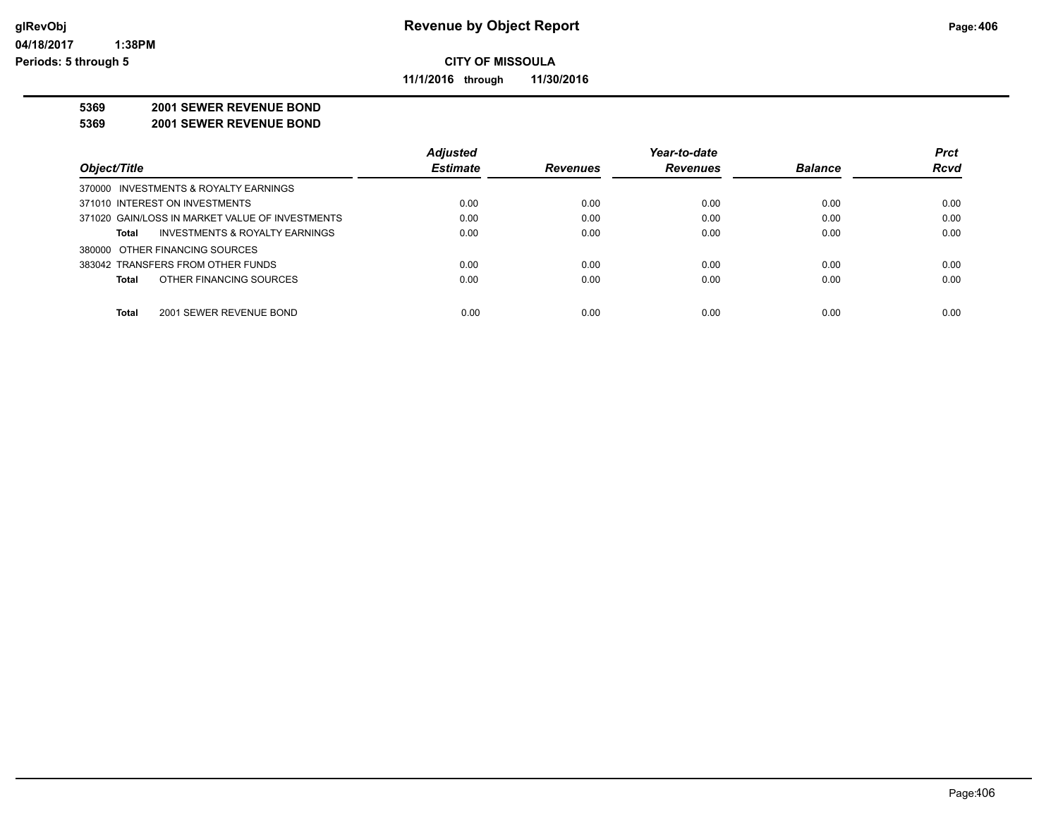**CITY OF MISSOULA**

**11/1/2016 through 11/30/2016**

**5369 2001 SEWER REVENUE BOND**

**5369 2001 SEWER REVENUE BOND**

| Object/Title | Adjusted Estimate | Revenues | Year-to-date Revenues | Balance | Prct Rcvd |
|---|---|---|---|---|---|
| 370000 INVESTMENTS & ROYALTY EARNINGS | | | | | |
| 371010 INTEREST ON INVESTMENTS | 0.00 | 0.00 | 0.00 | 0.00 | 0.00 |
| 371020 GAIN/LOSS IN MARKET VALUE OF INVESTMENTS | 0.00 | 0.00 | 0.00 | 0.00 | 0.00 |
| **Total** INVESTMENTS & ROYALTY EARNINGS | 0.00 | 0.00 | 0.00 | 0.00 | 0.00 |
| 380000 OTHER FINANCING SOURCES | | | | | |
| 383042 TRANSFERS FROM OTHER FUNDS | 0.00 | 0.00 | 0.00 | 0.00 | 0.00 |
| **Total** OTHER FINANCING SOURCES | 0.00 | 0.00 | 0.00 | 0.00 | 0.00 |
| **Total** 2001 SEWER REVENUE BOND | 0.00 | 0.00 | 0.00 | 0.00 | 0.00 |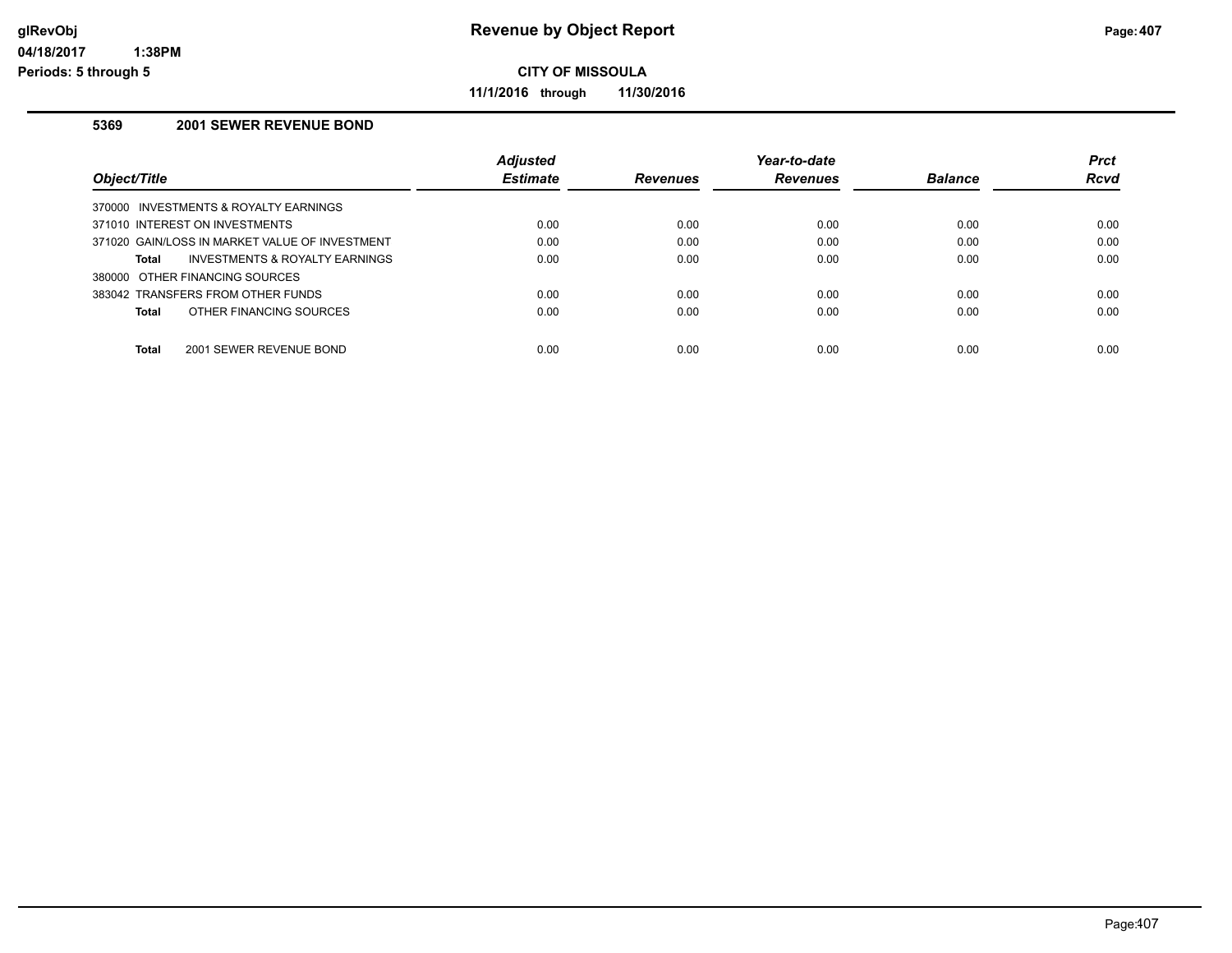# Revenue by Object Report

**CITY OF MISSOULA**

**11/1/2016 through 11/30/2016**

glRevObj
04/18/2017 1:38PM
Periods: 5 through 5

### 5369 2001 SEWER REVENUE BOND

| Object/Title | Adjusted Estimate | Revenues | Year-to-date Revenues | Balance | Prct Rcvd |
|---|---|---|---|---|---|
| 370000 INVESTMENTS & ROYALTY EARNINGS | | | | | |
| 371010 INTEREST ON INVESTMENTS | 0.00 | 0.00 | 0.00 | 0.00 | 0.00 |
| 371020 GAIN/LOSS IN MARKET VALUE OF INVESTMENT | 0.00 | 0.00 | 0.00 | 0.00 | 0.00 |
| **Total** INVESTMENTS & ROYALTY EARNINGS | 0.00 | 0.00 | 0.00 | 0.00 | 0.00 |
| 380000 OTHER FINANCING SOURCES | | | | | |
| 383042 TRANSFERS FROM OTHER FUNDS | 0.00 | 0.00 | 0.00 | 0.00 | 0.00 |
| **Total** OTHER FINANCING SOURCES | 0.00 | 0.00 | 0.00 | 0.00 | 0.00 |
| **Total** 2001 SEWER REVENUE BOND | 0.00 | 0.00 | 0.00 | 0.00 | 0.00 |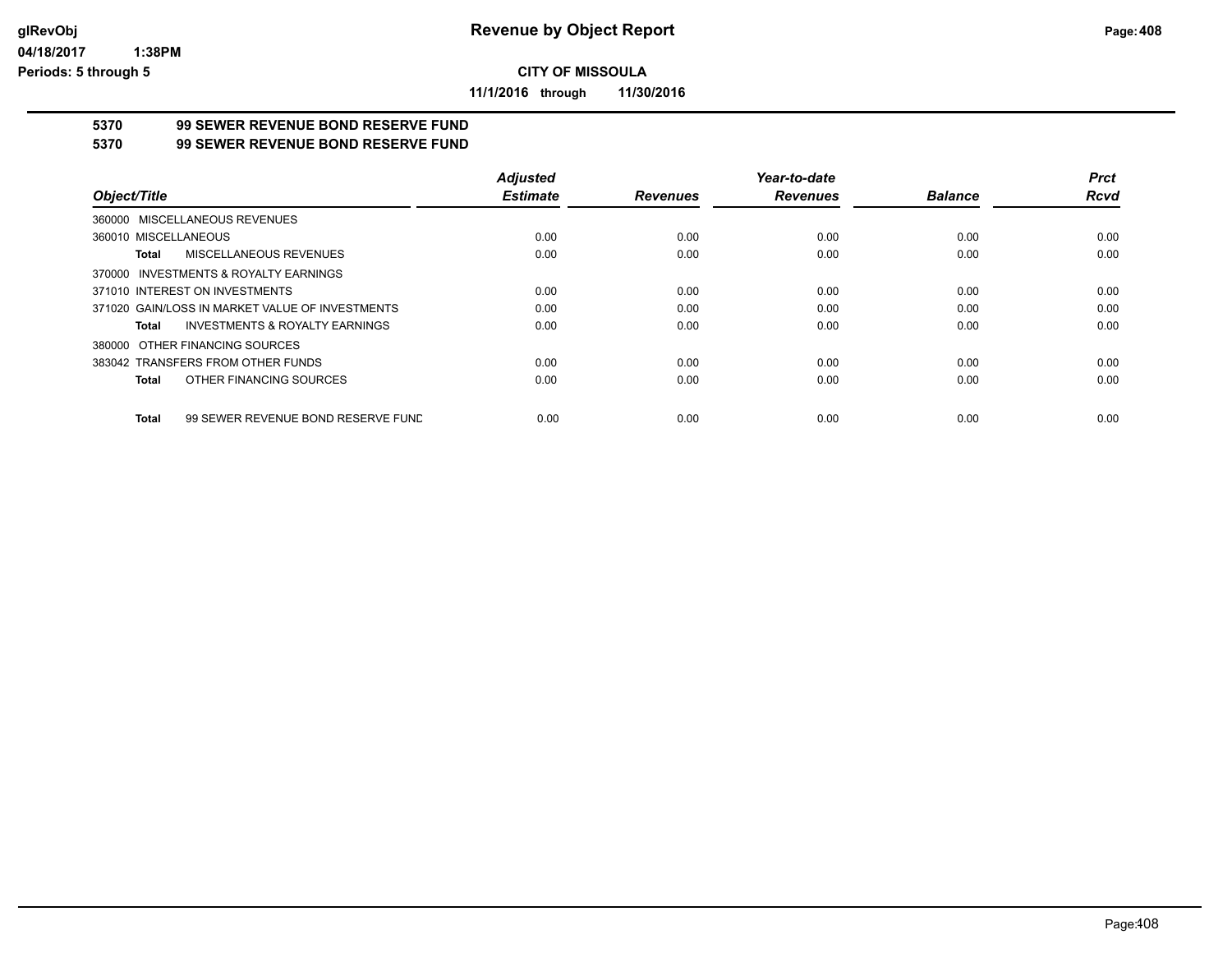**Revenue by Object Report**

**CITY OF MISSOULA**

**11/1/2016 through 11/30/2016**

**5370 99 SEWER REVENUE BOND RESERVE FUND**

**5370 99 SEWER REVENUE BOND RESERVE FUND**

| Object/Title | Adjusted Estimate | Revenues | Year-to-date Revenues | Balance | Prct Rcvd |
|---|---|---|---|---|---|
| 360000 MISCELLANEOUS REVENUES | | | | | |
| 360010 MISCELLANEOUS | 0.00 | 0.00 | 0.00 | 0.00 | 0.00 |
| **Total** MISCELLANEOUS REVENUES | 0.00 | 0.00 | 0.00 | 0.00 | 0.00 |
| 370000 INVESTMENTS & ROYALTY EARNINGS | | | | | |
| 371010 INTEREST ON INVESTMENTS | 0.00 | 0.00 | 0.00 | 0.00 | 0.00 |
| 371020 GAIN/LOSS IN MARKET VALUE OF INVESTMENTS | 0.00 | 0.00 | 0.00 | 0.00 | 0.00 |
| **Total** INVESTMENTS & ROYALTY EARNINGS | 0.00 | 0.00 | 0.00 | 0.00 | 0.00 |
| 380000 OTHER FINANCING SOURCES | | | | | |
| 383042 TRANSFERS FROM OTHER FUNDS | 0.00 | 0.00 | 0.00 | 0.00 | 0.00 |
| **Total** OTHER FINANCING SOURCES | 0.00 | 0.00 | 0.00 | 0.00 | 0.00 |
| **Total** 99 SEWER REVENUE BOND RESERVE FUND | 0.00 | 0.00 | 0.00 | 0.00 | 0.00 |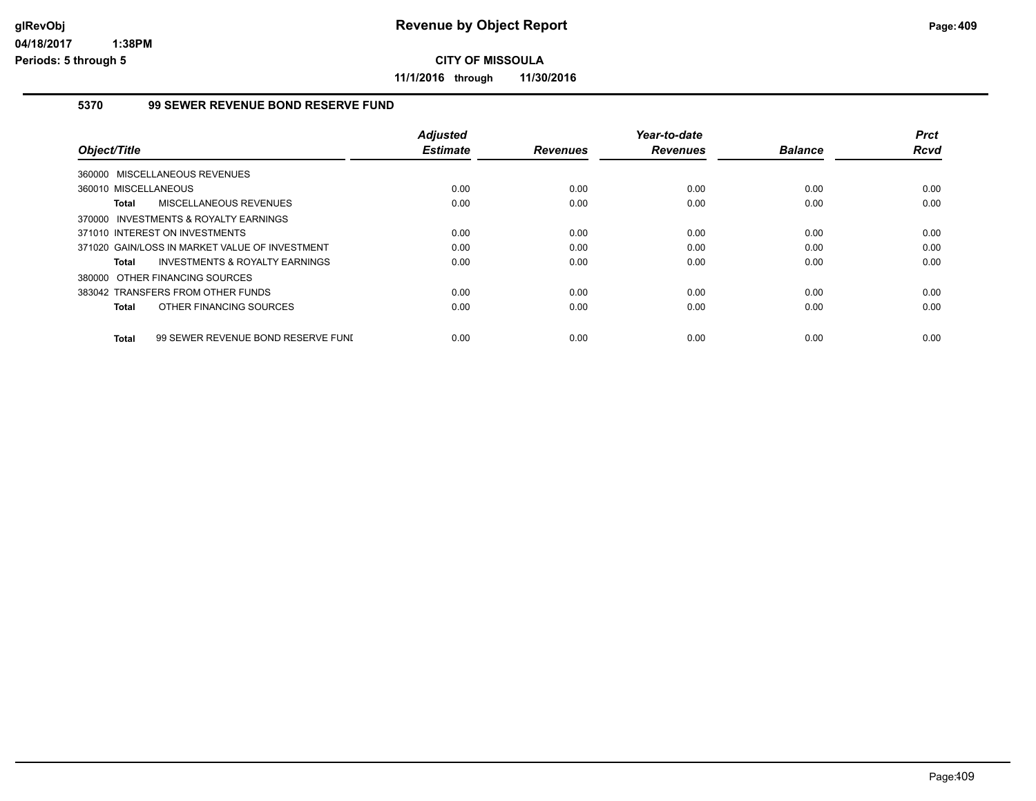**Revenue by Object Report**

**CITY OF MISSOULA**

**11/1/2016 through 11/30/2016**

glRevObj
04/18/2017 1:38PM
Periods: 5 through 5

### 5370 99 SEWER REVENUE BOND RESERVE FUND

| Object/Title | Adjusted Estimate | Revenues | Year-to-date Revenues | Balance | Prct Rcvd |
|---|---|---|---|---|---|
| 360000 MISCELLANEOUS REVENUES | | | | | |
| 360010 MISCELLANEOUS | 0.00 | 0.00 | 0.00 | 0.00 | 0.00 |
| **Total** MISCELLANEOUS REVENUES | 0.00 | 0.00 | 0.00 | 0.00 | 0.00 |
| 370000 INVESTMENTS & ROYALTY EARNINGS | | | | | |
| 371010 INTEREST ON INVESTMENTS | 0.00 | 0.00 | 0.00 | 0.00 | 0.00 |
| 371020 GAIN/LOSS IN MARKET VALUE OF INVESTMENT | 0.00 | 0.00 | 0.00 | 0.00 | 0.00 |
| **Total** INVESTMENTS & ROYALTY EARNINGS | 0.00 | 0.00 | 0.00 | 0.00 | 0.00 |
| 380000 OTHER FINANCING SOURCES | | | | | |
| 383042 TRANSFERS FROM OTHER FUNDS | 0.00 | 0.00 | 0.00 | 0.00 | 0.00 |
| **Total** OTHER FINANCING SOURCES | 0.00 | 0.00 | 0.00 | 0.00 | 0.00 |
| **Total** 99 SEWER REVENUE BOND RESERVE FUNI | 0.00 | 0.00 | 0.00 | 0.00 | 0.00 |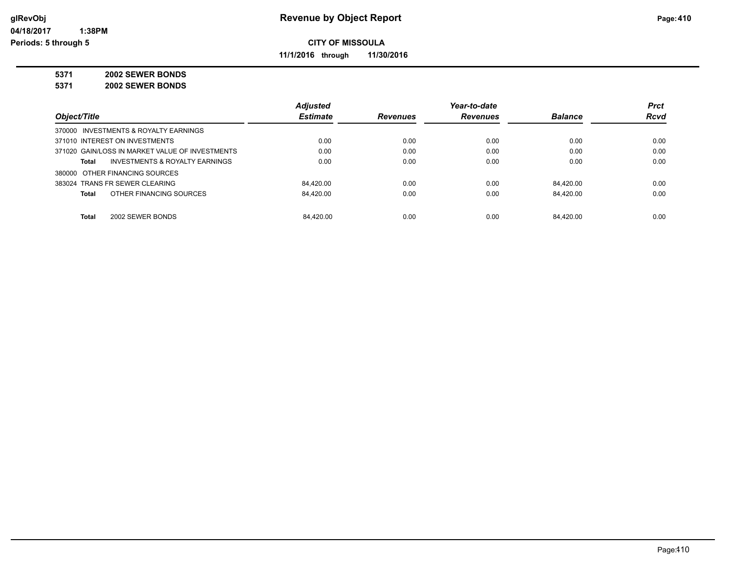**Revenue by Object Report**

**CITY OF MISSOULA**

**11/1/2016 through 11/30/2016**

**5371 2002 SEWER BONDS**

**5371 2002 SEWER BONDS**

| Object/Title | Adjusted Estimate | Revenues | Year-to-date Revenues | Balance | Prct Rcvd |
|---|---|---|---|---|---|
| 370000 INVESTMENTS & ROYALTY EARNINGS | | | | | |
| 371010 INTEREST ON INVESTMENTS | 0.00 | 0.00 | 0.00 | 0.00 | 0.00 |
| 371020 GAIN/LOSS IN MARKET VALUE OF INVESTMENTS | 0.00 | 0.00 | 0.00 | 0.00 | 0.00 |
| **Total** INVESTMENTS & ROYALTY EARNINGS | 0.00 | 0.00 | 0.00 | 0.00 | 0.00 |
| 380000 OTHER FINANCING SOURCES | | | | | |
| 383024 TRANS FR SEWER CLEARING | 84,420.00 | 0.00 | 0.00 | 84,420.00 | 0.00 |
| **Total** OTHER FINANCING SOURCES | 84,420.00 | 0.00 | 0.00 | 84,420.00 | 0.00 |
| **Total** 2002 SEWER BONDS | 84,420.00 | 0.00 | 0.00 | 84,420.00 | 0.00 |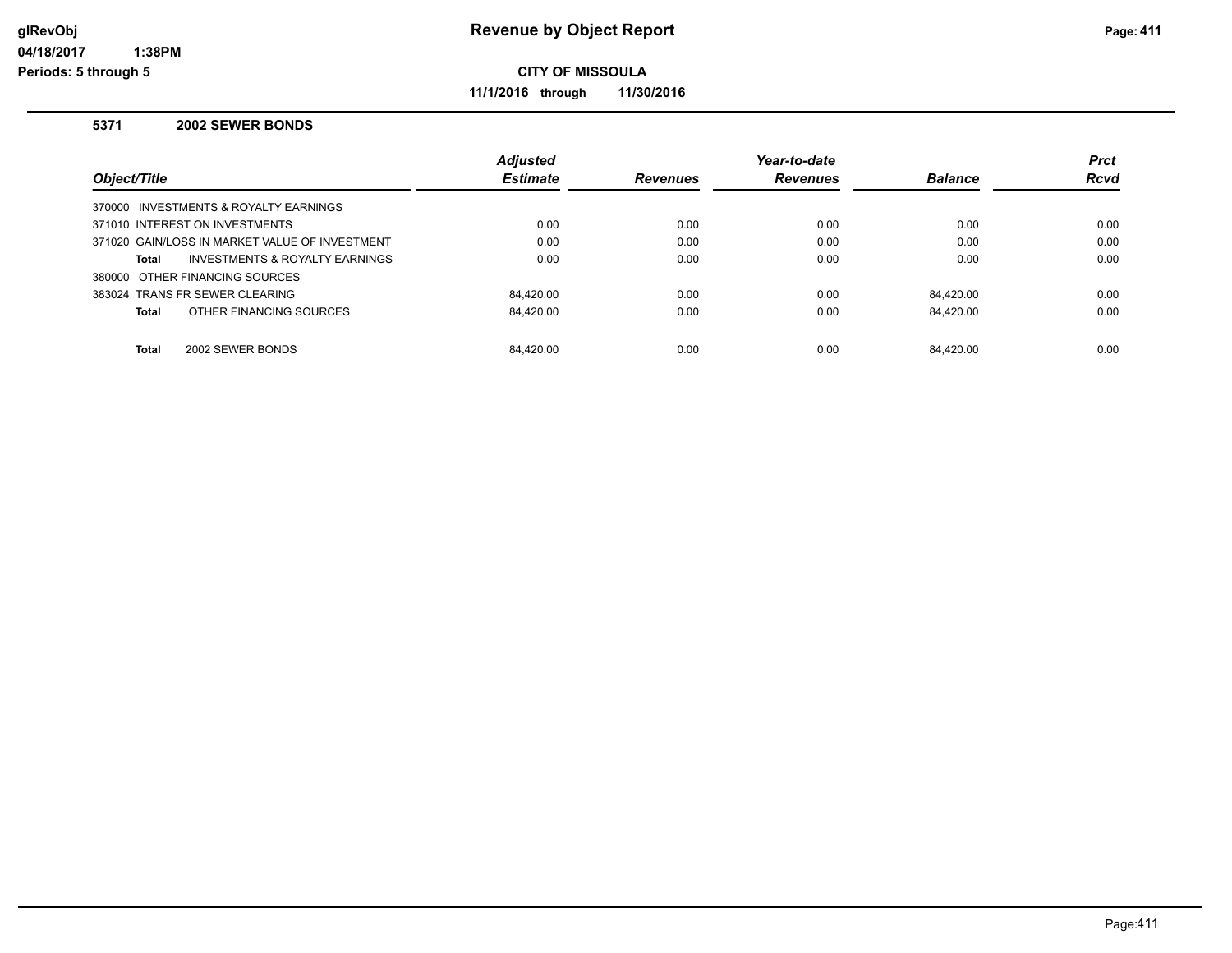# Revenue by Object Report

**CITY OF MISSOULA**

**11/1/2016 through 11/30/2016**

glRevObj
04/18/2017 1:38PM
Periods: 5 through 5

### 5371 2002 SEWER BONDS

| Object/Title | Adjusted Estimate | Revenues | Year-to-date Revenues | Balance | Prct Rcvd |
|---|---|---|---|---|---|
| 370000 INVESTMENTS & ROYALTY EARNINGS | | | | | |
| 371010 INTEREST ON INVESTMENTS | 0.00 | 0.00 | 0.00 | 0.00 | 0.00 |
| 371020 GAIN/LOSS IN MARKET VALUE OF INVESTMENT | 0.00 | 0.00 | 0.00 | 0.00 | 0.00 |
| **Total** INVESTMENTS & ROYALTY EARNINGS | 0.00 | 0.00 | 0.00 | 0.00 | 0.00 |
| 380000 OTHER FINANCING SOURCES | | | | | |
| 383024 TRANS FR SEWER CLEARING | 84,420.00 | 0.00 | 0.00 | 84,420.00 | 0.00 |
| **Total** OTHER FINANCING SOURCES | 84,420.00 | 0.00 | 0.00 | 84,420.00 | 0.00 |
| **Total** 2002 SEWER BONDS | 84,420.00 | 0.00 | 0.00 | 84,420.00 | 0.00 |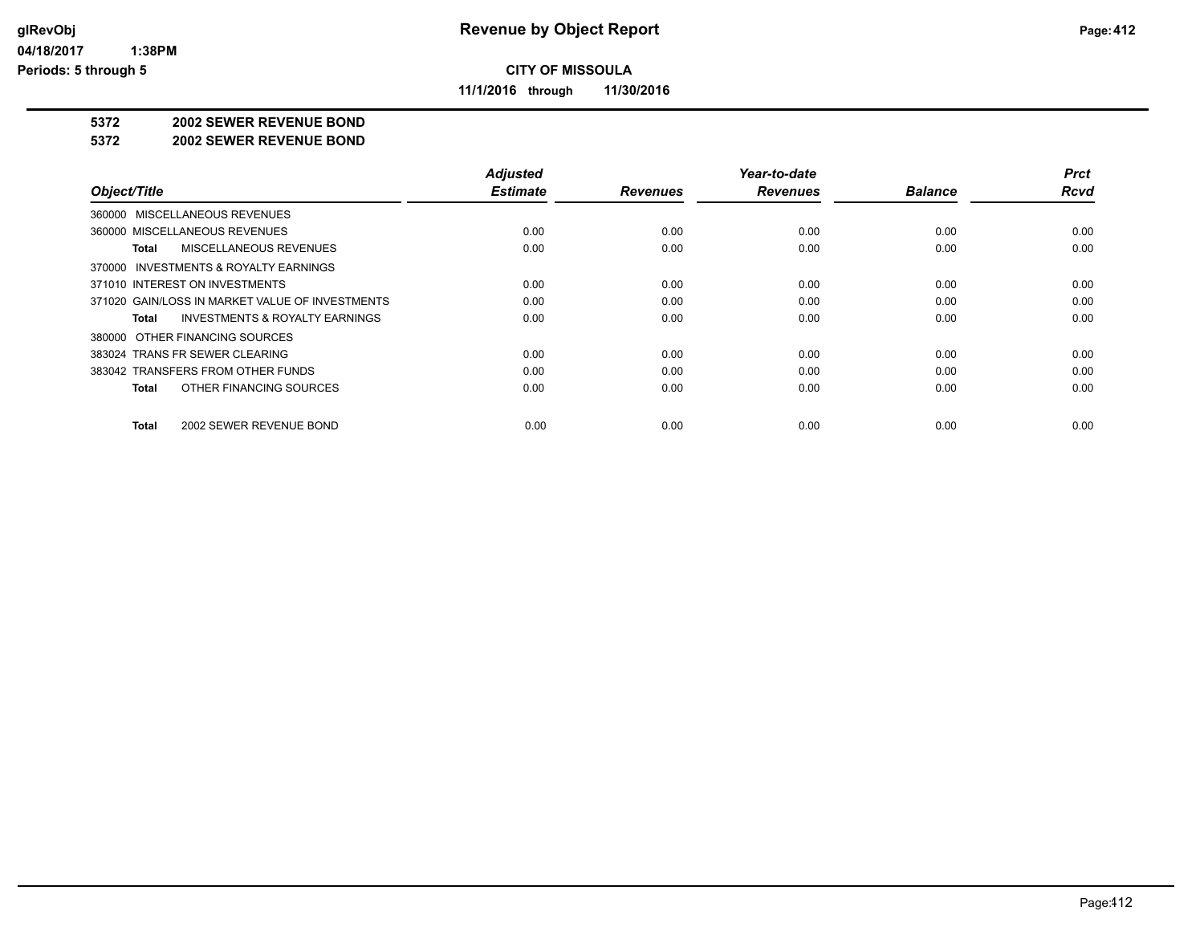# Revenue by Object Report

glRevObj
04/18/2017 1:38PM
Periods: 5 through 5

**CITY OF MISSOULA**

**11/1/2016 through 11/30/2016**

**5372 2002 SEWER REVENUE BOND**
**5372 2002 SEWER REVENUE BOND**

| Object/Title | Adjusted Estimate | Revenues | Year-to-date Revenues | Balance | Prct Rcvd |
|---|---|---|---|---|---|
| 360000 MISCELLANEOUS REVENUES | | | | | |
| 360000 MISCELLANEOUS REVENUES | 0.00 | 0.00 | 0.00 | 0.00 | 0.00 |
| **Total** MISCELLANEOUS REVENUES | 0.00 | 0.00 | 0.00 | 0.00 | 0.00 |
| 370000 INVESTMENTS & ROYALTY EARNINGS | | | | | |
| 371010 INTEREST ON INVESTMENTS | 0.00 | 0.00 | 0.00 | 0.00 | 0.00 |
| 371020 GAIN/LOSS IN MARKET VALUE OF INVESTMENTS | 0.00 | 0.00 | 0.00 | 0.00 | 0.00 |
| **Total** INVESTMENTS & ROYALTY EARNINGS | 0.00 | 0.00 | 0.00 | 0.00 | 0.00 |
| 380000 OTHER FINANCING SOURCES | | | | | |
| 383024 TRANS FR SEWER CLEARING | 0.00 | 0.00 | 0.00 | 0.00 | 0.00 |
| 383042 TRANSFERS FROM OTHER FUNDS | 0.00 | 0.00 | 0.00 | 0.00 | 0.00 |
| **Total** OTHER FINANCING SOURCES | 0.00 | 0.00 | 0.00 | 0.00 | 0.00 |
| **Total** 2002 SEWER REVENUE BOND | 0.00 | 0.00 | 0.00 | 0.00 | 0.00 |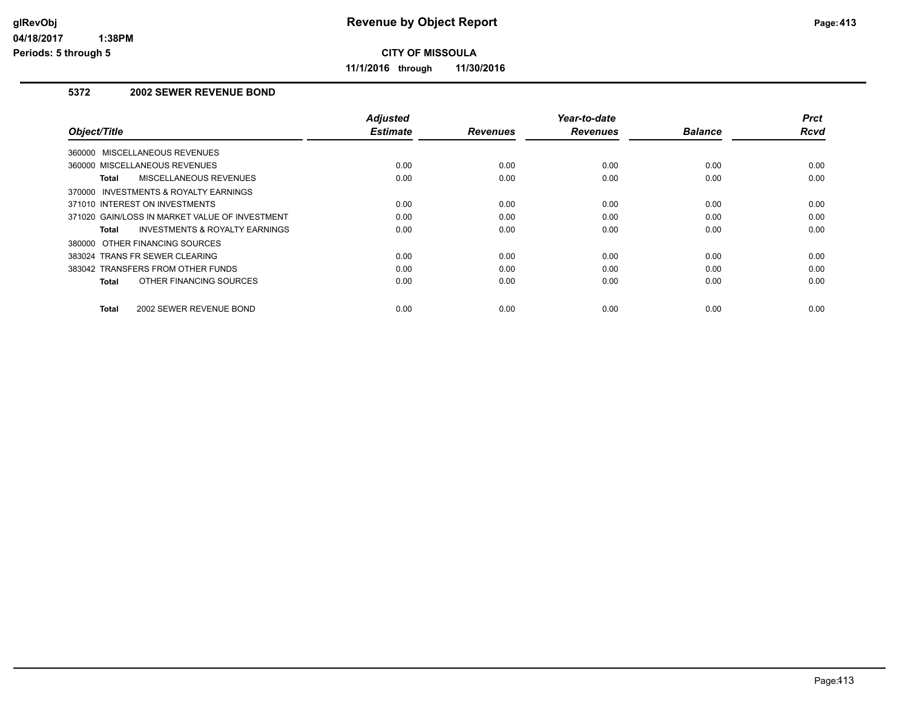# Revenue by Object Report

**CITY OF MISSOULA**

**11/1/2016 through 11/30/2016**

### 5372 2002 SEWER REVENUE BOND

| Object/Title | Adjusted Estimate | Revenues | Year-to-date Revenues | Balance | Prct Rcvd |
|---|---|---|---|---|---|
| 360000 MISCELLANEOUS REVENUES | | | | | |
| 360000 MISCELLANEOUS REVENUES | 0.00 | 0.00 | 0.00 | 0.00 | 0.00 |
| **Total** MISCELLANEOUS REVENUES | 0.00 | 0.00 | 0.00 | 0.00 | 0.00 |
| 370000 INVESTMENTS & ROYALTY EARNINGS | | | | | |
| 371010 INTEREST ON INVESTMENTS | 0.00 | 0.00 | 0.00 | 0.00 | 0.00 |
| 371020 GAIN/LOSS IN MARKET VALUE OF INVESTMENT | 0.00 | 0.00 | 0.00 | 0.00 | 0.00 |
| **Total** INVESTMENTS & ROYALTY EARNINGS | 0.00 | 0.00 | 0.00 | 0.00 | 0.00 |
| 380000 OTHER FINANCING SOURCES | | | | | |
| 383024 TRANS FR SEWER CLEARING | 0.00 | 0.00 | 0.00 | 0.00 | 0.00 |
| 383042 TRANSFERS FROM OTHER FUNDS | 0.00 | 0.00 | 0.00 | 0.00 | 0.00 |
| **Total** OTHER FINANCING SOURCES | 0.00 | 0.00 | 0.00 | 0.00 | 0.00 |
| **Total** 2002 SEWER REVENUE BOND | 0.00 | 0.00 | 0.00 | 0.00 | 0.00 |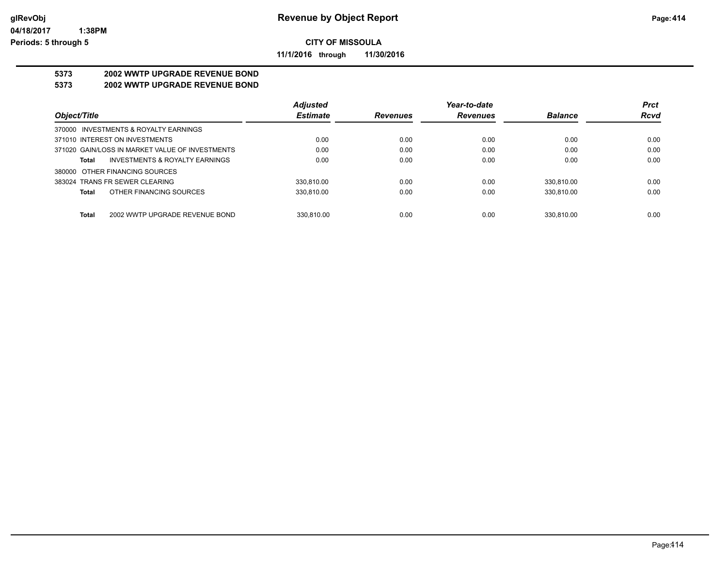# Revenue by Object Report

glRevObj
04/18/2017 1:38PM
Periods: 5 through 5

**CITY OF MISSOULA**

**11/1/2016 through 11/30/2016**

**5373 2002 WWTP UPGRADE REVENUE BOND**
**5373 2002 WWTP UPGRADE REVENUE BOND**

| Object/Title | Adjusted Estimate | Revenues | Year-to-date Revenues | Balance | Prct Rcvd |
|---|---|---|---|---|---|
| 370000 INVESTMENTS & ROYALTY EARNINGS | | | | | |
| 371010 INTEREST ON INVESTMENTS | 0.00 | 0.00 | 0.00 | 0.00 | 0.00 |
| 371020 GAIN/LOSS IN MARKET VALUE OF INVESTMENTS | 0.00 | 0.00 | 0.00 | 0.00 | 0.00 |
| **Total** INVESTMENTS & ROYALTY EARNINGS | 0.00 | 0.00 | 0.00 | 0.00 | 0.00 |
| 380000 OTHER FINANCING SOURCES | | | | | |
| 383024 TRANS FR SEWER CLEARING | 330,810.00 | 0.00 | 0.00 | 330,810.00 | 0.00 |
| **Total** OTHER FINANCING SOURCES | 330,810.00 | 0.00 | 0.00 | 330,810.00 | 0.00 |
| **Total** 2002 WWTP UPGRADE REVENUE BOND | 330,810.00 | 0.00 | 0.00 | 330,810.00 | 0.00 |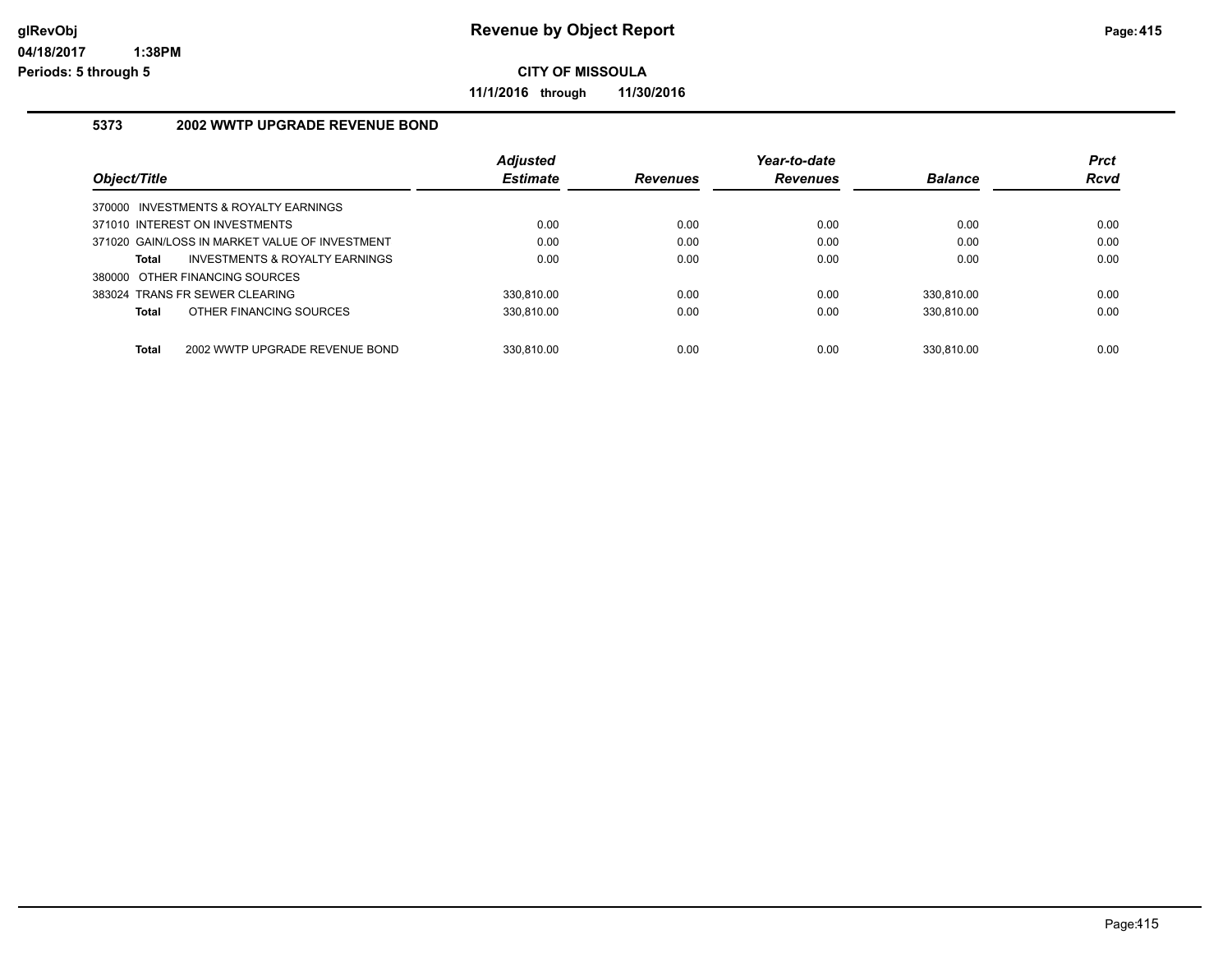# Revenue by Object Report

glRevObj
04/18/2017 1:38PM
Periods: 5 through 5

**CITY OF MISSOULA**

**11/1/2016 through 11/30/2016**

## 5373 2002 WWTP UPGRADE REVENUE BOND

| Object/Title | Adjusted Estimate | Revenues | Year-to-date Revenues | Balance | Prct Rcvd |
|---|---|---|---|---|---|
| 370000 INVESTMENTS & ROYALTY EARNINGS | | | | | |
| 371010 INTEREST ON INVESTMENTS | 0.00 | 0.00 | 0.00 | 0.00 | 0.00 |
| 371020 GAIN/LOSS IN MARKET VALUE OF INVESTMENT | 0.00 | 0.00 | 0.00 | 0.00 | 0.00 |
| **Total** INVESTMENTS & ROYALTY EARNINGS | 0.00 | 0.00 | 0.00 | 0.00 | 0.00 |
| 380000 OTHER FINANCING SOURCES | | | | | |
| 383024 TRANS FR SEWER CLEARING | 330,810.00 | 0.00 | 0.00 | 330,810.00 | 0.00 |
| **Total** OTHER FINANCING SOURCES | 330,810.00 | 0.00 | 0.00 | 330,810.00 | 0.00 |
| **Total** 2002 WWTP UPGRADE REVENUE BOND | 330,810.00 | 0.00 | 0.00 | 330,810.00 | 0.00 |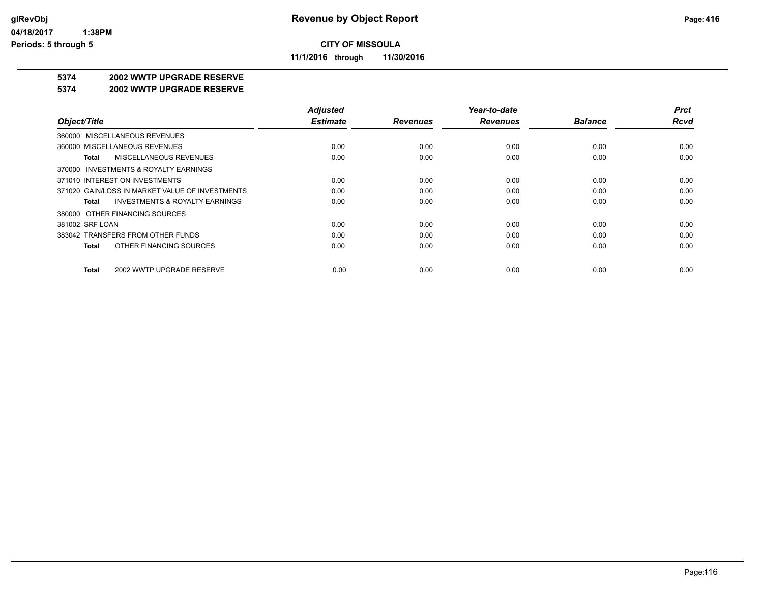# Revenue by Object Report

**CITY OF MISSOULA**

**11/1/2016 through 11/30/2016**

**5374 2002 WWTP UPGRADE RESERVE**
**5374 2002 WWTP UPGRADE RESERVE**

| Object/Title | Adjusted Estimate | Revenues | Year-to-date Revenues | Balance | Prct Rcvd |
|---|---|---|---|---|---|
| 360000 MISCELLANEOUS REVENUES | | | | | |
| 360000 MISCELLANEOUS REVENUES | 0.00 | 0.00 | 0.00 | 0.00 | 0.00 |
| **Total** MISCELLANEOUS REVENUES | 0.00 | 0.00 | 0.00 | 0.00 | 0.00 |
| 370000 INVESTMENTS & ROYALTY EARNINGS | | | | | |
| 371010 INTEREST ON INVESTMENTS | 0.00 | 0.00 | 0.00 | 0.00 | 0.00 |
| 371020 GAIN/LOSS IN MARKET VALUE OF INVESTMENTS | 0.00 | 0.00 | 0.00 | 0.00 | 0.00 |
| **Total** INVESTMENTS & ROYALTY EARNINGS | 0.00 | 0.00 | 0.00 | 0.00 | 0.00 |
| 380000 OTHER FINANCING SOURCES | | | | | |
| 381002 SRF LOAN | 0.00 | 0.00 | 0.00 | 0.00 | 0.00 |
| 383042 TRANSFERS FROM OTHER FUNDS | 0.00 | 0.00 | 0.00 | 0.00 | 0.00 |
| **Total** OTHER FINANCING SOURCES | 0.00 | 0.00 | 0.00 | 0.00 | 0.00 |
| **Total** 2002 WWTP UPGRADE RESERVE | 0.00 | 0.00 | 0.00 | 0.00 | 0.00 |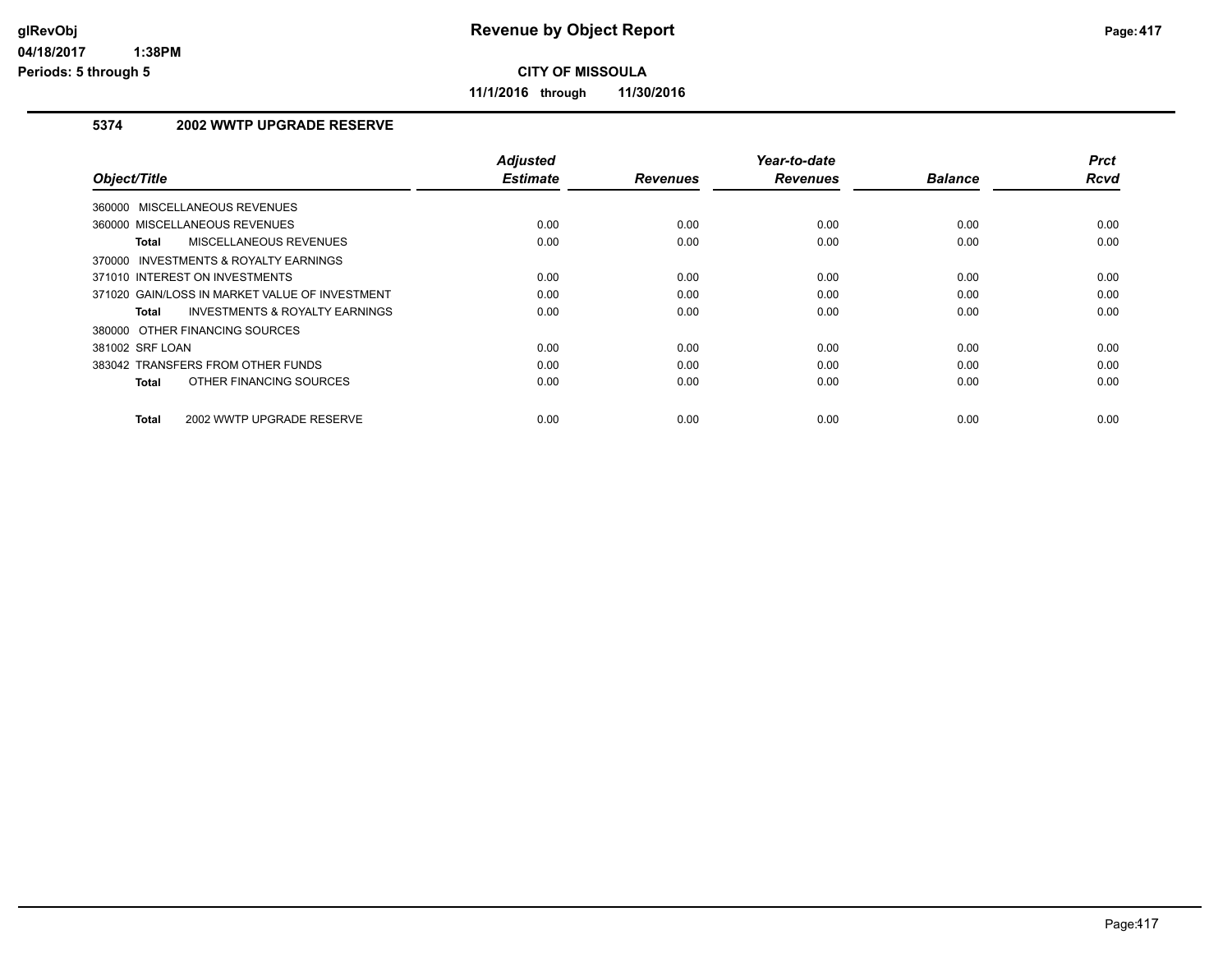# Revenue by Object Report

**CITY OF MISSOULA**

**11/1/2016 through 11/30/2016**

### 5374 2002 WWTP UPGRADE RESERVE

| Object/Title | Adjusted Estimate | Revenues | Year-to-date Revenues | Balance | Prct Rcvd |
|---|---|---|---|---|---|
| 360000 MISCELLANEOUS REVENUES | | | | | |
| 360000 MISCELLANEOUS REVENUES | 0.00 | 0.00 | 0.00 | 0.00 | 0.00 |
| **Total** MISCELLANEOUS REVENUES | 0.00 | 0.00 | 0.00 | 0.00 | 0.00 |
| 370000 INVESTMENTS & ROYALTY EARNINGS | | | | | |
| 371010 INTEREST ON INVESTMENTS | 0.00 | 0.00 | 0.00 | 0.00 | 0.00 |
| 371020 GAIN/LOSS IN MARKET VALUE OF INVESTMENT | 0.00 | 0.00 | 0.00 | 0.00 | 0.00 |
| **Total** INVESTMENTS & ROYALTY EARNINGS | 0.00 | 0.00 | 0.00 | 0.00 | 0.00 |
| 380000 OTHER FINANCING SOURCES | | | | | |
| 381002 SRF LOAN | 0.00 | 0.00 | 0.00 | 0.00 | 0.00 |
| 383042 TRANSFERS FROM OTHER FUNDS | 0.00 | 0.00 | 0.00 | 0.00 | 0.00 |
| **Total** OTHER FINANCING SOURCES | 0.00 | 0.00 | 0.00 | 0.00 | 0.00 |
| **Total** 2002 WWTP UPGRADE RESERVE | 0.00 | 0.00 | 0.00 | 0.00 | 0.00 |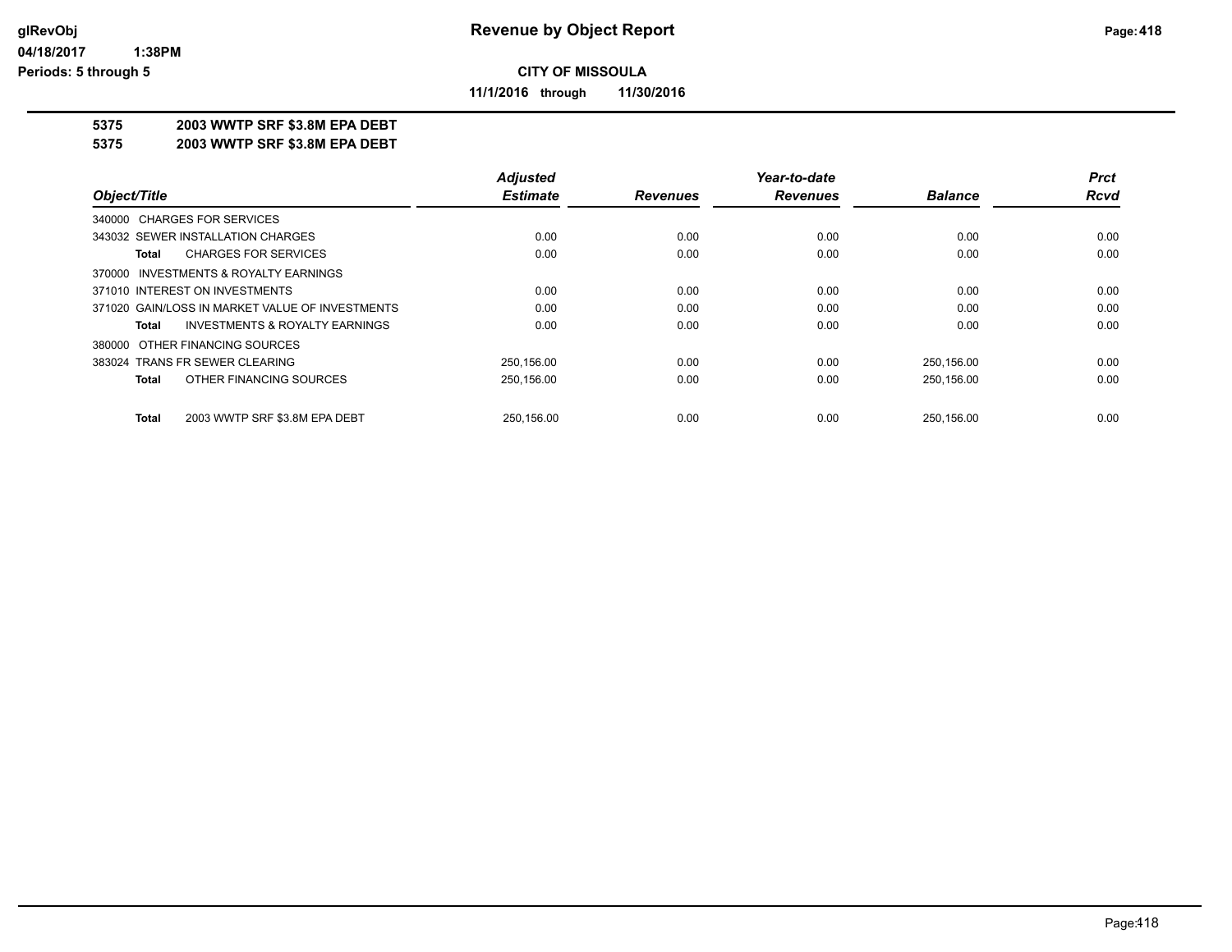**Revenue by Object Report**

**CITY OF MISSOULA**

**11/1/2016 through 11/30/2016**

glRevObj
04/18/2017 1:38PM
Periods: 5 through 5

**5375 2003 WWTP SRF $3.8M EPA DEBT**
**5375 2003 WWTP SRF $3.8M EPA DEBT**

| Object/Title | Adjusted Estimate | Revenues | Year-to-date Revenues | Balance | Prct Rcvd |
|---|---|---|---|---|---|
| 340000 CHARGES FOR SERVICES | | | | | |
| 343032 SEWER INSTALLATION CHARGES | 0.00 | 0.00 | 0.00 | 0.00 | 0.00 |
| **Total** CHARGES FOR SERVICES | 0.00 | 0.00 | 0.00 | 0.00 | 0.00 |
| 370000 INVESTMENTS & ROYALTY EARNINGS | | | | | |
| 371010 INTEREST ON INVESTMENTS | 0.00 | 0.00 | 0.00 | 0.00 | 0.00 |
| 371020 GAIN/LOSS IN MARKET VALUE OF INVESTMENTS | 0.00 | 0.00 | 0.00 | 0.00 | 0.00 |
| **Total** INVESTMENTS & ROYALTY EARNINGS | 0.00 | 0.00 | 0.00 | 0.00 | 0.00 |
| 380000 OTHER FINANCING SOURCES | | | | | |
| 383024 TRANS FR SEWER CLEARING | 250,156.00 | 0.00 | 0.00 | 250,156.00 | 0.00 |
| **Total** OTHER FINANCING SOURCES | 250,156.00 | 0.00 | 0.00 | 250,156.00 | 0.00 |
| **Total** 2003 WWTP SRF $3.8M EPA DEBT | 250,156.00 | 0.00 | 0.00 | 250,156.00 | 0.00 |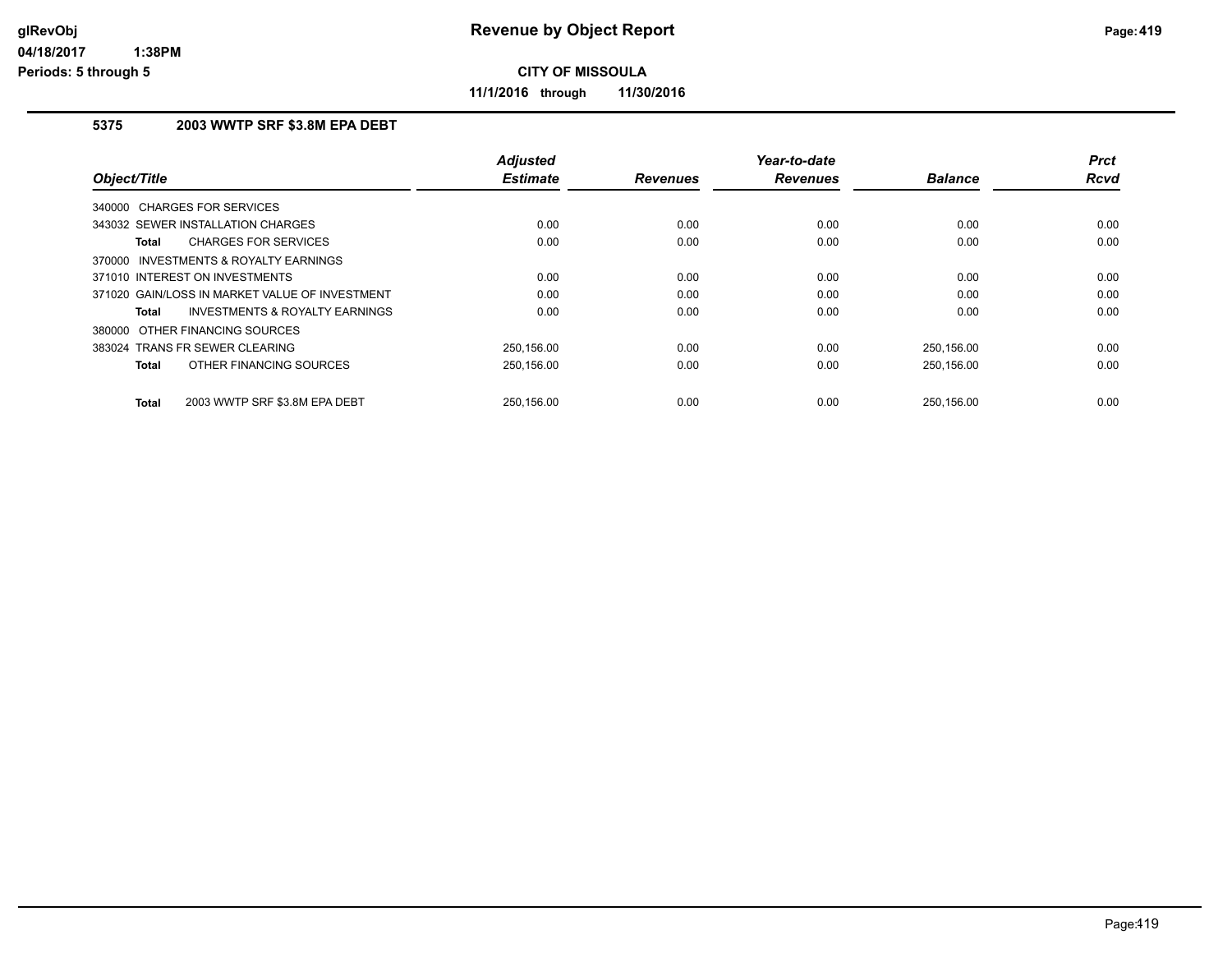# Revenue by Object Report

glRevObj
04/18/2017 1:38PM
Periods: 5 through 5

**CITY OF MISSOULA**

**11/1/2016 through 11/30/2016**

## 5375 2003 WWTP SRF $3.8M EPA DEBT

| Object/Title | Adjusted Estimate | Revenues | Year-to-date Revenues | Balance | Prct Rcvd |
|---|---|---|---|---|---|
| 340000 CHARGES FOR SERVICES | | | | | |
| 343032 SEWER INSTALLATION CHARGES | 0.00 | 0.00 | 0.00 | 0.00 | 0.00 |
| **Total** CHARGES FOR SERVICES | 0.00 | 0.00 | 0.00 | 0.00 | 0.00 |
| 370000 INVESTMENTS & ROYALTY EARNINGS | | | | | |
| 371010 INTEREST ON INVESTMENTS | 0.00 | 0.00 | 0.00 | 0.00 | 0.00 |
| 371020 GAIN/LOSS IN MARKET VALUE OF INVESTMENT | 0.00 | 0.00 | 0.00 | 0.00 | 0.00 |
| **Total** INVESTMENTS & ROYALTY EARNINGS | 0.00 | 0.00 | 0.00 | 0.00 | 0.00 |
| 380000 OTHER FINANCING SOURCES | | | | | |
| 383024 TRANS FR SEWER CLEARING | 250,156.00 | 0.00 | 0.00 | 250,156.00 | 0.00 |
| **Total** OTHER FINANCING SOURCES | 250,156.00 | 0.00 | 0.00 | 250,156.00 | 0.00 |
| **Total** 2003 WWTP SRF $3.8M EPA DEBT | 250,156.00 | 0.00 | 0.00 | 250,156.00 | 0.00 |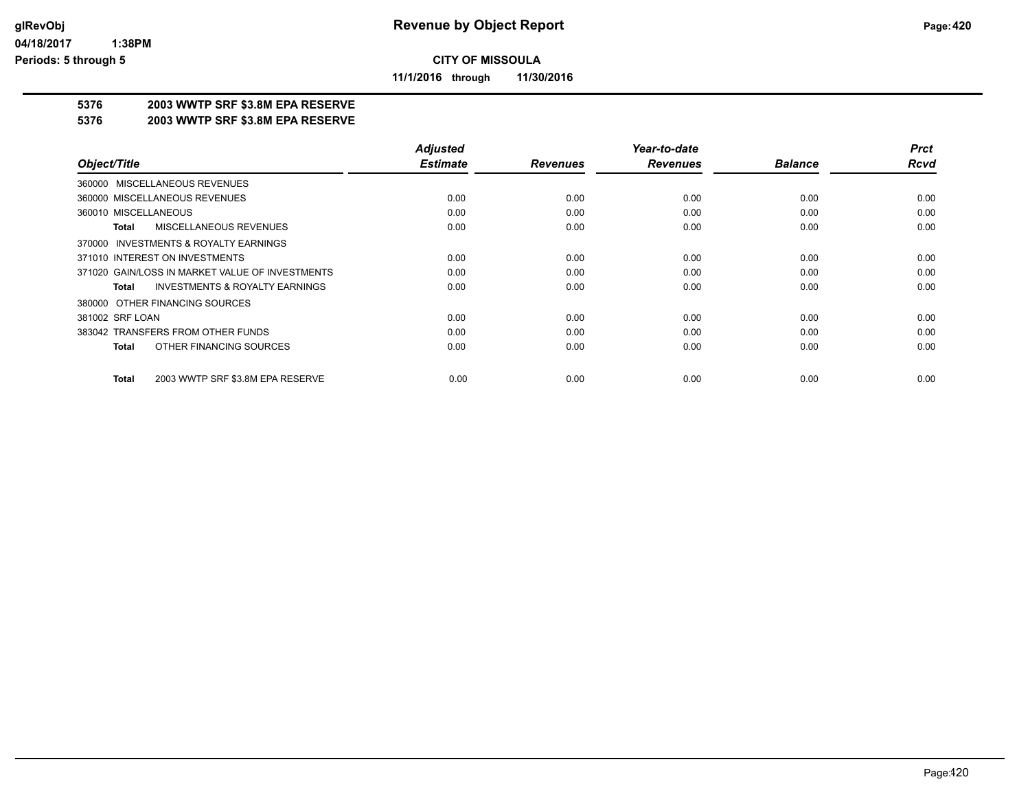# Revenue by Object Report

**CITY OF MISSOULA**

**11/1/2016 through 11/30/2016**

glRevObj
04/18/2017 1:38PM
Periods: 5 through 5

## 5376 2003 WWTP SRF $3.8M EPA RESERVE
## 5376 2003 WWTP SRF $3.8M EPA RESERVE

| Object/Title | Adjusted Estimate | Revenues | Year-to-date Revenues | Balance | Prct Rcvd |
|---|---|---|---|---|---|
| 360000 MISCELLANEOUS REVENUES | | | | | |
| 360000 MISCELLANEOUS REVENUES | 0.00 | 0.00 | 0.00 | 0.00 | 0.00 |
| 360010 MISCELLANEOUS | 0.00 | 0.00 | 0.00 | 0.00 | 0.00 |
| **Total** MISCELLANEOUS REVENUES | 0.00 | 0.00 | 0.00 | 0.00 | 0.00 |
| 370000 INVESTMENTS & ROYALTY EARNINGS | | | | | |
| 371010 INTEREST ON INVESTMENTS | 0.00 | 0.00 | 0.00 | 0.00 | 0.00 |
| 371020 GAIN/LOSS IN MARKET VALUE OF INVESTMENTS | 0.00 | 0.00 | 0.00 | 0.00 | 0.00 |
| **Total** INVESTMENTS & ROYALTY EARNINGS | 0.00 | 0.00 | 0.00 | 0.00 | 0.00 |
| 380000 OTHER FINANCING SOURCES | | | | | |
| 381002 SRF LOAN | 0.00 | 0.00 | 0.00 | 0.00 | 0.00 |
| 383042 TRANSFERS FROM OTHER FUNDS | 0.00 | 0.00 | 0.00 | 0.00 | 0.00 |
| **Total** OTHER FINANCING SOURCES | 0.00 | 0.00 | 0.00 | 0.00 | 0.00 |
| **Total** 2003 WWTP SRF $3.8M EPA RESERVE | 0.00 | 0.00 | 0.00 | 0.00 | 0.00 |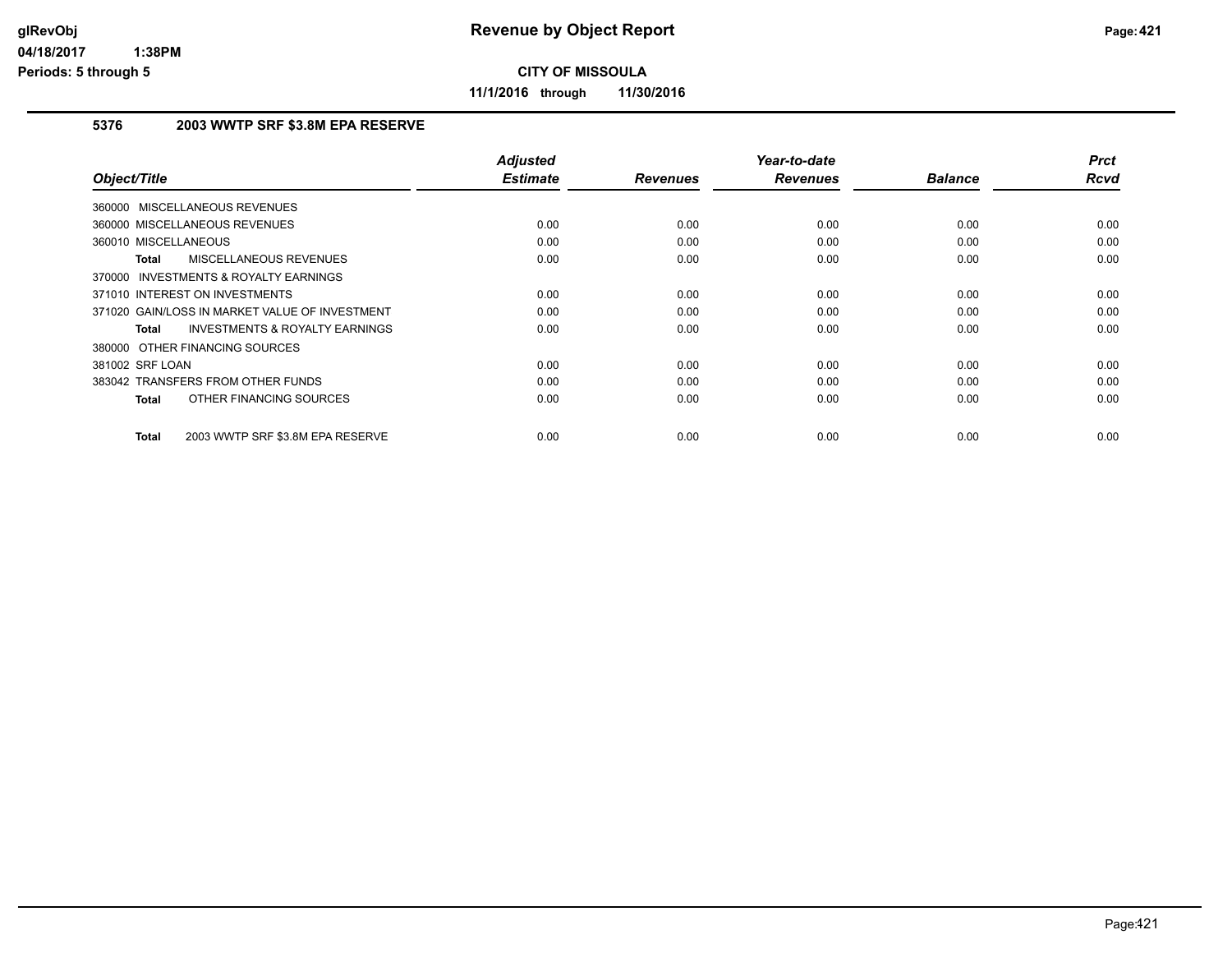glRevObj **Revenue by Object Report**

04/18/2017 1:38PM

Periods: 5 through 5

**CITY OF MISSOULA**

**11/1/2016 through 11/30/2016**

### 5376 2003 WWTP SRF $3.8M EPA RESERVE

| Object/Title | Adjusted Estimate | Revenues | Year-to-date Revenues | Balance | Prct Rcvd |
|---|---|---|---|---|---|
| 360000 MISCELLANEOUS REVENUES | | | | | |
| 360000 MISCELLANEOUS REVENUES | 0.00 | 0.00 | 0.00 | 0.00 | 0.00 |
| 360010 MISCELLANEOUS | 0.00 | 0.00 | 0.00 | 0.00 | 0.00 |
| **Total** MISCELLANEOUS REVENUES | 0.00 | 0.00 | 0.00 | 0.00 | 0.00 |
| 370000 INVESTMENTS & ROYALTY EARNINGS | | | | | |
| 371010 INTEREST ON INVESTMENTS | 0.00 | 0.00 | 0.00 | 0.00 | 0.00 |
| 371020 GAIN/LOSS IN MARKET VALUE OF INVESTMENT | 0.00 | 0.00 | 0.00 | 0.00 | 0.00 |
| **Total** INVESTMENTS & ROYALTY EARNINGS | 0.00 | 0.00 | 0.00 | 0.00 | 0.00 |
| 380000 OTHER FINANCING SOURCES | | | | | |
| 381002 SRF LOAN | 0.00 | 0.00 | 0.00 | 0.00 | 0.00 |
| 383042 TRANSFERS FROM OTHER FUNDS | 0.00 | 0.00 | 0.00 | 0.00 | 0.00 |
| **Total** OTHER FINANCING SOURCES | 0.00 | 0.00 | 0.00 | 0.00 | 0.00 |
| **Total** 2003 WWTP SRF $3.8M EPA RESERVE | 0.00 | 0.00 | 0.00 | 0.00 | 0.00 |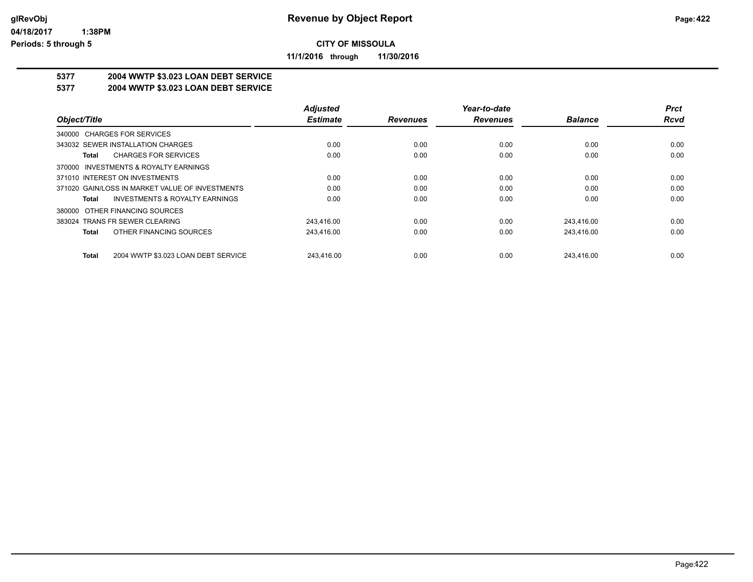# Revenue by Object Report

glRevObj
04/18/2017 1:38PM
Periods: 5 through 5

**CITY OF MISSOULA**

**11/1/2016 through 11/30/2016**

## 5377 2004 WWTP $3.023 LOAN DEBT SERVICE
## 5377 2004 WWTP $3.023 LOAN DEBT SERVICE

| Object/Title | Adjusted Estimate | Revenues | Year-to-date Revenues | Balance | Prct Rcvd |
|---|---|---|---|---|---|
| 340000 CHARGES FOR SERVICES | | | | | |
| 343032 SEWER INSTALLATION CHARGES | 0.00 | 0.00 | 0.00 | 0.00 | 0.00 |
| **Total** CHARGES FOR SERVICES | 0.00 | 0.00 | 0.00 | 0.00 | 0.00 |
| 370000 INVESTMENTS & ROYALTY EARNINGS | | | | | |
| 371010 INTEREST ON INVESTMENTS | 0.00 | 0.00 | 0.00 | 0.00 | 0.00 |
| 371020 GAIN/LOSS IN MARKET VALUE OF INVESTMENTS | 0.00 | 0.00 | 0.00 | 0.00 | 0.00 |
| **Total** INVESTMENTS & ROYALTY EARNINGS | 0.00 | 0.00 | 0.00 | 0.00 | 0.00 |
| 380000 OTHER FINANCING SOURCES | | | | | |
| 383024 TRANS FR SEWER CLEARING | 243,416.00 | 0.00 | 0.00 | 243,416.00 | 0.00 |
| **Total** OTHER FINANCING SOURCES | 243,416.00 | 0.00 | 0.00 | 243,416.00 | 0.00 |
| **Total** 2004 WWTP $3.023 LOAN DEBT SERVICE | 243,416.00 | 0.00 | 0.00 | 243,416.00 | 0.00 |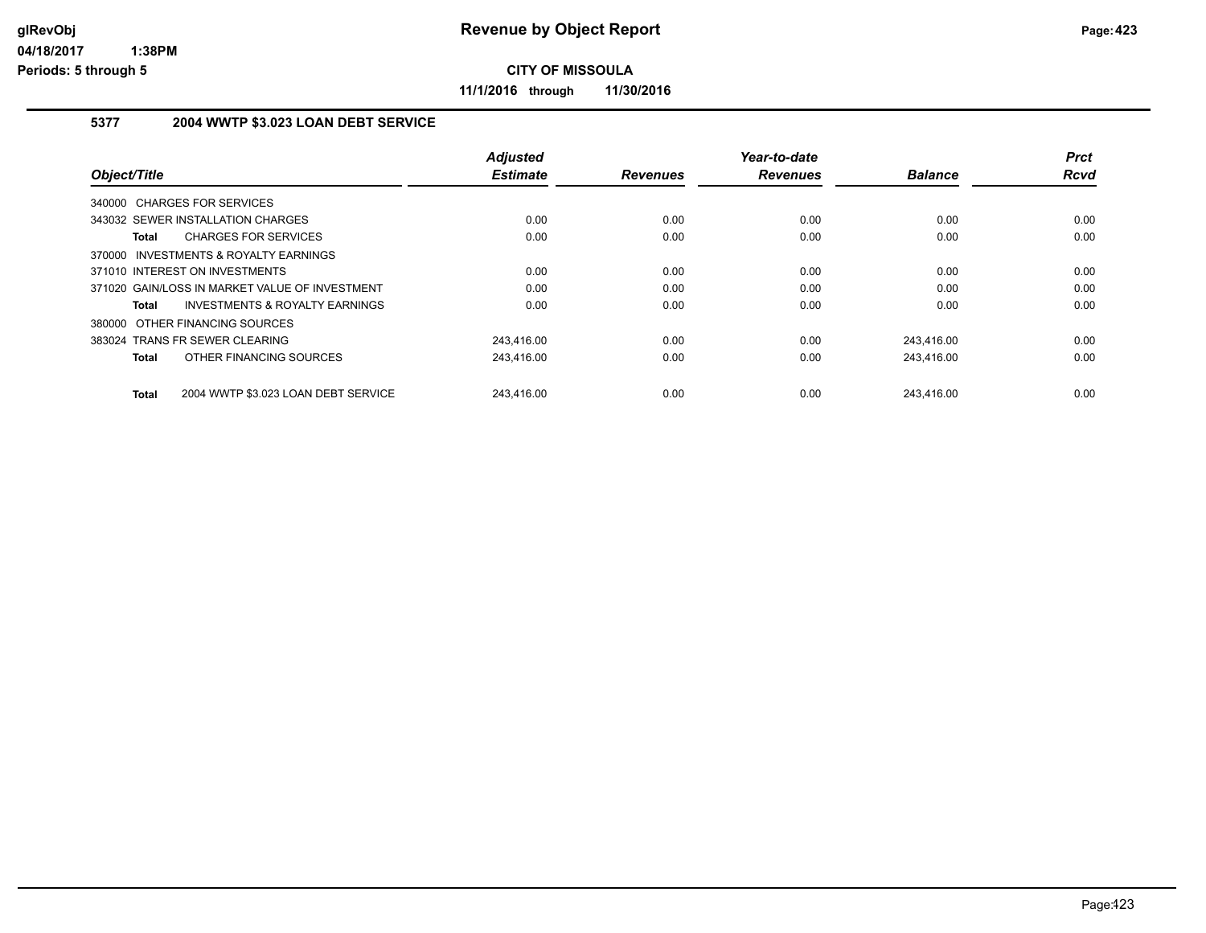**CITY OF MISSOULA**

**11/1/2016 through 11/30/2016**

### 5377 2004 WWTP $3.023 LOAN DEBT SERVICE

| Object/Title | Adjusted Estimate | Revenues | Year-to-date Revenues | Balance | Prct Rcvd |
|---|---|---|---|---|---|
| 340000 CHARGES FOR SERVICES | | | | | |
| 343032 SEWER INSTALLATION CHARGES | 0.00 | 0.00 | 0.00 | 0.00 | 0.00 |
| **Total** CHARGES FOR SERVICES | 0.00 | 0.00 | 0.00 | 0.00 | 0.00 |
| 370000 INVESTMENTS & ROYALTY EARNINGS | | | | | |
| 371010 INTEREST ON INVESTMENTS | 0.00 | 0.00 | 0.00 | 0.00 | 0.00 |
| 371020 GAIN/LOSS IN MARKET VALUE OF INVESTMENT | 0.00 | 0.00 | 0.00 | 0.00 | 0.00 |
| **Total** INVESTMENTS & ROYALTY EARNINGS | 0.00 | 0.00 | 0.00 | 0.00 | 0.00 |
| 380000 OTHER FINANCING SOURCES | | | | | |
| 383024 TRANS FR SEWER CLEARING | 243,416.00 | 0.00 | 0.00 | 243,416.00 | 0.00 |
| **Total** OTHER FINANCING SOURCES | 243,416.00 | 0.00 | 0.00 | 243,416.00 | 0.00 |
| **Total** 2004 WWTP $3.023 LOAN DEBT SERVICE | 243,416.00 | 0.00 | 0.00 | 243,416.00 | 0.00 |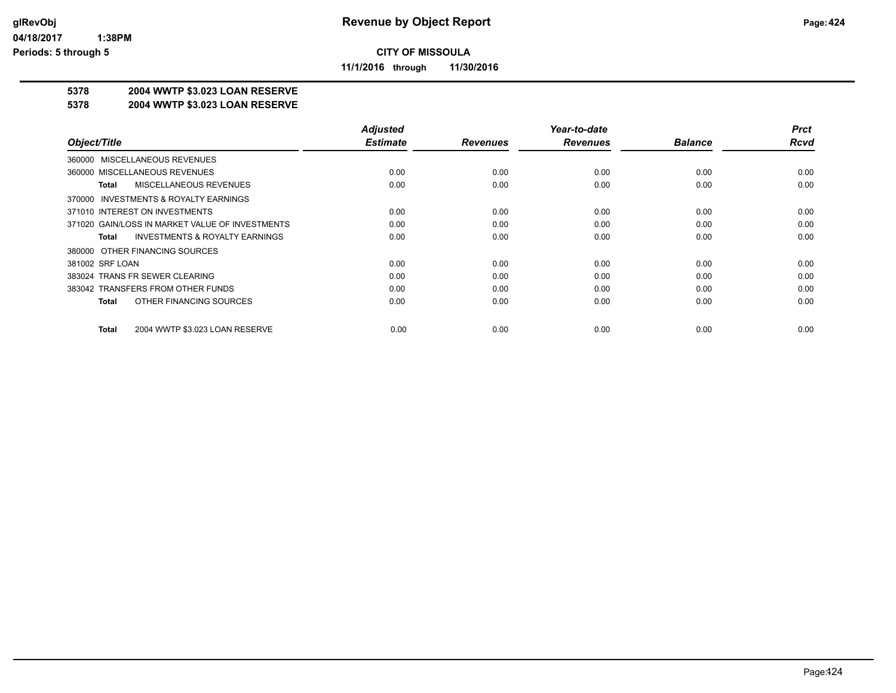# Revenue by Object Report

**CITY OF MISSOULA**

**11/1/2016 through 11/30/2016**

glRevObj
04/18/2017 1:38PM
Periods: 5 through 5

**5378 2004 WWTP $3.023 LOAN RESERVE**
**5378 2004 WWTP $3.023 LOAN RESERVE**

| Object/Title | Adjusted Estimate | Revenues | Year-to-date Revenues | Balance | Prct Rcvd |
|---|---|---|---|---|---|
| 360000 MISCELLANEOUS REVENUES | | | | | |
| 360000 MISCELLANEOUS REVENUES | 0.00 | 0.00 | 0.00 | 0.00 | 0.00 |
| **Total** MISCELLANEOUS REVENUES | 0.00 | 0.00 | 0.00 | 0.00 | 0.00 |
| 370000 INVESTMENTS & ROYALTY EARNINGS | | | | | |
| 371010 INTEREST ON INVESTMENTS | 0.00 | 0.00 | 0.00 | 0.00 | 0.00 |
| 371020 GAIN/LOSS IN MARKET VALUE OF INVESTMENTS | 0.00 | 0.00 | 0.00 | 0.00 | 0.00 |
| **Total** INVESTMENTS & ROYALTY EARNINGS | 0.00 | 0.00 | 0.00 | 0.00 | 0.00 |
| 380000 OTHER FINANCING SOURCES | | | | | |
| 381002 SRF LOAN | 0.00 | 0.00 | 0.00 | 0.00 | 0.00 |
| 383024 TRANS FR SEWER CLEARING | 0.00 | 0.00 | 0.00 | 0.00 | 0.00 |
| 383042 TRANSFERS FROM OTHER FUNDS | 0.00 | 0.00 | 0.00 | 0.00 | 0.00 |
| **Total** OTHER FINANCING SOURCES | 0.00 | 0.00 | 0.00 | 0.00 | 0.00 |
| **Total** 2004 WWTP $3.023 LOAN RESERVE | 0.00 | 0.00 | 0.00 | 0.00 | 0.00 |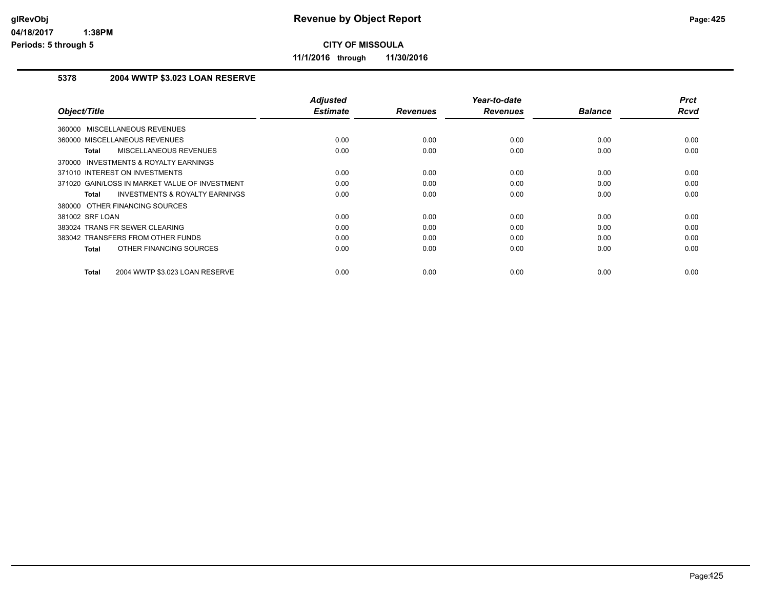# Revenue by Object Report

**CITY OF MISSOULA**

**11/1/2016 through 11/30/2016**

glRevObj
04/18/2017 1:38PM
Periods: 5 through 5

## 5378 2004 WWTP $3.023 LOAN RESERVE

| Object/Title | Adjusted Estimate | Revenues | Year-to-date Revenues | Balance | Prct Rcvd |
|---|---|---|---|---|---|
| 360000 MISCELLANEOUS REVENUES | | | | | |
| 360000 MISCELLANEOUS REVENUES | 0.00 | 0.00 | 0.00 | 0.00 | 0.00 |
| **Total** MISCELLANEOUS REVENUES | 0.00 | 0.00 | 0.00 | 0.00 | 0.00 |
| 370000 INVESTMENTS & ROYALTY EARNINGS | | | | | |
| 371010 INTEREST ON INVESTMENTS | 0.00 | 0.00 | 0.00 | 0.00 | 0.00 |
| 371020 GAIN/LOSS IN MARKET VALUE OF INVESTMENT | 0.00 | 0.00 | 0.00 | 0.00 | 0.00 |
| **Total** INVESTMENTS & ROYALTY EARNINGS | 0.00 | 0.00 | 0.00 | 0.00 | 0.00 |
| 380000 OTHER FINANCING SOURCES | | | | | |
| 381002 SRF LOAN | 0.00 | 0.00 | 0.00 | 0.00 | 0.00 |
| 383024 TRANS FR SEWER CLEARING | 0.00 | 0.00 | 0.00 | 0.00 | 0.00 |
| 383042 TRANSFERS FROM OTHER FUNDS | 0.00 | 0.00 | 0.00 | 0.00 | 0.00 |
| **Total** OTHER FINANCING SOURCES | 0.00 | 0.00 | 0.00 | 0.00 | 0.00 |
| **Total** 2004 WWTP $3.023 LOAN RESERVE | 0.00 | 0.00 | 0.00 | 0.00 | 0.00 |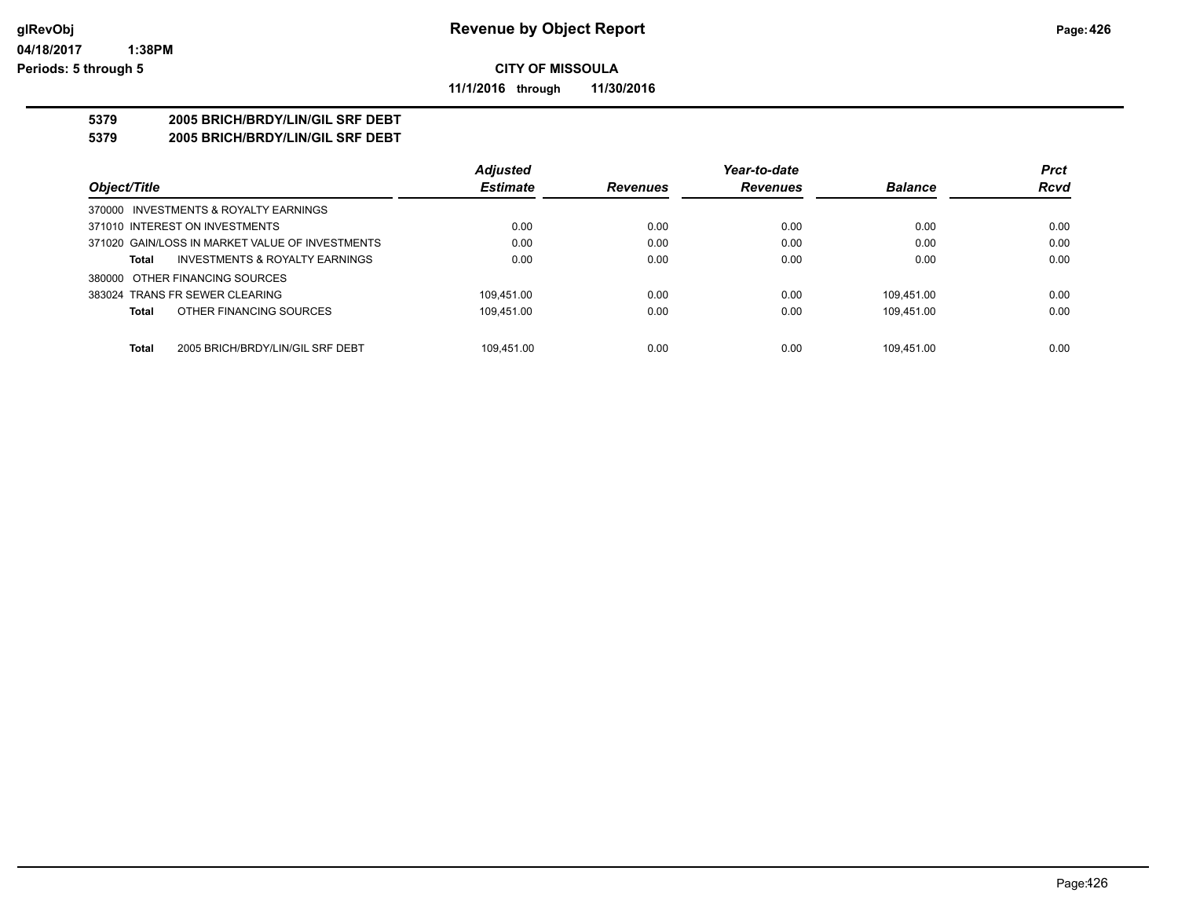# Revenue by Object Report

**CITY OF MISSOULA**

**11/1/2016 through 11/30/2016**

glRevObj
04/18/2017 1:38PM
Periods: 5 through 5

**5379 2005 BRICH/BRDY/LIN/GIL SRF DEBT**
**5379 2005 BRICH/BRDY/LIN/GIL SRF DEBT**

| Object/Title | Adjusted Estimate | Revenues | Year-to-date Revenues | Balance | Prct Rcvd |
|---|---|---|---|---|---|
| 370000 INVESTMENTS & ROYALTY EARNINGS | | | | | |
| 371010 INTEREST ON INVESTMENTS | 0.00 | 0.00 | 0.00 | 0.00 | 0.00 |
| 371020 GAIN/LOSS IN MARKET VALUE OF INVESTMENTS | 0.00 | 0.00 | 0.00 | 0.00 | 0.00 |
| **Total** INVESTMENTS & ROYALTY EARNINGS | 0.00 | 0.00 | 0.00 | 0.00 | 0.00 |
| 380000 OTHER FINANCING SOURCES | | | | | |
| 383024 TRANS FR SEWER CLEARING | 109,451.00 | 0.00 | 0.00 | 109,451.00 | 0.00 |
| **Total** OTHER FINANCING SOURCES | 109,451.00 | 0.00 | 0.00 | 109,451.00 | 0.00 |
| **Total** 2005 BRICH/BRDY/LIN/GIL SRF DEBT | 109,451.00 | 0.00 | 0.00 | 109,451.00 | 0.00 |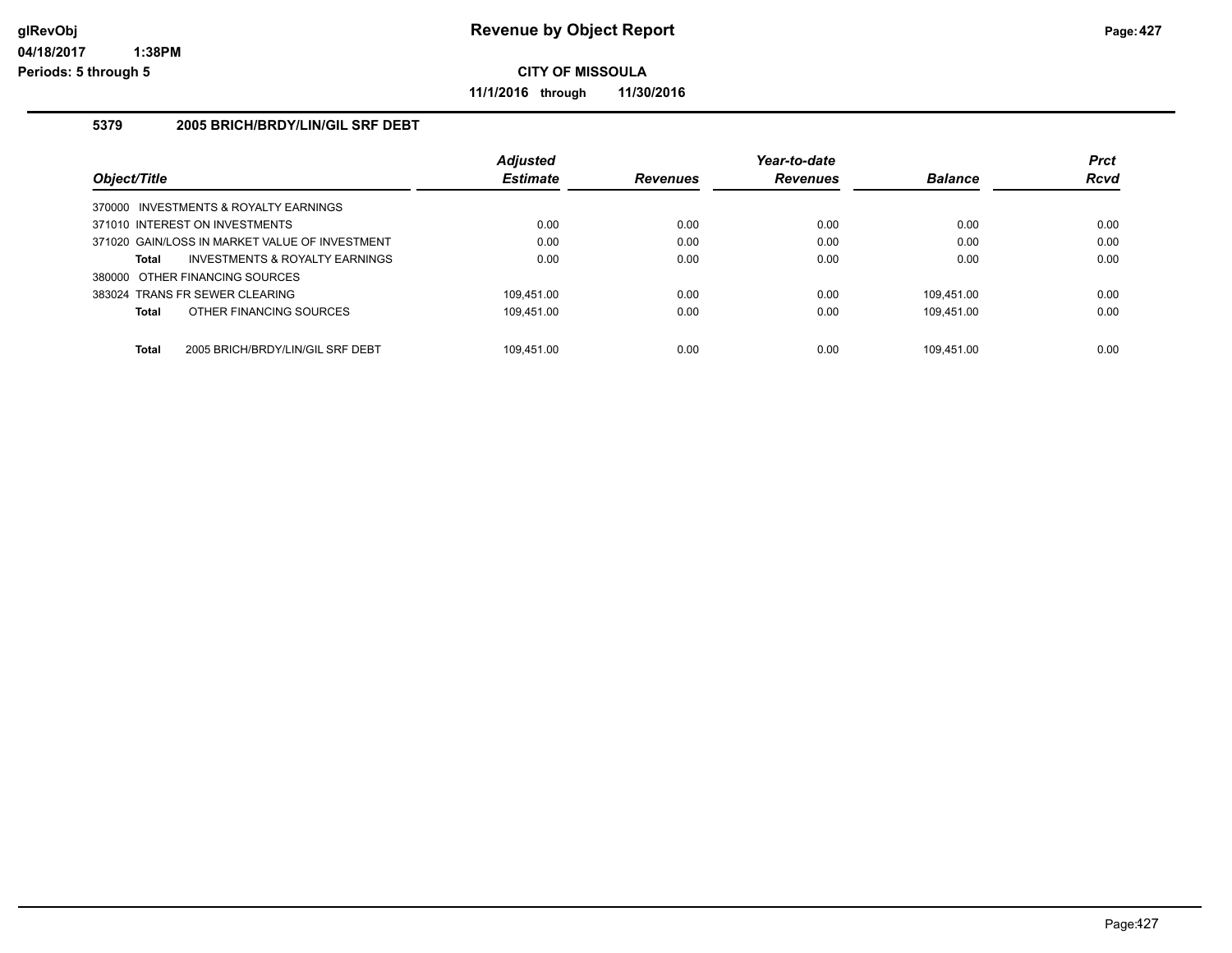# Revenue by Object Report

**CITY OF MISSOULA**

**11/1/2016 through 11/30/2016**

glRevObj
04/18/2017 1:38PM
Periods: 5 through 5

## 5379 2005 BRICH/BRDY/LIN/GIL SRF DEBT

| Object/Title | Adjusted Estimate | Revenues | Year-to-date Revenues | Balance | Prct Rcvd |
|---|---|---|---|---|---|
| 370000 INVESTMENTS & ROYALTY EARNINGS | | | | | |
| 371010 INTEREST ON INVESTMENTS | 0.00 | 0.00 | 0.00 | 0.00 | 0.00 |
| 371020 GAIN/LOSS IN MARKET VALUE OF INVESTMENT | 0.00 | 0.00 | 0.00 | 0.00 | 0.00 |
| **Total** INVESTMENTS & ROYALTY EARNINGS | 0.00 | 0.00 | 0.00 | 0.00 | 0.00 |
| 380000 OTHER FINANCING SOURCES | | | | | |
| 383024 TRANS FR SEWER CLEARING | 109,451.00 | 0.00 | 0.00 | 109,451.00 | 0.00 |
| **Total** OTHER FINANCING SOURCES | 109,451.00 | 0.00 | 0.00 | 109,451.00 | 0.00 |
| **Total** 2005 BRICH/BRDY/LIN/GIL SRF DEBT | 109,451.00 | 0.00 | 0.00 | 109,451.00 | 0.00 |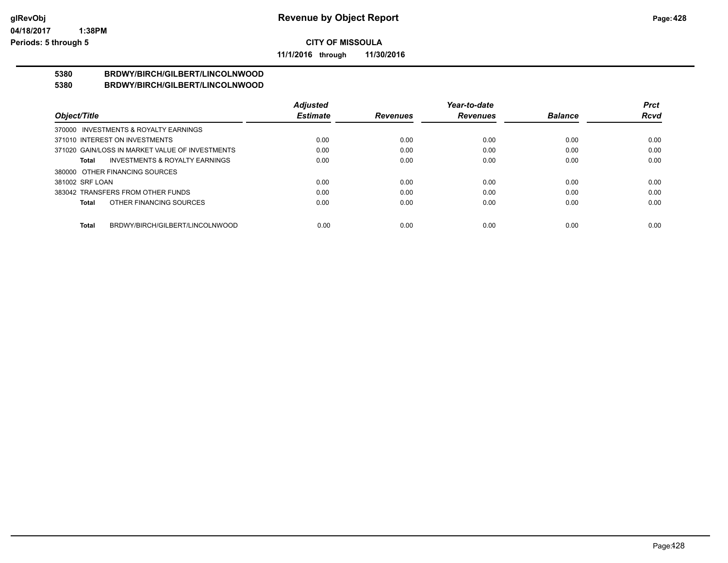**Revenue by Object Report**

**CITY OF MISSOULA**

**11/1/2016 through 11/30/2016**

glRevObj
04/18/2017 1:38PM
Periods: 5 through 5

## 5380 BRDWY/BIRCH/GILBERT/LINCOLNWOOD
## 5380 BRDWY/BIRCH/GILBERT/LINCOLNWOOD

| Object/Title | Adjusted Estimate | Revenues | Year-to-date Revenues | Balance | Prct Rcvd |
|---|---|---|---|---|---|
| 370000 INVESTMENTS & ROYALTY EARNINGS | | | | | |
| 371010 INTEREST ON INVESTMENTS | 0.00 | 0.00 | 0.00 | 0.00 | 0.00 |
| 371020 GAIN/LOSS IN MARKET VALUE OF INVESTMENTS | 0.00 | 0.00 | 0.00 | 0.00 | 0.00 |
| **Total** INVESTMENTS & ROYALTY EARNINGS | 0.00 | 0.00 | 0.00 | 0.00 | 0.00 |
| 380000 OTHER FINANCING SOURCES | | | | | |
| 381002 SRF LOAN | 0.00 | 0.00 | 0.00 | 0.00 | 0.00 |
| 383042 TRANSFERS FROM OTHER FUNDS | 0.00 | 0.00 | 0.00 | 0.00 | 0.00 |
| **Total** OTHER FINANCING SOURCES | 0.00 | 0.00 | 0.00 | 0.00 | 0.00 |
| **Total** BRDWY/BIRCH/GILBERT/LINCOLNWOOD | 0.00 | 0.00 | 0.00 | 0.00 | 0.00 |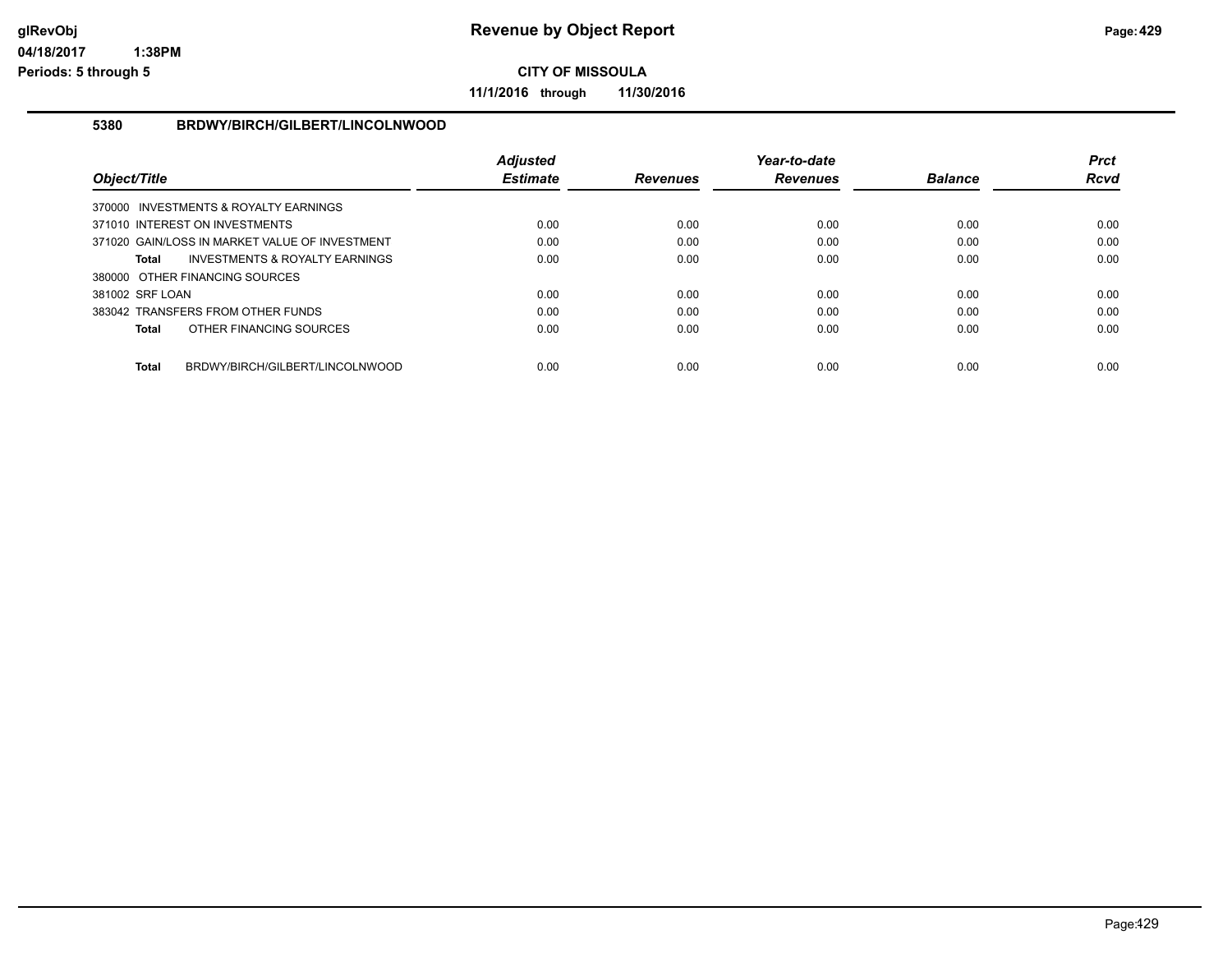# Revenue by Object Report

**CITY OF MISSOULA**

**11/1/2016 through 11/30/2016**

glRevObj
04/18/2017 1:38PM
Periods: 5 through 5

## 5380 BRDWY/BIRCH/GILBERT/LINCOLNWOOD

| Object/Title | Adjusted Estimate | Revenues | Year-to-date Revenues | Balance | Prct Rcvd |
|---|---|---|---|---|---|
| 370000 INVESTMENTS & ROYALTY EARNINGS | | | | | |
| 371010 INTEREST ON INVESTMENTS | 0.00 | 0.00 | 0.00 | 0.00 | 0.00 |
| 371020 GAIN/LOSS IN MARKET VALUE OF INVESTMENT | 0.00 | 0.00 | 0.00 | 0.00 | 0.00 |
| **Total** INVESTMENTS & ROYALTY EARNINGS | 0.00 | 0.00 | 0.00 | 0.00 | 0.00 |
| 380000 OTHER FINANCING SOURCES | | | | | |
| 381002 SRF LOAN | 0.00 | 0.00 | 0.00 | 0.00 | 0.00 |
| 383042 TRANSFERS FROM OTHER FUNDS | 0.00 | 0.00 | 0.00 | 0.00 | 0.00 |
| **Total** OTHER FINANCING SOURCES | 0.00 | 0.00 | 0.00 | 0.00 | 0.00 |
| **Total** BRDWY/BIRCH/GILBERT/LINCOLNWOOD | 0.00 | 0.00 | 0.00 | 0.00 | 0.00 |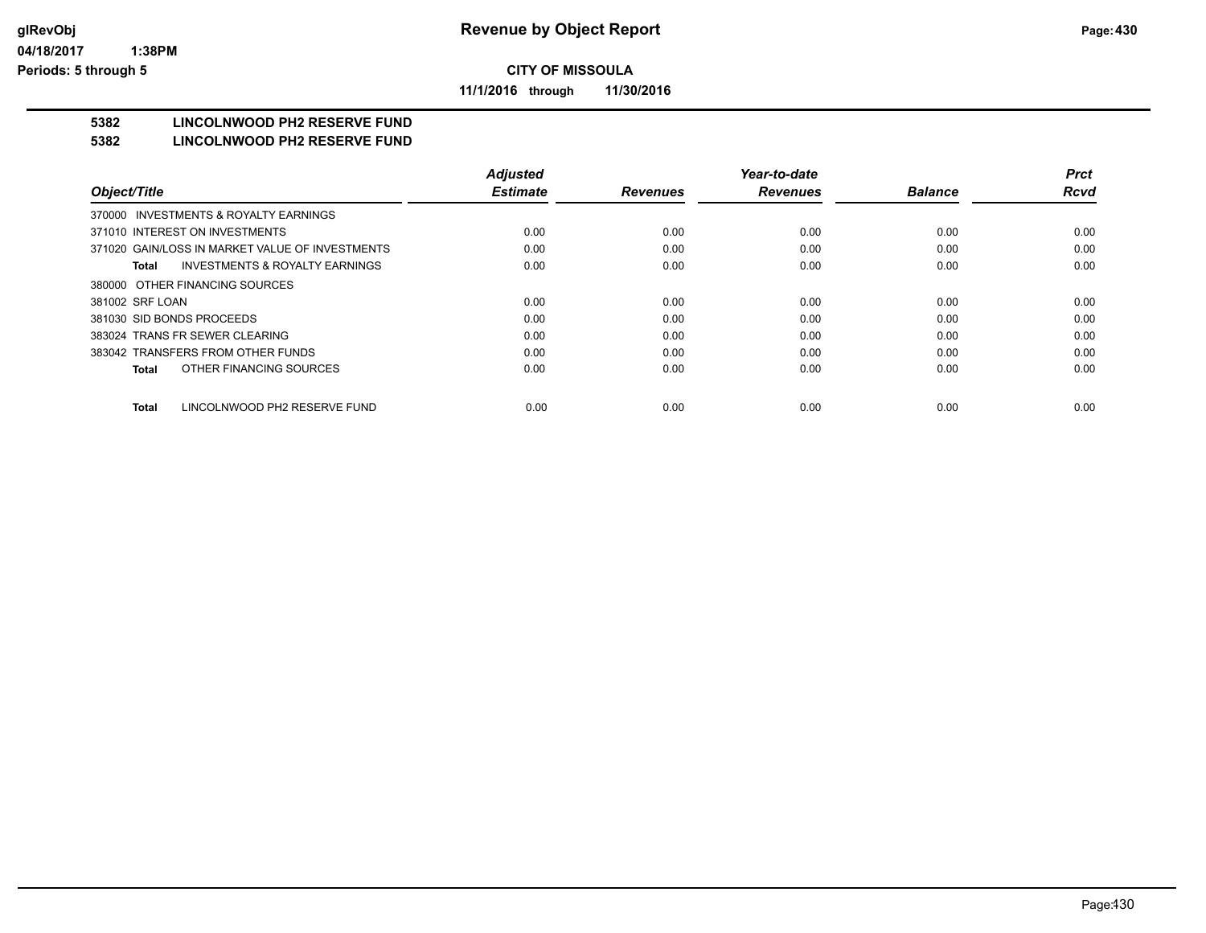# Revenue by Object Report

## CITY OF MISSOULA

**11/1/2016 through 11/30/2016**

glRevObj
04/18/2017 1:38PM
Periods: 5 through 5

### 5382 LINCOLNWOOD PH2 RESERVE FUND
### 5382 LINCOLNWOOD PH2 RESERVE FUND

| Object/Title | Adjusted Estimate | Revenues | Year-to-date Revenues | Balance | Prct Rcvd |
|---|---|---|---|---|---|
| 370000 INVESTMENTS & ROYALTY EARNINGS | | | | | |
| 371010 INTEREST ON INVESTMENTS | 0.00 | 0.00 | 0.00 | 0.00 | 0.00 |
| 371020 GAIN/LOSS IN MARKET VALUE OF INVESTMENTS | 0.00 | 0.00 | 0.00 | 0.00 | 0.00 |
| **Total** INVESTMENTS & ROYALTY EARNINGS | 0.00 | 0.00 | 0.00 | 0.00 | 0.00 |
| 380000 OTHER FINANCING SOURCES | | | | | |
| 381002 SRF LOAN | 0.00 | 0.00 | 0.00 | 0.00 | 0.00 |
| 381030 SID BONDS PROCEEDS | 0.00 | 0.00 | 0.00 | 0.00 | 0.00 |
| 383024 TRANS FR SEWER CLEARING | 0.00 | 0.00 | 0.00 | 0.00 | 0.00 |
| 383042 TRANSFERS FROM OTHER FUNDS | 0.00 | 0.00 | 0.00 | 0.00 | 0.00 |
| **Total** OTHER FINANCING SOURCES | 0.00 | 0.00 | 0.00 | 0.00 | 0.00 |
| **Total** LINCOLNWOOD PH2 RESERVE FUND | 0.00 | 0.00 | 0.00 | 0.00 | 0.00 |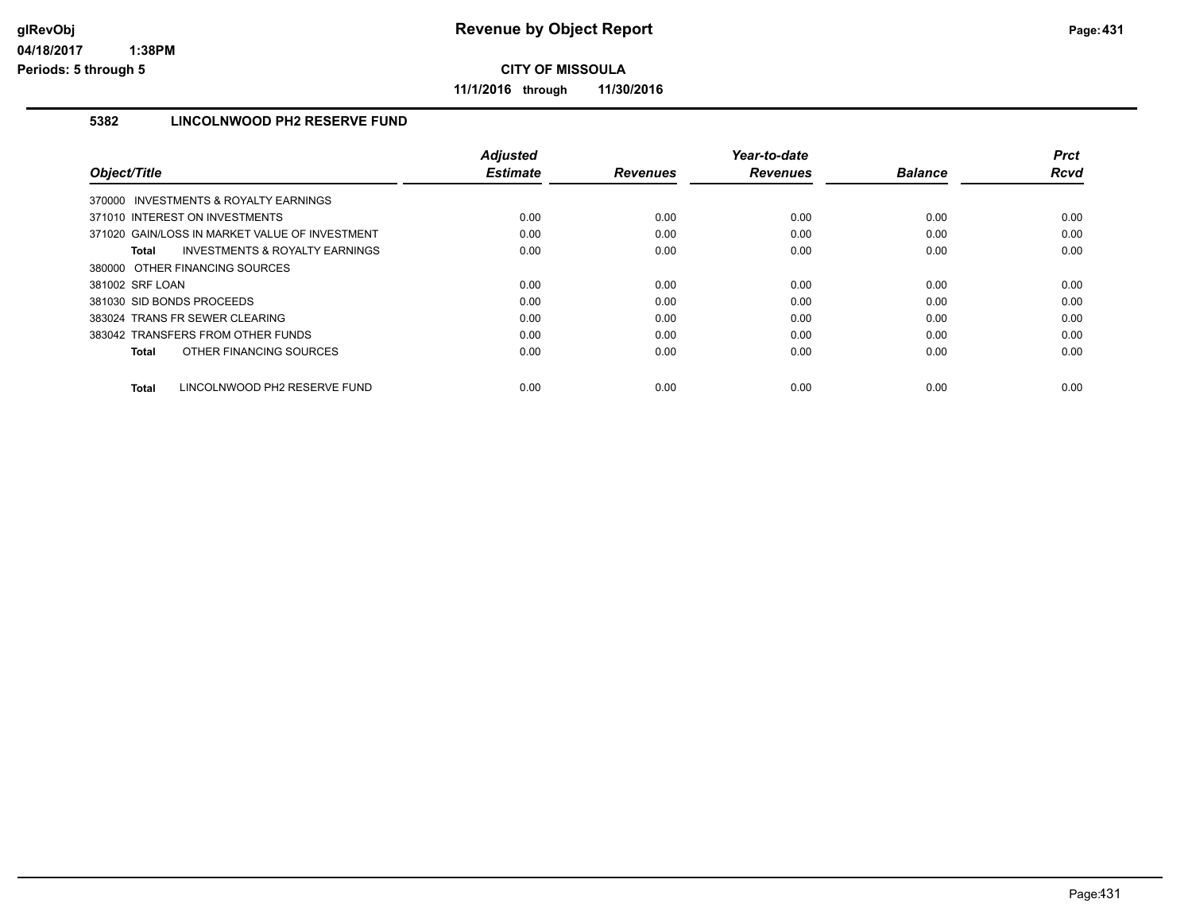# Revenue by Object Report

**CITY OF MISSOULA**

**11/1/2016 through 11/30/2016**

glRevObj
04/18/2017 1:38PM
Periods: 5 through 5

## 5382 LINCOLNWOOD PH2 RESERVE FUND

| Object/Title | Adjusted Estimate | Revenues | Year-to-date Revenues | Balance | Prct Rcvd |
|---|---|---|---|---|---|
| 370000 INVESTMENTS & ROYALTY EARNINGS | | | | | |
| 371010 INTEREST ON INVESTMENTS | 0.00 | 0.00 | 0.00 | 0.00 | 0.00 |
| 371020 GAIN/LOSS IN MARKET VALUE OF INVESTMENT | 0.00 | 0.00 | 0.00 | 0.00 | 0.00 |
| **Total** INVESTMENTS & ROYALTY EARNINGS | 0.00 | 0.00 | 0.00 | 0.00 | 0.00 |
| 380000 OTHER FINANCING SOURCES | | | | | |
| 381002 SRF LOAN | 0.00 | 0.00 | 0.00 | 0.00 | 0.00 |
| 381030 SID BONDS PROCEEDS | 0.00 | 0.00 | 0.00 | 0.00 | 0.00 |
| 383024 TRANS FR SEWER CLEARING | 0.00 | 0.00 | 0.00 | 0.00 | 0.00 |
| 383042 TRANSFERS FROM OTHER FUNDS | 0.00 | 0.00 | 0.00 | 0.00 | 0.00 |
| **Total** OTHER FINANCING SOURCES | 0.00 | 0.00 | 0.00 | 0.00 | 0.00 |
| **Total** LINCOLNWOOD PH2 RESERVE FUND | 0.00 | 0.00 | 0.00 | 0.00 | 0.00 |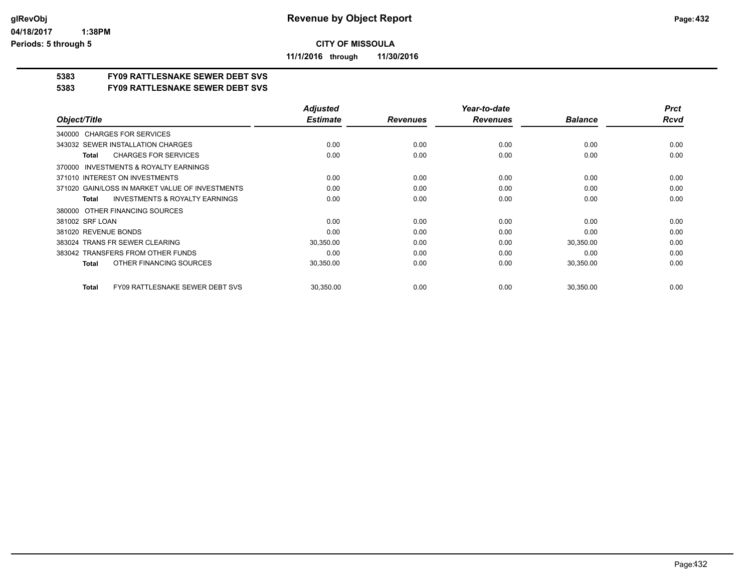# CITY OF MISSOULA

**11/1/2016 through 11/30/2016**

## 5383 FY09 RATTLESNAKE SEWER DEBT SVS
## 5383 FY09 RATTLESNAKE SEWER DEBT SVS

| Object/Title | Adjusted Estimate | Revenues | Year-to-date Revenues | Balance | Prct Rcvd |
|---|---|---|---|---|---|
| 340000 CHARGES FOR SERVICES | | | | | |
| 343032 SEWER INSTALLATION CHARGES | 0.00 | 0.00 | 0.00 | 0.00 | 0.00 |
| **Total** CHARGES FOR SERVICES | 0.00 | 0.00 | 0.00 | 0.00 | 0.00 |
| 370000 INVESTMENTS & ROYALTY EARNINGS | | | | | |
| 371010 INTEREST ON INVESTMENTS | 0.00 | 0.00 | 0.00 | 0.00 | 0.00 |
| 371020 GAIN/LOSS IN MARKET VALUE OF INVESTMENTS | 0.00 | 0.00 | 0.00 | 0.00 | 0.00 |
| **Total** INVESTMENTS & ROYALTY EARNINGS | 0.00 | 0.00 | 0.00 | 0.00 | 0.00 |
| 380000 OTHER FINANCING SOURCES | | | | | |
| 381002 SRF LOAN | 0.00 | 0.00 | 0.00 | 0.00 | 0.00 |
| 381020 REVENUE BONDS | 0.00 | 0.00 | 0.00 | 0.00 | 0.00 |
| 383024 TRANS FR SEWER CLEARING | 30,350.00 | 0.00 | 0.00 | 30,350.00 | 0.00 |
| 383042 TRANSFERS FROM OTHER FUNDS | 0.00 | 0.00 | 0.00 | 0.00 | 0.00 |
| **Total** OTHER FINANCING SOURCES | 30,350.00 | 0.00 | 0.00 | 30,350.00 | 0.00 |
| **Total** FY09 RATTLESNAKE SEWER DEBT SVS | 30,350.00 | 0.00 | 0.00 | 30,350.00 | 0.00 |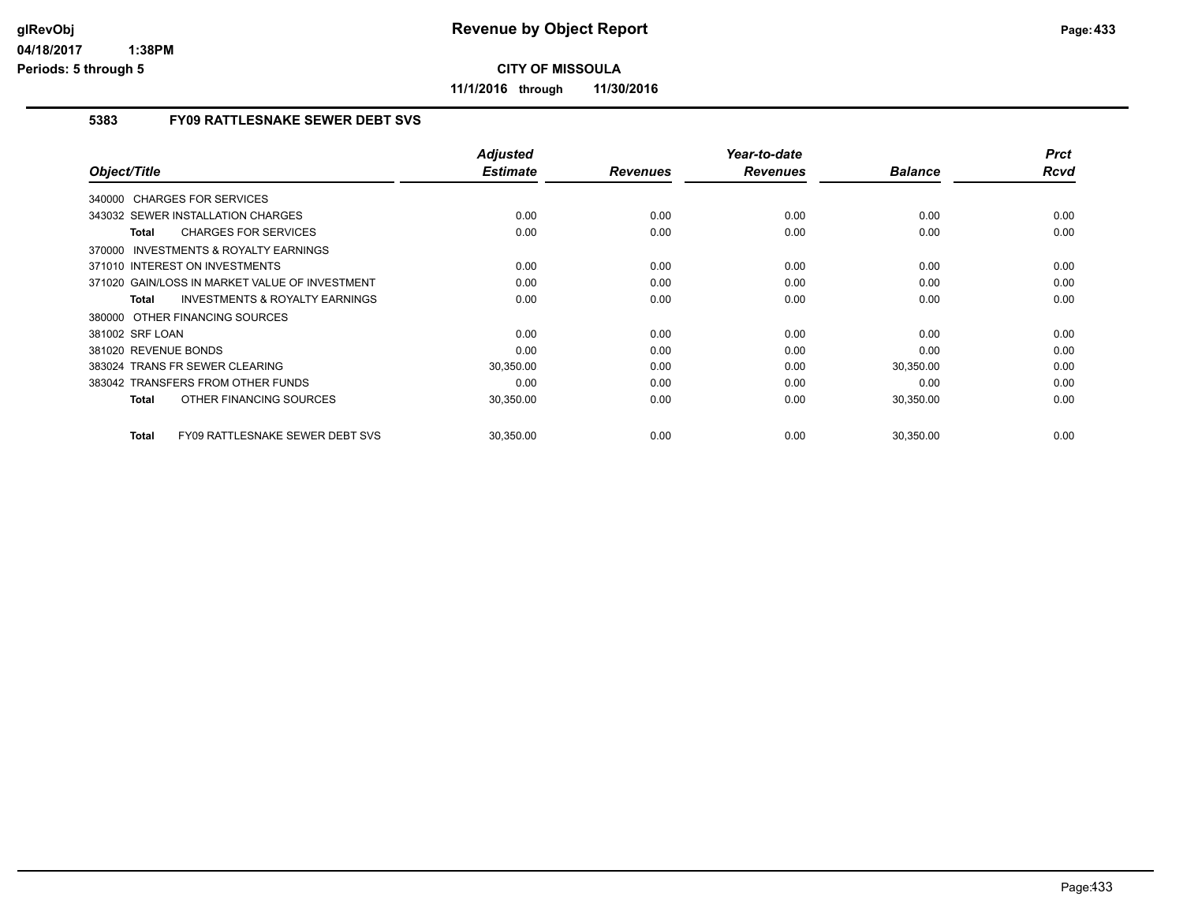# Revenue by Object Report

**CITY OF MISSOULA**

**11/1/2016 through 11/30/2016**

glRevObj
04/18/2017 1:38PM
Periods: 5 through 5

## 5383 FY09 RATTLESNAKE SEWER DEBT SVS

| Object/Title | Adjusted Estimate | Revenues | Year-to-date Revenues | Balance | Prct Rcvd |
|---|---|---|---|---|---|
| 340000 CHARGES FOR SERVICES | | | | | |
| 343032 SEWER INSTALLATION CHARGES | 0.00 | 0.00 | 0.00 | 0.00 | 0.00 |
| **Total** CHARGES FOR SERVICES | 0.00 | 0.00 | 0.00 | 0.00 | 0.00 |
| 370000 INVESTMENTS & ROYALTY EARNINGS | | | | | |
| 371010 INTEREST ON INVESTMENTS | 0.00 | 0.00 | 0.00 | 0.00 | 0.00 |
| 371020 GAIN/LOSS IN MARKET VALUE OF INVESTMENT | 0.00 | 0.00 | 0.00 | 0.00 | 0.00 |
| **Total** INVESTMENTS & ROYALTY EARNINGS | 0.00 | 0.00 | 0.00 | 0.00 | 0.00 |
| 380000 OTHER FINANCING SOURCES | | | | | |
| 381002 SRF LOAN | 0.00 | 0.00 | 0.00 | 0.00 | 0.00 |
| 381020 REVENUE BONDS | 0.00 | 0.00 | 0.00 | 0.00 | 0.00 |
| 383024 TRANS FR SEWER CLEARING | 30,350.00 | 0.00 | 0.00 | 30,350.00 | 0.00 |
| 383042 TRANSFERS FROM OTHER FUNDS | 0.00 | 0.00 | 0.00 | 0.00 | 0.00 |
| **Total** OTHER FINANCING SOURCES | 30,350.00 | 0.00 | 0.00 | 30,350.00 | 0.00 |
| **Total** FY09 RATTLESNAKE SEWER DEBT SVS | 30,350.00 | 0.00 | 0.00 | 30,350.00 | 0.00 |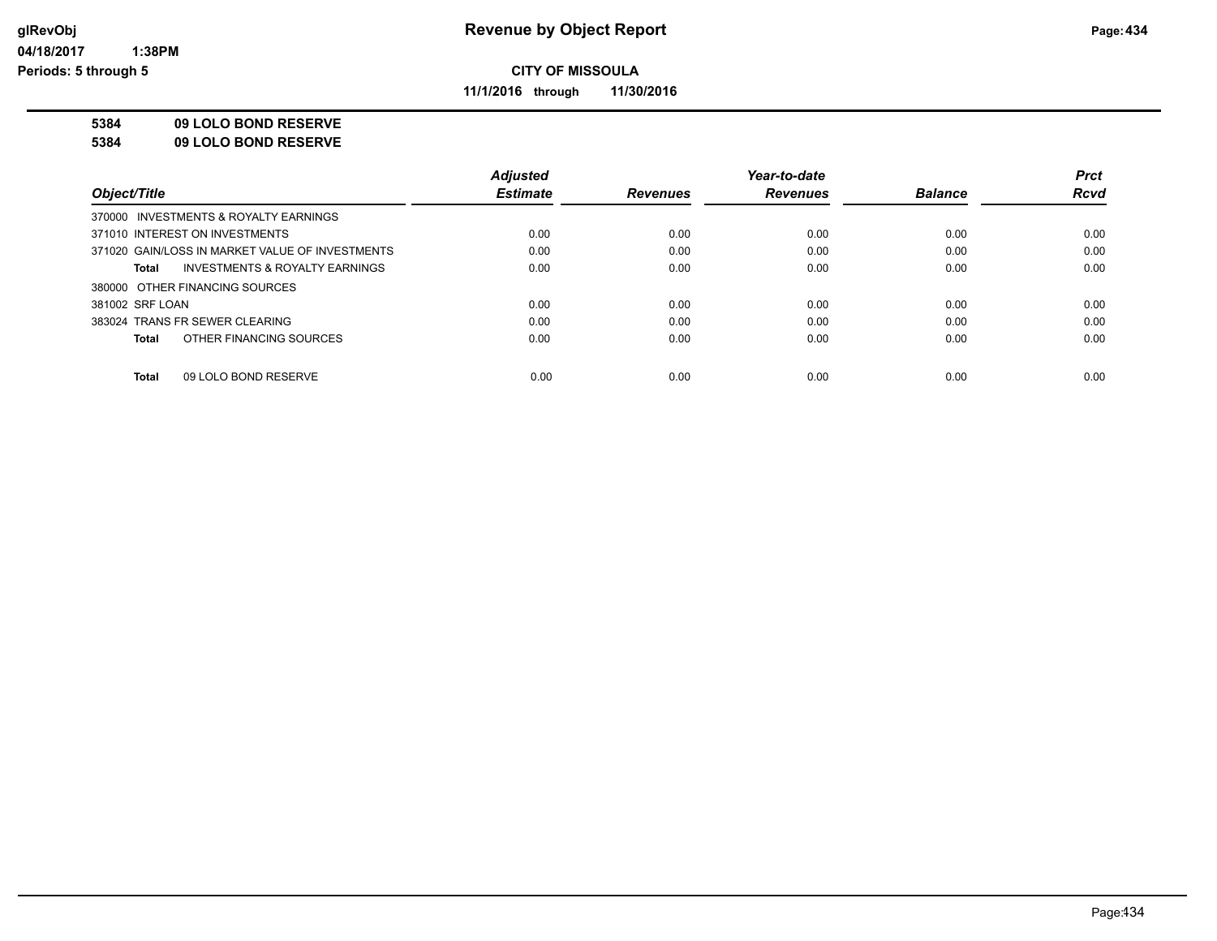# Revenue by Object Report

glRevObj
04/18/2017 1:38PM
Periods: 5 through 5

**CITY OF MISSOULA**

**11/1/2016 through 11/30/2016**

**5384 09 LOLO BOND RESERVE**
**5384 09 LOLO BOND RESERVE**

| Object/Title | Adjusted Estimate | Revenues | Year-to-date Revenues | Balance | Prct Rcvd |
|---|---|---|---|---|---|
| 370000 INVESTMENTS & ROYALTY EARNINGS | | | | | |
| 371010 INTEREST ON INVESTMENTS | 0.00 | 0.00 | 0.00 | 0.00 | 0.00 |
| 371020 GAIN/LOSS IN MARKET VALUE OF INVESTMENTS | 0.00 | 0.00 | 0.00 | 0.00 | 0.00 |
| **Total** INVESTMENTS & ROYALTY EARNINGS | 0.00 | 0.00 | 0.00 | 0.00 | 0.00 |
| 380000 OTHER FINANCING SOURCES | | | | | |
| 381002 SRF LOAN | 0.00 | 0.00 | 0.00 | 0.00 | 0.00 |
| 383024 TRANS FR SEWER CLEARING | 0.00 | 0.00 | 0.00 | 0.00 | 0.00 |
| **Total** OTHER FINANCING SOURCES | 0.00 | 0.00 | 0.00 | 0.00 | 0.00 |
| **Total** 09 LOLO BOND RESERVE | 0.00 | 0.00 | 0.00 | 0.00 | 0.00 |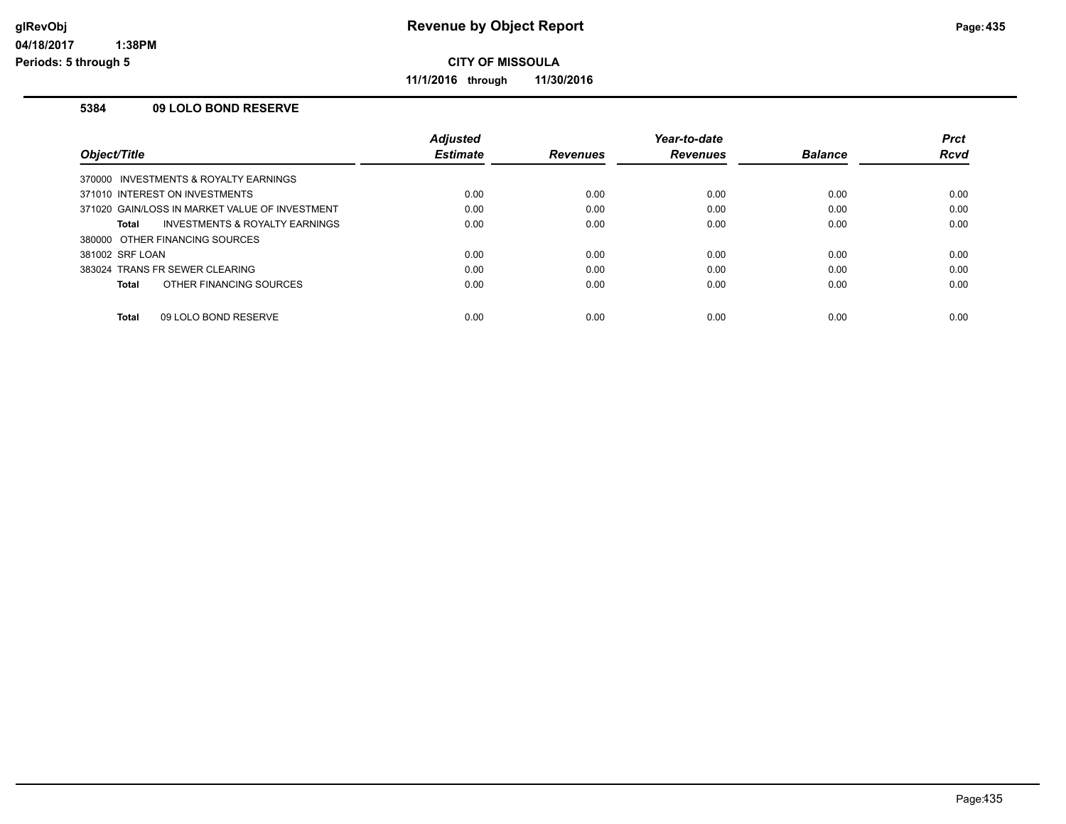**CITY OF MISSOULA**

**11/1/2016 through 11/30/2016**

### 5384 09 LOLO BOND RESERVE

| Object/Title | Adjusted Estimate | Revenues | Year-to-date Revenues | Balance | Prct Rcvd |
|---|---|---|---|---|---|
| 370000 INVESTMENTS & ROYALTY EARNINGS | | | | | |
| 371010 INTEREST ON INVESTMENTS | 0.00 | 0.00 | 0.00 | 0.00 | 0.00 |
| 371020 GAIN/LOSS IN MARKET VALUE OF INVESTMENT | 0.00 | 0.00 | 0.00 | 0.00 | 0.00 |
| **Total** INVESTMENTS & ROYALTY EARNINGS | 0.00 | 0.00 | 0.00 | 0.00 | 0.00 |
| 380000 OTHER FINANCING SOURCES | | | | | |
| 381002 SRF LOAN | 0.00 | 0.00 | 0.00 | 0.00 | 0.00 |
| 383024 TRANS FR SEWER CLEARING | 0.00 | 0.00 | 0.00 | 0.00 | 0.00 |
| **Total** OTHER FINANCING SOURCES | 0.00 | 0.00 | 0.00 | 0.00 | 0.00 |
| **Total** 09 LOLO BOND RESERVE | 0.00 | 0.00 | 0.00 | 0.00 | 0.00 |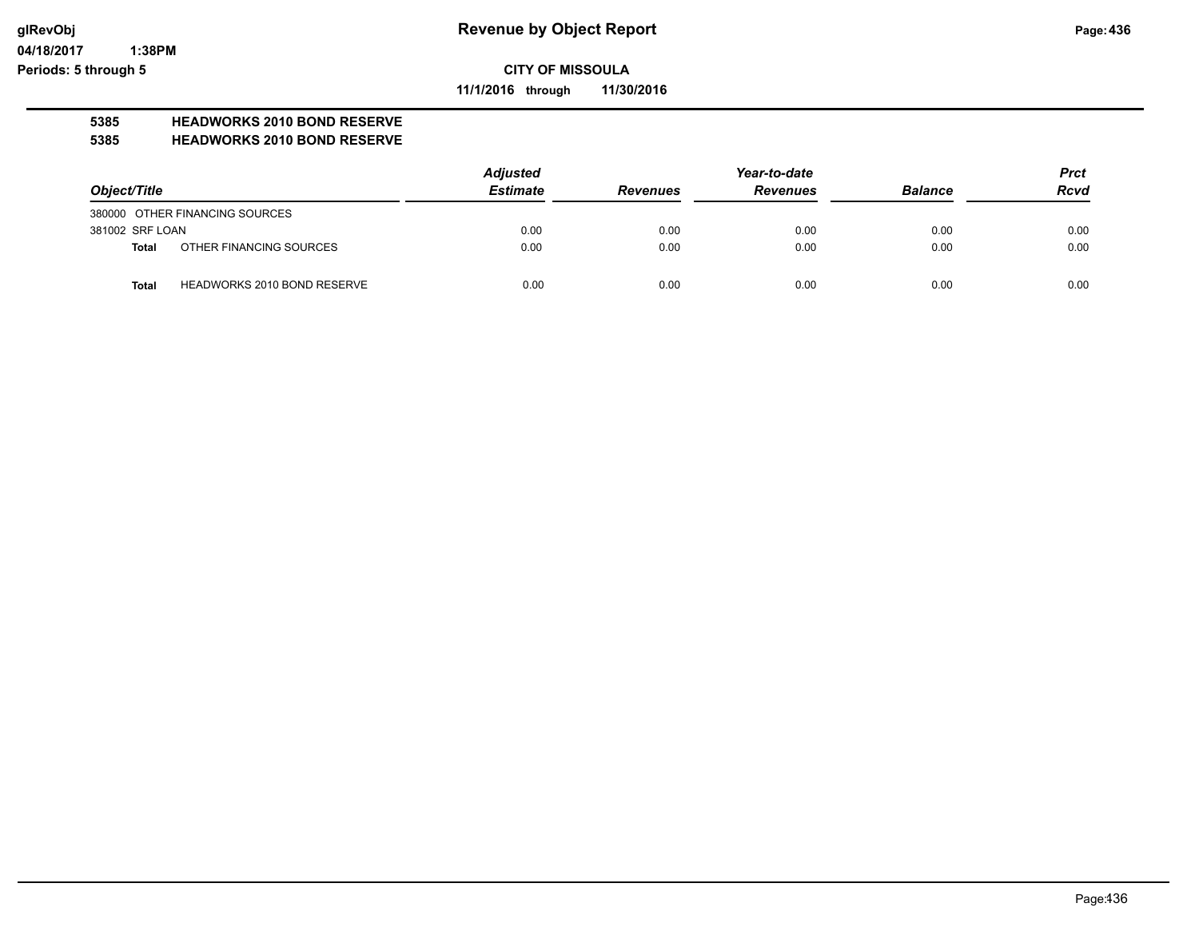# Revenue by Object Report

glRevObj
04/18/2017 1:38PM
Periods: 5 through 5

**CITY OF MISSOULA**

**11/1/2016 through 11/30/2016**

**5385 HEADWORKS 2010 BOND RESERVE**
**5385 HEADWORKS 2010 BOND RESERVE**

| Object/Title | | *Adjusted Estimate* | *Revenues* | *Year-to-date Revenues* | *Balance* | *Prct Rcvd* |
|---|---|---|---|---|---|---|
| 380000 OTHER FINANCING SOURCES | | | | | | |
| 381002 SRF LOAN | | 0.00 | 0.00 | 0.00 | 0.00 | 0.00 |
| **Total** | OTHER FINANCING SOURCES | 0.00 | 0.00 | 0.00 | 0.00 | 0.00 |
| **Total** | HEADWORKS 2010 BOND RESERVE | 0.00 | 0.00 | 0.00 | 0.00 | 0.00 |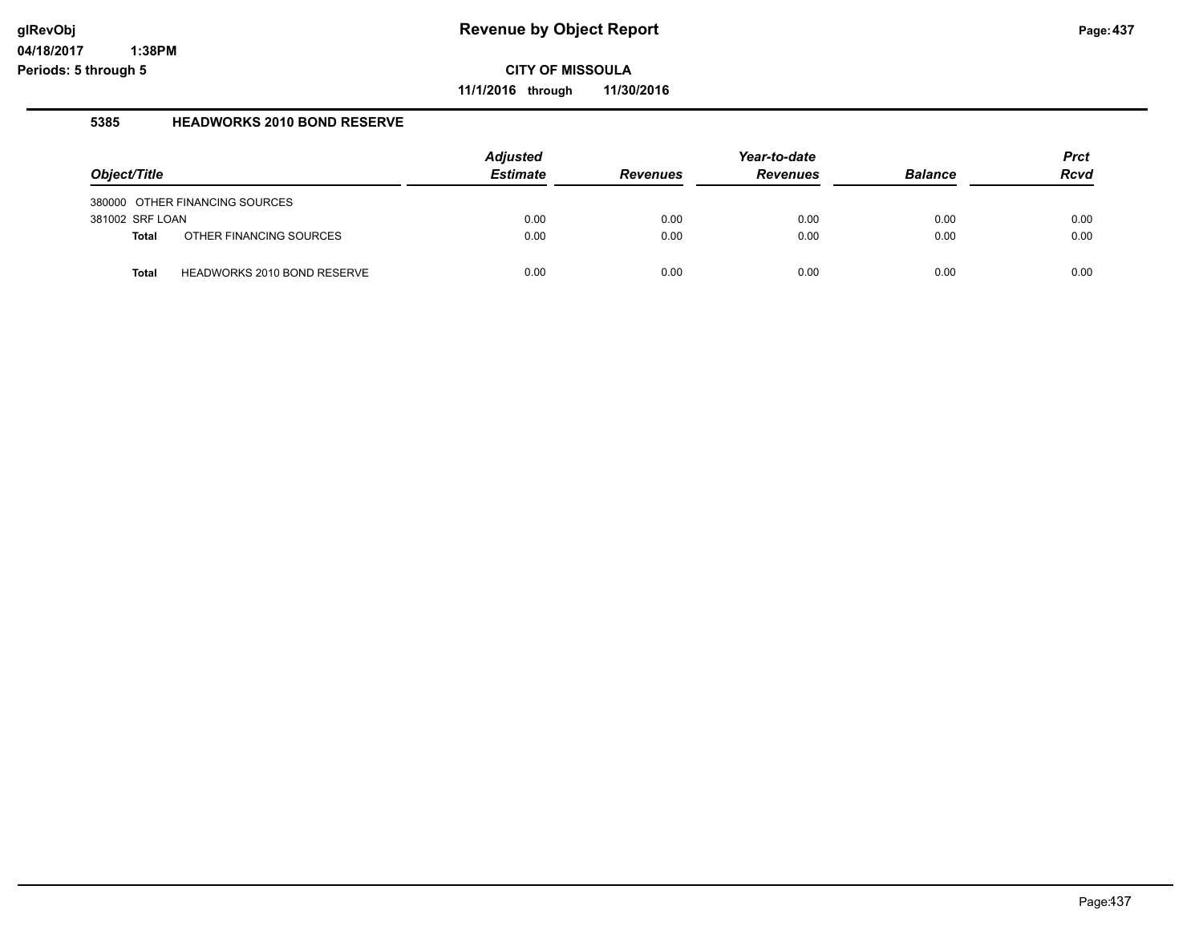**Revenue by Object Report**

**CITY OF MISSOULA**

**11/1/2016 through 11/30/2016**

glRevObj
04/18/2017 1:38PM
Periods: 5 through 5

### 5385 HEADWORKS 2010 BOND RESERVE

| Object/Title | | Adjusted Estimate | Revenues | Year-to-date Revenues | Balance | Prct Rcvd |
|---|---|---|---|---|---|---|
| 380000 OTHER FINANCING SOURCES | | | | | | |
| 381002 SRF LOAN | | 0.00 | 0.00 | 0.00 | 0.00 | 0.00 |
| **Total** | OTHER FINANCING SOURCES | 0.00 | 0.00 | 0.00 | 0.00 | 0.00 |
| **Total** | HEADWORKS 2010 BOND RESERVE | 0.00 | 0.00 | 0.00 | 0.00 | 0.00 |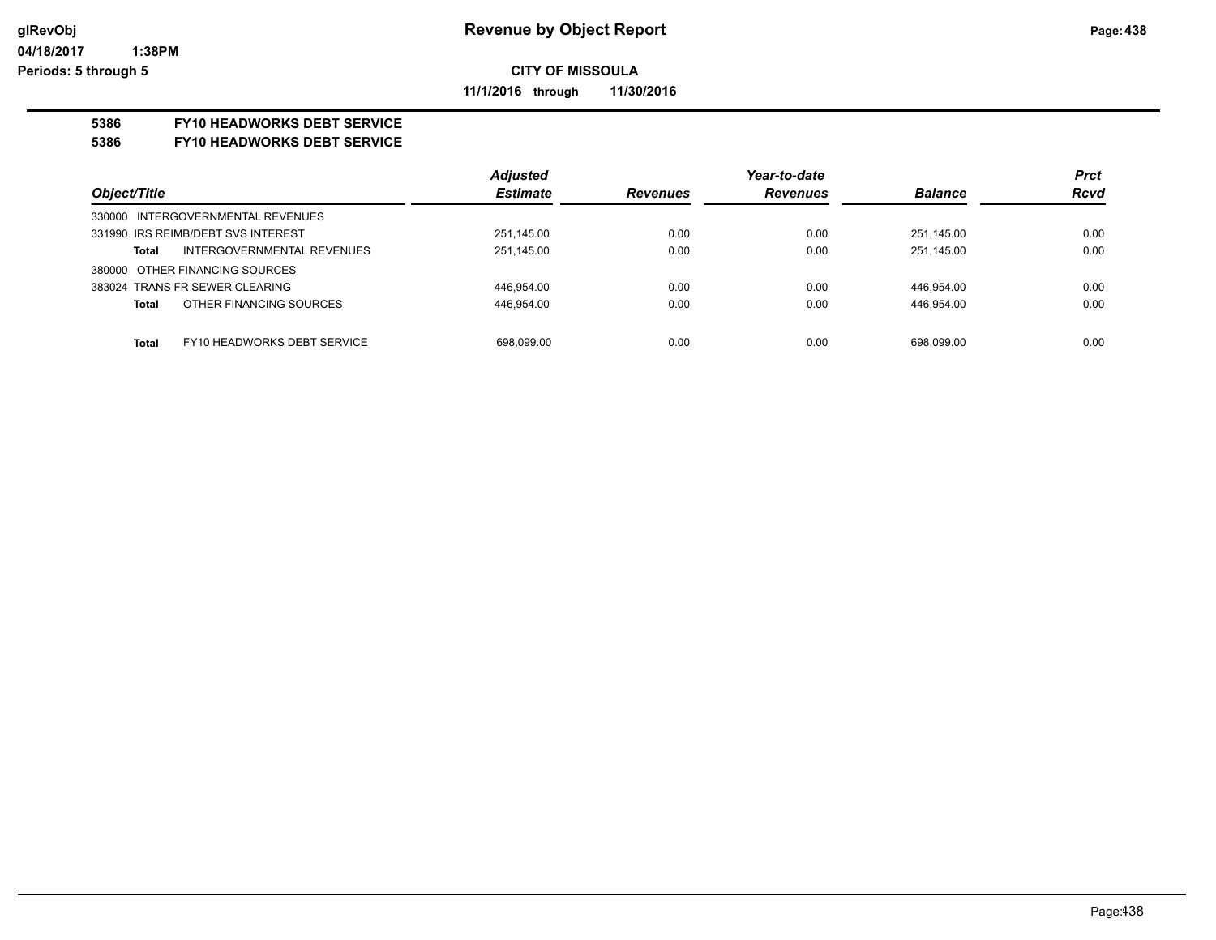# Revenue by Object Report

glRevObj
04/18/2017 1:38PM
Periods: 5 through 5

**CITY OF MISSOULA**

**11/1/2016 through 11/30/2016**

**5386 FY10 HEADWORKS DEBT SERVICE**
**5386 FY10 HEADWORKS DEBT SERVICE**

| Object/Title | Adjusted Estimate | Revenues | Year-to-date Revenues | Balance | Prct Rcvd |
|---|---|---|---|---|---|
| 330000 INTERGOVERNMENTAL REVENUES | | | | | |
| 331990 IRS REIMB/DEBT SVS INTEREST | 251,145.00 | 0.00 | 0.00 | 251,145.00 | 0.00 |
| **Total** INTERGOVERNMENTAL REVENUES | 251,145.00 | 0.00 | 0.00 | 251,145.00 | 0.00 |
| 380000 OTHER FINANCING SOURCES | | | | | |
| 383024 TRANS FR SEWER CLEARING | 446,954.00 | 0.00 | 0.00 | 446,954.00 | 0.00 |
| **Total** OTHER FINANCING SOURCES | 446,954.00 | 0.00 | 0.00 | 446,954.00 | 0.00 |
| **Total** FY10 HEADWORKS DEBT SERVICE | 698,099.00 | 0.00 | 0.00 | 698,099.00 | 0.00 |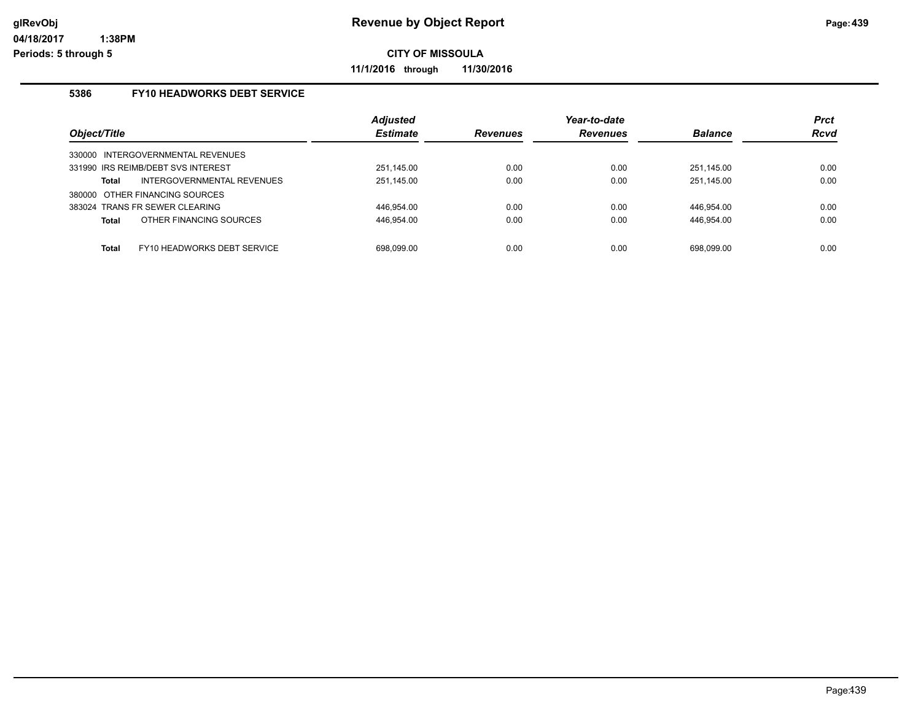# Revenue by Object Report

**CITY OF MISSOULA**

**11/1/2016 through 11/30/2016**

glRevObj
04/18/2017 1:38PM
Periods: 5 through 5

### 5386 FY10 HEADWORKS DEBT SERVICE

| Object/Title | Adjusted Estimate | Revenues | Year-to-date Revenues | Balance | Prct Rcvd |
|---|---|---|---|---|---|
| 330000 INTERGOVERNMENTAL REVENUES | | | | | |
| 331990 IRS REIMB/DEBT SVS INTEREST | 251,145.00 | 0.00 | 0.00 | 251,145.00 | 0.00 |
| **Total** INTERGOVERNMENTAL REVENUES | 251,145.00 | 0.00 | 0.00 | 251,145.00 | 0.00 |
| 380000 OTHER FINANCING SOURCES | | | | | |
| 383024 TRANS FR SEWER CLEARING | 446,954.00 | 0.00 | 0.00 | 446,954.00 | 0.00 |
| **Total** OTHER FINANCING SOURCES | 446,954.00 | 0.00 | 0.00 | 446,954.00 | 0.00 |
| **Total** FY10 HEADWORKS DEBT SERVICE | 698,099.00 | 0.00 | 0.00 | 698,099.00 | 0.00 |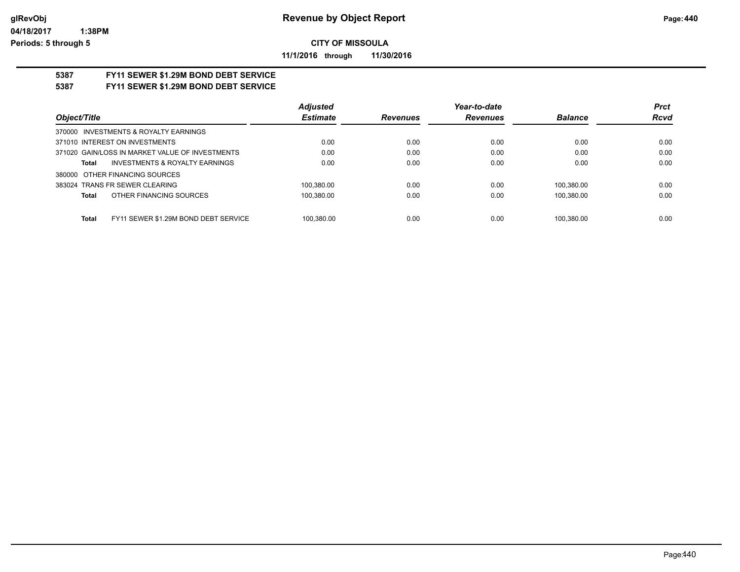**Revenue by Object Report**

**CITY OF MISSOULA**

**11/1/2016 through 11/30/2016**

glRevObj
04/18/2017 1:38PM
Periods: 5 through 5

## 5387 FY11 SEWER $1.29M BOND DEBT SERVICE
## 5387 FY11 SEWER $1.29M BOND DEBT SERVICE

| Object/Title | Adjusted Estimate | Revenues | Year-to-date Revenues | Balance | Prct Rcvd |
|---|---|---|---|---|---|
| 370000 INVESTMENTS & ROYALTY EARNINGS | | | | | |
| 371010 INTEREST ON INVESTMENTS | 0.00 | 0.00 | 0.00 | 0.00 | 0.00 |
| 371020 GAIN/LOSS IN MARKET VALUE OF INVESTMENTS | 0.00 | 0.00 | 0.00 | 0.00 | 0.00 |
| **Total** INVESTMENTS & ROYALTY EARNINGS | 0.00 | 0.00 | 0.00 | 0.00 | 0.00 |
| 380000 OTHER FINANCING SOURCES | | | | | |
| 383024 TRANS FR SEWER CLEARING | 100,380.00 | 0.00 | 0.00 | 100,380.00 | 0.00 |
| **Total** OTHER FINANCING SOURCES | 100,380.00 | 0.00 | 0.00 | 100,380.00 | 0.00 |
| **Total** FY11 SEWER $1.29M BOND DEBT SERVICE | 100,380.00 | 0.00 | 0.00 | 100,380.00 | 0.00 |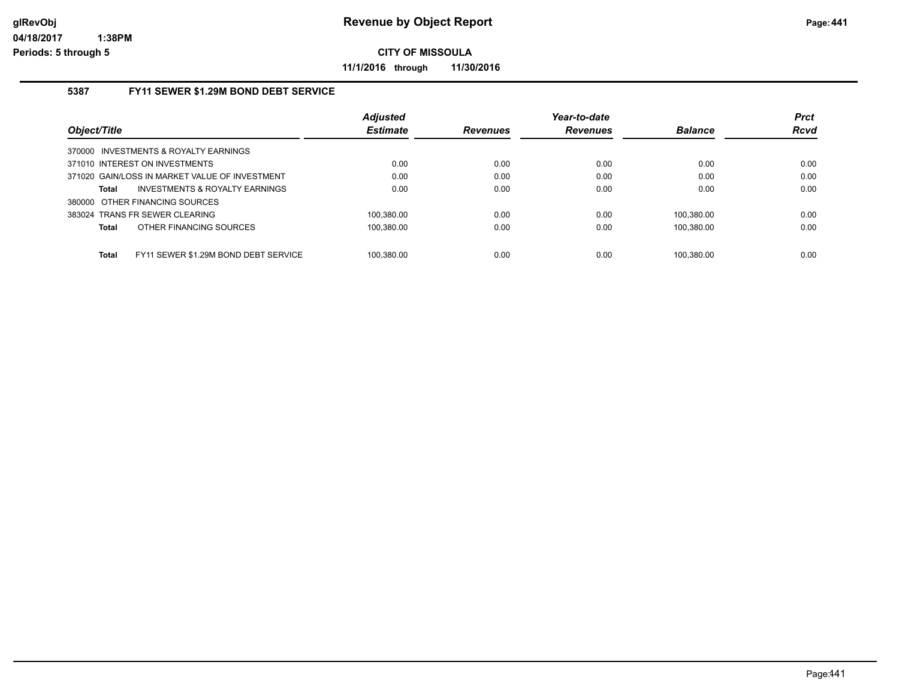# Revenue by Object Report

**CITY OF MISSOULA**

**11/1/2016 through 11/30/2016**

glRevObj
04/18/2017 1:38PM
Periods: 5 through 5

## 5387 FY11 SEWER $1.29M BOND DEBT SERVICE

| Object/Title | Adjusted Estimate | Revenues | Year-to-date Revenues | Balance | Prct Rcvd |
|---|---|---|---|---|---|
| 370000 INVESTMENTS & ROYALTY EARNINGS | | | | | |
| 371010 INTEREST ON INVESTMENTS | 0.00 | 0.00 | 0.00 | 0.00 | 0.00 |
| 371020 GAIN/LOSS IN MARKET VALUE OF INVESTMENT | 0.00 | 0.00 | 0.00 | 0.00 | 0.00 |
| **Total** INVESTMENTS & ROYALTY EARNINGS | 0.00 | 0.00 | 0.00 | 0.00 | 0.00 |
| 380000 OTHER FINANCING SOURCES | | | | | |
| 383024 TRANS FR SEWER CLEARING | 100,380.00 | 0.00 | 0.00 | 100,380.00 | 0.00 |
| **Total** OTHER FINANCING SOURCES | 100,380.00 | 0.00 | 0.00 | 100,380.00 | 0.00 |
| **Total** FY11 SEWER $1.29M BOND DEBT SERVICE | 100,380.00 | 0.00 | 0.00 | 100,380.00 | 0.00 |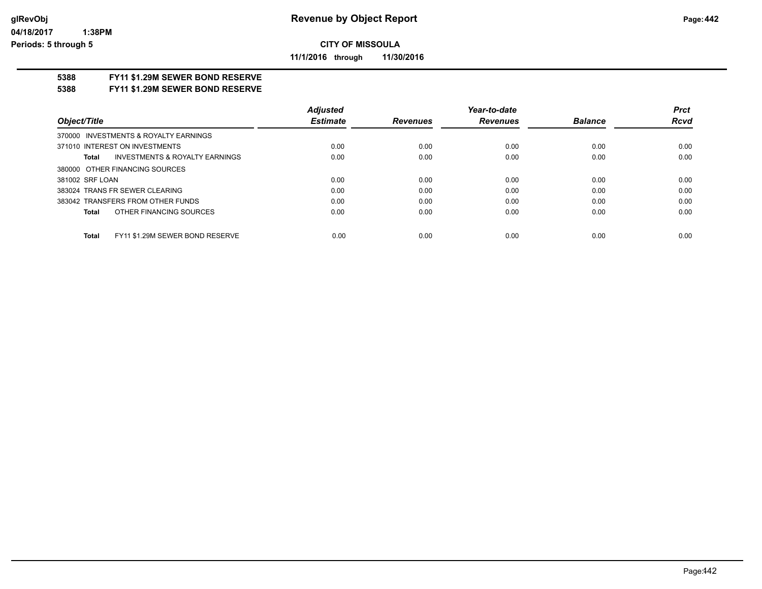**CITY OF MISSOULA**

**11/1/2016 through 11/30/2016**

**5388 FY11 $1.29M SEWER BOND RESERVE**

**5388 FY11 $1.29M SEWER BOND RESERVE**

| Object/Title | Adjusted Estimate | Revenues | Year-to-date Revenues | Balance | Prct Rcvd |
|---|---|---|---|---|---|
| 370000 INVESTMENTS & ROYALTY EARNINGS | | | | | |
| 371010 INTEREST ON INVESTMENTS | 0.00 | 0.00 | 0.00 | 0.00 | 0.00 |
| **Total** INVESTMENTS & ROYALTY EARNINGS | 0.00 | 0.00 | 0.00 | 0.00 | 0.00 |
| 380000 OTHER FINANCING SOURCES | | | | | |
| 381002 SRF LOAN | 0.00 | 0.00 | 0.00 | 0.00 | 0.00 |
| 383024 TRANS FR SEWER CLEARING | 0.00 | 0.00 | 0.00 | 0.00 | 0.00 |
| 383042 TRANSFERS FROM OTHER FUNDS | 0.00 | 0.00 | 0.00 | 0.00 | 0.00 |
| **Total** OTHER FINANCING SOURCES | 0.00 | 0.00 | 0.00 | 0.00 | 0.00 |
| **Total** FY11 $1.29M SEWER BOND RESERVE | 0.00 | 0.00 | 0.00 | 0.00 | 0.00 |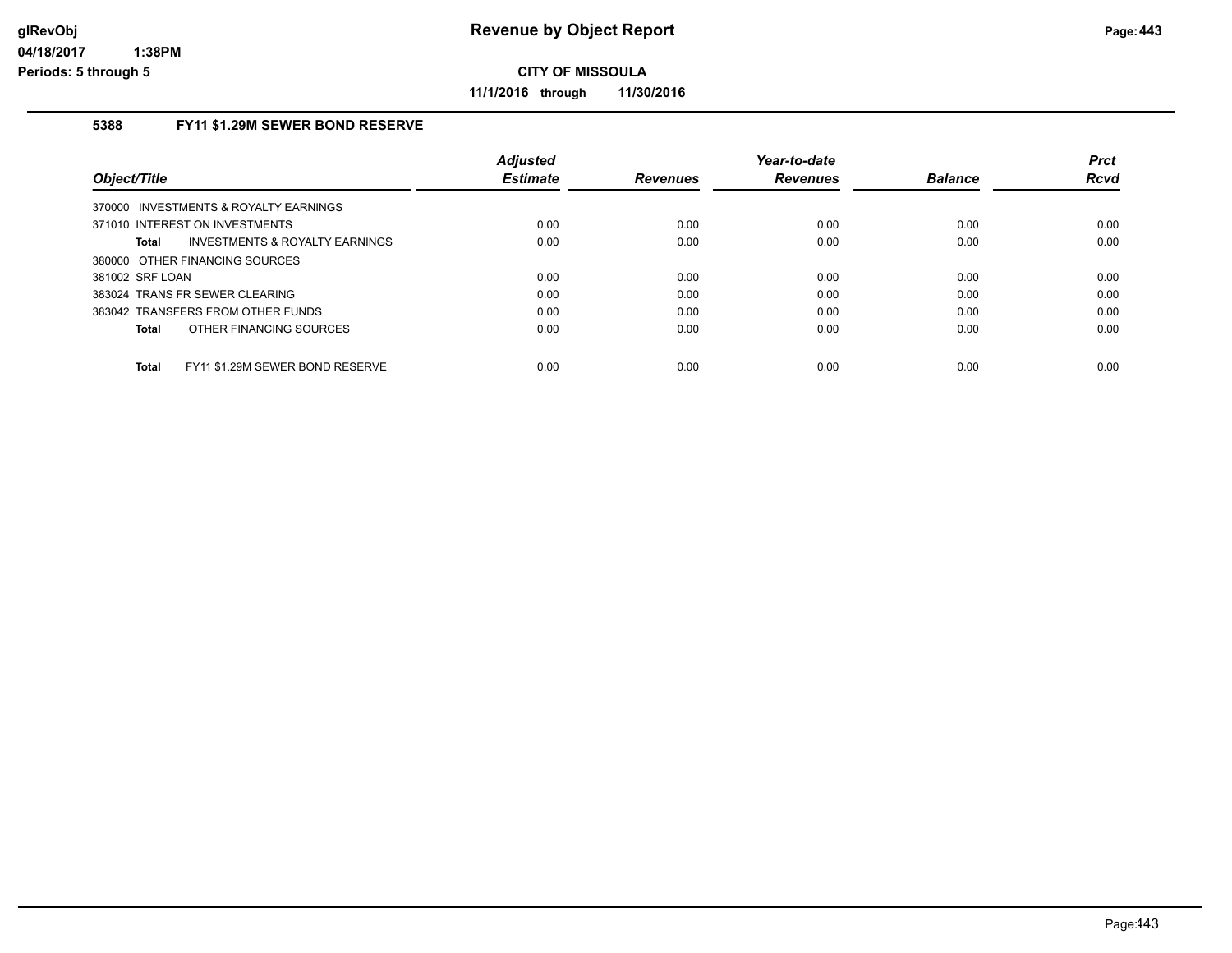**Revenue by Object Report**

**CITY OF MISSOULA**

**11/1/2016 through 11/30/2016**

## 5388 FY11 $1.29M SEWER BOND RESERVE

| Object/Title | Adjusted Estimate | Revenues | Year-to-date Revenues | Balance | Prct Rcvd |
|---|---|---|---|---|---|
| 370000 INVESTMENTS & ROYALTY EARNINGS | | | | | |
| 371010 INTEREST ON INVESTMENTS | 0.00 | 0.00 | 0.00 | 0.00 | 0.00 |
| **Total** INVESTMENTS & ROYALTY EARNINGS | 0.00 | 0.00 | 0.00 | 0.00 | 0.00 |
| 380000 OTHER FINANCING SOURCES | | | | | |
| 381002 SRF LOAN | 0.00 | 0.00 | 0.00 | 0.00 | 0.00 |
| 383024 TRANS FR SEWER CLEARING | 0.00 | 0.00 | 0.00 | 0.00 | 0.00 |
| 383042 TRANSFERS FROM OTHER FUNDS | 0.00 | 0.00 | 0.00 | 0.00 | 0.00 |
| **Total** OTHER FINANCING SOURCES | 0.00 | 0.00 | 0.00 | 0.00 | 0.00 |
| **Total** FY11 $1.29M SEWER BOND RESERVE | 0.00 | 0.00 | 0.00 | 0.00 | 0.00 |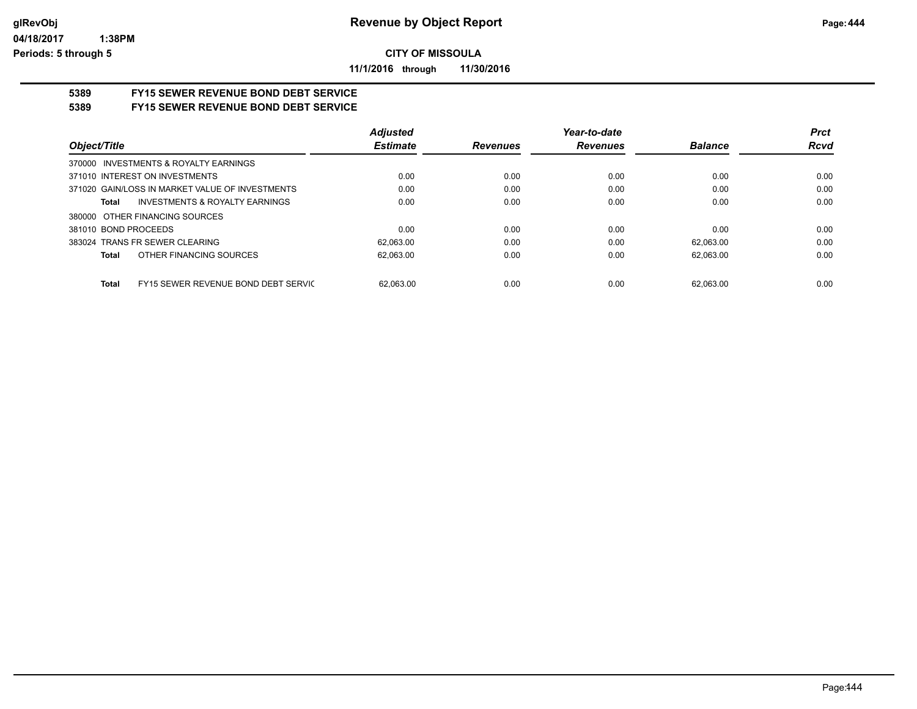# Revenue by Object Report

glRevObj
04/18/2017 1:38PM
Periods: 5 through 5

**CITY OF MISSOULA**

**11/1/2016 through 11/30/2016**

## 5389 FY15 SEWER REVENUE BOND DEBT SERVICE
## 5389 FY15 SEWER REVENUE BOND DEBT SERVICE

| Object/Title | Adjusted Estimate | Revenues | Year-to-date Revenues | Balance | Prct Rcvd |
|---|---|---|---|---|---|
| 370000 INVESTMENTS & ROYALTY EARNINGS | | | | | |
| 371010 INTEREST ON INVESTMENTS | 0.00 | 0.00 | 0.00 | 0.00 | 0.00 |
| 371020 GAIN/LOSS IN MARKET VALUE OF INVESTMENTS | 0.00 | 0.00 | 0.00 | 0.00 | 0.00 |
| **Total** INVESTMENTS & ROYALTY EARNINGS | 0.00 | 0.00 | 0.00 | 0.00 | 0.00 |
| 380000 OTHER FINANCING SOURCES | | | | | |
| 381010 BOND PROCEEDS | 0.00 | 0.00 | 0.00 | 0.00 | 0.00 |
| 383024 TRANS FR SEWER CLEARING | 62,063.00 | 0.00 | 0.00 | 62,063.00 | 0.00 |
| **Total** OTHER FINANCING SOURCES | 62,063.00 | 0.00 | 0.00 | 62,063.00 | 0.00 |
| **Total** FY15 SEWER REVENUE BOND DEBT SERVIC | 62,063.00 | 0.00 | 0.00 | 62,063.00 | 0.00 |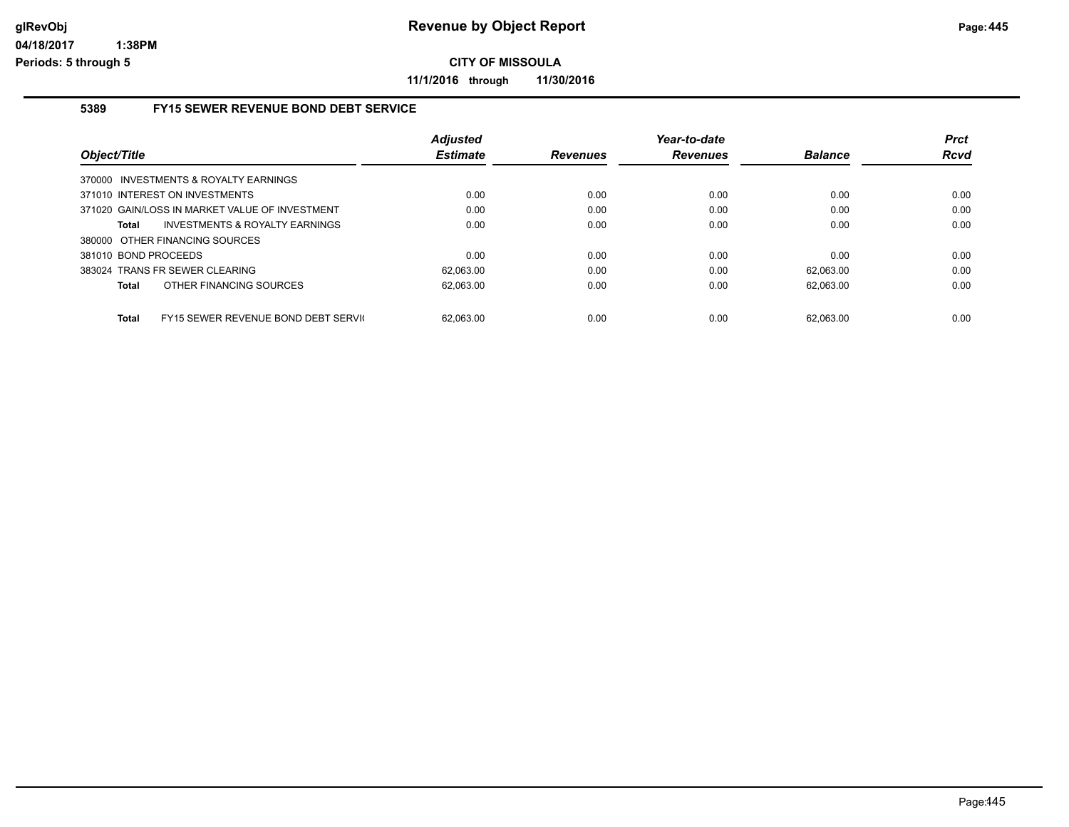# Revenue by Object Report

**CITY OF MISSOULA**

**11/1/2016 through 11/30/2016**

glRevObj
04/18/2017 1:38PM
Periods: 5 through 5

## 5389 FY15 SEWER REVENUE BOND DEBT SERVICE

| Object/Title | Adjusted Estimate | Revenues | Year-to-date Revenues | Balance | Prct Rcvd |
|---|---|---|---|---|---|
| 370000 INVESTMENTS & ROYALTY EARNINGS | | | | | |
| 371010 INTEREST ON INVESTMENTS | 0.00 | 0.00 | 0.00 | 0.00 | 0.00 |
| 371020 GAIN/LOSS IN MARKET VALUE OF INVESTMENT | 0.00 | 0.00 | 0.00 | 0.00 | 0.00 |
| **Total** INVESTMENTS & ROYALTY EARNINGS | 0.00 | 0.00 | 0.00 | 0.00 | 0.00 |
| 380000 OTHER FINANCING SOURCES | | | | | |
| 381010 BOND PROCEEDS | 0.00 | 0.00 | 0.00 | 0.00 | 0.00 |
| 383024 TRANS FR SEWER CLEARING | 62,063.00 | 0.00 | 0.00 | 62,063.00 | 0.00 |
| **Total** OTHER FINANCING SOURCES | 62,063.00 | 0.00 | 0.00 | 62,063.00 | 0.00 |
| **Total** FY15 SEWER REVENUE BOND DEBT SERVI( | 62,063.00 | 0.00 | 0.00 | 62,063.00 | 0.00 |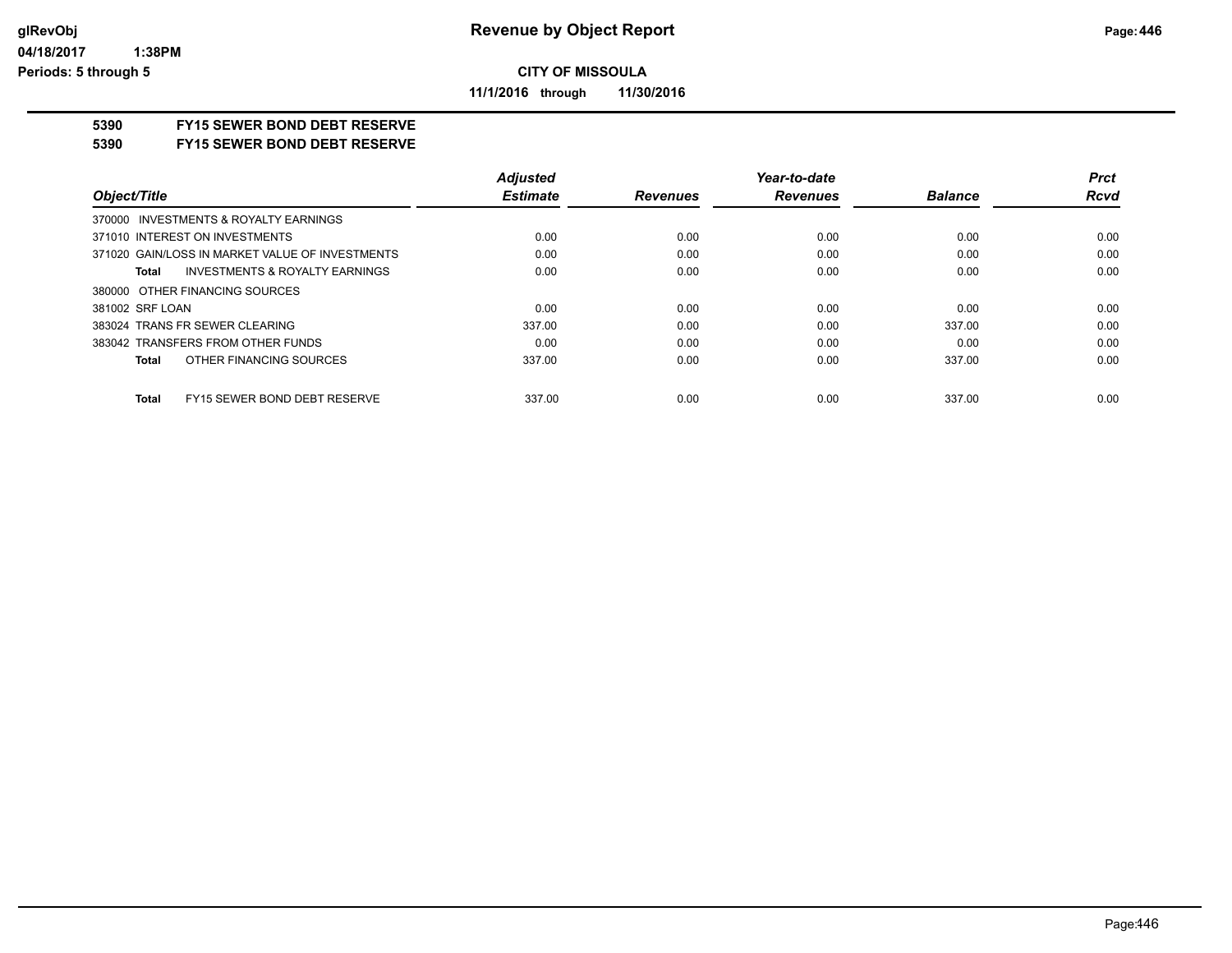# Revenue by Object Report

**CITY OF MISSOULA**

**11/1/2016 through 11/30/2016**

glRevObj
04/18/2017 1:38PM
Periods: 5 through 5

**5390 FY15 SEWER BOND DEBT RESERVE**
**5390 FY15 SEWER BOND DEBT RESERVE**

| Object/Title | Adjusted Estimate | Revenues | Year-to-date Revenues | Balance | Prct Rcvd |
|---|---|---|---|---|---|
| 370000 INVESTMENTS & ROYALTY EARNINGS | | | | | |
| 371010 INTEREST ON INVESTMENTS | 0.00 | 0.00 | 0.00 | 0.00 | 0.00 |
| 371020 GAIN/LOSS IN MARKET VALUE OF INVESTMENTS | 0.00 | 0.00 | 0.00 | 0.00 | 0.00 |
| **Total** INVESTMENTS & ROYALTY EARNINGS | 0.00 | 0.00 | 0.00 | 0.00 | 0.00 |
| 380000 OTHER FINANCING SOURCES | | | | | |
| 381002 SRF LOAN | 0.00 | 0.00 | 0.00 | 0.00 | 0.00 |
| 383024 TRANS FR SEWER CLEARING | 337.00 | 0.00 | 0.00 | 337.00 | 0.00 |
| 383042 TRANSFERS FROM OTHER FUNDS | 0.00 | 0.00 | 0.00 | 0.00 | 0.00 |
| **Total** OTHER FINANCING SOURCES | 337.00 | 0.00 | 0.00 | 337.00 | 0.00 |
| **Total** FY15 SEWER BOND DEBT RESERVE | 337.00 | 0.00 | 0.00 | 337.00 | 0.00 |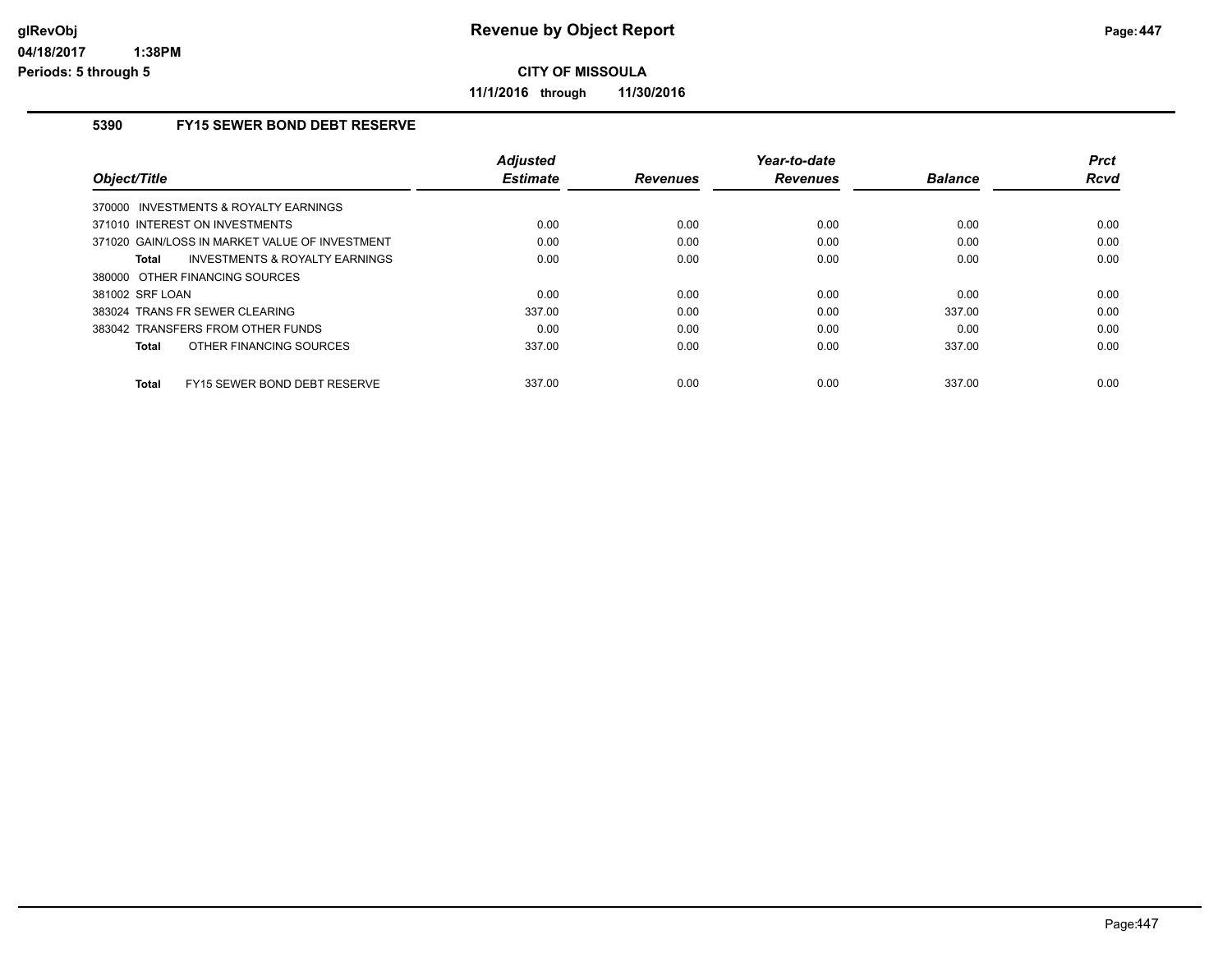**Revenue by Object Report**

**CITY OF MISSOULA**

**11/1/2016 through 11/30/2016**

glRevObj
04/18/2017 1:38PM
Periods: 5 through 5

## 5390 FY15 SEWER BOND DEBT RESERVE

| Object/Title | Adjusted Estimate | Revenues | Year-to-date Revenues | Balance | Prct Rcvd |
|---|---|---|---|---|---|
| 370000 INVESTMENTS & ROYALTY EARNINGS | | | | | |
| 371010 INTEREST ON INVESTMENTS | 0.00 | 0.00 | 0.00 | 0.00 | 0.00 |
| 371020 GAIN/LOSS IN MARKET VALUE OF INVESTMENT | 0.00 | 0.00 | 0.00 | 0.00 | 0.00 |
| **Total** INVESTMENTS & ROYALTY EARNINGS | 0.00 | 0.00 | 0.00 | 0.00 | 0.00 |
| 380000 OTHER FINANCING SOURCES | | | | | |
| 381002 SRF LOAN | 0.00 | 0.00 | 0.00 | 0.00 | 0.00 |
| 383024 TRANS FR SEWER CLEARING | 337.00 | 0.00 | 0.00 | 337.00 | 0.00 |
| 383042 TRANSFERS FROM OTHER FUNDS | 0.00 | 0.00 | 0.00 | 0.00 | 0.00 |
| **Total** OTHER FINANCING SOURCES | 337.00 | 0.00 | 0.00 | 337.00 | 0.00 |
| **Total** FY15 SEWER BOND DEBT RESERVE | 337.00 | 0.00 | 0.00 | 337.00 | 0.00 |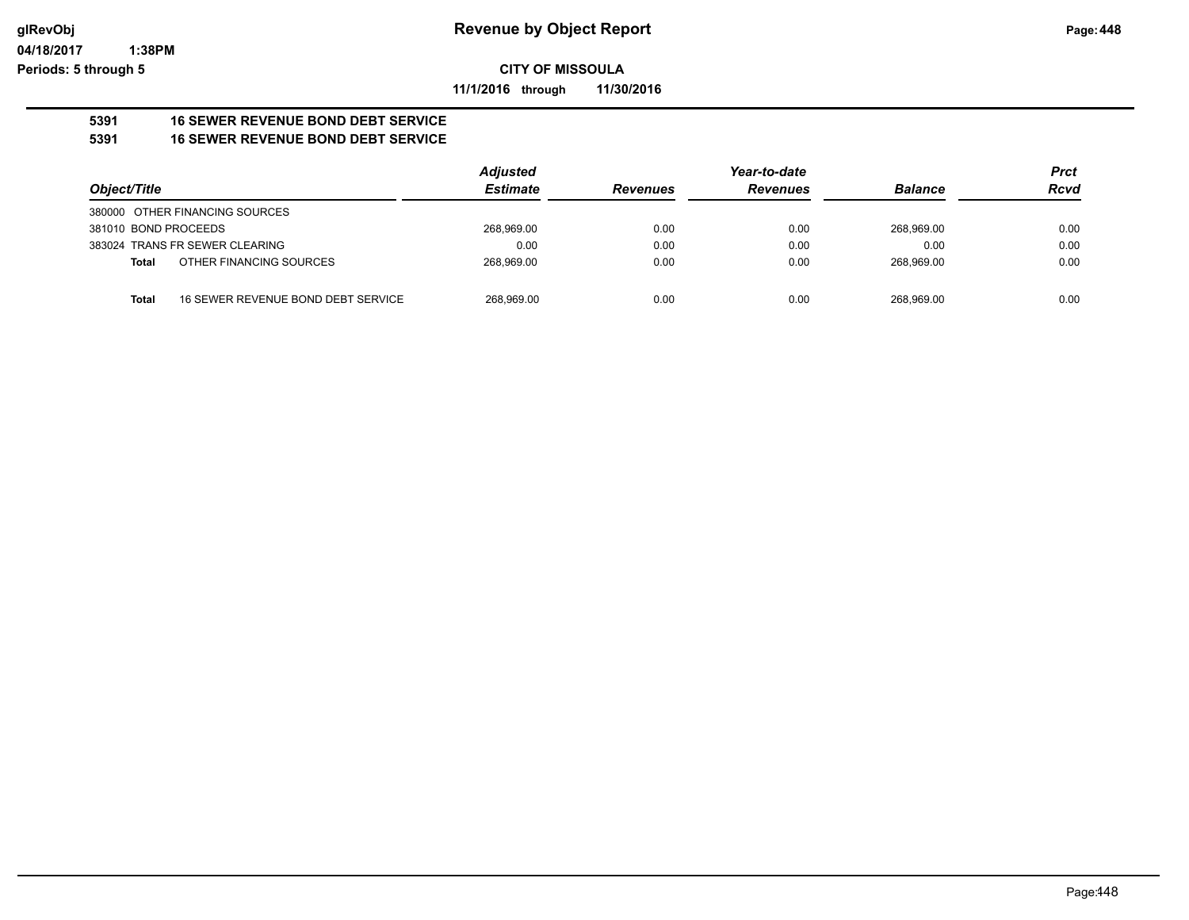# Revenue by Object Report

glRevObj
04/18/2017 1:38PM
Periods: 5 through 5

**CITY OF MISSOULA**

**11/1/2016 through 11/30/2016**

**5391 16 SEWER REVENUE BOND DEBT SERVICE**
**5391 16 SEWER REVENUE BOND DEBT SERVICE**

| Object/Title | | Adjusted Estimate | Revenues | Year-to-date Revenues | Balance | Prct Rcvd |
|---|---|---|---|---|---|---|
| 380000 OTHER FINANCING SOURCES | | | | | | |
| 381010 BOND PROCEEDS | | 268,969.00 | 0.00 | 0.00 | 268,969.00 | 0.00 |
| 383024 TRANS FR SEWER CLEARING | | 0.00 | 0.00 | 0.00 | 0.00 | 0.00 |
| **Total** | OTHER FINANCING SOURCES | 268,969.00 | 0.00 | 0.00 | 268,969.00 | 0.00 |
| **Total** | 16 SEWER REVENUE BOND DEBT SERVICE | 268,969.00 | 0.00 | 0.00 | 268,969.00 | 0.00 |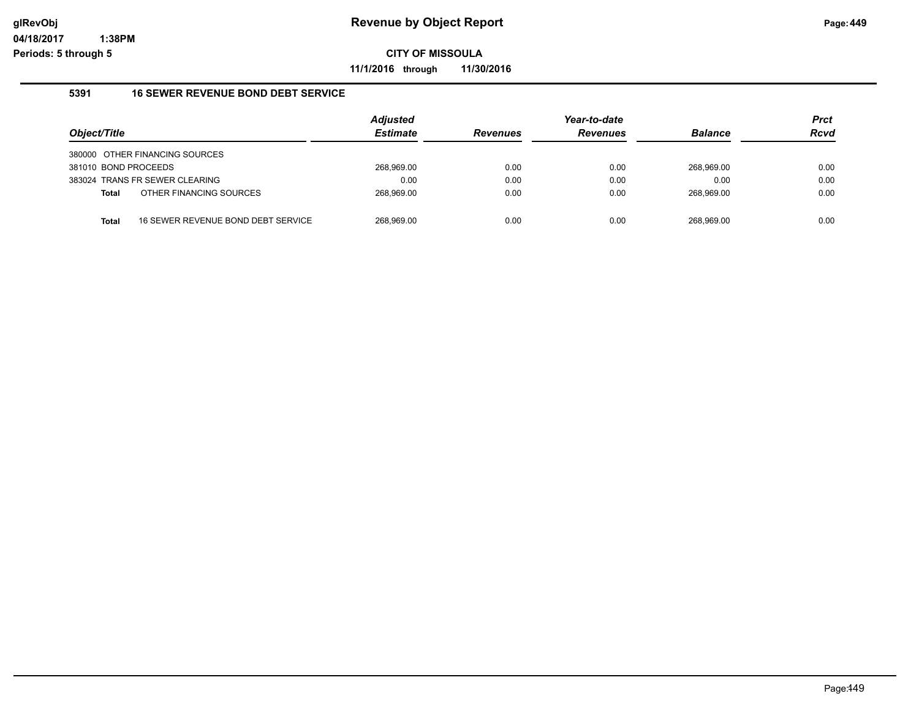# Revenue by Object Report

**CITY OF MISSOULA**

**11/1/2016 through 11/30/2016**

glRevObj
04/18/2017 1:38PM
Periods: 5 through 5

### 5391 16 SEWER REVENUE BOND DEBT SERVICE

| Object/Title | Adjusted Estimate | Revenues | Year-to-date Revenues | Balance | Prct Rcvd |
|---|---|---|---|---|---|
| 380000 OTHER FINANCING SOURCES | | | | | |
| 381010 BOND PROCEEDS | 268,969.00 | 0.00 | 0.00 | 268,969.00 | 0.00 |
| 383024 TRANS FR SEWER CLEARING | 0.00 | 0.00 | 0.00 | 0.00 | 0.00 |
| **Total** OTHER FINANCING SOURCES | 268,969.00 | 0.00 | 0.00 | 268,969.00 | 0.00 |
| **Total** 16 SEWER REVENUE BOND DEBT SERVICE | 268,969.00 | 0.00 | 0.00 | 268,969.00 | 0.00 |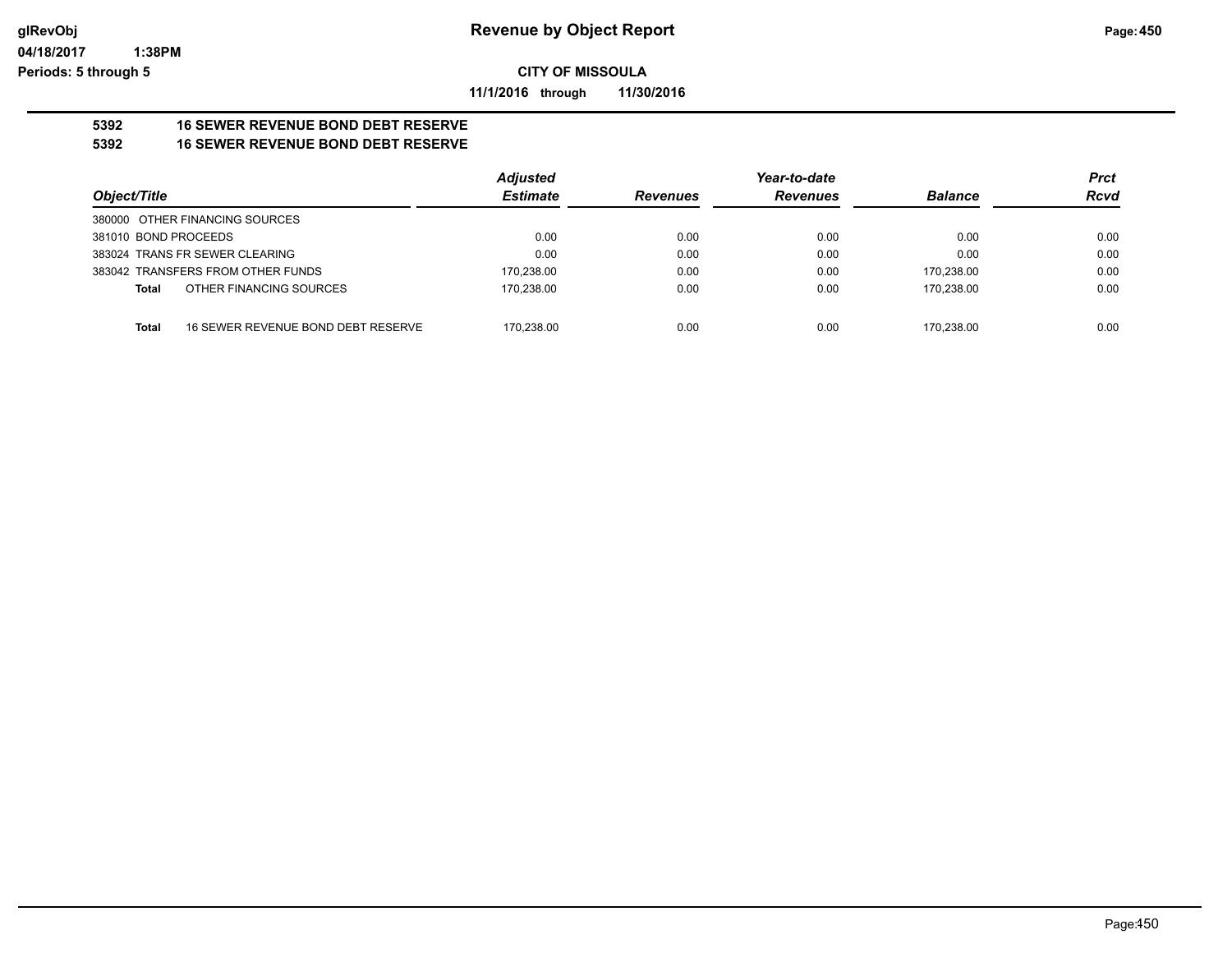# Revenue by Object Report

**CITY OF MISSOULA**

**11/1/2016 through 11/30/2016**

glRevObj
04/18/2017 1:38PM
Periods: 5 through 5

### 5392 16 SEWER REVENUE BOND DEBT RESERVE
### 5392 16 SEWER REVENUE BOND DEBT RESERVE

| Object/Title | Adjusted Estimate | Revenues | Year-to-date Revenues | Balance | Prct Rcvd |
|---|---|---|---|---|---|
| 380000 OTHER FINANCING SOURCES | | | | | |
| 381010 BOND PROCEEDS | 0.00 | 0.00 | 0.00 | 0.00 | 0.00 |
| 383024 TRANS FR SEWER CLEARING | 0.00 | 0.00 | 0.00 | 0.00 | 0.00 |
| 383042 TRANSFERS FROM OTHER FUNDS | 170,238.00 | 0.00 | 0.00 | 170,238.00 | 0.00 |
| **Total** OTHER FINANCING SOURCES | 170,238.00 | 0.00 | 0.00 | 170,238.00 | 0.00 |
| **Total** 16 SEWER REVENUE BOND DEBT RESERVE | 170,238.00 | 0.00 | 0.00 | 170,238.00 | 0.00 |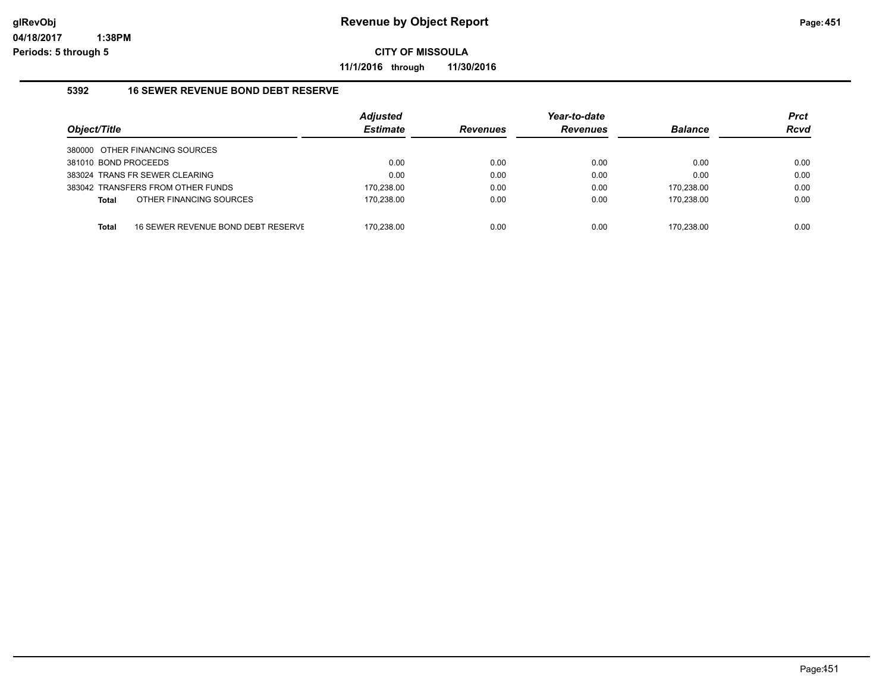# Revenue by Object Report

**CITY OF MISSOULA**

**11/1/2016 through 11/30/2016**

### 5392 16 SEWER REVENUE BOND DEBT RESERVE

| Object/Title | Adjusted Estimate | Revenues | Year-to-date Revenues | Balance | Prct Rcvd |
|---|---|---|---|---|---|
| 380000 OTHER FINANCING SOURCES | | | | | |
| 381010 BOND PROCEEDS | 0.00 | 0.00 | 0.00 | 0.00 | 0.00 |
| 383024 TRANS FR SEWER CLEARING | 0.00 | 0.00 | 0.00 | 0.00 | 0.00 |
| 383042 TRANSFERS FROM OTHER FUNDS | 170,238.00 | 0.00 | 0.00 | 170,238.00 | 0.00 |
| **Total** OTHER FINANCING SOURCES | 170,238.00 | 0.00 | 0.00 | 170,238.00 | 0.00 |
| **Total** 16 SEWER REVENUE BOND DEBT RESERVE | 170,238.00 | 0.00 | 0.00 | 170,238.00 | 0.00 |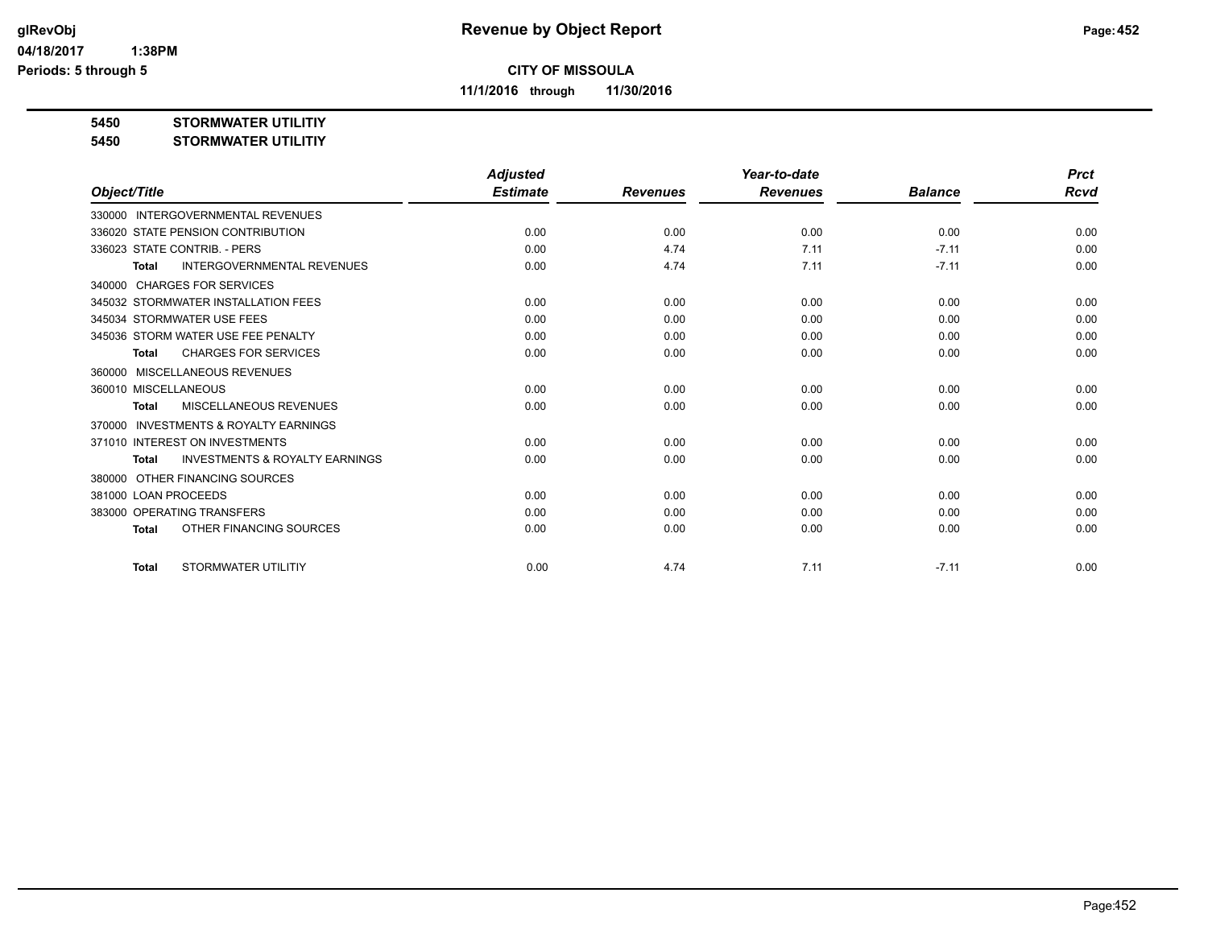# Revenue by Object Report

glRevObj
04/18/2017 1:38PM
Periods: 5 through 5

**CITY OF MISSOULA**

**11/1/2016 through 11/30/2016**

**5450 STORMWATER UTILITIY**
**5450 STORMWATER UTILITIY**

| Object/Title | Adjusted Estimate | Revenues | Year-to-date Revenues | Balance | Prct Rcvd |
|---|---|---|---|---|---|
| 330000 INTERGOVERNMENTAL REVENUES | | | | | |
| 336020 STATE PENSION CONTRIBUTION | 0.00 | 0.00 | 0.00 | 0.00 | 0.00 |
| 336023 STATE CONTRIB. - PERS | 0.00 | 4.74 | 7.11 | -7.11 | 0.00 |
| **Total** INTERGOVERNMENTAL REVENUES | 0.00 | 4.74 | 7.11 | -7.11 | 0.00 |
| 340000 CHARGES FOR SERVICES | | | | | |
| 345032 STORMWATER INSTALLATION FEES | 0.00 | 0.00 | 0.00 | 0.00 | 0.00 |
| 345034 STORMWATER USE FEES | 0.00 | 0.00 | 0.00 | 0.00 | 0.00 |
| 345036 STORM WATER USE FEE PENALTY | 0.00 | 0.00 | 0.00 | 0.00 | 0.00 |
| **Total** CHARGES FOR SERVICES | 0.00 | 0.00 | 0.00 | 0.00 | 0.00 |
| 360000 MISCELLANEOUS REVENUES | | | | | |
| 360010 MISCELLANEOUS | 0.00 | 0.00 | 0.00 | 0.00 | 0.00 |
| **Total** MISCELLANEOUS REVENUES | 0.00 | 0.00 | 0.00 | 0.00 | 0.00 |
| 370000 INVESTMENTS & ROYALTY EARNINGS | | | | | |
| 371010 INTEREST ON INVESTMENTS | 0.00 | 0.00 | 0.00 | 0.00 | 0.00 |
| **Total** INVESTMENTS & ROYALTY EARNINGS | 0.00 | 0.00 | 0.00 | 0.00 | 0.00 |
| 380000 OTHER FINANCING SOURCES | | | | | |
| 381000 LOAN PROCEEDS | 0.00 | 0.00 | 0.00 | 0.00 | 0.00 |
| 383000 OPERATING TRANSFERS | 0.00 | 0.00 | 0.00 | 0.00 | 0.00 |
| **Total** OTHER FINANCING SOURCES | 0.00 | 0.00 | 0.00 | 0.00 | 0.00 |
| **Total** STORMWATER UTILITIY | 0.00 | 4.74 | 7.11 | -7.11 | 0.00 |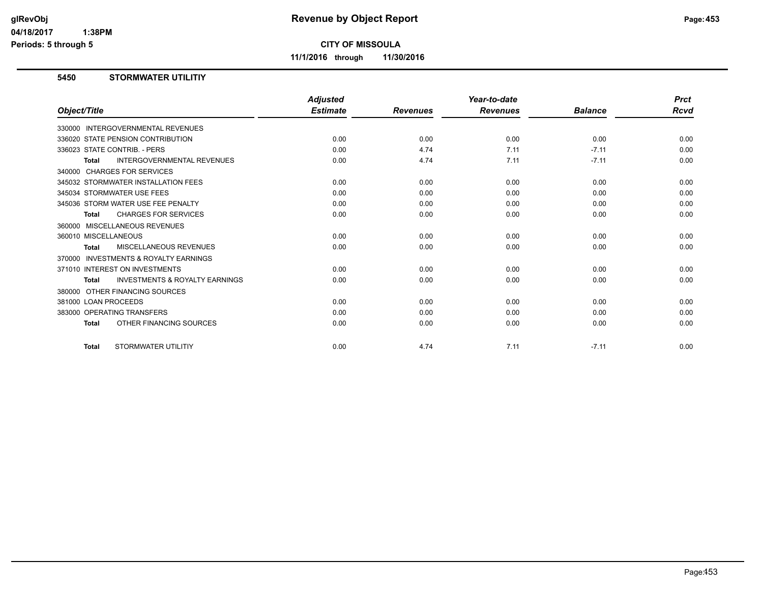# Revenue by Object Report

**CITY OF MISSOULA**

**11/1/2016 through 11/30/2016**

## 5450 STORMWATER UTILITIY

| Object/Title | Adjusted Estimate | Revenues | Year-to-date Revenues | Balance | Prct Rcvd |
|---|---|---|---|---|---|
| 330000 INTERGOVERNMENTAL REVENUES | | | | | |
| 336020 STATE PENSION CONTRIBUTION | 0.00 | 0.00 | 0.00 | 0.00 | 0.00 |
| 336023 STATE CONTRIB. - PERS | 0.00 | 4.74 | 7.11 | -7.11 | 0.00 |
| **Total** INTERGOVERNMENTAL REVENUES | 0.00 | 4.74 | 7.11 | -7.11 | 0.00 |
| 340000 CHARGES FOR SERVICES | | | | | |
| 345032 STORMWATER INSTALLATION FEES | 0.00 | 0.00 | 0.00 | 0.00 | 0.00 |
| 345034 STORMWATER USE FEES | 0.00 | 0.00 | 0.00 | 0.00 | 0.00 |
| 345036 STORM WATER USE FEE PENALTY | 0.00 | 0.00 | 0.00 | 0.00 | 0.00 |
| **Total** CHARGES FOR SERVICES | 0.00 | 0.00 | 0.00 | 0.00 | 0.00 |
| 360000 MISCELLANEOUS REVENUES | | | | | |
| 360010 MISCELLANEOUS | 0.00 | 0.00 | 0.00 | 0.00 | 0.00 |
| **Total** MISCELLANEOUS REVENUES | 0.00 | 0.00 | 0.00 | 0.00 | 0.00 |
| 370000 INVESTMENTS & ROYALTY EARNINGS | | | | | |
| 371010 INTEREST ON INVESTMENTS | 0.00 | 0.00 | 0.00 | 0.00 | 0.00 |
| **Total** INVESTMENTS & ROYALTY EARNINGS | 0.00 | 0.00 | 0.00 | 0.00 | 0.00 |
| 380000 OTHER FINANCING SOURCES | | | | | |
| 381000 LOAN PROCEEDS | 0.00 | 0.00 | 0.00 | 0.00 | 0.00 |
| 383000 OPERATING TRANSFERS | 0.00 | 0.00 | 0.00 | 0.00 | 0.00 |
| **Total** OTHER FINANCING SOURCES | 0.00 | 0.00 | 0.00 | 0.00 | 0.00 |
| **Total** STORMWATER UTILITIY | 0.00 | 4.74 | 7.11 | -7.11 | 0.00 |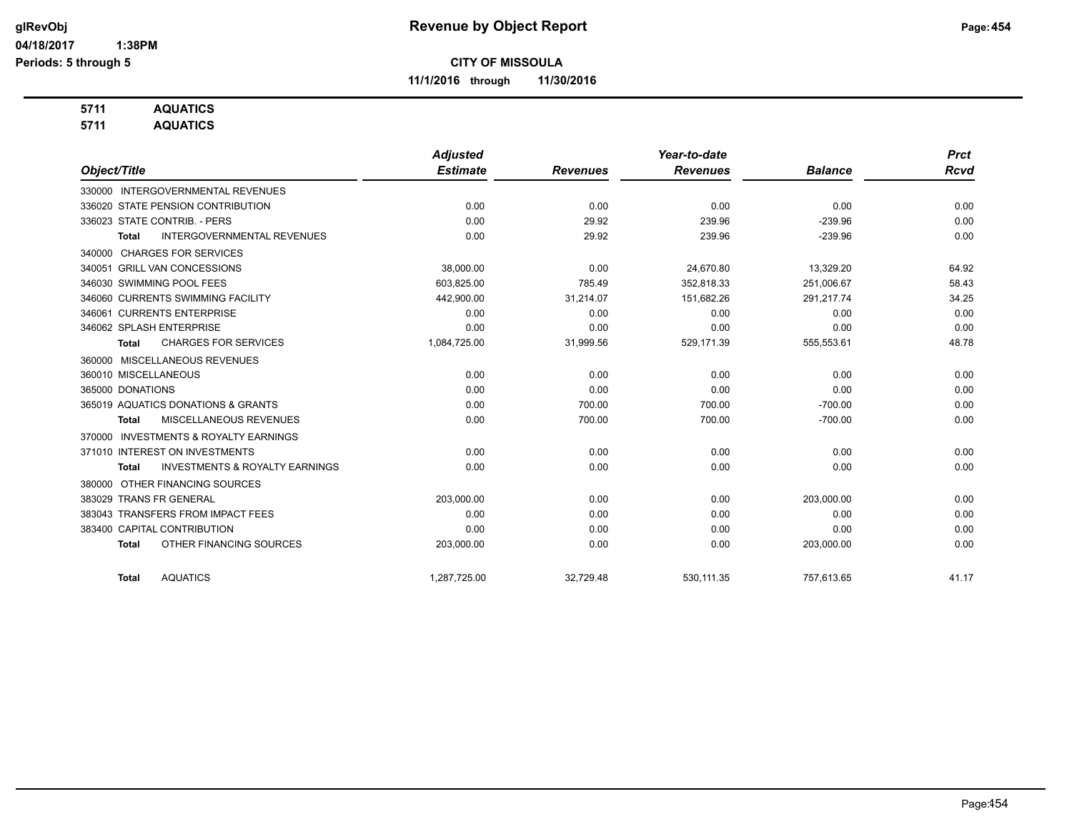**Revenue by Object Report**

**CITY OF MISSOULA**

**11/1/2016 through 11/30/2016**

glRevObj
04/18/2017 1:38PM
Periods: 5 through 5

**5711 AQUATICS**
**5711 AQUATICS**

| Object/Title | Adjusted Estimate | Revenues | Year-to-date Revenues | Balance | Prct Rcvd |
|---|---|---|---|---|---|
| 330000 INTERGOVERNMENTAL REVENUES | | | | | |
| 336020 STATE PENSION CONTRIBUTION | 0.00 | 0.00 | 0.00 | 0.00 | 0.00 |
| 336023 STATE CONTRIB. - PERS | 0.00 | 29.92 | 239.96 | -239.96 | 0.00 |
| **Total** INTERGOVERNMENTAL REVENUES | 0.00 | 29.92 | 239.96 | -239.96 | 0.00 |
| 340000 CHARGES FOR SERVICES | | | | | |
| 340051 GRILL VAN CONCESSIONS | 38,000.00 | 0.00 | 24,670.80 | 13,329.20 | 64.92 |
| 346030 SWIMMING POOL FEES | 603,825.00 | 785.49 | 352,818.33 | 251,006.67 | 58.43 |
| 346060 CURRENTS SWIMMING FACILITY | 442,900.00 | 31,214.07 | 151,682.26 | 291,217.74 | 34.25 |
| 346061 CURRENTS ENTERPRISE | 0.00 | 0.00 | 0.00 | 0.00 | 0.00 |
| 346062 SPLASH ENTERPRISE | 0.00 | 0.00 | 0.00 | 0.00 | 0.00 |
| **Total** CHARGES FOR SERVICES | 1,084,725.00 | 31,999.56 | 529,171.39 | 555,553.61 | 48.78 |
| 360000 MISCELLANEOUS REVENUES | | | | | |
| 360010 MISCELLANEOUS | 0.00 | 0.00 | 0.00 | 0.00 | 0.00 |
| 365000 DONATIONS | 0.00 | 0.00 | 0.00 | 0.00 | 0.00 |
| 365019 AQUATICS DONATIONS & GRANTS | 0.00 | 700.00 | 700.00 | -700.00 | 0.00 |
| **Total** MISCELLANEOUS REVENUES | 0.00 | 700.00 | 700.00 | -700.00 | 0.00 |
| 370000 INVESTMENTS & ROYALTY EARNINGS | | | | | |
| 371010 INTEREST ON INVESTMENTS | 0.00 | 0.00 | 0.00 | 0.00 | 0.00 |
| **Total** INVESTMENTS & ROYALTY EARNINGS | 0.00 | 0.00 | 0.00 | 0.00 | 0.00 |
| 380000 OTHER FINANCING SOURCES | | | | | |
| 383029 TRANS FR GENERAL | 203,000.00 | 0.00 | 0.00 | 203,000.00 | 0.00 |
| 383043 TRANSFERS FROM IMPACT FEES | 0.00 | 0.00 | 0.00 | 0.00 | 0.00 |
| 383400 CAPITAL CONTRIBUTION | 0.00 | 0.00 | 0.00 | 0.00 | 0.00 |
| **Total** OTHER FINANCING SOURCES | 203,000.00 | 0.00 | 0.00 | 203,000.00 | 0.00 |
| **Total** AQUATICS | 1,287,725.00 | 32,729.48 | 530,111.35 | 757,613.65 | 41.17 |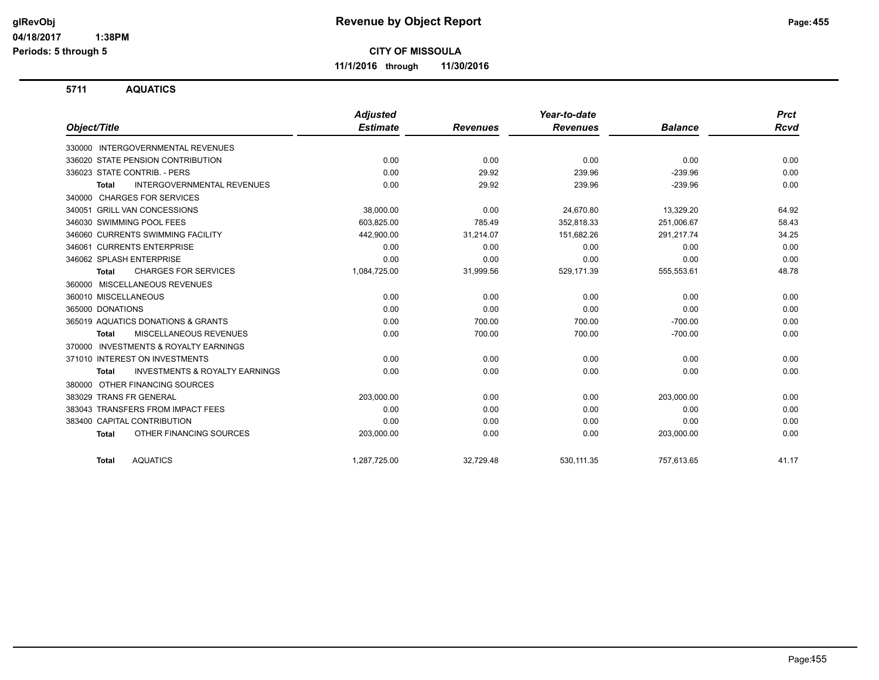# Revenue by Object Report

**CITY OF MISSOULA**

**11/1/2016 through 11/30/2016**

glRevObj
04/18/2017 1:38PM
Periods: 5 through 5

## 5711 AQUATICS

| Object/Title | Adjusted Estimate | Revenues | Year-to-date Revenues | Balance | Prct Rcvd |
|---|---|---|---|---|---|
| 330000 INTERGOVERNMENTAL REVENUES | | | | | |
| 336020 STATE PENSION CONTRIBUTION | 0.00 | 0.00 | 0.00 | 0.00 | 0.00 |
| 336023 STATE CONTRIB. - PERS | 0.00 | 29.92 | 239.96 | -239.96 | 0.00 |
| **Total** INTERGOVERNMENTAL REVENUES | 0.00 | 29.92 | 239.96 | -239.96 | 0.00 |
| 340000 CHARGES FOR SERVICES | | | | | |
| 340051 GRILL VAN CONCESSIONS | 38,000.00 | 0.00 | 24,670.80 | 13,329.20 | 64.92 |
| 346030 SWIMMING POOL FEES | 603,825.00 | 785.49 | 352,818.33 | 251,006.67 | 58.43 |
| 346060 CURRENTS SWIMMING FACILITY | 442,900.00 | 31,214.07 | 151,682.26 | 291,217.74 | 34.25 |
| 346061 CURRENTS ENTERPRISE | 0.00 | 0.00 | 0.00 | 0.00 | 0.00 |
| 346062 SPLASH ENTERPRISE | 0.00 | 0.00 | 0.00 | 0.00 | 0.00 |
| **Total** CHARGES FOR SERVICES | 1,084,725.00 | 31,999.56 | 529,171.39 | 555,553.61 | 48.78 |
| 360000 MISCELLANEOUS REVENUES | | | | | |
| 360010 MISCELLANEOUS | 0.00 | 0.00 | 0.00 | 0.00 | 0.00 |
| 365000 DONATIONS | 0.00 | 0.00 | 0.00 | 0.00 | 0.00 |
| 365019 AQUATICS DONATIONS & GRANTS | 0.00 | 700.00 | 700.00 | -700.00 | 0.00 |
| **Total** MISCELLANEOUS REVENUES | 0.00 | 700.00 | 700.00 | -700.00 | 0.00 |
| 370000 INVESTMENTS & ROYALTY EARNINGS | | | | | |
| 371010 INTEREST ON INVESTMENTS | 0.00 | 0.00 | 0.00 | 0.00 | 0.00 |
| **Total** INVESTMENTS & ROYALTY EARNINGS | 0.00 | 0.00 | 0.00 | 0.00 | 0.00 |
| 380000 OTHER FINANCING SOURCES | | | | | |
| 383029 TRANS FR GENERAL | 203,000.00 | 0.00 | 0.00 | 203,000.00 | 0.00 |
| 383043 TRANSFERS FROM IMPACT FEES | 0.00 | 0.00 | 0.00 | 0.00 | 0.00 |
| 383400 CAPITAL CONTRIBUTION | 0.00 | 0.00 | 0.00 | 0.00 | 0.00 |
| **Total** OTHER FINANCING SOURCES | 203,000.00 | 0.00 | 0.00 | 203,000.00 | 0.00 |
| **Total** AQUATICS | 1,287,725.00 | 32,729.48 | 530,111.35 | 757,613.65 | 41.17 |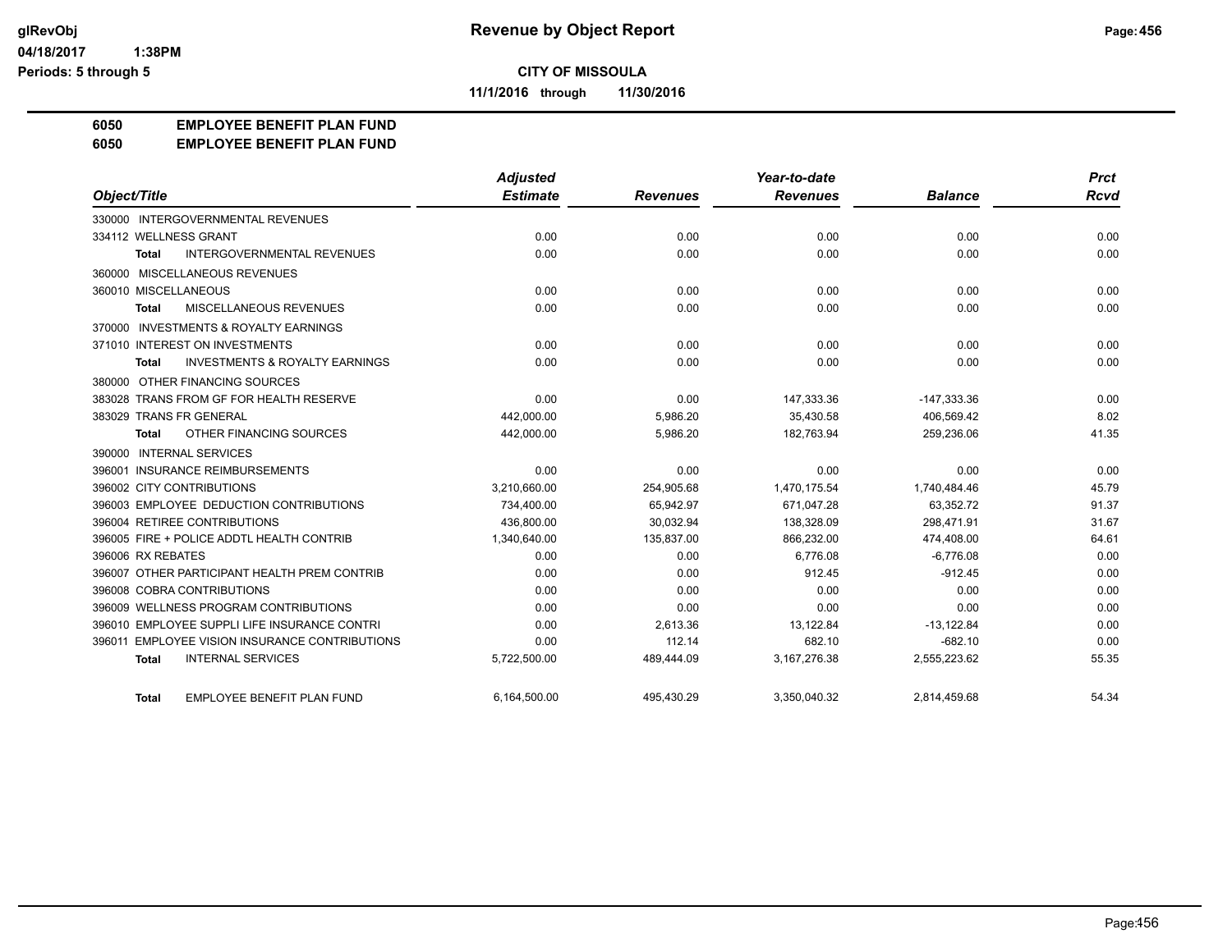**CITY OF MISSOULA**

**11/1/2016 through 11/30/2016**

# 6050 EMPLOYEE BENEFIT PLAN FUND
## 6050 EMPLOYEE BENEFIT PLAN FUND

| Object/Title | Adjusted Estimate | Revenues | Year-to-date Revenues | Balance | Prct Rcvd |
|---|---|---|---|---|---|
| 330000 INTERGOVERNMENTAL REVENUES | | | | | |
| 334112 WELLNESS GRANT | 0.00 | 0.00 | 0.00 | 0.00 | 0.00 |
| **Total** INTERGOVERNMENTAL REVENUES | 0.00 | 0.00 | 0.00 | 0.00 | 0.00 |
| 360000 MISCELLANEOUS REVENUES | | | | | |
| 360010 MISCELLANEOUS | 0.00 | 0.00 | 0.00 | 0.00 | 0.00 |
| **Total** MISCELLANEOUS REVENUES | 0.00 | 0.00 | 0.00 | 0.00 | 0.00 |
| 370000 INVESTMENTS & ROYALTY EARNINGS | | | | | |
| 371010 INTEREST ON INVESTMENTS | 0.00 | 0.00 | 0.00 | 0.00 | 0.00 |
| **Total** INVESTMENTS & ROYALTY EARNINGS | 0.00 | 0.00 | 0.00 | 0.00 | 0.00 |
| 380000 OTHER FINANCING SOURCES | | | | | |
| 383028 TRANS FROM GF FOR HEALTH RESERVE | 0.00 | 0.00 | 147,333.36 | -147,333.36 | 0.00 |
| 383029 TRANS FR GENERAL | 442,000.00 | 5,986.20 | 35,430.58 | 406,569.42 | 8.02 |
| **Total** OTHER FINANCING SOURCES | 442,000.00 | 5,986.20 | 182,763.94 | 259,236.06 | 41.35 |
| 390000 INTERNAL SERVICES | | | | | |
| 396001 INSURANCE REIMBURSEMENTS | 0.00 | 0.00 | 0.00 | 0.00 | 0.00 |
| 396002 CITY CONTRIBUTIONS | 3,210,660.00 | 254,905.68 | 1,470,175.54 | 1,740,484.46 | 45.79 |
| 396003 EMPLOYEE DEDUCTION CONTRIBUTIONS | 734,400.00 | 65,942.97 | 671,047.28 | 63,352.72 | 91.37 |
| 396004 RETIREE CONTRIBUTIONS | 436,800.00 | 30,032.94 | 138,328.09 | 298,471.91 | 31.67 |
| 396005 FIRE + POLICE ADDTL HEALTH CONTRIB | 1,340,640.00 | 135,837.00 | 866,232.00 | 474,408.00 | 64.61 |
| 396006 RX REBATES | 0.00 | 0.00 | 6,776.08 | -6,776.08 | 0.00 |
| 396007 OTHER PARTICIPANT HEALTH PREM CONTRIB | 0.00 | 0.00 | 912.45 | -912.45 | 0.00 |
| 396008 COBRA CONTRIBUTIONS | 0.00 | 0.00 | 0.00 | 0.00 | 0.00 |
| 396009 WELLNESS PROGRAM CONTRIBUTIONS | 0.00 | 0.00 | 0.00 | 0.00 | 0.00 |
| 396010 EMPLOYEE SUPPLI LIFE INSURANCE CONTRI | 0.00 | 2,613.36 | 13,122.84 | -13,122.84 | 0.00 |
| 396011 EMPLOYEE VISION INSURANCE CONTRIBUTIONS | 0.00 | 112.14 | 682.10 | -682.10 | 0.00 |
| **Total** INTERNAL SERVICES | 5,722,500.00 | 489,444.09 | 3,167,276.38 | 2,555,223.62 | 55.35 |
| **Total** EMPLOYEE BENEFIT PLAN FUND | 6,164,500.00 | 495,430.29 | 3,350,040.32 | 2,814,459.68 | 54.34 |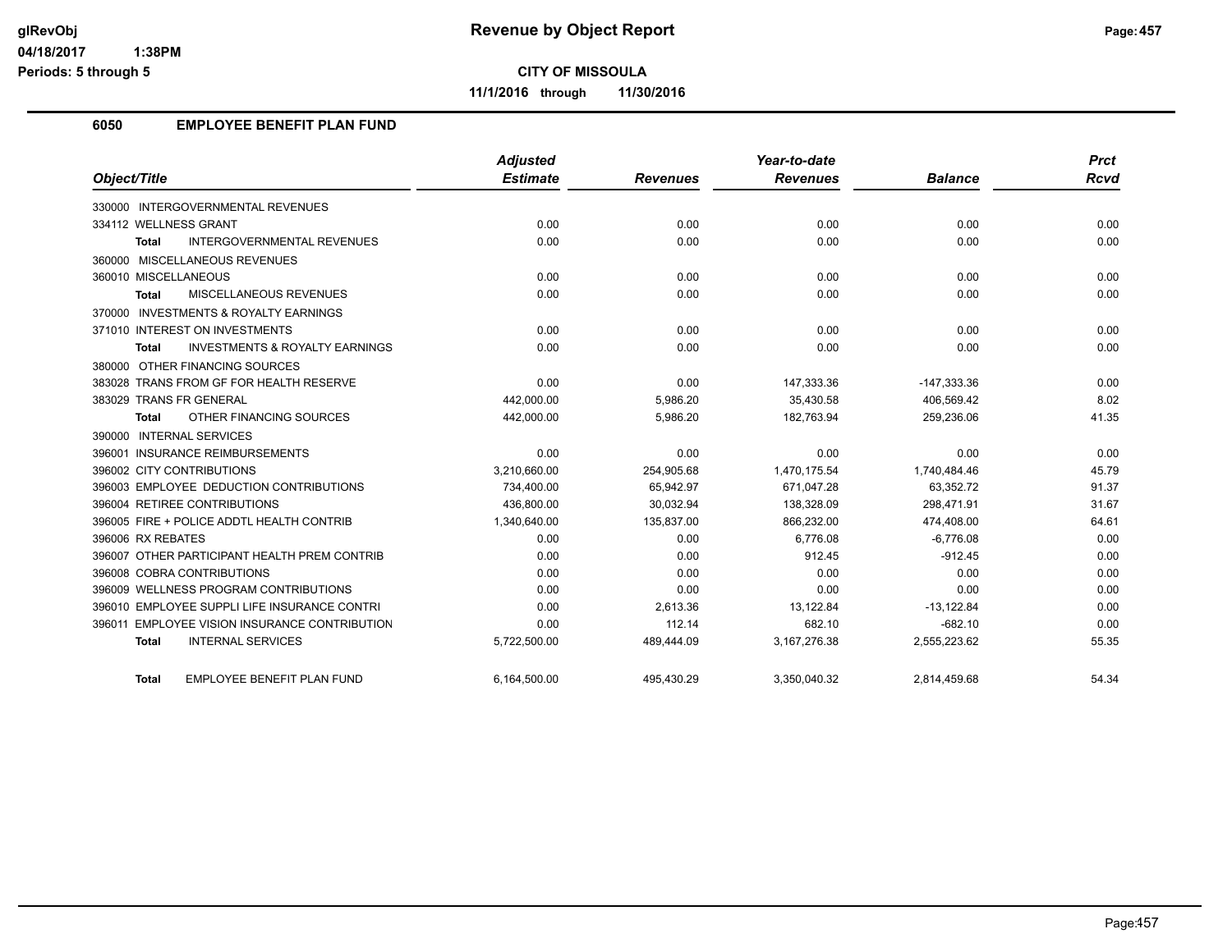# Revenue by Object Report

glRevObj
04/18/2017 1:38PM
Periods: 5 through 5

**CITY OF MISSOULA**

**11/1/2016 through 11/30/2016**

## 6050 EMPLOYEE BENEFIT PLAN FUND

| Object/Title | Adjusted Estimate | Revenues | Year-to-date Revenues | Balance | Prct Rcvd |
|---|---|---|---|---|---|
| 330000 INTERGOVERNMENTAL REVENUES | | | | | |
| 334112 WELLNESS GRANT | 0.00 | 0.00 | 0.00 | 0.00 | 0.00 |
| **Total** INTERGOVERNMENTAL REVENUES | 0.00 | 0.00 | 0.00 | 0.00 | 0.00 |
| 360000 MISCELLANEOUS REVENUES | | | | | |
| 360010 MISCELLANEOUS | 0.00 | 0.00 | 0.00 | 0.00 | 0.00 |
| **Total** MISCELLANEOUS REVENUES | 0.00 | 0.00 | 0.00 | 0.00 | 0.00 |
| 370000 INVESTMENTS & ROYALTY EARNINGS | | | | | |
| 371010 INTEREST ON INVESTMENTS | 0.00 | 0.00 | 0.00 | 0.00 | 0.00 |
| **Total** INVESTMENTS & ROYALTY EARNINGS | 0.00 | 0.00 | 0.00 | 0.00 | 0.00 |
| 380000 OTHER FINANCING SOURCES | | | | | |
| 383028 TRANS FROM GF FOR HEALTH RESERVE | 0.00 | 0.00 | 147,333.36 | -147,333.36 | 0.00 |
| 383029 TRANS FR GENERAL | 442,000.00 | 5,986.20 | 35,430.58 | 406,569.42 | 8.02 |
| **Total** OTHER FINANCING SOURCES | 442,000.00 | 5,986.20 | 182,763.94 | 259,236.06 | 41.35 |
| 390000 INTERNAL SERVICES | | | | | |
| 396001 INSURANCE REIMBURSEMENTS | 0.00 | 0.00 | 0.00 | 0.00 | 0.00 |
| 396002 CITY CONTRIBUTIONS | 3,210,660.00 | 254,905.68 | 1,470,175.54 | 1,740,484.46 | 45.79 |
| 396003 EMPLOYEE DEDUCTION CONTRIBUTIONS | 734,400.00 | 65,942.97 | 671,047.28 | 63,352.72 | 91.37 |
| 396004 RETIREE CONTRIBUTIONS | 436,800.00 | 30,032.94 | 138,328.09 | 298,471.91 | 31.67 |
| 396005 FIRE + POLICE ADDTL HEALTH CONTRIB | 1,340,640.00 | 135,837.00 | 866,232.00 | 474,408.00 | 64.61 |
| 396006 RX REBATES | 0.00 | 0.00 | 6,776.08 | -6,776.08 | 0.00 |
| 396007 OTHER PARTICIPANT HEALTH PREM CONTRIB | 0.00 | 0.00 | 912.45 | -912.45 | 0.00 |
| 396008 COBRA CONTRIBUTIONS | 0.00 | 0.00 | 0.00 | 0.00 | 0.00 |
| 396009 WELLNESS PROGRAM CONTRIBUTIONS | 0.00 | 0.00 | 0.00 | 0.00 | 0.00 |
| 396010 EMPLOYEE SUPPLI LIFE INSURANCE CONTRI | 0.00 | 2,613.36 | 13,122.84 | -13,122.84 | 0.00 |
| 396011 EMPLOYEE VISION INSURANCE CONTRIBUTION | 0.00 | 112.14 | 682.10 | -682.10 | 0.00 |
| **Total** INTERNAL SERVICES | 5,722,500.00 | 489,444.09 | 3,167,276.38 | 2,555,223.62 | 55.35 |
| **Total** EMPLOYEE BENEFIT PLAN FUND | 6,164,500.00 | 495,430.29 | 3,350,040.32 | 2,814,459.68 | 54.34 |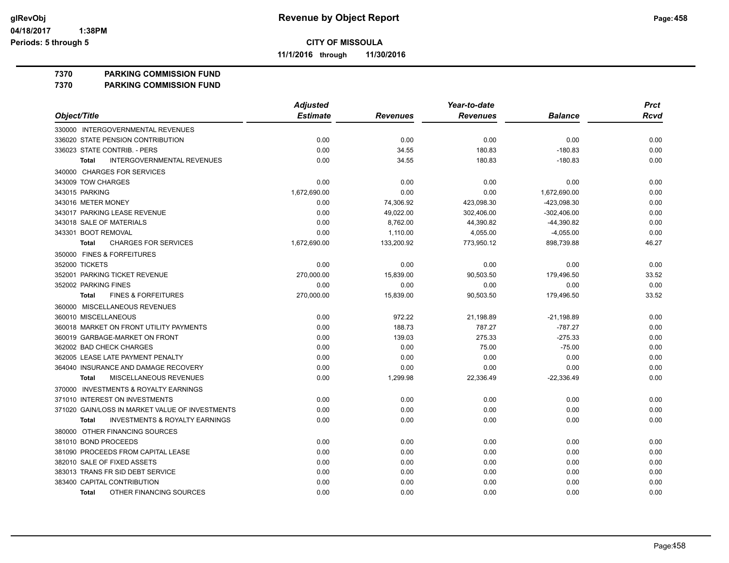**Revenue by Object Report**

**CITY OF MISSOULA**

**11/1/2016 through 11/30/2016**

glRevObj
04/18/2017 1:38PM
Periods: 5 through 5

**7370 PARKING COMMISSION FUND**
**7370 PARKING COMMISSION FUND**

| Object/Title | Adjusted Estimate | Revenues | Year-to-date Revenues | Balance | Prct Rcvd |
|---|---|---|---|---|---|
| 330000 INTERGOVERNMENTAL REVENUES | | | | | |
| 336020 STATE PENSION CONTRIBUTION | 0.00 | 0.00 | 0.00 | 0.00 | 0.00 |
| 336023 STATE CONTRIB. - PERS | 0.00 | 34.55 | 180.83 | -180.83 | 0.00 |
| **Total** INTERGOVERNMENTAL REVENUES | 0.00 | 34.55 | 180.83 | -180.83 | 0.00 |
| 340000 CHARGES FOR SERVICES | | | | | |
| 343009 TOW CHARGES | 0.00 | 0.00 | 0.00 | 0.00 | 0.00 |
| 343015 PARKING | 1,672,690.00 | 0.00 | 0.00 | 1,672,690.00 | 0.00 |
| 343016 METER MONEY | 0.00 | 74,306.92 | 423,098.30 | -423,098.30 | 0.00 |
| 343017 PARKING LEASE REVENUE | 0.00 | 49,022.00 | 302,406.00 | -302,406.00 | 0.00 |
| 343018 SALE OF MATERIALS | 0.00 | 8,762.00 | 44,390.82 | -44,390.82 | 0.00 |
| 343301 BOOT REMOVAL | 0.00 | 1,110.00 | 4,055.00 | -4,055.00 | 0.00 |
| **Total** CHARGES FOR SERVICES | 1,672,690.00 | 133,200.92 | 773,950.12 | 898,739.88 | 46.27 |
| 350000 FINES & FORFEITURES | | | | | |
| 352000 TICKETS | 0.00 | 0.00 | 0.00 | 0.00 | 0.00 |
| 352001 PARKING TICKET REVENUE | 270,000.00 | 15,839.00 | 90,503.50 | 179,496.50 | 33.52 |
| 352002 PARKING FINES | 0.00 | 0.00 | 0.00 | 0.00 | 0.00 |
| **Total** FINES & FORFEITURES | 270,000.00 | 15,839.00 | 90,503.50 | 179,496.50 | 33.52 |
| 360000 MISCELLANEOUS REVENUES | | | | | |
| 360010 MISCELLANEOUS | 0.00 | 972.22 | 21,198.89 | -21,198.89 | 0.00 |
| 360018 MARKET ON FRONT UTILITY PAYMENTS | 0.00 | 188.73 | 787.27 | -787.27 | 0.00 |
| 360019 GARBAGE-MARKET ON FRONT | 0.00 | 139.03 | 275.33 | -275.33 | 0.00 |
| 362002 BAD CHECK CHARGES | 0.00 | 0.00 | 75.00 | -75.00 | 0.00 |
| 362005 LEASE LATE PAYMENT PENALTY | 0.00 | 0.00 | 0.00 | 0.00 | 0.00 |
| 364040 INSURANCE AND DAMAGE RECOVERY | 0.00 | 0.00 | 0.00 | 0.00 | 0.00 |
| **Total** MISCELLANEOUS REVENUES | 0.00 | 1,299.98 | 22,336.49 | -22,336.49 | 0.00 |
| 370000 INVESTMENTS & ROYALTY EARNINGS | | | | | |
| 371010 INTEREST ON INVESTMENTS | 0.00 | 0.00 | 0.00 | 0.00 | 0.00 |
| 371020 GAIN/LOSS IN MARKET VALUE OF INVESTMENTS | 0.00 | 0.00 | 0.00 | 0.00 | 0.00 |
| **Total** INVESTMENTS & ROYALTY EARNINGS | 0.00 | 0.00 | 0.00 | 0.00 | 0.00 |
| 380000 OTHER FINANCING SOURCES | | | | | |
| 381010 BOND PROCEEDS | 0.00 | 0.00 | 0.00 | 0.00 | 0.00 |
| 381090 PROCEEDS FROM CAPITAL LEASE | 0.00 | 0.00 | 0.00 | 0.00 | 0.00 |
| 382010 SALE OF FIXED ASSETS | 0.00 | 0.00 | 0.00 | 0.00 | 0.00 |
| 383013 TRANS FR SID DEBT SERVICE | 0.00 | 0.00 | 0.00 | 0.00 | 0.00 |
| 383400 CAPITAL CONTRIBUTION | 0.00 | 0.00 | 0.00 | 0.00 | 0.00 |
| **Total** OTHER FINANCING SOURCES | 0.00 | 0.00 | 0.00 | 0.00 | 0.00 |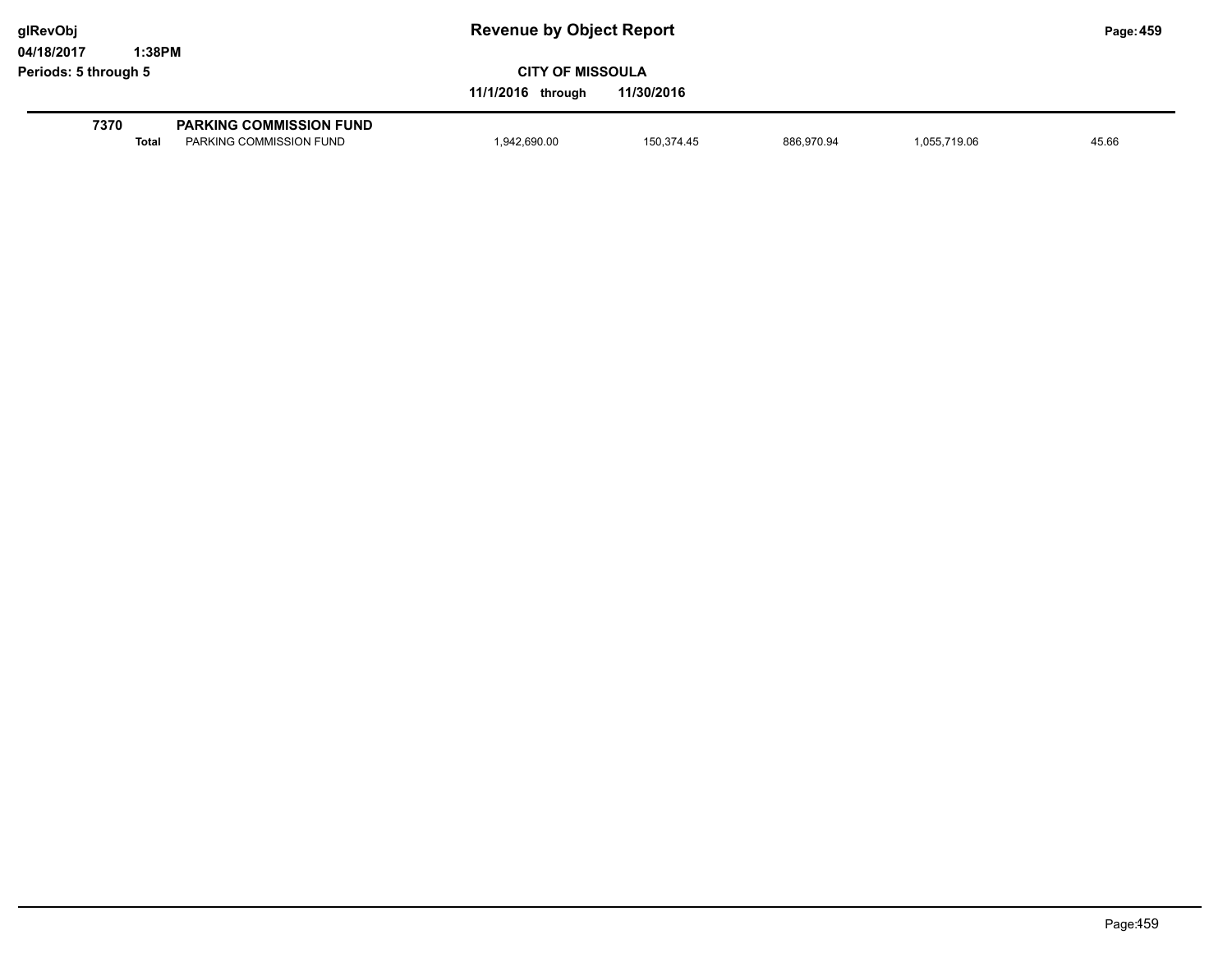# Revenue by Object Report

**CITY OF MISSOULA**

**11/1/2016 through 11/30/2016**

glRevObj
04/18/2017 1:38PM
Periods: 5 through 5

| | | | | | | |
|---|---|---|---|---|---|---|
| **7370** | **PARKING COMMISSION FUND** | | | | | |
| **Total** | PARKING COMMISSION FUND | 1,942,690.00 | 150,374.45 | 886,970.94 | 1,055,719.06 | 45.66 |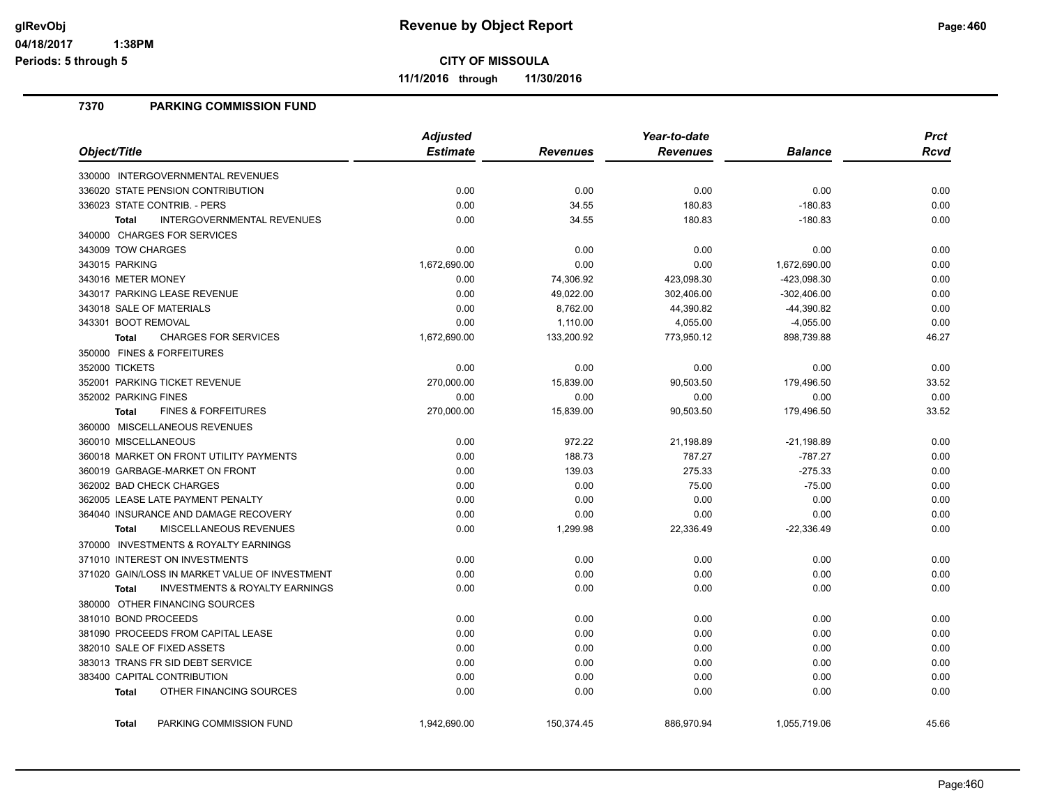# Revenue by Object Report

**CITY OF MISSOULA**

**11/1/2016 through 11/30/2016**

glRevObj
04/18/2017 1:38PM
Periods: 5 through 5

## 7370 PARKING COMMISSION FUND

| Object/Title | Adjusted Estimate | Revenues | Year-to-date Revenues | Balance | Prct Rcvd |
|---|---|---|---|---|---|
| 330000 INTERGOVERNMENTAL REVENUES | | | | | |
| 336020 STATE PENSION CONTRIBUTION | 0.00 | 0.00 | 0.00 | 0.00 | 0.00 |
| 336023 STATE CONTRIB. - PERS | 0.00 | 34.55 | 180.83 | -180.83 | 0.00 |
| **Total** INTERGOVERNMENTAL REVENUES | 0.00 | 34.55 | 180.83 | -180.83 | 0.00 |
| 340000 CHARGES FOR SERVICES | | | | | |
| 343009 TOW CHARGES | 0.00 | 0.00 | 0.00 | 0.00 | 0.00 |
| 343015 PARKING | 1,672,690.00 | 0.00 | 0.00 | 1,672,690.00 | 0.00 |
| 343016 METER MONEY | 0.00 | 74,306.92 | 423,098.30 | -423,098.30 | 0.00 |
| 343017 PARKING LEASE REVENUE | 0.00 | 49,022.00 | 302,406.00 | -302,406.00 | 0.00 |
| 343018 SALE OF MATERIALS | 0.00 | 8,762.00 | 44,390.82 | -44,390.82 | 0.00 |
| 343301 BOOT REMOVAL | 0.00 | 1,110.00 | 4,055.00 | -4,055.00 | 0.00 |
| **Total** CHARGES FOR SERVICES | 1,672,690.00 | 133,200.92 | 773,950.12 | 898,739.88 | 46.27 |
| 350000 FINES & FORFEITURES | | | | | |
| 352000 TICKETS | 0.00 | 0.00 | 0.00 | 0.00 | 0.00 |
| 352001 PARKING TICKET REVENUE | 270,000.00 | 15,839.00 | 90,503.50 | 179,496.50 | 33.52 |
| 352002 PARKING FINES | 0.00 | 0.00 | 0.00 | 0.00 | 0.00 |
| **Total** FINES & FORFEITURES | 270,000.00 | 15,839.00 | 90,503.50 | 179,496.50 | 33.52 |
| 360000 MISCELLANEOUS REVENUES | | | | | |
| 360010 MISCELLANEOUS | 0.00 | 972.22 | 21,198.89 | -21,198.89 | 0.00 |
| 360018 MARKET ON FRONT UTILITY PAYMENTS | 0.00 | 188.73 | 787.27 | -787.27 | 0.00 |
| 360019 GARBAGE-MARKET ON FRONT | 0.00 | 139.03 | 275.33 | -275.33 | 0.00 |
| 362002 BAD CHECK CHARGES | 0.00 | 0.00 | 75.00 | -75.00 | 0.00 |
| 362005 LEASE LATE PAYMENT PENALTY | 0.00 | 0.00 | 0.00 | 0.00 | 0.00 |
| 364040 INSURANCE AND DAMAGE RECOVERY | 0.00 | 0.00 | 0.00 | 0.00 | 0.00 |
| **Total** MISCELLANEOUS REVENUES | 0.00 | 1,299.98 | 22,336.49 | -22,336.49 | 0.00 |
| 370000 INVESTMENTS & ROYALTY EARNINGS | | | | | |
| 371010 INTEREST ON INVESTMENTS | 0.00 | 0.00 | 0.00 | 0.00 | 0.00 |
| 371020 GAIN/LOSS IN MARKET VALUE OF INVESTMENT | 0.00 | 0.00 | 0.00 | 0.00 | 0.00 |
| **Total** INVESTMENTS & ROYALTY EARNINGS | 0.00 | 0.00 | 0.00 | 0.00 | 0.00 |
| 380000 OTHER FINANCING SOURCES | | | | | |
| 381010 BOND PROCEEDS | 0.00 | 0.00 | 0.00 | 0.00 | 0.00 |
| 381090 PROCEEDS FROM CAPITAL LEASE | 0.00 | 0.00 | 0.00 | 0.00 | 0.00 |
| 382010 SALE OF FIXED ASSETS | 0.00 | 0.00 | 0.00 | 0.00 | 0.00 |
| 383013 TRANS FR SID DEBT SERVICE | 0.00 | 0.00 | 0.00 | 0.00 | 0.00 |
| 383400 CAPITAL CONTRIBUTION | 0.00 | 0.00 | 0.00 | 0.00 | 0.00 |
| **Total** OTHER FINANCING SOURCES | 0.00 | 0.00 | 0.00 | 0.00 | 0.00 |
| **Total** PARKING COMMISSION FUND | 1,942,690.00 | 150,374.45 | 886,970.94 | 1,055,719.06 | 45.66 |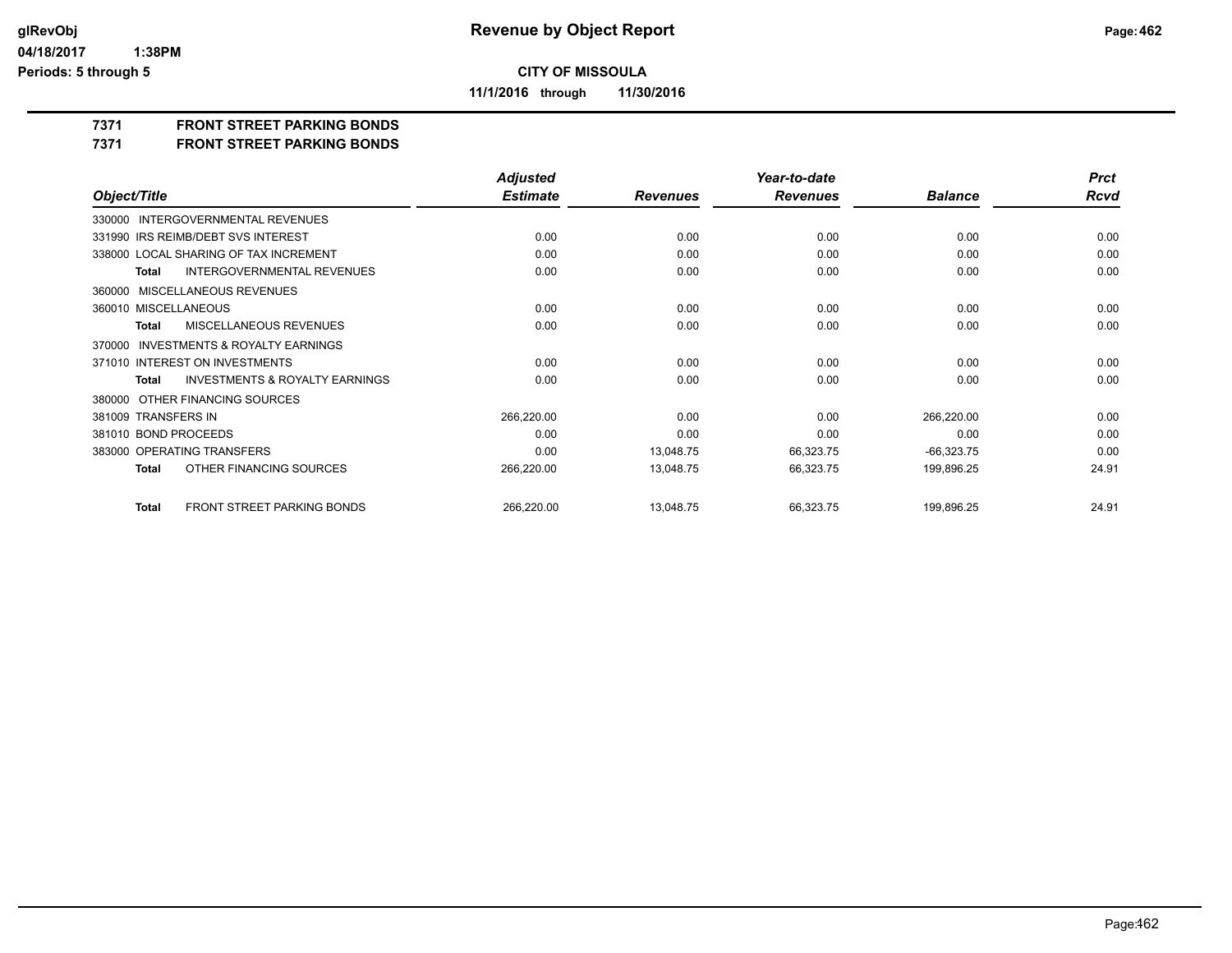# Revenue by Object Report

**CITY OF MISSOULA**

**11/1/2016 through 11/30/2016**

glRevObj
04/18/2017 1:38PM
Periods: 5 through 5

**7371 FRONT STREET PARKING BONDS**
**7371 FRONT STREET PARKING BONDS**

| Object/Title | Adjusted Estimate | Revenues | Year-to-date Revenues | Balance | Prct Rcvd |
|---|---|---|---|---|---|
| 330000 INTERGOVERNMENTAL REVENUES | | | | | |
| 331990 IRS REIMB/DEBT SVS INTEREST | 0.00 | 0.00 | 0.00 | 0.00 | 0.00 |
| 338000 LOCAL SHARING OF TAX INCREMENT | 0.00 | 0.00 | 0.00 | 0.00 | 0.00 |
| **Total** INTERGOVERNMENTAL REVENUES | 0.00 | 0.00 | 0.00 | 0.00 | 0.00 |
| 360000 MISCELLANEOUS REVENUES | | | | | |
| 360010 MISCELLANEOUS | 0.00 | 0.00 | 0.00 | 0.00 | 0.00 |
| **Total** MISCELLANEOUS REVENUES | 0.00 | 0.00 | 0.00 | 0.00 | 0.00 |
| 370000 INVESTMENTS & ROYALTY EARNINGS | | | | | |
| 371010 INTEREST ON INVESTMENTS | 0.00 | 0.00 | 0.00 | 0.00 | 0.00 |
| **Total** INVESTMENTS & ROYALTY EARNINGS | 0.00 | 0.00 | 0.00 | 0.00 | 0.00 |
| 380000 OTHER FINANCING SOURCES | | | | | |
| 381009 TRANSFERS IN | 266,220.00 | 0.00 | 0.00 | 266,220.00 | 0.00 |
| 381010 BOND PROCEEDS | 0.00 | 0.00 | 0.00 | 0.00 | 0.00 |
| 383000 OPERATING TRANSFERS | 0.00 | 13,048.75 | 66,323.75 | -66,323.75 | 0.00 |
| **Total** OTHER FINANCING SOURCES | 266,220.00 | 13,048.75 | 66,323.75 | 199,896.25 | 24.91 |
| **Total** FRONT STREET PARKING BONDS | 266,220.00 | 13,048.75 | 66,323.75 | 199,896.25 | 24.91 |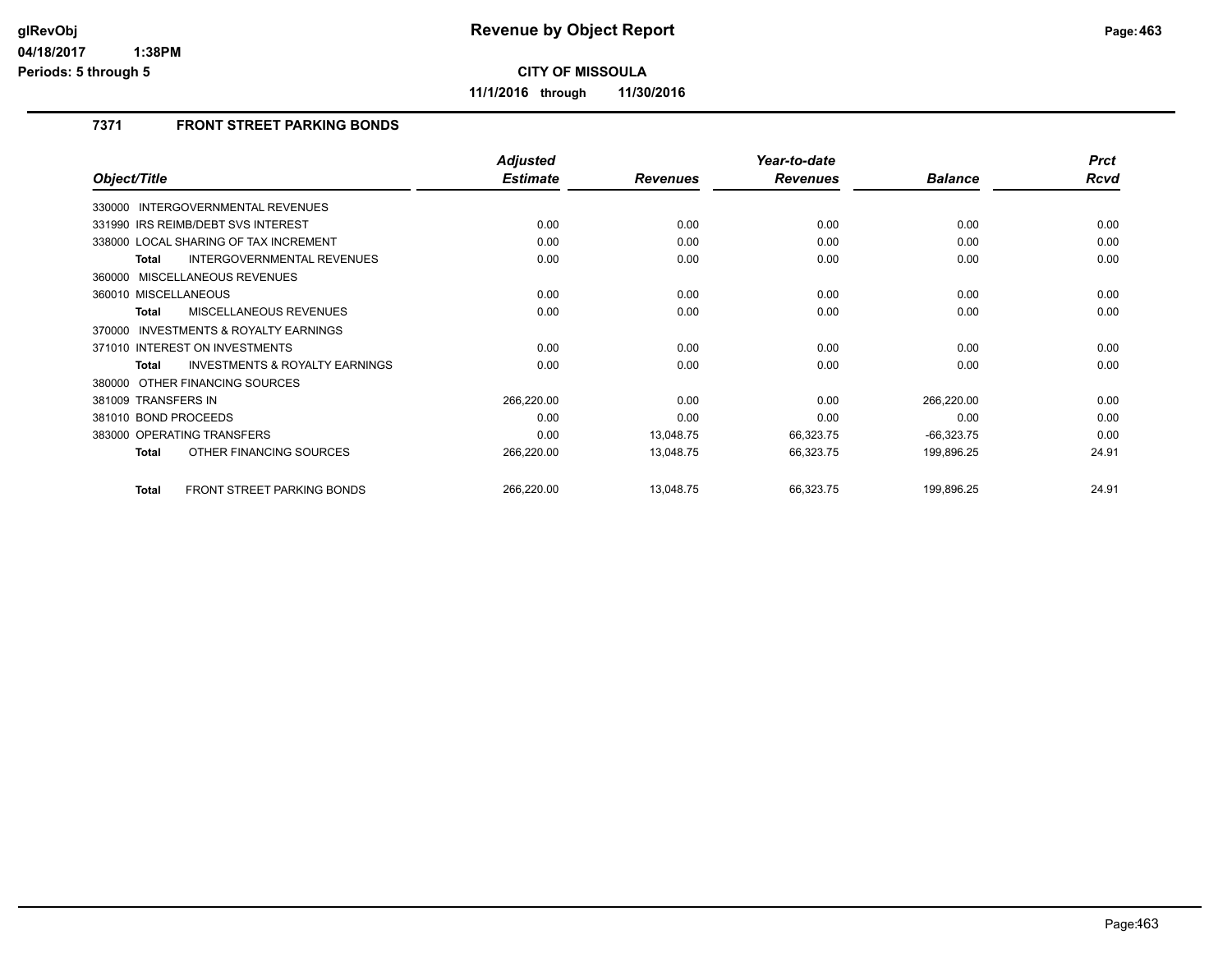# Revenue by Object Report

**CITY OF MISSOULA**

**11/1/2016 through 11/30/2016**

glRevObj
04/18/2017 1:38PM
Periods: 5 through 5

### 7371 FRONT STREET PARKING BONDS

| Object/Title | Adjusted Estimate | Revenues | Year-to-date Revenues | Balance | Prct Rcvd |
|---|---|---|---|---|---|
| 330000 INTERGOVERNMENTAL REVENUES | | | | | |
| 331990 IRS REIMB/DEBT SVS INTEREST | 0.00 | 0.00 | 0.00 | 0.00 | 0.00 |
| 338000 LOCAL SHARING OF TAX INCREMENT | 0.00 | 0.00 | 0.00 | 0.00 | 0.00 |
| **Total** INTERGOVERNMENTAL REVENUES | 0.00 | 0.00 | 0.00 | 0.00 | 0.00 |
| 360000 MISCELLANEOUS REVENUES | | | | | |
| 360010 MISCELLANEOUS | 0.00 | 0.00 | 0.00 | 0.00 | 0.00 |
| **Total** MISCELLANEOUS REVENUES | 0.00 | 0.00 | 0.00 | 0.00 | 0.00 |
| 370000 INVESTMENTS & ROYALTY EARNINGS | | | | | |
| 371010 INTEREST ON INVESTMENTS | 0.00 | 0.00 | 0.00 | 0.00 | 0.00 |
| **Total** INVESTMENTS & ROYALTY EARNINGS | 0.00 | 0.00 | 0.00 | 0.00 | 0.00 |
| 380000 OTHER FINANCING SOURCES | | | | | |
| 381009 TRANSFERS IN | 266,220.00 | 0.00 | 0.00 | 266,220.00 | 0.00 |
| 381010 BOND PROCEEDS | 0.00 | 0.00 | 0.00 | 0.00 | 0.00 |
| 383000 OPERATING TRANSFERS | 0.00 | 13,048.75 | 66,323.75 | -66,323.75 | 0.00 |
| **Total** OTHER FINANCING SOURCES | 266,220.00 | 13,048.75 | 66,323.75 | 199,896.25 | 24.91 |
| **Total** FRONT STREET PARKING BONDS | 266,220.00 | 13,048.75 | 66,323.75 | 199,896.25 | 24.91 |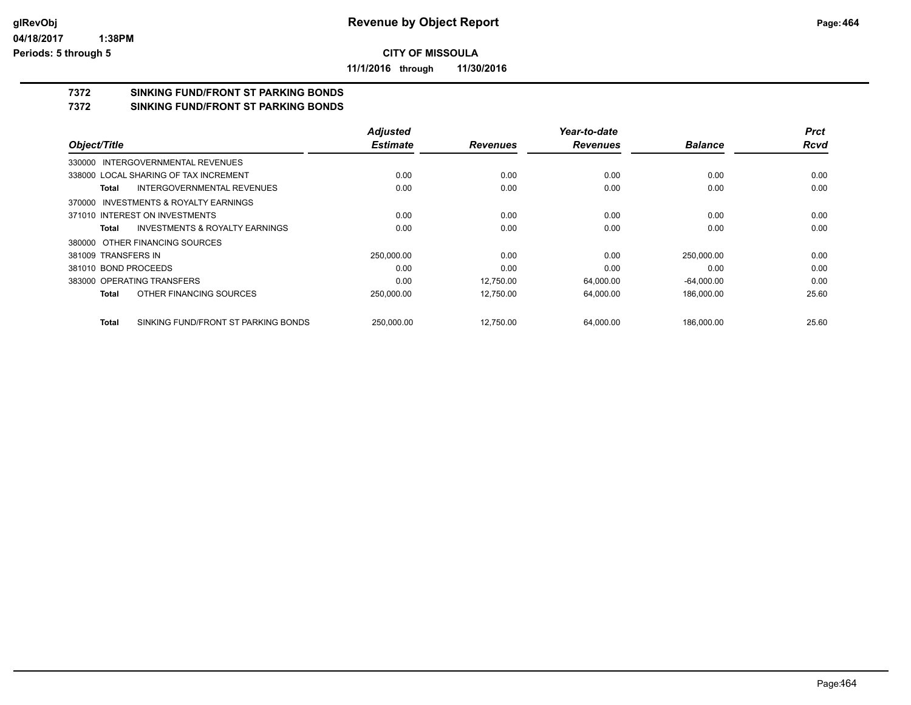**Revenue by Object Report**

**CITY OF MISSOULA**

**11/1/2016 through 11/30/2016**

**7372 SINKING FUND/FRONT ST PARKING BONDS**
**7372 SINKING FUND/FRONT ST PARKING BONDS**

| Object/Title | | Adjusted Estimate | Revenues | Year-to-date Revenues | Balance | Prct Rcvd |
|---|---|---|---|---|---|---|
| 330000 INTERGOVERNMENTAL REVENUES | | | | | | |
| 338000 LOCAL SHARING OF TAX INCREMENT | | 0.00 | 0.00 | 0.00 | 0.00 | 0.00 |
| Total | INTERGOVERNMENTAL REVENUES | 0.00 | 0.00 | 0.00 | 0.00 | 0.00 |
| 370000 INVESTMENTS & ROYALTY EARNINGS | | | | | | |
| 371010 INTEREST ON INVESTMENTS | | 0.00 | 0.00 | 0.00 | 0.00 | 0.00 |
| Total | INVESTMENTS & ROYALTY EARNINGS | 0.00 | 0.00 | 0.00 | 0.00 | 0.00 |
| 380000 OTHER FINANCING SOURCES | | | | | | |
| 381009 TRANSFERS IN | | 250,000.00 | 0.00 | 0.00 | 250,000.00 | 0.00 |
| 381010 BOND PROCEEDS | | 0.00 | 0.00 | 0.00 | 0.00 | 0.00 |
| 383000 OPERATING TRANSFERS | | 0.00 | 12,750.00 | 64,000.00 | -64,000.00 | 0.00 |
| Total | OTHER FINANCING SOURCES | 250,000.00 | 12,750.00 | 64,000.00 | 186,000.00 | 25.60 |
| Total | SINKING FUND/FRONT ST PARKING BONDS | 250,000.00 | 12,750.00 | 64,000.00 | 186,000.00 | 25.60 |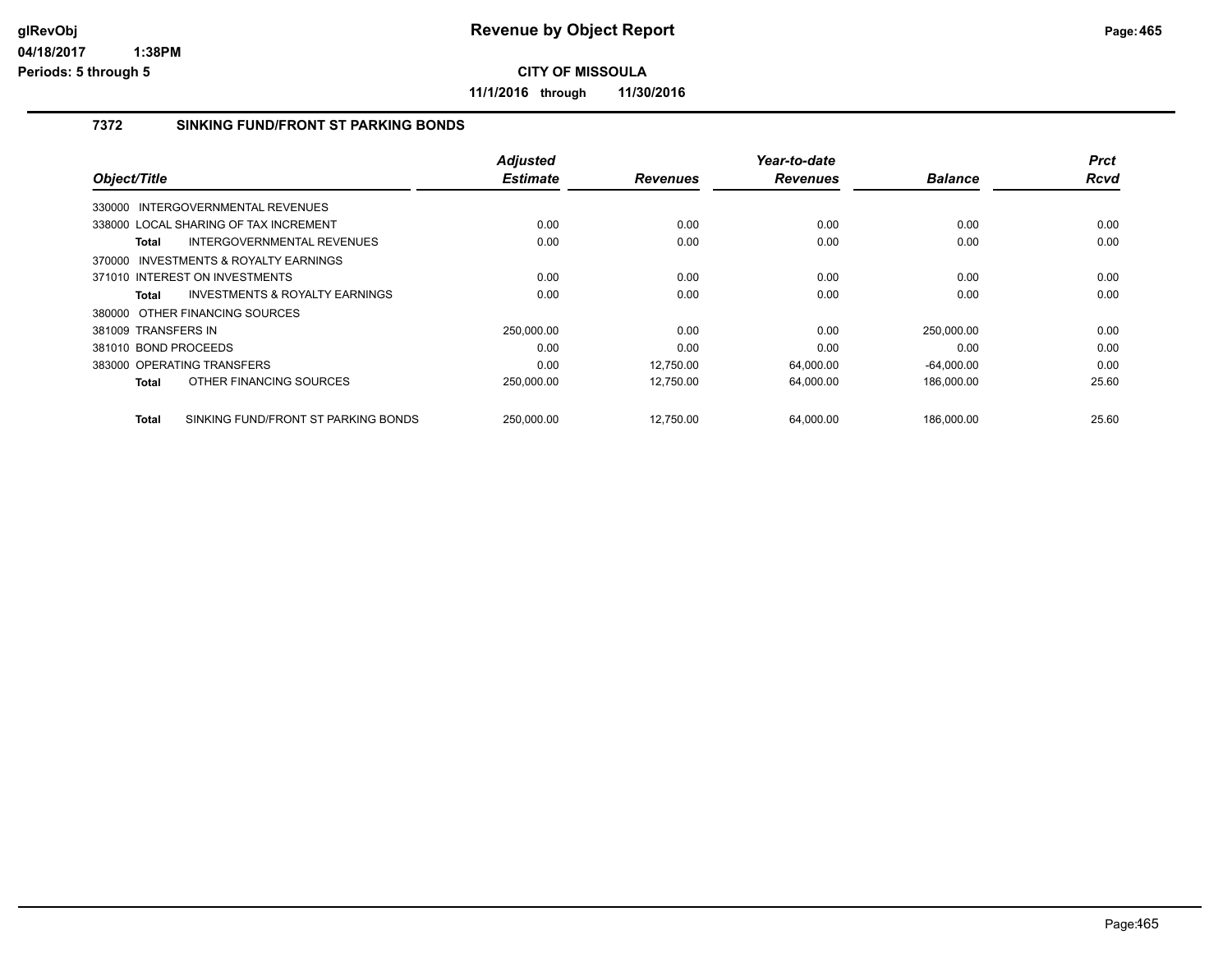# Revenue by Object Report

**CITY OF MISSOULA**

**11/1/2016 through 11/30/2016**

glRevObj
04/18/2017 1:38PM
Periods: 5 through 5

## 7372 SINKING FUND/FRONT ST PARKING BONDS

| Object/Title | Adjusted Estimate | Revenues | Year-to-date Revenues | Balance | Prct Rcvd |
|---|---|---|---|---|---|
| 330000 INTERGOVERNMENTAL REVENUES | | | | | |
| 338000 LOCAL SHARING OF TAX INCREMENT | 0.00 | 0.00 | 0.00 | 0.00 | 0.00 |
| **Total** INTERGOVERNMENTAL REVENUES | 0.00 | 0.00 | 0.00 | 0.00 | 0.00 |
| 370000 INVESTMENTS & ROYALTY EARNINGS | | | | | |
| 371010 INTEREST ON INVESTMENTS | 0.00 | 0.00 | 0.00 | 0.00 | 0.00 |
| **Total** INVESTMENTS & ROYALTY EARNINGS | 0.00 | 0.00 | 0.00 | 0.00 | 0.00 |
| 380000 OTHER FINANCING SOURCES | | | | | |
| 381009 TRANSFERS IN | 250,000.00 | 0.00 | 0.00 | 250,000.00 | 0.00 |
| 381010 BOND PROCEEDS | 0.00 | 0.00 | 0.00 | 0.00 | 0.00 |
| 383000 OPERATING TRANSFERS | 0.00 | 12,750.00 | 64,000.00 | -64,000.00 | 0.00 |
| **Total** OTHER FINANCING SOURCES | 250,000.00 | 12,750.00 | 64,000.00 | 186,000.00 | 25.60 |
| **Total** SINKING FUND/FRONT ST PARKING BONDS | 250,000.00 | 12,750.00 | 64,000.00 | 186,000.00 | 25.60 |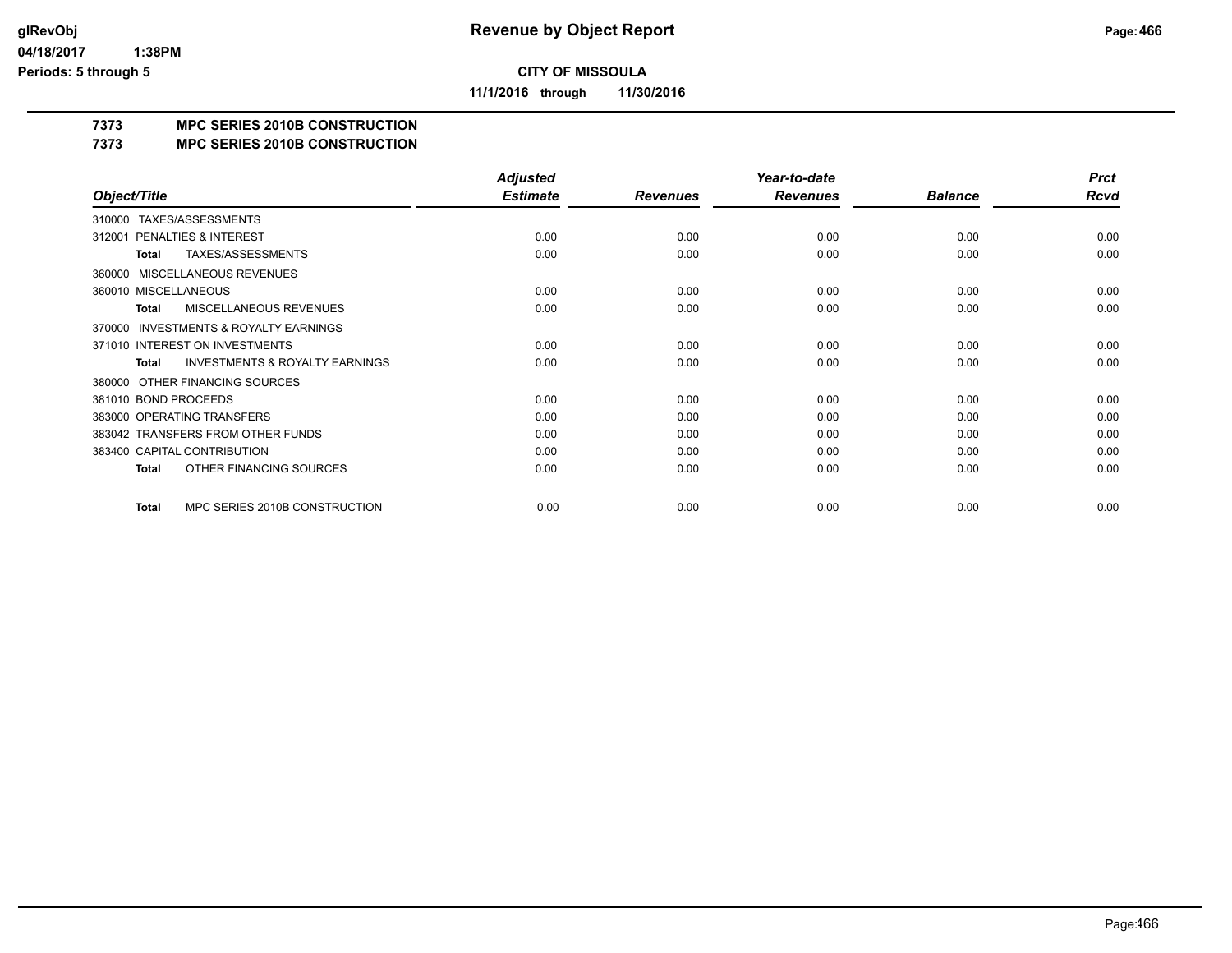# Revenue by Object Report

**CITY OF MISSOULA**

**11/1/2016 through 11/30/2016**

glRevObj
04/18/2017 1:38PM
Periods: 5 through 5

## 7373 MPC SERIES 2010B CONSTRUCTION
## 7373 MPC SERIES 2010B CONSTRUCTION

| Object/Title | Adjusted Estimate | Revenues | Year-to-date Revenues | Balance | Prct Rcvd |
|---|---|---|---|---|---|
| 310000 TAXES/ASSESSMENTS | | | | | |
| 312001 PENALTIES & INTEREST | 0.00 | 0.00 | 0.00 | 0.00 | 0.00 |
| **Total** TAXES/ASSESSMENTS | 0.00 | 0.00 | 0.00 | 0.00 | 0.00 |
| 360000 MISCELLANEOUS REVENUES | | | | | |
| 360010 MISCELLANEOUS | 0.00 | 0.00 | 0.00 | 0.00 | 0.00 |
| **Total** MISCELLANEOUS REVENUES | 0.00 | 0.00 | 0.00 | 0.00 | 0.00 |
| 370000 INVESTMENTS & ROYALTY EARNINGS | | | | | |
| 371010 INTEREST ON INVESTMENTS | 0.00 | 0.00 | 0.00 | 0.00 | 0.00 |
| **Total** INVESTMENTS & ROYALTY EARNINGS | 0.00 | 0.00 | 0.00 | 0.00 | 0.00 |
| 380000 OTHER FINANCING SOURCES | | | | | |
| 381010 BOND PROCEEDS | 0.00 | 0.00 | 0.00 | 0.00 | 0.00 |
| 383000 OPERATING TRANSFERS | 0.00 | 0.00 | 0.00 | 0.00 | 0.00 |
| 383042 TRANSFERS FROM OTHER FUNDS | 0.00 | 0.00 | 0.00 | 0.00 | 0.00 |
| 383400 CAPITAL CONTRIBUTION | 0.00 | 0.00 | 0.00 | 0.00 | 0.00 |
| **Total** OTHER FINANCING SOURCES | 0.00 | 0.00 | 0.00 | 0.00 | 0.00 |
| **Total** MPC SERIES 2010B CONSTRUCTION | 0.00 | 0.00 | 0.00 | 0.00 | 0.00 |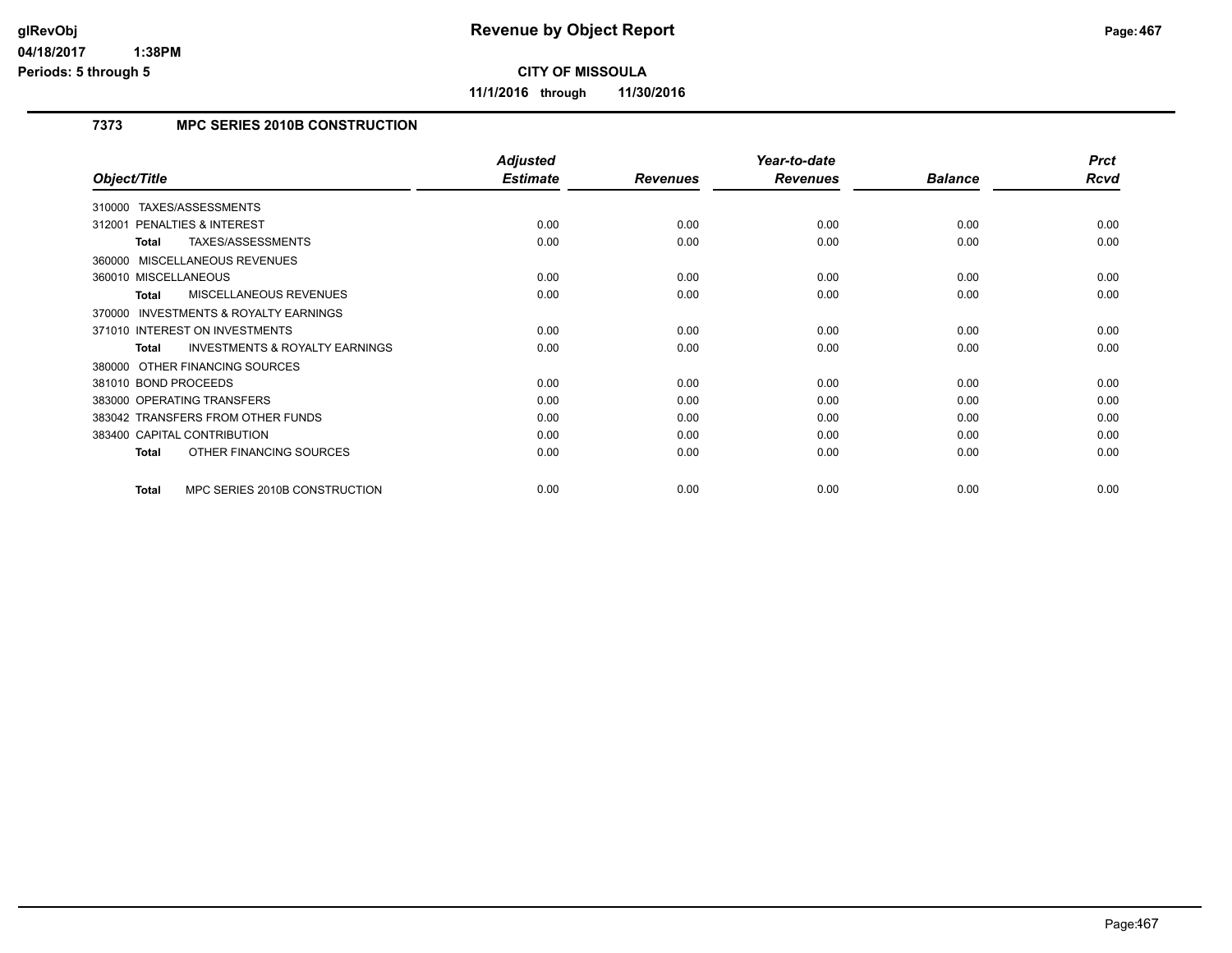# Revenue by Object Report

glRevObj
04/18/2017 1:38PM
Periods: 5 through 5

**CITY OF MISSOULA**

**11/1/2016 through 11/30/2016**

## 7373 MPC SERIES 2010B CONSTRUCTION

| Object/Title | Adjusted Estimate | Revenues | Year-to-date Revenues | Balance | Prct Rcvd |
|---|---|---|---|---|---|
| 310000 TAXES/ASSESSMENTS | | | | | |
| 312001 PENALTIES & INTEREST | 0.00 | 0.00 | 0.00 | 0.00 | 0.00 |
| **Total** TAXES/ASSESSMENTS | 0.00 | 0.00 | 0.00 | 0.00 | 0.00 |
| 360000 MISCELLANEOUS REVENUES | | | | | |
| 360010 MISCELLANEOUS | 0.00 | 0.00 | 0.00 | 0.00 | 0.00 |
| **Total** MISCELLANEOUS REVENUES | 0.00 | 0.00 | 0.00 | 0.00 | 0.00 |
| 370000 INVESTMENTS & ROYALTY EARNINGS | | | | | |
| 371010 INTEREST ON INVESTMENTS | 0.00 | 0.00 | 0.00 | 0.00 | 0.00 |
| **Total** INVESTMENTS & ROYALTY EARNINGS | 0.00 | 0.00 | 0.00 | 0.00 | 0.00 |
| 380000 OTHER FINANCING SOURCES | | | | | |
| 381010 BOND PROCEEDS | 0.00 | 0.00 | 0.00 | 0.00 | 0.00 |
| 383000 OPERATING TRANSFERS | 0.00 | 0.00 | 0.00 | 0.00 | 0.00 |
| 383042 TRANSFERS FROM OTHER FUNDS | 0.00 | 0.00 | 0.00 | 0.00 | 0.00 |
| 383400 CAPITAL CONTRIBUTION | 0.00 | 0.00 | 0.00 | 0.00 | 0.00 |
| **Total** OTHER FINANCING SOURCES | 0.00 | 0.00 | 0.00 | 0.00 | 0.00 |
| **Total** MPC SERIES 2010B CONSTRUCTION | 0.00 | 0.00 | 0.00 | 0.00 | 0.00 |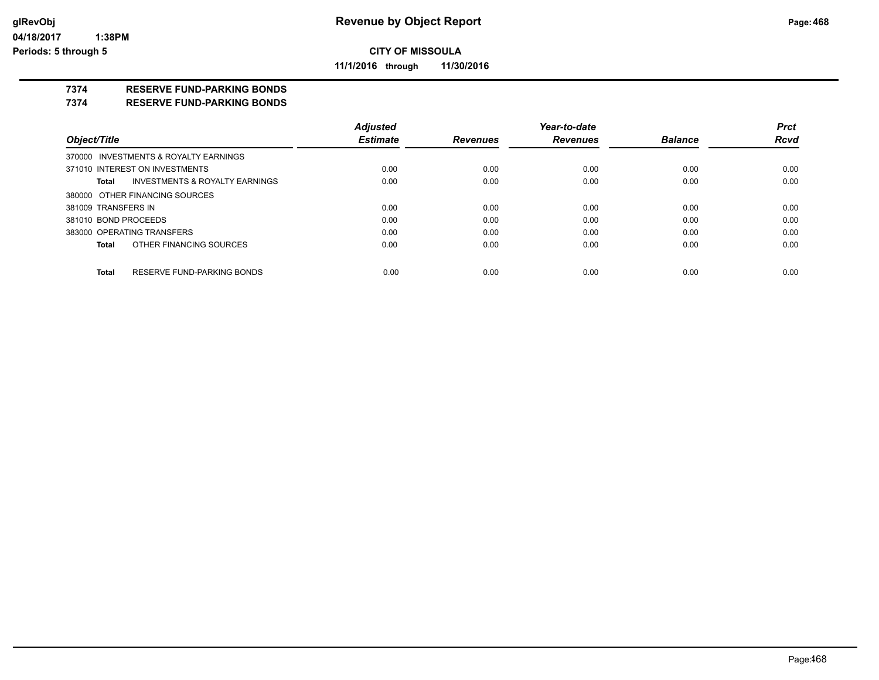**CITY OF MISSOULA**

**11/1/2016 through 11/30/2016**

**Revenue by Object Report**

glRevObj
04/18/2017 1:38PM
Periods: 5 through 5

## 7374 RESERVE FUND-PARKING BONDS
## 7374 RESERVE FUND-PARKING BONDS

| Object/Title | Adjusted Estimate | Revenues | Year-to-date Revenues | Balance | Prct Rcvd |
|---|---|---|---|---|---|
| 370000 INVESTMENTS & ROYALTY EARNINGS | | | | | |
| 371010 INTEREST ON INVESTMENTS | 0.00 | 0.00 | 0.00 | 0.00 | 0.00 |
| **Total** INVESTMENTS & ROYALTY EARNINGS | 0.00 | 0.00 | 0.00 | 0.00 | 0.00 |
| 380000 OTHER FINANCING SOURCES | | | | | |
| 381009 TRANSFERS IN | 0.00 | 0.00 | 0.00 | 0.00 | 0.00 |
| 381010 BOND PROCEEDS | 0.00 | 0.00 | 0.00 | 0.00 | 0.00 |
| 383000 OPERATING TRANSFERS | 0.00 | 0.00 | 0.00 | 0.00 | 0.00 |
| **Total** OTHER FINANCING SOURCES | 0.00 | 0.00 | 0.00 | 0.00 | 0.00 |
| **Total** RESERVE FUND-PARKING BONDS | 0.00 | 0.00 | 0.00 | 0.00 | 0.00 |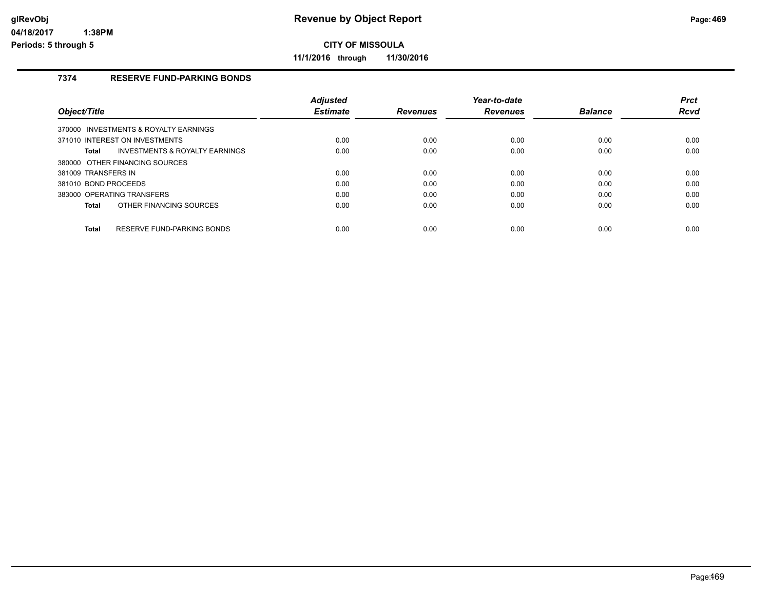**Revenue by Object Report**

**CITY OF MISSOULA**

**11/1/2016 through 11/30/2016**

glRevObj
04/18/2017 1:38PM
Periods: 5 through 5

### 7374 RESERVE FUND-PARKING BONDS

| Object/Title | Adjusted Estimate | Revenues | Year-to-date Revenues | Balance | Prct Rcvd |
|---|---|---|---|---|---|
| 370000 INVESTMENTS & ROYALTY EARNINGS | | | | | |
| 371010 INTEREST ON INVESTMENTS | 0.00 | 0.00 | 0.00 | 0.00 | 0.00 |
| **Total** INVESTMENTS & ROYALTY EARNINGS | 0.00 | 0.00 | 0.00 | 0.00 | 0.00 |
| 380000 OTHER FINANCING SOURCES | | | | | |
| 381009 TRANSFERS IN | 0.00 | 0.00 | 0.00 | 0.00 | 0.00 |
| 381010 BOND PROCEEDS | 0.00 | 0.00 | 0.00 | 0.00 | 0.00 |
| 383000 OPERATING TRANSFERS | 0.00 | 0.00 | 0.00 | 0.00 | 0.00 |
| **Total** OTHER FINANCING SOURCES | 0.00 | 0.00 | 0.00 | 0.00 | 0.00 |
| **Total** RESERVE FUND-PARKING BONDS | 0.00 | 0.00 | 0.00 | 0.00 | 0.00 |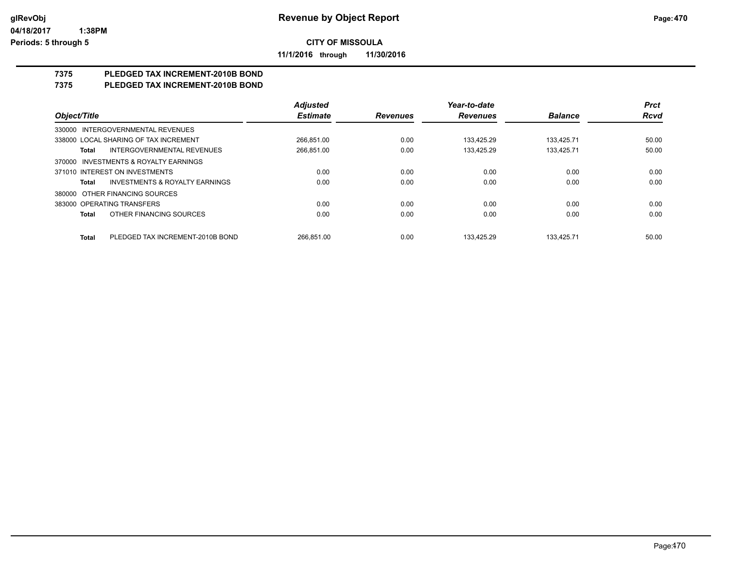**CITY OF MISSOULA**

**11/1/2016 through 11/30/2016**

# Revenue by Object Report

glRevObj
04/18/2017 1:38PM
Periods: 5 through 5

## 7375 PLEDGED TAX INCREMENT-2010B BOND
## 7375 PLEDGED TAX INCREMENT-2010B BOND

| Object/Title | Adjusted Estimate | Revenues | Year-to-date Revenues | Balance | Prct Rcvd |
|---|---|---|---|---|---|
| 330000 INTERGOVERNMENTAL REVENUES | | | | | |
| 338000 LOCAL SHARING OF TAX INCREMENT | 266,851.00 | 0.00 | 133,425.29 | 133,425.71 | 50.00 |
| **Total** INTERGOVERNMENTAL REVENUES | 266,851.00 | 0.00 | 133,425.29 | 133,425.71 | 50.00 |
| 370000 INVESTMENTS & ROYALTY EARNINGS | | | | | |
| 371010 INTEREST ON INVESTMENTS | 0.00 | 0.00 | 0.00 | 0.00 | 0.00 |
| **Total** INVESTMENTS & ROYALTY EARNINGS | 0.00 | 0.00 | 0.00 | 0.00 | 0.00 |
| 380000 OTHER FINANCING SOURCES | | | | | |
| 383000 OPERATING TRANSFERS | 0.00 | 0.00 | 0.00 | 0.00 | 0.00 |
| **Total** OTHER FINANCING SOURCES | 0.00 | 0.00 | 0.00 | 0.00 | 0.00 |
| **Total** PLEDGED TAX INCREMENT-2010B BOND | 266,851.00 | 0.00 | 133,425.29 | 133,425.71 | 50.00 |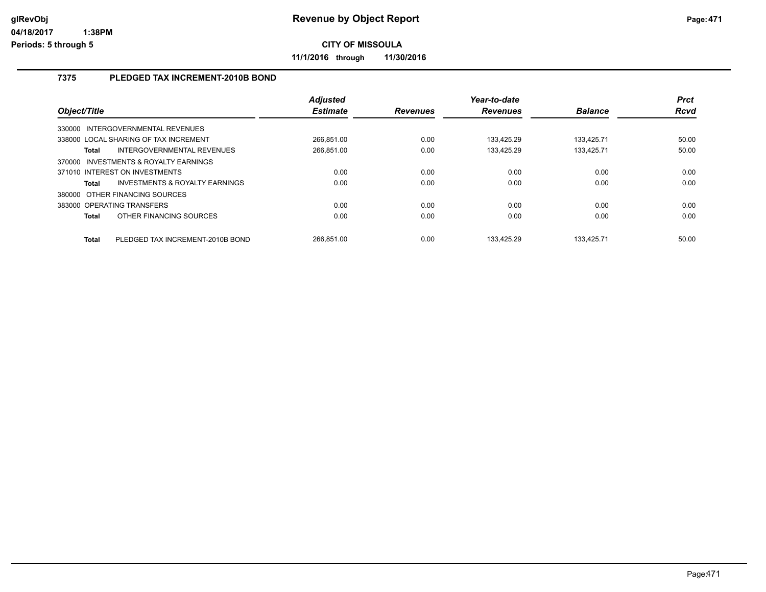# Revenue by Object Report

glRevObj
04/18/2017 1:38PM
Periods: 5 through 5

**CITY OF MISSOULA**

**11/1/2016 through 11/30/2016**

### 7375 PLEDGED TAX INCREMENT-2010B BOND

| Object/Title | Adjusted Estimate | Revenues | Year-to-date Revenues | Balance | Prct Rcvd |
|---|---|---|---|---|---|
| 330000 INTERGOVERNMENTAL REVENUES | | | | | |
| 338000 LOCAL SHARING OF TAX INCREMENT | 266,851.00 | 0.00 | 133,425.29 | 133,425.71 | 50.00 |
| **Total** INTERGOVERNMENTAL REVENUES | 266,851.00 | 0.00 | 133,425.29 | 133,425.71 | 50.00 |
| 370000 INVESTMENTS & ROYALTY EARNINGS | | | | | |
| 371010 INTEREST ON INVESTMENTS | 0.00 | 0.00 | 0.00 | 0.00 | 0.00 |
| **Total** INVESTMENTS & ROYALTY EARNINGS | 0.00 | 0.00 | 0.00 | 0.00 | 0.00 |
| 380000 OTHER FINANCING SOURCES | | | | | |
| 383000 OPERATING TRANSFERS | 0.00 | 0.00 | 0.00 | 0.00 | 0.00 |
| **Total** OTHER FINANCING SOURCES | 0.00 | 0.00 | 0.00 | 0.00 | 0.00 |
| **Total** PLEDGED TAX INCREMENT-2010B BOND | 266,851.00 | 0.00 | 133,425.29 | 133,425.71 | 50.00 |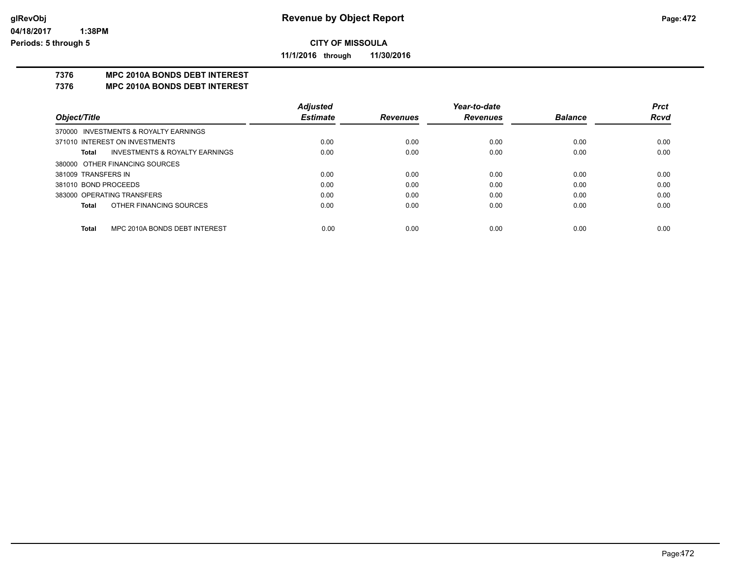**Revenue by Object Report**

**CITY OF MISSOULA**

**11/1/2016 through 11/30/2016**

glRevObj
04/18/2017 1:38PM
Periods: 5 through 5

## 7376 MPC 2010A BONDS DEBT INTEREST
## 7376 MPC 2010A BONDS DEBT INTEREST

| Object/Title | Adjusted Estimate | Revenues | Year-to-date Revenues | Balance | Prct Rcvd |
|---|---|---|---|---|---|
| 370000 INVESTMENTS & ROYALTY EARNINGS | | | | | |
| 371010 INTEREST ON INVESTMENTS | 0.00 | 0.00 | 0.00 | 0.00 | 0.00 |
| **Total** INVESTMENTS & ROYALTY EARNINGS | 0.00 | 0.00 | 0.00 | 0.00 | 0.00 |
| 380000 OTHER FINANCING SOURCES | | | | | |
| 381009 TRANSFERS IN | 0.00 | 0.00 | 0.00 | 0.00 | 0.00 |
| 381010 BOND PROCEEDS | 0.00 | 0.00 | 0.00 | 0.00 | 0.00 |
| 383000 OPERATING TRANSFERS | 0.00 | 0.00 | 0.00 | 0.00 | 0.00 |
| **Total** OTHER FINANCING SOURCES | 0.00 | 0.00 | 0.00 | 0.00 | 0.00 |
| **Total** MPC 2010A BONDS DEBT INTEREST | 0.00 | 0.00 | 0.00 | 0.00 | 0.00 |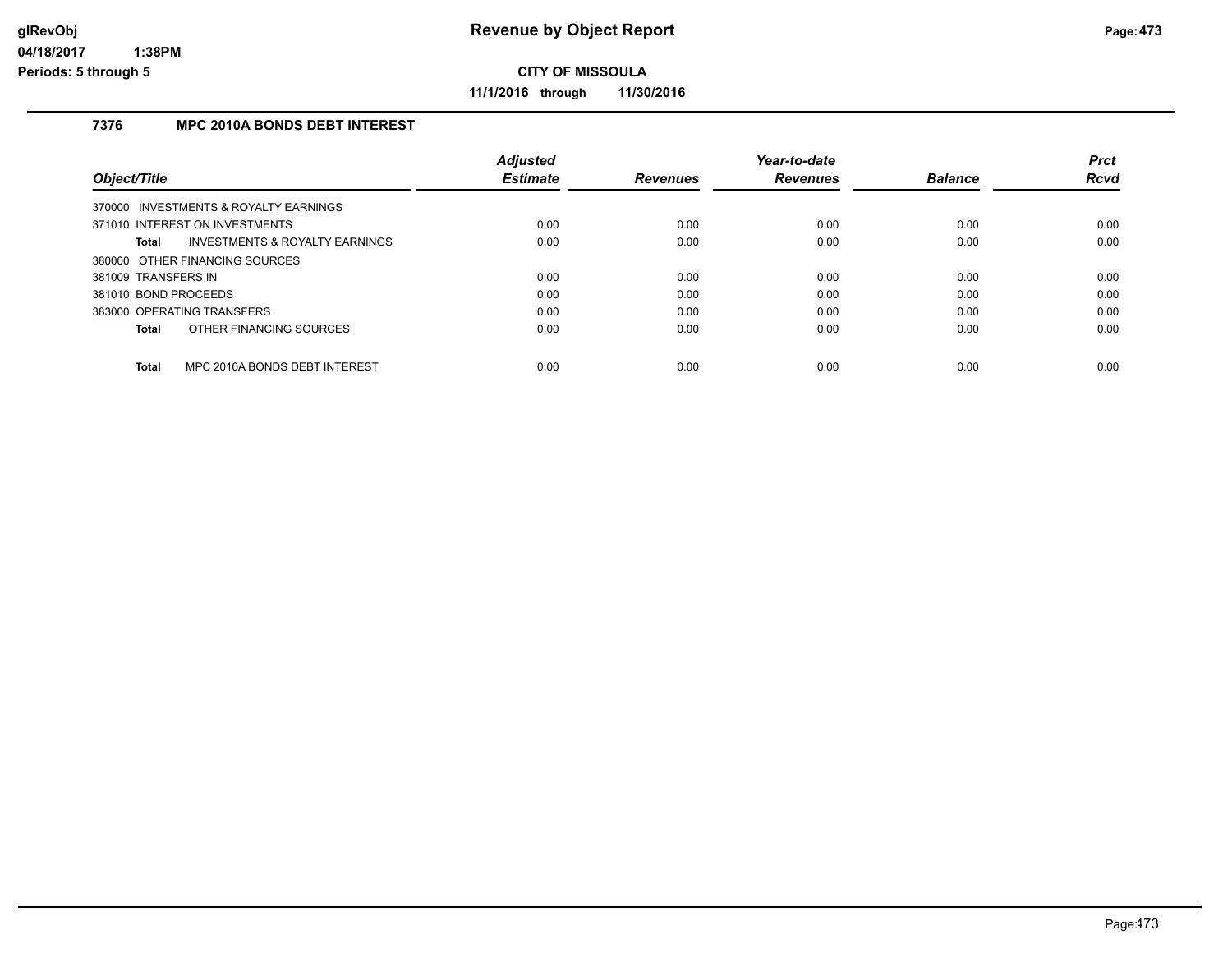# Revenue by Object Report

**CITY OF MISSOULA**

**11/1/2016 through 11/30/2016**

glRevObj
04/18/2017 1:38PM
Periods: 5 through 5

### 7376 MPC 2010A BONDS DEBT INTEREST

| Object/Title | Adjusted Estimate | Revenues | Year-to-date Revenues | Balance | Prct Rcvd |
|---|---|---|---|---|---|
| 370000 INVESTMENTS & ROYALTY EARNINGS | | | | | |
| 371010 INTEREST ON INVESTMENTS | 0.00 | 0.00 | 0.00 | 0.00 | 0.00 |
| **Total** INVESTMENTS & ROYALTY EARNINGS | 0.00 | 0.00 | 0.00 | 0.00 | 0.00 |
| 380000 OTHER FINANCING SOURCES | | | | | |
| 381009 TRANSFERS IN | 0.00 | 0.00 | 0.00 | 0.00 | 0.00 |
| 381010 BOND PROCEEDS | 0.00 | 0.00 | 0.00 | 0.00 | 0.00 |
| 383000 OPERATING TRANSFERS | 0.00 | 0.00 | 0.00 | 0.00 | 0.00 |
| **Total** OTHER FINANCING SOURCES | 0.00 | 0.00 | 0.00 | 0.00 | 0.00 |
| **Total** MPC 2010A BONDS DEBT INTEREST | 0.00 | 0.00 | 0.00 | 0.00 | 0.00 |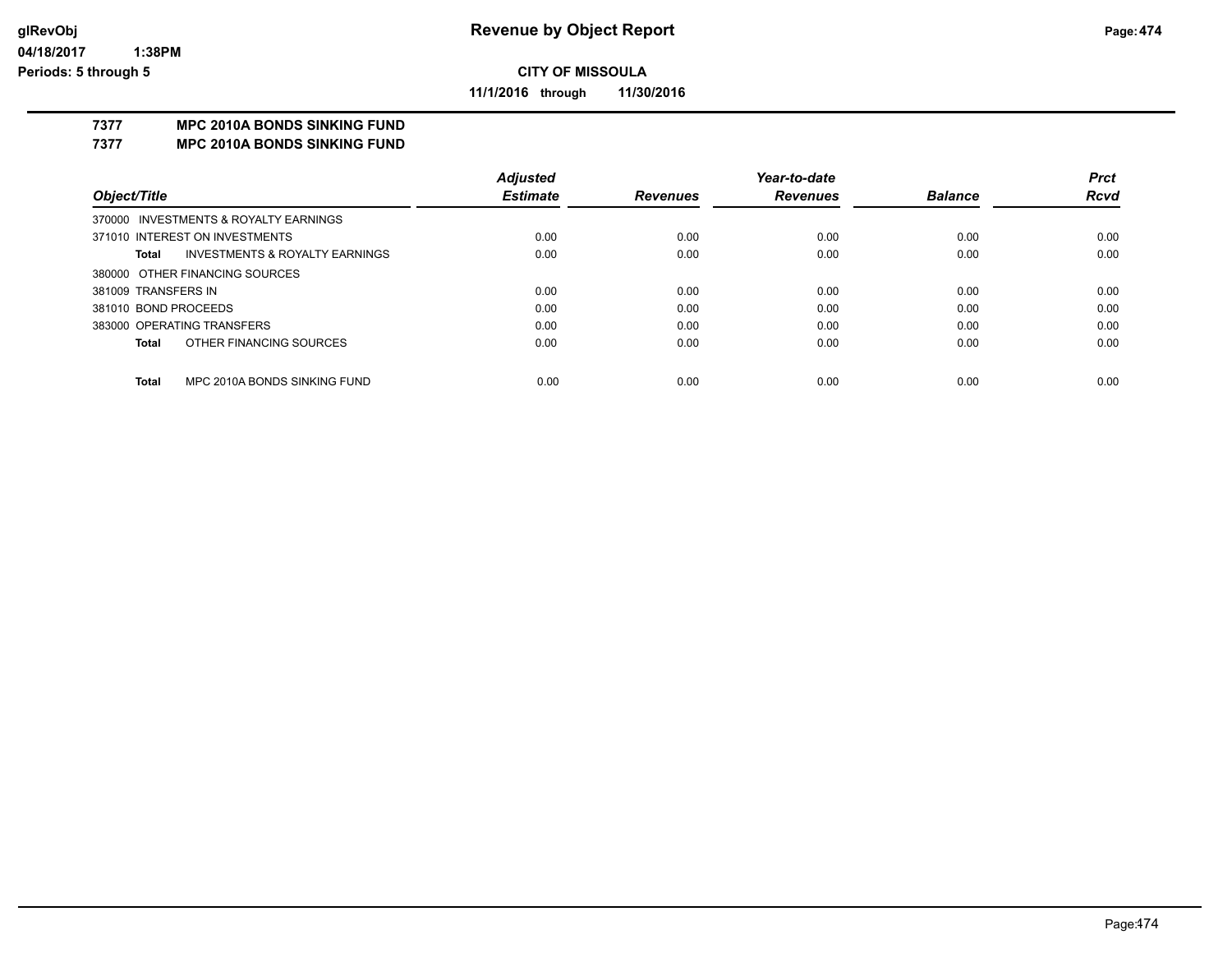# Revenue by Object Report

**CITY OF MISSOULA**

**11/1/2016 through 11/30/2016**

glRevObj
04/18/2017 1:38PM
Periods: 5 through 5

## 7377 MPC 2010A BONDS SINKING FUND
## 7377 MPC 2010A BONDS SINKING FUND

| Object/Title | Adjusted Estimate | Revenues | Year-to-date Revenues | Balance | Prct Rcvd |
|---|---|---|---|---|---|
| 370000 INVESTMENTS & ROYALTY EARNINGS | | | | | |
| 371010 INTEREST ON INVESTMENTS | 0.00 | 0.00 | 0.00 | 0.00 | 0.00 |
| **Total** INVESTMENTS & ROYALTY EARNINGS | 0.00 | 0.00 | 0.00 | 0.00 | 0.00 |
| 380000 OTHER FINANCING SOURCES | | | | | |
| 381009 TRANSFERS IN | 0.00 | 0.00 | 0.00 | 0.00 | 0.00 |
| 381010 BOND PROCEEDS | 0.00 | 0.00 | 0.00 | 0.00 | 0.00 |
| 383000 OPERATING TRANSFERS | 0.00 | 0.00 | 0.00 | 0.00 | 0.00 |
| **Total** OTHER FINANCING SOURCES | 0.00 | 0.00 | 0.00 | 0.00 | 0.00 |
| **Total** MPC 2010A BONDS SINKING FUND | 0.00 | 0.00 | 0.00 | 0.00 | 0.00 |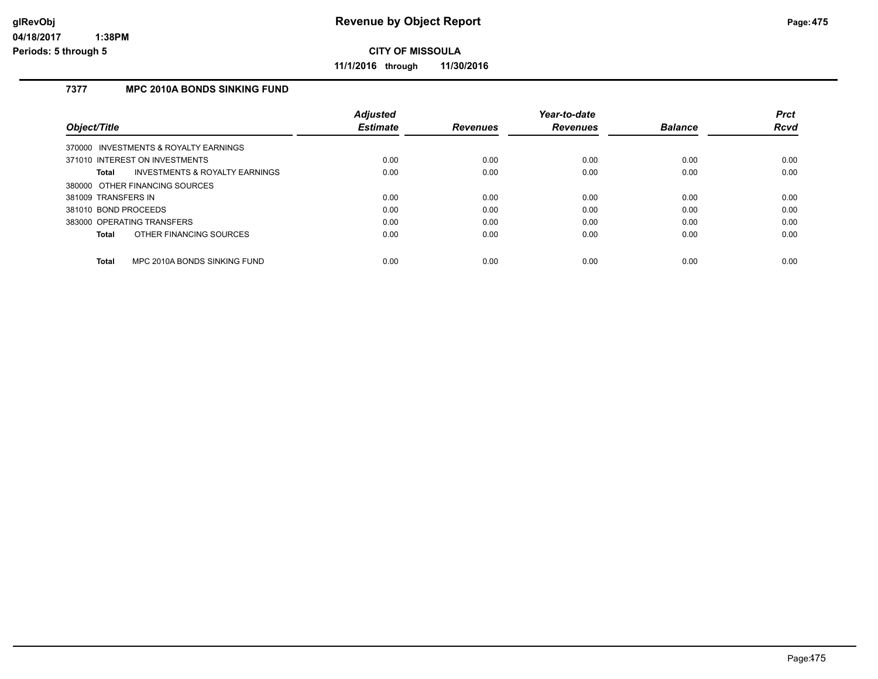# Revenue by Object Report

**CITY OF MISSOULA**

**11/1/2016 through 11/30/2016**

### 7377 MPC 2010A BONDS SINKING FUND

| Object/Title | Adjusted Estimate | Revenues | Year-to-date Revenues | Balance | Prct Rcvd |
|---|---|---|---|---|---|
| 370000 INVESTMENTS & ROYALTY EARNINGS | | | | | |
| 371010 INTEREST ON INVESTMENTS | 0.00 | 0.00 | 0.00 | 0.00 | 0.00 |
| **Total** INVESTMENTS & ROYALTY EARNINGS | 0.00 | 0.00 | 0.00 | 0.00 | 0.00 |
| 380000 OTHER FINANCING SOURCES | | | | | |
| 381009 TRANSFERS IN | 0.00 | 0.00 | 0.00 | 0.00 | 0.00 |
| 381010 BOND PROCEEDS | 0.00 | 0.00 | 0.00 | 0.00 | 0.00 |
| 383000 OPERATING TRANSFERS | 0.00 | 0.00 | 0.00 | 0.00 | 0.00 |
| **Total** OTHER FINANCING SOURCES | 0.00 | 0.00 | 0.00 | 0.00 | 0.00 |
| **Total** MPC 2010A BONDS SINKING FUND | 0.00 | 0.00 | 0.00 | 0.00 | 0.00 |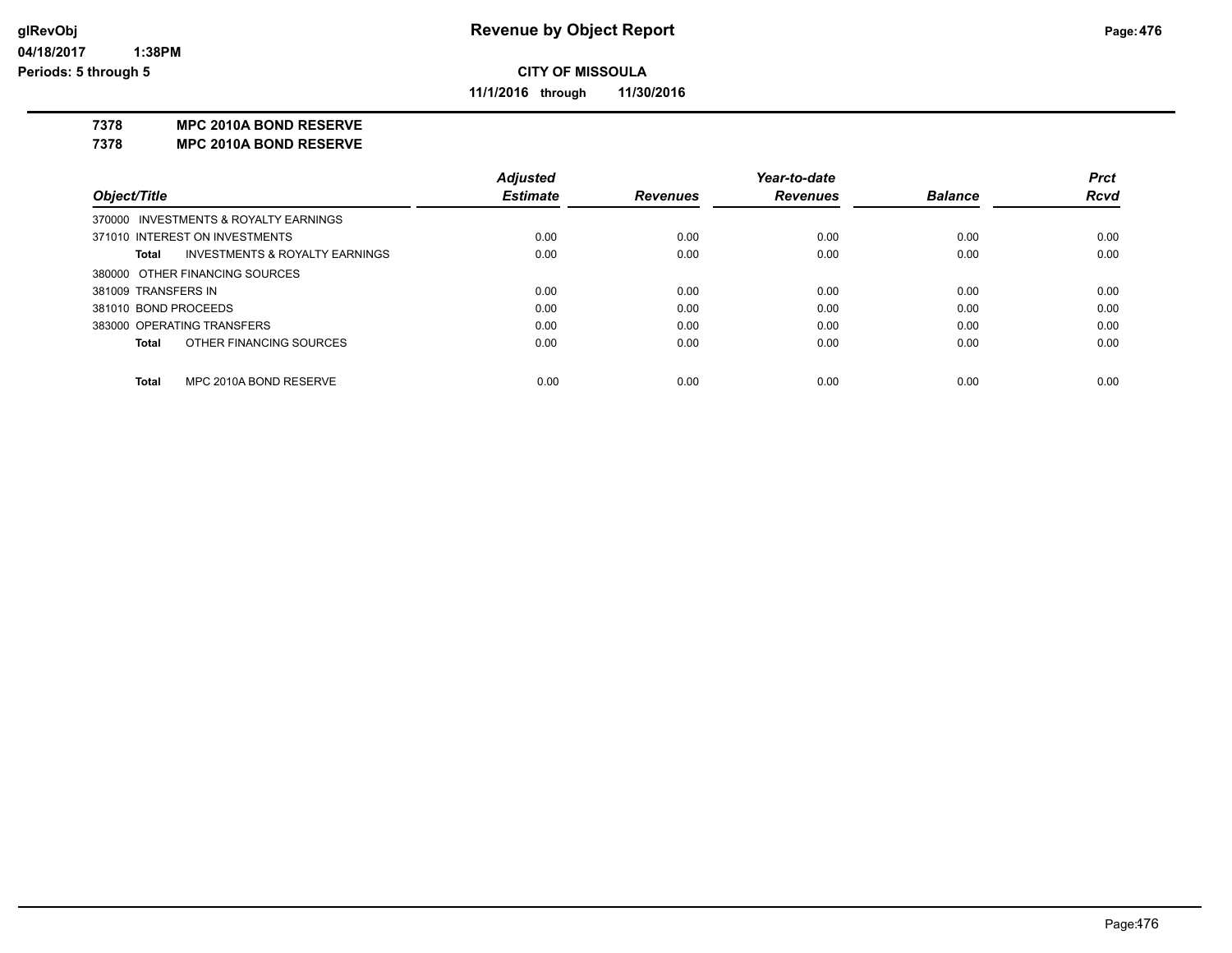**Revenue by Object Report**

**CITY OF MISSOULA**

**11/1/2016 through 11/30/2016**

glRevObj
04/18/2017 1:38PM
Periods: 5 through 5

**7378 MPC 2010A BOND RESERVE**
**7378 MPC 2010A BOND RESERVE**

| Object/Title | Adjusted Estimate | Revenues | Year-to-date Revenues | Balance | Prct Rcvd |
|---|---|---|---|---|---|
| 370000 INVESTMENTS & ROYALTY EARNINGS | | | | | |
| 371010 INTEREST ON INVESTMENTS | 0.00 | 0.00 | 0.00 | 0.00 | 0.00 |
| **Total** INVESTMENTS & ROYALTY EARNINGS | 0.00 | 0.00 | 0.00 | 0.00 | 0.00 |
| 380000 OTHER FINANCING SOURCES | | | | | |
| 381009 TRANSFERS IN | 0.00 | 0.00 | 0.00 | 0.00 | 0.00 |
| 381010 BOND PROCEEDS | 0.00 | 0.00 | 0.00 | 0.00 | 0.00 |
| 383000 OPERATING TRANSFERS | 0.00 | 0.00 | 0.00 | 0.00 | 0.00 |
| **Total** OTHER FINANCING SOURCES | 0.00 | 0.00 | 0.00 | 0.00 | 0.00 |
| **Total** MPC 2010A BOND RESERVE | 0.00 | 0.00 | 0.00 | 0.00 | 0.00 |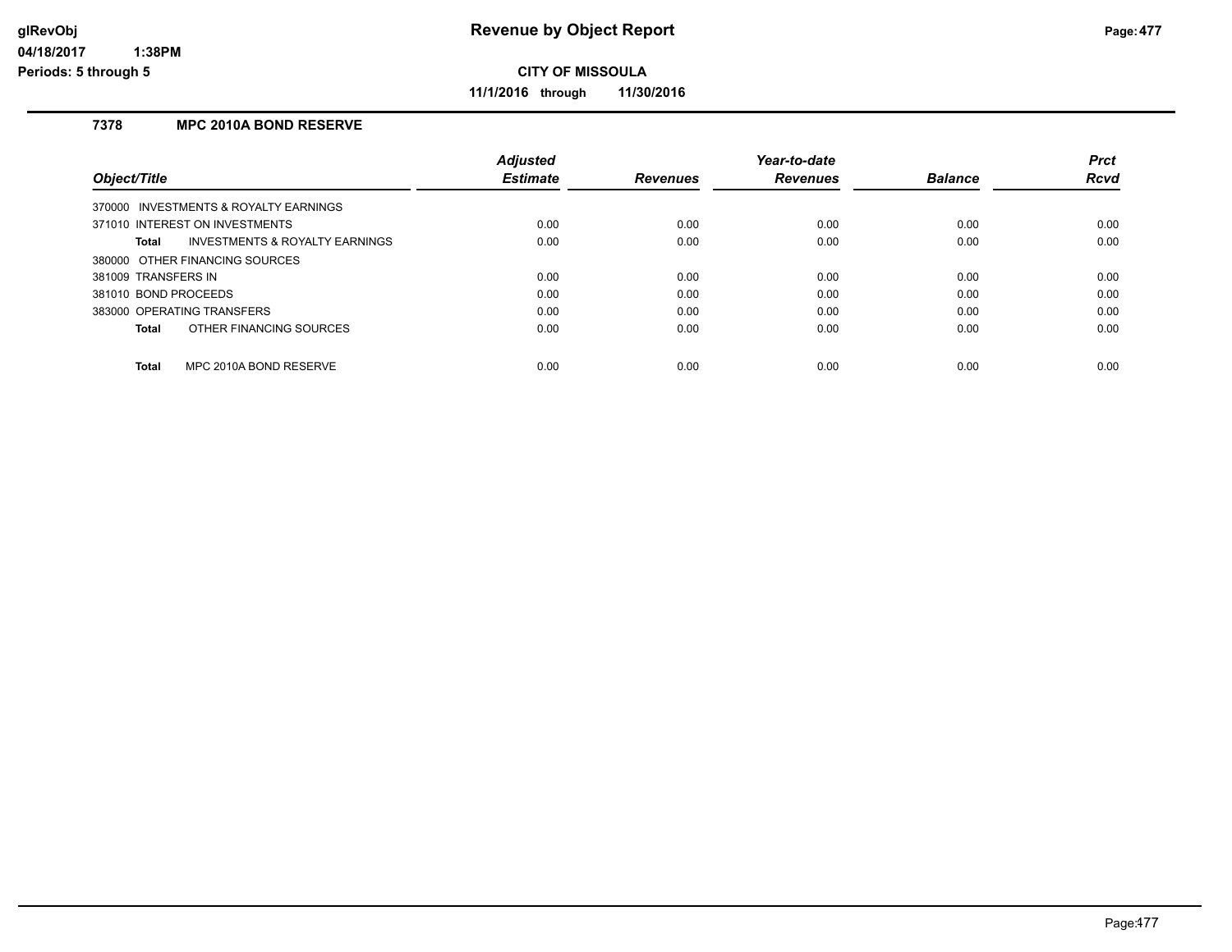# Revenue by Object Report

**CITY OF MISSOULA**

**11/1/2016 through 11/30/2016**

glRevObj
04/18/2017 1:38PM
Periods: 5 through 5

### 7378 MPC 2010A BOND RESERVE

| Object/Title | Adjusted Estimate | Revenues | Year-to-date Revenues | Balance | Prct Rcvd |
|---|---|---|---|---|---|
| 370000 INVESTMENTS & ROYALTY EARNINGS | | | | | |
| 371010 INTEREST ON INVESTMENTS | 0.00 | 0.00 | 0.00 | 0.00 | 0.00 |
| **Total** INVESTMENTS & ROYALTY EARNINGS | 0.00 | 0.00 | 0.00 | 0.00 | 0.00 |
| 380000 OTHER FINANCING SOURCES | | | | | |
| 381009 TRANSFERS IN | 0.00 | 0.00 | 0.00 | 0.00 | 0.00 |
| 381010 BOND PROCEEDS | 0.00 | 0.00 | 0.00 | 0.00 | 0.00 |
| 383000 OPERATING TRANSFERS | 0.00 | 0.00 | 0.00 | 0.00 | 0.00 |
| **Total** OTHER FINANCING SOURCES | 0.00 | 0.00 | 0.00 | 0.00 | 0.00 |
| **Total** MPC 2010A BOND RESERVE | 0.00 | 0.00 | 0.00 | 0.00 | 0.00 |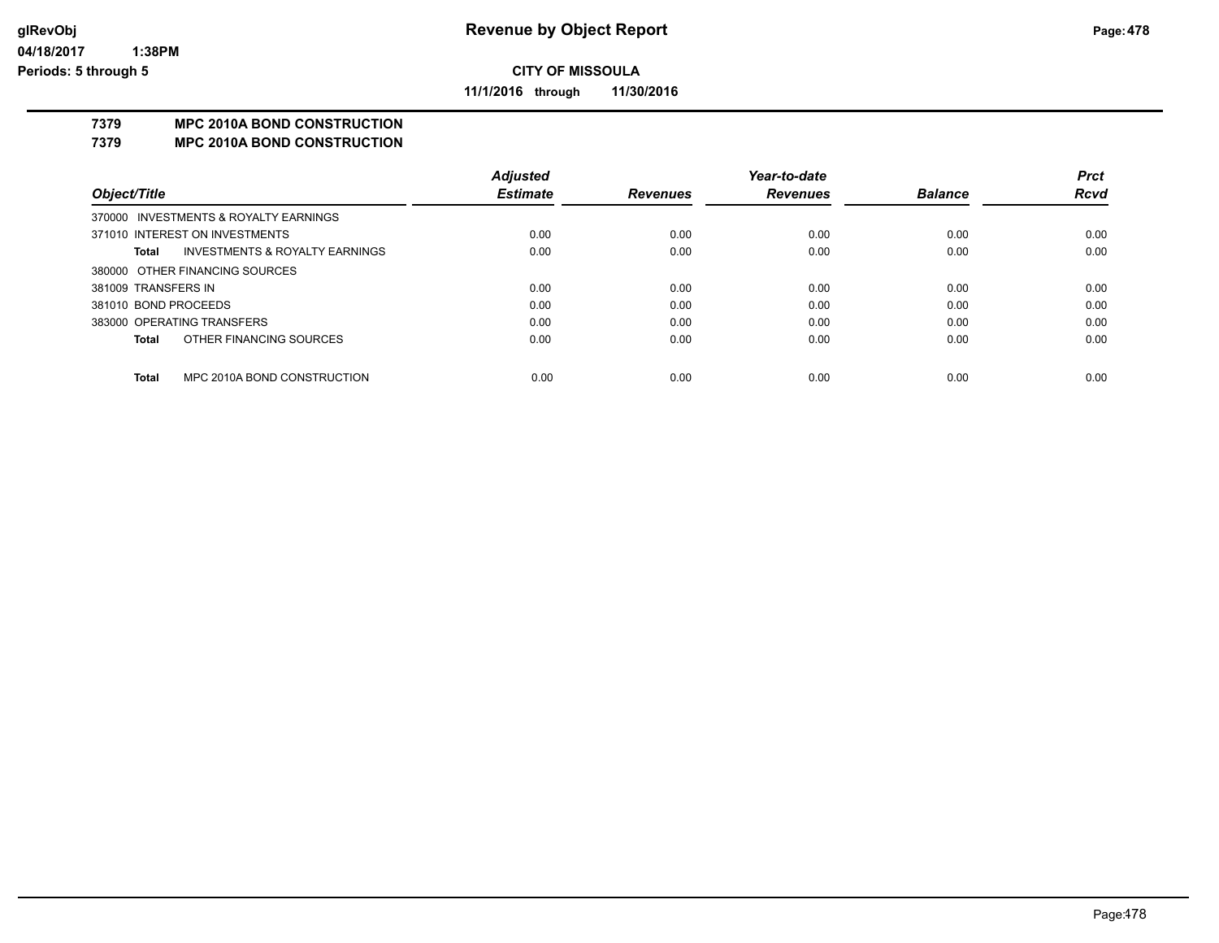**Revenue by Object Report**

**CITY OF MISSOULA**

**11/1/2016 through 11/30/2016**

glRevObj
04/18/2017 1:38PM
Periods: 5 through 5

**7379 MPC 2010A BOND CONSTRUCTION**
**7379 MPC 2010A BOND CONSTRUCTION**

| Object/Title | Adjusted Estimate | Revenues | Year-to-date Revenues | Balance | Prct Rcvd |
|---|---|---|---|---|---|
| 370000 INVESTMENTS & ROYALTY EARNINGS | | | | | |
| 371010 INTEREST ON INVESTMENTS | 0.00 | 0.00 | 0.00 | 0.00 | 0.00 |
| **Total** INVESTMENTS & ROYALTY EARNINGS | 0.00 | 0.00 | 0.00 | 0.00 | 0.00 |
| 380000 OTHER FINANCING SOURCES | | | | | |
| 381009 TRANSFERS IN | 0.00 | 0.00 | 0.00 | 0.00 | 0.00 |
| 381010 BOND PROCEEDS | 0.00 | 0.00 | 0.00 | 0.00 | 0.00 |
| 383000 OPERATING TRANSFERS | 0.00 | 0.00 | 0.00 | 0.00 | 0.00 |
| **Total** OTHER FINANCING SOURCES | 0.00 | 0.00 | 0.00 | 0.00 | 0.00 |
| **Total** MPC 2010A BOND CONSTRUCTION | 0.00 | 0.00 | 0.00 | 0.00 | 0.00 |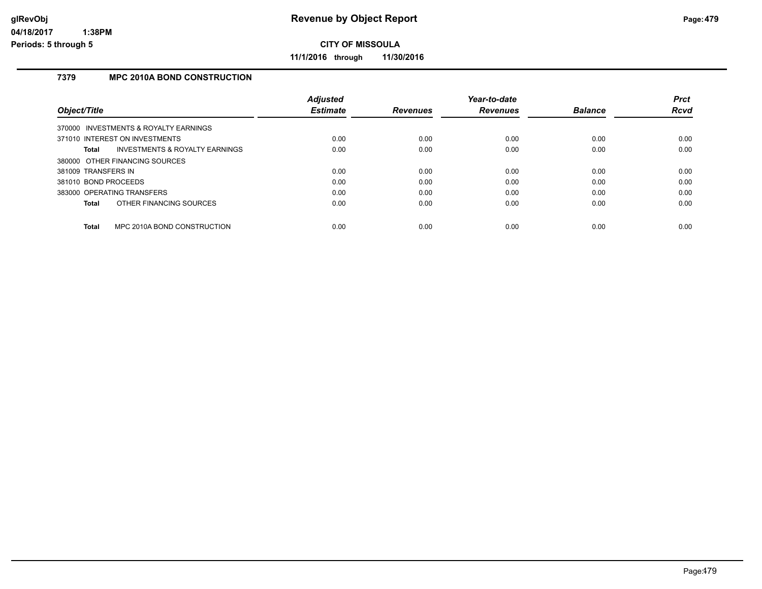**Revenue by Object Report**

**CITY OF MISSOULA**

**11/1/2016 through 11/30/2016**

### 7379 MPC 2010A BOND CONSTRUCTION

| Object/Title | Adjusted Estimate | Revenues | Year-to-date Revenues | Balance | Prct Rcvd |
|---|---|---|---|---|---|
| 370000 INVESTMENTS & ROYALTY EARNINGS | | | | | |
| 371010 INTEREST ON INVESTMENTS | 0.00 | 0.00 | 0.00 | 0.00 | 0.00 |
| **Total** INVESTMENTS & ROYALTY EARNINGS | 0.00 | 0.00 | 0.00 | 0.00 | 0.00 |
| 380000 OTHER FINANCING SOURCES | | | | | |
| 381009 TRANSFERS IN | 0.00 | 0.00 | 0.00 | 0.00 | 0.00 |
| 381010 BOND PROCEEDS | 0.00 | 0.00 | 0.00 | 0.00 | 0.00 |
| 383000 OPERATING TRANSFERS | 0.00 | 0.00 | 0.00 | 0.00 | 0.00 |
| **Total** OTHER FINANCING SOURCES | 0.00 | 0.00 | 0.00 | 0.00 | 0.00 |
| **Total** MPC 2010A BOND CONSTRUCTION | 0.00 | 0.00 | 0.00 | 0.00 | 0.00 |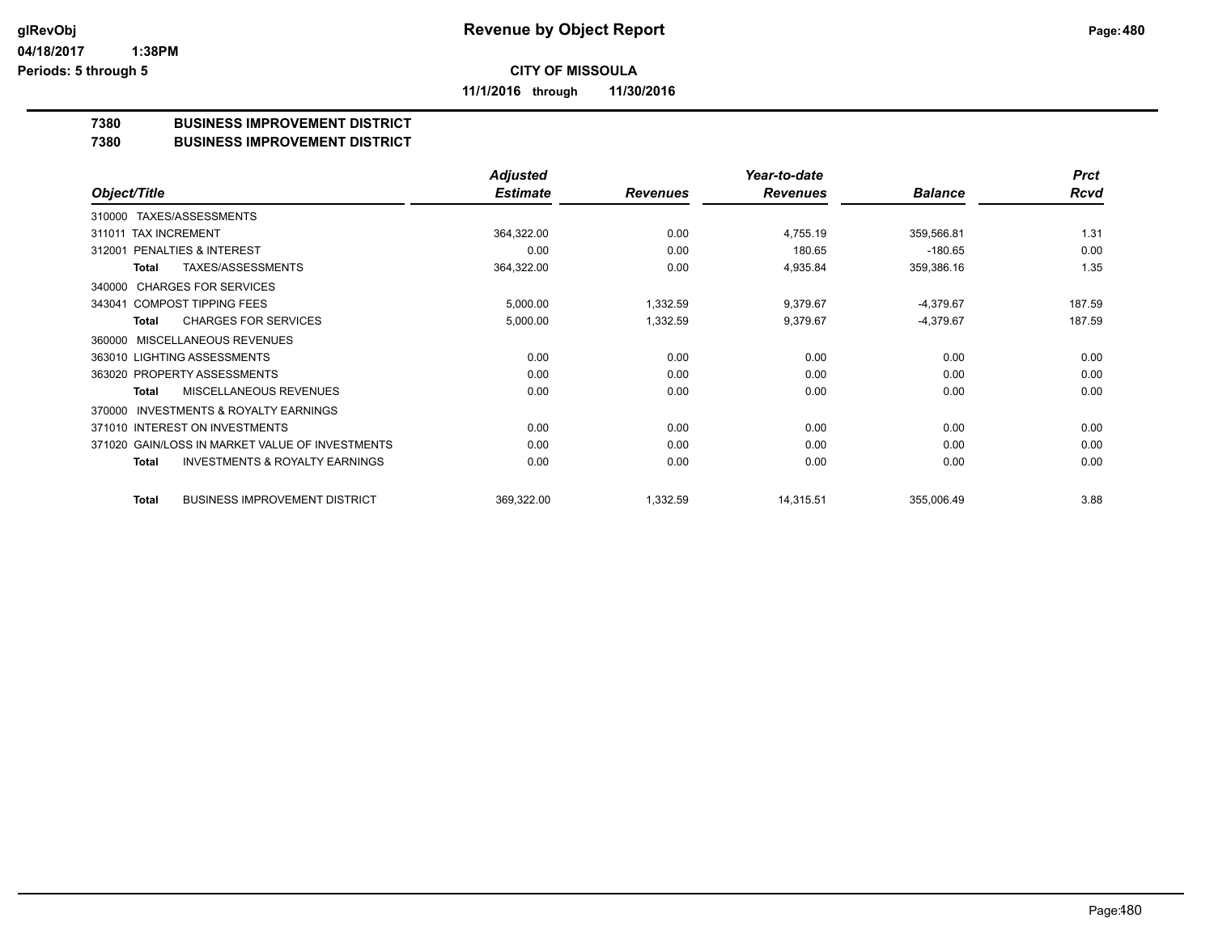**glRevObj**
**04/18/2017 1:38PM**
**Periods: 5 through 5**

# Revenue by Object Report

**CITY OF MISSOULA**

**11/1/2016 through 11/30/2016**

## 7380 BUSINESS IMPROVEMENT DISTRICT
## 7380 BUSINESS IMPROVEMENT DISTRICT

| Object/Title | Adjusted Estimate | Revenues | Year-to-date Revenues | Balance | Prct Rcvd |
|---|---|---|---|---|---|
| 310000 TAXES/ASSESSMENTS | | | | | |
| 311011 TAX INCREMENT | 364,322.00 | 0.00 | 4,755.19 | 359,566.81 | 1.31 |
| 312001 PENALTIES & INTEREST | 0.00 | 0.00 | 180.65 | -180.65 | 0.00 |
| **Total** TAXES/ASSESSMENTS | 364,322.00 | 0.00 | 4,935.84 | 359,386.16 | 1.35 |
| 340000 CHARGES FOR SERVICES | | | | | |
| 343041 COMPOST TIPPING FEES | 5,000.00 | 1,332.59 | 9,379.67 | -4,379.67 | 187.59 |
| **Total** CHARGES FOR SERVICES | 5,000.00 | 1,332.59 | 9,379.67 | -4,379.67 | 187.59 |
| 360000 MISCELLANEOUS REVENUES | | | | | |
| 363010 LIGHTING ASSESSMENTS | 0.00 | 0.00 | 0.00 | 0.00 | 0.00 |
| 363020 PROPERTY ASSESSMENTS | 0.00 | 0.00 | 0.00 | 0.00 | 0.00 |
| **Total** MISCELLANEOUS REVENUES | 0.00 | 0.00 | 0.00 | 0.00 | 0.00 |
| 370000 INVESTMENTS & ROYALTY EARNINGS | | | | | |
| 371010 INTEREST ON INVESTMENTS | 0.00 | 0.00 | 0.00 | 0.00 | 0.00 |
| 371020 GAIN/LOSS IN MARKET VALUE OF INVESTMENTS | 0.00 | 0.00 | 0.00 | 0.00 | 0.00 |
| **Total** INVESTMENTS & ROYALTY EARNINGS | 0.00 | 0.00 | 0.00 | 0.00 | 0.00 |
| **Total** BUSINESS IMPROVEMENT DISTRICT | 369,322.00 | 1,332.59 | 14,315.51 | 355,006.49 | 3.88 |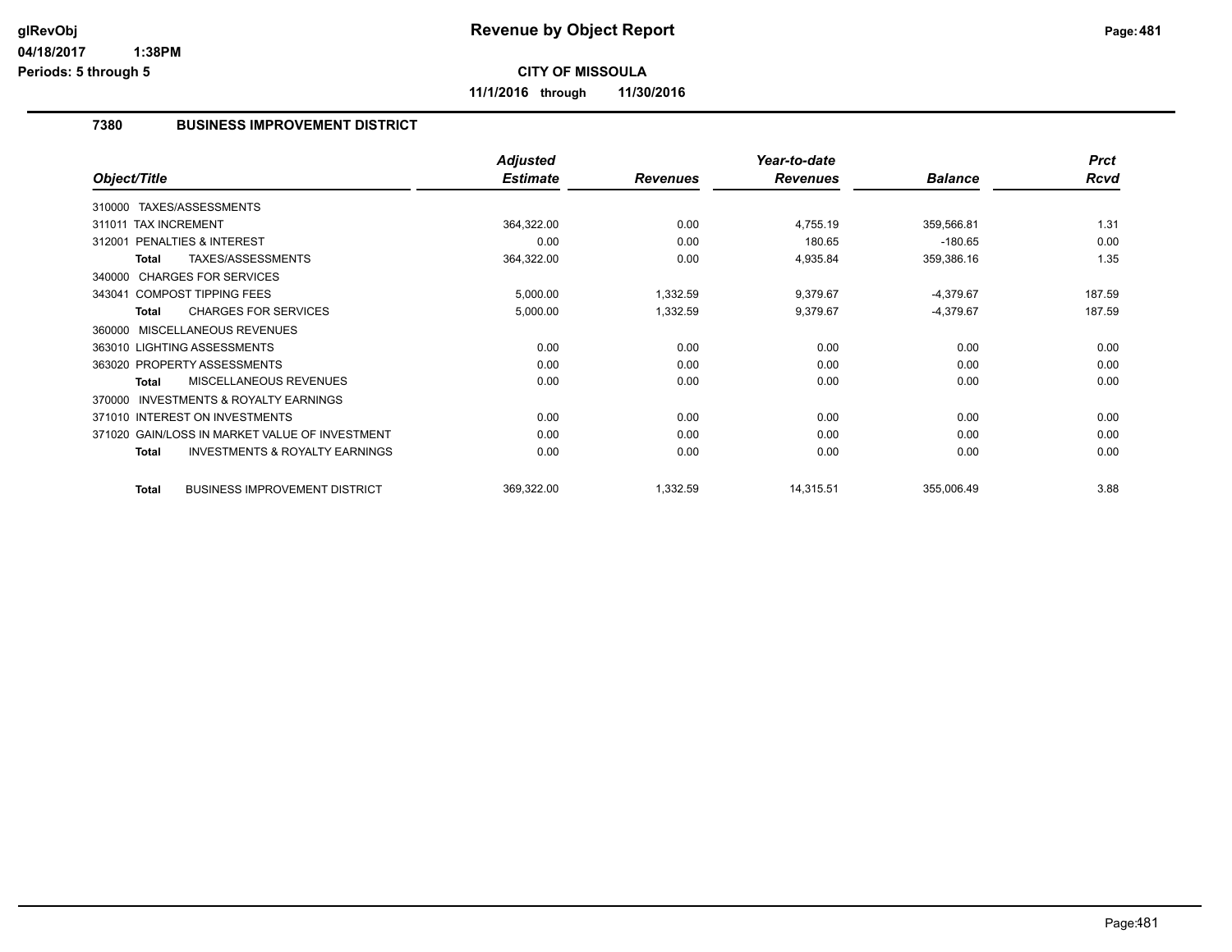# Revenue by Object Report

**CITY OF MISSOULA**

**11/1/2016 through 11/30/2016**

### 7380 BUSINESS IMPROVEMENT DISTRICT

| Object/Title | Adjusted Estimate | Revenues | Year-to-date Revenues | Balance | Prct Rcvd |
|---|---|---|---|---|---|
| 310000 TAXES/ASSESSMENTS | | | | | |
| 311011 TAX INCREMENT | 364,322.00 | 0.00 | 4,755.19 | 359,566.81 | 1.31 |
| 312001 PENALTIES & INTEREST | 0.00 | 0.00 | 180.65 | -180.65 | 0.00 |
| **Total** TAXES/ASSESSMENTS | 364,322.00 | 0.00 | 4,935.84 | 359,386.16 | 1.35 |
| 340000 CHARGES FOR SERVICES | | | | | |
| 343041 COMPOST TIPPING FEES | 5,000.00 | 1,332.59 | 9,379.67 | -4,379.67 | 187.59 |
| **Total** CHARGES FOR SERVICES | 5,000.00 | 1,332.59 | 9,379.67 | -4,379.67 | 187.59 |
| 360000 MISCELLANEOUS REVENUES | | | | | |
| 363010 LIGHTING ASSESSMENTS | 0.00 | 0.00 | 0.00 | 0.00 | 0.00 |
| 363020 PROPERTY ASSESSMENTS | 0.00 | 0.00 | 0.00 | 0.00 | 0.00 |
| **Total** MISCELLANEOUS REVENUES | 0.00 | 0.00 | 0.00 | 0.00 | 0.00 |
| 370000 INVESTMENTS & ROYALTY EARNINGS | | | | | |
| 371010 INTEREST ON INVESTMENTS | 0.00 | 0.00 | 0.00 | 0.00 | 0.00 |
| 371020 GAIN/LOSS IN MARKET VALUE OF INVESTMENT | 0.00 | 0.00 | 0.00 | 0.00 | 0.00 |
| **Total** INVESTMENTS & ROYALTY EARNINGS | 0.00 | 0.00 | 0.00 | 0.00 | 0.00 |
| **Total** BUSINESS IMPROVEMENT DISTRICT | 369,322.00 | 1,332.59 | 14,315.51 | 355,006.49 | 3.88 |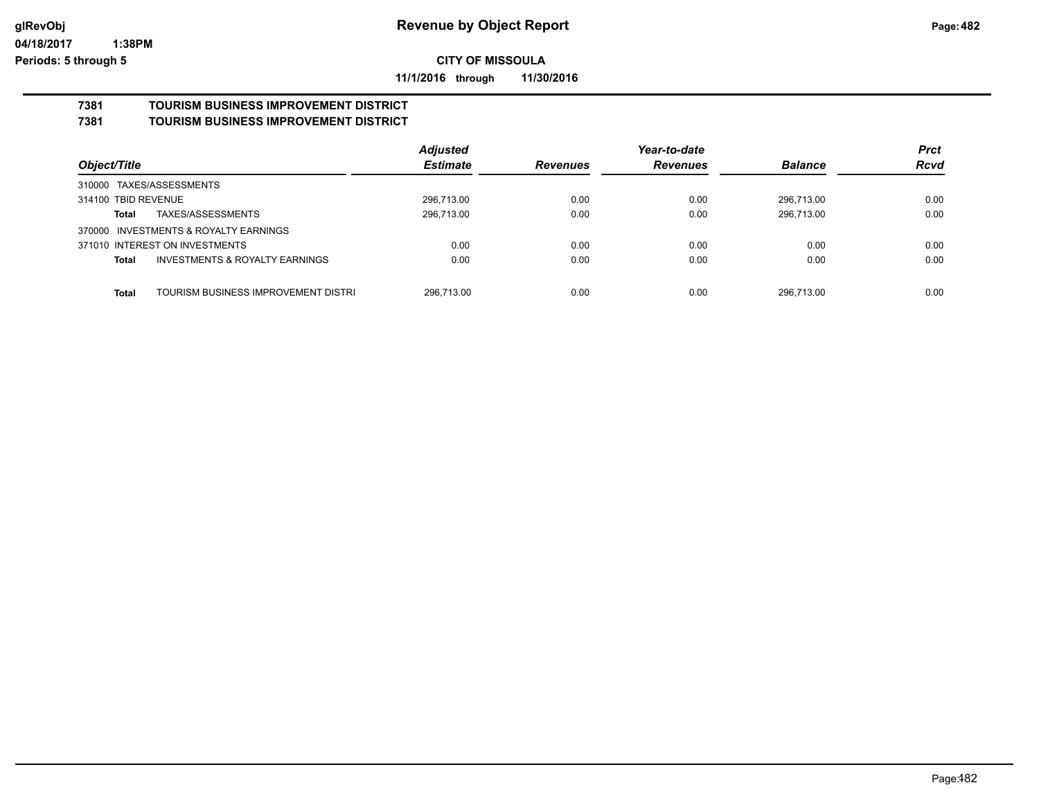**glRevObj**
**04/18/2017 1:38PM**
**Periods: 5 through 5**

# Revenue by Object Report

**CITY OF MISSOULA**

**11/1/2016 through 11/30/2016**

## 7381 TOURISM BUSINESS IMPROVEMENT DISTRICT
## 7381 TOURISM BUSINESS IMPROVEMENT DISTRICT

| Object/Title | | Adjusted Estimate | Revenues | Year-to-date Revenues | Balance | Prct Rcvd |
|---|---|---|---|---|---|---|
| 310000 TAXES/ASSESSMENTS | | | | | | |
| 314100 TBID REVENUE | | 296,713.00 | 0.00 | 0.00 | 296,713.00 | 0.00 |
| **Total** | TAXES/ASSESSMENTS | 296,713.00 | 0.00 | 0.00 | 296,713.00 | 0.00 |
| 370000 INVESTMENTS & ROYALTY EARNINGS | | | | | | |
| 371010 INTEREST ON INVESTMENTS | | 0.00 | 0.00 | 0.00 | 0.00 | 0.00 |
| **Total** | INVESTMENTS & ROYALTY EARNINGS | 0.00 | 0.00 | 0.00 | 0.00 | 0.00 |
| **Total** | TOURISM BUSINESS IMPROVEMENT DISTRI | 296,713.00 | 0.00 | 0.00 | 296,713.00 | 0.00 |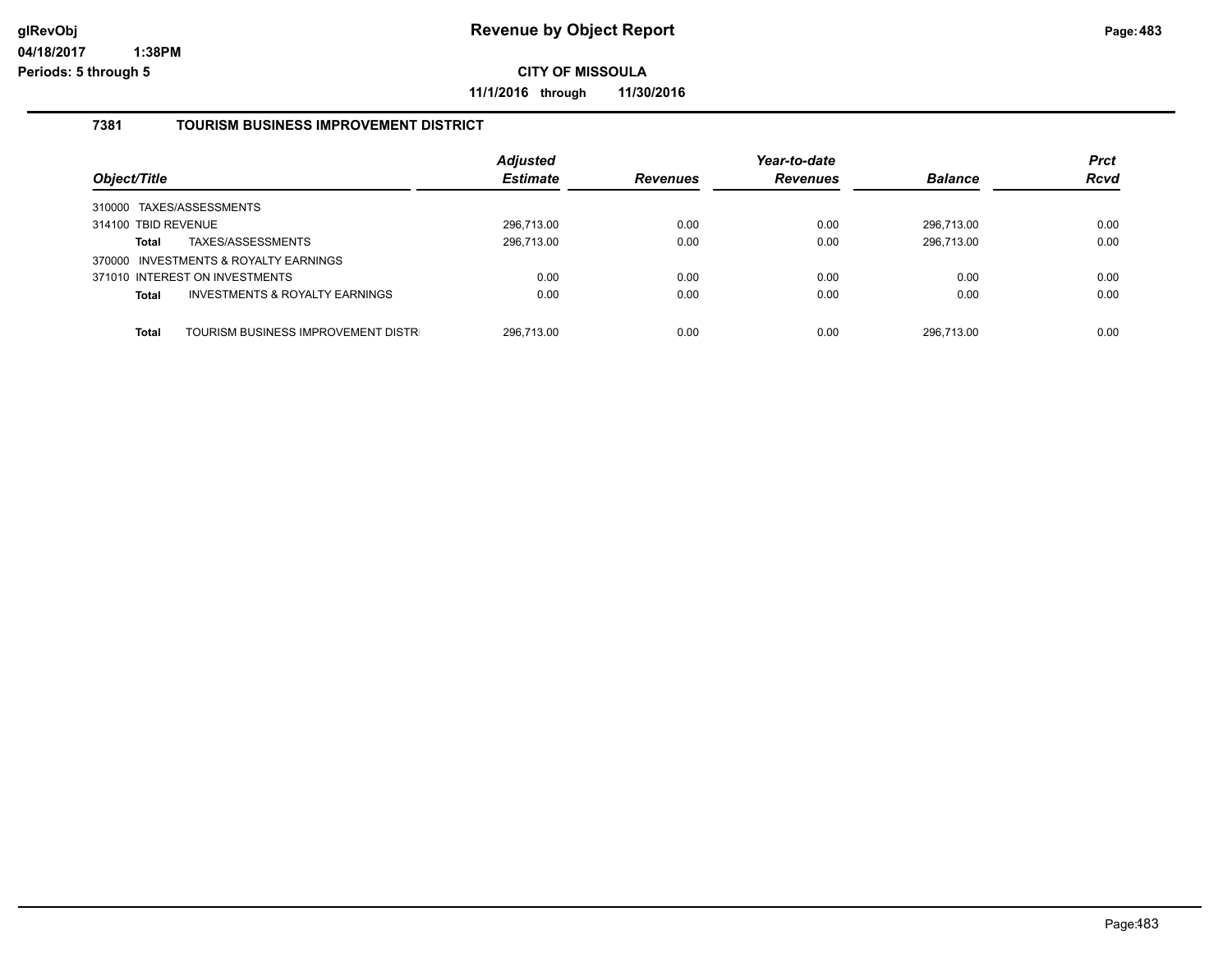# Revenue by Object Report

**CITY OF MISSOULA**

**11/1/2016 through 11/30/2016**

glRevObj
04/18/2017 1:38PM
Periods: 5 through 5

## 7381 TOURISM BUSINESS IMPROVEMENT DISTRICT

| Object/Title | | Adjusted Estimate | Revenues | Year-to-date Revenues | Balance | Prct Rcvd |
|---|---|---|---|---|---|---|
| 310000 TAXES/ASSESSMENTS | | | | | | |
| 314100 TBID REVENUE | | 296,713.00 | 0.00 | 0.00 | 296,713.00 | 0.00 |
| **Total** | TAXES/ASSESSMENTS | 296,713.00 | 0.00 | 0.00 | 296,713.00 | 0.00 |
| 370000 INVESTMENTS & ROYALTY EARNINGS | | | | | | |
| 371010 INTEREST ON INVESTMENTS | | 0.00 | 0.00 | 0.00 | 0.00 | 0.00 |
| **Total** | INVESTMENTS & ROYALTY EARNINGS | 0.00 | 0.00 | 0.00 | 0.00 | 0.00 |
| **Total** | TOURISM BUSINESS IMPROVEMENT DISTR | 296,713.00 | 0.00 | 0.00 | 296,713.00 | 0.00 |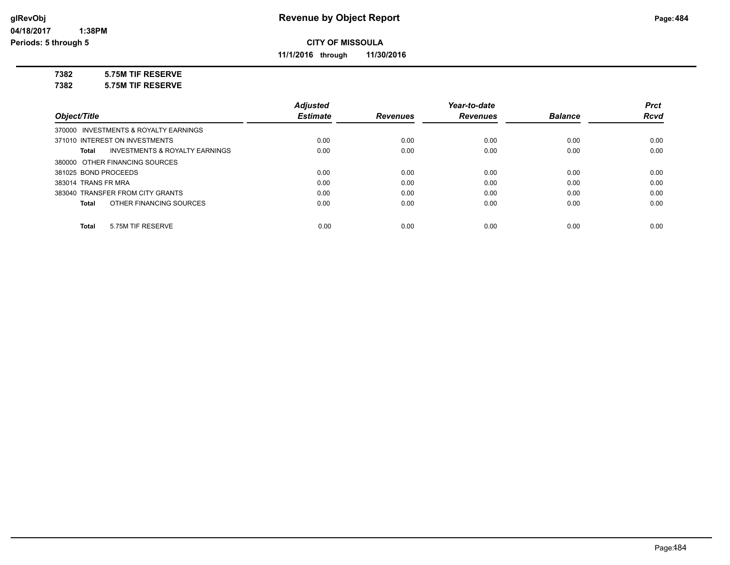# Revenue by Object Report

glRevObj
04/18/2017 1:38PM
Periods: 5 through 5

**CITY OF MISSOULA**

**11/1/2016 through 11/30/2016**

**7382 5.75M TIF RESERVE**
**7382 5.75M TIF RESERVE**

| Object/Title | Adjusted Estimate | Revenues | Year-to-date Revenues | Balance | Prct Rcvd |
|---|---|---|---|---|---|
| 370000 INVESTMENTS & ROYALTY EARNINGS | | | | | |
| 371010 INTEREST ON INVESTMENTS | 0.00 | 0.00 | 0.00 | 0.00 | 0.00 |
| **Total** INVESTMENTS & ROYALTY EARNINGS | 0.00 | 0.00 | 0.00 | 0.00 | 0.00 |
| 380000 OTHER FINANCING SOURCES | | | | | |
| 381025 BOND PROCEEDS | 0.00 | 0.00 | 0.00 | 0.00 | 0.00 |
| 383014 TRANS FR MRA | 0.00 | 0.00 | 0.00 | 0.00 | 0.00 |
| 383040 TRANSFER FROM CITY GRANTS | 0.00 | 0.00 | 0.00 | 0.00 | 0.00 |
| **Total** OTHER FINANCING SOURCES | 0.00 | 0.00 | 0.00 | 0.00 | 0.00 |
| **Total** 5.75M TIF RESERVE | 0.00 | 0.00 | 0.00 | 0.00 | 0.00 |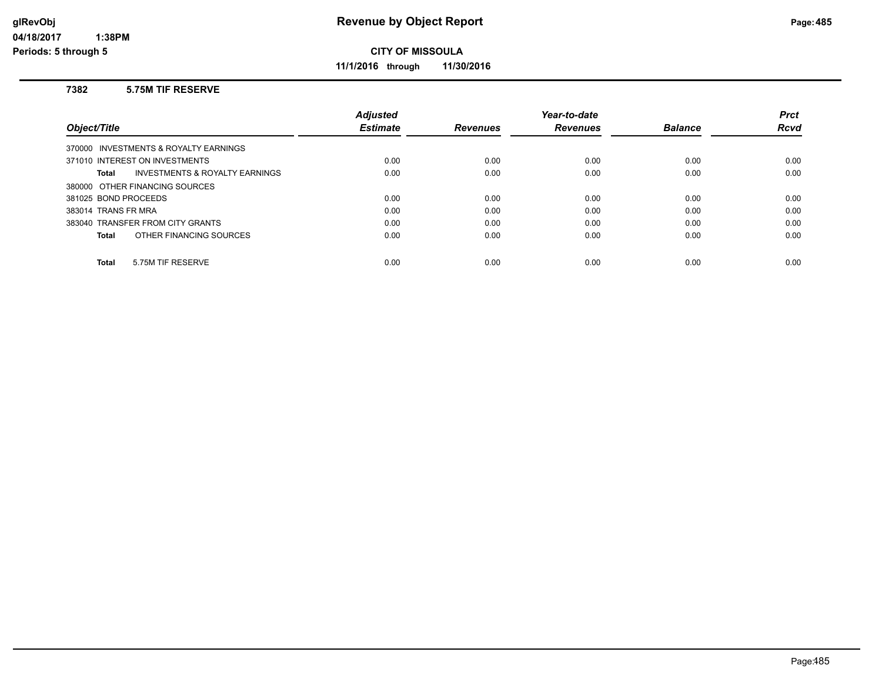# Revenue by Object Report

glRevObj
04/18/2017 1:38PM
Periods: 5 through 5

**CITY OF MISSOULA**

**11/1/2016 through 11/30/2016**

### 7382 5.75M TIF RESERVE

| Object/Title | Adjusted Estimate | Revenues | Year-to-date Revenues | Balance | Prct Rcvd |
|---|---|---|---|---|---|
| 370000 INVESTMENTS & ROYALTY EARNINGS | | | | | |
| 371010 INTEREST ON INVESTMENTS | 0.00 | 0.00 | 0.00 | 0.00 | 0.00 |
| **Total** INVESTMENTS & ROYALTY EARNINGS | 0.00 | 0.00 | 0.00 | 0.00 | 0.00 |
| 380000 OTHER FINANCING SOURCES | | | | | |
| 381025 BOND PROCEEDS | 0.00 | 0.00 | 0.00 | 0.00 | 0.00 |
| 383014 TRANS FR MRA | 0.00 | 0.00 | 0.00 | 0.00 | 0.00 |
| 383040 TRANSFER FROM CITY GRANTS | 0.00 | 0.00 | 0.00 | 0.00 | 0.00 |
| **Total** OTHER FINANCING SOURCES | 0.00 | 0.00 | 0.00 | 0.00 | 0.00 |
| **Total** 5.75M TIF RESERVE | 0.00 | 0.00 | 0.00 | 0.00 | 0.00 |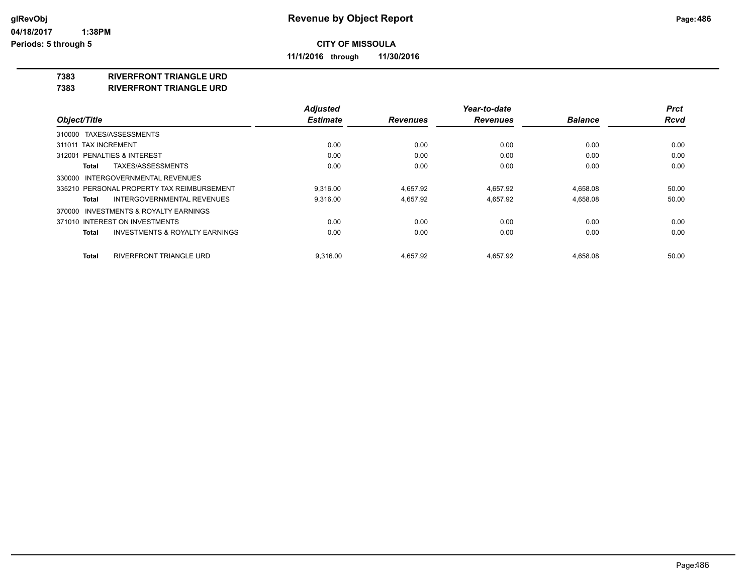**CITY OF MISSOULA**

**11/1/2016 through 11/30/2016**

**7383 RIVERFRONT TRIANGLE URD**

**7383 RIVERFRONT TRIANGLE URD**

| Object/Title | Adjusted Estimate | Revenues | Year-to-date Revenues | Balance | Prct Rcvd |
|---|---|---|---|---|---|
| 310000 TAXES/ASSESSMENTS | | | | | |
| 311011 TAX INCREMENT | 0.00 | 0.00 | 0.00 | 0.00 | 0.00 |
| 312001 PENALTIES & INTEREST | 0.00 | 0.00 | 0.00 | 0.00 | 0.00 |
| **Total** TAXES/ASSESSMENTS | 0.00 | 0.00 | 0.00 | 0.00 | 0.00 |
| 330000 INTERGOVERNMENTAL REVENUES | | | | | |
| 335210 PERSONAL PROPERTY TAX REIMBURSEMENT | 9,316.00 | 4,657.92 | 4,657.92 | 4,658.08 | 50.00 |
| **Total** INTERGOVERNMENTAL REVENUES | 9,316.00 | 4,657.92 | 4,657.92 | 4,658.08 | 50.00 |
| 370000 INVESTMENTS & ROYALTY EARNINGS | | | | | |
| 371010 INTEREST ON INVESTMENTS | 0.00 | 0.00 | 0.00 | 0.00 | 0.00 |
| **Total** INVESTMENTS & ROYALTY EARNINGS | 0.00 | 0.00 | 0.00 | 0.00 | 0.00 |
| **Total** RIVERFRONT TRIANGLE URD | 9,316.00 | 4,657.92 | 4,657.92 | 4,658.08 | 50.00 |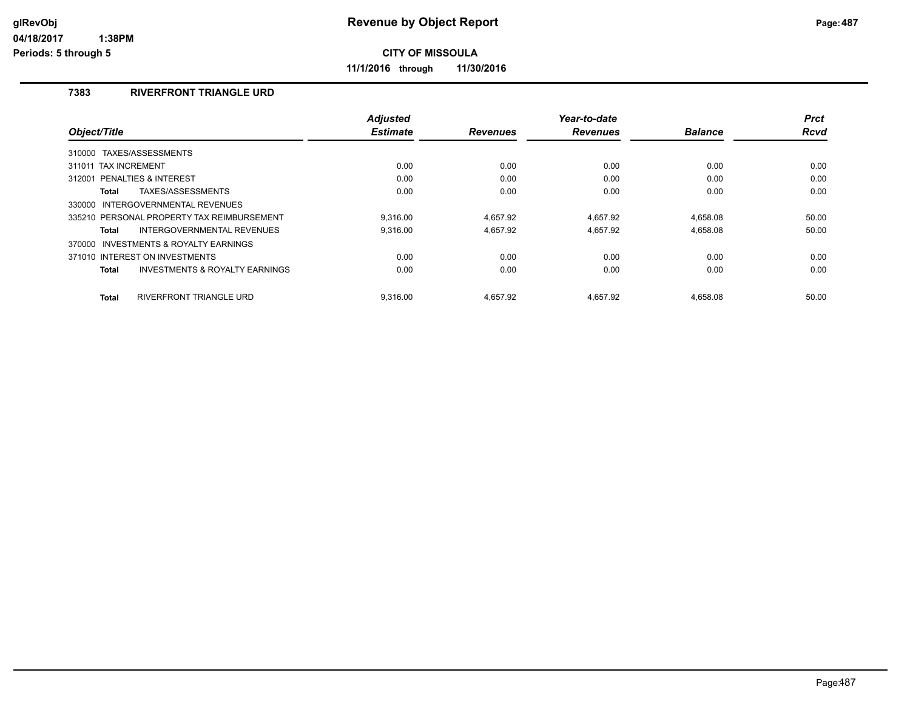# Revenue by Object Report

**CITY OF MISSOULA**

**11/1/2016 through 11/30/2016**

glRevObj
04/18/2017 1:38PM
Periods: 5 through 5

## 7383 RIVERFRONT TRIANGLE URD

| Object/Title | Adjusted Estimate | Revenues | Year-to-date Revenues | Balance | Prct Rcvd |
|---|---|---|---|---|---|
| 310000 TAXES/ASSESSMENTS | | | | | |
| 311011 TAX INCREMENT | 0.00 | 0.00 | 0.00 | 0.00 | 0.00 |
| 312001 PENALTIES & INTEREST | 0.00 | 0.00 | 0.00 | 0.00 | 0.00 |
| **Total** TAXES/ASSESSMENTS | 0.00 | 0.00 | 0.00 | 0.00 | 0.00 |
| 330000 INTERGOVERNMENTAL REVENUES | | | | | |
| 335210 PERSONAL PROPERTY TAX REIMBURSEMENT | 9,316.00 | 4,657.92 | 4,657.92 | 4,658.08 | 50.00 |
| **Total** INTERGOVERNMENTAL REVENUES | 9,316.00 | 4,657.92 | 4,657.92 | 4,658.08 | 50.00 |
| 370000 INVESTMENTS & ROYALTY EARNINGS | | | | | |
| 371010 INTEREST ON INVESTMENTS | 0.00 | 0.00 | 0.00 | 0.00 | 0.00 |
| **Total** INVESTMENTS & ROYALTY EARNINGS | 0.00 | 0.00 | 0.00 | 0.00 | 0.00 |
| **Total** RIVERFRONT TRIANGLE URD | 9,316.00 | 4,657.92 | 4,657.92 | 4,658.08 | 50.00 |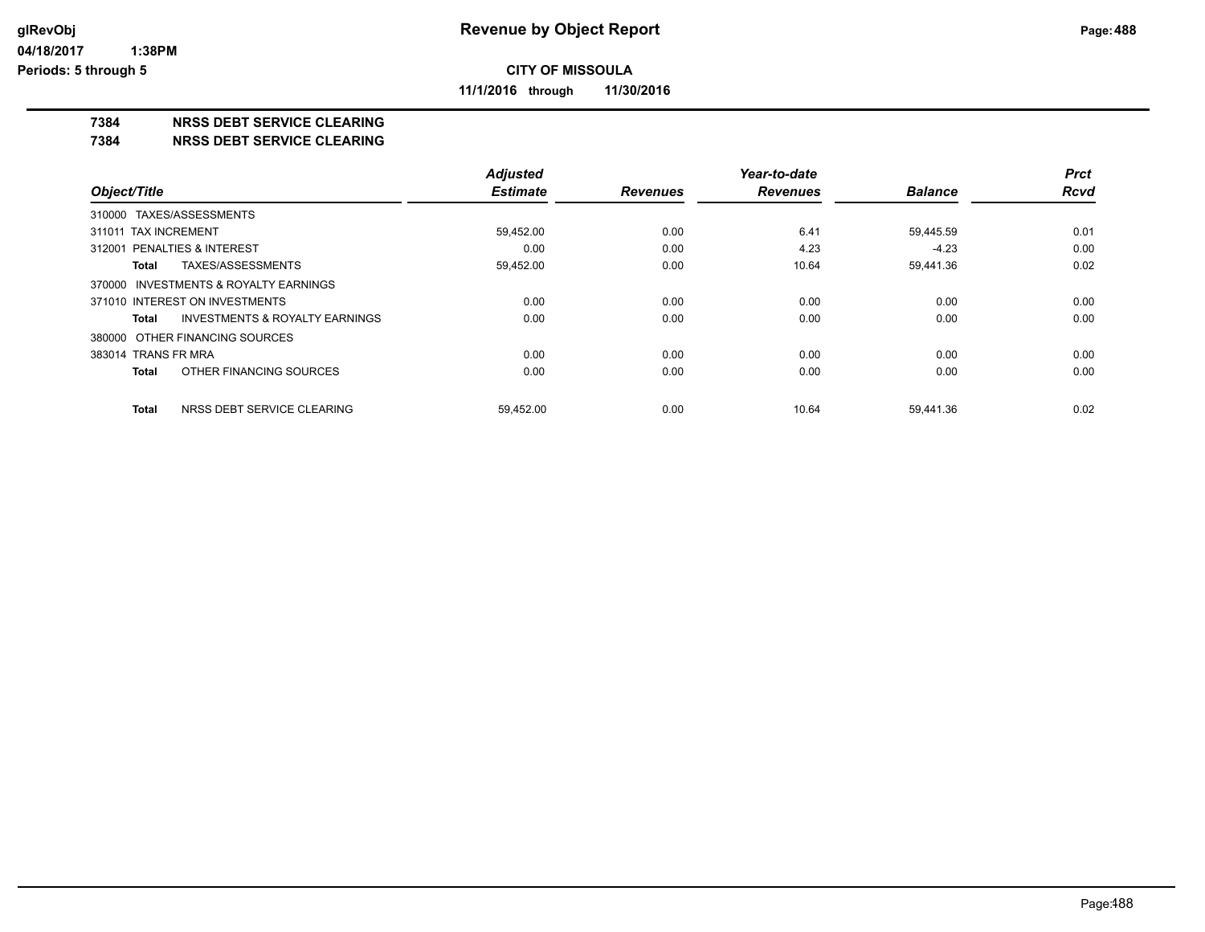**Revenue by Object Report**

glRevObj
04/18/2017 1:38PM
Periods: 5 through 5

**CITY OF MISSOULA**

**11/1/2016 through 11/30/2016**

## 7384 NRSS DEBT SERVICE CLEARING
## 7384 NRSS DEBT SERVICE CLEARING

| Object/Title | Adjusted Estimate | Revenues | Year-to-date Revenues | Balance | Prct Rcvd |
|---|---|---|---|---|---|
| 310000 TAXES/ASSESSMENTS | | | | | |
| 311011 TAX INCREMENT | 59,452.00 | 0.00 | 6.41 | 59,445.59 | 0.01 |
| 312001 PENALTIES & INTEREST | 0.00 | 0.00 | 4.23 | -4.23 | 0.00 |
| **Total** TAXES/ASSESSMENTS | 59,452.00 | 0.00 | 10.64 | 59,441.36 | 0.02 |
| 370000 INVESTMENTS & ROYALTY EARNINGS | | | | | |
| 371010 INTEREST ON INVESTMENTS | 0.00 | 0.00 | 0.00 | 0.00 | 0.00 |
| **Total** INVESTMENTS & ROYALTY EARNINGS | 0.00 | 0.00 | 0.00 | 0.00 | 0.00 |
| 380000 OTHER FINANCING SOURCES | | | | | |
| 383014 TRANS FR MRA | 0.00 | 0.00 | 0.00 | 0.00 | 0.00 |
| **Total** OTHER FINANCING SOURCES | 0.00 | 0.00 | 0.00 | 0.00 | 0.00 |
| **Total** NRSS DEBT SERVICE CLEARING | 59,452.00 | 0.00 | 10.64 | 59,441.36 | 0.02 |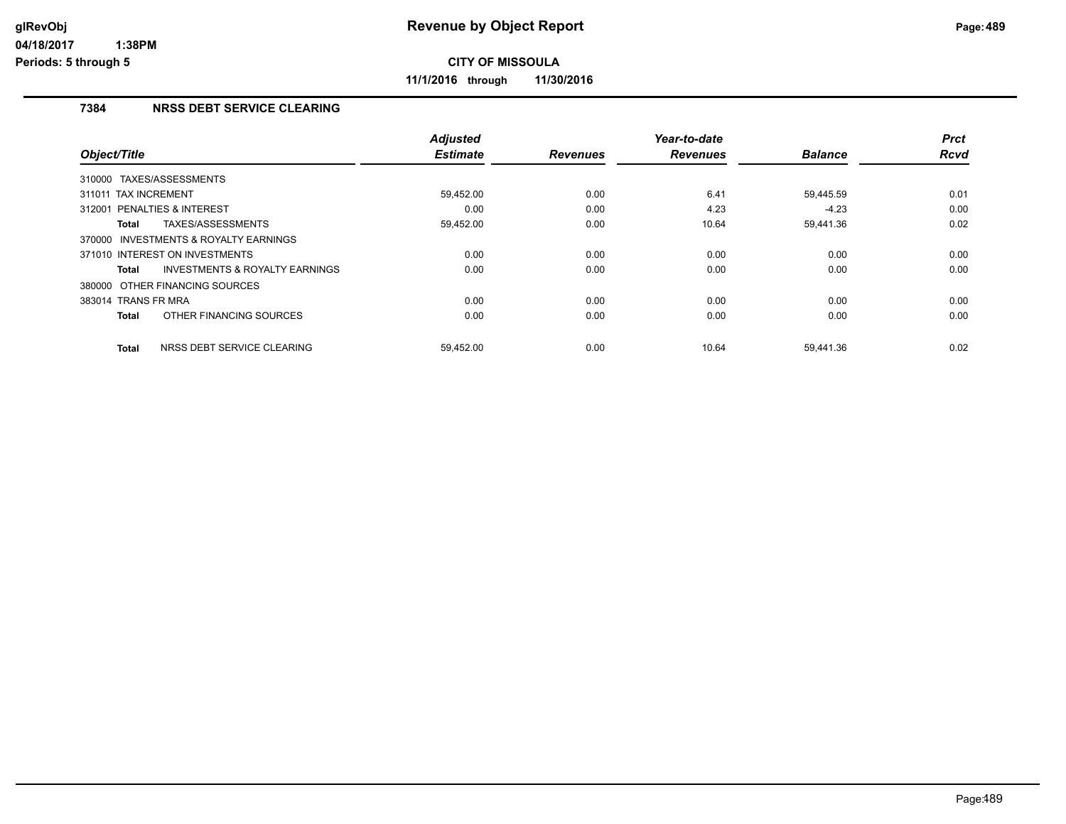# Revenue by Object Report

glRevObj
04/18/2017 1:38PM
Periods: 5 through 5

**CITY OF MISSOULA**

**11/1/2016 through 11/30/2016**

### 7384 NRSS DEBT SERVICE CLEARING

| Object/Title | Adjusted Estimate | Revenues | Year-to-date Revenues | Balance | Prct Rcvd |
|---|---|---|---|---|---|
| 310000 TAXES/ASSESSMENTS | | | | | |
| 311011 TAX INCREMENT | 59,452.00 | 0.00 | 6.41 | 59,445.59 | 0.01 |
| 312001 PENALTIES & INTEREST | 0.00 | 0.00 | 4.23 | -4.23 | 0.00 |
| **Total** TAXES/ASSESSMENTS | 59,452.00 | 0.00 | 10.64 | 59,441.36 | 0.02 |
| 370000 INVESTMENTS & ROYALTY EARNINGS | | | | | |
| 371010 INTEREST ON INVESTMENTS | 0.00 | 0.00 | 0.00 | 0.00 | 0.00 |
| **Total** INVESTMENTS & ROYALTY EARNINGS | 0.00 | 0.00 | 0.00 | 0.00 | 0.00 |
| 380000 OTHER FINANCING SOURCES | | | | | |
| 383014 TRANS FR MRA | 0.00 | 0.00 | 0.00 | 0.00 | 0.00 |
| **Total** OTHER FINANCING SOURCES | 0.00 | 0.00 | 0.00 | 0.00 | 0.00 |
| **Total** NRSS DEBT SERVICE CLEARING | 59,452.00 | 0.00 | 10.64 | 59,441.36 | 0.02 |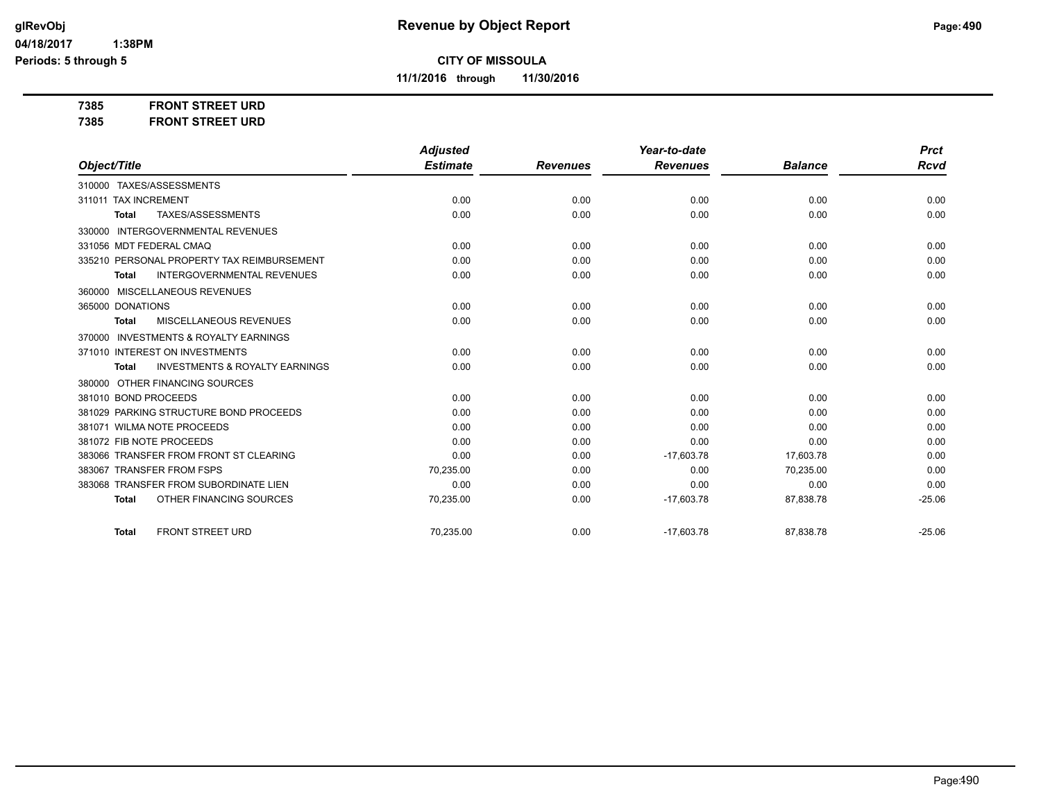# Revenue by Object Report

**CITY OF MISSOULA**

**11/1/2016 through 11/30/2016**

glRevObj
04/18/2017 1:38PM
Periods: 5 through 5

**7385 FRONT STREET URD**
**7385 FRONT STREET URD**

| Object/Title | Adjusted Estimate | Revenues | Year-to-date Revenues | Balance | Prct Rcvd |
|---|---|---|---|---|---|
| 310000 TAXES/ASSESSMENTS | | | | | |
| 311011 TAX INCREMENT | 0.00 | 0.00 | 0.00 | 0.00 | 0.00 |
| **Total** TAXES/ASSESSMENTS | 0.00 | 0.00 | 0.00 | 0.00 | 0.00 |
| 330000 INTERGOVERNMENTAL REVENUES | | | | | |
| 331056 MDT FEDERAL CMAQ | 0.00 | 0.00 | 0.00 | 0.00 | 0.00 |
| 335210 PERSONAL PROPERTY TAX REIMBURSEMENT | 0.00 | 0.00 | 0.00 | 0.00 | 0.00 |
| **Total** INTERGOVERNMENTAL REVENUES | 0.00 | 0.00 | 0.00 | 0.00 | 0.00 |
| 360000 MISCELLANEOUS REVENUES | | | | | |
| 365000 DONATIONS | 0.00 | 0.00 | 0.00 | 0.00 | 0.00 |
| **Total** MISCELLANEOUS REVENUES | 0.00 | 0.00 | 0.00 | 0.00 | 0.00 |
| 370000 INVESTMENTS & ROYALTY EARNINGS | | | | | |
| 371010 INTEREST ON INVESTMENTS | 0.00 | 0.00 | 0.00 | 0.00 | 0.00 |
| **Total** INVESTMENTS & ROYALTY EARNINGS | 0.00 | 0.00 | 0.00 | 0.00 | 0.00 |
| 380000 OTHER FINANCING SOURCES | | | | | |
| 381010 BOND PROCEEDS | 0.00 | 0.00 | 0.00 | 0.00 | 0.00 |
| 381029 PARKING STRUCTURE BOND PROCEEDS | 0.00 | 0.00 | 0.00 | 0.00 | 0.00 |
| 381071 WILMA NOTE PROCEEDS | 0.00 | 0.00 | 0.00 | 0.00 | 0.00 |
| 381072 FIB NOTE PROCEEDS | 0.00 | 0.00 | 0.00 | 0.00 | 0.00 |
| 383066 TRANSFER FROM FRONT ST CLEARING | 0.00 | 0.00 | -17,603.78 | 17,603.78 | 0.00 |
| 383067 TRANSFER FROM FSPS | 70,235.00 | 0.00 | 0.00 | 70,235.00 | 0.00 |
| 383068 TRANSFER FROM SUBORDINATE LIEN | 0.00 | 0.00 | 0.00 | 0.00 | 0.00 |
| **Total** OTHER FINANCING SOURCES | 70,235.00 | 0.00 | -17,603.78 | 87,838.78 | -25.06 |
| **Total** FRONT STREET URD | 70,235.00 | 0.00 | -17,603.78 | 87,838.78 | -25.06 |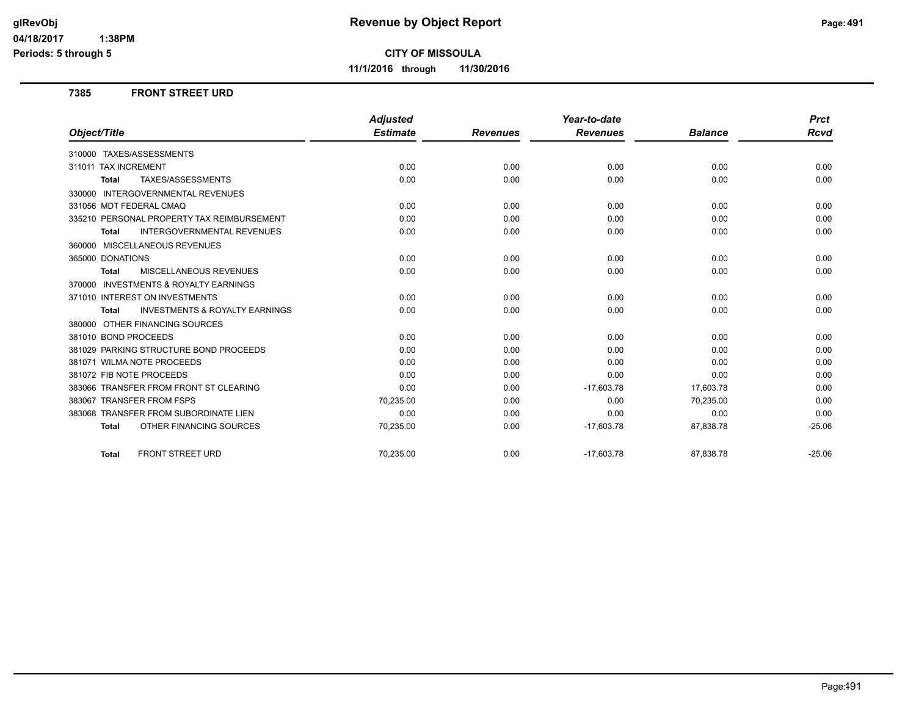# Revenue by Object Report

**CITY OF MISSOULA**

**11/1/2016 through 11/30/2016**

glRevObj
04/18/2017 1:38PM
Periods: 5 through 5

## 7385 FRONT STREET URD

| Object/Title | Adjusted Estimate | Revenues | Year-to-date Revenues | Balance | Prct Rcvd |
|---|---|---|---|---|---|
| 310000 TAXES/ASSESSMENTS | | | | | |
| 311011 TAX INCREMENT | 0.00 | 0.00 | 0.00 | 0.00 | 0.00 |
| **Total** TAXES/ASSESSMENTS | 0.00 | 0.00 | 0.00 | 0.00 | 0.00 |
| 330000 INTERGOVERNMENTAL REVENUES | | | | | |
| 331056 MDT FEDERAL CMAQ | 0.00 | 0.00 | 0.00 | 0.00 | 0.00 |
| 335210 PERSONAL PROPERTY TAX REIMBURSEMENT | 0.00 | 0.00 | 0.00 | 0.00 | 0.00 |
| **Total** INTERGOVERNMENTAL REVENUES | 0.00 | 0.00 | 0.00 | 0.00 | 0.00 |
| 360000 MISCELLANEOUS REVENUES | | | | | |
| 365000 DONATIONS | 0.00 | 0.00 | 0.00 | 0.00 | 0.00 |
| **Total** MISCELLANEOUS REVENUES | 0.00 | 0.00 | 0.00 | 0.00 | 0.00 |
| 370000 INVESTMENTS & ROYALTY EARNINGS | | | | | |
| 371010 INTEREST ON INVESTMENTS | 0.00 | 0.00 | 0.00 | 0.00 | 0.00 |
| **Total** INVESTMENTS & ROYALTY EARNINGS | 0.00 | 0.00 | 0.00 | 0.00 | 0.00 |
| 380000 OTHER FINANCING SOURCES | | | | | |
| 381010 BOND PROCEEDS | 0.00 | 0.00 | 0.00 | 0.00 | 0.00 |
| 381029 PARKING STRUCTURE BOND PROCEEDS | 0.00 | 0.00 | 0.00 | 0.00 | 0.00 |
| 381071 WILMA NOTE PROCEEDS | 0.00 | 0.00 | 0.00 | 0.00 | 0.00 |
| 381072 FIB NOTE PROCEEDS | 0.00 | 0.00 | 0.00 | 0.00 | 0.00 |
| 383066 TRANSFER FROM FRONT ST CLEARING | 0.00 | 0.00 | -17,603.78 | 17,603.78 | 0.00 |
| 383067 TRANSFER FROM FSPS | 70,235.00 | 0.00 | 0.00 | 70,235.00 | 0.00 |
| 383068 TRANSFER FROM SUBORDINATE LIEN | 0.00 | 0.00 | 0.00 | 0.00 | 0.00 |
| **Total** OTHER FINANCING SOURCES | 70,235.00 | 0.00 | -17,603.78 | 87,838.78 | -25.06 |
| **Total** FRONT STREET URD | 70,235.00 | 0.00 | -17,603.78 | 87,838.78 | -25.06 |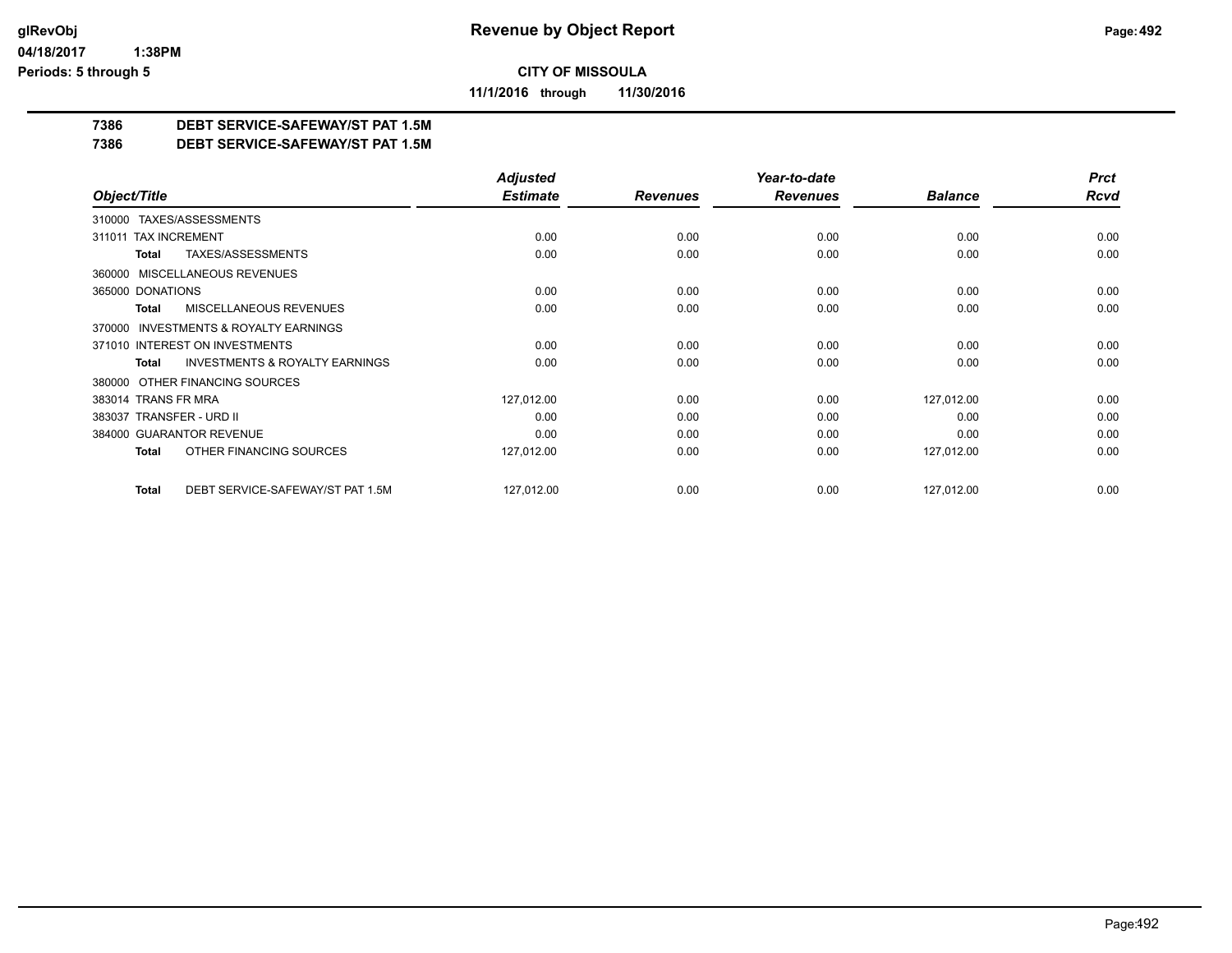**CITY OF MISSOULA**

**11/1/2016 through 11/30/2016**

## Revenue by Object Report

**7386 DEBT SERVICE-SAFEWAY/ST PAT 1.5M**

**7386 DEBT SERVICE-SAFEWAY/ST PAT 1.5M**

| Object/Title | Adjusted Estimate | Revenues | Year-to-date Revenues | Balance | Prct Rcvd |
|---|---|---|---|---|---|
| 310000 TAXES/ASSESSMENTS | | | | | |
| 311011 TAX INCREMENT | 0.00 | 0.00 | 0.00 | 0.00 | 0.00 |
| **Total** TAXES/ASSESSMENTS | 0.00 | 0.00 | 0.00 | 0.00 | 0.00 |
| 360000 MISCELLANEOUS REVENUES | | | | | |
| 365000 DONATIONS | 0.00 | 0.00 | 0.00 | 0.00 | 0.00 |
| **Total** MISCELLANEOUS REVENUES | 0.00 | 0.00 | 0.00 | 0.00 | 0.00 |
| 370000 INVESTMENTS & ROYALTY EARNINGS | | | | | |
| 371010 INTEREST ON INVESTMENTS | 0.00 | 0.00 | 0.00 | 0.00 | 0.00 |
| **Total** INVESTMENTS & ROYALTY EARNINGS | 0.00 | 0.00 | 0.00 | 0.00 | 0.00 |
| 380000 OTHER FINANCING SOURCES | | | | | |
| 383014 TRANS FR MRA | 127,012.00 | 0.00 | 0.00 | 127,012.00 | 0.00 |
| 383037 TRANSFER - URD II | 0.00 | 0.00 | 0.00 | 0.00 | 0.00 |
| 384000 GUARANTOR REVENUE | 0.00 | 0.00 | 0.00 | 0.00 | 0.00 |
| **Total** OTHER FINANCING SOURCES | 127,012.00 | 0.00 | 0.00 | 127,012.00 | 0.00 |
| **Total** DEBT SERVICE-SAFEWAY/ST PAT 1.5M | 127,012.00 | 0.00 | 0.00 | 127,012.00 | 0.00 |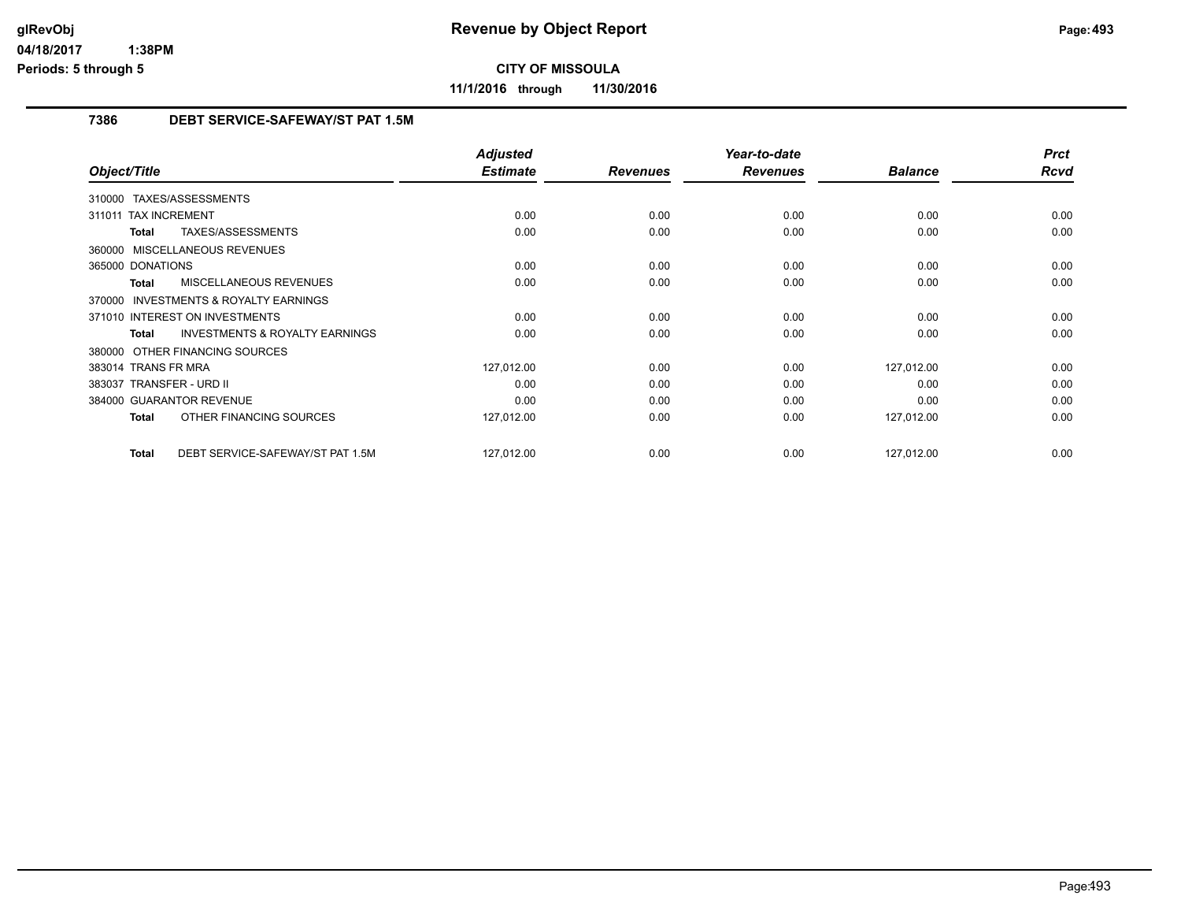# CITY OF MISSOULA

**11/1/2016 through 11/30/2016**

## 7386 DEBT SERVICE-SAFEWAY/ST PAT 1.5M

| Object/Title | Adjusted Estimate | Revenues | Year-to-date Revenues | Balance | Prct Rcvd |
|---|---|---|---|---|---|
| 310000 TAXES/ASSESSMENTS | | | | | |
| 311011 TAX INCREMENT | 0.00 | 0.00 | 0.00 | 0.00 | 0.00 |
| **Total** TAXES/ASSESSMENTS | 0.00 | 0.00 | 0.00 | 0.00 | 0.00 |
| 360000 MISCELLANEOUS REVENUES | | | | | |
| 365000 DONATIONS | 0.00 | 0.00 | 0.00 | 0.00 | 0.00 |
| **Total** MISCELLANEOUS REVENUES | 0.00 | 0.00 | 0.00 | 0.00 | 0.00 |
| 370000 INVESTMENTS & ROYALTY EARNINGS | | | | | |
| 371010 INTEREST ON INVESTMENTS | 0.00 | 0.00 | 0.00 | 0.00 | 0.00 |
| **Total** INVESTMENTS & ROYALTY EARNINGS | 0.00 | 0.00 | 0.00 | 0.00 | 0.00 |
| 380000 OTHER FINANCING SOURCES | | | | | |
| 383014 TRANS FR MRA | 127,012.00 | 0.00 | 0.00 | 127,012.00 | 0.00 |
| 383037 TRANSFER - URD II | 0.00 | 0.00 | 0.00 | 0.00 | 0.00 |
| 384000 GUARANTOR REVENUE | 0.00 | 0.00 | 0.00 | 0.00 | 0.00 |
| **Total** OTHER FINANCING SOURCES | 127,012.00 | 0.00 | 0.00 | 127,012.00 | 0.00 |
| **Total** DEBT SERVICE-SAFEWAY/ST PAT 1.5M | 127,012.00 | 0.00 | 0.00 | 127,012.00 | 0.00 |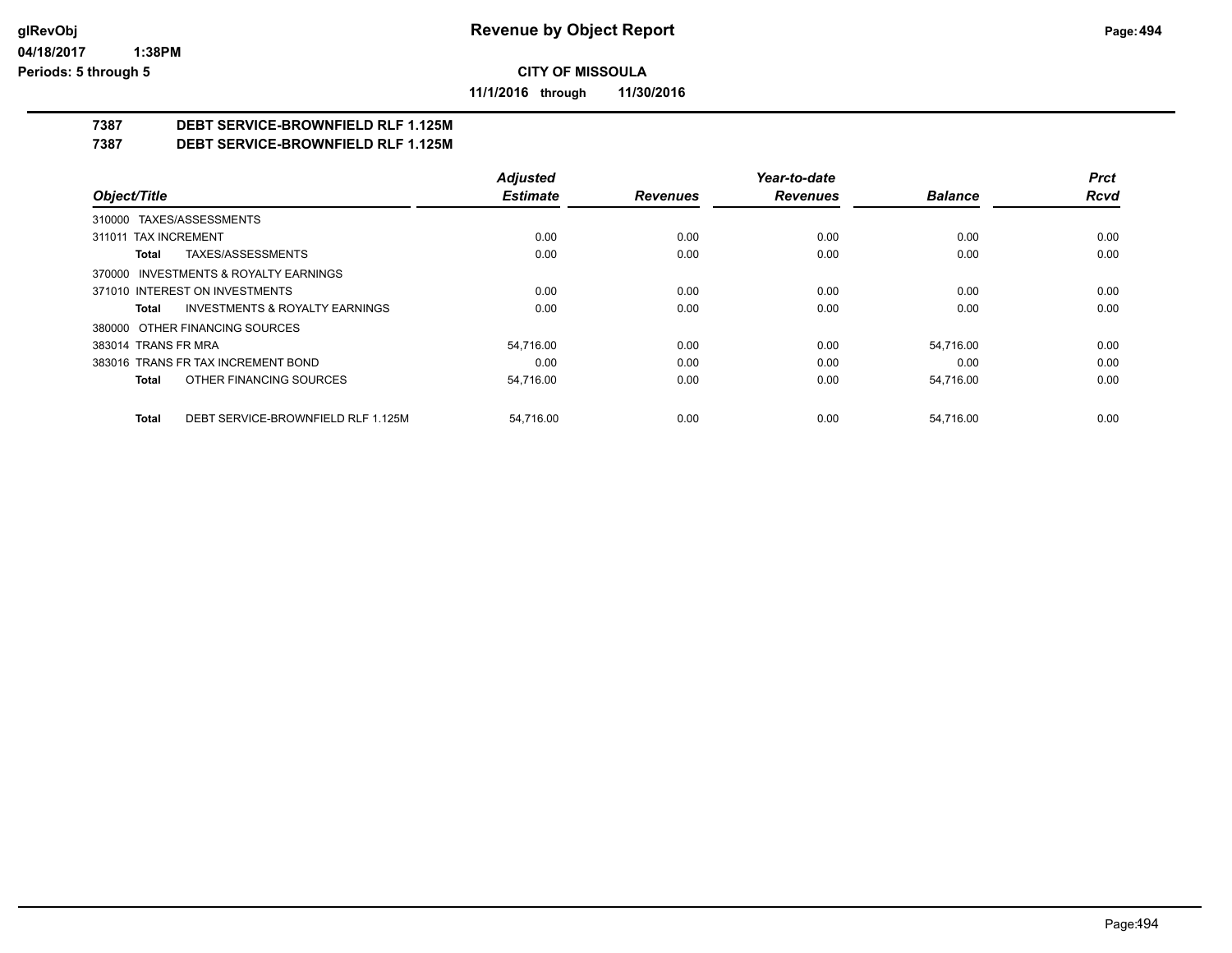# Revenue by Object Report

**CITY OF MISSOULA**

**11/1/2016 through 11/30/2016**

glRevObj
04/18/2017 1:38PM
Periods: 5 through 5

## 7387 DEBT SERVICE-BROWNFIELD RLF 1.125M
## 7387 DEBT SERVICE-BROWNFIELD RLF 1.125M

| Object/Title | Adjusted Estimate | Revenues | Year-to-date Revenues | Balance | Prct Rcvd |
|---|---|---|---|---|---|
| 310000 TAXES/ASSESSMENTS | | | | | |
| 311011 TAX INCREMENT | 0.00 | 0.00 | 0.00 | 0.00 | 0.00 |
| **Total** TAXES/ASSESSMENTS | 0.00 | 0.00 | 0.00 | 0.00 | 0.00 |
| 370000 INVESTMENTS & ROYALTY EARNINGS | | | | | |
| 371010 INTEREST ON INVESTMENTS | 0.00 | 0.00 | 0.00 | 0.00 | 0.00 |
| **Total** INVESTMENTS & ROYALTY EARNINGS | 0.00 | 0.00 | 0.00 | 0.00 | 0.00 |
| 380000 OTHER FINANCING SOURCES | | | | | |
| 383014 TRANS FR MRA | 54,716.00 | 0.00 | 0.00 | 54,716.00 | 0.00 |
| 383016 TRANS FR TAX INCREMENT BOND | 0.00 | 0.00 | 0.00 | 0.00 | 0.00 |
| **Total** OTHER FINANCING SOURCES | 54,716.00 | 0.00 | 0.00 | 54,716.00 | 0.00 |
| **Total** DEBT SERVICE-BROWNFIELD RLF 1.125M | 54,716.00 | 0.00 | 0.00 | 54,716.00 | 0.00 |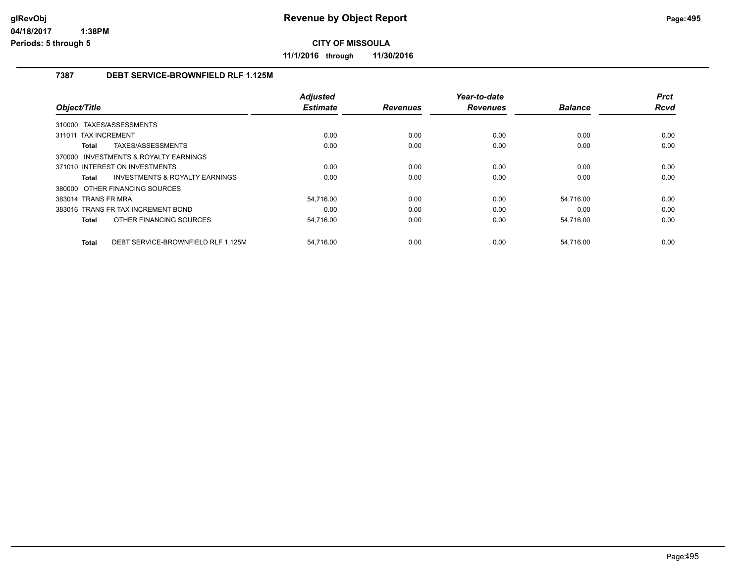# Revenue by Object Report

## CITY OF MISSOULA

**11/1/2016 through 11/30/2016**

### 7387 DEBT SERVICE-BROWNFIELD RLF 1.125M

| Object/Title | Adjusted Estimate | Revenues | Year-to-date Revenues | Balance | Prct Rcvd |
|---|---|---|---|---|---|
| 310000 TAXES/ASSESSMENTS | | | | | |
| 311011 TAX INCREMENT | 0.00 | 0.00 | 0.00 | 0.00 | 0.00 |
| **Total** TAXES/ASSESSMENTS | 0.00 | 0.00 | 0.00 | 0.00 | 0.00 |
| 370000 INVESTMENTS & ROYALTY EARNINGS | | | | | |
| 371010 INTEREST ON INVESTMENTS | 0.00 | 0.00 | 0.00 | 0.00 | 0.00 |
| **Total** INVESTMENTS & ROYALTY EARNINGS | 0.00 | 0.00 | 0.00 | 0.00 | 0.00 |
| 380000 OTHER FINANCING SOURCES | | | | | |
| 383014 TRANS FR MRA | 54,716.00 | 0.00 | 0.00 | 54,716.00 | 0.00 |
| 383016 TRANS FR TAX INCREMENT BOND | 0.00 | 0.00 | 0.00 | 0.00 | 0.00 |
| **Total** OTHER FINANCING SOURCES | 54,716.00 | 0.00 | 0.00 | 54,716.00 | 0.00 |
| **Total** DEBT SERVICE-BROWNFIELD RLF 1.125M | 54,716.00 | 0.00 | 0.00 | 54,716.00 | 0.00 |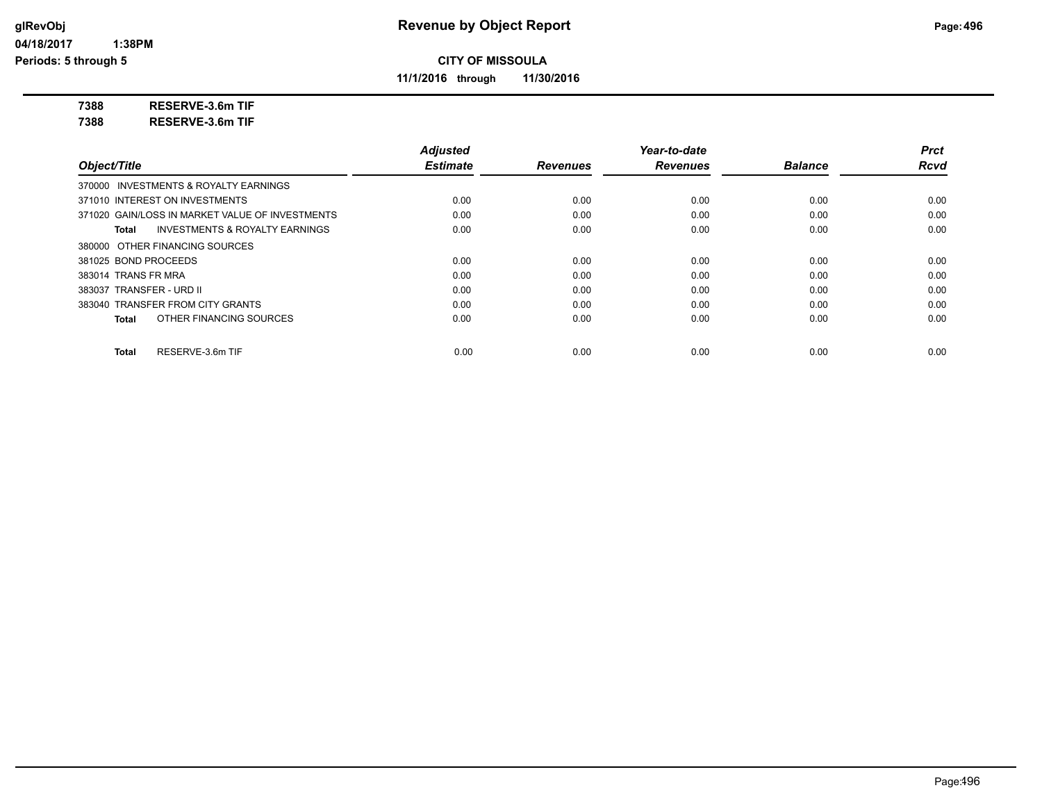# Revenue by Object Report

**CITY OF MISSOULA**

**11/1/2016 through 11/30/2016**

glRevObj
04/18/2017 1:38PM
Periods: 5 through 5

**7388 RESERVE-3.6m TIF**
**7388 RESERVE-3.6m TIF**

| Object/Title | Adjusted Estimate | Revenues | Year-to-date Revenues | Balance | Prct Rcvd |
|---|---|---|---|---|---|
| 370000 INVESTMENTS & ROYALTY EARNINGS | | | | | |
| 371010 INTEREST ON INVESTMENTS | 0.00 | 0.00 | 0.00 | 0.00 | 0.00 |
| 371020 GAIN/LOSS IN MARKET VALUE OF INVESTMENTS | 0.00 | 0.00 | 0.00 | 0.00 | 0.00 |
| **Total** INVESTMENTS & ROYALTY EARNINGS | 0.00 | 0.00 | 0.00 | 0.00 | 0.00 |
| 380000 OTHER FINANCING SOURCES | | | | | |
| 381025 BOND PROCEEDS | 0.00 | 0.00 | 0.00 | 0.00 | 0.00 |
| 383014 TRANS FR MRA | 0.00 | 0.00 | 0.00 | 0.00 | 0.00 |
| 383037 TRANSFER - URD II | 0.00 | 0.00 | 0.00 | 0.00 | 0.00 |
| 383040 TRANSFER FROM CITY GRANTS | 0.00 | 0.00 | 0.00 | 0.00 | 0.00 |
| **Total** OTHER FINANCING SOURCES | 0.00 | 0.00 | 0.00 | 0.00 | 0.00 |
| **Total** RESERVE-3.6m TIF | 0.00 | 0.00 | 0.00 | 0.00 | 0.00 |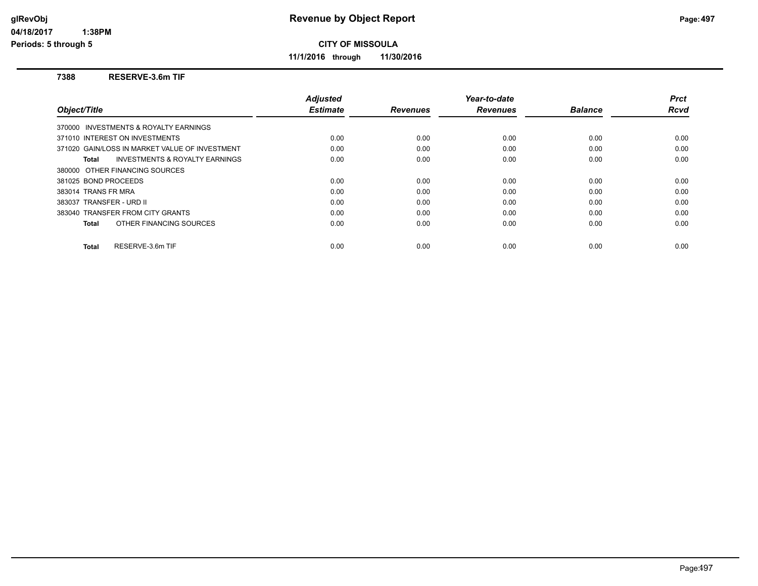**Revenue by Object Report**

**CITY OF MISSOULA**

**11/1/2016 through 11/30/2016**

**7388 RESERVE-3.6m TIF**

| Object/Title | Adjusted Estimate | Revenues | Year-to-date Revenues | Balance | Prct Rcvd |
|---|---|---|---|---|---|
| 370000 INVESTMENTS & ROYALTY EARNINGS | | | | | |
| 371010 INTEREST ON INVESTMENTS | 0.00 | 0.00 | 0.00 | 0.00 | 0.00 |
| 371020 GAIN/LOSS IN MARKET VALUE OF INVESTMENT | 0.00 | 0.00 | 0.00 | 0.00 | 0.00 |
| **Total** INVESTMENTS & ROYALTY EARNINGS | 0.00 | 0.00 | 0.00 | 0.00 | 0.00 |
| 380000 OTHER FINANCING SOURCES | | | | | |
| 381025 BOND PROCEEDS | 0.00 | 0.00 | 0.00 | 0.00 | 0.00 |
| 383014 TRANS FR MRA | 0.00 | 0.00 | 0.00 | 0.00 | 0.00 |
| 383037 TRANSFER - URD II | 0.00 | 0.00 | 0.00 | 0.00 | 0.00 |
| 383040 TRANSFER FROM CITY GRANTS | 0.00 | 0.00 | 0.00 | 0.00 | 0.00 |
| **Total** OTHER FINANCING SOURCES | 0.00 | 0.00 | 0.00 | 0.00 | 0.00 |
| **Total** RESERVE-3.6m TIF | 0.00 | 0.00 | 0.00 | 0.00 | 0.00 |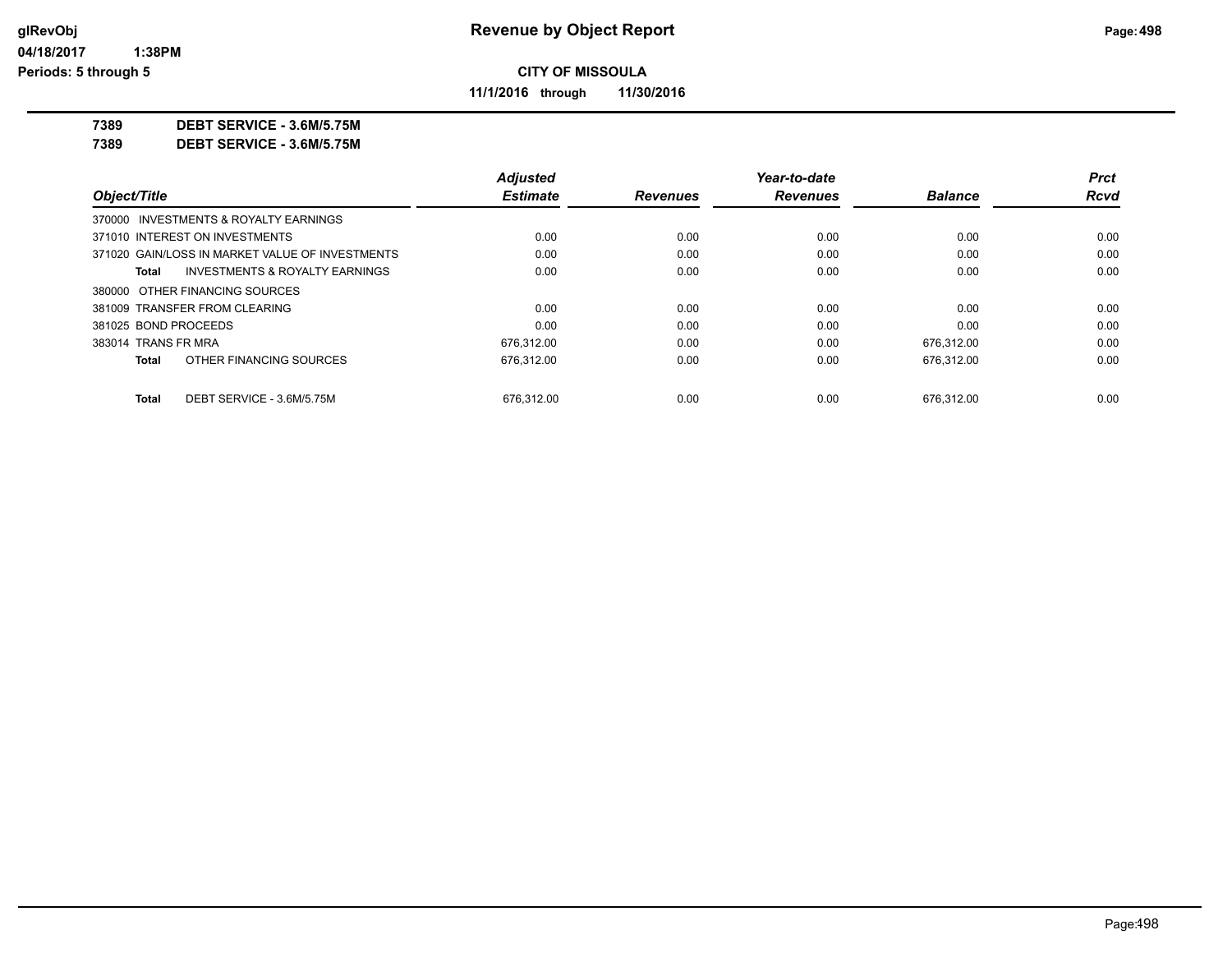# Revenue by Object Report

glRevObj
04/18/2017 1:38PM
Periods: 5 through 5

**CITY OF MISSOULA**

**11/1/2016 through 11/30/2016**

**7389 DEBT SERVICE - 3.6M/5.75M**
**7389 DEBT SERVICE - 3.6M/5.75M**

| Object/Title | Adjusted Estimate | Revenues | Year-to-date Revenues | Balance | Prct Rcvd |
|---|---|---|---|---|---|
| 370000 INVESTMENTS & ROYALTY EARNINGS | | | | | |
| 371010 INTEREST ON INVESTMENTS | 0.00 | 0.00 | 0.00 | 0.00 | 0.00 |
| 371020 GAIN/LOSS IN MARKET VALUE OF INVESTMENTS | 0.00 | 0.00 | 0.00 | 0.00 | 0.00 |
| **Total** INVESTMENTS & ROYALTY EARNINGS | 0.00 | 0.00 | 0.00 | 0.00 | 0.00 |
| 380000 OTHER FINANCING SOURCES | | | | | |
| 381009 TRANSFER FROM CLEARING | 0.00 | 0.00 | 0.00 | 0.00 | 0.00 |
| 381025 BOND PROCEEDS | 0.00 | 0.00 | 0.00 | 0.00 | 0.00 |
| 383014 TRANS FR MRA | 676,312.00 | 0.00 | 0.00 | 676,312.00 | 0.00 |
| **Total** OTHER FINANCING SOURCES | 676,312.00 | 0.00 | 0.00 | 676,312.00 | 0.00 |
| **Total** DEBT SERVICE - 3.6M/5.75M | 676,312.00 | 0.00 | 0.00 | 676,312.00 | 0.00 |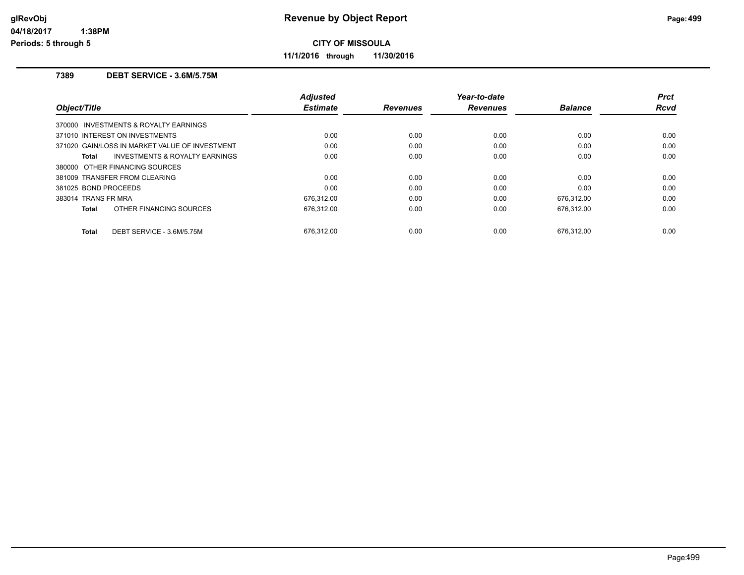**Revenue by Object Report**

**CITY OF MISSOULA**

**11/1/2016 through 11/30/2016**

glRevObj
04/18/2017 1:38PM
Periods: 5 through 5

### 7389 DEBT SERVICE - 3.6M/5.75M

| Object/Title | Adjusted Estimate | Revenues | Year-to-date Revenues | Balance | Prct Rcvd |
|---|---|---|---|---|---|
| 370000 INVESTMENTS & ROYALTY EARNINGS | | | | | |
| 371010 INTEREST ON INVESTMENTS | 0.00 | 0.00 | 0.00 | 0.00 | 0.00 |
| 371020 GAIN/LOSS IN MARKET VALUE OF INVESTMENT | 0.00 | 0.00 | 0.00 | 0.00 | 0.00 |
| **Total** INVESTMENTS & ROYALTY EARNINGS | 0.00 | 0.00 | 0.00 | 0.00 | 0.00 |
| 380000 OTHER FINANCING SOURCES | | | | | |
| 381009 TRANSFER FROM CLEARING | 0.00 | 0.00 | 0.00 | 0.00 | 0.00 |
| 381025 BOND PROCEEDS | 0.00 | 0.00 | 0.00 | 0.00 | 0.00 |
| 383014 TRANS FR MRA | 676,312.00 | 0.00 | 0.00 | 676,312.00 | 0.00 |
| **Total** OTHER FINANCING SOURCES | 676,312.00 | 0.00 | 0.00 | 676,312.00 | 0.00 |
| **Total** DEBT SERVICE - 3.6M/5.75M | 676,312.00 | 0.00 | 0.00 | 676,312.00 | 0.00 |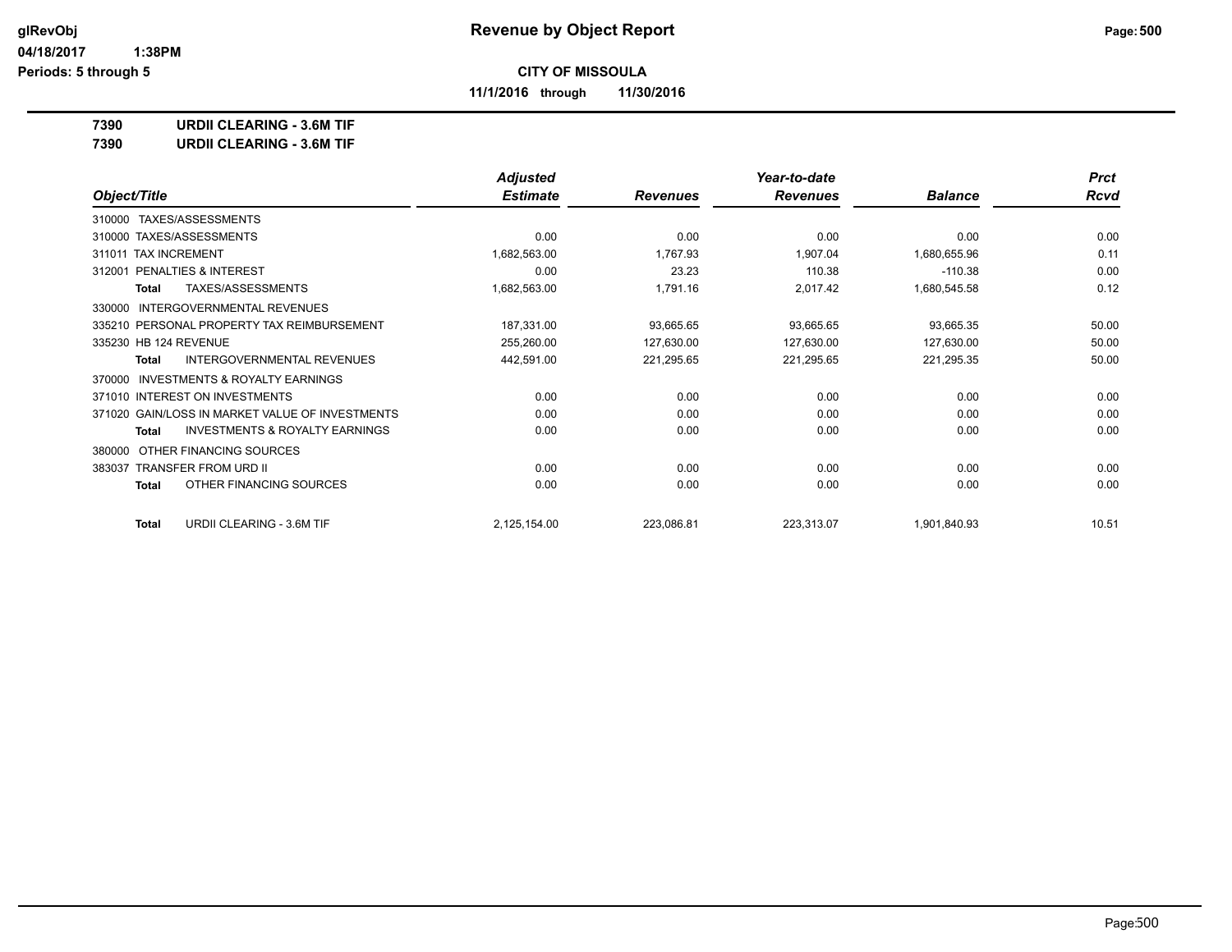# Revenue by Object Report

glRevObj
04/18/2017 1:38PM
Periods: 5 through 5

**CITY OF MISSOULA**

**11/1/2016 through 11/30/2016**

**7390 URDII CLEARING - 3.6M TIF**
**7390 URDII CLEARING - 3.6M TIF**

| Object/Title | Adjusted Estimate | Revenues | Year-to-date Revenues | Balance | Prct Rcvd |
|---|---|---|---|---|---|
| 310000 TAXES/ASSESSMENTS | | | | | |
| 310000 TAXES/ASSESSMENTS | 0.00 | 0.00 | 0.00 | 0.00 | 0.00 |
| 311011 TAX INCREMENT | 1,682,563.00 | 1,767.93 | 1,907.04 | 1,680,655.96 | 0.11 |
| 312001 PENALTIES & INTEREST | 0.00 | 23.23 | 110.38 | -110.38 | 0.00 |
| **Total** TAXES/ASSESSMENTS | 1,682,563.00 | 1,791.16 | 2,017.42 | 1,680,545.58 | 0.12 |
| 330000 INTERGOVERNMENTAL REVENUES | | | | | |
| 335210 PERSONAL PROPERTY TAX REIMBURSEMENT | 187,331.00 | 93,665.65 | 93,665.65 | 93,665.35 | 50.00 |
| 335230 HB 124 REVENUE | 255,260.00 | 127,630.00 | 127,630.00 | 127,630.00 | 50.00 |
| **Total** INTERGOVERNMENTAL REVENUES | 442,591.00 | 221,295.65 | 221,295.65 | 221,295.35 | 50.00 |
| 370000 INVESTMENTS & ROYALTY EARNINGS | | | | | |
| 371010 INTEREST ON INVESTMENTS | 0.00 | 0.00 | 0.00 | 0.00 | 0.00 |
| 371020 GAIN/LOSS IN MARKET VALUE OF INVESTMENTS | 0.00 | 0.00 | 0.00 | 0.00 | 0.00 |
| **Total** INVESTMENTS & ROYALTY EARNINGS | 0.00 | 0.00 | 0.00 | 0.00 | 0.00 |
| 380000 OTHER FINANCING SOURCES | | | | | |
| 383037 TRANSFER FROM URD II | 0.00 | 0.00 | 0.00 | 0.00 | 0.00 |
| **Total** OTHER FINANCING SOURCES | 0.00 | 0.00 | 0.00 | 0.00 | 0.00 |
| **Total** URDII CLEARING - 3.6M TIF | 2,125,154.00 | 223,086.81 | 223,313.07 | 1,901,840.93 | 10.51 |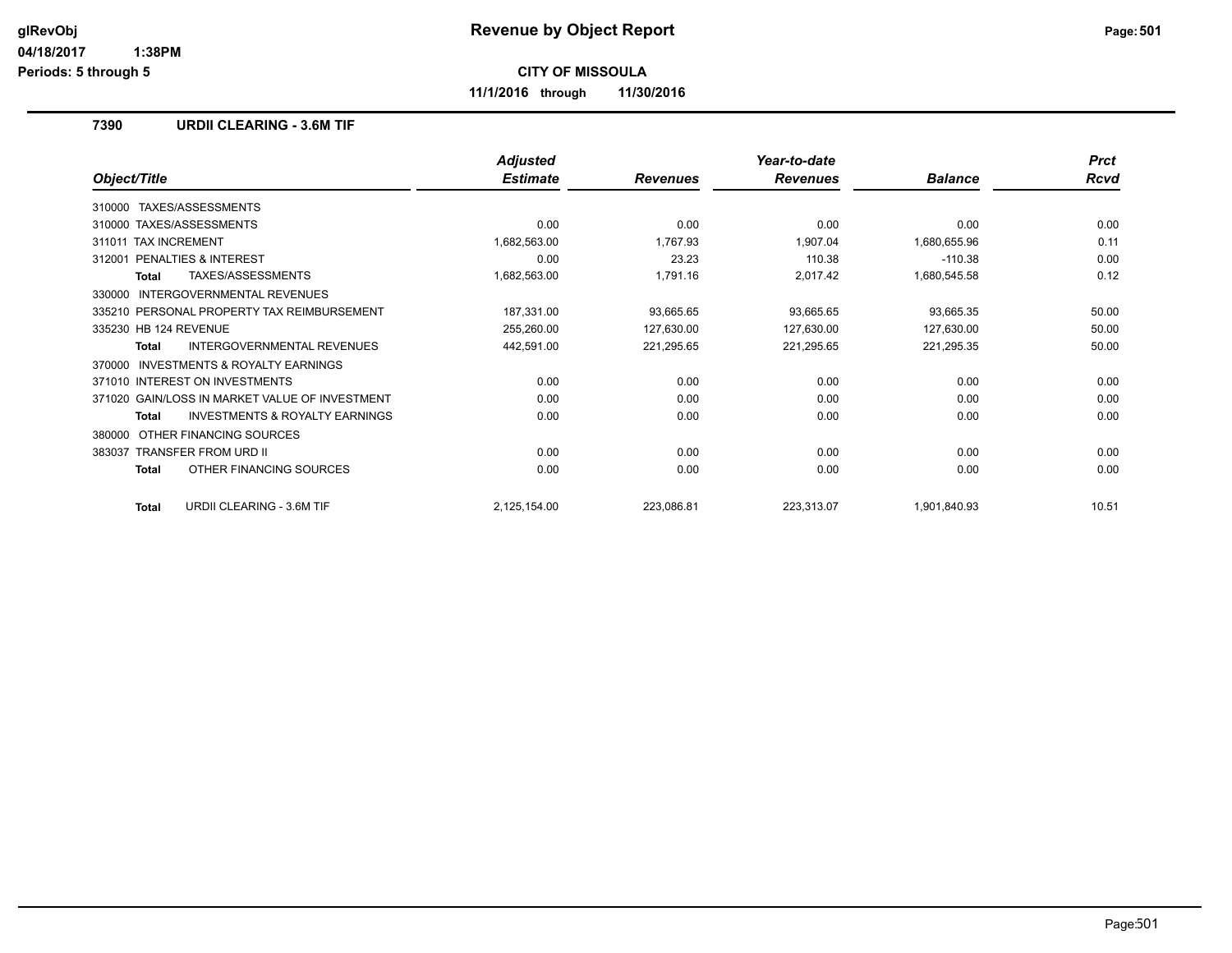# Revenue by Object Report

**CITY OF MISSOULA**

**11/1/2016 through 11/30/2016**

glRevObj
04/18/2017 1:38PM
Periods: 5 through 5

### 7390 URDII CLEARING - 3.6M TIF

| Object/Title | Adjusted Estimate | Revenues | Year-to-date Revenues | Balance | Prct Rcvd |
|---|---|---|---|---|---|
| 310000 TAXES/ASSESSMENTS | | | | | |
| 310000 TAXES/ASSESSMENTS | 0.00 | 0.00 | 0.00 | 0.00 | 0.00 |
| 311011 TAX INCREMENT | 1,682,563.00 | 1,767.93 | 1,907.04 | 1,680,655.96 | 0.11 |
| 312001 PENALTIES & INTEREST | 0.00 | 23.23 | 110.38 | -110.38 | 0.00 |
| **Total** TAXES/ASSESSMENTS | 1,682,563.00 | 1,791.16 | 2,017.42 | 1,680,545.58 | 0.12 |
| 330000 INTERGOVERNMENTAL REVENUES | | | | | |
| 335210 PERSONAL PROPERTY TAX REIMBURSEMENT | 187,331.00 | 93,665.65 | 93,665.65 | 93,665.35 | 50.00 |
| 335230 HB 124 REVENUE | 255,260.00 | 127,630.00 | 127,630.00 | 127,630.00 | 50.00 |
| **Total** INTERGOVERNMENTAL REVENUES | 442,591.00 | 221,295.65 | 221,295.65 | 221,295.35 | 50.00 |
| 370000 INVESTMENTS & ROYALTY EARNINGS | | | | | |
| 371010 INTEREST ON INVESTMENTS | 0.00 | 0.00 | 0.00 | 0.00 | 0.00 |
| 371020 GAIN/LOSS IN MARKET VALUE OF INVESTMENT | 0.00 | 0.00 | 0.00 | 0.00 | 0.00 |
| **Total** INVESTMENTS & ROYALTY EARNINGS | 0.00 | 0.00 | 0.00 | 0.00 | 0.00 |
| 380000 OTHER FINANCING SOURCES | | | | | |
| 383037 TRANSFER FROM URD II | 0.00 | 0.00 | 0.00 | 0.00 | 0.00 |
| **Total** OTHER FINANCING SOURCES | 0.00 | 0.00 | 0.00 | 0.00 | 0.00 |
| **Total** URDII CLEARING - 3.6M TIF | 2,125,154.00 | 223,086.81 | 223,313.07 | 1,901,840.93 | 10.51 |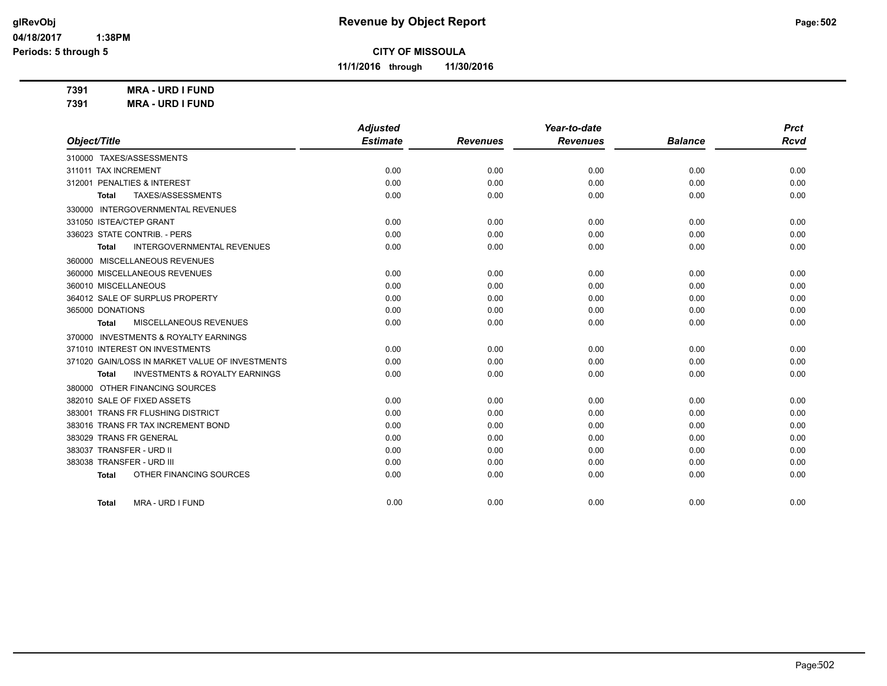# Revenue by Object Report

glRevObj
04/18/2017 1:38PM
Periods: 5 through 5

**CITY OF MISSOULA**

**11/1/2016 through 11/30/2016**

**7391 MRA - URD I FUND**
**7391 MRA - URD I FUND**

| Object/Title | Adjusted Estimate | Revenues | Year-to-date Revenues | Balance | Prct Rcvd |
|---|---|---|---|---|---|
| 310000 TAXES/ASSESSMENTS | | | | | |
| 311011 TAX INCREMENT | 0.00 | 0.00 | 0.00 | 0.00 | 0.00 |
| 312001 PENALTIES & INTEREST | 0.00 | 0.00 | 0.00 | 0.00 | 0.00 |
| **Total** TAXES/ASSESSMENTS | 0.00 | 0.00 | 0.00 | 0.00 | 0.00 |
| 330000 INTERGOVERNMENTAL REVENUES | | | | | |
| 331050 ISTEA/CTEP GRANT | 0.00 | 0.00 | 0.00 | 0.00 | 0.00 |
| 336023 STATE CONTRIB. - PERS | 0.00 | 0.00 | 0.00 | 0.00 | 0.00 |
| **Total** INTERGOVERNMENTAL REVENUES | 0.00 | 0.00 | 0.00 | 0.00 | 0.00 |
| 360000 MISCELLANEOUS REVENUES | | | | | |
| 360000 MISCELLANEOUS REVENUES | 0.00 | 0.00 | 0.00 | 0.00 | 0.00 |
| 360010 MISCELLANEOUS | 0.00 | 0.00 | 0.00 | 0.00 | 0.00 |
| 364012 SALE OF SURPLUS PROPERTY | 0.00 | 0.00 | 0.00 | 0.00 | 0.00 |
| 365000 DONATIONS | 0.00 | 0.00 | 0.00 | 0.00 | 0.00 |
| **Total** MISCELLANEOUS REVENUES | 0.00 | 0.00 | 0.00 | 0.00 | 0.00 |
| 370000 INVESTMENTS & ROYALTY EARNINGS | | | | | |
| 371010 INTEREST ON INVESTMENTS | 0.00 | 0.00 | 0.00 | 0.00 | 0.00 |
| 371020 GAIN/LOSS IN MARKET VALUE OF INVESTMENTS | 0.00 | 0.00 | 0.00 | 0.00 | 0.00 |
| **Total** INVESTMENTS & ROYALTY EARNINGS | 0.00 | 0.00 | 0.00 | 0.00 | 0.00 |
| 380000 OTHER FINANCING SOURCES | | | | | |
| 382010 SALE OF FIXED ASSETS | 0.00 | 0.00 | 0.00 | 0.00 | 0.00 |
| 383001 TRANS FR FLUSHING DISTRICT | 0.00 | 0.00 | 0.00 | 0.00 | 0.00 |
| 383016 TRANS FR TAX INCREMENT BOND | 0.00 | 0.00 | 0.00 | 0.00 | 0.00 |
| 383029 TRANS FR GENERAL | 0.00 | 0.00 | 0.00 | 0.00 | 0.00 |
| 383037 TRANSFER - URD II | 0.00 | 0.00 | 0.00 | 0.00 | 0.00 |
| 383038 TRANSFER - URD III | 0.00 | 0.00 | 0.00 | 0.00 | 0.00 |
| **Total** OTHER FINANCING SOURCES | 0.00 | 0.00 | 0.00 | 0.00 | 0.00 |
| **Total** MRA - URD I FUND | 0.00 | 0.00 | 0.00 | 0.00 | 0.00 |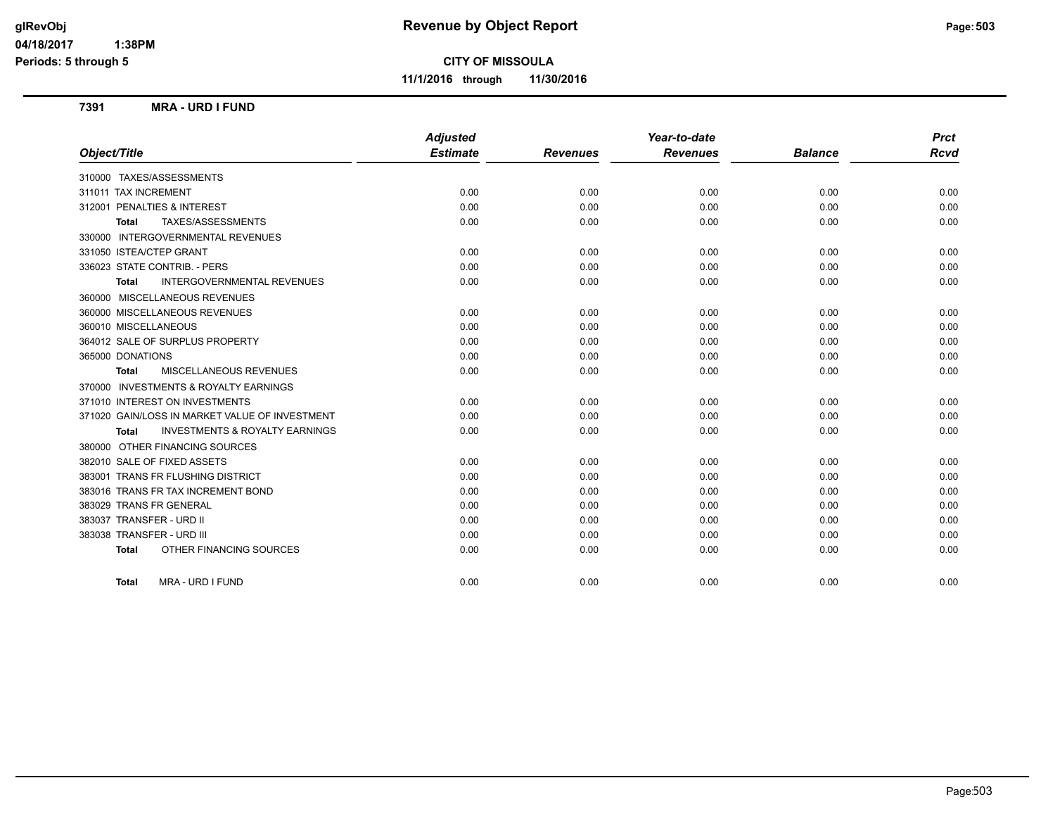# Revenue by Object Report

glRevObj
04/18/2017 1:38PM
Periods: 5 through 5

**CITY OF MISSOULA**

**11/1/2016 through 11/30/2016**

**7391 MRA - URD I FUND**

| Object/Title | Adjusted Estimate | Revenues | Year-to-date Revenues | Balance | Prct Rcvd |
|---|---|---|---|---|---|
| 310000 TAXES/ASSESSMENTS | | | | | |
| 311011 TAX INCREMENT | 0.00 | 0.00 | 0.00 | 0.00 | 0.00 |
| 312001 PENALTIES & INTEREST | 0.00 | 0.00 | 0.00 | 0.00 | 0.00 |
| **Total** TAXES/ASSESSMENTS | 0.00 | 0.00 | 0.00 | 0.00 | 0.00 |
| 330000 INTERGOVERNMENTAL REVENUES | | | | | |
| 331050 ISTEA/CTEP GRANT | 0.00 | 0.00 | 0.00 | 0.00 | 0.00 |
| 336023 STATE CONTRIB. - PERS | 0.00 | 0.00 | 0.00 | 0.00 | 0.00 |
| **Total** INTERGOVERNMENTAL REVENUES | 0.00 | 0.00 | 0.00 | 0.00 | 0.00 |
| 360000 MISCELLANEOUS REVENUES | | | | | |
| 360000 MISCELLANEOUS REVENUES | 0.00 | 0.00 | 0.00 | 0.00 | 0.00 |
| 360010 MISCELLANEOUS | 0.00 | 0.00 | 0.00 | 0.00 | 0.00 |
| 364012 SALE OF SURPLUS PROPERTY | 0.00 | 0.00 | 0.00 | 0.00 | 0.00 |
| 365000 DONATIONS | 0.00 | 0.00 | 0.00 | 0.00 | 0.00 |
| **Total** MISCELLANEOUS REVENUES | 0.00 | 0.00 | 0.00 | 0.00 | 0.00 |
| 370000 INVESTMENTS & ROYALTY EARNINGS | | | | | |
| 371010 INTEREST ON INVESTMENTS | 0.00 | 0.00 | 0.00 | 0.00 | 0.00 |
| 371020 GAIN/LOSS IN MARKET VALUE OF INVESTMENT | 0.00 | 0.00 | 0.00 | 0.00 | 0.00 |
| **Total** INVESTMENTS & ROYALTY EARNINGS | 0.00 | 0.00 | 0.00 | 0.00 | 0.00 |
| 380000 OTHER FINANCING SOURCES | | | | | |
| 382010 SALE OF FIXED ASSETS | 0.00 | 0.00 | 0.00 | 0.00 | 0.00 |
| 383001 TRANS FR FLUSHING DISTRICT | 0.00 | 0.00 | 0.00 | 0.00 | 0.00 |
| 383016 TRANS FR TAX INCREMENT BOND | 0.00 | 0.00 | 0.00 | 0.00 | 0.00 |
| 383029 TRANS FR GENERAL | 0.00 | 0.00 | 0.00 | 0.00 | 0.00 |
| 383037 TRANSFER - URD II | 0.00 | 0.00 | 0.00 | 0.00 | 0.00 |
| 383038 TRANSFER - URD III | 0.00 | 0.00 | 0.00 | 0.00 | 0.00 |
| **Total** OTHER FINANCING SOURCES | 0.00 | 0.00 | 0.00 | 0.00 | 0.00 |
| **Total** MRA - URD I FUND | 0.00 | 0.00 | 0.00 | 0.00 | 0.00 |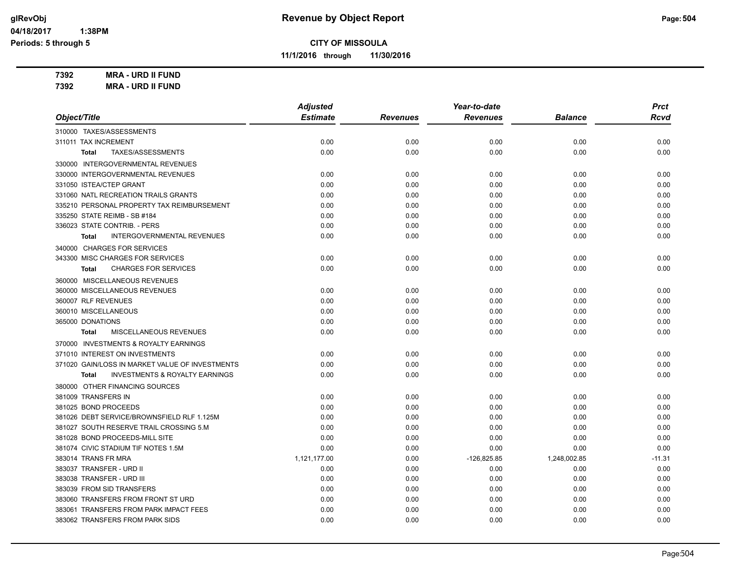# Revenue by Object Report

**CITY OF MISSOULA**

**11/1/2016 through 11/30/2016**

glRevObj
04/18/2017 1:38PM
Periods: 5 through 5

**7392 MRA - URD II FUND**
**7392 MRA - URD II FUND**

| Object/Title | Adjusted Estimate | Revenues | Year-to-date Revenues | Balance | Prct Rcvd |
|---|---|---|---|---|---|
| 310000 TAXES/ASSESSMENTS | | | | | |
| 311011 TAX INCREMENT | 0.00 | 0.00 | 0.00 | 0.00 | 0.00 |
| **Total** TAXES/ASSESSMENTS | 0.00 | 0.00 | 0.00 | 0.00 | 0.00 |
| 330000 INTERGOVERNMENTAL REVENUES | | | | | |
| 330000 INTERGOVERNMENTAL REVENUES | 0.00 | 0.00 | 0.00 | 0.00 | 0.00 |
| 331050 ISTEA/CTEP GRANT | 0.00 | 0.00 | 0.00 | 0.00 | 0.00 |
| 331060 NATL RECREATION TRAILS GRANTS | 0.00 | 0.00 | 0.00 | 0.00 | 0.00 |
| 335210 PERSONAL PROPERTY TAX REIMBURSEMENT | 0.00 | 0.00 | 0.00 | 0.00 | 0.00 |
| 335250 STATE REIMB - SB #184 | 0.00 | 0.00 | 0.00 | 0.00 | 0.00 |
| 336023 STATE CONTRIB. - PERS | 0.00 | 0.00 | 0.00 | 0.00 | 0.00 |
| **Total** INTERGOVERNMENTAL REVENUES | 0.00 | 0.00 | 0.00 | 0.00 | 0.00 |
| 340000 CHARGES FOR SERVICES | | | | | |
| 343300 MISC CHARGES FOR SERVICES | 0.00 | 0.00 | 0.00 | 0.00 | 0.00 |
| **Total** CHARGES FOR SERVICES | 0.00 | 0.00 | 0.00 | 0.00 | 0.00 |
| 360000 MISCELLANEOUS REVENUES | | | | | |
| 360000 MISCELLANEOUS REVENUES | 0.00 | 0.00 | 0.00 | 0.00 | 0.00 |
| 360007 RLF REVENUES | 0.00 | 0.00 | 0.00 | 0.00 | 0.00 |
| 360010 MISCELLANEOUS | 0.00 | 0.00 | 0.00 | 0.00 | 0.00 |
| 365000 DONATIONS | 0.00 | 0.00 | 0.00 | 0.00 | 0.00 |
| **Total** MISCELLANEOUS REVENUES | 0.00 | 0.00 | 0.00 | 0.00 | 0.00 |
| 370000 INVESTMENTS & ROYALTY EARNINGS | | | | | |
| 371010 INTEREST ON INVESTMENTS | 0.00 | 0.00 | 0.00 | 0.00 | 0.00 |
| 371020 GAIN/LOSS IN MARKET VALUE OF INVESTMENTS | 0.00 | 0.00 | 0.00 | 0.00 | 0.00 |
| **Total** INVESTMENTS & ROYALTY EARNINGS | 0.00 | 0.00 | 0.00 | 0.00 | 0.00 |
| 380000 OTHER FINANCING SOURCES | | | | | |
| 381009 TRANSFERS IN | 0.00 | 0.00 | 0.00 | 0.00 | 0.00 |
| 381025 BOND PROCEEDS | 0.00 | 0.00 | 0.00 | 0.00 | 0.00 |
| 381026 DEBT SERVICE/BROWNSFIELD RLF 1.125M | 0.00 | 0.00 | 0.00 | 0.00 | 0.00 |
| 381027 SOUTH RESERVE TRAIL CROSSING 5.M | 0.00 | 0.00 | 0.00 | 0.00 | 0.00 |
| 381028 BOND PROCEEDS-MILL SITE | 0.00 | 0.00 | 0.00 | 0.00 | 0.00 |
| 381074 CIVIC STADIUM TIF NOTES 1.5M | 0.00 | 0.00 | 0.00 | 0.00 | 0.00 |
| 383014 TRANS FR MRA | 1,121,177.00 | 0.00 | -126,825.85 | 1,248,002.85 | -11.31 |
| 383037 TRANSFER - URD II | 0.00 | 0.00 | 0.00 | 0.00 | 0.00 |
| 383038 TRANSFER - URD III | 0.00 | 0.00 | 0.00 | 0.00 | 0.00 |
| 383039 FROM SID TRANSFERS | 0.00 | 0.00 | 0.00 | 0.00 | 0.00 |
| 383060 TRANSFERS FROM FRONT ST URD | 0.00 | 0.00 | 0.00 | 0.00 | 0.00 |
| 383061 TRANSFERS FROM PARK IMPACT FEES | 0.00 | 0.00 | 0.00 | 0.00 | 0.00 |
| 383062 TRANSFERS FROM PARK SIDS | 0.00 | 0.00 | 0.00 | 0.00 | 0.00 |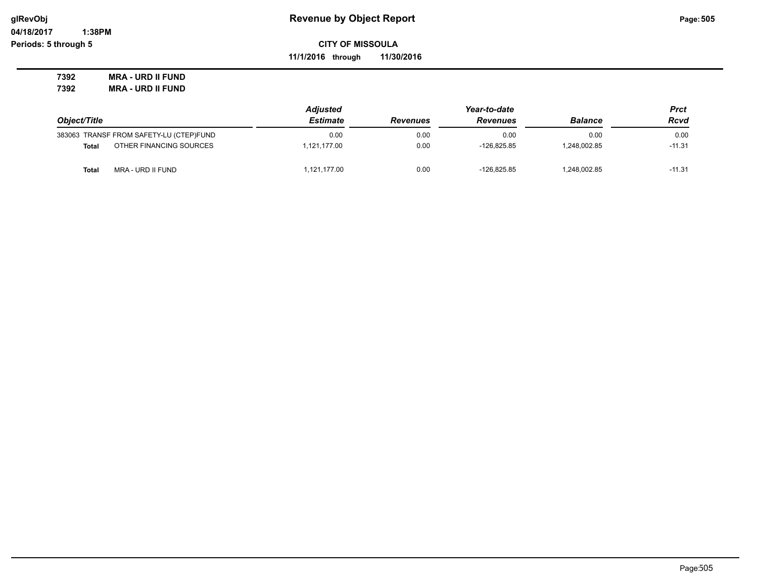# Revenue by Object Report

glRevObj
04/18/2017 1:38PM
Periods: 5 through 5

**CITY OF MISSOULA**
**11/1/2016 through 11/30/2016**

**7392 MRA - URD II FUND**
**7392 MRA - URD II FUND**

| Object/Title | | Adjusted Estimate | Revenues | Year-to-date Revenues | Balance | Prct Rcvd |
|---|---|---|---|---|---|---|
| 383063 | TRANSF FROM SAFETY-LU (CTEP)FUND | 0.00 | 0.00 | 0.00 | 0.00 | 0.00 |
| **Total** | OTHER FINANCING SOURCES | 1,121,177.00 | 0.00 | -126,825.85 | 1,248,002.85 | -11.31 |
| **Total** | MRA - URD II FUND | 1,121,177.00 | 0.00 | -126,825.85 | 1,248,002.85 | -11.31 |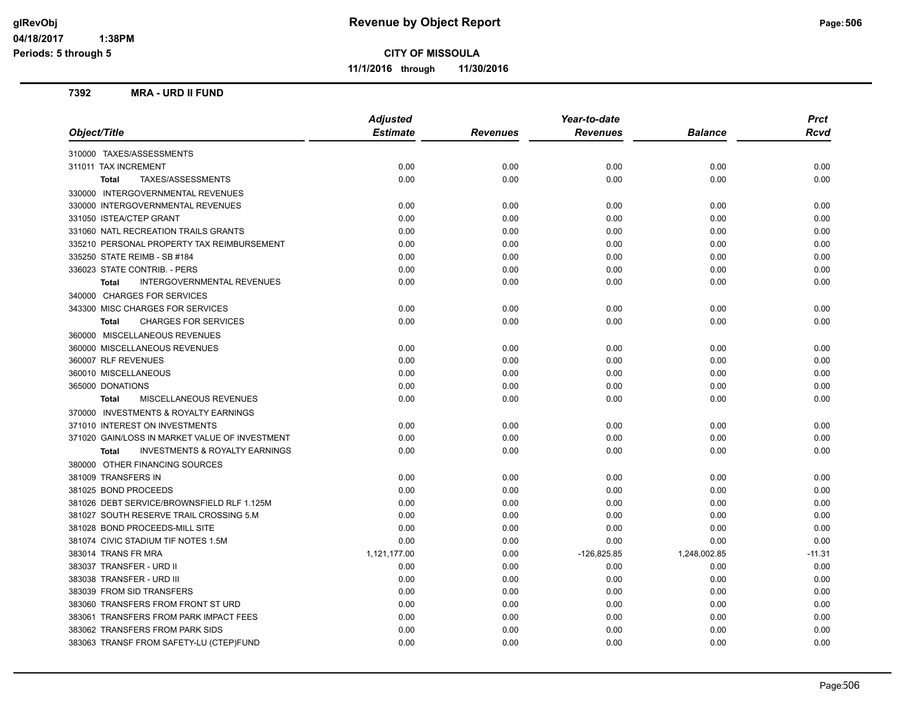# Revenue by Object Report

**CITY OF MISSOULA**

**11/1/2016 through 11/30/2016**

glRevObj
04/18/2017 1:38PM
Periods: 5 through 5

## 7392 MRA - URD II FUND

| Object/Title | Adjusted Estimate | Revenues | Year-to-date Revenues | Balance | Prct Rcvd |
|---|---|---|---|---|---|
| 310000 TAXES/ASSESSMENTS | | | | | |
| 311011 TAX INCREMENT | 0.00 | 0.00 | 0.00 | 0.00 | 0.00 |
| **Total** TAXES/ASSESSMENTS | 0.00 | 0.00 | 0.00 | 0.00 | 0.00 |
| 330000 INTERGOVERNMENTAL REVENUES | | | | | |
| 330000 INTERGOVERNMENTAL REVENUES | 0.00 | 0.00 | 0.00 | 0.00 | 0.00 |
| 331050 ISTEA/CTEP GRANT | 0.00 | 0.00 | 0.00 | 0.00 | 0.00 |
| 331060 NATL RECREATION TRAILS GRANTS | 0.00 | 0.00 | 0.00 | 0.00 | 0.00 |
| 335210 PERSONAL PROPERTY TAX REIMBURSEMENT | 0.00 | 0.00 | 0.00 | 0.00 | 0.00 |
| 335250 STATE REIMB - SB #184 | 0.00 | 0.00 | 0.00 | 0.00 | 0.00 |
| 336023 STATE CONTRIB. - PERS | 0.00 | 0.00 | 0.00 | 0.00 | 0.00 |
| **Total** INTERGOVERNMENTAL REVENUES | 0.00 | 0.00 | 0.00 | 0.00 | 0.00 |
| 340000 CHARGES FOR SERVICES | | | | | |
| 343300 MISC CHARGES FOR SERVICES | 0.00 | 0.00 | 0.00 | 0.00 | 0.00 |
| **Total** CHARGES FOR SERVICES | 0.00 | 0.00 | 0.00 | 0.00 | 0.00 |
| 360000 MISCELLANEOUS REVENUES | | | | | |
| 360000 MISCELLANEOUS REVENUES | 0.00 | 0.00 | 0.00 | 0.00 | 0.00 |
| 360007 RLF REVENUES | 0.00 | 0.00 | 0.00 | 0.00 | 0.00 |
| 360010 MISCELLANEOUS | 0.00 | 0.00 | 0.00 | 0.00 | 0.00 |
| 365000 DONATIONS | 0.00 | 0.00 | 0.00 | 0.00 | 0.00 |
| **Total** MISCELLANEOUS REVENUES | 0.00 | 0.00 | 0.00 | 0.00 | 0.00 |
| 370000 INVESTMENTS & ROYALTY EARNINGS | | | | | |
| 371010 INTEREST ON INVESTMENTS | 0.00 | 0.00 | 0.00 | 0.00 | 0.00 |
| 371020 GAIN/LOSS IN MARKET VALUE OF INVESTMENT | 0.00 | 0.00 | 0.00 | 0.00 | 0.00 |
| **Total** INVESTMENTS & ROYALTY EARNINGS | 0.00 | 0.00 | 0.00 | 0.00 | 0.00 |
| 380000 OTHER FINANCING SOURCES | | | | | |
| 381009 TRANSFERS IN | 0.00 | 0.00 | 0.00 | 0.00 | 0.00 |
| 381025 BOND PROCEEDS | 0.00 | 0.00 | 0.00 | 0.00 | 0.00 |
| 381026 DEBT SERVICE/BROWNSFIELD RLF 1.125M | 0.00 | 0.00 | 0.00 | 0.00 | 0.00 |
| 381027 SOUTH RESERVE TRAIL CROSSING 5.M | 0.00 | 0.00 | 0.00 | 0.00 | 0.00 |
| 381028 BOND PROCEEDS-MILL SITE | 0.00 | 0.00 | 0.00 | 0.00 | 0.00 |
| 381074 CIVIC STADIUM TIF NOTES 1.5M | 0.00 | 0.00 | 0.00 | 0.00 | 0.00 |
| 383014 TRANS FR MRA | 1,121,177.00 | 0.00 | -126,825.85 | 1,248,002.85 | -11.31 |
| 383037 TRANSFER - URD II | 0.00 | 0.00 | 0.00 | 0.00 | 0.00 |
| 383038 TRANSFER - URD III | 0.00 | 0.00 | 0.00 | 0.00 | 0.00 |
| 383039 FROM SID TRANSFERS | 0.00 | 0.00 | 0.00 | 0.00 | 0.00 |
| 383060 TRANSFERS FROM FRONT ST URD | 0.00 | 0.00 | 0.00 | 0.00 | 0.00 |
| 383061 TRANSFERS FROM PARK IMPACT FEES | 0.00 | 0.00 | 0.00 | 0.00 | 0.00 |
| 383062 TRANSFERS FROM PARK SIDS | 0.00 | 0.00 | 0.00 | 0.00 | 0.00 |
| 383063 TRANSF FROM SAFETY-LU (CTEP)FUND | 0.00 | 0.00 | 0.00 | 0.00 | 0.00 |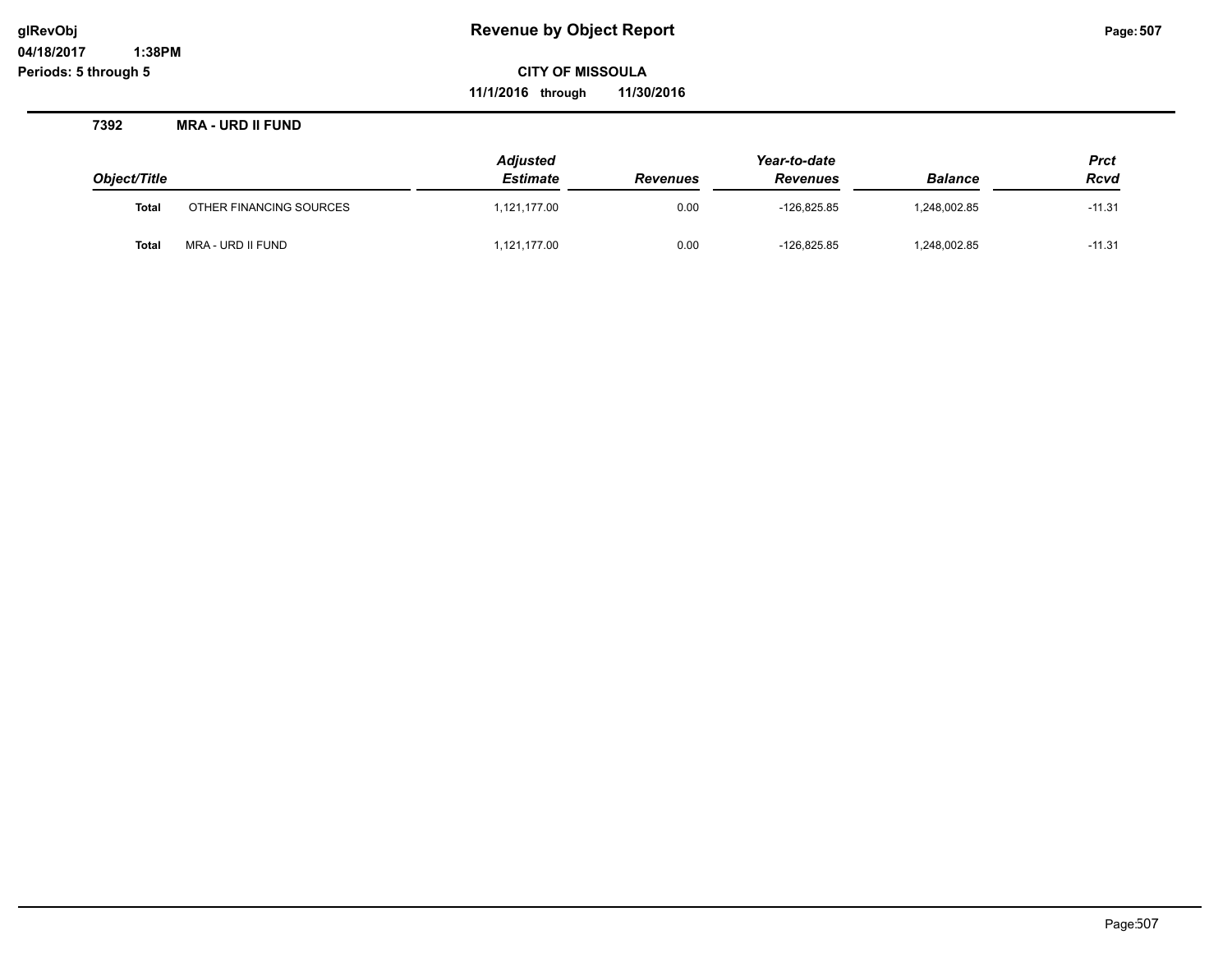# Revenue by Object Report

glRevObj
04/18/2017 1:38PM
Periods: 5 through 5

**CITY OF MISSOULA**

**11/1/2016 through 11/30/2016**

## 7392 MRA - URD II FUND

| Object/Title | | Adjusted Estimate | Revenues | Year-to-date Revenues | Balance | Prct Rcvd |
|---|---|---|---|---|---|---|
| Total | OTHER FINANCING SOURCES | 1,121,177.00 | 0.00 | -126,825.85 | 1,248,002.85 | -11.31 |
| Total | MRA - URD II FUND | 1,121,177.00 | 0.00 | -126,825.85 | 1,248,002.85 | -11.31 |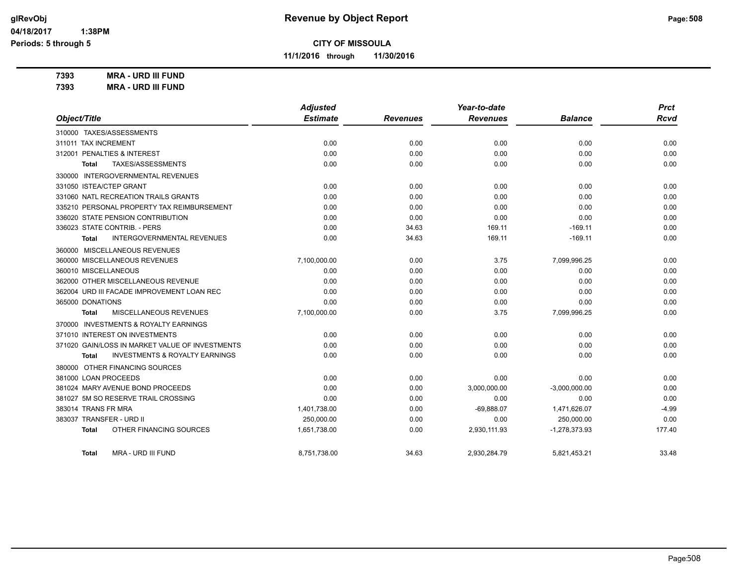# Revenue by Object Report

glRevObj
04/18/2017 1:38PM
Periods: 5 through 5

**CITY OF MISSOULA**

**11/1/2016 through 11/30/2016**

**7393 MRA - URD III FUND**
**7393 MRA - URD III FUND**

| Object/Title | Adjusted Estimate | Revenues | Year-to-date Revenues | Balance | Prct Rcvd |
|---|---|---|---|---|---|
| 310000 TAXES/ASSESSMENTS | | | | | |
| 311011 TAX INCREMENT | 0.00 | 0.00 | 0.00 | 0.00 | 0.00 |
| 312001 PENALTIES & INTEREST | 0.00 | 0.00 | 0.00 | 0.00 | 0.00 |
| **Total** TAXES/ASSESSMENTS | 0.00 | 0.00 | 0.00 | 0.00 | 0.00 |
| 330000 INTERGOVERNMENTAL REVENUES | | | | | |
| 331050 ISTEA/CTEP GRANT | 0.00 | 0.00 | 0.00 | 0.00 | 0.00 |
| 331060 NATL RECREATION TRAILS GRANTS | 0.00 | 0.00 | 0.00 | 0.00 | 0.00 |
| 335210 PERSONAL PROPERTY TAX REIMBURSEMENT | 0.00 | 0.00 | 0.00 | 0.00 | 0.00 |
| 336020 STATE PENSION CONTRIBUTION | 0.00 | 0.00 | 0.00 | 0.00 | 0.00 |
| 336023 STATE CONTRIB. - PERS | 0.00 | 34.63 | 169.11 | -169.11 | 0.00 |
| **Total** INTERGOVERNMENTAL REVENUES | 0.00 | 34.63 | 169.11 | -169.11 | 0.00 |
| 360000 MISCELLANEOUS REVENUES | | | | | |
| 360000 MISCELLANEOUS REVENUES | 7,100,000.00 | 0.00 | 3.75 | 7,099,996.25 | 0.00 |
| 360010 MISCELLANEOUS | 0.00 | 0.00 | 0.00 | 0.00 | 0.00 |
| 362000 OTHER MISCELLANEOUS REVENUE | 0.00 | 0.00 | 0.00 | 0.00 | 0.00 |
| 362004 URD III FACADE IMPROVEMENT LOAN REC | 0.00 | 0.00 | 0.00 | 0.00 | 0.00 |
| 365000 DONATIONS | 0.00 | 0.00 | 0.00 | 0.00 | 0.00 |
| **Total** MISCELLANEOUS REVENUES | 7,100,000.00 | 0.00 | 3.75 | 7,099,996.25 | 0.00 |
| 370000 INVESTMENTS & ROYALTY EARNINGS | | | | | |
| 371010 INTEREST ON INVESTMENTS | 0.00 | 0.00 | 0.00 | 0.00 | 0.00 |
| 371020 GAIN/LOSS IN MARKET VALUE OF INVESTMENTS | 0.00 | 0.00 | 0.00 | 0.00 | 0.00 |
| **Total** INVESTMENTS & ROYALTY EARNINGS | 0.00 | 0.00 | 0.00 | 0.00 | 0.00 |
| 380000 OTHER FINANCING SOURCES | | | | | |
| 381000 LOAN PROCEEDS | 0.00 | 0.00 | 0.00 | 0.00 | 0.00 |
| 381024 MARY AVENUE BOND PROCEEDS | 0.00 | 0.00 | 3,000,000.00 | -3,000,000.00 | 0.00 |
| 381027 5M SO RESERVE TRAIL CROSSING | 0.00 | 0.00 | 0.00 | 0.00 | 0.00 |
| 383014 TRANS FR MRA | 1,401,738.00 | 0.00 | -69,888.07 | 1,471,626.07 | -4.99 |
| 383037 TRANSFER - URD II | 250,000.00 | 0.00 | 0.00 | 250,000.00 | 0.00 |
| **Total** OTHER FINANCING SOURCES | 1,651,738.00 | 0.00 | 2,930,111.93 | -1,278,373.93 | 177.40 |
| **Total** MRA - URD III FUND | 8,751,738.00 | 34.63 | 2,930,284.79 | 5,821,453.21 | 33.48 |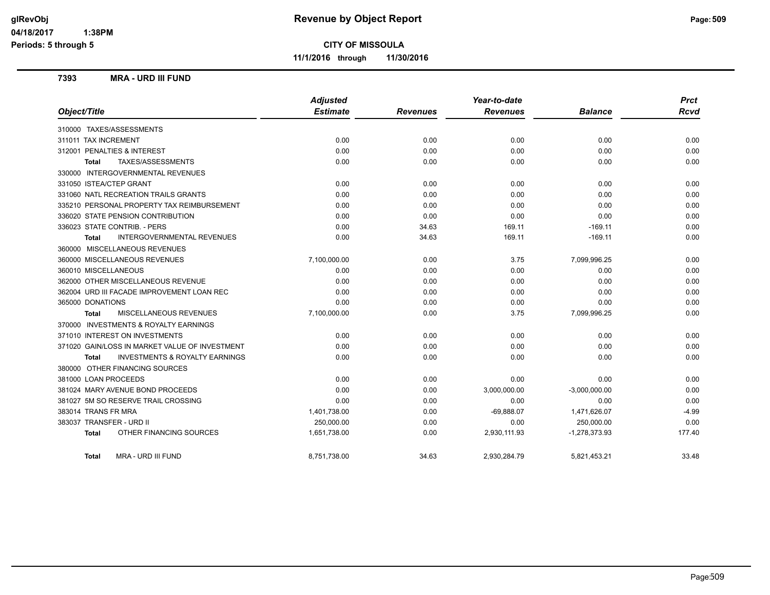# Revenue by Object Report

glRevObj
04/18/2017 1:38PM
Periods: 5 through 5

**CITY OF MISSOULA**

**11/1/2016 through 11/30/2016**

## 7393 MRA - URD III FUND

| Object/Title | Adjusted Estimate | Revenues | Year-to-date Revenues | Balance | Prct Rcvd |
|---|---|---|---|---|---|
| 310000 TAXES/ASSESSMENTS | | | | | |
| 311011 TAX INCREMENT | 0.00 | 0.00 | 0.00 | 0.00 | 0.00 |
| 312001 PENALTIES & INTEREST | 0.00 | 0.00 | 0.00 | 0.00 | 0.00 |
| **Total** TAXES/ASSESSMENTS | 0.00 | 0.00 | 0.00 | 0.00 | 0.00 |
| 330000 INTERGOVERNMENTAL REVENUES | | | | | |
| 331050 ISTEA/CTEP GRANT | 0.00 | 0.00 | 0.00 | 0.00 | 0.00 |
| 331060 NATL RECREATION TRAILS GRANTS | 0.00 | 0.00 | 0.00 | 0.00 | 0.00 |
| 335210 PERSONAL PROPERTY TAX REIMBURSEMENT | 0.00 | 0.00 | 0.00 | 0.00 | 0.00 |
| 336020 STATE PENSION CONTRIBUTION | 0.00 | 0.00 | 0.00 | 0.00 | 0.00 |
| 336023 STATE CONTRIB. - PERS | 0.00 | 34.63 | 169.11 | -169.11 | 0.00 |
| **Total** INTERGOVERNMENTAL REVENUES | 0.00 | 34.63 | 169.11 | -169.11 | 0.00 |
| 360000 MISCELLANEOUS REVENUES | | | | | |
| 360000 MISCELLANEOUS REVENUES | 7,100,000.00 | 0.00 | 3.75 | 7,099,996.25 | 0.00 |
| 360010 MISCELLANEOUS | 0.00 | 0.00 | 0.00 | 0.00 | 0.00 |
| 362000 OTHER MISCELLANEOUS REVENUE | 0.00 | 0.00 | 0.00 | 0.00 | 0.00 |
| 362004 URD III FACADE IMPROVEMENT LOAN REC | 0.00 | 0.00 | 0.00 | 0.00 | 0.00 |
| 365000 DONATIONS | 0.00 | 0.00 | 0.00 | 0.00 | 0.00 |
| **Total** MISCELLANEOUS REVENUES | 7,100,000.00 | 0.00 | 3.75 | 7,099,996.25 | 0.00 |
| 370000 INVESTMENTS & ROYALTY EARNINGS | | | | | |
| 371010 INTEREST ON INVESTMENTS | 0.00 | 0.00 | 0.00 | 0.00 | 0.00 |
| 371020 GAIN/LOSS IN MARKET VALUE OF INVESTMENT | 0.00 | 0.00 | 0.00 | 0.00 | 0.00 |
| **Total** INVESTMENTS & ROYALTY EARNINGS | 0.00 | 0.00 | 0.00 | 0.00 | 0.00 |
| 380000 OTHER FINANCING SOURCES | | | | | |
| 381000 LOAN PROCEEDS | 0.00 | 0.00 | 0.00 | 0.00 | 0.00 |
| 381024 MARY AVENUE BOND PROCEEDS | 0.00 | 0.00 | 3,000,000.00 | -3,000,000.00 | 0.00 |
| 381027 5M SO RESERVE TRAIL CROSSING | 0.00 | 0.00 | 0.00 | 0.00 | 0.00 |
| 383014 TRANS FR MRA | 1,401,738.00 | 0.00 | -69,888.07 | 1,471,626.07 | -4.99 |
| 383037 TRANSFER - URD II | 250,000.00 | 0.00 | 0.00 | 250,000.00 | 0.00 |
| **Total** OTHER FINANCING SOURCES | 1,651,738.00 | 0.00 | 2,930,111.93 | -1,278,373.93 | 177.40 |
| **Total** MRA - URD III FUND | 8,751,738.00 | 34.63 | 2,930,284.79 | 5,821,453.21 | 33.48 |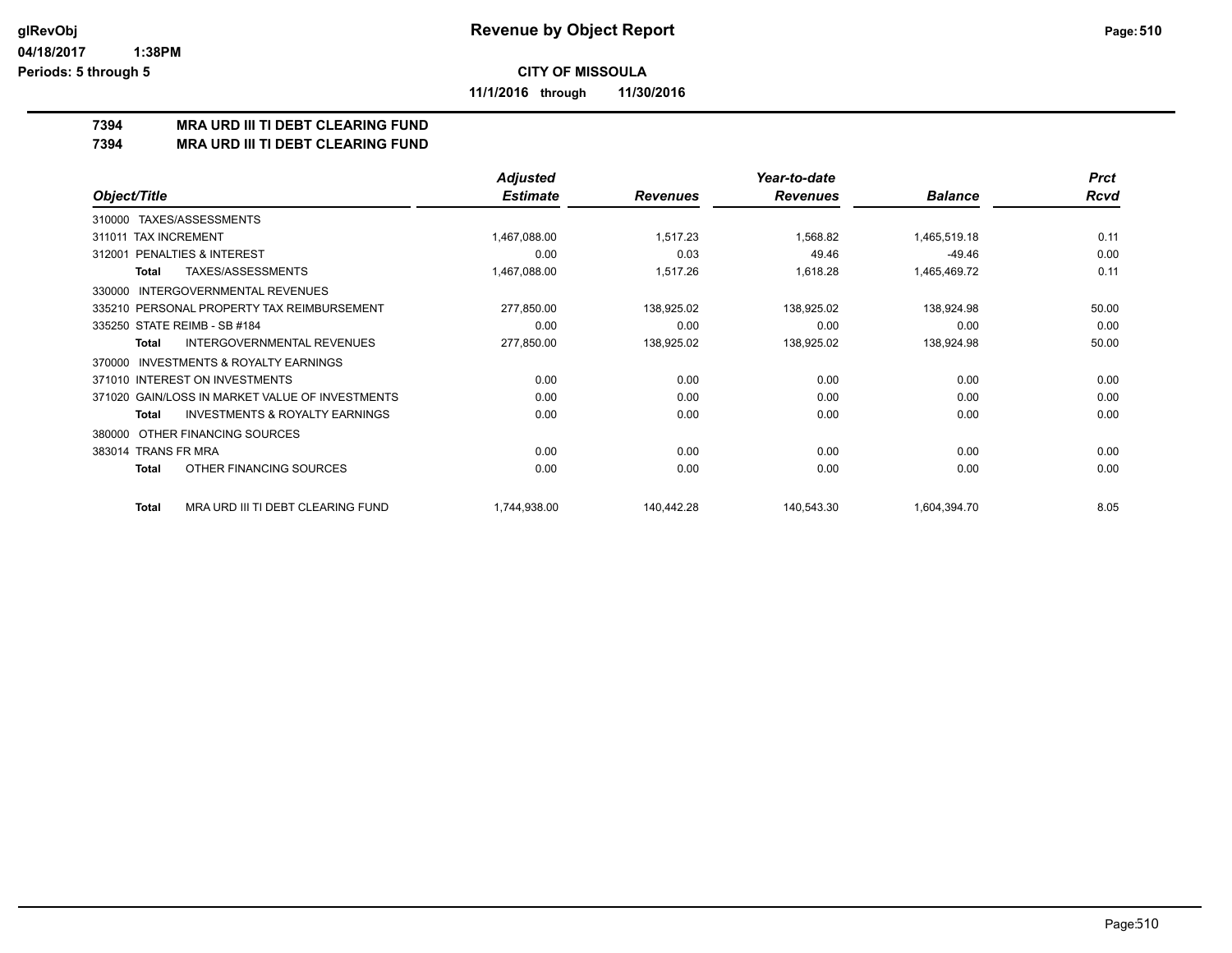**Revenue by Object Report**

**CITY OF MISSOULA**

**11/1/2016 through 11/30/2016**

glRevObj
04/18/2017 1:38PM
Periods: 5 through 5

## 7394 MRA URD III TI DEBT CLEARING FUND
## 7394 MRA URD III TI DEBT CLEARING FUND

| Object/Title | Adjusted Estimate | Revenues | Year-to-date Revenues | Balance | Prct Rcvd |
|---|---|---|---|---|---|
| 310000 TAXES/ASSESSMENTS | | | | | |
| 311011 TAX INCREMENT | 1,467,088.00 | 1,517.23 | 1,568.82 | 1,465,519.18 | 0.11 |
| 312001 PENALTIES & INTEREST | 0.00 | 0.03 | 49.46 | -49.46 | 0.00 |
| **Total** TAXES/ASSESSMENTS | 1,467,088.00 | 1,517.26 | 1,618.28 | 1,465,469.72 | 0.11 |
| 330000 INTERGOVERNMENTAL REVENUES | | | | | |
| 335210 PERSONAL PROPERTY TAX REIMBURSEMENT | 277,850.00 | 138,925.02 | 138,925.02 | 138,924.98 | 50.00 |
| 335250 STATE REIMB - SB #184 | 0.00 | 0.00 | 0.00 | 0.00 | 0.00 |
| **Total** INTERGOVERNMENTAL REVENUES | 277,850.00 | 138,925.02 | 138,925.02 | 138,924.98 | 50.00 |
| 370000 INVESTMENTS & ROYALTY EARNINGS | | | | | |
| 371010 INTEREST ON INVESTMENTS | 0.00 | 0.00 | 0.00 | 0.00 | 0.00 |
| 371020 GAIN/LOSS IN MARKET VALUE OF INVESTMENTS | 0.00 | 0.00 | 0.00 | 0.00 | 0.00 |
| **Total** INVESTMENTS & ROYALTY EARNINGS | 0.00 | 0.00 | 0.00 | 0.00 | 0.00 |
| 380000 OTHER FINANCING SOURCES | | | | | |
| 383014 TRANS FR MRA | 0.00 | 0.00 | 0.00 | 0.00 | 0.00 |
| **Total** OTHER FINANCING SOURCES | 0.00 | 0.00 | 0.00 | 0.00 | 0.00 |
| **Total** MRA URD III TI DEBT CLEARING FUND | 1,744,938.00 | 140,442.28 | 140,543.30 | 1,604,394.70 | 8.05 |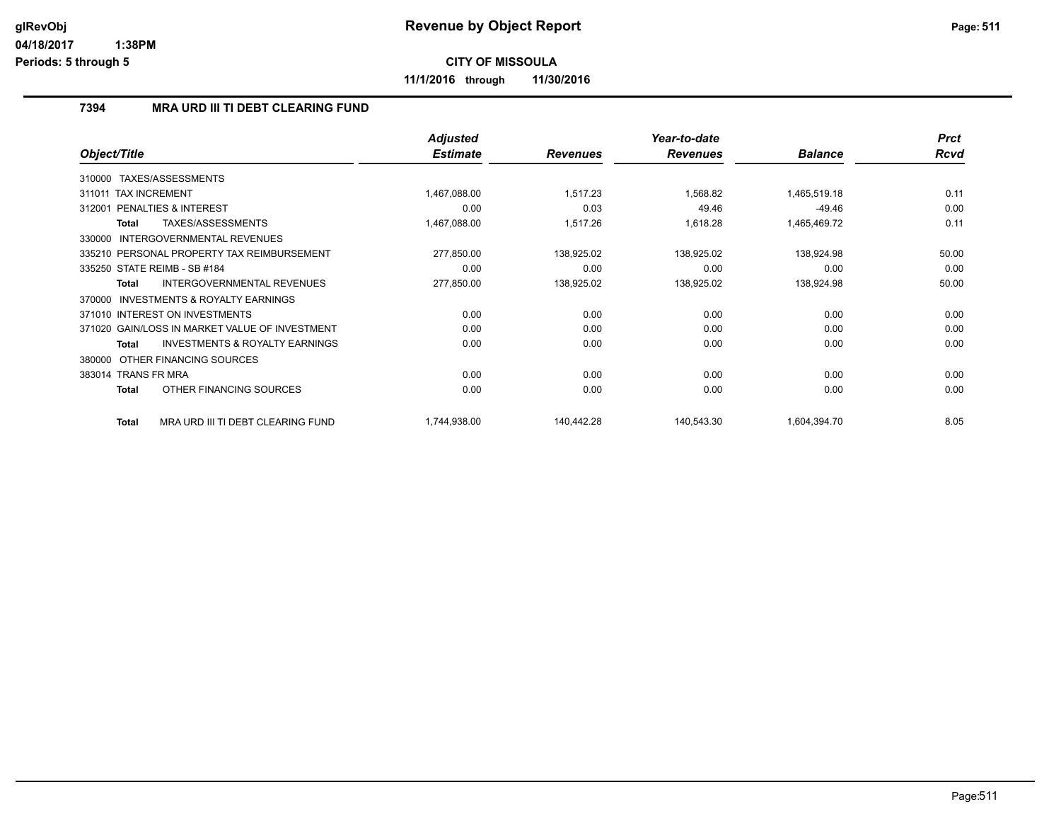**CITY OF MISSOULA**

**11/1/2016 through 11/30/2016**

### 7394 MRA URD III TI DEBT CLEARING FUND

| Object/Title | Adjusted Estimate | Revenues | Year-to-date Revenues | Balance | Prct Rcvd |
|---|---|---|---|---|---|
| 310000 TAXES/ASSESSMENTS | | | | | |
| 311011 TAX INCREMENT | 1,467,088.00 | 1,517.23 | 1,568.82 | 1,465,519.18 | 0.11 |
| 312001 PENALTIES & INTEREST | 0.00 | 0.03 | 49.46 | -49.46 | 0.00 |
| **Total** TAXES/ASSESSMENTS | 1,467,088.00 | 1,517.26 | 1,618.28 | 1,465,469.72 | 0.11 |
| 330000 INTERGOVERNMENTAL REVENUES | | | | | |
| 335210 PERSONAL PROPERTY TAX REIMBURSEMENT | 277,850.00 | 138,925.02 | 138,925.02 | 138,924.98 | 50.00 |
| 335250 STATE REIMB - SB #184 | 0.00 | 0.00 | 0.00 | 0.00 | 0.00 |
| **Total** INTERGOVERNMENTAL REVENUES | 277,850.00 | 138,925.02 | 138,925.02 | 138,924.98 | 50.00 |
| 370000 INVESTMENTS & ROYALTY EARNINGS | | | | | |
| 371010 INTEREST ON INVESTMENTS | 0.00 | 0.00 | 0.00 | 0.00 | 0.00 |
| 371020 GAIN/LOSS IN MARKET VALUE OF INVESTMENT | 0.00 | 0.00 | 0.00 | 0.00 | 0.00 |
| **Total** INVESTMENTS & ROYALTY EARNINGS | 0.00 | 0.00 | 0.00 | 0.00 | 0.00 |
| 380000 OTHER FINANCING SOURCES | | | | | |
| 383014 TRANS FR MRA | 0.00 | 0.00 | 0.00 | 0.00 | 0.00 |
| **Total** OTHER FINANCING SOURCES | 0.00 | 0.00 | 0.00 | 0.00 | 0.00 |
| **Total** MRA URD III TI DEBT CLEARING FUND | 1,744,938.00 | 140,442.28 | 140,543.30 | 1,604,394.70 | 8.05 |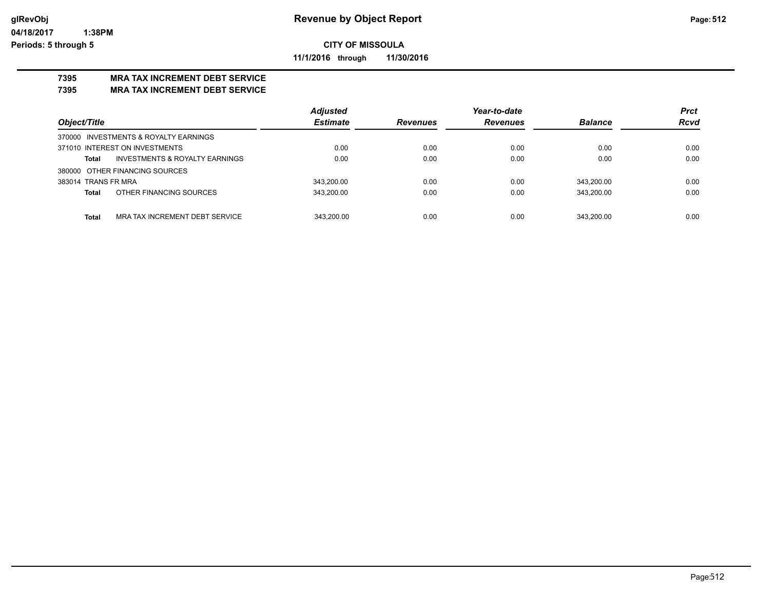**Revenue by Object Report**

**CITY OF MISSOULA**

**11/1/2016 through 11/30/2016**

glRevObj
04/18/2017 1:38PM
Periods: 5 through 5

## 7395 MRA TAX INCREMENT DEBT SERVICE
## 7395 MRA TAX INCREMENT DEBT SERVICE

| Object/Title | Adjusted Estimate | Revenues | Year-to-date Revenues | Balance | Prct Rcvd |
|---|---|---|---|---|---|
| 370000 INVESTMENTS & ROYALTY EARNINGS | | | | | |
| 371010 INTEREST ON INVESTMENTS | 0.00 | 0.00 | 0.00 | 0.00 | 0.00 |
| **Total** INVESTMENTS & ROYALTY EARNINGS | 0.00 | 0.00 | 0.00 | 0.00 | 0.00 |
| 380000 OTHER FINANCING SOURCES | | | | | |
| 383014 TRANS FR MRA | 343,200.00 | 0.00 | 0.00 | 343,200.00 | 0.00 |
| **Total** OTHER FINANCING SOURCES | 343,200.00 | 0.00 | 0.00 | 343,200.00 | 0.00 |
| **Total** MRA TAX INCREMENT DEBT SERVICE | 343,200.00 | 0.00 | 0.00 | 343,200.00 | 0.00 |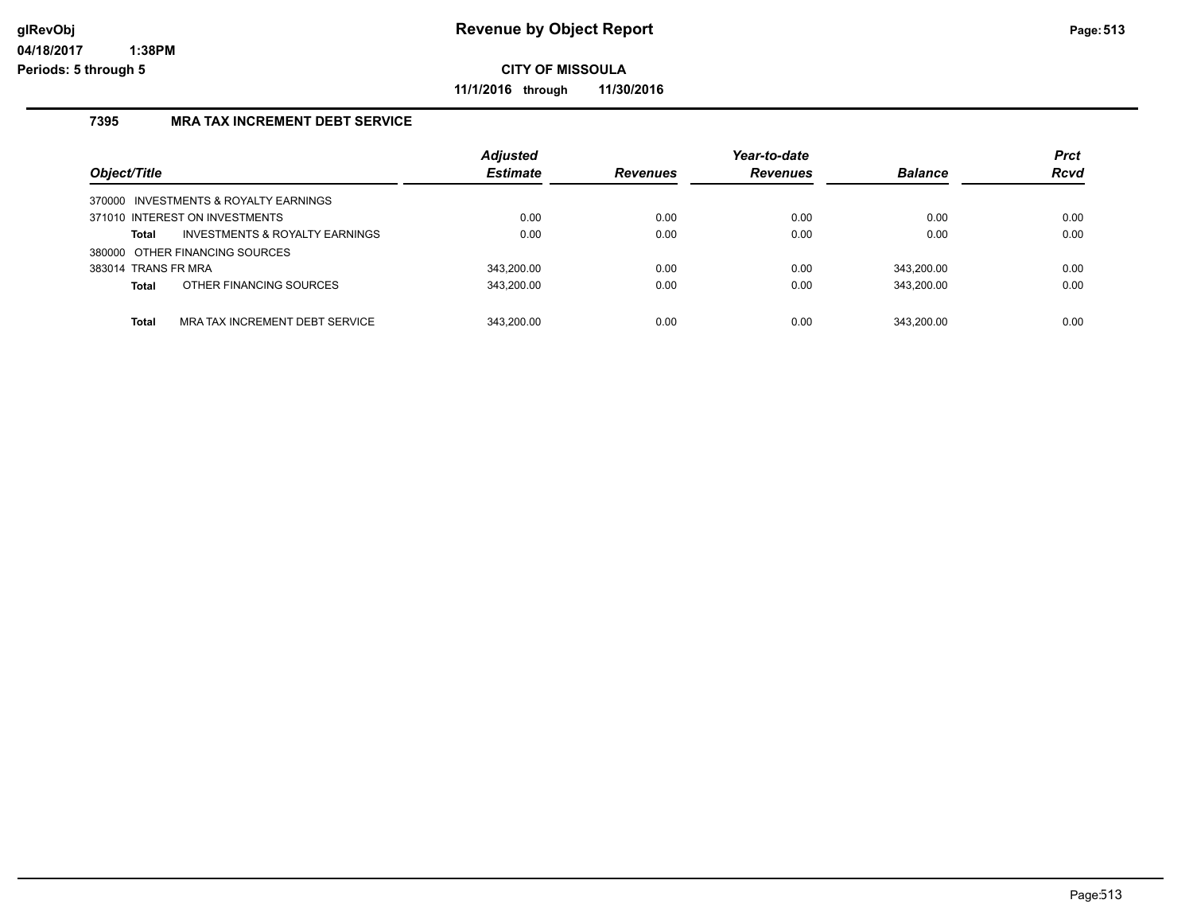# Revenue by Object Report

**CITY OF MISSOULA**

**11/1/2016 through 11/30/2016**

### 7395 MRA TAX INCREMENT DEBT SERVICE

| Object/Title | Adjusted Estimate | Revenues | Year-to-date Revenues | Balance | Prct Rcvd |
|---|---|---|---|---|---|
| 370000 INVESTMENTS & ROYALTY EARNINGS | | | | | |
| 371010 INTEREST ON INVESTMENTS | 0.00 | 0.00 | 0.00 | 0.00 | 0.00 |
| **Total** INVESTMENTS & ROYALTY EARNINGS | 0.00 | 0.00 | 0.00 | 0.00 | 0.00 |
| 380000 OTHER FINANCING SOURCES | | | | | |
| 383014 TRANS FR MRA | 343,200.00 | 0.00 | 0.00 | 343,200.00 | 0.00 |
| **Total** OTHER FINANCING SOURCES | 343,200.00 | 0.00 | 0.00 | 343,200.00 | 0.00 |
| **Total** MRA TAX INCREMENT DEBT SERVICE | 343,200.00 | 0.00 | 0.00 | 343,200.00 | 0.00 |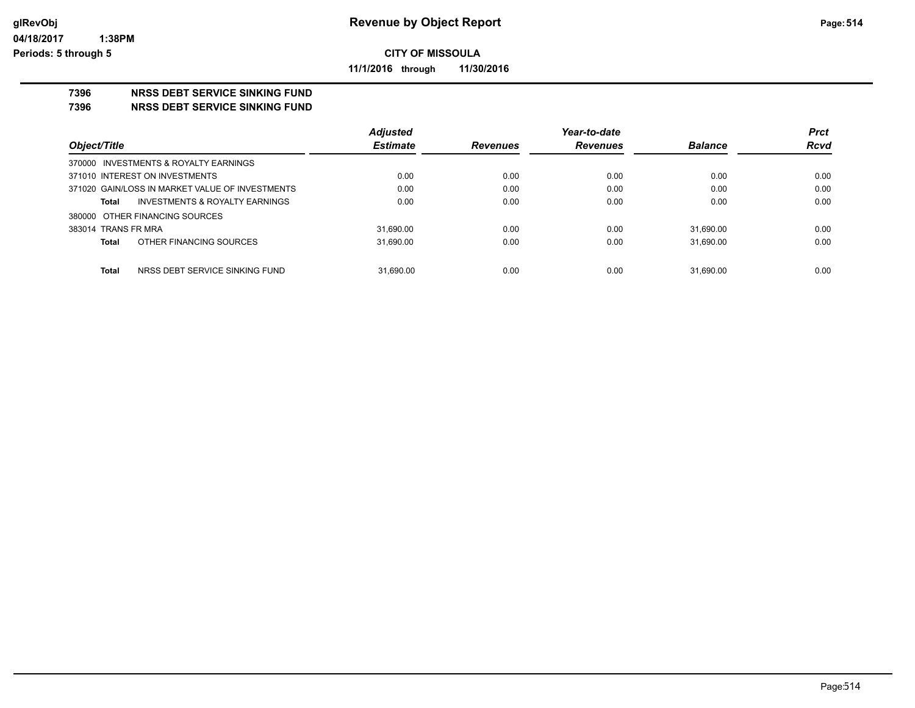# Revenue by Object Report

glRevObj
04/18/2017 1:38PM
Periods: 5 through 5

**CITY OF MISSOULA**

**11/1/2016 through 11/30/2016**

## 7396 NRSS DEBT SERVICE SINKING FUND
## 7396 NRSS DEBT SERVICE SINKING FUND

| Object/Title | Adjusted Estimate | Revenues | Year-to-date Revenues | Balance | Prct Rcvd |
|---|---|---|---|---|---|
| 370000 INVESTMENTS & ROYALTY EARNINGS | | | | | |
| 371010 INTEREST ON INVESTMENTS | 0.00 | 0.00 | 0.00 | 0.00 | 0.00 |
| 371020 GAIN/LOSS IN MARKET VALUE OF INVESTMENTS | 0.00 | 0.00 | 0.00 | 0.00 | 0.00 |
| **Total** INVESTMENTS & ROYALTY EARNINGS | 0.00 | 0.00 | 0.00 | 0.00 | 0.00 |
| 380000 OTHER FINANCING SOURCES | | | | | |
| 383014 TRANS FR MRA | 31,690.00 | 0.00 | 0.00 | 31,690.00 | 0.00 |
| **Total** OTHER FINANCING SOURCES | 31,690.00 | 0.00 | 0.00 | 31,690.00 | 0.00 |
| **Total** NRSS DEBT SERVICE SINKING FUND | 31,690.00 | 0.00 | 0.00 | 31,690.00 | 0.00 |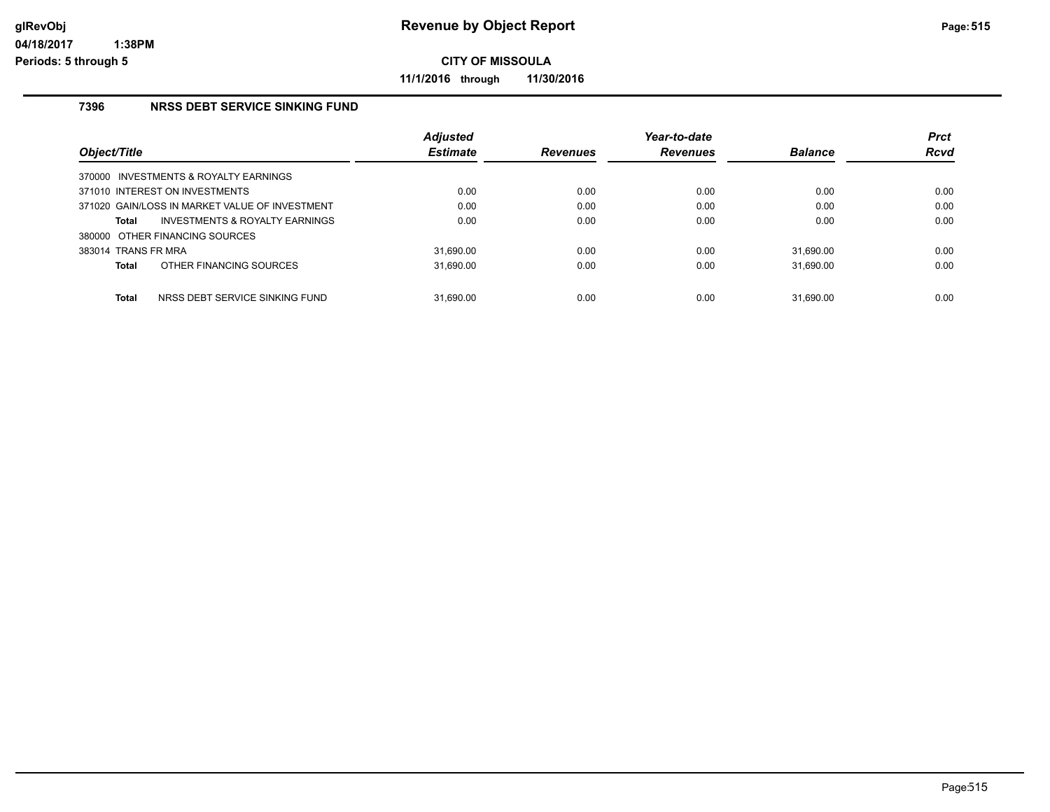# Revenue by Object Report

## CITY OF MISSOULA

**11/1/2016 through 11/30/2016**

### 7396 NRSS DEBT SERVICE SINKING FUND

| Object/Title | Adjusted Estimate | Revenues | Year-to-date Revenues | Balance | Prct Rcvd |
|---|---|---|---|---|---|
| 370000 INVESTMENTS & ROYALTY EARNINGS | | | | | |
| 371010 INTEREST ON INVESTMENTS | 0.00 | 0.00 | 0.00 | 0.00 | 0.00 |
| 371020 GAIN/LOSS IN MARKET VALUE OF INVESTMENT | 0.00 | 0.00 | 0.00 | 0.00 | 0.00 |
| **Total** INVESTMENTS & ROYALTY EARNINGS | 0.00 | 0.00 | 0.00 | 0.00 | 0.00 |
| 380000 OTHER FINANCING SOURCES | | | | | |
| 383014 TRANS FR MRA | 31,690.00 | 0.00 | 0.00 | 31,690.00 | 0.00 |
| **Total** OTHER FINANCING SOURCES | 31,690.00 | 0.00 | 0.00 | 31,690.00 | 0.00 |
| **Total** NRSS DEBT SERVICE SINKING FUND | 31,690.00 | 0.00 | 0.00 | 31,690.00 | 0.00 |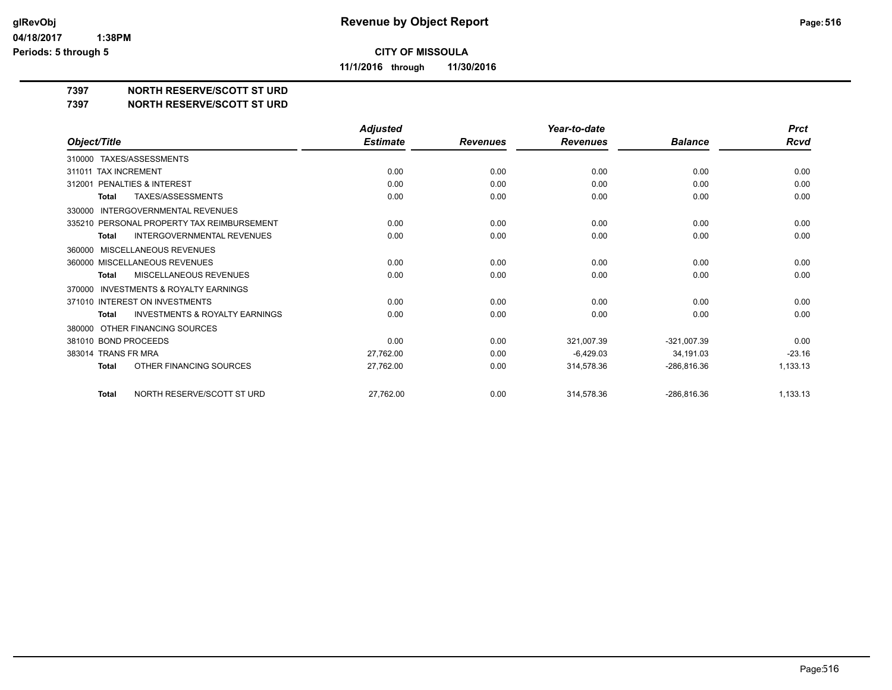# Revenue by Object Report

**CITY OF MISSOULA**

**11/1/2016 through 11/30/2016**

glRevObj
04/18/2017 1:38PM
Periods: 5 through 5

**7397 NORTH RESERVE/SCOTT ST URD**
**7397 NORTH RESERVE/SCOTT ST URD**

| Object/Title | Adjusted Estimate | Revenues | Year-to-date Revenues | Balance | Prct Rcvd |
|---|---|---|---|---|---|
| 310000 TAXES/ASSESSMENTS | | | | | |
| 311011 TAX INCREMENT | 0.00 | 0.00 | 0.00 | 0.00 | 0.00 |
| 312001 PENALTIES & INTEREST | 0.00 | 0.00 | 0.00 | 0.00 | 0.00 |
| **Total** TAXES/ASSESSMENTS | 0.00 | 0.00 | 0.00 | 0.00 | 0.00 |
| 330000 INTERGOVERNMENTAL REVENUES | | | | | |
| 335210 PERSONAL PROPERTY TAX REIMBURSEMENT | 0.00 | 0.00 | 0.00 | 0.00 | 0.00 |
| **Total** INTERGOVERNMENTAL REVENUES | 0.00 | 0.00 | 0.00 | 0.00 | 0.00 |
| 360000 MISCELLANEOUS REVENUES | | | | | |
| 360000 MISCELLANEOUS REVENUES | 0.00 | 0.00 | 0.00 | 0.00 | 0.00 |
| **Total** MISCELLANEOUS REVENUES | 0.00 | 0.00 | 0.00 | 0.00 | 0.00 |
| 370000 INVESTMENTS & ROYALTY EARNINGS | | | | | |
| 371010 INTEREST ON INVESTMENTS | 0.00 | 0.00 | 0.00 | 0.00 | 0.00 |
| **Total** INVESTMENTS & ROYALTY EARNINGS | 0.00 | 0.00 | 0.00 | 0.00 | 0.00 |
| 380000 OTHER FINANCING SOURCES | | | | | |
| 381010 BOND PROCEEDS | 0.00 | 0.00 | 321,007.39 | -321,007.39 | 0.00 |
| 383014 TRANS FR MRA | 27,762.00 | 0.00 | -6,429.03 | 34,191.03 | -23.16 |
| **Total** OTHER FINANCING SOURCES | 27,762.00 | 0.00 | 314,578.36 | -286,816.36 | 1,133.13 |
| **Total** NORTH RESERVE/SCOTT ST URD | 27,762.00 | 0.00 | 314,578.36 | -286,816.36 | 1,133.13 |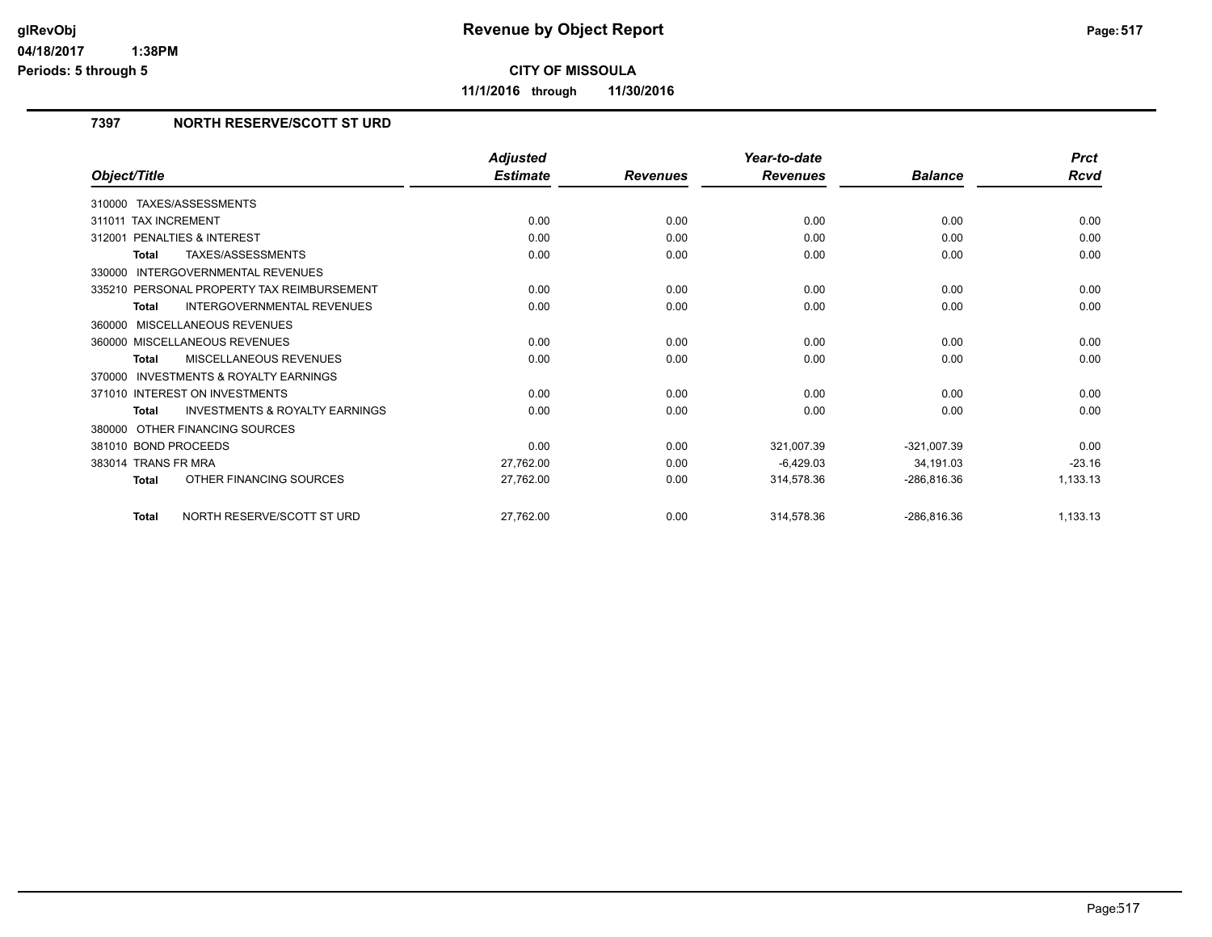**Revenue by Object Report**

**CITY OF MISSOULA**

**11/1/2016 through 11/30/2016**

glRevObj
04/18/2017 1:38PM
Periods: 5 through 5

## 7397 NORTH RESERVE/SCOTT ST URD

| Object/Title | Adjusted Estimate | Revenues | Year-to-date Revenues | Balance | Prct Rcvd |
|---|---|---|---|---|---|
| 310000 TAXES/ASSESSMENTS | | | | | |
| 311011 TAX INCREMENT | 0.00 | 0.00 | 0.00 | 0.00 | 0.00 |
| 312001 PENALTIES & INTEREST | 0.00 | 0.00 | 0.00 | 0.00 | 0.00 |
| **Total** TAXES/ASSESSMENTS | 0.00 | 0.00 | 0.00 | 0.00 | 0.00 |
| 330000 INTERGOVERNMENTAL REVENUES | | | | | |
| 335210 PERSONAL PROPERTY TAX REIMBURSEMENT | 0.00 | 0.00 | 0.00 | 0.00 | 0.00 |
| **Total** INTERGOVERNMENTAL REVENUES | 0.00 | 0.00 | 0.00 | 0.00 | 0.00 |
| 360000 MISCELLANEOUS REVENUES | | | | | |
| 360000 MISCELLANEOUS REVENUES | 0.00 | 0.00 | 0.00 | 0.00 | 0.00 |
| **Total** MISCELLANEOUS REVENUES | 0.00 | 0.00 | 0.00 | 0.00 | 0.00 |
| 370000 INVESTMENTS & ROYALTY EARNINGS | | | | | |
| 371010 INTEREST ON INVESTMENTS | 0.00 | 0.00 | 0.00 | 0.00 | 0.00 |
| **Total** INVESTMENTS & ROYALTY EARNINGS | 0.00 | 0.00 | 0.00 | 0.00 | 0.00 |
| 380000 OTHER FINANCING SOURCES | | | | | |
| 381010 BOND PROCEEDS | 0.00 | 0.00 | 321,007.39 | -321,007.39 | 0.00 |
| 383014 TRANS FR MRA | 27,762.00 | 0.00 | -6,429.03 | 34,191.03 | -23.16 |
| **Total** OTHER FINANCING SOURCES | 27,762.00 | 0.00 | 314,578.36 | -286,816.36 | 1,133.13 |
| **Total** NORTH RESERVE/SCOTT ST URD | 27,762.00 | 0.00 | 314,578.36 | -286,816.36 | 1,133.13 |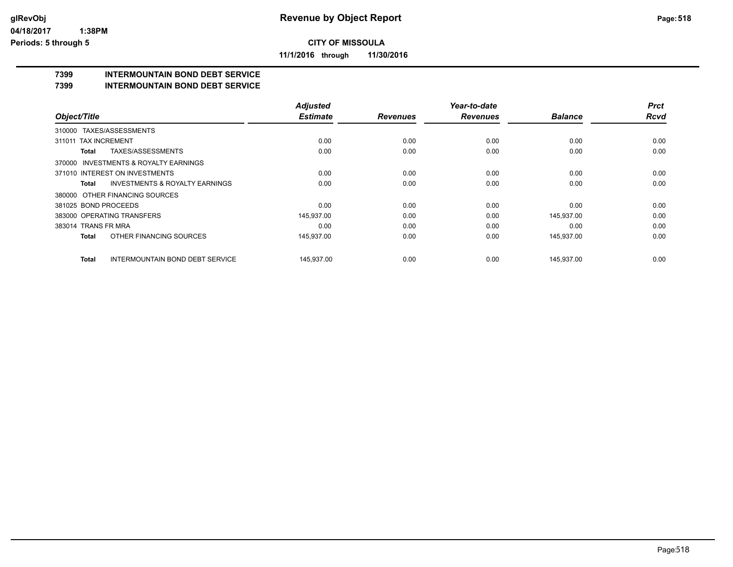# Revenue by Object Report

**CITY OF MISSOULA**

**11/1/2016 through 11/30/2016**

glRevObj
04/18/2017 1:38PM
Periods: 5 through 5

## 7399 INTERMOUNTAIN BOND DEBT SERVICE
## 7399 INTERMOUNTAIN BOND DEBT SERVICE

| Object/Title | Adjusted Estimate | Revenues | Year-to-date Revenues | Balance | Prct Rcvd |
|---|---|---|---|---|---|
| 310000 TAXES/ASSESSMENTS | | | | | |
| 311011 TAX INCREMENT | 0.00 | 0.00 | 0.00 | 0.00 | 0.00 |
| **Total** TAXES/ASSESSMENTS | 0.00 | 0.00 | 0.00 | 0.00 | 0.00 |
| 370000 INVESTMENTS & ROYALTY EARNINGS | | | | | |
| 371010 INTEREST ON INVESTMENTS | 0.00 | 0.00 | 0.00 | 0.00 | 0.00 |
| **Total** INVESTMENTS & ROYALTY EARNINGS | 0.00 | 0.00 | 0.00 | 0.00 | 0.00 |
| 380000 OTHER FINANCING SOURCES | | | | | |
| 381025 BOND PROCEEDS | 0.00 | 0.00 | 0.00 | 0.00 | 0.00 |
| 383000 OPERATING TRANSFERS | 145,937.00 | 0.00 | 0.00 | 145,937.00 | 0.00 |
| 383014 TRANS FR MRA | 0.00 | 0.00 | 0.00 | 0.00 | 0.00 |
| **Total** OTHER FINANCING SOURCES | 145,937.00 | 0.00 | 0.00 | 145,937.00 | 0.00 |
| **Total** INTERMOUNTAIN BOND DEBT SERVICE | 145,937.00 | 0.00 | 0.00 | 145,937.00 | 0.00 |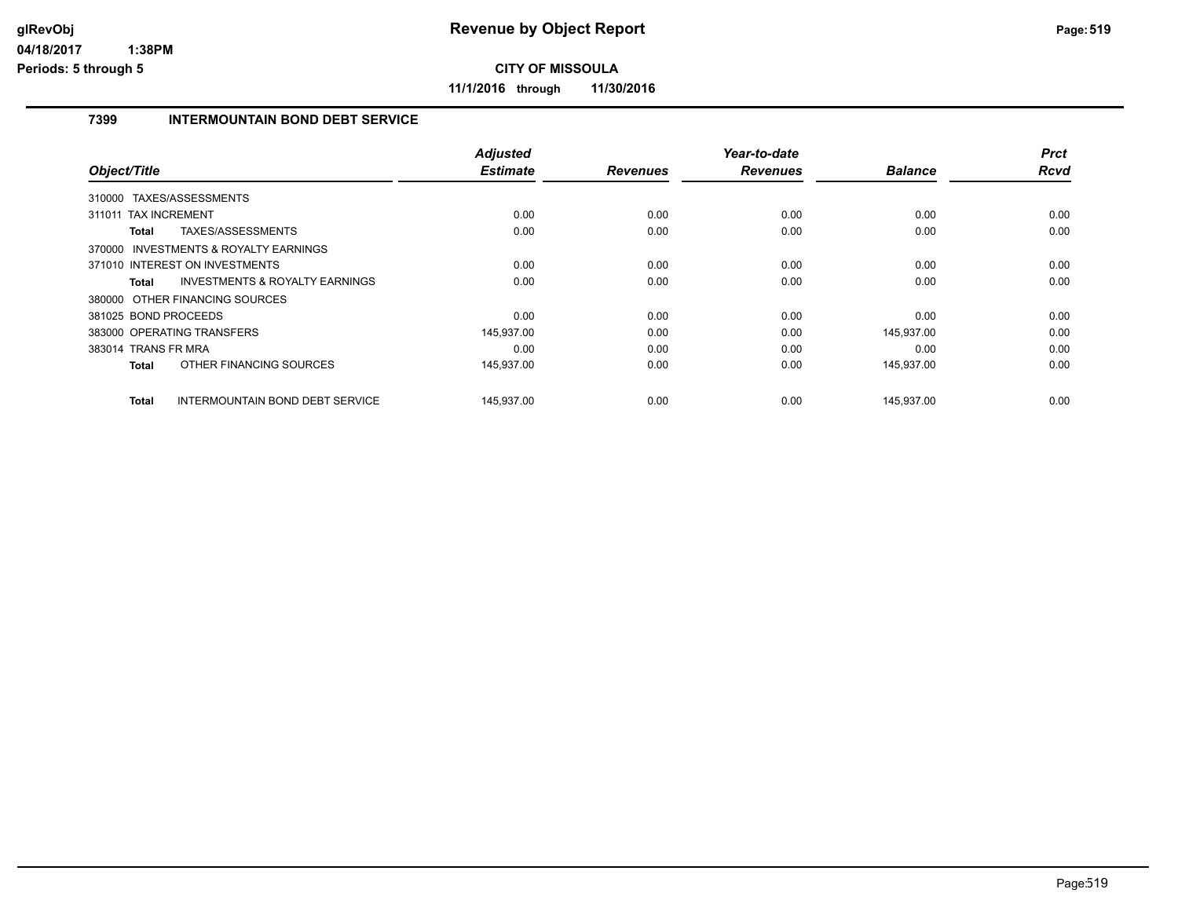# Revenue by Object Report

**CITY OF MISSOULA**

**11/1/2016 through 11/30/2016**

## 7399 INTERMOUNTAIN BOND DEBT SERVICE

| Object/Title | Adjusted Estimate | Revenues | Year-to-date Revenues | Balance | Prct Rcvd |
|---|---|---|---|---|---|
| 310000 TAXES/ASSESSMENTS | | | | | |
| 311011 TAX INCREMENT | 0.00 | 0.00 | 0.00 | 0.00 | 0.00 |
| **Total** TAXES/ASSESSMENTS | 0.00 | 0.00 | 0.00 | 0.00 | 0.00 |
| 370000 INVESTMENTS & ROYALTY EARNINGS | | | | | |
| 371010 INTEREST ON INVESTMENTS | 0.00 | 0.00 | 0.00 | 0.00 | 0.00 |
| **Total** INVESTMENTS & ROYALTY EARNINGS | 0.00 | 0.00 | 0.00 | 0.00 | 0.00 |
| 380000 OTHER FINANCING SOURCES | | | | | |
| 381025 BOND PROCEEDS | 0.00 | 0.00 | 0.00 | 0.00 | 0.00 |
| 383000 OPERATING TRANSFERS | 145,937.00 | 0.00 | 0.00 | 145,937.00 | 0.00 |
| 383014 TRANS FR MRA | 0.00 | 0.00 | 0.00 | 0.00 | 0.00 |
| **Total** OTHER FINANCING SOURCES | 145,937.00 | 0.00 | 0.00 | 145,937.00 | 0.00 |
| **Total** INTERMOUNTAIN BOND DEBT SERVICE | 145,937.00 | 0.00 | 0.00 | 145,937.00 | 0.00 |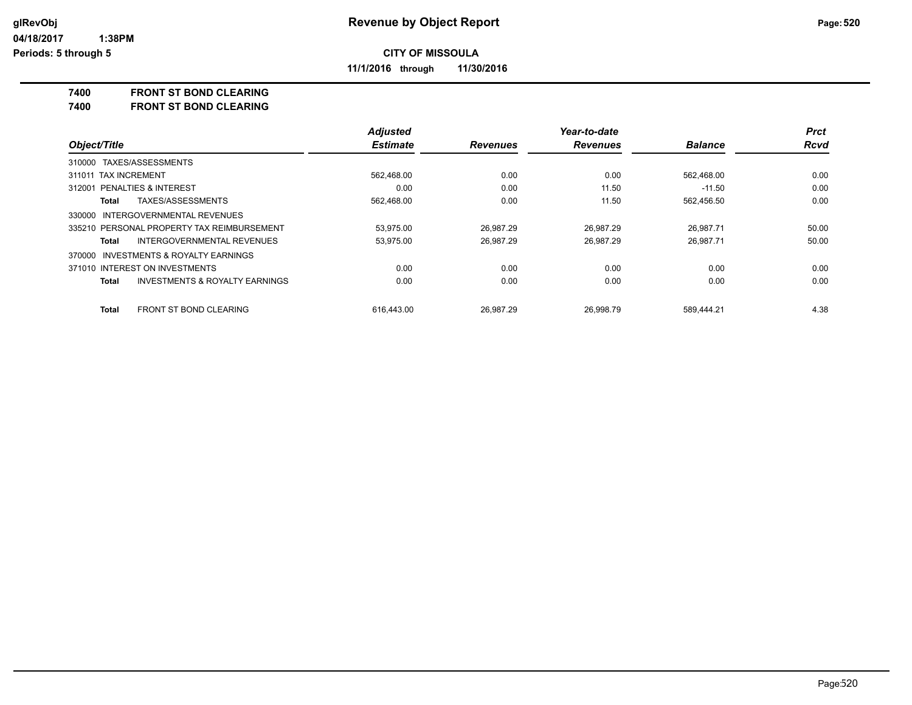# Revenue by Object Report

glRevObj
04/18/2017 1:38PM
Periods: 5 through 5

**CITY OF MISSOULA**

**11/1/2016 through 11/30/2016**

**7400 FRONT ST BOND CLEARING**
**7400 FRONT ST BOND CLEARING**

| Object/Title | Adjusted Estimate | Revenues | Year-to-date Revenues | Balance | Prct Rcvd |
|---|---|---|---|---|---|
| 310000 TAXES/ASSESSMENTS | | | | | |
| 311011 TAX INCREMENT | 562,468.00 | 0.00 | 0.00 | 562,468.00 | 0.00 |
| 312001 PENALTIES & INTEREST | 0.00 | 0.00 | 11.50 | -11.50 | 0.00 |
| **Total** TAXES/ASSESSMENTS | 562,468.00 | 0.00 | 11.50 | 562,456.50 | 0.00 |
| 330000 INTERGOVERNMENTAL REVENUES | | | | | |
| 335210 PERSONAL PROPERTY TAX REIMBURSEMENT | 53,975.00 | 26,987.29 | 26,987.29 | 26,987.71 | 50.00 |
| **Total** INTERGOVERNMENTAL REVENUES | 53,975.00 | 26,987.29 | 26,987.29 | 26,987.71 | 50.00 |
| 370000 INVESTMENTS & ROYALTY EARNINGS | | | | | |
| 371010 INTEREST ON INVESTMENTS | 0.00 | 0.00 | 0.00 | 0.00 | 0.00 |
| **Total** INVESTMENTS & ROYALTY EARNINGS | 0.00 | 0.00 | 0.00 | 0.00 | 0.00 |
| **Total** FRONT ST BOND CLEARING | 616,443.00 | 26,987.29 | 26,998.79 | 589,444.21 | 4.38 |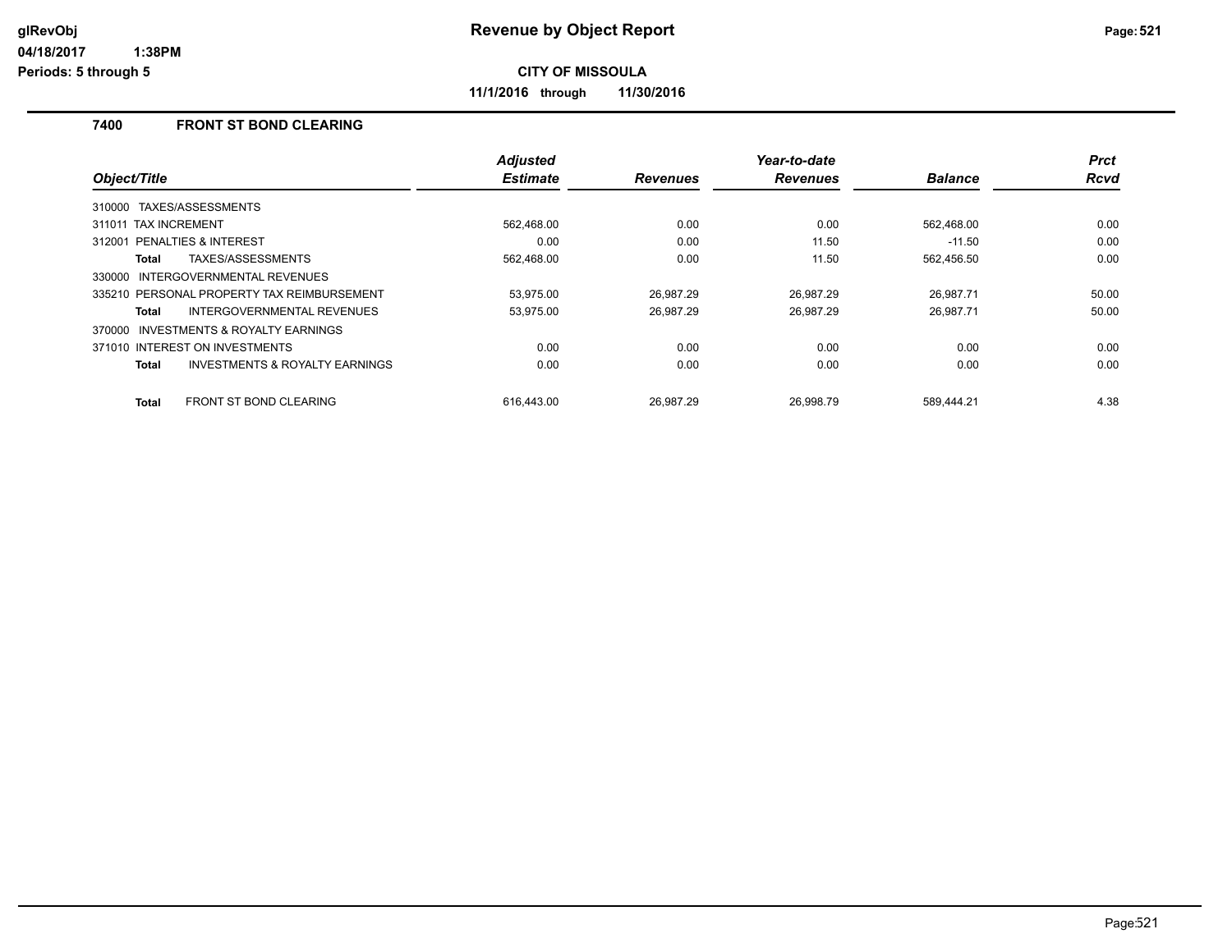# Revenue by Object Report

**CITY OF MISSOULA**

**11/1/2016 through 11/30/2016**

glRevObj
04/18/2017 1:38PM
Periods: 5 through 5

### 7400 FRONT ST BOND CLEARING

| Object/Title | Adjusted Estimate | Revenues | Year-to-date Revenues | Balance | Prct Rcvd |
|---|---|---|---|---|---|
| 310000 TAXES/ASSESSMENTS | | | | | |
| 311011 TAX INCREMENT | 562,468.00 | 0.00 | 0.00 | 562,468.00 | 0.00 |
| 312001 PENALTIES & INTEREST | 0.00 | 0.00 | 11.50 | -11.50 | 0.00 |
| **Total** TAXES/ASSESSMENTS | 562,468.00 | 0.00 | 11.50 | 562,456.50 | 0.00 |
| 330000 INTERGOVERNMENTAL REVENUES | | | | | |
| 335210 PERSONAL PROPERTY TAX REIMBURSEMENT | 53,975.00 | 26,987.29 | 26,987.29 | 26,987.71 | 50.00 |
| **Total** INTERGOVERNMENTAL REVENUES | 53,975.00 | 26,987.29 | 26,987.29 | 26,987.71 | 50.00 |
| 370000 INVESTMENTS & ROYALTY EARNINGS | | | | | |
| 371010 INTEREST ON INVESTMENTS | 0.00 | 0.00 | 0.00 | 0.00 | 0.00 |
| **Total** INVESTMENTS & ROYALTY EARNINGS | 0.00 | 0.00 | 0.00 | 0.00 | 0.00 |
| **Total** FRONT ST BOND CLEARING | 616,443.00 | 26,987.29 | 26,998.79 | 589,444.21 | 4.38 |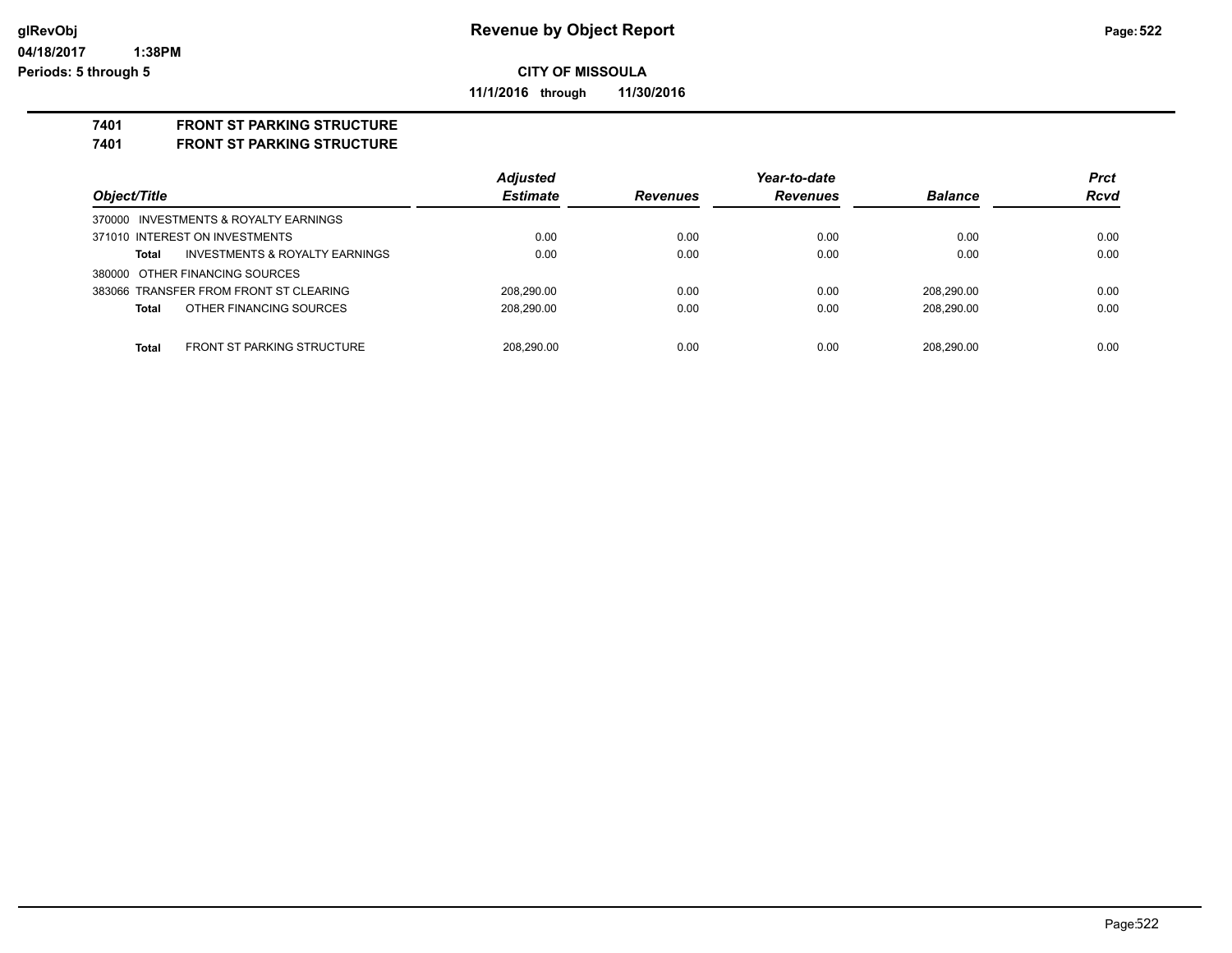**Revenue by Object Report**

**CITY OF MISSOULA**

**11/1/2016 through 11/30/2016**

glRevObj
04/18/2017 1:38PM
Periods: 5 through 5

**7401 FRONT ST PARKING STRUCTURE**
**7401 FRONT ST PARKING STRUCTURE**

| Object/Title | Adjusted Estimate | Revenues | Year-to-date Revenues | Balance | Prct Rcvd |
|---|---|---|---|---|---|
| 370000 INVESTMENTS & ROYALTY EARNINGS | | | | | |
| 371010 INTEREST ON INVESTMENTS | 0.00 | 0.00 | 0.00 | 0.00 | 0.00 |
| **Total** INVESTMENTS & ROYALTY EARNINGS | 0.00 | 0.00 | 0.00 | 0.00 | 0.00 |
| 380000 OTHER FINANCING SOURCES | | | | | |
| 383066 TRANSFER FROM FRONT ST CLEARING | 208,290.00 | 0.00 | 0.00 | 208,290.00 | 0.00 |
| **Total** OTHER FINANCING SOURCES | 208,290.00 | 0.00 | 0.00 | 208,290.00 | 0.00 |
| **Total** FRONT ST PARKING STRUCTURE | 208,290.00 | 0.00 | 0.00 | 208,290.00 | 0.00 |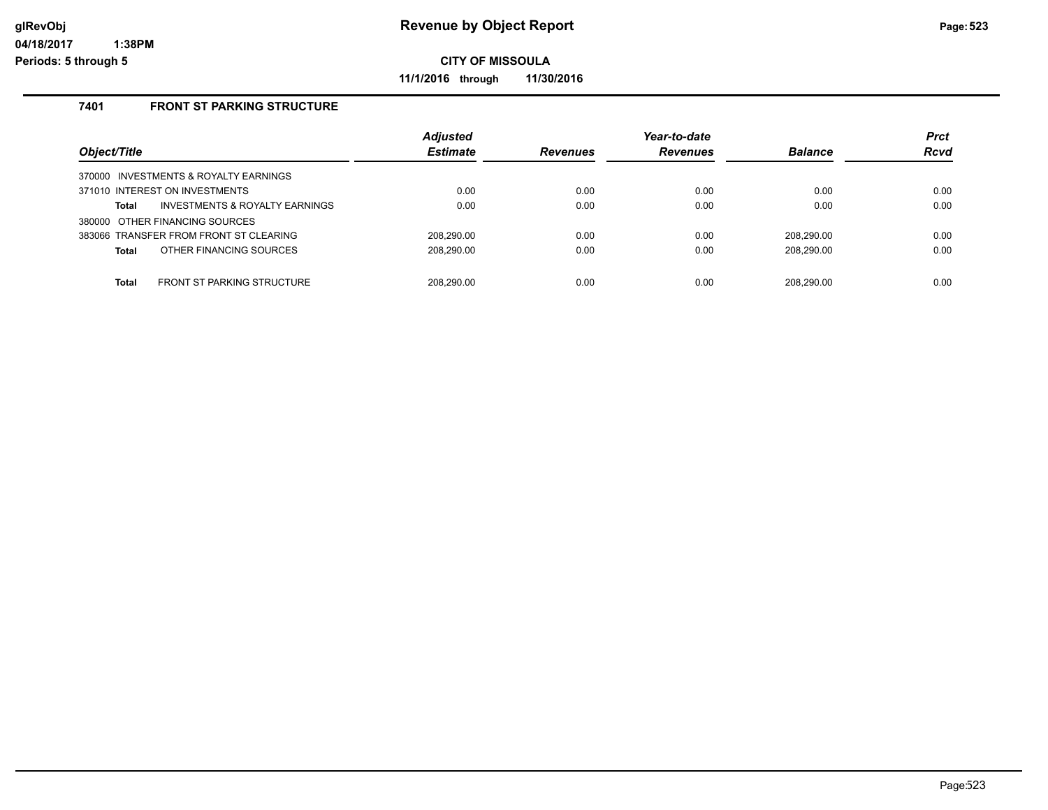# Revenue by Object Report

**CITY OF MISSOULA**

**11/1/2016 through 11/30/2016**

### 7401 FRONT ST PARKING STRUCTURE

| Object/Title | Adjusted Estimate | Revenues | Year-to-date Revenues | Balance | Prct Rcvd |
|---|---|---|---|---|---|
| 370000 INVESTMENTS & ROYALTY EARNINGS | | | | | |
| 371010 INTEREST ON INVESTMENTS | 0.00 | 0.00 | 0.00 | 0.00 | 0.00 |
| **Total** INVESTMENTS & ROYALTY EARNINGS | 0.00 | 0.00 | 0.00 | 0.00 | 0.00 |
| 380000 OTHER FINANCING SOURCES | | | | | |
| 383066 TRANSFER FROM FRONT ST CLEARING | 208,290.00 | 0.00 | 0.00 | 208,290.00 | 0.00 |
| **Total** OTHER FINANCING SOURCES | 208,290.00 | 0.00 | 0.00 | 208,290.00 | 0.00 |
| **Total** FRONT ST PARKING STRUCTURE | 208,290.00 | 0.00 | 0.00 | 208,290.00 | 0.00 |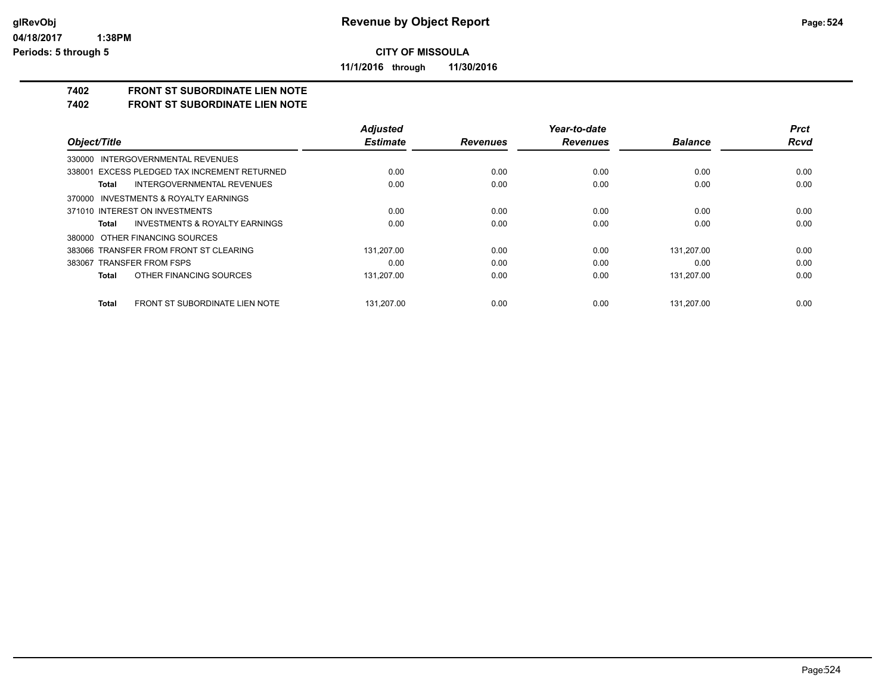# Revenue by Object Report

**CITY OF MISSOULA**

**11/1/2016 through 11/30/2016**

glRevObj
04/18/2017 1:38PM
Periods: 5 through 5

## 7402 FRONT ST SUBORDINATE LIEN NOTE
## 7402 FRONT ST SUBORDINATE LIEN NOTE

| Object/Title | Adjusted Estimate | Revenues | Year-to-date Revenues | Balance | Prct Rcvd |
|---|---|---|---|---|---|
| 330000 INTERGOVERNMENTAL REVENUES | | | | | |
| 338001 EXCESS PLEDGED TAX INCREMENT RETURNED | 0.00 | 0.00 | 0.00 | 0.00 | 0.00 |
| **Total** INTERGOVERNMENTAL REVENUES | 0.00 | 0.00 | 0.00 | 0.00 | 0.00 |
| 370000 INVESTMENTS & ROYALTY EARNINGS | | | | | |
| 371010 INTEREST ON INVESTMENTS | 0.00 | 0.00 | 0.00 | 0.00 | 0.00 |
| **Total** INVESTMENTS & ROYALTY EARNINGS | 0.00 | 0.00 | 0.00 | 0.00 | 0.00 |
| 380000 OTHER FINANCING SOURCES | | | | | |
| 383066 TRANSFER FROM FRONT ST CLEARING | 131,207.00 | 0.00 | 0.00 | 131,207.00 | 0.00 |
| 383067 TRANSFER FROM FSPS | 0.00 | 0.00 | 0.00 | 0.00 | 0.00 |
| **Total** OTHER FINANCING SOURCES | 131,207.00 | 0.00 | 0.00 | 131,207.00 | 0.00 |
| **Total** FRONT ST SUBORDINATE LIEN NOTE | 131,207.00 | 0.00 | 0.00 | 131,207.00 | 0.00 |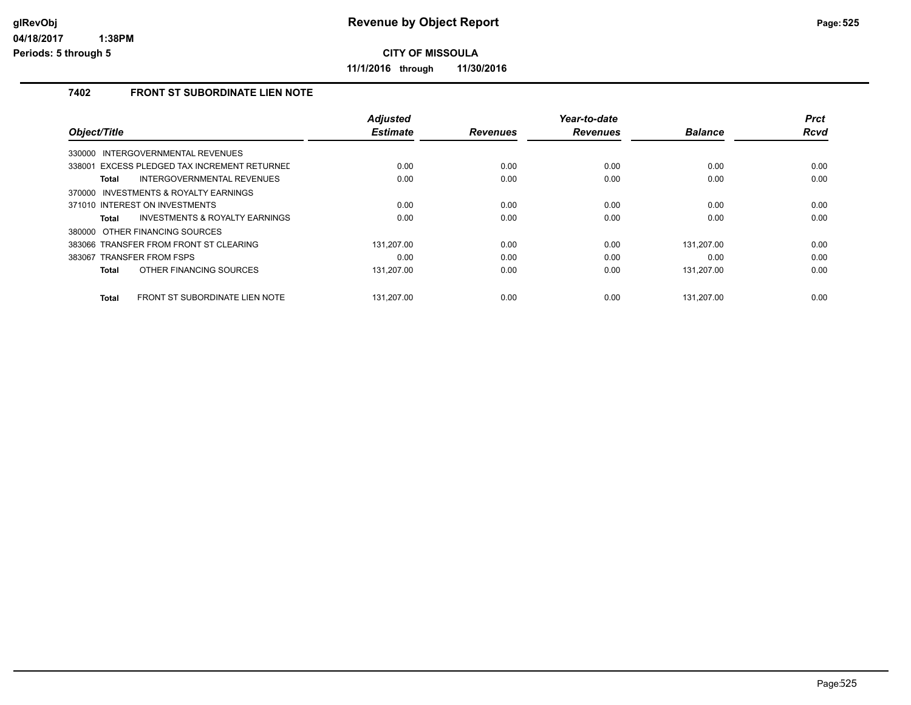# Revenue by Object Report

**CITY OF MISSOULA**

**11/1/2016 through 11/30/2016**

glRevObj
04/18/2017 1:38PM
Periods: 5 through 5

### 7402 FRONT ST SUBORDINATE LIEN NOTE

| Object/Title | Adjusted Estimate | Revenues | Year-to-date Revenues | Balance | Prct Rcvd |
|---|---|---|---|---|---|
| 330000 INTERGOVERNMENTAL REVENUES | | | | | |
| 338001 EXCESS PLEDGED TAX INCREMENT RETURNED | 0.00 | 0.00 | 0.00 | 0.00 | 0.00 |
| **Total** INTERGOVERNMENTAL REVENUES | 0.00 | 0.00 | 0.00 | 0.00 | 0.00 |
| 370000 INVESTMENTS & ROYALTY EARNINGS | | | | | |
| 371010 INTEREST ON INVESTMENTS | 0.00 | 0.00 | 0.00 | 0.00 | 0.00 |
| **Total** INVESTMENTS & ROYALTY EARNINGS | 0.00 | 0.00 | 0.00 | 0.00 | 0.00 |
| 380000 OTHER FINANCING SOURCES | | | | | |
| 383066 TRANSFER FROM FRONT ST CLEARING | 131,207.00 | 0.00 | 0.00 | 131,207.00 | 0.00 |
| 383067 TRANSFER FROM FSPS | 0.00 | 0.00 | 0.00 | 0.00 | 0.00 |
| **Total** OTHER FINANCING SOURCES | 131,207.00 | 0.00 | 0.00 | 131,207.00 | 0.00 |
| **Total** FRONT ST SUBORDINATE LIEN NOTE | 131,207.00 | 0.00 | 0.00 | 131,207.00 | 0.00 |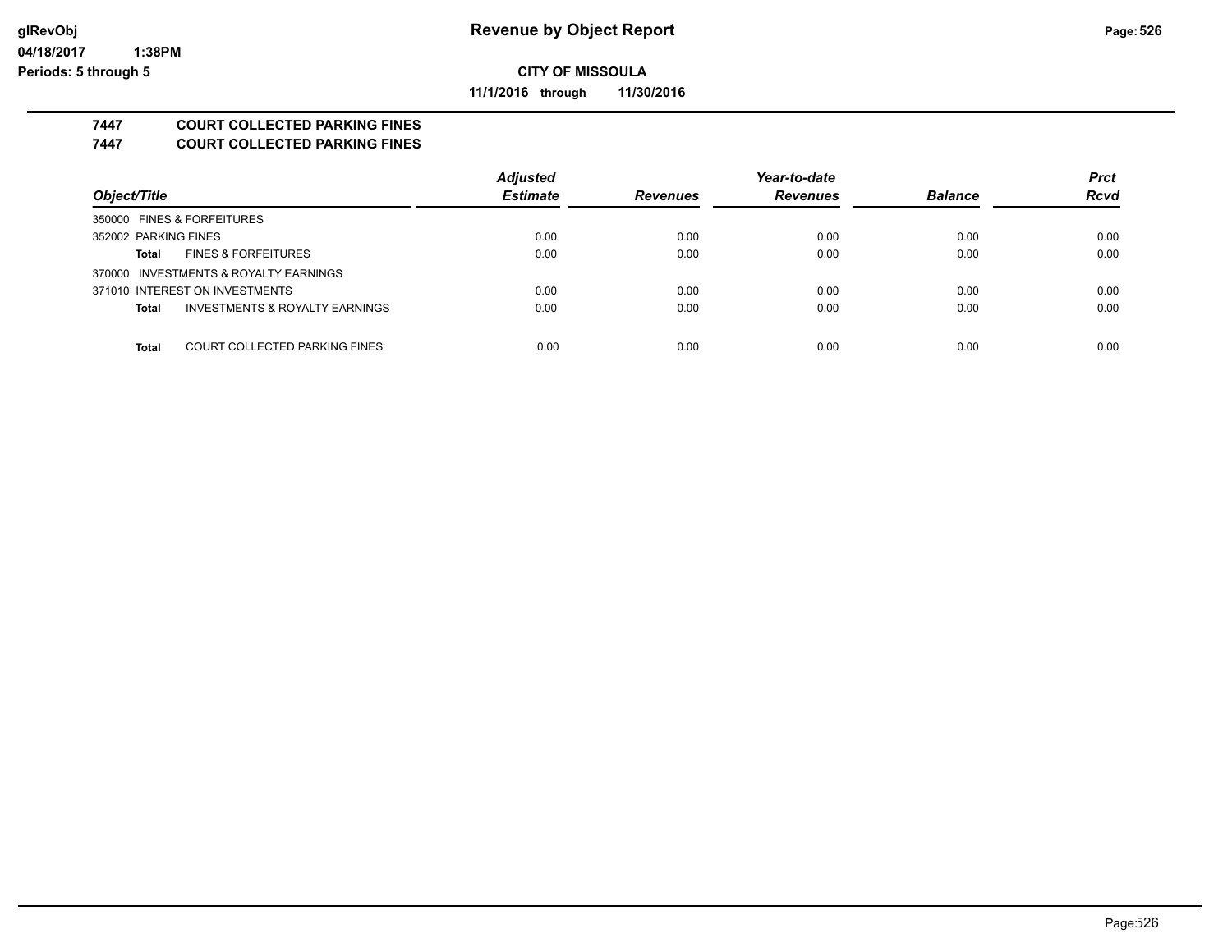# Revenue by Object Report

**CITY OF MISSOULA**

**11/1/2016 through 11/30/2016**

glRevObj
04/18/2017 1:38PM
Periods: 5 through 5

## 7447 COURT COLLECTED PARKING FINES
## 7447 COURT COLLECTED PARKING FINES

| Object/Title | | Adjusted Estimate | Revenues | Year-to-date Revenues | Balance | Prct Rcvd |
|---|---|---|---|---|---|---|
| 350000 FINES & FORFEITURES | | | | | | |
| 352002 PARKING FINES | | 0.00 | 0.00 | 0.00 | 0.00 | 0.00 |
| **Total** | FINES & FORFEITURES | 0.00 | 0.00 | 0.00 | 0.00 | 0.00 |
| 370000 INVESTMENTS & ROYALTY EARNINGS | | | | | | |
| 371010 INTEREST ON INVESTMENTS | | 0.00 | 0.00 | 0.00 | 0.00 | 0.00 |
| **Total** | INVESTMENTS & ROYALTY EARNINGS | 0.00 | 0.00 | 0.00 | 0.00 | 0.00 |
| **Total** | COURT COLLECTED PARKING FINES | 0.00 | 0.00 | 0.00 | 0.00 | 0.00 |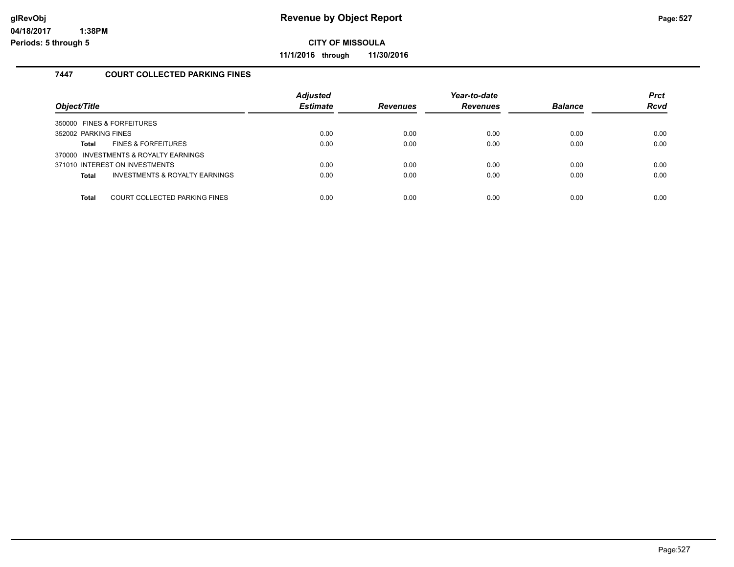# Revenue by Object Report

**CITY OF MISSOULA**

**11/1/2016 through 11/30/2016**

glRevObj
04/18/2017 1:38PM
Periods: 5 through 5

## 7447 COURT COLLECTED PARKING FINES

| Object/Title | Adjusted Estimate | Revenues | Year-to-date Revenues | Balance | Prct Rcvd |
|---|---|---|---|---|---|
| 350000 FINES & FORFEITURES | | | | | |
| 352002 PARKING FINES | 0.00 | 0.00 | 0.00 | 0.00 | 0.00 |
| **Total** FINES & FORFEITURES | 0.00 | 0.00 | 0.00 | 0.00 | 0.00 |
| 370000 INVESTMENTS & ROYALTY EARNINGS | | | | | |
| 371010 INTEREST ON INVESTMENTS | 0.00 | 0.00 | 0.00 | 0.00 | 0.00 |
| **Total** INVESTMENTS & ROYALTY EARNINGS | 0.00 | 0.00 | 0.00 | 0.00 | 0.00 |
| **Total** COURT COLLECTED PARKING FINES | 0.00 | 0.00 | 0.00 | 0.00 | 0.00 |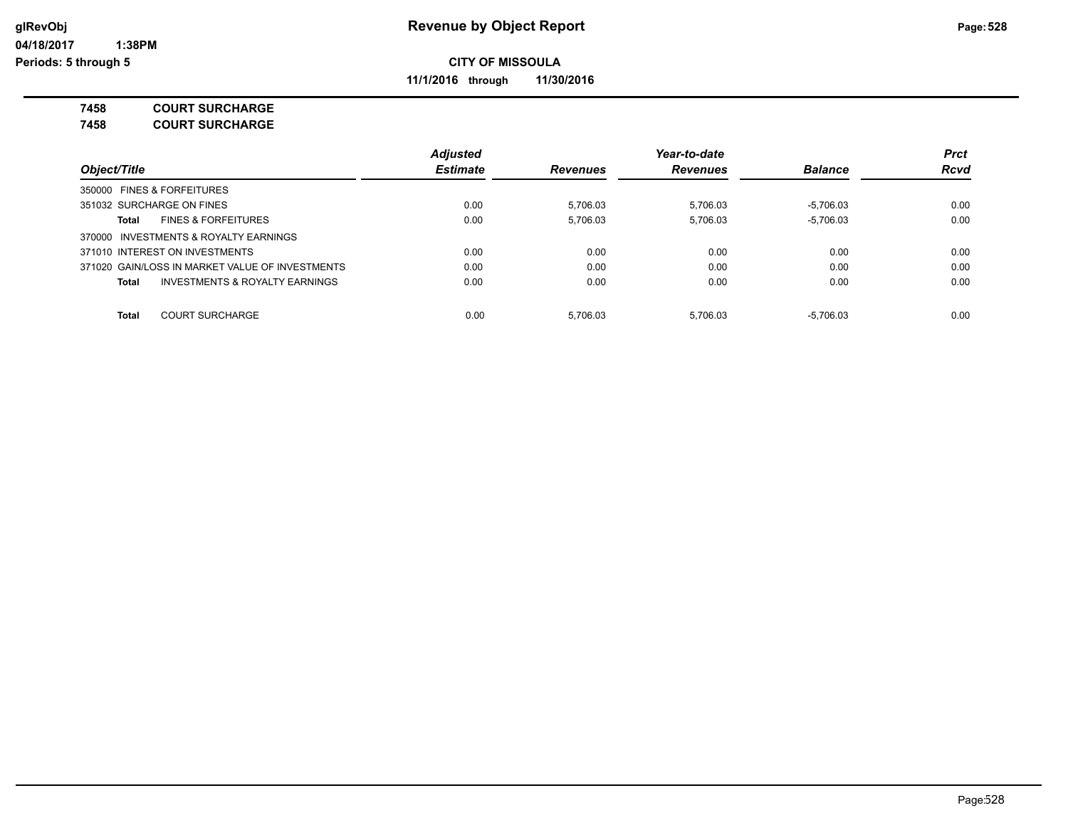# Revenue by Object Report

**CITY OF MISSOULA**

**11/1/2016 through 11/30/2016**

**7458 COURT SURCHARGE**
**7458 COURT SURCHARGE**

| Object/Title | Adjusted Estimate | Revenues | Year-to-date Revenues | Balance | Prct Rcvd |
|---|---|---|---|---|---|
| 350000 FINES & FORFEITURES | | | | | |
| 351032 SURCHARGE ON FINES | 0.00 | 5,706.03 | 5,706.03 | -5,706.03 | 0.00 |
| **Total** FINES & FORFEITURES | 0.00 | 5,706.03 | 5,706.03 | -5,706.03 | 0.00 |
| 370000 INVESTMENTS & ROYALTY EARNINGS | | | | | |
| 371010 INTEREST ON INVESTMENTS | 0.00 | 0.00 | 0.00 | 0.00 | 0.00 |
| 371020 GAIN/LOSS IN MARKET VALUE OF INVESTMENTS | 0.00 | 0.00 | 0.00 | 0.00 | 0.00 |
| **Total** INVESTMENTS & ROYALTY EARNINGS | 0.00 | 0.00 | 0.00 | 0.00 | 0.00 |
| **Total** COURT SURCHARGE | 0.00 | 5,706.03 | 5,706.03 | -5,706.03 | 0.00 |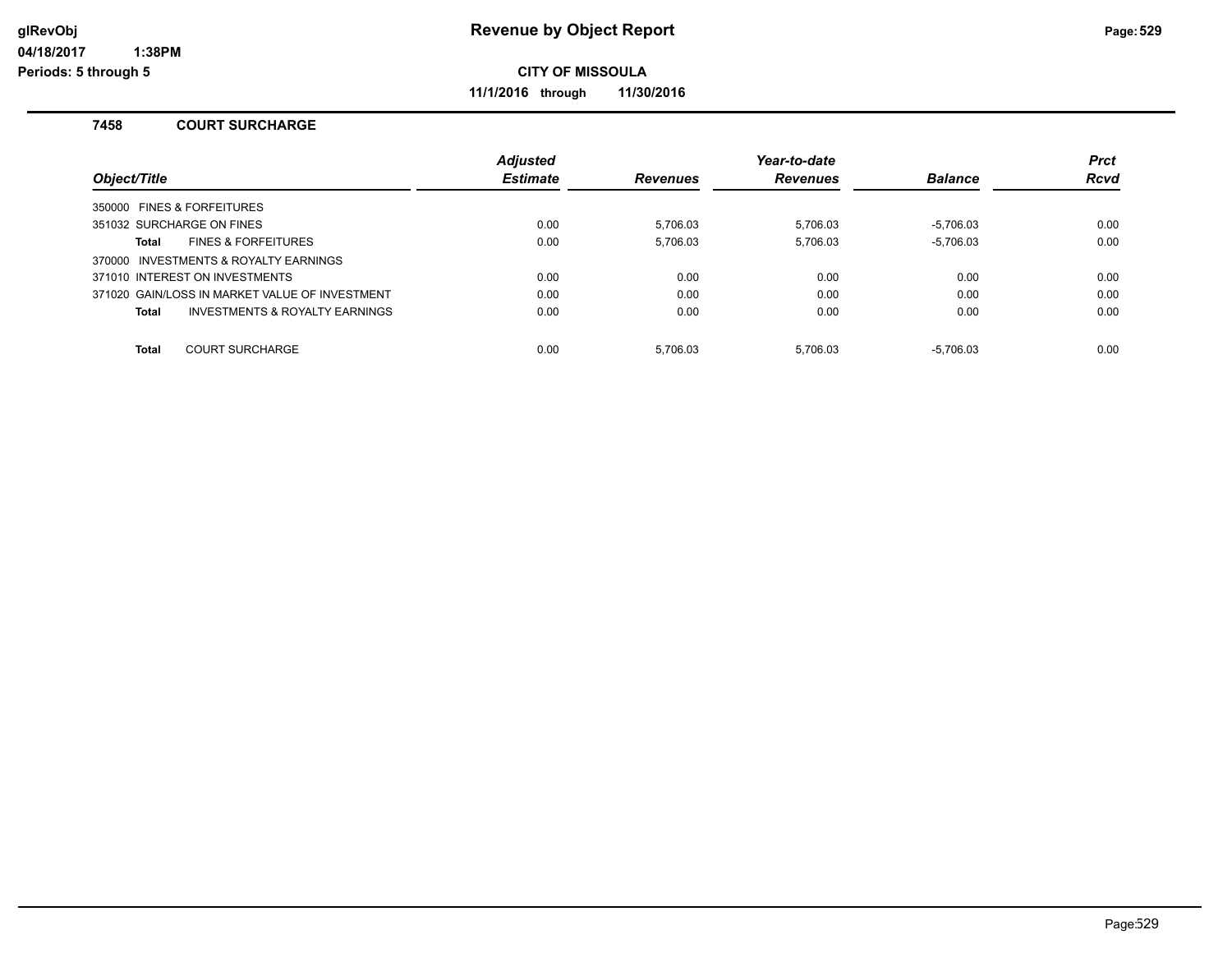# Revenue by Object Report

**CITY OF MISSOULA**

**11/1/2016 through 11/30/2016**

glRevObj
04/18/2017 1:38PM
Periods: 5 through 5

### 7458 COURT SURCHARGE

| Object/Title | Adjusted Estimate | Revenues | Year-to-date Revenues | Balance | Prct Rcvd |
|---|---|---|---|---|---|
| 350000 FINES & FORFEITURES | | | | | |
| 351032 SURCHARGE ON FINES | 0.00 | 5,706.03 | 5,706.03 | -5,706.03 | 0.00 |
| **Total** FINES & FORFEITURES | 0.00 | 5,706.03 | 5,706.03 | -5,706.03 | 0.00 |
| 370000 INVESTMENTS & ROYALTY EARNINGS | | | | | |
| 371010 INTEREST ON INVESTMENTS | 0.00 | 0.00 | 0.00 | 0.00 | 0.00 |
| 371020 GAIN/LOSS IN MARKET VALUE OF INVESTMENT | 0.00 | 0.00 | 0.00 | 0.00 | 0.00 |
| **Total** INVESTMENTS & ROYALTY EARNINGS | 0.00 | 0.00 | 0.00 | 0.00 | 0.00 |
| **Total** COURT SURCHARGE | 0.00 | 5,706.03 | 5,706.03 | -5,706.03 | 0.00 |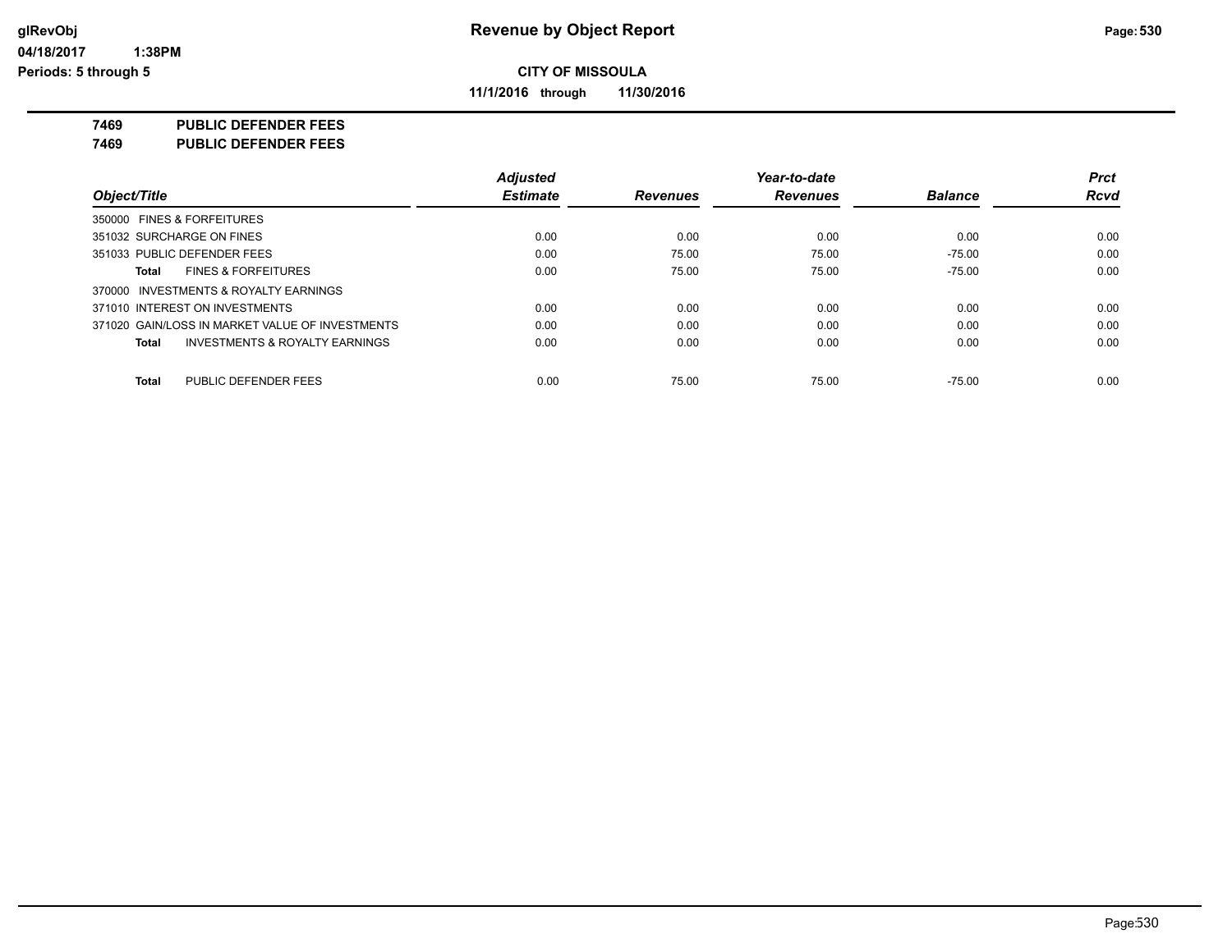**Revenue by Object Report**

**CITY OF MISSOULA**

**11/1/2016 through 11/30/2016**

**glRevObj**
**04/18/2017 1:38PM**
**Periods: 5 through 5**

## 7469 PUBLIC DEFENDER FEES
## 7469 PUBLIC DEFENDER FEES

| Object/Title | Adjusted Estimate | Revenues | Year-to-date Revenues | Balance | Prct Rcvd |
|---|---|---|---|---|---|
| 350000 FINES & FORFEITURES | | | | | |
| 351032 SURCHARGE ON FINES | 0.00 | 0.00 | 0.00 | 0.00 | 0.00 |
| 351033 PUBLIC DEFENDER FEES | 0.00 | 75.00 | 75.00 | -75.00 | 0.00 |
| **Total** FINES & FORFEITURES | 0.00 | 75.00 | 75.00 | -75.00 | 0.00 |
| 370000 INVESTMENTS & ROYALTY EARNINGS | | | | | |
| 371010 INTEREST ON INVESTMENTS | 0.00 | 0.00 | 0.00 | 0.00 | 0.00 |
| 371020 GAIN/LOSS IN MARKET VALUE OF INVESTMENTS | 0.00 | 0.00 | 0.00 | 0.00 | 0.00 |
| **Total** INVESTMENTS & ROYALTY EARNINGS | 0.00 | 0.00 | 0.00 | 0.00 | 0.00 |
| **Total** PUBLIC DEFENDER FEES | 0.00 | 75.00 | 75.00 | -75.00 | 0.00 |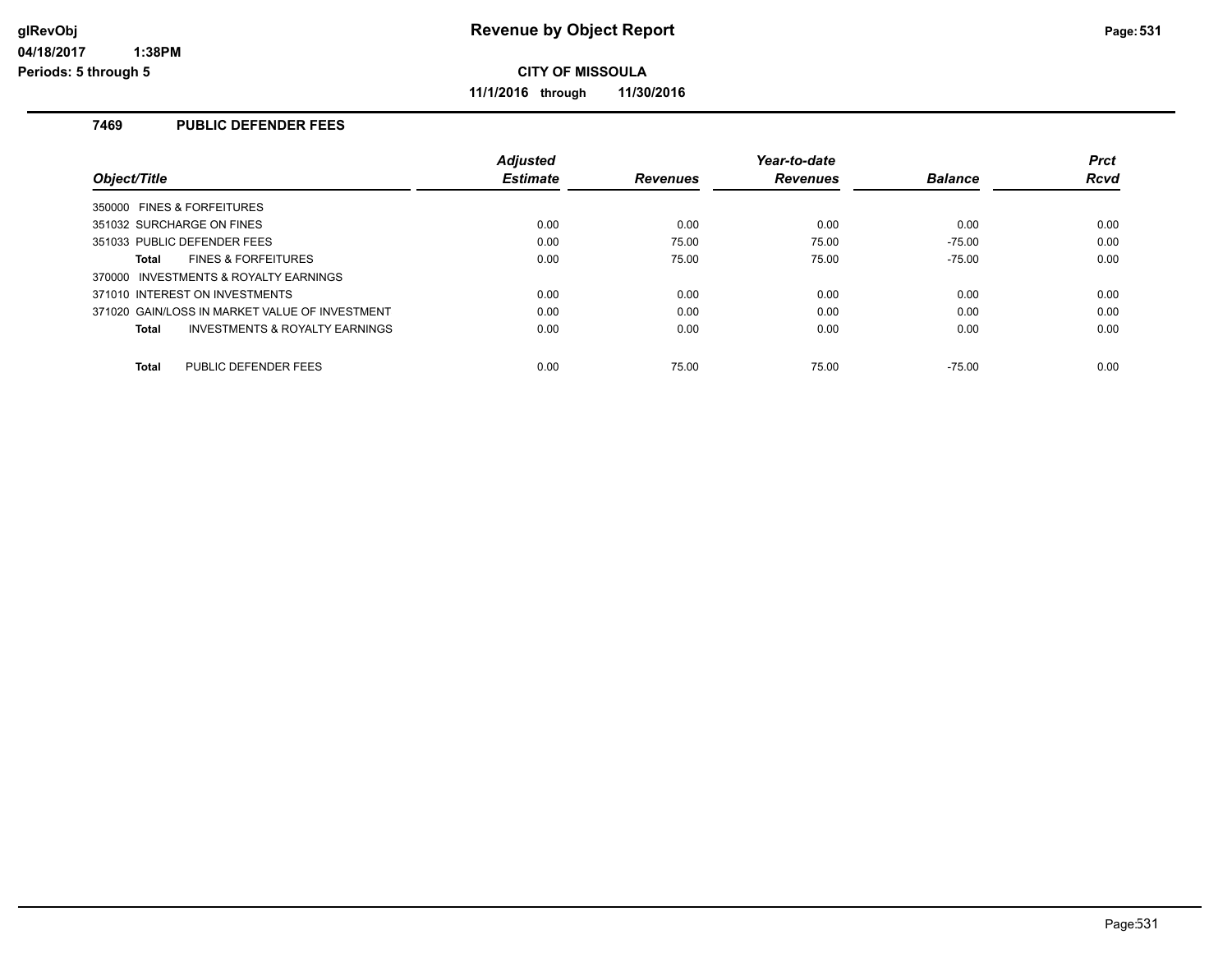# Revenue by Object Report

glRevObj
04/18/2017 1:38PM
Periods: 5 through 5

**CITY OF MISSOULA**

**11/1/2016 through 11/30/2016**

### 7469 PUBLIC DEFENDER FEES

| Object/Title | Adjusted Estimate | Revenues | Year-to-date Revenues | Balance | Prct Rcvd |
|---|---|---|---|---|---|
| 350000 FINES & FORFEITURES | | | | | |
| 351032 SURCHARGE ON FINES | 0.00 | 0.00 | 0.00 | 0.00 | 0.00 |
| 351033 PUBLIC DEFENDER FEES | 0.00 | 75.00 | 75.00 | -75.00 | 0.00 |
| **Total** FINES & FORFEITURES | 0.00 | 75.00 | 75.00 | -75.00 | 0.00 |
| 370000 INVESTMENTS & ROYALTY EARNINGS | | | | | |
| 371010 INTEREST ON INVESTMENTS | 0.00 | 0.00 | 0.00 | 0.00 | 0.00 |
| 371020 GAIN/LOSS IN MARKET VALUE OF INVESTMENT | 0.00 | 0.00 | 0.00 | 0.00 | 0.00 |
| **Total** INVESTMENTS & ROYALTY EARNINGS | 0.00 | 0.00 | 0.00 | 0.00 | 0.00 |
| **Total** PUBLIC DEFENDER FEES | 0.00 | 75.00 | 75.00 | -75.00 | 0.00 |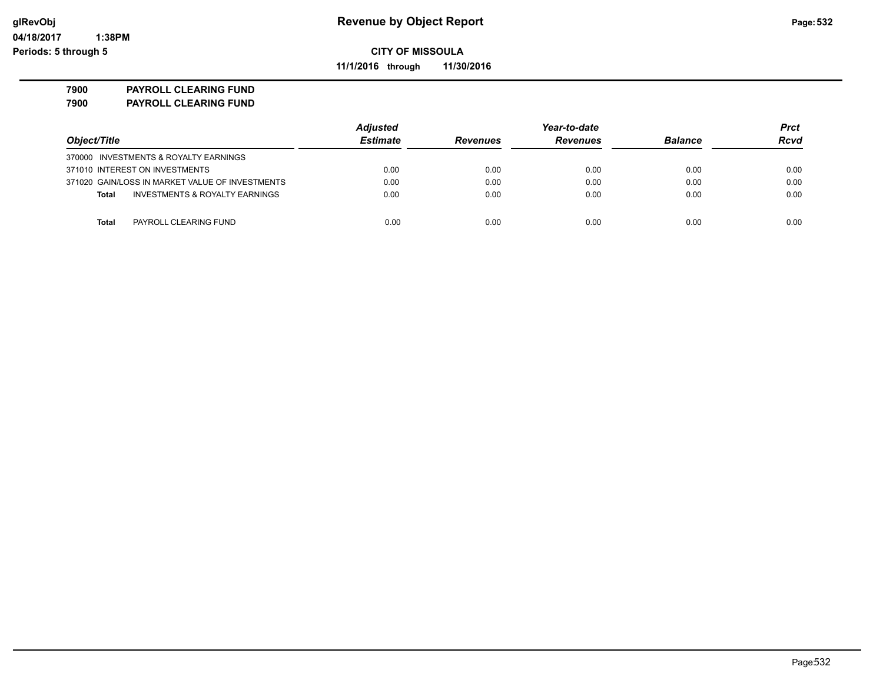# Revenue by Object Report

**CITY OF MISSOULA**

**11/1/2016 through 11/30/2016**

glRevObj
04/18/2017 1:38PM
Periods: 5 through 5

**7900 PAYROLL CLEARING FUND**
**7900 PAYROLL CLEARING FUND**

| Object/Title | Adjusted Estimate | Revenues | Year-to-date Revenues | Balance | Prct Rcvd |
|---|---|---|---|---|---|
| 370000 INVESTMENTS & ROYALTY EARNINGS | | | | | |
| 371010 INTEREST ON INVESTMENTS | 0.00 | 0.00 | 0.00 | 0.00 | 0.00 |
| 371020 GAIN/LOSS IN MARKET VALUE OF INVESTMENTS | 0.00 | 0.00 | 0.00 | 0.00 | 0.00 |
| **Total** INVESTMENTS & ROYALTY EARNINGS | 0.00 | 0.00 | 0.00 | 0.00 | 0.00 |
| **Total** PAYROLL CLEARING FUND | 0.00 | 0.00 | 0.00 | 0.00 | 0.00 |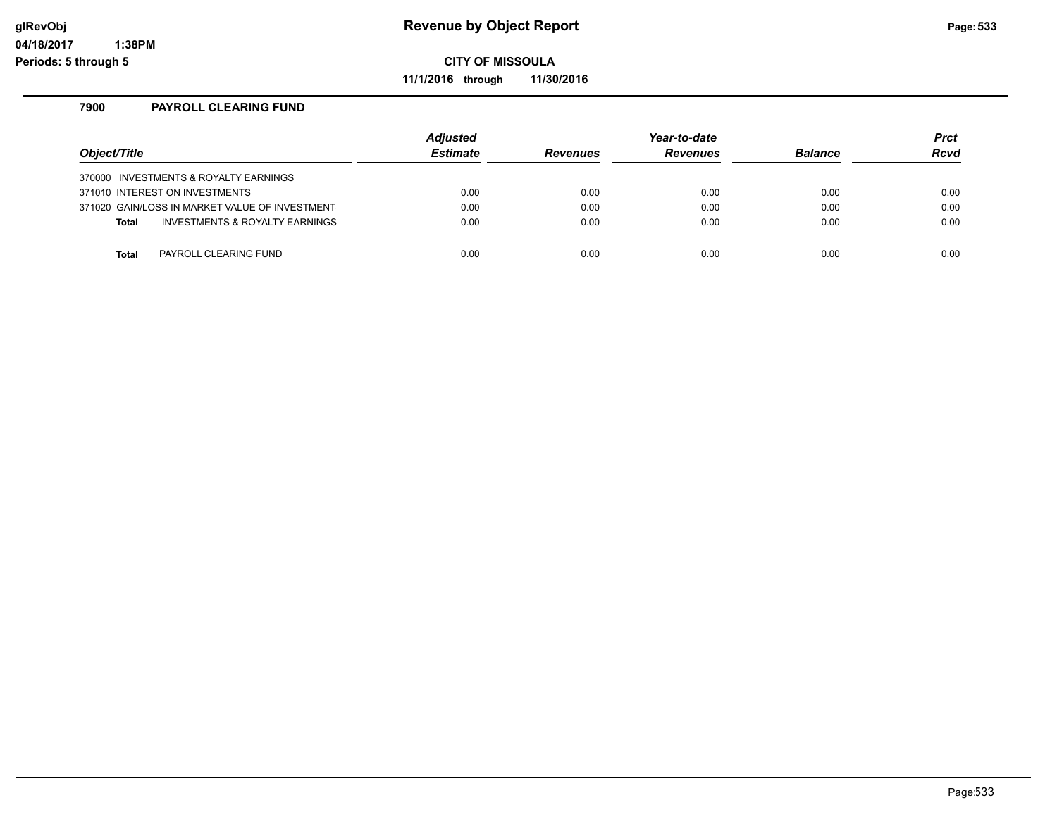# Revenue by Object Report

**CITY OF MISSOULA**

**11/1/2016 through 11/30/2016**

glRevObj
04/18/2017 1:38PM
Periods: 5 through 5

## 7900 PAYROLL CLEARING FUND

| Object/Title | Adjusted Estimate | Revenues | Year-to-date Revenues | Balance | Prct Rcvd |
|---|---|---|---|---|---|
| 370000 INVESTMENTS & ROYALTY EARNINGS | | | | | |
| 371010 INTEREST ON INVESTMENTS | 0.00 | 0.00 | 0.00 | 0.00 | 0.00 |
| 371020 GAIN/LOSS IN MARKET VALUE OF INVESTMENT | 0.00 | 0.00 | 0.00 | 0.00 | 0.00 |
| **Total** INVESTMENTS & ROYALTY EARNINGS | 0.00 | 0.00 | 0.00 | 0.00 | 0.00 |
| **Total** PAYROLL CLEARING FUND | 0.00 | 0.00 | 0.00 | 0.00 | 0.00 |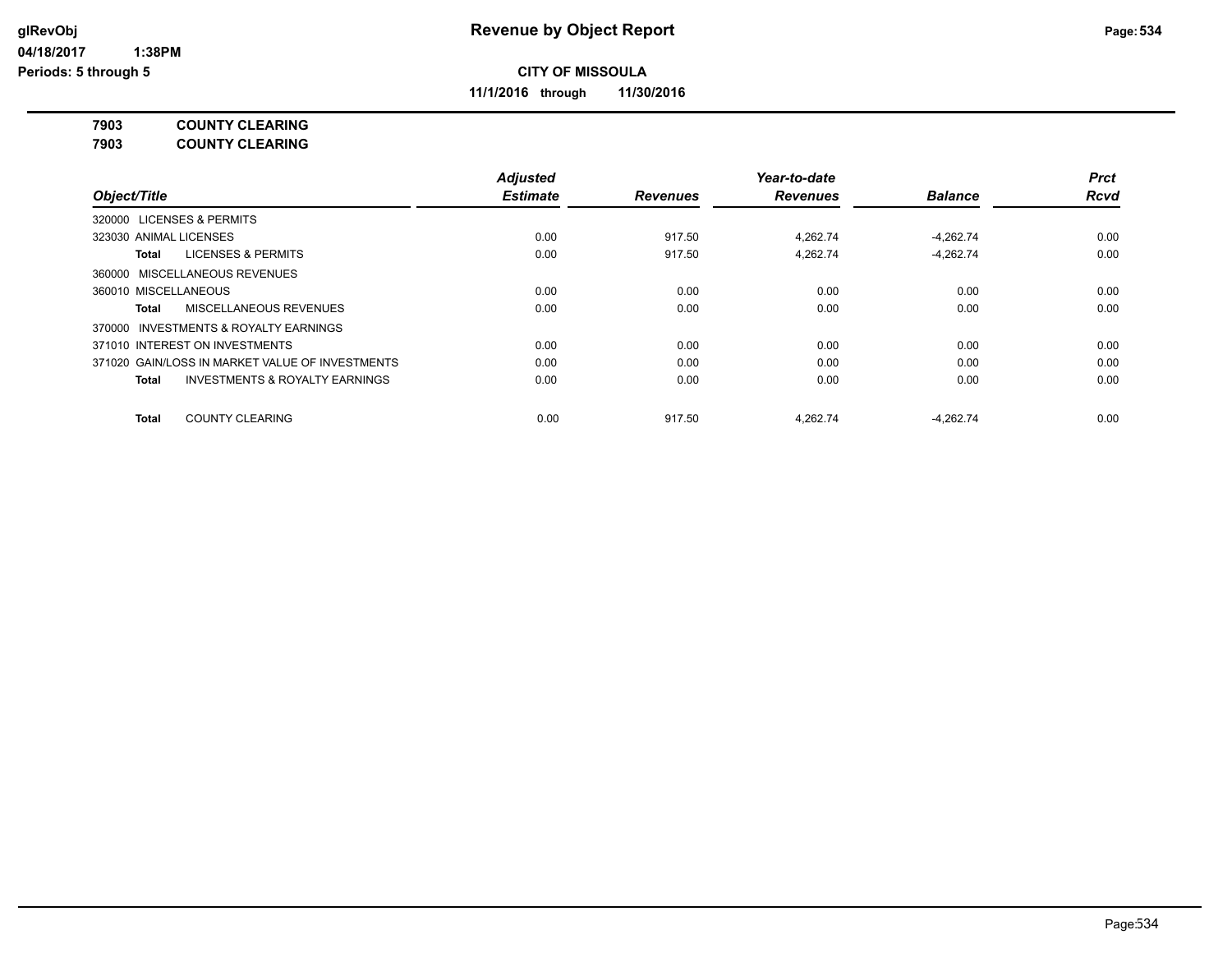**Revenue by Object Report**

**CITY OF MISSOULA**

**11/1/2016 through 11/30/2016**

**7903 COUNTY CLEARING**
**7903 COUNTY CLEARING**

| Object/Title | Adjusted Estimate | Revenues | Year-to-date Revenues | Balance | Prct Rcvd |
|---|---|---|---|---|---|
| 320000 LICENSES & PERMITS | | | | | |
| 323030 ANIMAL LICENSES | 0.00 | 917.50 | 4,262.74 | -4,262.74 | 0.00 |
| **Total** LICENSES & PERMITS | 0.00 | 917.50 | 4,262.74 | -4,262.74 | 0.00 |
| 360000 MISCELLANEOUS REVENUES | | | | | |
| 360010 MISCELLANEOUS | 0.00 | 0.00 | 0.00 | 0.00 | 0.00 |
| **Total** MISCELLANEOUS REVENUES | 0.00 | 0.00 | 0.00 | 0.00 | 0.00 |
| 370000 INVESTMENTS & ROYALTY EARNINGS | | | | | |
| 371010 INTEREST ON INVESTMENTS | 0.00 | 0.00 | 0.00 | 0.00 | 0.00 |
| 371020 GAIN/LOSS IN MARKET VALUE OF INVESTMENTS | 0.00 | 0.00 | 0.00 | 0.00 | 0.00 |
| **Total** INVESTMENTS & ROYALTY EARNINGS | 0.00 | 0.00 | 0.00 | 0.00 | 0.00 |
| **Total** COUNTY CLEARING | 0.00 | 917.50 | 4,262.74 | -4,262.74 | 0.00 |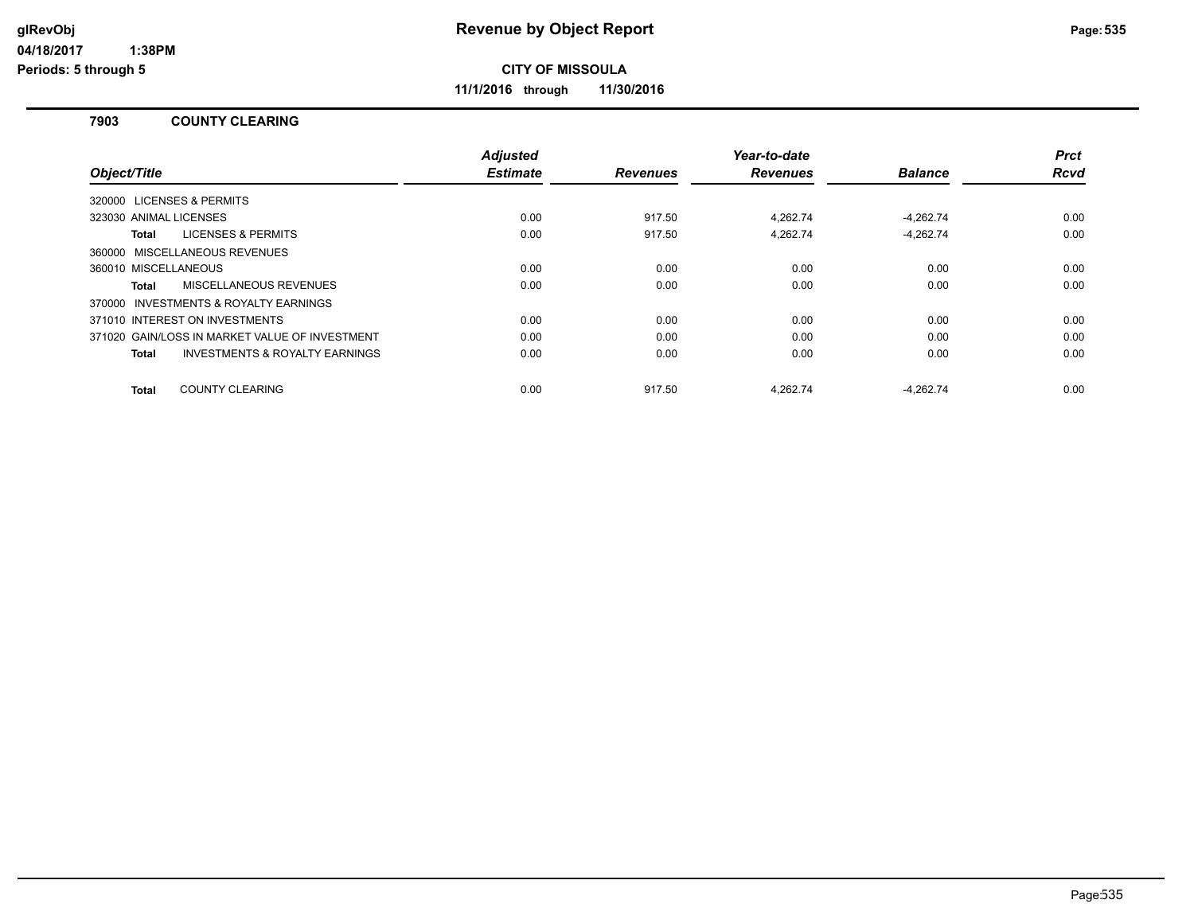**CITY OF MISSOULA**

**11/1/2016 through 11/30/2016**

### 7903 COUNTY CLEARING

| Object/Title | Adjusted Estimate | Revenues | Year-to-date Revenues | Balance | Prct Rcvd |
|---|---|---|---|---|---|
| 320000 LICENSES & PERMITS | | | | | |
| 323030 ANIMAL LICENSES | 0.00 | 917.50 | 4,262.74 | -4,262.74 | 0.00 |
| **Total** LICENSES & PERMITS | 0.00 | 917.50 | 4,262.74 | -4,262.74 | 0.00 |
| 360000 MISCELLANEOUS REVENUES | | | | | |
| 360010 MISCELLANEOUS | 0.00 | 0.00 | 0.00 | 0.00 | 0.00 |
| **Total** MISCELLANEOUS REVENUES | 0.00 | 0.00 | 0.00 | 0.00 | 0.00 |
| 370000 INVESTMENTS & ROYALTY EARNINGS | | | | | |
| 371010 INTEREST ON INVESTMENTS | 0.00 | 0.00 | 0.00 | 0.00 | 0.00 |
| 371020 GAIN/LOSS IN MARKET VALUE OF INVESTMENT | 0.00 | 0.00 | 0.00 | 0.00 | 0.00 |
| **Total** INVESTMENTS & ROYALTY EARNINGS | 0.00 | 0.00 | 0.00 | 0.00 | 0.00 |
| **Total** COUNTY CLEARING | 0.00 | 917.50 | 4,262.74 | -4,262.74 | 0.00 |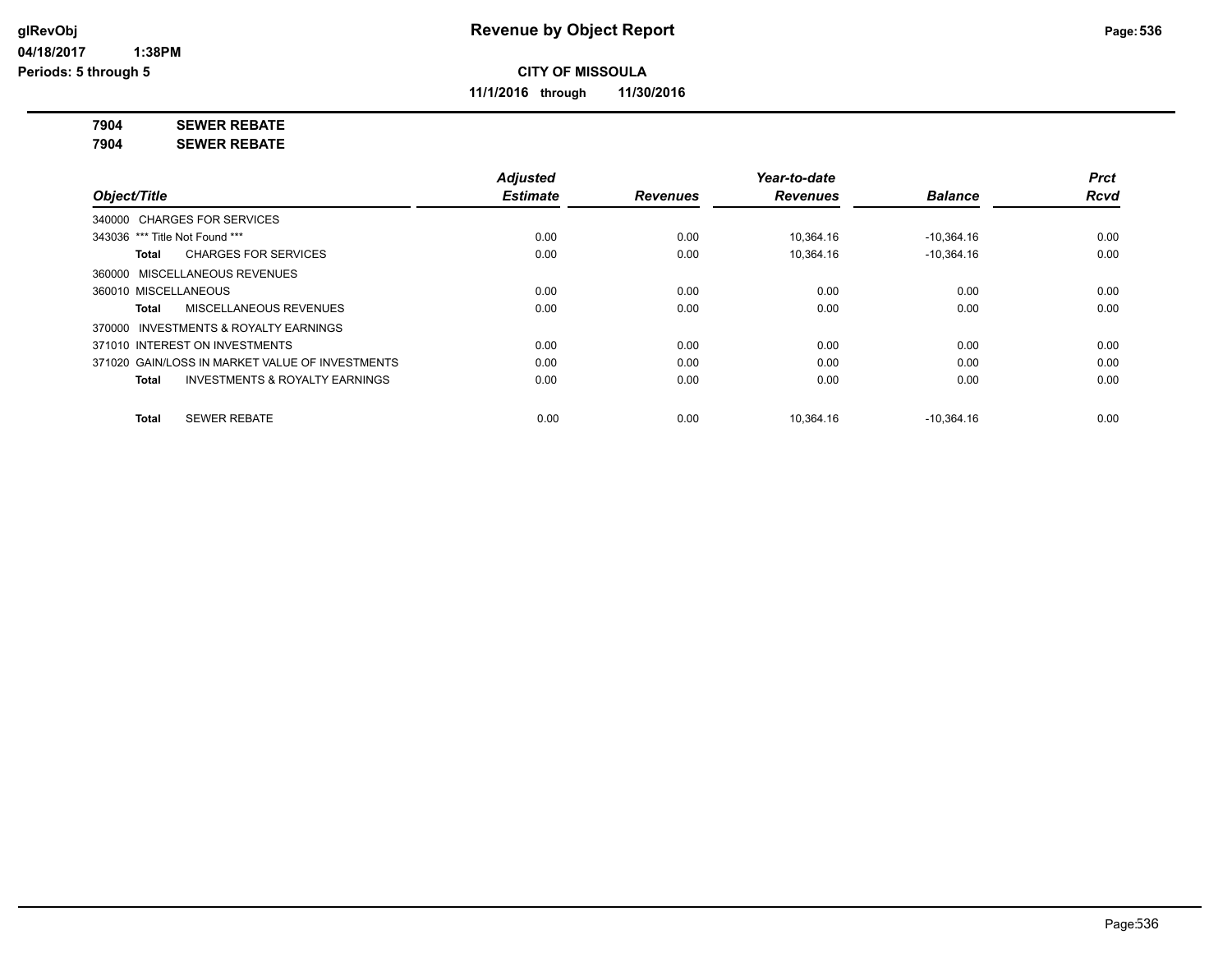**CITY OF MISSOULA**

**11/1/2016 through 11/30/2016**

**7904 SEWER REBATE**

**7904 SEWER REBATE**

| Object/Title | Adjusted Estimate | Revenues | Year-to-date Revenues | Balance | Prct Rcvd |
|---|---|---|---|---|---|
| 340000 CHARGES FOR SERVICES | | | | | |
| 343036 *** Title Not Found *** | 0.00 | 0.00 | 10,364.16 | -10,364.16 | 0.00 |
| **Total** CHARGES FOR SERVICES | 0.00 | 0.00 | 10,364.16 | -10,364.16 | 0.00 |
| 360000 MISCELLANEOUS REVENUES | | | | | |
| 360010 MISCELLANEOUS | 0.00 | 0.00 | 0.00 | 0.00 | 0.00 |
| **Total** MISCELLANEOUS REVENUES | 0.00 | 0.00 | 0.00 | 0.00 | 0.00 |
| 370000 INVESTMENTS & ROYALTY EARNINGS | | | | | |
| 371010 INTEREST ON INVESTMENTS | 0.00 | 0.00 | 0.00 | 0.00 | 0.00 |
| 371020 GAIN/LOSS IN MARKET VALUE OF INVESTMENTS | 0.00 | 0.00 | 0.00 | 0.00 | 0.00 |
| **Total** INVESTMENTS & ROYALTY EARNINGS | 0.00 | 0.00 | 0.00 | 0.00 | 0.00 |
| **Total** SEWER REBATE | 0.00 | 0.00 | 10,364.16 | -10,364.16 | 0.00 |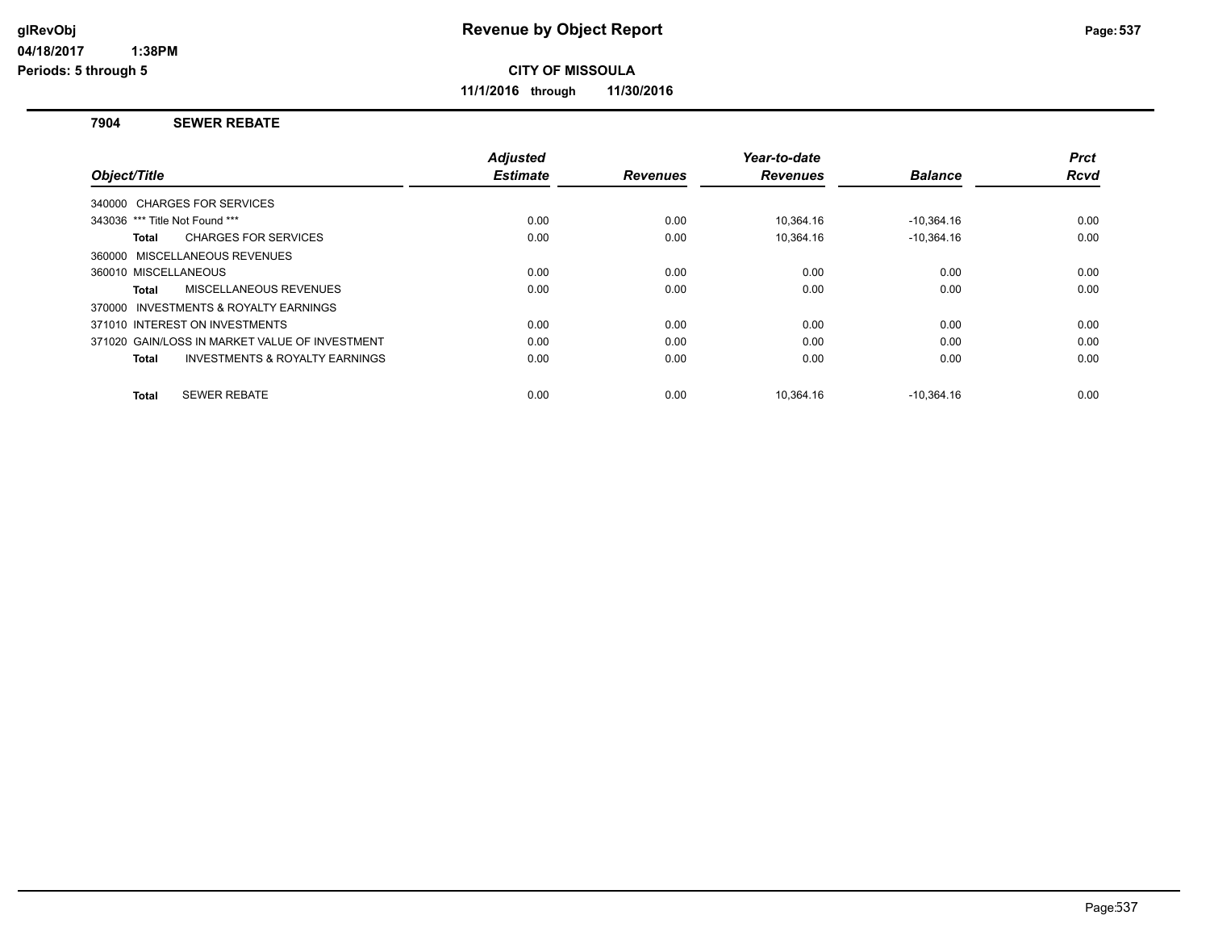**Revenue by Object Report**

**CITY OF MISSOULA**

**11/1/2016 through 11/30/2016**

## 7904 SEWER REBATE

| Object/Title | | Adjusted Estimate | Revenues | Year-to-date Revenues | Balance | Prct Rcvd |
|---|---|---|---|---|---|---|
| 340000 CHARGES FOR SERVICES | | | | | | |
| 343036 *** Title Not Found *** | | 0.00 | 0.00 | 10,364.16 | -10,364.16 | 0.00 |
| **Total** | CHARGES FOR SERVICES | 0.00 | 0.00 | 10,364.16 | -10,364.16 | 0.00 |
| 360000 MISCELLANEOUS REVENUES | | | | | | |
| 360010 MISCELLANEOUS | | 0.00 | 0.00 | 0.00 | 0.00 | 0.00 |
| **Total** | MISCELLANEOUS REVENUES | 0.00 | 0.00 | 0.00 | 0.00 | 0.00 |
| 370000 INVESTMENTS & ROYALTY EARNINGS | | | | | | |
| 371010 INTEREST ON INVESTMENTS | | 0.00 | 0.00 | 0.00 | 0.00 | 0.00 |
| 371020 GAIN/LOSS IN MARKET VALUE OF INVESTMENT | | 0.00 | 0.00 | 0.00 | 0.00 | 0.00 |
| **Total** | INVESTMENTS & ROYALTY EARNINGS | 0.00 | 0.00 | 0.00 | 0.00 | 0.00 |
| **Total** | SEWER REBATE | 0.00 | 0.00 | 10,364.16 | -10,364.16 | 0.00 |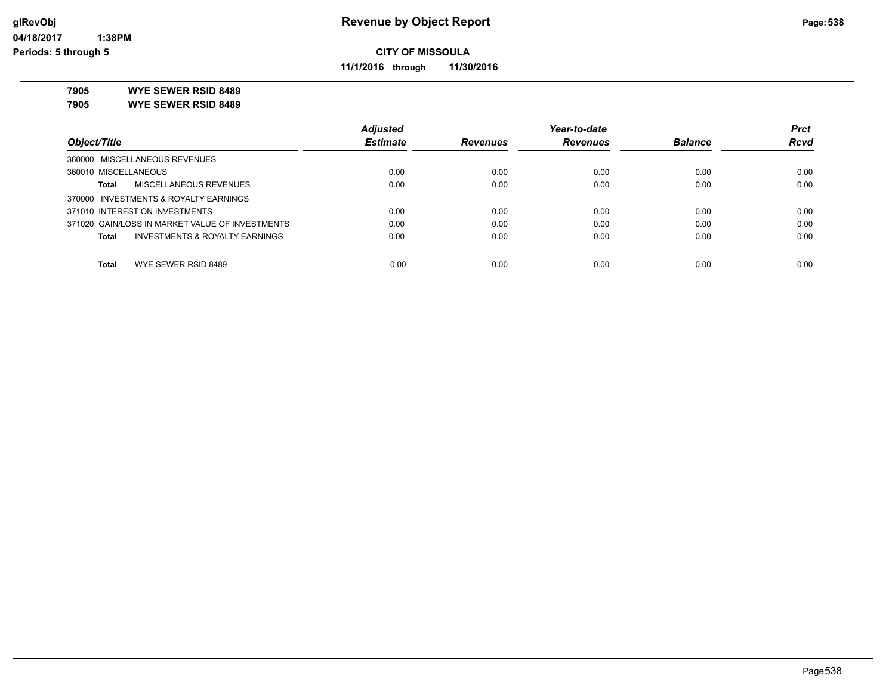# Revenue by Object Report

**CITY OF MISSOULA**

**11/1/2016 through 11/30/2016**

glRevObj
04/18/2017 1:38PM
Periods: 5 through 5

**7905 WYE SEWER RSID 8489**
**7905 WYE SEWER RSID 8489**

| Object/Title | Adjusted Estimate | Revenues | Year-to-date Revenues | Balance | Prct Rcvd |
|---|---|---|---|---|---|
| 360000 MISCELLANEOUS REVENUES | | | | | |
| 360010 MISCELLANEOUS | 0.00 | 0.00 | 0.00 | 0.00 | 0.00 |
| **Total** MISCELLANEOUS REVENUES | 0.00 | 0.00 | 0.00 | 0.00 | 0.00 |
| 370000 INVESTMENTS & ROYALTY EARNINGS | | | | | |
| 371010 INTEREST ON INVESTMENTS | 0.00 | 0.00 | 0.00 | 0.00 | 0.00 |
| 371020 GAIN/LOSS IN MARKET VALUE OF INVESTMENTS | 0.00 | 0.00 | 0.00 | 0.00 | 0.00 |
| **Total** INVESTMENTS & ROYALTY EARNINGS | 0.00 | 0.00 | 0.00 | 0.00 | 0.00 |
| **Total** WYE SEWER RSID 8489 | 0.00 | 0.00 | 0.00 | 0.00 | 0.00 |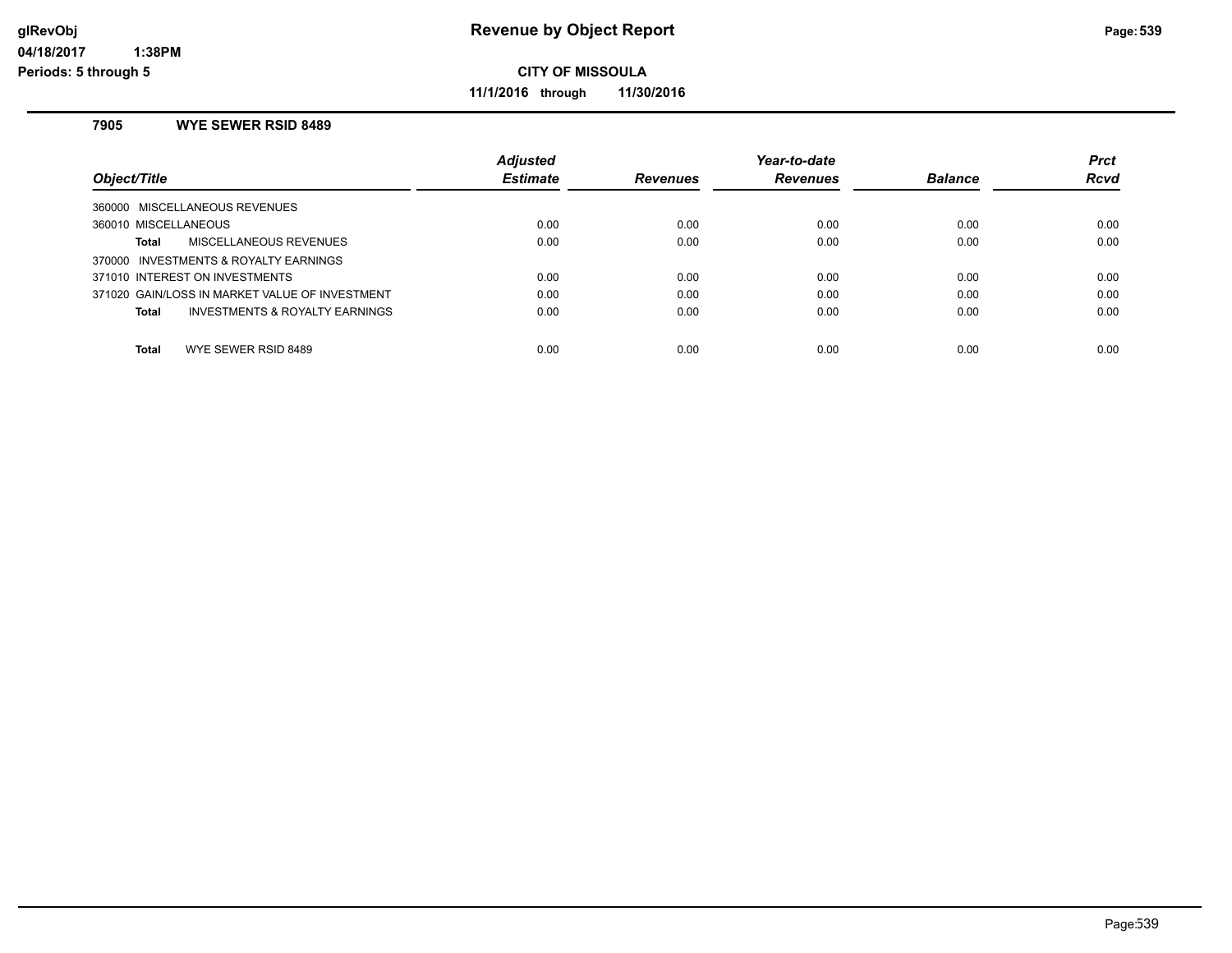# Revenue by Object Report

**CITY OF MISSOULA**

**11/1/2016 through 11/30/2016**

glRevObj
04/18/2017 1:38PM
Periods: 5 through 5

### 7905 WYE SEWER RSID 8489

| Object/Title | Adjusted Estimate | Revenues | Year-to-date Revenues | Balance | Prct Rcvd |
|---|---|---|---|---|---|
| 360000 MISCELLANEOUS REVENUES | | | | | |
| 360010 MISCELLANEOUS | 0.00 | 0.00 | 0.00 | 0.00 | 0.00 |
| **Total** MISCELLANEOUS REVENUES | 0.00 | 0.00 | 0.00 | 0.00 | 0.00 |
| 370000 INVESTMENTS & ROYALTY EARNINGS | | | | | |
| 371010 INTEREST ON INVESTMENTS | 0.00 | 0.00 | 0.00 | 0.00 | 0.00 |
| 371020 GAIN/LOSS IN MARKET VALUE OF INVESTMENT | 0.00 | 0.00 | 0.00 | 0.00 | 0.00 |
| **Total** INVESTMENTS & ROYALTY EARNINGS | 0.00 | 0.00 | 0.00 | 0.00 | 0.00 |
| **Total** WYE SEWER RSID 8489 | 0.00 | 0.00 | 0.00 | 0.00 | 0.00 |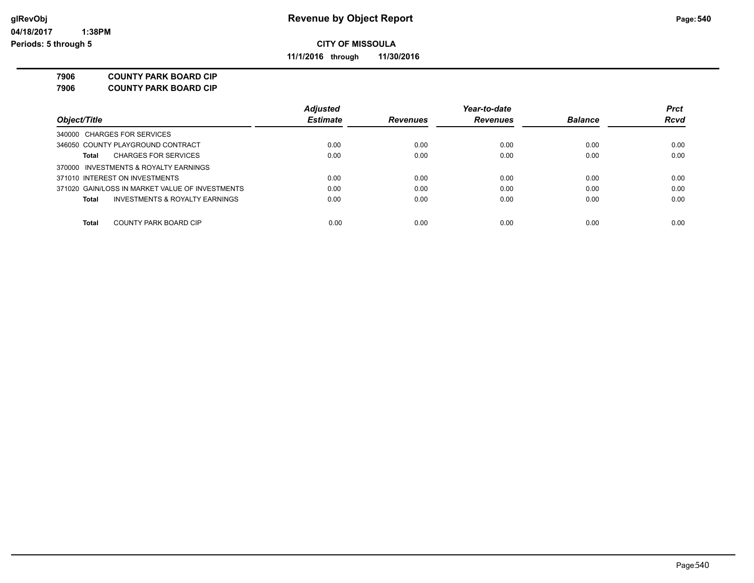**glRevObj** | **Revenue by Object Report**

04/18/2017 1:38PM

Periods: 5 through 5

**CITY OF MISSOULA**

**11/1/2016 through 11/30/2016**

**7906 COUNTY PARK BOARD CIP**
**7906 COUNTY PARK BOARD CIP**

| Object/Title | Adjusted Estimate | Revenues | Year-to-date Revenues | Balance | Prct Rcvd |
|---|---|---|---|---|---|
| 340000 CHARGES FOR SERVICES | | | | | |
| 346050 COUNTY PLAYGROUND CONTRACT | 0.00 | 0.00 | 0.00 | 0.00 | 0.00 |
| **Total** CHARGES FOR SERVICES | 0.00 | 0.00 | 0.00 | 0.00 | 0.00 |
| 370000 INVESTMENTS & ROYALTY EARNINGS | | | | | |
| 371010 INTEREST ON INVESTMENTS | 0.00 | 0.00 | 0.00 | 0.00 | 0.00 |
| 371020 GAIN/LOSS IN MARKET VALUE OF INVESTMENTS | 0.00 | 0.00 | 0.00 | 0.00 | 0.00 |
| **Total** INVESTMENTS & ROYALTY EARNINGS | 0.00 | 0.00 | 0.00 | 0.00 | 0.00 |
| **Total** COUNTY PARK BOARD CIP | 0.00 | 0.00 | 0.00 | 0.00 | 0.00 |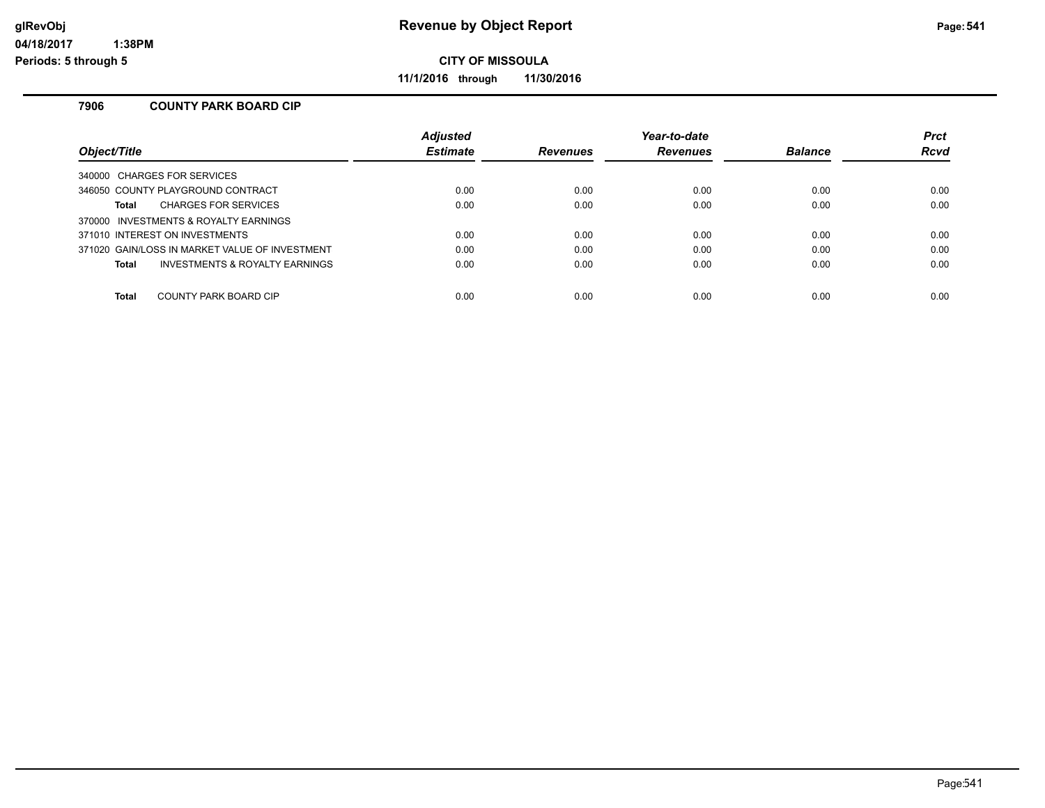# Revenue by Object Report

## CITY OF MISSOULA

**11/1/2016 through 11/30/2016**

### 7906 COUNTY PARK BOARD CIP

| Object/Title | Adjusted Estimate | Revenues | Year-to-date Revenues | Balance | Prct Rcvd |
|---|---|---|---|---|---|
| 340000 CHARGES FOR SERVICES | | | | | |
| 346050 COUNTY PLAYGROUND CONTRACT | 0.00 | 0.00 | 0.00 | 0.00 | 0.00 |
| **Total** CHARGES FOR SERVICES | 0.00 | 0.00 | 0.00 | 0.00 | 0.00 |
| 370000 INVESTMENTS & ROYALTY EARNINGS | | | | | |
| 371010 INTEREST ON INVESTMENTS | 0.00 | 0.00 | 0.00 | 0.00 | 0.00 |
| 371020 GAIN/LOSS IN MARKET VALUE OF INVESTMENT | 0.00 | 0.00 | 0.00 | 0.00 | 0.00 |
| **Total** INVESTMENTS & ROYALTY EARNINGS | 0.00 | 0.00 | 0.00 | 0.00 | 0.00 |
| **Total** COUNTY PARK BOARD CIP | 0.00 | 0.00 | 0.00 | 0.00 | 0.00 |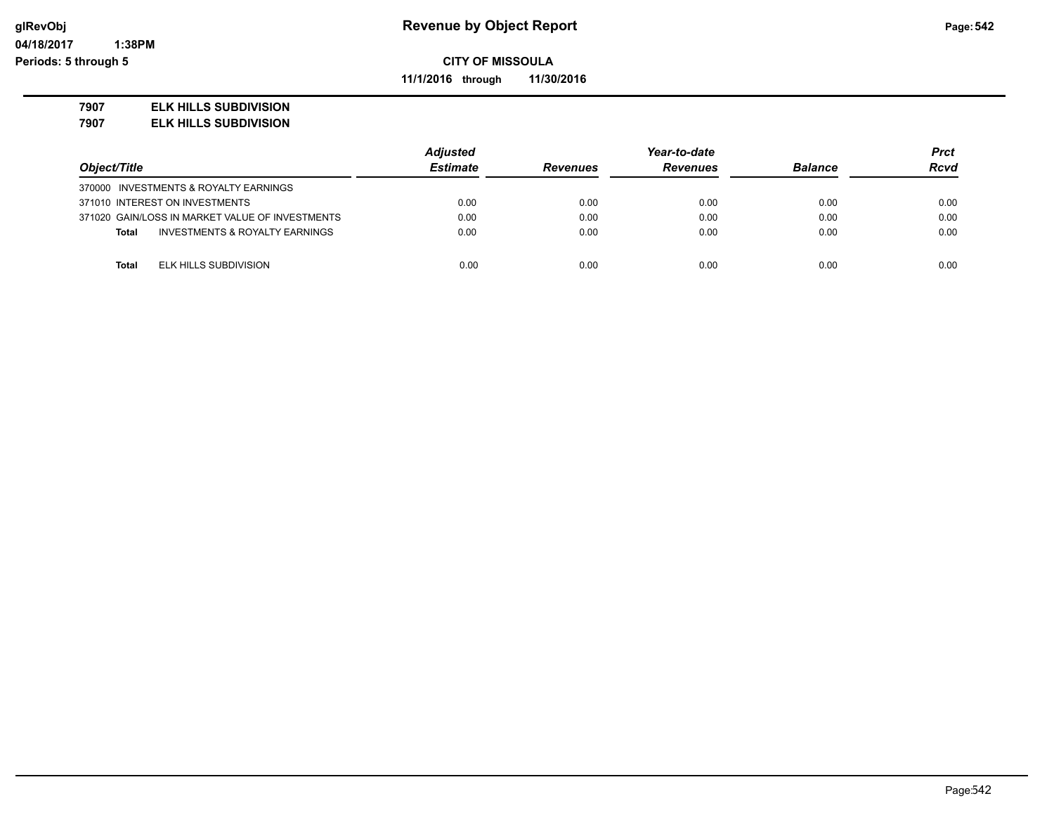# Revenue by Object Report

**CITY OF MISSOULA**

**11/1/2016 through 11/30/2016**

glRevObj
04/18/2017 1:38PM
Periods: 5 through 5

**7907 ELK HILLS SUBDIVISION**
**7907 ELK HILLS SUBDIVISION**

| Object/Title | Adjusted Estimate | Revenues | Year-to-date Revenues | Balance | Prct Rcvd |
|---|---|---|---|---|---|
| 370000 INVESTMENTS & ROYALTY EARNINGS | | | | | |
| 371010 INTEREST ON INVESTMENTS | 0.00 | 0.00 | 0.00 | 0.00 | 0.00 |
| 371020 GAIN/LOSS IN MARKET VALUE OF INVESTMENTS | 0.00 | 0.00 | 0.00 | 0.00 | 0.00 |
| **Total** INVESTMENTS & ROYALTY EARNINGS | 0.00 | 0.00 | 0.00 | 0.00 | 0.00 |
| **Total** ELK HILLS SUBDIVISION | 0.00 | 0.00 | 0.00 | 0.00 | 0.00 |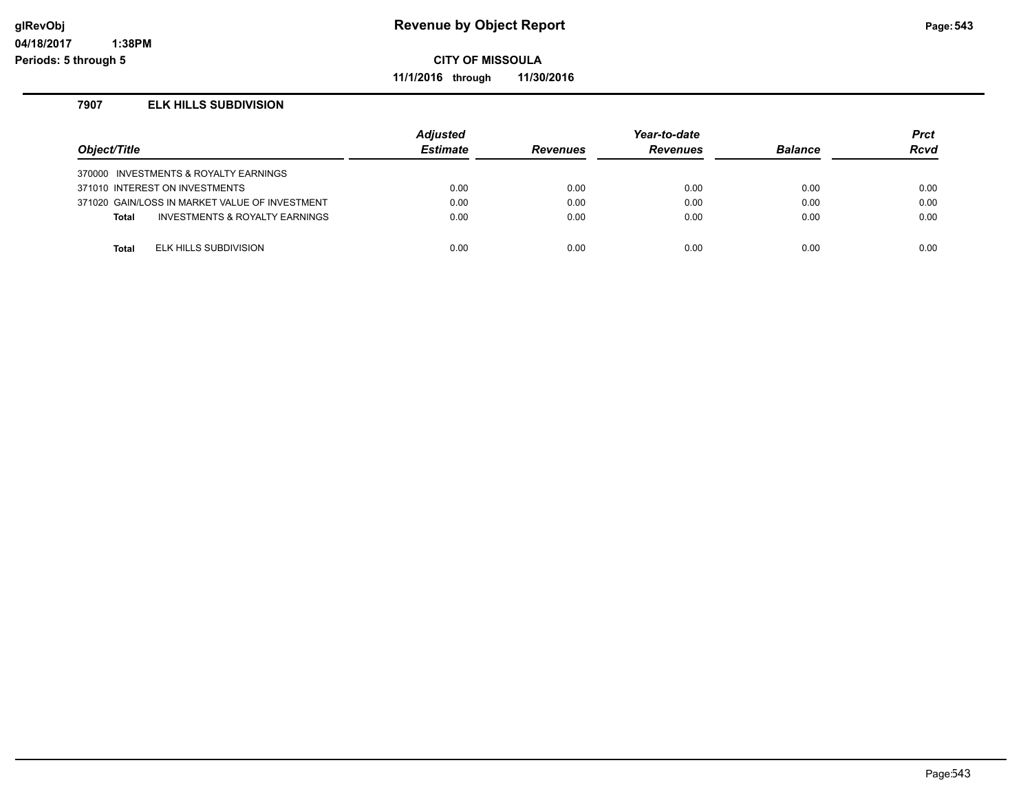# Revenue by Object Report

**CITY OF MISSOULA**

**11/1/2016 through 11/30/2016**

glRevObj
04/18/2017 1:38PM
Periods: 5 through 5

### 7907 ELK HILLS SUBDIVISION

| Object/Title | Adjusted Estimate | Revenues | Year-to-date Revenues | Balance | Prct Rcvd |
|---|---|---|---|---|---|
| 370000 INVESTMENTS & ROYALTY EARNINGS | | | | | |
| 371010 INTEREST ON INVESTMENTS | 0.00 | 0.00 | 0.00 | 0.00 | 0.00 |
| 371020 GAIN/LOSS IN MARKET VALUE OF INVESTMENT | 0.00 | 0.00 | 0.00 | 0.00 | 0.00 |
| **Total** INVESTMENTS & ROYALTY EARNINGS | 0.00 | 0.00 | 0.00 | 0.00 | 0.00 |
| **Total** ELK HILLS SUBDIVISION | 0.00 | 0.00 | 0.00 | 0.00 | 0.00 |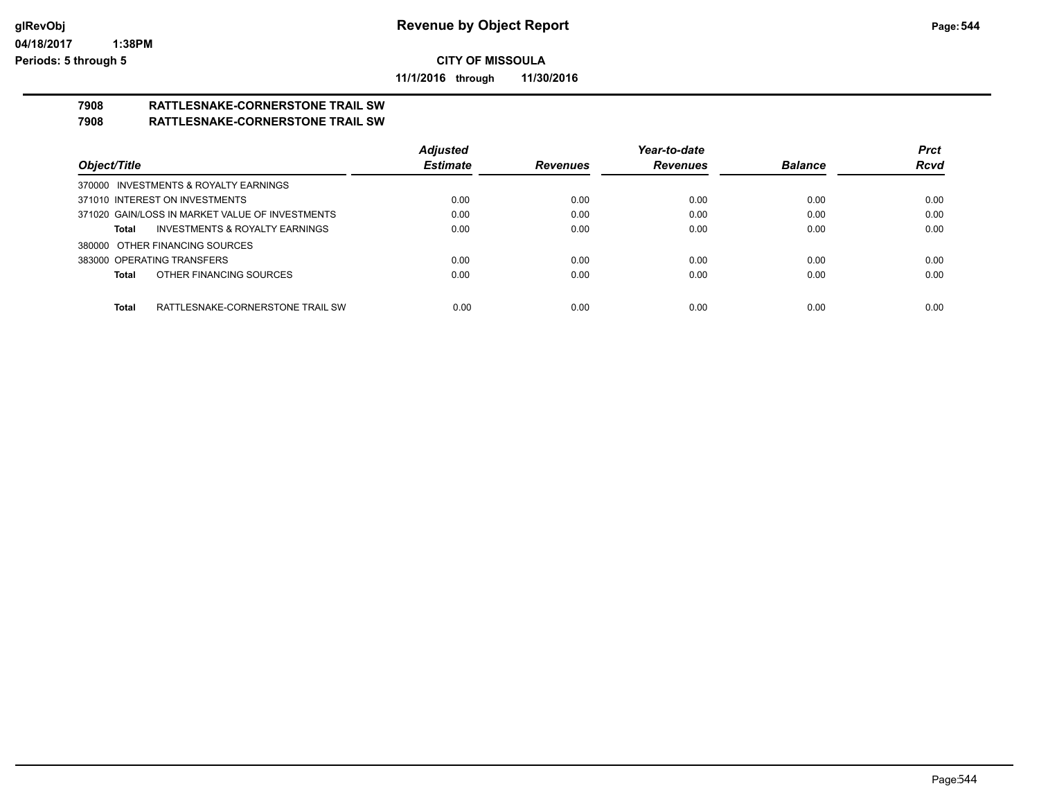# Revenue by Object Report

**CITY OF MISSOULA**

**11/1/2016 through 11/30/2016**

glRevObj
04/18/2017 1:38PM
Periods: 5 through 5

**7908 RATTLESNAKE-CORNERSTONE TRAIL SW**
**7908 RATTLESNAKE-CORNERSTONE TRAIL SW**

| Object/Title | Adjusted Estimate | Revenues | Year-to-date Revenues | Balance | Prct Rcvd |
|---|---|---|---|---|---|
| 370000 INVESTMENTS & ROYALTY EARNINGS | | | | | |
| 371010 INTEREST ON INVESTMENTS | 0.00 | 0.00 | 0.00 | 0.00 | 0.00 |
| 371020 GAIN/LOSS IN MARKET VALUE OF INVESTMENTS | 0.00 | 0.00 | 0.00 | 0.00 | 0.00 |
| **Total** INVESTMENTS & ROYALTY EARNINGS | 0.00 | 0.00 | 0.00 | 0.00 | 0.00 |
| 380000 OTHER FINANCING SOURCES | | | | | |
| 383000 OPERATING TRANSFERS | 0.00 | 0.00 | 0.00 | 0.00 | 0.00 |
| **Total** OTHER FINANCING SOURCES | 0.00 | 0.00 | 0.00 | 0.00 | 0.00 |
| **Total** RATTLESNAKE-CORNERSTONE TRAIL SW | 0.00 | 0.00 | 0.00 | 0.00 | 0.00 |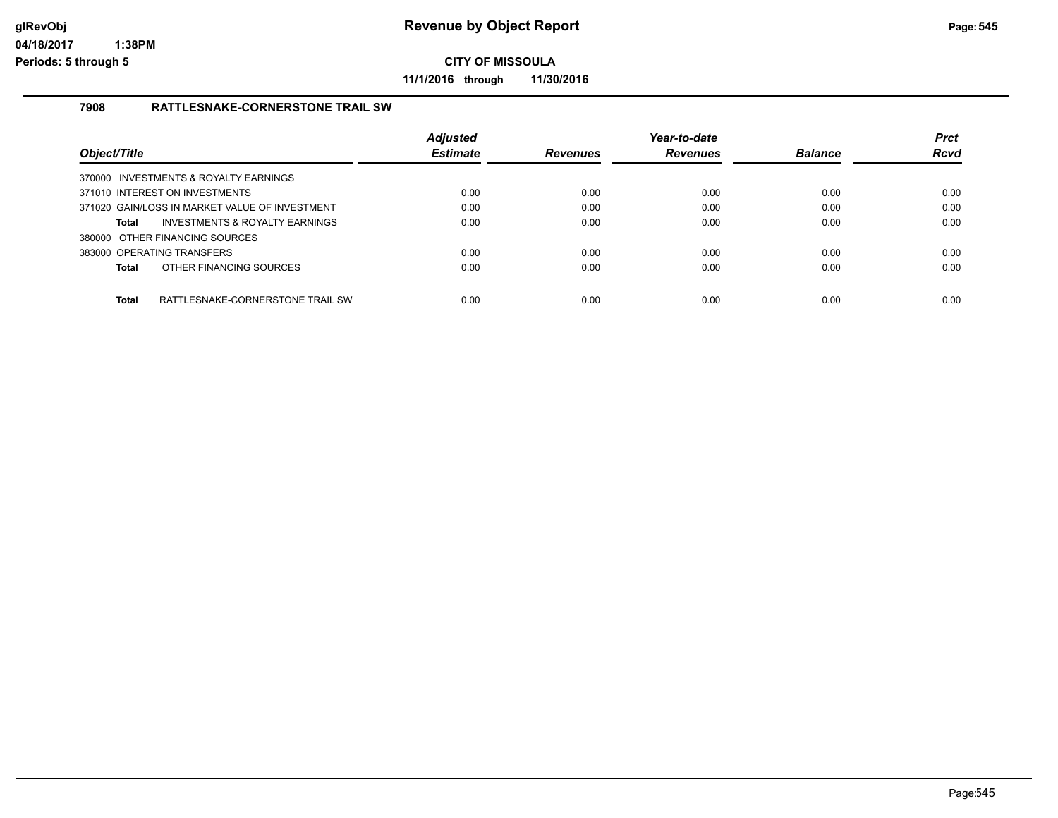# Revenue by Object Report

glRevObj
04/18/2017 1:38PM
Periods: 5 through 5

**CITY OF MISSOULA**

**11/1/2016 through 11/30/2016**

## 7908 RATTLESNAKE-CORNERSTONE TRAIL SW

| Object/Title | Adjusted Estimate | Revenues | Year-to-date Revenues | Balance | Prct Rcvd |
|---|---|---|---|---|---|
| 370000 INVESTMENTS & ROYALTY EARNINGS | | | | | |
| 371010 INTEREST ON INVESTMENTS | 0.00 | 0.00 | 0.00 | 0.00 | 0.00 |
| 371020 GAIN/LOSS IN MARKET VALUE OF INVESTMENT | 0.00 | 0.00 | 0.00 | 0.00 | 0.00 |
| **Total** INVESTMENTS & ROYALTY EARNINGS | 0.00 | 0.00 | 0.00 | 0.00 | 0.00 |
| 380000 OTHER FINANCING SOURCES | | | | | |
| 383000 OPERATING TRANSFERS | 0.00 | 0.00 | 0.00 | 0.00 | 0.00 |
| **Total** OTHER FINANCING SOURCES | 0.00 | 0.00 | 0.00 | 0.00 | 0.00 |
| **Total** RATTLESNAKE-CORNERSTONE TRAIL SW | 0.00 | 0.00 | 0.00 | 0.00 | 0.00 |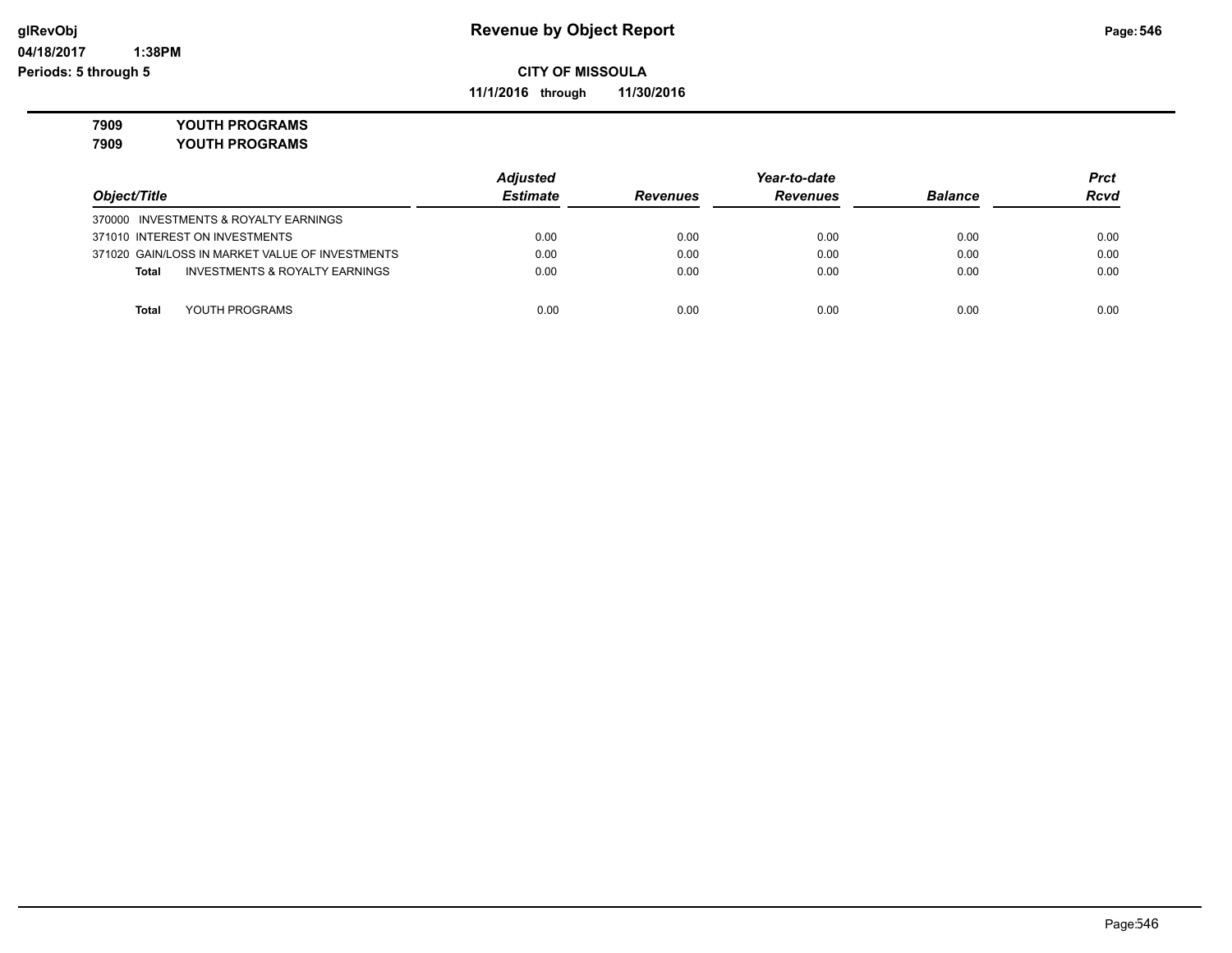# Revenue by Object Report

**CITY OF MISSOULA**

**11/1/2016 through 11/30/2016**

glRevObj
04/18/2017 1:38PM
Periods: 5 through 5

**7909 YOUTH PROGRAMS**
**7909 YOUTH PROGRAMS**

| Object/Title | Adjusted Estimate | Revenues | Year-to-date Revenues | Balance | Prct Rcvd |
|---|---|---|---|---|---|
| 370000 INVESTMENTS & ROYALTY EARNINGS | | | | | |
| 371010 INTEREST ON INVESTMENTS | 0.00 | 0.00 | 0.00 | 0.00 | 0.00 |
| 371020 GAIN/LOSS IN MARKET VALUE OF INVESTMENTS | 0.00 | 0.00 | 0.00 | 0.00 | 0.00 |
| **Total** INVESTMENTS & ROYALTY EARNINGS | 0.00 | 0.00 | 0.00 | 0.00 | 0.00 |
| **Total** YOUTH PROGRAMS | 0.00 | 0.00 | 0.00 | 0.00 | 0.00 |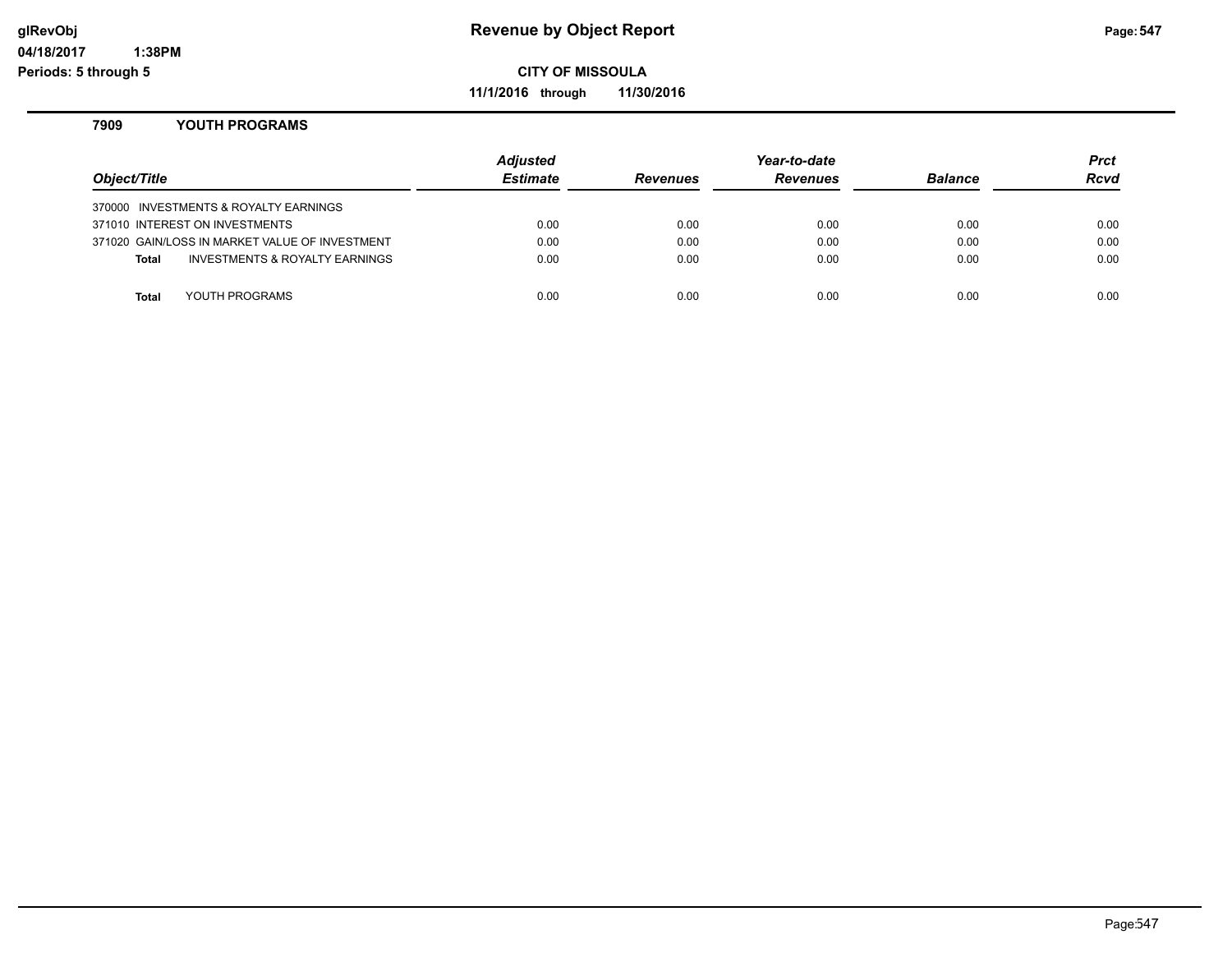# Revenue by Object Report

**CITY OF MISSOULA**

**11/1/2016 through 11/30/2016**

glRevObj
04/18/2017 1:38PM
Periods: 5 through 5

## 7909 YOUTH PROGRAMS

| Object/Title | Adjusted Estimate | Revenues | Year-to-date Revenues | Balance | Prct Rcvd |
|---|---|---|---|---|---|
| 370000 INVESTMENTS & ROYALTY EARNINGS | | | | | |
| 371010 INTEREST ON INVESTMENTS | 0.00 | 0.00 | 0.00 | 0.00 | 0.00 |
| 371020 GAIN/LOSS IN MARKET VALUE OF INVESTMENT | 0.00 | 0.00 | 0.00 | 0.00 | 0.00 |
| **Total** INVESTMENTS & ROYALTY EARNINGS | 0.00 | 0.00 | 0.00 | 0.00 | 0.00 |
| **Total** YOUTH PROGRAMS | 0.00 | 0.00 | 0.00 | 0.00 | 0.00 |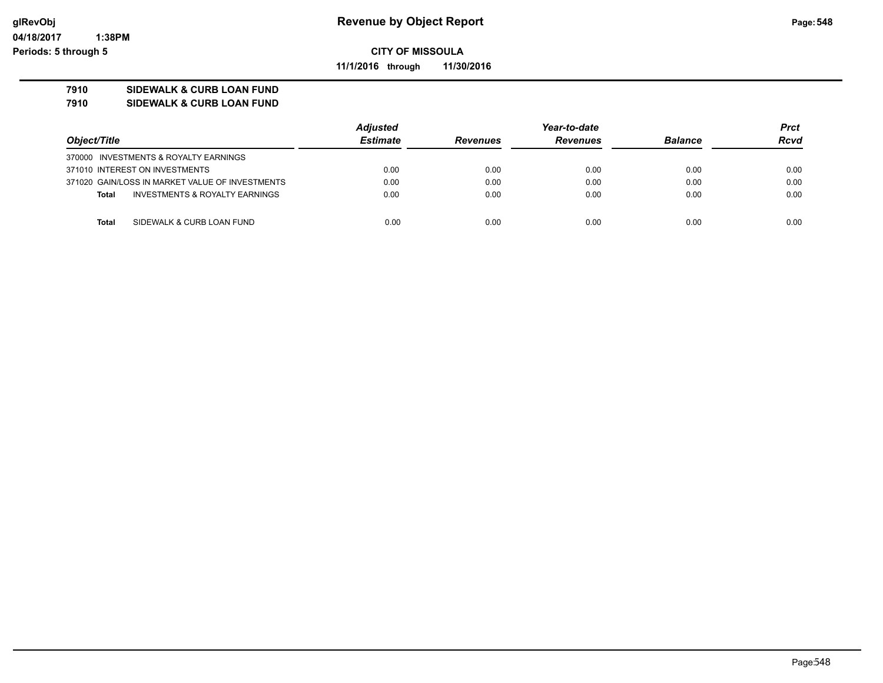# Revenue by Object Report

**CITY OF MISSOULA**

**11/1/2016 through 11/30/2016**

**7910 SIDEWALK & CURB LOAN FUND**
**7910 SIDEWALK & CURB LOAN FUND**

| Object/Title | Adjusted Estimate | Revenues | Year-to-date Revenues | Balance | Prct Rcvd |
|---|---|---|---|---|---|
| 370000 INVESTMENTS & ROYALTY EARNINGS | | | | | |
| 371010 INTEREST ON INVESTMENTS | 0.00 | 0.00 | 0.00 | 0.00 | 0.00 |
| 371020 GAIN/LOSS IN MARKET VALUE OF INVESTMENTS | 0.00 | 0.00 | 0.00 | 0.00 | 0.00 |
| **Total** INVESTMENTS & ROYALTY EARNINGS | 0.00 | 0.00 | 0.00 | 0.00 | 0.00 |
| **Total** SIDEWALK & CURB LOAN FUND | 0.00 | 0.00 | 0.00 | 0.00 | 0.00 |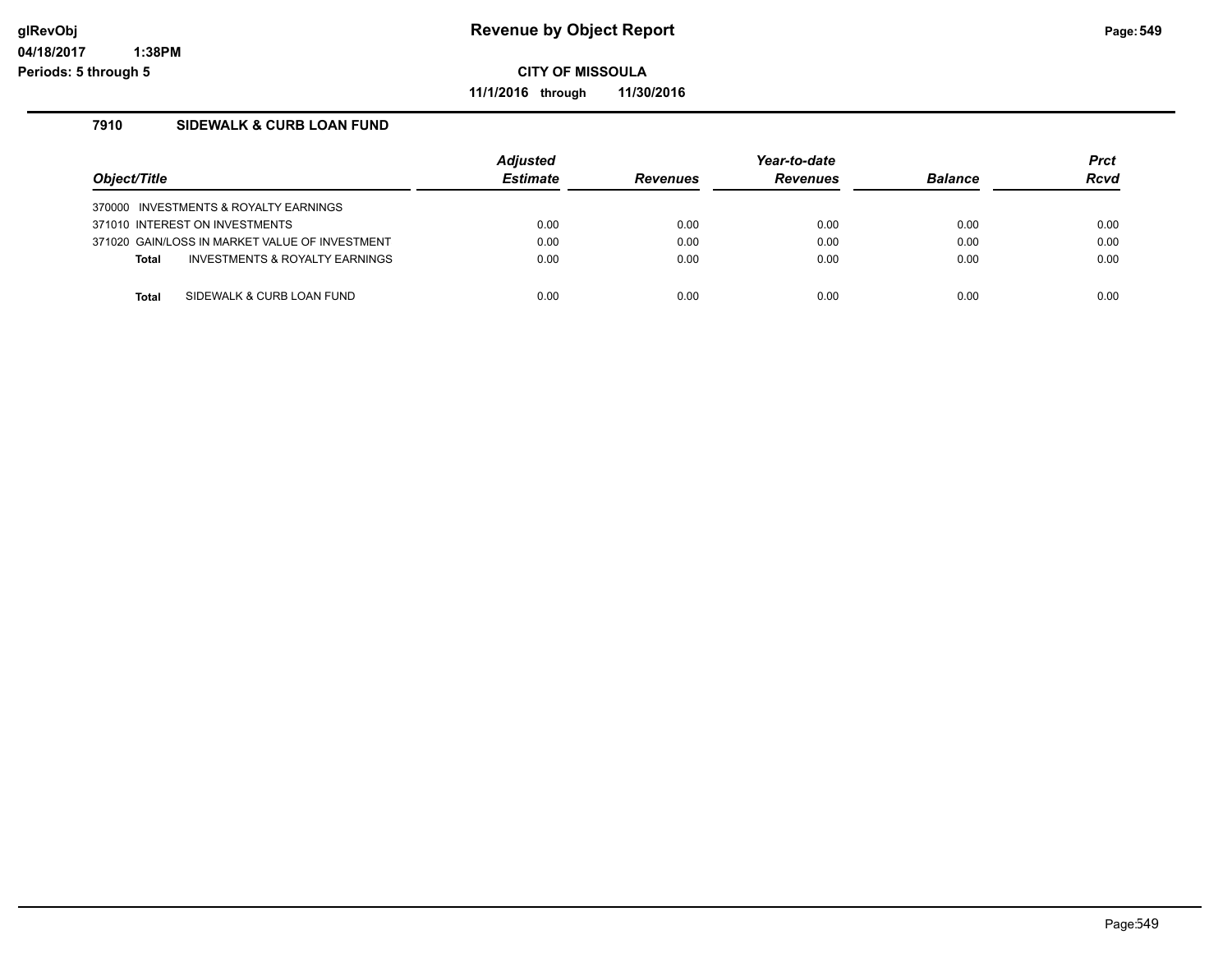**glRevObj**
**04/18/2017 1:38PM**
**Periods: 5 through 5**

# Revenue by Object Report

**CITY OF MISSOULA**

**11/1/2016 through 11/30/2016**

## 7910 SIDEWALK & CURB LOAN FUND

| Object/Title | Adjusted Estimate | Revenues | Year-to-date Revenues | Balance | Prct Rcvd |
|---|---|---|---|---|---|
| 370000 INVESTMENTS & ROYALTY EARNINGS | | | | | |
| 371010 INTEREST ON INVESTMENTS | 0.00 | 0.00 | 0.00 | 0.00 | 0.00 |
| 371020 GAIN/LOSS IN MARKET VALUE OF INVESTMENT | 0.00 | 0.00 | 0.00 | 0.00 | 0.00 |
| **Total** INVESTMENTS & ROYALTY EARNINGS | 0.00 | 0.00 | 0.00 | 0.00 | 0.00 |
| **Total** SIDEWALK & CURB LOAN FUND | 0.00 | 0.00 | 0.00 | 0.00 | 0.00 |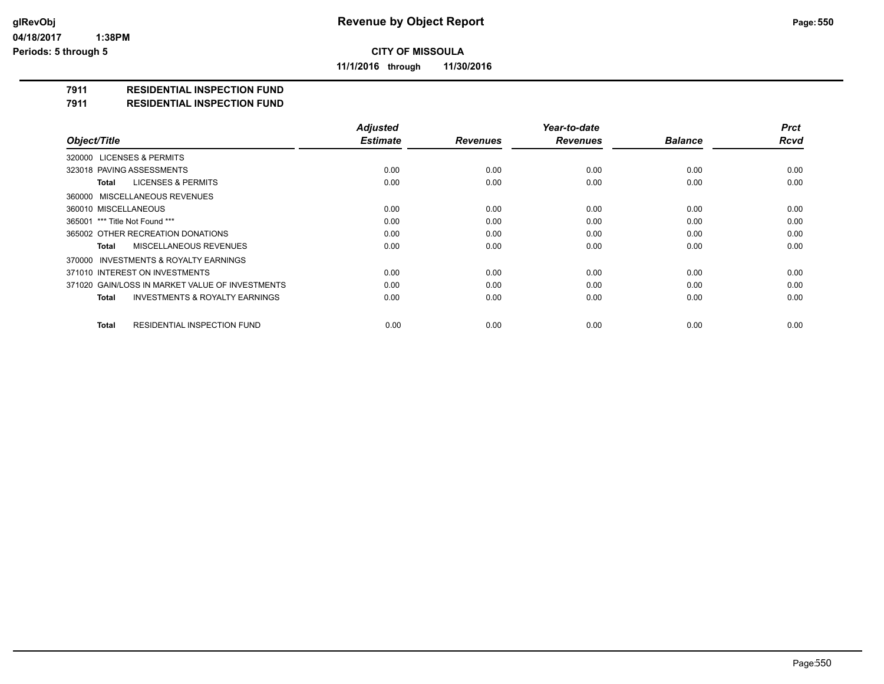glRevObj
04/18/2017 1:38PM
Periods: 5 through 5

# Revenue by Object Report

**CITY OF MISSOULA**

**11/1/2016 through 11/30/2016**

**7911 RESIDENTIAL INSPECTION FUND**
**7911 RESIDENTIAL INSPECTION FUND**

| Object/Title | Adjusted Estimate | Revenues | Year-to-date Revenues | Balance | Prct Rcvd |
|---|---|---|---|---|---|
| 320000 LICENSES & PERMITS | | | | | |
| 323018 PAVING ASSESSMENTS | 0.00 | 0.00 | 0.00 | 0.00 | 0.00 |
| **Total** LICENSES & PERMITS | 0.00 | 0.00 | 0.00 | 0.00 | 0.00 |
| 360000 MISCELLANEOUS REVENUES | | | | | |
| 360010 MISCELLANEOUS | 0.00 | 0.00 | 0.00 | 0.00 | 0.00 |
| 365001 *** Title Not Found *** | 0.00 | 0.00 | 0.00 | 0.00 | 0.00 |
| 365002 OTHER RECREATION DONATIONS | 0.00 | 0.00 | 0.00 | 0.00 | 0.00 |
| **Total** MISCELLANEOUS REVENUES | 0.00 | 0.00 | 0.00 | 0.00 | 0.00 |
| 370000 INVESTMENTS & ROYALTY EARNINGS | | | | | |
| 371010 INTEREST ON INVESTMENTS | 0.00 | 0.00 | 0.00 | 0.00 | 0.00 |
| 371020 GAIN/LOSS IN MARKET VALUE OF INVESTMENTS | 0.00 | 0.00 | 0.00 | 0.00 | 0.00 |
| **Total** INVESTMENTS & ROYALTY EARNINGS | 0.00 | 0.00 | 0.00 | 0.00 | 0.00 |
| **Total** RESIDENTIAL INSPECTION FUND | 0.00 | 0.00 | 0.00 | 0.00 | 0.00 |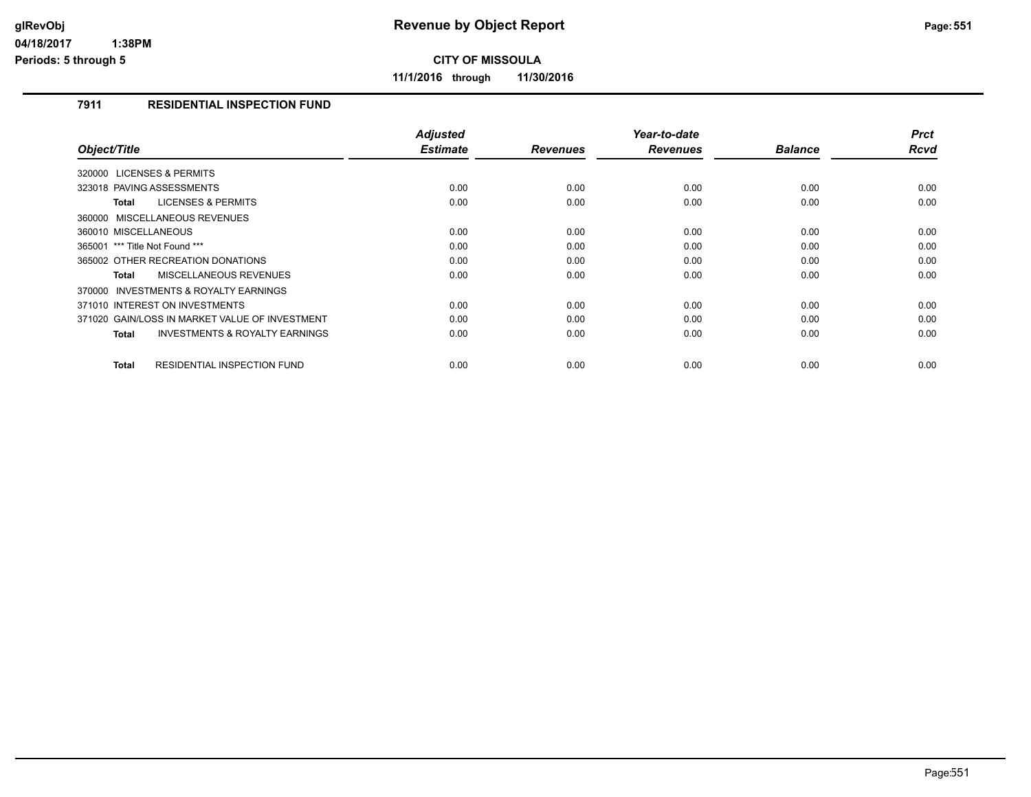# Revenue by Object Report

**CITY OF MISSOULA**

**11/1/2016 through 11/30/2016**

glRevObj
04/18/2017 1:38PM
Periods: 5 through 5

## 7911 RESIDENTIAL INSPECTION FUND

| Object/Title | Adjusted Estimate | Revenues | Year-to-date Revenues | Balance | Prct Rcvd |
|---|---|---|---|---|---|
| 320000 LICENSES & PERMITS | | | | | |
| 323018 PAVING ASSESSMENTS | 0.00 | 0.00 | 0.00 | 0.00 | 0.00 |
| **Total** LICENSES & PERMITS | 0.00 | 0.00 | 0.00 | 0.00 | 0.00 |
| 360000 MISCELLANEOUS REVENUES | | | | | |
| 360010 MISCELLANEOUS | 0.00 | 0.00 | 0.00 | 0.00 | 0.00 |
| 365001 *** Title Not Found *** | 0.00 | 0.00 | 0.00 | 0.00 | 0.00 |
| 365002 OTHER RECREATION DONATIONS | 0.00 | 0.00 | 0.00 | 0.00 | 0.00 |
| **Total** MISCELLANEOUS REVENUES | 0.00 | 0.00 | 0.00 | 0.00 | 0.00 |
| 370000 INVESTMENTS & ROYALTY EARNINGS | | | | | |
| 371010 INTEREST ON INVESTMENTS | 0.00 | 0.00 | 0.00 | 0.00 | 0.00 |
| 371020 GAIN/LOSS IN MARKET VALUE OF INVESTMENT | 0.00 | 0.00 | 0.00 | 0.00 | 0.00 |
| **Total** INVESTMENTS & ROYALTY EARNINGS | 0.00 | 0.00 | 0.00 | 0.00 | 0.00 |
| **Total** RESIDENTIAL INSPECTION FUND | 0.00 | 0.00 | 0.00 | 0.00 | 0.00 |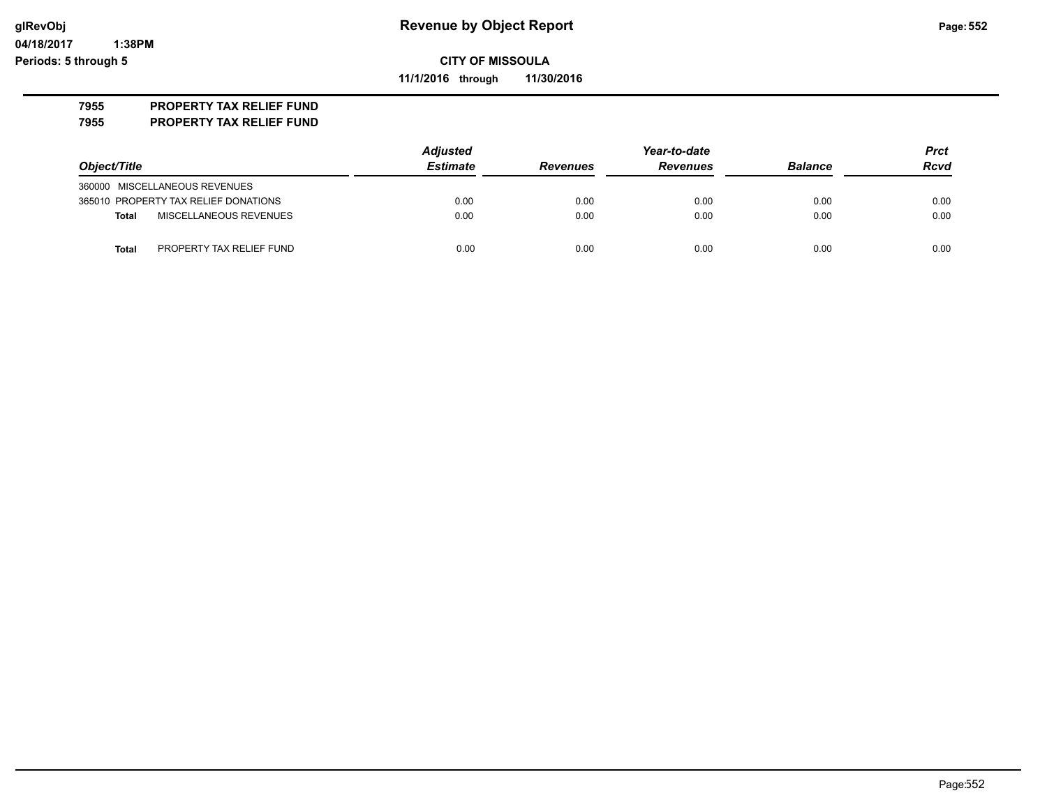**Revenue by Object Report**

**CITY OF MISSOULA**

**11/1/2016 through 11/30/2016**

glRevObj
04/18/2017 1:38PM
Periods: 5 through 5

**7955 PROPERTY TAX RELIEF FUND**
**7955 PROPERTY TAX RELIEF FUND**

| Object/Title | | Adjusted Estimate | Revenues | Year-to-date Revenues | Balance | Prct Rcvd |
|---|---|---|---|---|---|---|
| 360000 | MISCELLANEOUS REVENUES | | | | | |
| 365010 | PROPERTY TAX RELIEF DONATIONS | 0.00 | 0.00 | 0.00 | 0.00 | 0.00 |
| **Total** | MISCELLANEOUS REVENUES | 0.00 | 0.00 | 0.00 | 0.00 | 0.00 |
| **Total** | PROPERTY TAX RELIEF FUND | 0.00 | 0.00 | 0.00 | 0.00 | 0.00 |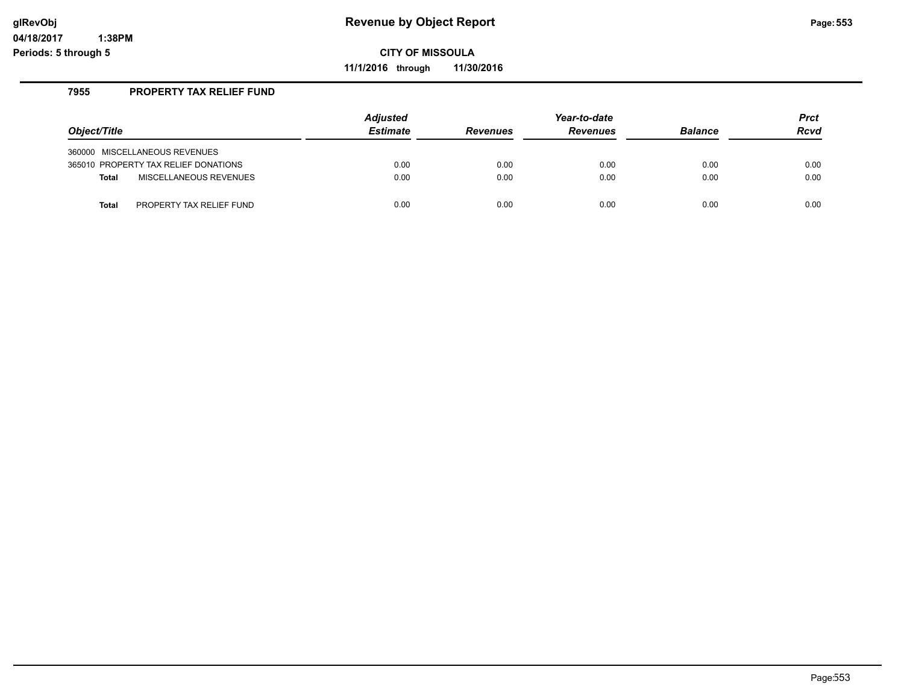# Revenue by Object Report

glRevObj
04/18/2017 1:38PM
Periods: 5 through 5

**CITY OF MISSOULA**

**11/1/2016 through 11/30/2016**

## 7955 PROPERTY TAX RELIEF FUND

| Object/Title | Adjusted Estimate | Revenues | Year-to-date Revenues | Balance | Prct Rcvd |
|---|---|---|---|---|---|
| 360000 MISCELLANEOUS REVENUES | | | | | |
| 365010 PROPERTY TAX RELIEF DONATIONS | 0.00 | 0.00 | 0.00 | 0.00 | 0.00 |
| **Total** MISCELLANEOUS REVENUES | 0.00 | 0.00 | 0.00 | 0.00 | 0.00 |
| **Total** PROPERTY TAX RELIEF FUND | 0.00 | 0.00 | 0.00 | 0.00 | 0.00 |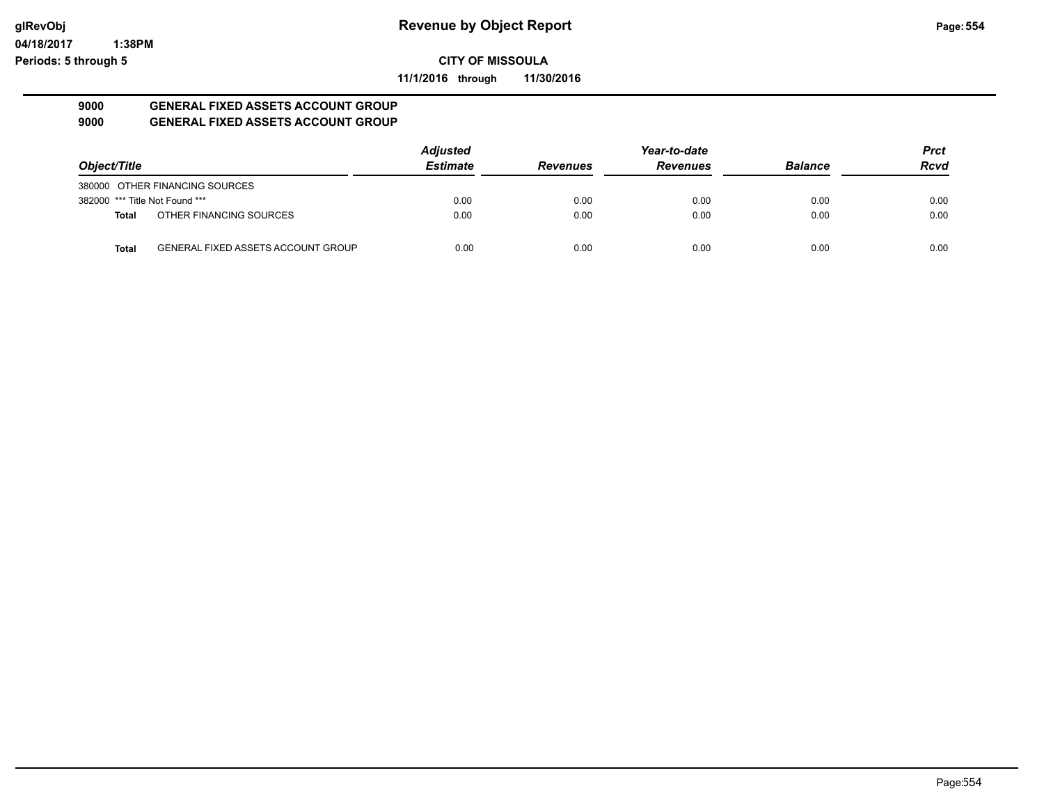# Revenue by Object Report

**CITY OF MISSOULA**

**11/1/2016 through 11/30/2016**

glRevObj
04/18/2017 1:38PM
Periods: 5 through 5

**9000 GENERAL FIXED ASSETS ACCOUNT GROUP**
**9000 GENERAL FIXED ASSETS ACCOUNT GROUP**

| Object/Title | | Adjusted Estimate | Revenues | Year-to-date Revenues | Balance | Prct Rcvd |
|---|---|---|---|---|---|---|
| 380000 | OTHER FINANCING SOURCES | | | | | |
| 382000 | *** Title Not Found *** | 0.00 | 0.00 | 0.00 | 0.00 | 0.00 |
| **Total** | OTHER FINANCING SOURCES | 0.00 | 0.00 | 0.00 | 0.00 | 0.00 |
| **Total** | GENERAL FIXED ASSETS ACCOUNT GROUP | 0.00 | 0.00 | 0.00 | 0.00 | 0.00 |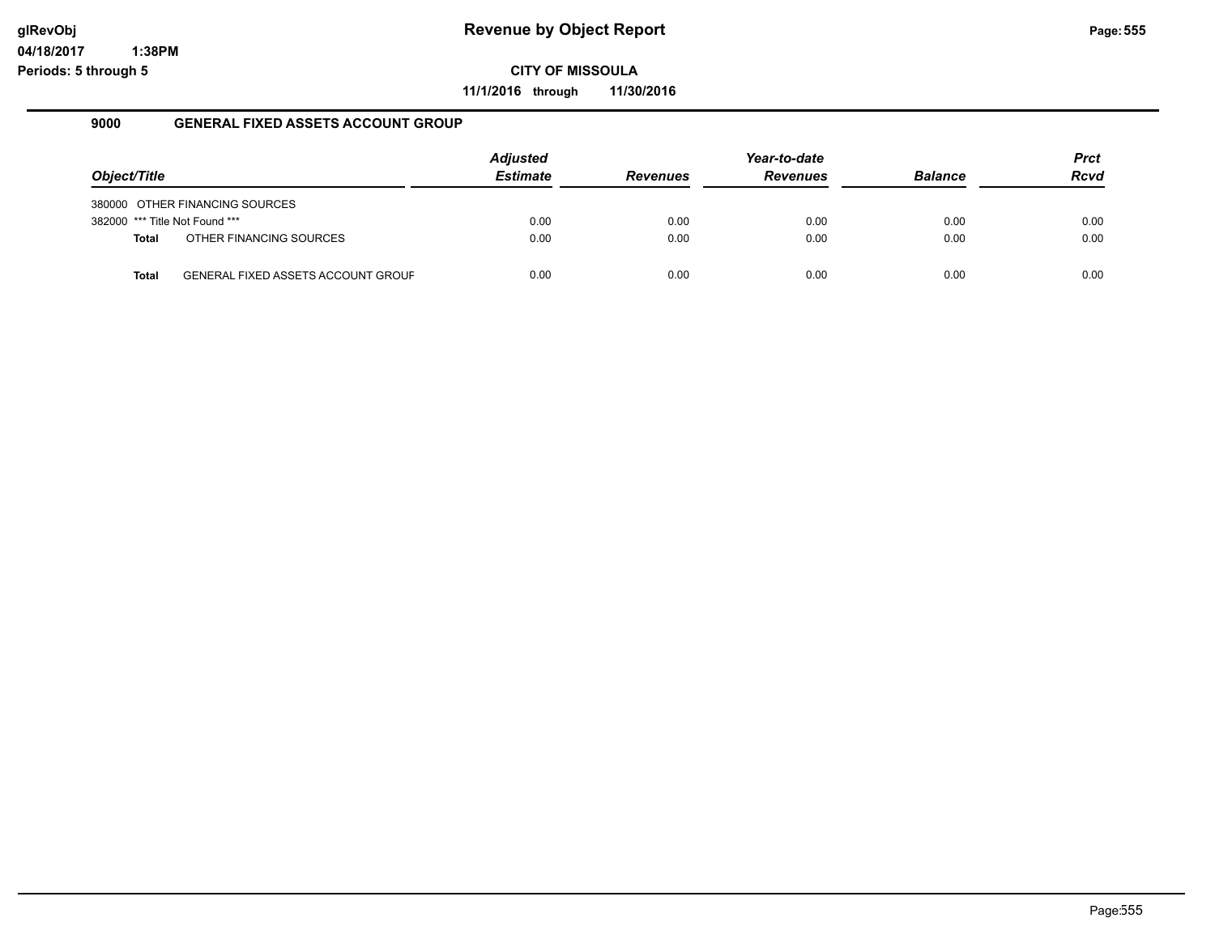# Revenue by Object Report

glRevObj
04/18/2017 1:38PM
Periods: 5 through 5

**CITY OF MISSOULA**

**11/1/2016 through 11/30/2016**

## 9000 GENERAL FIXED ASSETS ACCOUNT GROUP

| Object/Title | Adjusted Estimate | Revenues | Year-to-date Revenues | Balance | Prct Rcvd |
|---|---|---|---|---|---|
| 380000 OTHER FINANCING SOURCES | | | | | |
| 382000 *** Title Not Found *** | 0.00 | 0.00 | 0.00 | 0.00 | 0.00 |
| **Total** OTHER FINANCING SOURCES | 0.00 | 0.00 | 0.00 | 0.00 | 0.00 |
| **Total** GENERAL FIXED ASSETS ACCOUNT GROUF | 0.00 | 0.00 | 0.00 | 0.00 | 0.00 |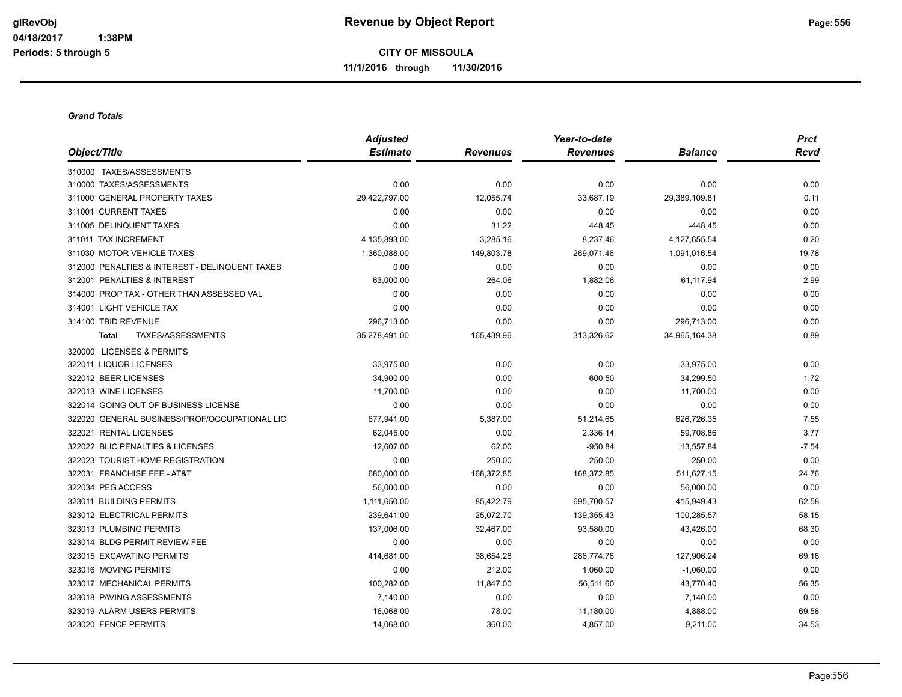**Revenue by Object Report**

**CITY OF MISSOULA**

**11/1/2016 through 11/30/2016**

***Grand Totals***

| Object/Title | Adjusted Estimate | Revenues | Year-to-date Revenues | Balance | Prct Rcvd |
|---|---|---|---|---|---|
| 310000 TAXES/ASSESSMENTS | | | | | |
| 310000 TAXES/ASSESSMENTS | 0.00 | 0.00 | 0.00 | 0.00 | 0.00 |
| 311000 GENERAL PROPERTY TAXES | 29,422,797.00 | 12,055.74 | 33,687.19 | 29,389,109.81 | 0.11 |
| 311001 CURRENT TAXES | 0.00 | 0.00 | 0.00 | 0.00 | 0.00 |
| 311005 DELINQUENT TAXES | 0.00 | 31.22 | 448.45 | -448.45 | 0.00 |
| 311011 TAX INCREMENT | 4,135,893.00 | 3,285.16 | 8,237.46 | 4,127,655.54 | 0.20 |
| 311030 MOTOR VEHICLE TAXES | 1,360,088.00 | 149,803.78 | 269,071.46 | 1,091,016.54 | 19.78 |
| 312000 PENALTIES & INTEREST - DELINQUENT TAXES | 0.00 | 0.00 | 0.00 | 0.00 | 0.00 |
| 312001 PENALTIES & INTEREST | 63,000.00 | 264.06 | 1,882.06 | 61,117.94 | 2.99 |
| 314000 PROP TAX - OTHER THAN ASSESSED VAL | 0.00 | 0.00 | 0.00 | 0.00 | 0.00 |
| 314001 LIGHT VEHICLE TAX | 0.00 | 0.00 | 0.00 | 0.00 | 0.00 |
| 314100 TBID REVENUE | 296,713.00 | 0.00 | 0.00 | 296,713.00 | 0.00 |
| **Total** TAXES/ASSESSMENTS | 35,278,491.00 | 165,439.96 | 313,326.62 | 34,965,164.38 | 0.89 |
| 320000 LICENSES & PERMITS | | | | | |
| 322011 LIQUOR LICENSES | 33,975.00 | 0.00 | 0.00 | 33,975.00 | 0.00 |
| 322012 BEER LICENSES | 34,900.00 | 0.00 | 600.50 | 34,299.50 | 1.72 |
| 322013 WINE LICENSES | 11,700.00 | 0.00 | 0.00 | 11,700.00 | 0.00 |
| 322014 GOING OUT OF BUSINESS LICENSE | 0.00 | 0.00 | 0.00 | 0.00 | 0.00 |
| 322020 GENERAL BUSINESS/PROF/OCCUPATIONAL LIC | 677,941.00 | 5,387.00 | 51,214.65 | 626,726.35 | 7.55 |
| 322021 RENTAL LICENSES | 62,045.00 | 0.00 | 2,336.14 | 59,708.86 | 3.77 |
| 322022 BLIC PENALTIES & LICENSES | 12,607.00 | 62.00 | -950.84 | 13,557.84 | -7.54 |
| 322023 TOURIST HOME REGISTRATION | 0.00 | 250.00 | 250.00 | -250.00 | 0.00 |
| 322031 FRANCHISE FEE - AT&T | 680,000.00 | 168,372.85 | 168,372.85 | 511,627.15 | 24.76 |
| 322034 PEG ACCESS | 56,000.00 | 0.00 | 0.00 | 56,000.00 | 0.00 |
| 323011 BUILDING PERMITS | 1,111,650.00 | 85,422.79 | 695,700.57 | 415,949.43 | 62.58 |
| 323012 ELECTRICAL PERMITS | 239,641.00 | 25,072.70 | 139,355.43 | 100,285.57 | 58.15 |
| 323013 PLUMBING PERMITS | 137,006.00 | 32,467.00 | 93,580.00 | 43,426.00 | 68.30 |
| 323014 BLDG PERMIT REVIEW FEE | 0.00 | 0.00 | 0.00 | 0.00 | 0.00 |
| 323015 EXCAVATING PERMITS | 414,681.00 | 38,654.28 | 286,774.76 | 127,906.24 | 69.16 |
| 323016 MOVING PERMITS | 0.00 | 212.00 | 1,060.00 | -1,060.00 | 0.00 |
| 323017 MECHANICAL PERMITS | 100,282.00 | 11,847.00 | 56,511.60 | 43,770.40 | 56.35 |
| 323018 PAVING ASSESSMENTS | 7,140.00 | 0.00 | 0.00 | 7,140.00 | 0.00 |
| 323019 ALARM USERS PERMITS | 16,068.00 | 78.00 | 11,180.00 | 4,888.00 | 69.58 |
| 323020 FENCE PERMITS | 14,068.00 | 360.00 | 4,857.00 | 9,211.00 | 34.53 |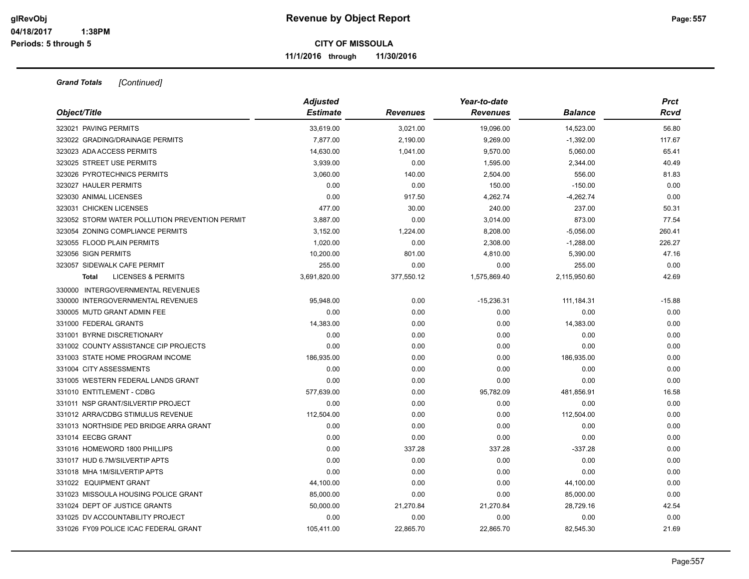**Revenue by Object Report**

**CITY OF MISSOULA**

**11/1/2016 through 11/30/2016**

glRevObj
04/18/2017 1:38PM
Periods: 5 through 5

***Grand Totals*** *[Continued]*

| *Object/Title* | *Adjusted Estimate* | *Revenues* | *Year-to-date Revenues* | *Balance* | *Prct Rcvd* |
|---|---|---|---|---|---|
| 323021 PAVING PERMITS | 33,619.00 | 3,021.00 | 19,096.00 | 14,523.00 | 56.80 |
| 323022 GRADING/DRAINAGE PERMITS | 7,877.00 | 2,190.00 | 9,269.00 | -1,392.00 | 117.67 |
| 323023 ADA ACCESS PERMITS | 14,630.00 | 1,041.00 | 9,570.00 | 5,060.00 | 65.41 |
| 323025 STREET USE PERMITS | 3,939.00 | 0.00 | 1,595.00 | 2,344.00 | 40.49 |
| 323026 PYROTECHNICS PERMITS | 3,060.00 | 140.00 | 2,504.00 | 556.00 | 81.83 |
| 323027 HAULER PERMITS | 0.00 | 0.00 | 150.00 | -150.00 | 0.00 |
| 323030 ANIMAL LICENSES | 0.00 | 917.50 | 4,262.74 | -4,262.74 | 0.00 |
| 323031 CHICKEN LICENSES | 477.00 | 30.00 | 240.00 | 237.00 | 50.31 |
| 323052 STORM WATER POLLUTION PREVENTION PERMIT | 3,887.00 | 0.00 | 3,014.00 | 873.00 | 77.54 |
| 323054 ZONING COMPLIANCE PERMITS | 3,152.00 | 1,224.00 | 8,208.00 | -5,056.00 | 260.41 |
| 323055 FLOOD PLAIN PERMITS | 1,020.00 | 0.00 | 2,308.00 | -1,288.00 | 226.27 |
| 323056 SIGN PERMITS | 10,200.00 | 801.00 | 4,810.00 | 5,390.00 | 47.16 |
| 323057 SIDEWALK CAFE PERMIT | 255.00 | 0.00 | 0.00 | 255.00 | 0.00 |
| **Total** LICENSES & PERMITS | 3,691,820.00 | 377,550.12 | 1,575,869.40 | 2,115,950.60 | 42.69 |
| 330000 INTERGOVERNMENTAL REVENUES | | | | | |
| 330000 INTERGOVERNMENTAL REVENUES | 95,948.00 | 0.00 | -15,236.31 | 111,184.31 | -15.88 |
| 330005 MUTD GRANT ADMIN FEE | 0.00 | 0.00 | 0.00 | 0.00 | 0.00 |
| 331000 FEDERAL GRANTS | 14,383.00 | 0.00 | 0.00 | 14,383.00 | 0.00 |
| 331001 BYRNE DISCRETIONARY | 0.00 | 0.00 | 0.00 | 0.00 | 0.00 |
| 331002 COUNTY ASSISTANCE CIP PROJECTS | 0.00 | 0.00 | 0.00 | 0.00 | 0.00 |
| 331003 STATE HOME PROGRAM INCOME | 186,935.00 | 0.00 | 0.00 | 186,935.00 | 0.00 |
| 331004 CITY ASSESSMENTS | 0.00 | 0.00 | 0.00 | 0.00 | 0.00 |
| 331005 WESTERN FEDERAL LANDS GRANT | 0.00 | 0.00 | 0.00 | 0.00 | 0.00 |
| 331010 ENTITLEMENT - CDBG | 577,639.00 | 0.00 | 95,782.09 | 481,856.91 | 16.58 |
| 331011 NSP GRANT/SILVERTIP PROJECT | 0.00 | 0.00 | 0.00 | 0.00 | 0.00 |
| 331012 ARRA/CDBG STIMULUS REVENUE | 112,504.00 | 0.00 | 0.00 | 112,504.00 | 0.00 |
| 331013 NORTHSIDE PED BRIDGE ARRA GRANT | 0.00 | 0.00 | 0.00 | 0.00 | 0.00 |
| 331014 EECBG GRANT | 0.00 | 0.00 | 0.00 | 0.00 | 0.00 |
| 331016 HOMEWORD 1800 PHILLIPS | 0.00 | 337.28 | 337.28 | -337.28 | 0.00 |
| 331017 HUD 6.7M/SILVERTIP APTS | 0.00 | 0.00 | 0.00 | 0.00 | 0.00 |
| 331018 MHA 1M/SILVERTIP APTS | 0.00 | 0.00 | 0.00 | 0.00 | 0.00 |
| 331022 EQUIPMENT GRANT | 44,100.00 | 0.00 | 0.00 | 44,100.00 | 0.00 |
| 331023 MISSOULA HOUSING POLICE GRANT | 85,000.00 | 0.00 | 0.00 | 85,000.00 | 0.00 |
| 331024 DEPT OF JUSTICE GRANTS | 50,000.00 | 21,270.84 | 21,270.84 | 28,729.16 | 42.54 |
| 331025 DV ACCOUNTABILITY PROJECT | 0.00 | 0.00 | 0.00 | 0.00 | 0.00 |
| 331026 FY09 POLICE ICAC FEDERAL GRANT | 105,411.00 | 22,865.70 | 22,865.70 | 82,545.30 | 21.69 |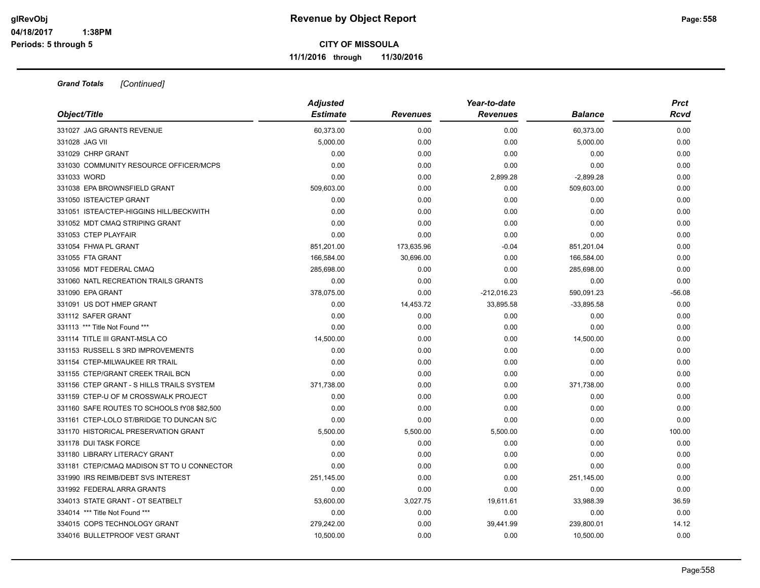**CITY OF MISSOULA**

**11/1/2016 through 11/30/2016**

***Grand Totals*** *[Continued]*

| *Object/Title* | *Adjusted Estimate* | *Revenues* | *Year-to-date Revenues* | *Balance* | *Prct Rcvd* |
|---|---|---|---|---|---|
| 331027 JAG GRANTS REVENUE | 60,373.00 | 0.00 | 0.00 | 60,373.00 | 0.00 |
| 331028 JAG VII | 5,000.00 | 0.00 | 0.00 | 5,000.00 | 0.00 |
| 331029 CHRP GRANT | 0.00 | 0.00 | 0.00 | 0.00 | 0.00 |
| 331030 COMMUNITY RESOURCE OFFICER/MCPS | 0.00 | 0.00 | 0.00 | 0.00 | 0.00 |
| 331033 WORD | 0.00 | 0.00 | 2,899.28 | -2,899.28 | 0.00 |
| 331038 EPA BROWNSFIELD GRANT | 509,603.00 | 0.00 | 0.00 | 509,603.00 | 0.00 |
| 331050 ISTEA/CTEP GRANT | 0.00 | 0.00 | 0.00 | 0.00 | 0.00 |
| 331051 ISTEA/CTEP-HIGGINS HILL/BECKWITH | 0.00 | 0.00 | 0.00 | 0.00 | 0.00 |
| 331052 MDT CMAQ STRIPING GRANT | 0.00 | 0.00 | 0.00 | 0.00 | 0.00 |
| 331053 CTEP PLAYFAIR | 0.00 | 0.00 | 0.00 | 0.00 | 0.00 |
| 331054 FHWA PL GRANT | 851,201.00 | 173,635.96 | -0.04 | 851,201.04 | 0.00 |
| 331055 FTA GRANT | 166,584.00 | 30,696.00 | 0.00 | 166,584.00 | 0.00 |
| 331056 MDT FEDERAL CMAQ | 285,698.00 | 0.00 | 0.00 | 285,698.00 | 0.00 |
| 331060 NATL RECREATION TRAILS GRANTS | 0.00 | 0.00 | 0.00 | 0.00 | 0.00 |
| 331090 EPA GRANT | 378,075.00 | 0.00 | -212,016.23 | 590,091.23 | -56.08 |
| 331091 US DOT HMEP GRANT | 0.00 | 14,453.72 | 33,895.58 | -33,895.58 | 0.00 |
| 331112 SAFER GRANT | 0.00 | 0.00 | 0.00 | 0.00 | 0.00 |
| 331113 *** Title Not Found *** | 0.00 | 0.00 | 0.00 | 0.00 | 0.00 |
| 331114 TITLE III GRANT-MSLA CO | 14,500.00 | 0.00 | 0.00 | 14,500.00 | 0.00 |
| 331153 RUSSELL S 3RD IMPROVEMENTS | 0.00 | 0.00 | 0.00 | 0.00 | 0.00 |
| 331154 CTEP-MILWAUKEE RR TRAIL | 0.00 | 0.00 | 0.00 | 0.00 | 0.00 |
| 331155 CTEP/GRANT CREEK TRAIL BCN | 0.00 | 0.00 | 0.00 | 0.00 | 0.00 |
| 331156 CTEP GRANT - S HILLS TRAILS SYSTEM | 371,738.00 | 0.00 | 0.00 | 371,738.00 | 0.00 |
| 331159 CTEP-U OF M CROSSWALK PROJECT | 0.00 | 0.00 | 0.00 | 0.00 | 0.00 |
| 331160 SAFE ROUTES TO SCHOOLS fY08 $82,500 | 0.00 | 0.00 | 0.00 | 0.00 | 0.00 |
| 331161 CTEP-LOLO ST/BRIDGE TO DUNCAN S/C | 0.00 | 0.00 | 0.00 | 0.00 | 0.00 |
| 331170 HISTORICAL PRESERVATION GRANT | 5,500.00 | 5,500.00 | 5,500.00 | 0.00 | 100.00 |
| 331178 DUI TASK FORCE | 0.00 | 0.00 | 0.00 | 0.00 | 0.00 |
| 331180 LIBRARY LITERACY GRANT | 0.00 | 0.00 | 0.00 | 0.00 | 0.00 |
| 331181 CTEP/CMAQ MADISON ST TO U CONNECTOR | 0.00 | 0.00 | 0.00 | 0.00 | 0.00 |
| 331990 IRS REIMB/DEBT SVS INTEREST | 251,145.00 | 0.00 | 0.00 | 251,145.00 | 0.00 |
| 331992 FEDERAL ARRA GRANTS | 0.00 | 0.00 | 0.00 | 0.00 | 0.00 |
| 334013 STATE GRANT - OT SEATBELT | 53,600.00 | 3,027.75 | 19,611.61 | 33,988.39 | 36.59 |
| 334014 *** Title Not Found *** | 0.00 | 0.00 | 0.00 | 0.00 | 0.00 |
| 334015 COPS TECHNOLOGY GRANT | 279,242.00 | 0.00 | 39,441.99 | 239,800.01 | 14.12 |
| 334016 BULLETPROOF VEST GRANT | 10,500.00 | 0.00 | 0.00 | 10,500.00 | 0.00 |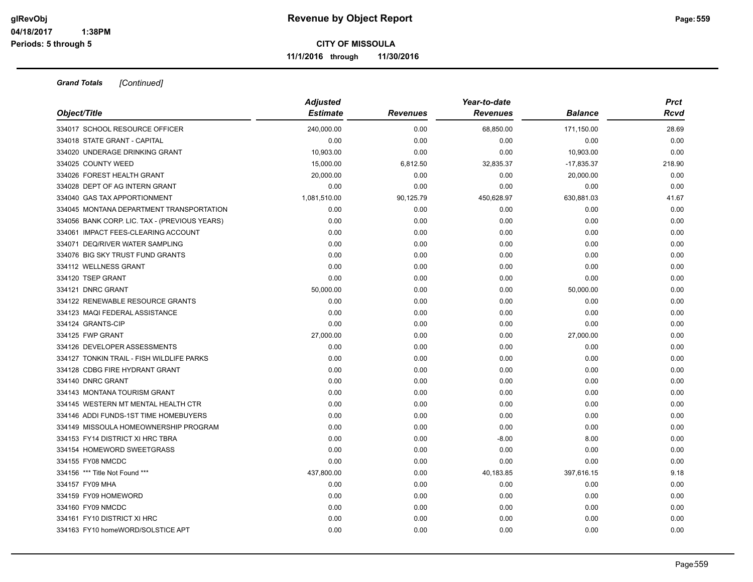**CITY OF MISSOULA**

**11/1/2016 through 11/30/2016**

***Grand Totals*** *[Continued]*

| Object/Title | Adjusted Estimate | Revenues | Year-to-date Revenues | Balance | Prct Rcvd |
|---|---|---|---|---|---|
| 334017 SCHOOL RESOURCE OFFICER | 240,000.00 | 0.00 | 68,850.00 | 171,150.00 | 28.69 |
| 334018 STATE GRANT - CAPITAL | 0.00 | 0.00 | 0.00 | 0.00 | 0.00 |
| 334020 UNDERAGE DRINKING GRANT | 10,903.00 | 0.00 | 0.00 | 10,903.00 | 0.00 |
| 334025 COUNTY WEED | 15,000.00 | 6,812.50 | 32,835.37 | -17,835.37 | 218.90 |
| 334026 FOREST HEALTH GRANT | 20,000.00 | 0.00 | 0.00 | 20,000.00 | 0.00 |
| 334028 DEPT OF AG INTERN GRANT | 0.00 | 0.00 | 0.00 | 0.00 | 0.00 |
| 334040 GAS TAX APPORTIONMENT | 1,081,510.00 | 90,125.79 | 450,628.97 | 630,881.03 | 41.67 |
| 334045 MONTANA DEPARTMENT TRANSPORTATION | 0.00 | 0.00 | 0.00 | 0.00 | 0.00 |
| 334056 BANK CORP. LIC. TAX - (PREVIOUS YEARS) | 0.00 | 0.00 | 0.00 | 0.00 | 0.00 |
| 334061 IMPACT FEES-CLEARING ACCOUNT | 0.00 | 0.00 | 0.00 | 0.00 | 0.00 |
| 334071 DEQ/RIVER WATER SAMPLING | 0.00 | 0.00 | 0.00 | 0.00 | 0.00 |
| 334076 BIG SKY TRUST FUND GRANTS | 0.00 | 0.00 | 0.00 | 0.00 | 0.00 |
| 334112 WELLNESS GRANT | 0.00 | 0.00 | 0.00 | 0.00 | 0.00 |
| 334120 TSEP GRANT | 0.00 | 0.00 | 0.00 | 0.00 | 0.00 |
| 334121 DNRC GRANT | 50,000.00 | 0.00 | 0.00 | 50,000.00 | 0.00 |
| 334122 RENEWABLE RESOURCE GRANTS | 0.00 | 0.00 | 0.00 | 0.00 | 0.00 |
| 334123 MAQI FEDERAL ASSISTANCE | 0.00 | 0.00 | 0.00 | 0.00 | 0.00 |
| 334124 GRANTS-CIP | 0.00 | 0.00 | 0.00 | 0.00 | 0.00 |
| 334125 FWP GRANT | 27,000.00 | 0.00 | 0.00 | 27,000.00 | 0.00 |
| 334126 DEVELOPER ASSESSMENTS | 0.00 | 0.00 | 0.00 | 0.00 | 0.00 |
| 334127 TONKIN TRAIL - FISH WILDLIFE PARKS | 0.00 | 0.00 | 0.00 | 0.00 | 0.00 |
| 334128 CDBG FIRE HYDRANT GRANT | 0.00 | 0.00 | 0.00 | 0.00 | 0.00 |
| 334140 DNRC GRANT | 0.00 | 0.00 | 0.00 | 0.00 | 0.00 |
| 334143 MONTANA TOURISM GRANT | 0.00 | 0.00 | 0.00 | 0.00 | 0.00 |
| 334145 WESTERN MT MENTAL HEALTH CTR | 0.00 | 0.00 | 0.00 | 0.00 | 0.00 |
| 334146 ADDI FUNDS-1ST TIME HOMEBUYERS | 0.00 | 0.00 | 0.00 | 0.00 | 0.00 |
| 334149 MISSOULA HOMEOWNERSHIP PROGRAM | 0.00 | 0.00 | 0.00 | 0.00 | 0.00 |
| 334153 FY14 DISTRICT XI HRC TBRA | 0.00 | 0.00 | -8.00 | 8.00 | 0.00 |
| 334154 HOMEWORD SWEETGRASS | 0.00 | 0.00 | 0.00 | 0.00 | 0.00 |
| 334155 FY08 NMCDC | 0.00 | 0.00 | 0.00 | 0.00 | 0.00 |
| 334156 *** Title Not Found *** | 437,800.00 | 0.00 | 40,183.85 | 397,616.15 | 9.18 |
| 334157 FY09 MHA | 0.00 | 0.00 | 0.00 | 0.00 | 0.00 |
| 334159 FY09 HOMEWORD | 0.00 | 0.00 | 0.00 | 0.00 | 0.00 |
| 334160 FY09 NMCDC | 0.00 | 0.00 | 0.00 | 0.00 | 0.00 |
| 334161 FY10 DISTRICT XI HRC | 0.00 | 0.00 | 0.00 | 0.00 | 0.00 |
| 334163 FY10 homeWORD/SOLSTICE APT | 0.00 | 0.00 | 0.00 | 0.00 | 0.00 |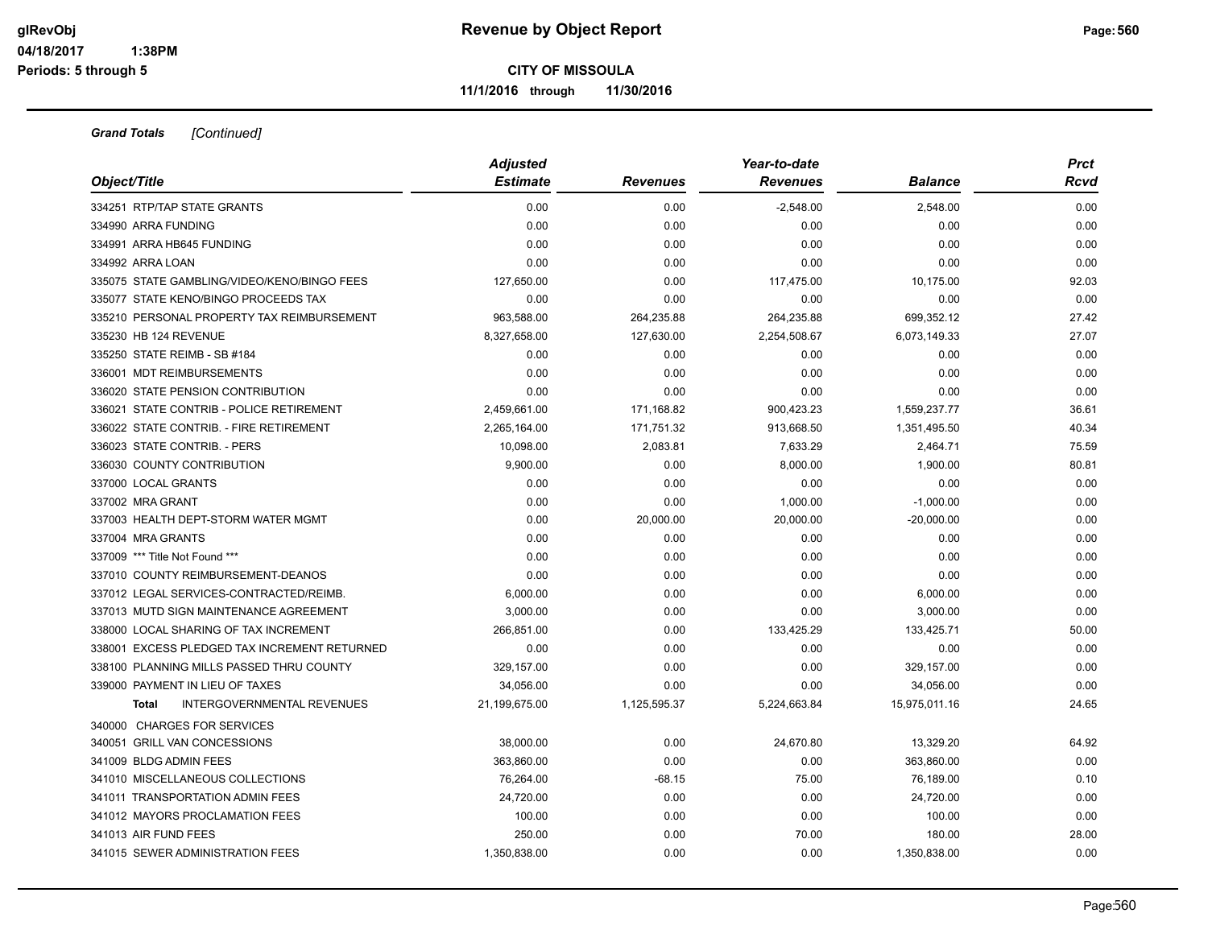# Revenue by Object Report

**CITY OF MISSOULA**

**11/1/2016 through 11/30/2016**

glRevObj
04/18/2017 1:38PM
Periods: 5 through 5

***Grand Totals*** *[Continued]*

| Object/Title | Adjusted Estimate | Revenues | Year-to-date Revenues | Balance | Prct Rcvd |
|---|---|---|---|---|---|
| 334251 RTP/TAP STATE GRANTS | 0.00 | 0.00 | -2,548.00 | 2,548.00 | 0.00 |
| 334990 ARRA FUNDING | 0.00 | 0.00 | 0.00 | 0.00 | 0.00 |
| 334991 ARRA HB645 FUNDING | 0.00 | 0.00 | 0.00 | 0.00 | 0.00 |
| 334992 ARRA LOAN | 0.00 | 0.00 | 0.00 | 0.00 | 0.00 |
| 335075 STATE GAMBLING/VIDEO/KENO/BINGO FEES | 127,650.00 | 0.00 | 117,475.00 | 10,175.00 | 92.03 |
| 335077 STATE KENO/BINGO PROCEEDS TAX | 0.00 | 0.00 | 0.00 | 0.00 | 0.00 |
| 335210 PERSONAL PROPERTY TAX REIMBURSEMENT | 963,588.00 | 264,235.88 | 264,235.88 | 699,352.12 | 27.42 |
| 335230 HB 124 REVENUE | 8,327,658.00 | 127,630.00 | 2,254,508.67 | 6,073,149.33 | 27.07 |
| 335250 STATE REIMB - SB #184 | 0.00 | 0.00 | 0.00 | 0.00 | 0.00 |
| 336001 MDT REIMBURSEMENTS | 0.00 | 0.00 | 0.00 | 0.00 | 0.00 |
| 336020 STATE PENSION CONTRIBUTION | 0.00 | 0.00 | 0.00 | 0.00 | 0.00 |
| 336021 STATE CONTRIB - POLICE RETIREMENT | 2,459,661.00 | 171,168.82 | 900,423.23 | 1,559,237.77 | 36.61 |
| 336022 STATE CONTRIB. - FIRE RETIREMENT | 2,265,164.00 | 171,751.32 | 913,668.50 | 1,351,495.50 | 40.34 |
| 336023 STATE CONTRIB. - PERS | 10,098.00 | 2,083.81 | 7,633.29 | 2,464.71 | 75.59 |
| 336030 COUNTY CONTRIBUTION | 9,900.00 | 0.00 | 8,000.00 | 1,900.00 | 80.81 |
| 337000 LOCAL GRANTS | 0.00 | 0.00 | 0.00 | 0.00 | 0.00 |
| 337002 MRA GRANT | 0.00 | 0.00 | 1,000.00 | -1,000.00 | 0.00 |
| 337003 HEALTH DEPT-STORM WATER MGMT | 0.00 | 20,000.00 | 20,000.00 | -20,000.00 | 0.00 |
| 337004 MRA GRANTS | 0.00 | 0.00 | 0.00 | 0.00 | 0.00 |
| 337009 *** Title Not Found *** | 0.00 | 0.00 | 0.00 | 0.00 | 0.00 |
| 337010 COUNTY REIMBURSEMENT-DEANOS | 0.00 | 0.00 | 0.00 | 0.00 | 0.00 |
| 337012 LEGAL SERVICES-CONTRACTED/REIMB. | 6,000.00 | 0.00 | 0.00 | 6,000.00 | 0.00 |
| 337013 MUTD SIGN MAINTENANCE AGREEMENT | 3,000.00 | 0.00 | 0.00 | 3,000.00 | 0.00 |
| 338000 LOCAL SHARING OF TAX INCREMENT | 266,851.00 | 0.00 | 133,425.29 | 133,425.71 | 50.00 |
| 338001 EXCESS PLEDGED TAX INCREMENT RETURNED | 0.00 | 0.00 | 0.00 | 0.00 | 0.00 |
| 338100 PLANNING MILLS PASSED THRU COUNTY | 329,157.00 | 0.00 | 0.00 | 329,157.00 | 0.00 |
| 339000 PAYMENT IN LIEU OF TAXES | 34,056.00 | 0.00 | 0.00 | 34,056.00 | 0.00 |
| **Total** INTERGOVERNMENTAL REVENUES | 21,199,675.00 | 1,125,595.37 | 5,224,663.84 | 15,975,011.16 | 24.65 |
| 340000 CHARGES FOR SERVICES | | | | | |
| 340051 GRILL VAN CONCESSIONS | 38,000.00 | 0.00 | 24,670.80 | 13,329.20 | 64.92 |
| 341009 BLDG ADMIN FEES | 363,860.00 | 0.00 | 0.00 | 363,860.00 | 0.00 |
| 341010 MISCELLANEOUS COLLECTIONS | 76,264.00 | -68.15 | 75.00 | 76,189.00 | 0.10 |
| 341011 TRANSPORTATION ADMIN FEES | 24,720.00 | 0.00 | 0.00 | 24,720.00 | 0.00 |
| 341012 MAYORS PROCLAMATION FEES | 100.00 | 0.00 | 0.00 | 100.00 | 0.00 |
| 341013 AIR FUND FEES | 250.00 | 0.00 | 70.00 | 180.00 | 28.00 |
| 341015 SEWER ADMINISTRATION FEES | 1,350,838.00 | 0.00 | 0.00 | 1,350,838.00 | 0.00 |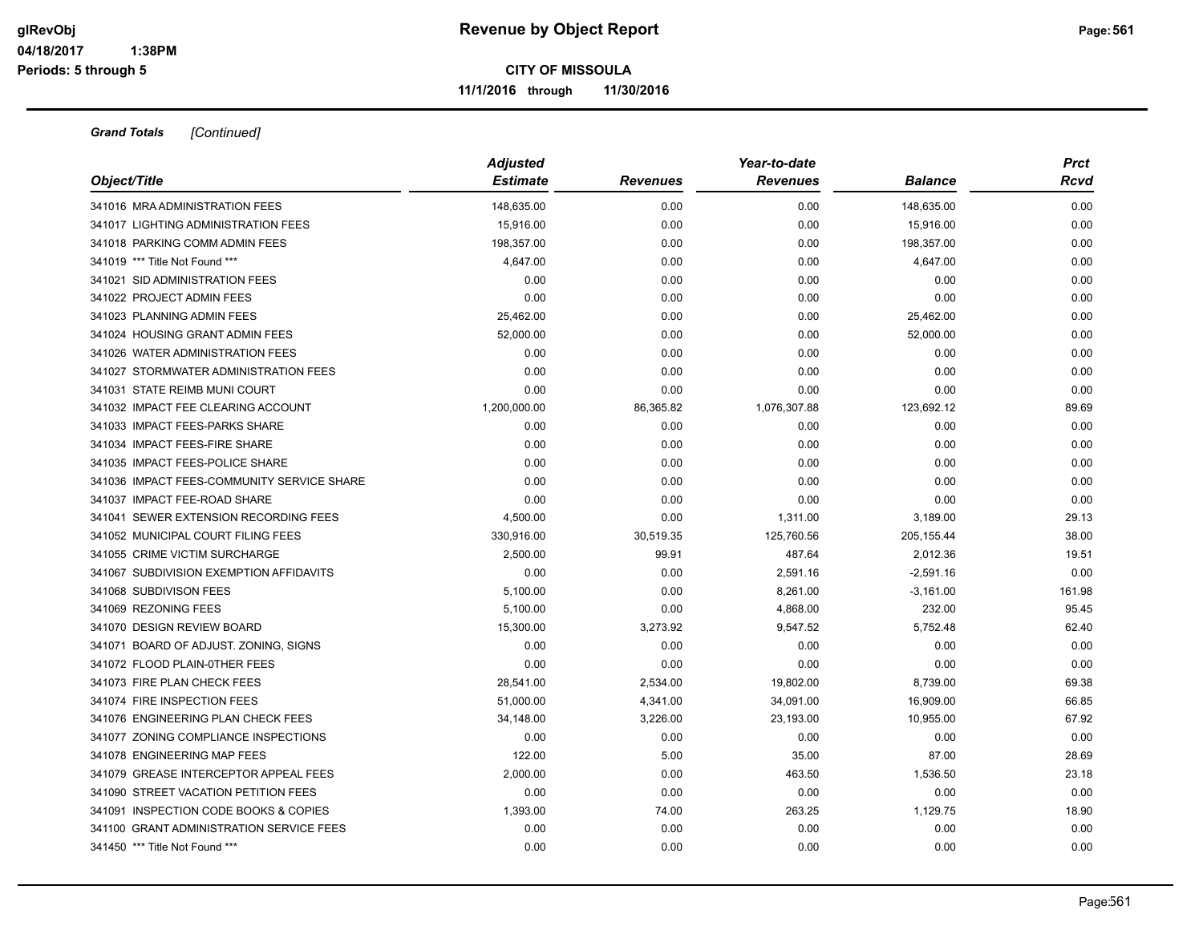**CITY OF MISSOULA**

**11/1/2016 through 11/30/2016**

***Grand Totals*** *[Continued]*

| *Object/Title* | *Adjusted Estimate* | *Revenues* | *Year-to-date Revenues* | *Balance* | *Prct Rcvd* |
|---|---|---|---|---|---|
| 341016 MRA ADMINISTRATION FEES | 148,635.00 | 0.00 | 0.00 | 148,635.00 | 0.00 |
| 341017 LIGHTING ADMINISTRATION FEES | 15,916.00 | 0.00 | 0.00 | 15,916.00 | 0.00 |
| 341018 PARKING COMM ADMIN FEES | 198,357.00 | 0.00 | 0.00 | 198,357.00 | 0.00 |
| 341019 *** Title Not Found *** | 4,647.00 | 0.00 | 0.00 | 4,647.00 | 0.00 |
| 341021 SID ADMINISTRATION FEES | 0.00 | 0.00 | 0.00 | 0.00 | 0.00 |
| 341022 PROJECT ADMIN FEES | 0.00 | 0.00 | 0.00 | 0.00 | 0.00 |
| 341023 PLANNING ADMIN FEES | 25,462.00 | 0.00 | 0.00 | 25,462.00 | 0.00 |
| 341024 HOUSING GRANT ADMIN FEES | 52,000.00 | 0.00 | 0.00 | 52,000.00 | 0.00 |
| 341026 WATER ADMINISTRATION FEES | 0.00 | 0.00 | 0.00 | 0.00 | 0.00 |
| 341027 STORMWATER ADMINISTRATION FEES | 0.00 | 0.00 | 0.00 | 0.00 | 0.00 |
| 341031 STATE REIMB MUNI COURT | 0.00 | 0.00 | 0.00 | 0.00 | 0.00 |
| 341032 IMPACT FEE CLEARING ACCOUNT | 1,200,000.00 | 86,365.82 | 1,076,307.88 | 123,692.12 | 89.69 |
| 341033 IMPACT FEES-PARKS SHARE | 0.00 | 0.00 | 0.00 | 0.00 | 0.00 |
| 341034 IMPACT FEES-FIRE SHARE | 0.00 | 0.00 | 0.00 | 0.00 | 0.00 |
| 341035 IMPACT FEES-POLICE SHARE | 0.00 | 0.00 | 0.00 | 0.00 | 0.00 |
| 341036 IMPACT FEES-COMMUNITY SERVICE SHARE | 0.00 | 0.00 | 0.00 | 0.00 | 0.00 |
| 341037 IMPACT FEE-ROAD SHARE | 0.00 | 0.00 | 0.00 | 0.00 | 0.00 |
| 341041 SEWER EXTENSION RECORDING FEES | 4,500.00 | 0.00 | 1,311.00 | 3,189.00 | 29.13 |
| 341052 MUNICIPAL COURT FILING FEES | 330,916.00 | 30,519.35 | 125,760.56 | 205,155.44 | 38.00 |
| 341055 CRIME VICTIM SURCHARGE | 2,500.00 | 99.91 | 487.64 | 2,012.36 | 19.51 |
| 341067 SUBDIVISION EXEMPTION AFFIDAVITS | 0.00 | 0.00 | 2,591.16 | -2,591.16 | 0.00 |
| 341068 SUBDIVISON FEES | 5,100.00 | 0.00 | 8,261.00 | -3,161.00 | 161.98 |
| 341069 REZONING FEES | 5,100.00 | 0.00 | 4,868.00 | 232.00 | 95.45 |
| 341070 DESIGN REVIEW BOARD | 15,300.00 | 3,273.92 | 9,547.52 | 5,752.48 | 62.40 |
| 341071 BOARD OF ADJUST. ZONING, SIGNS | 0.00 | 0.00 | 0.00 | 0.00 | 0.00 |
| 341072 FLOOD PLAIN-0THER FEES | 0.00 | 0.00 | 0.00 | 0.00 | 0.00 |
| 341073 FIRE PLAN CHECK FEES | 28,541.00 | 2,534.00 | 19,802.00 | 8,739.00 | 69.38 |
| 341074 FIRE INSPECTION FEES | 51,000.00 | 4,341.00 | 34,091.00 | 16,909.00 | 66.85 |
| 341076 ENGINEERING PLAN CHECK FEES | 34,148.00 | 3,226.00 | 23,193.00 | 10,955.00 | 67.92 |
| 341077 ZONING COMPLIANCE INSPECTIONS | 0.00 | 0.00 | 0.00 | 0.00 | 0.00 |
| 341078 ENGINEERING MAP FEES | 122.00 | 5.00 | 35.00 | 87.00 | 28.69 |
| 341079 GREASE INTERCEPTOR APPEAL FEES | 2,000.00 | 0.00 | 463.50 | 1,536.50 | 23.18 |
| 341090 STREET VACATION PETITION FEES | 0.00 | 0.00 | 0.00 | 0.00 | 0.00 |
| 341091 INSPECTION CODE BOOKS & COPIES | 1,393.00 | 74.00 | 263.25 | 1,129.75 | 18.90 |
| 341100 GRANT ADMINISTRATION SERVICE FEES | 0.00 | 0.00 | 0.00 | 0.00 | 0.00 |
| 341450 *** Title Not Found *** | 0.00 | 0.00 | 0.00 | 0.00 | 0.00 |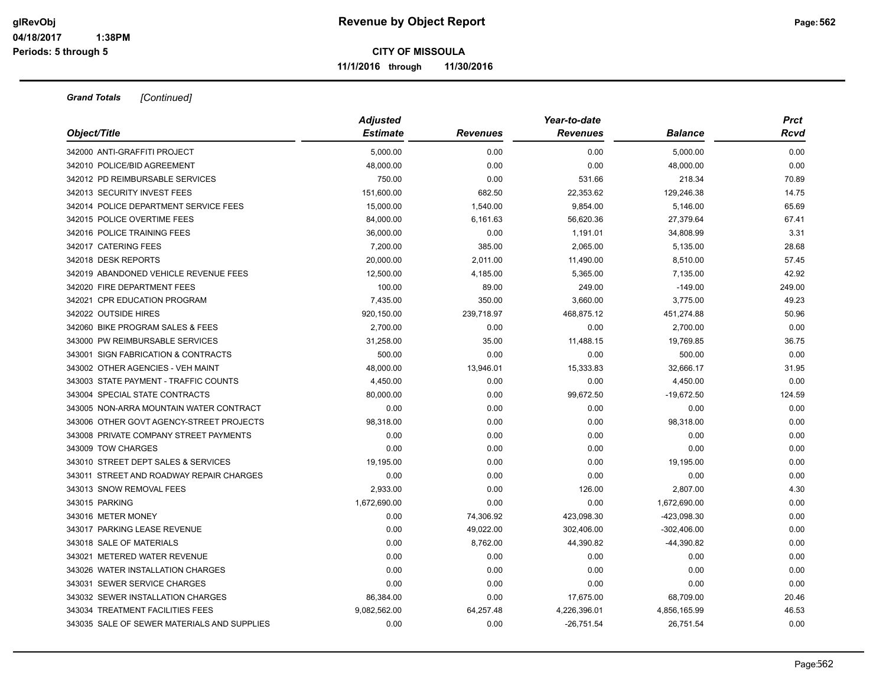**Grand Totals** *[Continued]*

| Object/Title | Adjusted Estimate | Revenues | Year-to-date Revenues | Balance | Prct Rcvd |
|---|---|---|---|---|---|
| 342000 ANTI-GRAFFITI PROJECT | 5,000.00 | 0.00 | 0.00 | 5,000.00 | 0.00 |
| 342010 POLICE/BID AGREEMENT | 48,000.00 | 0.00 | 0.00 | 48,000.00 | 0.00 |
| 342012 PD REIMBURSABLE SERVICES | 750.00 | 0.00 | 531.66 | 218.34 | 70.89 |
| 342013 SECURITY INVEST FEES | 151,600.00 | 682.50 | 22,353.62 | 129,246.38 | 14.75 |
| 342014 POLICE DEPARTMENT SERVICE FEES | 15,000.00 | 1,540.00 | 9,854.00 | 5,146.00 | 65.69 |
| 342015 POLICE OVERTIME FEES | 84,000.00 | 6,161.63 | 56,620.36 | 27,379.64 | 67.41 |
| 342016 POLICE TRAINING FEES | 36,000.00 | 0.00 | 1,191.01 | 34,808.99 | 3.31 |
| 342017 CATERING FEES | 7,200.00 | 385.00 | 2,065.00 | 5,135.00 | 28.68 |
| 342018 DESK REPORTS | 20,000.00 | 2,011.00 | 11,490.00 | 8,510.00 | 57.45 |
| 342019 ABANDONED VEHICLE REVENUE FEES | 12,500.00 | 4,185.00 | 5,365.00 | 7,135.00 | 42.92 |
| 342020 FIRE DEPARTMENT FEES | 100.00 | 89.00 | 249.00 | -149.00 | 249.00 |
| 342021 CPR EDUCATION PROGRAM | 7,435.00 | 350.00 | 3,660.00 | 3,775.00 | 49.23 |
| 342022 OUTSIDE HIRES | 920,150.00 | 239,718.97 | 468,875.12 | 451,274.88 | 50.96 |
| 342060 BIKE PROGRAM SALES & FEES | 2,700.00 | 0.00 | 0.00 | 2,700.00 | 0.00 |
| 343000 PW REIMBURSABLE SERVICES | 31,258.00 | 35.00 | 11,488.15 | 19,769.85 | 36.75 |
| 343001 SIGN FABRICATION & CONTRACTS | 500.00 | 0.00 | 0.00 | 500.00 | 0.00 |
| 343002 OTHER AGENCIES - VEH MAINT | 48,000.00 | 13,946.01 | 15,333.83 | 32,666.17 | 31.95 |
| 343003 STATE PAYMENT - TRAFFIC COUNTS | 4,450.00 | 0.00 | 0.00 | 4,450.00 | 0.00 |
| 343004 SPECIAL STATE CONTRACTS | 80,000.00 | 0.00 | 99,672.50 | -19,672.50 | 124.59 |
| 343005 NON-ARRA MOUNTAIN WATER CONTRACT | 0.00 | 0.00 | 0.00 | 0.00 | 0.00 |
| 343006 OTHER GOVT AGENCY-STREET PROJECTS | 98,318.00 | 0.00 | 0.00 | 98,318.00 | 0.00 |
| 343008 PRIVATE COMPANY STREET PAYMENTS | 0.00 | 0.00 | 0.00 | 0.00 | 0.00 |
| 343009 TOW CHARGES | 0.00 | 0.00 | 0.00 | 0.00 | 0.00 |
| 343010 STREET DEPT SALES & SERVICES | 19,195.00 | 0.00 | 0.00 | 19,195.00 | 0.00 |
| 343011 STREET AND ROADWAY REPAIR CHARGES | 0.00 | 0.00 | 0.00 | 0.00 | 0.00 |
| 343013 SNOW REMOVAL FEES | 2,933.00 | 0.00 | 126.00 | 2,807.00 | 4.30 |
| 343015 PARKING | 1,672,690.00 | 0.00 | 0.00 | 1,672,690.00 | 0.00 |
| 343016 METER MONEY | 0.00 | 74,306.92 | 423,098.30 | -423,098.30 | 0.00 |
| 343017 PARKING LEASE REVENUE | 0.00 | 49,022.00 | 302,406.00 | -302,406.00 | 0.00 |
| 343018 SALE OF MATERIALS | 0.00 | 8,762.00 | 44,390.82 | -44,390.82 | 0.00 |
| 343021 METERED WATER REVENUE | 0.00 | 0.00 | 0.00 | 0.00 | 0.00 |
| 343026 WATER INSTALLATION CHARGES | 0.00 | 0.00 | 0.00 | 0.00 | 0.00 |
| 343031 SEWER SERVICE CHARGES | 0.00 | 0.00 | 0.00 | 0.00 | 0.00 |
| 343032 SEWER INSTALLATION CHARGES | 86,384.00 | 0.00 | 17,675.00 | 68,709.00 | 20.46 |
| 343034 TREATMENT FACILITIES FEES | 9,082,562.00 | 64,257.48 | 4,226,396.01 | 4,856,165.99 | 46.53 |
| 343035 SALE OF SEWER MATERIALS AND SUPPLIES | 0.00 | 0.00 | -26,751.54 | 26,751.54 | 0.00 |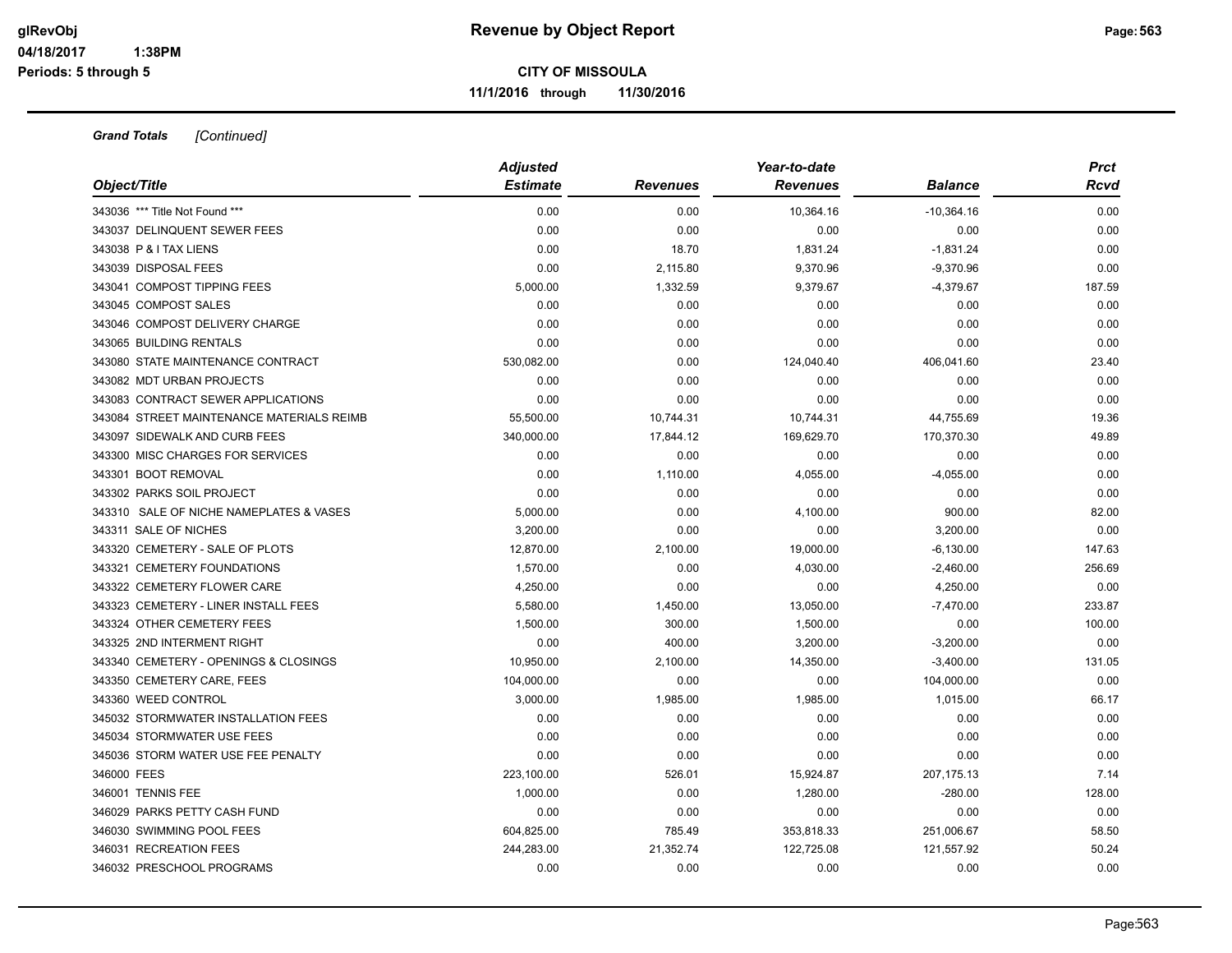**Revenue by Object Report**

**CITY OF MISSOULA**

**11/1/2016 through 11/30/2016**

glRevObj
04/18/2017 1:38PM
Periods: 5 through 5

***Grand Totals*** *[Continued]*

| *Object/Title* | *Adjusted Estimate* | *Revenues* | *Year-to-date Revenues* | *Balance* | *Prct Rcvd* |
|---|---|---|---|---|---|
| 343036 *** Title Not Found *** | 0.00 | 0.00 | 10,364.16 | -10,364.16 | 0.00 |
| 343037 DELINQUENT SEWER FEES | 0.00 | 0.00 | 0.00 | 0.00 | 0.00 |
| 343038 P & I TAX LIENS | 0.00 | 18.70 | 1,831.24 | -1,831.24 | 0.00 |
| 343039 DISPOSAL FEES | 0.00 | 2,115.80 | 9,370.96 | -9,370.96 | 0.00 |
| 343041 COMPOST TIPPING FEES | 5,000.00 | 1,332.59 | 9,379.67 | -4,379.67 | 187.59 |
| 343045 COMPOST SALES | 0.00 | 0.00 | 0.00 | 0.00 | 0.00 |
| 343046 COMPOST DELIVERY CHARGE | 0.00 | 0.00 | 0.00 | 0.00 | 0.00 |
| 343065 BUILDING RENTALS | 0.00 | 0.00 | 0.00 | 0.00 | 0.00 |
| 343080 STATE MAINTENANCE CONTRACT | 530,082.00 | 0.00 | 124,040.40 | 406,041.60 | 23.40 |
| 343082 MDT URBAN PROJECTS | 0.00 | 0.00 | 0.00 | 0.00 | 0.00 |
| 343083 CONTRACT SEWER APPLICATIONS | 0.00 | 0.00 | 0.00 | 0.00 | 0.00 |
| 343084 STREET MAINTENANCE MATERIALS REIMB | 55,500.00 | 10,744.31 | 10,744.31 | 44,755.69 | 19.36 |
| 343097 SIDEWALK AND CURB FEES | 340,000.00 | 17,844.12 | 169,629.70 | 170,370.30 | 49.89 |
| 343300 MISC CHARGES FOR SERVICES | 0.00 | 0.00 | 0.00 | 0.00 | 0.00 |
| 343301 BOOT REMOVAL | 0.00 | 1,110.00 | 4,055.00 | -4,055.00 | 0.00 |
| 343302 PARKS SOIL PROJECT | 0.00 | 0.00 | 0.00 | 0.00 | 0.00 |
| 343310 SALE OF NICHE NAMEPLATES & VASES | 5,000.00 | 0.00 | 4,100.00 | 900.00 | 82.00 |
| 343311 SALE OF NICHES | 3,200.00 | 0.00 | 0.00 | 3,200.00 | 0.00 |
| 343320 CEMETERY - SALE OF PLOTS | 12,870.00 | 2,100.00 | 19,000.00 | -6,130.00 | 147.63 |
| 343321 CEMETERY FOUNDATIONS | 1,570.00 | 0.00 | 4,030.00 | -2,460.00 | 256.69 |
| 343322 CEMETERY FLOWER CARE | 4,250.00 | 0.00 | 0.00 | 4,250.00 | 0.00 |
| 343323 CEMETERY - LINER INSTALL FEES | 5,580.00 | 1,450.00 | 13,050.00 | -7,470.00 | 233.87 |
| 343324 OTHER CEMETERY FEES | 1,500.00 | 300.00 | 1,500.00 | 0.00 | 100.00 |
| 343325 2ND INTERMENT RIGHT | 0.00 | 400.00 | 3,200.00 | -3,200.00 | 0.00 |
| 343340 CEMETERY - OPENINGS & CLOSINGS | 10,950.00 | 2,100.00 | 14,350.00 | -3,400.00 | 131.05 |
| 343350 CEMETERY CARE, FEES | 104,000.00 | 0.00 | 0.00 | 104,000.00 | 0.00 |
| 343360 WEED CONTROL | 3,000.00 | 1,985.00 | 1,985.00 | 1,015.00 | 66.17 |
| 345032 STORMWATER INSTALLATION FEES | 0.00 | 0.00 | 0.00 | 0.00 | 0.00 |
| 345034 STORMWATER USE FEES | 0.00 | 0.00 | 0.00 | 0.00 | 0.00 |
| 345036 STORM WATER USE FEE PENALTY | 0.00 | 0.00 | 0.00 | 0.00 | 0.00 |
| 346000 FEES | 223,100.00 | 526.01 | 15,924.87 | 207,175.13 | 7.14 |
| 346001 TENNIS FEE | 1,000.00 | 0.00 | 1,280.00 | -280.00 | 128.00 |
| 346029 PARKS PETTY CASH FUND | 0.00 | 0.00 | 0.00 | 0.00 | 0.00 |
| 346030 SWIMMING POOL FEES | 604,825.00 | 785.49 | 353,818.33 | 251,006.67 | 58.50 |
| 346031 RECREATION FEES | 244,283.00 | 21,352.74 | 122,725.08 | 121,557.92 | 50.24 |
| 346032 PRESCHOOL PROGRAMS | 0.00 | 0.00 | 0.00 | 0.00 | 0.00 |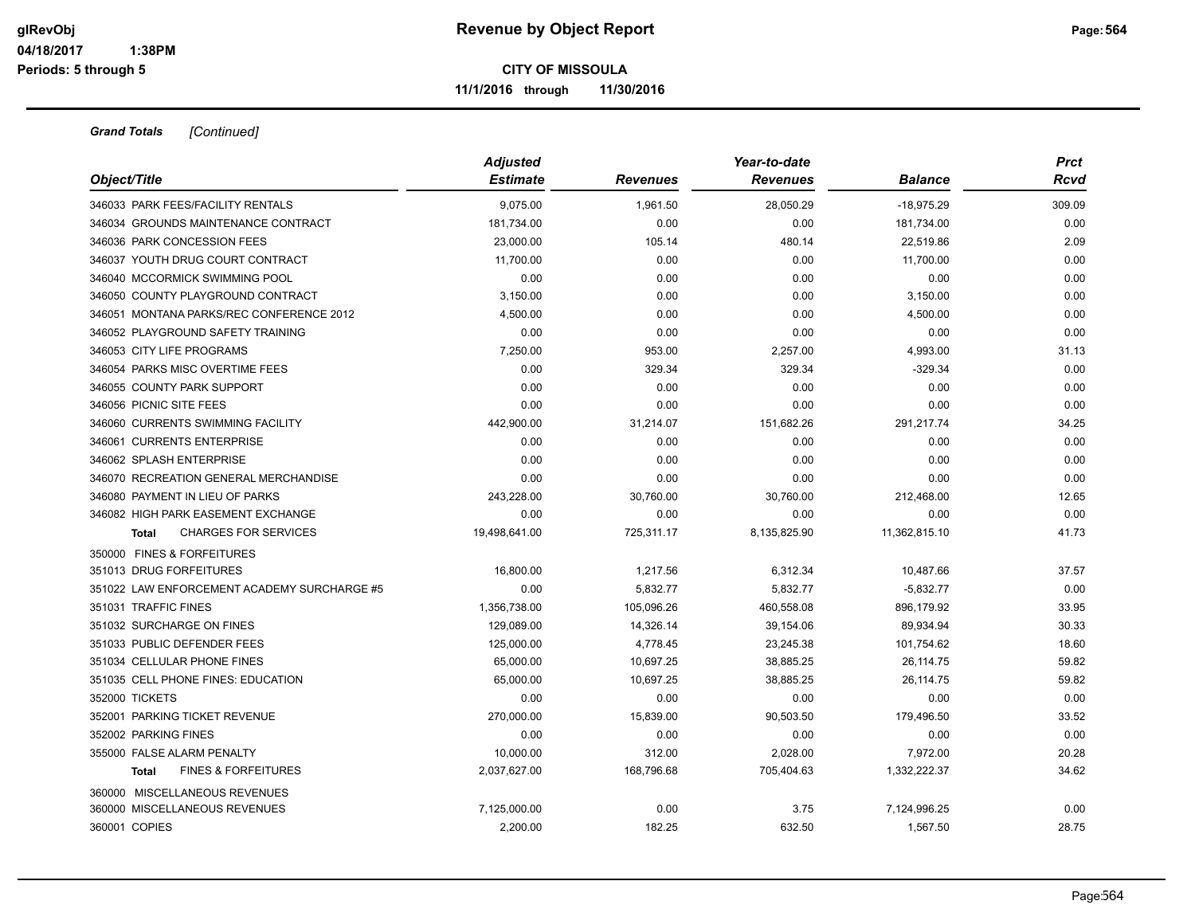**Revenue by Object Report**

**CITY OF MISSOULA**

**11/1/2016 through 11/30/2016**

glRevObj
04/18/2017 1:38PM
Periods: 5 through 5

***Grand Totals*** *[Continued]*

| Object/Title | Adjusted Estimate | Revenues | Year-to-date Revenues | Balance | Prct Rcvd |
|---|---|---|---|---|---|
| 346033 PARK FEES/FACILITY RENTALS | 9,075.00 | 1,961.50 | 28,050.29 | -18,975.29 | 309.09 |
| 346034 GROUNDS MAINTENANCE CONTRACT | 181,734.00 | 0.00 | 0.00 | 181,734.00 | 0.00 |
| 346036 PARK CONCESSION FEES | 23,000.00 | 105.14 | 480.14 | 22,519.86 | 2.09 |
| 346037 YOUTH DRUG COURT CONTRACT | 11,700.00 | 0.00 | 0.00 | 11,700.00 | 0.00 |
| 346040 MCCORMICK SWIMMING POOL | 0.00 | 0.00 | 0.00 | 0.00 | 0.00 |
| 346050 COUNTY PLAYGROUND CONTRACT | 3,150.00 | 0.00 | 0.00 | 3,150.00 | 0.00 |
| 346051 MONTANA PARKS/REC CONFERENCE 2012 | 4,500.00 | 0.00 | 0.00 | 4,500.00 | 0.00 |
| 346052 PLAYGROUND SAFETY TRAINING | 0.00 | 0.00 | 0.00 | 0.00 | 0.00 |
| 346053 CITY LIFE PROGRAMS | 7,250.00 | 953.00 | 2,257.00 | 4,993.00 | 31.13 |
| 346054 PARKS MISC OVERTIME FEES | 0.00 | 329.34 | 329.34 | -329.34 | 0.00 |
| 346055 COUNTY PARK SUPPORT | 0.00 | 0.00 | 0.00 | 0.00 | 0.00 |
| 346056 PICNIC SITE FEES | 0.00 | 0.00 | 0.00 | 0.00 | 0.00 |
| 346060 CURRENTS SWIMMING FACILITY | 442,900.00 | 31,214.07 | 151,682.26 | 291,217.74 | 34.25 |
| 346061 CURRENTS ENTERPRISE | 0.00 | 0.00 | 0.00 | 0.00 | 0.00 |
| 346062 SPLASH ENTERPRISE | 0.00 | 0.00 | 0.00 | 0.00 | 0.00 |
| 346070 RECREATION GENERAL MERCHANDISE | 0.00 | 0.00 | 0.00 | 0.00 | 0.00 |
| 346080 PAYMENT IN LIEU OF PARKS | 243,228.00 | 30,760.00 | 30,760.00 | 212,468.00 | 12.65 |
| 346082 HIGH PARK EASEMENT EXCHANGE | 0.00 | 0.00 | 0.00 | 0.00 | 0.00 |
| **Total** CHARGES FOR SERVICES | 19,498,641.00 | 725,311.17 | 8,135,825.90 | 11,362,815.10 | 41.73 |
| 350000 FINES & FORFEITURES | | | | | |
| 351013 DRUG FORFEITURES | 16,800.00 | 1,217.56 | 6,312.34 | 10,487.66 | 37.57 |
| 351022 LAW ENFORCEMENT ACADEMY SURCHARGE #5 | 0.00 | 5,832.77 | 5,832.77 | -5,832.77 | 0.00 |
| 351031 TRAFFIC FINES | 1,356,738.00 | 105,096.26 | 460,558.08 | 896,179.92 | 33.95 |
| 351032 SURCHARGE ON FINES | 129,089.00 | 14,326.14 | 39,154.06 | 89,934.94 | 30.33 |
| 351033 PUBLIC DEFENDER FEES | 125,000.00 | 4,778.45 | 23,245.38 | 101,754.62 | 18.60 |
| 351034 CELLULAR PHONE FINES | 65,000.00 | 10,697.25 | 38,885.25 | 26,114.75 | 59.82 |
| 351035 CELL PHONE FINES: EDUCATION | 65,000.00 | 10,697.25 | 38,885.25 | 26,114.75 | 59.82 |
| 352000 TICKETS | 0.00 | 0.00 | 0.00 | 0.00 | 0.00 |
| 352001 PARKING TICKET REVENUE | 270,000.00 | 15,839.00 | 90,503.50 | 179,496.50 | 33.52 |
| 352002 PARKING FINES | 0.00 | 0.00 | 0.00 | 0.00 | 0.00 |
| 355000 FALSE ALARM PENALTY | 10,000.00 | 312.00 | 2,028.00 | 7,972.00 | 20.28 |
| **Total** FINES & FORFEITURES | 2,037,627.00 | 168,796.68 | 705,404.63 | 1,332,222.37 | 34.62 |
| 360000 MISCELLANEOUS REVENUES | | | | | |
| 360000 MISCELLANEOUS REVENUES | 7,125,000.00 | 0.00 | 3.75 | 7,124,996.25 | 0.00 |
| 360001 COPIES | 2,200.00 | 182.25 | 632.50 | 1,567.50 | 28.75 |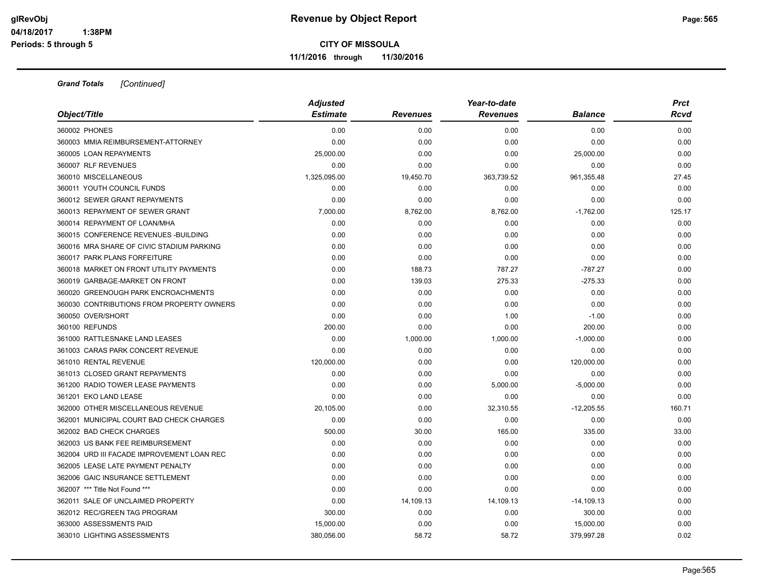# Revenue by Object Report

glRevObj
04/18/2017 1:38PM
Periods: 5 through 5

**CITY OF MISSOULA**

**11/1/2016 through 11/30/2016**

***Grand Totals*** *[Continued]*

| *Object/Title* | *Adjusted Estimate* | *Revenues* | *Year-to-date Revenues* | *Balance* | *Prct Rcvd* |
|---|---|---|---|---|---|
| 360002 PHONES | 0.00 | 0.00 | 0.00 | 0.00 | 0.00 |
| 360003 MMIA REIMBURSEMENT-ATTORNEY | 0.00 | 0.00 | 0.00 | 0.00 | 0.00 |
| 360005 LOAN REPAYMENTS | 25,000.00 | 0.00 | 0.00 | 25,000.00 | 0.00 |
| 360007 RLF REVENUES | 0.00 | 0.00 | 0.00 | 0.00 | 0.00 |
| 360010 MISCELLANEOUS | 1,325,095.00 | 19,450.70 | 363,739.52 | 961,355.48 | 27.45 |
| 360011 YOUTH COUNCIL FUNDS | 0.00 | 0.00 | 0.00 | 0.00 | 0.00 |
| 360012 SEWER GRANT REPAYMENTS | 0.00 | 0.00 | 0.00 | 0.00 | 0.00 |
| 360013 REPAYMENT OF SEWER GRANT | 7,000.00 | 8,762.00 | 8,762.00 | -1,762.00 | 125.17 |
| 360014 REPAYMENT OF LOAN/MHA | 0.00 | 0.00 | 0.00 | 0.00 | 0.00 |
| 360015 CONFERENCE REVENUES -BUILDING | 0.00 | 0.00 | 0.00 | 0.00 | 0.00 |
| 360016 MRA SHARE OF CIVIC STADIUM PARKING | 0.00 | 0.00 | 0.00 | 0.00 | 0.00 |
| 360017 PARK PLANS FORFEITURE | 0.00 | 0.00 | 0.00 | 0.00 | 0.00 |
| 360018 MARKET ON FRONT UTILITY PAYMENTS | 0.00 | 188.73 | 787.27 | -787.27 | 0.00 |
| 360019 GARBAGE-MARKET ON FRONT | 0.00 | 139.03 | 275.33 | -275.33 | 0.00 |
| 360020 GREENOUGH PARK ENCROACHMENTS | 0.00 | 0.00 | 0.00 | 0.00 | 0.00 |
| 360030 CONTRIBUTIONS FROM PROPERTY OWNERS | 0.00 | 0.00 | 0.00 | 0.00 | 0.00 |
| 360050 OVER/SHORT | 0.00 | 0.00 | 1.00 | -1.00 | 0.00 |
| 360100 REFUNDS | 200.00 | 0.00 | 0.00 | 200.00 | 0.00 |
| 361000 RATTLESNAKE LAND LEASES | 0.00 | 1,000.00 | 1,000.00 | -1,000.00 | 0.00 |
| 361003 CARAS PARK CONCERT REVENUE | 0.00 | 0.00 | 0.00 | 0.00 | 0.00 |
| 361010 RENTAL REVENUE | 120,000.00 | 0.00 | 0.00 | 120,000.00 | 0.00 |
| 361013 CLOSED GRANT REPAYMENTS | 0.00 | 0.00 | 0.00 | 0.00 | 0.00 |
| 361200 RADIO TOWER LEASE PAYMENTS | 0.00 | 0.00 | 5,000.00 | -5,000.00 | 0.00 |
| 361201 EKO LAND LEASE | 0.00 | 0.00 | 0.00 | 0.00 | 0.00 |
| 362000 OTHER MISCELLANEOUS REVENUE | 20,105.00 | 0.00 | 32,310.55 | -12,205.55 | 160.71 |
| 362001 MUNICIPAL COURT BAD CHECK CHARGES | 0.00 | 0.00 | 0.00 | 0.00 | 0.00 |
| 362002 BAD CHECK CHARGES | 500.00 | 30.00 | 165.00 | 335.00 | 33.00 |
| 362003 US BANK FEE REIMBURSEMENT | 0.00 | 0.00 | 0.00 | 0.00 | 0.00 |
| 362004 URD III FACADE IMPROVEMENT LOAN REC | 0.00 | 0.00 | 0.00 | 0.00 | 0.00 |
| 362005 LEASE LATE PAYMENT PENALTY | 0.00 | 0.00 | 0.00 | 0.00 | 0.00 |
| 362006 GAIC INSURANCE SETTLEMENT | 0.00 | 0.00 | 0.00 | 0.00 | 0.00 |
| 362007 *** Title Not Found *** | 0.00 | 0.00 | 0.00 | 0.00 | 0.00 |
| 362011 SALE OF UNCLAIMED PROPERTY | 0.00 | 14,109.13 | 14,109.13 | -14,109.13 | 0.00 |
| 362012 REC/GREEN TAG PROGRAM | 300.00 | 0.00 | 0.00 | 300.00 | 0.00 |
| 363000 ASSESSMENTS PAID | 15,000.00 | 0.00 | 0.00 | 15,000.00 | 0.00 |
| 363010 LIGHTING ASSESSMENTS | 380,056.00 | 58.72 | 58.72 | 379,997.28 | 0.02 |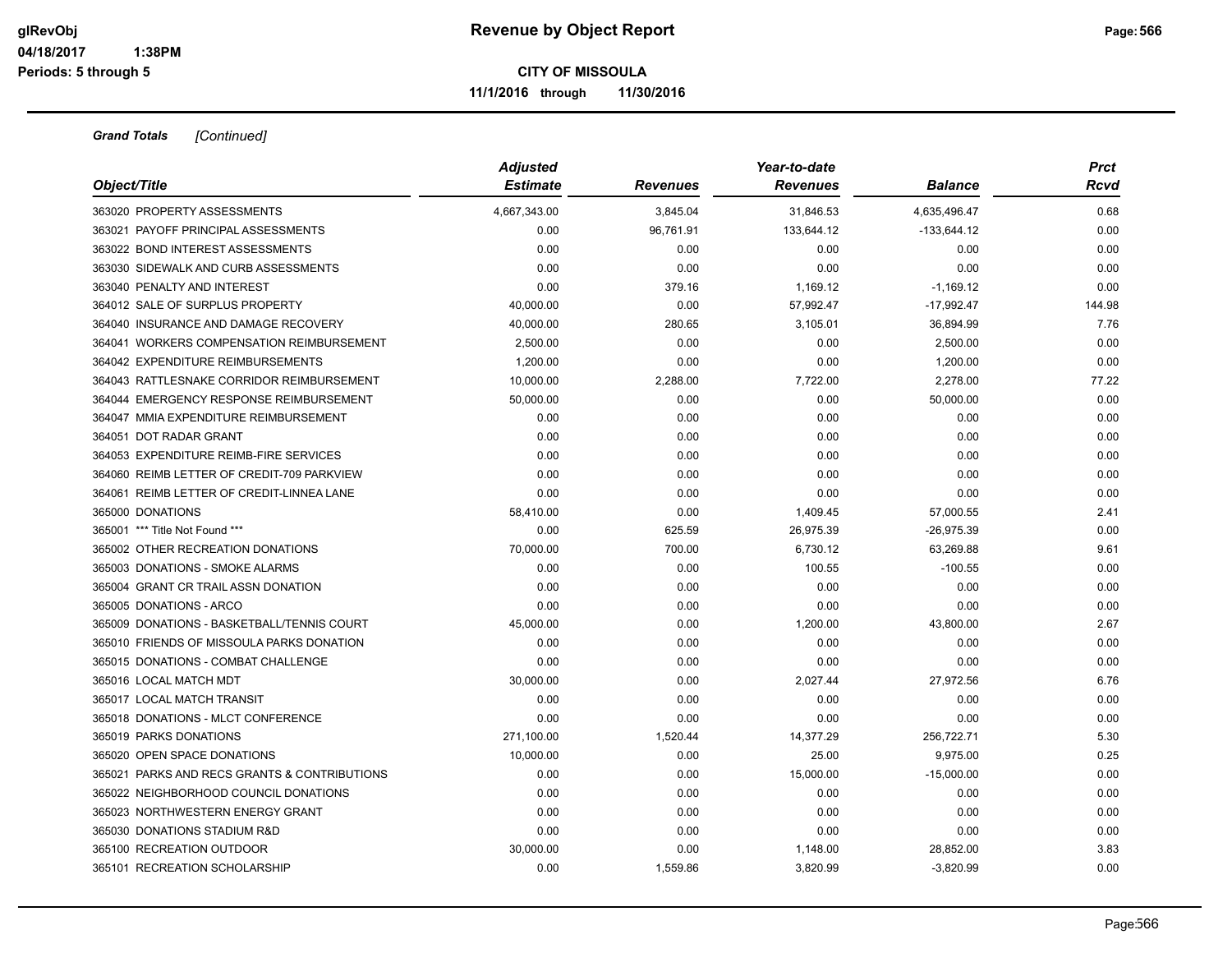**Revenue by Object Report**

**CITY OF MISSOULA**

**11/1/2016 through 11/30/2016**

glRevObj
04/18/2017 1:38PM
Periods: 5 through 5

***Grand Totals*** *[Continued]*

| *Object/Title* | *Adjusted Estimate* | *Revenues* | *Year-to-date Revenues* | *Balance* | *Prct Rcvd* |
|---|---|---|---|---|---|
| 363020 PROPERTY ASSESSMENTS | 4,667,343.00 | 3,845.04 | 31,846.53 | 4,635,496.47 | 0.68 |
| 363021 PAYOFF PRINCIPAL ASSESSMENTS | 0.00 | 96,761.91 | 133,644.12 | -133,644.12 | 0.00 |
| 363022 BOND INTEREST ASSESSMENTS | 0.00 | 0.00 | 0.00 | 0.00 | 0.00 |
| 363030 SIDEWALK AND CURB ASSESSMENTS | 0.00 | 0.00 | 0.00 | 0.00 | 0.00 |
| 363040 PENALTY AND INTEREST | 0.00 | 379.16 | 1,169.12 | -1,169.12 | 0.00 |
| 364012 SALE OF SURPLUS PROPERTY | 40,000.00 | 0.00 | 57,992.47 | -17,992.47 | 144.98 |
| 364040 INSURANCE AND DAMAGE RECOVERY | 40,000.00 | 280.65 | 3,105.01 | 36,894.99 | 7.76 |
| 364041 WORKERS COMPENSATION REIMBURSEMENT | 2,500.00 | 0.00 | 0.00 | 2,500.00 | 0.00 |
| 364042 EXPENDITURE REIMBURSEMENTS | 1,200.00 | 0.00 | 0.00 | 1,200.00 | 0.00 |
| 364043 RATTLESNAKE CORRIDOR REIMBURSEMENT | 10,000.00 | 2,288.00 | 7,722.00 | 2,278.00 | 77.22 |
| 364044 EMERGENCY RESPONSE REIMBURSEMENT | 50,000.00 | 0.00 | 0.00 | 50,000.00 | 0.00 |
| 364047 MMIA EXPENDITURE REIMBURSEMENT | 0.00 | 0.00 | 0.00 | 0.00 | 0.00 |
| 364051 DOT RADAR GRANT | 0.00 | 0.00 | 0.00 | 0.00 | 0.00 |
| 364053 EXPENDITURE REIMB-FIRE SERVICES | 0.00 | 0.00 | 0.00 | 0.00 | 0.00 |
| 364060 REIMB LETTER OF CREDIT-709 PARKVIEW | 0.00 | 0.00 | 0.00 | 0.00 | 0.00 |
| 364061 REIMB LETTER OF CREDIT-LINNEA LANE | 0.00 | 0.00 | 0.00 | 0.00 | 0.00 |
| 365000 DONATIONS | 58,410.00 | 0.00 | 1,409.45 | 57,000.55 | 2.41 |
| 365001 *** Title Not Found *** | 0.00 | 625.59 | 26,975.39 | -26,975.39 | 0.00 |
| 365002 OTHER RECREATION DONATIONS | 70,000.00 | 700.00 | 6,730.12 | 63,269.88 | 9.61 |
| 365003 DONATIONS - SMOKE ALARMS | 0.00 | 0.00 | 100.55 | -100.55 | 0.00 |
| 365004 GRANT CR TRAIL ASSN DONATION | 0.00 | 0.00 | 0.00 | 0.00 | 0.00 |
| 365005 DONATIONS - ARCO | 0.00 | 0.00 | 0.00 | 0.00 | 0.00 |
| 365009 DONATIONS - BASKETBALL/TENNIS COURT | 45,000.00 | 0.00 | 1,200.00 | 43,800.00 | 2.67 |
| 365010 FRIENDS OF MISSOULA PARKS DONATION | 0.00 | 0.00 | 0.00 | 0.00 | 0.00 |
| 365015 DONATIONS - COMBAT CHALLENGE | 0.00 | 0.00 | 0.00 | 0.00 | 0.00 |
| 365016 LOCAL MATCH MDT | 30,000.00 | 0.00 | 2,027.44 | 27,972.56 | 6.76 |
| 365017 LOCAL MATCH TRANSIT | 0.00 | 0.00 | 0.00 | 0.00 | 0.00 |
| 365018 DONATIONS - MLCT CONFERENCE | 0.00 | 0.00 | 0.00 | 0.00 | 0.00 |
| 365019 PARKS DONATIONS | 271,100.00 | 1,520.44 | 14,377.29 | 256,722.71 | 5.30 |
| 365020 OPEN SPACE DONATIONS | 10,000.00 | 0.00 | 25.00 | 9,975.00 | 0.25 |
| 365021 PARKS AND RECS GRANTS & CONTRIBUTIONS | 0.00 | 0.00 | 15,000.00 | -15,000.00 | 0.00 |
| 365022 NEIGHBORHOOD COUNCIL DONATIONS | 0.00 | 0.00 | 0.00 | 0.00 | 0.00 |
| 365023 NORTHWESTERN ENERGY GRANT | 0.00 | 0.00 | 0.00 | 0.00 | 0.00 |
| 365030 DONATIONS STADIUM R&D | 0.00 | 0.00 | 0.00 | 0.00 | 0.00 |
| 365100 RECREATION OUTDOOR | 30,000.00 | 0.00 | 1,148.00 | 28,852.00 | 3.83 |
| 365101 RECREATION SCHOLARSHIP | 0.00 | 1,559.86 | 3,820.99 | -3,820.99 | 0.00 |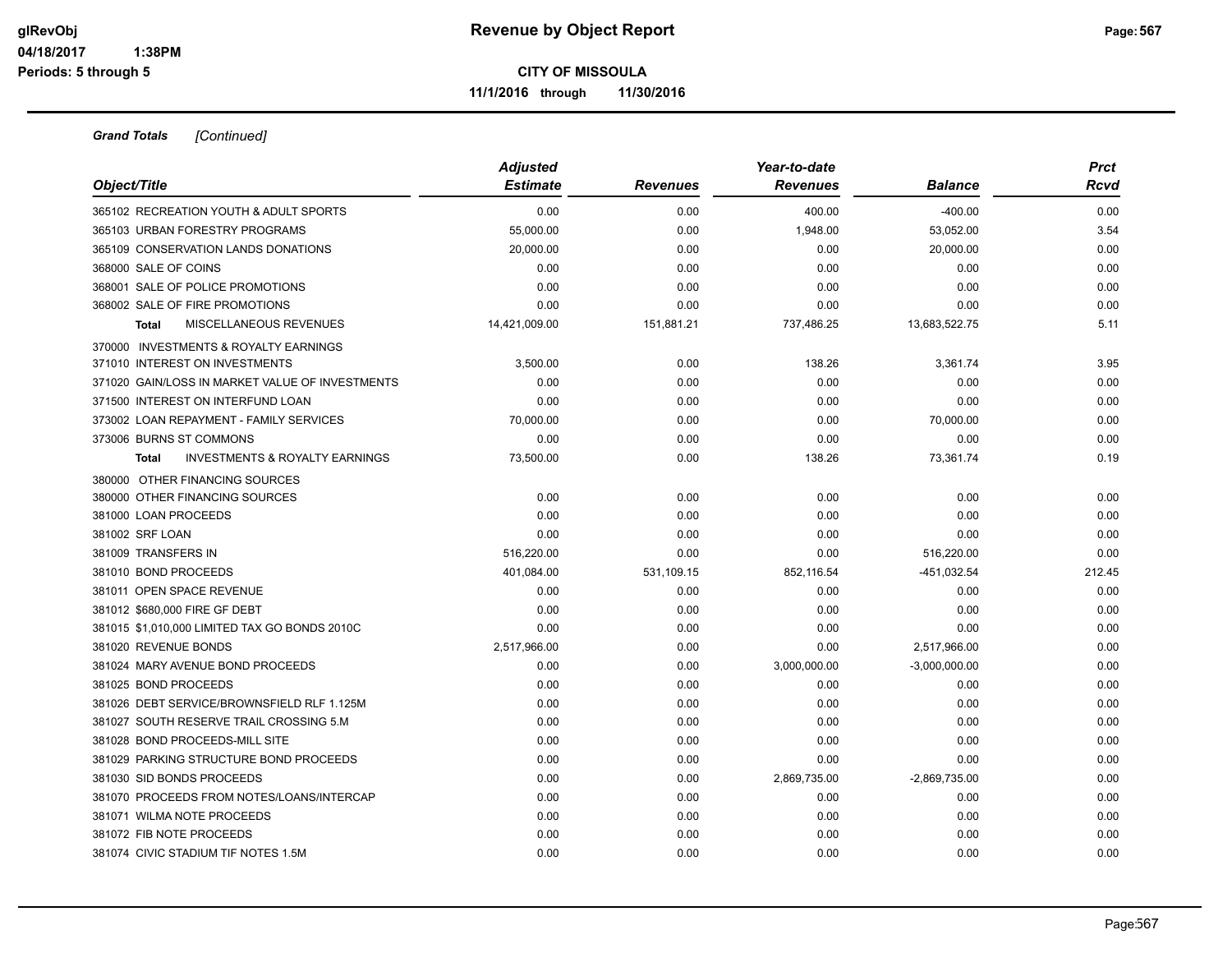**CITY OF MISSOULA**

**11/1/2016 through 11/30/2016**

***Grand Totals*** *[Continued]*

| *Object/Title* | *Adjusted Estimate* | *Revenues* | *Year-to-date Revenues* | *Balance* | *Prct Rcvd* |
|---|---|---|---|---|---|
| 365102 RECREATION YOUTH & ADULT SPORTS | 0.00 | 0.00 | 400.00 | -400.00 | 0.00 |
| 365103 URBAN FORESTRY PROGRAMS | 55,000.00 | 0.00 | 1,948.00 | 53,052.00 | 3.54 |
| 365109 CONSERVATION LANDS DONATIONS | 20,000.00 | 0.00 | 0.00 | 20,000.00 | 0.00 |
| 368000 SALE OF COINS | 0.00 | 0.00 | 0.00 | 0.00 | 0.00 |
| 368001 SALE OF POLICE PROMOTIONS | 0.00 | 0.00 | 0.00 | 0.00 | 0.00 |
| 368002 SALE OF FIRE PROMOTIONS | 0.00 | 0.00 | 0.00 | 0.00 | 0.00 |
| **Total** MISCELLANEOUS REVENUES | 14,421,009.00 | 151,881.21 | 737,486.25 | 13,683,522.75 | 5.11 |
| 370000 INVESTMENTS & ROYALTY EARNINGS | | | | | |
| 371010 INTEREST ON INVESTMENTS | 3,500.00 | 0.00 | 138.26 | 3,361.74 | 3.95 |
| 371020 GAIN/LOSS IN MARKET VALUE OF INVESTMENTS | 0.00 | 0.00 | 0.00 | 0.00 | 0.00 |
| 371500 INTEREST ON INTERFUND LOAN | 0.00 | 0.00 | 0.00 | 0.00 | 0.00 |
| 373002 LOAN REPAYMENT - FAMILY SERVICES | 70,000.00 | 0.00 | 0.00 | 70,000.00 | 0.00 |
| 373006 BURNS ST COMMONS | 0.00 | 0.00 | 0.00 | 0.00 | 0.00 |
| **Total** INVESTMENTS & ROYALTY EARNINGS | 73,500.00 | 0.00 | 138.26 | 73,361.74 | 0.19 |
| 380000 OTHER FINANCING SOURCES | | | | | |
| 380000 OTHER FINANCING SOURCES | 0.00 | 0.00 | 0.00 | 0.00 | 0.00 |
| 381000 LOAN PROCEEDS | 0.00 | 0.00 | 0.00 | 0.00 | 0.00 |
| 381002 SRF LOAN | 0.00 | 0.00 | 0.00 | 0.00 | 0.00 |
| 381009 TRANSFERS IN | 516,220.00 | 0.00 | 0.00 | 516,220.00 | 0.00 |
| 381010 BOND PROCEEDS | 401,084.00 | 531,109.15 | 852,116.54 | -451,032.54 | 212.45 |
| 381011 OPEN SPACE REVENUE | 0.00 | 0.00 | 0.00 | 0.00 | 0.00 |
| 381012 $680,000 FIRE GF DEBT | 0.00 | 0.00 | 0.00 | 0.00 | 0.00 |
| 381015 $1,010,000 LIMITED TAX GO BONDS 2010C | 0.00 | 0.00 | 0.00 | 0.00 | 0.00 |
| 381020 REVENUE BONDS | 2,517,966.00 | 0.00 | 0.00 | 2,517,966.00 | 0.00 |
| 381024 MARY AVENUE BOND PROCEEDS | 0.00 | 0.00 | 3,000,000.00 | -3,000,000.00 | 0.00 |
| 381025 BOND PROCEEDS | 0.00 | 0.00 | 0.00 | 0.00 | 0.00 |
| 381026 DEBT SERVICE/BROWNSFIELD RLF 1.125M | 0.00 | 0.00 | 0.00 | 0.00 | 0.00 |
| 381027 SOUTH RESERVE TRAIL CROSSING 5.M | 0.00 | 0.00 | 0.00 | 0.00 | 0.00 |
| 381028 BOND PROCEEDS-MILL SITE | 0.00 | 0.00 | 0.00 | 0.00 | 0.00 |
| 381029 PARKING STRUCTURE BOND PROCEEDS | 0.00 | 0.00 | 0.00 | 0.00 | 0.00 |
| 381030 SID BONDS PROCEEDS | 0.00 | 0.00 | 2,869,735.00 | -2,869,735.00 | 0.00 |
| 381070 PROCEEDS FROM NOTES/LOANS/INTERCAP | 0.00 | 0.00 | 0.00 | 0.00 | 0.00 |
| 381071 WILMA NOTE PROCEEDS | 0.00 | 0.00 | 0.00 | 0.00 | 0.00 |
| 381072 FIB NOTE PROCEEDS | 0.00 | 0.00 | 0.00 | 0.00 | 0.00 |
| 381074 CIVIC STADIUM TIF NOTES 1.5M | 0.00 | 0.00 | 0.00 | 0.00 | 0.00 |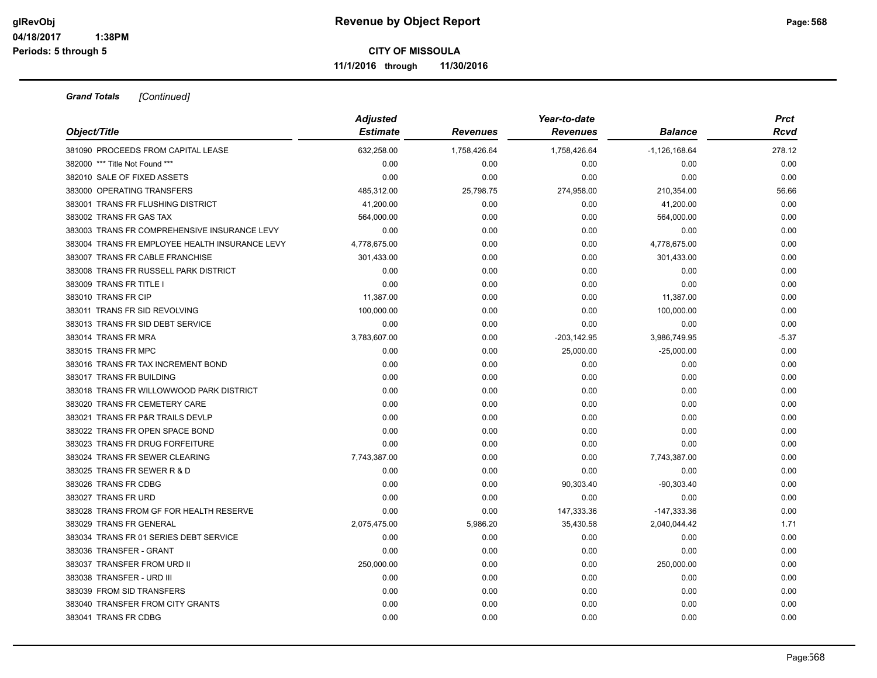# Revenue by Object Report

glRevObj
04/18/2017 1:38PM
Periods: 5 through 5

**CITY OF MISSOULA**

**11/1/2016 through 11/30/2016**

***Grand Totals*** *[Continued]*

| Object/Title | Adjusted Estimate | Revenues | Year-to-date Revenues | Balance | Prct Rcvd |
|---|---|---|---|---|---|
| 381090 PROCEEDS FROM CAPITAL LEASE | 632,258.00 | 1,758,426.64 | 1,758,426.64 | -1,126,168.64 | 278.12 |
| 382000 *** Title Not Found *** | 0.00 | 0.00 | 0.00 | 0.00 | 0.00 |
| 382010 SALE OF FIXED ASSETS | 0.00 | 0.00 | 0.00 | 0.00 | 0.00 |
| 383000 OPERATING TRANSFERS | 485,312.00 | 25,798.75 | 274,958.00 | 210,354.00 | 56.66 |
| 383001 TRANS FR FLUSHING DISTRICT | 41,200.00 | 0.00 | 0.00 | 41,200.00 | 0.00 |
| 383002 TRANS FR GAS TAX | 564,000.00 | 0.00 | 0.00 | 564,000.00 | 0.00 |
| 383003 TRANS FR COMPREHENSIVE INSURANCE LEVY | 0.00 | 0.00 | 0.00 | 0.00 | 0.00 |
| 383004 TRANS FR EMPLOYEE HEALTH INSURANCE LEVY | 4,778,675.00 | 0.00 | 0.00 | 4,778,675.00 | 0.00 |
| 383007 TRANS FR CABLE FRANCHISE | 301,433.00 | 0.00 | 0.00 | 301,433.00 | 0.00 |
| 383008 TRANS FR RUSSELL PARK DISTRICT | 0.00 | 0.00 | 0.00 | 0.00 | 0.00 |
| 383009 TRANS FR TITLE I | 0.00 | 0.00 | 0.00 | 0.00 | 0.00 |
| 383010 TRANS FR CIP | 11,387.00 | 0.00 | 0.00 | 11,387.00 | 0.00 |
| 383011 TRANS FR SID REVOLVING | 100,000.00 | 0.00 | 0.00 | 100,000.00 | 0.00 |
| 383013 TRANS FR SID DEBT SERVICE | 0.00 | 0.00 | 0.00 | 0.00 | 0.00 |
| 383014 TRANS FR MRA | 3,783,607.00 | 0.00 | -203,142.95 | 3,986,749.95 | -5.37 |
| 383015 TRANS FR MPC | 0.00 | 0.00 | 25,000.00 | -25,000.00 | 0.00 |
| 383016 TRANS FR TAX INCREMENT BOND | 0.00 | 0.00 | 0.00 | 0.00 | 0.00 |
| 383017 TRANS FR BUILDING | 0.00 | 0.00 | 0.00 | 0.00 | 0.00 |
| 383018 TRANS FR WILLOWWOOD PARK DISTRICT | 0.00 | 0.00 | 0.00 | 0.00 | 0.00 |
| 383020 TRANS FR CEMETERY CARE | 0.00 | 0.00 | 0.00 | 0.00 | 0.00 |
| 383021 TRANS FR P&R TRAILS DEVLP | 0.00 | 0.00 | 0.00 | 0.00 | 0.00 |
| 383022 TRANS FR OPEN SPACE BOND | 0.00 | 0.00 | 0.00 | 0.00 | 0.00 |
| 383023 TRANS FR DRUG FORFEITURE | 0.00 | 0.00 | 0.00 | 0.00 | 0.00 |
| 383024 TRANS FR SEWER CLEARING | 7,743,387.00 | 0.00 | 0.00 | 7,743,387.00 | 0.00 |
| 383025 TRANS FR SEWER R & D | 0.00 | 0.00 | 0.00 | 0.00 | 0.00 |
| 383026 TRANS FR CDBG | 0.00 | 0.00 | 90,303.40 | -90,303.40 | 0.00 |
| 383027 TRANS FR URD | 0.00 | 0.00 | 0.00 | 0.00 | 0.00 |
| 383028 TRANS FROM GF FOR HEALTH RESERVE | 0.00 | 0.00 | 147,333.36 | -147,333.36 | 0.00 |
| 383029 TRANS FR GENERAL | 2,075,475.00 | 5,986.20 | 35,430.58 | 2,040,044.42 | 1.71 |
| 383034 TRANS FR 01 SERIES DEBT SERVICE | 0.00 | 0.00 | 0.00 | 0.00 | 0.00 |
| 383036 TRANSFER - GRANT | 0.00 | 0.00 | 0.00 | 0.00 | 0.00 |
| 383037 TRANSFER FROM URD II | 250,000.00 | 0.00 | 0.00 | 250,000.00 | 0.00 |
| 383038 TRANSFER - URD III | 0.00 | 0.00 | 0.00 | 0.00 | 0.00 |
| 383039 FROM SID TRANSFERS | 0.00 | 0.00 | 0.00 | 0.00 | 0.00 |
| 383040 TRANSFER FROM CITY GRANTS | 0.00 | 0.00 | 0.00 | 0.00 | 0.00 |
| 383041 TRANS FR CDBG | 0.00 | 0.00 | 0.00 | 0.00 | 0.00 |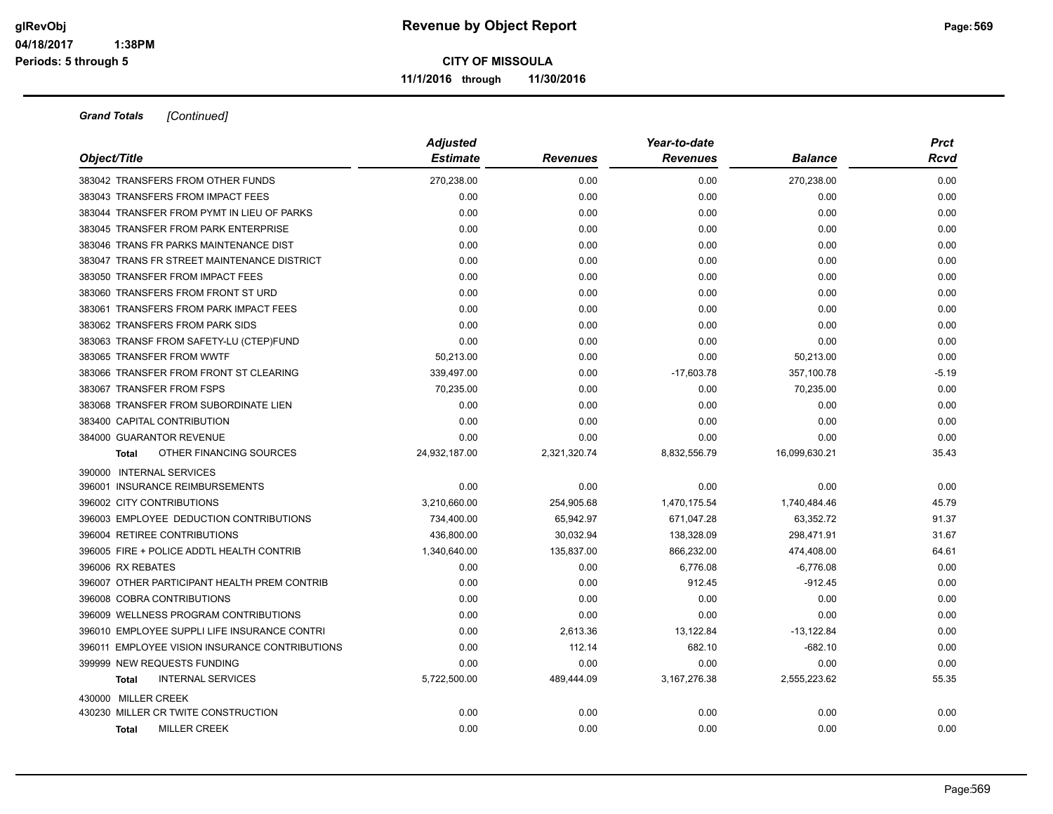**CITY OF MISSOULA**

**11/1/2016 through 11/30/2016**

***Grand Totals*** *[Continued]*

| Object/Title | Adjusted Estimate | Revenues | Year-to-date Revenues | Balance | Prct Rcvd |
|---|---|---|---|---|---|
| 383042 TRANSFERS FROM OTHER FUNDS | 270,238.00 | 0.00 | 0.00 | 270,238.00 | 0.00 |
| 383043 TRANSFERS FROM IMPACT FEES | 0.00 | 0.00 | 0.00 | 0.00 | 0.00 |
| 383044 TRANSFER FROM PYMT IN LIEU OF PARKS | 0.00 | 0.00 | 0.00 | 0.00 | 0.00 |
| 383045 TRANSFER FROM PARK ENTERPRISE | 0.00 | 0.00 | 0.00 | 0.00 | 0.00 |
| 383046 TRANS FR PARKS MAINTENANCE DIST | 0.00 | 0.00 | 0.00 | 0.00 | 0.00 |
| 383047 TRANS FR STREET MAINTENANCE DISTRICT | 0.00 | 0.00 | 0.00 | 0.00 | 0.00 |
| 383050 TRANSFER FROM IMPACT FEES | 0.00 | 0.00 | 0.00 | 0.00 | 0.00 |
| 383060 TRANSFERS FROM FRONT ST URD | 0.00 | 0.00 | 0.00 | 0.00 | 0.00 |
| 383061 TRANSFERS FROM PARK IMPACT FEES | 0.00 | 0.00 | 0.00 | 0.00 | 0.00 |
| 383062 TRANSFERS FROM PARK SIDS | 0.00 | 0.00 | 0.00 | 0.00 | 0.00 |
| 383063 TRANSF FROM SAFETY-LU (CTEP)FUND | 0.00 | 0.00 | 0.00 | 0.00 | 0.00 |
| 383065 TRANSFER FROM WWTF | 50,213.00 | 0.00 | 0.00 | 50,213.00 | 0.00 |
| 383066 TRANSFER FROM FRONT ST CLEARING | 339,497.00 | 0.00 | -17,603.78 | 357,100.78 | -5.19 |
| 383067 TRANSFER FROM FSPS | 70,235.00 | 0.00 | 0.00 | 70,235.00 | 0.00 |
| 383068 TRANSFER FROM SUBORDINATE LIEN | 0.00 | 0.00 | 0.00 | 0.00 | 0.00 |
| 383400 CAPITAL CONTRIBUTION | 0.00 | 0.00 | 0.00 | 0.00 | 0.00 |
| 384000 GUARANTOR REVENUE | 0.00 | 0.00 | 0.00 | 0.00 | 0.00 |
| **Total** OTHER FINANCING SOURCES | 24,932,187.00 | 2,321,320.74 | 8,832,556.79 | 16,099,630.21 | 35.43 |
| 390000 INTERNAL SERVICES | | | | | |
| 396001 INSURANCE REIMBURSEMENTS | 0.00 | 0.00 | 0.00 | 0.00 | 0.00 |
| 396002 CITY CONTRIBUTIONS | 3,210,660.00 | 254,905.68 | 1,470,175.54 | 1,740,484.46 | 45.79 |
| 396003 EMPLOYEE DEDUCTION CONTRIBUTIONS | 734,400.00 | 65,942.97 | 671,047.28 | 63,352.72 | 91.37 |
| 396004 RETIREE CONTRIBUTIONS | 436,800.00 | 30,032.94 | 138,328.09 | 298,471.91 | 31.67 |
| 396005 FIRE + POLICE ADDTL HEALTH CONTRIB | 1,340,640.00 | 135,837.00 | 866,232.00 | 474,408.00 | 64.61 |
| 396006 RX REBATES | 0.00 | 0.00 | 6,776.08 | -6,776.08 | 0.00 |
| 396007 OTHER PARTICIPANT HEALTH PREM CONTRIB | 0.00 | 0.00 | 912.45 | -912.45 | 0.00 |
| 396008 COBRA CONTRIBUTIONS | 0.00 | 0.00 | 0.00 | 0.00 | 0.00 |
| 396009 WELLNESS PROGRAM CONTRIBUTIONS | 0.00 | 0.00 | 0.00 | 0.00 | 0.00 |
| 396010 EMPLOYEE SUPPLI LIFE INSURANCE CONTRI | 0.00 | 2,613.36 | 13,122.84 | -13,122.84 | 0.00 |
| 396011 EMPLOYEE VISION INSURANCE CONTRIBUTIONS | 0.00 | 112.14 | 682.10 | -682.10 | 0.00 |
| 399999 NEW REQUESTS FUNDING | 0.00 | 0.00 | 0.00 | 0.00 | 0.00 |
| **Total** INTERNAL SERVICES | 5,722,500.00 | 489,444.09 | 3,167,276.38 | 2,555,223.62 | 55.35 |
| 430000 MILLER CREEK | | | | | |
| 430230 MILLER CR TWITE CONSTRUCTION | 0.00 | 0.00 | 0.00 | 0.00 | 0.00 |
| **Total** MILLER CREEK | 0.00 | 0.00 | 0.00 | 0.00 | 0.00 |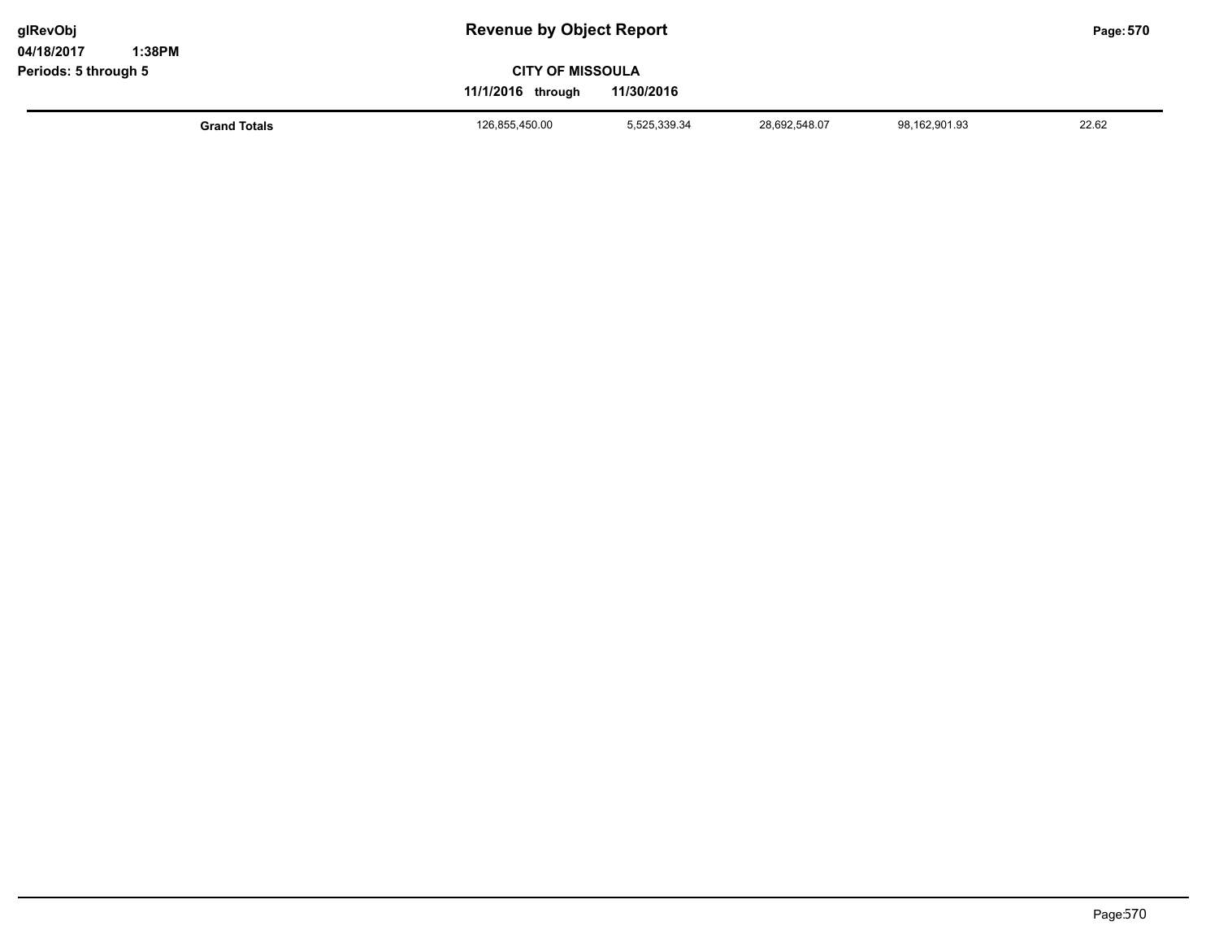| | | | | | |
|---|---|---|---|---|---|
| **Grand Totals** | 126,855,450.00 | 5,525,339.34 | 28,692,548.07 | 98,162,901.93 | 22.62 |